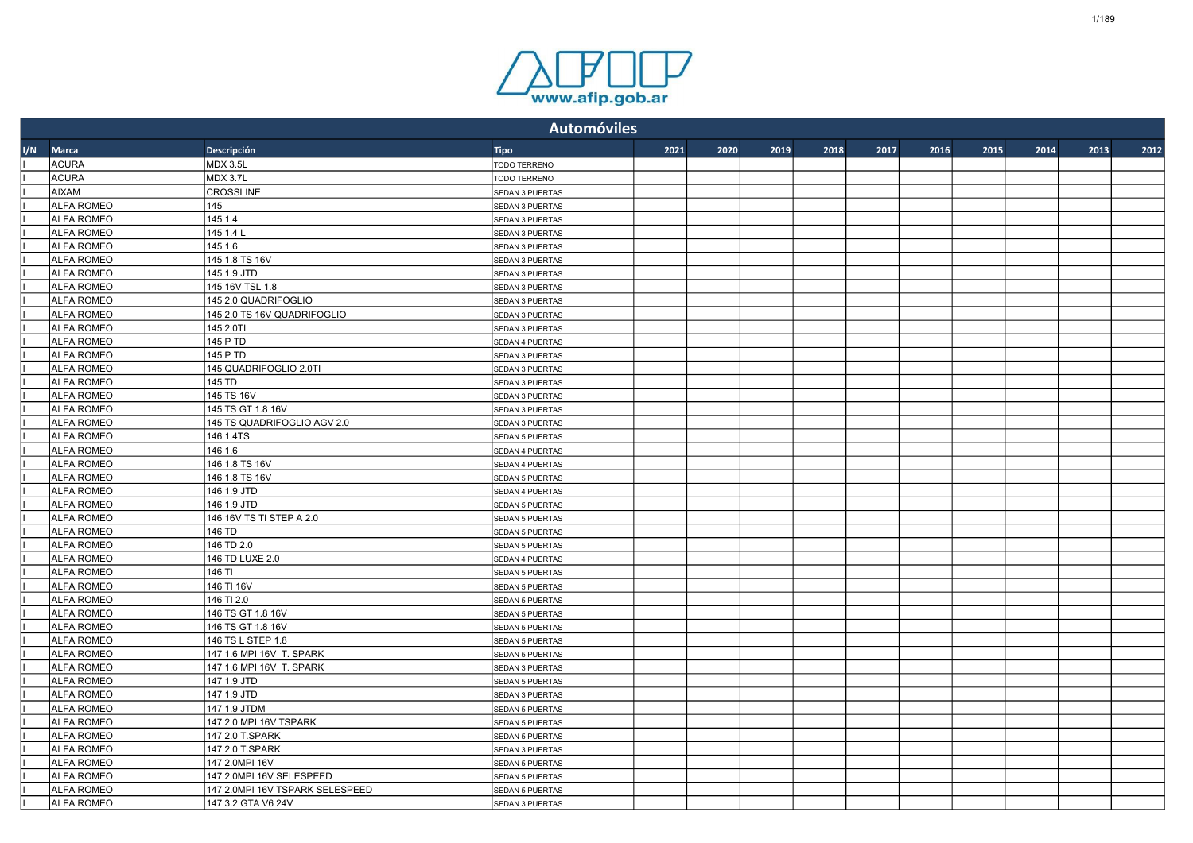# Automóviles

| I/N | Marca | Descripción | Tipo | 2021 | 2020 | 2019 | 2018 | 2017 | 2016 | 2015 | 2014 | 2013 | 2012 |
|---|---|---|---|---|---|---|---|---|---|---|---|---|---|
| I | ACURA | MDX 3.5L | TODO TERRENO | | | | | | | | | | |
| I | ACURA | MDX 3.7L | TODO TERRENO | | | | | | | | | | |
| I | AIXAM | CROSSLINE | SEDAN 3 PUERTAS | | | | | | | | | | |
| I | ALFA ROMEO | 145 | SEDAN 3 PUERTAS | | | | | | | | | | |
| I | ALFA ROMEO | 145 1.4 | SEDAN 3 PUERTAS | | | | | | | | | | |
| I | ALFA ROMEO | 145 1.4 L | SEDAN 3 PUERTAS | | | | | | | | | | |
| I | ALFA ROMEO | 145 1.6 | SEDAN 3 PUERTAS | | | | | | | | | | |
| I | ALFA ROMEO | 145 1.8 TS 16V | SEDAN 3 PUERTAS | | | | | | | | | | |
| I | ALFA ROMEO | 145 1.9 JTD | SEDAN 3 PUERTAS | | | | | | | | | | |
| I | ALFA ROMEO | 145 16V TSL 1.8 | SEDAN 3 PUERTAS | | | | | | | | | | |
| I | ALFA ROMEO | 145 2.0 QUADRIFOGLIO | SEDAN 3 PUERTAS | | | | | | | | | | |
| I | ALFA ROMEO | 145 2.0 TS 16V QUADRIFOGLIO | SEDAN 3 PUERTAS | | | | | | | | | | |
| I | ALFA ROMEO | 145 2.0TI | SEDAN 3 PUERTAS | | | | | | | | | | |
| I | ALFA ROMEO | 145 P TD | SEDAN 4 PUERTAS | | | | | | | | | | |
| I | ALFA ROMEO | 145 P TD | SEDAN 3 PUERTAS | | | | | | | | | | |
| I | ALFA ROMEO | 145 QUADRIFOGLIO 2.0TI | SEDAN 3 PUERTAS | | | | | | | | | | |
| I | ALFA ROMEO | 145 TD | SEDAN 3 PUERTAS | | | | | | | | | | |
| I | ALFA ROMEO | 145 TS 16V | SEDAN 3 PUERTAS | | | | | | | | | | |
| I | ALFA ROMEO | 145 TS GT 1.8 16V | SEDAN 3 PUERTAS | | | | | | | | | | |
| I | ALFA ROMEO | 145 TS QUADRIFOGLIO AGV 2.0 | SEDAN 3 PUERTAS | | | | | | | | | | |
| I | ALFA ROMEO | 146 1.4TS | SEDAN 5 PUERTAS | | | | | | | | | | |
| I | ALFA ROMEO | 146 1.6 | SEDAN 4 PUERTAS | | | | | | | | | | |
| I | ALFA ROMEO | 146 1.8 TS 16V | SEDAN 4 PUERTAS | | | | | | | | | | |
| I | ALFA ROMEO | 146 1.8 TS 16V | SEDAN 5 PUERTAS | | | | | | | | | | |
| I | ALFA ROMEO | 146 1.9 JTD | SEDAN 4 PUERTAS | | | | | | | | | | |
| I | ALFA ROMEO | 146 1.9 JTD | SEDAN 5 PUERTAS | | | | | | | | | | |
| I | ALFA ROMEO | 146 16V TS TI STEP A 2.0 | SEDAN 5 PUERTAS | | | | | | | | | | |
| I | ALFA ROMEO | 146 TD | SEDAN 5 PUERTAS | | | | | | | | | | |
| I | ALFA ROMEO | 146 TD 2.0 | SEDAN 5 PUERTAS | | | | | | | | | | |
| I | ALFA ROMEO | 146 TD LUXE 2.0 | SEDAN 4 PUERTAS | | | | | | | | | | |
| I | ALFA ROMEO | 146 TI | SEDAN 5 PUERTAS | | | | | | | | | | |
| I | ALFA ROMEO | 146 TI 16V | SEDAN 5 PUERTAS | | | | | | | | | | |
| I | ALFA ROMEO | 146 TI 2.0 | SEDAN 5 PUERTAS | | | | | | | | | | |
| I | ALFA ROMEO | 146 TS GT 1.8 16V | SEDAN 5 PUERTAS | | | | | | | | | | |
| I | ALFA ROMEO | 146 TS GT 1.8 16V | SEDAN 5 PUERTAS | | | | | | | | | | |
| I | ALFA ROMEO | 146 TS L STEP 1.8 | SEDAN 5 PUERTAS | | | | | | | | | | |
| I | ALFA ROMEO | 147 1.6 MPI 16V T. SPARK | SEDAN 5 PUERTAS | | | | | | | | | | |
| I | ALFA ROMEO | 147 1.6 MPI 16V T. SPARK | SEDAN 3 PUERTAS | | | | | | | | | | |
| I | ALFA ROMEO | 147 1.9 JTD | SEDAN 5 PUERTAS | | | | | | | | | | |
| I | ALFA ROMEO | 147 1.9 JTD | SEDAN 3 PUERTAS | | | | | | | | | | |
| I | ALFA ROMEO | 147 1.9 JTDM | SEDAN 5 PUERTAS | | | | | | | | | | |
| I | ALFA ROMEO | 147 2.0 MPI 16V TSPARK | SEDAN 5 PUERTAS | | | | | | | | | | |
| I | ALFA ROMEO | 147 2.0 T.SPARK | SEDAN 5 PUERTAS | | | | | | | | | | |
| I | ALFA ROMEO | 147 2.0 T.SPARK | SEDAN 3 PUERTAS | | | | | | | | | | |
| I | ALFA ROMEO | 147 2.0MPI 16V | SEDAN 5 PUERTAS | | | | | | | | | | |
| I | ALFA ROMEO | 147 2.0MPI 16V SELESPEED | SEDAN 5 PUERTAS | | | | | | | | | | |
| I | ALFA ROMEO | 147 2.0MPI 16V TSPARK SELESPEED | SEDAN 5 PUERTAS | | | | | | | | | | |
| I | ALFA ROMEO | 147 3.2 GTA V6 24V | SEDAN 3 PUERTAS | | | | | | | | | | |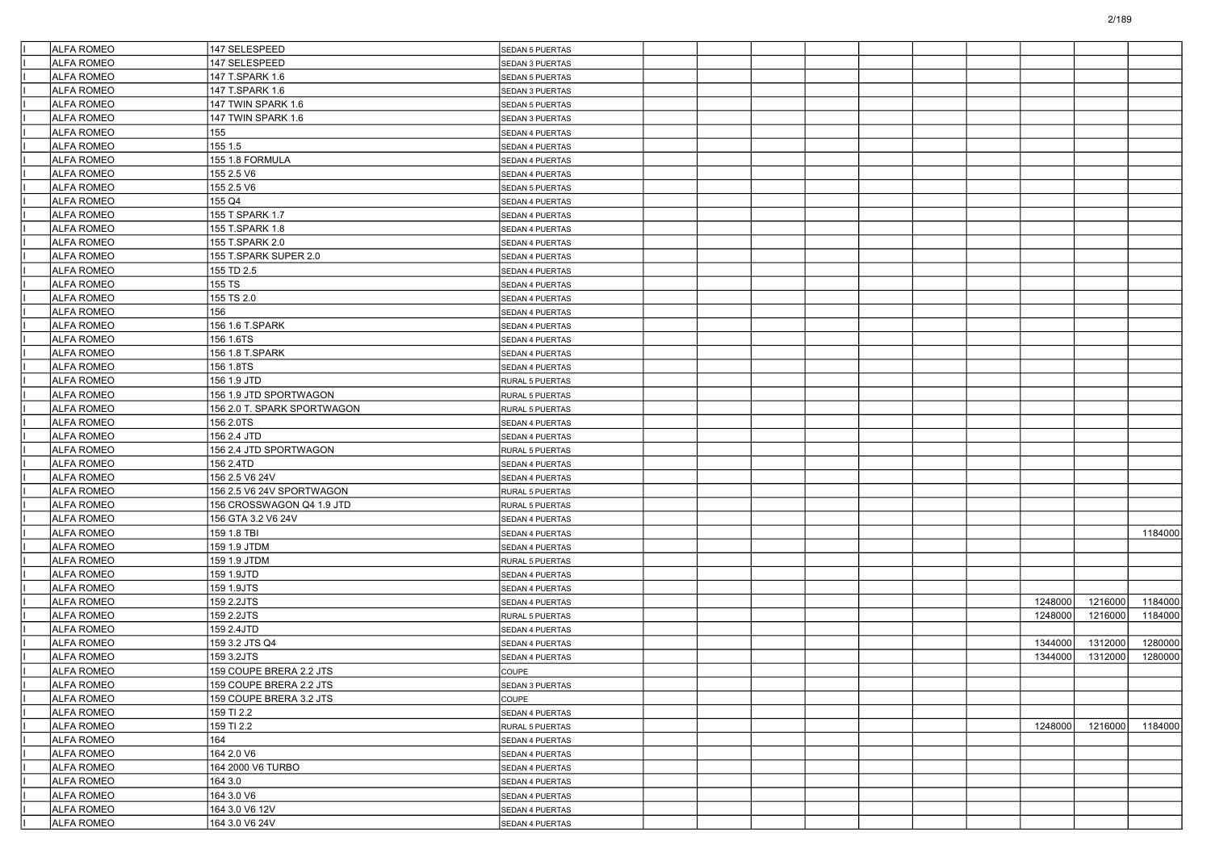| I | ALFA ROMEO | 147 SELESPEED | SEDAN 5 PUERTAS | | | | | | | | | | |
|---|---|---|---|---|---|---|---|---|---|---|---|---|---|
| I | ALFA ROMEO | 147 SELESPEED | SEDAN 3 PUERTAS | | | | | | | | | | |
| I | ALFA ROMEO | 147 T.SPARK 1.6 | SEDAN 5 PUERTAS | | | | | | | | | | |
| I | ALFA ROMEO | 147 T.SPARK 1.6 | SEDAN 3 PUERTAS | | | | | | | | | | |
| I | ALFA ROMEO | 147 TWIN SPARK 1.6 | SEDAN 5 PUERTAS | | | | | | | | | | |
| I | ALFA ROMEO | 147 TWIN SPARK 1.6 | SEDAN 3 PUERTAS | | | | | | | | | | |
| I | ALFA ROMEO | 155 | SEDAN 4 PUERTAS | | | | | | | | | | |
| I | ALFA ROMEO | 155 1.5 | SEDAN 4 PUERTAS | | | | | | | | | | |
| I | ALFA ROMEO | 155 1.8 FORMULA | SEDAN 4 PUERTAS | | | | | | | | | | |
| I | ALFA ROMEO | 155 2.5 V6 | SEDAN 4 PUERTAS | | | | | | | | | | |
| I | ALFA ROMEO | 155 2.5 V6 | SEDAN 5 PUERTAS | | | | | | | | | | |
| I | ALFA ROMEO | 155 Q4 | SEDAN 4 PUERTAS | | | | | | | | | | |
| I | ALFA ROMEO | 155 T SPARK 1.7 | SEDAN 4 PUERTAS | | | | | | | | | | |
| I | ALFA ROMEO | 155 T.SPARK 1.8 | SEDAN 4 PUERTAS | | | | | | | | | | |
| I | ALFA ROMEO | 155 T.SPARK 2.0 | SEDAN 4 PUERTAS | | | | | | | | | | |
| I | ALFA ROMEO | 155 T.SPARK SUPER 2.0 | SEDAN 4 PUERTAS | | | | | | | | | | |
| I | ALFA ROMEO | 155 TD 2.5 | SEDAN 4 PUERTAS | | | | | | | | | | |
| I | ALFA ROMEO | 155 TS | SEDAN 4 PUERTAS | | | | | | | | | | |
| I | ALFA ROMEO | 155 TS 2.0 | SEDAN 4 PUERTAS | | | | | | | | | | |
| I | ALFA ROMEO | 156 | SEDAN 4 PUERTAS | | | | | | | | | | |
| I | ALFA ROMEO | 156 1.6 T.SPARK | SEDAN 4 PUERTAS | | | | | | | | | | |
| I | ALFA ROMEO | 156 1.6TS | SEDAN 4 PUERTAS | | | | | | | | | | |
| I | ALFA ROMEO | 156 1.8 T.SPARK | SEDAN 4 PUERTAS | | | | | | | | | | |
| I | ALFA ROMEO | 156 1.8TS | SEDAN 4 PUERTAS | | | | | | | | | | |
| I | ALFA ROMEO | 156 1.9 JTD | RURAL 5 PUERTAS | | | | | | | | | | |
| I | ALFA ROMEO | 156 1.9 JTD SPORTWAGON | RURAL 5 PUERTAS | | | | | | | | | | |
| I | ALFA ROMEO | 156 2.0 T. SPARK SPORTWAGON | RURAL 5 PUERTAS | | | | | | | | | | |
| I | ALFA ROMEO | 156 2.0TS | SEDAN 4 PUERTAS | | | | | | | | | | |
| I | ALFA ROMEO | 156 2.4 JTD | SEDAN 4 PUERTAS | | | | | | | | | | |
| I | ALFA ROMEO | 156 2.4 JTD SPORTWAGON | RURAL 5 PUERTAS | | | | | | | | | | |
| I | ALFA ROMEO | 156 2.4TD | SEDAN 4 PUERTAS | | | | | | | | | | |
| I | ALFA ROMEO | 156 2.5 V6 24V | SEDAN 4 PUERTAS | | | | | | | | | | |
| I | ALFA ROMEO | 156 2.5 V6 24V SPORTWAGON | RURAL 5 PUERTAS | | | | | | | | | | |
| I | ALFA ROMEO | 156 CROSSWAGON Q4 1.9 JTD | RURAL 5 PUERTAS | | | | | | | | | | |
| I | ALFA ROMEO | 156 GTA 3.2 V6 24V | SEDAN 4 PUERTAS | | | | | | | | | | |
| I | ALFA ROMEO | 159 1.8 TBI | SEDAN 4 PUERTAS | | | | | | | | | | 1184000 |
| I | ALFA ROMEO | 159 1.9 JTDM | SEDAN 4 PUERTAS | | | | | | | | | | |
| I | ALFA ROMEO | 159 1.9 JTDM | RURAL 5 PUERTAS | | | | | | | | | | |
| I | ALFA ROMEO | 159 1.9JTD | SEDAN 4 PUERTAS | | | | | | | | | | |
| I | ALFA ROMEO | 159 1.9JTS | SEDAN 4 PUERTAS | | | | | | | | | | |
| I | ALFA ROMEO | 159 2.2JTS | SEDAN 4 PUERTAS | | | | | | | | 1248000 | 1216000 | 1184000 |
| I | ALFA ROMEO | 159 2.2JTS | RURAL 5 PUERTAS | | | | | | | | 1248000 | 1216000 | 1184000 |
| I | ALFA ROMEO | 159 2.4JTD | SEDAN 4 PUERTAS | | | | | | | | | | |
| I | ALFA ROMEO | 159 3.2 JTS Q4 | SEDAN 4 PUERTAS | | | | | | | | 1344000 | 1312000 | 1280000 |
| I | ALFA ROMEO | 159 3.2JTS | SEDAN 4 PUERTAS | | | | | | | | 1344000 | 1312000 | 1280000 |
| I | ALFA ROMEO | 159 COUPE BRERA 2.2 JTS | COUPE | | | | | | | | | | |
| I | ALFA ROMEO | 159 COUPE BRERA 2.2 JTS | SEDAN 3 PUERTAS | | | | | | | | | | |
| I | ALFA ROMEO | 159 COUPE BRERA 3.2 JTS | COUPE | | | | | | | | | | |
| I | ALFA ROMEO | 159 TI 2.2 | SEDAN 4 PUERTAS | | | | | | | | | | |
| I | ALFA ROMEO | 159 TI 2.2 | RURAL 5 PUERTAS | | | | | | | | 1248000 | 1216000 | 1184000 |
| I | ALFA ROMEO | 164 | SEDAN 4 PUERTAS | | | | | | | | | | |
| I | ALFA ROMEO | 164 2.0 V6 | SEDAN 4 PUERTAS | | | | | | | | | | |
| I | ALFA ROMEO | 164 2000 V6 TURBO | SEDAN 4 PUERTAS | | | | | | | | | | |
| I | ALFA ROMEO | 164 3.0 | SEDAN 4 PUERTAS | | | | | | | | | | |
| I | ALFA ROMEO | 164 3.0 V6 | SEDAN 4 PUERTAS | | | | | | | | | | |
| I | ALFA ROMEO | 164 3.0 V6 12V | SEDAN 4 PUERTAS | | | | | | | | | | |
| I | ALFA ROMEO | 164 3.0 V6 24V | SEDAN 4 PUERTAS | | | | | | | | | | |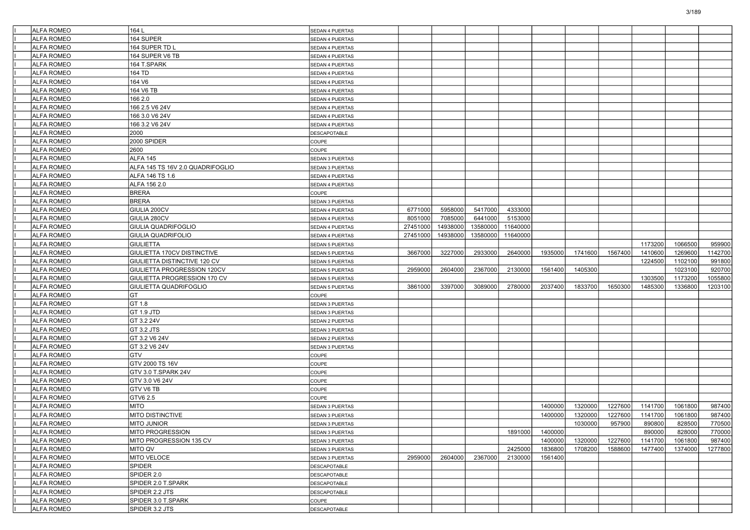| | | | | | | | | | | | | | |
|---|---|---|---|---|---|---|---|---|---|---|---|---|---|
| I | ALFA ROMEO | 164 L | SEDAN 4 PUERTAS | | | | | | | | | | |
| I | ALFA ROMEO | 164 SUPER | SEDAN 4 PUERTAS | | | | | | | | | | |
| I | ALFA ROMEO | 164 SUPER TD L | SEDAN 4 PUERTAS | | | | | | | | | | |
| I | ALFA ROMEO | 164 SUPER V6 TB | SEDAN 4 PUERTAS | | | | | | | | | | |
| I | ALFA ROMEO | 164 T.SPARK | SEDAN 4 PUERTAS | | | | | | | | | | |
| I | ALFA ROMEO | 164 TD | SEDAN 4 PUERTAS | | | | | | | | | | |
| I | ALFA ROMEO | 164 V6 | SEDAN 4 PUERTAS | | | | | | | | | | |
| I | ALFA ROMEO | 164 V6 TB | SEDAN 4 PUERTAS | | | | | | | | | | |
| I | ALFA ROMEO | 166 2.0 | SEDAN 4 PUERTAS | | | | | | | | | | |
| I | ALFA ROMEO | 166 2.5 V6 24V | SEDAN 4 PUERTAS | | | | | | | | | | |
| I | ALFA ROMEO | 166 3.0 V6 24V | SEDAN 4 PUERTAS | | | | | | | | | | |
| I | ALFA ROMEO | 166 3.2 V6 24V | SEDAN 4 PUERTAS | | | | | | | | | | |
| I | ALFA ROMEO | 2000 | DESCAPOTABLE | | | | | | | | | | |
| I | ALFA ROMEO | 2000 SPIDER | COUPE | | | | | | | | | | |
| I | ALFA ROMEO | 2600 | COUPE | | | | | | | | | | |
| I | ALFA ROMEO | ALFA 145 | SEDAN 3 PUERTAS | | | | | | | | | | |
| I | ALFA ROMEO | ALFA 145 TS 16V 2.0 QUADRIFOGLIO | SEDAN 3 PUERTAS | | | | | | | | | | |
| I | ALFA ROMEO | ALFA 146 TS 1.6 | SEDAN 4 PUERTAS | | | | | | | | | | |
| I | ALFA ROMEO | ALFA 156 2.0 | SEDAN 4 PUERTAS | | | | | | | | | | |
| I | ALFA ROMEO | BRERA | COUPE | | | | | | | | | | |
| I | ALFA ROMEO | BRERA | SEDAN 3 PUERTAS | | | | | | | | | | |
| I | ALFA ROMEO | GIULIA 200CV | SEDAN 4 PUERTAS | 6771000 | 5958000 | 5417000 | 4333000 | | | | | | |
| I | ALFA ROMEO | GIULIA 280CV | SEDAN 4 PUERTAS | 8051000 | 7085000 | 6441000 | 5153000 | | | | | | |
| I | ALFA ROMEO | GIULIA QUADRIFOGLIO | SEDAN 4 PUERTAS | 27451000 | 14938000 | 13580000 | 11640000 | | | | | | |
| I | ALFA ROMEO | GIULIA QUADRIFOLIO | SEDAN 4 PUERTAS | 27451000 | 14938000 | 13580000 | 11640000 | | | | | | |
| I | ALFA ROMEO | GIULIETTA | SEDAN 5 PUERTAS | | | | | | | | 1173200 | 1066500 | 959900 |
| I | ALFA ROMEO | GIULIETTA 170CV DISTINCTIVE | SEDAN 5 PUERTAS | 3667000 | 3227000 | 2933000 | 2640000 | 1935000 | 1741600 | 1567400 | 1410600 | 1269600 | 1142700 |
| I | ALFA ROMEO | GIULIETTA DISTINCTIVE 120 CV | SEDAN 5 PUERTAS | | | | | | | | 1224500 | 1102100 | 991800 |
| I | ALFA ROMEO | GIULIETTA PROGRESSION 120CV | SEDAN 5 PUERTAS | 2959000 | 2604000 | 2367000 | 2130000 | 1561400 | 1405300 | | | 1023100 | 920700 |
| I | ALFA ROMEO | GIULIETTA PROGRESSION 170 CV | SEDAN 5 PUERTAS | | | | | | | | 1303500 | 1173200 | 1055800 |
| I | ALFA ROMEO | GIULIETTA QUADRIFOGLIO | SEDAN 5 PUERTAS | 3861000 | 3397000 | 3089000 | 2780000 | 2037400 | 1833700 | 1650300 | 1485300 | 1336800 | 1203100 |
| I | ALFA ROMEO | GT | COUPE | | | | | | | | | | |
| I | ALFA ROMEO | GT 1.8 | SEDAN 3 PUERTAS | | | | | | | | | | |
| I | ALFA ROMEO | GT 1.9 JTD | SEDAN 3 PUERTAS | | | | | | | | | | |
| I | ALFA ROMEO | GT 3.2 24V | SEDAN 2 PUERTAS | | | | | | | | | | |
| I | ALFA ROMEO | GT 3.2 JTS | SEDAN 3 PUERTAS | | | | | | | | | | |
| I | ALFA ROMEO | GT 3.2 V6 24V | SEDAN 2 PUERTAS | | | | | | | | | | |
| I | ALFA ROMEO | GT 3.2 V6 24V | SEDAN 3 PUERTAS | | | | | | | | | | |
| I | ALFA ROMEO | GTV | COUPE | | | | | | | | | | |
| I | ALFA ROMEO | GTV 2000 TS 16V | COUPE | | | | | | | | | | |
| I | ALFA ROMEO | GTV 3.0 T.SPARK 24V | COUPE | | | | | | | | | | |
| I | ALFA ROMEO | GTV 3.0 V6 24V | COUPE | | | | | | | | | | |
| I | ALFA ROMEO | GTV V6 TB | COUPE | | | | | | | | | | |
| I | ALFA ROMEO | GTV6 2.5 | COUPE | | | | | | | | | | |
| I | ALFA ROMEO | MITO | SEDAN 3 PUERTAS | | | | | 1400000 | 1320000 | 1227600 | 1141700 | 1061800 | 987400 |
| I | ALFA ROMEO | MITO DISTINCTIVE | SEDAN 3 PUERTAS | | | | | 1400000 | 1320000 | 1227600 | 1141700 | 1061800 | 987400 |
| I | ALFA ROMEO | MITO JUNIOR | SEDAN 3 PUERTAS | | | | | | 1030000 | 957900 | 890800 | 828500 | 770500 |
| I | ALFA ROMEO | MITO PROGRESSION | SEDAN 3 PUERTAS | | | | 1891000 | 1400000 | | | 890000 | 828000 | 770000 |
| I | ALFA ROMEO | MITO PROGRESSION 135 CV | SEDAN 3 PUERTAS | | | | | 1400000 | 1320000 | 1227600 | 1141700 | 1061800 | 987400 |
| I | ALFA ROMEO | MITO QV | SEDAN 3 PUERTAS | | | | 2425000 | 1836800 | 1708200 | 1588600 | 1477400 | 1374000 | 1277800 |
| I | ALFA ROMEO | MITO VELOCE | SEDAN 3 PUERTAS | 2959000 | 2604000 | 2367000 | 2130000 | 1561400 | | | | | |
| I | ALFA ROMEO | SPIDER | DESCAPOTABLE | | | | | | | | | | |
| I | ALFA ROMEO | SPIDER 2.0 | DESCAPOTABLE | | | | | | | | | | |
| I | ALFA ROMEO | SPIDER 2.0 T.SPARK | DESCAPOTABLE | | | | | | | | | | |
| I | ALFA ROMEO | SPIDER 2.2 JTS | DESCAPOTABLE | | | | | | | | | | |
| I | ALFA ROMEO | SPIDER 3.0 T.SPARK | COUPE | | | | | | | | | | |
| I | ALFA ROMEO | SPIDER 3.2 JTS | DESCAPOTABLE | | | | | | | | | | |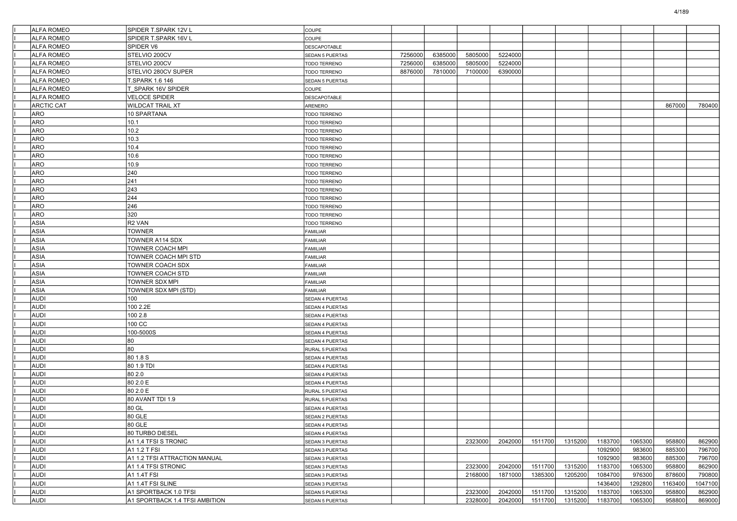| | | | | | | | | | | | | | | |
|---|---|---|---|---|---|---|---|---|---|---|---|---|---|---|
| I | ALFA ROMEO | SPIDER T.SPARK 12V L | COUPE | | | | | | | | | | |
| I | ALFA ROMEO | SPIDER T.SPARK 16V L | COUPE | | | | | | | | | | |
| I | ALFA ROMEO | SPIDER V6 | DESCAPOTABLE | | | | | | | | | | |
| I | ALFA ROMEO | STELVIO 200CV | SEDAN 5 PUERTAS | 7256000 | 6385000 | 5805000 | 5224000 | | | | | | |
| I | ALFA ROMEO | STELVIO 200CV | TODO TERRENO | 7256000 | 6385000 | 5805000 | 5224000 | | | | | | |
| I | ALFA ROMEO | STELVIO 280CV SUPER | TODO TERRENO | 8876000 | 7810000 | 7100000 | 6390000 | | | | | | |
| I | ALFA ROMEO | T.SPARK 1.6 146 | SEDAN 5 PUERTAS | | | | | | | | | | |
| I | ALFA ROMEO | T_SPARK 16V SPIDER | COUPE | | | | | | | | | | |
| I | ALFA ROMEO | VELOCE SPIDER | DESCAPOTABLE | | | | | | | | | | |
| I | ARCTIC CAT | WILDCAT TRAIL XT | ARENERO | | | | | | | | | 867000 | 780400 |
| I | ARO | 10 SPARTANA | TODO TERRENO | | | | | | | | | | |
| I | ARO | 10.1 | TODO TERRENO | | | | | | | | | | |
| I | ARO | 10.2 | TODO TERRENO | | | | | | | | | | |
| I | ARO | 10.3 | TODO TERRENO | | | | | | | | | | |
| I | ARO | 10.4 | TODO TERRENO | | | | | | | | | | |
| I | ARO | 10.6 | TODO TERRENO | | | | | | | | | | |
| I | ARO | 10.9 | TODO TERRENO | | | | | | | | | | |
| I | ARO | 240 | TODO TERRENO | | | | | | | | | | |
| I | ARO | 241 | TODO TERRENO | | | | | | | | | | |
| I | ARO | 243 | TODO TERRENO | | | | | | | | | | |
| I | ARO | 244 | TODO TERRENO | | | | | | | | | | |
| I | ARO | 246 | TODO TERRENO | | | | | | | | | | |
| I | ARO | 320 | TODO TERRENO | | | | | | | | | | |
| I | ASIA | R2 VAN | TODO TERRENO | | | | | | | | | | |
| I | ASIA | TOWNER | FAMILIAR | | | | | | | | | | |
| I | ASIA | TOWNER A114 SDX | FAMILIAR | | | | | | | | | | |
| I | ASIA | TOWNER COACH MPI | FAMILIAR | | | | | | | | | | |
| I | ASIA | TOWNER COACH MPI STD | FAMILIAR | | | | | | | | | | |
| I | ASIA | TOWNER COACH SDX | FAMILIAR | | | | | | | | | | |
| I | ASIA | TOWNER COACH STD | FAMILIAR | | | | | | | | | | |
| I | ASIA | TOWNER SDX MPI | FAMILIAR | | | | | | | | | | |
| I | ASIA | TOWNER SDX MPI (STD) | FAMILIAR | | | | | | | | | | |
| I | AUDI | 100 | SEDAN 4 PUERTAS | | | | | | | | | | |
| I | AUDI | 100 2.2E | SEDAN 4 PUERTAS | | | | | | | | | | |
| I | AUDI | 100 2.8 | SEDAN 4 PUERTAS | | | | | | | | | | |
| I | AUDI | 100 CC | SEDAN 4 PUERTAS | | | | | | | | | | |
| I | AUDI | 100-5000S | SEDAN 4 PUERTAS | | | | | | | | | | |
| I | AUDI | 80 | SEDAN 4 PUERTAS | | | | | | | | | | |
| I | AUDI | 80 | RURAL 5 PUERTAS | | | | | | | | | | |
| I | AUDI | 80 1.8 S | SEDAN 4 PUERTAS | | | | | | | | | | |
| I | AUDI | 80 1.9 TDI | SEDAN 4 PUERTAS | | | | | | | | | | |
| I | AUDI | 80 2.0 | SEDAN 4 PUERTAS | | | | | | | | | | |
| I | AUDI | 80 2.0 E | SEDAN 4 PUERTAS | | | | | | | | | | |
| I | AUDI | 80 2.0 E | RURAL 5 PUERTAS | | | | | | | | | | |
| I | AUDI | 80 AVANT TDI 1.9 | RURAL 5 PUERTAS | | | | | | | | | | |
| I | AUDI | 80 GL | SEDAN 4 PUERTAS | | | | | | | | | | |
| I | AUDI | 80 GLE | SEDAN 2 PUERTAS | | | | | | | | | | |
| I | AUDI | 80 GLE | SEDAN 4 PUERTAS | | | | | | | | | | |
| I | AUDI | 80 TURBO DIESEL | SEDAN 4 PUERTAS | | | | | | | | | | |
| I | AUDI | A1 1,4 TFSI S TRONIC | SEDAN 3 PUERTAS | | | 2323000 | 2042000 | 1511700 | 1315200 | 1183700 | 1065300 | 958800 | 862900 |
| I | AUDI | A1 1.2 T FSI | SEDAN 3 PUERTAS | | | | | | | 1092900 | 983600 | 885300 | 796700 |
| I | AUDI | A1 1.2 TFSI ATTRACTION MANUAL | SEDAN 3 PUERTAS | | | | | | | 1092900 | 983600 | 885300 | 796700 |
| I | AUDI | A1 1.4 TFSI STRONIC | SEDAN 3 PUERTAS | | | 2323000 | 2042000 | 1511700 | 1315200 | 1183700 | 1065300 | 958800 | 862900 |
| I | AUDI | A1 1.4T FSI | SEDAN 3 PUERTAS | | | 2168000 | 1871000 | 1385300 | 1205200 | 1084700 | 976300 | 878600 | 790800 |
| I | AUDI | A1 1.4T FSI SLINE | SEDAN 3 PUERTAS | | | | | | | 1436400 | 1292800 | 1163400 | 1047100 |
| I | AUDI | A1 SPORTBACK 1.0 TFSI | SEDAN 5 PUERTAS | | | 2323000 | 2042000 | 1511700 | 1315200 | 1183700 | 1065300 | 958800 | 862900 |
| I | AUDI | A1 SPORTBACK 1.4 TFSI AMBITION | SEDAN 5 PUERTAS | | | 2328000 | 2042000 | 1511700 | 1315200 | 1183700 | 1065300 | 958800 | 869000 |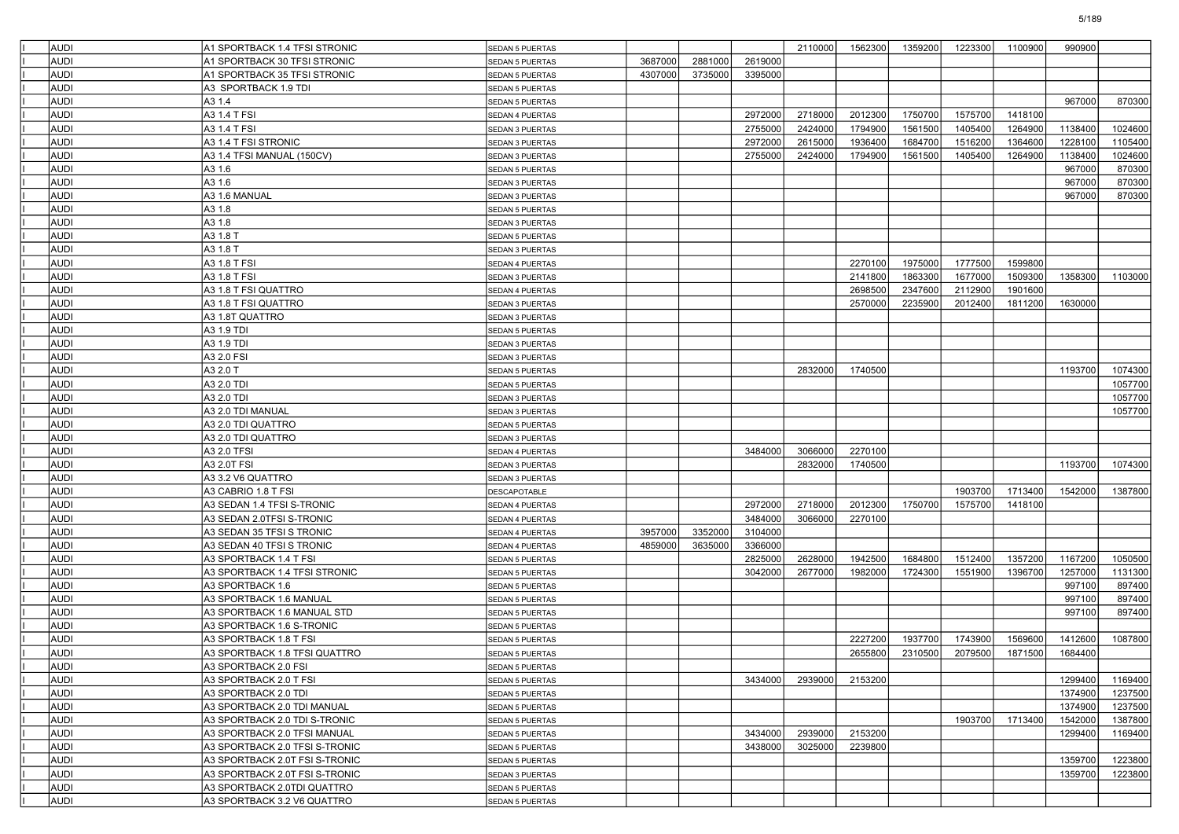| | | | | | | | | | | | | | |
|---|---|---|---|---|---|---|---|---|---|---|---|---|---|
| I | AUDI | A1 SPORTBACK 1.4 TFSI STRONIC | SEDAN 5 PUERTAS | | | | 2110000 | 1562300 | 1359200 | 1223300 | 1100900 | 990900 | |
| I | AUDI | A1 SPORTBACK 30 TFSI STRONIC | SEDAN 5 PUERTAS | 3687000 | 2881000 | 2619000 | | | | | | | |
| I | AUDI | A1 SPORTBACK 35 TFSI STRONIC | SEDAN 5 PUERTAS | 4307000 | 3735000 | 3395000 | | | | | | | |
| I | AUDI | A3 SPORTBACK 1.9 TDI | SEDAN 5 PUERTAS | | | | | | | | | | |
| I | AUDI | A3 1.4 | SEDAN 5 PUERTAS | | | | | | | | | 967000 | 870300 |
| I | AUDI | A3 1.4 T FSI | SEDAN 4 PUERTAS | | | 2972000 | 2718000 | 2012300 | 1750700 | 1575700 | 1418100 | | |
| I | AUDI | A3 1.4 T FSI | SEDAN 3 PUERTAS | | | 2755000 | 2424000 | 1794900 | 1561500 | 1405400 | 1264900 | 1138400 | 1024600 |
| I | AUDI | A3 1.4 T FSI STRONIC | SEDAN 3 PUERTAS | | | 2972000 | 2615000 | 1936400 | 1684700 | 1516200 | 1364600 | 1228100 | 1105400 |
| I | AUDI | A3 1.4 TFSI MANUAL (150CV) | SEDAN 3 PUERTAS | | | 2755000 | 2424000 | 1794900 | 1561500 | 1405400 | 1264900 | 1138400 | 1024600 |
| I | AUDI | A3 1.6 | SEDAN 5 PUERTAS | | | | | | | | | 967000 | 870300 |
| I | AUDI | A3 1.6 | SEDAN 3 PUERTAS | | | | | | | | | 967000 | 870300 |
| I | AUDI | A3 1.6 MANUAL | SEDAN 3 PUERTAS | | | | | | | | | 967000 | 870300 |
| I | AUDI | A3 1.8 | SEDAN 5 PUERTAS | | | | | | | | | | |
| I | AUDI | A3 1.8 | SEDAN 3 PUERTAS | | | | | | | | | | |
| I | AUDI | A3 1.8 T | SEDAN 5 PUERTAS | | | | | | | | | | |
| I | AUDI | A3 1.8 T | SEDAN 3 PUERTAS | | | | | | | | | | |
| I | AUDI | A3 1.8 T FSI | SEDAN 4 PUERTAS | | | | | 2270100 | 1975000 | 1777500 | 1599800 | | |
| I | AUDI | A3 1.8 T FSI | SEDAN 3 PUERTAS | | | | | 2141800 | 1863300 | 1677000 | 1509300 | 1358300 | 1103000 |
| I | AUDI | A3 1.8 T FSI QUATTRO | SEDAN 4 PUERTAS | | | | | 2698500 | 2347600 | 2112900 | 1901600 | | |
| I | AUDI | A3 1.8 T FSI QUATTRO | SEDAN 3 PUERTAS | | | | | 2570000 | 2235900 | 2012400 | 1811200 | 1630000 | |
| I | AUDI | A3 1.8T QUATTRO | SEDAN 3 PUERTAS | | | | | | | | | | |
| I | AUDI | A3 1.9 TDI | SEDAN 5 PUERTAS | | | | | | | | | | |
| I | AUDI | A3 1.9 TDI | SEDAN 3 PUERTAS | | | | | | | | | | |
| I | AUDI | A3 2.0 FSI | SEDAN 3 PUERTAS | | | | | | | | | | |
| I | AUDI | A3 2.0 T | SEDAN 5 PUERTAS | | | | 2832000 | 1740500 | | | | 1193700 | 1074300 |
| I | AUDI | A3 2.0 TDI | SEDAN 5 PUERTAS | | | | | | | | | | 1057700 |
| I | AUDI | A3 2.0 TDI | SEDAN 3 PUERTAS | | | | | | | | | | 1057700 |
| I | AUDI | A3 2.0 TDI MANUAL | SEDAN 3 PUERTAS | | | | | | | | | | 1057700 |
| I | AUDI | A3 2.0 TDI QUATTRO | SEDAN 5 PUERTAS | | | | | | | | | | |
| I | AUDI | A3 2.0 TDI QUATTRO | SEDAN 3 PUERTAS | | | | | | | | | | |
| I | AUDI | A3 2.0 TFSI | SEDAN 4 PUERTAS | | | 3484000 | 3066000 | 2270100 | | | | | |
| I | AUDI | A3 2.0T FSI | SEDAN 3 PUERTAS | | | | 2832000 | 1740500 | | | | 1193700 | 1074300 |
| I | AUDI | A3 3.2 V6 QUATTRO | SEDAN 3 PUERTAS | | | | | | | | | | |
| I | AUDI | A3 CABRIO 1.8 T FSI | DESCAPOTABLE | | | | | | | 1903700 | 1713400 | 1542000 | 1387800 |
| I | AUDI | A3 SEDAN 1.4 TFSI S-TRONIC | SEDAN 4 PUERTAS | | | 2972000 | 2718000 | 2012300 | 1750700 | 1575700 | 1418100 | | |
| I | AUDI | A3 SEDAN 2.0TFSI S-TRONIC | SEDAN 4 PUERTAS | | | 3484000 | 3066000 | 2270100 | | | | | |
| I | AUDI | A3 SEDAN 35 TFSI S TRONIC | SEDAN 4 PUERTAS | 3957000 | 3352000 | 3104000 | | | | | | | |
| I | AUDI | A3 SEDAN 40 TFSI S TRONIC | SEDAN 4 PUERTAS | 4859000 | 3635000 | 3366000 | | | | | | | |
| I | AUDI | A3 SPORTBACK 1.4 T FSI | SEDAN 5 PUERTAS | | | 2825000 | 2628000 | 1942500 | 1684800 | 1512400 | 1357200 | 1167200 | 1050500 |
| I | AUDI | A3 SPORTBACK 1.4 TFSI STRONIC | SEDAN 5 PUERTAS | | | 3042000 | 2677000 | 1982000 | 1724300 | 1551900 | 1396700 | 1257000 | 1131300 |
| I | AUDI | A3 SPORTBACK 1.6 | SEDAN 5 PUERTAS | | | | | | | | | 997100 | 897400 |
| I | AUDI | A3 SPORTBACK 1.6 MANUAL | SEDAN 5 PUERTAS | | | | | | | | | 997100 | 897400 |
| I | AUDI | A3 SPORTBACK 1.6 MANUAL STD | SEDAN 5 PUERTAS | | | | | | | | | 997100 | 897400 |
| I | AUDI | A3 SPORTBACK 1.6 S-TRONIC | SEDAN 5 PUERTAS | | | | | | | | | | |
| I | AUDI | A3 SPORTBACK 1.8 T FSI | SEDAN 5 PUERTAS | | | | | 2227200 | 1937700 | 1743900 | 1569600 | 1412600 | 1087800 |
| I | AUDI | A3 SPORTBACK 1.8 TFSI QUATTRO | SEDAN 5 PUERTAS | | | | | 2655800 | 2310500 | 2079500 | 1871500 | 1684400 | |
| I | AUDI | A3 SPORTBACK 2.0 FSI | SEDAN 5 PUERTAS | | | | | | | | | | |
| I | AUDI | A3 SPORTBACK 2.0 T FSI | SEDAN 5 PUERTAS | | | 3434000 | 2939000 | 2153200 | | | | 1299400 | 1169400 |
| I | AUDI | A3 SPORTBACK 2.0 TDI | SEDAN 5 PUERTAS | | | | | | | | | 1374900 | 1237500 |
| I | AUDI | A3 SPORTBACK 2.0 TDI MANUAL | SEDAN 5 PUERTAS | | | | | | | | | 1374900 | 1237500 |
| I | AUDI | A3 SPORTBACK 2.0 TDI S-TRONIC | SEDAN 5 PUERTAS | | | | | | | 1903700 | 1713400 | 1542000 | 1387800 |
| I | AUDI | A3 SPORTBACK 2.0 TFSI MANUAL | SEDAN 5 PUERTAS | | | 3434000 | 2939000 | 2153200 | | | | 1299400 | 1169400 |
| I | AUDI | A3 SPORTBACK 2.0 TFSI S-TRONIC | SEDAN 5 PUERTAS | | | 3438000 | 3025000 | 2239800 | | | | | |
| I | AUDI | A3 SPORTBACK 2.0T FSI S-TRONIC | SEDAN 5 PUERTAS | | | | | | | | | 1359700 | 1223800 |
| I | AUDI | A3 SPORTBACK 2.0T FSI S-TRONIC | SEDAN 3 PUERTAS | | | | | | | | | 1359700 | 1223800 |
| I | AUDI | A3 SPORTBACK 2.0TDI QUATTRO | SEDAN 5 PUERTAS | | | | | | | | | | |
| I | AUDI | A3 SPORTBACK 3.2 V6 QUATTRO | SEDAN 5 PUERTAS | | | | | | | | | | |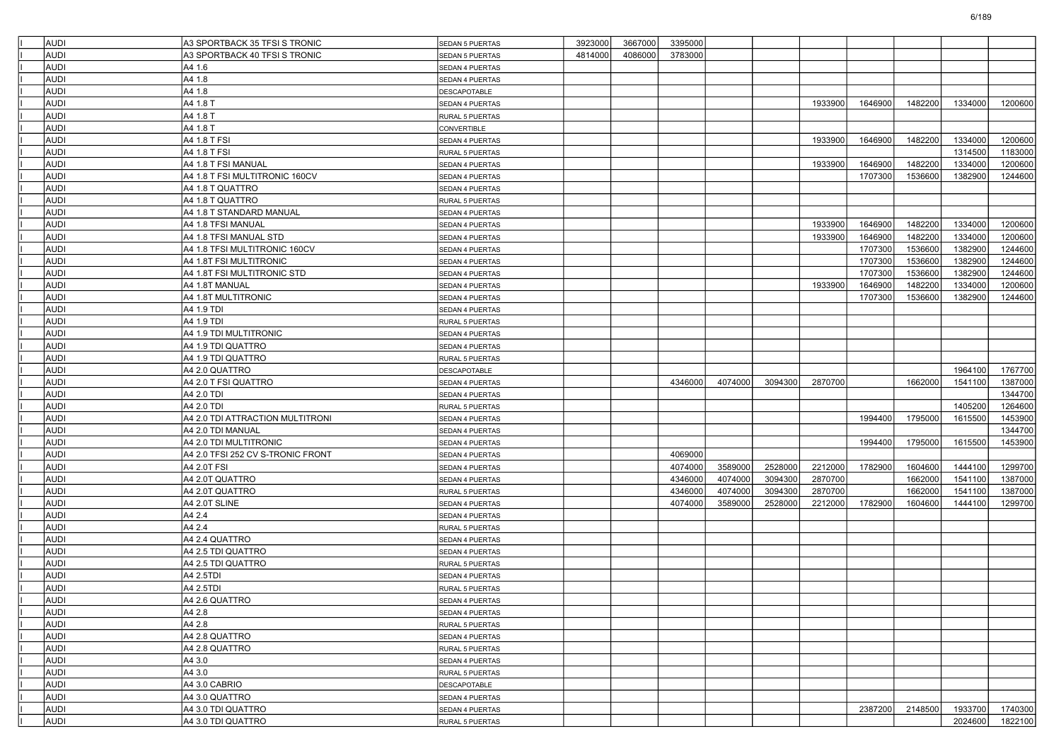| | | | | | | | | | | | | | |
|---|---|---|---|---|---|---|---|---|---|---|---|---|---|
| I | AUDI | A3 SPORTBACK 35 TFSI S TRONIC | SEDAN 5 PUERTAS | 3923000 | 3667000 | 3395000 | | | | | | | |
| I | AUDI | A3 SPORTBACK 40 TFSI S TRONIC | SEDAN 5 PUERTAS | 4814000 | 4086000 | 3783000 | | | | | | | |
| I | AUDI | A4 1.6 | SEDAN 4 PUERTAS | | | | | | | | | | |
| I | AUDI | A4 1.8 | SEDAN 4 PUERTAS | | | | | | | | | | |
| I | AUDI | A4 1.8 | DESCAPOTABLE | | | | | | | | | | |
| I | AUDI | A4 1.8 T | SEDAN 4 PUERTAS | | | | | | 1933900 | 1646900 | 1482200 | 1334000 | 1200600 |
| I | AUDI | A4 1.8 T | RURAL 5 PUERTAS | | | | | | | | | | |
| I | AUDI | A4 1.8 T | CONVERTIBLE | | | | | | | | | | |
| I | AUDI | A4 1.8 T FSI | SEDAN 4 PUERTAS | | | | | | 1933900 | 1646900 | 1482200 | 1334000 | 1200600 |
| I | AUDI | A4 1.8 T FSI | RURAL 5 PUERTAS | | | | | | | | | 1314500 | 1183000 |
| I | AUDI | A4 1.8 T FSI MANUAL | SEDAN 4 PUERTAS | | | | | | 1933900 | 1646900 | 1482200 | 1334000 | 1200600 |
| I | AUDI | A4 1.8 T FSI MULTITRONIC 160CV | SEDAN 4 PUERTAS | | | | | | | 1707300 | 1536600 | 1382900 | 1244600 |
| I | AUDI | A4 1.8 T QUATTRO | SEDAN 4 PUERTAS | | | | | | | | | | |
| I | AUDI | A4 1.8 T QUATTRO | RURAL 5 PUERTAS | | | | | | | | | | |
| I | AUDI | A4 1.8 T STANDARD MANUAL | SEDAN 4 PUERTAS | | | | | | | | | | |
| I | AUDI | A4 1.8 TFSI MANUAL | SEDAN 4 PUERTAS | | | | | | 1933900 | 1646900 | 1482200 | 1334000 | 1200600 |
| I | AUDI | A4 1.8 TFSI MANUAL STD | SEDAN 4 PUERTAS | | | | | | 1933900 | 1646900 | 1482200 | 1334000 | 1200600 |
| I | AUDI | A4 1.8 TFSI MULTITRONIC 160CV | SEDAN 4 PUERTAS | | | | | | | 1707300 | 1536600 | 1382900 | 1244600 |
| I | AUDI | A4 1.8T FSI MULTITRONIC | SEDAN 4 PUERTAS | | | | | | | 1707300 | 1536600 | 1382900 | 1244600 |
| I | AUDI | A4 1.8T FSI MULTITRONIC STD | SEDAN 4 PUERTAS | | | | | | | 1707300 | 1536600 | 1382900 | 1244600 |
| I | AUDI | A4 1.8T MANUAL | SEDAN 4 PUERTAS | | | | | | 1933900 | 1646900 | 1482200 | 1334000 | 1200600 |
| I | AUDI | A4 1.8T MULTITRONIC | SEDAN 4 PUERTAS | | | | | | | 1707300 | 1536600 | 1382900 | 1244600 |
| I | AUDI | A4 1.9 TDI | SEDAN 4 PUERTAS | | | | | | | | | | |
| I | AUDI | A4 1.9 TDI | RURAL 5 PUERTAS | | | | | | | | | | |
| I | AUDI | A4 1.9 TDI MULTITRONIC | SEDAN 4 PUERTAS | | | | | | | | | | |
| I | AUDI | A4 1.9 TDI QUATTRO | SEDAN 4 PUERTAS | | | | | | | | | | |
| I | AUDI | A4 1.9 TDI QUATTRO | RURAL 5 PUERTAS | | | | | | | | | | |
| I | AUDI | A4 2.0 QUATTRO | DESCAPOTABLE | | | | | | | | | 1964100 | 1767700 |
| I | AUDI | A4 2.0 T FSI QUATTRO | SEDAN 4 PUERTAS | | | 4346000 | 4074000 | 3094300 | 2870700 | | 1662000 | 1541100 | 1387000 |
| I | AUDI | A4 2.0 TDI | SEDAN 4 PUERTAS | | | | | | | | | | 1344700 |
| I | AUDI | A4 2.0 TDI | RURAL 5 PUERTAS | | | | | | | | | 1405200 | 1264600 |
| I | AUDI | A4 2.0 TDI ATTRACTION MULTITRONI | SEDAN 4 PUERTAS | | | | | | | 1994400 | 1795000 | 1615500 | 1453900 |
| I | AUDI | A4 2.0 TDI MANUAL | SEDAN 4 PUERTAS | | | | | | | | | | 1344700 |
| I | AUDI | A4 2.0 TDI MULTITRONIC | SEDAN 4 PUERTAS | | | | | | | 1994400 | 1795000 | 1615500 | 1453900 |
| I | AUDI | A4 2.0 TFSI 252 CV S-TRONIC FRONT | SEDAN 4 PUERTAS | | | 4069000 | | | | | | | |
| I | AUDI | A4 2.0T FSI | SEDAN 4 PUERTAS | | | 4074000 | 3589000 | 2528000 | 2212000 | 1782900 | 1604600 | 1444100 | 1299700 |
| I | AUDI | A4 2.0T QUATTRO | SEDAN 4 PUERTAS | | | 4346000 | 4074000 | 3094300 | 2870700 | | 1662000 | 1541100 | 1387000 |
| I | AUDI | A4 2.0T QUATTRO | RURAL 5 PUERTAS | | | 4346000 | 4074000 | 3094300 | 2870700 | | 1662000 | 1541100 | 1387000 |
| I | AUDI | A4 2.0T SLINE | SEDAN 4 PUERTAS | | | 4074000 | 3589000 | 2528000 | 2212000 | 1782900 | 1604600 | 1444100 | 1299700 |
| I | AUDI | A4 2.4 | SEDAN 4 PUERTAS | | | | | | | | | | |
| I | AUDI | A4 2.4 | RURAL 5 PUERTAS | | | | | | | | | | |
| I | AUDI | A4 2.4 QUATTRO | SEDAN 4 PUERTAS | | | | | | | | | | |
| I | AUDI | A4 2.5 TDI QUATTRO | SEDAN 4 PUERTAS | | | | | | | | | | |
| I | AUDI | A4 2.5 TDI QUATTRO | RURAL 5 PUERTAS | | | | | | | | | | |
| I | AUDI | A4 2.5TDI | SEDAN 4 PUERTAS | | | | | | | | | | |
| I | AUDI | A4 2.5TDI | RURAL 5 PUERTAS | | | | | | | | | | |
| I | AUDI | A4 2.6 QUATTRO | SEDAN 4 PUERTAS | | | | | | | | | | |
| I | AUDI | A4 2.8 | SEDAN 4 PUERTAS | | | | | | | | | | |
| I | AUDI | A4 2.8 | RURAL 5 PUERTAS | | | | | | | | | | |
| I | AUDI | A4 2.8 QUATTRO | SEDAN 4 PUERTAS | | | | | | | | | | |
| I | AUDI | A4 2.8 QUATTRO | RURAL 5 PUERTAS | | | | | | | | | | |
| I | AUDI | A4 3.0 | SEDAN 4 PUERTAS | | | | | | | | | | |
| I | AUDI | A4 3.0 | RURAL 5 PUERTAS | | | | | | | | | | |
| I | AUDI | A4 3.0 CABRIO | DESCAPOTABLE | | | | | | | | | | |
| I | AUDI | A4 3.0 QUATTRO | SEDAN 4 PUERTAS | | | | | | | | | | |
| I | AUDI | A4 3.0 TDI QUATTRO | SEDAN 4 PUERTAS | | | | | | | 2387200 | 2148500 | 1933700 | 1740300 |
| I | AUDI | A4 3.0 TDI QUATTRO | RURAL 5 PUERTAS | | | | | | | | | 2024600 | 1822100 |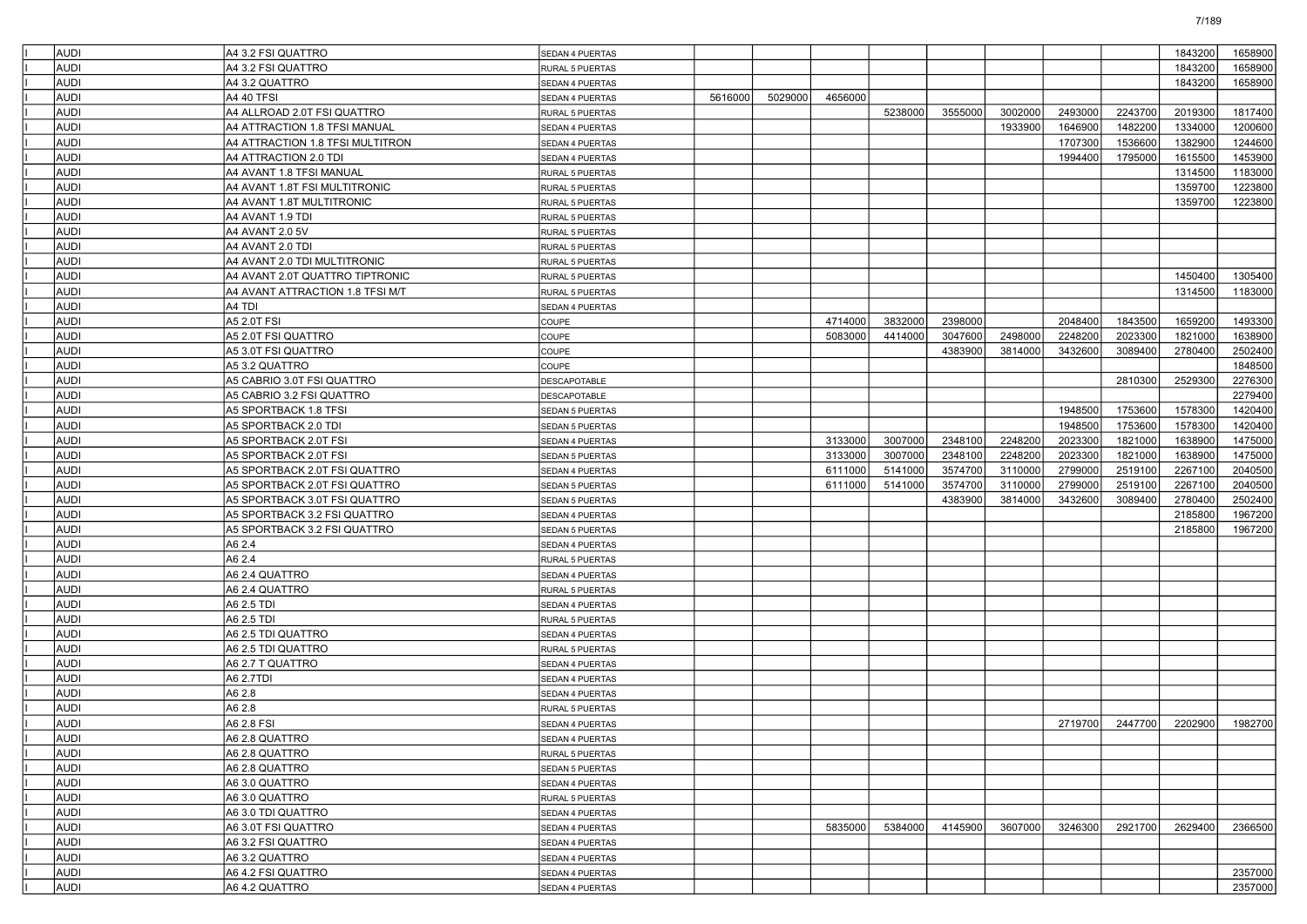| | | | | | | | | | | | | | |
|---|---|---|---|---|---|---|---|---|---|---|---|---|---|
| | AUDI | A4 3.2 FSI QUATTRO | SEDAN 4 PUERTAS | | | | | | | | | 1843200 | 1658900 |
| | AUDI | A4 3.2 FSI QUATTRO | RURAL 5 PUERTAS | | | | | | | | | 1843200 | 1658900 |
| | AUDI | A4 3.2 QUATTRO | SEDAN 4 PUERTAS | | | | | | | | | 1843200 | 1658900 |
| | AUDI | A4 40 TFSI | SEDAN 4 PUERTAS | 5616000 | 5029000 | 4656000 | | | | | | | |
| | AUDI | A4 ALLROAD 2.0T FSI QUATTRO | RURAL 5 PUERTAS | | | | 5238000 | 3555000 | 3002000 | 2493000 | 2243700 | 2019300 | 1817400 |
| | AUDI | A4 ATTRACTION 1.8 TFSI MANUAL | SEDAN 4 PUERTAS | | | | | | 1933900 | 1646900 | 1482200 | 1334000 | 1200600 |
| | AUDI | A4 ATTRACTION 1.8 TFSI MULTITRON | SEDAN 4 PUERTAS | | | | | | | 1707300 | 1536600 | 1382900 | 1244600 |
| | AUDI | A4 ATTRACTION 2.0 TDI | SEDAN 4 PUERTAS | | | | | | | 1994400 | 1795000 | 1615500 | 1453900 |
| | AUDI | A4 AVANT 1.8 TFSI MANUAL | RURAL 5 PUERTAS | | | | | | | | | 1314500 | 1183000 |
| | AUDI | A4 AVANT 1.8T FSI MULTITRONIC | RURAL 5 PUERTAS | | | | | | | | | 1359700 | 1223800 |
| | AUDI | A4 AVANT 1.8T MULTITRONIC | RURAL 5 PUERTAS | | | | | | | | | 1359700 | 1223800 |
| | AUDI | A4 AVANT 1.9 TDI | RURAL 5 PUERTAS | | | | | | | | | | |
| | AUDI | A4 AVANT 2.0 5V | RURAL 5 PUERTAS | | | | | | | | | | |
| | AUDI | A4 AVANT 2.0 TDI | RURAL 5 PUERTAS | | | | | | | | | | |
| | AUDI | A4 AVANT 2.0 TDI MULTITRONIC | RURAL 5 PUERTAS | | | | | | | | | | |
| | AUDI | A4 AVANT 2.0T QUATTRO TIPTRONIC | RURAL 5 PUERTAS | | | | | | | | | 1450400 | 1305400 |
| | AUDI | A4 AVANT ATTRACTION 1.8 TFSI M/T | RURAL 5 PUERTAS | | | | | | | | | 1314500 | 1183000 |
| | AUDI | A4 TDI | SEDAN 4 PUERTAS | | | | | | | | | | |
| | AUDI | A5 2.0T FSI | COUPE | | | 4714000 | 3832000 | 2398000 | | 2048400 | 1843500 | 1659200 | 1493300 |
| | AUDI | A5 2.0T FSI QUATTRO | COUPE | | | 5083000 | 4414000 | 3047600 | 2498000 | 2248200 | 2023300 | 1821000 | 1638900 |
| | AUDI | A5 3.0T FSI QUATTRO | COUPE | | | | | 4383900 | 3814000 | 3432600 | 3089400 | 2780400 | 2502400 |
| | AUDI | A5 3.2 QUATTRO | COUPE | | | | | | | | | | 1848500 |
| | AUDI | A5 CABRIO 3.0T FSI QUATTRO | DESCAPOTABLE | | | | | | | | 2810300 | 2529300 | 2276300 |
| | AUDI | A5 CABRIO 3.2 FSI QUATTRO | DESCAPOTABLE | | | | | | | | | | 2279400 |
| | AUDI | A5 SPORTBACK 1.8 TFSI | SEDAN 5 PUERTAS | | | | | | | 1948500 | 1753600 | 1578300 | 1420400 |
| | AUDI | A5 SPORTBACK 2.0 TDI | SEDAN 5 PUERTAS | | | | | | | 1948500 | 1753600 | 1578300 | 1420400 |
| | AUDI | A5 SPORTBACK 2.0T FSI | SEDAN 4 PUERTAS | | | 3133000 | 3007000 | 2348100 | 2248200 | 2023300 | 1821000 | 1638900 | 1475000 |
| | AUDI | A5 SPORTBACK 2.0T FSI | SEDAN 5 PUERTAS | | | 3133000 | 3007000 | 2348100 | 2248200 | 2023300 | 1821000 | 1638900 | 1475000 |
| | AUDI | A5 SPORTBACK 2.0T FSI QUATTRO | SEDAN 4 PUERTAS | | | 6111000 | 5141000 | 3574700 | 3110000 | 2799000 | 2519100 | 2267100 | 2040500 |
| | AUDI | A5 SPORTBACK 2.0T FSI QUATTRO | SEDAN 5 PUERTAS | | | 6111000 | 5141000 | 3574700 | 3110000 | 2799000 | 2519100 | 2267100 | 2040500 |
| | AUDI | A5 SPORTBACK 3.0T FSI QUATTRO | SEDAN 5 PUERTAS | | | | | 4383900 | 3814000 | 3432600 | 3089400 | 2780400 | 2502400 |
| | AUDI | A5 SPORTBACK 3.2 FSI QUATTRO | SEDAN 4 PUERTAS | | | | | | | | | 2185800 | 1967200 |
| | AUDI | A5 SPORTBACK 3.2 FSI QUATTRO | SEDAN 5 PUERTAS | | | | | | | | | 2185800 | 1967200 |
| | AUDI | A6 2.4 | SEDAN 4 PUERTAS | | | | | | | | | | |
| | AUDI | A6 2.4 | RURAL 5 PUERTAS | | | | | | | | | | |
| | AUDI | A6 2.4 QUATTRO | SEDAN 4 PUERTAS | | | | | | | | | | |
| | AUDI | A6 2.4 QUATTRO | RURAL 5 PUERTAS | | | | | | | | | | |
| | AUDI | A6 2.5 TDI | SEDAN 4 PUERTAS | | | | | | | | | | |
| | AUDI | A6 2.5 TDI | RURAL 5 PUERTAS | | | | | | | | | | |
| | AUDI | A6 2.5 TDI QUATTRO | SEDAN 4 PUERTAS | | | | | | | | | | |
| | AUDI | A6 2.5 TDI QUATTRO | RURAL 5 PUERTAS | | | | | | | | | | |
| | AUDI | A6 2.7 T QUATTRO | SEDAN 4 PUERTAS | | | | | | | | | | |
| | AUDI | A6 2.7TDI | SEDAN 4 PUERTAS | | | | | | | | | | |
| | AUDI | A6 2.8 | SEDAN 4 PUERTAS | | | | | | | | | | |
| | AUDI | A6 2.8 | RURAL 5 PUERTAS | | | | | | | | | | |
| | AUDI | A6 2.8 FSI | SEDAN 4 PUERTAS | | | | | | | 2719700 | 2447700 | 2202900 | 1982700 |
| | AUDI | A6 2.8 QUATTRO | SEDAN 4 PUERTAS | | | | | | | | | | |
| | AUDI | A6 2.8 QUATTRO | RURAL 5 PUERTAS | | | | | | | | | | |
| | AUDI | A6 2.8 QUATTRO | SEDAN 5 PUERTAS | | | | | | | | | | |
| | AUDI | A6 3.0 QUATTRO | SEDAN 4 PUERTAS | | | | | | | | | | |
| | AUDI | A6 3.0 QUATTRO | RURAL 5 PUERTAS | | | | | | | | | | |
| | AUDI | A6 3.0 TDI QUATTRO | SEDAN 4 PUERTAS | | | | | | | | | | |
| | AUDI | A6 3.0T FSI QUATTRO | SEDAN 4 PUERTAS | | | 5835000 | 5384000 | 4145900 | 3607000 | 3246300 | 2921700 | 2629400 | 2366500 |
| | AUDI | A6 3.2 FSI QUATTRO | SEDAN 4 PUERTAS | | | | | | | | | | |
| | AUDI | A6 3.2 QUATTRO | SEDAN 4 PUERTAS | | | | | | | | | | |
| | AUDI | A6 4.2 FSI QUATTRO | SEDAN 4 PUERTAS | | | | | | | | | | 2357000 |
| | AUDI | A6 4.2 QUATTRO | SEDAN 4 PUERTAS | | | | | | | | | | 2357000 |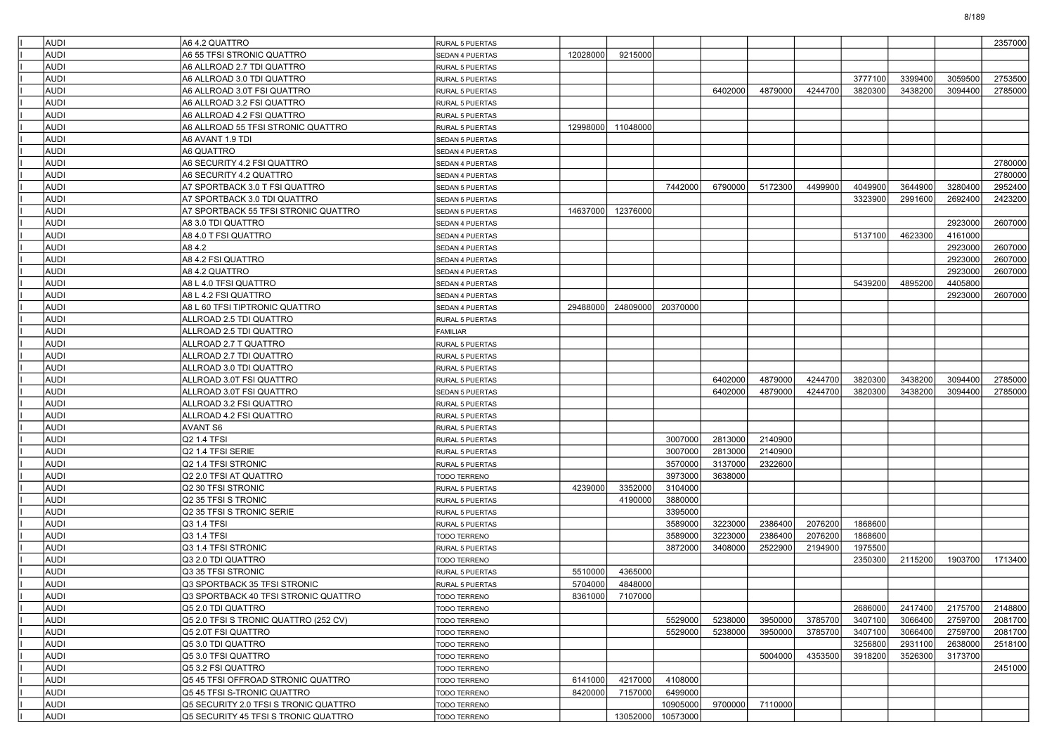| | | | | | | | | | | | | | |
|---|---|---|---|---|---|---|---|---|---|---|---|---|---|
| I | AUDI | A6 4.2 QUATTRO | RURAL 5 PUERTAS | | | | | | | | | | 2357000 |
| I | AUDI | A6 55 TFSI STRONIC QUATTRO | SEDAN 4 PUERTAS | 12028000 | 9215000 | | | | | | | | |
| I | AUDI | A6 ALLROAD 2.7 TDI QUATTRO | RURAL 5 PUERTAS | | | | | | | | | | |
| I | AUDI | A6 ALLROAD 3.0 TDI QUATTRO | RURAL 5 PUERTAS | | | | | | | 3777100 | 3399400 | 3059500 | 2753500 |
| I | AUDI | A6 ALLROAD 3.0T FSI QUATTRO | RURAL 5 PUERTAS | | | | 6402000 | 4879000 | 4244700 | 3820300 | 3438200 | 3094400 | 2785000 |
| I | AUDI | A6 ALLROAD 3.2 FSI QUATTRO | RURAL 5 PUERTAS | | | | | | | | | | |
| I | AUDI | A6 ALLROAD 4.2 FSI QUATTRO | RURAL 5 PUERTAS | | | | | | | | | | |
| I | AUDI | A6 ALLROAD 55 TFSI STRONIC QUATTRO | RURAL 5 PUERTAS | 12998000 | 11048000 | | | | | | | | |
| I | AUDI | A6 AVANT 1.9 TDI | SEDAN 5 PUERTAS | | | | | | | | | | |
| I | AUDI | A6 QUATTRO | SEDAN 4 PUERTAS | | | | | | | | | | |
| I | AUDI | A6 SECURITY 4.2 FSI QUATTRO | SEDAN 4 PUERTAS | | | | | | | | | | 2780000 |
| I | AUDI | A6 SECURITY 4.2 QUATTRO | SEDAN 4 PUERTAS | | | | | | | | | | 2780000 |
| I | AUDI | A7 SPORTBACK 3.0 T FSI QUATTRO | SEDAN 5 PUERTAS | | | 7442000 | 6790000 | 5172300 | 4499900 | 4049900 | 3644900 | 3280400 | 2952400 |
| I | AUDI | A7 SPORTBACK 3.0 TDI QUATTRO | SEDAN 5 PUERTAS | | | | | | | 3323900 | 2991600 | 2692400 | 2423200 |
| I | AUDI | A7 SPORTBACK 55 TFSI STRONIC QUATTRO | SEDAN 5 PUERTAS | 14637000 | 12376000 | | | | | | | | |
| I | AUDI | A8 3.0 TDI QUATTRO | SEDAN 4 PUERTAS | | | | | | | | | 2923000 | 2607000 |
| I | AUDI | A8 4.0 T FSI QUATTRO | SEDAN 4 PUERTAS | | | | | | | 5137100 | 4623300 | 4161000 | |
| I | AUDI | A8 4.2 | SEDAN 4 PUERTAS | | | | | | | | | 2923000 | 2607000 |
| I | AUDI | A8 4.2 FSI QUATTRO | SEDAN 4 PUERTAS | | | | | | | | | 2923000 | 2607000 |
| I | AUDI | A8 4.2 QUATTRO | SEDAN 4 PUERTAS | | | | | | | | | 2923000 | 2607000 |
| I | AUDI | A8 L 4.0 TFSI QUATTRO | SEDAN 4 PUERTAS | | | | | | | 5439200 | 4895200 | 4405800 | |
| I | AUDI | A8 L 4.2 FSI QUATTRO | SEDAN 4 PUERTAS | | | | | | | | | 2923000 | 2607000 |
| I | AUDI | A8 L 60 TFSI TIPTRONIC QUATTRO | SEDAN 4 PUERTAS | 29488000 | 24809000 | 20370000 | | | | | | | |
| I | AUDI | ALLROAD 2.5 TDI QUATTRO | RURAL 5 PUERTAS | | | | | | | | | | |
| I | AUDI | ALLROAD 2.5 TDI QUATTRO | FAMILIAR | | | | | | | | | | |
| I | AUDI | ALLROAD 2.7 T QUATTRO | RURAL 5 PUERTAS | | | | | | | | | | |
| I | AUDI | ALLROAD 2.7 TDI QUATTRO | RURAL 5 PUERTAS | | | | | | | | | | |
| I | AUDI | ALLROAD 3.0 TDI QUATTRO | RURAL 5 PUERTAS | | | | | | | | | | |
| I | AUDI | ALLROAD 3.0T FSI QUATTRO | RURAL 5 PUERTAS | | | | 6402000 | 4879000 | 4244700 | 3820300 | 3438200 | 3094400 | 2785000 |
| I | AUDI | ALLROAD 3.0T FSI QUATTRO | SEDAN 5 PUERTAS | | | | 6402000 | 4879000 | 4244700 | 3820300 | 3438200 | 3094400 | 2785000 |
| I | AUDI | ALLROAD 3.2 FSI QUATTRO | RURAL 5 PUERTAS | | | | | | | | | | |
| I | AUDI | ALLROAD 4.2 FSI QUATTRO | RURAL 5 PUERTAS | | | | | | | | | | |
| I | AUDI | AVANT S6 | RURAL 5 PUERTAS | | | | | | | | | | |
| I | AUDI | Q2 1.4 TFSI | RURAL 5 PUERTAS | | | 3007000 | 2813000 | 2140900 | | | | | |
| I | AUDI | Q2 1.4 TFSI SERIE | RURAL 5 PUERTAS | | | 3007000 | 2813000 | 2140900 | | | | | |
| I | AUDI | Q2 1.4 TFSI STRONIC | RURAL 5 PUERTAS | | | 3570000 | 3137000 | 2322600 | | | | | |
| I | AUDI | Q2 2.0 TFSI AT QUATTRO | TODO TERRENO | | | 3973000 | 3638000 | | | | | | |
| I | AUDI | Q2 30 TFSI STRONIC | RURAL 5 PUERTAS | 4239000 | 3352000 | 3104000 | | | | | | | |
| I | AUDI | Q2 35 TFSI S TRONIC | RURAL 5 PUERTAS | | 4190000 | 3880000 | | | | | | | |
| I | AUDI | Q2 35 TFSI S TRONIC SERIE | RURAL 5 PUERTAS | | | 3395000 | | | | | | | |
| I | AUDI | Q3 1.4 TFSI | RURAL 5 PUERTAS | | | 3589000 | 3223000 | 2386400 | 2076200 | 1868600 | | | |
| I | AUDI | Q3 1.4 TFSI | TODO TERRENO | | | 3589000 | 3223000 | 2386400 | 2076200 | 1868600 | | | |
| I | AUDI | Q3 1.4 TFSI STRONIC | RURAL 5 PUERTAS | | | 3872000 | 3408000 | 2522900 | 2194900 | 1975500 | | | |
| I | AUDI | Q3 2.0 TDI QUATTRO | TODO TERRENO | | | | | | | 2350300 | 2115200 | 1903700 | 1713400 |
| I | AUDI | Q3 35 TFSI STRONIC | RURAL 5 PUERTAS | 5510000 | 4365000 | | | | | | | | |
| I | AUDI | Q3 SPORTBACK 35 TFSI STRONIC | RURAL 5 PUERTAS | 5704000 | 4848000 | | | | | | | | |
| I | AUDI | Q3 SPORTBACK 40 TFSI STRONIC QUATTRO | TODO TERRENO | 8361000 | 7107000 | | | | | | | | |
| I | AUDI | Q5 2.0 TDI QUATTRO | TODO TERRENO | | | | | | | 2686000 | 2417400 | 2175700 | 2148800 |
| I | AUDI | Q5 2.0 TFSI S TRONIC QUATTRO (252 CV) | TODO TERRENO | | | 5529000 | 5238000 | 3950000 | 3785700 | 3407100 | 3066400 | 2759700 | 2081700 |
| I | AUDI | Q5 2.0T FSI QUATTRO | TODO TERRENO | | | 5529000 | 5238000 | 3950000 | 3785700 | 3407100 | 3066400 | 2759700 | 2081700 |
| I | AUDI | Q5 3.0 TDI QUATTRO | TODO TERRENO | | | | | | | 3256800 | 2931100 | 2638000 | 2518100 |
| I | AUDI | Q5 3.0 TFSI QUATTRO | TODO TERRENO | | | | | 5004000 | 4353500 | 3918200 | 3526300 | 3173700 | |
| I | AUDI | Q5 3.2 FSI QUATTRO | TODO TERRENO | | | | | | | | | | 2451000 |
| I | AUDI | Q5 45 TFSI OFFROAD STRONIC QUATTRO | TODO TERRENO | 6141000 | 4217000 | 4108000 | | | | | | | |
| I | AUDI | Q5 45 TFSI S-TRONIC QUATTRO | TODO TERRENO | 8420000 | 7157000 | 6499000 | | | | | | | |
| I | AUDI | Q5 SECURITY 2.0 TFSI S TRONIC QUATTRO | TODO TERRENO | | | 10905000 | 9700000 | 7110000 | | | | | |
| I | AUDI | Q5 SECURITY 45 TFSI S TRONIC QUATTRO | TODO TERRENO | | 13052000 | 10573000 | | | | | | | |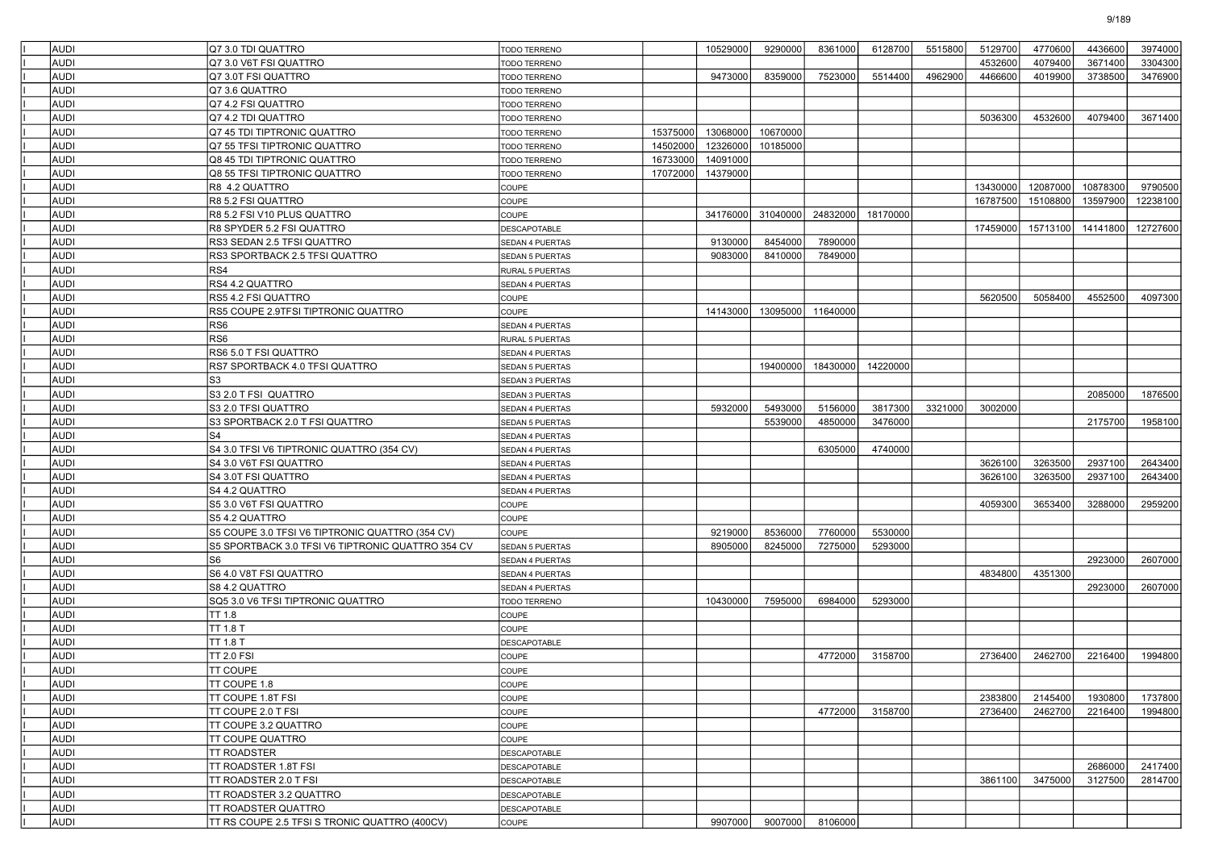| | | | | | | | | | | | | |
|---|---|---|---|---|---|---|---|---|---|---|---|---|
| AUDI | Q7 3.0 TDI QUATTRO | TODO TERRENO | | 10529000 | 9290000 | 8361000 | 6128700 | 5515800 | 5129700 | 4770600 | 4436600 | 3974000 |
| AUDI | Q7 3.0 V6T FSI QUATTRO | TODO TERRENO | | | | | | | 4532600 | 4079400 | 3671400 | 3304300 |
| AUDI | Q7 3.0T FSI QUATTRO | TODO TERRENO | | 9473000 | 8359000 | 7523000 | 5514400 | 4962900 | 4466600 | 4019900 | 3738500 | 3476900 |
| AUDI | Q7 3.6 QUATTRO | TODO TERRENO | | | | | | | | | | |
| AUDI | Q7 4.2 FSI QUATTRO | TODO TERRENO | | | | | | | | | | |
| AUDI | Q7 4.2 TDI QUATTRO | TODO TERRENO | | | | | | | 5036300 | 4532600 | 4079400 | 3671400 |
| AUDI | Q7 45 TDI TIPTRONIC QUATTRO | TODO TERRENO | 15375000 | 13068000 | 10670000 | | | | | | | |
| AUDI | Q7 55 TFSI TIPTRONIC QUATTRO | TODO TERRENO | 14502000 | 12326000 | 10185000 | | | | | | | |
| AUDI | Q8 45 TDI TIPTRONIC QUATTRO | TODO TERRENO | 16733000 | 14091000 | | | | | | | | |
| AUDI | Q8 55 TFSI TIPTRONIC QUATTRO | TODO TERRENO | 17072000 | 14379000 | | | | | | | | |
| AUDI | R8 4.2 QUATTRO | COUPE | | | | | | | 13430000 | 12087000 | 10878300 | 9790500 |
| AUDI | R8 5.2 FSI QUATTRO | COUPE | | | | | | | 16787500 | 15108800 | 13597900 | 12238100 |
| AUDI | R8 5.2 FSI V10 PLUS QUATTRO | COUPE | | 34176000 | 31040000 | 24832000 | 18170000 | | | | | |
| AUDI | R8 SPYDER 5.2 FSI QUATTRO | DESCAPOTABLE | | | | | | | 17459000 | 15713100 | 14141800 | 12727600 |
| AUDI | RS3 SEDAN 2.5 TFSI QUATTRO | SEDAN 4 PUERTAS | | 9130000 | 8454000 | 7890000 | | | | | | |
| AUDI | RS3 SPORTBACK 2.5 TFSI QUATTRO | SEDAN 5 PUERTAS | | 9083000 | 8410000 | 7849000 | | | | | | |
| AUDI | RS4 | RURAL 5 PUERTAS | | | | | | | | | | |
| AUDI | RS4 4.2 QUATTRO | SEDAN 4 PUERTAS | | | | | | | | | | |
| AUDI | RS5 4.2 FSI QUATTRO | COUPE | | | | | | | 5620500 | 5058400 | 4552500 | 4097300 |
| AUDI | RS5 COUPE 2.9TFSI TIPTRONIC QUATTRO | COUPE | | 14143000 | 13095000 | 11640000 | | | | | | |
| AUDI | RS6 | SEDAN 4 PUERTAS | | | | | | | | | | |
| AUDI | RS6 | RURAL 5 PUERTAS | | | | | | | | | | |
| AUDI | RS6 5.0 T FSI QUATTRO | SEDAN 4 PUERTAS | | | | | | | | | | |
| AUDI | RS7 SPORTBACK 4.0 TFSI QUATTRO | SEDAN 5 PUERTAS | | | 19400000 | 18430000 | 14220000 | | | | | |
| AUDI | S3 | SEDAN 3 PUERTAS | | | | | | | | | | |
| AUDI | S3 2.0 T FSI QUATTRO | SEDAN 3 PUERTAS | | | | | | | | | 2085000 | 1876500 |
| AUDI | S3 2.0 TFSI QUATTRO | SEDAN 4 PUERTAS | | 5932000 | 5493000 | 5156000 | 3817300 | 3321000 | 3002000 | | | |
| AUDI | S3 SPORTBACK 2.0 T FSI QUATTRO | SEDAN 5 PUERTAS | | | 5539000 | 4850000 | 3476000 | | | | 2175700 | 1958100 |
| AUDI | S4 | SEDAN 4 PUERTAS | | | | | | | | | | |
| AUDI | S4 3.0 TFSI V6 TIPTRONIC QUATTRO (354 CV) | SEDAN 4 PUERTAS | | | | 6305000 | 4740000 | | | | | |
| AUDI | S4 3.0 V6T FSI QUATTRO | SEDAN 4 PUERTAS | | | | | | | 3626100 | 3263500 | 2937100 | 2643400 |
| AUDI | S4 3.0T FSI QUATTRO | SEDAN 4 PUERTAS | | | | | | | 3626100 | 3263500 | 2937100 | 2643400 |
| AUDI | S4 4.2 QUATTRO | SEDAN 4 PUERTAS | | | | | | | | | | |
| AUDI | S5 3.0 V6T FSI QUATTRO | COUPE | | | | | | | 4059300 | 3653400 | 3288000 | 2959200 |
| AUDI | S5 4.2 QUATTRO | COUPE | | | | | | | | | | |
| AUDI | S5 COUPE 3.0 TFSI V6 TIPTRONIC QUATTRO (354 CV) | COUPE | | 9219000 | 8536000 | 7760000 | 5530000 | | | | | |
| AUDI | S5 SPORTBACK 3.0 TFSI V6 TIPTRONIC QUATTRO 354 CV | SEDAN 5 PUERTAS | | 8905000 | 8245000 | 7275000 | 5293000 | | | | | |
| AUDI | S6 | SEDAN 4 PUERTAS | | | | | | | | | 2923000 | 2607000 |
| AUDI | S6 4.0 V8T FSI QUATTRO | SEDAN 4 PUERTAS | | | | | | | 4834800 | 4351300 | | |
| AUDI | S8 4.2 QUATTRO | SEDAN 4 PUERTAS | | | | | | | | | 2923000 | 2607000 |
| AUDI | SQ5 3.0 V6 TFSI TIPTRONIC QUATTRO | TODO TERRENO | | 10430000 | 7595000 | 6984000 | 5293000 | | | | | |
| AUDI | TT 1.8 | COUPE | | | | | | | | | | |
| AUDI | TT 1.8 T | COUPE | | | | | | | | | | |
| AUDI | TT 1.8 T | DESCAPOTABLE | | | | | | | | | | |
| AUDI | TT 2.0 FSI | COUPE | | | | 4772000 | 3158700 | | 2736400 | 2462700 | 2216400 | 1994800 |
| AUDI | TT COUPE | COUPE | | | | | | | | | | |
| AUDI | TT COUPE 1.8 | COUPE | | | | | | | | | | |
| AUDI | TT COUPE 1.8T FSI | COUPE | | | | | | | 2383800 | 2145400 | 1930800 | 1737800 |
| AUDI | TT COUPE 2.0 T FSI | COUPE | | | | 4772000 | 3158700 | | 2736400 | 2462700 | 2216400 | 1994800 |
| AUDI | TT COUPE 3.2 QUATTRO | COUPE | | | | | | | | | | |
| AUDI | TT COUPE QUATTRO | COUPE | | | | | | | | | | |
| AUDI | TT ROADSTER | DESCAPOTABLE | | | | | | | | | | |
| AUDI | TT ROADSTER 1.8T FSI | DESCAPOTABLE | | | | | | | | | 2686000 | 2417400 |
| AUDI | TT ROADSTER 2.0 T FSI | DESCAPOTABLE | | | | | | | 3861100 | 3475000 | 3127500 | 2814700 |
| AUDI | TT ROADSTER 3.2 QUATTRO | DESCAPOTABLE | | | | | | | | | | |
| AUDI | TT ROADSTER QUATTRO | DESCAPOTABLE | | | | | | | | | | |
| AUDI | TT RS COUPE 2.5 TFSI S TRONIC QUATTRO (400CV) | COUPE | | 9907000 | 9007000 | 8106000 | | | | | | |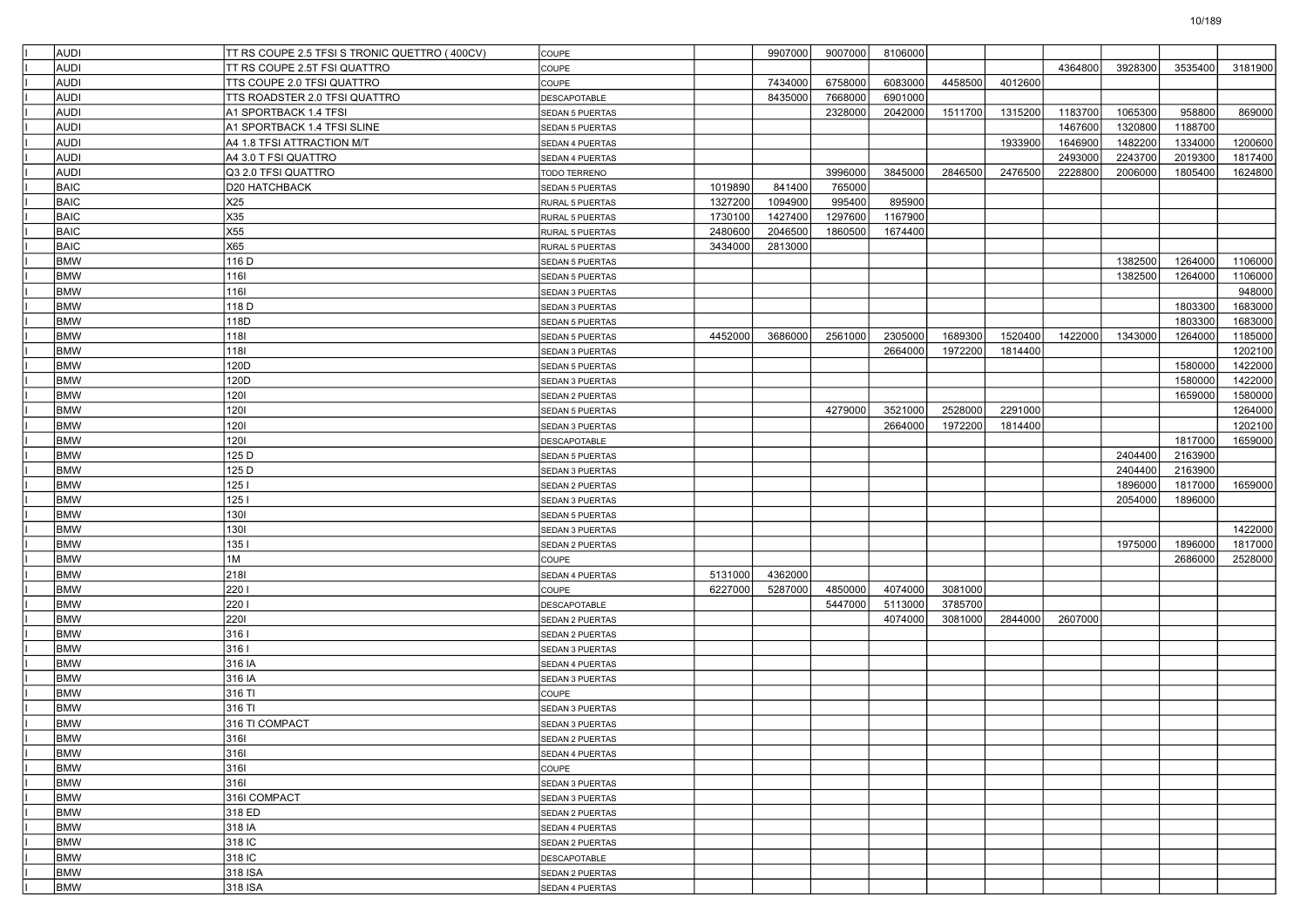| | | | | | | | | | | | | | |
|---|---|---|---|---|---|---|---|---|---|---|---|---|---|
| I | AUDI | TT RS COUPE 2.5 TFSI S TRONIC QUETTRO ( 400CV) | COUPE | | 9907000 | 9007000 | 8106000 | | | | | | |
| I | AUDI | TT RS COUPE 2.5T FSI QUATTRO | COUPE | | | | | | | 4364800 | 3928300 | 3535400 | 3181900 |
| I | AUDI | TTS COUPE 2.0 TFSI QUATTRO | COUPE | | 7434000 | 6758000 | 6083000 | 4458500 | 4012600 | | | | |
| I | AUDI | TTS ROADSTER 2.0 TFSI QUATTRO | DESCAPOTABLE | | 8435000 | 7668000 | 6901000 | | | | | | |
| I | AUDI | A1 SPORTBACK 1.4 TFSI | SEDAN 5 PUERTAS | | | 2328000 | 2042000 | 1511700 | 1315200 | 1183700 | 1065300 | 958800 | 869000 |
| I | AUDI | A1 SPORTBACK 1.4 TFSI SLINE | SEDAN 5 PUERTAS | | | | | | | 1467600 | 1320800 | 1188700 | |
| I | AUDI | A4 1.8 TFSI ATTRACTION M/T | SEDAN 4 PUERTAS | | | | | | 1933900 | 1646900 | 1482200 | 1334000 | 1200600 |
| I | AUDI | A4 3.0 T FSI QUATTRO | SEDAN 4 PUERTAS | | | | | | | 2493000 | 2243700 | 2019300 | 1817400 |
| I | AUDI | Q3 2.0 TFSI QUATTRO | TODO TERRENO | | | 3996000 | 3845000 | 2846500 | 2476500 | 2228800 | 2006000 | 1805400 | 1624800 |
| I | BAIC | D20 HATCHBACK | SEDAN 5 PUERTAS | 1019890 | 841400 | 765000 | | | | | | | |
| I | BAIC | X25 | RURAL 5 PUERTAS | 1327200 | 1094900 | 995400 | 895900 | | | | | | |
| I | BAIC | X35 | RURAL 5 PUERTAS | 1730100 | 1427400 | 1297600 | 1167900 | | | | | | |
| I | BAIC | X55 | RURAL 5 PUERTAS | 2480600 | 2046500 | 1860500 | 1674400 | | | | | | |
| I | BAIC | X65 | RURAL 5 PUERTAS | 3434000 | 2813000 | | | | | | | | |
| I | BMW | 116 D | SEDAN 5 PUERTAS | | | | | | | | 1382500 | 1264000 | 1106000 |
| I | BMW | 116I | SEDAN 5 PUERTAS | | | | | | | | 1382500 | 1264000 | 1106000 |
| I | BMW | 116I | SEDAN 3 PUERTAS | | | | | | | | | | 948000 |
| I | BMW | 118 D | SEDAN 3 PUERTAS | | | | | | | | | 1803300 | 1683000 |
| I | BMW | 118D | SEDAN 5 PUERTAS | | | | | | | | | 1803300 | 1683000 |
| I | BMW | 118I | SEDAN 5 PUERTAS | 4452000 | 3686000 | 2561000 | 2305000 | 1689300 | 1520400 | 1422000 | 1343000 | 1264000 | 1185000 |
| I | BMW | 118I | SEDAN 3 PUERTAS | | | | 2664000 | 1972200 | 1814400 | | | | 1202100 |
| I | BMW | 120D | SEDAN 5 PUERTAS | | | | | | | | | 1580000 | 1422000 |
| I | BMW | 120D | SEDAN 3 PUERTAS | | | | | | | | | 1580000 | 1422000 |
| I | BMW | 120I | SEDAN 2 PUERTAS | | | | | | | | | 1659000 | 1580000 |
| I | BMW | 120I | SEDAN 5 PUERTAS | | | 4279000 | 3521000 | 2528000 | 2291000 | | | | 1264000 |
| I | BMW | 120I | SEDAN 3 PUERTAS | | | | 2664000 | 1972200 | 1814400 | | | | 1202100 |
| I | BMW | 120I | DESCAPOTABLE | | | | | | | | | 1817000 | 1659000 |
| I | BMW | 125 D | SEDAN 5 PUERTAS | | | | | | | | 2404400 | 2163900 | |
| I | BMW | 125 D | SEDAN 3 PUERTAS | | | | | | | | 2404400 | 2163900 | |
| I | BMW | 125 I | SEDAN 2 PUERTAS | | | | | | | | 1896000 | 1817000 | 1659000 |
| I | BMW | 125 I | SEDAN 3 PUERTAS | | | | | | | | 2054000 | 1896000 | |
| I | BMW | 130I | SEDAN 5 PUERTAS | | | | | | | | | | |
| I | BMW | 130I | SEDAN 3 PUERTAS | | | | | | | | | | 1422000 |
| I | BMW | 135 I | SEDAN 2 PUERTAS | | | | | | | | 1975000 | 1896000 | 1817000 |
| I | BMW | 1M | COUPE | | | | | | | | | 2686000 | 2528000 |
| I | BMW | 218I | SEDAN 4 PUERTAS | 5131000 | 4362000 | | | | | | | | |
| I | BMW | 220 I | COUPE | 6227000 | 5287000 | 4850000 | 4074000 | 3081000 | | | | | |
| I | BMW | 220 I | DESCAPOTABLE | | | 5447000 | 5113000 | 3785700 | | | | | |
| I | BMW | 220I | SEDAN 2 PUERTAS | | | | 4074000 | 3081000 | 2844000 | 2607000 | | | |
| I | BMW | 316 I | SEDAN 2 PUERTAS | | | | | | | | | | |
| I | BMW | 316 I | SEDAN 3 PUERTAS | | | | | | | | | | |
| I | BMW | 316 IA | SEDAN 4 PUERTAS | | | | | | | | | | |
| I | BMW | 316 IA | SEDAN 3 PUERTAS | | | | | | | | | | |
| I | BMW | 316 TI | COUPE | | | | | | | | | | |
| I | BMW | 316 TI | SEDAN 3 PUERTAS | | | | | | | | | | |
| I | BMW | 316 TI COMPACT | SEDAN 3 PUERTAS | | | | | | | | | | |
| I | BMW | 316I | SEDAN 2 PUERTAS | | | | | | | | | | |
| I | BMW | 316I | SEDAN 4 PUERTAS | | | | | | | | | | |
| I | BMW | 316I | COUPE | | | | | | | | | | |
| I | BMW | 316I | SEDAN 3 PUERTAS | | | | | | | | | | |
| I | BMW | 316I COMPACT | SEDAN 3 PUERTAS | | | | | | | | | | |
| I | BMW | 318 ED | SEDAN 2 PUERTAS | | | | | | | | | | |
| I | BMW | 318 IA | SEDAN 4 PUERTAS | | | | | | | | | | |
| I | BMW | 318 IC | SEDAN 2 PUERTAS | | | | | | | | | | |
| I | BMW | 318 IC | DESCAPOTABLE | | | | | | | | | | |
| I | BMW | 318 ISA | SEDAN 2 PUERTAS | | | | | | | | | | |
| I | BMW | 318 ISA | SEDAN 4 PUERTAS | | | | | | | | | | |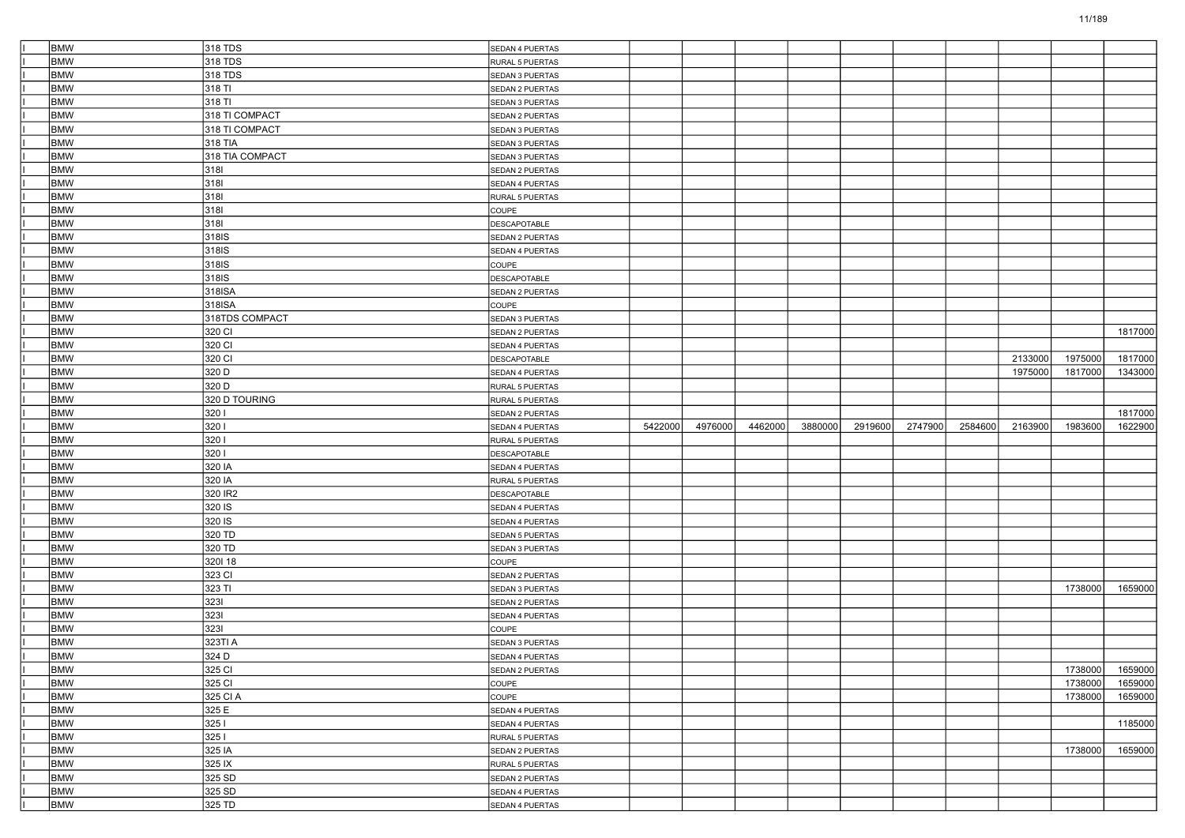| | | | | | | | | | | | | | |
|---|---|---|---|---|---|---|---|---|---|---|---|---|---|
| I | BMW | 318 TDS | SEDAN 4 PUERTAS | | | | | | | | | | |
| I | BMW | 318 TDS | RURAL 5 PUERTAS | | | | | | | | | | |
| I | BMW | 318 TDS | SEDAN 3 PUERTAS | | | | | | | | | | |
| I | BMW | 318 TI | SEDAN 2 PUERTAS | | | | | | | | | | |
| I | BMW | 318 TI | SEDAN 3 PUERTAS | | | | | | | | | | |
| I | BMW | 318 TI COMPACT | SEDAN 2 PUERTAS | | | | | | | | | | |
| I | BMW | 318 TI COMPACT | SEDAN 3 PUERTAS | | | | | | | | | | |
| I | BMW | 318 TIA | SEDAN 3 PUERTAS | | | | | | | | | | |
| I | BMW | 318 TIA COMPACT | SEDAN 3 PUERTAS | | | | | | | | | | |
| I | BMW | 318I | SEDAN 2 PUERTAS | | | | | | | | | | |
| I | BMW | 318I | SEDAN 4 PUERTAS | | | | | | | | | | |
| I | BMW | 318I | RURAL 5 PUERTAS | | | | | | | | | | |
| I | BMW | 318I | COUPE | | | | | | | | | | |
| I | BMW | 318I | DESCAPOTABLE | | | | | | | | | | |
| I | BMW | 318IS | SEDAN 2 PUERTAS | | | | | | | | | | |
| I | BMW | 318IS | SEDAN 4 PUERTAS | | | | | | | | | | |
| I | BMW | 318IS | COUPE | | | | | | | | | | |
| I | BMW | 318IS | DESCAPOTABLE | | | | | | | | | | |
| I | BMW | 318ISA | SEDAN 2 PUERTAS | | | | | | | | | | |
| I | BMW | 318ISA | COUPE | | | | | | | | | | |
| I | BMW | 318TDS COMPACT | SEDAN 3 PUERTAS | | | | | | | | | | |
| I | BMW | 320 CI | SEDAN 2 PUERTAS | | | | | | | | | | 1817000 |
| I | BMW | 320 CI | SEDAN 4 PUERTAS | | | | | | | | | | |
| I | BMW | 320 CI | DESCAPOTABLE | | | | | | | | 2133000 | 1975000 | 1817000 |
| I | BMW | 320 D | SEDAN 4 PUERTAS | | | | | | | | 1975000 | 1817000 | 1343000 |
| I | BMW | 320 D | RURAL 5 PUERTAS | | | | | | | | | | |
| I | BMW | 320 D TOURING | RURAL 5 PUERTAS | | | | | | | | | | |
| I | BMW | 320 I | SEDAN 2 PUERTAS | | | | | | | | | | 1817000 |
| I | BMW | 320 I | SEDAN 4 PUERTAS | 5422000 | 4976000 | 4462000 | 3880000 | 2919600 | 2747900 | 2584600 | 2163900 | 1983600 | 1622900 |
| I | BMW | 320 I | RURAL 5 PUERTAS | | | | | | | | | | |
| I | BMW | 320 I | DESCAPOTABLE | | | | | | | | | | |
| I | BMW | 320 IA | SEDAN 4 PUERTAS | | | | | | | | | | |
| I | BMW | 320 IA | RURAL 5 PUERTAS | | | | | | | | | | |
| I | BMW | 320 IR2 | DESCAPOTABLE | | | | | | | | | | |
| I | BMW | 320 IS | SEDAN 4 PUERTAS | | | | | | | | | | |
| I | BMW | 320 IS | SEDAN 4 PUERTAS | | | | | | | | | | |
| I | BMW | 320 TD | SEDAN 5 PUERTAS | | | | | | | | | | |
| I | BMW | 320 TD | SEDAN 3 PUERTAS | | | | | | | | | | |
| I | BMW | 320I 18 | COUPE | | | | | | | | | | |
| I | BMW | 323 CI | SEDAN 2 PUERTAS | | | | | | | | | | |
| I | BMW | 323 TI | SEDAN 3 PUERTAS | | | | | | | | | 1738000 | 1659000 |
| I | BMW | 323I | SEDAN 2 PUERTAS | | | | | | | | | | |
| I | BMW | 323I | SEDAN 4 PUERTAS | | | | | | | | | | |
| I | BMW | 323I | COUPE | | | | | | | | | | |
| I | BMW | 323TI A | SEDAN 3 PUERTAS | | | | | | | | | | |
| I | BMW | 324 D | SEDAN 4 PUERTAS | | | | | | | | | | |
| I | BMW | 325 CI | SEDAN 2 PUERTAS | | | | | | | | | 1738000 | 1659000 |
| I | BMW | 325 CI | COUPE | | | | | | | | | 1738000 | 1659000 |
| I | BMW | 325 CI A | COUPE | | | | | | | | | 1738000 | 1659000 |
| I | BMW | 325 E | SEDAN 4 PUERTAS | | | | | | | | | | |
| I | BMW | 325 I | SEDAN 4 PUERTAS | | | | | | | | | | 1185000 |
| I | BMW | 325 I | RURAL 5 PUERTAS | | | | | | | | | | |
| I | BMW | 325 IA | SEDAN 2 PUERTAS | | | | | | | | | 1738000 | 1659000 |
| I | BMW | 325 IX | RURAL 5 PUERTAS | | | | | | | | | | |
| I | BMW | 325 SD | SEDAN 2 PUERTAS | | | | | | | | | | |
| I | BMW | 325 SD | SEDAN 4 PUERTAS | | | | | | | | | | |
| I | BMW | 325 TD | SEDAN 4 PUERTAS | | | | | | | | | | |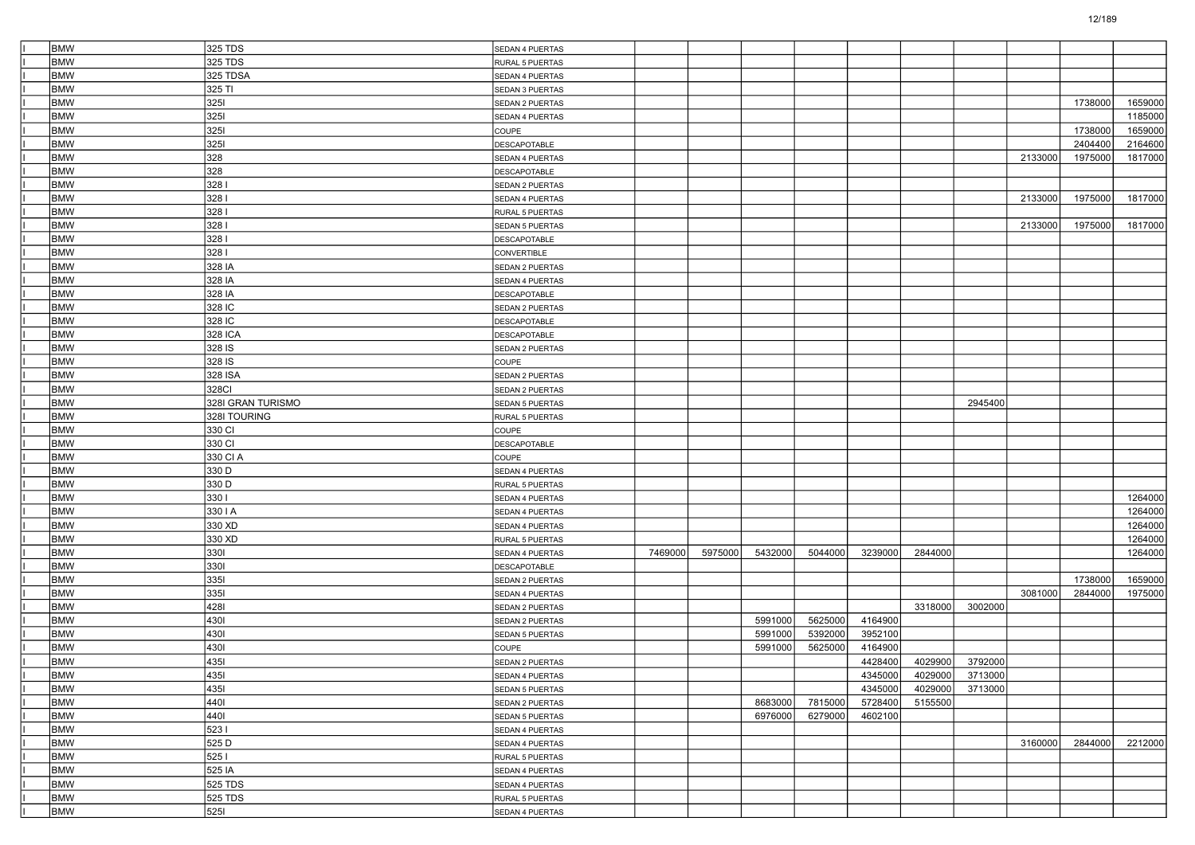| | | | | | | | | | | | | | |
|---|---|---|---|---|---|---|---|---|---|---|---|---|---|
| I | BMW | 325 TDS | SEDAN 4 PUERTAS | | | | | | | | | | |
| I | BMW | 325 TDS | RURAL 5 PUERTAS | | | | | | | | | | |
| I | BMW | 325 TDSA | SEDAN 4 PUERTAS | | | | | | | | | | |
| I | BMW | 325 TI | SEDAN 3 PUERTAS | | | | | | | | | | |
| I | BMW | 325I | SEDAN 2 PUERTAS | | | | | | | | | 1738000 | 1659000 |
| I | BMW | 325I | SEDAN 4 PUERTAS | | | | | | | | | | 1185000 |
| I | BMW | 325I | COUPE | | | | | | | | | 1738000 | 1659000 |
| I | BMW | 325I | DESCAPOTABLE | | | | | | | | | 2404400 | 2164600 |
| I | BMW | 328 | SEDAN 4 PUERTAS | | | | | | | | 2133000 | 1975000 | 1817000 |
| I | BMW | 328 | DESCAPOTABLE | | | | | | | | | | |
| I | BMW | 328 I | SEDAN 2 PUERTAS | | | | | | | | | | |
| I | BMW | 328 I | SEDAN 4 PUERTAS | | | | | | | | 2133000 | 1975000 | 1817000 |
| I | BMW | 328 I | RURAL 5 PUERTAS | | | | | | | | | | |
| I | BMW | 328 I | SEDAN 5 PUERTAS | | | | | | | | 2133000 | 1975000 | 1817000 |
| I | BMW | 328 I | DESCAPOTABLE | | | | | | | | | | |
| I | BMW | 328 I | CONVERTIBLE | | | | | | | | | | |
| I | BMW | 328 IA | SEDAN 2 PUERTAS | | | | | | | | | | |
| I | BMW | 328 IA | SEDAN 4 PUERTAS | | | | | | | | | | |
| I | BMW | 328 IA | DESCAPOTABLE | | | | | | | | | | |
| I | BMW | 328 IC | SEDAN 2 PUERTAS | | | | | | | | | | |
| I | BMW | 328 IC | DESCAPOTABLE | | | | | | | | | | |
| I | BMW | 328 ICA | DESCAPOTABLE | | | | | | | | | | |
| I | BMW | 328 IS | SEDAN 2 PUERTAS | | | | | | | | | | |
| I | BMW | 328 IS | COUPE | | | | | | | | | | |
| I | BMW | 328 ISA | SEDAN 2 PUERTAS | | | | | | | | | | |
| I | BMW | 328CI | SEDAN 2 PUERTAS | | | | | | | | | | |
| I | BMW | 328I GRAN TURISMO | SEDAN 5 PUERTAS | | | | | | | 2945400 | | | |
| I | BMW | 328I TOURING | RURAL 5 PUERTAS | | | | | | | | | | |
| I | BMW | 330 CI | COUPE | | | | | | | | | | |
| I | BMW | 330 CI | DESCAPOTABLE | | | | | | | | | | |
| I | BMW | 330 CI A | COUPE | | | | | | | | | | |
| I | BMW | 330 D | SEDAN 4 PUERTAS | | | | | | | | | | |
| I | BMW | 330 D | RURAL 5 PUERTAS | | | | | | | | | | |
| I | BMW | 330 I | SEDAN 4 PUERTAS | | | | | | | | | | 1264000 |
| I | BMW | 330 I A | SEDAN 4 PUERTAS | | | | | | | | | | 1264000 |
| I | BMW | 330 XD | SEDAN 4 PUERTAS | | | | | | | | | | 1264000 |
| I | BMW | 330 XD | RURAL 5 PUERTAS | | | | | | | | | | 1264000 |
| I | BMW | 330I | SEDAN 4 PUERTAS | 7469000 | 5975000 | 5432000 | 5044000 | 3239000 | 2844000 | | | | 1264000 |
| I | BMW | 330I | DESCAPOTABLE | | | | | | | | | | |
| I | BMW | 335I | SEDAN 2 PUERTAS | | | | | | | | | 1738000 | 1659000 |
| I | BMW | 335I | SEDAN 4 PUERTAS | | | | | | | | 3081000 | 2844000 | 1975000 |
| I | BMW | 428I | SEDAN 2 PUERTAS | | | | | | 3318000 | 3002000 | | | |
| I | BMW | 430I | SEDAN 2 PUERTAS | | | 5991000 | 5625000 | 4164900 | | | | | |
| I | BMW | 430I | SEDAN 5 PUERTAS | | | 5991000 | 5392000 | 3952100 | | | | | |
| I | BMW | 430I | COUPE | | | 5991000 | 5625000 | 4164900 | | | | | |
| I | BMW | 435I | SEDAN 2 PUERTAS | | | | | 4428400 | 4029900 | 3792000 | | | |
| I | BMW | 435I | SEDAN 4 PUERTAS | | | | | 4345000 | 4029000 | 3713000 | | | |
| I | BMW | 435I | SEDAN 5 PUERTAS | | | | | 4345000 | 4029000 | 3713000 | | | |
| I | BMW | 440I | SEDAN 2 PUERTAS | | | 8683000 | 7815000 | 5728400 | 5155500 | | | | |
| I | BMW | 440I | SEDAN 5 PUERTAS | | | 6976000 | 6279000 | 4602100 | | | | | |
| I | BMW | 523 I | SEDAN 4 PUERTAS | | | | | | | | | | |
| I | BMW | 525 D | SEDAN 4 PUERTAS | | | | | | | | 3160000 | 2844000 | 2212000 |
| I | BMW | 525 I | RURAL 5 PUERTAS | | | | | | | | | | |
| I | BMW | 525 IA | SEDAN 4 PUERTAS | | | | | | | | | | |
| I | BMW | 525 TDS | SEDAN 4 PUERTAS | | | | | | | | | | |
| I | BMW | 525 TDS | RURAL 5 PUERTAS | | | | | | | | | | |
| I | BMW | 525I | SEDAN 4 PUERTAS | | | | | | | | | | |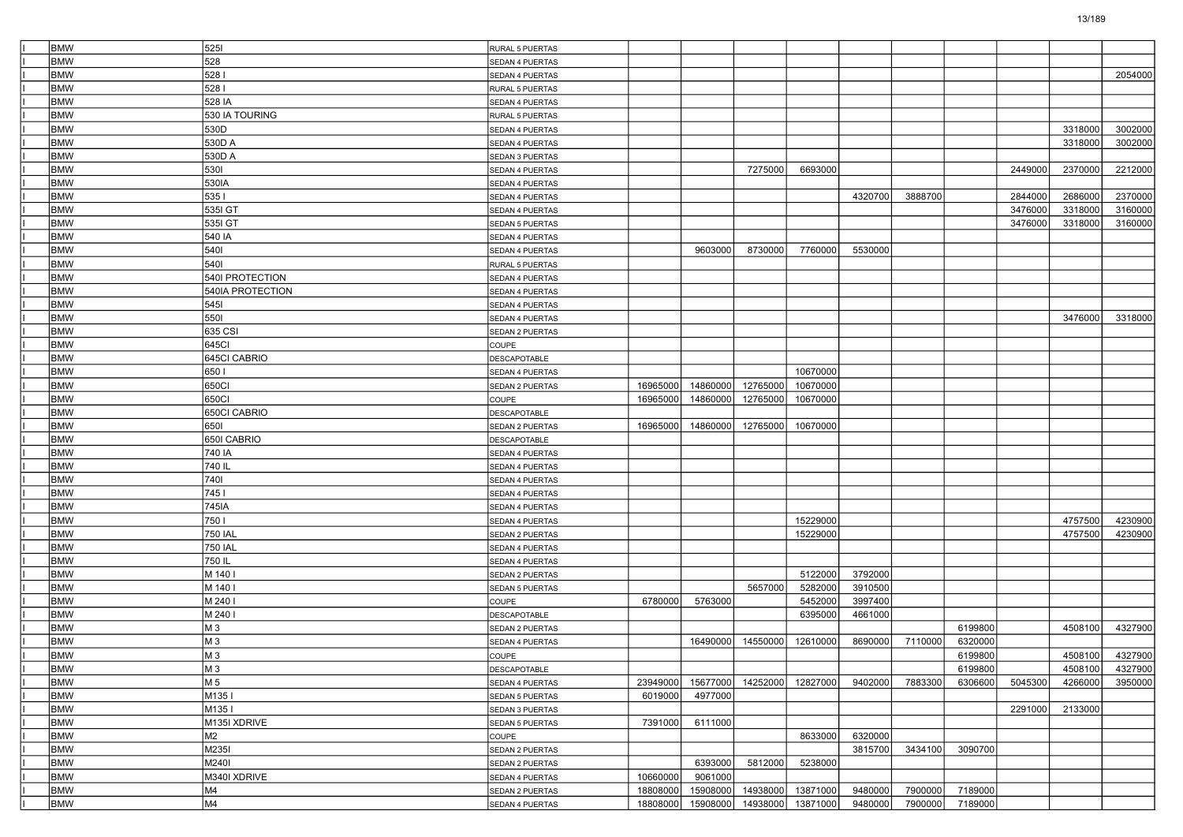| | | | | | | | | | | | | | |
|---|---|---|---|---|---|---|---|---|---|---|---|---|---|
| I | BMW | 525I | RURAL 5 PUERTAS | | | | | | | | | | |
| I | BMW | 528 | SEDAN 4 PUERTAS | | | | | | | | | | |
| I | BMW | 528 I | SEDAN 4 PUERTAS | | | | | | | | | | 2054000 |
| I | BMW | 528 I | RURAL 5 PUERTAS | | | | | | | | | | |
| I | BMW | 528 IA | SEDAN 4 PUERTAS | | | | | | | | | | |
| I | BMW | 530 IA TOURING | RURAL 5 PUERTAS | | | | | | | | | | |
| I | BMW | 530D | SEDAN 4 PUERTAS | | | | | | | | | 3318000 | 3002000 |
| I | BMW | 530D A | SEDAN 4 PUERTAS | | | | | | | | | 3318000 | 3002000 |
| I | BMW | 530D A | SEDAN 3 PUERTAS | | | | | | | | | | |
| I | BMW | 530I | SEDAN 4 PUERTAS | | | 7275000 | 6693000 | | | | 2449000 | 2370000 | 2212000 |
| I | BMW | 530IA | SEDAN 4 PUERTAS | | | | | | | | | | |
| I | BMW | 535 I | SEDAN 4 PUERTAS | | | | | 4320700 | 3888700 | | 2844000 | 2686000 | 2370000 |
| I | BMW | 535I GT | SEDAN 4 PUERTAS | | | | | | | | 3476000 | 3318000 | 3160000 |
| I | BMW | 535I GT | SEDAN 5 PUERTAS | | | | | | | | 3476000 | 3318000 | 3160000 |
| I | BMW | 540 IA | SEDAN 4 PUERTAS | | | | | | | | | | |
| I | BMW | 540I | SEDAN 4 PUERTAS | | 9603000 | 8730000 | 7760000 | 5530000 | | | | | |
| I | BMW | 540I | RURAL 5 PUERTAS | | | | | | | | | | |
| I | BMW | 540I PROTECTION | SEDAN 4 PUERTAS | | | | | | | | | | |
| I | BMW | 540IA PROTECTION | SEDAN 4 PUERTAS | | | | | | | | | | |
| I | BMW | 545I | SEDAN 4 PUERTAS | | | | | | | | | | |
| I | BMW | 550I | SEDAN 4 PUERTAS | | | | | | | | | 3476000 | 3318000 |
| I | BMW | 635 CSI | SEDAN 2 PUERTAS | | | | | | | | | | |
| I | BMW | 645CI | COUPE | | | | | | | | | | |
| I | BMW | 645CI CABRIO | DESCAPOTABLE | | | | | | | | | | |
| I | BMW | 650 I | SEDAN 4 PUERTAS | | | | 10670000 | | | | | | |
| I | BMW | 650CI | SEDAN 2 PUERTAS | 16965000 | 14860000 | 12765000 | 10670000 | | | | | | |
| I | BMW | 650CI | COUPE | 16965000 | 14860000 | 12765000 | 10670000 | | | | | | |
| I | BMW | 650CI CABRIO | DESCAPOTABLE | | | | | | | | | | |
| I | BMW | 650I | SEDAN 2 PUERTAS | 16965000 | 14860000 | 12765000 | 10670000 | | | | | | |
| I | BMW | 650I CABRIO | DESCAPOTABLE | | | | | | | | | | |
| I | BMW | 740 IA | SEDAN 4 PUERTAS | | | | | | | | | | |
| I | BMW | 740 IL | SEDAN 4 PUERTAS | | | | | | | | | | |
| I | BMW | 740I | SEDAN 4 PUERTAS | | | | | | | | | | |
| I | BMW | 745 I | SEDAN 4 PUERTAS | | | | | | | | | | |
| I | BMW | 745IA | SEDAN 4 PUERTAS | | | | | | | | | | |
| I | BMW | 750 I | SEDAN 4 PUERTAS | | | | 15229000 | | | | | 4757500 | 4230900 |
| I | BMW | 750 IAL | SEDAN 2 PUERTAS | | | | 15229000 | | | | | 4757500 | 4230900 |
| I | BMW | 750 IAL | SEDAN 4 PUERTAS | | | | | | | | | | |
| I | BMW | 750 IL | SEDAN 4 PUERTAS | | | | | | | | | | |
| I | BMW | M 140 I | SEDAN 2 PUERTAS | | | | 5122000 | 3792000 | | | | | |
| I | BMW | M 140 I | SEDAN 5 PUERTAS | | | 5657000 | 5282000 | 3910500 | | | | | |
| I | BMW | M 240 I | COUPE | 6780000 | 5763000 | | 5452000 | 3997400 | | | | | |
| I | BMW | M 240 I | DESCAPOTABLE | | | | 6395000 | 4661000 | | | | | |
| I | BMW | M 3 | SEDAN 2 PUERTAS | | | | | | | 6199800 | | 4508100 | 4327900 |
| I | BMW | M 3 | SEDAN 4 PUERTAS | | 16490000 | 14550000 | 12610000 | 8690000 | 7110000 | 6320000 | | | |
| I | BMW | M 3 | COUPE | | | | | | | 6199800 | | 4508100 | 4327900 |
| I | BMW | M 3 | DESCAPOTABLE | | | | | | | 6199800 | | 4508100 | 4327900 |
| I | BMW | M 5 | SEDAN 4 PUERTAS | 23949000 | 15677000 | 14252000 | 12827000 | 9402000 | 7883300 | 6306600 | 5045300 | 4266000 | 3950000 |
| I | BMW | M135 I | SEDAN 5 PUERTAS | 6019000 | 4977000 | | | | | | | | |
| I | BMW | M135 I | SEDAN 3 PUERTAS | | | | | | | | 2291000 | 2133000 | |
| I | BMW | M135I XDRIVE | SEDAN 5 PUERTAS | 7391000 | 6111000 | | | | | | | | |
| I | BMW | M2 | COUPE | | | | 8633000 | 6320000 | | | | | |
| I | BMW | M235I | SEDAN 2 PUERTAS | | | | | 3815700 | 3434100 | 3090700 | | | |
| I | BMW | M240I | SEDAN 2 PUERTAS | | 6393000 | 5812000 | 5238000 | | | | | | |
| I | BMW | M340I XDRIVE | SEDAN 4 PUERTAS | 10660000 | 9061000 | | | | | | | | |
| I | BMW | M4 | SEDAN 2 PUERTAS | 18808000 | 15908000 | 14938000 | 13871000 | 9480000 | 7900000 | 7189000 | | | |
| I | BMW | M4 | SEDAN 4 PUERTAS | 18808000 | 15908000 | 14938000 | 13871000 | 9480000 | 7900000 | 7189000 | | | |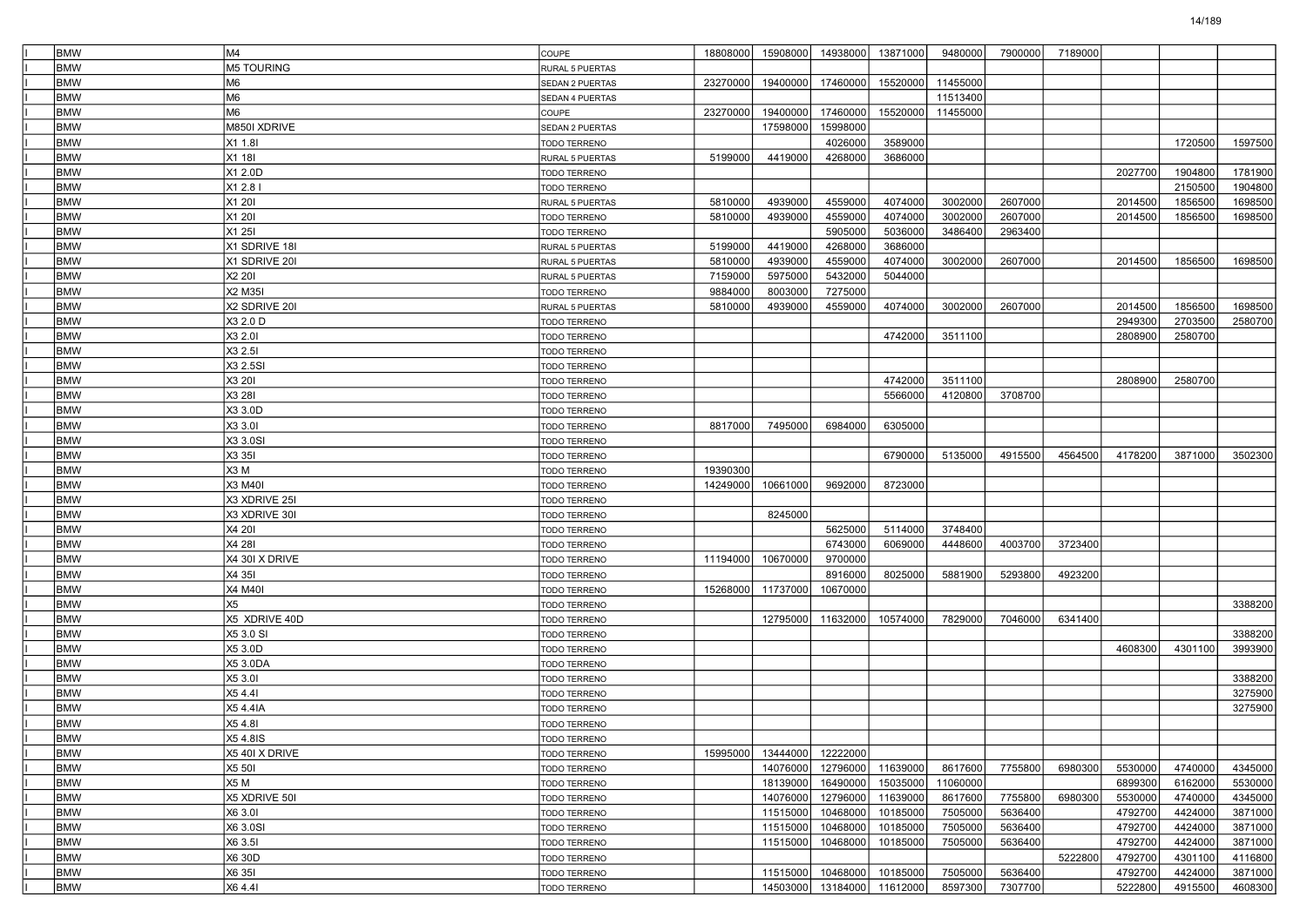| | | | | | | | | | | | | | |
|---|---|---|---|---|---|---|---|---|---|---|---|---|---|
| I | BMW | M4 | COUPE | 18808000 | 15908000 | 14938000 | 13871000 | 9480000 | 7900000 | 7189000 | | | |
| I | BMW | M5 TOURING | RURAL 5 PUERTAS | | | | | | | | | | |
| I | BMW | M6 | SEDAN 2 PUERTAS | 23270000 | 19400000 | 17460000 | 15520000 | 11455000 | | | | | |
| I | BMW | M6 | SEDAN 4 PUERTAS | | | | | 11513400 | | | | | |
| I | BMW | M6 | COUPE | 23270000 | 19400000 | 17460000 | 15520000 | 11455000 | | | | | |
| I | BMW | M850I XDRIVE | SEDAN 2 PUERTAS | | 17598000 | 15998000 | | | | | | | |
| I | BMW | X1 1.8I | TODO TERRENO | | | 4026000 | 3589000 | | | | | 1720500 | 1597500 |
| I | BMW | X1 18I | RURAL 5 PUERTAS | 5199000 | 4419000 | 4268000 | 3686000 | | | | | | |
| I | BMW | X1 2.0D | TODO TERRENO | | | | | | | | 2027700 | 1904800 | 1781900 |
| I | BMW | X1 2.8 I | TODO TERRENO | | | | | | | | | 2150500 | 1904800 |
| I | BMW | X1 20I | RURAL 5 PUERTAS | 5810000 | 4939000 | 4559000 | 4074000 | 3002000 | 2607000 | | 2014500 | 1856500 | 1698500 |
| I | BMW | X1 20I | TODO TERRENO | 5810000 | 4939000 | 4559000 | 4074000 | 3002000 | 2607000 | | 2014500 | 1856500 | 1698500 |
| I | BMW | X1 25I | TODO TERRENO | | | 5905000 | 5036000 | 3486400 | 2963400 | | | | |
| I | BMW | X1 SDRIVE 18I | RURAL 5 PUERTAS | 5199000 | 4419000 | 4268000 | 3686000 | | | | | | |
| I | BMW | X1 SDRIVE 20I | RURAL 5 PUERTAS | 5810000 | 4939000 | 4559000 | 4074000 | 3002000 | 2607000 | | 2014500 | 1856500 | 1698500 |
| I | BMW | X2 20I | RURAL 5 PUERTAS | 7159000 | 5975000 | 5432000 | 5044000 | | | | | | |
| I | BMW | X2 M35I | TODO TERRENO | 9884000 | 8003000 | 7275000 | | | | | | | |
| I | BMW | X2 SDRIVE 20I | RURAL 5 PUERTAS | 5810000 | 4939000 | 4559000 | 4074000 | 3002000 | 2607000 | | 2014500 | 1856500 | 1698500 |
| I | BMW | X3 2.0 D | TODO TERRENO | | | | | | | | 2949300 | 2703500 | 2580700 |
| I | BMW | X3 2.0I | TODO TERRENO | | | | 4742000 | 3511100 | | | 2808900 | 2580700 | |
| I | BMW | X3 2.5I | TODO TERRENO | | | | | | | | | | |
| I | BMW | X3 2.5SI | TODO TERRENO | | | | | | | | | | |
| I | BMW | X3 20I | TODO TERRENO | | | | 4742000 | 3511100 | | | 2808900 | 2580700 | |
| I | BMW | X3 28I | TODO TERRENO | | | | 5566000 | 4120800 | 3708700 | | | | |
| I | BMW | X3 3.0D | TODO TERRENO | | | | | | | | | | |
| I | BMW | X3 3.0I | TODO TERRENO | 8817000 | 7495000 | 6984000 | 6305000 | | | | | | |
| I | BMW | X3 3.0SI | TODO TERRENO | | | | | | | | | | |
| I | BMW | X3 35I | TODO TERRENO | | | | 6790000 | 5135000 | 4915500 | 4564500 | 4178200 | 3871000 | 3502300 |
| I | BMW | X3 M | TODO TERRENO | 19390300 | | | | | | | | | |
| I | BMW | X3 M40I | TODO TERRENO | 14249000 | 10661000 | 9692000 | 8723000 | | | | | | |
| I | BMW | X3 XDRIVE 25I | TODO TERRENO | | | | | | | | | | |
| I | BMW | X3 XDRIVE 30I | TODO TERRENO | | 8245000 | | | | | | | | |
| I | BMW | X4 20I | TODO TERRENO | | | 5625000 | 5114000 | 3748400 | | | | | |
| I | BMW | X4 28I | TODO TERRENO | | | 6743000 | 6069000 | 4448600 | 4003700 | 3723400 | | | |
| I | BMW | X4 30I X DRIVE | TODO TERRENO | 11194000 | 10670000 | 9700000 | | | | | | | |
| I | BMW | X4 35I | TODO TERRENO | | | 8916000 | 8025000 | 5881900 | 5293800 | 4923200 | | | |
| I | BMW | X4 M40I | TODO TERRENO | 15268000 | 11737000 | 10670000 | | | | | | | |
| I | BMW | X5 | TODO TERRENO | | | | | | | | | | 3388200 |
| I | BMW | X5 XDRIVE 40D | TODO TERRENO | | 12795000 | 11632000 | 10574000 | 7829000 | 7046000 | 6341400 | | | |
| I | BMW | X5 3.0 SI | TODO TERRENO | | | | | | | | | | 3388200 |
| I | BMW | X5 3.0D | TODO TERRENO | | | | | | | | 4608300 | 4301100 | 3993900 |
| I | BMW | X5 3.0DA | TODO TERRENO | | | | | | | | | | |
| I | BMW | X5 3.0I | TODO TERRENO | | | | | | | | | | 3388200 |
| I | BMW | X5 4.4I | TODO TERRENO | | | | | | | | | | 3275900 |
| I | BMW | X5 4.4IA | TODO TERRENO | | | | | | | | | | 3275900 |
| I | BMW | X5 4.8I | TODO TERRENO | | | | | | | | | | |
| I | BMW | X5 4.8IS | TODO TERRENO | | | | | | | | | | |
| I | BMW | X5 40I X DRIVE | TODO TERRENO | 15995000 | 13444000 | 12222000 | | | | | | | |
| I | BMW | X5 50I | TODO TERRENO | | 14076000 | 12796000 | 11639000 | 8617600 | 7755800 | 6980300 | 5530000 | 4740000 | 4345000 |
| I | BMW | X5 M | TODO TERRENO | | 18139000 | 16490000 | 15035000 | 11060000 | | | 6899300 | 6162000 | 5530000 |
| I | BMW | X5 XDRIVE 50I | TODO TERRENO | | 14076000 | 12796000 | 11639000 | 8617600 | 7755800 | 6980300 | 5530000 | 4740000 | 4345000 |
| I | BMW | X6 3.0I | TODO TERRENO | | 11515000 | 10468000 | 10185000 | 7505000 | 5636400 | | 4792700 | 4424000 | 3871000 |
| I | BMW | X6 3.0SI | TODO TERRENO | | 11515000 | 10468000 | 10185000 | 7505000 | 5636400 | | 4792700 | 4424000 | 3871000 |
| I | BMW | X6 3.5I | TODO TERRENO | | 11515000 | 10468000 | 10185000 | 7505000 | 5636400 | | 4792700 | 4424000 | 3871000 |
| I | BMW | X6 30D | TODO TERRENO | | | | | | | 5222800 | 4792700 | 4301100 | 4116800 |
| I | BMW | X6 35I | TODO TERRENO | | 11515000 | 10468000 | 10185000 | 7505000 | 5636400 | | 4792700 | 4424000 | 3871000 |
| I | BMW | X6 4.4I | TODO TERRENO | | 14503000 | 13184000 | 11612000 | 8597300 | 7307700 | | 5222800 | 4915500 | 4608300 |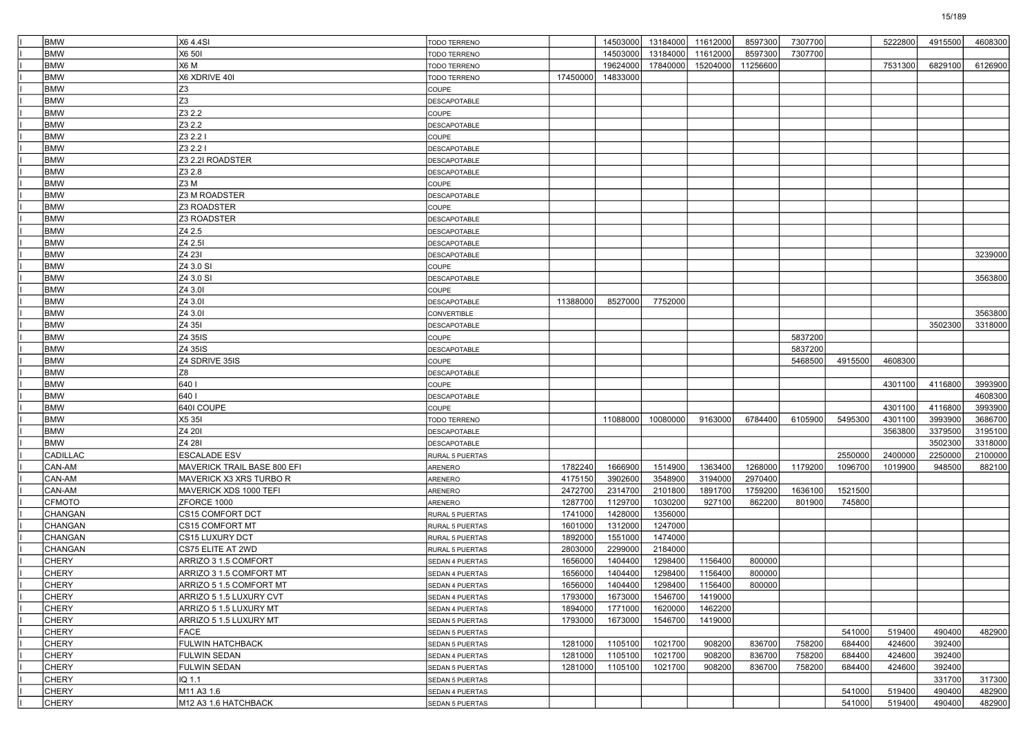| Marca | Modelo | Tipo | | | | | | | | | | |
|---|---|---|---|---|---|---|---|---|---|---|---|---|
| BMW | X6 4.4SI | TODO TERRENO | | 14503000 | 13184000 | 11612000 | 8597300 | 7307700 | | 5222800 | 4915500 | 4608300 |
| BMW | X6 50I | TODO TERRENO | | 14503000 | 13184000 | 11612000 | 8597300 | 7307700 | | | | |
| BMW | X6 M | TODO TERRENO | | 19624000 | 17840000 | 15204000 | 11256600 | | | 7531300 | 6829100 | 6126900 |
| BMW | X6 XDRIVE 40I | TODO TERRENO | 17450000 | 14833000 | | | | | | | | |
| BMW | Z3 | COUPE | | | | | | | | | | |
| BMW | Z3 | DESCAPOTABLE | | | | | | | | | | |
| BMW | Z3 2.2 | COUPE | | | | | | | | | | |
| BMW | Z3 2.2 | DESCAPOTABLE | | | | | | | | | | |
| BMW | Z3 2.2 I | COUPE | | | | | | | | | | |
| BMW | Z3 2.2 I | DESCAPOTABLE | | | | | | | | | | |
| BMW | Z3 2.2I ROADSTER | DESCAPOTABLE | | | | | | | | | | |
| BMW | Z3 2.8 | DESCAPOTABLE | | | | | | | | | | |
| BMW | Z3 M | COUPE | | | | | | | | | | |
| BMW | Z3 M ROADSTER | DESCAPOTABLE | | | | | | | | | | |
| BMW | Z3 ROADSTER | COUPE | | | | | | | | | | |
| BMW | Z3 ROADSTER | DESCAPOTABLE | | | | | | | | | | |
| BMW | Z4 2.5 | DESCAPOTABLE | | | | | | | | | | |
| BMW | Z4 2.5I | DESCAPOTABLE | | | | | | | | | | |
| BMW | Z4 23I | DESCAPOTABLE | | | | | | | | | | 3239000 |
| BMW | Z4 3.0 SI | COUPE | | | | | | | | | | |
| BMW | Z4 3.0 SI | DESCAPOTABLE | | | | | | | | | | 3563800 |
| BMW | Z4 3.0I | COUPE | | | | | | | | | | |
| BMW | Z4 3.0I | DESCAPOTABLE | 11388000 | 8527000 | 7752000 | | | | | | | |
| BMW | Z4 3.0I | CONVERTIBLE | | | | | | | | | | 3563800 |
| BMW | Z4 35I | DESCAPOTABLE | | | | | | | | | 3502300 | 3318000 |
| BMW | Z4 35IS | COUPE | | | | | | 5837200 | | | | |
| BMW | Z4 35IS | DESCAPOTABLE | | | | | | 5837200 | | | | |
| BMW | Z4 SDRIVE 35IS | COUPE | | | | | | 5468500 | 4915500 | 4608300 | | |
| BMW | Z8 | DESCAPOTABLE | | | | | | | | | | |
| BMW | 640 I | COUPE | | | | | | | | 4301100 | 4116800 | 3993900 |
| BMW | 640 I | DESCAPOTABLE | | | | | | | | | | 4608300 |
| BMW | 640I COUPE | COUPE | | | | | | | | 4301100 | 4116800 | 3993900 |
| BMW | X5 35I | TODO TERRENO | | 11088000 | 10080000 | 9163000 | 6784400 | 6105900 | 5495300 | 4301100 | 3993900 | 3686700 |
| BMW | Z4 20I | DESCAPOTABLE | | | | | | | | 3563800 | 3379500 | 3195100 |
| BMW | Z4 28I | DESCAPOTABLE | | | | | | | | | 3502300 | 3318000 |
| CADILLAC | ESCALADE ESV | RURAL 5 PUERTAS | | | | | | | 2550000 | 2400000 | 2250000 | 2100000 |
| CAN-AM | MAVERICK TRAIL BASE 800 EFI | ARENERO | 1782240 | 1666900 | 1514900 | 1363400 | 1268000 | 1179200 | 1096700 | 1019900 | 948500 | 882100 |
| CAN-AM | MAVERICK X3 XRS TURBO R | ARENERO | 4175150 | 3902600 | 3548900 | 3194000 | 2970400 | | | | | |
| CAN-AM | MAVERICK XDS 1000 TEFI | ARENERO | 2472700 | 2314700 | 2101800 | 1891700 | 1759200 | 1636100 | 1521500 | | | |
| CFMOTO | ZFORCE 1000 | ARENERO | 1287700 | 1129700 | 1030200 | 927100 | 862200 | 801900 | 745800 | | | |
| CHANGAN | CS15 COMFORT DCT | RURAL 5 PUERTAS | 1741000 | 1428000 | 1356000 | | | | | | | |
| CHANGAN | CS15 COMFORT MT | RURAL 5 PUERTAS | 1601000 | 1312000 | 1247000 | | | | | | | |
| CHANGAN | CS15 LUXURY DCT | RURAL 5 PUERTAS | 1892000 | 1551000 | 1474000 | | | | | | | |
| CHANGAN | CS75 ELITE AT 2WD | RURAL 5 PUERTAS | 2803000 | 2299000 | 2184000 | | | | | | | |
| CHERY | ARRIZO 3 1.5 COMFORT | SEDAN 4 PUERTAS | 1656000 | 1404400 | 1298400 | 1156400 | 800000 | | | | | |
| CHERY | ARRIZO 3 1.5 COMFORT MT | SEDAN 4 PUERTAS | 1656000 | 1404400 | 1298400 | 1156400 | 800000 | | | | | |
| CHERY | ARRIZO 5 1.5 COMFORT MT | SEDAN 4 PUERTAS | 1656000 | 1404400 | 1298400 | 1156400 | 800000 | | | | | |
| CHERY | ARRIZO 5 1.5 LUXURY CVT | SEDAN 4 PUERTAS | 1793000 | 1673000 | 1546700 | 1419000 | | | | | | |
| CHERY | ARRIZO 5 1.5 LUXURY MT | SEDAN 4 PUERTAS | 1894000 | 1771000 | 1620000 | 1462200 | | | | | | |
| CHERY | ARRIZO 5 1.5 LUXURY MT | SEDAN 5 PUERTAS | 1793000 | 1673000 | 1546700 | 1419000 | | | | | | |
| CHERY | FACE | SEDAN 5 PUERTAS | | | | | | | 541000 | 519400 | 490400 | 482900 |
| CHERY | FULWIN HATCHBACK | SEDAN 5 PUERTAS | 1281000 | 1105100 | 1021700 | 908200 | 836700 | 758200 | 684400 | 424600 | 392400 | |
| CHERY | FULWIN SEDAN | SEDAN 4 PUERTAS | 1281000 | 1105100 | 1021700 | 908200 | 836700 | 758200 | 684400 | 424600 | 392400 | |
| CHERY | FULWIN SEDAN | SEDAN 5 PUERTAS | 1281000 | 1105100 | 1021700 | 908200 | 836700 | 758200 | 684400 | 424600 | 392400 | |
| CHERY | IQ 1.1 | SEDAN 5 PUERTAS | | | | | | | | | 331700 | 317300 |
| CHERY | M11 A3 1.6 | SEDAN 4 PUERTAS | | | | | | | 541000 | 519400 | 490400 | 482900 |
| CHERY | M12 A3 1.6 HATCHBACK | SEDAN 5 PUERTAS | | | | | | | 541000 | 519400 | 490400 | 482900 |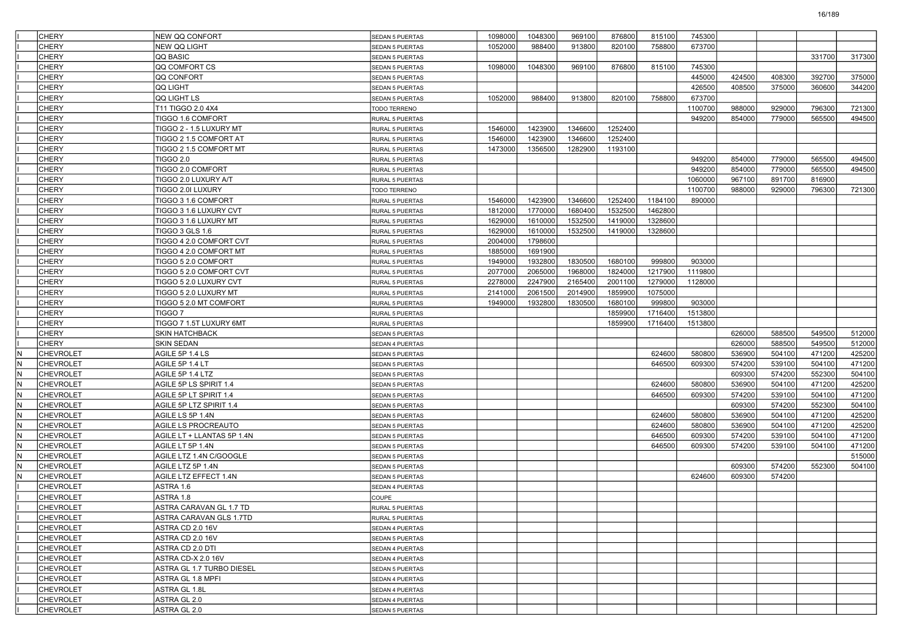| | | | | | | | | | | | | | |
|---|---|---|---|---|---|---|---|---|---|---|---|---|---|
| I | CHERY | NEW QQ CONFORT | SEDAN 5 PUERTAS | 1098000 | 1048300 | 969100 | 876800 | 815100 | 745300 | | | | |
| I | CHERY | NEW QQ LIGHT | SEDAN 5 PUERTAS | 1052000 | 988400 | 913800 | 820100 | 758800 | 673700 | | | | |
| I | CHERY | QQ BASIC | SEDAN 5 PUERTAS | | | | | | | | | 331700 | 317300 |
| I | CHERY | QQ COMFORT CS | SEDAN 5 PUERTAS | 1098000 | 1048300 | 969100 | 876800 | 815100 | 745300 | | | | |
| I | CHERY | QQ CONFORT | SEDAN 5 PUERTAS | | | | | | 445000 | 424500 | 408300 | 392700 | 375000 |
| I | CHERY | QQ LIGHT | SEDAN 5 PUERTAS | | | | | | 426500 | 408500 | 375000 | 360600 | 344200 |
| I | CHERY | QQ LIGHT LS | SEDAN 5 PUERTAS | 1052000 | 988400 | 913800 | 820100 | 758800 | 673700 | | | | |
| I | CHERY | T11 TIGGO 2.0 4X4 | TODO TERRENO | | | | | | 1100700 | 988000 | 929000 | 796300 | 721300 |
| I | CHERY | TIGGO 1.6 COMFORT | RURAL 5 PUERTAS | | | | | | 949200 | 854000 | 779000 | 565500 | 494500 |
| I | CHERY | TIGGO 2 - 1.5 LUXURY MT | RURAL 5 PUERTAS | 1546000 | 1423900 | 1346600 | 1252400 | | | | | | |
| I | CHERY | TIGGO 2 1.5 COMFORT AT | RURAL 5 PUERTAS | 1546000 | 1423900 | 1346600 | 1252400 | | | | | | |
| I | CHERY | TIGGO 2 1.5 COMFORT MT | RURAL 5 PUERTAS | 1473000 | 1356500 | 1282900 | 1193100 | | | | | | |
| I | CHERY | TIGGO 2.0 | RURAL 5 PUERTAS | | | | | | 949200 | 854000 | 779000 | 565500 | 494500 |
| I | CHERY | TIGGO 2.0 COMFORT | RURAL 5 PUERTAS | | | | | | 949200 | 854000 | 779000 | 565500 | 494500 |
| I | CHERY | TIGGO 2.0 LUXURY A/T | RURAL 5 PUERTAS | | | | | | 1060000 | 967100 | 891700 | 816900 | |
| I | CHERY | TIGGO 2.0I LUXURY | TODO TERRENO | | | | | | 1100700 | 988000 | 929000 | 796300 | 721300 |
| I | CHERY | TIGGO 3 1.6 COMFORT | RURAL 5 PUERTAS | 1546000 | 1423900 | 1346600 | 1252400 | 1184100 | 890000 | | | | |
| I | CHERY | TIGGO 3 1.6 LUXURY CVT | RURAL 5 PUERTAS | 1812000 | 1770000 | 1680400 | 1532500 | 1462800 | | | | | |
| I | CHERY | TIGGO 3 1.6 LUXURY MT | RURAL 5 PUERTAS | 1629000 | 1610000 | 1532500 | 1419000 | 1328600 | | | | | |
| I | CHERY | TIGGO 3 GLS 1.6 | RURAL 5 PUERTAS | 1629000 | 1610000 | 1532500 | 1419000 | 1328600 | | | | | |
| I | CHERY | TIGGO 4 2.0 COMFORT CVT | RURAL 5 PUERTAS | 2004000 | 1798600 | | | | | | | | |
| I | CHERY | TIGGO 4 2.0 COMFORT MT | RURAL 5 PUERTAS | 1885000 | 1691900 | | | | | | | | |
| I | CHERY | TIGGO 5 2.0 COMFORT | RURAL 5 PUERTAS | 1949000 | 1932800 | 1830500 | 1680100 | 999800 | 903000 | | | | |
| I | CHERY | TIGGO 5 2.0 COMFORT CVT | RURAL 5 PUERTAS | 2077000 | 2065000 | 1968000 | 1824000 | 1217900 | 1119800 | | | | |
| I | CHERY | TIGGO 5 2.0 LUXURY CVT | RURAL 5 PUERTAS | 2278000 | 2247900 | 2165400 | 2001100 | 1279000 | 1128000 | | | | |
| I | CHERY | TIGGO 5 2.0 LUXURY MT | RURAL 5 PUERTAS | 2141000 | 2061500 | 2014900 | 1859900 | 1075000 | | | | | |
| I | CHERY | TIGGO 5 2.0 MT COMFORT | RURAL 5 PUERTAS | 1949000 | 1932800 | 1830500 | 1680100 | 999800 | 903000 | | | | |
| I | CHERY | TIGGO 7 | RURAL 5 PUERTAS | | | | 1859900 | 1716400 | 1513800 | | | | |
| I | CHERY | TIGGO 7 1.5T LUXURY 6MT | RURAL 5 PUERTAS | | | | 1859900 | 1716400 | 1513800 | | | | |
| I | CHERY | SKIN HATCHBACK | SEDAN 5 PUERTAS | | | | | | | 626000 | 588500 | 549500 | 512000 |
| I | CHERY | SKIN SEDAN | SEDAN 4 PUERTAS | | | | | | | 626000 | 588500 | 549500 | 512000 |
| N | CHEVROLET | AGILE 5P 1.4 LS | SEDAN 5 PUERTAS | | | | | 624600 | 580800 | 536900 | 504100 | 471200 | 425200 |
| N | CHEVROLET | AGILE 5P 1.4 LT | SEDAN 5 PUERTAS | | | | | 646500 | 609300 | 574200 | 539100 | 504100 | 471200 |
| N | CHEVROLET | AGILE 5P 1.4 LTZ | SEDAN 5 PUERTAS | | | | | | | 609300 | 574200 | 552300 | 504100 |
| N | CHEVROLET | AGILE 5P LS SPIRIT 1.4 | SEDAN 5 PUERTAS | | | | | 624600 | 580800 | 536900 | 504100 | 471200 | 425200 |
| N | CHEVROLET | AGILE 5P LT SPIRIT 1.4 | SEDAN 5 PUERTAS | | | | | 646500 | 609300 | 574200 | 539100 | 504100 | 471200 |
| N | CHEVROLET | AGILE 5P LTZ SPIRIT 1.4 | SEDAN 5 PUERTAS | | | | | | | 609300 | 574200 | 552300 | 504100 |
| N | CHEVROLET | AGILE LS 5P 1.4N | SEDAN 5 PUERTAS | | | | | 624600 | 580800 | 536900 | 504100 | 471200 | 425200 |
| N | CHEVROLET | AGILE LS PROCREAUTO | SEDAN 5 PUERTAS | | | | | 624600 | 580800 | 536900 | 504100 | 471200 | 425200 |
| N | CHEVROLET | AGILE LT + LLANTAS 5P 1.4N | SEDAN 5 PUERTAS | | | | | 646500 | 609300 | 574200 | 539100 | 504100 | 471200 |
| N | CHEVROLET | AGILE LT 5P 1.4N | SEDAN 5 PUERTAS | | | | | 646500 | 609300 | 574200 | 539100 | 504100 | 471200 |
| N | CHEVROLET | AGILE LTZ 1.4N C/GOOGLE | SEDAN 5 PUERTAS | | | | | | | | | | 515000 |
| N | CHEVROLET | AGILE LTZ 5P 1.4N | SEDAN 5 PUERTAS | | | | | | | 609300 | 574200 | 552300 | 504100 |
| N | CHEVROLET | AGILE LTZ EFFECT 1.4N | SEDAN 5 PUERTAS | | | | | | 624600 | 609300 | 574200 | | |
| I | CHEVROLET | ASTRA 1.6 | SEDAN 4 PUERTAS | | | | | | | | | | |
| I | CHEVROLET | ASTRA 1.8 | COUPE | | | | | | | | | | |
| I | CHEVROLET | ASTRA CARAVAN GL 1.7 TD | RURAL 5 PUERTAS | | | | | | | | | | |
| I | CHEVROLET | ASTRA CARAVAN GLS 1.7TD | RURAL 5 PUERTAS | | | | | | | | | | |
| I | CHEVROLET | ASTRA CD 2.0 16V | SEDAN 4 PUERTAS | | | | | | | | | | |
| I | CHEVROLET | ASTRA CD 2.0 16V | SEDAN 5 PUERTAS | | | | | | | | | | |
| I | CHEVROLET | ASTRA CD 2.0 DTI | SEDAN 4 PUERTAS | | | | | | | | | | |
| I | CHEVROLET | ASTRA CD-X 2.0 16V | SEDAN 4 PUERTAS | | | | | | | | | | |
| I | CHEVROLET | ASTRA GL 1.7 TURBO DIESEL | SEDAN 5 PUERTAS | | | | | | | | | | |
| I | CHEVROLET | ASTRA GL 1.8 MPFI | SEDAN 4 PUERTAS | | | | | | | | | | |
| I | CHEVROLET | ASTRA GL 1.8L | SEDAN 4 PUERTAS | | | | | | | | | | |
| I | CHEVROLET | ASTRA GL 2.0 | SEDAN 4 PUERTAS | | | | | | | | | | |
| I | CHEVROLET | ASTRA GL 2.0 | SEDAN 5 PUERTAS | | | | | | | | | | |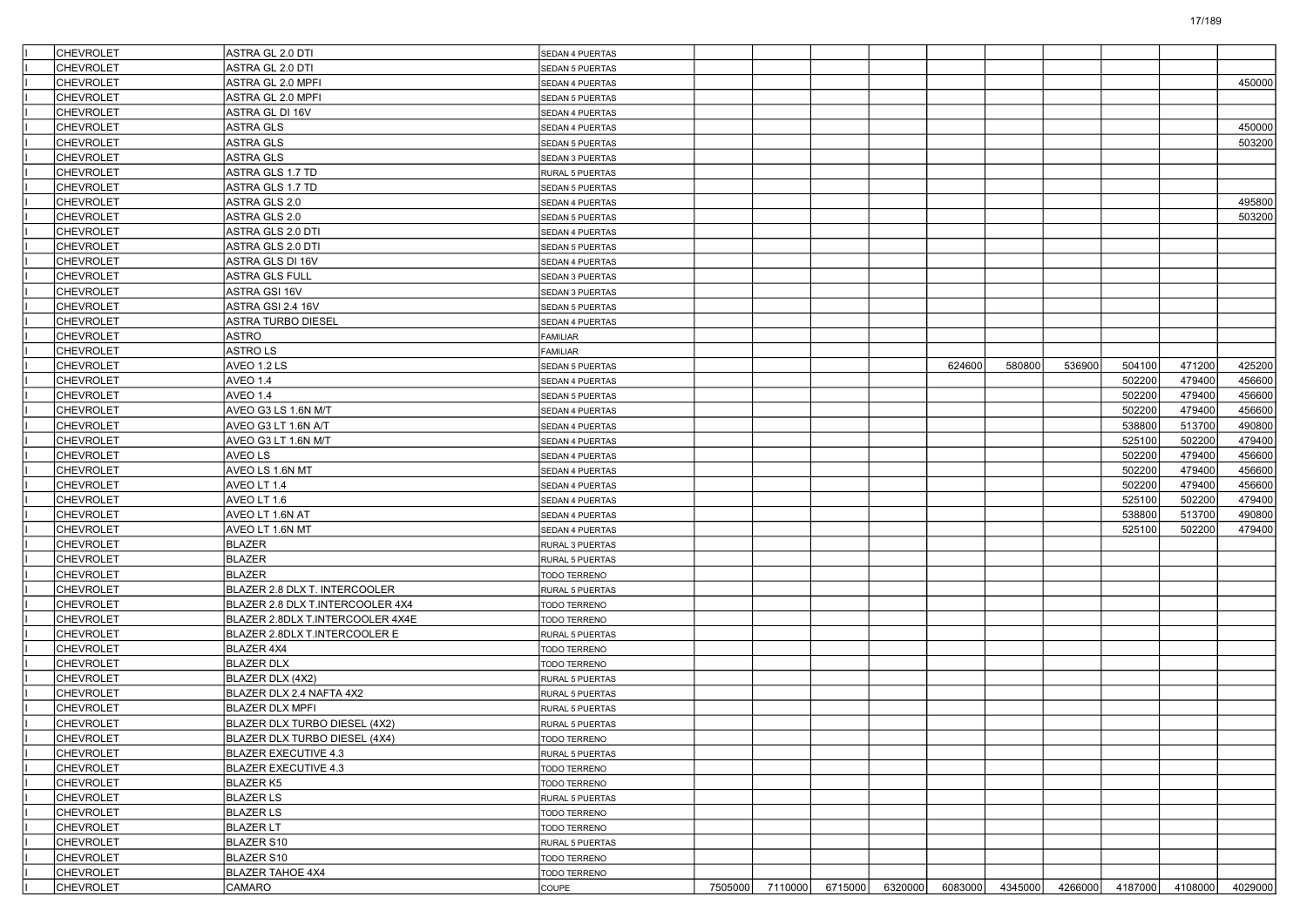| | | | | | | | | | | | | | |
|---|---|---|---|---|---|---|---|---|---|---|---|---|---|
| I | CHEVROLET | ASTRA GL 2.0 DTI | SEDAN 4 PUERTAS | | | | | | | | | | |
| I | CHEVROLET | ASTRA GL 2.0 DTI | SEDAN 5 PUERTAS | | | | | | | | | | |
| I | CHEVROLET | ASTRA GL 2.0 MPFI | SEDAN 4 PUERTAS | | | | | | | | | | 450000 |
| I | CHEVROLET | ASTRA GL 2.0 MPFI | SEDAN 5 PUERTAS | | | | | | | | | | |
| I | CHEVROLET | ASTRA GL DI 16V | SEDAN 4 PUERTAS | | | | | | | | | | |
| I | CHEVROLET | ASTRA GLS | SEDAN 4 PUERTAS | | | | | | | | | | 450000 |
| I | CHEVROLET | ASTRA GLS | SEDAN 5 PUERTAS | | | | | | | | | | 503200 |
| I | CHEVROLET | ASTRA GLS | SEDAN 3 PUERTAS | | | | | | | | | | |
| I | CHEVROLET | ASTRA GLS 1.7 TD | RURAL 5 PUERTAS | | | | | | | | | | |
| I | CHEVROLET | ASTRA GLS 1.7 TD | SEDAN 5 PUERTAS | | | | | | | | | | |
| I | CHEVROLET | ASTRA GLS 2.0 | SEDAN 4 PUERTAS | | | | | | | | | | 495800 |
| I | CHEVROLET | ASTRA GLS 2.0 | SEDAN 5 PUERTAS | | | | | | | | | | 503200 |
| I | CHEVROLET | ASTRA GLS 2.0 DTI | SEDAN 4 PUERTAS | | | | | | | | | | |
| I | CHEVROLET | ASTRA GLS 2.0 DTI | SEDAN 5 PUERTAS | | | | | | | | | | |
| I | CHEVROLET | ASTRA GLS DI 16V | SEDAN 4 PUERTAS | | | | | | | | | | |
| I | CHEVROLET | ASTRA GLS FULL | SEDAN 3 PUERTAS | | | | | | | | | | |
| I | CHEVROLET | ASTRA GSI 16V | SEDAN 3 PUERTAS | | | | | | | | | | |
| I | CHEVROLET | ASTRA GSI 2.4 16V | SEDAN 5 PUERTAS | | | | | | | | | | |
| I | CHEVROLET | ASTRA TURBO DIESEL | SEDAN 4 PUERTAS | | | | | | | | | | |
| I | CHEVROLET | ASTRO | FAMILIAR | | | | | | | | | | |
| I | CHEVROLET | ASTRO LS | FAMILIAR | | | | | | | | | | |
| I | CHEVROLET | AVEO 1.2 LS | SEDAN 5 PUERTAS | | | | | 624600 | 580800 | 536900 | 504100 | 471200 | 425200 |
| I | CHEVROLET | AVEO 1.4 | SEDAN 4 PUERTAS | | | | | | | | 502200 | 479400 | 456600 |
| I | CHEVROLET | AVEO 1.4 | SEDAN 5 PUERTAS | | | | | | | | 502200 | 479400 | 456600 |
| I | CHEVROLET | AVEO G3 LS 1.6N M/T | SEDAN 4 PUERTAS | | | | | | | | 502200 | 479400 | 456600 |
| I | CHEVROLET | AVEO G3 LT 1.6N A/T | SEDAN 4 PUERTAS | | | | | | | | 538800 | 513700 | 490800 |
| I | CHEVROLET | AVEO G3 LT 1.6N M/T | SEDAN 4 PUERTAS | | | | | | | | 525100 | 502200 | 479400 |
| I | CHEVROLET | AVEO LS | SEDAN 4 PUERTAS | | | | | | | | 502200 | 479400 | 456600 |
| I | CHEVROLET | AVEO LS 1.6N MT | SEDAN 4 PUERTAS | | | | | | | | 502200 | 479400 | 456600 |
| I | CHEVROLET | AVEO LT 1.4 | SEDAN 4 PUERTAS | | | | | | | | 502200 | 479400 | 456600 |
| I | CHEVROLET | AVEO LT 1.6 | SEDAN 4 PUERTAS | | | | | | | | 525100 | 502200 | 479400 |
| I | CHEVROLET | AVEO LT 1.6N AT | SEDAN 4 PUERTAS | | | | | | | | 538800 | 513700 | 490800 |
| I | CHEVROLET | AVEO LT 1.6N MT | SEDAN 4 PUERTAS | | | | | | | | 525100 | 502200 | 479400 |
| I | CHEVROLET | BLAZER | RURAL 3 PUERTAS | | | | | | | | | | |
| I | CHEVROLET | BLAZER | RURAL 5 PUERTAS | | | | | | | | | | |
| I | CHEVROLET | BLAZER | TODO TERRENO | | | | | | | | | | |
| I | CHEVROLET | BLAZER 2.8 DLX T. INTERCOOLER | RURAL 5 PUERTAS | | | | | | | | | | |
| I | CHEVROLET | BLAZER 2.8 DLX T.INTERCOOLER 4X4 | TODO TERRENO | | | | | | | | | | |
| I | CHEVROLET | BLAZER 2.8DLX T.INTERCOOLER 4X4E | TODO TERRENO | | | | | | | | | | |
| I | CHEVROLET | BLAZER 2.8DLX T.INTERCOOLER E | RURAL 5 PUERTAS | | | | | | | | | | |
| I | CHEVROLET | BLAZER 4X4 | TODO TERRENO | | | | | | | | | | |
| I | CHEVROLET | BLAZER DLX | TODO TERRENO | | | | | | | | | | |
| I | CHEVROLET | BLAZER DLX (4X2) | RURAL 5 PUERTAS | | | | | | | | | | |
| I | CHEVROLET | BLAZER DLX 2.4 NAFTA 4X2 | RURAL 5 PUERTAS | | | | | | | | | | |
| I | CHEVROLET | BLAZER DLX MPFI | RURAL 5 PUERTAS | | | | | | | | | | |
| I | CHEVROLET | BLAZER DLX TURBO DIESEL (4X2) | RURAL 5 PUERTAS | | | | | | | | | | |
| I | CHEVROLET | BLAZER DLX TURBO DIESEL (4X4) | TODO TERRENO | | | | | | | | | | |
| I | CHEVROLET | BLAZER EXECUTIVE 4.3 | RURAL 5 PUERTAS | | | | | | | | | | |
| I | CHEVROLET | BLAZER EXECUTIVE 4.3 | TODO TERRENO | | | | | | | | | | |
| I | CHEVROLET | BLAZER K5 | TODO TERRENO | | | | | | | | | | |
| I | CHEVROLET | BLAZER LS | RURAL 5 PUERTAS | | | | | | | | | | |
| I | CHEVROLET | BLAZER LS | TODO TERRENO | | | | | | | | | | |
| I | CHEVROLET | BLAZER LT | TODO TERRENO | | | | | | | | | | |
| I | CHEVROLET | BLAZER S10 | RURAL 5 PUERTAS | | | | | | | | | | |
| I | CHEVROLET | BLAZER S10 | TODO TERRENO | | | | | | | | | | |
| I | CHEVROLET | BLAZER TAHOE 4X4 | TODO TERRENO | | | | | | | | | | |
| I | CHEVROLET | CAMARO | COUPE | 7505000 | 7110000 | 6715000 | 6320000 | 6083000 | 4345000 | 4266000 | 4187000 | 4108000 | 4029000 |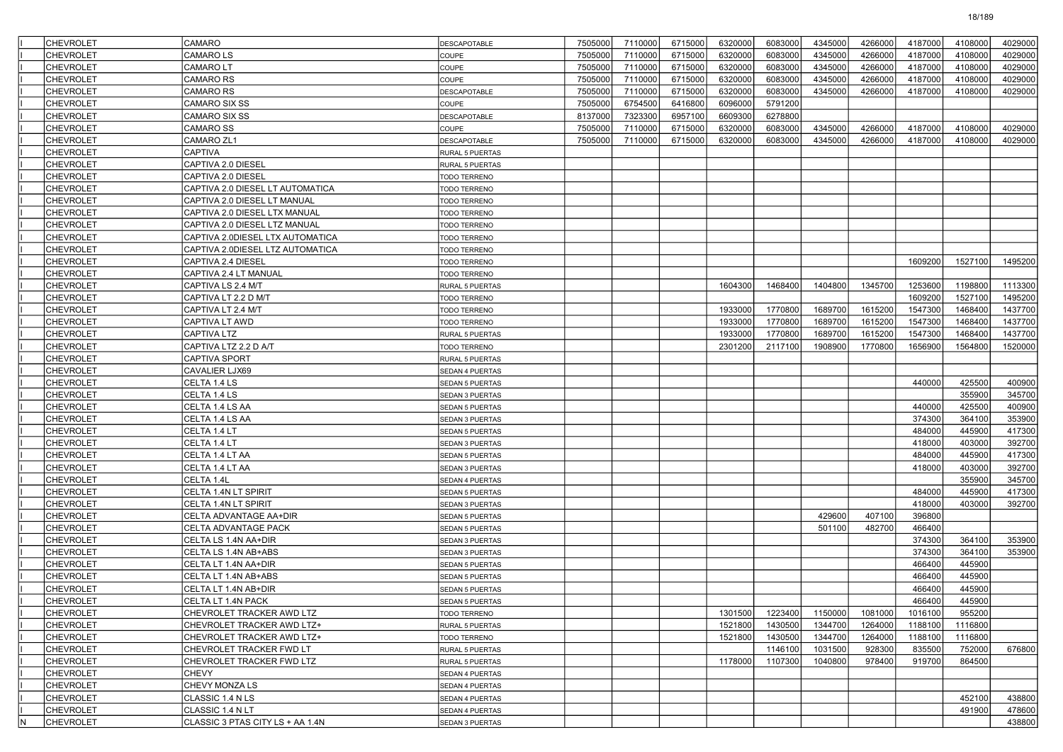| | | | | | | | | | | | | | |
|---|---|---|---|---|---|---|---|---|---|---|---|---|---|
| I | CHEVROLET | CAMARO | DESCAPOTABLE | 7505000 | 7110000 | 6715000 | 6320000 | 6083000 | 4345000 | 4266000 | 4187000 | 4108000 | 4029000 |
| I | CHEVROLET | CAMARO LS | COUPE | 7505000 | 7110000 | 6715000 | 6320000 | 6083000 | 4345000 | 4266000 | 4187000 | 4108000 | 4029000 |
| I | CHEVROLET | CAMARO LT | COUPE | 7505000 | 7110000 | 6715000 | 6320000 | 6083000 | 4345000 | 4266000 | 4187000 | 4108000 | 4029000 |
| I | CHEVROLET | CAMARO RS | COUPE | 7505000 | 7110000 | 6715000 | 6320000 | 6083000 | 4345000 | 4266000 | 4187000 | 4108000 | 4029000 |
| I | CHEVROLET | CAMARO RS | DESCAPOTABLE | 7505000 | 7110000 | 6715000 | 6320000 | 6083000 | 4345000 | 4266000 | 4187000 | 4108000 | 4029000 |
| I | CHEVROLET | CAMARO SIX SS | COUPE | 7505000 | 6754500 | 6416800 | 6096000 | 5791200 | | | | | |
| I | CHEVROLET | CAMARO SIX SS | DESCAPOTABLE | 8137000 | 7323300 | 6957100 | 6609300 | 6278800 | | | | | |
| I | CHEVROLET | CAMARO SS | COUPE | 7505000 | 7110000 | 6715000 | 6320000 | 6083000 | 4345000 | 4266000 | 4187000 | 4108000 | 4029000 |
| I | CHEVROLET | CAMARO ZL1 | DESCAPOTABLE | 7505000 | 7110000 | 6715000 | 6320000 | 6083000 | 4345000 | 4266000 | 4187000 | 4108000 | 4029000 |
| I | CHEVROLET | CAPTIVA | RURAL 5 PUERTAS | | | | | | | | | | |
| I | CHEVROLET | CAPTIVA 2.0 DIESEL | RURAL 5 PUERTAS | | | | | | | | | | |
| I | CHEVROLET | CAPTIVA 2.0 DIESEL | TODO TERRENO | | | | | | | | | | |
| I | CHEVROLET | CAPTIVA 2.0 DIESEL LT AUTOMATICA | TODO TERRENO | | | | | | | | | | |
| I | CHEVROLET | CAPTIVA 2.0 DIESEL LT MANUAL | TODO TERRENO | | | | | | | | | | |
| I | CHEVROLET | CAPTIVA 2.0 DIESEL LTX MANUAL | TODO TERRENO | | | | | | | | | | |
| I | CHEVROLET | CAPTIVA 2.0 DIESEL LTZ MANUAL | TODO TERRENO | | | | | | | | | | |
| I | CHEVROLET | CAPTIVA 2.0DIESEL LTX AUTOMATICA | TODO TERRENO | | | | | | | | | | |
| I | CHEVROLET | CAPTIVA 2.0DIESEL LTZ AUTOMATICA | TODO TERRENO | | | | | | | | | | |
| I | CHEVROLET | CAPTIVA 2.4 DIESEL | TODO TERRENO | | | | | | | | 1609200 | 1527100 | 1495200 |
| I | CHEVROLET | CAPTIVA 2.4 LT MANUAL | TODO TERRENO | | | | | | | | | | |
| I | CHEVROLET | CAPTIVA LS 2.4 M/T | RURAL 5 PUERTAS | | | | 1604300 | 1468400 | 1404800 | 1345700 | 1253600 | 1198800 | 1113300 |
| I | CHEVROLET | CAPTIVA LT 2.2 D M/T | TODO TERRENO | | | | | | | | 1609200 | 1527100 | 1495200 |
| I | CHEVROLET | CAPTIVA LT 2.4 M/T | TODO TERRENO | | | | 1933000 | 1770800 | 1689700 | 1615200 | 1547300 | 1468400 | 1437700 |
| I | CHEVROLET | CAPTIVA LT AWD | TODO TERRENO | | | | 1933000 | 1770800 | 1689700 | 1615200 | 1547300 | 1468400 | 1437700 |
| I | CHEVROLET | CAPTIVA LTZ | RURAL 5 PUERTAS | | | | 1933000 | 1770800 | 1689700 | 1615200 | 1547300 | 1468400 | 1437700 |
| I | CHEVROLET | CAPTIVA LTZ 2.2 D A/T | TODO TERRENO | | | | 2301200 | 2117100 | 1908900 | 1770800 | 1656900 | 1564800 | 1520000 |
| I | CHEVROLET | CAPTIVA SPORT | RURAL 5 PUERTAS | | | | | | | | | | |
| I | CHEVROLET | CAVALIER LJX69 | SEDAN 4 PUERTAS | | | | | | | | | | |
| I | CHEVROLET | CELTA 1.4 LS | SEDAN 5 PUERTAS | | | | | | | | 440000 | 425500 | 400900 |
| I | CHEVROLET | CELTA 1.4 LS | SEDAN 3 PUERTAS | | | | | | | | | 355900 | 345700 |
| I | CHEVROLET | CELTA 1.4 LS AA | SEDAN 5 PUERTAS | | | | | | | | 440000 | 425500 | 400900 |
| I | CHEVROLET | CELTA 1.4 LS AA | SEDAN 3 PUERTAS | | | | | | | | 374300 | 364100 | 353900 |
| I | CHEVROLET | CELTA 1.4 LT | SEDAN 5 PUERTAS | | | | | | | | 484000 | 445900 | 417300 |
| I | CHEVROLET | CELTA 1.4 LT | SEDAN 3 PUERTAS | | | | | | | | 418000 | 403000 | 392700 |
| I | CHEVROLET | CELTA 1.4 LT AA | SEDAN 5 PUERTAS | | | | | | | | 484000 | 445900 | 417300 |
| I | CHEVROLET | CELTA 1.4 LT AA | SEDAN 3 PUERTAS | | | | | | | | 418000 | 403000 | 392700 |
| I | CHEVROLET | CELTA 1.4L | SEDAN 4 PUERTAS | | | | | | | | | 355900 | 345700 |
| I | CHEVROLET | CELTA 1.4N LT SPIRIT | SEDAN 5 PUERTAS | | | | | | | | 484000 | 445900 | 417300 |
| I | CHEVROLET | CELTA 1.4N LT SPIRIT | SEDAN 3 PUERTAS | | | | | | | | 418000 | 403000 | 392700 |
| I | CHEVROLET | CELTA ADVANTAGE AA+DIR | SEDAN 5 PUERTAS | | | | | | 429600 | 407100 | 396800 | | |
| I | CHEVROLET | CELTA ADVANTAGE PACK | SEDAN 5 PUERTAS | | | | | | 501100 | 482700 | 466400 | | |
| I | CHEVROLET | CELTA LS 1.4N AA+DIR | SEDAN 3 PUERTAS | | | | | | | | 374300 | 364100 | 353900 |
| I | CHEVROLET | CELTA LS 1.4N AB+ABS | SEDAN 3 PUERTAS | | | | | | | | 374300 | 364100 | 353900 |
| I | CHEVROLET | CELTA LT 1.4N AA+DIR | SEDAN 5 PUERTAS | | | | | | | | 466400 | 445900 | |
| I | CHEVROLET | CELTA LT 1.4N AB+ABS | SEDAN 5 PUERTAS | | | | | | | | 466400 | 445900 | |
| I | CHEVROLET | CELTA LT 1.4N AB+DIR | SEDAN 5 PUERTAS | | | | | | | | 466400 | 445900 | |
| I | CHEVROLET | CELTA LT 1.4N PACK | SEDAN 5 PUERTAS | | | | | | | | 466400 | 445900 | |
| I | CHEVROLET | CHEVROLET TRACKER AWD LTZ | TODO TERRENO | | | | 1301500 | 1223400 | 1150000 | 1081000 | 1016100 | 955200 | |
| I | CHEVROLET | CHEVROLET TRACKER AWD LTZ+ | RURAL 5 PUERTAS | | | | 1521800 | 1430500 | 1344700 | 1264000 | 1188100 | 1116800 | |
| I | CHEVROLET | CHEVROLET TRACKER AWD LTZ+ | TODO TERRENO | | | | 1521800 | 1430500 | 1344700 | 1264000 | 1188100 | 1116800 | |
| I | CHEVROLET | CHEVROLET TRACKER FWD LT | RURAL 5 PUERTAS | | | | | 1146100 | 1031500 | 928300 | 835500 | 752000 | 676800 |
| I | CHEVROLET | CHEVROLET TRACKER FWD LTZ | RURAL 5 PUERTAS | | | | 1178000 | 1107300 | 1040800 | 978400 | 919700 | 864500 | |
| I | CHEVROLET | CHEVY | SEDAN 4 PUERTAS | | | | | | | | | | |
| I | CHEVROLET | CHEVY MONZA LS | SEDAN 4 PUERTAS | | | | | | | | | | |
| I | CHEVROLET | CLASSIC 1.4 N LS | SEDAN 4 PUERTAS | | | | | | | | | 452100 | 438800 |
| I | CHEVROLET | CLASSIC 1.4 N LT | SEDAN 4 PUERTAS | | | | | | | | | 491900 | 478600 |
| N | CHEVROLET | CLASSIC 3 PTAS CITY LS + AA 1.4N | SEDAN 3 PUERTAS | | | | | | | | | | 438800 |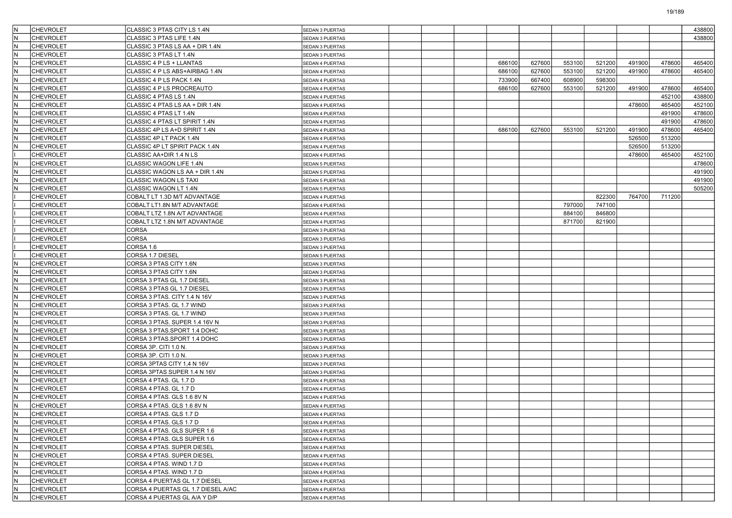| | | | | | | | | | | | | | |
|---|---|---|---|---|---|---|---|---|---|---|---|---|---|
| N | CHEVROLET | CLASSIC 3 PTAS CITY LS 1.4N | SEDAN 3 PUERTAS | | | | | | | | | | 438800 |
| N | CHEVROLET | CLASSIC 3 PTAS LIFE 1.4N | SEDAN 3 PUERTAS | | | | | | | | | | 438800 |
| N | CHEVROLET | CLASSIC 3 PTAS LS AA + DIR 1.4N | SEDAN 3 PUERTAS | | | | | | | | | | |
| N | CHEVROLET | CLASSIC 3 PTAS LT 1.4N | SEDAN 3 PUERTAS | | | | | | | | | | |
| N | CHEVROLET | CLASSIC 4 P LS + LLANTAS | SEDAN 4 PUERTAS | | | | 686100 | 627600 | 553100 | 521200 | 491900 | 478600 | 465400 |
| N | CHEVROLET | CLASSIC 4 P LS ABS+AIRBAG 1.4N | SEDAN 4 PUERTAS | | | | 686100 | 627600 | 553100 | 521200 | 491900 | 478600 | 465400 |
| N | CHEVROLET | CLASSIC 4 P LS PACK 1.4N | SEDAN 4 PUERTAS | | | | 733900 | 667400 | 608900 | 598300 | | | |
| N | CHEVROLET | CLASSIC 4 P LS PROCREAUTO | SEDAN 4 PUERTAS | | | | 686100 | 627600 | 553100 | 521200 | 491900 | 478600 | 465400 |
| N | CHEVROLET | CLASSIC 4 PTAS LS 1.4N | SEDAN 4 PUERTAS | | | | | | | | | 452100 | 438800 |
| N | CHEVROLET | CLASSIC 4 PTAS LS AA + DIR 1.4N | SEDAN 4 PUERTAS | | | | | | | | 478600 | 465400 | 452100 |
| N | CHEVROLET | CLASSIC 4 PTAS LT 1.4N | SEDAN 4 PUERTAS | | | | | | | | | 491900 | 478600 |
| N | CHEVROLET | CLASSIC 4 PTAS LT SPIRIT 1.4N | SEDAN 4 PUERTAS | | | | | | | | | 491900 | 478600 |
| N | CHEVROLET | CLASSIC 4P LS A+D SPIRIT 1.4N | SEDAN 4 PUERTAS | | | | 686100 | 627600 | 553100 | 521200 | 491900 | 478600 | 465400 |
| N | CHEVROLET | CLASSIC 4P LT PACK 1.4N | SEDAN 4 PUERTAS | | | | | | | | 526500 | 513200 | |
| N | CHEVROLET | CLASSIC 4P LT SPIRIT PACK 1.4N | SEDAN 4 PUERTAS | | | | | | | | 526500 | 513200 | |
| I | CHEVROLET | CLASSIC AA+DIR 1.4 N LS | SEDAN 4 PUERTAS | | | | | | | | 478600 | 465400 | 452100 |
| N | CHEVROLET | CLASSIC WAGON LIFE 1.4N | SEDAN 5 PUERTAS | | | | | | | | | | 478600 |
| N | CHEVROLET | CLASSIC WAGON LS AA + DIR 1.4N | SEDAN 5 PUERTAS | | | | | | | | | | 491900 |
| N | CHEVROLET | CLASSIC WAGON LS TAXI | SEDAN 5 PUERTAS | | | | | | | | | | 491900 |
| N | CHEVROLET | CLASSIC WAGON LT 1.4N | SEDAN 5 PUERTAS | | | | | | | | | | 505200 |
| I | CHEVROLET | COBALT LT 1.3D M/T ADVANTAGE | SEDAN 4 PUERTAS | | | | | | | 822300 | 764700 | 711200 | |
| I | CHEVROLET | COBALT LT1.8N M/T ADVANTAGE | SEDAN 4 PUERTAS | | | | | | 797000 | 747100 | | | |
| I | CHEVROLET | COBALT LTZ 1.8N A/T ADVANTAGE | SEDAN 4 PUERTAS | | | | | | 884100 | 846800 | | | |
| I | CHEVROLET | COBALT LTZ 1.8N M/T ADVANTAGE | SEDAN 4 PUERTAS | | | | | | 871700 | 821900 | | | |
| I | CHEVROLET | CORSA | SEDAN 3 PUERTAS | | | | | | | | | | |
| I | CHEVROLET | CORSA | SEDAN 3 PUERTAS | | | | | | | | | | |
| I | CHEVROLET | CORSA 1.6 | SEDAN 3 PUERTAS | | | | | | | | | | |
| I | CHEVROLET | CORSA 1.7 DIESEL | SEDAN 5 PUERTAS | | | | | | | | | | |
| N | CHEVROLET | CORSA 3 PTAS CITY 1.6N | SEDAN 3 PUERTAS | | | | | | | | | | |
| N | CHEVROLET | CORSA 3 PTAS CITY 1.6N | SEDAN 3 PUERTAS | | | | | | | | | | |
| N | CHEVROLET | CORSA 3 PTAS GL 1.7 DIESEL | SEDAN 3 PUERTAS | | | | | | | | | | |
| N | CHEVROLET | CORSA 3 PTAS GL 1.7 DIESEL | SEDAN 3 PUERTAS | | | | | | | | | | |
| N | CHEVROLET | CORSA 3 PTAS. CITY 1.4 N 16V | SEDAN 3 PUERTAS | | | | | | | | | | |
| N | CHEVROLET | CORSA 3 PTAS. GL 1.7 WIND | SEDAN 3 PUERTAS | | | | | | | | | | |
| N | CHEVROLET | CORSA 3 PTAS. GL 1.7 WIND | SEDAN 3 PUERTAS | | | | | | | | | | |
| N | CHEVROLET | CORSA 3 PTAS. SUPER 1.4 16V N | SEDAN 3 PUERTAS | | | | | | | | | | |
| N | CHEVROLET | CORSA 3 PTAS.SPORT 1.4 DOHC | SEDAN 3 PUERTAS | | | | | | | | | | |
| N | CHEVROLET | CORSA 3 PTAS.SPORT 1.4 DOHC | SEDAN 3 PUERTAS | | | | | | | | | | |
| N | CHEVROLET | CORSA 3P. CITI 1.0 N. | SEDAN 3 PUERTAS | | | | | | | | | | |
| N | CHEVROLET | CORSA 3P. CITI 1.0 N. | SEDAN 3 PUERTAS | | | | | | | | | | |
| N | CHEVROLET | CORSA 3PTAS CITY 1,4 N 16V | SEDAN 3 PUERTAS | | | | | | | | | | |
| N | CHEVROLET | CORSA 3PTAS SUPER 1.4 N 16V | SEDAN 3 PUERTAS | | | | | | | | | | |
| N | CHEVROLET | CORSA 4 PTAS. GL 1.7 D | SEDAN 4 PUERTAS | | | | | | | | | | |
| N | CHEVROLET | CORSA 4 PTAS. GL 1.7 D | SEDAN 4 PUERTAS | | | | | | | | | | |
| N | CHEVROLET | CORSA 4 PTAS. GLS 1.6 8V N | SEDAN 4 PUERTAS | | | | | | | | | | |
| N | CHEVROLET | CORSA 4 PTAS. GLS 1.6 8V N | SEDAN 4 PUERTAS | | | | | | | | | | |
| N | CHEVROLET | CORSA 4 PTAS. GLS 1.7 D | SEDAN 4 PUERTAS | | | | | | | | | | |
| N | CHEVROLET | CORSA 4 PTAS. GLS 1.7 D | SEDAN 4 PUERTAS | | | | | | | | | | |
| N | CHEVROLET | CORSA 4 PTAS. GLS SUPER 1.6 | SEDAN 4 PUERTAS | | | | | | | | | | |
| N | CHEVROLET | CORSA 4 PTAS. GLS SUPER 1.6 | SEDAN 4 PUERTAS | | | | | | | | | | |
| N | CHEVROLET | CORSA 4 PTAS. SUPER DIESEL | SEDAN 4 PUERTAS | | | | | | | | | | |
| N | CHEVROLET | CORSA 4 PTAS. SUPER DIESEL | SEDAN 4 PUERTAS | | | | | | | | | | |
| N | CHEVROLET | CORSA 4 PTAS. WIND 1.7 D | SEDAN 4 PUERTAS | | | | | | | | | | |
| N | CHEVROLET | CORSA 4 PTAS. WIND 1.7 D | SEDAN 4 PUERTAS | | | | | | | | | | |
| N | CHEVROLET | CORSA 4 PUERTAS GL 1.7 DIESEL | SEDAN 4 PUERTAS | | | | | | | | | | |
| N | CHEVROLET | CORSA 4 PUERTAS GL 1.7 DIESEL A/AC | SEDAN 4 PUERTAS | | | | | | | | | | |
| N | CHEVROLET | CORSA 4 PUERTAS GL A/A Y D/P | SEDAN 4 PUERTAS | | | | | | | | | | |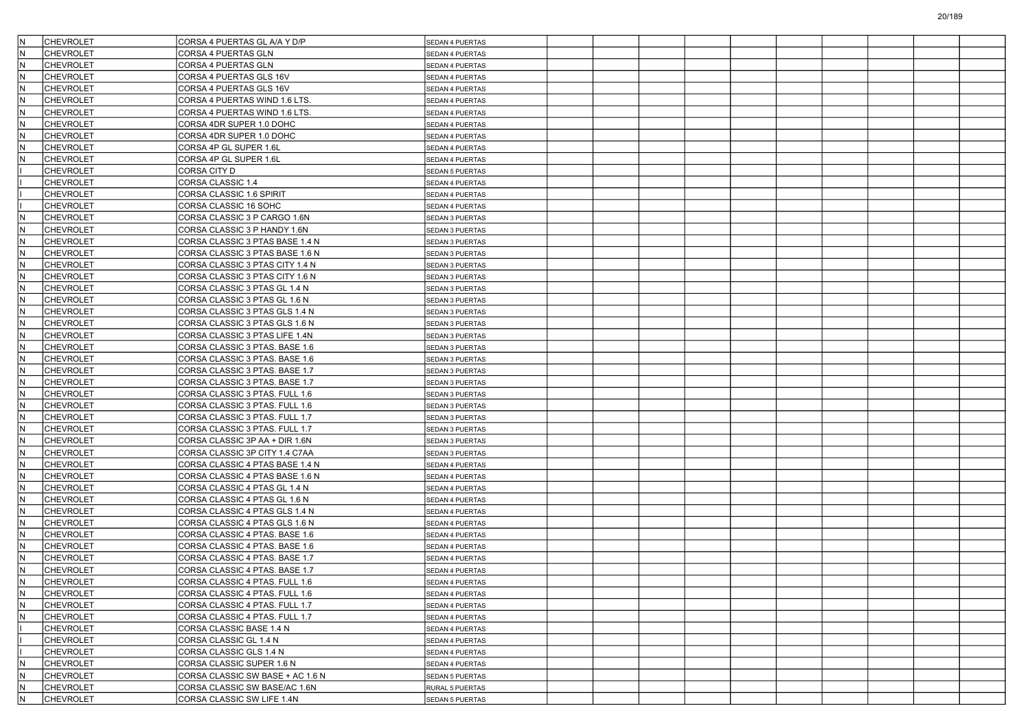| | | | | | | | | | | | | | |
|---|---|---|---|---|---|---|---|---|---|---|---|---|---|
| N | CHEVROLET | CORSA 4 PUERTAS GL A/A Y D/P | SEDAN 4 PUERTAS | | | | | | | | | | |
| N | CHEVROLET | CORSA 4 PUERTAS GLN | SEDAN 4 PUERTAS | | | | | | | | | | |
| N | CHEVROLET | CORSA 4 PUERTAS GLN | SEDAN 4 PUERTAS | | | | | | | | | | |
| N | CHEVROLET | CORSA 4 PUERTAS GLS 16V | SEDAN 4 PUERTAS | | | | | | | | | | |
| N | CHEVROLET | CORSA 4 PUERTAS GLS 16V | SEDAN 4 PUERTAS | | | | | | | | | | |
| N | CHEVROLET | CORSA 4 PUERTAS WIND 1.6 LTS. | SEDAN 4 PUERTAS | | | | | | | | | | |
| N | CHEVROLET | CORSA 4 PUERTAS WIND 1.6 LTS. | SEDAN 4 PUERTAS | | | | | | | | | | |
| N | CHEVROLET | CORSA 4DR SUPER 1.0 DOHC | SEDAN 4 PUERTAS | | | | | | | | | | |
| N | CHEVROLET | CORSA 4DR SUPER 1.0 DOHC | SEDAN 4 PUERTAS | | | | | | | | | | |
| N | CHEVROLET | CORSA 4P GL SUPER 1.6L | SEDAN 4 PUERTAS | | | | | | | | | | |
| N | CHEVROLET | CORSA 4P GL SUPER 1.6L | SEDAN 4 PUERTAS | | | | | | | | | | |
| I | CHEVROLET | CORSA CITY D | SEDAN 5 PUERTAS | | | | | | | | | | |
| I | CHEVROLET | CORSA CLASSIC 1.4 | SEDAN 4 PUERTAS | | | | | | | | | | |
| I | CHEVROLET | CORSA CLASSIC 1.6 SPIRIT | SEDAN 4 PUERTAS | | | | | | | | | | |
| I | CHEVROLET | CORSA CLASSIC 16 SOHC | SEDAN 4 PUERTAS | | | | | | | | | | |
| N | CHEVROLET | CORSA CLASSIC 3 P CARGO 1.6N | SEDAN 3 PUERTAS | | | | | | | | | | |
| N | CHEVROLET | CORSA CLASSIC 3 P HANDY 1.6N | SEDAN 3 PUERTAS | | | | | | | | | | |
| N | CHEVROLET | CORSA CLASSIC 3 PTAS BASE 1.4 N | SEDAN 3 PUERTAS | | | | | | | | | | |
| N | CHEVROLET | CORSA CLASSIC 3 PTAS BASE 1.6 N | SEDAN 3 PUERTAS | | | | | | | | | | |
| N | CHEVROLET | CORSA CLASSIC 3 PTAS CITY 1.4 N | SEDAN 3 PUERTAS | | | | | | | | | | |
| N | CHEVROLET | CORSA CLASSIC 3 PTAS CITY 1.6 N | SEDAN 3 PUERTAS | | | | | | | | | | |
| N | CHEVROLET | CORSA CLASSIC 3 PTAS GL 1.4 N | SEDAN 3 PUERTAS | | | | | | | | | | |
| N | CHEVROLET | CORSA CLASSIC 3 PTAS GL 1.6 N | SEDAN 3 PUERTAS | | | | | | | | | | |
| N | CHEVROLET | CORSA CLASSIC 3 PTAS GLS 1.4 N | SEDAN 3 PUERTAS | | | | | | | | | | |
| N | CHEVROLET | CORSA CLASSIC 3 PTAS GLS 1.6 N | SEDAN 3 PUERTAS | | | | | | | | | | |
| N | CHEVROLET | CORSA CLASSIC 3 PTAS LIFE 1.4N | SEDAN 3 PUERTAS | | | | | | | | | | |
| N | CHEVROLET | CORSA CLASSIC 3 PTAS. BASE 1.6 | SEDAN 3 PUERTAS | | | | | | | | | | |
| N | CHEVROLET | CORSA CLASSIC 3 PTAS. BASE 1.6 | SEDAN 3 PUERTAS | | | | | | | | | | |
| N | CHEVROLET | CORSA CLASSIC 3 PTAS. BASE 1.7 | SEDAN 3 PUERTAS | | | | | | | | | | |
| N | CHEVROLET | CORSA CLASSIC 3 PTAS. BASE 1.7 | SEDAN 3 PUERTAS | | | | | | | | | | |
| N | CHEVROLET | CORSA CLASSIC 3 PTAS. FULL 1.6 | SEDAN 3 PUERTAS | | | | | | | | | | |
| N | CHEVROLET | CORSA CLASSIC 3 PTAS. FULL 1.6 | SEDAN 3 PUERTAS | | | | | | | | | | |
| N | CHEVROLET | CORSA CLASSIC 3 PTAS. FULL 1.7 | SEDAN 3 PUERTAS | | | | | | | | | | |
| N | CHEVROLET | CORSA CLASSIC 3 PTAS. FULL 1.7 | SEDAN 3 PUERTAS | | | | | | | | | | |
| N | CHEVROLET | CORSA CLASSIC 3P AA + DIR 1.6N | SEDAN 3 PUERTAS | | | | | | | | | | |
| N | CHEVROLET | CORSA CLASSIC 3P CITY 1.4 C7AA | SEDAN 3 PUERTAS | | | | | | | | | | |
| N | CHEVROLET | CORSA CLASSIC 4 PTAS BASE 1.4 N | SEDAN 4 PUERTAS | | | | | | | | | | |
| N | CHEVROLET | CORSA CLASSIC 4 PTAS BASE 1.6 N | SEDAN 4 PUERTAS | | | | | | | | | | |
| N | CHEVROLET | CORSA CLASSIC 4 PTAS GL 1.4 N | SEDAN 4 PUERTAS | | | | | | | | | | |
| N | CHEVROLET | CORSA CLASSIC 4 PTAS GL 1.6 N | SEDAN 4 PUERTAS | | | | | | | | | | |
| N | CHEVROLET | CORSA CLASSIC 4 PTAS GLS 1.4 N | SEDAN 4 PUERTAS | | | | | | | | | | |
| N | CHEVROLET | CORSA CLASSIC 4 PTAS GLS 1.6 N | SEDAN 4 PUERTAS | | | | | | | | | | |
| N | CHEVROLET | CORSA CLASSIC 4 PTAS. BASE 1.6 | SEDAN 4 PUERTAS | | | | | | | | | | |
| N | CHEVROLET | CORSA CLASSIC 4 PTAS. BASE 1.6 | SEDAN 4 PUERTAS | | | | | | | | | | |
| N | CHEVROLET | CORSA CLASSIC 4 PTAS. BASE 1.7 | SEDAN 4 PUERTAS | | | | | | | | | | |
| N | CHEVROLET | CORSA CLASSIC 4 PTAS. BASE 1.7 | SEDAN 4 PUERTAS | | | | | | | | | | |
| N | CHEVROLET | CORSA CLASSIC 4 PTAS. FULL 1.6 | SEDAN 4 PUERTAS | | | | | | | | | | |
| N | CHEVROLET | CORSA CLASSIC 4 PTAS. FULL 1.6 | SEDAN 4 PUERTAS | | | | | | | | | | |
| N | CHEVROLET | CORSA CLASSIC 4 PTAS. FULL 1.7 | SEDAN 4 PUERTAS | | | | | | | | | | |
| N | CHEVROLET | CORSA CLASSIC 4 PTAS. FULL 1.7 | SEDAN 4 PUERTAS | | | | | | | | | | |
| I | CHEVROLET | CORSA CLASSIC BASE 1.4 N | SEDAN 4 PUERTAS | | | | | | | | | | |
| I | CHEVROLET | CORSA CLASSIC GL 1.4 N | SEDAN 4 PUERTAS | | | | | | | | | | |
| I | CHEVROLET | CORSA CLASSIC GLS 1.4 N | SEDAN 4 PUERTAS | | | | | | | | | | |
| N | CHEVROLET | CORSA CLASSIC SUPER 1.6 N | SEDAN 4 PUERTAS | | | | | | | | | | |
| N | CHEVROLET | CORSA CLASSIC SW BASE + AC 1.6 N | SEDAN 5 PUERTAS | | | | | | | | | | |
| N | CHEVROLET | CORSA CLASSIC SW BASE/AC 1.6N | RURAL 5 PUERTAS | | | | | | | | | | |
| N | CHEVROLET | CORSA CLASSIC SW LIFE 1.4N | SEDAN 5 PUERTAS | | | | | | | | | | |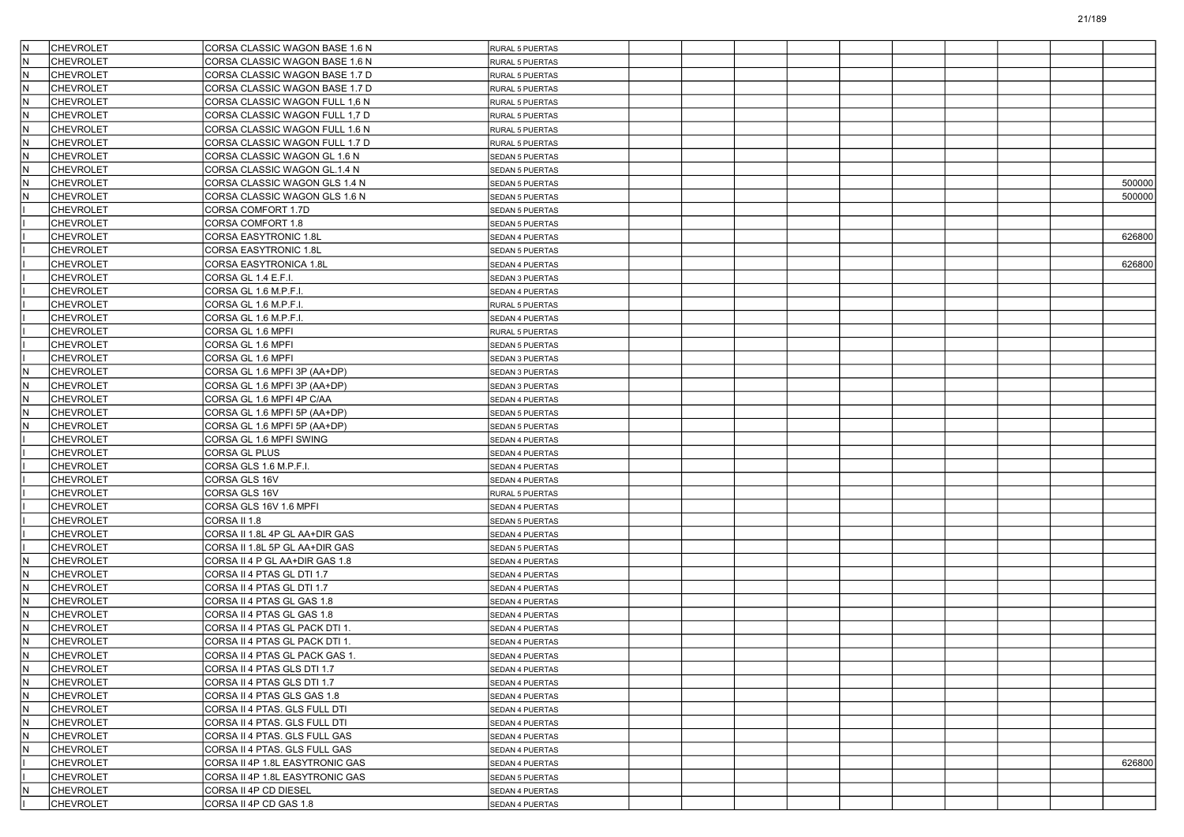| | | | | | | | | | | | | | |
|---|---|---|---|---|---|---|---|---|---|---|---|---|---|
| N | CHEVROLET | CORSA CLASSIC WAGON BASE 1.6 N | RURAL 5 PUERTAS | | | | | | | | | | |
| N | CHEVROLET | CORSA CLASSIC WAGON BASE 1.6 N | RURAL 5 PUERTAS | | | | | | | | | | |
| N | CHEVROLET | CORSA CLASSIC WAGON BASE 1.7 D | RURAL 5 PUERTAS | | | | | | | | | | |
| N | CHEVROLET | CORSA CLASSIC WAGON BASE 1.7 D | RURAL 5 PUERTAS | | | | | | | | | | |
| N | CHEVROLET | CORSA CLASSIC WAGON FULL 1,6 N | RURAL 5 PUERTAS | | | | | | | | | | |
| N | CHEVROLET | CORSA CLASSIC WAGON FULL 1,7 D | RURAL 5 PUERTAS | | | | | | | | | | |
| N | CHEVROLET | CORSA CLASSIC WAGON FULL 1.6 N | RURAL 5 PUERTAS | | | | | | | | | | |
| N | CHEVROLET | CORSA CLASSIC WAGON FULL 1.7 D | RURAL 5 PUERTAS | | | | | | | | | | |
| N | CHEVROLET | CORSA CLASSIC WAGON GL 1.6 N | SEDAN 5 PUERTAS | | | | | | | | | | |
| N | CHEVROLET | CORSA CLASSIC WAGON GL.1.4 N | SEDAN 5 PUERTAS | | | | | | | | | | |
| N | CHEVROLET | CORSA CLASSIC WAGON GLS 1.4 N | SEDAN 5 PUERTAS | | | | | | | | | | 500000 |
| N | CHEVROLET | CORSA CLASSIC WAGON GLS 1.6 N | SEDAN 5 PUERTAS | | | | | | | | | | 500000 |
| I | CHEVROLET | CORSA COMFORT 1.7D | SEDAN 5 PUERTAS | | | | | | | | | | |
| I | CHEVROLET | CORSA COMFORT 1.8 | SEDAN 5 PUERTAS | | | | | | | | | | |
| I | CHEVROLET | CORSA EASYTRONIC 1.8L | SEDAN 4 PUERTAS | | | | | | | | | | 626800 |
| I | CHEVROLET | CORSA EASYTRONIC 1.8L | SEDAN 5 PUERTAS | | | | | | | | | | |
| I | CHEVROLET | CORSA EASYTRONICA 1.8L | SEDAN 4 PUERTAS | | | | | | | | | | 626800 |
| I | CHEVROLET | CORSA GL 1.4 E.F.I. | SEDAN 3 PUERTAS | | | | | | | | | | |
| I | CHEVROLET | CORSA GL 1.6 M.P.F.I. | SEDAN 4 PUERTAS | | | | | | | | | | |
| I | CHEVROLET | CORSA GL 1.6 M.P.F.I. | RURAL 5 PUERTAS | | | | | | | | | | |
| I | CHEVROLET | CORSA GL 1.6 M.P.F.I. | SEDAN 4 PUERTAS | | | | | | | | | | |
| I | CHEVROLET | CORSA GL 1.6 MPFI | RURAL 5 PUERTAS | | | | | | | | | | |
| I | CHEVROLET | CORSA GL 1.6 MPFI | SEDAN 5 PUERTAS | | | | | | | | | | |
| I | CHEVROLET | CORSA GL 1.6 MPFI | SEDAN 3 PUERTAS | | | | | | | | | | |
| N | CHEVROLET | CORSA GL 1.6 MPFI 3P (AA+DP) | SEDAN 3 PUERTAS | | | | | | | | | | |
| N | CHEVROLET | CORSA GL 1.6 MPFI 3P (AA+DP) | SEDAN 3 PUERTAS | | | | | | | | | | |
| N | CHEVROLET | CORSA GL 1.6 MPFI 4P C/AA | SEDAN 4 PUERTAS | | | | | | | | | | |
| N | CHEVROLET | CORSA GL 1.6 MPFI 5P (AA+DP) | SEDAN 5 PUERTAS | | | | | | | | | | |
| N | CHEVROLET | CORSA GL 1.6 MPFI 5P (AA+DP) | SEDAN 5 PUERTAS | | | | | | | | | | |
| I | CHEVROLET | CORSA GL 1.6 MPFI SWING | SEDAN 4 PUERTAS | | | | | | | | | | |
| I | CHEVROLET | CORSA GL PLUS | SEDAN 4 PUERTAS | | | | | | | | | | |
| I | CHEVROLET | CORSA GLS 1.6 M.P.F.I. | SEDAN 4 PUERTAS | | | | | | | | | | |
| I | CHEVROLET | CORSA GLS 16V | SEDAN 4 PUERTAS | | | | | | | | | | |
| I | CHEVROLET | CORSA GLS 16V | RURAL 5 PUERTAS | | | | | | | | | | |
| I | CHEVROLET | CORSA GLS 16V 1.6 MPFI | SEDAN 4 PUERTAS | | | | | | | | | | |
| I | CHEVROLET | CORSA II 1.8 | SEDAN 5 PUERTAS | | | | | | | | | | |
| I | CHEVROLET | CORSA II 1.8L 4P GL AA+DIR GAS | SEDAN 4 PUERTAS | | | | | | | | | | |
| I | CHEVROLET | CORSA II 1.8L 5P GL AA+DIR GAS | SEDAN 5 PUERTAS | | | | | | | | | | |
| N | CHEVROLET | CORSA II 4 P GL AA+DIR GAS 1.8 | SEDAN 4 PUERTAS | | | | | | | | | | |
| N | CHEVROLET | CORSA II 4 PTAS GL DTI 1.7 | SEDAN 4 PUERTAS | | | | | | | | | | |
| N | CHEVROLET | CORSA II 4 PTAS GL DTI 1.7 | SEDAN 4 PUERTAS | | | | | | | | | | |
| N | CHEVROLET | CORSA II 4 PTAS GL GAS 1.8 | SEDAN 4 PUERTAS | | | | | | | | | | |
| N | CHEVROLET | CORSA II 4 PTAS GL GAS 1.8 | SEDAN 4 PUERTAS | | | | | | | | | | |
| N | CHEVROLET | CORSA II 4 PTAS GL PACK DTI 1. | SEDAN 4 PUERTAS | | | | | | | | | | |
| N | CHEVROLET | CORSA II 4 PTAS GL PACK DTI 1. | SEDAN 4 PUERTAS | | | | | | | | | | |
| N | CHEVROLET | CORSA II 4 PTAS GL PACK GAS 1. | SEDAN 4 PUERTAS | | | | | | | | | | |
| N | CHEVROLET | CORSA II 4 PTAS GLS DTI 1.7 | SEDAN 4 PUERTAS | | | | | | | | | | |
| N | CHEVROLET | CORSA II 4 PTAS GLS DTI 1.7 | SEDAN 4 PUERTAS | | | | | | | | | | |
| N | CHEVROLET | CORSA II 4 PTAS GLS GAS 1.8 | SEDAN 4 PUERTAS | | | | | | | | | | |
| N | CHEVROLET | CORSA II 4 PTAS. GLS FULL DTI | SEDAN 4 PUERTAS | | | | | | | | | | |
| N | CHEVROLET | CORSA II 4 PTAS. GLS FULL DTI | SEDAN 4 PUERTAS | | | | | | | | | | |
| N | CHEVROLET | CORSA II 4 PTAS. GLS FULL GAS | SEDAN 4 PUERTAS | | | | | | | | | | |
| N | CHEVROLET | CORSA II 4 PTAS. GLS FULL GAS | SEDAN 4 PUERTAS | | | | | | | | | | |
| I | CHEVROLET | CORSA II 4P 1.8L EASYTRONIC GAS | SEDAN 4 PUERTAS | | | | | | | | | | 626800 |
| I | CHEVROLET | CORSA II 4P 1.8L EASYTRONIC GAS | SEDAN 5 PUERTAS | | | | | | | | | | |
| N | CHEVROLET | CORSA II 4P CD DIESEL | SEDAN 4 PUERTAS | | | | | | | | | | |
| I | CHEVROLET | CORSA II 4P CD GAS 1.8 | SEDAN 4 PUERTAS | | | | | | | | | | |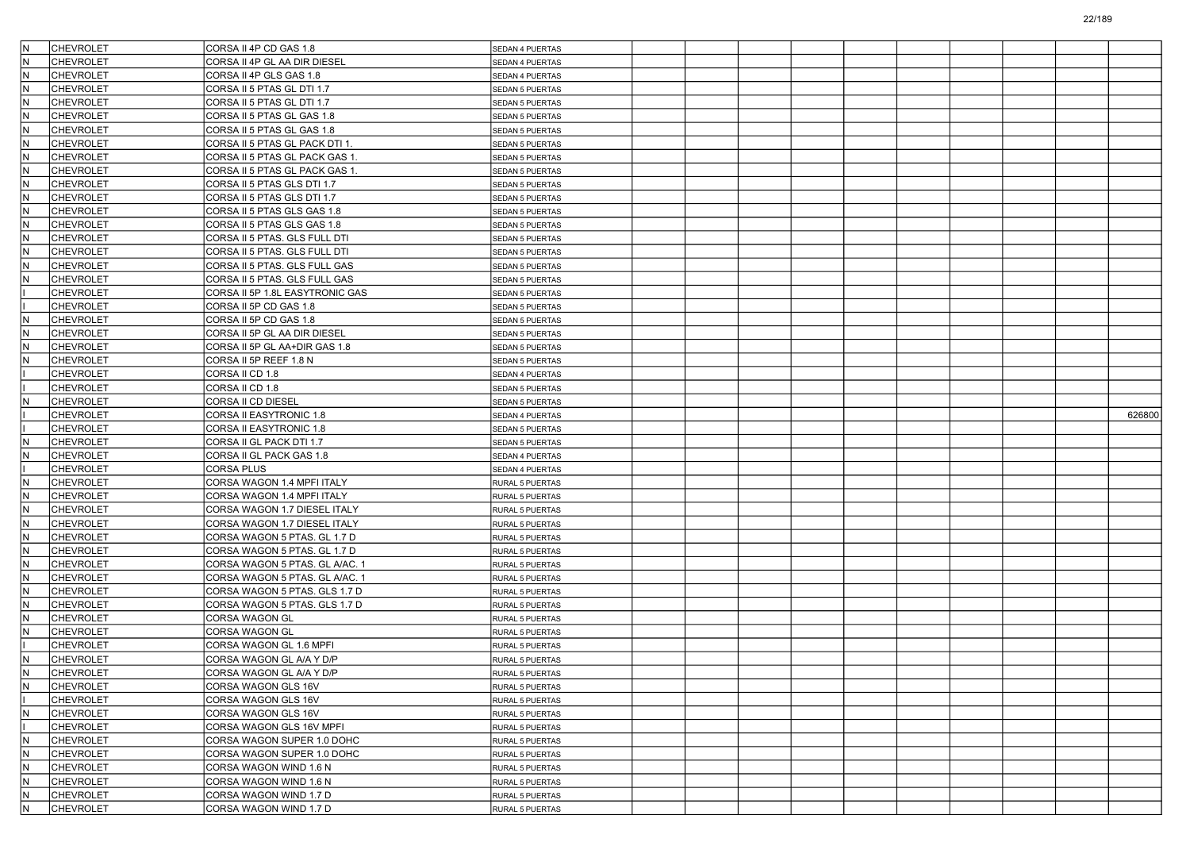| | | | | | | | | | | | | | |
|---|---|---|---|---|---|---|---|---|---|---|---|---|---|
| N | CHEVROLET | CORSA II 4P CD GAS 1.8 | SEDAN 4 PUERTAS | | | | | | | | | | |
| N | CHEVROLET | CORSA II 4P GL AA DIR DIESEL | SEDAN 4 PUERTAS | | | | | | | | | | |
| N | CHEVROLET | CORSA II 4P GLS GAS 1.8 | SEDAN 4 PUERTAS | | | | | | | | | | |
| N | CHEVROLET | CORSA II 5 PTAS GL DTI 1.7 | SEDAN 5 PUERTAS | | | | | | | | | | |
| N | CHEVROLET | CORSA II 5 PTAS GL DTI 1.7 | SEDAN 5 PUERTAS | | | | | | | | | | |
| N | CHEVROLET | CORSA II 5 PTAS GL GAS 1.8 | SEDAN 5 PUERTAS | | | | | | | | | | |
| N | CHEVROLET | CORSA II 5 PTAS GL GAS 1.8 | SEDAN 5 PUERTAS | | | | | | | | | | |
| N | CHEVROLET | CORSA II 5 PTAS GL PACK DTI 1. | SEDAN 5 PUERTAS | | | | | | | | | | |
| N | CHEVROLET | CORSA II 5 PTAS GL PACK GAS 1. | SEDAN 5 PUERTAS | | | | | | | | | | |
| N | CHEVROLET | CORSA II 5 PTAS GL PACK GAS 1. | SEDAN 5 PUERTAS | | | | | | | | | | |
| N | CHEVROLET | CORSA II 5 PTAS GLS DTI 1.7 | SEDAN 5 PUERTAS | | | | | | | | | | |
| N | CHEVROLET | CORSA II 5 PTAS GLS DTI 1.7 | SEDAN 5 PUERTAS | | | | | | | | | | |
| N | CHEVROLET | CORSA II 5 PTAS GLS GAS 1.8 | SEDAN 5 PUERTAS | | | | | | | | | | |
| N | CHEVROLET | CORSA II 5 PTAS GLS GAS 1.8 | SEDAN 5 PUERTAS | | | | | | | | | | |
| N | CHEVROLET | CORSA II 5 PTAS. GLS FULL DTI | SEDAN 5 PUERTAS | | | | | | | | | | |
| N | CHEVROLET | CORSA II 5 PTAS. GLS FULL DTI | SEDAN 5 PUERTAS | | | | | | | | | | |
| N | CHEVROLET | CORSA II 5 PTAS. GLS FULL GAS | SEDAN 5 PUERTAS | | | | | | | | | | |
| N | CHEVROLET | CORSA II 5 PTAS. GLS FULL GAS | SEDAN 5 PUERTAS | | | | | | | | | | |
| I | CHEVROLET | CORSA II 5P 1.8L EASYTRONIC GAS | SEDAN 5 PUERTAS | | | | | | | | | | |
| I | CHEVROLET | CORSA II 5P CD GAS 1.8 | SEDAN 5 PUERTAS | | | | | | | | | | |
| N | CHEVROLET | CORSA II 5P CD GAS 1.8 | SEDAN 5 PUERTAS | | | | | | | | | | |
| N | CHEVROLET | CORSA II 5P GL AA DIR DIESEL | SEDAN 5 PUERTAS | | | | | | | | | | |
| N | CHEVROLET | CORSA II 5P GL AA+DIR GAS 1.8 | SEDAN 5 PUERTAS | | | | | | | | | | |
| N | CHEVROLET | CORSA II 5P REEF 1.8 N | SEDAN 5 PUERTAS | | | | | | | | | | |
| I | CHEVROLET | CORSA II CD 1.8 | SEDAN 4 PUERTAS | | | | | | | | | | |
| I | CHEVROLET | CORSA II CD 1.8 | SEDAN 5 PUERTAS | | | | | | | | | | |
| N | CHEVROLET | CORSA II CD DIESEL | SEDAN 5 PUERTAS | | | | | | | | | | |
| I | CHEVROLET | CORSA II EASYTRONIC 1.8 | SEDAN 4 PUERTAS | | | | | | | | | | 626800 |
| I | CHEVROLET | CORSA II EASYTRONIC 1.8 | SEDAN 5 PUERTAS | | | | | | | | | | |
| N | CHEVROLET | CORSA II GL PACK DTI 1.7 | SEDAN 5 PUERTAS | | | | | | | | | | |
| N | CHEVROLET | CORSA II GL PACK GAS 1.8 | SEDAN 4 PUERTAS | | | | | | | | | | |
| I | CHEVROLET | CORSA PLUS | SEDAN 4 PUERTAS | | | | | | | | | | |
| N | CHEVROLET | CORSA WAGON 1.4 MPFI ITALY | RURAL 5 PUERTAS | | | | | | | | | | |
| N | CHEVROLET | CORSA WAGON 1.4 MPFI ITALY | RURAL 5 PUERTAS | | | | | | | | | | |
| N | CHEVROLET | CORSA WAGON 1.7 DIESEL ITALY | RURAL 5 PUERTAS | | | | | | | | | | |
| N | CHEVROLET | CORSA WAGON 1.7 DIESEL ITALY | RURAL 5 PUERTAS | | | | | | | | | | |
| N | CHEVROLET | CORSA WAGON 5 PTAS. GL 1.7 D | RURAL 5 PUERTAS | | | | | | | | | | |
| N | CHEVROLET | CORSA WAGON 5 PTAS. GL 1.7 D | RURAL 5 PUERTAS | | | | | | | | | | |
| N | CHEVROLET | CORSA WAGON 5 PTAS. GL A/AC. 1 | RURAL 5 PUERTAS | | | | | | | | | | |
| N | CHEVROLET | CORSA WAGON 5 PTAS. GL A/AC. 1 | RURAL 5 PUERTAS | | | | | | | | | | |
| N | CHEVROLET | CORSA WAGON 5 PTAS. GLS 1.7 D | RURAL 5 PUERTAS | | | | | | | | | | |
| N | CHEVROLET | CORSA WAGON 5 PTAS. GLS 1.7 D | RURAL 5 PUERTAS | | | | | | | | | | |
| N | CHEVROLET | CORSA WAGON GL | RURAL 5 PUERTAS | | | | | | | | | | |
| N | CHEVROLET | CORSA WAGON GL | RURAL 5 PUERTAS | | | | | | | | | | |
| I | CHEVROLET | CORSA WAGON GL 1.6 MPFI | RURAL 5 PUERTAS | | | | | | | | | | |
| N | CHEVROLET | CORSA WAGON GL A/A Y D/P | RURAL 5 PUERTAS | | | | | | | | | | |
| N | CHEVROLET | CORSA WAGON GL A/A Y D/P | RURAL 5 PUERTAS | | | | | | | | | | |
| N | CHEVROLET | CORSA WAGON GLS 16V | RURAL 5 PUERTAS | | | | | | | | | | |
| I | CHEVROLET | CORSA WAGON GLS 16V | RURAL 5 PUERTAS | | | | | | | | | | |
| N | CHEVROLET | CORSA WAGON GLS 16V | RURAL 5 PUERTAS | | | | | | | | | | |
| I | CHEVROLET | CORSA WAGON GLS 16V MPFI | RURAL 5 PUERTAS | | | | | | | | | | |
| N | CHEVROLET | CORSA WAGON SUPER 1.0 DOHC | RURAL 5 PUERTAS | | | | | | | | | | |
| N | CHEVROLET | CORSA WAGON SUPER 1.0 DOHC | RURAL 5 PUERTAS | | | | | | | | | | |
| N | CHEVROLET | CORSA WAGON WIND 1.6 N | RURAL 5 PUERTAS | | | | | | | | | | |
| N | CHEVROLET | CORSA WAGON WIND 1.6 N | RURAL 5 PUERTAS | | | | | | | | | | |
| N | CHEVROLET | CORSA WAGON WIND 1.7 D | RURAL 5 PUERTAS | | | | | | | | | | |
| N | CHEVROLET | CORSA WAGON WIND 1.7 D | RURAL 5 PUERTAS | | | | | | | | | | |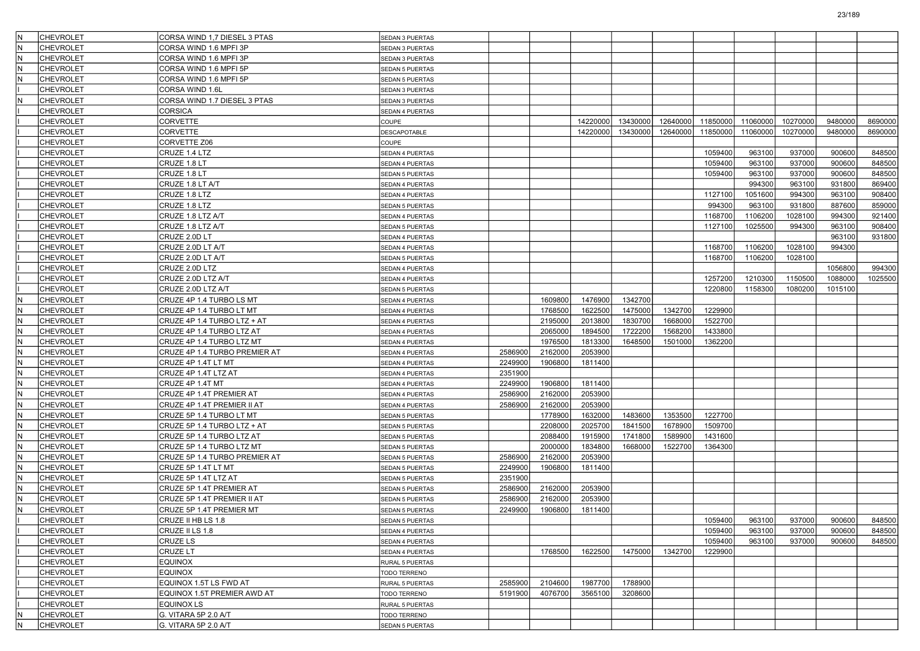| | | | | | | | | | | | | | |
|---|---|---|---|---|---|---|---|---|---|---|---|---|---|
| N | CHEVROLET | CORSA WIND 1,7 DIESEL 3 PTAS | SEDAN 3 PUERTAS | | | | | | | | | | |
| N | CHEVROLET | CORSA WIND 1.6 MPFI 3P | SEDAN 3 PUERTAS | | | | | | | | | | |
| N | CHEVROLET | CORSA WIND 1.6 MPFI 3P | SEDAN 3 PUERTAS | | | | | | | | | | |
| N | CHEVROLET | CORSA WIND 1.6 MPFI 5P | SEDAN 5 PUERTAS | | | | | | | | | | |
| N | CHEVROLET | CORSA WIND 1.6 MPFI 5P | SEDAN 5 PUERTAS | | | | | | | | | | |
| I | CHEVROLET | CORSA WIND 1.6L | SEDAN 3 PUERTAS | | | | | | | | | | |
| N | CHEVROLET | CORSA WIND 1.7 DIESEL 3 PTAS | SEDAN 3 PUERTAS | | | | | | | | | | |
| I | CHEVROLET | CORSICA | SEDAN 4 PUERTAS | | | | | | | | | | |
| I | CHEVROLET | CORVETTE | COUPE | | | 14220000 | 13430000 | 12640000 | 11850000 | 11060000 | 10270000 | 9480000 | 8690000 |
| I | CHEVROLET | CORVETTE | DESCAPOTABLE | | | 14220000 | 13430000 | 12640000 | 11850000 | 11060000 | 10270000 | 9480000 | 8690000 |
| I | CHEVROLET | CORVETTE Z06 | COUPE | | | | | | | | | | |
| I | CHEVROLET | CRUZE 1.4 LTZ | SEDAN 4 PUERTAS | | | | | | 1059400 | 963100 | 937000 | 900600 | 848500 |
| I | CHEVROLET | CRUZE 1.8 LT | SEDAN 4 PUERTAS | | | | | | 1059400 | 963100 | 937000 | 900600 | 848500 |
| I | CHEVROLET | CRUZE 1.8 LT | SEDAN 5 PUERTAS | | | | | | 1059400 | 963100 | 937000 | 900600 | 848500 |
| I | CHEVROLET | CRUZE 1.8 LT A/T | SEDAN 4 PUERTAS | | | | | | | 994300 | 963100 | 931800 | 869400 |
| I | CHEVROLET | CRUZE 1.8 LTZ | SEDAN 4 PUERTAS | | | | | | 1127100 | 1051600 | 994300 | 963100 | 908400 |
| I | CHEVROLET | CRUZE 1.8 LTZ | SEDAN 5 PUERTAS | | | | | | 994300 | 963100 | 931800 | 887600 | 859000 |
| I | CHEVROLET | CRUZE 1.8 LTZ A/T | SEDAN 4 PUERTAS | | | | | | 1168700 | 1106200 | 1028100 | 994300 | 921400 |
| I | CHEVROLET | CRUZE 1.8 LTZ A/T | SEDAN 5 PUERTAS | | | | | | 1127100 | 1025500 | 994300 | 963100 | 908400 |
| I | CHEVROLET | CRUZE 2.0D LT | SEDAN 4 PUERTAS | | | | | | | | | 963100 | 931800 |
| I | CHEVROLET | CRUZE 2.0D LT A/T | SEDAN 4 PUERTAS | | | | | | 1168700 | 1106200 | 1028100 | 994300 | |
| I | CHEVROLET | CRUZE 2.0D LT A/T | SEDAN 5 PUERTAS | | | | | | 1168700 | 1106200 | 1028100 | | |
| I | CHEVROLET | CRUZE 2.0D LTZ | SEDAN 4 PUERTAS | | | | | | | | | 1056800 | 994300 |
| I | CHEVROLET | CRUZE 2.0D LTZ A/T | SEDAN 4 PUERTAS | | | | | | 1257200 | 1210300 | 1150500 | 1088000 | 1025500 |
| I | CHEVROLET | CRUZE 2.0D LTZ A/T | SEDAN 5 PUERTAS | | | | | | 1220800 | 1158300 | 1080200 | 1015100 | |
| N | CHEVROLET | CRUZE 4P 1.4 TURBO LS MT | SEDAN 4 PUERTAS | | 1609800 | 1476900 | 1342700 | | | | | | |
| N | CHEVROLET | CRUZE 4P 1.4 TURBO LT MT | SEDAN 4 PUERTAS | | 1768500 | 1622500 | 1475000 | 1342700 | 1229900 | | | | |
| N | CHEVROLET | CRUZE 4P 1.4 TURBO LTZ + AT | SEDAN 4 PUERTAS | | 2195000 | 2013800 | 1830700 | 1668000 | 1522700 | | | | |
| N | CHEVROLET | CRUZE 4P 1.4 TURBO LTZ AT | SEDAN 4 PUERTAS | | 2065000 | 1894500 | 1722200 | 1568200 | 1433800 | | | | |
| N | CHEVROLET | CRUZE 4P 1.4 TURBO LTZ MT | SEDAN 4 PUERTAS | | 1976500 | 1813300 | 1648500 | 1501000 | 1362200 | | | | |
| N | CHEVROLET | CRUZE 4P 1.4 TURBO PREMIER AT | SEDAN 4 PUERTAS | 2586900 | 2162000 | 2053900 | | | | | | | |
| N | CHEVROLET | CRUZE 4P 1.4T LT MT | SEDAN 4 PUERTAS | 2249900 | 1906800 | 1811400 | | | | | | | |
| N | CHEVROLET | CRUZE 4P 1.4T LTZ AT | SEDAN 4 PUERTAS | 2351900 | | | | | | | | | |
| N | CHEVROLET | CRUZE 4P 1.4T MT | SEDAN 4 PUERTAS | 2249900 | 1906800 | 1811400 | | | | | | | |
| N | CHEVROLET | CRUZE 4P 1.4T PREMIER AT | SEDAN 4 PUERTAS | 2586900 | 2162000 | 2053900 | | | | | | | |
| N | CHEVROLET | CRUZE 4P 1.4T PREMIER II AT | SEDAN 4 PUERTAS | 2586900 | 2162000 | 2053900 | | | | | | | |
| N | CHEVROLET | CRUZE 5P 1.4 TURBO LT MT | SEDAN 5 PUERTAS | | 1778900 | 1632000 | 1483600 | 1353500 | 1227700 | | | | |
| N | CHEVROLET | CRUZE 5P 1.4 TURBO LTZ + AT | SEDAN 5 PUERTAS | | 2208000 | 2025700 | 1841500 | 1678900 | 1509700 | | | | |
| N | CHEVROLET | CRUZE 5P 1.4 TURBO LTZ AT | SEDAN 5 PUERTAS | | 2088400 | 1915900 | 1741800 | 1589900 | 1431600 | | | | |
| N | CHEVROLET | CRUZE 5P 1.4 TURBO LTZ MT | SEDAN 5 PUERTAS | | 2000000 | 1834800 | 1668000 | 1522700 | 1364300 | | | | |
| N | CHEVROLET | CRUZE 5P 1.4 TURBO PREMIER AT | SEDAN 5 PUERTAS | 2586900 | 2162000 | 2053900 | | | | | | | |
| N | CHEVROLET | CRUZE 5P 1.4T LT MT | SEDAN 5 PUERTAS | 2249900 | 1906800 | 1811400 | | | | | | | |
| N | CHEVROLET | CRUZE 5P 1.4T LTZ AT | SEDAN 5 PUERTAS | 2351900 | | | | | | | | | |
| N | CHEVROLET | CRUZE 5P 1.4T PREMIER AT | SEDAN 5 PUERTAS | 2586900 | 2162000 | 2053900 | | | | | | | |
| N | CHEVROLET | CRUZE 5P 1.4T PREMIER II AT | SEDAN 5 PUERTAS | 2586900 | 2162000 | 2053900 | | | | | | | |
| N | CHEVROLET | CRUZE 5P 1.4T PREMIER MT | SEDAN 5 PUERTAS | 2249900 | 1906800 | 1811400 | | | | | | | |
| I | CHEVROLET | CRUZE II HB LS 1.8 | SEDAN 5 PUERTAS | | | | | | 1059400 | 963100 | 937000 | 900600 | 848500 |
| I | CHEVROLET | CRUZE II LS 1.8 | SEDAN 4 PUERTAS | | | | | | 1059400 | 963100 | 937000 | 900600 | 848500 |
| I | CHEVROLET | CRUZE LS | SEDAN 4 PUERTAS | | | | | | 1059400 | 963100 | 937000 | 900600 | 848500 |
| I | CHEVROLET | CRUZE LT | SEDAN 4 PUERTAS | | 1768500 | 1622500 | 1475000 | 1342700 | 1229900 | | | | |
| I | CHEVROLET | EQUINOX | RURAL 5 PUERTAS | | | | | | | | | | |
| I | CHEVROLET | EQUINOX | TODO TERRENO | | | | | | | | | | |
| I | CHEVROLET | EQUINOX 1.5T LS FWD AT | RURAL 5 PUERTAS | 2585900 | 2104600 | 1987700 | 1788900 | | | | | | |
| I | CHEVROLET | EQUINOX 1.5T PREMIER AWD AT | TODO TERRENO | 5191900 | 4076700 | 3565100 | 3208600 | | | | | | |
| I | CHEVROLET | EQUINOX LS | RURAL 5 PUERTAS | | | | | | | | | | |
| N | CHEVROLET | G. VITARA 5P 2.0 A/T | TODO TERRENO | | | | | | | | | | |
| N | CHEVROLET | G. VITARA 5P 2.0 A/T | SEDAN 5 PUERTAS | | | | | | | | | | |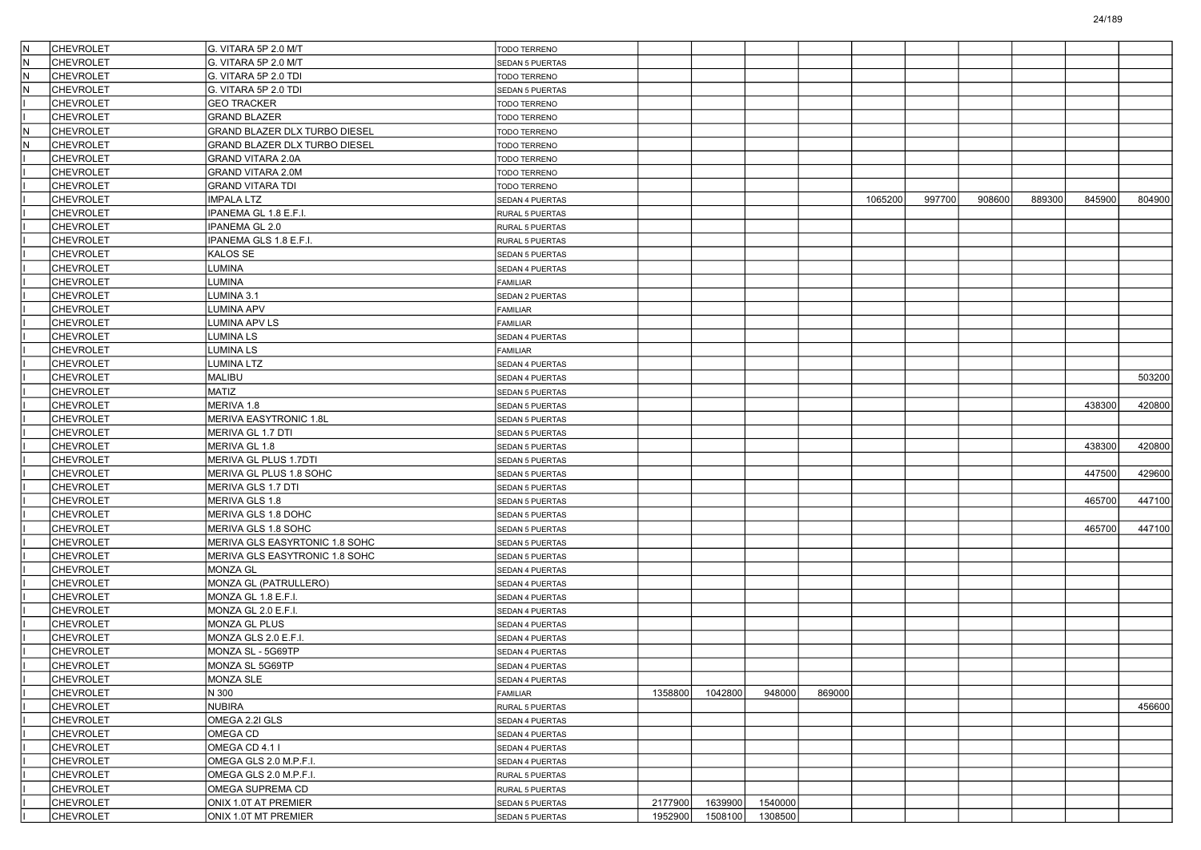| | | | | | | | | | | | | | |
|---|---|---|---|---|---|---|---|---|---|---|---|---|---|
| N | CHEVROLET | G. VITARA 5P 2.0 M/T | TODO TERRENO | | | | | | | | | | |
| N | CHEVROLET | G. VITARA 5P 2.0 M/T | SEDAN 5 PUERTAS | | | | | | | | | | |
| N | CHEVROLET | G. VITARA 5P 2.0 TDI | TODO TERRENO | | | | | | | | | | |
| N | CHEVROLET | G. VITARA 5P 2.0 TDI | SEDAN 5 PUERTAS | | | | | | | | | | |
| I | CHEVROLET | GEO TRACKER | TODO TERRENO | | | | | | | | | | |
| I | CHEVROLET | GRAND BLAZER | TODO TERRENO | | | | | | | | | | |
| N | CHEVROLET | GRAND BLAZER DLX TURBO DIESEL | TODO TERRENO | | | | | | | | | | |
| N | CHEVROLET | GRAND BLAZER DLX TURBO DIESEL | TODO TERRENO | | | | | | | | | | |
| I | CHEVROLET | GRAND VITARA 2.0A | TODO TERRENO | | | | | | | | | | |
| I | CHEVROLET | GRAND VITARA 2.0M | TODO TERRENO | | | | | | | | | | |
| I | CHEVROLET | GRAND VITARA TDI | TODO TERRENO | | | | | | | | | | |
| I | CHEVROLET | IMPALA LTZ | SEDAN 4 PUERTAS | | | | | 1065200 | 997700 | 908600 | 889300 | 845900 | 804900 |
| I | CHEVROLET | IPANEMA GL 1.8 E.F.I. | RURAL 5 PUERTAS | | | | | | | | | | |
| I | CHEVROLET | IPANEMA GL 2.0 | RURAL 5 PUERTAS | | | | | | | | | | |
| I | CHEVROLET | IPANEMA GLS 1.8 E.F.I. | RURAL 5 PUERTAS | | | | | | | | | | |
| I | CHEVROLET | KALOS SE | SEDAN 5 PUERTAS | | | | | | | | | | |
| I | CHEVROLET | LUMINA | SEDAN 4 PUERTAS | | | | | | | | | | |
| I | CHEVROLET | LUMINA | FAMILIAR | | | | | | | | | | |
| I | CHEVROLET | LUMINA 3.1 | SEDAN 2 PUERTAS | | | | | | | | | | |
| I | CHEVROLET | LUMINA APV | FAMILIAR | | | | | | | | | | |
| I | CHEVROLET | LUMINA APV LS | FAMILIAR | | | | | | | | | | |
| I | CHEVROLET | LUMINA LS | SEDAN 4 PUERTAS | | | | | | | | | | |
| I | CHEVROLET | LUMINA LS | FAMILIAR | | | | | | | | | | |
| I | CHEVROLET | LUMINA LTZ | SEDAN 4 PUERTAS | | | | | | | | | | |
| I | CHEVROLET | MALIBU | SEDAN 4 PUERTAS | | | | | | | | | | 503200 |
| I | CHEVROLET | MATIZ | SEDAN 5 PUERTAS | | | | | | | | | | |
| I | CHEVROLET | MERIVA 1.8 | SEDAN 5 PUERTAS | | | | | | | | | 438300 | 420800 |
| I | CHEVROLET | MERIVA EASYTRONIC 1.8L | SEDAN 5 PUERTAS | | | | | | | | | | |
| I | CHEVROLET | MERIVA GL 1.7 DTI | SEDAN 5 PUERTAS | | | | | | | | | | |
| I | CHEVROLET | MERIVA GL 1.8 | SEDAN 5 PUERTAS | | | | | | | | | 438300 | 420800 |
| I | CHEVROLET | MERIVA GL PLUS 1.7DTI | SEDAN 5 PUERTAS | | | | | | | | | | |
| I | CHEVROLET | MERIVA GL PLUS 1.8 SOHC | SEDAN 5 PUERTAS | | | | | | | | | 447500 | 429600 |
| I | CHEVROLET | MERIVA GLS 1.7 DTI | SEDAN 5 PUERTAS | | | | | | | | | | |
| I | CHEVROLET | MERIVA GLS 1.8 | SEDAN 5 PUERTAS | | | | | | | | | 465700 | 447100 |
| I | CHEVROLET | MERIVA GLS 1.8 DOHC | SEDAN 5 PUERTAS | | | | | | | | | | |
| I | CHEVROLET | MERIVA GLS 1.8 SOHC | SEDAN 5 PUERTAS | | | | | | | | | 465700 | 447100 |
| I | CHEVROLET | MERIVA GLS EASYRTONIC 1.8 SOHC | SEDAN 5 PUERTAS | | | | | | | | | | |
| I | CHEVROLET | MERIVA GLS EASYTRONIC 1.8 SOHC | SEDAN 5 PUERTAS | | | | | | | | | | |
| I | CHEVROLET | MONZA GL | SEDAN 4 PUERTAS | | | | | | | | | | |
| I | CHEVROLET | MONZA GL (PATRULLERO) | SEDAN 4 PUERTAS | | | | | | | | | | |
| I | CHEVROLET | MONZA GL 1.8 E.F.I. | SEDAN 4 PUERTAS | | | | | | | | | | |
| I | CHEVROLET | MONZA GL 2.0 E.F.I. | SEDAN 4 PUERTAS | | | | | | | | | | |
| I | CHEVROLET | MONZA GL PLUS | SEDAN 4 PUERTAS | | | | | | | | | | |
| I | CHEVROLET | MONZA GLS 2.0 E.F.I. | SEDAN 4 PUERTAS | | | | | | | | | | |
| I | CHEVROLET | MONZA SL - 5G69TP | SEDAN 4 PUERTAS | | | | | | | | | | |
| I | CHEVROLET | MONZA SL 5G69TP | SEDAN 4 PUERTAS | | | | | | | | | | |
| I | CHEVROLET | MONZA SLE | SEDAN 4 PUERTAS | | | | | | | | | | |
| I | CHEVROLET | N 300 | FAMILIAR | 1358800 | 1042800 | 948000 | 869000 | | | | | | |
| I | CHEVROLET | NUBIRA | RURAL 5 PUERTAS | | | | | | | | | | 456600 |
| I | CHEVROLET | OMEGA 2.2I GLS | SEDAN 4 PUERTAS | | | | | | | | | | |
| I | CHEVROLET | OMEGA CD | SEDAN 4 PUERTAS | | | | | | | | | | |
| I | CHEVROLET | OMEGA CD 4.1 I | SEDAN 4 PUERTAS | | | | | | | | | | |
| I | CHEVROLET | OMEGA GLS 2.0 M.P.F.I. | SEDAN 4 PUERTAS | | | | | | | | | | |
| I | CHEVROLET | OMEGA GLS 2.0 M.P.F.I. | RURAL 5 PUERTAS | | | | | | | | | | |
| I | CHEVROLET | OMEGA SUPREMA CD | RURAL 5 PUERTAS | | | | | | | | | | |
| I | CHEVROLET | ONIX 1.0T AT PREMIER | SEDAN 5 PUERTAS | 2177900 | 1639900 | 1540000 | | | | | | | |
| I | CHEVROLET | ONIX 1.0T MT PREMIER | SEDAN 5 PUERTAS | 1952900 | 1508100 | 1308500 | | | | | | | |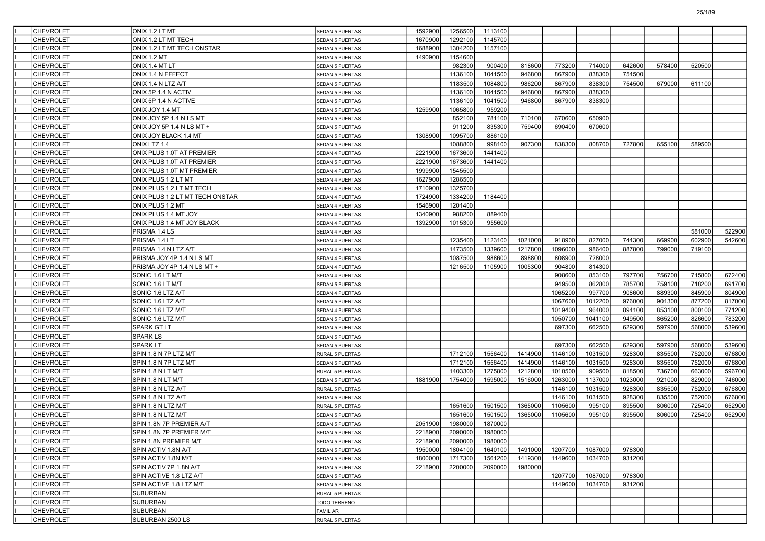| | | | | | | | | | | | | |
|---|---|---|---|---|---|---|---|---|---|---|---|---|
| CHEVROLET | ONIX 1.2 LT MT | SEDAN 5 PUERTAS | 1592900 | 1256500 | 1113100 | | | | | | | |
| CHEVROLET | ONIX 1.2 LT MT TECH | SEDAN 5 PUERTAS | 1670900 | 1292100 | 1145700 | | | | | | | |
| CHEVROLET | ONIX 1.2 LT MT TECH ONSTAR | SEDAN 5 PUERTAS | 1688900 | 1304200 | 1157100 | | | | | | | |
| CHEVROLET | ONIX 1.2 MT | SEDAN 5 PUERTAS | 1490900 | 1154600 | | | | | | | | |
| CHEVROLET | ONIX 1.4 MT LT | SEDAN 5 PUERTAS | | 982300 | 900400 | 818600 | 773200 | 714000 | 642600 | 578400 | 520500 | |
| CHEVROLET | ONIX 1.4 N EFFECT | SEDAN 5 PUERTAS | | 1136100 | 1041500 | 946800 | 867900 | 838300 | 754500 | | | |
| CHEVROLET | ONIX 1.4 N LTZ A/T | SEDAN 5 PUERTAS | | 1183500 | 1084800 | 986200 | 867900 | 838300 | 754500 | 679000 | 611100 | |
| CHEVROLET | ONIX 5P 1.4 N ACTIV | SEDAN 5 PUERTAS | | 1136100 | 1041500 | 946800 | 867900 | 838300 | | | | |
| CHEVROLET | ONIX 5P 1.4 N ACTIVE | SEDAN 5 PUERTAS | | 1136100 | 1041500 | 946800 | 867900 | 838300 | | | | |
| CHEVROLET | ONIX JOY 1.4 MT | SEDAN 5 PUERTAS | 1259900 | 1065800 | 959200 | | | | | | | |
| CHEVROLET | ONIX JOY 5P 1.4 N LS MT | SEDAN 5 PUERTAS | | 852100 | 781100 | 710100 | 670600 | 650900 | | | | |
| CHEVROLET | ONIX JOY 5P 1.4 N LS MT + | SEDAN 5 PUERTAS | | 911200 | 835300 | 759400 | 690400 | 670600 | | | | |
| CHEVROLET | ONIX JOY BLACK 1.4 MT | SEDAN 5 PUERTAS | 1308900 | 1095700 | 886100 | | | | | | | |
| CHEVROLET | ONIX LTZ 1.4 | SEDAN 5 PUERTAS | | 1088800 | 998100 | 907300 | 838300 | 808700 | 727800 | 655100 | 589500 | |
| CHEVROLET | ONIX PLUS 1.0T AT PREMIER | SEDAN 4 PUERTAS | 2221900 | 1673600 | 1441400 | | | | | | | |
| CHEVROLET | ONIX PLUS 1.0T AT PREMIER | SEDAN 5 PUERTAS | 2221900 | 1673600 | 1441400 | | | | | | | |
| CHEVROLET | ONIX PLUS 1.0T MT PREMIER | SEDAN 4 PUERTAS | 1999900 | 1545500 | | | | | | | | |
| CHEVROLET | ONIX PLUS 1.2 LT MT | SEDAN 4 PUERTAS | 1627900 | 1286500 | | | | | | | | |
| CHEVROLET | ONIX PLUS 1.2 LT MT TECH | SEDAN 4 PUERTAS | 1710900 | 1325700 | | | | | | | | |
| CHEVROLET | ONIX PLUS 1.2 LT MT TECH ONSTAR | SEDAN 4 PUERTAS | 1724900 | 1334200 | 1184400 | | | | | | | |
| CHEVROLET | ONIX PLUS 1.2 MT | SEDAN 4 PUERTAS | 1546900 | 1201400 | | | | | | | | |
| CHEVROLET | ONIX PLUS 1.4 MT JOY | SEDAN 4 PUERTAS | 1340900 | 988200 | 889400 | | | | | | | |
| CHEVROLET | ONIX PLUS 1.4 MT JOY BLACK | SEDAN 4 PUERTAS | 1392900 | 1015300 | 955600 | | | | | | | |
| CHEVROLET | PRISMA 1.4 LS | SEDAN 4 PUERTAS | | | | | | | | | 581000 | 522900 |
| CHEVROLET | PRISMA 1.4 LT | SEDAN 4 PUERTAS | | 1235400 | 1123100 | 1021000 | 918900 | 827000 | 744300 | 669900 | 602900 | 542600 |
| CHEVROLET | PRISMA 1.4 N LTZ A/T | SEDAN 4 PUERTAS | | 1473500 | 1339600 | 1217800 | 1096000 | 986400 | 887800 | 799000 | 719100 | |
| CHEVROLET | PRISMA JOY 4P 1.4 N LS MT | SEDAN 4 PUERTAS | | 1087500 | 988600 | 898800 | 808900 | 728000 | | | | |
| CHEVROLET | PRISMA JOY 4P 1.4 N LS MT + | SEDAN 4 PUERTAS | | 1216500 | 1105900 | 1005300 | 904800 | 814300 | | | | |
| CHEVROLET | SONIC 1.6 LT M/T | SEDAN 4 PUERTAS | | | | | 908600 | 853100 | 797700 | 756700 | 715800 | 672400 |
| CHEVROLET | SONIC 1.6 LT M/T | SEDAN 5 PUERTAS | | | | | 949500 | 862800 | 785700 | 759100 | 718200 | 691700 |
| CHEVROLET | SONIC 1.6 LTZ A/T | SEDAN 4 PUERTAS | | | | | 1065200 | 997700 | 908600 | 889300 | 845900 | 804900 |
| CHEVROLET | SONIC 1.6 LTZ A/T | SEDAN 5 PUERTAS | | | | | 1067600 | 1012200 | 976000 | 901300 | 877200 | 817000 |
| CHEVROLET | SONIC 1.6 LTZ M/T | SEDAN 4 PUERTAS | | | | | 1019400 | 964000 | 894100 | 853100 | 800100 | 771200 |
| CHEVROLET | SONIC 1.6 LTZ M/T | SEDAN 5 PUERTAS | | | | | 1050700 | 1041100 | 949500 | 865200 | 826600 | 783200 |
| CHEVROLET | SPARK GT LT | SEDAN 5 PUERTAS | | | | | 697300 | 662500 | 629300 | 597900 | 568000 | 539600 |
| CHEVROLET | SPARK LS | SEDAN 5 PUERTAS | | | | | | | | | | |
| CHEVROLET | SPARK LT | SEDAN 5 PUERTAS | | | | | 697300 | 662500 | 629300 | 597900 | 568000 | 539600 |
| CHEVROLET | SPIN 1.8 N 7P LTZ M/T | RURAL 5 PUERTAS | | 1712100 | 1556400 | 1414900 | 1146100 | 1031500 | 928300 | 835500 | 752000 | 676800 |
| CHEVROLET | SPIN 1.8 N 7P LTZ M/T | SEDAN 5 PUERTAS | | 1712100 | 1556400 | 1414900 | 1146100 | 1031500 | 928300 | 835500 | 752000 | 676800 |
| CHEVROLET | SPIN 1.8 N LT M/T | RURAL 5 PUERTAS | | 1403300 | 1275800 | 1212800 | 1010500 | 909500 | 818500 | 736700 | 663000 | 596700 |
| CHEVROLET | SPIN 1.8 N LT M/T | SEDAN 5 PUERTAS | 1881900 | 1754000 | 1595000 | 1516000 | 1263000 | 1137000 | 1023000 | 921000 | 829000 | 746000 |
| CHEVROLET | SPIN 1.8 N LTZ A/T | RURAL 5 PUERTAS | | | | | 1146100 | 1031500 | 928300 | 835500 | 752000 | 676800 |
| CHEVROLET | SPIN 1.8 N LTZ A/T | SEDAN 5 PUERTAS | | | | | 1146100 | 1031500 | 928300 | 835500 | 752000 | 676800 |
| CHEVROLET | SPIN 1.8 N LTZ M/T | RURAL 5 PUERTAS | | 1651600 | 1501500 | 1365000 | 1105600 | 995100 | 895500 | 806000 | 725400 | 652900 |
| CHEVROLET | SPIN 1.8 N LTZ M/T | SEDAN 5 PUERTAS | | 1651600 | 1501500 | 1365000 | 1105600 | 995100 | 895500 | 806000 | 725400 | 652900 |
| CHEVROLET | SPIN 1.8N 7P PREMIER A/T | SEDAN 5 PUERTAS | 2051900 | 1980000 | 1870000 | | | | | | | |
| CHEVROLET | SPIN 1.8N 7P PREMIER M/T | SEDAN 5 PUERTAS | 2218900 | 2090000 | 1980000 | | | | | | | |
| CHEVROLET | SPIN 1.8N PREMIER M/T | SEDAN 5 PUERTAS | 2218900 | 2090000 | 1980000 | | | | | | | |
| CHEVROLET | SPIN ACTIV 1.8N A/T | SEDAN 5 PUERTAS | 1950000 | 1804100 | 1640100 | 1491000 | 1207700 | 1087000 | 978300 | | | |
| CHEVROLET | SPIN ACTIV 1.8N M/T | SEDAN 5 PUERTAS | 1800000 | 1717300 | 1561200 | 1419300 | 1149600 | 1034700 | 931200 | | | |
| CHEVROLET | SPIN ACTIV 7P 1.8N A/T | SEDAN 5 PUERTAS | 2218900 | 2200000 | 2090000 | 1980000 | | | | | | |
| CHEVROLET | SPIN ACTIVE 1.8 LTZ A/T | SEDAN 5 PUERTAS | | | | | 1207700 | 1087000 | 978300 | | | |
| CHEVROLET | SPIN ACTIVE 1.8 LTZ M/T | SEDAN 5 PUERTAS | | | | | 1149600 | 1034700 | 931200 | | | |
| CHEVROLET | SUBURBAN | RURAL 5 PUERTAS | | | | | | | | | | |
| CHEVROLET | SUBURBAN | TODO TERRENO | | | | | | | | | | |
| CHEVROLET | SUBURBAN | FAMILIAR | | | | | | | | | | |
| CHEVROLET | SUBURBAN 2500 LS | RURAL 5 PUERTAS | | | | | | | | | | |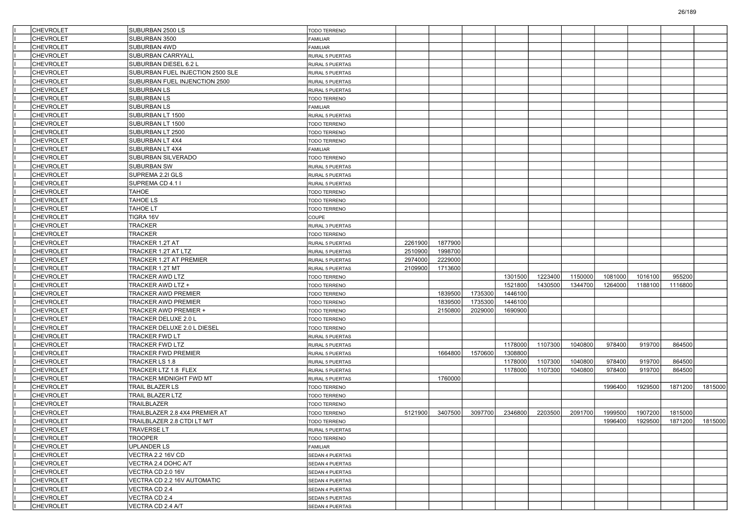| I | CHEVROLET | SUBURBAN 2500 LS | TODO TERRENO | | | | | | | | | | |
|---|---|---|---|---|---|---|---|---|---|---|---|---|---|
| I | CHEVROLET | SUBURBAN 3500 | FAMILIAR | | | | | | | | | | |
| I | CHEVROLET | SUBURBAN 4WD | FAMILIAR | | | | | | | | | | |
| I | CHEVROLET | SUBURBAN CARRYALL | RURAL 5 PUERTAS | | | | | | | | | | |
| I | CHEVROLET | SUBURBAN DIESEL 6.2 L | RURAL 5 PUERTAS | | | | | | | | | | |
| I | CHEVROLET | SUBURBAN FUEL INJECTION 2500 SLE | RURAL 5 PUERTAS | | | | | | | | | | |
| I | CHEVROLET | SUBURBAN FUEL INJENCTION 2500 | RURAL 5 PUERTAS | | | | | | | | | | |
| I | CHEVROLET | SUBURBAN LS | RURAL 5 PUERTAS | | | | | | | | | | |
| I | CHEVROLET | SUBURBAN LS | TODO TERRENO | | | | | | | | | | |
| I | CHEVROLET | SUBURBAN LS | FAMILIAR | | | | | | | | | | |
| I | CHEVROLET | SUBURBAN LT 1500 | RURAL 5 PUERTAS | | | | | | | | | | |
| I | CHEVROLET | SUBURBAN LT 1500 | TODO TERRENO | | | | | | | | | | |
| I | CHEVROLET | SUBURBAN LT 2500 | TODO TERRENO | | | | | | | | | | |
| I | CHEVROLET | SUBURBAN LT 4X4 | TODO TERRENO | | | | | | | | | | |
| I | CHEVROLET | SUBURBAN LT 4X4 | FAMILIAR | | | | | | | | | | |
| I | CHEVROLET | SUBURBAN SILVERADO | TODO TERRENO | | | | | | | | | | |
| I | CHEVROLET | SUBURBAN SW | RURAL 5 PUERTAS | | | | | | | | | | |
| I | CHEVROLET | SUPREMA 2.2I GLS | RURAL 5 PUERTAS | | | | | | | | | | |
| I | CHEVROLET | SUPREMA CD 4.1 I | RURAL 5 PUERTAS | | | | | | | | | | |
| I | CHEVROLET | TAHOE | TODO TERRENO | | | | | | | | | | |
| I | CHEVROLET | TAHOE LS | TODO TERRENO | | | | | | | | | | |
| I | CHEVROLET | TAHOE LT | TODO TERRENO | | | | | | | | | | |
| I | CHEVROLET | TIGRA 16V | COUPE | | | | | | | | | | |
| I | CHEVROLET | TRACKER | RURAL 3 PUERTAS | | | | | | | | | | |
| I | CHEVROLET | TRACKER | TODO TERRENO | | | | | | | | | | |
| I | CHEVROLET | TRACKER 1.2T AT | RURAL 5 PUERTAS | 2261900 | 1877900 | | | | | | | | |
| I | CHEVROLET | TRACKER 1.2T AT LTZ | RURAL 5 PUERTAS | 2510900 | 1998700 | | | | | | | | |
| I | CHEVROLET | TRACKER 1.2T AT PREMIER | RURAL 5 PUERTAS | 2974000 | 2229000 | | | | | | | | |
| I | CHEVROLET | TRACKER 1.2T MT | RURAL 5 PUERTAS | 2109900 | 1713600 | | | | | | | | |
| I | CHEVROLET | TRACKER AWD LTZ | TODO TERRENO | | | | 1301500 | 1223400 | 1150000 | 1081000 | 1016100 | 955200 | |
| I | CHEVROLET | TRACKER AWD LTZ + | TODO TERRENO | | | | 1521800 | 1430500 | 1344700 | 1264000 | 1188100 | 1116800 | |
| I | CHEVROLET | TRACKER AWD PREMIER | TODO TERRENO | | 1839500 | 1735300 | 1446100 | | | | | | |
| I | CHEVROLET | TRACKER AWD PREMIER | TODO TERRENO | | 1839500 | 1735300 | 1446100 | | | | | | |
| I | CHEVROLET | TRACKER AWD PREMIER + | TODO TERRENO | | 2150800 | 2029000 | 1690900 | | | | | | |
| I | CHEVROLET | TRACKER DELUXE 2.0 L | TODO TERRENO | | | | | | | | | | |
| I | CHEVROLET | TRACKER DELUXE 2.0 L DIESEL | TODO TERRENO | | | | | | | | | | |
| I | CHEVROLET | TRACKER FWD LT | RURAL 5 PUERTAS | | | | | | | | | | |
| I | CHEVROLET | TRACKER FWD LTZ | RURAL 5 PUERTAS | | | | 1178000 | 1107300 | 1040800 | 978400 | 919700 | 864500 | |
| I | CHEVROLET | TRACKER FWD PREMIER | RURAL 5 PUERTAS | | 1664800 | 1570600 | 1308800 | | | | | | |
| I | CHEVROLET | TRACKER LS 1.8 | RURAL 5 PUERTAS | | | | 1178000 | 1107300 | 1040800 | 978400 | 919700 | 864500 | |
| I | CHEVROLET | TRACKER LTZ 1.8 FLEX | RURAL 5 PUERTAS | | | | 1178000 | 1107300 | 1040800 | 978400 | 919700 | 864500 | |
| I | CHEVROLET | TRACKER MIDNIGHT FWD MT | RURAL 5 PUERTAS | | 1760000 | | | | | | | | |
| I | CHEVROLET | TRAIL BLAZER LS | TODO TERRENO | | | | | | | 1996400 | 1929500 | 1871200 | 1815000 |
| I | CHEVROLET | TRAIL BLAZER LTZ | TODO TERRENO | | | | | | | | | | |
| I | CHEVROLET | TRAILBLAZER | TODO TERRENO | | | | | | | | | | |
| I | CHEVROLET | TRAILBLAZER 2.8 4X4 PREMIER AT | TODO TERRENO | 5121900 | 3407500 | 3097700 | 2346800 | 2203500 | 2091700 | 1999500 | 1907200 | 1815000 | |
| I | CHEVROLET | TRAILBLAZER 2.8 CTDI LT M/T | TODO TERRENO | | | | | | | 1996400 | 1929500 | 1871200 | 1815000 |
| I | CHEVROLET | TRAVERSE LT | RURAL 5 PUERTAS | | | | | | | | | | |
| I | CHEVROLET | TROOPER | TODO TERRENO | | | | | | | | | | |
| I | CHEVROLET | UPLANDER LS | FAMILIAR | | | | | | | | | | |
| I | CHEVROLET | VECTRA 2.2 16V CD | SEDAN 4 PUERTAS | | | | | | | | | | |
| I | CHEVROLET | VECTRA 2.4 DOHC A/T | SEDAN 4 PUERTAS | | | | | | | | | | |
| I | CHEVROLET | VECTRA CD 2.0 16V | SEDAN 4 PUERTAS | | | | | | | | | | |
| I | CHEVROLET | VECTRA CD 2.2 16V AUTOMATIC | SEDAN 4 PUERTAS | | | | | | | | | | |
| I | CHEVROLET | VECTRA CD 2.4 | SEDAN 4 PUERTAS | | | | | | | | | | |
| I | CHEVROLET | VECTRA CD 2.4 | SEDAN 5 PUERTAS | | | | | | | | | | |
| I | CHEVROLET | VECTRA CD 2.4 A/T | SEDAN 4 PUERTAS | | | | | | | | | | |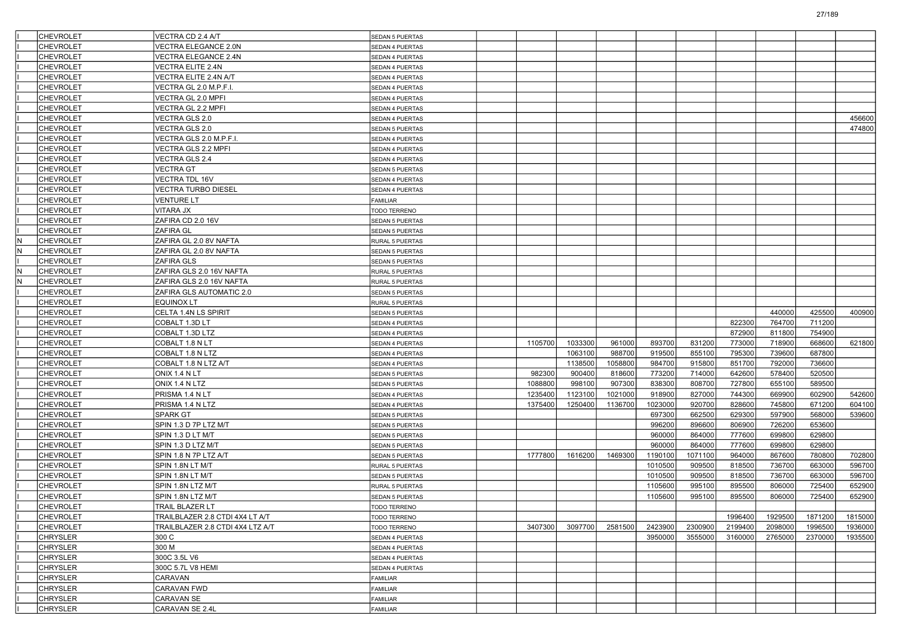| | | | | | | | | | | | | | |
|---|---|---|---|---|---|---|---|---|---|---|---|---|---|
| I | CHEVROLET | VECTRA CD 2.4 A/T | SEDAN 5 PUERTAS | | | | | | | | | | |
| I | CHEVROLET | VECTRA ELEGANCE 2.0N | SEDAN 4 PUERTAS | | | | | | | | | | |
| I | CHEVROLET | VECTRA ELEGANCE 2.4N | SEDAN 4 PUERTAS | | | | | | | | | | |
| I | CHEVROLET | VECTRA ELITE 2.4N | SEDAN 4 PUERTAS | | | | | | | | | | |
| I | CHEVROLET | VECTRA ELITE 2.4N A/T | SEDAN 4 PUERTAS | | | | | | | | | | |
| I | CHEVROLET | VECTRA GL 2.0 M.P.F.I. | SEDAN 4 PUERTAS | | | | | | | | | | |
| I | CHEVROLET | VECTRA GL 2.0 MPFI | SEDAN 4 PUERTAS | | | | | | | | | | |
| I | CHEVROLET | VECTRA GL 2.2 MPFI | SEDAN 4 PUERTAS | | | | | | | | | | |
| I | CHEVROLET | VECTRA GLS 2.0 | SEDAN 4 PUERTAS | | | | | | | | | | 456600 |
| I | CHEVROLET | VECTRA GLS 2.0 | SEDAN 5 PUERTAS | | | | | | | | | | 474800 |
| I | CHEVROLET | VECTRA GLS 2.0 M.P.F.I. | SEDAN 4 PUERTAS | | | | | | | | | | |
| I | CHEVROLET | VECTRA GLS 2.2 MPFI | SEDAN 4 PUERTAS | | | | | | | | | | |
| I | CHEVROLET | VECTRA GLS 2.4 | SEDAN 4 PUERTAS | | | | | | | | | | |
| I | CHEVROLET | VECTRA GT | SEDAN 5 PUERTAS | | | | | | | | | | |
| I | CHEVROLET | VECTRA TDL 16V | SEDAN 4 PUERTAS | | | | | | | | | | |
| I | CHEVROLET | VECTRA TURBO DIESEL | SEDAN 4 PUERTAS | | | | | | | | | | |
| I | CHEVROLET | VENTURE LT | FAMILIAR | | | | | | | | | | |
| I | CHEVROLET | VITARA JX | TODO TERRENO | | | | | | | | | | |
| I | CHEVROLET | ZAFIRA CD 2.0 16V | SEDAN 5 PUERTAS | | | | | | | | | | |
| I | CHEVROLET | ZAFIRA GL | SEDAN 5 PUERTAS | | | | | | | | | | |
| N | CHEVROLET | ZAFIRA GL 2.0 8V NAFTA | RURAL 5 PUERTAS | | | | | | | | | | |
| N | CHEVROLET | ZAFIRA GL 2.0 8V NAFTA | SEDAN 5 PUERTAS | | | | | | | | | | |
| I | CHEVROLET | ZAFIRA GLS | SEDAN 5 PUERTAS | | | | | | | | | | |
| N | CHEVROLET | ZAFIRA GLS 2.0 16V NAFTA | RURAL 5 PUERTAS | | | | | | | | | | |
| N | CHEVROLET | ZAFIRA GLS 2.0 16V NAFTA | RURAL 5 PUERTAS | | | | | | | | | | |
| I | CHEVROLET | ZAFIRA GLS AUTOMATIC 2.0 | SEDAN 5 PUERTAS | | | | | | | | | | |
| I | CHEVROLET | EQUINOX LT | RURAL 5 PUERTAS | | | | | | | | | | |
| I | CHEVROLET | CELTA 1.4N LS SPIRIT | SEDAN 5 PUERTAS | | | | | | | | 440000 | 425500 | 400900 |
| I | CHEVROLET | COBALT 1.3D LT | SEDAN 4 PUERTAS | | | | | | | 822300 | 764700 | 711200 | |
| I | CHEVROLET | COBALT 1.3D LTZ | SEDAN 4 PUERTAS | | | | | | | 872900 | 811800 | 754900 | |
| I | CHEVROLET | COBALT 1.8 N LT | SEDAN 4 PUERTAS | | 1105700 | 1033300 | 961000 | 893700 | 831200 | 773000 | 718900 | 668600 | 621800 |
| I | CHEVROLET | COBALT 1.8 N LTZ | SEDAN 4 PUERTAS | | | 1063100 | 988700 | 919500 | 855100 | 795300 | 739600 | 687800 | |
| I | CHEVROLET | COBALT 1.8 N LTZ A/T | SEDAN 4 PUERTAS | | | 1138500 | 1058800 | 984700 | 915800 | 851700 | 792000 | 736600 | |
| I | CHEVROLET | ONIX 1.4 N LT | SEDAN 5 PUERTAS | | 982300 | 900400 | 818600 | 773200 | 714000 | 642600 | 578400 | 520500 | |
| I | CHEVROLET | ONIX 1.4 N LTZ | SEDAN 5 PUERTAS | | 1088800 | 998100 | 907300 | 838300 | 808700 | 727800 | 655100 | 589500 | |
| I | CHEVROLET | PRISMA 1.4 N LT | SEDAN 4 PUERTAS | | 1235400 | 1123100 | 1021000 | 918900 | 827000 | 744300 | 669900 | 602900 | 542600 |
| I | CHEVROLET | PRISMA 1.4 N LTZ | SEDAN 4 PUERTAS | | 1375400 | 1250400 | 1136700 | 1023000 | 920700 | 828600 | 745800 | 671200 | 604100 |
| I | CHEVROLET | SPARK GT | SEDAN 5 PUERTAS | | | | | 697300 | 662500 | 629300 | 597900 | 568000 | 539600 |
| I | CHEVROLET | SPIN 1.3 D 7P LTZ M/T | SEDAN 5 PUERTAS | | | | | 996200 | 896600 | 806900 | 726200 | 653600 | |
| I | CHEVROLET | SPIN 1.3 D LT M/T | SEDAN 5 PUERTAS | | | | | 960000 | 864000 | 777600 | 699800 | 629800 | |
| I | CHEVROLET | SPIN 1.3 D LTZ M/T | SEDAN 5 PUERTAS | | | | | 960000 | 864000 | 777600 | 699800 | 629800 | |
| I | CHEVROLET | SPIN 1.8 N 7P LTZ A/T | SEDAN 5 PUERTAS | | 1777800 | 1616200 | 1469300 | 1190100 | 1071100 | 964000 | 867600 | 780800 | 702800 |
| I | CHEVROLET | SPIN 1.8N LT M/T | RURAL 5 PUERTAS | | | | | 1010500 | 909500 | 818500 | 736700 | 663000 | 596700 |
| I | CHEVROLET | SPIN 1.8N LT M/T | SEDAN 5 PUERTAS | | | | | 1010500 | 909500 | 818500 | 736700 | 663000 | 596700 |
| I | CHEVROLET | SPIN 1.8N LTZ M/T | RURAL 5 PUERTAS | | | | | 1105600 | 995100 | 895500 | 806000 | 725400 | 652900 |
| I | CHEVROLET | SPIN 1.8N LTZ M/T | SEDAN 5 PUERTAS | | | | | 1105600 | 995100 | 895500 | 806000 | 725400 | 652900 |
| I | CHEVROLET | TRAIL BLAZER LT | TODO TERRENO | | | | | | | | | | |
| I | CHEVROLET | TRAILBLAZER 2.8 CTDI 4X4 LT A/T | TODO TERRENO | | | | | | | 1996400 | 1929500 | 1871200 | 1815000 |
| I | CHEVROLET | TRAILBLAZER 2.8 CTDI 4X4 LTZ A/T | TODO TERRENO | | 3407300 | 3097700 | 2581500 | 2423900 | 2300900 | 2199400 | 2098000 | 1996500 | 1936000 |
| I | CHRYSLER | 300 C | SEDAN 4 PUERTAS | | | | | 3950000 | 3555000 | 3160000 | 2765000 | 2370000 | 1935500 |
| I | CHRYSLER | 300 M | SEDAN 4 PUERTAS | | | | | | | | | | |
| I | CHRYSLER | 300C 3.5L V6 | SEDAN 4 PUERTAS | | | | | | | | | | |
| I | CHRYSLER | 300C 5.7L V8 HEMI | SEDAN 4 PUERTAS | | | | | | | | | | |
| I | CHRYSLER | CARAVAN | FAMILIAR | | | | | | | | | | |
| I | CHRYSLER | CARAVAN FWD | FAMILIAR | | | | | | | | | | |
| I | CHRYSLER | CARAVAN SE | FAMILIAR | | | | | | | | | | |
| I | CHRYSLER | CARAVAN SE 2.4L | FAMILIAR | | | | | | | | | | |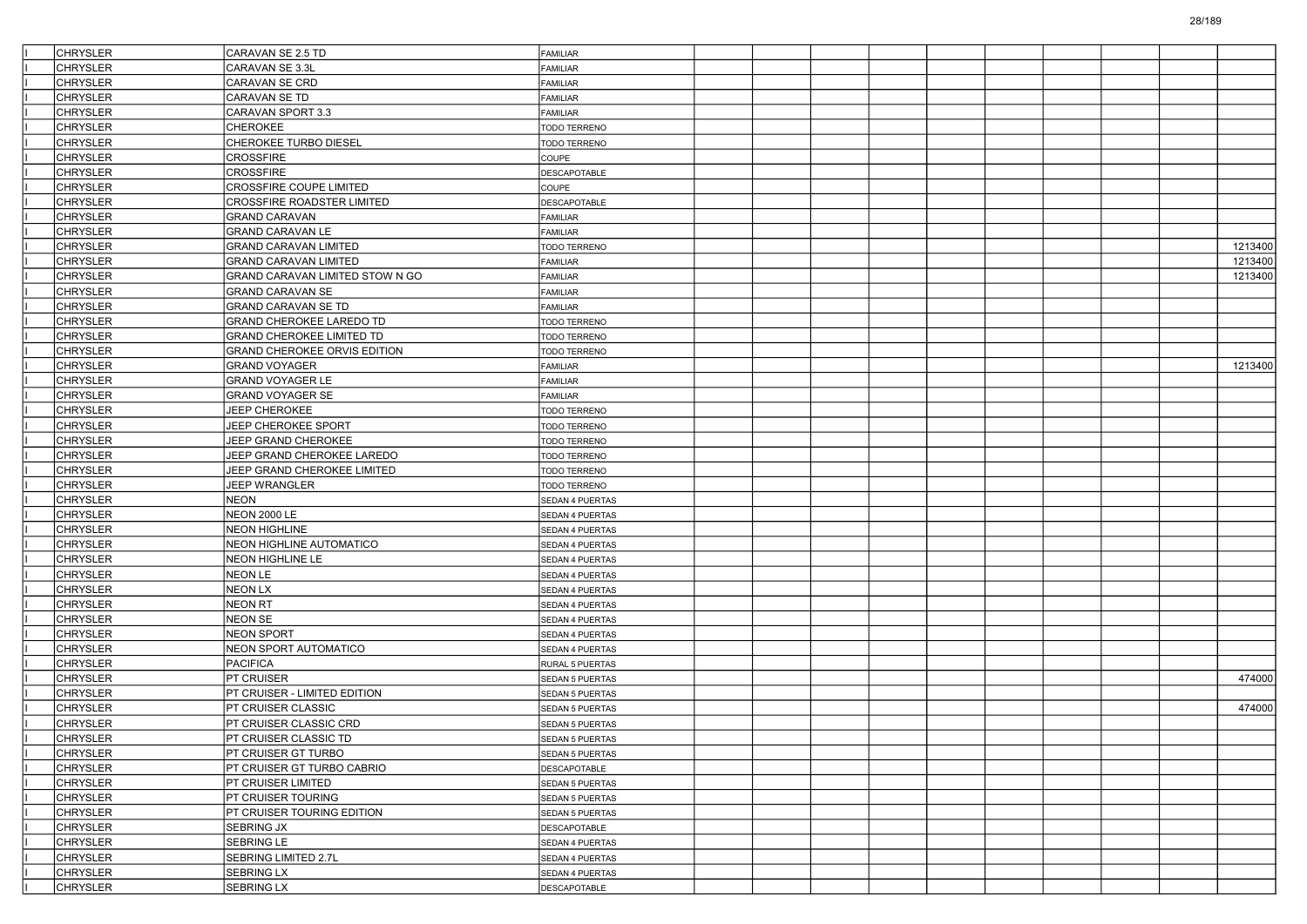| | | | | | | | | | | | | | |
|---|---|---|---|---|---|---|---|---|---|---|---|---|---|
| | CHRYSLER | CARAVAN SE 2.5 TD | FAMILIAR | | | | | | | | | | |
| | CHRYSLER | CARAVAN SE 3.3L | FAMILIAR | | | | | | | | | | |
| | CHRYSLER | CARAVAN SE CRD | FAMILIAR | | | | | | | | | | |
| | CHRYSLER | CARAVAN SE TD | FAMILIAR | | | | | | | | | | |
| | CHRYSLER | CARAVAN SPORT 3.3 | FAMILIAR | | | | | | | | | | |
| | CHRYSLER | CHEROKEE | TODO TERRENO | | | | | | | | | | |
| | CHRYSLER | CHEROKEE TURBO DIESEL | TODO TERRENO | | | | | | | | | | |
| | CHRYSLER | CROSSFIRE | COUPE | | | | | | | | | | |
| | CHRYSLER | CROSSFIRE | DESCAPOTABLE | | | | | | | | | | |
| | CHRYSLER | CROSSFIRE COUPE LIMITED | COUPE | | | | | | | | | | |
| | CHRYSLER | CROSSFIRE ROADSTER LIMITED | DESCAPOTABLE | | | | | | | | | | |
| | CHRYSLER | GRAND CARAVAN | FAMILIAR | | | | | | | | | | |
| | CHRYSLER | GRAND CARAVAN LE | FAMILIAR | | | | | | | | | | |
| | CHRYSLER | GRAND CARAVAN LIMITED | TODO TERRENO | | | | | | | | | | 1213400 |
| | CHRYSLER | GRAND CARAVAN LIMITED | FAMILIAR | | | | | | | | | | 1213400 |
| | CHRYSLER | GRAND CARAVAN LIMITED STOW N GO | FAMILIAR | | | | | | | | | | 1213400 |
| | CHRYSLER | GRAND CARAVAN SE | FAMILIAR | | | | | | | | | | |
| | CHRYSLER | GRAND CARAVAN SE TD | FAMILIAR | | | | | | | | | | |
| | CHRYSLER | GRAND CHEROKEE LAREDO TD | TODO TERRENO | | | | | | | | | | |
| | CHRYSLER | GRAND CHEROKEE LIMITED TD | TODO TERRENO | | | | | | | | | | |
| | CHRYSLER | GRAND CHEROKEE ORVIS EDITION | TODO TERRENO | | | | | | | | | | |
| | CHRYSLER | GRAND VOYAGER | FAMILIAR | | | | | | | | | | 1213400 |
| | CHRYSLER | GRAND VOYAGER LE | FAMILIAR | | | | | | | | | | |
| | CHRYSLER | GRAND VOYAGER SE | FAMILIAR | | | | | | | | | | |
| | CHRYSLER | JEEP CHEROKEE | TODO TERRENO | | | | | | | | | | |
| | CHRYSLER | JEEP CHEROKEE SPORT | TODO TERRENO | | | | | | | | | | |
| | CHRYSLER | JEEP GRAND CHEROKEE | TODO TERRENO | | | | | | | | | | |
| | CHRYSLER | JEEP GRAND CHEROKEE LAREDO | TODO TERRENO | | | | | | | | | | |
| | CHRYSLER | JEEP GRAND CHEROKEE LIMITED | TODO TERRENO | | | | | | | | | | |
| | CHRYSLER | JEEP WRANGLER | TODO TERRENO | | | | | | | | | | |
| | CHRYSLER | NEON | SEDAN 4 PUERTAS | | | | | | | | | | |
| | CHRYSLER | NEON 2000 LE | SEDAN 4 PUERTAS | | | | | | | | | | |
| | CHRYSLER | NEON HIGHLINE | SEDAN 4 PUERTAS | | | | | | | | | | |
| | CHRYSLER | NEON HIGHLINE AUTOMATICO | SEDAN 4 PUERTAS | | | | | | | | | | |
| | CHRYSLER | NEON HIGHLINE LE | SEDAN 4 PUERTAS | | | | | | | | | | |
| | CHRYSLER | NEON LE | SEDAN 4 PUERTAS | | | | | | | | | | |
| | CHRYSLER | NEON LX | SEDAN 4 PUERTAS | | | | | | | | | | |
| | CHRYSLER | NEON RT | SEDAN 4 PUERTAS | | | | | | | | | | |
| | CHRYSLER | NEON SE | SEDAN 4 PUERTAS | | | | | | | | | | |
| | CHRYSLER | NEON SPORT | SEDAN 4 PUERTAS | | | | | | | | | | |
| | CHRYSLER | NEON SPORT AUTOMATICO | SEDAN 4 PUERTAS | | | | | | | | | | |
| | CHRYSLER | PACIFICA | RURAL 5 PUERTAS | | | | | | | | | | |
| | CHRYSLER | PT CRUISER | SEDAN 5 PUERTAS | | | | | | | | | | 474000 |
| | CHRYSLER | PT CRUISER - LIMITED EDITION | SEDAN 5 PUERTAS | | | | | | | | | | |
| | CHRYSLER | PT CRUISER CLASSIC | SEDAN 5 PUERTAS | | | | | | | | | | 474000 |
| | CHRYSLER | PT CRUISER CLASSIC CRD | SEDAN 5 PUERTAS | | | | | | | | | | |
| | CHRYSLER | PT CRUISER CLASSIC TD | SEDAN 5 PUERTAS | | | | | | | | | | |
| | CHRYSLER | PT CRUISER GT TURBO | SEDAN 5 PUERTAS | | | | | | | | | | |
| | CHRYSLER | PT CRUISER GT TURBO CABRIO | DESCAPOTABLE | | | | | | | | | | |
| | CHRYSLER | PT CRUISER LIMITED | SEDAN 5 PUERTAS | | | | | | | | | | |
| | CHRYSLER | PT CRUISER TOURING | SEDAN 5 PUERTAS | | | | | | | | | | |
| | CHRYSLER | PT CRUISER TOURING EDITION | SEDAN 5 PUERTAS | | | | | | | | | | |
| | CHRYSLER | SEBRING JX | DESCAPOTABLE | | | | | | | | | | |
| | CHRYSLER | SEBRING LE | SEDAN 4 PUERTAS | | | | | | | | | | |
| | CHRYSLER | SEBRING LIMITED 2.7L | SEDAN 4 PUERTAS | | | | | | | | | | |
| | CHRYSLER | SEBRING LX | SEDAN 4 PUERTAS | | | | | | | | | | |
| | CHRYSLER | SEBRING LX | DESCAPOTABLE | | | | | | | | | | |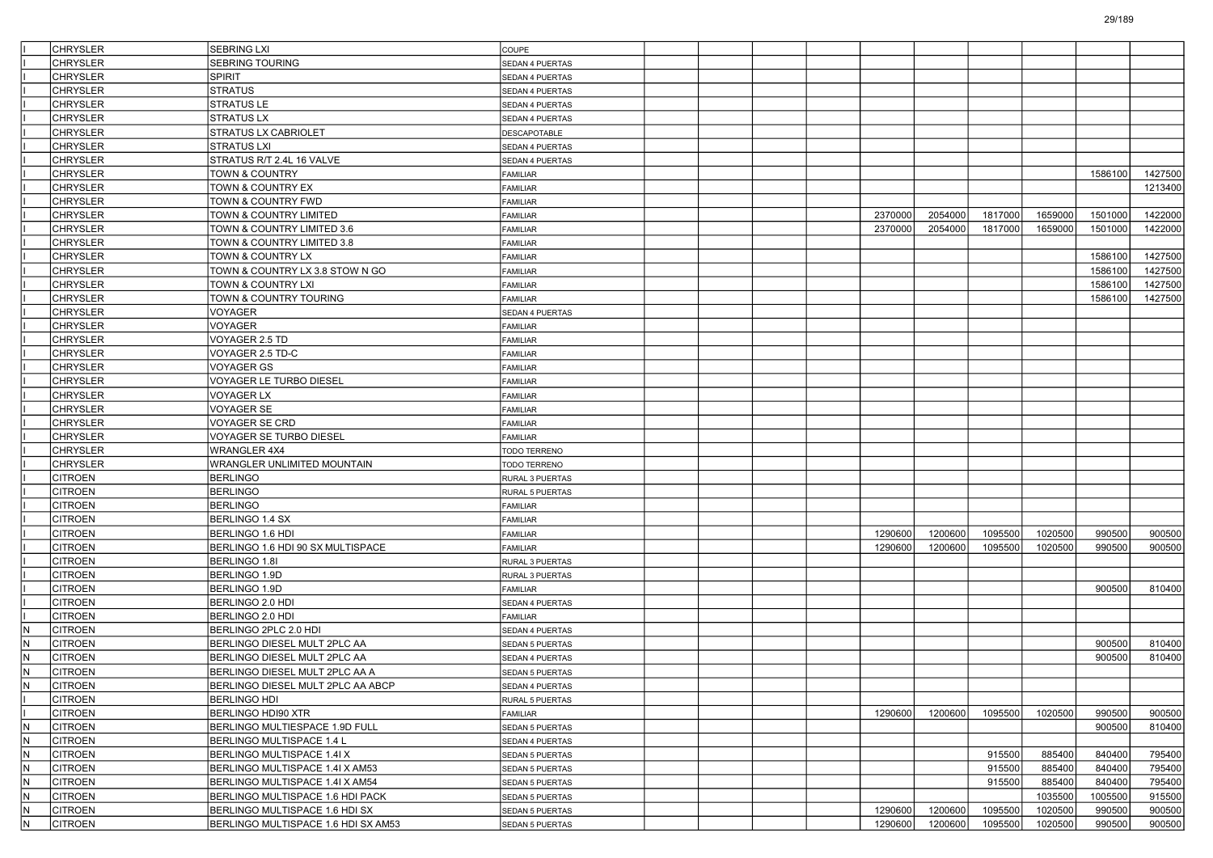| | | | | | | | | | | | | | |
|---|---|---|---|---|---|---|---|---|---|---|---|---|---|
| I | CHRYSLER | SEBRING LXI | COUPE | | | | | | | | | | |
| I | CHRYSLER | SEBRING TOURING | SEDAN 4 PUERTAS | | | | | | | | | | |
| I | CHRYSLER | SPIRIT | SEDAN 4 PUERTAS | | | | | | | | | | |
| I | CHRYSLER | STRATUS | SEDAN 4 PUERTAS | | | | | | | | | | |
| I | CHRYSLER | STRATUS LE | SEDAN 4 PUERTAS | | | | | | | | | | |
| I | CHRYSLER | STRATUS LX | SEDAN 4 PUERTAS | | | | | | | | | | |
| I | CHRYSLER | STRATUS LX CABRIOLET | DESCAPOTABLE | | | | | | | | | | |
| I | CHRYSLER | STRATUS LXI | SEDAN 4 PUERTAS | | | | | | | | | | |
| I | CHRYSLER | STRATUS R/T 2.4L 16 VALVE | SEDAN 4 PUERTAS | | | | | | | | | | |
| I | CHRYSLER | TOWN & COUNTRY | FAMILIAR | | | | | | | | | 1586100 | 1427500 |
| I | CHRYSLER | TOWN & COUNTRY EX | FAMILIAR | | | | | | | | | | 1213400 |
| I | CHRYSLER | TOWN & COUNTRY FWD | FAMILIAR | | | | | | | | | | |
| I | CHRYSLER | TOWN & COUNTRY LIMITED | FAMILIAR | | | | | 2370000 | 2054000 | 1817000 | 1659000 | 1501000 | 1422000 |
| I | CHRYSLER | TOWN & COUNTRY LIMITED 3.6 | FAMILIAR | | | | | 2370000 | 2054000 | 1817000 | 1659000 | 1501000 | 1422000 |
| I | CHRYSLER | TOWN & COUNTRY LIMITED 3.8 | FAMILIAR | | | | | | | | | | |
| I | CHRYSLER | TOWN & COUNTRY LX | FAMILIAR | | | | | | | | | 1586100 | 1427500 |
| I | CHRYSLER | TOWN & COUNTRY LX 3.8 STOW N GO | FAMILIAR | | | | | | | | | 1586100 | 1427500 |
| I | CHRYSLER | TOWN & COUNTRY LXI | FAMILIAR | | | | | | | | | 1586100 | 1427500 |
| I | CHRYSLER | TOWN & COUNTRY TOURING | FAMILIAR | | | | | | | | | 1586100 | 1427500 |
| I | CHRYSLER | VOYAGER | SEDAN 4 PUERTAS | | | | | | | | | | |
| I | CHRYSLER | VOYAGER | FAMILIAR | | | | | | | | | | |
| I | CHRYSLER | VOYAGER 2.5 TD | FAMILIAR | | | | | | | | | | |
| I | CHRYSLER | VOYAGER 2.5 TD-C | FAMILIAR | | | | | | | | | | |
| I | CHRYSLER | VOYAGER GS | FAMILIAR | | | | | | | | | | |
| I | CHRYSLER | VOYAGER LE TURBO DIESEL | FAMILIAR | | | | | | | | | | |
| I | CHRYSLER | VOYAGER LX | FAMILIAR | | | | | | | | | | |
| I | CHRYSLER | VOYAGER SE | FAMILIAR | | | | | | | | | | |
| I | CHRYSLER | VOYAGER SE CRD | FAMILIAR | | | | | | | | | | |
| I | CHRYSLER | VOYAGER SE TURBO DIESEL | FAMILIAR | | | | | | | | | | |
| I | CHRYSLER | WRANGLER 4X4 | TODO TERRENO | | | | | | | | | | |
| I | CHRYSLER | WRANGLER UNLIMITED MOUNTAIN | TODO TERRENO | | | | | | | | | | |
| I | CITROEN | BERLINGO | RURAL 3 PUERTAS | | | | | | | | | | |
| I | CITROEN | BERLINGO | RURAL 5 PUERTAS | | | | | | | | | | |
| I | CITROEN | BERLINGO | FAMILIAR | | | | | | | | | | |
| I | CITROEN | BERLINGO 1.4 SX | FAMILIAR | | | | | | | | | | |
| I | CITROEN | BERLINGO 1.6 HDI | FAMILIAR | | | | | 1290600 | 1200600 | 1095500 | 1020500 | 990500 | 900500 |
| I | CITROEN | BERLINGO 1.6 HDI 90 SX MULTISPACE | FAMILIAR | | | | | 1290600 | 1200600 | 1095500 | 1020500 | 990500 | 900500 |
| I | CITROEN | BERLINGO 1.8I | RURAL 3 PUERTAS | | | | | | | | | | |
| I | CITROEN | BERLINGO 1.9D | RURAL 3 PUERTAS | | | | | | | | | | |
| I | CITROEN | BERLINGO 1.9D | FAMILIAR | | | | | | | | | 900500 | 810400 |
| I | CITROEN | BERLINGO 2.0 HDI | SEDAN 4 PUERTAS | | | | | | | | | | |
| I | CITROEN | BERLINGO 2.0 HDI | FAMILIAR | | | | | | | | | | |
| N | CITROEN | BERLINGO 2PLC 2.0 HDI | SEDAN 4 PUERTAS | | | | | | | | | | |
| N | CITROEN | BERLINGO DIESEL MULT 2PLC AA | SEDAN 5 PUERTAS | | | | | | | | | 900500 | 810400 |
| N | CITROEN | BERLINGO DIESEL MULT 2PLC AA | SEDAN 4 PUERTAS | | | | | | | | | 900500 | 810400 |
| N | CITROEN | BERLINGO DIESEL MULT 2PLC AA A | SEDAN 5 PUERTAS | | | | | | | | | | |
| N | CITROEN | BERLINGO DIESEL MULT 2PLC AA ABCP | SEDAN 4 PUERTAS | | | | | | | | | | |
| I | CITROEN | BERLINGO HDI | RURAL 5 PUERTAS | | | | | | | | | | |
| I | CITROEN | BERLINGO HDI90 XTR | FAMILIAR | | | | | 1290600 | 1200600 | 1095500 | 1020500 | 990500 | 900500 |
| N | CITROEN | BERLINGO MULTIESPACE 1.9D FULL | SEDAN 5 PUERTAS | | | | | | | | | 900500 | 810400 |
| N | CITROEN | BERLINGO MULTISPACE 1.4 L | SEDAN 4 PUERTAS | | | | | | | | | | |
| N | CITROEN | BERLINGO MULTISPACE 1.4I X | SEDAN 5 PUERTAS | | | | | | | 915500 | 885400 | 840400 | 795400 |
| N | CITROEN | BERLINGO MULTISPACE 1.4I X AM53 | SEDAN 5 PUERTAS | | | | | | | 915500 | 885400 | 840400 | 795400 |
| N | CITROEN | BERLINGO MULTISPACE 1.4I X AM54 | SEDAN 5 PUERTAS | | | | | | | 915500 | 885400 | 840400 | 795400 |
| N | CITROEN | BERLINGO MULTISPACE 1.6 HDI PACK | SEDAN 5 PUERTAS | | | | | | | | 1035500 | 1005500 | 915500 |
| N | CITROEN | BERLINGO MULTISPACE 1.6 HDI SX | SEDAN 5 PUERTAS | | | | | 1290600 | 1200600 | 1095500 | 1020500 | 990500 | 900500 |
| N | CITROEN | BERLINGO MULTISPACE 1.6 HDI SX AM53 | SEDAN 5 PUERTAS | | | | | 1290600 | 1200600 | 1095500 | 1020500 | 990500 | 900500 |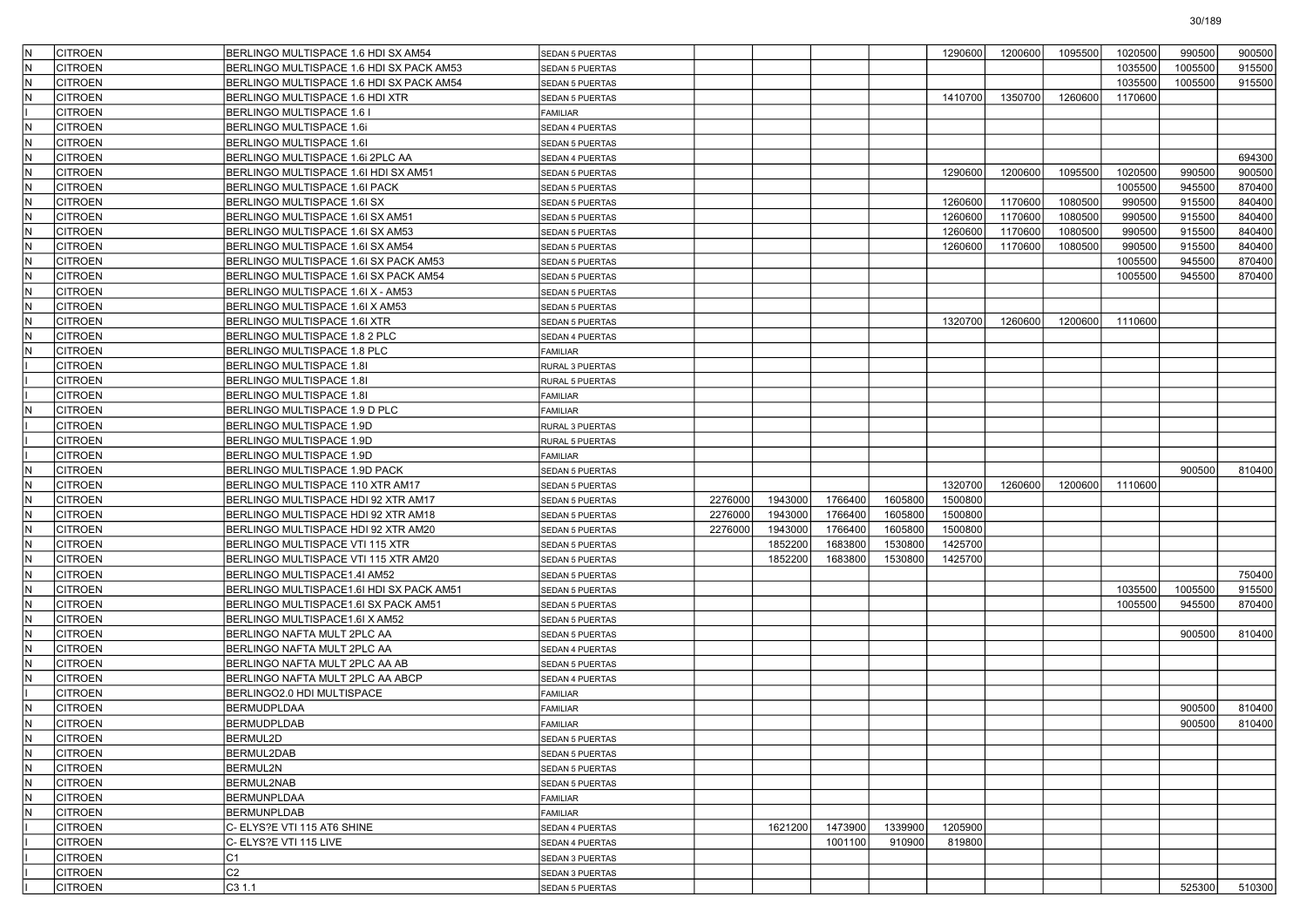| N | CITROEN | BERLINGO MULTISPACE 1.6 HDI SX AM54 | SEDAN 5 PUERTAS | | | | | 1290600 | 1200600 | 1095500 | 1020500 | 990500 | 900500 |
|---|---|---|---|---|---|---|---|---|---|---|---|---|---|
| N | CITROEN | BERLINGO MULTISPACE 1.6 HDI SX PACK AM53 | SEDAN 5 PUERTAS | | | | | | | | 1035500 | 1005500 | 915500 |
| N | CITROEN | BERLINGO MULTISPACE 1.6 HDI SX PACK AM54 | SEDAN 5 PUERTAS | | | | | | | | 1035500 | 1005500 | 915500 |
| N | CITROEN | BERLINGO MULTISPACE 1.6 HDI XTR | SEDAN 5 PUERTAS | | | | | 1410700 | 1350700 | 1260600 | 1170600 | | |
| I | CITROEN | BERLINGO MULTISPACE 1.6 I | FAMILIAR | | | | | | | | | | |
| N | CITROEN | BERLINGO MULTISPACE 1.6i | SEDAN 4 PUERTAS | | | | | | | | | | |
| N | CITROEN | BERLINGO MULTISPACE 1.6I | SEDAN 5 PUERTAS | | | | | | | | | | |
| N | CITROEN | BERLINGO MULTISPACE 1.6i 2PLC AA | SEDAN 4 PUERTAS | | | | | | | | | | 694300 |
| N | CITROEN | BERLINGO MULTISPACE 1.6I HDI SX AM51 | SEDAN 5 PUERTAS | | | | | 1290600 | 1200600 | 1095500 | 1020500 | 990500 | 900500 |
| N | CITROEN | BERLINGO MULTISPACE 1.6I PACK | SEDAN 5 PUERTAS | | | | | | | | 1005500 | 945500 | 870400 |
| N | CITROEN | BERLINGO MULTISPACE 1.6I SX | SEDAN 5 PUERTAS | | | | | 1260600 | 1170600 | 1080500 | 990500 | 915500 | 840400 |
| N | CITROEN | BERLINGO MULTISPACE 1.6I SX AM51 | SEDAN 5 PUERTAS | | | | | 1260600 | 1170600 | 1080500 | 990500 | 915500 | 840400 |
| N | CITROEN | BERLINGO MULTISPACE 1.6I SX AM53 | SEDAN 5 PUERTAS | | | | | 1260600 | 1170600 | 1080500 | 990500 | 915500 | 840400 |
| N | CITROEN | BERLINGO MULTISPACE 1.6I SX AM54 | SEDAN 5 PUERTAS | | | | | 1260600 | 1170600 | 1080500 | 990500 | 915500 | 840400 |
| N | CITROEN | BERLINGO MULTISPACE 1.6I SX PACK AM53 | SEDAN 5 PUERTAS | | | | | | | | 1005500 | 945500 | 870400 |
| N | CITROEN | BERLINGO MULTISPACE 1.6I SX PACK AM54 | SEDAN 5 PUERTAS | | | | | | | | 1005500 | 945500 | 870400 |
| N | CITROEN | BERLINGO MULTISPACE 1.6I X - AM53 | SEDAN 5 PUERTAS | | | | | | | | | | |
| N | CITROEN | BERLINGO MULTISPACE 1.6I X AM53 | SEDAN 5 PUERTAS | | | | | | | | | | |
| N | CITROEN | BERLINGO MULTISPACE 1.6I XTR | SEDAN 5 PUERTAS | | | | | 1320700 | 1260600 | 1200600 | 1110600 | | |
| N | CITROEN | BERLINGO MULTISPACE 1.8 2 PLC | SEDAN 4 PUERTAS | | | | | | | | | | |
| N | CITROEN | BERLINGO MULTISPACE 1.8 PLC | FAMILIAR | | | | | | | | | | |
| I | CITROEN | BERLINGO MULTISPACE 1.8I | RURAL 3 PUERTAS | | | | | | | | | | |
| I | CITROEN | BERLINGO MULTISPACE 1.8I | RURAL 5 PUERTAS | | | | | | | | | | |
| I | CITROEN | BERLINGO MULTISPACE 1.8I | FAMILIAR | | | | | | | | | | |
| N | CITROEN | BERLINGO MULTISPACE 1.9 D PLC | FAMILIAR | | | | | | | | | | |
| I | CITROEN | BERLINGO MULTISPACE 1.9D | RURAL 3 PUERTAS | | | | | | | | | | |
| I | CITROEN | BERLINGO MULTISPACE 1.9D | RURAL 5 PUERTAS | | | | | | | | | | |
| I | CITROEN | BERLINGO MULTISPACE 1.9D | FAMILIAR | | | | | | | | | | |
| N | CITROEN | BERLINGO MULTISPACE 1.9D PACK | SEDAN 5 PUERTAS | | | | | | | | | 900500 | 810400 |
| N | CITROEN | BERLINGO MULTISPACE 110 XTR AM17 | SEDAN 5 PUERTAS | | | | | 1320700 | 1260600 | 1200600 | 1110600 | | |
| N | CITROEN | BERLINGO MULTISPACE HDI 92 XTR AM17 | SEDAN 5 PUERTAS | 2276000 | 1943000 | 1766400 | 1605800 | 1500800 | | | | | |
| N | CITROEN | BERLINGO MULTISPACE HDI 92 XTR AM18 | SEDAN 5 PUERTAS | 2276000 | 1943000 | 1766400 | 1605800 | 1500800 | | | | | |
| N | CITROEN | BERLINGO MULTISPACE HDI 92 XTR AM20 | SEDAN 5 PUERTAS | 2276000 | 1943000 | 1766400 | 1605800 | 1500800 | | | | | |
| N | CITROEN | BERLINGO MULTISPACE VTI 115 XTR | SEDAN 5 PUERTAS | | 1852200 | 1683800 | 1530800 | 1425700 | | | | | |
| N | CITROEN | BERLINGO MULTISPACE VTI 115 XTR AM20 | SEDAN 5 PUERTAS | | 1852200 | 1683800 | 1530800 | 1425700 | | | | | |
| N | CITROEN | BERLINGO MULTISPACE1.4I AM52 | SEDAN 5 PUERTAS | | | | | | | | | | 750400 |
| N | CITROEN | BERLINGO MULTISPACE1.6I HDI SX PACK AM51 | SEDAN 5 PUERTAS | | | | | | | | 1035500 | 1005500 | 915500 |
| N | CITROEN | BERLINGO MULTISPACE1.6I SX PACK AM51 | SEDAN 5 PUERTAS | | | | | | | | 1005500 | 945500 | 870400 |
| N | CITROEN | BERLINGO MULTISPACE1.6I X AM52 | SEDAN 5 PUERTAS | | | | | | | | | | |
| N | CITROEN | BERLINGO NAFTA MULT 2PLC AA | SEDAN 5 PUERTAS | | | | | | | | | 900500 | 810400 |
| N | CITROEN | BERLINGO NAFTA MULT 2PLC AA | SEDAN 4 PUERTAS | | | | | | | | | | |
| N | CITROEN | BERLINGO NAFTA MULT 2PLC AA AB | SEDAN 5 PUERTAS | | | | | | | | | | |
| N | CITROEN | BERLINGO NAFTA MULT 2PLC AA ABCP | SEDAN 4 PUERTAS | | | | | | | | | | |
| I | CITROEN | BERLINGO2.0 HDI MULTISPACE | FAMILIAR | | | | | | | | | | |
| N | CITROEN | BERMUDPLDAA | FAMILIAR | | | | | | | | | 900500 | 810400 |
| N | CITROEN | BERMUDPLDAB | FAMILIAR | | | | | | | | | 900500 | 810400 |
| N | CITROEN | BERMUL2D | SEDAN 5 PUERTAS | | | | | | | | | | |
| N | CITROEN | BERMUL2DAB | SEDAN 5 PUERTAS | | | | | | | | | | |
| N | CITROEN | BERMUL2N | SEDAN 5 PUERTAS | | | | | | | | | | |
| N | CITROEN | BERMUL2NAB | SEDAN 5 PUERTAS | | | | | | | | | | |
| N | CITROEN | BERMUNPLDAA | FAMILIAR | | | | | | | | | | |
| N | CITROEN | BERMUNPLDAB | FAMILIAR | | | | | | | | | | |
| I | CITROEN | C- ELYS?E VTI 115 AT6 SHINE | SEDAN 4 PUERTAS | | 1621200 | 1473900 | 1339900 | 1205900 | | | | | |
| I | CITROEN | C- ELYS?E VTI 115 LIVE | SEDAN 4 PUERTAS | | | 1001100 | 910900 | 819800 | | | | | |
| I | CITROEN | C1 | SEDAN 3 PUERTAS | | | | | | | | | | |
| I | CITROEN | C2 | SEDAN 3 PUERTAS | | | | | | | | | | |
| I | CITROEN | C3 1.1 | SEDAN 5 PUERTAS | | | | | | | | | 525300 | 510300 |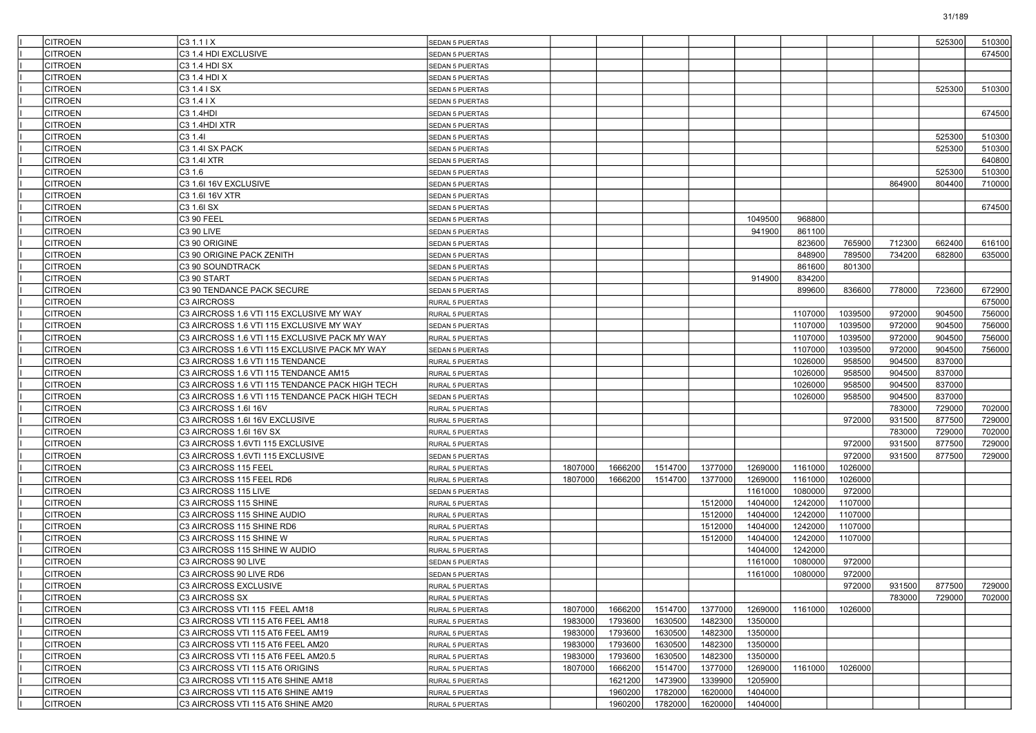| | | | | | | | | | | | | | |
|---|---|---|---|---|---|---|---|---|---|---|---|---|---|
| I | CITROEN | C3 1.1 I X | SEDAN 5 PUERTAS | | | | | | | | | 525300 | 510300 |
| I | CITROEN | C3 1.4 HDI EXCLUSIVE | SEDAN 5 PUERTAS | | | | | | | | | | 674500 |
| I | CITROEN | C3 1.4 HDI SX | SEDAN 5 PUERTAS | | | | | | | | | | |
| I | CITROEN | C3 1.4 HDI X | SEDAN 5 PUERTAS | | | | | | | | | | |
| I | CITROEN | C3 1.4 I SX | SEDAN 5 PUERTAS | | | | | | | | | 525300 | 510300 |
| I | CITROEN | C3 1.4 I X | SEDAN 5 PUERTAS | | | | | | | | | | |
| I | CITROEN | C3 1.4HDI | SEDAN 5 PUERTAS | | | | | | | | | | 674500 |
| I | CITROEN | C3 1.4HDI XTR | SEDAN 5 PUERTAS | | | | | | | | | | |
| I | CITROEN | C3 1.4I | SEDAN 5 PUERTAS | | | | | | | | | 525300 | 510300 |
| I | CITROEN | C3 1.4I SX PACK | SEDAN 5 PUERTAS | | | | | | | | | 525300 | 510300 |
| I | CITROEN | C3 1.4I XTR | SEDAN 5 PUERTAS | | | | | | | | | | 640800 |
| I | CITROEN | C3 1.6 | SEDAN 5 PUERTAS | | | | | | | | | 525300 | 510300 |
| I | CITROEN | C3 1.6I 16V EXCLUSIVE | SEDAN 5 PUERTAS | | | | | | | | 864900 | 804400 | 710000 |
| I | CITROEN | C3 1.6I 16V XTR | SEDAN 5 PUERTAS | | | | | | | | | | |
| I | CITROEN | C3 1.6I SX | SEDAN 5 PUERTAS | | | | | | | | | | 674500 |
| I | CITROEN | C3 90 FEEL | SEDAN 5 PUERTAS | | | | | 1049500 | 968800 | | | | |
| I | CITROEN | C3 90 LIVE | SEDAN 5 PUERTAS | | | | | 941900 | 861100 | | | | |
| I | CITROEN | C3 90 ORIGINE | SEDAN 5 PUERTAS | | | | | | 823600 | 765900 | 712300 | 662400 | 616100 |
| I | CITROEN | C3 90 ORIGINE PACK ZENITH | SEDAN 5 PUERTAS | | | | | | 848900 | 789500 | 734200 | 682800 | 635000 |
| I | CITROEN | C3 90 SOUNDTRACK | SEDAN 5 PUERTAS | | | | | | 861600 | 801300 | | | |
| I | CITROEN | C3 90 START | SEDAN 5 PUERTAS | | | | | 914900 | 834200 | | | | |
| I | CITROEN | C3 90 TENDANCE PACK SECURE | SEDAN 5 PUERTAS | | | | | | 899600 | 836600 | 778000 | 723600 | 672900 |
| I | CITROEN | C3 AIRCROSS | RURAL 5 PUERTAS | | | | | | | | | | 675000 |
| I | CITROEN | C3 AIRCROSS 1.6 VTI 115 EXCLUSIVE MY WAY | RURAL 5 PUERTAS | | | | | | 1107000 | 1039500 | 972000 | 904500 | 756000 |
| I | CITROEN | C3 AIRCROSS 1.6 VTI 115 EXCLUSIVE MY WAY | SEDAN 5 PUERTAS | | | | | | 1107000 | 1039500 | 972000 | 904500 | 756000 |
| I | CITROEN | C3 AIRCROSS 1.6 VTI 115 EXCLUSIVE PACK MY WAY | RURAL 5 PUERTAS | | | | | | 1107000 | 1039500 | 972000 | 904500 | 756000 |
| I | CITROEN | C3 AIRCROSS 1.6 VTI 115 EXCLUSIVE PACK MY WAY | SEDAN 5 PUERTAS | | | | | | 1107000 | 1039500 | 972000 | 904500 | 756000 |
| I | CITROEN | C3 AIRCROSS 1.6 VTI 115 TENDANCE | RURAL 5 PUERTAS | | | | | | 1026000 | 958500 | 904500 | 837000 | |
| I | CITROEN | C3 AIRCROSS 1.6 VTI 115 TENDANCE AM15 | RURAL 5 PUERTAS | | | | | | 1026000 | 958500 | 904500 | 837000 | |
| I | CITROEN | C3 AIRCROSS 1.6 VTI 115 TENDANCE PACK HIGH TECH | RURAL 5 PUERTAS | | | | | | 1026000 | 958500 | 904500 | 837000 | |
| I | CITROEN | C3 AIRCROSS 1.6 VTI 115 TENDANCE PACK HIGH TECH | SEDAN 5 PUERTAS | | | | | | 1026000 | 958500 | 904500 | 837000 | |
| I | CITROEN | C3 AIRCROSS 1.6I 16V | RURAL 5 PUERTAS | | | | | | | | 783000 | 729000 | 702000 |
| I | CITROEN | C3 AIRCROSS 1.6I 16V EXCLUSIVE | RURAL 5 PUERTAS | | | | | | | 972000 | 931500 | 877500 | 729000 |
| I | CITROEN | C3 AIRCROSS 1.6I 16V SX | RURAL 5 PUERTAS | | | | | | | | 783000 | 729000 | 702000 |
| I | CITROEN | C3 AIRCROSS 1.6VTI 115 EXCLUSIVE | RURAL 5 PUERTAS | | | | | | | 972000 | 931500 | 877500 | 729000 |
| I | CITROEN | C3 AIRCROSS 1.6VTI 115 EXCLUSIVE | SEDAN 5 PUERTAS | | | | | | | 972000 | 931500 | 877500 | 729000 |
| I | CITROEN | C3 AIRCROSS 115 FEEL | RURAL 5 PUERTAS | 1807000 | 1666200 | 1514700 | 1377000 | 1269000 | 1161000 | 1026000 | | | |
| I | CITROEN | C3 AIRCROSS 115 FEEL RD6 | RURAL 5 PUERTAS | 1807000 | 1666200 | 1514700 | 1377000 | 1269000 | 1161000 | 1026000 | | | |
| I | CITROEN | C3 AIRCROSS 115 LIVE | SEDAN 5 PUERTAS | | | | | 1161000 | 1080000 | 972000 | | | |
| I | CITROEN | C3 AIRCROSS 115 SHINE | RURAL 5 PUERTAS | | | | 1512000 | 1404000 | 1242000 | 1107000 | | | |
| I | CITROEN | C3 AIRCROSS 115 SHINE AUDIO | RURAL 5 PUERTAS | | | | 1512000 | 1404000 | 1242000 | 1107000 | | | |
| I | CITROEN | C3 AIRCROSS 115 SHINE RD6 | RURAL 5 PUERTAS | | | | 1512000 | 1404000 | 1242000 | 1107000 | | | |
| I | CITROEN | C3 AIRCROSS 115 SHINE W | RURAL 5 PUERTAS | | | | 1512000 | 1404000 | 1242000 | 1107000 | | | |
| I | CITROEN | C3 AIRCROSS 115 SHINE W AUDIO | RURAL 5 PUERTAS | | | | | 1404000 | 1242000 | | | | |
| I | CITROEN | C3 AIRCROSS 90 LIVE | SEDAN 5 PUERTAS | | | | | 1161000 | 1080000 | 972000 | | | |
| I | CITROEN | C3 AIRCROSS 90 LIVE RD6 | SEDAN 5 PUERTAS | | | | | 1161000 | 1080000 | 972000 | | | |
| I | CITROEN | C3 AIRCROSS EXCLUSIVE | RURAL 5 PUERTAS | | | | | | | 972000 | 931500 | 877500 | 729000 |
| I | CITROEN | C3 AIRCROSS SX | RURAL 5 PUERTAS | | | | | | | | 783000 | 729000 | 702000 |
| I | CITROEN | C3 AIRCROSS VTI 115 FEEL AM18 | RURAL 5 PUERTAS | 1807000 | 1666200 | 1514700 | 1377000 | 1269000 | 1161000 | 1026000 | | | |
| I | CITROEN | C3 AIRCROSS VTI 115 AT6 FEEL AM18 | RURAL 5 PUERTAS | 1983000 | 1793600 | 1630500 | 1482300 | 1350000 | | | | | |
| I | CITROEN | C3 AIRCROSS VTI 115 AT6 FEEL AM19 | RURAL 5 PUERTAS | 1983000 | 1793600 | 1630500 | 1482300 | 1350000 | | | | | |
| I | CITROEN | C3 AIRCROSS VTI 115 AT6 FEEL AM20 | RURAL 5 PUERTAS | 1983000 | 1793600 | 1630500 | 1482300 | 1350000 | | | | | |
| I | CITROEN | C3 AIRCROSS VTI 115 AT6 FEEL AM20.5 | RURAL 5 PUERTAS | 1983000 | 1793600 | 1630500 | 1482300 | 1350000 | | | | | |
| I | CITROEN | C3 AIRCROSS VTI 115 AT6 ORIGINS | RURAL 5 PUERTAS | 1807000 | 1666200 | 1514700 | 1377000 | 1269000 | 1161000 | 1026000 | | | |
| I | CITROEN | C3 AIRCROSS VTI 115 AT6 SHINE AM18 | RURAL 5 PUERTAS | | 1621200 | 1473900 | 1339900 | 1205900 | | | | | |
| I | CITROEN | C3 AIRCROSS VTI 115 AT6 SHINE AM19 | RURAL 5 PUERTAS | | 1960200 | 1782000 | 1620000 | 1404000 | | | | | |
| I | CITROEN | C3 AIRCROSS VTI 115 AT6 SHINE AM20 | RURAL 5 PUERTAS | | 1960200 | 1782000 | 1620000 | 1404000 | | | | | |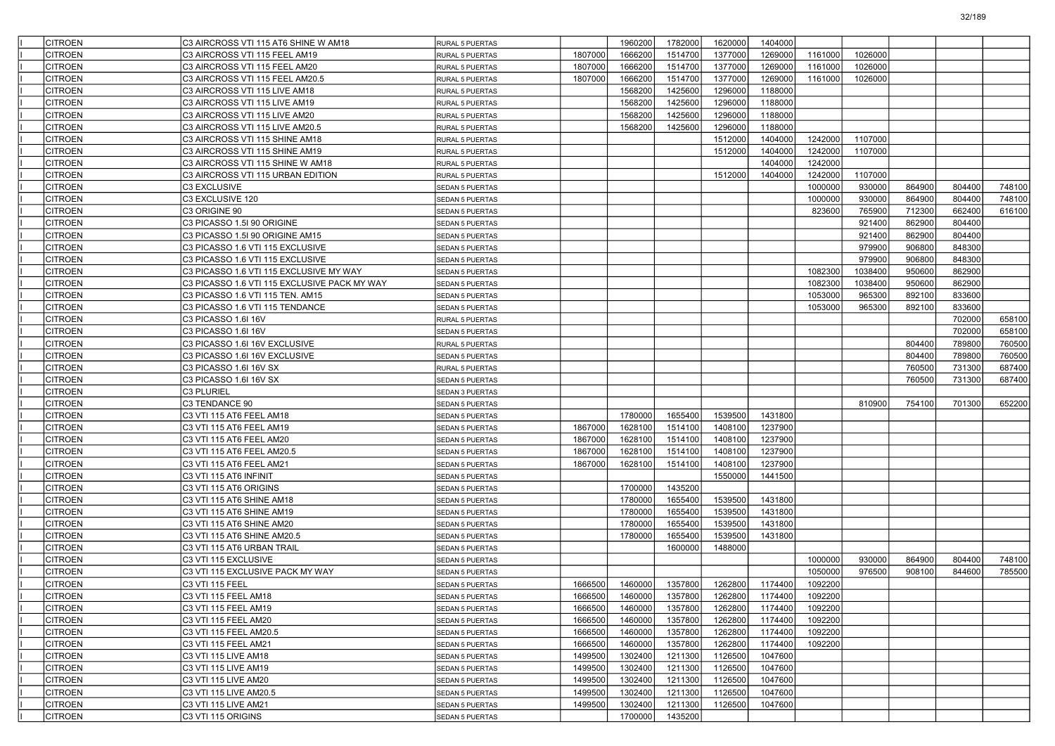| | | | | | | | | | | | | |
|---|---|---|---|---|---|---|---|---|---|---|---|---|
| I | CITROEN | C3 AIRCROSS VTI 115 AT6 SHINE W AM18 | RURAL 5 PUERTAS | | 1960200 | 1782000 | 1620000 | 1404000 | | | | | |
| I | CITROEN | C3 AIRCROSS VTI 115 FEEL AM19 | RURAL 5 PUERTAS | 1807000 | 1666200 | 1514700 | 1377000 | 1269000 | 1161000 | 1026000 | | | |
| I | CITROEN | C3 AIRCROSS VTI 115 FEEL AM20 | RURAL 5 PUERTAS | 1807000 | 1666200 | 1514700 | 1377000 | 1269000 | 1161000 | 1026000 | | | |
| I | CITROEN | C3 AIRCROSS VTI 115 FEEL AM20.5 | RURAL 5 PUERTAS | 1807000 | 1666200 | 1514700 | 1377000 | 1269000 | 1161000 | 1026000 | | | |
| I | CITROEN | C3 AIRCROSS VTI 115 LIVE AM18 | RURAL 5 PUERTAS | | 1568200 | 1425600 | 1296000 | 1188000 | | | | | |
| I | CITROEN | C3 AIRCROSS VTI 115 LIVE AM19 | RURAL 5 PUERTAS | | 1568200 | 1425600 | 1296000 | 1188000 | | | | | |
| I | CITROEN | C3 AIRCROSS VTI 115 LIVE AM20 | RURAL 5 PUERTAS | | 1568200 | 1425600 | 1296000 | 1188000 | | | | | |
| I | CITROEN | C3 AIRCROSS VTI 115 LIVE AM20.5 | RURAL 5 PUERTAS | | 1568200 | 1425600 | 1296000 | 1188000 | | | | | |
| I | CITROEN | C3 AIRCROSS VTI 115 SHINE AM18 | RURAL 5 PUERTAS | | | | 1512000 | 1404000 | 1242000 | 1107000 | | | |
| I | CITROEN | C3 AIRCROSS VTI 115 SHINE AM19 | RURAL 5 PUERTAS | | | | 1512000 | 1404000 | 1242000 | 1107000 | | | |
| I | CITROEN | C3 AIRCROSS VTI 115 SHINE W AM18 | RURAL 5 PUERTAS | | | | | 1404000 | 1242000 | | | | |
| I | CITROEN | C3 AIRCROSS VTI 115 URBAN EDITION | RURAL 5 PUERTAS | | | | 1512000 | 1404000 | 1242000 | 1107000 | | | |
| I | CITROEN | C3 EXCLUSIVE | SEDAN 5 PUERTAS | | | | | | 1000000 | 930000 | 864900 | 804400 | 748100 |
| I | CITROEN | C3 EXCLUSIVE 120 | SEDAN 5 PUERTAS | | | | | | 1000000 | 930000 | 864900 | 804400 | 748100 |
| I | CITROEN | C3 ORIGINE 90 | SEDAN 5 PUERTAS | | | | | | 823600 | 765900 | 712300 | 662400 | 616100 |
| I | CITROEN | C3 PICASSO 1.5I 90 ORIGINE | SEDAN 5 PUERTAS | | | | | | | 921400 | 862900 | 804400 | |
| I | CITROEN | C3 PICASSO 1.5I 90 ORIGINE AM15 | SEDAN 5 PUERTAS | | | | | | | 921400 | 862900 | 804400 | |
| I | CITROEN | C3 PICASSO 1.6 VTI 115 EXCLUSIVE | SEDAN 5 PUERTAS | | | | | | | 979900 | 906800 | 848300 | |
| I | CITROEN | C3 PICASSO 1.6 VTI 115 EXCLUSIVE | SEDAN 5 PUERTAS | | | | | | | 979900 | 906800 | 848300 | |
| I | CITROEN | C3 PICASSO 1.6 VTI 115 EXCLUSIVE MY WAY | SEDAN 5 PUERTAS | | | | | | 1082300 | 1038400 | 950600 | 862900 | |
| I | CITROEN | C3 PICASSO 1.6 VTI 115 EXCLUSIVE PACK MY WAY | SEDAN 5 PUERTAS | | | | | | 1082300 | 1038400 | 950600 | 862900 | |
| I | CITROEN | C3 PICASSO 1.6 VTI 115 TEN. AM15 | SEDAN 5 PUERTAS | | | | | | 1053000 | 965300 | 892100 | 833600 | |
| I | CITROEN | C3 PICASSO 1.6 VTI 115 TENDANCE | SEDAN 5 PUERTAS | | | | | | 1053000 | 965300 | 892100 | 833600 | |
| I | CITROEN | C3 PICASSO 1.6I 16V | RURAL 5 PUERTAS | | | | | | | | | 702000 | 658100 |
| I | CITROEN | C3 PICASSO 1.6I 16V | SEDAN 5 PUERTAS | | | | | | | | | 702000 | 658100 |
| I | CITROEN | C3 PICASSO 1.6I 16V EXCLUSIVE | RURAL 5 PUERTAS | | | | | | | | 804400 | 789800 | 760500 |
| I | CITROEN | C3 PICASSO 1.6I 16V EXCLUSIVE | SEDAN 5 PUERTAS | | | | | | | | 804400 | 789800 | 760500 |
| I | CITROEN | C3 PICASSO 1.6I 16V SX | RURAL 5 PUERTAS | | | | | | | | 760500 | 731300 | 687400 |
| I | CITROEN | C3 PICASSO 1.6I 16V SX | SEDAN 5 PUERTAS | | | | | | | | 760500 | 731300 | 687400 |
| I | CITROEN | C3 PLURIEL | SEDAN 3 PUERTAS | | | | | | | | | | |
| I | CITROEN | C3 TENDANCE 90 | SEDAN 5 PUERTAS | | | | | | | 810900 | 754100 | 701300 | 652200 |
| I | CITROEN | C3 VTI 115 AT6 FEEL AM18 | SEDAN 5 PUERTAS | | 1780000 | 1655400 | 1539500 | 1431800 | | | | | |
| I | CITROEN | C3 VTI 115 AT6 FEEL AM19 | SEDAN 5 PUERTAS | 1867000 | 1628100 | 1514100 | 1408100 | 1237900 | | | | | |
| I | CITROEN | C3 VTI 115 AT6 FEEL AM20 | SEDAN 5 PUERTAS | 1867000 | 1628100 | 1514100 | 1408100 | 1237900 | | | | | |
| I | CITROEN | C3 VTI 115 AT6 FEEL AM20.5 | SEDAN 5 PUERTAS | 1867000 | 1628100 | 1514100 | 1408100 | 1237900 | | | | | |
| I | CITROEN | C3 VTI 115 AT6 FEEL AM21 | SEDAN 5 PUERTAS | 1867000 | 1628100 | 1514100 | 1408100 | 1237900 | | | | | |
| I | CITROEN | C3 VTI 115 AT6 INFINIT | SEDAN 5 PUERTAS | | | | 1550000 | 1441500 | | | | | |
| I | CITROEN | C3 VTI 115 AT6 ORIGINS | SEDAN 5 PUERTAS | | 1700000 | 1435200 | | | | | | | |
| I | CITROEN | C3 VTI 115 AT6 SHINE AM18 | SEDAN 5 PUERTAS | | 1780000 | 1655400 | 1539500 | 1431800 | | | | | |
| I | CITROEN | C3 VTI 115 AT6 SHINE AM19 | SEDAN 5 PUERTAS | | 1780000 | 1655400 | 1539500 | 1431800 | | | | | |
| I | CITROEN | C3 VTI 115 AT6 SHINE AM20 | SEDAN 5 PUERTAS | | 1780000 | 1655400 | 1539500 | 1431800 | | | | | |
| I | CITROEN | C3 VTI 115 AT6 SHINE AM20.5 | SEDAN 5 PUERTAS | | 1780000 | 1655400 | 1539500 | 1431800 | | | | | |
| I | CITROEN | C3 VTI 115 AT6 URBAN TRAIL | SEDAN 5 PUERTAS | | | 1600000 | 1488000 | | | | | | |
| I | CITROEN | C3 VTI 115 EXCLUSIVE | SEDAN 5 PUERTAS | | | | | | 1000000 | 930000 | 864900 | 804400 | 748100 |
| I | CITROEN | C3 VTI 115 EXCLUSIVE PACK MY WAY | SEDAN 5 PUERTAS | | | | | | 1050000 | 976500 | 908100 | 844600 | 785500 |
| I | CITROEN | C3 VTI 115 FEEL | SEDAN 5 PUERTAS | 1666500 | 1460000 | 1357800 | 1262800 | 1174400 | 1092200 | | | | |
| I | CITROEN | C3 VTI 115 FEEL AM18 | SEDAN 5 PUERTAS | 1666500 | 1460000 | 1357800 | 1262800 | 1174400 | 1092200 | | | | |
| I | CITROEN | C3 VTI 115 FEEL AM19 | SEDAN 5 PUERTAS | 1666500 | 1460000 | 1357800 | 1262800 | 1174400 | 1092200 | | | | |
| I | CITROEN | C3 VTI 115 FEEL AM20 | SEDAN 5 PUERTAS | 1666500 | 1460000 | 1357800 | 1262800 | 1174400 | 1092200 | | | | |
| I | CITROEN | C3 VTI 115 FEEL AM20.5 | SEDAN 5 PUERTAS | 1666500 | 1460000 | 1357800 | 1262800 | 1174400 | 1092200 | | | | |
| I | CITROEN | C3 VTI 115 FEEL AM21 | SEDAN 5 PUERTAS | 1666500 | 1460000 | 1357800 | 1262800 | 1174400 | 1092200 | | | | |
| I | CITROEN | C3 VTI 115 LIVE AM18 | SEDAN 5 PUERTAS | 1499500 | 1302400 | 1211300 | 1126500 | 1047600 | | | | | |
| I | CITROEN | C3 VTI 115 LIVE AM19 | SEDAN 5 PUERTAS | 1499500 | 1302400 | 1211300 | 1126500 | 1047600 | | | | | |
| I | CITROEN | C3 VTI 115 LIVE AM20 | SEDAN 5 PUERTAS | 1499500 | 1302400 | 1211300 | 1126500 | 1047600 | | | | | |
| I | CITROEN | C3 VTI 115 LIVE AM20.5 | SEDAN 5 PUERTAS | 1499500 | 1302400 | 1211300 | 1126500 | 1047600 | | | | | |
| I | CITROEN | C3 VTI 115 LIVE AM21 | SEDAN 5 PUERTAS | 1499500 | 1302400 | 1211300 | 1126500 | 1047600 | | | | | |
| I | CITROEN | C3 VTI 115 ORIGINS | SEDAN 5 PUERTAS | | 1700000 | 1435200 | | | | | | | |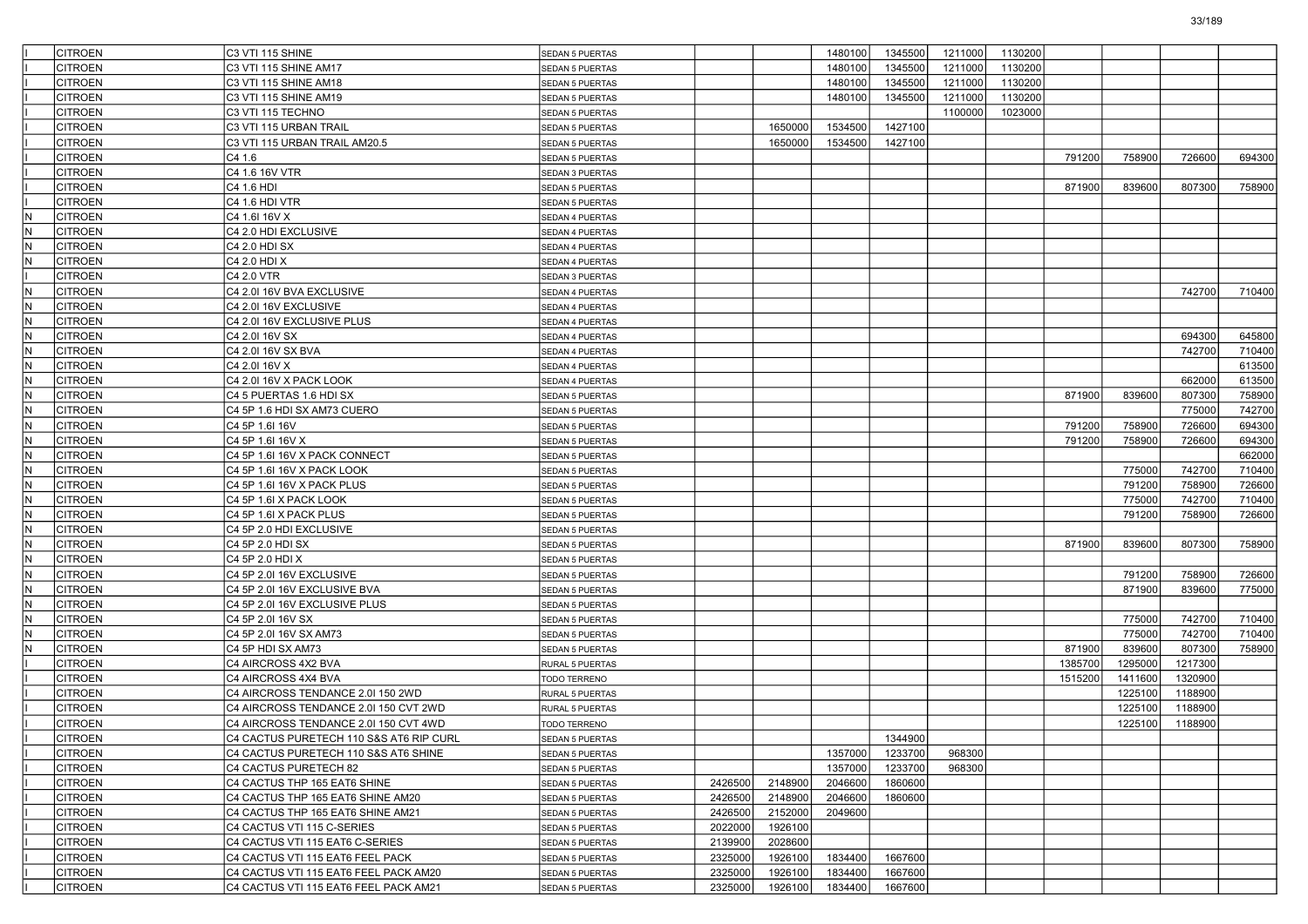| | | | | | | | | | | | | |
|---|---|---|---|---|---|---|---|---|---|---|---|---|---|
| I | CITROEN | C3 VTI 115 SHINE | SEDAN 5 PUERTAS | | | 1480100 | 1345500 | 1211000 | 1130200 | | | | |
| I | CITROEN | C3 VTI 115 SHINE AM17 | SEDAN 5 PUERTAS | | | 1480100 | 1345500 | 1211000 | 1130200 | | | | |
| I | CITROEN | C3 VTI 115 SHINE AM18 | SEDAN 5 PUERTAS | | | 1480100 | 1345500 | 1211000 | 1130200 | | | | |
| I | CITROEN | C3 VTI 115 SHINE AM19 | SEDAN 5 PUERTAS | | | 1480100 | 1345500 | 1211000 | 1130200 | | | | |
| I | CITROEN | C3 VTI 115 TECHNO | SEDAN 5 PUERTAS | | | | | 1100000 | 1023000 | | | | |
| I | CITROEN | C3 VTI 115 URBAN TRAIL | SEDAN 5 PUERTAS | | 1650000 | 1534500 | 1427100 | | | | | | |
| I | CITROEN | C3 VTI 115 URBAN TRAIL AM20.5 | SEDAN 5 PUERTAS | | 1650000 | 1534500 | 1427100 | | | | | | |
| I | CITROEN | C4 1.6 | SEDAN 5 PUERTAS | | | | | | | 791200 | 758900 | 726600 | 694300 |
| I | CITROEN | C4 1.6 16V VTR | SEDAN 3 PUERTAS | | | | | | | | | | |
| I | CITROEN | C4 1.6 HDI | SEDAN 5 PUERTAS | | | | | | | 871900 | 839600 | 807300 | 758900 |
| I | CITROEN | C4 1.6 HDI VTR | SEDAN 5 PUERTAS | | | | | | | | | | |
| N | CITROEN | C4 1.6I 16V X | SEDAN 4 PUERTAS | | | | | | | | | | |
| N | CITROEN | C4 2.0 HDI EXCLUSIVE | SEDAN 4 PUERTAS | | | | | | | | | | |
| N | CITROEN | C4 2.0 HDI SX | SEDAN 4 PUERTAS | | | | | | | | | | |
| N | CITROEN | C4 2.0 HDI X | SEDAN 4 PUERTAS | | | | | | | | | | |
| I | CITROEN | C4 2.0 VTR | SEDAN 3 PUERTAS | | | | | | | | | | |
| N | CITROEN | C4 2.0I 16V BVA EXCLUSIVE | SEDAN 4 PUERTAS | | | | | | | | | 742700 | 710400 |
| N | CITROEN | C4 2.0I 16V EXCLUSIVE | SEDAN 4 PUERTAS | | | | | | | | | | |
| N | CITROEN | C4 2.0I 16V EXCLUSIVE PLUS | SEDAN 4 PUERTAS | | | | | | | | | | |
| N | CITROEN | C4 2.0I 16V SX | SEDAN 4 PUERTAS | | | | | | | | | 694300 | 645800 |
| N | CITROEN | C4 2.0I 16V SX BVA | SEDAN 4 PUERTAS | | | | | | | | | 742700 | 710400 |
| N | CITROEN | C4 2.0I 16V X | SEDAN 4 PUERTAS | | | | | | | | | | 613500 |
| N | CITROEN | C4 2.0I 16V X PACK LOOK | SEDAN 4 PUERTAS | | | | | | | | | 662000 | 613500 |
| N | CITROEN | C4 5 PUERTAS 1.6 HDI SX | SEDAN 5 PUERTAS | | | | | | | 871900 | 839600 | 807300 | 758900 |
| N | CITROEN | C4 5P 1.6 HDI SX AM73 CUERO | SEDAN 5 PUERTAS | | | | | | | | | 775000 | 742700 |
| N | CITROEN | C4 5P 1.6I 16V | SEDAN 5 PUERTAS | | | | | | | 791200 | 758900 | 726600 | 694300 |
| N | CITROEN | C4 5P 1.6I 16V X | SEDAN 5 PUERTAS | | | | | | | 791200 | 758900 | 726600 | 694300 |
| N | CITROEN | C4 5P 1.6I 16V X PACK CONNECT | SEDAN 5 PUERTAS | | | | | | | | | | 662000 |
| N | CITROEN | C4 5P 1.6I 16V X PACK LOOK | SEDAN 5 PUERTAS | | | | | | | | 775000 | 742700 | 710400 |
| N | CITROEN | C4 5P 1.6I 16V X PACK PLUS | SEDAN 5 PUERTAS | | | | | | | | 791200 | 758900 | 726600 |
| N | CITROEN | C4 5P 1.6I X PACK LOOK | SEDAN 5 PUERTAS | | | | | | | | 775000 | 742700 | 710400 |
| N | CITROEN | C4 5P 1.6I X PACK PLUS | SEDAN 5 PUERTAS | | | | | | | | 791200 | 758900 | 726600 |
| N | CITROEN | C4 5P 2.0 HDI EXCLUSIVE | SEDAN 5 PUERTAS | | | | | | | | | | |
| N | CITROEN | C4 5P 2.0 HDI SX | SEDAN 5 PUERTAS | | | | | | | 871900 | 839600 | 807300 | 758900 |
| N | CITROEN | C4 5P 2.0 HDI X | SEDAN 5 PUERTAS | | | | | | | | | | |
| N | CITROEN | C4 5P 2.0I 16V EXCLUSIVE | SEDAN 5 PUERTAS | | | | | | | | 791200 | 758900 | 726600 |
| N | CITROEN | C4 5P 2.0I 16V EXCLUSIVE BVA | SEDAN 5 PUERTAS | | | | | | | | 871900 | 839600 | 775000 |
| N | CITROEN | C4 5P 2.0I 16V EXCLUSIVE PLUS | SEDAN 5 PUERTAS | | | | | | | | | | |
| N | CITROEN | C4 5P 2.0I 16V SX | SEDAN 5 PUERTAS | | | | | | | | 775000 | 742700 | 710400 |
| N | CITROEN | C4 5P 2.0I 16V SX AM73 | SEDAN 5 PUERTAS | | | | | | | | 775000 | 742700 | 710400 |
| N | CITROEN | C4 5P HDI SX AM73 | SEDAN 5 PUERTAS | | | | | | | 871900 | 839600 | 807300 | 758900 |
| I | CITROEN | C4 AIRCROSS 4X2 BVA | RURAL 5 PUERTAS | | | | | | | 1385700 | 1295000 | 1217300 | |
| I | CITROEN | C4 AIRCROSS 4X4 BVA | TODO TERRENO | | | | | | | 1515200 | 1411600 | 1320900 | |
| I | CITROEN | C4 AIRCROSS TENDANCE 2.0I 150 2WD | RURAL 5 PUERTAS | | | | | | | | 1225100 | 1188900 | |
| I | CITROEN | C4 AIRCROSS TENDANCE 2.0I 150 CVT 2WD | RURAL 5 PUERTAS | | | | | | | | 1225100 | 1188900 | |
| I | CITROEN | C4 AIRCROSS TENDANCE 2.0I 150 CVT 4WD | TODO TERRENO | | | | | | | | 1225100 | 1188900 | |
| I | CITROEN | C4 CACTUS PURETECH 110 S&S AT6 RIP CURL | SEDAN 5 PUERTAS | | | | 1344900 | | | | | | |
| I | CITROEN | C4 CACTUS PURETECH 110 S&S AT6 SHINE | SEDAN 5 PUERTAS | | | 1357000 | 1233700 | 968300 | | | | | |
| I | CITROEN | C4 CACTUS PURETECH 82 | SEDAN 5 PUERTAS | | | 1357000 | 1233700 | 968300 | | | | | |
| I | CITROEN | C4 CACTUS THP 165 EAT6 SHINE | SEDAN 5 PUERTAS | 2426500 | 2148900 | 2046600 | 1860600 | | | | | | |
| I | CITROEN | C4 CACTUS THP 165 EAT6 SHINE AM20 | SEDAN 5 PUERTAS | 2426500 | 2148900 | 2046600 | 1860600 | | | | | | |
| I | CITROEN | C4 CACTUS THP 165 EAT6 SHINE AM21 | SEDAN 5 PUERTAS | 2426500 | 2152000 | 2049600 | | | | | | | |
| I | CITROEN | C4 CACTUS VTI 115 C-SERIES | SEDAN 5 PUERTAS | 2022000 | 1926100 | | | | | | | | |
| I | CITROEN | C4 CACTUS VTI 115 EAT6 C-SERIES | SEDAN 5 PUERTAS | 2139900 | 2028600 | | | | | | | | |
| I | CITROEN | C4 CACTUS VTI 115 EAT6 FEEL PACK | SEDAN 5 PUERTAS | 2325000 | 1926100 | 1834400 | 1667600 | | | | | | |
| I | CITROEN | C4 CACTUS VTI 115 EAT6 FEEL PACK AM20 | SEDAN 5 PUERTAS | 2325000 | 1926100 | 1834400 | 1667600 | | | | | | |
| I | CITROEN | C4 CACTUS VTI 115 EAT6 FEEL PACK AM21 | SEDAN 5 PUERTAS | 2325000 | 1926100 | 1834400 | 1667600 | | | | | | |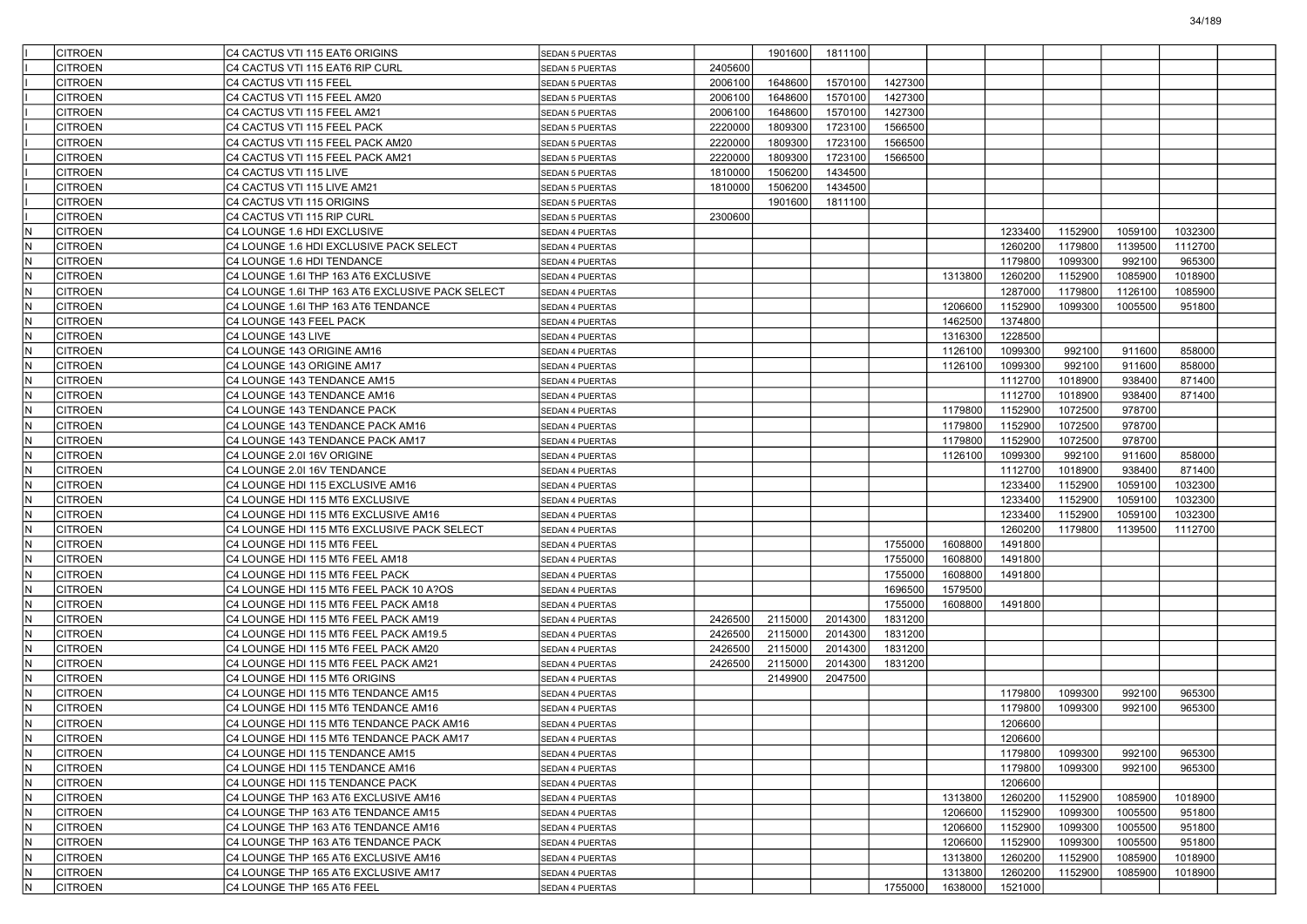| | | | | | | | | | | | | | |
|---|---|---|---|---|---|---|---|---|---|---|---|---|---|
| I | CITROEN | C4 CACTUS VTI 115 EAT6 ORIGINS | SEDAN 5 PUERTAS | | 1901600 | 1811100 | | | | | | | |
| I | CITROEN | C4 CACTUS VTI 115 EAT6 RIP CURL | SEDAN 5 PUERTAS | 2405600 | | | | | | | | | |
| I | CITROEN | C4 CACTUS VTI 115 FEEL | SEDAN 5 PUERTAS | 2006100 | 1648600 | 1570100 | 1427300 | | | | | | |
| I | CITROEN | C4 CACTUS VTI 115 FEEL AM20 | SEDAN 5 PUERTAS | 2006100 | 1648600 | 1570100 | 1427300 | | | | | | |
| I | CITROEN | C4 CACTUS VTI 115 FEEL AM21 | SEDAN 5 PUERTAS | 2006100 | 1648600 | 1570100 | 1427300 | | | | | | |
| I | CITROEN | C4 CACTUS VTI 115 FEEL PACK | SEDAN 5 PUERTAS | 2220000 | 1809300 | 1723100 | 1566500 | | | | | | |
| I | CITROEN | C4 CACTUS VTI 115 FEEL PACK AM20 | SEDAN 5 PUERTAS | 2220000 | 1809300 | 1723100 | 1566500 | | | | | | |
| I | CITROEN | C4 CACTUS VTI 115 FEEL PACK AM21 | SEDAN 5 PUERTAS | 2220000 | 1809300 | 1723100 | 1566500 | | | | | | |
| I | CITROEN | C4 CACTUS VTI 115 LIVE | SEDAN 5 PUERTAS | 1810000 | 1506200 | 1434500 | | | | | | | |
| I | CITROEN | C4 CACTUS VTI 115 LIVE AM21 | SEDAN 5 PUERTAS | 1810000 | 1506200 | 1434500 | | | | | | | |
| I | CITROEN | C4 CACTUS VTI 115 ORIGINS | SEDAN 5 PUERTAS | | 1901600 | 1811100 | | | | | | | |
| I | CITROEN | C4 CACTUS VTI 115 RIP CURL | SEDAN 5 PUERTAS | 2300600 | | | | | | | | | |
| N | CITROEN | C4 LOUNGE 1.6 HDI EXCLUSIVE | SEDAN 4 PUERTAS | | | | | | 1233400 | 1152900 | 1059100 | 1032300 | |
| N | CITROEN | C4 LOUNGE 1.6 HDI EXCLUSIVE PACK SELECT | SEDAN 4 PUERTAS | | | | | | 1260200 | 1179800 | 1139500 | 1112700 | |
| N | CITROEN | C4 LOUNGE 1.6 HDI TENDANCE | SEDAN 4 PUERTAS | | | | | | 1179800 | 1099300 | 992100 | 965300 | |
| N | CITROEN | C4 LOUNGE 1.6I THP 163 AT6 EXCLUSIVE | SEDAN 4 PUERTAS | | | | | 1313800 | 1260200 | 1152900 | 1085900 | 1018900 | |
| N | CITROEN | C4 LOUNGE 1.6I THP 163 AT6 EXCLUSIVE PACK SELECT | SEDAN 4 PUERTAS | | | | | | 1287000 | 1179800 | 1126100 | 1085900 | |
| N | CITROEN | C4 LOUNGE 1.6I THP 163 AT6 TENDANCE | SEDAN 4 PUERTAS | | | | | 1206600 | 1152900 | 1099300 | 1005500 | 951800 | |
| N | CITROEN | C4 LOUNGE 143 FEEL PACK | SEDAN 4 PUERTAS | | | | | 1462500 | 1374800 | | | | |
| N | CITROEN | C4 LOUNGE 143 LIVE | SEDAN 4 PUERTAS | | | | | 1316300 | 1228500 | | | | |
| N | CITROEN | C4 LOUNGE 143 ORIGINE AM16 | SEDAN 4 PUERTAS | | | | | 1126100 | 1099300 | 992100 | 911600 | 858000 | |
| N | CITROEN | C4 LOUNGE 143 ORIGINE AM17 | SEDAN 4 PUERTAS | | | | | 1126100 | 1099300 | 992100 | 911600 | 858000 | |
| N | CITROEN | C4 LOUNGE 143 TENDANCE AM15 | SEDAN 4 PUERTAS | | | | | | 1112700 | 1018900 | 938400 | 871400 | |
| N | CITROEN | C4 LOUNGE 143 TENDANCE AM16 | SEDAN 4 PUERTAS | | | | | | 1112700 | 1018900 | 938400 | 871400 | |
| N | CITROEN | C4 LOUNGE 143 TENDANCE PACK | SEDAN 4 PUERTAS | | | | | 1179800 | 1152900 | 1072500 | 978700 | | |
| N | CITROEN | C4 LOUNGE 143 TENDANCE PACK AM16 | SEDAN 4 PUERTAS | | | | | 1179800 | 1152900 | 1072500 | 978700 | | |
| N | CITROEN | C4 LOUNGE 143 TENDANCE PACK AM17 | SEDAN 4 PUERTAS | | | | | 1179800 | 1152900 | 1072500 | 978700 | | |
| N | CITROEN | C4 LOUNGE 2.0I 16V ORIGINE | SEDAN 4 PUERTAS | | | | | 1126100 | 1099300 | 992100 | 911600 | 858000 | |
| N | CITROEN | C4 LOUNGE 2.0I 16V TENDANCE | SEDAN 4 PUERTAS | | | | | | 1112700 | 1018900 | 938400 | 871400 | |
| N | CITROEN | C4 LOUNGE HDI 115 EXCLUSIVE AM16 | SEDAN 4 PUERTAS | | | | | | 1233400 | 1152900 | 1059100 | 1032300 | |
| N | CITROEN | C4 LOUNGE HDI 115 MT6 EXCLUSIVE | SEDAN 4 PUERTAS | | | | | | 1233400 | 1152900 | 1059100 | 1032300 | |
| N | CITROEN | C4 LOUNGE HDI 115 MT6 EXCLUSIVE AM16 | SEDAN 4 PUERTAS | | | | | | 1233400 | 1152900 | 1059100 | 1032300 | |
| N | CITROEN | C4 LOUNGE HDI 115 MT6 EXCLUSIVE PACK SELECT | SEDAN 4 PUERTAS | | | | | | 1260200 | 1179800 | 1139500 | 1112700 | |
| N | CITROEN | C4 LOUNGE HDI 115 MT6 FEEL | SEDAN 4 PUERTAS | | | | 1755000 | 1608800 | 1491800 | | | | |
| N | CITROEN | C4 LOUNGE HDI 115 MT6 FEEL AM18 | SEDAN 4 PUERTAS | | | | 1755000 | 1608800 | 1491800 | | | | |
| N | CITROEN | C4 LOUNGE HDI 115 MT6 FEEL PACK | SEDAN 4 PUERTAS | | | | 1755000 | 1608800 | 1491800 | | | | |
| N | CITROEN | C4 LOUNGE HDI 115 MT6 FEEL PACK 10 A?OS | SEDAN 4 PUERTAS | | | | 1696500 | 1579500 | | | | | |
| N | CITROEN | C4 LOUNGE HDI 115 MT6 FEEL PACK AM18 | SEDAN 4 PUERTAS | | | | 1755000 | 1608800 | 1491800 | | | | |
| N | CITROEN | C4 LOUNGE HDI 115 MT6 FEEL PACK AM19 | SEDAN 4 PUERTAS | 2426500 | 2115000 | 2014300 | 1831200 | | | | | | |
| N | CITROEN | C4 LOUNGE HDI 115 MT6 FEEL PACK AM19.5 | SEDAN 4 PUERTAS | 2426500 | 2115000 | 2014300 | 1831200 | | | | | | |
| N | CITROEN | C4 LOUNGE HDI 115 MT6 FEEL PACK AM20 | SEDAN 4 PUERTAS | 2426500 | 2115000 | 2014300 | 1831200 | | | | | | |
| N | CITROEN | C4 LOUNGE HDI 115 MT6 FEEL PACK AM21 | SEDAN 4 PUERTAS | 2426500 | 2115000 | 2014300 | 1831200 | | | | | | |
| N | CITROEN | C4 LOUNGE HDI 115 MT6 ORIGINS | SEDAN 4 PUERTAS | | 2149900 | 2047500 | | | | | | | |
| N | CITROEN | C4 LOUNGE HDI 115 MT6 TENDANCE AM15 | SEDAN 4 PUERTAS | | | | | | 1179800 | 1099300 | 992100 | 965300 | |
| N | CITROEN | C4 LOUNGE HDI 115 MT6 TENDANCE AM16 | SEDAN 4 PUERTAS | | | | | | 1179800 | 1099300 | 992100 | 965300 | |
| N | CITROEN | C4 LOUNGE HDI 115 MT6 TENDANCE PACK AM16 | SEDAN 4 PUERTAS | | | | | | 1206600 | | | | |
| N | CITROEN | C4 LOUNGE HDI 115 MT6 TENDANCE PACK AM17 | SEDAN 4 PUERTAS | | | | | | 1206600 | | | | |
| N | CITROEN | C4 LOUNGE HDI 115 TENDANCE AM15 | SEDAN 4 PUERTAS | | | | | | 1179800 | 1099300 | 992100 | 965300 | |
| N | CITROEN | C4 LOUNGE HDI 115 TENDANCE AM16 | SEDAN 4 PUERTAS | | | | | | 1179800 | 1099300 | 992100 | 965300 | |
| N | CITROEN | C4 LOUNGE HDI 115 TENDANCE PACK | SEDAN 4 PUERTAS | | | | | | 1206600 | | | | |
| N | CITROEN | C4 LOUNGE THP 163 AT6 EXCLUSIVE AM16 | SEDAN 4 PUERTAS | | | | | 1313800 | 1260200 | 1152900 | 1085900 | 1018900 | |
| N | CITROEN | C4 LOUNGE THP 163 AT6 TENDANCE AM15 | SEDAN 4 PUERTAS | | | | | 1206600 | 1152900 | 1099300 | 1005500 | 951800 | |
| N | CITROEN | C4 LOUNGE THP 163 AT6 TENDANCE AM16 | SEDAN 4 PUERTAS | | | | | 1206600 | 1152900 | 1099300 | 1005500 | 951800 | |
| N | CITROEN | C4 LOUNGE THP 163 AT6 TENDANCE PACK | SEDAN 4 PUERTAS | | | | | 1206600 | 1152900 | 1099300 | 1005500 | 951800 | |
| N | CITROEN | C4 LOUNGE THP 165 AT6 EXCLUSIVE AM16 | SEDAN 4 PUERTAS | | | | | 1313800 | 1260200 | 1152900 | 1085900 | 1018900 | |
| N | CITROEN | C4 LOUNGE THP 165 AT6 EXCLUSIVE AM17 | SEDAN 4 PUERTAS | | | | | 1313800 | 1260200 | 1152900 | 1085900 | 1018900 | |
| N | CITROEN | C4 LOUNGE THP 165 AT6 FEEL | SEDAN 4 PUERTAS | | | | 1755000 | 1638000 | 1521000 | | | | |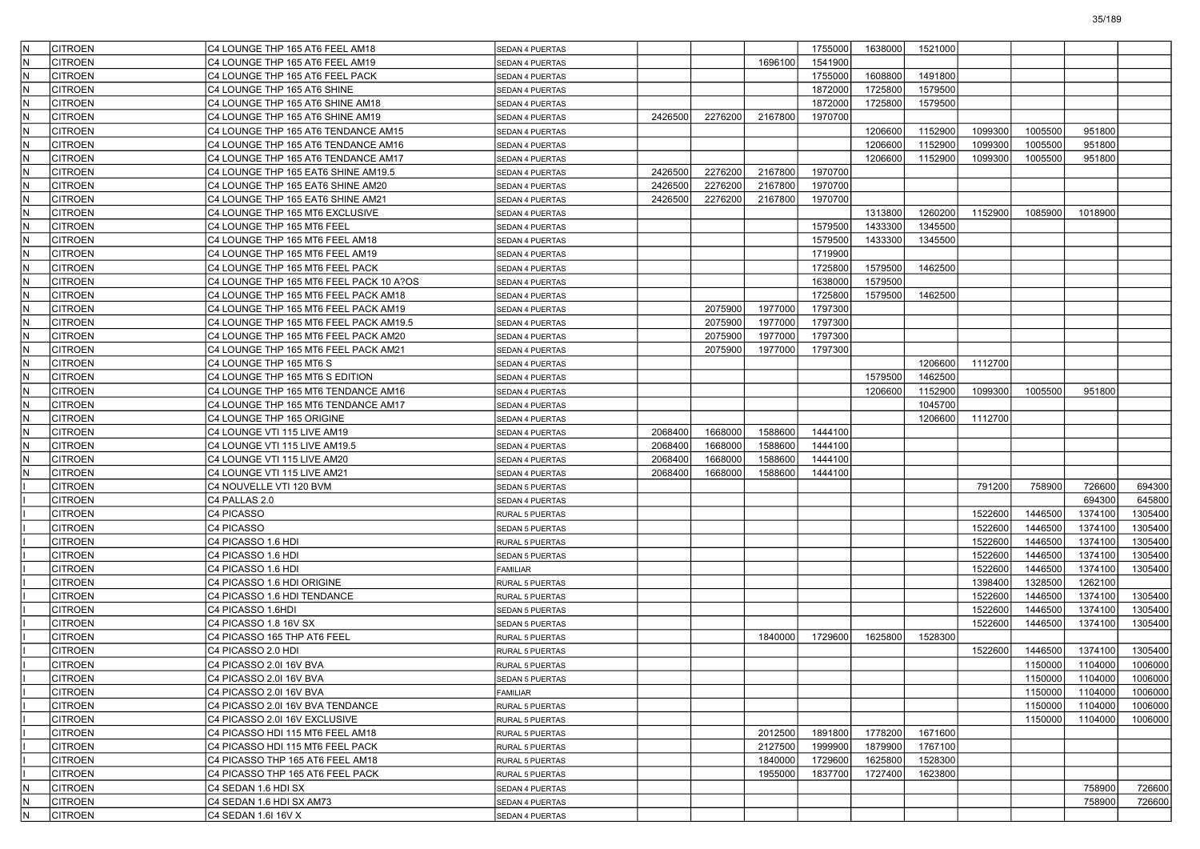| | | | | | | | | | | | | | |
|---|---|---|---|---|---|---|---|---|---|---|---|---|---|
| N | CITROEN | C4 LOUNGE THP 165 AT6 FEEL AM18 | SEDAN 4 PUERTAS | | | | 1755000 | 1638000 | 1521000 | | | | |
| N | CITROEN | C4 LOUNGE THP 165 AT6 FEEL AM19 | SEDAN 4 PUERTAS | | | 1696100 | 1541900 | | | | | | |
| N | CITROEN | C4 LOUNGE THP 165 AT6 FEEL PACK | SEDAN 4 PUERTAS | | | | 1755000 | 1608800 | 1491800 | | | | |
| N | CITROEN | C4 LOUNGE THP 165 AT6 SHINE | SEDAN 4 PUERTAS | | | | 1872000 | 1725800 | 1579500 | | | | |
| N | CITROEN | C4 LOUNGE THP 165 AT6 SHINE AM18 | SEDAN 4 PUERTAS | | | | 1872000 | 1725800 | 1579500 | | | | |
| N | CITROEN | C4 LOUNGE THP 165 AT6 SHINE AM19 | SEDAN 4 PUERTAS | 2426500 | 2276200 | 2167800 | 1970700 | | | | | | |
| N | CITROEN | C4 LOUNGE THP 165 AT6 TENDANCE AM15 | SEDAN 4 PUERTAS | | | | | 1206600 | 1152900 | 1099300 | 1005500 | 951800 | |
| N | CITROEN | C4 LOUNGE THP 165 AT6 TENDANCE AM16 | SEDAN 4 PUERTAS | | | | | 1206600 | 1152900 | 1099300 | 1005500 | 951800 | |
| N | CITROEN | C4 LOUNGE THP 165 AT6 TENDANCE AM17 | SEDAN 4 PUERTAS | | | | | 1206600 | 1152900 | 1099300 | 1005500 | 951800 | |
| N | CITROEN | C4 LOUNGE THP 165 EAT6 SHINE AM19.5 | SEDAN 4 PUERTAS | 2426500 | 2276200 | 2167800 | 1970700 | | | | | | |
| N | CITROEN | C4 LOUNGE THP 165 EAT6 SHINE AM20 | SEDAN 4 PUERTAS | 2426500 | 2276200 | 2167800 | 1970700 | | | | | | |
| N | CITROEN | C4 LOUNGE THP 165 EAT6 SHINE AM21 | SEDAN 4 PUERTAS | 2426500 | 2276200 | 2167800 | 1970700 | | | | | | |
| N | CITROEN | C4 LOUNGE THP 165 MT6 EXCLUSIVE | SEDAN 4 PUERTAS | | | | | 1313800 | 1260200 | 1152900 | 1085900 | 1018900 | |
| N | CITROEN | C4 LOUNGE THP 165 MT6 FEEL | SEDAN 4 PUERTAS | | | | 1579500 | 1433300 | 1345500 | | | | |
| N | CITROEN | C4 LOUNGE THP 165 MT6 FEEL AM18 | SEDAN 4 PUERTAS | | | | 1579500 | 1433300 | 1345500 | | | | |
| N | CITROEN | C4 LOUNGE THP 165 MT6 FEEL AM19 | SEDAN 4 PUERTAS | | | | 1719900 | | | | | | |
| N | CITROEN | C4 LOUNGE THP 165 MT6 FEEL PACK | SEDAN 4 PUERTAS | | | | 1725800 | 1579500 | 1462500 | | | | |
| N | CITROEN | C4 LOUNGE THP 165 MT6 FEEL PACK 10 A?OS | SEDAN 4 PUERTAS | | | | 1638000 | 1579500 | | | | | |
| N | CITROEN | C4 LOUNGE THP 165 MT6 FEEL PACK AM18 | SEDAN 4 PUERTAS | | | | 1725800 | 1579500 | 1462500 | | | | |
| N | CITROEN | C4 LOUNGE THP 165 MT6 FEEL PACK AM19 | SEDAN 4 PUERTAS | | 2075900 | 1977000 | 1797300 | | | | | | |
| N | CITROEN | C4 LOUNGE THP 165 MT6 FEEL PACK AM19.5 | SEDAN 4 PUERTAS | | 2075900 | 1977000 | 1797300 | | | | | | |
| N | CITROEN | C4 LOUNGE THP 165 MT6 FEEL PACK AM20 | SEDAN 4 PUERTAS | | 2075900 | 1977000 | 1797300 | | | | | | |
| N | CITROEN | C4 LOUNGE THP 165 MT6 FEEL PACK AM21 | SEDAN 4 PUERTAS | | 2075900 | 1977000 | 1797300 | | | | | | |
| N | CITROEN | C4 LOUNGE THP 165 MT6 S | SEDAN 4 PUERTAS | | | | | | 1206600 | 1112700 | | | |
| N | CITROEN | C4 LOUNGE THP 165 MT6 S EDITION | SEDAN 4 PUERTAS | | | | | 1579500 | 1462500 | | | | |
| N | CITROEN | C4 LOUNGE THP 165 MT6 TENDANCE AM16 | SEDAN 4 PUERTAS | | | | | 1206600 | 1152900 | 1099300 | 1005500 | 951800 | |
| N | CITROEN | C4 LOUNGE THP 165 MT6 TENDANCE AM17 | SEDAN 4 PUERTAS | | | | | | 1045700 | | | | |
| N | CITROEN | C4 LOUNGE THP 165 ORIGINE | SEDAN 4 PUERTAS | | | | | | 1206600 | 1112700 | | | |
| N | CITROEN | C4 LOUNGE VTI 115 LIVE AM19 | SEDAN 4 PUERTAS | 2068400 | 1668000 | 1588600 | 1444100 | | | | | | |
| N | CITROEN | C4 LOUNGE VTI 115 LIVE AM19.5 | SEDAN 4 PUERTAS | 2068400 | 1668000 | 1588600 | 1444100 | | | | | | |
| N | CITROEN | C4 LOUNGE VTI 115 LIVE AM20 | SEDAN 4 PUERTAS | 2068400 | 1668000 | 1588600 | 1444100 | | | | | | |
| N | CITROEN | C4 LOUNGE VTI 115 LIVE AM21 | SEDAN 4 PUERTAS | 2068400 | 1668000 | 1588600 | 1444100 | | | | | | |
| I | CITROEN | C4 NOUVELLE VTI 120 BVM | SEDAN 5 PUERTAS | | | | | | | 791200 | 758900 | 726600 | 694300 |
| I | CITROEN | C4 PALLAS 2.0 | SEDAN 4 PUERTAS | | | | | | | | | 694300 | 645800 |
| I | CITROEN | C4 PICASSO | RURAL 5 PUERTAS | | | | | | | 1522600 | 1446500 | 1374100 | 1305400 |
| I | CITROEN | C4 PICASSO | SEDAN 5 PUERTAS | | | | | | | 1522600 | 1446500 | 1374100 | 1305400 |
| I | CITROEN | C4 PICASSO 1.6 HDI | RURAL 5 PUERTAS | | | | | | | 1522600 | 1446500 | 1374100 | 1305400 |
| I | CITROEN | C4 PICASSO 1.6 HDI | SEDAN 5 PUERTAS | | | | | | | 1522600 | 1446500 | 1374100 | 1305400 |
| I | CITROEN | C4 PICASSO 1.6 HDI | FAMILIAR | | | | | | | 1522600 | 1446500 | 1374100 | 1305400 |
| I | CITROEN | C4 PICASSO 1.6 HDI ORIGINE | RURAL 5 PUERTAS | | | | | | | 1398400 | 1328500 | 1262100 | |
| I | CITROEN | C4 PICASSO 1.6 HDI TENDANCE | RURAL 5 PUERTAS | | | | | | | 1522600 | 1446500 | 1374100 | 1305400 |
| I | CITROEN | C4 PICASSO 1.6HDI | SEDAN 5 PUERTAS | | | | | | | 1522600 | 1446500 | 1374100 | 1305400 |
| I | CITROEN | C4 PICASSO 1.8 16V SX | SEDAN 5 PUERTAS | | | | | | | 1522600 | 1446500 | 1374100 | 1305400 |
| I | CITROEN | C4 PICASSO 165 THP AT6 FEEL | RURAL 5 PUERTAS | | | 1840000 | 1729600 | 1625800 | 1528300 | | | | |
| I | CITROEN | C4 PICASSO 2.0 HDI | RURAL 5 PUERTAS | | | | | | | 1522600 | 1446500 | 1374100 | 1305400 |
| I | CITROEN | C4 PICASSO 2.0l 16V BVA | RURAL 5 PUERTAS | | | | | | | | 1150000 | 1104000 | 1006000 |
| I | CITROEN | C4 PICASSO 2.0l 16V BVA | SEDAN 5 PUERTAS | | | | | | | | 1150000 | 1104000 | 1006000 |
| I | CITROEN | C4 PICASSO 2.0l 16V BVA | FAMILIAR | | | | | | | | 1150000 | 1104000 | 1006000 |
| I | CITROEN | C4 PICASSO 2.0l 16V BVA TENDANCE | RURAL 5 PUERTAS | | | | | | | | 1150000 | 1104000 | 1006000 |
| I | CITROEN | C4 PICASSO 2.0l 16V EXCLUSIVE | RURAL 5 PUERTAS | | | | | | | | 1150000 | 1104000 | 1006000 |
| I | CITROEN | C4 PICASSO HDI 115 MT6 FEEL AM18 | RURAL 5 PUERTAS | | | 2012500 | 1891800 | 1778200 | 1671600 | | | | |
| I | CITROEN | C4 PICASSO HDI 115 MT6 FEEL PACK | RURAL 5 PUERTAS | | | 2127500 | 1999900 | 1879900 | 1767100 | | | | |
| I | CITROEN | C4 PICASSO THP 165 AT6 FEEL AM18 | RURAL 5 PUERTAS | | | 1840000 | 1729600 | 1625800 | 1528300 | | | | |
| I | CITROEN | C4 PICASSO THP 165 AT6 FEEL PACK | RURAL 5 PUERTAS | | | 1955000 | 1837700 | 1727400 | 1623800 | | | | |
| N | CITROEN | C4 SEDAN 1.6 HDI SX | SEDAN 4 PUERTAS | | | | | | | | | 758900 | 726600 |
| N | CITROEN | C4 SEDAN 1.6 HDI SX AM73 | SEDAN 4 PUERTAS | | | | | | | | | 758900 | 726600 |
| N | CITROEN | C4 SEDAN 1.6I 16V X | SEDAN 4 PUERTAS | | | | | | | | | | |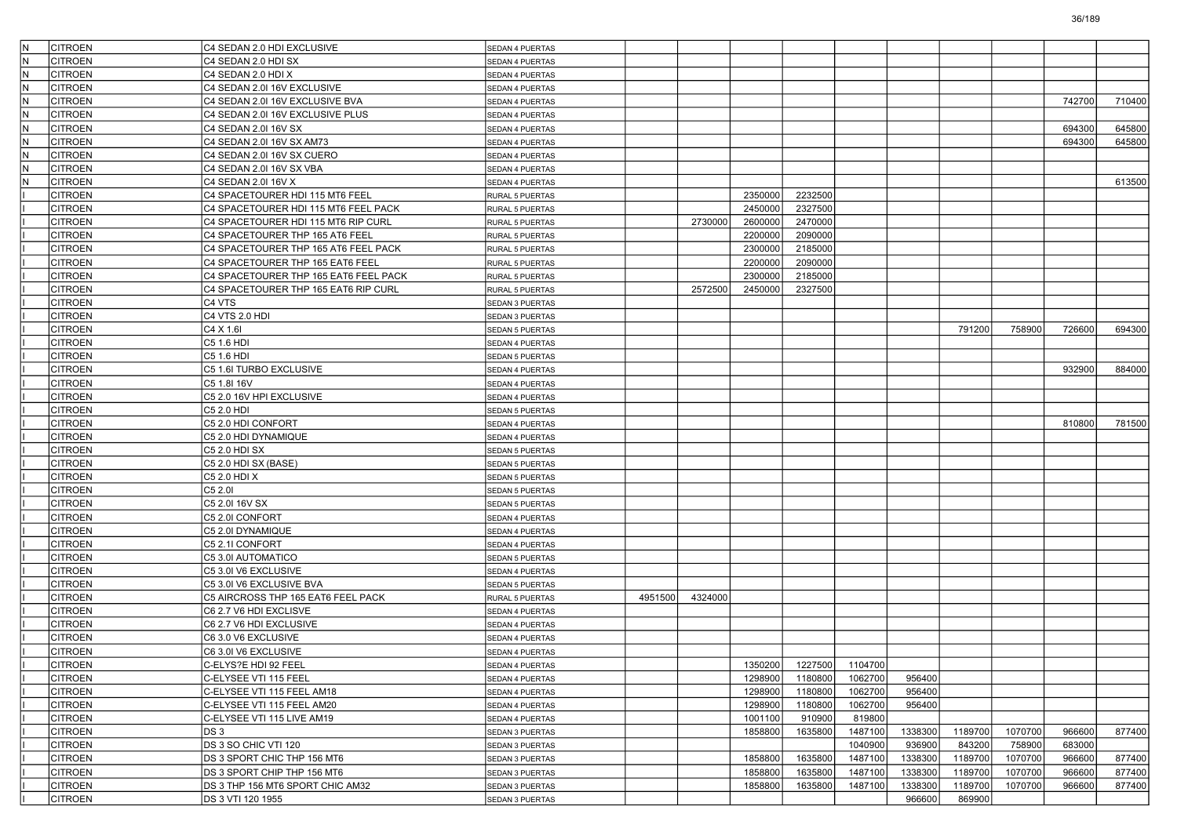| | | | | | | | | | | | | | |
|---|---|---|---|---|---|---|---|---|---|---|---|---|---|
| N | CITROEN | C4 SEDAN 2.0 HDI EXCLUSIVE | SEDAN 4 PUERTAS | | | | | | | | | | |
| N | CITROEN | C4 SEDAN 2.0 HDI SX | SEDAN 4 PUERTAS | | | | | | | | | | |
| N | CITROEN | C4 SEDAN 2.0 HDI X | SEDAN 4 PUERTAS | | | | | | | | | | |
| N | CITROEN | C4 SEDAN 2.0l 16V EXCLUSIVE | SEDAN 4 PUERTAS | | | | | | | | | | |
| N | CITROEN | C4 SEDAN 2.0l 16V EXCLUSIVE BVA | SEDAN 4 PUERTAS | | | | | | | | | 742700 | 710400 |
| N | CITROEN | C4 SEDAN 2.0l 16V EXCLUSIVE PLUS | SEDAN 4 PUERTAS | | | | | | | | | | |
| N | CITROEN | C4 SEDAN 2.0l 16V SX | SEDAN 4 PUERTAS | | | | | | | | | 694300 | 645800 |
| N | CITROEN | C4 SEDAN 2.0l 16V SX AM73 | SEDAN 4 PUERTAS | | | | | | | | | 694300 | 645800 |
| N | CITROEN | C4 SEDAN 2.0l 16V SX CUERO | SEDAN 4 PUERTAS | | | | | | | | | | |
| N | CITROEN | C4 SEDAN 2.0l 16V SX VBA | SEDAN 4 PUERTAS | | | | | | | | | | |
| N | CITROEN | C4 SEDAN 2.0l 16V X | SEDAN 4 PUERTAS | | | | | | | | | | 613500 |
| I | CITROEN | C4 SPACETOURER HDI 115 MT6 FEEL | RURAL 5 PUERTAS | | | 2350000 | 2232500 | | | | | | |
| I | CITROEN | C4 SPACETOURER HDI 115 MT6 FEEL PACK | RURAL 5 PUERTAS | | | 2450000 | 2327500 | | | | | | |
| I | CITROEN | C4 SPACETOURER HDI 115 MT6 RIP CURL | RURAL 5 PUERTAS | | 2730000 | 2600000 | 2470000 | | | | | | |
| I | CITROEN | C4 SPACETOURER THP 165 AT6 FEEL | RURAL 5 PUERTAS | | | 2200000 | 2090000 | | | | | | |
| I | CITROEN | C4 SPACETOURER THP 165 AT6 FEEL PACK | RURAL 5 PUERTAS | | | 2300000 | 2185000 | | | | | | |
| I | CITROEN | C4 SPACETOURER THP 165 EAT6 FEEL | RURAL 5 PUERTAS | | | 2200000 | 2090000 | | | | | | |
| I | CITROEN | C4 SPACETOURER THP 165 EAT6 FEEL PACK | RURAL 5 PUERTAS | | | 2300000 | 2185000 | | | | | | |
| I | CITROEN | C4 SPACETOURER THP 165 EAT6 RIP CURL | RURAL 5 PUERTAS | | 2572500 | 2450000 | 2327500 | | | | | | |
| I | CITROEN | C4 VTS | SEDAN 3 PUERTAS | | | | | | | | | | |
| I | CITROEN | C4 VTS 2.0 HDI | SEDAN 3 PUERTAS | | | | | | | | | | |
| I | CITROEN | C4 X 1.6l | SEDAN 5 PUERTAS | | | | | | | 791200 | 758900 | 726600 | 694300 |
| I | CITROEN | C5 1.6 HDI | SEDAN 4 PUERTAS | | | | | | | | | | |
| I | CITROEN | C5 1.6 HDI | SEDAN 5 PUERTAS | | | | | | | | | | |
| I | CITROEN | C5 1.6l TURBO EXCLUSIVE | SEDAN 4 PUERTAS | | | | | | | | | 932900 | 884000 |
| I | CITROEN | C5 1.8l 16V | SEDAN 4 PUERTAS | | | | | | | | | | |
| I | CITROEN | C5 2.0 16V HPI EXCLUSIVE | SEDAN 4 PUERTAS | | | | | | | | | | |
| I | CITROEN | C5 2.0 HDI | SEDAN 5 PUERTAS | | | | | | | | | | |
| I | CITROEN | C5 2.0 HDI CONFORT | SEDAN 4 PUERTAS | | | | | | | | | 810800 | 781500 |
| I | CITROEN | C5 2.0 HDI DYNAMIQUE | SEDAN 4 PUERTAS | | | | | | | | | | |
| I | CITROEN | C5 2.0 HDI SX | SEDAN 5 PUERTAS | | | | | | | | | | |
| I | CITROEN | C5 2.0 HDI SX (BASE) | SEDAN 5 PUERTAS | | | | | | | | | | |
| I | CITROEN | C5 2.0 HDI X | SEDAN 5 PUERTAS | | | | | | | | | | |
| I | CITROEN | C5 2.0l | SEDAN 5 PUERTAS | | | | | | | | | | |
| I | CITROEN | C5 2.0l 16V SX | SEDAN 5 PUERTAS | | | | | | | | | | |
| I | CITROEN | C5 2.0l CONFORT | SEDAN 4 PUERTAS | | | | | | | | | | |
| I | CITROEN | C5 2.0l DYNAMIQUE | SEDAN 4 PUERTAS | | | | | | | | | | |
| I | CITROEN | C5 2.1l CONFORT | SEDAN 4 PUERTAS | | | | | | | | | | |
| I | CITROEN | C5 3.0l AUTOMATICO | SEDAN 5 PUERTAS | | | | | | | | | | |
| I | CITROEN | C5 3.0l V6 EXCLUSIVE | SEDAN 4 PUERTAS | | | | | | | | | | |
| I | CITROEN | C5 3.0l V6 EXCLUSIVE BVA | SEDAN 5 PUERTAS | | | | | | | | | | |
| I | CITROEN | C5 AIRCROSS THP 165 EAT6 FEEL PACK | RURAL 5 PUERTAS | 4951500 | 4324000 | | | | | | | | |
| I | CITROEN | C6 2.7 V6 HDI EXCLISVE | SEDAN 4 PUERTAS | | | | | | | | | | |
| I | CITROEN | C6 2.7 V6 HDI EXCLUSIVE | SEDAN 4 PUERTAS | | | | | | | | | | |
| I | CITROEN | C6 3.0 V6 EXCLUSIVE | SEDAN 4 PUERTAS | | | | | | | | | | |
| I | CITROEN | C6 3.0l V6 EXCLUSIVE | SEDAN 4 PUERTAS | | | | | | | | | | |
| I | CITROEN | C-ELYS?E HDI 92 FEEL | SEDAN 4 PUERTAS | | | 1350200 | 1227500 | 1104700 | | | | | |
| I | CITROEN | C-ELYSEE VTI 115 FEEL | SEDAN 4 PUERTAS | | | 1298900 | 1180800 | 1062700 | 956400 | | | | |
| I | CITROEN | C-ELYSEE VTI 115 FEEL AM18 | SEDAN 4 PUERTAS | | | 1298900 | 1180800 | 1062700 | 956400 | | | | |
| I | CITROEN | C-ELYSEE VTI 115 FEEL AM20 | SEDAN 4 PUERTAS | | | 1298900 | 1180800 | 1062700 | 956400 | | | | |
| I | CITROEN | C-ELYSEE VTI 115 LIVE AM19 | SEDAN 4 PUERTAS | | | 1001100 | 910900 | 819800 | | | | | |
| I | CITROEN | DS 3 | SEDAN 3 PUERTAS | | | 1858800 | 1635800 | 1487100 | 1338300 | 1189700 | 1070700 | 966600 | 877400 |
| I | CITROEN | DS 3 SO CHIC VTI 120 | SEDAN 3 PUERTAS | | | | | 1040900 | 936900 | 843200 | 758900 | 683000 | |
| I | CITROEN | DS 3 SPORT CHIC THP 156 MT6 | SEDAN 3 PUERTAS | | | 1858800 | 1635800 | 1487100 | 1338300 | 1189700 | 1070700 | 966600 | 877400 |
| I | CITROEN | DS 3 SPORT CHIP THP 156 MT6 | SEDAN 3 PUERTAS | | | 1858800 | 1635800 | 1487100 | 1338300 | 1189700 | 1070700 | 966600 | 877400 |
| I | CITROEN | DS 3 THP 156 MT6 SPORT CHIC AM32 | SEDAN 3 PUERTAS | | | 1858800 | 1635800 | 1487100 | 1338300 | 1189700 | 1070700 | 966600 | 877400 |
| I | CITROEN | DS 3 VTI 120 1955 | SEDAN 3 PUERTAS | | | | | | 966600 | 869900 | | | |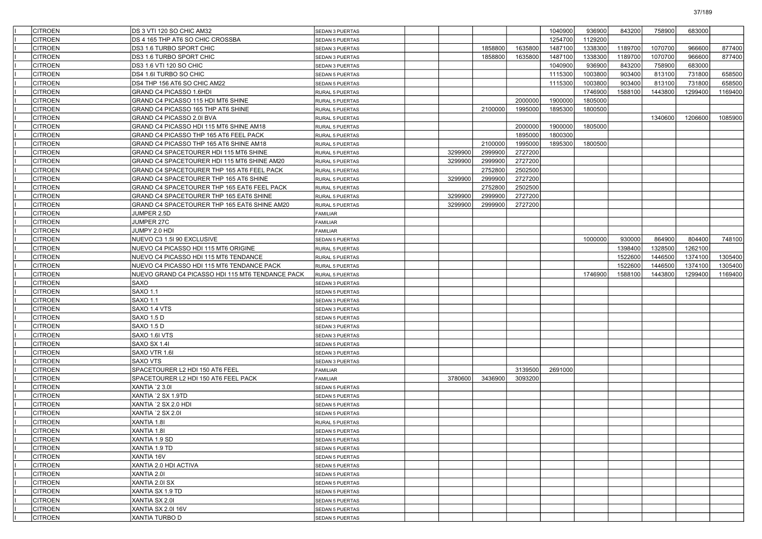| | | | | | | | | | | | | | |
|---|---|---|---|---|---|---|---|---|---|---|---|---|---|
| | CITROEN | DS 3 VTI 120 SO CHIC AM32 | SEDAN 3 PUERTAS | | | | | 1040900 | 936900 | 843200 | 758900 | 683000 | |
| | CITROEN | DS 4 165 THP AT6 SO CHIC CROSSBA | SEDAN 5 PUERTAS | | | | | 1254700 | 1129200 | | | | |
| | CITROEN | DS3 1.6 TURBO SPORT CHIC | SEDAN 3 PUERTAS | | | 1858800 | 1635800 | 1487100 | 1338300 | 1189700 | 1070700 | 966600 | 877400 |
| | CITROEN | DS3 1.6 TURBO SPORT CHIC | SEDAN 3 PUERTAS | | | 1858800 | 1635800 | 1487100 | 1338300 | 1189700 | 1070700 | 966600 | 877400 |
| | CITROEN | DS3 1.6 VTI 120 SO CHIC | SEDAN 3 PUERTAS | | | | | 1040900 | 936900 | 843200 | 758900 | 683000 | |
| | CITROEN | DS4 1.6I TURBO SO CHIC | SEDAN 5 PUERTAS | | | | | 1115300 | 1003800 | 903400 | 813100 | 731800 | 658500 |
| | CITROEN | DS4 THP 156 AT6 SO CHIC AM22 | SEDAN 5 PUERTAS | | | | | 1115300 | 1003800 | 903400 | 813100 | 731800 | 658500 |
| | CITROEN | GRAND C4 PICASSO 1.6HDI | RURAL 5 PUERTAS | | | | | | 1746900 | 1588100 | 1443800 | 1299400 | 1169400 |
| | CITROEN | GRAND C4 PICASSO 115 HDI MT6 SHINE | RURAL 5 PUERTAS | | | | 2000000 | 1900000 | 1805000 | | | | |
| | CITROEN | GRAND C4 PICASSO 165 THP AT6 SHINE | RURAL 5 PUERTAS | | | 2100000 | 1995000 | 1895300 | 1800500 | | | | |
| | CITROEN | GRAND C4 PICASSO 2.0I BVA | RURAL 5 PUERTAS | | | | | | | | 1340600 | 1206600 | 1085900 |
| | CITROEN | GRAND C4 PICASSO HDI 115 MT6 SHINE AM18 | RURAL 5 PUERTAS | | | | 2000000 | 1900000 | 1805000 | | | | |
| | CITROEN | GRAND C4 PICASSO THP 165 AT6 FEEL PACK | RURAL 5 PUERTAS | | | | 1895000 | 1800300 | | | | | |
| | CITROEN | GRAND C4 PICASSO THP 165 AT6 SHINE AM18 | RURAL 5 PUERTAS | | | 2100000 | 1995000 | 1895300 | 1800500 | | | | |
| | CITROEN | GRAND C4 SPACETOURER HDI 115 MT6 SHINE | RURAL 5 PUERTAS | | 3299900 | 2999900 | 2727200 | | | | | | |
| | CITROEN | GRAND C4 SPACETOURER HDI 115 MT6 SHINE AM20 | RURAL 5 PUERTAS | | 3299900 | 2999900 | 2727200 | | | | | | |
| | CITROEN | GRAND C4 SPACETOURER THP 165 AT6 FEEL PACK | RURAL 5 PUERTAS | | | 2752800 | 2502500 | | | | | | |
| | CITROEN | GRAND C4 SPACETOURER THP 165 AT6 SHINE | RURAL 5 PUERTAS | | 3299900 | 2999900 | 2727200 | | | | | | |
| | CITROEN | GRAND C4 SPACETOURER THP 165 EAT6 FEEL PACK | RURAL 5 PUERTAS | | | 2752800 | 2502500 | | | | | | |
| | CITROEN | GRAND C4 SPACETOURER THP 165 EAT6 SHINE | RURAL 5 PUERTAS | | 3299900 | 2999900 | 2727200 | | | | | | |
| | CITROEN | GRAND C4 SPACETOURER THP 165 EAT6 SHINE AM20 | RURAL 5 PUERTAS | | 3299900 | 2999900 | 2727200 | | | | | | |
| | CITROEN | JUMPER 2.5D | FAMILIAR | | | | | | | | | | |
| | CITROEN | JUMPER 27C | FAMILIAR | | | | | | | | | | |
| | CITROEN | JUMPY 2.0 HDI | FAMILIAR | | | | | | | | | | |
| | CITROEN | NUEVO C3 1.5I 90 EXCLUSIVE | SEDAN 5 PUERTAS | | | | | | 1000000 | 930000 | 864900 | 804400 | 748100 |
| | CITROEN | NUEVO C4 PICASSO HDI 115 MT6 ORIGINE | RURAL 5 PUERTAS | | | | | | | 1398400 | 1328500 | 1262100 | |
| | CITROEN | NUEVO C4 PICASSO HDI 115 MT6 TENDANCE | RURAL 5 PUERTAS | | | | | | | 1522600 | 1446500 | 1374100 | 1305400 |
| | CITROEN | NUEVO C4 PICASSO HDI 115 MT6 TENDANCE PACK | RURAL 5 PUERTAS | | | | | | | 1522600 | 1446500 | 1374100 | 1305400 |
| | CITROEN | NUEVO GRAND C4 PICASSO HDI 115 MT6 TENDANCE PACK | RURAL 5 PUERTAS | | | | | | 1746900 | 1588100 | 1443800 | 1299400 | 1169400 |
| | CITROEN | SAXO | SEDAN 3 PUERTAS | | | | | | | | | | |
| | CITROEN | SAXO 1.1 | SEDAN 5 PUERTAS | | | | | | | | | | |
| | CITROEN | SAXO 1.1 | SEDAN 3 PUERTAS | | | | | | | | | | |
| | CITROEN | SAXO 1.4 VTS | SEDAN 3 PUERTAS | | | | | | | | | | |
| | CITROEN | SAXO 1.5 D | SEDAN 5 PUERTAS | | | | | | | | | | |
| | CITROEN | SAXO 1.5 D | SEDAN 3 PUERTAS | | | | | | | | | | |
| | CITROEN | SAXO 1.6I VTS | SEDAN 3 PUERTAS | | | | | | | | | | |
| | CITROEN | SAXO SX 1.4I | SEDAN 5 PUERTAS | | | | | | | | | | |
| | CITROEN | SAXO VTR 1.6I | SEDAN 3 PUERTAS | | | | | | | | | | |
| | CITROEN | SAXO VTS | SEDAN 3 PUERTAS | | | | | | | | | | |
| | CITROEN | SPACETOURER L2 HDI 150 AT6 FEEL | FAMILIAR | | | | 3139500 | 2691000 | | | | | |
| | CITROEN | SPACETOURER L2 HDI 150 AT6 FEEL PACK | FAMILIAR | | 3780600 | 3436900 | 3093200 | | | | | | |
| | CITROEN | XANTIA `2 3.0I | SEDAN 5 PUERTAS | | | | | | | | | | |
| | CITROEN | XANTIA `2 SX 1.9TD | SEDAN 5 PUERTAS | | | | | | | | | | |
| | CITROEN | XANTIA `2 SX 2.0 HDI | SEDAN 5 PUERTAS | | | | | | | | | | |
| | CITROEN | XANTIA `2 SX 2.0I | SEDAN 5 PUERTAS | | | | | | | | | | |
| | CITROEN | XANTIA 1.8I | RURAL 5 PUERTAS | | | | | | | | | | |
| | CITROEN | XANTIA 1.8I | SEDAN 5 PUERTAS | | | | | | | | | | |
| | CITROEN | XANTIA 1.9 SD | SEDAN 5 PUERTAS | | | | | | | | | | |
| | CITROEN | XANTIA 1.9 TD | SEDAN 5 PUERTAS | | | | | | | | | | |
| | CITROEN | XANTIA 16V | SEDAN 5 PUERTAS | | | | | | | | | | |
| | CITROEN | XANTIA 2.0 HDI ACTIVA | SEDAN 5 PUERTAS | | | | | | | | | | |
| | CITROEN | XANTIA 2.0I | SEDAN 5 PUERTAS | | | | | | | | | | |
| | CITROEN | XANTIA 2.0I SX | SEDAN 5 PUERTAS | | | | | | | | | | |
| | CITROEN | XANTIA SX 1.9 TD | SEDAN 5 PUERTAS | | | | | | | | | | |
| | CITROEN | XANTIA SX 2.0I | SEDAN 5 PUERTAS | | | | | | | | | | |
| | CITROEN | XANTIA SX 2.0I 16V | SEDAN 5 PUERTAS | | | | | | | | | | |
| | CITROEN | XANTIA TURBO D | SEDAN 5 PUERTAS | | | | | | | | | | |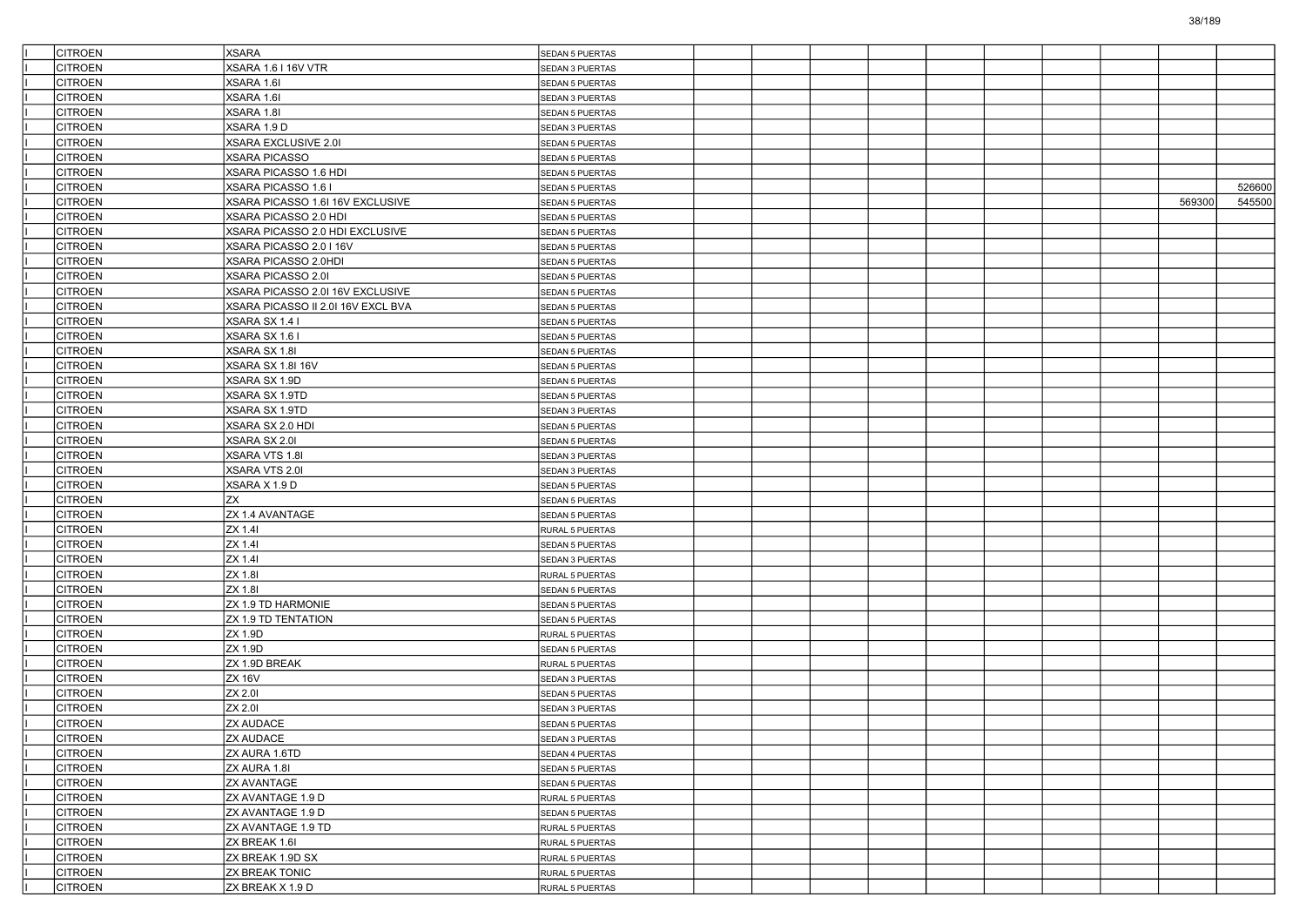| | | | | | | | | | | | | | |
|---|---|---|---|---|---|---|---|---|---|---|---|---|---|
| I | CITROEN | XSARA | SEDAN 5 PUERTAS | | | | | | | | | | |
| I | CITROEN | XSARA 1.6 I 16V VTR | SEDAN 3 PUERTAS | | | | | | | | | | |
| I | CITROEN | XSARA 1.6I | SEDAN 5 PUERTAS | | | | | | | | | | |
| I | CITROEN | XSARA 1.6I | SEDAN 3 PUERTAS | | | | | | | | | | |
| I | CITROEN | XSARA 1.8I | SEDAN 5 PUERTAS | | | | | | | | | | |
| I | CITROEN | XSARA 1.9 D | SEDAN 3 PUERTAS | | | | | | | | | | |
| I | CITROEN | XSARA EXCLUSIVE 2.0I | SEDAN 5 PUERTAS | | | | | | | | | | |
| I | CITROEN | XSARA PICASSO | SEDAN 5 PUERTAS | | | | | | | | | | |
| I | CITROEN | XSARA PICASSO 1.6 HDI | SEDAN 5 PUERTAS | | | | | | | | | | |
| I | CITROEN | XSARA PICASSO 1.6 I | SEDAN 5 PUERTAS | | | | | | | | | | 526600 |
| I | CITROEN | XSARA PICASSO 1.6I 16V EXCLUSIVE | SEDAN 5 PUERTAS | | | | | | | | | 569300 | 545500 |
| I | CITROEN | XSARA PICASSO 2.0 HDI | SEDAN 5 PUERTAS | | | | | | | | | | |
| I | CITROEN | XSARA PICASSO 2.0 HDI EXCLUSIVE | SEDAN 5 PUERTAS | | | | | | | | | | |
| I | CITROEN | XSARA PICASSO 2.0 I 16V | SEDAN 5 PUERTAS | | | | | | | | | | |
| I | CITROEN | XSARA PICASSO 2.0HDI | SEDAN 5 PUERTAS | | | | | | | | | | |
| I | CITROEN | XSARA PICASSO 2.0I | SEDAN 5 PUERTAS | | | | | | | | | | |
| I | CITROEN | XSARA PICASSO 2.0I 16V EXCLUSIVE | SEDAN 5 PUERTAS | | | | | | | | | | |
| I | CITROEN | XSARA PICASSO II 2.0I 16V EXCL BVA | SEDAN 5 PUERTAS | | | | | | | | | | |
| I | CITROEN | XSARA SX 1.4 I | SEDAN 5 PUERTAS | | | | | | | | | | |
| I | CITROEN | XSARA SX 1.6 I | SEDAN 5 PUERTAS | | | | | | | | | | |
| I | CITROEN | XSARA SX 1.8I | SEDAN 5 PUERTAS | | | | | | | | | | |
| I | CITROEN | XSARA SX 1.8I 16V | SEDAN 5 PUERTAS | | | | | | | | | | |
| I | CITROEN | XSARA SX 1.9D | SEDAN 5 PUERTAS | | | | | | | | | | |
| I | CITROEN | XSARA SX 1.9TD | SEDAN 5 PUERTAS | | | | | | | | | | |
| I | CITROEN | XSARA SX 1.9TD | SEDAN 3 PUERTAS | | | | | | | | | | |
| I | CITROEN | XSARA SX 2.0 HDI | SEDAN 5 PUERTAS | | | | | | | | | | |
| I | CITROEN | XSARA SX 2.0I | SEDAN 5 PUERTAS | | | | | | | | | | |
| I | CITROEN | XSARA VTS 1.8I | SEDAN 3 PUERTAS | | | | | | | | | | |
| I | CITROEN | XSARA VTS 2.0I | SEDAN 3 PUERTAS | | | | | | | | | | |
| I | CITROEN | XSARA X 1.9 D | SEDAN 5 PUERTAS | | | | | | | | | | |
| I | CITROEN | ZX | SEDAN 5 PUERTAS | | | | | | | | | | |
| I | CITROEN | ZX 1.4 AVANTAGE | SEDAN 5 PUERTAS | | | | | | | | | | |
| I | CITROEN | ZX 1.4I | RURAL 5 PUERTAS | | | | | | | | | | |
| I | CITROEN | ZX 1.4I | SEDAN 5 PUERTAS | | | | | | | | | | |
| I | CITROEN | ZX 1.4I | SEDAN 3 PUERTAS | | | | | | | | | | |
| I | CITROEN | ZX 1.8I | RURAL 5 PUERTAS | | | | | | | | | | |
| I | CITROEN | ZX 1.8I | SEDAN 5 PUERTAS | | | | | | | | | | |
| I | CITROEN | ZX 1.9 TD HARMONIE | SEDAN 5 PUERTAS | | | | | | | | | | |
| I | CITROEN | ZX 1.9 TD TENTATION | SEDAN 5 PUERTAS | | | | | | | | | | |
| I | CITROEN | ZX 1.9D | RURAL 5 PUERTAS | | | | | | | | | | |
| I | CITROEN | ZX 1.9D | SEDAN 5 PUERTAS | | | | | | | | | | |
| I | CITROEN | ZX 1.9D BREAK | RURAL 5 PUERTAS | | | | | | | | | | |
| I | CITROEN | ZX 16V | SEDAN 3 PUERTAS | | | | | | | | | | |
| I | CITROEN | ZX 2.0I | SEDAN 5 PUERTAS | | | | | | | | | | |
| I | CITROEN | ZX 2.0I | SEDAN 3 PUERTAS | | | | | | | | | | |
| I | CITROEN | ZX AUDACE | SEDAN 5 PUERTAS | | | | | | | | | | |
| I | CITROEN | ZX AUDACE | SEDAN 3 PUERTAS | | | | | | | | | | |
| I | CITROEN | ZX AURA 1.6TD | SEDAN 4 PUERTAS | | | | | | | | | | |
| I | CITROEN | ZX AURA 1.8I | SEDAN 5 PUERTAS | | | | | | | | | | |
| I | CITROEN | ZX AVANTAGE | SEDAN 5 PUERTAS | | | | | | | | | | |
| I | CITROEN | ZX AVANTAGE 1.9 D | RURAL 5 PUERTAS | | | | | | | | | | |
| I | CITROEN | ZX AVANTAGE 1.9 D | SEDAN 5 PUERTAS | | | | | | | | | | |
| I | CITROEN | ZX AVANTAGE 1.9 TD | RURAL 5 PUERTAS | | | | | | | | | | |
| I | CITROEN | ZX BREAK 1.6I | RURAL 5 PUERTAS | | | | | | | | | | |
| I | CITROEN | ZX BREAK 1.9D SX | RURAL 5 PUERTAS | | | | | | | | | | |
| I | CITROEN | ZX BREAK TONIC | RURAL 5 PUERTAS | | | | | | | | | | |
| I | CITROEN | ZX BREAK X 1.9 D | RURAL 5 PUERTAS | | | | | | | | | | |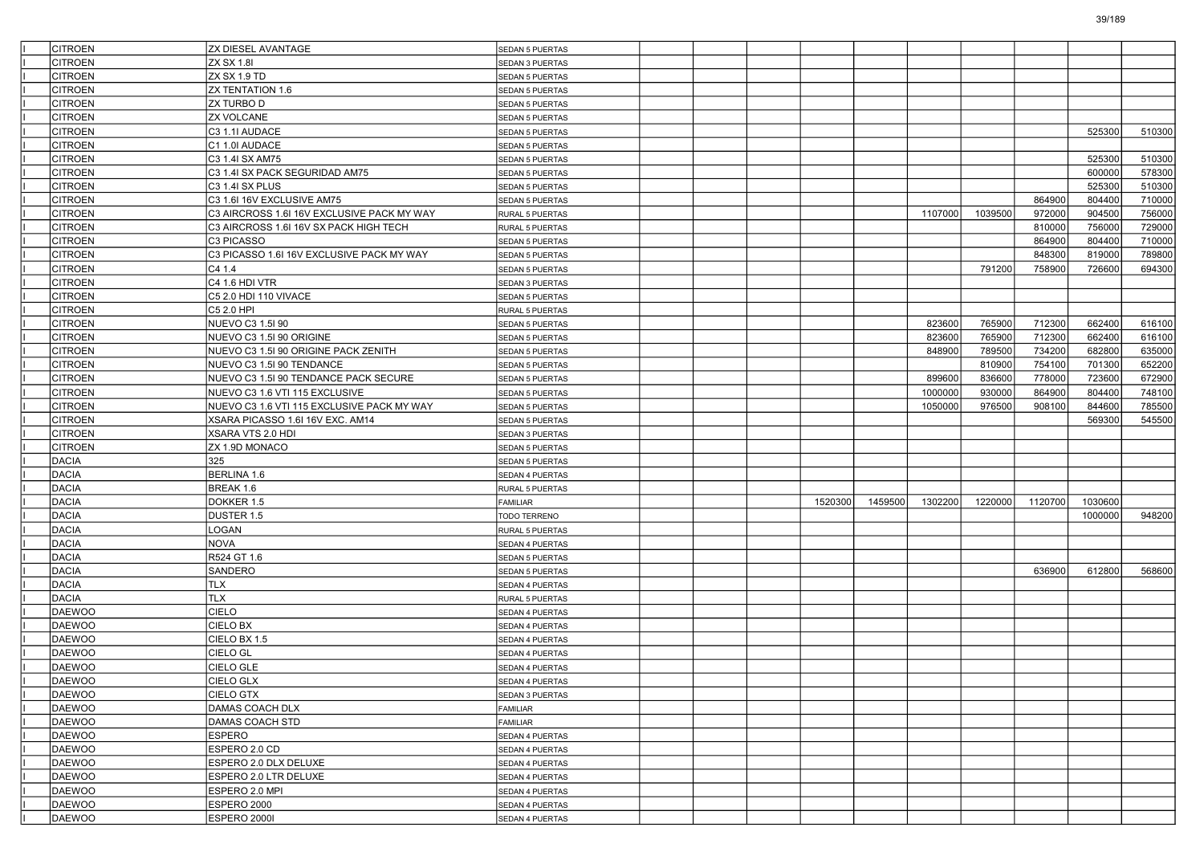| | | | | | | | | | | | | | |
|---|---|---|---|---|---|---|---|---|---|---|---|---|---|
| I | CITROEN | ZX DIESEL AVANTAGE | SEDAN 5 PUERTAS | | | | | | | | | | |
| I | CITROEN | ZX SX 1.8I | SEDAN 3 PUERTAS | | | | | | | | | | |
| I | CITROEN | ZX SX 1.9 TD | SEDAN 5 PUERTAS | | | | | | | | | | |
| I | CITROEN | ZX TENTATION 1.6 | SEDAN 5 PUERTAS | | | | | | | | | | |
| I | CITROEN | ZX TURBO D | SEDAN 5 PUERTAS | | | | | | | | | | |
| I | CITROEN | ZX VOLCANE | SEDAN 5 PUERTAS | | | | | | | | | | |
| I | CITROEN | C3 1.1I AUDACE | SEDAN 5 PUERTAS | | | | | | | | | 525300 | 510300 |
| I | CITROEN | C1 1.0I AUDACE | SEDAN 5 PUERTAS | | | | | | | | | | |
| I | CITROEN | C3 1.4I SX AM75 | SEDAN 5 PUERTAS | | | | | | | | | 525300 | 510300 |
| I | CITROEN | C3 1.4I SX PACK SEGURIDAD AM75 | SEDAN 5 PUERTAS | | | | | | | | | 600000 | 578300 |
| I | CITROEN | C3 1.4I SX PLUS | SEDAN 5 PUERTAS | | | | | | | | | 525300 | 510300 |
| I | CITROEN | C3 1.6I 16V EXCLUSIVE AM75 | SEDAN 5 PUERTAS | | | | | | | | 864900 | 804400 | 710000 |
| I | CITROEN | C3 AIRCROSS 1.6I 16V EXCLUSIVE PACK MY WAY | RURAL 5 PUERTAS | | | | | | 1107000 | 1039500 | 972000 | 904500 | 756000 |
| I | CITROEN | C3 AIRCROSS 1.6I 16V SX PACK HIGH TECH | RURAL 5 PUERTAS | | | | | | | | 810000 | 756000 | 729000 |
| I | CITROEN | C3 PICASSO | SEDAN 5 PUERTAS | | | | | | | | 864900 | 804400 | 710000 |
| I | CITROEN | C3 PICASSO 1.6I 16V EXCLUSIVE PACK MY WAY | SEDAN 5 PUERTAS | | | | | | | | 848300 | 819000 | 789800 |
| I | CITROEN | C4 1.4 | SEDAN 5 PUERTAS | | | | | | | 791200 | 758900 | 726600 | 694300 |
| I | CITROEN | C4 1.6 HDI VTR | SEDAN 3 PUERTAS | | | | | | | | | | |
| I | CITROEN | C5 2.0 HDI 110 VIVACE | SEDAN 5 PUERTAS | | | | | | | | | | |
| I | CITROEN | C5 2.0 HPI | RURAL 5 PUERTAS | | | | | | | | | | |
| I | CITROEN | NUEVO C3 1.5I 90 | SEDAN 5 PUERTAS | | | | | | 823600 | 765900 | 712300 | 662400 | 616100 |
| I | CITROEN | NUEVO C3 1.5I 90 ORIGINE | SEDAN 5 PUERTAS | | | | | | 823600 | 765900 | 712300 | 662400 | 616100 |
| I | CITROEN | NUEVO C3 1.5I 90 ORIGINE PACK ZENITH | SEDAN 5 PUERTAS | | | | | | 848900 | 789500 | 734200 | 682800 | 635000 |
| I | CITROEN | NUEVO C3 1.5I 90 TENDANCE | SEDAN 5 PUERTAS | | | | | | | 810900 | 754100 | 701300 | 652200 |
| I | CITROEN | NUEVO C3 1.5I 90 TENDANCE PACK SECURE | SEDAN 5 PUERTAS | | | | | | 899600 | 836600 | 778000 | 723600 | 672900 |
| I | CITROEN | NUEVO C3 1.6 VTI 115 EXCLUSIVE | SEDAN 5 PUERTAS | | | | | | 1000000 | 930000 | 864900 | 804400 | 748100 |
| I | CITROEN | NUEVO C3 1.6 VTI 115 EXCLUSIVE PACK MY WAY | SEDAN 5 PUERTAS | | | | | | 1050000 | 976500 | 908100 | 844600 | 785500 |
| I | CITROEN | XSARA PICASSO 1.6I 16V EXC. AM14 | SEDAN 5 PUERTAS | | | | | | | | | 569300 | 545500 |
| I | CITROEN | XSARA VTS 2.0 HDI | SEDAN 3 PUERTAS | | | | | | | | | | |
| I | CITROEN | ZX 1.9D MONACO | SEDAN 5 PUERTAS | | | | | | | | | | |
| I | DACIA | 325 | SEDAN 5 PUERTAS | | | | | | | | | | |
| I | DACIA | BERLINA 1.6 | SEDAN 4 PUERTAS | | | | | | | | | | |
| I | DACIA | BREAK 1.6 | RURAL 5 PUERTAS | | | | | | | | | | |
| I | DACIA | DOKKER 1.5 | FAMILIAR | | | | 1520300 | 1459500 | 1302200 | 1220000 | 1120700 | 1030600 | |
| I | DACIA | DUSTER 1.5 | TODO TERRENO | | | | | | | | | 1000000 | 948200 |
| I | DACIA | LOGAN | RURAL 5 PUERTAS | | | | | | | | | | |
| I | DACIA | NOVA | SEDAN 4 PUERTAS | | | | | | | | | | |
| I | DACIA | R524 GT 1.6 | SEDAN 5 PUERTAS | | | | | | | | | | |
| I | DACIA | SANDERO | SEDAN 5 PUERTAS | | | | | | | | 636900 | 612800 | 568600 |
| I | DACIA | TLX | SEDAN 4 PUERTAS | | | | | | | | | | |
| I | DACIA | TLX | RURAL 5 PUERTAS | | | | | | | | | | |
| I | DAEWOO | CIELO | SEDAN 4 PUERTAS | | | | | | | | | | |
| I | DAEWOO | CIELO BX | SEDAN 4 PUERTAS | | | | | | | | | | |
| I | DAEWOO | CIELO BX 1.5 | SEDAN 4 PUERTAS | | | | | | | | | | |
| I | DAEWOO | CIELO GL | SEDAN 4 PUERTAS | | | | | | | | | | |
| I | DAEWOO | CIELO GLE | SEDAN 4 PUERTAS | | | | | | | | | | |
| I | DAEWOO | CIELO GLX | SEDAN 4 PUERTAS | | | | | | | | | | |
| I | DAEWOO | CIELO GTX | SEDAN 3 PUERTAS | | | | | | | | | | |
| I | DAEWOO | DAMAS COACH DLX | FAMILIAR | | | | | | | | | | |
| I | DAEWOO | DAMAS COACH STD | FAMILIAR | | | | | | | | | | |
| I | DAEWOO | ESPERO | SEDAN 4 PUERTAS | | | | | | | | | | |
| I | DAEWOO | ESPERO 2.0 CD | SEDAN 4 PUERTAS | | | | | | | | | | |
| I | DAEWOO | ESPERO 2.0 DLX DELUXE | SEDAN 4 PUERTAS | | | | | | | | | | |
| I | DAEWOO | ESPERO 2.0 LTR DELUXE | SEDAN 4 PUERTAS | | | | | | | | | | |
| I | DAEWOO | ESPERO 2.0 MPI | SEDAN 4 PUERTAS | | | | | | | | | | |
| I | DAEWOO | ESPERO 2000 | SEDAN 4 PUERTAS | | | | | | | | | | |
| I | DAEWOO | ESPERO 2000I | SEDAN 4 PUERTAS | | | | | | | | | | |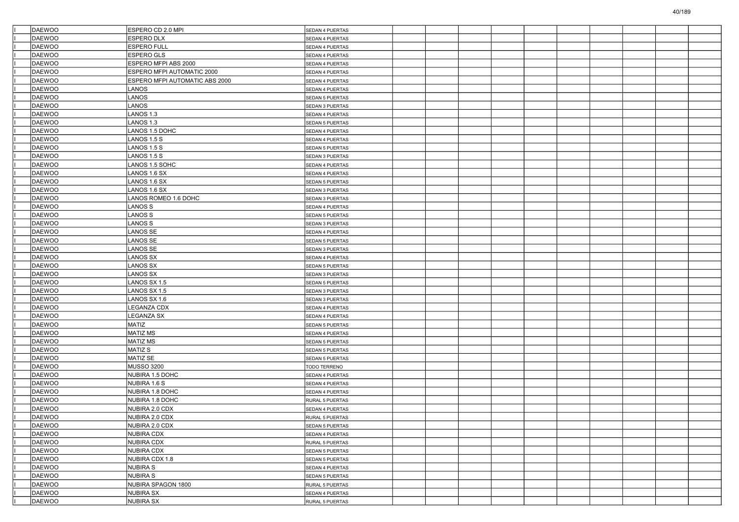| | | | | | | | | | | | | |
|---|---|---|---|---|---|---|---|---|---|---|---|---|
| I | DAEWOO | ESPERO CD 2.0 MPI | SEDAN 4 PUERTAS | | | | | | | | | |
| I | DAEWOO | ESPERO DLX | SEDAN 4 PUERTAS | | | | | | | | | |
| I | DAEWOO | ESPERO FULL | SEDAN 4 PUERTAS | | | | | | | | | |
| I | DAEWOO | ESPERO GLS | SEDAN 4 PUERTAS | | | | | | | | | |
| I | DAEWOO | ESPERO MFPI ABS 2000 | SEDAN 4 PUERTAS | | | | | | | | | |
| I | DAEWOO | ESPERO MFPI AUTOMATIC 2000 | SEDAN 4 PUERTAS | | | | | | | | | |
| I | DAEWOO | ESPERO MFPI AUTOMATIC ABS 2000 | SEDAN 4 PUERTAS | | | | | | | | | |
| I | DAEWOO | LANOS | SEDAN 4 PUERTAS | | | | | | | | | |
| I | DAEWOO | LANOS | SEDAN 5 PUERTAS | | | | | | | | | |
| I | DAEWOO | LANOS | SEDAN 3 PUERTAS | | | | | | | | | |
| I | DAEWOO | LANOS 1.3 | SEDAN 4 PUERTAS | | | | | | | | | |
| I | DAEWOO | LANOS 1.3 | SEDAN 5 PUERTAS | | | | | | | | | |
| I | DAEWOO | LANOS 1.5 DOHC | SEDAN 4 PUERTAS | | | | | | | | | |
| I | DAEWOO | LANOS 1.5 S | SEDAN 4 PUERTAS | | | | | | | | | |
| I | DAEWOO | LANOS 1.5 S | SEDAN 5 PUERTAS | | | | | | | | | |
| I | DAEWOO | LANOS 1.5 S | SEDAN 3 PUERTAS | | | | | | | | | |
| I | DAEWOO | LANOS 1.5 SOHC | SEDAN 4 PUERTAS | | | | | | | | | |
| I | DAEWOO | LANOS 1.6 SX | SEDAN 4 PUERTAS | | | | | | | | | |
| I | DAEWOO | LANOS 1.6 SX | SEDAN 5 PUERTAS | | | | | | | | | |
| I | DAEWOO | LANOS 1.6 SX | SEDAN 3 PUERTAS | | | | | | | | | |
| I | DAEWOO | LANOS ROMEO 1.6 DOHC | SEDAN 3 PUERTAS | | | | | | | | | |
| I | DAEWOO | LANOS S | SEDAN 4 PUERTAS | | | | | | | | | |
| I | DAEWOO | LANOS S | SEDAN 5 PUERTAS | | | | | | | | | |
| I | DAEWOO | LANOS S | SEDAN 3 PUERTAS | | | | | | | | | |
| I | DAEWOO | LANOS SE | SEDAN 4 PUERTAS | | | | | | | | | |
| I | DAEWOO | LANOS SE | SEDAN 5 PUERTAS | | | | | | | | | |
| I | DAEWOO | LANOS SE | SEDAN 3 PUERTAS | | | | | | | | | |
| I | DAEWOO | LANOS SX | SEDAN 4 PUERTAS | | | | | | | | | |
| I | DAEWOO | LANOS SX | SEDAN 5 PUERTAS | | | | | | | | | |
| I | DAEWOO | LANOS SX | SEDAN 3 PUERTAS | | | | | | | | | |
| I | DAEWOO | LANOS SX 1.5 | SEDAN 5 PUERTAS | | | | | | | | | |
| I | DAEWOO | LANOS SX 1.5 | SEDAN 3 PUERTAS | | | | | | | | | |
| I | DAEWOO | LANOS SX 1.6 | SEDAN 3 PUERTAS | | | | | | | | | |
| I | DAEWOO | LEGANZA CDX | SEDAN 4 PUERTAS | | | | | | | | | |
| I | DAEWOO | LEGANZA SX | SEDAN 4 PUERTAS | | | | | | | | | |
| I | DAEWOO | MATIZ | SEDAN 5 PUERTAS | | | | | | | | | |
| I | DAEWOO | MATIZ MS | SEDAN 4 PUERTAS | | | | | | | | | |
| I | DAEWOO | MATIZ MS | SEDAN 5 PUERTAS | | | | | | | | | |
| I | DAEWOO | MATIZ S | SEDAN 5 PUERTAS | | | | | | | | | |
| I | DAEWOO | MATIZ SE | SEDAN 5 PUERTAS | | | | | | | | | |
| I | DAEWOO | MUSSO 3200 | TODO TERRENO | | | | | | | | | |
| I | DAEWOO | NUBIRA 1.5 DOHC | SEDAN 4 PUERTAS | | | | | | | | | |
| I | DAEWOO | NUBIRA 1.6 S | SEDAN 4 PUERTAS | | | | | | | | | |
| I | DAEWOO | NUBIRA 1.8 DOHC | SEDAN 4 PUERTAS | | | | | | | | | |
| I | DAEWOO | NUBIRA 1.8 DOHC | RURAL 5 PUERTAS | | | | | | | | | |
| I | DAEWOO | NUBIRA 2.0 CDX | SEDAN 4 PUERTAS | | | | | | | | | |
| I | DAEWOO | NUBIRA 2.0 CDX | RURAL 5 PUERTAS | | | | | | | | | |
| I | DAEWOO | NUBIRA 2.0 CDX | SEDAN 5 PUERTAS | | | | | | | | | |
| I | DAEWOO | NUBIRA CDX | SEDAN 4 PUERTAS | | | | | | | | | |
| I | DAEWOO | NUBIRA CDX | RURAL 5 PUERTAS | | | | | | | | | |
| I | DAEWOO | NUBIRA CDX | SEDAN 5 PUERTAS | | | | | | | | | |
| I | DAEWOO | NUBIRA CDX 1.8 | SEDAN 5 PUERTAS | | | | | | | | | |
| I | DAEWOO | NUBIRA S | SEDAN 4 PUERTAS | | | | | | | | | |
| I | DAEWOO | NUBIRA S | SEDAN 5 PUERTAS | | | | | | | | | |
| I | DAEWOO | NUBIRA SPAGON 1800 | RURAL 5 PUERTAS | | | | | | | | | |
| I | DAEWOO | NUBIRA SX | SEDAN 4 PUERTAS | | | | | | | | | |
| I | DAEWOO | NUBIRA SX | RURAL 5 PUERTAS | | | | | | | | | |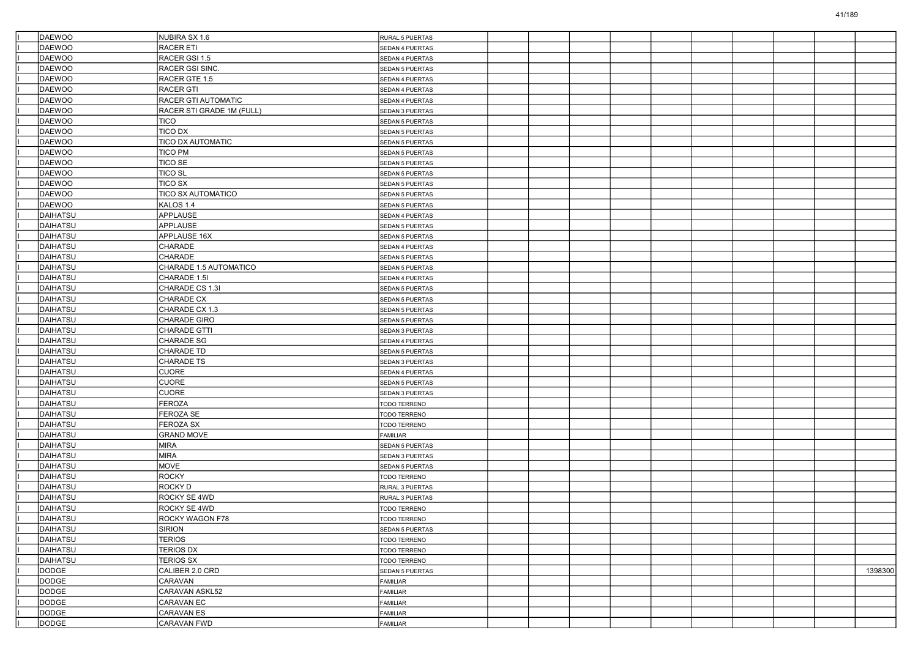| | | | | | | | | | | | | | |
|---|---|---|---|---|---|---|---|---|---|---|---|---|---|
| I | DAEWOO | NUBIRA SX 1.6 | RURAL 5 PUERTAS | | | | | | | | | | |
| I | DAEWOO | RACER ETI | SEDAN 4 PUERTAS | | | | | | | | | | |
| I | DAEWOO | RACER GSI 1.5 | SEDAN 4 PUERTAS | | | | | | | | | | |
| I | DAEWOO | RACER GSI SINC. | SEDAN 5 PUERTAS | | | | | | | | | | |
| I | DAEWOO | RACER GTE 1.5 | SEDAN 4 PUERTAS | | | | | | | | | | |
| I | DAEWOO | RACER GTI | SEDAN 4 PUERTAS | | | | | | | | | | |
| I | DAEWOO | RACER GTI AUTOMATIC | SEDAN 4 PUERTAS | | | | | | | | | | |
| I | DAEWOO | RACER STI GRADE 1M (FULL) | SEDAN 3 PUERTAS | | | | | | | | | | |
| I | DAEWOO | TICO | SEDAN 5 PUERTAS | | | | | | | | | | |
| I | DAEWOO | TICO DX | SEDAN 5 PUERTAS | | | | | | | | | | |
| I | DAEWOO | TICO DX AUTOMATIC | SEDAN 5 PUERTAS | | | | | | | | | | |
| I | DAEWOO | TICO PM | SEDAN 5 PUERTAS | | | | | | | | | | |
| I | DAEWOO | TICO SE | SEDAN 5 PUERTAS | | | | | | | | | | |
| I | DAEWOO | TICO SL | SEDAN 5 PUERTAS | | | | | | | | | | |
| I | DAEWOO | TICO SX | SEDAN 5 PUERTAS | | | | | | | | | | |
| I | DAEWOO | TICO SX AUTOMATICO | SEDAN 5 PUERTAS | | | | | | | | | | |
| I | DAEWOO | KALOS 1.4 | SEDAN 5 PUERTAS | | | | | | | | | | |
| I | DAIHATSU | APPLAUSE | SEDAN 4 PUERTAS | | | | | | | | | | |
| I | DAIHATSU | APPLAUSE | SEDAN 5 PUERTAS | | | | | | | | | | |
| I | DAIHATSU | APPLAUSE 16X | SEDAN 5 PUERTAS | | | | | | | | | | |
| I | DAIHATSU | CHARADE | SEDAN 4 PUERTAS | | | | | | | | | | |
| I | DAIHATSU | CHARADE | SEDAN 5 PUERTAS | | | | | | | | | | |
| I | DAIHATSU | CHARADE 1.5 AUTOMATICO | SEDAN 5 PUERTAS | | | | | | | | | | |
| I | DAIHATSU | CHARADE 1.5I | SEDAN 4 PUERTAS | | | | | | | | | | |
| I | DAIHATSU | CHARADE CS 1.3I | SEDAN 5 PUERTAS | | | | | | | | | | |
| I | DAIHATSU | CHARADE CX | SEDAN 5 PUERTAS | | | | | | | | | | |
| I | DAIHATSU | CHARADE CX 1.3 | SEDAN 5 PUERTAS | | | | | | | | | | |
| I | DAIHATSU | CHARADE GIRO | SEDAN 5 PUERTAS | | | | | | | | | | |
| I | DAIHATSU | CHARADE GTTI | SEDAN 3 PUERTAS | | | | | | | | | | |
| I | DAIHATSU | CHARADE SG | SEDAN 4 PUERTAS | | | | | | | | | | |
| I | DAIHATSU | CHARADE TD | SEDAN 5 PUERTAS | | | | | | | | | | |
| I | DAIHATSU | CHARADE TS | SEDAN 3 PUERTAS | | | | | | | | | | |
| I | DAIHATSU | CUORE | SEDAN 4 PUERTAS | | | | | | | | | | |
| I | DAIHATSU | CUORE | SEDAN 5 PUERTAS | | | | | | | | | | |
| I | DAIHATSU | CUORE | SEDAN 3 PUERTAS | | | | | | | | | | |
| I | DAIHATSU | FEROZA | TODO TERRENO | | | | | | | | | | |
| I | DAIHATSU | FEROZA SE | TODO TERRENO | | | | | | | | | | |
| I | DAIHATSU | FEROZA SX | TODO TERRENO | | | | | | | | | | |
| I | DAIHATSU | GRAND MOVE | FAMILIAR | | | | | | | | | | |
| I | DAIHATSU | MIRA | SEDAN 5 PUERTAS | | | | | | | | | | |
| I | DAIHATSU | MIRA | SEDAN 3 PUERTAS | | | | | | | | | | |
| I | DAIHATSU | MOVE | SEDAN 5 PUERTAS | | | | | | | | | | |
| I | DAIHATSU | ROCKY | TODO TERRENO | | | | | | | | | | |
| I | DAIHATSU | ROCKY D | RURAL 3 PUERTAS | | | | | | | | | | |
| I | DAIHATSU | ROCKY SE 4WD | RURAL 3 PUERTAS | | | | | | | | | | |
| I | DAIHATSU | ROCKY SE 4WD | TODO TERRENO | | | | | | | | | | |
| I | DAIHATSU | ROCKY WAGON F78 | TODO TERRENO | | | | | | | | | | |
| I | DAIHATSU | SIRION | SEDAN 5 PUERTAS | | | | | | | | | | |
| I | DAIHATSU | TERIOS | TODO TERRENO | | | | | | | | | | |
| I | DAIHATSU | TERIOS DX | TODO TERRENO | | | | | | | | | | |
| I | DAIHATSU | TERIOS SX | TODO TERRENO | | | | | | | | | | |
| I | DODGE | CALIBER 2.0 CRD | SEDAN 5 PUERTAS | | | | | | | | | | 1398300 |
| I | DODGE | CARAVAN | FAMILIAR | | | | | | | | | | |
| I | DODGE | CARAVAN ASKL52 | FAMILIAR | | | | | | | | | | |
| I | DODGE | CARAVAN EC | FAMILIAR | | | | | | | | | | |
| I | DODGE | CARAVAN ES | FAMILIAR | | | | | | | | | | |
| I | DODGE | CARAVAN FWD | FAMILIAR | | | | | | | | | | |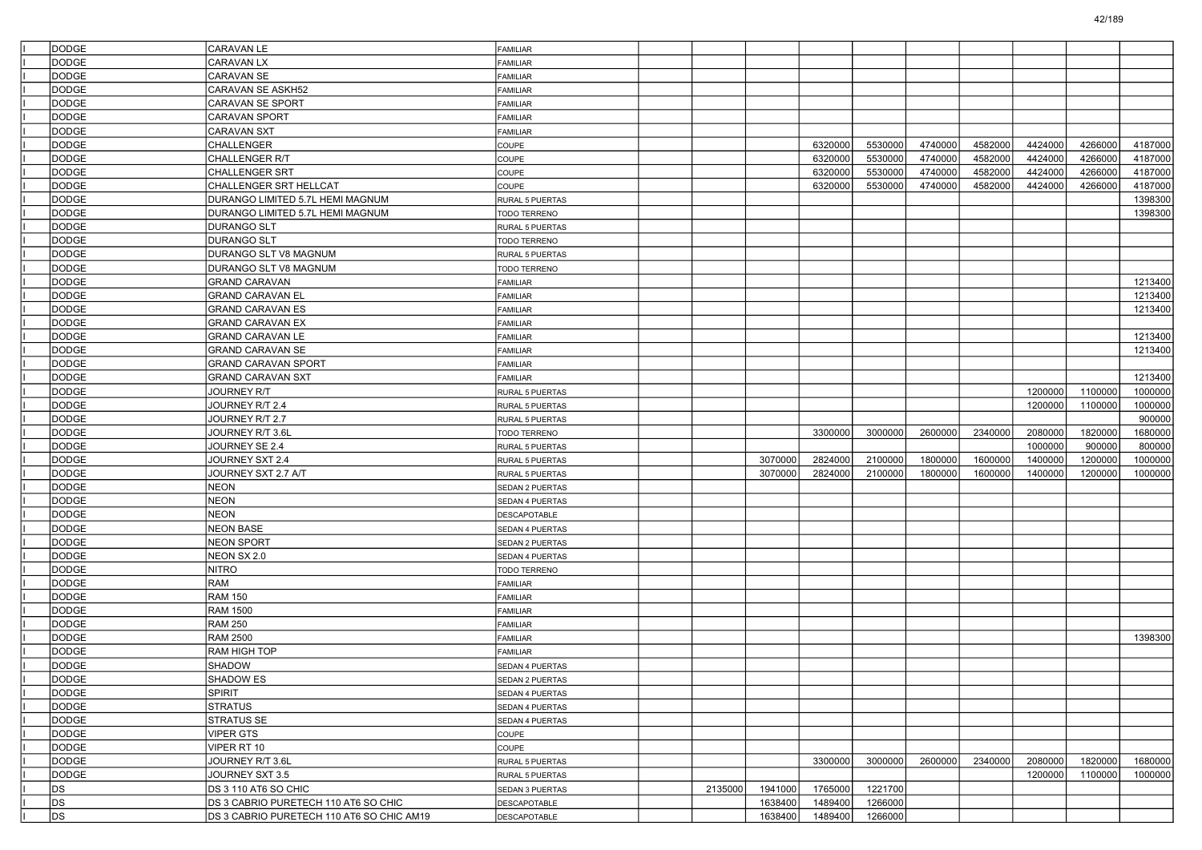| | | | | | | | | | | | | | |
|---|---|---|---|---|---|---|---|---|---|---|---|---|---|
| I | DODGE | CARAVAN LE | FAMILIAR | | | | | | | | | | |
| I | DODGE | CARAVAN LX | FAMILIAR | | | | | | | | | | |
| I | DODGE | CARAVAN SE | FAMILIAR | | | | | | | | | | |
| I | DODGE | CARAVAN SE ASKH52 | FAMILIAR | | | | | | | | | | |
| I | DODGE | CARAVAN SE SPORT | FAMILIAR | | | | | | | | | | |
| I | DODGE | CARAVAN SPORT | FAMILIAR | | | | | | | | | | |
| I | DODGE | CARAVAN SXT | FAMILIAR | | | | | | | | | | |
| I | DODGE | CHALLENGER | COUPE | | | | 6320000 | 5530000 | 4740000 | 4582000 | 4424000 | 4266000 | 4187000 |
| I | DODGE | CHALLENGER R/T | COUPE | | | | 6320000 | 5530000 | 4740000 | 4582000 | 4424000 | 4266000 | 4187000 |
| I | DODGE | CHALLENGER SRT | COUPE | | | | 6320000 | 5530000 | 4740000 | 4582000 | 4424000 | 4266000 | 4187000 |
| I | DODGE | CHALLENGER SRT HELLCAT | COUPE | | | | 6320000 | 5530000 | 4740000 | 4582000 | 4424000 | 4266000 | 4187000 |
| I | DODGE | DURANGO LIMITED 5.7L HEMI MAGNUM | RURAL 5 PUERTAS | | | | | | | | | | 1398300 |
| I | DODGE | DURANGO LIMITED 5.7L HEMI MAGNUM | TODO TERRENO | | | | | | | | | | 1398300 |
| I | DODGE | DURANGO SLT | RURAL 5 PUERTAS | | | | | | | | | | |
| I | DODGE | DURANGO SLT | TODO TERRENO | | | | | | | | | | |
| I | DODGE | DURANGO SLT V8 MAGNUM | RURAL 5 PUERTAS | | | | | | | | | | |
| I | DODGE | DURANGO SLT V8 MAGNUM | TODO TERRENO | | | | | | | | | | |
| I | DODGE | GRAND CARAVAN | FAMILIAR | | | | | | | | | | 1213400 |
| I | DODGE | GRAND CARAVAN EL | FAMILIAR | | | | | | | | | | 1213400 |
| I | DODGE | GRAND CARAVAN ES | FAMILIAR | | | | | | | | | | 1213400 |
| I | DODGE | GRAND CARAVAN EX | FAMILIAR | | | | | | | | | | |
| I | DODGE | GRAND CARAVAN LE | FAMILIAR | | | | | | | | | | 1213400 |
| I | DODGE | GRAND CARAVAN SE | FAMILIAR | | | | | | | | | | 1213400 |
| I | DODGE | GRAND CARAVAN SPORT | FAMILIAR | | | | | | | | | | |
| I | DODGE | GRAND CARAVAN SXT | FAMILIAR | | | | | | | | | | 1213400 |
| I | DODGE | JOURNEY R/T | RURAL 5 PUERTAS | | | | | | | | 1200000 | 1100000 | 1000000 |
| I | DODGE | JOURNEY R/T 2.4 | RURAL 5 PUERTAS | | | | | | | | 1200000 | 1100000 | 1000000 |
| I | DODGE | JOURNEY R/T 2.7 | RURAL 5 PUERTAS | | | | | | | | | | 900000 |
| I | DODGE | JOURNEY R/T 3.6L | TODO TERRENO | | | | 3300000 | 3000000 | 2600000 | 2340000 | 2080000 | 1820000 | 1680000 |
| I | DODGE | JOURNEY SE 2.4 | RURAL 5 PUERTAS | | | | | | | | 1000000 | 900000 | 800000 |
| I | DODGE | JOURNEY SXT 2.4 | RURAL 5 PUERTAS | | | 3070000 | 2824000 | 2100000 | 1800000 | 1600000 | 1400000 | 1200000 | 1000000 |
| I | DODGE | JOURNEY SXT 2.7 A/T | RURAL 5 PUERTAS | | | 3070000 | 2824000 | 2100000 | 1800000 | 1600000 | 1400000 | 1200000 | 1000000 |
| I | DODGE | NEON | SEDAN 2 PUERTAS | | | | | | | | | | |
| I | DODGE | NEON | SEDAN 4 PUERTAS | | | | | | | | | | |
| I | DODGE | NEON | DESCAPOTABLE | | | | | | | | | | |
| I | DODGE | NEON BASE | SEDAN 4 PUERTAS | | | | | | | | | | |
| I | DODGE | NEON SPORT | SEDAN 2 PUERTAS | | | | | | | | | | |
| I | DODGE | NEON SX 2.0 | SEDAN 4 PUERTAS | | | | | | | | | | |
| I | DODGE | NITRO | TODO TERRENO | | | | | | | | | | |
| I | DODGE | RAM | FAMILIAR | | | | | | | | | | |
| I | DODGE | RAM 150 | FAMILIAR | | | | | | | | | | |
| I | DODGE | RAM 1500 | FAMILIAR | | | | | | | | | | |
| I | DODGE | RAM 250 | FAMILIAR | | | | | | | | | | |
| I | DODGE | RAM 2500 | FAMILIAR | | | | | | | | | | 1398300 |
| I | DODGE | RAM HIGH TOP | FAMILIAR | | | | | | | | | | |
| I | DODGE | SHADOW | SEDAN 4 PUERTAS | | | | | | | | | | |
| I | DODGE | SHADOW ES | SEDAN 2 PUERTAS | | | | | | | | | | |
| I | DODGE | SPIRIT | SEDAN 4 PUERTAS | | | | | | | | | | |
| I | DODGE | STRATUS | SEDAN 4 PUERTAS | | | | | | | | | | |
| I | DODGE | STRATUS SE | SEDAN 4 PUERTAS | | | | | | | | | | |
| I | DODGE | VIPER GTS | COUPE | | | | | | | | | | |
| I | DODGE | VIPER RT 10 | COUPE | | | | | | | | | | |
| I | DODGE | JOURNEY R/T 3.6L | RURAL 5 PUERTAS | | | | 3300000 | 3000000 | 2600000 | 2340000 | 2080000 | 1820000 | 1680000 |
| I | DODGE | JOURNEY SXT 3.5 | RURAL 5 PUERTAS | | | | | | | | 1200000 | 1100000 | 1000000 |
| I | DS | DS 3 110 AT6 SO CHIC | SEDAN 3 PUERTAS | | 2135000 | 1941000 | 1765000 | 1221700 | | | | | |
| I | DS | DS 3 CABRIO PURETECH 110 AT6 SO CHIC | DESCAPOTABLE | | | 1638400 | 1489400 | 1266000 | | | | | |
| I | DS | DS 3 CABRIO PURETECH 110 AT6 SO CHIC AM19 | DESCAPOTABLE | | | 1638400 | 1489400 | 1266000 | | | | | |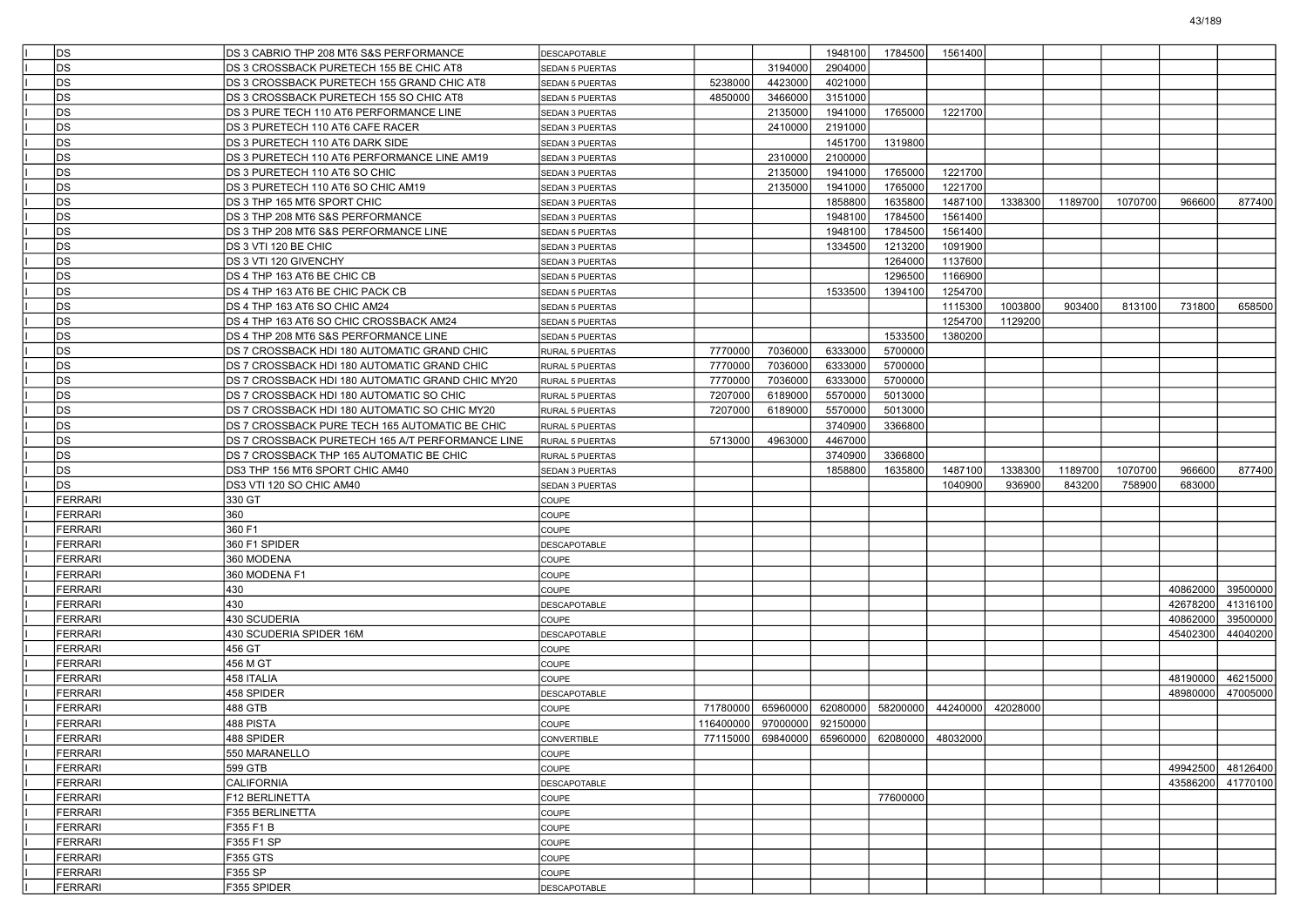| | | | | | | | | | | | | | |
|---|---|---|---|---|---|---|---|---|---|---|---|---|---|
| | DS | DS 3 CABRIO THP 208 MT6 S&S PERFORMANCE | DESCAPOTABLE | | | 1948100 | 1784500 | 1561400 | | | | | |
| | DS | DS 3 CROSSBACK PURETECH 155 BE CHIC AT8 | SEDAN 5 PUERTAS | | 3194000 | 2904000 | | | | | | | |
| | DS | DS 3 CROSSBACK PURETECH 155 GRAND CHIC AT8 | SEDAN 5 PUERTAS | 5238000 | 4423000 | 4021000 | | | | | | | |
| | DS | DS 3 CROSSBACK PURETECH 155 SO CHIC AT8 | SEDAN 5 PUERTAS | 4850000 | 3466000 | 3151000 | | | | | | | |
| | DS | DS 3 PURE TECH 110 AT6 PERFORMANCE LINE | SEDAN 3 PUERTAS | | 2135000 | 1941000 | 1765000 | 1221700 | | | | | |
| | DS | DS 3 PURETECH 110 AT6 CAFE RACER | SEDAN 3 PUERTAS | | 2410000 | 2191000 | | | | | | | |
| | DS | DS 3 PURETECH 110 AT6 DARK SIDE | SEDAN 3 PUERTAS | | | 1451700 | 1319800 | | | | | | |
| | DS | DS 3 PURETECH 110 AT6 PERFORMANCE LINE AM19 | SEDAN 3 PUERTAS | | 2310000 | 2100000 | | | | | | | |
| | DS | DS 3 PURETECH 110 AT6 SO CHIC | SEDAN 3 PUERTAS | | 2135000 | 1941000 | 1765000 | 1221700 | | | | | |
| | DS | DS 3 PURETECH 110 AT6 SO CHIC AM19 | SEDAN 3 PUERTAS | | 2135000 | 1941000 | 1765000 | 1221700 | | | | | |
| | DS | DS 3 THP 165 MT6 SPORT CHIC | SEDAN 3 PUERTAS | | | 1858800 | 1635800 | 1487100 | 1338300 | 1189700 | 1070700 | 966600 | 877400 |
| | DS | DS 3 THP 208 MT6 S&S PERFORMANCE | SEDAN 3 PUERTAS | | | 1948100 | 1784500 | 1561400 | | | | | |
| | DS | DS 3 THP 208 MT6 S&S PERFORMANCE LINE | SEDAN 5 PUERTAS | | | 1948100 | 1784500 | 1561400 | | | | | |
| | DS | DS 3 VTI 120 BE CHIC | SEDAN 3 PUERTAS | | | 1334500 | 1213200 | 1091900 | | | | | |
| | DS | DS 3 VTI 120 GIVENCHY | SEDAN 3 PUERTAS | | | | 1264000 | 1137600 | | | | | |
| | DS | DS 4 THP 163 AT6 BE CHIC CB | SEDAN 5 PUERTAS | | | | 1296500 | 1166900 | | | | | |
| | DS | DS 4 THP 163 AT6 BE CHIC PACK CB | SEDAN 5 PUERTAS | | | 1533500 | 1394100 | 1254700 | | | | | |
| | DS | DS 4 THP 163 AT6 SO CHIC AM24 | SEDAN 5 PUERTAS | | | | | 1115300 | 1003800 | 903400 | 813100 | 731800 | 658500 |
| | DS | DS 4 THP 163 AT6 SO CHIC CROSSBACK AM24 | SEDAN 5 PUERTAS | | | | | 1254700 | 1129200 | | | | |
| | DS | DS 4 THP 208 MT6 S&S PERFORMANCE LINE | SEDAN 5 PUERTAS | | | | 1533500 | 1380200 | | | | | |
| | DS | DS 7 CROSSBACK HDI 180 AUTOMATIC GRAND CHIC | RURAL 5 PUERTAS | 7770000 | 7036000 | 6333000 | 5700000 | | | | | | |
| | DS | DS 7 CROSSBACK HDI 180 AUTOMATIC GRAND CHIC | RURAL 5 PUERTAS | 7770000 | 7036000 | 6333000 | 5700000 | | | | | | |
| | DS | DS 7 CROSSBACK HDI 180 AUTOMATIC GRAND CHIC MY20 | RURAL 5 PUERTAS | 7770000 | 7036000 | 6333000 | 5700000 | | | | | | |
| | DS | DS 7 CROSSBACK HDI 180 AUTOMATIC SO CHIC | RURAL 5 PUERTAS | 7207000 | 6189000 | 5570000 | 5013000 | | | | | | |
| | DS | DS 7 CROSSBACK HDI 180 AUTOMATIC SO CHIC MY20 | RURAL 5 PUERTAS | 7207000 | 6189000 | 5570000 | 5013000 | | | | | | |
| | DS | DS 7 CROSSBACK PURE TECH 165 AUTOMATIC BE CHIC | RURAL 5 PUERTAS | | | 3740900 | 3366800 | | | | | | |
| | DS | DS 7 CROSSBACK PURETECH 165 A/T PERFORMANCE LINE | RURAL 5 PUERTAS | 5713000 | 4963000 | 4467000 | | | | | | | |
| | DS | DS 7 CROSSBACK THP 165 AUTOMATIC BE CHIC | RURAL 5 PUERTAS | | | 3740900 | 3366800 | | | | | | |
| | DS | DS3 THP 156 MT6 SPORT CHIC AM40 | SEDAN 3 PUERTAS | | | 1858800 | 1635800 | 1487100 | 1338300 | 1189700 | 1070700 | 966600 | 877400 |
| | DS | DS3 VTI 120 SO CHIC AM40 | SEDAN 3 PUERTAS | | | | | 1040900 | 936900 | 843200 | 758900 | 683000 | |
| | FERRARI | 330 GT | COUPE | | | | | | | | | | |
| | FERRARI | 360 | COUPE | | | | | | | | | | |
| | FERRARI | 360 F1 | COUPE | | | | | | | | | | |
| | FERRARI | 360 F1 SPIDER | DESCAPOTABLE | | | | | | | | | | |
| | FERRARI | 360 MODENA | COUPE | | | | | | | | | | |
| | FERRARI | 360 MODENA F1 | COUPE | | | | | | | | | | |
| | FERRARI | 430 | COUPE | | | | | | | | | 40862000 | 39500000 |
| | FERRARI | 430 | DESCAPOTABLE | | | | | | | | | 42678200 | 41316100 |
| | FERRARI | 430 SCUDERIA | COUPE | | | | | | | | | 40862000 | 39500000 |
| | FERRARI | 430 SCUDERIA SPIDER 16M | DESCAPOTABLE | | | | | | | | | 45402300 | 44040200 |
| | FERRARI | 456 GT | COUPE | | | | | | | | | | |
| | FERRARI | 456 M GT | COUPE | | | | | | | | | | |
| | FERRARI | 458 ITALIA | COUPE | | | | | | | | | 48190000 | 46215000 |
| | FERRARI | 458 SPIDER | DESCAPOTABLE | | | | | | | | | 48980000 | 47005000 |
| | FERRARI | 488 GTB | COUPE | 71780000 | 65960000 | 62080000 | 58200000 | 44240000 | 42028000 | | | | |
| | FERRARI | 488 PISTA | COUPE | 116400000 | 97000000 | 92150000 | | | | | | | |
| | FERRARI | 488 SPIDER | CONVERTIBLE | 77115000 | 69840000 | 65960000 | 62080000 | 48032000 | | | | | |
| | FERRARI | 550 MARANELLO | COUPE | | | | | | | | | | |
| | FERRARI | 599 GTB | COUPE | | | | | | | | | 49942500 | 48126400 |
| | FERRARI | CALIFORNIA | DESCAPOTABLE | | | | | | | | | 43586200 | 41770100 |
| | FERRARI | F12 BERLINETTA | COUPE | | | | 77600000 | | | | | | |
| | FERRARI | F355 BERLINETTA | COUPE | | | | | | | | | | |
| | FERRARI | F355 F1 B | COUPE | | | | | | | | | | |
| | FERRARI | F355 F1 SP | COUPE | | | | | | | | | | |
| | FERRARI | F355 GTS | COUPE | | | | | | | | | | |
| | FERRARI | F355 SP | COUPE | | | | | | | | | | |
| | FERRARI | F355 SPIDER | DESCAPOTABLE | | | | | | | | | | |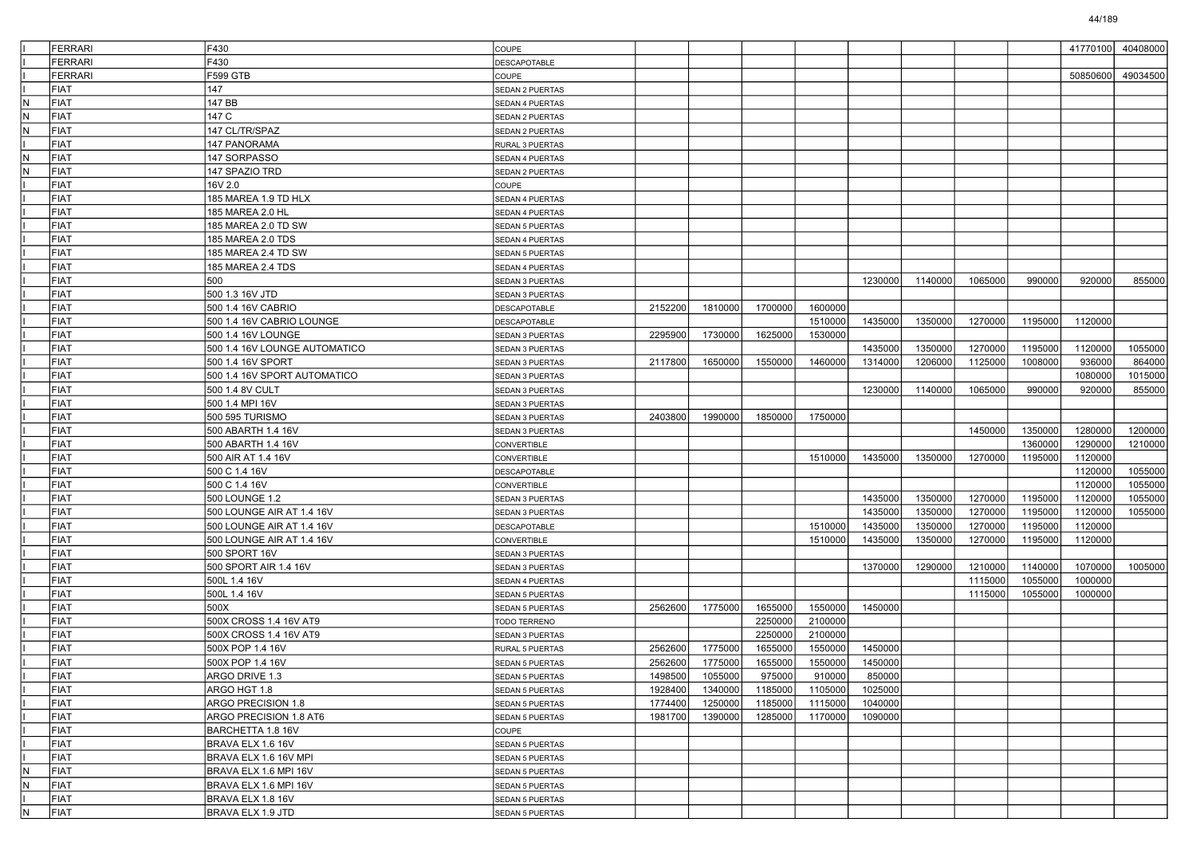| | | | | | | | | | | | | | |
|---|---|---|---|---|---|---|---|---|---|---|---|---|---|
| I | FERRARI | F430 | COUPE | | | | | | | | | 41770100 | 40408000 |
| I | FERRARI | F430 | DESCAPOTABLE | | | | | | | | | | |
| I | FERRARI | F599 GTB | COUPE | | | | | | | | | 50850600 | 49034500 |
| I | FIAT | 147 | SEDAN 2 PUERTAS | | | | | | | | | | |
| N | FIAT | 147 BB | SEDAN 4 PUERTAS | | | | | | | | | | |
| N | FIAT | 147 C | SEDAN 2 PUERTAS | | | | | | | | | | |
| N | FIAT | 147 CL/TR/SPAZ | SEDAN 2 PUERTAS | | | | | | | | | | |
| I | FIAT | 147 PANORAMA | RURAL 3 PUERTAS | | | | | | | | | | |
| N | FIAT | 147 SORPASSO | SEDAN 4 PUERTAS | | | | | | | | | | |
| N | FIAT | 147 SPAZIO TRD | SEDAN 2 PUERTAS | | | | | | | | | | |
| I | FIAT | 16V 2.0 | COUPE | | | | | | | | | | |
| I | FIAT | 185 MAREA 1.9 TD HLX | SEDAN 4 PUERTAS | | | | | | | | | | |
| I | FIAT | 185 MAREA 2.0 HL | SEDAN 4 PUERTAS | | | | | | | | | | |
| I | FIAT | 185 MAREA 2.0 TD SW | SEDAN 5 PUERTAS | | | | | | | | | | |
| I | FIAT | 185 MAREA 2.0 TDS | SEDAN 4 PUERTAS | | | | | | | | | | |
| I | FIAT | 185 MAREA 2.4 TD SW | SEDAN 5 PUERTAS | | | | | | | | | | |
| I | FIAT | 185 MAREA 2.4 TDS | SEDAN 4 PUERTAS | | | | | | | | | | |
| I | FIAT | 500 | SEDAN 3 PUERTAS | | | | | 1230000 | 1140000 | 1065000 | 990000 | 920000 | 855000 |
| I | FIAT | 500 1.3 16V JTD | SEDAN 3 PUERTAS | | | | | | | | | | |
| I | FIAT | 500 1.4 16V CABRIO | DESCAPOTABLE | 2152200 | 1810000 | 1700000 | 1600000 | | | | | | |
| I | FIAT | 500 1.4 16V CABRIO LOUNGE | DESCAPOTABLE | | | | 1510000 | 1435000 | 1350000 | 1270000 | 1195000 | 1120000 | |
| I | FIAT | 500 1.4 16V LOUNGE | SEDAN 3 PUERTAS | 2295900 | 1730000 | 1625000 | 1530000 | | | | | | |
| I | FIAT | 500 1.4 16V LOUNGE AUTOMATICO | SEDAN 3 PUERTAS | | | | | 1435000 | 1350000 | 1270000 | 1195000 | 1120000 | 1055000 |
| I | FIAT | 500 1.4 16V SPORT | SEDAN 3 PUERTAS | 2117800 | 1650000 | 1550000 | 1460000 | 1314000 | 1206000 | 1125000 | 1008000 | 936000 | 864000 |
| I | FIAT | 500 1.4 16V SPORT AUTOMATICO | SEDAN 3 PUERTAS | | | | | | | | | 1080000 | 1015000 |
| I | FIAT | 500 1.4 8V CULT | SEDAN 3 PUERTAS | | | | | 1230000 | 1140000 | 1065000 | 990000 | 920000 | 855000 |
| I | FIAT | 500 1.4 MPI 16V | SEDAN 3 PUERTAS | | | | | | | | | | |
| I | FIAT | 500 595 TURISMO | SEDAN 3 PUERTAS | 2403800 | 1990000 | 1850000 | 1750000 | | | | | | |
| I | FIAT | 500 ABARTH 1.4 16V | SEDAN 3 PUERTAS | | | | | | | 1450000 | 1350000 | 1280000 | 1200000 |
| I | FIAT | 500 ABARTH 1.4 16V | CONVERTIBLE | | | | | | | | 1360000 | 1290000 | 1210000 |
| I | FIAT | 500 AIR AT 1.4 16V | CONVERTIBLE | | | | 1510000 | 1435000 | 1350000 | 1270000 | 1195000 | 1120000 | |
| I | FIAT | 500 C 1.4 16V | DESCAPOTABLE | | | | | | | | | 1120000 | 1055000 |
| I | FIAT | 500 C 1.4 16V | CONVERTIBLE | | | | | | | | | 1120000 | 1055000 |
| I | FIAT | 500 LOUNGE 1.2 | SEDAN 3 PUERTAS | | | | | 1435000 | 1350000 | 1270000 | 1195000 | 1120000 | 1055000 |
| I | FIAT | 500 LOUNGE AIR AT 1.4 16V | SEDAN 3 PUERTAS | | | | | 1435000 | 1350000 | 1270000 | 1195000 | 1120000 | 1055000 |
| I | FIAT | 500 LOUNGE AIR AT 1.4 16V | DESCAPOTABLE | | | | 1510000 | 1435000 | 1350000 | 1270000 | 1195000 | 1120000 | |
| I | FIAT | 500 LOUNGE AIR AT 1.4 16V | CONVERTIBLE | | | | 1510000 | 1435000 | 1350000 | 1270000 | 1195000 | 1120000 | |
| I | FIAT | 500 SPORT 16V | SEDAN 3 PUERTAS | | | | | | | | | | |
| I | FIAT | 500 SPORT AIR 1.4 16V | SEDAN 3 PUERTAS | | | | | 1370000 | 1290000 | 1210000 | 1140000 | 1070000 | 1005000 |
| I | FIAT | 500L 1.4 16V | SEDAN 4 PUERTAS | | | | | | | 1115000 | 1055000 | 1000000 | |
| I | FIAT | 500L 1.4 16V | SEDAN 5 PUERTAS | | | | | | | 1115000 | 1055000 | 1000000 | |
| I | FIAT | 500X | SEDAN 5 PUERTAS | 2562600 | 1775000 | 1655000 | 1550000 | 1450000 | | | | | |
| I | FIAT | 500X CROSS 1.4 16V AT9 | TODO TERRENO | | | 2250000 | 2100000 | | | | | | |
| I | FIAT | 500X CROSS 1.4 16V AT9 | SEDAN 3 PUERTAS | | | 2250000 | 2100000 | | | | | | |
| I | FIAT | 500X POP 1.4 16V | RURAL 5 PUERTAS | 2562600 | 1775000 | 1655000 | 1550000 | 1450000 | | | | | |
| I | FIAT | 500X POP 1.4 16V | SEDAN 5 PUERTAS | 2562600 | 1775000 | 1655000 | 1550000 | 1450000 | | | | | |
| I | FIAT | ARGO DRIVE 1.3 | SEDAN 5 PUERTAS | 1498500 | 1055000 | 975000 | 910000 | 850000 | | | | | |
| I | FIAT | ARGO HGT 1.8 | SEDAN 5 PUERTAS | 1928400 | 1340000 | 1185000 | 1105000 | 1025000 | | | | | |
| I | FIAT | ARGO PRECISION 1.8 | SEDAN 5 PUERTAS | 1774400 | 1250000 | 1185000 | 1115000 | 1040000 | | | | | |
| I | FIAT | ARGO PRECISION 1.8 AT6 | SEDAN 5 PUERTAS | 1981700 | 1390000 | 1285000 | 1170000 | 1090000 | | | | | |
| I | FIAT | BARCHETTA 1.8 16V | COUPE | | | | | | | | | | |
| I | FIAT | BRAVA ELX 1.6 16V | SEDAN 5 PUERTAS | | | | | | | | | | |
| I | FIAT | BRAVA ELX 1.6 16V MPI | SEDAN 5 PUERTAS | | | | | | | | | | |
| N | FIAT | BRAVA ELX 1.6 MPI 16V | SEDAN 5 PUERTAS | | | | | | | | | | |
| N | FIAT | BRAVA ELX 1.6 MPI 16V | SEDAN 5 PUERTAS | | | | | | | | | | |
| I | FIAT | BRAVA ELX 1.8 16V | SEDAN 5 PUERTAS | | | | | | | | | | |
| N | FIAT | BRAVA ELX 1.9 JTD | SEDAN 5 PUERTAS | | | | | | | | | | |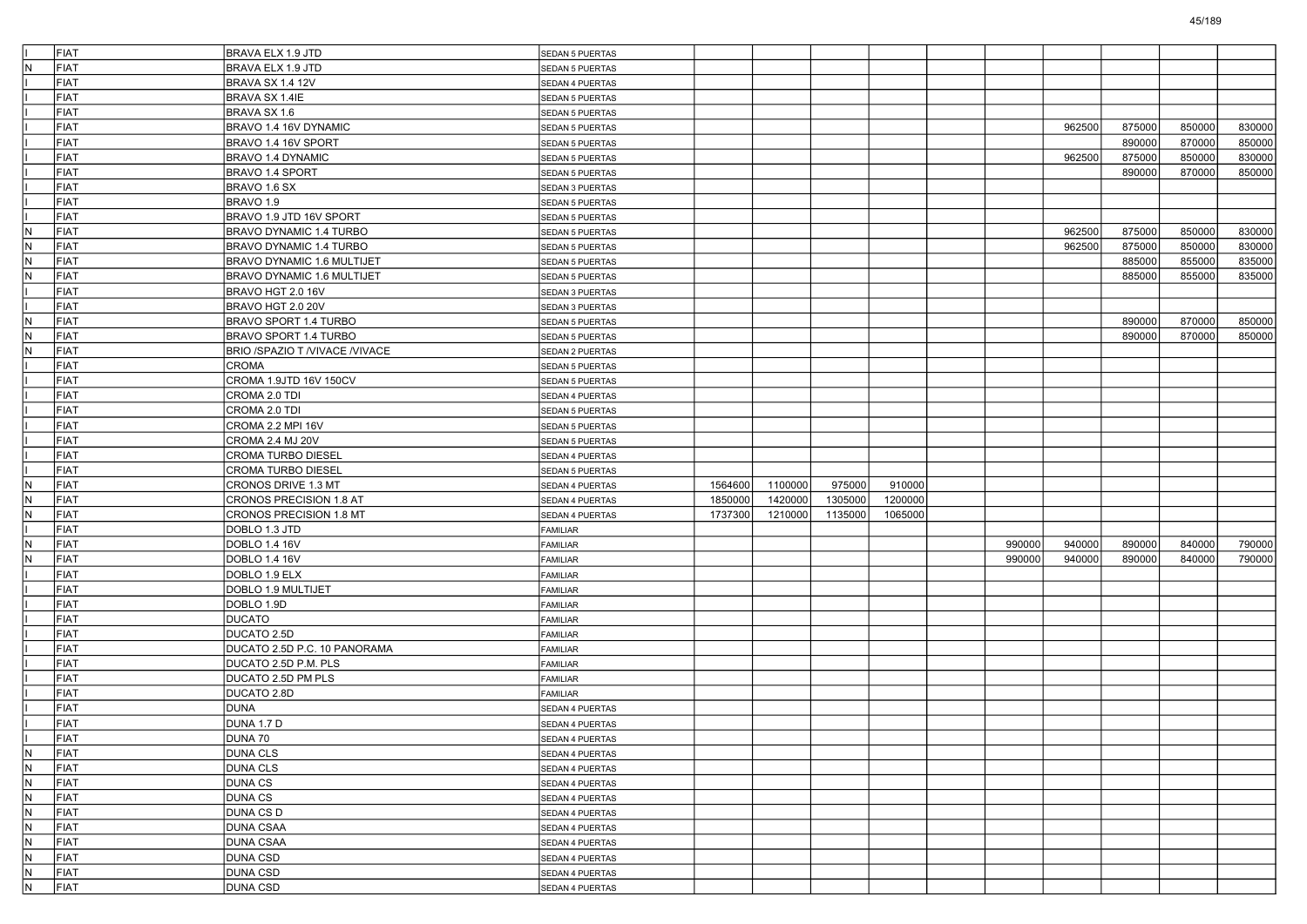| | | | | | | | | | | | | | |
|---|---|---|---|---|---|---|---|---|---|---|---|---|---|
| I | FIAT | BRAVA ELX 1.9 JTD | SEDAN 5 PUERTAS | | | | | | | | | | |
| N | FIAT | BRAVA ELX 1.9 JTD | SEDAN 5 PUERTAS | | | | | | | | | | |
| I | FIAT | BRAVA SX 1.4 12V | SEDAN 4 PUERTAS | | | | | | | | | | |
| I | FIAT | BRAVA SX 1.4IE | SEDAN 5 PUERTAS | | | | | | | | | | |
| I | FIAT | BRAVA SX 1.6 | SEDAN 5 PUERTAS | | | | | | | | | | |
| I | FIAT | BRAVO 1.4 16V DYNAMIC | SEDAN 5 PUERTAS | | | | | | | 962500 | 875000 | 850000 | 830000 |
| I | FIAT | BRAVO 1.4 16V SPORT | SEDAN 5 PUERTAS | | | | | | | | 890000 | 870000 | 850000 |
| I | FIAT | BRAVO 1.4 DYNAMIC | SEDAN 5 PUERTAS | | | | | | | 962500 | 875000 | 850000 | 830000 |
| I | FIAT | BRAVO 1.4 SPORT | SEDAN 5 PUERTAS | | | | | | | | 890000 | 870000 | 850000 |
| I | FIAT | BRAVO 1.6 SX | SEDAN 3 PUERTAS | | | | | | | | | | |
| I | FIAT | BRAVO 1.9 | SEDAN 5 PUERTAS | | | | | | | | | | |
| I | FIAT | BRAVO 1.9 JTD 16V SPORT | SEDAN 5 PUERTAS | | | | | | | | | | |
| N | FIAT | BRAVO DYNAMIC 1.4 TURBO | SEDAN 5 PUERTAS | | | | | | | 962500 | 875000 | 850000 | 830000 |
| N | FIAT | BRAVO DYNAMIC 1.4 TURBO | SEDAN 5 PUERTAS | | | | | | | 962500 | 875000 | 850000 | 830000 |
| N | FIAT | BRAVO DYNAMIC 1.6 MULTIJET | SEDAN 5 PUERTAS | | | | | | | | 885000 | 855000 | 835000 |
| N | FIAT | BRAVO DYNAMIC 1.6 MULTIJET | SEDAN 5 PUERTAS | | | | | | | | 885000 | 855000 | 835000 |
| I | FIAT | BRAVO HGT 2.0 16V | SEDAN 3 PUERTAS | | | | | | | | | | |
| I | FIAT | BRAVO HGT 2.0 20V | SEDAN 3 PUERTAS | | | | | | | | | | |
| N | FIAT | BRAVO SPORT 1.4 TURBO | SEDAN 5 PUERTAS | | | | | | | | 890000 | 870000 | 850000 |
| N | FIAT | BRAVO SPORT 1.4 TURBO | SEDAN 5 PUERTAS | | | | | | | | 890000 | 870000 | 850000 |
| N | FIAT | BRIO /SPAZIO T /VIVACE /VIVACE | SEDAN 2 PUERTAS | | | | | | | | | | |
| I | FIAT | CROMA | SEDAN 5 PUERTAS | | | | | | | | | | |
| I | FIAT | CROMA 1.9JTD 16V 150CV | SEDAN 5 PUERTAS | | | | | | | | | | |
| I | FIAT | CROMA 2.0 TDI | SEDAN 4 PUERTAS | | | | | | | | | | |
| I | FIAT | CROMA 2.0 TDI | SEDAN 5 PUERTAS | | | | | | | | | | |
| I | FIAT | CROMA 2.2 MPI 16V | SEDAN 5 PUERTAS | | | | | | | | | | |
| I | FIAT | CROMA 2.4 MJ 20V | SEDAN 5 PUERTAS | | | | | | | | | | |
| I | FIAT | CROMA TURBO DIESEL | SEDAN 4 PUERTAS | | | | | | | | | | |
| I | FIAT | CROMA TURBO DIESEL | SEDAN 5 PUERTAS | | | | | | | | | | |
| N | FIAT | CRONOS DRIVE 1.3 MT | SEDAN 4 PUERTAS | 1564600 | 1100000 | 975000 | 910000 | | | | | | |
| N | FIAT | CRONOS PRECISION 1.8 AT | SEDAN 4 PUERTAS | 1850000 | 1420000 | 1305000 | 1200000 | | | | | | |
| N | FIAT | CRONOS PRECISION 1.8 MT | SEDAN 4 PUERTAS | 1737300 | 1210000 | 1135000 | 1065000 | | | | | | |
| I | FIAT | DOBLO 1.3 JTD | FAMILIAR | | | | | | | | | | |
| N | FIAT | DOBLO 1.4 16V | FAMILIAR | | | | | | 990000 | 940000 | 890000 | 840000 | 790000 |
| N | FIAT | DOBLO 1.4 16V | FAMILIAR | | | | | | 990000 | 940000 | 890000 | 840000 | 790000 |
| I | FIAT | DOBLO 1.9 ELX | FAMILIAR | | | | | | | | | | |
| I | FIAT | DOBLO 1.9 MULTIJET | FAMILIAR | | | | | | | | | | |
| I | FIAT | DOBLO 1.9D | FAMILIAR | | | | | | | | | | |
| I | FIAT | DUCATO | FAMILIAR | | | | | | | | | | |
| I | FIAT | DUCATO 2.5D | FAMILIAR | | | | | | | | | | |
| I | FIAT | DUCATO 2.5D P.C. 10 PANORAMA | FAMILIAR | | | | | | | | | | |
| I | FIAT | DUCATO 2.5D P.M. PLS | FAMILIAR | | | | | | | | | | |
| I | FIAT | DUCATO 2.5D PM PLS | FAMILIAR | | | | | | | | | | |
| I | FIAT | DUCATO 2.8D | FAMILIAR | | | | | | | | | | |
| I | FIAT | DUNA | SEDAN 4 PUERTAS | | | | | | | | | | |
| I | FIAT | DUNA 1.7 D | SEDAN 4 PUERTAS | | | | | | | | | | |
| I | FIAT | DUNA 70 | SEDAN 4 PUERTAS | | | | | | | | | | |
| N | FIAT | DUNA CLS | SEDAN 4 PUERTAS | | | | | | | | | | |
| N | FIAT | DUNA CLS | SEDAN 4 PUERTAS | | | | | | | | | | |
| N | FIAT | DUNA CS | SEDAN 4 PUERTAS | | | | | | | | | | |
| N | FIAT | DUNA CS | SEDAN 4 PUERTAS | | | | | | | | | | |
| N | FIAT | DUNA CS D | SEDAN 4 PUERTAS | | | | | | | | | | |
| N | FIAT | DUNA CSAA | SEDAN 4 PUERTAS | | | | | | | | | | |
| N | FIAT | DUNA CSAA | SEDAN 4 PUERTAS | | | | | | | | | | |
| N | FIAT | DUNA CSD | SEDAN 4 PUERTAS | | | | | | | | | | |
| N | FIAT | DUNA CSD | SEDAN 4 PUERTAS | | | | | | | | | | |
| N | FIAT | DUNA CSD | SEDAN 4 PUERTAS | | | | | | | | | | |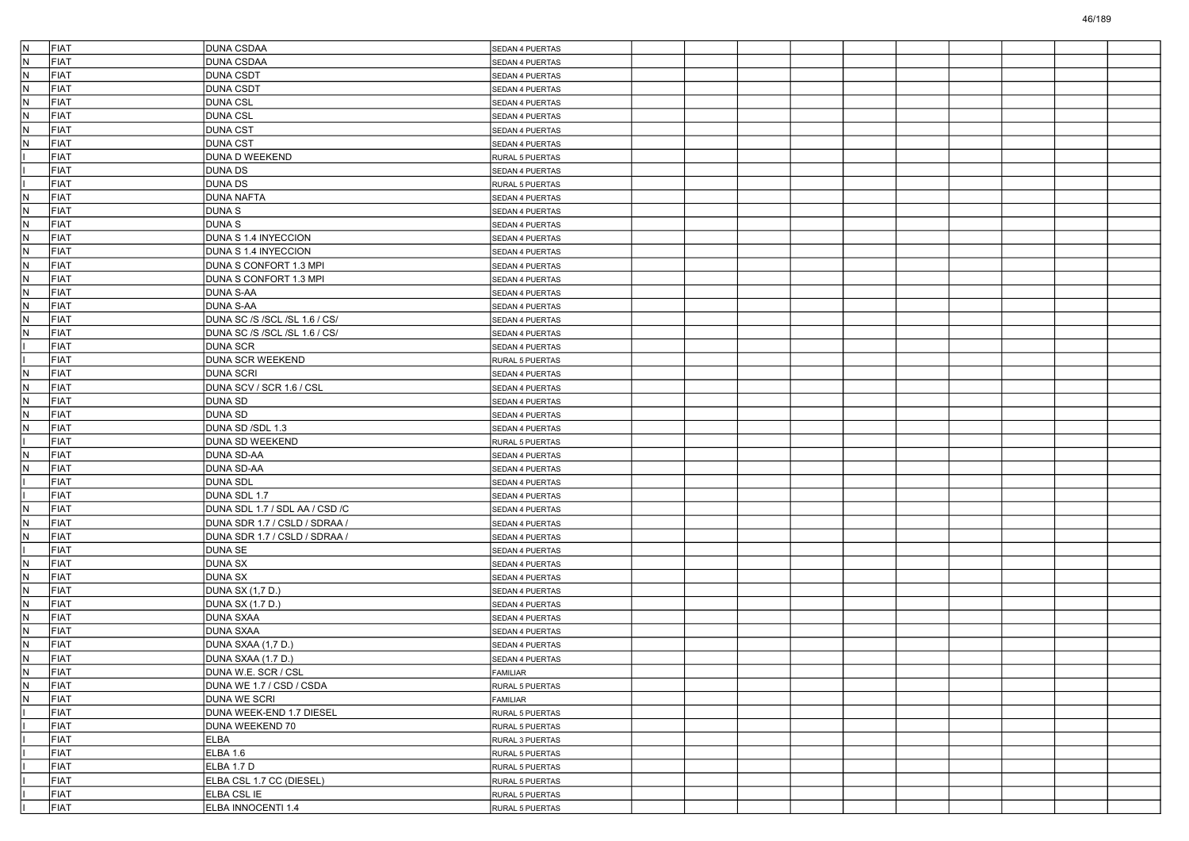| | | | | | | | | | | | | | |
|---|---|---|---|---|---|---|---|---|---|---|---|---|---|
| N | FIAT | DUNA CSDAA | SEDAN 4 PUERTAS | | | | | | | | | | |
| N | FIAT | DUNA CSDAA | SEDAN 4 PUERTAS | | | | | | | | | | |
| N | FIAT | DUNA CSDT | SEDAN 4 PUERTAS | | | | | | | | | | |
| N | FIAT | DUNA CSDT | SEDAN 4 PUERTAS | | | | | | | | | | |
| N | FIAT | DUNA CSL | SEDAN 4 PUERTAS | | | | | | | | | | |
| N | FIAT | DUNA CSL | SEDAN 4 PUERTAS | | | | | | | | | | |
| N | FIAT | DUNA CST | SEDAN 4 PUERTAS | | | | | | | | | | |
| N | FIAT | DUNA CST | SEDAN 4 PUERTAS | | | | | | | | | | |
| I | FIAT | DUNA D WEEKEND | RURAL 5 PUERTAS | | | | | | | | | | |
| I | FIAT | DUNA DS | SEDAN 4 PUERTAS | | | | | | | | | | |
| I | FIAT | DUNA DS | RURAL 5 PUERTAS | | | | | | | | | | |
| N | FIAT | DUNA NAFTA | SEDAN 4 PUERTAS | | | | | | | | | | |
| N | FIAT | DUNA S | SEDAN 4 PUERTAS | | | | | | | | | | |
| N | FIAT | DUNA S | SEDAN 4 PUERTAS | | | | | | | | | | |
| N | FIAT | DUNA S 1.4 INYECCION | SEDAN 4 PUERTAS | | | | | | | | | | |
| N | FIAT | DUNA S 1.4 INYECCION | SEDAN 4 PUERTAS | | | | | | | | | | |
| N | FIAT | DUNA S CONFORT 1.3 MPI | SEDAN 4 PUERTAS | | | | | | | | | | |
| N | FIAT | DUNA S CONFORT 1.3 MPI | SEDAN 4 PUERTAS | | | | | | | | | | |
| N | FIAT | DUNA S-AA | SEDAN 4 PUERTAS | | | | | | | | | | |
| N | FIAT | DUNA S-AA | SEDAN 4 PUERTAS | | | | | | | | | | |
| N | FIAT | DUNA SC /S /SCL /SL 1.6 / CS/ | SEDAN 4 PUERTAS | | | | | | | | | | |
| N | FIAT | DUNA SC /S /SCL /SL 1.6 / CS/ | SEDAN 4 PUERTAS | | | | | | | | | | |
| I | FIAT | DUNA SCR | SEDAN 4 PUERTAS | | | | | | | | | | |
| I | FIAT | DUNA SCR WEEKEND | RURAL 5 PUERTAS | | | | | | | | | | |
| N | FIAT | DUNA SCRI | SEDAN 4 PUERTAS | | | | | | | | | | |
| N | FIAT | DUNA SCV / SCR 1.6 / CSL | SEDAN 4 PUERTAS | | | | | | | | | | |
| N | FIAT | DUNA SD | SEDAN 4 PUERTAS | | | | | | | | | | |
| N | FIAT | DUNA SD | SEDAN 4 PUERTAS | | | | | | | | | | |
| N | FIAT | DUNA SD /SDL 1.3 | SEDAN 4 PUERTAS | | | | | | | | | | |
| I | FIAT | DUNA SD WEEKEND | RURAL 5 PUERTAS | | | | | | | | | | |
| N | FIAT | DUNA SD-AA | SEDAN 4 PUERTAS | | | | | | | | | | |
| N | FIAT | DUNA SD-AA | SEDAN 4 PUERTAS | | | | | | | | | | |
| I | FIAT | DUNA SDL | SEDAN 4 PUERTAS | | | | | | | | | | |
| I | FIAT | DUNA SDL 1.7 | SEDAN 4 PUERTAS | | | | | | | | | | |
| N | FIAT | DUNA SDL 1.7 / SDL AA / CSD /C | SEDAN 4 PUERTAS | | | | | | | | | | |
| N | FIAT | DUNA SDR 1.7 / CSLD / SDRAA / | SEDAN 4 PUERTAS | | | | | | | | | | |
| N | FIAT | DUNA SDR 1.7 / CSLD / SDRAA / | SEDAN 4 PUERTAS | | | | | | | | | | |
| I | FIAT | DUNA SE | SEDAN 4 PUERTAS | | | | | | | | | | |
| N | FIAT | DUNA SX | SEDAN 4 PUERTAS | | | | | | | | | | |
| N | FIAT | DUNA SX | SEDAN 4 PUERTAS | | | | | | | | | | |
| N | FIAT | DUNA SX (1,7 D.) | SEDAN 4 PUERTAS | | | | | | | | | | |
| N | FIAT | DUNA SX (1.7 D.) | SEDAN 4 PUERTAS | | | | | | | | | | |
| N | FIAT | DUNA SXAA | SEDAN 4 PUERTAS | | | | | | | | | | |
| N | FIAT | DUNA SXAA | SEDAN 4 PUERTAS | | | | | | | | | | |
| N | FIAT | DUNA SXAA (1,7 D.) | SEDAN 4 PUERTAS | | | | | | | | | | |
| N | FIAT | DUNA SXAA (1.7 D.) | SEDAN 4 PUERTAS | | | | | | | | | | |
| N | FIAT | DUNA W.E. SCR / CSL | FAMILIAR | | | | | | | | | | |
| N | FIAT | DUNA WE 1.7 / CSD / CSDA | RURAL 5 PUERTAS | | | | | | | | | | |
| N | FIAT | DUNA WE SCRI | FAMILIAR | | | | | | | | | | |
| I | FIAT | DUNA WEEK-END 1.7 DIESEL | RURAL 5 PUERTAS | | | | | | | | | | |
| I | FIAT | DUNA WEEKEND 70 | RURAL 5 PUERTAS | | | | | | | | | | |
| I | FIAT | ELBA | RURAL 3 PUERTAS | | | | | | | | | | |
| I | FIAT | ELBA 1.6 | RURAL 5 PUERTAS | | | | | | | | | | |
| I | FIAT | ELBA 1.7 D | RURAL 5 PUERTAS | | | | | | | | | | |
| I | FIAT | ELBA CSL 1.7 CC (DIESEL) | RURAL 5 PUERTAS | | | | | | | | | | |
| I | FIAT | ELBA CSL IE | RURAL 5 PUERTAS | | | | | | | | | | |
| I | FIAT | ELBA INNOCENTI 1.4 | RURAL 5 PUERTAS | | | | | | | | | | |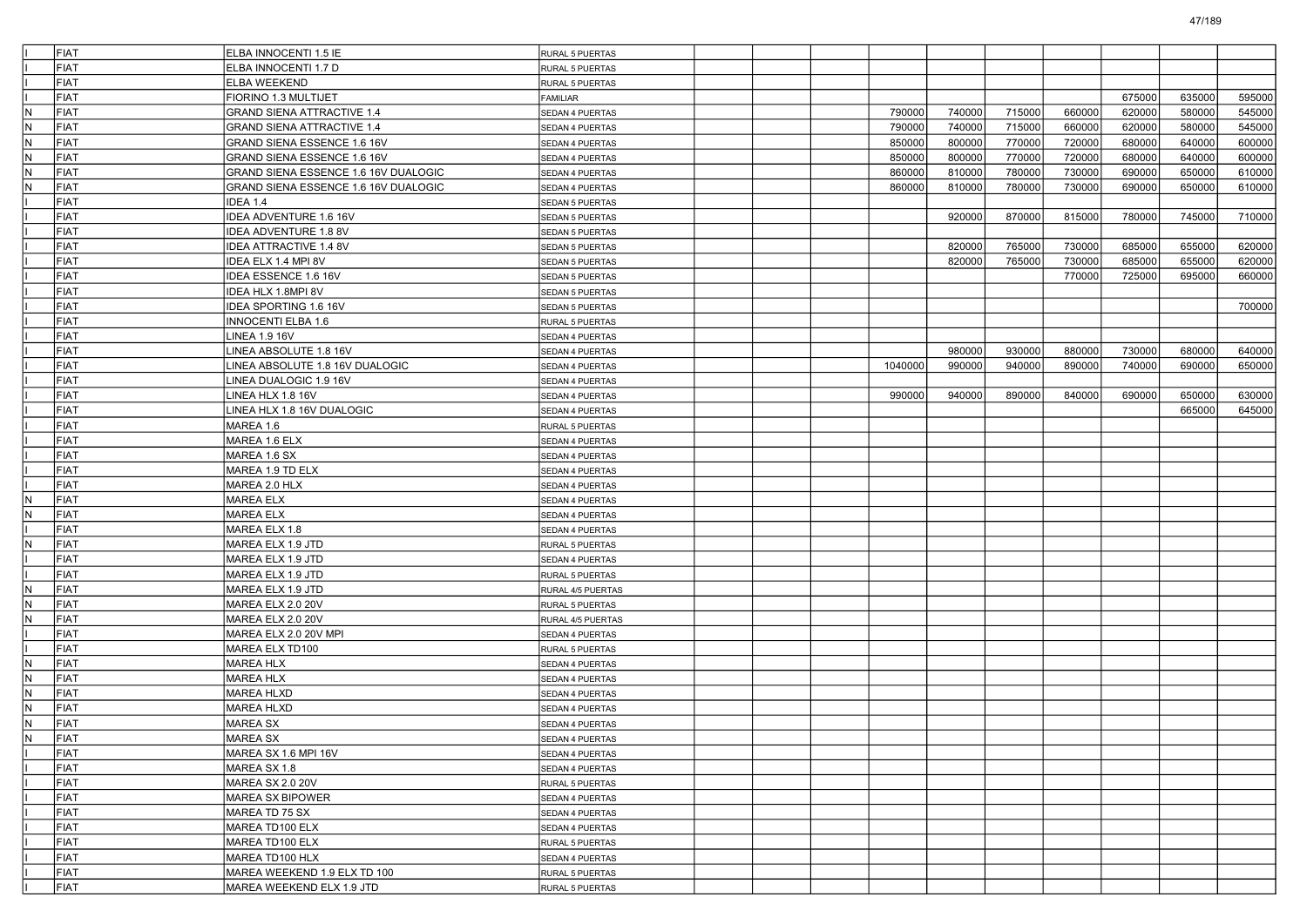| | | | | | | | | | | | | | |
|---|---|---|---|---|---|---|---|---|---|---|---|---|---|
| I | FIAT | ELBA INNOCENTI 1.5 IE | RURAL 5 PUERTAS | | | | | | | | | | |
| I | FIAT | ELBA INNOCENTI 1.7 D | RURAL 5 PUERTAS | | | | | | | | | | |
| I | FIAT | ELBA WEEKEND | RURAL 5 PUERTAS | | | | | | | | | | |
| I | FIAT | FIORINO 1.3 MULTIJET | FAMILIAR | | | | | | | | 675000 | 635000 | 595000 |
| N | FIAT | GRAND SIENA ATTRACTIVE 1.4 | SEDAN 4 PUERTAS | | | | 790000 | 740000 | 715000 | 660000 | 620000 | 580000 | 545000 |
| N | FIAT | GRAND SIENA ATTRACTIVE 1.4 | SEDAN 4 PUERTAS | | | | 790000 | 740000 | 715000 | 660000 | 620000 | 580000 | 545000 |
| N | FIAT | GRAND SIENA ESSENCE 1.6 16V | SEDAN 4 PUERTAS | | | | 850000 | 800000 | 770000 | 720000 | 680000 | 640000 | 600000 |
| N | FIAT | GRAND SIENA ESSENCE 1.6 16V | SEDAN 4 PUERTAS | | | | 850000 | 800000 | 770000 | 720000 | 680000 | 640000 | 600000 |
| N | FIAT | GRAND SIENA ESSENCE 1.6 16V DUALOGIC | SEDAN 4 PUERTAS | | | | 860000 | 810000 | 780000 | 730000 | 690000 | 650000 | 610000 |
| N | FIAT | GRAND SIENA ESSENCE 1.6 16V DUALOGIC | SEDAN 4 PUERTAS | | | | 860000 | 810000 | 780000 | 730000 | 690000 | 650000 | 610000 |
| I | FIAT | IDEA 1.4 | SEDAN 5 PUERTAS | | | | | | | | | | |
| I | FIAT | IDEA ADVENTURE 1.6 16V | SEDAN 5 PUERTAS | | | | | 920000 | 870000 | 815000 | 780000 | 745000 | 710000 |
| I | FIAT | IDEA ADVENTURE 1.8 8V | SEDAN 5 PUERTAS | | | | | | | | | | |
| I | FIAT | IDEA ATTRACTIVE 1.4 8V | SEDAN 5 PUERTAS | | | | | 820000 | 765000 | 730000 | 685000 | 655000 | 620000 |
| I | FIAT | IDEA ELX 1.4 MPI 8V | SEDAN 5 PUERTAS | | | | | 820000 | 765000 | 730000 | 685000 | 655000 | 620000 |
| I | FIAT | IDEA ESSENCE 1.6 16V | SEDAN 5 PUERTAS | | | | | | | 770000 | 725000 | 695000 | 660000 |
| I | FIAT | IDEA HLX 1.8MPI 8V | SEDAN 5 PUERTAS | | | | | | | | | | |
| I | FIAT | IDEA SPORTING 1.6 16V | SEDAN 5 PUERTAS | | | | | | | | | | 700000 |
| I | FIAT | INNOCENTI ELBA 1.6 | RURAL 5 PUERTAS | | | | | | | | | | |
| I | FIAT | LINEA 1.9 16V | SEDAN 4 PUERTAS | | | | | | | | | | |
| I | FIAT | LINEA ABSOLUTE 1.8 16V | SEDAN 4 PUERTAS | | | | | 980000 | 930000 | 880000 | 730000 | 680000 | 640000 |
| I | FIAT | LINEA ABSOLUTE 1.8 16V DUALOGIC | SEDAN 4 PUERTAS | | | | 1040000 | 990000 | 940000 | 890000 | 740000 | 690000 | 650000 |
| I | FIAT | LINEA DUALOGIC 1.9 16V | SEDAN 4 PUERTAS | | | | | | | | | | |
| I | FIAT | LINEA HLX 1.8 16V | SEDAN 4 PUERTAS | | | | 990000 | 940000 | 890000 | 840000 | 690000 | 650000 | 630000 |
| I | FIAT | LINEA HLX 1.8 16V DUALOGIC | SEDAN 4 PUERTAS | | | | | | | | | 665000 | 645000 |
| I | FIAT | MAREA 1.6 | RURAL 5 PUERTAS | | | | | | | | | | |
| I | FIAT | MAREA 1.6 ELX | SEDAN 4 PUERTAS | | | | | | | | | | |
| I | FIAT | MAREA 1.6 SX | SEDAN 4 PUERTAS | | | | | | | | | | |
| I | FIAT | MAREA 1.9 TD ELX | SEDAN 4 PUERTAS | | | | | | | | | | |
| I | FIAT | MAREA 2.0 HLX | SEDAN 4 PUERTAS | | | | | | | | | | |
| N | FIAT | MAREA ELX | SEDAN 4 PUERTAS | | | | | | | | | | |
| N | FIAT | MAREA ELX | SEDAN 4 PUERTAS | | | | | | | | | | |
| I | FIAT | MAREA ELX 1.8 | SEDAN 4 PUERTAS | | | | | | | | | | |
| N | FIAT | MAREA ELX 1.9 JTD | RURAL 5 PUERTAS | | | | | | | | | | |
| I | FIAT | MAREA ELX 1.9 JTD | SEDAN 4 PUERTAS | | | | | | | | | | |
| I | FIAT | MAREA ELX 1.9 JTD | RURAL 5 PUERTAS | | | | | | | | | | |
| N | FIAT | MAREA ELX 1.9 JTD | RURAL 4/5 PUERTAS | | | | | | | | | | |
| N | FIAT | MAREA ELX 2.0 20V | RURAL 5 PUERTAS | | | | | | | | | | |
| N | FIAT | MAREA ELX 2.0 20V | RURAL 4/5 PUERTAS | | | | | | | | | | |
| I | FIAT | MAREA ELX 2.0 20V MPI | SEDAN 4 PUERTAS | | | | | | | | | | |
| I | FIAT | MAREA ELX TD100 | RURAL 5 PUERTAS | | | | | | | | | | |
| N | FIAT | MAREA HLX | SEDAN 4 PUERTAS | | | | | | | | | | |
| N | FIAT | MAREA HLX | SEDAN 4 PUERTAS | | | | | | | | | | |
| N | FIAT | MAREA HLXD | SEDAN 4 PUERTAS | | | | | | | | | | |
| N | FIAT | MAREA HLXD | SEDAN 4 PUERTAS | | | | | | | | | | |
| N | FIAT | MAREA SX | SEDAN 4 PUERTAS | | | | | | | | | | |
| N | FIAT | MAREA SX | SEDAN 4 PUERTAS | | | | | | | | | | |
| I | FIAT | MAREA SX 1.6 MPI 16V | SEDAN 4 PUERTAS | | | | | | | | | | |
| I | FIAT | MAREA SX 1.8 | SEDAN 4 PUERTAS | | | | | | | | | | |
| I | FIAT | MAREA SX 2.0 20V | RURAL 5 PUERTAS | | | | | | | | | | |
| I | FIAT | MAREA SX BIPOWER | SEDAN 4 PUERTAS | | | | | | | | | | |
| I | FIAT | MAREA TD 75 SX | SEDAN 4 PUERTAS | | | | | | | | | | |
| I | FIAT | MAREA TD100 ELX | SEDAN 4 PUERTAS | | | | | | | | | | |
| I | FIAT | MAREA TD100 ELX | RURAL 5 PUERTAS | | | | | | | | | | |
| I | FIAT | MAREA TD100 HLX | SEDAN 4 PUERTAS | | | | | | | | | | |
| I | FIAT | MAREA WEEKEND 1.9 ELX TD 100 | RURAL 5 PUERTAS | | | | | | | | | | |
| I | FIAT | MAREA WEEKEND ELX 1.9 JTD | RURAL 5 PUERTAS | | | | | | | | | | |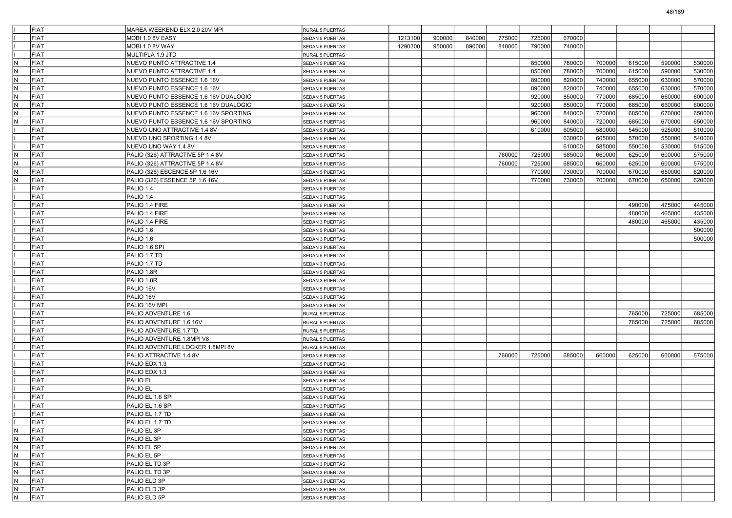| | | | | | | | | | | | | | |
|---|---|---|---|---|---|---|---|---|---|---|---|---|---|
| I | FIAT | MAREA WEEKEND ELX 2.0 20V MPI | RURAL 5 PUERTAS | | | | | | | | | | |
| I | FIAT | MOBI 1.0 8V EASY | SEDAN 5 PUERTAS | 1213100 | 900000 | 840000 | 775000 | 725000 | 670000 | | | | |
| I | FIAT | MOBI 1.0 8V WAY | SEDAN 5 PUERTAS | 1290300 | 950000 | 890000 | 840000 | 790000 | 740000 | | | | |
| I | FIAT | MULTIPLA 1.9 JTD | RURAL 5 PUERTAS | | | | | | | | | | |
| N | FIAT | NUEVO PUNTO ATTRACTIVE 1.4 | SEDAN 5 PUERTAS | | | | | 850000 | 780000 | 700000 | 615000 | 590000 | 530000 |
| N | FIAT | NUEVO PUNTO ATTRACTIVE 1.4 | SEDAN 5 PUERTAS | | | | | 850000 | 780000 | 700000 | 615000 | 590000 | 530000 |
| N | FIAT | NUEVO PUNTO ESSENCE 1.6 16V | SEDAN 5 PUERTAS | | | | | 890000 | 820000 | 740000 | 655000 | 630000 | 570000 |
| N | FIAT | NUEVO PUNTO ESSENCE 1.6 16V | SEDAN 5 PUERTAS | | | | | 890000 | 820000 | 740000 | 655000 | 630000 | 570000 |
| N | FIAT | NUEVO PUNTO ESSENCE 1.6 16V DUALOGIC | SEDAN 5 PUERTAS | | | | | 920000 | 850000 | 770000 | 685000 | 660000 | 600000 |
| N | FIAT | NUEVO PUNTO ESSENCE 1.6 16V DUALOGIC | SEDAN 5 PUERTAS | | | | | 920000 | 850000 | 770000 | 685000 | 660000 | 600000 |
| N | FIAT | NUEVO PUNTO ESSENCE 1.6 16V SPORTING | SEDAN 5 PUERTAS | | | | | 960000 | 840000 | 720000 | 685000 | 670000 | 650000 |
| N | FIAT | NUEVO PUNTO ESSENCE 1.6 16V SPORTING | SEDAN 5 PUERTAS | | | | | 960000 | 840000 | 720000 | 685000 | 670000 | 650000 |
| I | FIAT | NUEVO UNO ATTRACTIVE 1.4 8V | SEDAN 5 PUERTAS | | | | | 610000 | 605000 | 580000 | 545000 | 525000 | 510000 |
| I | FIAT | NUEVO UNO SPORTING 1.4 8V | SEDAN 5 PUERTAS | | | | | | 630000 | 605000 | 570000 | 550000 | 540000 |
| I | FIAT | NUEVO UNO WAY 1.4 8V | SEDAN 5 PUERTAS | | | | | | 610000 | 585000 | 550000 | 530000 | 515000 |
| N | FIAT | PALIO (326) ATTRACTIVE 5P 1.4 8V | SEDAN 5 PUERTAS | | | | 760000 | 725000 | 685000 | 660000 | 625000 | 600000 | 575000 |
| N | FIAT | PALIO (326) ATTRACTIVE 5P 1.4 8V | SEDAN 5 PUERTAS | | | | 760000 | 725000 | 685000 | 660000 | 625000 | 600000 | 575000 |
| N | FIAT | PALIO (326) ESCENCE 5P 1.6 16V | SEDAN 5 PUERTAS | | | | | 770000 | 730000 | 700000 | 670000 | 650000 | 620000 |
| N | FIAT | PALIO (326) ESSENCE 5P 1.6 16V | SEDAN 5 PUERTAS | | | | | 770000 | 730000 | 700000 | 670000 | 650000 | 620000 |
| I | FIAT | PALIO 1.4 | SEDAN 5 PUERTAS | | | | | | | | | | |
| I | FIAT | PALIO 1.4 | SEDAN 3 PUERTAS | | | | | | | | | | |
| I | FIAT | PALIO 1.4 FIRE | SEDAN 5 PUERTAS | | | | | | | | 490000 | 475000 | 445000 |
| I | FIAT | PALIO 1.4 FIRE | SEDAN 3 PUERTAS | | | | | | | | 480000 | 465000 | 435000 |
| I | FIAT | PALIO 1.4 FIRE | SEDAN 3 PUERTAS | | | | | | | | 480000 | 465000 | 435000 |
| I | FIAT | PALIO 1.6 | SEDAN 5 PUERTAS | | | | | | | | | | 500000 |
| I | FIAT | PALIO 1.6 | SEDAN 3 PUERTAS | | | | | | | | | | 500000 |
| I | FIAT | PALIO 1.6 SPI | SEDAN 3 PUERTAS | | | | | | | | | | |
| I | FIAT | PALIO 1.7 TD | SEDAN 5 PUERTAS | | | | | | | | | | |
| I | FIAT | PALIO 1.7 TD | SEDAN 3 PUERTAS | | | | | | | | | | |
| I | FIAT | PALIO 1.8R | SEDAN 5 PUERTAS | | | | | | | | | | |
| I | FIAT | PALIO 1.8R | SEDAN 3 PUERTAS | | | | | | | | | | |
| I | FIAT | PALIO 16V | SEDAN 5 PUERTAS | | | | | | | | | | |
| I | FIAT | PALIO 16V | SEDAN 3 PUERTAS | | | | | | | | | | |
| I | FIAT | PALIO 16V MPI | SEDAN 3 PUERTAS | | | | | | | | | | |
| I | FIAT | PALIO ADVENTURE 1.6 | RURAL 5 PUERTAS | | | | | | | | 765000 | 725000 | 685000 |
| I | FIAT | PALIO ADVENTURE 1.6 16V | RURAL 5 PUERTAS | | | | | | | | 765000 | 725000 | 685000 |
| I | FIAT | PALIO ADVENTURE 1.7TD | RURAL 5 PUERTAS | | | | | | | | | | |
| I | FIAT | PALIO ADVENTURE 1.8MPI V8 | RURAL 5 PUERTAS | | | | | | | | | | |
| I | FIAT | PALIO ADVENTURE LOCKER 1.8MPI 8V | RURAL 5 PUERTAS | | | | | | | | | | |
| I | FIAT | PALIO ATTRACTIVE 1.4 8V | SEDAN 5 PUERTAS | | | | 760000 | 725000 | 685000 | 660000 | 625000 | 600000 | 575000 |
| I | FIAT | PALIO EDX 1.3 | SEDAN 5 PUERTAS | | | | | | | | | | |
| I | FIAT | PALIO EDX 1.3 | SEDAN 3 PUERTAS | | | | | | | | | | |
| I | FIAT | PALIO EL | SEDAN 5 PUERTAS | | | | | | | | | | |
| I | FIAT | PALIO EL | SEDAN 3 PUERTAS | | | | | | | | | | |
| I | FIAT | PALIO EL 1.6 SPI | SEDAN 5 PUERTAS | | | | | | | | | | |
| I | FIAT | PALIO EL 1.6 SPI | SEDAN 3 PUERTAS | | | | | | | | | | |
| I | FIAT | PALIO EL 1.7 TD | SEDAN 5 PUERTAS | | | | | | | | | | |
| I | FIAT | PALIO EL 1.7 TD | SEDAN 3 PUERTAS | | | | | | | | | | |
| N | FIAT | PALIO EL 3P | SEDAN 3 PUERTAS | | | | | | | | | | |
| N | FIAT | PALIO EL 3P | SEDAN 3 PUERTAS | | | | | | | | | | |
| N | FIAT | PALIO EL 5P | SEDAN 5 PUERTAS | | | | | | | | | | |
| N | FIAT | PALIO EL 5P | SEDAN 5 PUERTAS | | | | | | | | | | |
| N | FIAT | PALIO EL TD 3P | SEDAN 3 PUERTAS | | | | | | | | | | |
| N | FIAT | PALIO EL TD 3P | SEDAN 3 PUERTAS | | | | | | | | | | |
| N | FIAT | PALIO ELD 3P | SEDAN 3 PUERTAS | | | | | | | | | | |
| N | FIAT | PALIO ELD 3P | SEDAN 3 PUERTAS | | | | | | | | | | |
| N | FIAT | PALIO ELD 5P | SEDAN 5 PUERTAS | | | | | | | | | | |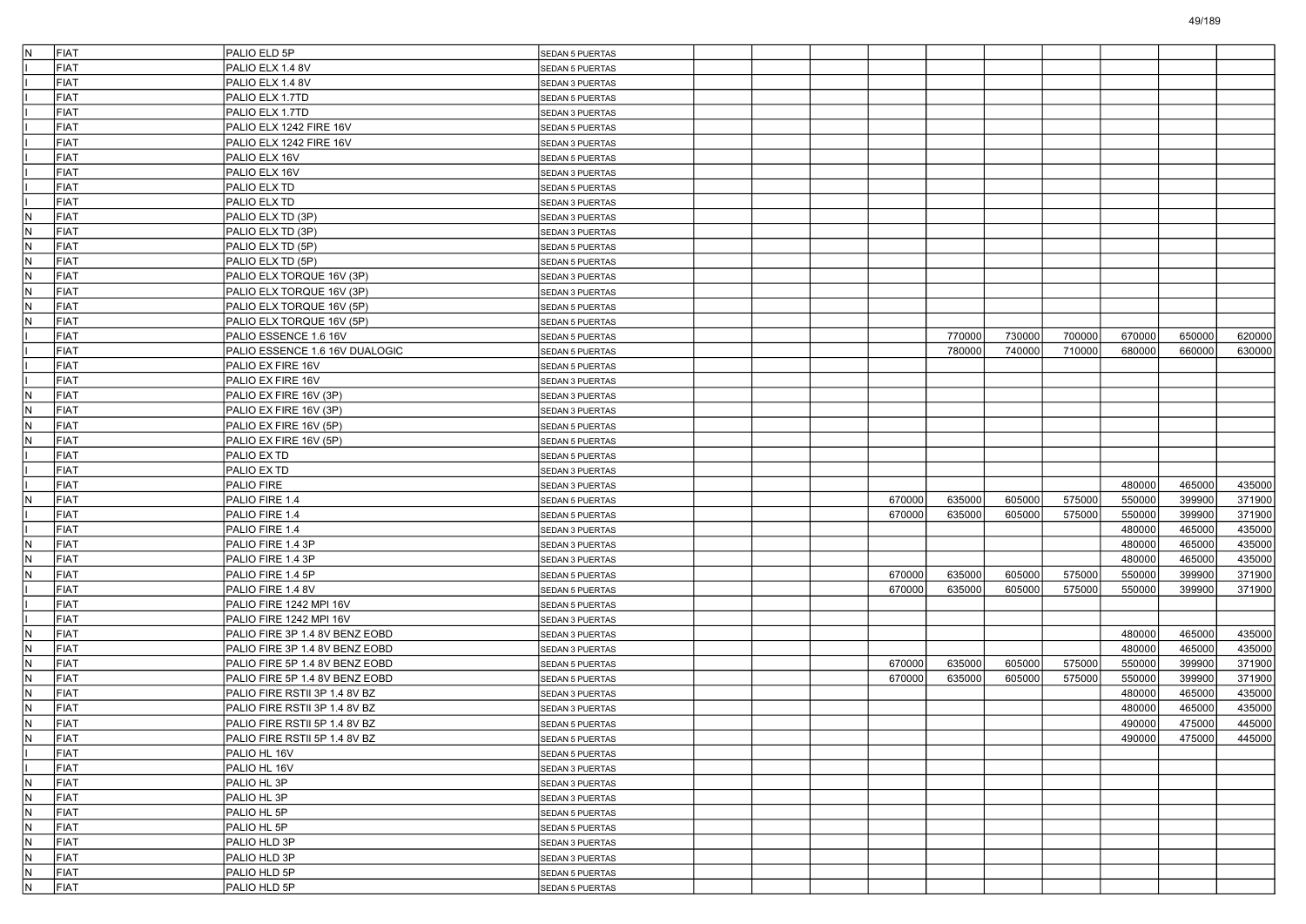| | | | | | | | | | | | | | |
|---|---|---|---|---|---|---|---|---|---|---|---|---|---|
| N | FIAT | PALIO ELD 5P | SEDAN 5 PUERTAS | | | | | | | | | | |
| I | FIAT | PALIO ELX 1.4 8V | SEDAN 5 PUERTAS | | | | | | | | | | |
| I | FIAT | PALIO ELX 1.4 8V | SEDAN 3 PUERTAS | | | | | | | | | | |
| I | FIAT | PALIO ELX 1.7TD | SEDAN 5 PUERTAS | | | | | | | | | | |
| I | FIAT | PALIO ELX 1.7TD | SEDAN 3 PUERTAS | | | | | | | | | | |
| I | FIAT | PALIO ELX 1242 FIRE 16V | SEDAN 5 PUERTAS | | | | | | | | | | |
| I | FIAT | PALIO ELX 1242 FIRE 16V | SEDAN 3 PUERTAS | | | | | | | | | | |
| I | FIAT | PALIO ELX 16V | SEDAN 5 PUERTAS | | | | | | | | | | |
| I | FIAT | PALIO ELX 16V | SEDAN 3 PUERTAS | | | | | | | | | | |
| I | FIAT | PALIO ELX TD | SEDAN 5 PUERTAS | | | | | | | | | | |
| I | FIAT | PALIO ELX TD | SEDAN 3 PUERTAS | | | | | | | | | | |
| N | FIAT | PALIO ELX TD (3P) | SEDAN 3 PUERTAS | | | | | | | | | | |
| N | FIAT | PALIO ELX TD (3P) | SEDAN 3 PUERTAS | | | | | | | | | | |
| N | FIAT | PALIO ELX TD (5P) | SEDAN 5 PUERTAS | | | | | | | | | | |
| N | FIAT | PALIO ELX TD (5P) | SEDAN 5 PUERTAS | | | | | | | | | | |
| N | FIAT | PALIO ELX TORQUE 16V (3P) | SEDAN 3 PUERTAS | | | | | | | | | | |
| N | FIAT | PALIO ELX TORQUE 16V (3P) | SEDAN 3 PUERTAS | | | | | | | | | | |
| N | FIAT | PALIO ELX TORQUE 16V (5P) | SEDAN 5 PUERTAS | | | | | | | | | | |
| N | FIAT | PALIO ELX TORQUE 16V (5P) | SEDAN 5 PUERTAS | | | | | | | | | | |
| I | FIAT | PALIO ESSENCE 1.6 16V | SEDAN 5 PUERTAS | | | | | 770000 | 730000 | 700000 | 670000 | 650000 | 620000 |
| I | FIAT | PALIO ESSENCE 1.6 16V DUALOGIC | SEDAN 5 PUERTAS | | | | | 780000 | 740000 | 710000 | 680000 | 660000 | 630000 |
| I | FIAT | PALIO EX FIRE 16V | SEDAN 5 PUERTAS | | | | | | | | | | |
| I | FIAT | PALIO EX FIRE 16V | SEDAN 3 PUERTAS | | | | | | | | | | |
| N | FIAT | PALIO EX FIRE 16V (3P) | SEDAN 3 PUERTAS | | | | | | | | | | |
| N | FIAT | PALIO EX FIRE 16V (3P) | SEDAN 3 PUERTAS | | | | | | | | | | |
| N | FIAT | PALIO EX FIRE 16V (5P) | SEDAN 5 PUERTAS | | | | | | | | | | |
| N | FIAT | PALIO EX FIRE 16V (5P) | SEDAN 5 PUERTAS | | | | | | | | | | |
| I | FIAT | PALIO EX TD | SEDAN 5 PUERTAS | | | | | | | | | | |
| I | FIAT | PALIO EX TD | SEDAN 3 PUERTAS | | | | | | | | | | |
| I | FIAT | PALIO FIRE | SEDAN 3 PUERTAS | | | | | | | | 480000 | 465000 | 435000 |
| N | FIAT | PALIO FIRE 1.4 | SEDAN 5 PUERTAS | | | | 670000 | 635000 | 605000 | 575000 | 550000 | 399900 | 371900 |
| I | FIAT | PALIO FIRE 1.4 | SEDAN 5 PUERTAS | | | | 670000 | 635000 | 605000 | 575000 | 550000 | 399900 | 371900 |
| I | FIAT | PALIO FIRE 1.4 | SEDAN 3 PUERTAS | | | | | | | | 480000 | 465000 | 435000 |
| N | FIAT | PALIO FIRE 1.4 3P | SEDAN 3 PUERTAS | | | | | | | | 480000 | 465000 | 435000 |
| N | FIAT | PALIO FIRE 1.4 3P | SEDAN 3 PUERTAS | | | | | | | | 480000 | 465000 | 435000 |
| N | FIAT | PALIO FIRE 1.4 5P | SEDAN 5 PUERTAS | | | | 670000 | 635000 | 605000 | 575000 | 550000 | 399900 | 371900 |
| I | FIAT | PALIO FIRE 1.4 8V | SEDAN 5 PUERTAS | | | | 670000 | 635000 | 605000 | 575000 | 550000 | 399900 | 371900 |
| I | FIAT | PALIO FIRE 1242 MPI 16V | SEDAN 5 PUERTAS | | | | | | | | | | |
| I | FIAT | PALIO FIRE 1242 MPI 16V | SEDAN 3 PUERTAS | | | | | | | | | | |
| N | FIAT | PALIO FIRE 3P 1.4 8V BENZ EOBD | SEDAN 3 PUERTAS | | | | | | | | 480000 | 465000 | 435000 |
| N | FIAT | PALIO FIRE 3P 1.4 8V BENZ EOBD | SEDAN 3 PUERTAS | | | | | | | | 480000 | 465000 | 435000 |
| N | FIAT | PALIO FIRE 5P 1.4 8V BENZ EOBD | SEDAN 5 PUERTAS | | | | 670000 | 635000 | 605000 | 575000 | 550000 | 399900 | 371900 |
| N | FIAT | PALIO FIRE 5P 1.4 8V BENZ EOBD | SEDAN 5 PUERTAS | | | | 670000 | 635000 | 605000 | 575000 | 550000 | 399900 | 371900 |
| N | FIAT | PALIO FIRE RSTII 3P 1.4 8V BZ | SEDAN 3 PUERTAS | | | | | | | | 480000 | 465000 | 435000 |
| N | FIAT | PALIO FIRE RSTII 3P 1.4 8V BZ | SEDAN 3 PUERTAS | | | | | | | | 480000 | 465000 | 435000 |
| N | FIAT | PALIO FIRE RSTII 5P 1.4 8V BZ | SEDAN 5 PUERTAS | | | | | | | | 490000 | 475000 | 445000 |
| N | FIAT | PALIO FIRE RSTII 5P 1.4 8V BZ | SEDAN 5 PUERTAS | | | | | | | | 490000 | 475000 | 445000 |
| I | FIAT | PALIO HL 16V | SEDAN 5 PUERTAS | | | | | | | | | | |
| I | FIAT | PALIO HL 16V | SEDAN 3 PUERTAS | | | | | | | | | | |
| N | FIAT | PALIO HL 3P | SEDAN 3 PUERTAS | | | | | | | | | | |
| N | FIAT | PALIO HL 3P | SEDAN 3 PUERTAS | | | | | | | | | | |
| N | FIAT | PALIO HL 5P | SEDAN 5 PUERTAS | | | | | | | | | | |
| N | FIAT | PALIO HL 5P | SEDAN 5 PUERTAS | | | | | | | | | | |
| N | FIAT | PALIO HLD 3P | SEDAN 3 PUERTAS | | | | | | | | | | |
| N | FIAT | PALIO HLD 3P | SEDAN 3 PUERTAS | | | | | | | | | | |
| N | FIAT | PALIO HLD 5P | SEDAN 5 PUERTAS | | | | | | | | | | |
| N | FIAT | PALIO HLD 5P | SEDAN 5 PUERTAS | | | | | | | | | | |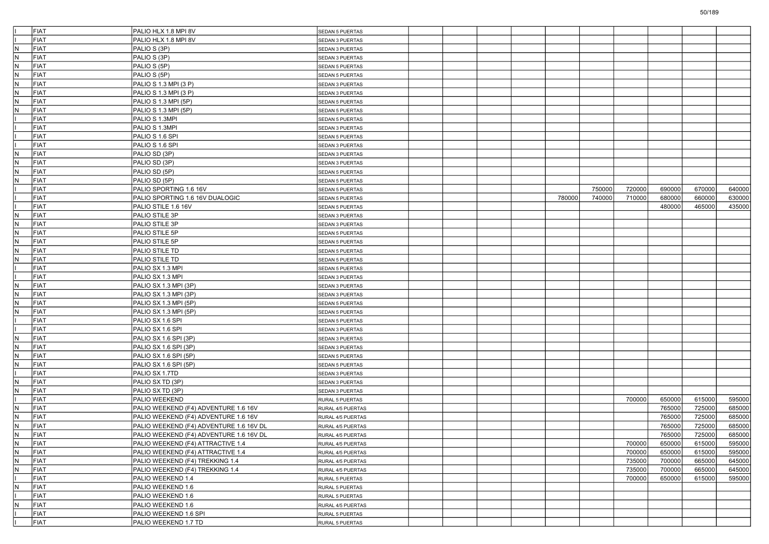| | | | | | | | | | | | | | |
|---|---|---|---|---|---|---|---|---|---|---|---|---|---|
| I | FIAT | PALIO HLX 1.8 MPI 8V | SEDAN 5 PUERTAS | | | | | | | | | | |
| I | FIAT | PALIO HLX 1.8 MPI 8V | SEDAN 3 PUERTAS | | | | | | | | | | |
| N | FIAT | PALIO S (3P) | SEDAN 3 PUERTAS | | | | | | | | | | |
| N | FIAT | PALIO S (3P) | SEDAN 3 PUERTAS | | | | | | | | | | |
| N | FIAT | PALIO S (5P) | SEDAN 5 PUERTAS | | | | | | | | | | |
| N | FIAT | PALIO S (5P) | SEDAN 5 PUERTAS | | | | | | | | | | |
| N | FIAT | PALIO S 1.3 MPI (3 P) | SEDAN 3 PUERTAS | | | | | | | | | | |
| N | FIAT | PALIO S 1.3 MPI (3 P) | SEDAN 3 PUERTAS | | | | | | | | | | |
| N | FIAT | PALIO S 1.3 MPI (5P) | SEDAN 5 PUERTAS | | | | | | | | | | |
| N | FIAT | PALIO S 1.3 MPI (5P) | SEDAN 5 PUERTAS | | | | | | | | | | |
| I | FIAT | PALIO S 1.3MPI | SEDAN 5 PUERTAS | | | | | | | | | | |
| I | FIAT | PALIO S 1.3MPI | SEDAN 3 PUERTAS | | | | | | | | | | |
| I | FIAT | PALIO S 1.6 SPI | SEDAN 5 PUERTAS | | | | | | | | | | |
| I | FIAT | PALIO S 1.6 SPI | SEDAN 3 PUERTAS | | | | | | | | | | |
| N | FIAT | PALIO SD (3P) | SEDAN 3 PUERTAS | | | | | | | | | | |
| N | FIAT | PALIO SD (3P) | SEDAN 3 PUERTAS | | | | | | | | | | |
| N | FIAT | PALIO SD (5P) | SEDAN 5 PUERTAS | | | | | | | | | | |
| N | FIAT | PALIO SD (5P) | SEDAN 5 PUERTAS | | | | | | | | | | |
| I | FIAT | PALIO SPORTING 1.6 16V | SEDAN 5 PUERTAS | | | | | | 750000 | 720000 | 690000 | 670000 | 640000 |
| I | FIAT | PALIO SPORTING 1.6 16V DUALOGIC | SEDAN 5 PUERTAS | | | | | 780000 | 740000 | 710000 | 680000 | 660000 | 630000 |
| I | FIAT | PALIO STILE 1.6 16V | SEDAN 5 PUERTAS | | | | | | | | 480000 | 465000 | 435000 |
| N | FIAT | PALIO STILE 3P | SEDAN 3 PUERTAS | | | | | | | | | | |
| N | FIAT | PALIO STILE 3P | SEDAN 3 PUERTAS | | | | | | | | | | |
| N | FIAT | PALIO STILE 5P | SEDAN 5 PUERTAS | | | | | | | | | | |
| N | FIAT | PALIO STILE 5P | SEDAN 5 PUERTAS | | | | | | | | | | |
| N | FIAT | PALIO STILE TD | SEDAN 5 PUERTAS | | | | | | | | | | |
| N | FIAT | PALIO STILE TD | SEDAN 5 PUERTAS | | | | | | | | | | |
| I | FIAT | PALIO SX 1.3 MPI | SEDAN 5 PUERTAS | | | | | | | | | | |
| I | FIAT | PALIO SX 1.3 MPI | SEDAN 3 PUERTAS | | | | | | | | | | |
| N | FIAT | PALIO SX 1.3 MPI (3P) | SEDAN 3 PUERTAS | | | | | | | | | | |
| N | FIAT | PALIO SX 1.3 MPI (3P) | SEDAN 3 PUERTAS | | | | | | | | | | |
| N | FIAT | PALIO SX 1.3 MPI (5P) | SEDAN 5 PUERTAS | | | | | | | | | | |
| N | FIAT | PALIO SX 1.3 MPI (5P) | SEDAN 5 PUERTAS | | | | | | | | | | |
| I | FIAT | PALIO SX 1.6 SPI | SEDAN 5 PUERTAS | | | | | | | | | | |
| I | FIAT | PALIO SX 1.6 SPI | SEDAN 3 PUERTAS | | | | | | | | | | |
| N | FIAT | PALIO SX 1.6 SPI (3P) | SEDAN 3 PUERTAS | | | | | | | | | | |
| N | FIAT | PALIO SX 1.6 SPI (3P) | SEDAN 3 PUERTAS | | | | | | | | | | |
| N | FIAT | PALIO SX 1.6 SPI (5P) | SEDAN 5 PUERTAS | | | | | | | | | | |
| N | FIAT | PALIO SX 1.6 SPI (5P) | SEDAN 5 PUERTAS | | | | | | | | | | |
| I | FIAT | PALIO SX 1.7TD | SEDAN 3 PUERTAS | | | | | | | | | | |
| N | FIAT | PALIO SX TD (3P) | SEDAN 3 PUERTAS | | | | | | | | | | |
| N | FIAT | PALIO SX TD (3P) | SEDAN 3 PUERTAS | | | | | | | | | | |
| I | FIAT | PALIO WEEKEND | RURAL 5 PUERTAS | | | | | | | 700000 | 650000 | 615000 | 595000 |
| N | FIAT | PALIO WEEKEND (F4) ADVENTURE 1.6 16V | RURAL 4/5 PUERTAS | | | | | | | | 765000 | 725000 | 685000 |
| N | FIAT | PALIO WEEKEND (F4) ADVENTURE 1.6 16V | RURAL 4/5 PUERTAS | | | | | | | | 765000 | 725000 | 685000 |
| N | FIAT | PALIO WEEKEND (F4) ADVENTURE 1.6 16V DL | RURAL 4/5 PUERTAS | | | | | | | | 765000 | 725000 | 685000 |
| N | FIAT | PALIO WEEKEND (F4) ADVENTURE 1.6 16V DL | RURAL 4/5 PUERTAS | | | | | | | | 765000 | 725000 | 685000 |
| N | FIAT | PALIO WEEKEND (F4) ATTRACTIVE 1.4 | RURAL 4/5 PUERTAS | | | | | | | 700000 | 650000 | 615000 | 595000 |
| N | FIAT | PALIO WEEKEND (F4) ATTRACTIVE 1.4 | RURAL 4/5 PUERTAS | | | | | | | 700000 | 650000 | 615000 | 595000 |
| N | FIAT | PALIO WEEKEND (F4) TREKKING 1.4 | RURAL 4/5 PUERTAS | | | | | | | 735000 | 700000 | 665000 | 645000 |
| N | FIAT | PALIO WEEKEND (F4) TREKKING 1.4 | RURAL 4/5 PUERTAS | | | | | | | 735000 | 700000 | 665000 | 645000 |
| I | FIAT | PALIO WEEKEND 1.4 | RURAL 5 PUERTAS | | | | | | | 700000 | 650000 | 615000 | 595000 |
| N | FIAT | PALIO WEEKEND 1.6 | RURAL 5 PUERTAS | | | | | | | | | | |
| I | FIAT | PALIO WEEKEND 1.6 | RURAL 5 PUERTAS | | | | | | | | | | |
| N | FIAT | PALIO WEEKEND 1.6 | RURAL 4/5 PUERTAS | | | | | | | | | | |
| I | FIAT | PALIO WEEKEND 1.6 SPI | RURAL 5 PUERTAS | | | | | | | | | | |
| I | FIAT | PALIO WEEKEND 1.7 TD | RURAL 5 PUERTAS | | | | | | | | | | |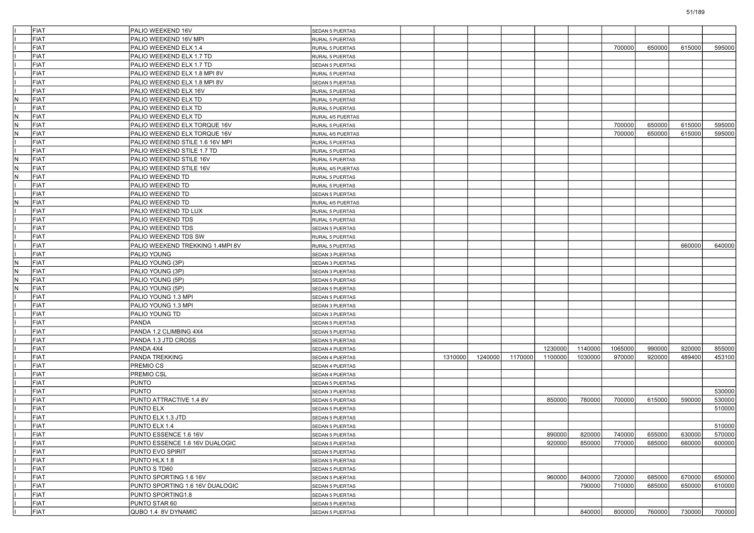| | | | | | | | | | | | | | |
|---|---|---|---|---|---|---|---|---|---|---|---|---|---|
| I | FIAT | PALIO WEEKEND 16V | SEDAN 5 PUERTAS | | | | | | | | | | |
| I | FIAT | PALIO WEEKEND 16V MPI | RURAL 5 PUERTAS | | | | | | | | | | |
| I | FIAT | PALIO WEEKEND ELX 1.4 | RURAL 5 PUERTAS | | | | | | | 700000 | 650000 | 615000 | 595000 |
| I | FIAT | PALIO WEEKEND ELX 1.7 TD | RURAL 5 PUERTAS | | | | | | | | | | |
| I | FIAT | PALIO WEEKEND ELX 1.7 TD | SEDAN 5 PUERTAS | | | | | | | | | | |
| I | FIAT | PALIO WEEKEND ELX 1.8 MPI 8V | RURAL 5 PUERTAS | | | | | | | | | | |
| I | FIAT | PALIO WEEKEND ELX 1.8 MPI 8V | SEDAN 5 PUERTAS | | | | | | | | | | |
| I | FIAT | PALIO WEEKEND ELX 16V | RURAL 5 PUERTAS | | | | | | | | | | |
| N | FIAT | PALIO WEEKEND ELX TD | RURAL 5 PUERTAS | | | | | | | | | | |
| I | FIAT | PALIO WEEKEND ELX TD | RURAL 5 PUERTAS | | | | | | | | | | |
| N | FIAT | PALIO WEEKEND ELX TD | RURAL 4/5 PUERTAS | | | | | | | | | | |
| N | FIAT | PALIO WEEKEND ELX TORQUE 16V | RURAL 5 PUERTAS | | | | | | | 700000 | 650000 | 615000 | 595000 |
| N | FIAT | PALIO WEEKEND ELX TORQUE 16V | RURAL 4/5 PUERTAS | | | | | | | 700000 | 650000 | 615000 | 595000 |
| I | FIAT | PALIO WEEKEND STILE 1.6 16V MPI | RURAL 5 PUERTAS | | | | | | | | | | |
| I | FIAT | PALIO WEEKEND STILE 1.7 TD | RURAL 5 PUERTAS | | | | | | | | | | |
| N | FIAT | PALIO WEEKEND STILE 16V | RURAL 5 PUERTAS | | | | | | | | | | |
| N | FIAT | PALIO WEEKEND STILE 16V | RURAL 4/5 PUERTAS | | | | | | | | | | |
| N | FIAT | PALIO WEEKEND TD | RURAL 5 PUERTAS | | | | | | | | | | |
| I | FIAT | PALIO WEEKEND TD | RURAL 5 PUERTAS | | | | | | | | | | |
| I | FIAT | PALIO WEEKEND TD | SEDAN 5 PUERTAS | | | | | | | | | | |
| N | FIAT | PALIO WEEKEND TD | RURAL 4/5 PUERTAS | | | | | | | | | | |
| I | FIAT | PALIO WEEKEND TD LUX | RURAL 5 PUERTAS | | | | | | | | | | |
| I | FIAT | PALIO WEEKEND TDS | RURAL 5 PUERTAS | | | | | | | | | | |
| I | FIAT | PALIO WEEKEND TDS | SEDAN 5 PUERTAS | | | | | | | | | | |
| I | FIAT | PALIO WEEKEND TDS SW | RURAL 5 PUERTAS | | | | | | | | | | |
| I | FIAT | PALIO WEEKEND TREKKING 1.4MPI 8V | RURAL 5 PUERTAS | | | | | | | | | 660000 | 640000 |
| I | FIAT | PALIO YOUNG | SEDAN 3 PUERTAS | | | | | | | | | | |
| N | FIAT | PALIO YOUNG (3P) | SEDAN 3 PUERTAS | | | | | | | | | | |
| N | FIAT | PALIO YOUNG (3P) | SEDAN 3 PUERTAS | | | | | | | | | | |
| N | FIAT | PALIO YOUNG (5P) | SEDAN 5 PUERTAS | | | | | | | | | | |
| N | FIAT | PALIO YOUNG (5P) | SEDAN 5 PUERTAS | | | | | | | | | | |
| I | FIAT | PALIO YOUNG 1.3 MPI | SEDAN 5 PUERTAS | | | | | | | | | | |
| I | FIAT | PALIO YOUNG 1.3 MPI | SEDAN 3 PUERTAS | | | | | | | | | | |
| I | FIAT | PALIO YOUNG TD | SEDAN 3 PUERTAS | | | | | | | | | | |
| I | FIAT | PANDA | SEDAN 5 PUERTAS | | | | | | | | | | |
| I | FIAT | PANDA 1.2 CLIMBING 4X4 | SEDAN 5 PUERTAS | | | | | | | | | | |
| I | FIAT | PANDA 1.3 JTD CROSS | SEDAN 5 PUERTAS | | | | | | | | | | |
| I | FIAT | PANDA 4X4 | SEDAN 4 PUERTAS | | | | | 1230000 | 1140000 | 1065000 | 990000 | 920000 | 855000 |
| I | FIAT | PANDA TREKKING | SEDAN 4 PUERTAS | | 1310000 | 1240000 | 1170000 | 1100000 | 1030000 | 970000 | 920000 | 489400 | 453100 |
| I | FIAT | PREMIO CS | SEDAN 4 PUERTAS | | | | | | | | | | |
| I | FIAT | PREMIO CSL | SEDAN 4 PUERTAS | | | | | | | | | | |
| I | FIAT | PUNTO | SEDAN 5 PUERTAS | | | | | | | | | | |
| I | FIAT | PUNTO | SEDAN 3 PUERTAS | | | | | | | | | | 530000 |
| I | FIAT | PUNTO ATTRACTIVE 1.4 8V | SEDAN 5 PUERTAS | | | | | 850000 | 780000 | 700000 | 615000 | 590000 | 530000 |
| I | FIAT | PUNTO ELX | SEDAN 5 PUERTAS | | | | | | | | | | 510000 |
| I | FIAT | PUNTO ELX 1.3 JTD | SEDAN 5 PUERTAS | | | | | | | | | | |
| I | FIAT | PUNTO ELX 1.4 | SEDAN 5 PUERTAS | | | | | | | | | | 510000 |
| I | FIAT | PUNTO ESSENCE 1.6 16V | SEDAN 5 PUERTAS | | | | | 890000 | 820000 | 740000 | 655000 | 630000 | 570000 |
| I | FIAT | PUNTO ESSENCE 1.6 16V DUALOGIC | SEDAN 5 PUERTAS | | | | | 920000 | 850000 | 770000 | 685000 | 660000 | 600000 |
| I | FIAT | PUNTO EVO SPIRIT | SEDAN 5 PUERTAS | | | | | | | | | | |
| I | FIAT | PUNTO HLX 1.8 | SEDAN 5 PUERTAS | | | | | | | | | | |
| I | FIAT | PUNTO S TD60 | SEDAN 5 PUERTAS | | | | | | | | | | |
| I | FIAT | PUNTO SPORTING 1.6 16V | SEDAN 5 PUERTAS | | | | | 960000 | 840000 | 720000 | 685000 | 670000 | 650000 |
| I | FIAT | PUNTO SPORTING 1.6 16V DUALOGIC | SEDAN 5 PUERTAS | | | | | | 790000 | 710000 | 685000 | 650000 | 610000 |
| I | FIAT | PUNTO SPORTING1.8 | SEDAN 5 PUERTAS | | | | | | | | | | |
| I | FIAT | PUNTO STAR 60 | SEDAN 5 PUERTAS | | | | | | | | | | |
| I | FIAT | QUBO 1.4 8V DYNAMIC | SEDAN 5 PUERTAS | | | | | | 840000 | 800000 | 760000 | 730000 | 700000 |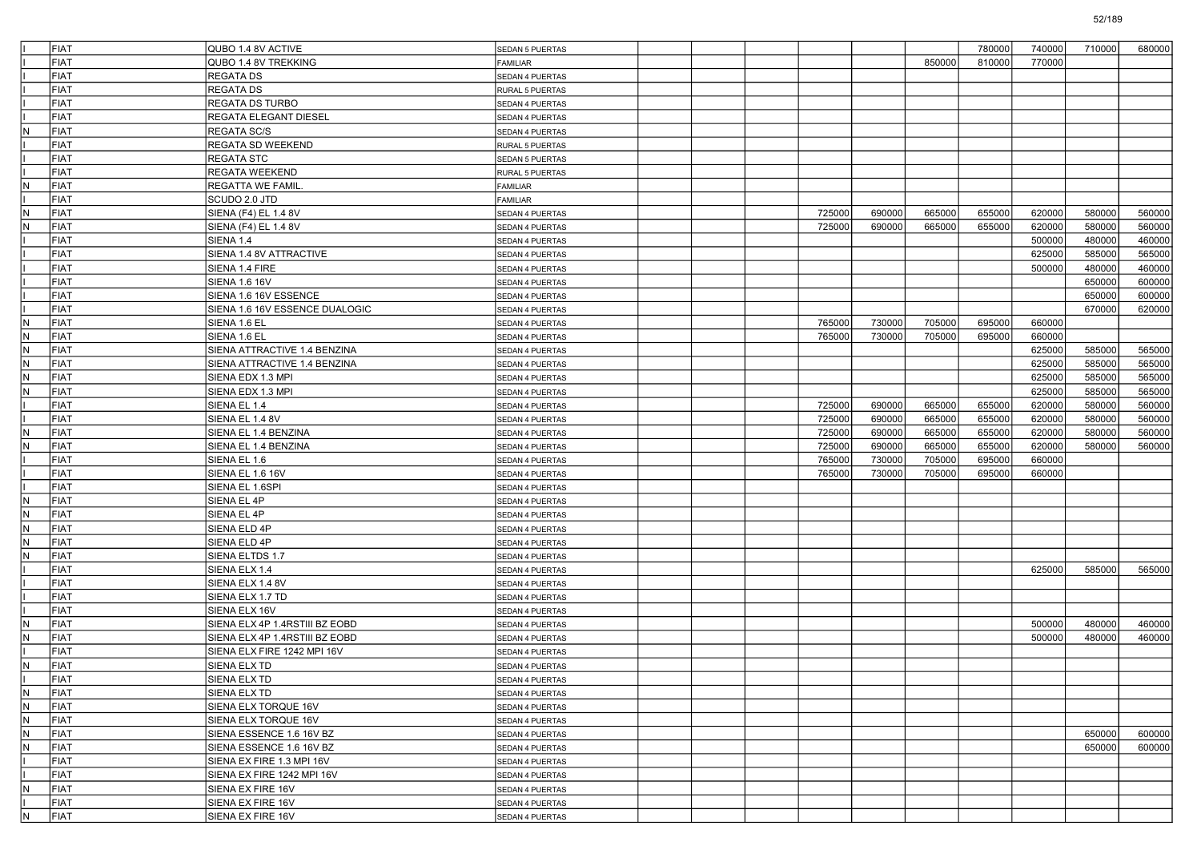| | | | | | | | | | | | | | |
|---|---|---|---|---|---|---|---|---|---|---|---|---|---|
| I | FIAT | QUBO 1.4 8V ACTIVE | SEDAN 5 PUERTAS | | | | | | | 780000 | 740000 | 710000 | 680000 |
| I | FIAT | QUBO 1.4 8V TREKKING | FAMILIAR | | | | | | 850000 | 810000 | 770000 | | |
| I | FIAT | REGATA DS | SEDAN 4 PUERTAS | | | | | | | | | | |
| I | FIAT | REGATA DS | RURAL 5 PUERTAS | | | | | | | | | | |
| I | FIAT | REGATA DS TURBO | SEDAN 4 PUERTAS | | | | | | | | | | |
| I | FIAT | REGATA ELEGANT DIESEL | SEDAN 4 PUERTAS | | | | | | | | | | |
| N | FIAT | REGATA SC/S | SEDAN 4 PUERTAS | | | | | | | | | | |
| I | FIAT | REGATA SD WEEKEND | RURAL 5 PUERTAS | | | | | | | | | | |
| I | FIAT | REGATA STC | SEDAN 5 PUERTAS | | | | | | | | | | |
| I | FIAT | REGATA WEEKEND | RURAL 5 PUERTAS | | | | | | | | | | |
| N | FIAT | REGATTA WE FAMIL. | FAMILIAR | | | | | | | | | | |
| I | FIAT | SCUDO 2.0 JTD | FAMILIAR | | | | | | | | | | |
| N | FIAT | SIENA (F4) EL 1.4 8V | SEDAN 4 PUERTAS | | | | 725000 | 690000 | 665000 | 655000 | 620000 | 580000 | 560000 |
| N | FIAT | SIENA (F4) EL 1.4 8V | SEDAN 4 PUERTAS | | | | 725000 | 690000 | 665000 | 655000 | 620000 | 580000 | 560000 |
| I | FIAT | SIENA 1.4 | SEDAN 4 PUERTAS | | | | | | | | 500000 | 480000 | 460000 |
| I | FIAT | SIENA 1.4 8V ATTRACTIVE | SEDAN 4 PUERTAS | | | | | | | | 625000 | 585000 | 565000 |
| I | FIAT | SIENA 1.4 FIRE | SEDAN 4 PUERTAS | | | | | | | | 500000 | 480000 | 460000 |
| I | FIAT | SIENA 1.6 16V | SEDAN 4 PUERTAS | | | | | | | | | 650000 | 600000 |
| I | FIAT | SIENA 1.6 16V ESSENCE | SEDAN 4 PUERTAS | | | | | | | | | 650000 | 600000 |
| I | FIAT | SIENA 1.6 16V ESSENCE DUALOGIC | SEDAN 4 PUERTAS | | | | | | | | | 670000 | 620000 |
| N | FIAT | SIENA 1.6 EL | SEDAN 4 PUERTAS | | | | 765000 | 730000 | 705000 | 695000 | 660000 | | |
| N | FIAT | SIENA 1.6 EL | SEDAN 4 PUERTAS | | | | 765000 | 730000 | 705000 | 695000 | 660000 | | |
| N | FIAT | SIENA ATTRACTIVE 1.4 BENZINA | SEDAN 4 PUERTAS | | | | | | | | 625000 | 585000 | 565000 |
| N | FIAT | SIENA ATTRACTIVE 1.4 BENZINA | SEDAN 4 PUERTAS | | | | | | | | 625000 | 585000 | 565000 |
| N | FIAT | SIENA EDX 1.3 MPI | SEDAN 4 PUERTAS | | | | | | | | 625000 | 585000 | 565000 |
| N | FIAT | SIENA EDX 1.3 MPI | SEDAN 4 PUERTAS | | | | | | | | 625000 | 585000 | 565000 |
| I | FIAT | SIENA EL 1.4 | SEDAN 4 PUERTAS | | | | 725000 | 690000 | 665000 | 655000 | 620000 | 580000 | 560000 |
| I | FIAT | SIENA EL 1.4 8V | SEDAN 4 PUERTAS | | | | 725000 | 690000 | 665000 | 655000 | 620000 | 580000 | 560000 |
| N | FIAT | SIENA EL 1.4 BENZINA | SEDAN 4 PUERTAS | | | | 725000 | 690000 | 665000 | 655000 | 620000 | 580000 | 560000 |
| N | FIAT | SIENA EL 1.4 BENZINA | SEDAN 4 PUERTAS | | | | 725000 | 690000 | 665000 | 655000 | 620000 | 580000 | 560000 |
| I | FIAT | SIENA EL 1.6 | SEDAN 4 PUERTAS | | | | 765000 | 730000 | 705000 | 695000 | 660000 | | |
| I | FIAT | SIENA EL 1.6 16V | SEDAN 4 PUERTAS | | | | 765000 | 730000 | 705000 | 695000 | 660000 | | |
| I | FIAT | SIENA EL 1.6SPI | SEDAN 4 PUERTAS | | | | | | | | | | |
| N | FIAT | SIENA EL 4P | SEDAN 4 PUERTAS | | | | | | | | | | |
| N | FIAT | SIENA EL 4P | SEDAN 4 PUERTAS | | | | | | | | | | |
| N | FIAT | SIENA ELD 4P | SEDAN 4 PUERTAS | | | | | | | | | | |
| N | FIAT | SIENA ELD 4P | SEDAN 4 PUERTAS | | | | | | | | | | |
| N | FIAT | SIENA ELTDS 1.7 | SEDAN 4 PUERTAS | | | | | | | | | | |
| I | FIAT | SIENA ELX 1.4 | SEDAN 4 PUERTAS | | | | | | | | 625000 | 585000 | 565000 |
| I | FIAT | SIENA ELX 1.4 8V | SEDAN 4 PUERTAS | | | | | | | | | | |
| I | FIAT | SIENA ELX 1.7 TD | SEDAN 4 PUERTAS | | | | | | | | | | |
| I | FIAT | SIENA ELX 16V | SEDAN 4 PUERTAS | | | | | | | | | | |
| N | FIAT | SIENA ELX 4P 1.4RSTIII BZ EOBD | SEDAN 4 PUERTAS | | | | | | | | 500000 | 480000 | 460000 |
| N | FIAT | SIENA ELX 4P 1.4RSTIII BZ EOBD | SEDAN 4 PUERTAS | | | | | | | | 500000 | 480000 | 460000 |
| I | FIAT | SIENA ELX FIRE 1242 MPI 16V | SEDAN 4 PUERTAS | | | | | | | | | | |
| N | FIAT | SIENA ELX TD | SEDAN 4 PUERTAS | | | | | | | | | | |
| I | FIAT | SIENA ELX TD | SEDAN 4 PUERTAS | | | | | | | | | | |
| N | FIAT | SIENA ELX TD | SEDAN 4 PUERTAS | | | | | | | | | | |
| N | FIAT | SIENA ELX TORQUE 16V | SEDAN 4 PUERTAS | | | | | | | | | | |
| N | FIAT | SIENA ELX TORQUE 16V | SEDAN 4 PUERTAS | | | | | | | | | | |
| N | FIAT | SIENA ESSENCE 1.6 16V BZ | SEDAN 4 PUERTAS | | | | | | | | | 650000 | 600000 |
| N | FIAT | SIENA ESSENCE 1.6 16V BZ | SEDAN 4 PUERTAS | | | | | | | | | 650000 | 600000 |
| I | FIAT | SIENA EX FIRE 1.3 MPI 16V | SEDAN 4 PUERTAS | | | | | | | | | | |
| I | FIAT | SIENA EX FIRE 1242 MPI 16V | SEDAN 4 PUERTAS | | | | | | | | | | |
| N | FIAT | SIENA EX FIRE 16V | SEDAN 4 PUERTAS | | | | | | | | | | |
| I | FIAT | SIENA EX FIRE 16V | SEDAN 4 PUERTAS | | | | | | | | | | |
| N | FIAT | SIENA EX FIRE 16V | SEDAN 4 PUERTAS | | | | | | | | | | |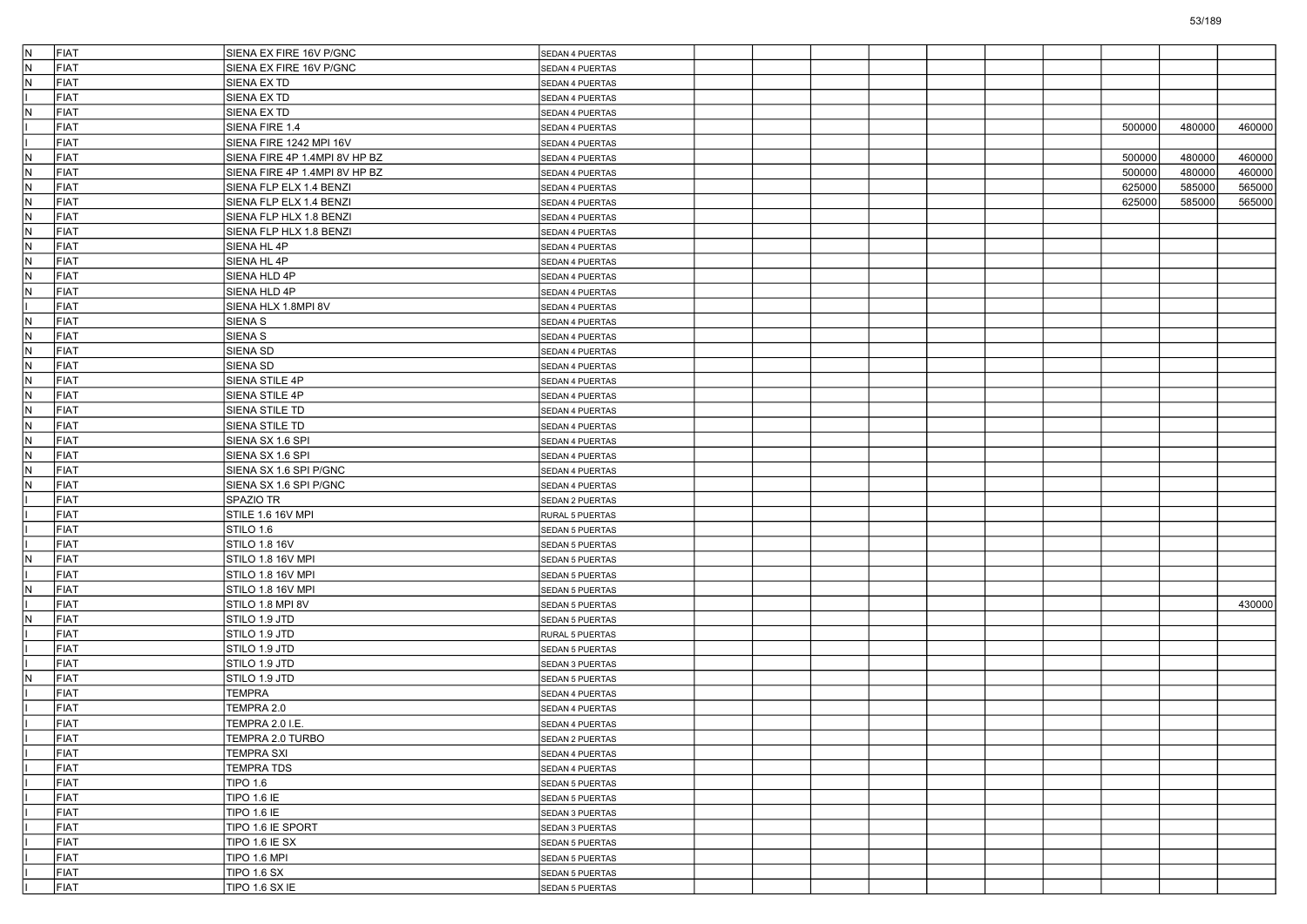| | | | | | | | | | | | | | |
|---|---|---|---|---|---|---|---|---|---|---|---|---|---|
| N | FIAT | SIENA EX FIRE 16V P/GNC | SEDAN 4 PUERTAS | | | | | | | | | | |
| N | FIAT | SIENA EX FIRE 16V P/GNC | SEDAN 4 PUERTAS | | | | | | | | | | |
| N | FIAT | SIENA EX TD | SEDAN 4 PUERTAS | | | | | | | | | | |
| I | FIAT | SIENA EX TD | SEDAN 4 PUERTAS | | | | | | | | | | |
| N | FIAT | SIENA EX TD | SEDAN 4 PUERTAS | | | | | | | | | | |
| I | FIAT | SIENA FIRE 1.4 | SEDAN 4 PUERTAS | | | | | | | | 500000 | 480000 | 460000 |
| I | FIAT | SIENA FIRE 1242 MPI 16V | SEDAN 4 PUERTAS | | | | | | | | | | |
| N | FIAT | SIENA FIRE 4P 1.4MPI 8V HP BZ | SEDAN 4 PUERTAS | | | | | | | | 500000 | 480000 | 460000 |
| N | FIAT | SIENA FIRE 4P 1.4MPI 8V HP BZ | SEDAN 4 PUERTAS | | | | | | | | 500000 | 480000 | 460000 |
| N | FIAT | SIENA FLP ELX 1.4 BENZI | SEDAN 4 PUERTAS | | | | | | | | 625000 | 585000 | 565000 |
| N | FIAT | SIENA FLP ELX 1.4 BENZI | SEDAN 4 PUERTAS | | | | | | | | 625000 | 585000 | 565000 |
| N | FIAT | SIENA FLP HLX 1.8 BENZI | SEDAN 4 PUERTAS | | | | | | | | | | |
| N | FIAT | SIENA FLP HLX 1.8 BENZI | SEDAN 4 PUERTAS | | | | | | | | | | |
| N | FIAT | SIENA HL 4P | SEDAN 4 PUERTAS | | | | | | | | | | |
| N | FIAT | SIENA HL 4P | SEDAN 4 PUERTAS | | | | | | | | | | |
| N | FIAT | SIENA HLD 4P | SEDAN 4 PUERTAS | | | | | | | | | | |
| N | FIAT | SIENA HLD 4P | SEDAN 4 PUERTAS | | | | | | | | | | |
| I | FIAT | SIENA HLX 1.8MPI 8V | SEDAN 4 PUERTAS | | | | | | | | | | |
| N | FIAT | SIENA S | SEDAN 4 PUERTAS | | | | | | | | | | |
| N | FIAT | SIENA S | SEDAN 4 PUERTAS | | | | | | | | | | |
| N | FIAT | SIENA SD | SEDAN 4 PUERTAS | | | | | | | | | | |
| N | FIAT | SIENA SD | SEDAN 4 PUERTAS | | | | | | | | | | |
| N | FIAT | SIENA STILE 4P | SEDAN 4 PUERTAS | | | | | | | | | | |
| N | FIAT | SIENA STILE 4P | SEDAN 4 PUERTAS | | | | | | | | | | |
| N | FIAT | SIENA STILE TD | SEDAN 4 PUERTAS | | | | | | | | | | |
| N | FIAT | SIENA STILE TD | SEDAN 4 PUERTAS | | | | | | | | | | |
| N | FIAT | SIENA SX 1.6 SPI | SEDAN 4 PUERTAS | | | | | | | | | | |
| N | FIAT | SIENA SX 1.6 SPI | SEDAN 4 PUERTAS | | | | | | | | | | |
| N | FIAT | SIENA SX 1.6 SPI P/GNC | SEDAN 4 PUERTAS | | | | | | | | | | |
| N | FIAT | SIENA SX 1.6 SPI P/GNC | SEDAN 4 PUERTAS | | | | | | | | | | |
| I | FIAT | SPAZIO TR | SEDAN 2 PUERTAS | | | | | | | | | | |
| I | FIAT | STILE 1.6 16V MPI | RURAL 5 PUERTAS | | | | | | | | | | |
| I | FIAT | STILO 1.6 | SEDAN 5 PUERTAS | | | | | | | | | | |
| I | FIAT | STILO 1.8 16V | SEDAN 5 PUERTAS | | | | | | | | | | |
| N | FIAT | STILO 1.8 16V MPI | SEDAN 5 PUERTAS | | | | | | | | | | |
| I | FIAT | STILO 1.8 16V MPI | SEDAN 5 PUERTAS | | | | | | | | | | |
| N | FIAT | STILO 1.8 16V MPI | SEDAN 5 PUERTAS | | | | | | | | | | |
| I | FIAT | STILO 1.8 MPI 8V | SEDAN 5 PUERTAS | | | | | | | | | | 430000 |
| N | FIAT | STILO 1.9 JTD | SEDAN 5 PUERTAS | | | | | | | | | | |
| I | FIAT | STILO 1.9 JTD | RURAL 5 PUERTAS | | | | | | | | | | |
| I | FIAT | STILO 1.9 JTD | SEDAN 5 PUERTAS | | | | | | | | | | |
| I | FIAT | STILO 1.9 JTD | SEDAN 3 PUERTAS | | | | | | | | | | |
| N | FIAT | STILO 1.9 JTD | SEDAN 5 PUERTAS | | | | | | | | | | |
| I | FIAT | TEMPRA | SEDAN 4 PUERTAS | | | | | | | | | | |
| I | FIAT | TEMPRA 2.0 | SEDAN 4 PUERTAS | | | | | | | | | | |
| I | FIAT | TEMPRA 2.0 I.E. | SEDAN 4 PUERTAS | | | | | | | | | | |
| I | FIAT | TEMPRA 2.0 TURBO | SEDAN 2 PUERTAS | | | | | | | | | | |
| I | FIAT | TEMPRA SXI | SEDAN 4 PUERTAS | | | | | | | | | | |
| I | FIAT | TEMPRA TDS | SEDAN 4 PUERTAS | | | | | | | | | | |
| I | FIAT | TIPO 1.6 | SEDAN 5 PUERTAS | | | | | | | | | | |
| I | FIAT | TIPO 1.6 IE | SEDAN 5 PUERTAS | | | | | | | | | | |
| I | FIAT | TIPO 1.6 IE | SEDAN 3 PUERTAS | | | | | | | | | | |
| I | FIAT | TIPO 1.6 IE SPORT | SEDAN 3 PUERTAS | | | | | | | | | | |
| I | FIAT | TIPO 1.6 IE SX | SEDAN 5 PUERTAS | | | | | | | | | | |
| I | FIAT | TIPO 1.6 MPI | SEDAN 5 PUERTAS | | | | | | | | | | |
| I | FIAT | TIPO 1.6 SX | SEDAN 5 PUERTAS | | | | | | | | | | |
| I | FIAT | TIPO 1.6 SX IE | SEDAN 5 PUERTAS | | | | | | | | | | |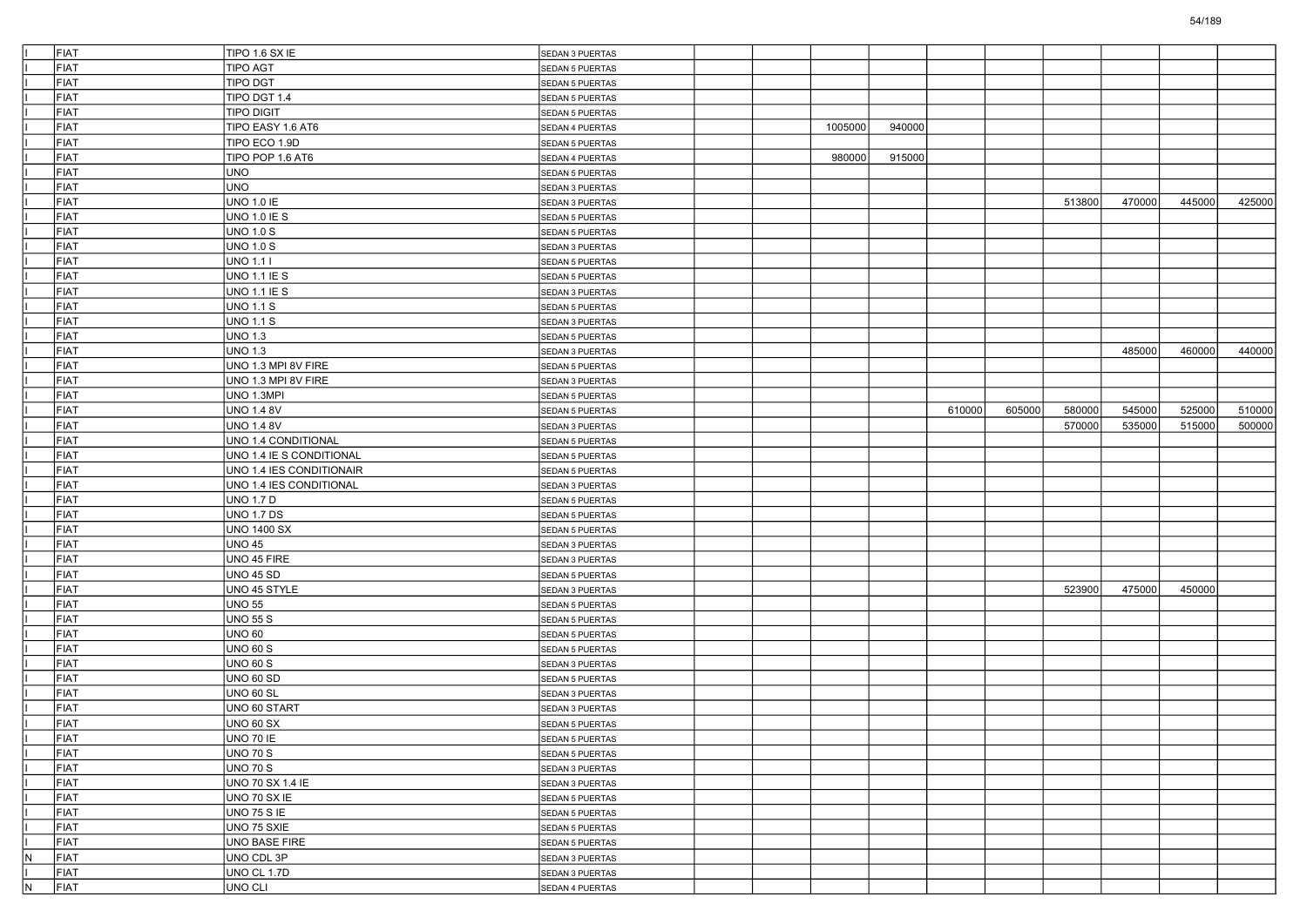| | | | | | | | | | | | | | |
|---|---|---|---|---|---|---|---|---|---|---|---|---|---|
| I | FIAT | TIPO 1.6 SX IE | SEDAN 3 PUERTAS | | | | | | | | | | |
| I | FIAT | TIPO AGT | SEDAN 5 PUERTAS | | | | | | | | | | |
| I | FIAT | TIPO DGT | SEDAN 5 PUERTAS | | | | | | | | | | |
| I | FIAT | TIPO DGT 1.4 | SEDAN 5 PUERTAS | | | | | | | | | | |
| I | FIAT | TIPO DIGIT | SEDAN 5 PUERTAS | | | | | | | | | | |
| I | FIAT | TIPO EASY 1.6 AT6 | SEDAN 4 PUERTAS | | | 1005000 | 940000 | | | | | | |
| I | FIAT | TIPO ECO 1.9D | SEDAN 5 PUERTAS | | | | | | | | | | |
| I | FIAT | TIPO POP 1.6 AT6 | SEDAN 4 PUERTAS | | | 980000 | 915000 | | | | | | |
| I | FIAT | UNO | SEDAN 5 PUERTAS | | | | | | | | | | |
| I | FIAT | UNO | SEDAN 3 PUERTAS | | | | | | | | | | |
| I | FIAT | UNO 1.0 IE | SEDAN 3 PUERTAS | | | | | | | 513800 | 470000 | 445000 | 425000 |
| I | FIAT | UNO 1.0 IE S | SEDAN 5 PUERTAS | | | | | | | | | | |
| I | FIAT | UNO 1.0 S | SEDAN 5 PUERTAS | | | | | | | | | | |
| I | FIAT | UNO 1.0 S | SEDAN 3 PUERTAS | | | | | | | | | | |
| I | FIAT | UNO 1.1 I | SEDAN 5 PUERTAS | | | | | | | | | | |
| I | FIAT | UNO 1.1 IE S | SEDAN 5 PUERTAS | | | | | | | | | | |
| I | FIAT | UNO 1.1 IE S | SEDAN 3 PUERTAS | | | | | | | | | | |
| I | FIAT | UNO 1.1 S | SEDAN 5 PUERTAS | | | | | | | | | | |
| I | FIAT | UNO 1.1 S | SEDAN 3 PUERTAS | | | | | | | | | | |
| I | FIAT | UNO 1.3 | SEDAN 5 PUERTAS | | | | | | | | | | |
| I | FIAT | UNO 1.3 | SEDAN 3 PUERTAS | | | | | | | | 485000 | 460000 | 440000 |
| I | FIAT | UNO 1.3 MPI 8V FIRE | SEDAN 5 PUERTAS | | | | | | | | | | |
| I | FIAT | UNO 1.3 MPI 8V FIRE | SEDAN 3 PUERTAS | | | | | | | | | | |
| I | FIAT | UNO 1.3MPI | SEDAN 5 PUERTAS | | | | | | | | | | |
| I | FIAT | UNO 1.4 8V | SEDAN 5 PUERTAS | | | | | 610000 | 605000 | 580000 | 545000 | 525000 | 510000 |
| I | FIAT | UNO 1.4 8V | SEDAN 3 PUERTAS | | | | | | | 570000 | 535000 | 515000 | 500000 |
| I | FIAT | UNO 1.4 CONDITIONAL | SEDAN 5 PUERTAS | | | | | | | | | | |
| I | FIAT | UNO 1.4 IE S CONDITIONAL | SEDAN 5 PUERTAS | | | | | | | | | | |
| I | FIAT | UNO 1.4 IES CONDITIONAIR | SEDAN 5 PUERTAS | | | | | | | | | | |
| I | FIAT | UNO 1.4 IES CONDITIONAL | SEDAN 3 PUERTAS | | | | | | | | | | |
| I | FIAT | UNO 1.7 D | SEDAN 5 PUERTAS | | | | | | | | | | |
| I | FIAT | UNO 1.7 DS | SEDAN 5 PUERTAS | | | | | | | | | | |
| I | FIAT | UNO 1400 SX | SEDAN 5 PUERTAS | | | | | | | | | | |
| I | FIAT | UNO 45 | SEDAN 3 PUERTAS | | | | | | | | | | |
| I | FIAT | UNO 45 FIRE | SEDAN 3 PUERTAS | | | | | | | | | | |
| I | FIAT | UNO 45 SD | SEDAN 5 PUERTAS | | | | | | | | | | |
| I | FIAT | UNO 45 STYLE | SEDAN 3 PUERTAS | | | | | | | 523900 | 475000 | 450000 | |
| I | FIAT | UNO 55 | SEDAN 5 PUERTAS | | | | | | | | | | |
| I | FIAT | UNO 55 S | SEDAN 5 PUERTAS | | | | | | | | | | |
| I | FIAT | UNO 60 | SEDAN 5 PUERTAS | | | | | | | | | | |
| I | FIAT | UNO 60 S | SEDAN 5 PUERTAS | | | | | | | | | | |
| I | FIAT | UNO 60 S | SEDAN 3 PUERTAS | | | | | | | | | | |
| I | FIAT | UNO 60 SD | SEDAN 5 PUERTAS | | | | | | | | | | |
| I | FIAT | UNO 60 SL | SEDAN 3 PUERTAS | | | | | | | | | | |
| I | FIAT | UNO 60 START | SEDAN 3 PUERTAS | | | | | | | | | | |
| I | FIAT | UNO 60 SX | SEDAN 5 PUERTAS | | | | | | | | | | |
| I | FIAT | UNO 70 IE | SEDAN 5 PUERTAS | | | | | | | | | | |
| I | FIAT | UNO 70 S | SEDAN 5 PUERTAS | | | | | | | | | | |
| I | FIAT | UNO 70 S | SEDAN 3 PUERTAS | | | | | | | | | | |
| I | FIAT | UNO 70 SX 1.4 IE | SEDAN 3 PUERTAS | | | | | | | | | | |
| I | FIAT | UNO 70 SX IE | SEDAN 5 PUERTAS | | | | | | | | | | |
| I | FIAT | UNO 75 S IE | SEDAN 5 PUERTAS | | | | | | | | | | |
| I | FIAT | UNO 75 SXIE | SEDAN 5 PUERTAS | | | | | | | | | | |
| I | FIAT | UNO BASE FIRE | SEDAN 5 PUERTAS | | | | | | | | | | |
| N | FIAT | UNO CDL 3P | SEDAN 3 PUERTAS | | | | | | | | | | |
| I | FIAT | UNO CL 1.7D | SEDAN 3 PUERTAS | | | | | | | | | | |
| N | FIAT | UNO CLI | SEDAN 4 PUERTAS | | | | | | | | | | |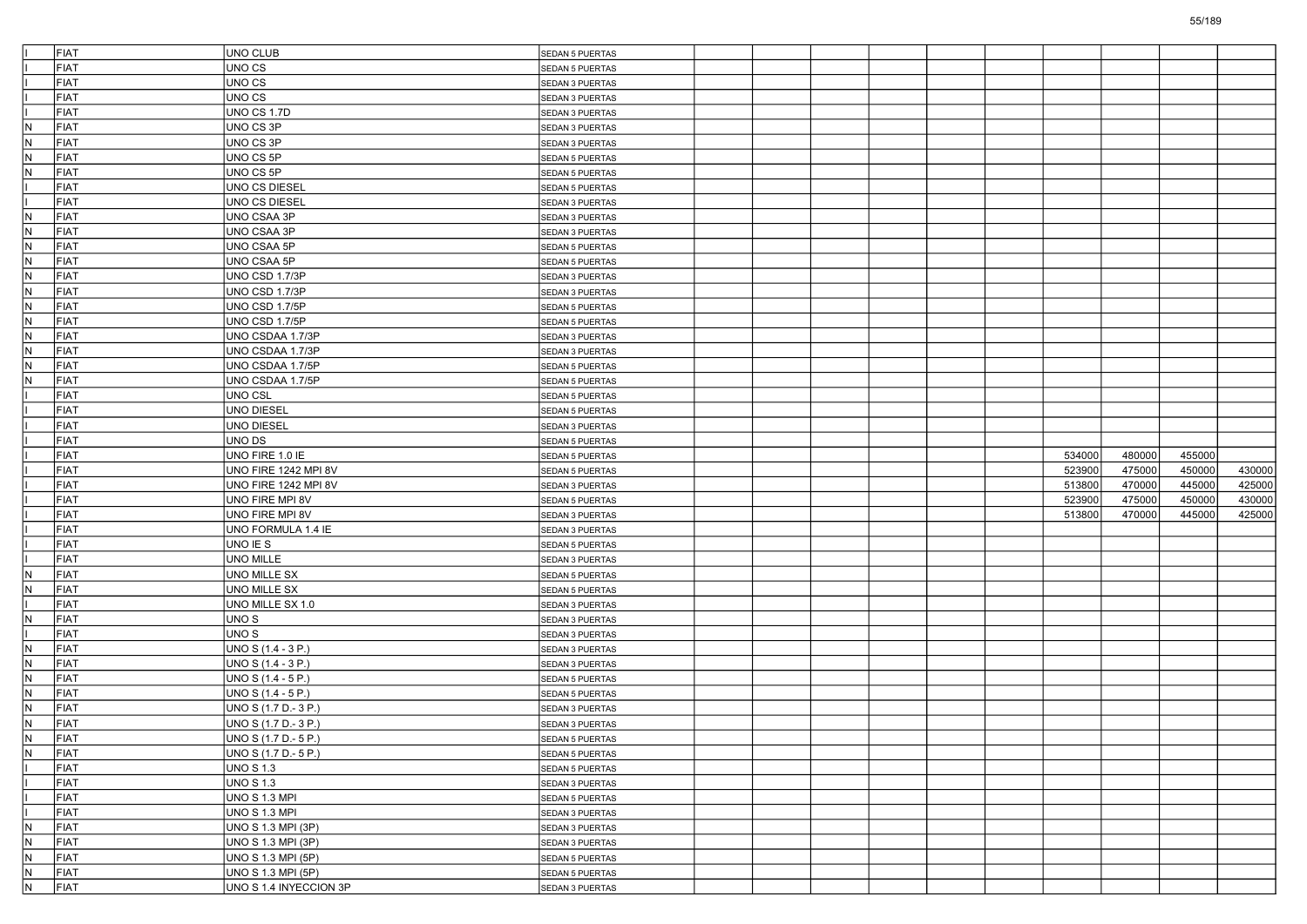| | | | | | | | | | | | | | |
|---|---|---|---|---|---|---|---|---|---|---|---|---|---|
| I | FIAT | UNO CLUB | SEDAN 5 PUERTAS | | | | | | | | | | |
| I | FIAT | UNO CS | SEDAN 5 PUERTAS | | | | | | | | | | |
| I | FIAT | UNO CS | SEDAN 3 PUERTAS | | | | | | | | | | |
| I | FIAT | UNO CS 1.7D | SEDAN 3 PUERTAS | | | | | | | | | | |
| N | FIAT | UNO CS 3P | SEDAN 3 PUERTAS | | | | | | | | | | |
| N | FIAT | UNO CS 3P | SEDAN 3 PUERTAS | | | | | | | | | | |
| N | FIAT | UNO CS 5P | SEDAN 5 PUERTAS | | | | | | | | | | |
| N | FIAT | UNO CS 5P | SEDAN 5 PUERTAS | | | | | | | | | | |
| I | FIAT | UNO CS DIESEL | SEDAN 5 PUERTAS | | | | | | | | | | |
| I | FIAT | UNO CS DIESEL | SEDAN 3 PUERTAS | | | | | | | | | | |
| N | FIAT | UNO CSAA 3P | SEDAN 3 PUERTAS | | | | | | | | | | |
| N | FIAT | UNO CSAA 3P | SEDAN 3 PUERTAS | | | | | | | | | | |
| N | FIAT | UNO CSAA 5P | SEDAN 5 PUERTAS | | | | | | | | | | |
| N | FIAT | UNO CSAA 5P | SEDAN 5 PUERTAS | | | | | | | | | | |
| N | FIAT | UNO CSD 1.7/3P | SEDAN 3 PUERTAS | | | | | | | | | | |
| N | FIAT | UNO CSD 1.7/3P | SEDAN 3 PUERTAS | | | | | | | | | | |
| N | FIAT | UNO CSD 1.7/5P | SEDAN 5 PUERTAS | | | | | | | | | | |
| N | FIAT | UNO CSD 1.7/5P | SEDAN 5 PUERTAS | | | | | | | | | | |
| N | FIAT | UNO CSDAA 1.7/3P | SEDAN 3 PUERTAS | | | | | | | | | | |
| N | FIAT | UNO CSDAA 1.7/3P | SEDAN 3 PUERTAS | | | | | | | | | | |
| N | FIAT | UNO CSDAA 1.7/5P | SEDAN 5 PUERTAS | | | | | | | | | | |
| N | FIAT | UNO CSDAA 1.7/5P | SEDAN 5 PUERTAS | | | | | | | | | | |
| I | FIAT | UNO CSL | SEDAN 5 PUERTAS | | | | | | | | | | |
| I | FIAT | UNO DIESEL | SEDAN 5 PUERTAS | | | | | | | | | | |
| I | FIAT | UNO DIESEL | SEDAN 3 PUERTAS | | | | | | | | | | |
| I | FIAT | UNO DS | SEDAN 5 PUERTAS | | | | | | | | | | |
| I | FIAT | UNO FIRE 1.0 IE | SEDAN 5 PUERTAS | | | | | | | 534000 | 480000 | 455000 | |
| I | FIAT | UNO FIRE 1242 MPI 8V | SEDAN 5 PUERTAS | | | | | | | 523900 | 475000 | 450000 | 430000 |
| I | FIAT | UNO FIRE 1242 MPI 8V | SEDAN 3 PUERTAS | | | | | | | 513800 | 470000 | 445000 | 425000 |
| I | FIAT | UNO FIRE MPI 8V | SEDAN 5 PUERTAS | | | | | | | 523900 | 475000 | 450000 | 430000 |
| I | FIAT | UNO FIRE MPI 8V | SEDAN 3 PUERTAS | | | | | | | 513800 | 470000 | 445000 | 425000 |
| I | FIAT | UNO FORMULA 1.4 IE | SEDAN 3 PUERTAS | | | | | | | | | | |
| I | FIAT | UNO IE S | SEDAN 5 PUERTAS | | | | | | | | | | |
| I | FIAT | UNO MILLE | SEDAN 3 PUERTAS | | | | | | | | | | |
| N | FIAT | UNO MILLE SX | SEDAN 5 PUERTAS | | | | | | | | | | |
| N | FIAT | UNO MILLE SX | SEDAN 5 PUERTAS | | | | | | | | | | |
| I | FIAT | UNO MILLE SX 1.0 | SEDAN 3 PUERTAS | | | | | | | | | | |
| N | FIAT | UNO S | SEDAN 3 PUERTAS | | | | | | | | | | |
| I | FIAT | UNO S | SEDAN 3 PUERTAS | | | | | | | | | | |
| N | FIAT | UNO S (1.4 - 3 P.) | SEDAN 3 PUERTAS | | | | | | | | | | |
| N | FIAT | UNO S (1.4 - 3 P.) | SEDAN 3 PUERTAS | | | | | | | | | | |
| N | FIAT | UNO S (1.4 - 5 P.) | SEDAN 5 PUERTAS | | | | | | | | | | |
| N | FIAT | UNO S (1.4 - 5 P.) | SEDAN 5 PUERTAS | | | | | | | | | | |
| N | FIAT | UNO S (1.7 D.- 3 P.) | SEDAN 3 PUERTAS | | | | | | | | | | |
| N | FIAT | UNO S (1.7 D.- 3 P.) | SEDAN 3 PUERTAS | | | | | | | | | | |
| N | FIAT | UNO S (1.7 D.- 5 P.) | SEDAN 5 PUERTAS | | | | | | | | | | |
| N | FIAT | UNO S (1.7 D.- 5 P.) | SEDAN 5 PUERTAS | | | | | | | | | | |
| I | FIAT | UNO S 1.3 | SEDAN 5 PUERTAS | | | | | | | | | | |
| I | FIAT | UNO S 1.3 | SEDAN 3 PUERTAS | | | | | | | | | | |
| I | FIAT | UNO S 1.3 MPI | SEDAN 5 PUERTAS | | | | | | | | | | |
| I | FIAT | UNO S 1.3 MPI | SEDAN 3 PUERTAS | | | | | | | | | | |
| N | FIAT | UNO S 1.3 MPI (3P) | SEDAN 3 PUERTAS | | | | | | | | | | |
| N | FIAT | UNO S 1.3 MPI (3P) | SEDAN 3 PUERTAS | | | | | | | | | | |
| N | FIAT | UNO S 1.3 MPI (5P) | SEDAN 5 PUERTAS | | | | | | | | | | |
| N | FIAT | UNO S 1.3 MPI (5P) | SEDAN 5 PUERTAS | | | | | | | | | | |
| N | FIAT | UNO S 1.4 INYECCION 3P | SEDAN 3 PUERTAS | | | | | | | | | | |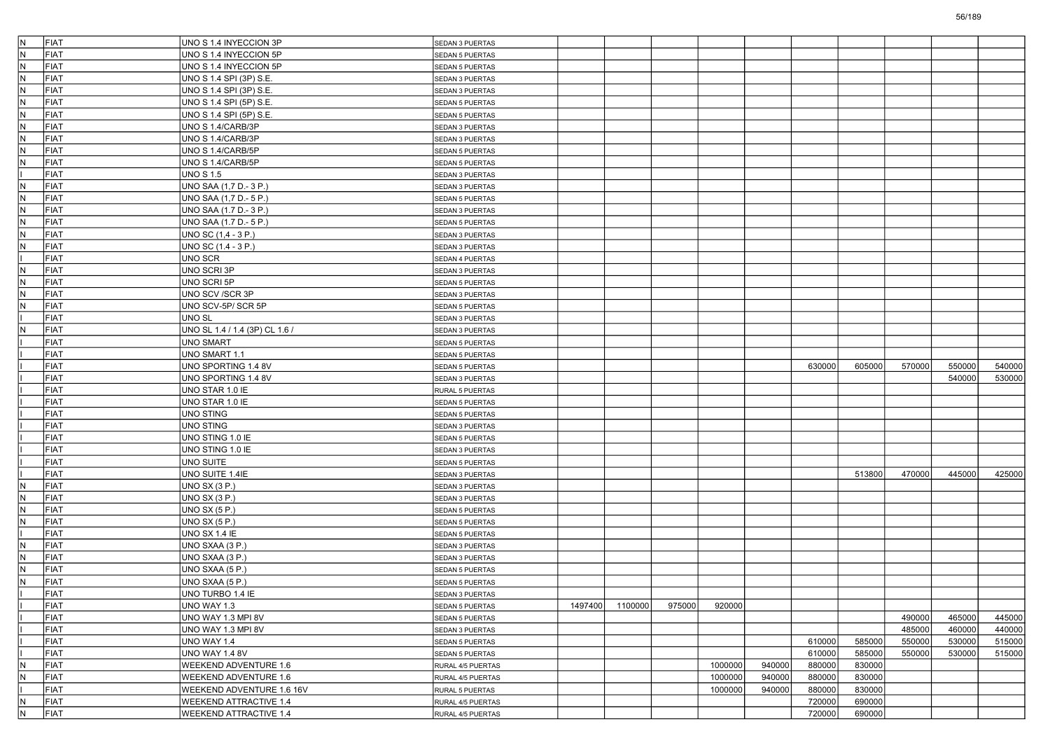| | | | | | | | | | | | | | |
|---|---|---|---|---|---|---|---|---|---|---|---|---|---|
| N | FIAT | UNO S 1.4 INYECCION 3P | SEDAN 3 PUERTAS | | | | | | | | | | |
| N | FIAT | UNO S 1.4 INYECCION 5P | SEDAN 5 PUERTAS | | | | | | | | | | |
| N | FIAT | UNO S 1.4 INYECCION 5P | SEDAN 5 PUERTAS | | | | | | | | | | |
| N | FIAT | UNO S 1.4 SPI (3P) S.E. | SEDAN 3 PUERTAS | | | | | | | | | | |
| N | FIAT | UNO S 1.4 SPI (3P) S.E. | SEDAN 3 PUERTAS | | | | | | | | | | |
| N | FIAT | UNO S 1.4 SPI (5P) S.E. | SEDAN 5 PUERTAS | | | | | | | | | | |
| N | FIAT | UNO S 1.4 SPI (5P) S.E. | SEDAN 5 PUERTAS | | | | | | | | | | |
| N | FIAT | UNO S 1.4/CARB/3P | SEDAN 3 PUERTAS | | | | | | | | | | |
| N | FIAT | UNO S 1.4/CARB/3P | SEDAN 3 PUERTAS | | | | | | | | | | |
| N | FIAT | UNO S 1.4/CARB/5P | SEDAN 5 PUERTAS | | | | | | | | | | |
| N | FIAT | UNO S 1.4/CARB/5P | SEDAN 5 PUERTAS | | | | | | | | | | |
| I | FIAT | UNO S 1.5 | SEDAN 3 PUERTAS | | | | | | | | | | |
| N | FIAT | UNO SAA (1,7 D.- 3 P.) | SEDAN 3 PUERTAS | | | | | | | | | | |
| N | FIAT | UNO SAA (1,7 D.- 5 P.) | SEDAN 5 PUERTAS | | | | | | | | | | |
| N | FIAT | UNO SAA (1.7 D.- 3 P.) | SEDAN 3 PUERTAS | | | | | | | | | | |
| N | FIAT | UNO SAA (1.7 D.- 5 P.) | SEDAN 5 PUERTAS | | | | | | | | | | |
| N | FIAT | UNO SC (1,4 - 3 P.) | SEDAN 3 PUERTAS | | | | | | | | | | |
| N | FIAT | UNO SC (1.4 - 3 P.) | SEDAN 3 PUERTAS | | | | | | | | | | |
| I | FIAT | UNO SCR | SEDAN 4 PUERTAS | | | | | | | | | | |
| N | FIAT | UNO SCRI 3P | SEDAN 3 PUERTAS | | | | | | | | | | |
| N | FIAT | UNO SCRI 5P | SEDAN 5 PUERTAS | | | | | | | | | | |
| N | FIAT | UNO SCV /SCR 3P | SEDAN 3 PUERTAS | | | | | | | | | | |
| N | FIAT | UNO SCV-5P/ SCR 5P | SEDAN 5 PUERTAS | | | | | | | | | | |
| I | FIAT | UNO SL | SEDAN 3 PUERTAS | | | | | | | | | | |
| N | FIAT | UNO SL 1.4 / 1.4 (3P) CL 1.6 / | SEDAN 3 PUERTAS | | | | | | | | | | |
| I | FIAT | UNO SMART | SEDAN 5 PUERTAS | | | | | | | | | | |
| I | FIAT | UNO SMART 1.1 | SEDAN 5 PUERTAS | | | | | | | | | | |
| I | FIAT | UNO SPORTING 1.4 8V | SEDAN 5 PUERTAS | | | | | | 630000 | 605000 | 570000 | 550000 | 540000 |
| I | FIAT | UNO SPORTING 1.4 8V | SEDAN 3 PUERTAS | | | | | | | | | 540000 | 530000 |
| I | FIAT | UNO STAR 1.0 IE | RURAL 5 PUERTAS | | | | | | | | | | |
| I | FIAT | UNO STAR 1.0 IE | SEDAN 5 PUERTAS | | | | | | | | | | |
| I | FIAT | UNO STING | SEDAN 5 PUERTAS | | | | | | | | | | |
| I | FIAT | UNO STING | SEDAN 3 PUERTAS | | | | | | | | | | |
| I | FIAT | UNO STING 1.0 IE | SEDAN 5 PUERTAS | | | | | | | | | | |
| I | FIAT | UNO STING 1.0 IE | SEDAN 3 PUERTAS | | | | | | | | | | |
| I | FIAT | UNO SUITE | SEDAN 5 PUERTAS | | | | | | | | | | |
| I | FIAT | UNO SUITE 1.4IE | SEDAN 3 PUERTAS | | | | | | | 513800 | 470000 | 445000 | 425000 |
| N | FIAT | UNO SX (3 P.) | SEDAN 3 PUERTAS | | | | | | | | | | |
| N | FIAT | UNO SX (3 P.) | SEDAN 3 PUERTAS | | | | | | | | | | |
| N | FIAT | UNO SX (5 P.) | SEDAN 5 PUERTAS | | | | | | | | | | |
| N | FIAT | UNO SX (5 P.) | SEDAN 5 PUERTAS | | | | | | | | | | |
| I | FIAT | UNO SX 1.4 IE | SEDAN 5 PUERTAS | | | | | | | | | | |
| N | FIAT | UNO SXAA (3 P.) | SEDAN 3 PUERTAS | | | | | | | | | | |
| N | FIAT | UNO SXAA (3 P.) | SEDAN 3 PUERTAS | | | | | | | | | | |
| N | FIAT | UNO SXAA (5 P.) | SEDAN 5 PUERTAS | | | | | | | | | | |
| N | FIAT | UNO SXAA (5 P.) | SEDAN 5 PUERTAS | | | | | | | | | | |
| I | FIAT | UNO TURBO 1.4 IE | SEDAN 3 PUERTAS | | | | | | | | | | |
| I | FIAT | UNO WAY 1.3 | SEDAN 5 PUERTAS | 1497400 | 1100000 | 975000 | 920000 | | | | | | |
| I | FIAT | UNO WAY 1.3 MPI 8V | SEDAN 5 PUERTAS | | | | | | | | 490000 | 465000 | 445000 |
| I | FIAT | UNO WAY 1.3 MPI 8V | SEDAN 3 PUERTAS | | | | | | | | 485000 | 460000 | 440000 |
| I | FIAT | UNO WAY 1.4 | SEDAN 5 PUERTAS | | | | | | 610000 | 585000 | 550000 | 530000 | 515000 |
| I | FIAT | UNO WAY 1.4 8V | SEDAN 5 PUERTAS | | | | | | 610000 | 585000 | 550000 | 530000 | 515000 |
| N | FIAT | WEEKEND ADVENTURE 1.6 | RURAL 4/5 PUERTAS | | | | 1000000 | 940000 | 880000 | 830000 | | | |
| N | FIAT | WEEKEND ADVENTURE 1.6 | RURAL 4/5 PUERTAS | | | | 1000000 | 940000 | 880000 | 830000 | | | |
| I | FIAT | WEEKEND ADVENTURE 1.6 16V | RURAL 5 PUERTAS | | | | 1000000 | 940000 | 880000 | 830000 | | | |
| N | FIAT | WEEKEND ATTRACTIVE 1.4 | RURAL 4/5 PUERTAS | | | | | | 720000 | 690000 | | | |
| N | FIAT | WEEKEND ATTRACTIVE 1.4 | RURAL 4/5 PUERTAS | | | | | | 720000 | 690000 | | | |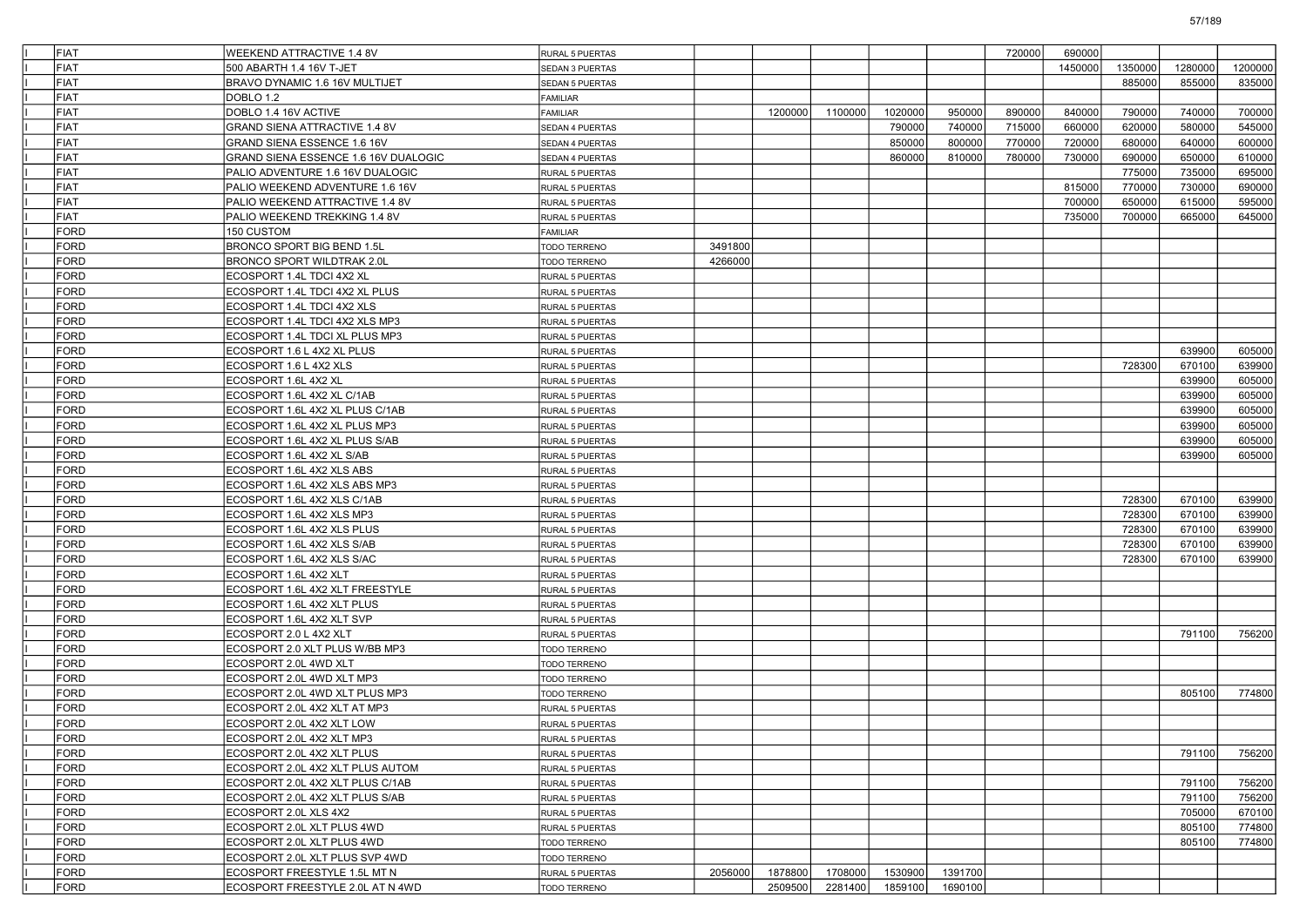| | | | | | | | | | | | | | |
|---|---|---|---|---|---|---|---|---|---|---|---|---|---|
| I | FIAT | WEEKEND ATTRACTIVE 1.4 8V | RURAL 5 PUERTAS | | | | | | 720000 | 690000 | | | |
| I | FIAT | 500 ABARTH 1.4 16V T-JET | SEDAN 3 PUERTAS | | | | | | | 1450000 | 1350000 | 1280000 | 1200000 |
| I | FIAT | BRAVO DYNAMIC 1.6 16V MULTIJET | SEDAN 5 PUERTAS | | | | | | | | 885000 | 855000 | 835000 |
| I | FIAT | DOBLO 1.2 | FAMILIAR | | | | | | | | | | |
| I | FIAT | DOBLO 1.4 16V ACTIVE | FAMILIAR | | 1200000 | 1100000 | 1020000 | 950000 | 890000 | 840000 | 790000 | 740000 | 700000 |
| I | FIAT | GRAND SIENA ATTRACTIVE 1.4 8V | SEDAN 4 PUERTAS | | | | 790000 | 740000 | 715000 | 660000 | 620000 | 580000 | 545000 |
| I | FIAT | GRAND SIENA ESSENCE 1.6 16V | SEDAN 4 PUERTAS | | | | 850000 | 800000 | 770000 | 720000 | 680000 | 640000 | 600000 |
| I | FIAT | GRAND SIENA ESSENCE 1.6 16V DUALOGIC | SEDAN 4 PUERTAS | | | | 860000 | 810000 | 780000 | 730000 | 690000 | 650000 | 610000 |
| I | FIAT | PALIO ADVENTURE 1.6 16V DUALOGIC | RURAL 5 PUERTAS | | | | | | | | 775000 | 735000 | 695000 |
| I | FIAT | PALIO WEEKEND ADVENTURE 1.6 16V | RURAL 5 PUERTAS | | | | | | | 815000 | 770000 | 730000 | 690000 |
| I | FIAT | PALIO WEEKEND ATTRACTIVE 1.4 8V | RURAL 5 PUERTAS | | | | | | | 700000 | 650000 | 615000 | 595000 |
| I | FIAT | PALIO WEEKEND TREKKING 1.4 8V | RURAL 5 PUERTAS | | | | | | | 735000 | 700000 | 665000 | 645000 |
| I | FORD | 150 CUSTOM | FAMILIAR | | | | | | | | | | |
| I | FORD | BRONCO SPORT BIG BEND 1.5L | TODO TERRENO | 3491800 | | | | | | | | | |
| I | FORD | BRONCO SPORT WILDTRAK 2.0L | TODO TERRENO | 4266000 | | | | | | | | | |
| I | FORD | ECOSPORT 1.4L TDCI 4X2 XL | RURAL 5 PUERTAS | | | | | | | | | | |
| I | FORD | ECOSPORT 1.4L TDCI 4X2 XL PLUS | RURAL 5 PUERTAS | | | | | | | | | | |
| I | FORD | ECOSPORT 1.4L TDCI 4X2 XLS | RURAL 5 PUERTAS | | | | | | | | | | |
| I | FORD | ECOSPORT 1.4L TDCI 4X2 XLS MP3 | RURAL 5 PUERTAS | | | | | | | | | | |
| I | FORD | ECOSPORT 1.4L TDCI XL PLUS MP3 | RURAL 5 PUERTAS | | | | | | | | | | |
| I | FORD | ECOSPORT 1.6 L 4X2 XL PLUS | RURAL 5 PUERTAS | | | | | | | | | 639900 | 605000 |
| I | FORD | ECOSPORT 1.6 L 4X2 XLS | RURAL 5 PUERTAS | | | | | | | | 728300 | 670100 | 639900 |
| I | FORD | ECOSPORT 1.6L 4X2 XL | RURAL 5 PUERTAS | | | | | | | | | 639900 | 605000 |
| I | FORD | ECOSPORT 1.6L 4X2 XL C/1AB | RURAL 5 PUERTAS | | | | | | | | | 639900 | 605000 |
| I | FORD | ECOSPORT 1.6L 4X2 XL PLUS C/1AB | RURAL 5 PUERTAS | | | | | | | | | 639900 | 605000 |
| I | FORD | ECOSPORT 1.6L 4X2 XL PLUS MP3 | RURAL 5 PUERTAS | | | | | | | | | 639900 | 605000 |
| I | FORD | ECOSPORT 1.6L 4X2 XL PLUS S/AB | RURAL 5 PUERTAS | | | | | | | | | 639900 | 605000 |
| I | FORD | ECOSPORT 1.6L 4X2 XL S/AB | RURAL 5 PUERTAS | | | | | | | | | 639900 | 605000 |
| I | FORD | ECOSPORT 1.6L 4X2 XLS ABS | RURAL 5 PUERTAS | | | | | | | | | | |
| I | FORD | ECOSPORT 1.6L 4X2 XLS ABS MP3 | RURAL 5 PUERTAS | | | | | | | | | | |
| I | FORD | ECOSPORT 1.6L 4X2 XLS C/1AB | RURAL 5 PUERTAS | | | | | | | | 728300 | 670100 | 639900 |
| I | FORD | ECOSPORT 1.6L 4X2 XLS MP3 | RURAL 5 PUERTAS | | | | | | | | 728300 | 670100 | 639900 |
| I | FORD | ECOSPORT 1.6L 4X2 XLS PLUS | RURAL 5 PUERTAS | | | | | | | | 728300 | 670100 | 639900 |
| I | FORD | ECOSPORT 1.6L 4X2 XLS S/AB | RURAL 5 PUERTAS | | | | | | | | 728300 | 670100 | 639900 |
| I | FORD | ECOSPORT 1.6L 4X2 XLS S/AC | RURAL 5 PUERTAS | | | | | | | | 728300 | 670100 | 639900 |
| I | FORD | ECOSPORT 1.6L 4X2 XLT | RURAL 5 PUERTAS | | | | | | | | | | |
| I | FORD | ECOSPORT 1.6L 4X2 XLT FREESTYLE | RURAL 5 PUERTAS | | | | | | | | | | |
| I | FORD | ECOSPORT 1.6L 4X2 XLT PLUS | RURAL 5 PUERTAS | | | | | | | | | | |
| I | FORD | ECOSPORT 1.6L 4X2 XLT SVP | RURAL 5 PUERTAS | | | | | | | | | | |
| I | FORD | ECOSPORT 2.0 L 4X2 XLT | RURAL 5 PUERTAS | | | | | | | | | 791100 | 756200 |
| I | FORD | ECOSPORT 2.0 XLT PLUS W/BB MP3 | TODO TERRENO | | | | | | | | | | |
| I | FORD | ECOSPORT 2.0L 4WD XLT | TODO TERRENO | | | | | | | | | | |
| I | FORD | ECOSPORT 2.0L 4WD XLT MP3 | TODO TERRENO | | | | | | | | | | |
| I | FORD | ECOSPORT 2.0L 4WD XLT PLUS MP3 | TODO TERRENO | | | | | | | | | 805100 | 774800 |
| I | FORD | ECOSPORT 2.0L 4X2 XLT AT MP3 | RURAL 5 PUERTAS | | | | | | | | | | |
| I | FORD | ECOSPORT 2.0L 4X2 XLT LOW | RURAL 5 PUERTAS | | | | | | | | | | |
| I | FORD | ECOSPORT 2.0L 4X2 XLT MP3 | RURAL 5 PUERTAS | | | | | | | | | | |
| I | FORD | ECOSPORT 2.0L 4X2 XLT PLUS | RURAL 5 PUERTAS | | | | | | | | | 791100 | 756200 |
| I | FORD | ECOSPORT 2.0L 4X2 XLT PLUS AUTOM | RURAL 5 PUERTAS | | | | | | | | | | |
| I | FORD | ECOSPORT 2.0L 4X2 XLT PLUS C/1AB | RURAL 5 PUERTAS | | | | | | | | | 791100 | 756200 |
| I | FORD | ECOSPORT 2.0L 4X2 XLT PLUS S/AB | RURAL 5 PUERTAS | | | | | | | | | 791100 | 756200 |
| I | FORD | ECOSPORT 2.0L XLS 4X2 | RURAL 5 PUERTAS | | | | | | | | | 705000 | 670100 |
| I | FORD | ECOSPORT 2.0L XLT PLUS 4WD | RURAL 5 PUERTAS | | | | | | | | | 805100 | 774800 |
| I | FORD | ECOSPORT 2.0L XLT PLUS 4WD | TODO TERRENO | | | | | | | | | 805100 | 774800 |
| I | FORD | ECOSPORT 2.0L XLT PLUS SVP 4WD | TODO TERRENO | | | | | | | | | | |
| I | FORD | ECOSPORT FREESTYLE 1.5L MT N | RURAL 5 PUERTAS | 2056000 | 1878800 | 1708000 | 1530900 | 1391700 | | | | | |
| I | FORD | ECOSPORT FREESTYLE 2.0L AT N 4WD | TODO TERRENO | | 2509500 | 2281400 | 1859100 | 1690100 | | | | | |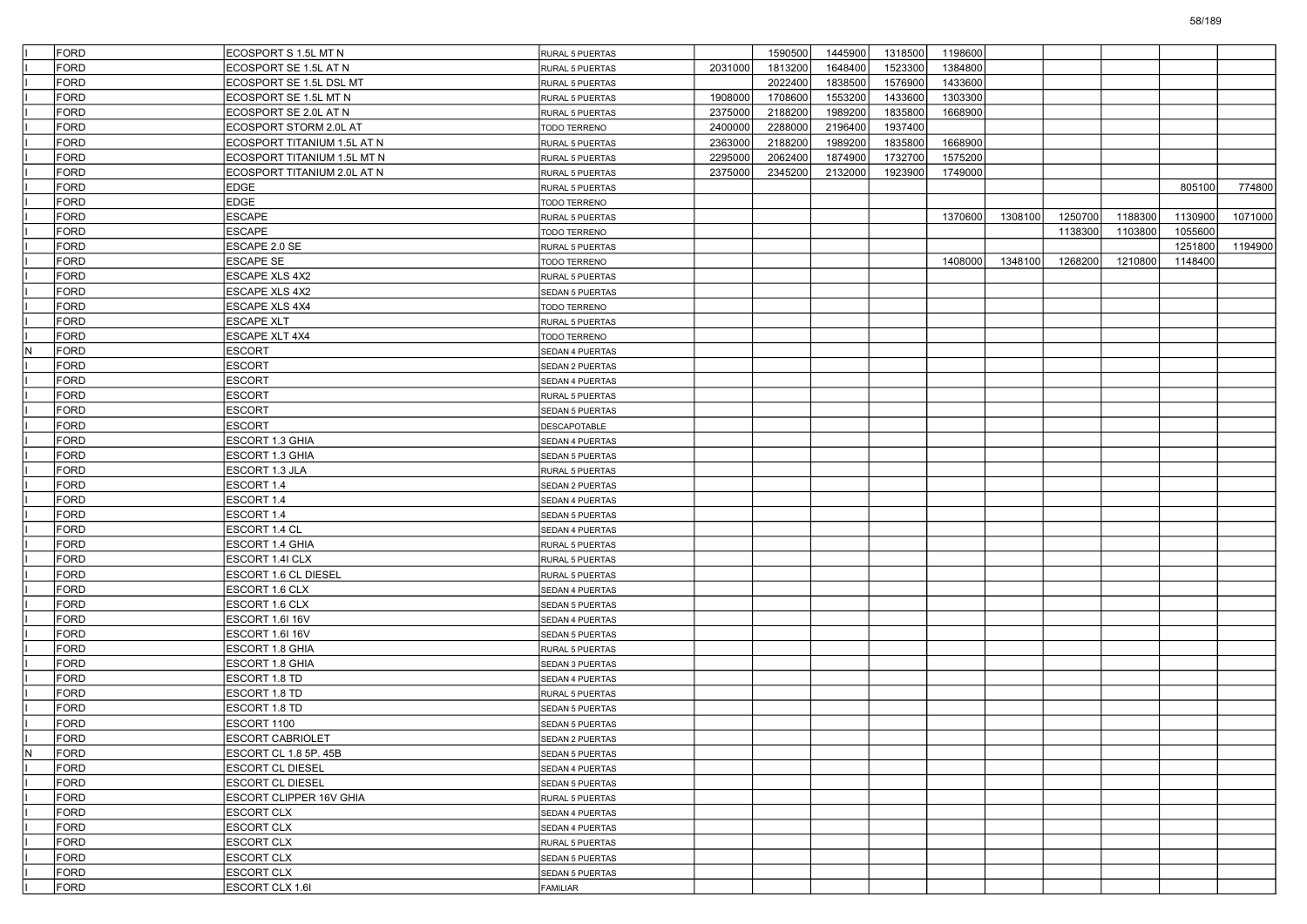| | | | | | | | | | | | | | |
|---|---|---|---|---|---|---|---|---|---|---|---|---|---|
| I | FORD | ECOSPORT S 1.5L MT N | RURAL 5 PUERTAS | | 1590500 | 1445900 | 1318500 | 1198600 | | | | | |
| I | FORD | ECOSPORT SE 1.5L AT N | RURAL 5 PUERTAS | 2031000 | 1813200 | 1648400 | 1523300 | 1384800 | | | | | |
| I | FORD | ECOSPORT SE 1.5L DSL MT | RURAL 5 PUERTAS | | 2022400 | 1838500 | 1576900 | 1433600 | | | | | |
| I | FORD | ECOSPORT SE 1.5L MT N | RURAL 5 PUERTAS | 1908000 | 1708600 | 1553200 | 1433600 | 1303300 | | | | | |
| I | FORD | ECOSPORT SE 2.0L AT N | RURAL 5 PUERTAS | 2375000 | 2188200 | 1989200 | 1835800 | 1668900 | | | | | |
| I | FORD | ECOSPORT STORM 2.0L AT | TODO TERRENO | 2400000 | 2288000 | 2196400 | 1937400 | | | | | | |
| I | FORD | ECOSPORT TITANIUM 1.5L AT N | RURAL 5 PUERTAS | 2363000 | 2188200 | 1989200 | 1835800 | 1668900 | | | | | |
| I | FORD | ECOSPORT TITANIUM 1.5L MT N | RURAL 5 PUERTAS | 2295000 | 2062400 | 1874900 | 1732700 | 1575200 | | | | | |
| I | FORD | ECOSPORT TITANIUM 2.0L AT N | RURAL 5 PUERTAS | 2375000 | 2345200 | 2132000 | 1923900 | 1749000 | | | | | |
| I | FORD | EDGE | RURAL 5 PUERTAS | | | | | | | | | 805100 | 774800 |
| I | FORD | EDGE | TODO TERRENO | | | | | | | | | | |
| I | FORD | ESCAPE | RURAL 5 PUERTAS | | | | | 1370600 | 1308100 | 1250700 | 1188300 | 1130900 | 1071000 |
| I | FORD | ESCAPE | TODO TERRENO | | | | | | | 1138300 | 1103800 | 1055600 | |
| I | FORD | ESCAPE 2.0 SE | RURAL 5 PUERTAS | | | | | | | | | 1251800 | 1194900 |
| I | FORD | ESCAPE SE | TODO TERRENO | | | | | 1408000 | 1348100 | 1268200 | 1210800 | 1148400 | |
| I | FORD | ESCAPE XLS 4X2 | RURAL 5 PUERTAS | | | | | | | | | | |
| I | FORD | ESCAPE XLS 4X2 | SEDAN 5 PUERTAS | | | | | | | | | | |
| I | FORD | ESCAPE XLS 4X4 | TODO TERRENO | | | | | | | | | | |
| I | FORD | ESCAPE XLT | RURAL 5 PUERTAS | | | | | | | | | | |
| I | FORD | ESCAPE XLT 4X4 | TODO TERRENO | | | | | | | | | | |
| N | FORD | ESCORT | SEDAN 4 PUERTAS | | | | | | | | | | |
| I | FORD | ESCORT | SEDAN 2 PUERTAS | | | | | | | | | | |
| I | FORD | ESCORT | SEDAN 4 PUERTAS | | | | | | | | | | |
| I | FORD | ESCORT | RURAL 5 PUERTAS | | | | | | | | | | |
| I | FORD | ESCORT | SEDAN 5 PUERTAS | | | | | | | | | | |
| I | FORD | ESCORT | DESCAPOTABLE | | | | | | | | | | |
| I | FORD | ESCORT 1.3 GHIA | SEDAN 4 PUERTAS | | | | | | | | | | |
| I | FORD | ESCORT 1.3 GHIA | SEDAN 5 PUERTAS | | | | | | | | | | |
| I | FORD | ESCORT 1.3 JLA | RURAL 5 PUERTAS | | | | | | | | | | |
| I | FORD | ESCORT 1.4 | SEDAN 2 PUERTAS | | | | | | | | | | |
| I | FORD | ESCORT 1.4 | SEDAN 4 PUERTAS | | | | | | | | | | |
| I | FORD | ESCORT 1.4 | SEDAN 5 PUERTAS | | | | | | | | | | |
| I | FORD | ESCORT 1.4 CL | SEDAN 4 PUERTAS | | | | | | | | | | |
| I | FORD | ESCORT 1.4 GHIA | RURAL 5 PUERTAS | | | | | | | | | | |
| I | FORD | ESCORT 1.4I CLX | RURAL 5 PUERTAS | | | | | | | | | | |
| I | FORD | ESCORT 1.6 CL DIESEL | RURAL 5 PUERTAS | | | | | | | | | | |
| I | FORD | ESCORT 1.6 CLX | SEDAN 4 PUERTAS | | | | | | | | | | |
| I | FORD | ESCORT 1.6 CLX | SEDAN 5 PUERTAS | | | | | | | | | | |
| I | FORD | ESCORT 1.6I 16V | SEDAN 4 PUERTAS | | | | | | | | | | |
| I | FORD | ESCORT 1.6I 16V | SEDAN 5 PUERTAS | | | | | | | | | | |
| I | FORD | ESCORT 1.8 GHIA | RURAL 5 PUERTAS | | | | | | | | | | |
| I | FORD | ESCORT 1.8 GHIA | SEDAN 3 PUERTAS | | | | | | | | | | |
| I | FORD | ESCORT 1.8 TD | SEDAN 4 PUERTAS | | | | | | | | | | |
| I | FORD | ESCORT 1.8 TD | RURAL 5 PUERTAS | | | | | | | | | | |
| I | FORD | ESCORT 1.8 TD | SEDAN 5 PUERTAS | | | | | | | | | | |
| I | FORD | ESCORT 1100 | SEDAN 5 PUERTAS | | | | | | | | | | |
| I | FORD | ESCORT CABRIOLET | SEDAN 2 PUERTAS | | | | | | | | | | |
| N | FORD | ESCORT CL 1.8 5P. 45B | SEDAN 5 PUERTAS | | | | | | | | | | |
| I | FORD | ESCORT CL DIESEL | SEDAN 4 PUERTAS | | | | | | | | | | |
| I | FORD | ESCORT CL DIESEL | SEDAN 5 PUERTAS | | | | | | | | | | |
| I | FORD | ESCORT CLIPPER 16V GHIA | RURAL 5 PUERTAS | | | | | | | | | | |
| I | FORD | ESCORT CLX | SEDAN 4 PUERTAS | | | | | | | | | | |
| I | FORD | ESCORT CLX | SEDAN 4 PUERTAS | | | | | | | | | | |
| I | FORD | ESCORT CLX | RURAL 5 PUERTAS | | | | | | | | | | |
| I | FORD | ESCORT CLX | SEDAN 5 PUERTAS | | | | | | | | | | |
| I | FORD | ESCORT CLX | SEDAN 5 PUERTAS | | | | | | | | | | |
| I | FORD | ESCORT CLX 1.6I | FAMILIAR | | | | | | | | | | |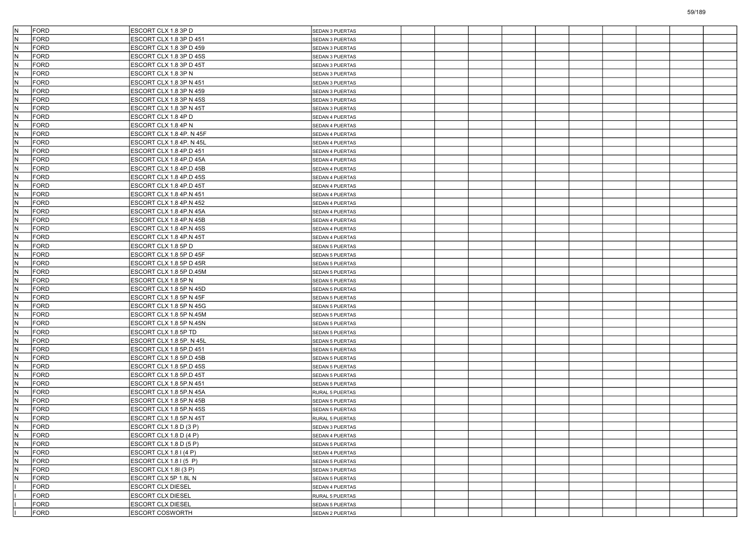| | | | | | | | | | | | | | |
|---|---|---|---|---|---|---|---|---|---|---|---|---|---|
| N | FORD | ESCORT CLX 1.8 3P D | SEDAN 3 PUERTAS | | | | | | | | | | |
| N | FORD | ESCORT CLX 1.8 3P D 451 | SEDAN 3 PUERTAS | | | | | | | | | | |
| N | FORD | ESCORT CLX 1.8 3P D 459 | SEDAN 3 PUERTAS | | | | | | | | | | |
| N | FORD | ESCORT CLX 1.8 3P D 45S | SEDAN 3 PUERTAS | | | | | | | | | | |
| N | FORD | ESCORT CLX 1.8 3P D 45T | SEDAN 3 PUERTAS | | | | | | | | | | |
| N | FORD | ESCORT CLX 1.8 3P N | SEDAN 3 PUERTAS | | | | | | | | | | |
| N | FORD | ESCORT CLX 1.8 3P N 451 | SEDAN 3 PUERTAS | | | | | | | | | | |
| N | FORD | ESCORT CLX 1.8 3P N 459 | SEDAN 3 PUERTAS | | | | | | | | | | |
| N | FORD | ESCORT CLX 1.8 3P N 45S | SEDAN 3 PUERTAS | | | | | | | | | | |
| N | FORD | ESCORT CLX 1.8 3P N 45T | SEDAN 3 PUERTAS | | | | | | | | | | |
| N | FORD | ESCORT CLX 1.8 4P D | SEDAN 4 PUERTAS | | | | | | | | | | |
| N | FORD | ESCORT CLX 1.8 4P N | SEDAN 4 PUERTAS | | | | | | | | | | |
| N | FORD | ESCORT CLX 1.8 4P. N 45F | SEDAN 4 PUERTAS | | | | | | | | | | |
| N | FORD | ESCORT CLX 1.8 4P. N 45L | SEDAN 4 PUERTAS | | | | | | | | | | |
| N | FORD | ESCORT CLX 1.8 4P.D 451 | SEDAN 4 PUERTAS | | | | | | | | | | |
| N | FORD | ESCORT CLX 1.8 4P.D 45A | SEDAN 4 PUERTAS | | | | | | | | | | |
| N | FORD | ESCORT CLX 1.8 4P.D 45B | SEDAN 4 PUERTAS | | | | | | | | | | |
| N | FORD | ESCORT CLX 1.8 4P.D 45S | SEDAN 4 PUERTAS | | | | | | | | | | |
| N | FORD | ESCORT CLX 1.8 4P.D 45T | SEDAN 4 PUERTAS | | | | | | | | | | |
| N | FORD | ESCORT CLX 1.8 4P.N 451 | SEDAN 4 PUERTAS | | | | | | | | | | |
| N | FORD | ESCORT CLX 1.8 4P.N 452 | SEDAN 4 PUERTAS | | | | | | | | | | |
| N | FORD | ESCORT CLX 1.8 4P.N 45A | SEDAN 4 PUERTAS | | | | | | | | | | |
| N | FORD | ESCORT CLX 1.8 4P.N 45B | SEDAN 4 PUERTAS | | | | | | | | | | |
| N | FORD | ESCORT CLX 1.8 4P.N 45S | SEDAN 4 PUERTAS | | | | | | | | | | |
| N | FORD | ESCORT CLX 1.8 4P.N 45T | SEDAN 4 PUERTAS | | | | | | | | | | |
| N | FORD | ESCORT CLX 1.8 5P D | SEDAN 5 PUERTAS | | | | | | | | | | |
| N | FORD | ESCORT CLX 1.8 5P D 45F | SEDAN 5 PUERTAS | | | | | | | | | | |
| N | FORD | ESCORT CLX 1.8 5P D 45R | SEDAN 5 PUERTAS | | | | | | | | | | |
| N | FORD | ESCORT CLX 1.8 5P D.45M | SEDAN 5 PUERTAS | | | | | | | | | | |
| N | FORD | ESCORT CLX 1.8 5P N | SEDAN 5 PUERTAS | | | | | | | | | | |
| N | FORD | ESCORT CLX 1.8 5P N 45D | SEDAN 5 PUERTAS | | | | | | | | | | |
| N | FORD | ESCORT CLX 1.8 5P N 45F | SEDAN 5 PUERTAS | | | | | | | | | | |
| N | FORD | ESCORT CLX 1.8 5P N 45G | SEDAN 5 PUERTAS | | | | | | | | | | |
| N | FORD | ESCORT CLX 1.8 5P N.45M | SEDAN 5 PUERTAS | | | | | | | | | | |
| N | FORD | ESCORT CLX 1.8 5P N.45N | SEDAN 5 PUERTAS | | | | | | | | | | |
| N | FORD | ESCORT CLX 1.8 5P TD | SEDAN 5 PUERTAS | | | | | | | | | | |
| N | FORD | ESCORT CLX 1.8 5P. N 45L | SEDAN 5 PUERTAS | | | | | | | | | | |
| N | FORD | ESCORT CLX 1.8 5P.D 451 | SEDAN 5 PUERTAS | | | | | | | | | | |
| N | FORD | ESCORT CLX 1.8 5P.D 45B | SEDAN 5 PUERTAS | | | | | | | | | | |
| N | FORD | ESCORT CLX 1.8 5P.D 45S | SEDAN 5 PUERTAS | | | | | | | | | | |
| N | FORD | ESCORT CLX 1.8 5P.D 45T | SEDAN 5 PUERTAS | | | | | | | | | | |
| N | FORD | ESCORT CLX 1.8 5P.N 451 | SEDAN 5 PUERTAS | | | | | | | | | | |
| N | FORD | ESCORT CLX 1.8 5P.N 45A | RURAL 5 PUERTAS | | | | | | | | | | |
| N | FORD | ESCORT CLX 1.8 5P.N 45B | SEDAN 5 PUERTAS | | | | | | | | | | |
| N | FORD | ESCORT CLX 1.8 5P.N 45S | SEDAN 5 PUERTAS | | | | | | | | | | |
| N | FORD | ESCORT CLX 1.8 5P.N 45T | RURAL 5 PUERTAS | | | | | | | | | | |
| N | FORD | ESCORT CLX 1.8 D (3 P) | SEDAN 3 PUERTAS | | | | | | | | | | |
| N | FORD | ESCORT CLX 1.8 D (4 P) | SEDAN 4 PUERTAS | | | | | | | | | | |
| N | FORD | ESCORT CLX 1.8 D (5 P) | SEDAN 5 PUERTAS | | | | | | | | | | |
| N | FORD | ESCORT CLX 1.8 I (4 P) | SEDAN 4 PUERTAS | | | | | | | | | | |
| N | FORD | ESCORT CLX 1.8 I (5  P) | SEDAN 5 PUERTAS | | | | | | | | | | |
| N | FORD | ESCORT CLX 1.8I (3 P) | SEDAN 3 PUERTAS | | | | | | | | | | |
| N | FORD | ESCORT CLX 5P 1.8L N | SEDAN 5 PUERTAS | | | | | | | | | | |
| I | FORD | ESCORT CLX DIESEL | SEDAN 4 PUERTAS | | | | | | | | | | |
| I | FORD | ESCORT CLX DIESEL | RURAL 5 PUERTAS | | | | | | | | | | |
| I | FORD | ESCORT CLX DIESEL | SEDAN 5 PUERTAS | | | | | | | | | | |
| I | FORD | ESCORT COSWORTH | SEDAN 2 PUERTAS | | | | | | | | | | |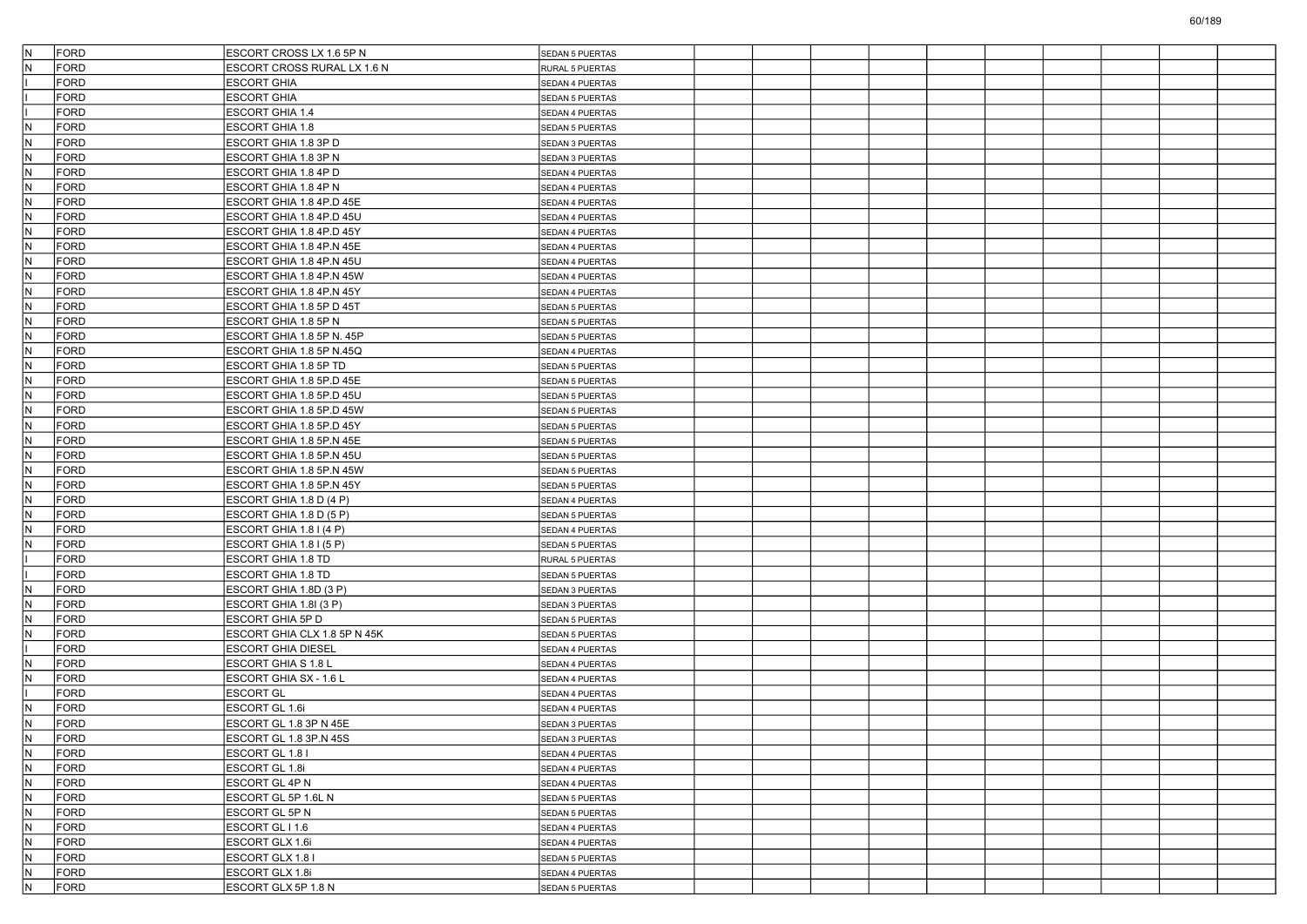| | | | | | | | | | | | | | |
|---|---|---|---|---|---|---|---|---|---|---|---|---|---|
| N | FORD | ESCORT CROSS LX 1.6 5P N | SEDAN 5 PUERTAS | | | | | | | | | | |
| N | FORD | ESCORT CROSS RURAL LX 1.6 N | RURAL 5 PUERTAS | | | | | | | | | | |
| I | FORD | ESCORT GHIA | SEDAN 4 PUERTAS | | | | | | | | | | |
| I | FORD | ESCORT GHIA | SEDAN 5 PUERTAS | | | | | | | | | | |
| I | FORD | ESCORT GHIA 1.4 | SEDAN 4 PUERTAS | | | | | | | | | | |
| N | FORD | ESCORT GHIA 1.8 | SEDAN 5 PUERTAS | | | | | | | | | | |
| N | FORD | ESCORT GHIA 1.8 3P D | SEDAN 3 PUERTAS | | | | | | | | | | |
| N | FORD | ESCORT GHIA 1.8 3P N | SEDAN 3 PUERTAS | | | | | | | | | | |
| N | FORD | ESCORT GHIA 1.8 4P D | SEDAN 4 PUERTAS | | | | | | | | | | |
| N | FORD | ESCORT GHIA 1.8 4P N | SEDAN 4 PUERTAS | | | | | | | | | | |
| N | FORD | ESCORT GHIA 1.8 4P.D 45E | SEDAN 4 PUERTAS | | | | | | | | | | |
| N | FORD | ESCORT GHIA 1.8 4P.D 45U | SEDAN 4 PUERTAS | | | | | | | | | | |
| N | FORD | ESCORT GHIA 1.8 4P.D 45Y | SEDAN 4 PUERTAS | | | | | | | | | | |
| N | FORD | ESCORT GHIA 1.8 4P.N 45E | SEDAN 4 PUERTAS | | | | | | | | | | |
| N | FORD | ESCORT GHIA 1.8 4P.N 45U | SEDAN 4 PUERTAS | | | | | | | | | | |
| N | FORD | ESCORT GHIA 1.8 4P.N 45W | SEDAN 4 PUERTAS | | | | | | | | | | |
| N | FORD | ESCORT GHIA 1.8 4P.N 45Y | SEDAN 4 PUERTAS | | | | | | | | | | |
| N | FORD | ESCORT GHIA 1.8 5P D 45T | SEDAN 5 PUERTAS | | | | | | | | | | |
| N | FORD | ESCORT GHIA 1.8 5P N | SEDAN 5 PUERTAS | | | | | | | | | | |
| N | FORD | ESCORT GHIA 1.8 5P N. 45P | SEDAN 5 PUERTAS | | | | | | | | | | |
| N | FORD | ESCORT GHIA 1.8 5P N.45Q | SEDAN 4 PUERTAS | | | | | | | | | | |
| N | FORD | ESCORT GHIA 1.8 5P TD | SEDAN 5 PUERTAS | | | | | | | | | | |
| N | FORD | ESCORT GHIA 1.8 5P.D 45E | SEDAN 5 PUERTAS | | | | | | | | | | |
| N | FORD | ESCORT GHIA 1.8 5P.D 45U | SEDAN 5 PUERTAS | | | | | | | | | | |
| N | FORD | ESCORT GHIA 1.8 5P.D 45W | SEDAN 5 PUERTAS | | | | | | | | | | |
| N | FORD | ESCORT GHIA 1.8 5P.D 45Y | SEDAN 5 PUERTAS | | | | | | | | | | |
| N | FORD | ESCORT GHIA 1.8 5P.N 45E | SEDAN 5 PUERTAS | | | | | | | | | | |
| N | FORD | ESCORT GHIA 1.8 5P.N 45U | SEDAN 5 PUERTAS | | | | | | | | | | |
| N | FORD | ESCORT GHIA 1.8 5P.N 45W | SEDAN 5 PUERTAS | | | | | | | | | | |
| N | FORD | ESCORT GHIA 1.8 5P.N 45Y | SEDAN 5 PUERTAS | | | | | | | | | | |
| N | FORD | ESCORT GHIA 1.8 D (4 P) | SEDAN 4 PUERTAS | | | | | | | | | | |
| N | FORD | ESCORT GHIA 1.8 D (5 P) | SEDAN 5 PUERTAS | | | | | | | | | | |
| N | FORD | ESCORT GHIA 1.8 I (4 P) | SEDAN 4 PUERTAS | | | | | | | | | | |
| N | FORD | ESCORT GHIA 1.8 I (5 P) | SEDAN 5 PUERTAS | | | | | | | | | | |
| I | FORD | ESCORT GHIA 1.8 TD | RURAL 5 PUERTAS | | | | | | | | | | |
| I | FORD | ESCORT GHIA 1.8 TD | SEDAN 5 PUERTAS | | | | | | | | | | |
| N | FORD | ESCORT GHIA 1.8D (3 P) | SEDAN 3 PUERTAS | | | | | | | | | | |
| N | FORD | ESCORT GHIA 1.8I (3 P) | SEDAN 3 PUERTAS | | | | | | | | | | |
| N | FORD | ESCORT GHIA 5P D | SEDAN 5 PUERTAS | | | | | | | | | | |
| N | FORD | ESCORT GHIA CLX 1.8 5P N 45K | SEDAN 5 PUERTAS | | | | | | | | | | |
| I | FORD | ESCORT GHIA DIESEL | SEDAN 4 PUERTAS | | | | | | | | | | |
| N | FORD | ESCORT GHIA S 1.8 L | SEDAN 4 PUERTAS | | | | | | | | | | |
| N | FORD | ESCORT GHIA SX - 1.6 L | SEDAN 4 PUERTAS | | | | | | | | | | |
| I | FORD | ESCORT GL | SEDAN 4 PUERTAS | | | | | | | | | | |
| N | FORD | ESCORT GL 1.6i | SEDAN 4 PUERTAS | | | | | | | | | | |
| N | FORD | ESCORT GL 1.8 3P N 45E | SEDAN 3 PUERTAS | | | | | | | | | | |
| N | FORD | ESCORT GL 1.8 3P.N 45S | SEDAN 3 PUERTAS | | | | | | | | | | |
| N | FORD | ESCORT GL 1.8 I | SEDAN 4 PUERTAS | | | | | | | | | | |
| N | FORD | ESCORT GL 1.8i | SEDAN 4 PUERTAS | | | | | | | | | | |
| N | FORD | ESCORT GL 4P N | SEDAN 4 PUERTAS | | | | | | | | | | |
| N | FORD | ESCORT GL 5P 1.6L N | SEDAN 5 PUERTAS | | | | | | | | | | |
| N | FORD | ESCORT GL 5P N | SEDAN 5 PUERTAS | | | | | | | | | | |
| N | FORD | ESCORT GL I 1.6 | SEDAN 4 PUERTAS | | | | | | | | | | |
| N | FORD | ESCORT GLX 1.6i | SEDAN 4 PUERTAS | | | | | | | | | | |
| N | FORD | ESCORT GLX 1.8 I | SEDAN 5 PUERTAS | | | | | | | | | | |
| N | FORD | ESCORT GLX 1.8i | SEDAN 4 PUERTAS | | | | | | | | | | |
| N | FORD | ESCORT GLX 5P 1.8 N | SEDAN 5 PUERTAS | | | | | | | | | | |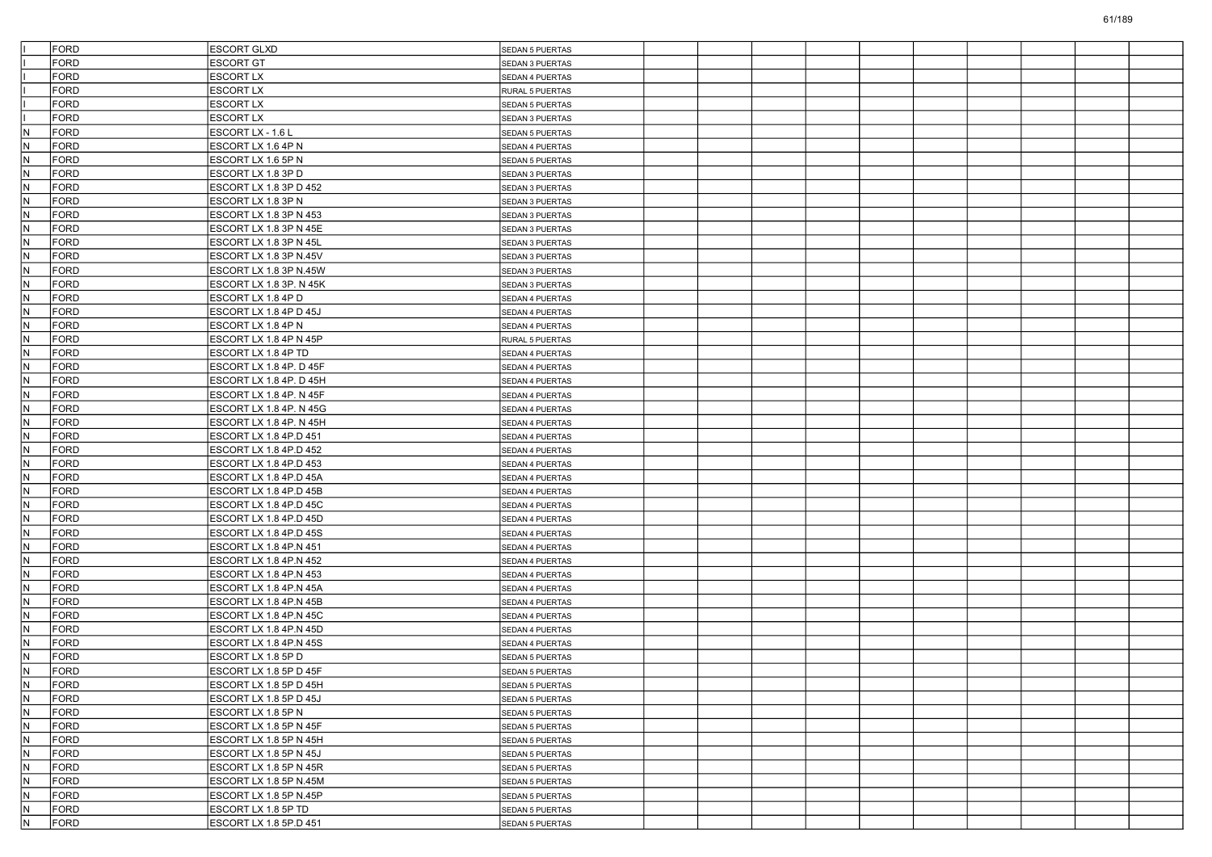| | | | | | | | | | | | | | |
|---|---|---|---|---|---|---|---|---|---|---|---|---|---|
| I | FORD | ESCORT GLXD | SEDAN 5 PUERTAS | | | | | | | | | | |
| I | FORD | ESCORT GT | SEDAN 3 PUERTAS | | | | | | | | | | |
| I | FORD | ESCORT LX | SEDAN 4 PUERTAS | | | | | | | | | | |
| I | FORD | ESCORT LX | RURAL 5 PUERTAS | | | | | | | | | | |
| I | FORD | ESCORT LX | SEDAN 5 PUERTAS | | | | | | | | | | |
| I | FORD | ESCORT LX | SEDAN 3 PUERTAS | | | | | | | | | | |
| N | FORD | ESCORT LX - 1.6 L | SEDAN 5 PUERTAS | | | | | | | | | | |
| N | FORD | ESCORT LX 1.6 4P N | SEDAN 4 PUERTAS | | | | | | | | | | |
| N | FORD | ESCORT LX 1.6 5P N | SEDAN 5 PUERTAS | | | | | | | | | | |
| N | FORD | ESCORT LX 1.8 3P D | SEDAN 3 PUERTAS | | | | | | | | | | |
| N | FORD | ESCORT LX 1.8 3P D 452 | SEDAN 3 PUERTAS | | | | | | | | | | |
| N | FORD | ESCORT LX 1.8 3P N | SEDAN 3 PUERTAS | | | | | | | | | | |
| N | FORD | ESCORT LX 1.8 3P N 453 | SEDAN 3 PUERTAS | | | | | | | | | | |
| N | FORD | ESCORT LX 1.8 3P N 45E | SEDAN 3 PUERTAS | | | | | | | | | | |
| N | FORD | ESCORT LX 1.8 3P N 45L | SEDAN 3 PUERTAS | | | | | | | | | | |
| N | FORD | ESCORT LX 1.8 3P N.45V | SEDAN 3 PUERTAS | | | | | | | | | | |
| N | FORD | ESCORT LX 1.8 3P N.45W | SEDAN 3 PUERTAS | | | | | | | | | | |
| N | FORD | ESCORT LX 1.8 3P. N 45K | SEDAN 3 PUERTAS | | | | | | | | | | |
| N | FORD | ESCORT LX 1.8 4P D | SEDAN 4 PUERTAS | | | | | | | | | | |
| N | FORD | ESCORT LX 1.8 4P D 45J | SEDAN 4 PUERTAS | | | | | | | | | | |
| N | FORD | ESCORT LX 1.8 4P N | SEDAN 4 PUERTAS | | | | | | | | | | |
| N | FORD | ESCORT LX 1.8 4P N 45P | RURAL 5 PUERTAS | | | | | | | | | | |
| N | FORD | ESCORT LX 1.8 4P TD | SEDAN 4 PUERTAS | | | | | | | | | | |
| N | FORD | ESCORT LX 1.8 4P. D 45F | SEDAN 4 PUERTAS | | | | | | | | | | |
| N | FORD | ESCORT LX 1.8 4P. D 45H | SEDAN 4 PUERTAS | | | | | | | | | | |
| N | FORD | ESCORT LX 1.8 4P. N 45F | SEDAN 4 PUERTAS | | | | | | | | | | |
| N | FORD | ESCORT LX 1.8 4P. N 45G | SEDAN 4 PUERTAS | | | | | | | | | | |
| N | FORD | ESCORT LX 1.8 4P. N 45H | SEDAN 4 PUERTAS | | | | | | | | | | |
| N | FORD | ESCORT LX 1.8 4P.D 451 | SEDAN 4 PUERTAS | | | | | | | | | | |
| N | FORD | ESCORT LX 1.8 4P.D 452 | SEDAN 4 PUERTAS | | | | | | | | | | |
| N | FORD | ESCORT LX 1.8 4P.D 453 | SEDAN 4 PUERTAS | | | | | | | | | | |
| N | FORD | ESCORT LX 1.8 4P.D 45A | SEDAN 4 PUERTAS | | | | | | | | | | |
| N | FORD | ESCORT LX 1.8 4P.D 45B | SEDAN 4 PUERTAS | | | | | | | | | | |
| N | FORD | ESCORT LX 1.8 4P.D 45C | SEDAN 4 PUERTAS | | | | | | | | | | |
| N | FORD | ESCORT LX 1.8 4P.D 45D | SEDAN 4 PUERTAS | | | | | | | | | | |
| N | FORD | ESCORT LX 1.8 4P.D 45S | SEDAN 4 PUERTAS | | | | | | | | | | |
| N | FORD | ESCORT LX 1.8 4P.N 451 | SEDAN 4 PUERTAS | | | | | | | | | | |
| N | FORD | ESCORT LX 1.8 4P.N 452 | SEDAN 4 PUERTAS | | | | | | | | | | |
| N | FORD | ESCORT LX 1.8 4P.N 453 | SEDAN 4 PUERTAS | | | | | | | | | | |
| N | FORD | ESCORT LX 1.8 4P.N 45A | SEDAN 4 PUERTAS | | | | | | | | | | |
| N | FORD | ESCORT LX 1.8 4P.N 45B | SEDAN 4 PUERTAS | | | | | | | | | | |
| N | FORD | ESCORT LX 1.8 4P.N 45C | SEDAN 4 PUERTAS | | | | | | | | | | |
| N | FORD | ESCORT LX 1.8 4P.N 45D | SEDAN 4 PUERTAS | | | | | | | | | | |
| N | FORD | ESCORT LX 1.8 4P.N 45S | SEDAN 4 PUERTAS | | | | | | | | | | |
| N | FORD | ESCORT LX 1.8 5P D | SEDAN 5 PUERTAS | | | | | | | | | | |
| N | FORD | ESCORT LX 1.8 5P D 45F | SEDAN 5 PUERTAS | | | | | | | | | | |
| N | FORD | ESCORT LX 1.8 5P D 45H | SEDAN 5 PUERTAS | | | | | | | | | | |
| N | FORD | ESCORT LX 1.8 5P D 45J | SEDAN 5 PUERTAS | | | | | | | | | | |
| N | FORD | ESCORT LX 1.8 5P N | SEDAN 5 PUERTAS | | | | | | | | | | |
| N | FORD | ESCORT LX 1.8 5P N 45F | SEDAN 5 PUERTAS | | | | | | | | | | |
| N | FORD | ESCORT LX 1.8 5P N 45H | SEDAN 5 PUERTAS | | | | | | | | | | |
| N | FORD | ESCORT LX 1.8 5P N 45J | SEDAN 5 PUERTAS | | | | | | | | | | |
| N | FORD | ESCORT LX 1.8 5P N 45R | SEDAN 5 PUERTAS | | | | | | | | | | |
| N | FORD | ESCORT LX 1.8 5P N.45M | SEDAN 5 PUERTAS | | | | | | | | | | |
| N | FORD | ESCORT LX 1.8 5P N.45P | SEDAN 5 PUERTAS | | | | | | | | | | |
| N | FORD | ESCORT LX 1.8 5P TD | SEDAN 5 PUERTAS | | | | | | | | | | |
| N | FORD | ESCORT LX 1.8 5P.D 451 | SEDAN 5 PUERTAS | | | | | | | | | | |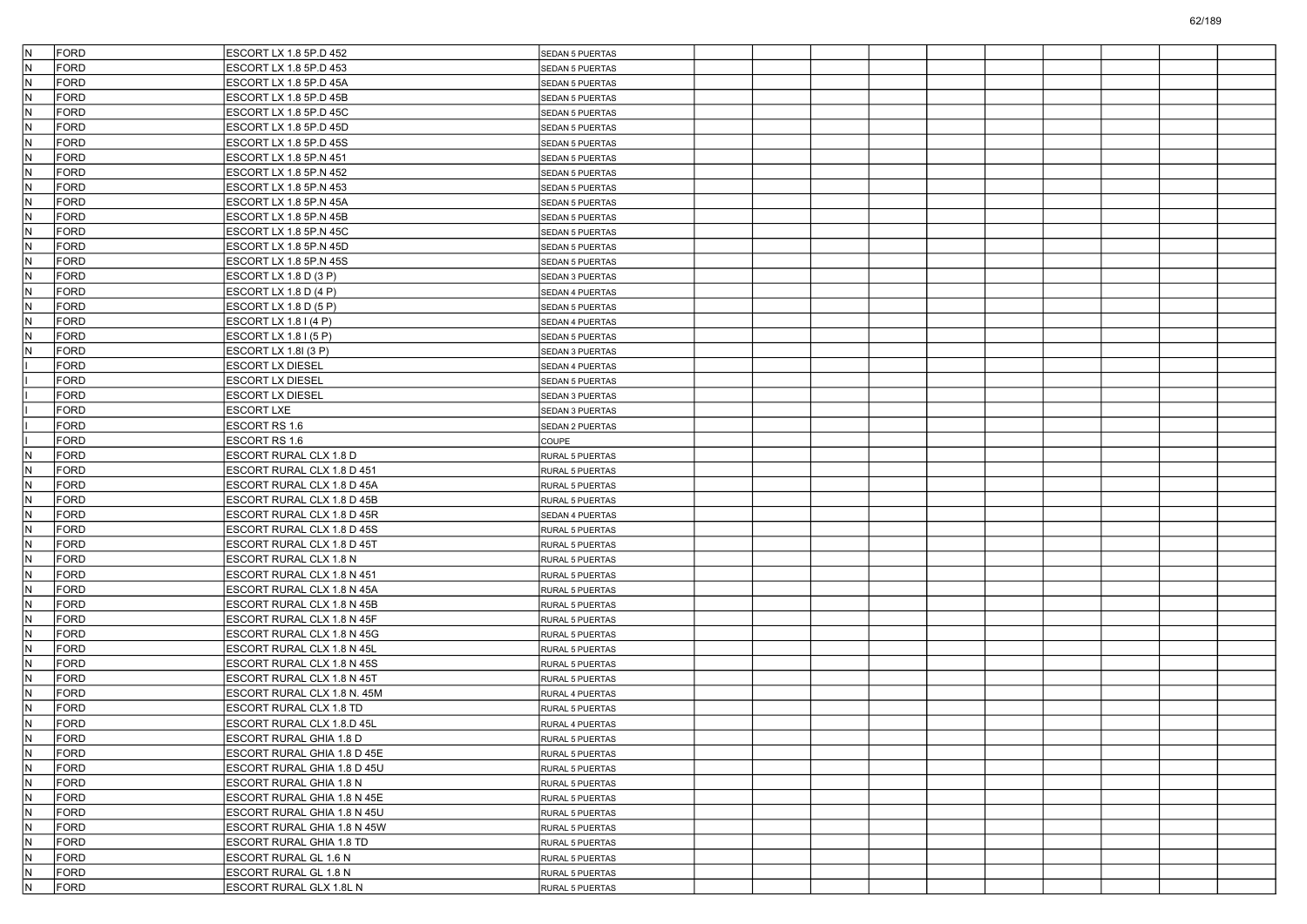| | | | | | | | | | | | | | |
|---|---|---|---|---|---|---|---|---|---|---|---|---|---|
| N | FORD | ESCORT LX 1.8 5P.D 452 | SEDAN 5 PUERTAS | | | | | | | | | | |
| N | FORD | ESCORT LX 1.8 5P.D 453 | SEDAN 5 PUERTAS | | | | | | | | | | |
| N | FORD | ESCORT LX 1.8 5P.D 45A | SEDAN 5 PUERTAS | | | | | | | | | | |
| N | FORD | ESCORT LX 1.8 5P.D 45B | SEDAN 5 PUERTAS | | | | | | | | | | |
| N | FORD | ESCORT LX 1.8 5P.D 45C | SEDAN 5 PUERTAS | | | | | | | | | | |
| N | FORD | ESCORT LX 1.8 5P.D 45D | SEDAN 5 PUERTAS | | | | | | | | | | |
| N | FORD | ESCORT LX 1.8 5P.D 45S | SEDAN 5 PUERTAS | | | | | | | | | | |
| N | FORD | ESCORT LX 1.8 5P.N 451 | SEDAN 5 PUERTAS | | | | | | | | | | |
| N | FORD | ESCORT LX 1.8 5P.N 452 | SEDAN 5 PUERTAS | | | | | | | | | | |
| N | FORD | ESCORT LX 1.8 5P.N 453 | SEDAN 5 PUERTAS | | | | | | | | | | |
| N | FORD | ESCORT LX 1.8 5P.N 45A | SEDAN 5 PUERTAS | | | | | | | | | | |
| N | FORD | ESCORT LX 1.8 5P.N 45B | SEDAN 5 PUERTAS | | | | | | | | | | |
| N | FORD | ESCORT LX 1.8 5P.N 45C | SEDAN 5 PUERTAS | | | | | | | | | | |
| N | FORD | ESCORT LX 1.8 5P.N 45D | SEDAN 5 PUERTAS | | | | | | | | | | |
| N | FORD | ESCORT LX 1.8 5P.N 45S | SEDAN 5 PUERTAS | | | | | | | | | | |
| N | FORD | ESCORT LX 1.8 D (3 P) | SEDAN 3 PUERTAS | | | | | | | | | | |
| N | FORD | ESCORT LX 1.8 D (4 P) | SEDAN 4 PUERTAS | | | | | | | | | | |
| N | FORD | ESCORT LX 1.8 D (5 P) | SEDAN 5 PUERTAS | | | | | | | | | | |
| N | FORD | ESCORT LX 1.8 I (4 P) | SEDAN 4 PUERTAS | | | | | | | | | | |
| N | FORD | ESCORT LX 1.8 I (5 P) | SEDAN 5 PUERTAS | | | | | | | | | | |
| N | FORD | ESCORT LX 1.8I (3 P) | SEDAN 3 PUERTAS | | | | | | | | | | |
| I | FORD | ESCORT LX DIESEL | SEDAN 4 PUERTAS | | | | | | | | | | |
| I | FORD | ESCORT LX DIESEL | SEDAN 5 PUERTAS | | | | | | | | | | |
| I | FORD | ESCORT LX DIESEL | SEDAN 3 PUERTAS | | | | | | | | | | |
| I | FORD | ESCORT LXE | SEDAN 3 PUERTAS | | | | | | | | | | |
| I | FORD | ESCORT RS 1.6 | SEDAN 2 PUERTAS | | | | | | | | | | |
| I | FORD | ESCORT RS 1.6 | COUPE | | | | | | | | | | |
| N | FORD | ESCORT RURAL CLX 1.8 D | RURAL 5 PUERTAS | | | | | | | | | | |
| N | FORD | ESCORT RURAL CLX 1.8 D 451 | RURAL 5 PUERTAS | | | | | | | | | | |
| N | FORD | ESCORT RURAL CLX 1.8 D 45A | RURAL 5 PUERTAS | | | | | | | | | | |
| N | FORD | ESCORT RURAL CLX 1.8 D 45B | RURAL 5 PUERTAS | | | | | | | | | | |
| N | FORD | ESCORT RURAL CLX 1.8 D 45R | SEDAN 4 PUERTAS | | | | | | | | | | |
| N | FORD | ESCORT RURAL CLX 1.8 D 45S | RURAL 5 PUERTAS | | | | | | | | | | |
| N | FORD | ESCORT RURAL CLX 1.8 D 45T | RURAL 5 PUERTAS | | | | | | | | | | |
| N | FORD | ESCORT RURAL CLX 1.8 N | RURAL 5 PUERTAS | | | | | | | | | | |
| N | FORD | ESCORT RURAL CLX 1.8 N 451 | RURAL 5 PUERTAS | | | | | | | | | | |
| N | FORD | ESCORT RURAL CLX 1.8 N 45A | RURAL 5 PUERTAS | | | | | | | | | | |
| N | FORD | ESCORT RURAL CLX 1.8 N 45B | RURAL 5 PUERTAS | | | | | | | | | | |
| N | FORD | ESCORT RURAL CLX 1.8 N 45F | RURAL 5 PUERTAS | | | | | | | | | | |
| N | FORD | ESCORT RURAL CLX 1.8 N 45G | RURAL 5 PUERTAS | | | | | | | | | | |
| N | FORD | ESCORT RURAL CLX 1.8 N 45L | RURAL 5 PUERTAS | | | | | | | | | | |
| N | FORD | ESCORT RURAL CLX 1.8 N 45S | RURAL 5 PUERTAS | | | | | | | | | | |
| N | FORD | ESCORT RURAL CLX 1.8 N 45T | RURAL 5 PUERTAS | | | | | | | | | | |
| N | FORD | ESCORT RURAL CLX 1.8 N. 45M | RURAL 4 PUERTAS | | | | | | | | | | |
| N | FORD | ESCORT RURAL CLX 1.8 TD | RURAL 5 PUERTAS | | | | | | | | | | |
| N | FORD | ESCORT RURAL CLX 1.8.D 45L | RURAL 4 PUERTAS | | | | | | | | | | |
| N | FORD | ESCORT RURAL GHIA 1.8 D | RURAL 5 PUERTAS | | | | | | | | | | |
| N | FORD | ESCORT RURAL GHIA 1.8 D 45E | RURAL 5 PUERTAS | | | | | | | | | | |
| N | FORD | ESCORT RURAL GHIA 1.8 D 45U | RURAL 5 PUERTAS | | | | | | | | | | |
| N | FORD | ESCORT RURAL GHIA 1.8 N | RURAL 5 PUERTAS | | | | | | | | | | |
| N | FORD | ESCORT RURAL GHIA 1.8 N 45E | RURAL 5 PUERTAS | | | | | | | | | | |
| N | FORD | ESCORT RURAL GHIA 1.8 N 45U | RURAL 5 PUERTAS | | | | | | | | | | |
| N | FORD | ESCORT RURAL GHIA 1.8 N 45W | RURAL 5 PUERTAS | | | | | | | | | | |
| N | FORD | ESCORT RURAL GHIA 1.8 TD | RURAL 5 PUERTAS | | | | | | | | | | |
| N | FORD | ESCORT RURAL GL 1.6 N | RURAL 5 PUERTAS | | | | | | | | | | |
| N | FORD | ESCORT RURAL GL 1.8 N | RURAL 5 PUERTAS | | | | | | | | | | |
| N | FORD | ESCORT RURAL GLX 1.8L N | RURAL 5 PUERTAS | | | | | | | | | | |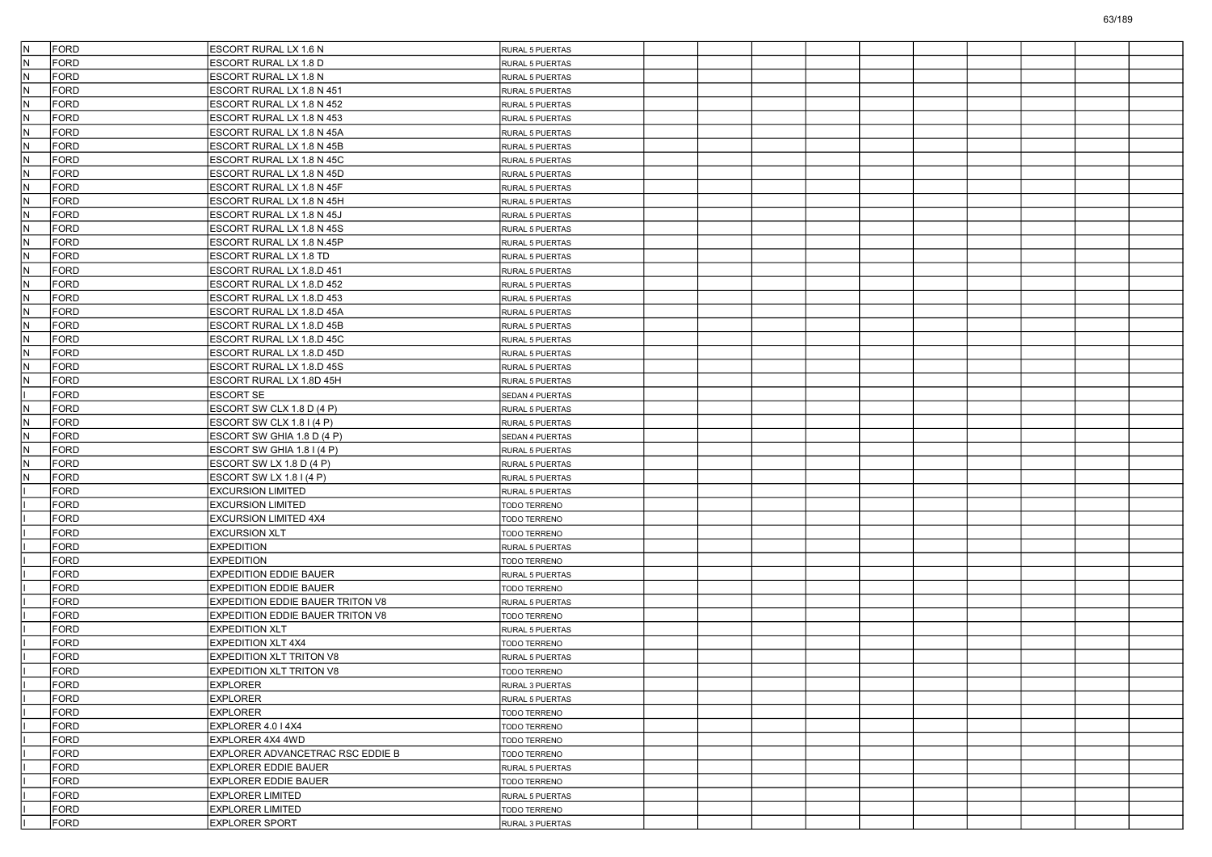| | | | | | | | | | | | | | |
|---|---|---|---|---|---|---|---|---|---|---|---|---|---|
| N | FORD | ESCORT RURAL LX 1.6 N | RURAL 5 PUERTAS | | | | | | | | | | |
| N | FORD | ESCORT RURAL LX 1.8 D | RURAL 5 PUERTAS | | | | | | | | | | |
| N | FORD | ESCORT RURAL LX 1.8 N | RURAL 5 PUERTAS | | | | | | | | | | |
| N | FORD | ESCORT RURAL LX 1.8 N 451 | RURAL 5 PUERTAS | | | | | | | | | | |
| N | FORD | ESCORT RURAL LX 1.8 N 452 | RURAL 5 PUERTAS | | | | | | | | | | |
| N | FORD | ESCORT RURAL LX 1.8 N 453 | RURAL 5 PUERTAS | | | | | | | | | | |
| N | FORD | ESCORT RURAL LX 1.8 N 45A | RURAL 5 PUERTAS | | | | | | | | | | |
| N | FORD | ESCORT RURAL LX 1.8 N 45B | RURAL 5 PUERTAS | | | | | | | | | | |
| N | FORD | ESCORT RURAL LX 1.8 N 45C | RURAL 5 PUERTAS | | | | | | | | | | |
| N | FORD | ESCORT RURAL LX 1.8 N 45D | RURAL 5 PUERTAS | | | | | | | | | | |
| N | FORD | ESCORT RURAL LX 1.8 N 45F | RURAL 5 PUERTAS | | | | | | | | | | |
| N | FORD | ESCORT RURAL LX 1.8 N 45H | RURAL 5 PUERTAS | | | | | | | | | | |
| N | FORD | ESCORT RURAL LX 1.8 N 45J | RURAL 5 PUERTAS | | | | | | | | | | |
| N | FORD | ESCORT RURAL LX 1.8 N 45S | RURAL 5 PUERTAS | | | | | | | | | | |
| N | FORD | ESCORT RURAL LX 1.8 N.45P | RURAL 5 PUERTAS | | | | | | | | | | |
| N | FORD | ESCORT RURAL LX 1.8 TD | RURAL 5 PUERTAS | | | | | | | | | | |
| N | FORD | ESCORT RURAL LX 1.8.D 451 | RURAL 5 PUERTAS | | | | | | | | | | |
| N | FORD | ESCORT RURAL LX 1.8.D 452 | RURAL 5 PUERTAS | | | | | | | | | | |
| N | FORD | ESCORT RURAL LX 1.8.D 453 | RURAL 5 PUERTAS | | | | | | | | | | |
| N | FORD | ESCORT RURAL LX 1.8.D 45A | RURAL 5 PUERTAS | | | | | | | | | | |
| N | FORD | ESCORT RURAL LX 1.8.D 45B | RURAL 5 PUERTAS | | | | | | | | | | |
| N | FORD | ESCORT RURAL LX 1.8.D 45C | RURAL 5 PUERTAS | | | | | | | | | | |
| N | FORD | ESCORT RURAL LX 1.8.D 45D | RURAL 5 PUERTAS | | | | | | | | | | |
| N | FORD | ESCORT RURAL LX 1.8.D 45S | RURAL 5 PUERTAS | | | | | | | | | | |
| N | FORD | ESCORT RURAL LX 1.8D 45H | RURAL 5 PUERTAS | | | | | | | | | | |
| I | FORD | ESCORT SE | SEDAN 4 PUERTAS | | | | | | | | | | |
| N | FORD | ESCORT SW CLX 1.8 D (4 P) | RURAL 5 PUERTAS | | | | | | | | | | |
| N | FORD | ESCORT SW CLX 1.8 I (4 P) | RURAL 5 PUERTAS | | | | | | | | | | |
| N | FORD | ESCORT SW GHIA 1.8 D (4 P) | SEDAN 4 PUERTAS | | | | | | | | | | |
| N | FORD | ESCORT SW GHIA 1.8 I (4 P) | RURAL 5 PUERTAS | | | | | | | | | | |
| N | FORD | ESCORT SW LX 1.8 D (4 P) | RURAL 5 PUERTAS | | | | | | | | | | |
| N | FORD | ESCORT SW LX 1.8 I (4 P) | RURAL 5 PUERTAS | | | | | | | | | | |
| I | FORD | EXCURSION LIMITED | RURAL 5 PUERTAS | | | | | | | | | | |
| I | FORD | EXCURSION LIMITED | TODO TERRENO | | | | | | | | | | |
| I | FORD | EXCURSION LIMITED 4X4 | TODO TERRENO | | | | | | | | | | |
| I | FORD | EXCURSION XLT | TODO TERRENO | | | | | | | | | | |
| I | FORD | EXPEDITION | RURAL 5 PUERTAS | | | | | | | | | | |
| I | FORD | EXPEDITION | TODO TERRENO | | | | | | | | | | |
| I | FORD | EXPEDITION EDDIE BAUER | RURAL 5 PUERTAS | | | | | | | | | | |
| I | FORD | EXPEDITION EDDIE BAUER | TODO TERRENO | | | | | | | | | | |
| I | FORD | EXPEDITION EDDIE BAUER TRITON V8 | RURAL 5 PUERTAS | | | | | | | | | | |
| I | FORD | EXPEDITION EDDIE BAUER TRITON V8 | TODO TERRENO | | | | | | | | | | |
| I | FORD | EXPEDITION XLT | RURAL 5 PUERTAS | | | | | | | | | | |
| I | FORD | EXPEDITION XLT 4X4 | TODO TERRENO | | | | | | | | | | |
| I | FORD | EXPEDITION XLT TRITON V8 | RURAL 5 PUERTAS | | | | | | | | | | |
| I | FORD | EXPEDITION XLT TRITON V8 | TODO TERRENO | | | | | | | | | | |
| I | FORD | EXPLORER | RURAL 3 PUERTAS | | | | | | | | | | |
| I | FORD | EXPLORER | RURAL 5 PUERTAS | | | | | | | | | | |
| I | FORD | EXPLORER | TODO TERRENO | | | | | | | | | | |
| I | FORD | EXPLORER 4.0 I 4X4 | TODO TERRENO | | | | | | | | | | |
| I | FORD | EXPLORER 4X4 4WD | TODO TERRENO | | | | | | | | | | |
| I | FORD | EXPLORER ADVANCETRAC RSC EDDIE B | TODO TERRENO | | | | | | | | | | |
| I | FORD | EXPLORER EDDIE BAUER | RURAL 5 PUERTAS | | | | | | | | | | |
| I | FORD | EXPLORER EDDIE BAUER | TODO TERRENO | | | | | | | | | | |
| I | FORD | EXPLORER LIMITED | RURAL 5 PUERTAS | | | | | | | | | | |
| I | FORD | EXPLORER LIMITED | TODO TERRENO | | | | | | | | | | |
| I | FORD | EXPLORER SPORT | RURAL 3 PUERTAS | | | | | | | | | | |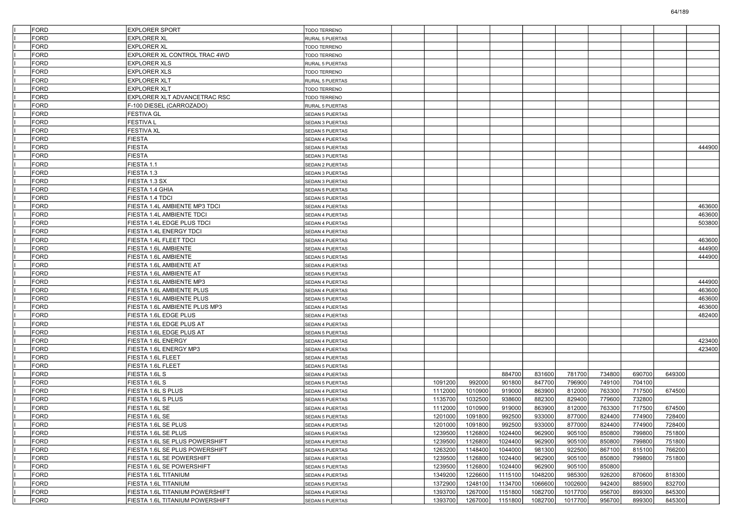| | | | | | | | | | | | | | |
|---|---|---|---|---|---|---|---|---|---|---|---|---|---|
| I | FORD | EXPLORER SPORT | TODO TERRENO | | | | | | | | | | |
| I | FORD | EXPLORER XL | RURAL 5 PUERTAS | | | | | | | | | | |
| I | FORD | EXPLORER XL | TODO TERRENO | | | | | | | | | | |
| I | FORD | EXPLORER XL CONTROL TRAC 4WD | TODO TERRENO | | | | | | | | | | |
| I | FORD | EXPLORER XLS | RURAL 5 PUERTAS | | | | | | | | | | |
| I | FORD | EXPLORER XLS | TODO TERRENO | | | | | | | | | | |
| I | FORD | EXPLORER XLT | RURAL 5 PUERTAS | | | | | | | | | | |
| I | FORD | EXPLORER XLT | TODO TERRENO | | | | | | | | | | |
| I | FORD | EXPLORER XLT ADVANCETRAC RSC | TODO TERRENO | | | | | | | | | | |
| I | FORD | F-100 DIESEL (CARROZADO) | RURAL 5 PUERTAS | | | | | | | | | | |
| I | FORD | FESTIVA GL | SEDAN 5 PUERTAS | | | | | | | | | | |
| I | FORD | FESTIVA L | SEDAN 3 PUERTAS | | | | | | | | | | |
| I | FORD | FESTIVA XL | SEDAN 5 PUERTAS | | | | | | | | | | |
| I | FORD | FIESTA | SEDAN 4 PUERTAS | | | | | | | | | | |
| I | FORD | FIESTA | SEDAN 5 PUERTAS | | | | | | | | | | 444900 |
| I | FORD | FIESTA | SEDAN 3 PUERTAS | | | | | | | | | | |
| I | FORD | FIESTA 1.1 | SEDAN 2 PUERTAS | | | | | | | | | | |
| I | FORD | FIESTA 1.3 | SEDAN 3 PUERTAS | | | | | | | | | | |
| I | FORD | FIESTA 1.3 SX | SEDAN 3 PUERTAS | | | | | | | | | | |
| I | FORD | FIESTA 1.4 GHIA | SEDAN 5 PUERTAS | | | | | | | | | | |
| I | FORD | FIESTA 1.4 TDCI | SEDAN 5 PUERTAS | | | | | | | | | | |
| I | FORD | FIESTA 1.4L AMBIENTE MP3 TDCI | SEDAN 4 PUERTAS | | | | | | | | | | 463600 |
| I | FORD | FIESTA 1.4L AMBIENTE TDCI | SEDAN 4 PUERTAS | | | | | | | | | | 463600 |
| I | FORD | FIESTA 1.4L EDGE PLUS TDCI | SEDAN 4 PUERTAS | | | | | | | | | | 503800 |
| I | FORD | FIESTA 1.4L ENERGY TDCI | SEDAN 4 PUERTAS | | | | | | | | | | |
| I | FORD | FIESTA 1.4L FLEET TDCI | SEDAN 4 PUERTAS | | | | | | | | | | 463600 |
| I | FORD | FIESTA 1.6L AMBIENTE | SEDAN 4 PUERTAS | | | | | | | | | | 444900 |
| I | FORD | FIESTA 1.6L AMBIENTE | SEDAN 5 PUERTAS | | | | | | | | | | 444900 |
| I | FORD | FIESTA 1.6L AMBIENTE AT | SEDAN 4 PUERTAS | | | | | | | | | | |
| I | FORD | FIESTA 1.6L AMBIENTE AT | SEDAN 5 PUERTAS | | | | | | | | | | |
| I | FORD | FIESTA 1.6L AMBIENTE MP3 | SEDAN 4 PUERTAS | | | | | | | | | | 444900 |
| I | FORD | FIESTA 1.6L AMBIENTE PLUS | SEDAN 4 PUERTAS | | | | | | | | | | 463600 |
| I | FORD | FIESTA 1.6L AMBIENTE PLUS | SEDAN 5 PUERTAS | | | | | | | | | | 463600 |
| I | FORD | FIESTA 1.6L AMBIENTE PLUS MP3 | SEDAN 4 PUERTAS | | | | | | | | | | 463600 |
| I | FORD | FIESTA 1.6L EDGE PLUS | SEDAN 4 PUERTAS | | | | | | | | | | 482400 |
| I | FORD | FIESTA 1.6L EDGE PLUS AT | SEDAN 4 PUERTAS | | | | | | | | | | |
| I | FORD | FIESTA 1.6L EDGE PLUS AT | SEDAN 5 PUERTAS | | | | | | | | | | |
| I | FORD | FIESTA 1.6L ENERGY | SEDAN 4 PUERTAS | | | | | | | | | | 423400 |
| I | FORD | FIESTA 1.6L ENERGY MP3 | SEDAN 4 PUERTAS | | | | | | | | | | 423400 |
| I | FORD | FIESTA 1.6L FLEET | SEDAN 4 PUERTAS | | | | | | | | | | |
| I | FORD | FIESTA 1.6L FLEET | SEDAN 5 PUERTAS | | | | | | | | | | |
| I | FORD | FIESTA 1.6L S | SEDAN 4 PUERTAS | | | | 884700 | 831600 | 781700 | 734800 | 690700 | 649300 | |
| I | FORD | FIESTA 1.6L S | SEDAN 5 PUERTAS | | 1091200 | 992000 | 901800 | 847700 | 796900 | 749100 | 704100 | | |
| I | FORD | FIESTA 1.6L S PLUS | SEDAN 4 PUERTAS | | 1112000 | 1010900 | 919000 | 863900 | 812000 | 763300 | 717500 | 674500 | |
| I | FORD | FIESTA 1.6L S PLUS | SEDAN 5 PUERTAS | | 1135700 | 1032500 | 938600 | 882300 | 829400 | 779600 | 732800 | | |
| I | FORD | FIESTA 1.6L SE | SEDAN 4 PUERTAS | | 1112000 | 1010900 | 919000 | 863900 | 812000 | 763300 | 717500 | 674500 | |
| I | FORD | FIESTA 1.6L SE | SEDAN 5 PUERTAS | | 1201000 | 1091800 | 992500 | 933000 | 877000 | 824400 | 774900 | 728400 | |
| I | FORD | FIESTA 1.6L SE PLUS | SEDAN 4 PUERTAS | | 1201000 | 1091800 | 992500 | 933000 | 877000 | 824400 | 774900 | 728400 | |
| I | FORD | FIESTA 1.6L SE PLUS | SEDAN 5 PUERTAS | | 1239500 | 1126800 | 1024400 | 962900 | 905100 | 850800 | 799800 | 751800 | |
| I | FORD | FIESTA 1.6L SE PLUS POWERSHIFT | SEDAN 4 PUERTAS | | 1239500 | 1126800 | 1024400 | 962900 | 905100 | 850800 | 799800 | 751800 | |
| I | FORD | FIESTA 1.6L SE PLUS POWERSHIFT | SEDAN 5 PUERTAS | | 1263200 | 1148400 | 1044000 | 981300 | 922500 | 867100 | 815100 | 766200 | |
| I | FORD | FIESTA 1.6L SE POWERSHIFT | SEDAN 4 PUERTAS | | 1239500 | 1126800 | 1024400 | 962900 | 905100 | 850800 | 799800 | 751800 | |
| I | FORD | FIESTA 1.6L SE POWERSHIFT | SEDAN 5 PUERTAS | | 1239500 | 1126800 | 1024400 | 962900 | 905100 | 850800 | | | |
| I | FORD | FIESTA 1.6L TITANIUM | SEDAN 4 PUERTAS | | 1349200 | 1226600 | 1115100 | 1048200 | 985300 | 926200 | 870600 | 818300 | |
| I | FORD | FIESTA 1.6L TITANIUM | SEDAN 5 PUERTAS | | 1372900 | 1248100 | 1134700 | 1066600 | 1002600 | 942400 | 885900 | 832700 | |
| I | FORD | FIESTA 1.6L TITANIUM POWERSHIFT | SEDAN 4 PUERTAS | | 1393700 | 1267000 | 1151800 | 1082700 | 1017700 | 956700 | 899300 | 845300 | |
| I | FORD | FIESTA 1.6L TITANIUM POWERSHIFT | SEDAN 5 PUERTAS | | 1393700 | 1267000 | 1151800 | 1082700 | 1017700 | 956700 | 899300 | 845300 | |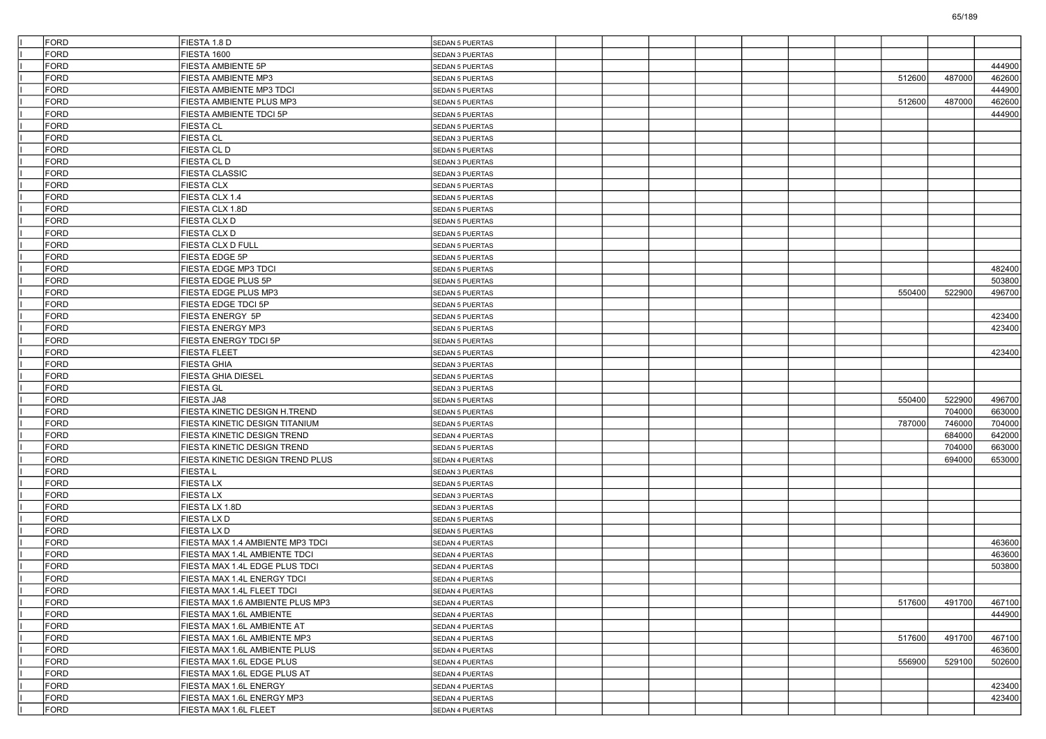| | | | | | | | | | | | | | |
|---|---|---|---|---|---|---|---|---|---|---|---|---|---|
| I | FORD | FIESTA 1.8 D | SEDAN 5 PUERTAS | | | | | | | | | | |
| I | FORD | FIESTA 1600 | SEDAN 3 PUERTAS | | | | | | | | | | |
| I | FORD | FIESTA AMBIENTE 5P | SEDAN 5 PUERTAS | | | | | | | | | | 444900 |
| I | FORD | FIESTA AMBIENTE MP3 | SEDAN 5 PUERTAS | | | | | | | | 512600 | 487000 | 462600 |
| I | FORD | FIESTA AMBIENTE MP3 TDCI | SEDAN 5 PUERTAS | | | | | | | | | | 444900 |
| I | FORD | FIESTA AMBIENTE PLUS MP3 | SEDAN 5 PUERTAS | | | | | | | | 512600 | 487000 | 462600 |
| I | FORD | FIESTA AMBIENTE TDCI 5P | SEDAN 5 PUERTAS | | | | | | | | | | 444900 |
| I | FORD | FIESTA CL | SEDAN 5 PUERTAS | | | | | | | | | | |
| I | FORD | FIESTA CL | SEDAN 3 PUERTAS | | | | | | | | | | |
| I | FORD | FIESTA CL D | SEDAN 5 PUERTAS | | | | | | | | | | |
| I | FORD | FIESTA CL D | SEDAN 3 PUERTAS | | | | | | | | | | |
| I | FORD | FIESTA CLASSIC | SEDAN 3 PUERTAS | | | | | | | | | | |
| I | FORD | FIESTA CLX | SEDAN 5 PUERTAS | | | | | | | | | | |
| I | FORD | FIESTA CLX 1.4 | SEDAN 5 PUERTAS | | | | | | | | | | |
| I | FORD | FIESTA CLX 1.8D | SEDAN 5 PUERTAS | | | | | | | | | | |
| I | FORD | FIESTA CLX D | SEDAN 5 PUERTAS | | | | | | | | | | |
| I | FORD | FIESTA CLX D | SEDAN 5 PUERTAS | | | | | | | | | | |
| I | FORD | FIESTA CLX D FULL | SEDAN 5 PUERTAS | | | | | | | | | | |
| I | FORD | FIESTA EDGE 5P | SEDAN 5 PUERTAS | | | | | | | | | | |
| I | FORD | FIESTA EDGE MP3 TDCI | SEDAN 5 PUERTAS | | | | | | | | | | 482400 |
| I | FORD | FIESTA EDGE PLUS 5P | SEDAN 5 PUERTAS | | | | | | | | | | 503800 |
| I | FORD | FIESTA EDGE PLUS MP3 | SEDAN 5 PUERTAS | | | | | | | | 550400 | 522900 | 496700 |
| I | FORD | FIESTA EDGE TDCI 5P | SEDAN 5 PUERTAS | | | | | | | | | | |
| I | FORD | FIESTA ENERGY 5P | SEDAN 5 PUERTAS | | | | | | | | | | 423400 |
| I | FORD | FIESTA ENERGY MP3 | SEDAN 5 PUERTAS | | | | | | | | | | 423400 |
| I | FORD | FIESTA ENERGY TDCI 5P | SEDAN 5 PUERTAS | | | | | | | | | | |
| I | FORD | FIESTA FLEET | SEDAN 5 PUERTAS | | | | | | | | | | 423400 |
| I | FORD | FIESTA GHIA | SEDAN 3 PUERTAS | | | | | | | | | | |
| I | FORD | FIESTA GHIA DIESEL | SEDAN 5 PUERTAS | | | | | | | | | | |
| I | FORD | FIESTA GL | SEDAN 3 PUERTAS | | | | | | | | | | |
| I | FORD | FIESTA JA8 | SEDAN 5 PUERTAS | | | | | | | | 550400 | 522900 | 496700 |
| I | FORD | FIESTA KINETIC DESIGN H.TREND | SEDAN 5 PUERTAS | | | | | | | | | 704000 | 663000 |
| I | FORD | FIESTA KINETIC DESIGN TITANIUM | SEDAN 5 PUERTAS | | | | | | | | 787000 | 746000 | 704000 |
| I | FORD | FIESTA KINETIC DESIGN TREND | SEDAN 4 PUERTAS | | | | | | | | | 684000 | 642000 |
| I | FORD | FIESTA KINETIC DESIGN TREND | SEDAN 5 PUERTAS | | | | | | | | | 704000 | 663000 |
| I | FORD | FIESTA KINETIC DESIGN TREND PLUS | SEDAN 4 PUERTAS | | | | | | | | | 694000 | 653000 |
| I | FORD | FIESTA L | SEDAN 3 PUERTAS | | | | | | | | | | |
| I | FORD | FIESTA LX | SEDAN 5 PUERTAS | | | | | | | | | | |
| I | FORD | FIESTA LX | SEDAN 3 PUERTAS | | | | | | | | | | |
| I | FORD | FIESTA LX 1.8D | SEDAN 3 PUERTAS | | | | | | | | | | |
| I | FORD | FIESTA LX D | SEDAN 5 PUERTAS | | | | | | | | | | |
| I | FORD | FIESTA LX D | SEDAN 5 PUERTAS | | | | | | | | | | |
| I | FORD | FIESTA MAX 1.4 AMBIENTE MP3 TDCI | SEDAN 4 PUERTAS | | | | | | | | | | 463600 |
| I | FORD | FIESTA MAX 1.4L AMBIENTE TDCI | SEDAN 4 PUERTAS | | | | | | | | | | 463600 |
| I | FORD | FIESTA MAX 1.4L EDGE PLUS TDCI | SEDAN 4 PUERTAS | | | | | | | | | | 503800 |
| I | FORD | FIESTA MAX 1.4L ENERGY TDCI | SEDAN 4 PUERTAS | | | | | | | | | | |
| I | FORD | FIESTA MAX 1.4L FLEET TDCI | SEDAN 4 PUERTAS | | | | | | | | | | |
| I | FORD | FIESTA MAX 1.6 AMBIENTE PLUS MP3 | SEDAN 4 PUERTAS | | | | | | | | 517600 | 491700 | 467100 |
| I | FORD | FIESTA MAX 1.6L AMBIENTE | SEDAN 4 PUERTAS | | | | | | | | | | 444900 |
| I | FORD | FIESTA MAX 1.6L AMBIENTE AT | SEDAN 4 PUERTAS | | | | | | | | | | |
| I | FORD | FIESTA MAX 1.6L AMBIENTE MP3 | SEDAN 4 PUERTAS | | | | | | | | 517600 | 491700 | 467100 |
| I | FORD | FIESTA MAX 1.6L AMBIENTE PLUS | SEDAN 4 PUERTAS | | | | | | | | | | 463600 |
| I | FORD | FIESTA MAX 1.6L EDGE PLUS | SEDAN 4 PUERTAS | | | | | | | | 556900 | 529100 | 502600 |
| I | FORD | FIESTA MAX 1.6L EDGE PLUS AT | SEDAN 4 PUERTAS | | | | | | | | | | |
| I | FORD | FIESTA MAX 1.6L ENERGY | SEDAN 4 PUERTAS | | | | | | | | | | 423400 |
| I | FORD | FIESTA MAX 1.6L ENERGY MP3 | SEDAN 4 PUERTAS | | | | | | | | | | 423400 |
| I | FORD | FIESTA MAX 1.6L FLEET | SEDAN 4 PUERTAS | | | | | | | | | | |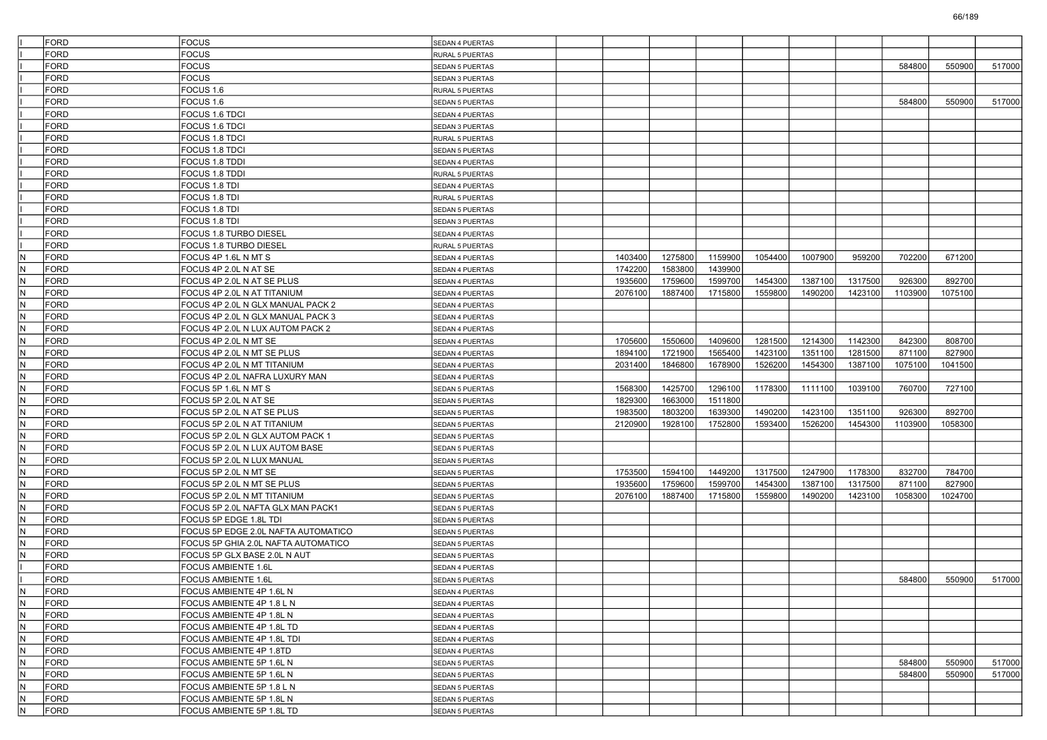| | | | | | | | | | | | | | |
|---|---|---|---|---|---|---|---|---|---|---|---|---|---|
| I | FORD | FOCUS | SEDAN 4 PUERTAS | | | | | | | | | | |
| I | FORD | FOCUS | RURAL 5 PUERTAS | | | | | | | | | | |
| I | FORD | FOCUS | SEDAN 5 PUERTAS | | | | | | | | 584800 | 550900 | 517000 |
| I | FORD | FOCUS | SEDAN 3 PUERTAS | | | | | | | | | | |
| I | FORD | FOCUS 1.6 | RURAL 5 PUERTAS | | | | | | | | | | |
| I | FORD | FOCUS 1.6 | SEDAN 5 PUERTAS | | | | | | | | 584800 | 550900 | 517000 |
| I | FORD | FOCUS 1.6 TDCI | SEDAN 4 PUERTAS | | | | | | | | | | |
| I | FORD | FOCUS 1.6 TDCI | SEDAN 3 PUERTAS | | | | | | | | | | |
| I | FORD | FOCUS 1.8 TDCI | RURAL 5 PUERTAS | | | | | | | | | | |
| I | FORD | FOCUS 1.8 TDCI | SEDAN 5 PUERTAS | | | | | | | | | | |
| I | FORD | FOCUS 1.8 TDDI | SEDAN 4 PUERTAS | | | | | | | | | | |
| I | FORD | FOCUS 1.8 TDDI | RURAL 5 PUERTAS | | | | | | | | | | |
| I | FORD | FOCUS 1.8 TDI | SEDAN 4 PUERTAS | | | | | | | | | | |
| I | FORD | FOCUS 1.8 TDI | RURAL 5 PUERTAS | | | | | | | | | | |
| I | FORD | FOCUS 1.8 TDI | SEDAN 5 PUERTAS | | | | | | | | | | |
| I | FORD | FOCUS 1.8 TDI | SEDAN 3 PUERTAS | | | | | | | | | | |
| I | FORD | FOCUS 1.8 TURBO DIESEL | SEDAN 4 PUERTAS | | | | | | | | | | |
| I | FORD | FOCUS 1.8 TURBO DIESEL | RURAL 5 PUERTAS | | | | | | | | | | |
| N | FORD | FOCUS 4P 1.6L N MT S | SEDAN 4 PUERTAS | | 1403400 | 1275800 | 1159900 | 1054400 | 1007900 | 959200 | 702200 | 671200 | |
| N | FORD | FOCUS 4P 2.0L N AT SE | SEDAN 4 PUERTAS | | 1742200 | 1583800 | 1439900 | | | | | | |
| N | FORD | FOCUS 4P 2.0L N AT SE PLUS | SEDAN 4 PUERTAS | | 1935600 | 1759600 | 1599700 | 1454300 | 1387100 | 1317500 | 926300 | 892700 | |
| N | FORD | FOCUS 4P 2.0L N AT TITANIUM | SEDAN 4 PUERTAS | | 2076100 | 1887400 | 1715800 | 1559800 | 1490200 | 1423100 | 1103900 | 1075100 | |
| N | FORD | FOCUS 4P 2.0L N GLX MANUAL PACK 2 | SEDAN 4 PUERTAS | | | | | | | | | | |
| N | FORD | FOCUS 4P 2.0L N GLX MANUAL PACK 3 | SEDAN 4 PUERTAS | | | | | | | | | | |
| N | FORD | FOCUS 4P 2.0L N LUX AUTOM PACK 2 | SEDAN 4 PUERTAS | | | | | | | | | | |
| N | FORD | FOCUS 4P 2.0L N MT SE | SEDAN 4 PUERTAS | | 1705600 | 1550600 | 1409600 | 1281500 | 1214300 | 1142300 | 842300 | 808700 | |
| N | FORD | FOCUS 4P 2.0L N MT SE PLUS | SEDAN 4 PUERTAS | | 1894100 | 1721900 | 1565400 | 1423100 | 1351100 | 1281500 | 871100 | 827900 | |
| N | FORD | FOCUS 4P 2.0L N MT TITANIUM | SEDAN 4 PUERTAS | | 2031400 | 1846800 | 1678900 | 1526200 | 1454300 | 1387100 | 1075100 | 1041500 | |
| N | FORD | FOCUS 4P 2.0L NAFRA LUXURY MAN | SEDAN 4 PUERTAS | | | | | | | | | | |
| N | FORD | FOCUS 5P 1.6L N MT S | SEDAN 5 PUERTAS | | 1568300 | 1425700 | 1296100 | 1178300 | 1111100 | 1039100 | 760700 | 727100 | |
| N | FORD | FOCUS 5P 2.0L N AT SE | SEDAN 5 PUERTAS | | 1829300 | 1663000 | 1511800 | | | | | | |
| N | FORD | FOCUS 5P 2.0L N AT SE PLUS | SEDAN 5 PUERTAS | | 1983500 | 1803200 | 1639300 | 1490200 | 1423100 | 1351100 | 926300 | 892700 | |
| N | FORD | FOCUS 5P 2.0L N AT TITANIUM | SEDAN 5 PUERTAS | | 2120900 | 1928100 | 1752800 | 1593400 | 1526200 | 1454300 | 1103900 | 1058300 | |
| N | FORD | FOCUS 5P 2.0L N GLX AUTOM PACK 1 | SEDAN 5 PUERTAS | | | | | | | | | | |
| N | FORD | FOCUS 5P 2.0L N LUX AUTOM BASE | SEDAN 5 PUERTAS | | | | | | | | | | |
| N | FORD | FOCUS 5P 2.0L N LUX MANUAL | SEDAN 5 PUERTAS | | | | | | | | | | |
| N | FORD | FOCUS 5P 2.0L N MT SE | SEDAN 5 PUERTAS | | 1753500 | 1594100 | 1449200 | 1317500 | 1247900 | 1178300 | 832700 | 784700 | |
| N | FORD | FOCUS 5P 2.0L N MT SE PLUS | SEDAN 5 PUERTAS | | 1935600 | 1759600 | 1599700 | 1454300 | 1387100 | 1317500 | 871100 | 827900 | |
| N | FORD | FOCUS 5P 2.0L N MT TITANIUM | SEDAN 5 PUERTAS | | 2076100 | 1887400 | 1715800 | 1559800 | 1490200 | 1423100 | 1058300 | 1024700 | |
| N | FORD | FOCUS 5P 2.0L NAFTA GLX MAN PACK1 | SEDAN 5 PUERTAS | | | | | | | | | | |
| N | FORD | FOCUS 5P EDGE 1.8L TDI | SEDAN 5 PUERTAS | | | | | | | | | | |
| N | FORD | FOCUS 5P EDGE 2.0L NAFTA AUTOMATICO | SEDAN 5 PUERTAS | | | | | | | | | | |
| N | FORD | FOCUS 5P GHIA 2.0L NAFTA AUTOMATICO | SEDAN 5 PUERTAS | | | | | | | | | | |
| N | FORD | FOCUS 5P GLX BASE 2.0L N AUT | SEDAN 5 PUERTAS | | | | | | | | | | |
| I | FORD | FOCUS AMBIENTE 1.6L | SEDAN 4 PUERTAS | | | | | | | | | | |
| I | FORD | FOCUS AMBIENTE 1.6L | SEDAN 5 PUERTAS | | | | | | | | 584800 | 550900 | 517000 |
| N | FORD | FOCUS AMBIENTE 4P 1.6L N | SEDAN 4 PUERTAS | | | | | | | | | | |
| N | FORD | FOCUS AMBIENTE 4P 1.8 L N | SEDAN 4 PUERTAS | | | | | | | | | | |
| N | FORD | FOCUS AMBIENTE 4P 1.8L N | SEDAN 4 PUERTAS | | | | | | | | | | |
| N | FORD | FOCUS AMBIENTE 4P 1.8L TD | SEDAN 4 PUERTAS | | | | | | | | | | |
| N | FORD | FOCUS AMBIENTE 4P 1.8L TDI | SEDAN 4 PUERTAS | | | | | | | | | | |
| N | FORD | FOCUS AMBIENTE 4P 1.8TD | SEDAN 4 PUERTAS | | | | | | | | | | |
| N | FORD | FOCUS AMBIENTE 5P 1.6L N | SEDAN 5 PUERTAS | | | | | | | | 584800 | 550900 | 517000 |
| N | FORD | FOCUS AMBIENTE 5P 1.6L N | SEDAN 5 PUERTAS | | | | | | | | 584800 | 550900 | 517000 |
| N | FORD | FOCUS AMBIENTE 5P 1.8 L N | SEDAN 5 PUERTAS | | | | | | | | | | |
| N | FORD | FOCUS AMBIENTE 5P 1.8L N | SEDAN 5 PUERTAS | | | | | | | | | | |
| N | FORD | FOCUS AMBIENTE 5P 1.8L TD | SEDAN 5 PUERTAS | | | | | | | | | | |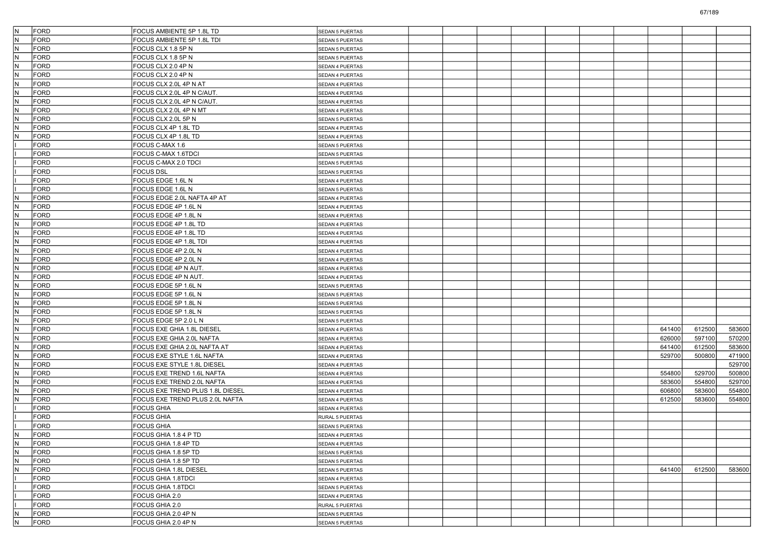| | | | | | | | | | | | | | |
|---|---|---|---|---|---|---|---|---|---|---|---|---|---|
| N | FORD | FOCUS AMBIENTE 5P 1.8L TD | SEDAN 5 PUERTAS | | | | | | | | | | |
| N | FORD | FOCUS AMBIENTE 5P 1.8L TDI | SEDAN 5 PUERTAS | | | | | | | | | | |
| N | FORD | FOCUS CLX 1.8 5P N | SEDAN 5 PUERTAS | | | | | | | | | | |
| N | FORD | FOCUS CLX 1.8 5P N | SEDAN 5 PUERTAS | | | | | | | | | | |
| N | FORD | FOCUS CLX 2.0 4P N | SEDAN 4 PUERTAS | | | | | | | | | | |
| N | FORD | FOCUS CLX 2.0 4P N | SEDAN 4 PUERTAS | | | | | | | | | | |
| N | FORD | FOCUS CLX 2.0L 4P N AT | SEDAN 4 PUERTAS | | | | | | | | | | |
| N | FORD | FOCUS CLX 2.0L 4P N C/AUT. | SEDAN 4 PUERTAS | | | | | | | | | | |
| N | FORD | FOCUS CLX 2.0L 4P N C/AUT. | SEDAN 4 PUERTAS | | | | | | | | | | |
| N | FORD | FOCUS CLX 2.0L 4P N MT | SEDAN 4 PUERTAS | | | | | | | | | | |
| N | FORD | FOCUS CLX 2.0L 5P N | SEDAN 5 PUERTAS | | | | | | | | | | |
| N | FORD | FOCUS CLX 4P 1.8L TD | SEDAN 4 PUERTAS | | | | | | | | | | |
| N | FORD | FOCUS CLX 4P 1.8L TD | SEDAN 4 PUERTAS | | | | | | | | | | |
| I | FORD | FOCUS C-MAX 1.6 | SEDAN 5 PUERTAS | | | | | | | | | | |
| I | FORD | FOCUS C-MAX 1.6TDCI | SEDAN 5 PUERTAS | | | | | | | | | | |
| I | FORD | FOCUS C-MAX 2.0 TDCI | SEDAN 5 PUERTAS | | | | | | | | | | |
| I | FORD | FOCUS DSL | SEDAN 5 PUERTAS | | | | | | | | | | |
| I | FORD | FOCUS EDGE 1.6L N | SEDAN 4 PUERTAS | | | | | | | | | | |
| I | FORD | FOCUS EDGE 1.6L N | SEDAN 5 PUERTAS | | | | | | | | | | |
| N | FORD | FOCUS EDGE 2.0L NAFTA 4P AT | SEDAN 4 PUERTAS | | | | | | | | | | |
| N | FORD | FOCUS EDGE 4P 1.6L N | SEDAN 4 PUERTAS | | | | | | | | | | |
| N | FORD | FOCUS EDGE 4P 1.8L N | SEDAN 4 PUERTAS | | | | | | | | | | |
| N | FORD | FOCUS EDGE 4P 1.8L TD | SEDAN 4 PUERTAS | | | | | | | | | | |
| N | FORD | FOCUS EDGE 4P 1.8L TD | SEDAN 4 PUERTAS | | | | | | | | | | |
| N | FORD | FOCUS EDGE 4P 1.8L TDI | SEDAN 4 PUERTAS | | | | | | | | | | |
| N | FORD | FOCUS EDGE 4P 2.0L N | SEDAN 4 PUERTAS | | | | | | | | | | |
| N | FORD | FOCUS EDGE 4P 2.0L N | SEDAN 4 PUERTAS | | | | | | | | | | |
| N | FORD | FOCUS EDGE 4P N AUT. | SEDAN 4 PUERTAS | | | | | | | | | | |
| N | FORD | FOCUS EDGE 4P N AUT. | SEDAN 4 PUERTAS | | | | | | | | | | |
| N | FORD | FOCUS EDGE 5P 1.6L N | SEDAN 5 PUERTAS | | | | | | | | | | |
| N | FORD | FOCUS EDGE 5P 1.6L N | SEDAN 5 PUERTAS | | | | | | | | | | |
| N | FORD | FOCUS EDGE 5P 1.8L N | SEDAN 5 PUERTAS | | | | | | | | | | |
| N | FORD | FOCUS EDGE 5P 1.8L N | SEDAN 5 PUERTAS | | | | | | | | | | |
| N | FORD | FOCUS EDGE 5P 2.0 L N | SEDAN 5 PUERTAS | | | | | | | | | | |
| N | FORD | FOCUS EXE GHIA 1.8L DIESEL | SEDAN 4 PUERTAS | | | | | | | | 641400 | 612500 | 583600 |
| N | FORD | FOCUS EXE GHIA 2.0L NAFTA | SEDAN 4 PUERTAS | | | | | | | | 626000 | 597100 | 570200 |
| N | FORD | FOCUS EXE GHIA 2.0L NAFTA AT | SEDAN 4 PUERTAS | | | | | | | | 641400 | 612500 | 583600 |
| N | FORD | FOCUS EXE STYLE 1.6L NAFTA | SEDAN 4 PUERTAS | | | | | | | | 529700 | 500800 | 471900 |
| N | FORD | FOCUS EXE STYLE 1.8L DIESEL | SEDAN 4 PUERTAS | | | | | | | | | | 529700 |
| N | FORD | FOCUS EXE TREND 1.6L NAFTA | SEDAN 4 PUERTAS | | | | | | | | 554800 | 529700 | 500800 |
| N | FORD | FOCUS EXE TREND 2.0L NAFTA | SEDAN 4 PUERTAS | | | | | | | | 583600 | 554800 | 529700 |
| N | FORD | FOCUS EXE TREND PLUS 1.8L DIESEL | SEDAN 4 PUERTAS | | | | | | | | 606800 | 583600 | 554800 |
| N | FORD | FOCUS EXE TREND PLUS 2.0L NAFTA | SEDAN 4 PUERTAS | | | | | | | | 612500 | 583600 | 554800 |
| I | FORD | FOCUS GHIA | SEDAN 4 PUERTAS | | | | | | | | | | |
| I | FORD | FOCUS GHIA | RURAL 5 PUERTAS | | | | | | | | | | |
| I | FORD | FOCUS GHIA | SEDAN 5 PUERTAS | | | | | | | | | | |
| N | FORD | FOCUS GHIA 1.8 4 P TD | SEDAN 4 PUERTAS | | | | | | | | | | |
| N | FORD | FOCUS GHIA 1.8 4P TD | SEDAN 4 PUERTAS | | | | | | | | | | |
| N | FORD | FOCUS GHIA 1.8 5P TD | SEDAN 5 PUERTAS | | | | | | | | | | |
| N | FORD | FOCUS GHIA 1.8 5P TD | SEDAN 5 PUERTAS | | | | | | | | | | |
| N | FORD | FOCUS GHIA 1.8L DIESEL | SEDAN 5 PUERTAS | | | | | | | | 641400 | 612500 | 583600 |
| I | FORD | FOCUS GHIA 1.8TDCI | SEDAN 4 PUERTAS | | | | | | | | | | |
| I | FORD | FOCUS GHIA 1.8TDCI | SEDAN 5 PUERTAS | | | | | | | | | | |
| I | FORD | FOCUS GHIA 2.0 | SEDAN 4 PUERTAS | | | | | | | | | | |
| I | FORD | FOCUS GHIA 2.0 | RURAL 5 PUERTAS | | | | | | | | | | |
| N | FORD | FOCUS GHIA 2.0 4P N | SEDAN 5 PUERTAS | | | | | | | | | | |
| N | FORD | FOCUS GHIA 2.0 4P N | SEDAN 5 PUERTAS | | | | | | | | | | |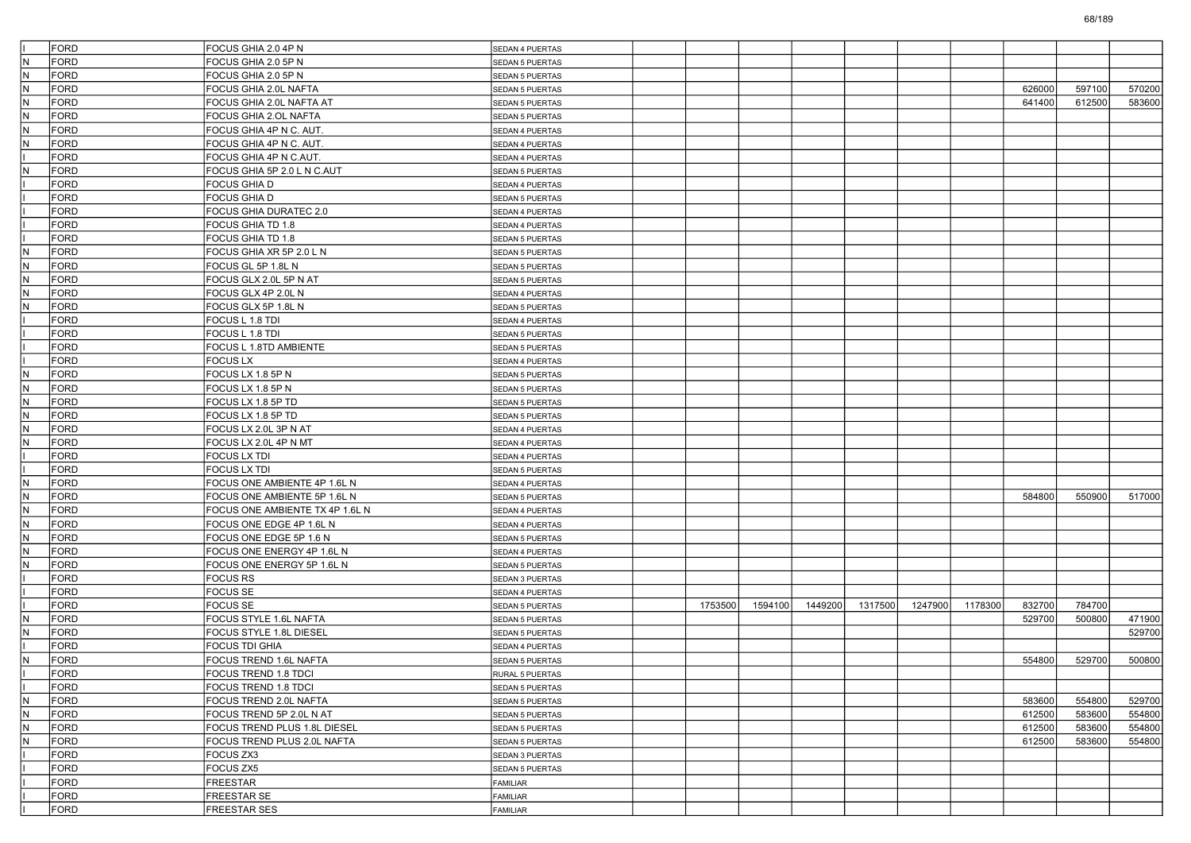| | | | | | | | | | | | | | |
|---|---|---|---|---|---|---|---|---|---|---|---|---|---|
| I | FORD | FOCUS GHIA 2.0 4P N | SEDAN 4 PUERTAS | | | | | | | | | | |
| N | FORD | FOCUS GHIA 2.0 5P N | SEDAN 5 PUERTAS | | | | | | | | | | |
| N | FORD | FOCUS GHIA 2.0 5P N | SEDAN 5 PUERTAS | | | | | | | | | | |
| N | FORD | FOCUS GHIA 2.0L NAFTA | SEDAN 5 PUERTAS | | | | | | | | 626000 | 597100 | 570200 |
| N | FORD | FOCUS GHIA 2.0L NAFTA AT | SEDAN 5 PUERTAS | | | | | | | | 641400 | 612500 | 583600 |
| N | FORD | FOCUS GHIA 2.OL NAFTA | SEDAN 5 PUERTAS | | | | | | | | | | |
| N | FORD | FOCUS GHIA 4P N C. AUT. | SEDAN 4 PUERTAS | | | | | | | | | | |
| N | FORD | FOCUS GHIA 4P N C. AUT. | SEDAN 4 PUERTAS | | | | | | | | | | |
| I | FORD | FOCUS GHIA 4P N C.AUT. | SEDAN 4 PUERTAS | | | | | | | | | | |
| N | FORD | FOCUS GHIA 5P 2.0 L N C.AUT | SEDAN 5 PUERTAS | | | | | | | | | | |
| I | FORD | FOCUS GHIA D | SEDAN 4 PUERTAS | | | | | | | | | | |
| I | FORD | FOCUS GHIA D | SEDAN 5 PUERTAS | | | | | | | | | | |
| I | FORD | FOCUS GHIA DURATEC 2.0 | SEDAN 4 PUERTAS | | | | | | | | | | |
| I | FORD | FOCUS GHIA TD 1.8 | SEDAN 4 PUERTAS | | | | | | | | | | |
| I | FORD | FOCUS GHIA TD 1.8 | SEDAN 5 PUERTAS | | | | | | | | | | |
| N | FORD | FOCUS GHIA XR 5P 2.0 L N | SEDAN 5 PUERTAS | | | | | | | | | | |
| N | FORD | FOCUS GL 5P 1.8L N | SEDAN 5 PUERTAS | | | | | | | | | | |
| N | FORD | FOCUS GLX 2.0L 5P N AT | SEDAN 5 PUERTAS | | | | | | | | | | |
| N | FORD | FOCUS GLX 4P 2.0L N | SEDAN 4 PUERTAS | | | | | | | | | | |
| N | FORD | FOCUS GLX 5P 1.8L N | SEDAN 5 PUERTAS | | | | | | | | | | |
| I | FORD | FOCUS L 1.8 TDI | SEDAN 4 PUERTAS | | | | | | | | | | |
| I | FORD | FOCUS L 1.8 TDI | SEDAN 5 PUERTAS | | | | | | | | | | |
| I | FORD | FOCUS L 1.8TD AMBIENTE | SEDAN 5 PUERTAS | | | | | | | | | | |
| I | FORD | FOCUS LX | SEDAN 4 PUERTAS | | | | | | | | | | |
| N | FORD | FOCUS LX 1.8 5P N | SEDAN 5 PUERTAS | | | | | | | | | | |
| N | FORD | FOCUS LX 1.8 5P N | SEDAN 5 PUERTAS | | | | | | | | | | |
| N | FORD | FOCUS LX 1.8 5P TD | SEDAN 5 PUERTAS | | | | | | | | | | |
| N | FORD | FOCUS LX 1.8 5P TD | SEDAN 5 PUERTAS | | | | | | | | | | |
| N | FORD | FOCUS LX 2.0L 3P N AT | SEDAN 4 PUERTAS | | | | | | | | | | |
| N | FORD | FOCUS LX 2.0L 4P N MT | SEDAN 4 PUERTAS | | | | | | | | | | |
| I | FORD | FOCUS LX TDI | SEDAN 4 PUERTAS | | | | | | | | | | |
| I | FORD | FOCUS LX TDI | SEDAN 5 PUERTAS | | | | | | | | | | |
| N | FORD | FOCUS ONE AMBIENTE 4P 1.6L N | SEDAN 4 PUERTAS | | | | | | | | | | |
| N | FORD | FOCUS ONE AMBIENTE 5P 1.6L N | SEDAN 5 PUERTAS | | | | | | | | 584800 | 550900 | 517000 |
| N | FORD | FOCUS ONE AMBIENTE TX 4P 1.6L N | SEDAN 4 PUERTAS | | | | | | | | | | |
| N | FORD | FOCUS ONE EDGE 4P 1.6L N | SEDAN 4 PUERTAS | | | | | | | | | | |
| N | FORD | FOCUS ONE EDGE 5P 1.6 N | SEDAN 5 PUERTAS | | | | | | | | | | |
| N | FORD | FOCUS ONE ENERGY 4P 1.6L N | SEDAN 4 PUERTAS | | | | | | | | | | |
| N | FORD | FOCUS ONE ENERGY 5P 1.6L N | SEDAN 5 PUERTAS | | | | | | | | | | |
| I | FORD | FOCUS RS | SEDAN 3 PUERTAS | | | | | | | | | | |
| I | FORD | FOCUS SE | SEDAN 4 PUERTAS | | | | | | | | | | |
| I | FORD | FOCUS SE | SEDAN 5 PUERTAS | | 1753500 | 1594100 | 1449200 | 1317500 | 1247900 | 1178300 | 832700 | 784700 | |
| N | FORD | FOCUS STYLE 1.6L NAFTA | SEDAN 5 PUERTAS | | | | | | | | 529700 | 500800 | 471900 |
| N | FORD | FOCUS STYLE 1.8L DIESEL | SEDAN 5 PUERTAS | | | | | | | | | | 529700 |
| I | FORD | FOCUS TDI GHIA | SEDAN 4 PUERTAS | | | | | | | | | | |
| N | FORD | FOCUS TREND 1.6L NAFTA | SEDAN 5 PUERTAS | | | | | | | | 554800 | 529700 | 500800 |
| I | FORD | FOCUS TREND 1.8 TDCI | RURAL 5 PUERTAS | | | | | | | | | | |
| I | FORD | FOCUS TREND 1.8 TDCI | SEDAN 5 PUERTAS | | | | | | | | | | |
| N | FORD | FOCUS TREND 2.0L NAFTA | SEDAN 5 PUERTAS | | | | | | | | 583600 | 554800 | 529700 |
| N | FORD | FOCUS TREND 5P 2.0L N AT | SEDAN 5 PUERTAS | | | | | | | | 612500 | 583600 | 554800 |
| N | FORD | FOCUS TREND PLUS 1.8L DIESEL | SEDAN 5 PUERTAS | | | | | | | | 612500 | 583600 | 554800 |
| N | FORD | FOCUS TREND PLUS 2.0L NAFTA | SEDAN 5 PUERTAS | | | | | | | | 612500 | 583600 | 554800 |
| I | FORD | FOCUS ZX3 | SEDAN 3 PUERTAS | | | | | | | | | | |
| I | FORD | FOCUS ZX5 | SEDAN 5 PUERTAS | | | | | | | | | | |
| I | FORD | FREESTAR | FAMILIAR | | | | | | | | | | |
| I | FORD | FREESTAR SE | FAMILIAR | | | | | | | | | | |
| I | FORD | FREESTAR SES | FAMILIAR | | | | | | | | | | |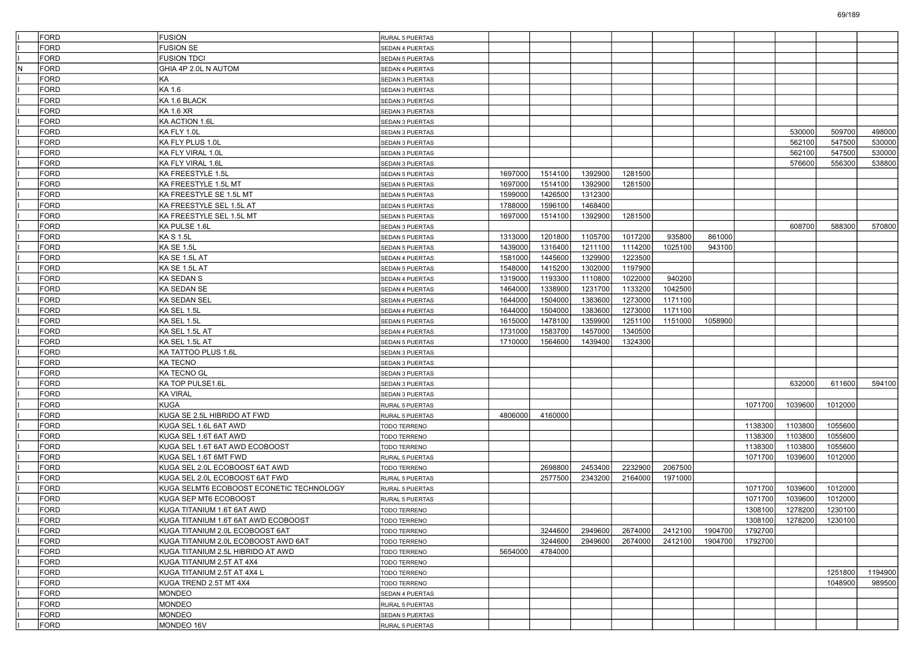| | | | | | | | | | | | | | |
|---|---|---|---|---|---|---|---|---|---|---|---|---|---|
| I | FORD | FUSION | RURAL 5 PUERTAS | | | | | | | | | | |
| I | FORD | FUSION SE | SEDAN 4 PUERTAS | | | | | | | | | | |
| I | FORD | FUSION TDCI | SEDAN 5 PUERTAS | | | | | | | | | | |
| N | FORD | GHIA 4P 2.0L N AUTOM | SEDAN 4 PUERTAS | | | | | | | | | | |
| I | FORD | KA | SEDAN 3 PUERTAS | | | | | | | | | | |
| I | FORD | KA 1.6 | SEDAN 3 PUERTAS | | | | | | | | | | |
| I | FORD | KA 1.6 BLACK | SEDAN 3 PUERTAS | | | | | | | | | | |
| I | FORD | KA 1.6 XR | SEDAN 3 PUERTAS | | | | | | | | | | |
| I | FORD | KA ACTION 1.6L | SEDAN 3 PUERTAS | | | | | | | | | | |
| I | FORD | KA FLY 1.0L | SEDAN 3 PUERTAS | | | | | | | | 530000 | 509700 | 498000 |
| I | FORD | KA FLY PLUS 1.0L | SEDAN 3 PUERTAS | | | | | | | | 562100 | 547500 | 530000 |
| I | FORD | KA FLY VIRAL 1.0L | SEDAN 3 PUERTAS | | | | | | | | 562100 | 547500 | 530000 |
| I | FORD | KA FLY VIRAL 1.6L | SEDAN 3 PUERTAS | | | | | | | | 576600 | 556300 | 538800 |
| I | FORD | KA FREESTYLE 1.5L | SEDAN 5 PUERTAS | 1697000 | 1514100 | 1392900 | 1281500 | | | | | | |
| I | FORD | KA FREESTYLE 1.5L MT | SEDAN 5 PUERTAS | 1697000 | 1514100 | 1392900 | 1281500 | | | | | | |
| I | FORD | KA FREESTYLE SE 1.5L MT | SEDAN 5 PUERTAS | 1599000 | 1426500 | 1312300 | | | | | | | |
| I | FORD | KA FREESTYLE SEL 1.5L AT | SEDAN 5 PUERTAS | 1788000 | 1596100 | 1468400 | | | | | | | |
| I | FORD | KA FREESTYLE SEL 1.5L MT | SEDAN 5 PUERTAS | 1697000 | 1514100 | 1392900 | 1281500 | | | | | | |
| I | FORD | KA PULSE 1.6L | SEDAN 3 PUERTAS | | | | | | | | 608700 | 588300 | 570800 |
| I | FORD | KA S 1.5L | SEDAN 5 PUERTAS | 1313000 | 1201800 | 1105700 | 1017200 | 935800 | 861000 | | | | |
| I | FORD | KA SE 1.5L | SEDAN 5 PUERTAS | 1439000 | 1316400 | 1211100 | 1114200 | 1025100 | 943100 | | | | |
| I | FORD | KA SE 1.5L AT | SEDAN 4 PUERTAS | 1581000 | 1445600 | 1329900 | 1223500 | | | | | | |
| I | FORD | KA SE 1.5L AT | SEDAN 5 PUERTAS | 1548000 | 1415200 | 1302000 | 1197900 | | | | | | |
| I | FORD | KA SEDAN S | SEDAN 4 PUERTAS | 1319000 | 1193300 | 1110800 | 1022000 | 940200 | | | | | |
| I | FORD | KA SEDAN SE | SEDAN 4 PUERTAS | 1464000 | 1338900 | 1231700 | 1133200 | 1042500 | | | | | |
| I | FORD | KA SEDAN SEL | SEDAN 4 PUERTAS | 1644000 | 1504000 | 1383600 | 1273000 | 1171100 | | | | | |
| I | FORD | KA SEL 1.5L | SEDAN 4 PUERTAS | 1644000 | 1504000 | 1383600 | 1273000 | 1171100 | | | | | |
| I | FORD | KA SEL 1.5L | SEDAN 5 PUERTAS | 1615000 | 1478100 | 1359900 | 1251100 | 1151000 | 1058900 | | | | |
| I | FORD | KA SEL 1.5L AT | SEDAN 4 PUERTAS | 1731000 | 1583700 | 1457000 | 1340500 | | | | | | |
| I | FORD | KA SEL 1.5L AT | SEDAN 5 PUERTAS | 1710000 | 1564600 | 1439400 | 1324300 | | | | | | |
| I | FORD | KA TATTOO PLUS 1.6L | SEDAN 3 PUERTAS | | | | | | | | | | |
| I | FORD | KA TECNO | SEDAN 3 PUERTAS | | | | | | | | | | |
| I | FORD | KA TECNO GL | SEDAN 3 PUERTAS | | | | | | | | | | |
| I | FORD | KA TOP PULSE1.6L | SEDAN 3 PUERTAS | | | | | | | | 632000 | 611600 | 594100 |
| I | FORD | KA VIRAL | SEDAN 3 PUERTAS | | | | | | | | | | |
| I | FORD | KUGA | RURAL 5 PUERTAS | | | | | | | 1071700 | 1039600 | 1012000 | |
| I | FORD | KUGA SE 2.5L HIBRIDO AT FWD | RURAL 5 PUERTAS | 4806000 | 4160000 | | | | | | | | |
| I | FORD | KUGA SEL 1.6L 6AT AWD | TODO TERRENO | | | | | | | 1138300 | 1103800 | 1055600 | |
| I | FORD | KUGA SEL 1.6T 6AT AWD | TODO TERRENO | | | | | | | 1138300 | 1103800 | 1055600 | |
| I | FORD | KUGA SEL 1.6T 6AT AWD ECOBOOST | TODO TERRENO | | | | | | | 1138300 | 1103800 | 1055600 | |
| I | FORD | KUGA SEL 1.6T 6MT FWD | RURAL 5 PUERTAS | | | | | | | 1071700 | 1039600 | 1012000 | |
| I | FORD | KUGA SEL 2.0L ECOBOOST 6AT AWD | TODO TERRENO | | 2698800 | 2453400 | 2232900 | 2067500 | | | | | |
| I | FORD | KUGA SEL 2.0L ECOBOOST 6AT FWD | RURAL 5 PUERTAS | | 2577500 | 2343200 | 2164000 | 1971000 | | | | | |
| I | FORD | KUGA SELMT6 ECOBOOST ECONETIC TECHNOLOGY | RURAL 5 PUERTAS | | | | | | | 1071700 | 1039600 | 1012000 | |
| I | FORD | KUGA SEP MT6 ECOBOOST | RURAL 5 PUERTAS | | | | | | | 1071700 | 1039600 | 1012000 | |
| I | FORD | KUGA TITANIUM 1.6T 6AT AWD | TODO TERRENO | | | | | | | 1308100 | 1278200 | 1230100 | |
| I | FORD | KUGA TITANIUM 1.6T 6AT AWD ECOBOOST | TODO TERRENO | | | | | | | 1308100 | 1278200 | 1230100 | |
| I | FORD | KUGA TITANIUM 2.0L ECOBOOST 6AT | TODO TERRENO | | 3244600 | 2949600 | 2674000 | 2412100 | 1904700 | 1792700 | | | |
| I | FORD | KUGA TITANIUM 2.0L ECOBOOST AWD 6AT | TODO TERRENO | | 3244600 | 2949600 | 2674000 | 2412100 | 1904700 | 1792700 | | | |
| I | FORD | KUGA TITANIUM 2.5L HIBRIDO AT AWD | TODO TERRENO | 5654000 | 4784000 | | | | | | | | |
| I | FORD | KUGA TITANIUM 2.5T AT 4X4 | TODO TERRENO | | | | | | | | | | |
| I | FORD | KUGA TITANIUM 2.5T AT 4X4 L | TODO TERRENO | | | | | | | | | 1251800 | 1194900 |
| I | FORD | KUGA TREND 2.5T MT 4X4 | TODO TERRENO | | | | | | | | | 1048900 | 989500 |
| I | FORD | MONDEO | SEDAN 4 PUERTAS | | | | | | | | | | |
| I | FORD | MONDEO | RURAL 5 PUERTAS | | | | | | | | | | |
| I | FORD | MONDEO | SEDAN 5 PUERTAS | | | | | | | | | | |
| I | FORD | MONDEO 16V | RURAL 5 PUERTAS | | | | | | | | | | |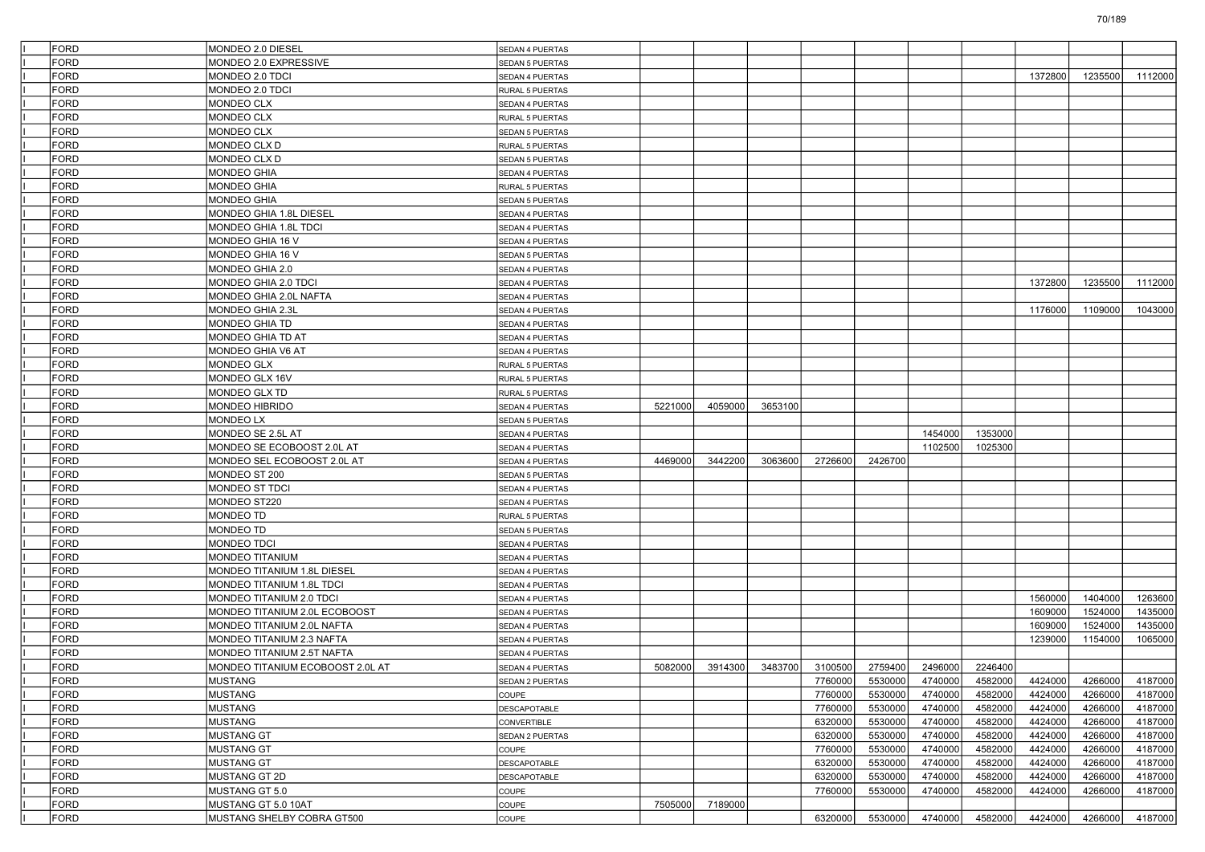| | | | | | | | | | | | | | |
|---|---|---|---|---|---|---|---|---|---|---|---|---|---|
| I | FORD | MONDEO 2.0 DIESEL | SEDAN 4 PUERTAS | | | | | | | | | | |
| I | FORD | MONDEO 2.0 EXPRESSIVE | SEDAN 5 PUERTAS | | | | | | | | | | |
| I | FORD | MONDEO 2.0 TDCI | SEDAN 4 PUERTAS | | | | | | | | 1372800 | 1235500 | 1112000 |
| I | FORD | MONDEO 2.0 TDCI | RURAL 5 PUERTAS | | | | | | | | | | |
| I | FORD | MONDEO CLX | SEDAN 4 PUERTAS | | | | | | | | | | |
| I | FORD | MONDEO CLX | RURAL 5 PUERTAS | | | | | | | | | | |
| I | FORD | MONDEO CLX | SEDAN 5 PUERTAS | | | | | | | | | | |
| I | FORD | MONDEO CLX D | RURAL 5 PUERTAS | | | | | | | | | | |
| I | FORD | MONDEO CLX D | SEDAN 5 PUERTAS | | | | | | | | | | |
| I | FORD | MONDEO GHIA | SEDAN 4 PUERTAS | | | | | | | | | | |
| I | FORD | MONDEO GHIA | RURAL 5 PUERTAS | | | | | | | | | | |
| I | FORD | MONDEO GHIA | SEDAN 5 PUERTAS | | | | | | | | | | |
| I | FORD | MONDEO GHIA 1.8L DIESEL | SEDAN 4 PUERTAS | | | | | | | | | | |
| I | FORD | MONDEO GHIA 1.8L TDCI | SEDAN 4 PUERTAS | | | | | | | | | | |
| I | FORD | MONDEO GHIA 16 V | SEDAN 4 PUERTAS | | | | | | | | | | |
| I | FORD | MONDEO GHIA 16 V | SEDAN 5 PUERTAS | | | | | | | | | | |
| I | FORD | MONDEO GHIA 2.0 | SEDAN 4 PUERTAS | | | | | | | | | | |
| I | FORD | MONDEO GHIA 2.0 TDCI | SEDAN 4 PUERTAS | | | | | | | | 1372800 | 1235500 | 1112000 |
| I | FORD | MONDEO GHIA 2.0L NAFTA | SEDAN 4 PUERTAS | | | | | | | | | | |
| I | FORD | MONDEO GHIA 2.3L | SEDAN 4 PUERTAS | | | | | | | | 1176000 | 1109000 | 1043000 |
| I | FORD | MONDEO GHIA TD | SEDAN 4 PUERTAS | | | | | | | | | | |
| I | FORD | MONDEO GHIA TD AT | SEDAN 4 PUERTAS | | | | | | | | | | |
| I | FORD | MONDEO GHIA V6 AT | SEDAN 4 PUERTAS | | | | | | | | | | |
| I | FORD | MONDEO GLX | RURAL 5 PUERTAS | | | | | | | | | | |
| I | FORD | MONDEO GLX 16V | RURAL 5 PUERTAS | | | | | | | | | | |
| I | FORD | MONDEO GLX TD | RURAL 5 PUERTAS | | | | | | | | | | |
| I | FORD | MONDEO HIBRIDO | SEDAN 4 PUERTAS | 5221000 | 4059000 | 3653100 | | | | | | | |
| I | FORD | MONDEO LX | SEDAN 5 PUERTAS | | | | | | | | | | |
| I | FORD | MONDEO SE 2.5L AT | SEDAN 4 PUERTAS | | | | | | 1454000 | 1353000 | | | |
| I | FORD | MONDEO SE ECOBOOST 2.0L AT | SEDAN 4 PUERTAS | | | | | | 1102500 | 1025300 | | | |
| I | FORD | MONDEO SEL ECOBOOST 2.0L AT | SEDAN 4 PUERTAS | 4469000 | 3442200 | 3063600 | 2726600 | 2426700 | | | | | |
| I | FORD | MONDEO ST 200 | SEDAN 5 PUERTAS | | | | | | | | | | |
| I | FORD | MONDEO ST TDCI | SEDAN 4 PUERTAS | | | | | | | | | | |
| I | FORD | MONDEO ST220 | SEDAN 4 PUERTAS | | | | | | | | | | |
| I | FORD | MONDEO TD | RURAL 5 PUERTAS | | | | | | | | | | |
| I | FORD | MONDEO TD | SEDAN 5 PUERTAS | | | | | | | | | | |
| I | FORD | MONDEO TDCI | SEDAN 4 PUERTAS | | | | | | | | | | |
| I | FORD | MONDEO TITANIUM | SEDAN 4 PUERTAS | | | | | | | | | | |
| I | FORD | MONDEO TITANIUM 1.8L DIESEL | SEDAN 4 PUERTAS | | | | | | | | | | |
| I | FORD | MONDEO TITANIUM 1.8L TDCI | SEDAN 4 PUERTAS | | | | | | | | | | |
| I | FORD | MONDEO TITANIUM 2.0 TDCI | SEDAN 4 PUERTAS | | | | | | | | 1560000 | 1404000 | 1263600 |
| I | FORD | MONDEO TITANIUM 2.0L ECOBOOST | SEDAN 4 PUERTAS | | | | | | | | 1609000 | 1524000 | 1435000 |
| I | FORD | MONDEO TITANIUM 2.0L NAFTA | SEDAN 4 PUERTAS | | | | | | | | 1609000 | 1524000 | 1435000 |
| I | FORD | MONDEO TITANIUM 2.3 NAFTA | SEDAN 4 PUERTAS | | | | | | | | 1239000 | 1154000 | 1065000 |
| I | FORD | MONDEO TITANIUM 2.5T NAFTA | SEDAN 4 PUERTAS | | | | | | | | | | |
| I | FORD | MONDEO TITANIUM ECOBOOST 2.0L AT | SEDAN 4 PUERTAS | 5082000 | 3914300 | 3483700 | 3100500 | 2759400 | 2496000 | 2246400 | | | |
| I | FORD | MUSTANG | SEDAN 2 PUERTAS | | | | 7760000 | 5530000 | 4740000 | 4582000 | 4424000 | 4266000 | 4187000 |
| I | FORD | MUSTANG | COUPE | | | | 7760000 | 5530000 | 4740000 | 4582000 | 4424000 | 4266000 | 4187000 |
| I | FORD | MUSTANG | DESCAPOTABLE | | | | 7760000 | 5530000 | 4740000 | 4582000 | 4424000 | 4266000 | 4187000 |
| I | FORD | MUSTANG | CONVERTIBLE | | | | 6320000 | 5530000 | 4740000 | 4582000 | 4424000 | 4266000 | 4187000 |
| I | FORD | MUSTANG GT | SEDAN 2 PUERTAS | | | | 6320000 | 5530000 | 4740000 | 4582000 | 4424000 | 4266000 | 4187000 |
| I | FORD | MUSTANG GT | COUPE | | | | 7760000 | 5530000 | 4740000 | 4582000 | 4424000 | 4266000 | 4187000 |
| I | FORD | MUSTANG GT | DESCAPOTABLE | | | | 6320000 | 5530000 | 4740000 | 4582000 | 4424000 | 4266000 | 4187000 |
| I | FORD | MUSTANG GT 2D | DESCAPOTABLE | | | | 6320000 | 5530000 | 4740000 | 4582000 | 4424000 | 4266000 | 4187000 |
| I | FORD | MUSTANG GT 5.0 | COUPE | | | | 7760000 | 5530000 | 4740000 | 4582000 | 4424000 | 4266000 | 4187000 |
| I | FORD | MUSTANG GT 5.0 10AT | COUPE | 7505000 | 7189000 | | | | | | | | |
| I | FORD | MUSTANG SHELBY COBRA GT500 | COUPE | | | | 6320000 | 5530000 | 4740000 | 4582000 | 4424000 | 4266000 | 4187000 |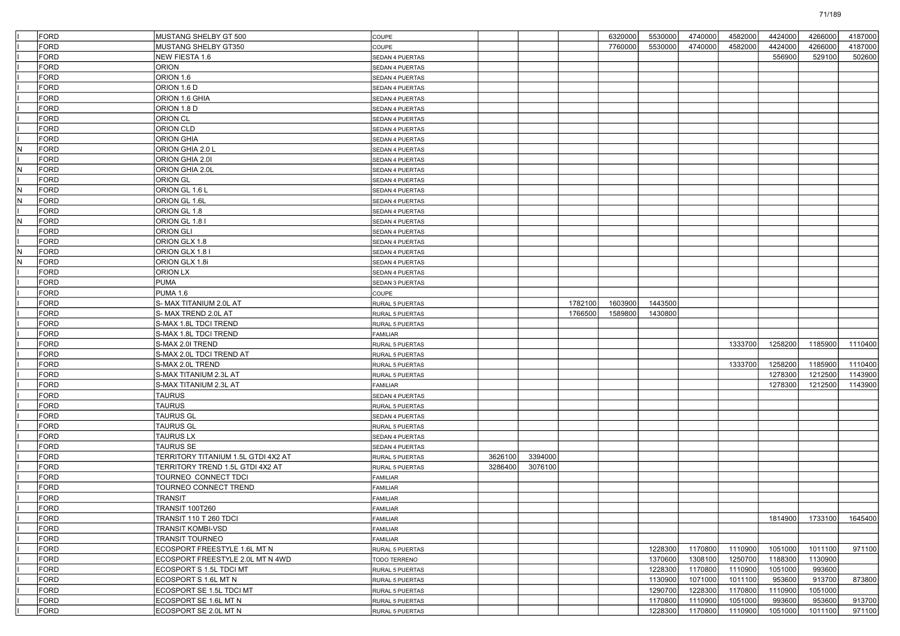| | | | | | | | | | | | | | |
|---|---|---|---|---|---|---|---|---|---|---|---|---|---|
| I | FORD | MUSTANG SHELBY GT 500 | COUPE | | | | 6320000 | 5530000 | 4740000 | 4582000 | 4424000 | 4266000 | 4187000 |
| I | FORD | MUSTANG SHELBY GT350 | COUPE | | | | 7760000 | 5530000 | 4740000 | 4582000 | 4424000 | 4266000 | 4187000 |
| I | FORD | NEW FIESTA 1.6 | SEDAN 4 PUERTAS | | | | | | | | 556900 | 529100 | 502600 |
| I | FORD | ORION | SEDAN 4 PUERTAS | | | | | | | | | | |
| I | FORD | ORION 1.6 | SEDAN 4 PUERTAS | | | | | | | | | | |
| I | FORD | ORION 1.6 D | SEDAN 4 PUERTAS | | | | | | | | | | |
| I | FORD | ORION 1.6 GHIA | SEDAN 4 PUERTAS | | | | | | | | | | |
| I | FORD | ORION 1.8 D | SEDAN 4 PUERTAS | | | | | | | | | | |
| I | FORD | ORION CL | SEDAN 4 PUERTAS | | | | | | | | | | |
| I | FORD | ORION CLD | SEDAN 4 PUERTAS | | | | | | | | | | |
| I | FORD | ORION GHIA | SEDAN 4 PUERTAS | | | | | | | | | | |
| N | FORD | ORION GHIA 2.0 L | SEDAN 4 PUERTAS | | | | | | | | | | |
| I | FORD | ORION GHIA 2.0I | SEDAN 4 PUERTAS | | | | | | | | | | |
| N | FORD | ORION GHIA 2.0L | SEDAN 4 PUERTAS | | | | | | | | | | |
| I | FORD | ORION GL | SEDAN 4 PUERTAS | | | | | | | | | | |
| N | FORD | ORION GL 1.6 L | SEDAN 4 PUERTAS | | | | | | | | | | |
| N | FORD | ORION GL 1.6L | SEDAN 4 PUERTAS | | | | | | | | | | |
| I | FORD | ORION GL 1.8 | SEDAN 4 PUERTAS | | | | | | | | | | |
| N | FORD | ORION GL 1.8 I | SEDAN 4 PUERTAS | | | | | | | | | | |
| I | FORD | ORION GLI | SEDAN 4 PUERTAS | | | | | | | | | | |
| I | FORD | ORION GLX 1.8 | SEDAN 4 PUERTAS | | | | | | | | | | |
| N | FORD | ORION GLX 1.8 I | SEDAN 4 PUERTAS | | | | | | | | | | |
| N | FORD | ORION GLX 1.8i | SEDAN 4 PUERTAS | | | | | | | | | | |
| I | FORD | ORION LX | SEDAN 4 PUERTAS | | | | | | | | | | |
| I | FORD | PUMA | SEDAN 3 PUERTAS | | | | | | | | | | |
| I | FORD | PUMA 1.6 | COUPE | | | | | | | | | | |
| I | FORD | S- MAX TITANIUM 2.0L AT | RURAL 5 PUERTAS | | | 1782100 | 1603900 | 1443500 | | | | | |
| I | FORD | S- MAX TREND 2.0L AT | RURAL 5 PUERTAS | | | 1766500 | 1589800 | 1430800 | | | | | |
| I | FORD | S-MAX 1.8L TDCI TREND | RURAL 5 PUERTAS | | | | | | | | | | |
| I | FORD | S-MAX 1.8L TDCI TREND | FAMILIAR | | | | | | | | | | |
| I | FORD | S-MAX 2.0I TREND | RURAL 5 PUERTAS | | | | | | | 1333700 | 1258200 | 1185900 | 1110400 |
| I | FORD | S-MAX 2.0L TDCI TREND AT | RURAL 5 PUERTAS | | | | | | | | | | |
| I | FORD | S-MAX 2.0L TREND | RURAL 5 PUERTAS | | | | | | | 1333700 | 1258200 | 1185900 | 1110400 |
| I | FORD | S-MAX TITANIUM 2.3L AT | RURAL 5 PUERTAS | | | | | | | | 1278300 | 1212500 | 1143900 |
| I | FORD | S-MAX TITANIUM 2.3L AT | FAMILIAR | | | | | | | | 1278300 | 1212500 | 1143900 |
| I | FORD | TAURUS | SEDAN 4 PUERTAS | | | | | | | | | | |
| I | FORD | TAURUS | RURAL 5 PUERTAS | | | | | | | | | | |
| I | FORD | TAURUS GL | SEDAN 4 PUERTAS | | | | | | | | | | |
| I | FORD | TAURUS GL | RURAL 5 PUERTAS | | | | | | | | | | |
| I | FORD | TAURUS LX | SEDAN 4 PUERTAS | | | | | | | | | | |
| I | FORD | TAURUS SE | SEDAN 4 PUERTAS | | | | | | | | | | |
| I | FORD | TERRITORY TITANIUM 1.5L GTDI 4X2 AT | RURAL 5 PUERTAS | 3626100 | 3394000 | | | | | | | | |
| I | FORD | TERRITORY TREND 1.5L GTDI 4X2 AT | RURAL 5 PUERTAS | 3286400 | 3076100 | | | | | | | | |
| I | FORD | TOURNEO CONNECT TDCI | FAMILIAR | | | | | | | | | | |
| I | FORD | TOURNEO CONNECT TREND | FAMILIAR | | | | | | | | | | |
| I | FORD | TRANSIT | FAMILIAR | | | | | | | | | | |
| I | FORD | TRANSIT 100T260 | FAMILIAR | | | | | | | | | | |
| I | FORD | TRANSIT 110 T 260 TDCI | FAMILIAR | | | | | | | | 1814900 | 1733100 | 1645400 |
| I | FORD | TRANSIT KOMBI-VSD | FAMILIAR | | | | | | | | | | |
| I | FORD | TRANSIT TOURNEO | FAMILIAR | | | | | | | | | | |
| I | FORD | ECOSPORT FREESTYLE 1.6L MT N | RURAL 5 PUERTAS | | | | | 1228300 | 1170800 | 1110900 | 1051000 | 1011100 | 971100 |
| I | FORD | ECOSPORT FREESTYLE 2.0L MT N 4WD | TODO TERRENO | | | | | 1370600 | 1308100 | 1250700 | 1188300 | 1130900 | |
| I | FORD | ECOSPORT S 1.5L TDCI MT | RURAL 5 PUERTAS | | | | | 1228300 | 1170800 | 1110900 | 1051000 | 993600 | |
| I | FORD | ECOSPORT S 1.6L MT N | RURAL 5 PUERTAS | | | | | 1130900 | 1071000 | 1011100 | 953600 | 913700 | 873800 |
| I | FORD | ECOSPORT SE 1.5L TDCI MT | RURAL 5 PUERTAS | | | | | 1290700 | 1228300 | 1170800 | 1110900 | 1051000 | |
| I | FORD | ECOSPORT SE 1.6L MT N | RURAL 5 PUERTAS | | | | | 1170800 | 1110900 | 1051000 | 993600 | 953600 | 913700 |
| I | FORD | ECOSPORT SE 2.0L MT N | RURAL 5 PUERTAS | | | | | 1228300 | 1170800 | 1110900 | 1051000 | 1011100 | 971100 |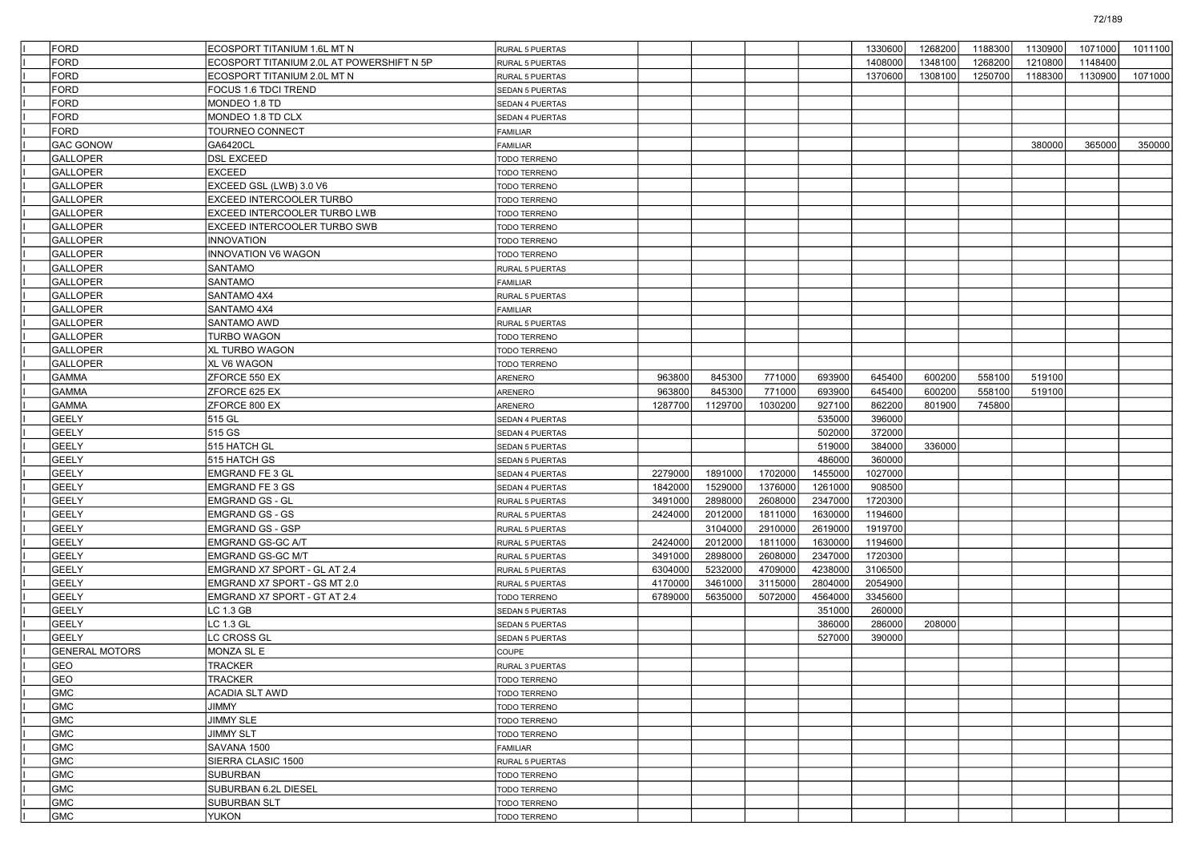| | | | | | | | | | | | | | |
|---|---|---|---|---|---|---|---|---|---|---|---|---|---|
| I | FORD | ECOSPORT TITANIUM 1.6L MT N | RURAL 5 PUERTAS | | | | | 1330600 | 1268200 | 1188300 | 1130900 | 1071000 | 1011100 |
| I | FORD | ECOSPORT TITANIUM 2.0L AT POWERSHIFT N 5P | RURAL 5 PUERTAS | | | | | 1408000 | 1348100 | 1268200 | 1210800 | 1148400 | |
| I | FORD | ECOSPORT TITANIUM 2.0L MT N | RURAL 5 PUERTAS | | | | | 1370600 | 1308100 | 1250700 | 1188300 | 1130900 | 1071000 |
| I | FORD | FOCUS 1.6 TDCI TREND | SEDAN 5 PUERTAS | | | | | | | | | | |
| I | FORD | MONDEO 1.8 TD | SEDAN 4 PUERTAS | | | | | | | | | | |
| I | FORD | MONDEO 1.8 TD CLX | SEDAN 4 PUERTAS | | | | | | | | | | |
| I | FORD | TOURNEO CONNECT | FAMILIAR | | | | | | | | | | |
| I | GAC GONOW | GA6420CL | FAMILIAR | | | | | | | | 380000 | 365000 | 350000 |
| I | GALLOPER | DSL EXCEED | TODO TERRENO | | | | | | | | | | |
| I | GALLOPER | EXCEED | TODO TERRENO | | | | | | | | | | |
| I | GALLOPER | EXCEED GSL (LWB) 3.0 V6 | TODO TERRENO | | | | | | | | | | |
| I | GALLOPER | EXCEED INTERCOOLER TURBO | TODO TERRENO | | | | | | | | | | |
| I | GALLOPER | EXCEED INTERCOOLER TURBO LWB | TODO TERRENO | | | | | | | | | | |
| I | GALLOPER | EXCEED INTERCOOLER TURBO SWB | TODO TERRENO | | | | | | | | | | |
| I | GALLOPER | INNOVATION | TODO TERRENO | | | | | | | | | | |
| I | GALLOPER | INNOVATION V6 WAGON | TODO TERRENO | | | | | | | | | | |
| I | GALLOPER | SANTAMO | RURAL 5 PUERTAS | | | | | | | | | | |
| I | GALLOPER | SANTAMO | FAMILIAR | | | | | | | | | | |
| I | GALLOPER | SANTAMO 4X4 | RURAL 5 PUERTAS | | | | | | | | | | |
| I | GALLOPER | SANTAMO 4X4 | FAMILIAR | | | | | | | | | | |
| I | GALLOPER | SANTAMO AWD | RURAL 5 PUERTAS | | | | | | | | | | |
| I | GALLOPER | TURBO WAGON | TODO TERRENO | | | | | | | | | | |
| I | GALLOPER | XL TURBO WAGON | TODO TERRENO | | | | | | | | | | |
| I | GALLOPER | XL V6 WAGON | TODO TERRENO | | | | | | | | | | |
| I | GAMMA | ZFORCE 550 EX | ARENERO | 963800 | 845300 | 771000 | 693900 | 645400 | 600200 | 558100 | 519100 | | |
| I | GAMMA | ZFORCE 625 EX | ARENERO | 963800 | 845300 | 771000 | 693900 | 645400 | 600200 | 558100 | 519100 | | |
| I | GAMMA | ZFORCE 800 EX | ARENERO | 1287700 | 1129700 | 1030200 | 927100 | 862200 | 801900 | 745800 | | | |
| I | GEELY | 515 GL | SEDAN 4 PUERTAS | | | | 535000 | 396000 | | | | | |
| I | GEELY | 515 GS | SEDAN 4 PUERTAS | | | | 502000 | 372000 | | | | | |
| I | GEELY | 515 HATCH GL | SEDAN 5 PUERTAS | | | | 519000 | 384000 | 336000 | | | | |
| I | GEELY | 515 HATCH GS | SEDAN 5 PUERTAS | | | | 486000 | 360000 | | | | | |
| I | GEELY | EMGRAND FE 3 GL | SEDAN 4 PUERTAS | 2279000 | 1891000 | 1702000 | 1455000 | 1027000 | | | | | |
| I | GEELY | EMGRAND FE 3 GS | SEDAN 4 PUERTAS | 1842000 | 1529000 | 1376000 | 1261000 | 908500 | | | | | |
| I | GEELY | EMGRAND GS - GL | RURAL 5 PUERTAS | 3491000 | 2898000 | 2608000 | 2347000 | 1720300 | | | | | |
| I | GEELY | EMGRAND GS - GS | RURAL 5 PUERTAS | 2424000 | 2012000 | 1811000 | 1630000 | 1194600 | | | | | |
| I | GEELY | EMGRAND GS - GSP | RURAL 5 PUERTAS | | 3104000 | 2910000 | 2619000 | 1919700 | | | | | |
| I | GEELY | EMGRAND GS-GC A/T | RURAL 5 PUERTAS | 2424000 | 2012000 | 1811000 | 1630000 | 1194600 | | | | | |
| I | GEELY | EMGRAND GS-GC M/T | RURAL 5 PUERTAS | 3491000 | 2898000 | 2608000 | 2347000 | 1720300 | | | | | |
| I | GEELY | EMGRAND X7 SPORT - GL AT 2.4 | RURAL 5 PUERTAS | 6304000 | 5232000 | 4709000 | 4238000 | 3106500 | | | | | |
| I | GEELY | EMGRAND X7 SPORT - GS MT 2.0 | RURAL 5 PUERTAS | 4170000 | 3461000 | 3115000 | 2804000 | 2054900 | | | | | |
| I | GEELY | EMGRAND X7 SPORT - GT AT 2.4 | TODO TERRENO | 6789000 | 5635000 | 5072000 | 4564000 | 3345600 | | | | | |
| I | GEELY | LC 1.3 GB | SEDAN 5 PUERTAS | | | | 351000 | 260000 | | | | | |
| I | GEELY | LC 1.3 GL | SEDAN 5 PUERTAS | | | | 386000 | 286000 | 208000 | | | | |
| I | GEELY | LC CROSS GL | SEDAN 5 PUERTAS | | | | 527000 | 390000 | | | | | |
| I | GENERAL MOTORS | MONZA SL E | COUPE | | | | | | | | | | |
| I | GEO | TRACKER | RURAL 3 PUERTAS | | | | | | | | | | |
| I | GEO | TRACKER | TODO TERRENO | | | | | | | | | | |
| I | GMC | ACADIA SLT AWD | TODO TERRENO | | | | | | | | | | |
| I | GMC | JIMMY | TODO TERRENO | | | | | | | | | | |
| I | GMC | JIMMY SLE | TODO TERRENO | | | | | | | | | | |
| I | GMC | JIMMY SLT | TODO TERRENO | | | | | | | | | | |
| I | GMC | SAVANA 1500 | FAMILIAR | | | | | | | | | | |
| I | GMC | SIERRA CLASIC 1500 | RURAL 5 PUERTAS | | | | | | | | | | |
| I | GMC | SUBURBAN | TODO TERRENO | | | | | | | | | | |
| I | GMC | SUBURBAN 6.2L DIESEL | TODO TERRENO | | | | | | | | | | |
| I | GMC | SUBURBAN SLT | TODO TERRENO | | | | | | | | | | |
| I | GMC | YUKON | TODO TERRENO | | | | | | | | | | |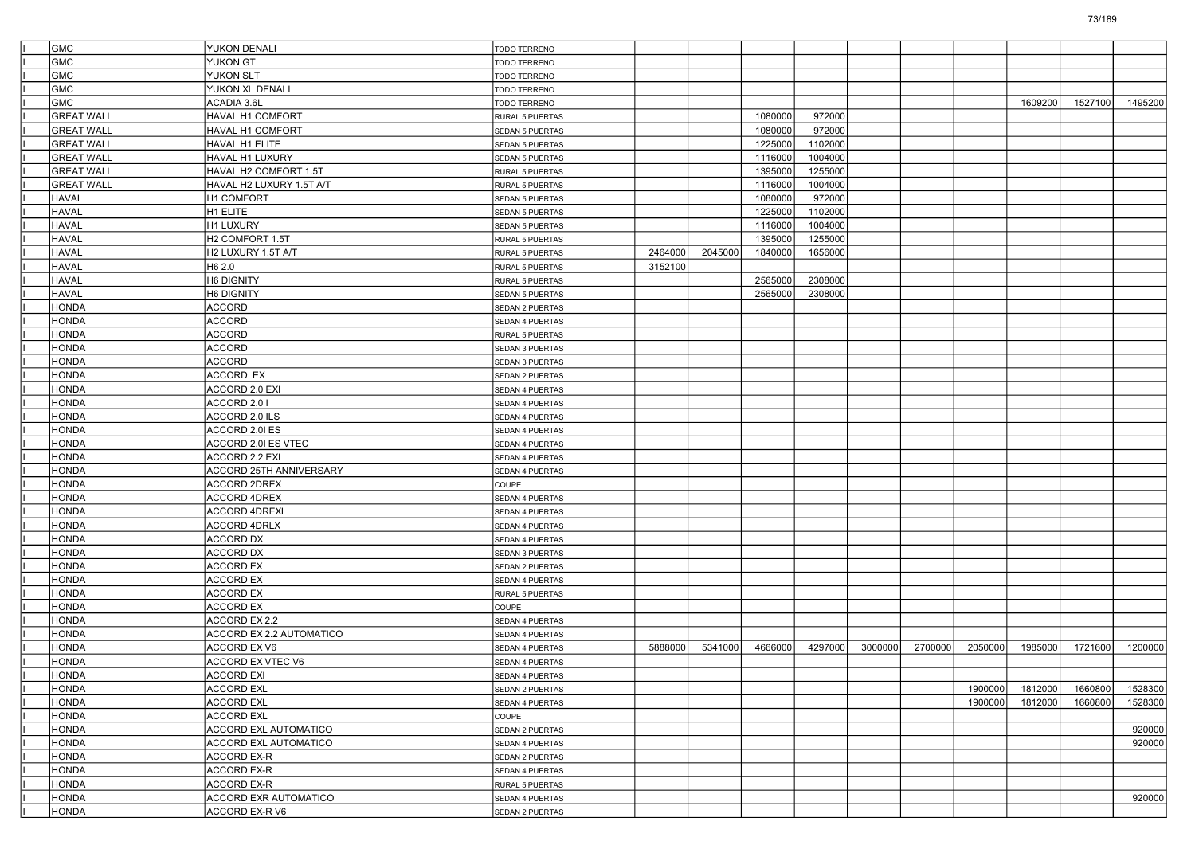| | | | | | | | | | | | | | |
|---|---|---|---|---|---|---|---|---|---|---|---|---|---|
| I | GMC | YUKON DENALI | TODO TERRENO | | | | | | | | | | |
| I | GMC | YUKON GT | TODO TERRENO | | | | | | | | | | |
| I | GMC | YUKON SLT | TODO TERRENO | | | | | | | | | | |
| I | GMC | YUKON XL DENALI | TODO TERRENO | | | | | | | | | | |
| I | GMC | ACADIA 3.6L | TODO TERRENO | | | | | | | | 1609200 | 1527100 | 1495200 |
| I | GREAT WALL | HAVAL H1 COMFORT | RURAL 5 PUERTAS | | | 1080000 | 972000 | | | | | | |
| I | GREAT WALL | HAVAL H1 COMFORT | SEDAN 5 PUERTAS | | | 1080000 | 972000 | | | | | | |
| I | GREAT WALL | HAVAL H1 ELITE | SEDAN 5 PUERTAS | | | 1225000 | 1102000 | | | | | | |
| I | GREAT WALL | HAVAL H1 LUXURY | SEDAN 5 PUERTAS | | | 1116000 | 1004000 | | | | | | |
| I | GREAT WALL | HAVAL H2 COMFORT 1.5T | RURAL 5 PUERTAS | | | 1395000 | 1255000 | | | | | | |
| I | GREAT WALL | HAVAL H2 LUXURY 1.5T A/T | RURAL 5 PUERTAS | | | 1116000 | 1004000 | | | | | | |
| I | HAVAL | H1 COMFORT | SEDAN 5 PUERTAS | | | 1080000 | 972000 | | | | | | |
| I | HAVAL | H1 ELITE | SEDAN 5 PUERTAS | | | 1225000 | 1102000 | | | | | | |
| I | HAVAL | H1 LUXURY | SEDAN 5 PUERTAS | | | 1116000 | 1004000 | | | | | | |
| I | HAVAL | H2 COMFORT 1.5T | RURAL 5 PUERTAS | | | 1395000 | 1255000 | | | | | | |
| I | HAVAL | H2 LUXURY 1.5T A/T | RURAL 5 PUERTAS | 2464000 | 2045000 | 1840000 | 1656000 | | | | | | |
| I | HAVAL | H6 2.0 | RURAL 5 PUERTAS | 3152100 | | | | | | | | | |
| I | HAVAL | H6 DIGNITY | RURAL 5 PUERTAS | | | 2565000 | 2308000 | | | | | | |
| I | HAVAL | H6 DIGNITY | SEDAN 5 PUERTAS | | | 2565000 | 2308000 | | | | | | |
| I | HONDA | ACCORD | SEDAN 2 PUERTAS | | | | | | | | | | |
| I | HONDA | ACCORD | SEDAN 4 PUERTAS | | | | | | | | | | |
| I | HONDA | ACCORD | RURAL 5 PUERTAS | | | | | | | | | | |
| I | HONDA | ACCORD | SEDAN 3 PUERTAS | | | | | | | | | | |
| I | HONDA | ACCORD | SEDAN 3 PUERTAS | | | | | | | | | | |
| I | HONDA | ACCORD EX | SEDAN 2 PUERTAS | | | | | | | | | | |
| I | HONDA | ACCORD 2.0 EXI | SEDAN 4 PUERTAS | | | | | | | | | | |
| I | HONDA | ACCORD 2.0 I | SEDAN 4 PUERTAS | | | | | | | | | | |
| I | HONDA | ACCORD 2.0 ILS | SEDAN 4 PUERTAS | | | | | | | | | | |
| I | HONDA | ACCORD 2.0I ES | SEDAN 4 PUERTAS | | | | | | | | | | |
| I | HONDA | ACCORD 2.0I ES VTEC | SEDAN 4 PUERTAS | | | | | | | | | | |
| I | HONDA | ACCORD 2.2 EXI | SEDAN 4 PUERTAS | | | | | | | | | | |
| I | HONDA | ACCORD 25TH ANNIVERSARY | SEDAN 4 PUERTAS | | | | | | | | | | |
| I | HONDA | ACCORD 2DREX | COUPE | | | | | | | | | | |
| I | HONDA | ACCORD 4DREX | SEDAN 4 PUERTAS | | | | | | | | | | |
| I | HONDA | ACCORD 4DREXL | SEDAN 4 PUERTAS | | | | | | | | | | |
| I | HONDA | ACCORD 4DRLX | SEDAN 4 PUERTAS | | | | | | | | | | |
| I | HONDA | ACCORD DX | SEDAN 4 PUERTAS | | | | | | | | | | |
| I | HONDA | ACCORD DX | SEDAN 3 PUERTAS | | | | | | | | | | |
| I | HONDA | ACCORD EX | SEDAN 2 PUERTAS | | | | | | | | | | |
| I | HONDA | ACCORD EX | SEDAN 4 PUERTAS | | | | | | | | | | |
| I | HONDA | ACCORD EX | RURAL 5 PUERTAS | | | | | | | | | | |
| I | HONDA | ACCORD EX | COUPE | | | | | | | | | | |
| I | HONDA | ACCORD EX 2.2 | SEDAN 4 PUERTAS | | | | | | | | | | |
| I | HONDA | ACCORD EX 2.2 AUTOMATICO | SEDAN 4 PUERTAS | | | | | | | | | | |
| I | HONDA | ACCORD EX V6 | SEDAN 4 PUERTAS | 5888000 | 5341000 | 4666000 | 4297000 | 3000000 | 2700000 | 2050000 | 1985000 | 1721600 | 1200000 |
| I | HONDA | ACCORD EX VTEC V6 | SEDAN 4 PUERTAS | | | | | | | | | | |
| I | HONDA | ACCORD EXI | SEDAN 4 PUERTAS | | | | | | | | | | |
| I | HONDA | ACCORD EXL | SEDAN 2 PUERTAS | | | | | | | 1900000 | 1812000 | 1660800 | 1528300 |
| I | HONDA | ACCORD EXL | SEDAN 4 PUERTAS | | | | | | | 1900000 | 1812000 | 1660800 | 1528300 |
| I | HONDA | ACCORD EXL | COUPE | | | | | | | | | | |
| I | HONDA | ACCORD EXL AUTOMATICO | SEDAN 2 PUERTAS | | | | | | | | | | 920000 |
| I | HONDA | ACCORD EXL AUTOMATICO | SEDAN 4 PUERTAS | | | | | | | | | | 920000 |
| I | HONDA | ACCORD EX-R | SEDAN 2 PUERTAS | | | | | | | | | | |
| I | HONDA | ACCORD EX-R | SEDAN 4 PUERTAS | | | | | | | | | | |
| I | HONDA | ACCORD EX-R | RURAL 5 PUERTAS | | | | | | | | | | |
| I | HONDA | ACCORD EXR AUTOMATICO | SEDAN 4 PUERTAS | | | | | | | | | | 920000 |
| I | HONDA | ACCORD EX-R V6 | SEDAN 2 PUERTAS | | | | | | | | | | |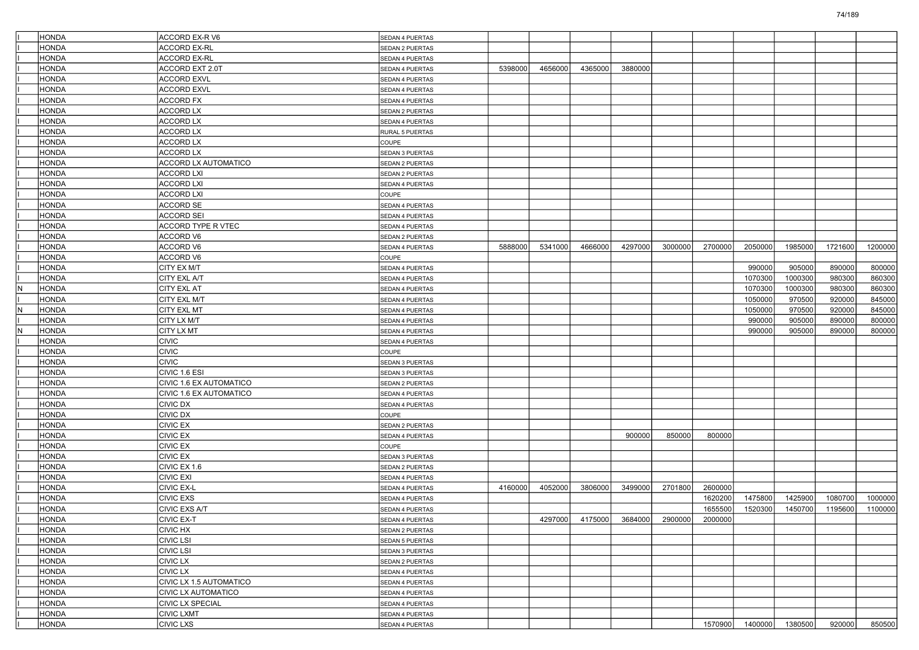| | | | | | | | | | | | | | |
|---|---|---|---|---|---|---|---|---|---|---|---|---|---|
| I | HONDA | ACCORD EX-R V6 | SEDAN 4 PUERTAS | | | | | | | | | | |
| I | HONDA | ACCORD EX-RL | SEDAN 2 PUERTAS | | | | | | | | | | |
| I | HONDA | ACCORD EX-RL | SEDAN 4 PUERTAS | | | | | | | | | | |
| I | HONDA | ACCORD EXT 2.0T | SEDAN 4 PUERTAS | 5398000 | 4656000 | 4365000 | 3880000 | | | | | | |
| I | HONDA | ACCORD EXVL | SEDAN 4 PUERTAS | | | | | | | | | | |
| I | HONDA | ACCORD EXVL | SEDAN 4 PUERTAS | | | | | | | | | | |
| I | HONDA | ACCORD FX | SEDAN 4 PUERTAS | | | | | | | | | | |
| I | HONDA | ACCORD LX | SEDAN 2 PUERTAS | | | | | | | | | | |
| I | HONDA | ACCORD LX | SEDAN 4 PUERTAS | | | | | | | | | | |
| I | HONDA | ACCORD LX | RURAL 5 PUERTAS | | | | | | | | | | |
| I | HONDA | ACCORD LX | COUPE | | | | | | | | | | |
| I | HONDA | ACCORD LX | SEDAN 3 PUERTAS | | | | | | | | | | |
| I | HONDA | ACCORD LX AUTOMATICO | SEDAN 2 PUERTAS | | | | | | | | | | |
| I | HONDA | ACCORD LXI | SEDAN 2 PUERTAS | | | | | | | | | | |
| I | HONDA | ACCORD LXI | SEDAN 4 PUERTAS | | | | | | | | | | |
| I | HONDA | ACCORD LXI | COUPE | | | | | | | | | | |
| I | HONDA | ACCORD SE | SEDAN 4 PUERTAS | | | | | | | | | | |
| I | HONDA | ACCORD SEI | SEDAN 4 PUERTAS | | | | | | | | | | |
| I | HONDA | ACCORD TYPE R VTEC | SEDAN 4 PUERTAS | | | | | | | | | | |
| I | HONDA | ACCORD V6 | SEDAN 2 PUERTAS | | | | | | | | | | |
| I | HONDA | ACCORD V6 | SEDAN 4 PUERTAS | 5888000 | 5341000 | 4666000 | 4297000 | 3000000 | 2700000 | 2050000 | 1985000 | 1721600 | 1200000 |
| I | HONDA | ACCORD V6 | COUPE | | | | | | | | | | |
| I | HONDA | CITY EX M/T | SEDAN 4 PUERTAS | | | | | | | 990000 | 905000 | 890000 | 800000 |
| I | HONDA | CITY EXL A/T | SEDAN 4 PUERTAS | | | | | | | 1070300 | 1000300 | 980300 | 860300 |
| N | HONDA | CITY EXL AT | SEDAN 4 PUERTAS | | | | | | | 1070300 | 1000300 | 980300 | 860300 |
| I | HONDA | CITY EXL M/T | SEDAN 4 PUERTAS | | | | | | | 1050000 | 970500 | 920000 | 845000 |
| N | HONDA | CITY EXL MT | SEDAN 4 PUERTAS | | | | | | | 1050000 | 970500 | 920000 | 845000 |
| I | HONDA | CITY LX M/T | SEDAN 4 PUERTAS | | | | | | | 990000 | 905000 | 890000 | 800000 |
| N | HONDA | CITY LX MT | SEDAN 4 PUERTAS | | | | | | | 990000 | 905000 | 890000 | 800000 |
| I | HONDA | CIVIC | SEDAN 4 PUERTAS | | | | | | | | | | |
| I | HONDA | CIVIC | COUPE | | | | | | | | | | |
| I | HONDA | CIVIC | SEDAN 3 PUERTAS | | | | | | | | | | |
| I | HONDA | CIVIC 1.6 ESI | SEDAN 3 PUERTAS | | | | | | | | | | |
| I | HONDA | CIVIC 1.6 EX AUTOMATICO | SEDAN 2 PUERTAS | | | | | | | | | | |
| I | HONDA | CIVIC 1.6 EX AUTOMATICO | SEDAN 4 PUERTAS | | | | | | | | | | |
| I | HONDA | CIVIC DX | SEDAN 4 PUERTAS | | | | | | | | | | |
| I | HONDA | CIVIC DX | COUPE | | | | | | | | | | |
| I | HONDA | CIVIC EX | SEDAN 2 PUERTAS | | | | | | | | | | |
| I | HONDA | CIVIC EX | SEDAN 4 PUERTAS | | | | 900000 | 850000 | 800000 | | | | |
| I | HONDA | CIVIC EX | COUPE | | | | | | | | | | |
| I | HONDA | CIVIC EX | SEDAN 3 PUERTAS | | | | | | | | | | |
| I | HONDA | CIVIC EX 1.6 | SEDAN 2 PUERTAS | | | | | | | | | | |
| I | HONDA | CIVIC EXI | SEDAN 4 PUERTAS | | | | | | | | | | |
| I | HONDA | CIVIC EX-L | SEDAN 4 PUERTAS | 4160000 | 4052000 | 3806000 | 3499000 | 2701800 | 2600000 | | | | |
| I | HONDA | CIVIC EXS | SEDAN 4 PUERTAS | | | | | | 1620200 | 1475800 | 1425900 | 1080700 | 1000000 |
| I | HONDA | CIVIC EXS A/T | SEDAN 4 PUERTAS | | | | | | 1655500 | 1520300 | 1450700 | 1195600 | 1100000 |
| I | HONDA | CIVIC EX-T | SEDAN 4 PUERTAS | | 4297000 | 4175000 | 3684000 | 2900000 | 2000000 | | | | |
| I | HONDA | CIVIC HX | SEDAN 2 PUERTAS | | | | | | | | | | |
| I | HONDA | CIVIC LSI | SEDAN 5 PUERTAS | | | | | | | | | | |
| I | HONDA | CIVIC LSI | SEDAN 3 PUERTAS | | | | | | | | | | |
| I | HONDA | CIVIC LX | SEDAN 2 PUERTAS | | | | | | | | | | |
| I | HONDA | CIVIC LX | SEDAN 4 PUERTAS | | | | | | | | | | |
| I | HONDA | CIVIC LX 1.5 AUTOMATICO | SEDAN 4 PUERTAS | | | | | | | | | | |
| I | HONDA | CIVIC LX AUTOMATICO | SEDAN 4 PUERTAS | | | | | | | | | | |
| I | HONDA | CIVIC LX SPECIAL | SEDAN 4 PUERTAS | | | | | | | | | | |
| I | HONDA | CIVIC LXMT | SEDAN 4 PUERTAS | | | | | | | | | | |
| I | HONDA | CIVIC LXS | SEDAN 4 PUERTAS | | | | | | 1570900 | 1400000 | 1380500 | 920000 | 850500 |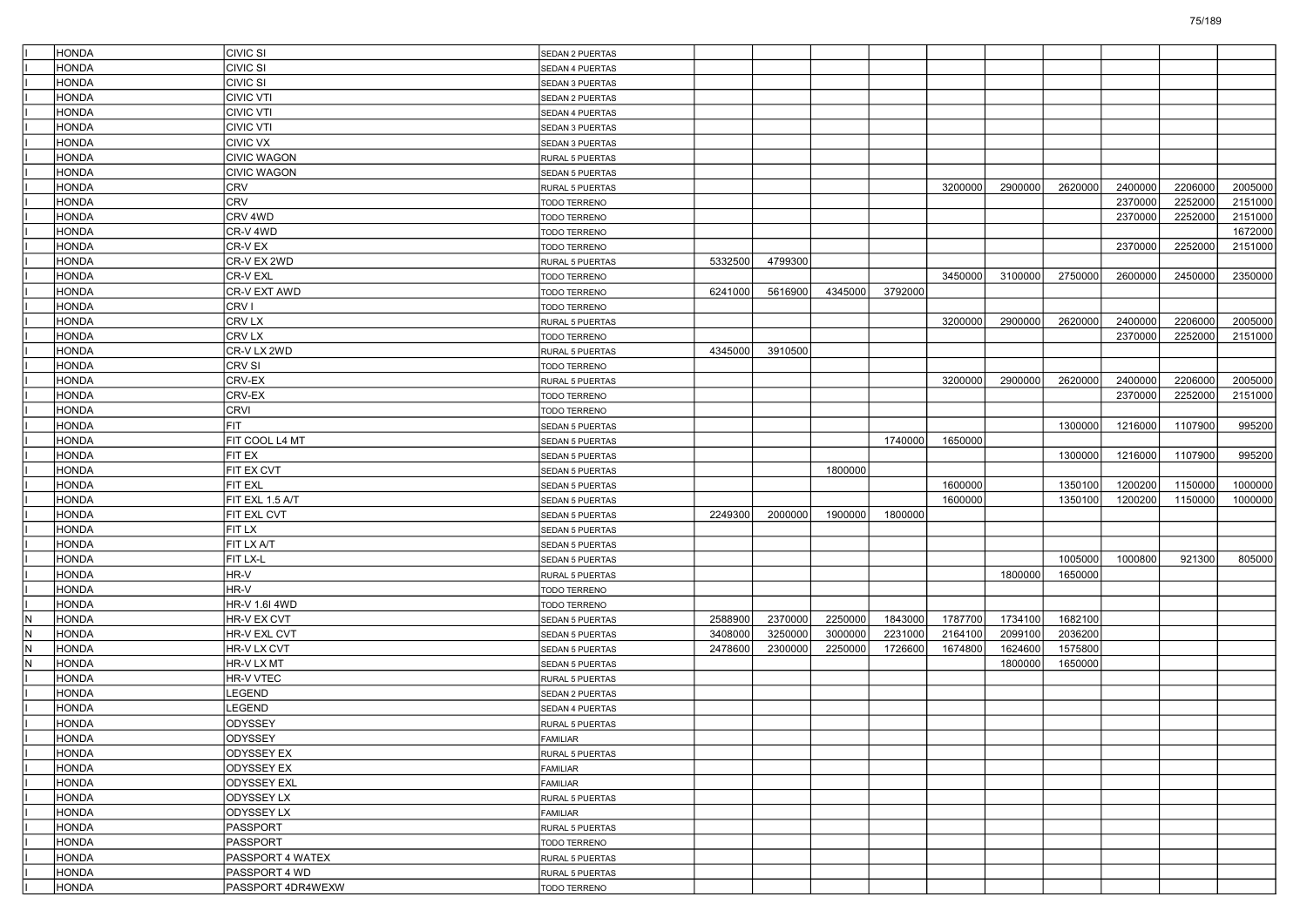| | | | | | | | | | | | | | |
|---|---|---|---|---|---|---|---|---|---|---|---|---|---|
| I | HONDA | CIVIC SI | SEDAN 2 PUERTAS | | | | | | | | | | |
| I | HONDA | CIVIC SI | SEDAN 4 PUERTAS | | | | | | | | | | |
| I | HONDA | CIVIC SI | SEDAN 3 PUERTAS | | | | | | | | | | |
| I | HONDA | CIVIC VTI | SEDAN 2 PUERTAS | | | | | | | | | | |
| I | HONDA | CIVIC VTI | SEDAN 4 PUERTAS | | | | | | | | | | |
| I | HONDA | CIVIC VTI | SEDAN 3 PUERTAS | | | | | | | | | | |
| I | HONDA | CIVIC VX | SEDAN 3 PUERTAS | | | | | | | | | | |
| I | HONDA | CIVIC WAGON | RURAL 5 PUERTAS | | | | | | | | | | |
| I | HONDA | CIVIC WAGON | SEDAN 5 PUERTAS | | | | | | | | | | |
| I | HONDA | CRV | RURAL 5 PUERTAS | | | | | 3200000 | 2900000 | 2620000 | 2400000 | 2206000 | 2005000 |
| I | HONDA | CRV | TODO TERRENO | | | | | | | | 2370000 | 2252000 | 2151000 |
| I | HONDA | CRV 4WD | TODO TERRENO | | | | | | | | 2370000 | 2252000 | 2151000 |
| I | HONDA | CR-V 4WD | TODO TERRENO | | | | | | | | | | 1672000 |
| I | HONDA | CR-V EX | TODO TERRENO | | | | | | | | 2370000 | 2252000 | 2151000 |
| I | HONDA | CR-V EX 2WD | RURAL 5 PUERTAS | 5332500 | 4799300 | | | | | | | | |
| I | HONDA | CR-V EXL | TODO TERRENO | | | | | 3450000 | 3100000 | 2750000 | 2600000 | 2450000 | 2350000 |
| I | HONDA | CR-V EXT AWD | TODO TERRENO | 6241000 | 5616900 | 4345000 | 3792000 | | | | | | |
| I | HONDA | CRV I | TODO TERRENO | | | | | | | | | | |
| I | HONDA | CRV LX | RURAL 5 PUERTAS | | | | | 3200000 | 2900000 | 2620000 | 2400000 | 2206000 | 2005000 |
| I | HONDA | CRV LX | TODO TERRENO | | | | | | | | 2370000 | 2252000 | 2151000 |
| I | HONDA | CR-V LX 2WD | RURAL 5 PUERTAS | 4345000 | 3910500 | | | | | | | | |
| I | HONDA | CRV SI | TODO TERRENO | | | | | | | | | | |
| I | HONDA | CRV-EX | RURAL 5 PUERTAS | | | | | 3200000 | 2900000 | 2620000 | 2400000 | 2206000 | 2005000 |
| I | HONDA | CRV-EX | TODO TERRENO | | | | | | | | 2370000 | 2252000 | 2151000 |
| I | HONDA | CRVI | TODO TERRENO | | | | | | | | | | |
| I | HONDA | FIT | SEDAN 5 PUERTAS | | | | | | | 1300000 | 1216000 | 1107900 | 995200 |
| I | HONDA | FIT COOL L4 MT | SEDAN 5 PUERTAS | | | | 1740000 | 1650000 | | | | | |
| I | HONDA | FIT EX | SEDAN 5 PUERTAS | | | | | | | 1300000 | 1216000 | 1107900 | 995200 |
| I | HONDA | FIT EX CVT | SEDAN 5 PUERTAS | | | 1800000 | | | | | | | |
| I | HONDA | FIT EXL | SEDAN 5 PUERTAS | | | | | 1600000 | | 1350100 | 1200200 | 1150000 | 1000000 |
| I | HONDA | FIT EXL 1.5 A/T | SEDAN 5 PUERTAS | | | | | 1600000 | | 1350100 | 1200200 | 1150000 | 1000000 |
| I | HONDA | FIT EXL CVT | SEDAN 5 PUERTAS | 2249300 | 2000000 | 1900000 | 1800000 | | | | | | |
| I | HONDA | FIT LX | SEDAN 5 PUERTAS | | | | | | | | | | |
| I | HONDA | FIT LX A/T | SEDAN 5 PUERTAS | | | | | | | | | | |
| I | HONDA | FIT LX-L | SEDAN 5 PUERTAS | | | | | | | 1005000 | 1000800 | 921300 | 805000 |
| I | HONDA | HR-V | RURAL 5 PUERTAS | | | | | | 1800000 | 1650000 | | | |
| I | HONDA | HR-V | TODO TERRENO | | | | | | | | | | |
| I | HONDA | HR-V 1.6I 4WD | TODO TERRENO | | | | | | | | | | |
| N | HONDA | HR-V EX CVT | SEDAN 5 PUERTAS | 2588900 | 2370000 | 2250000 | 1843000 | 1787700 | 1734100 | 1682100 | | | |
| N | HONDA | HR-V EXL CVT | SEDAN 5 PUERTAS | 3408000 | 3250000 | 3000000 | 2231000 | 2164100 | 2099100 | 2036200 | | | |
| N | HONDA | HR-V LX CVT | SEDAN 5 PUERTAS | 2478600 | 2300000 | 2250000 | 1726600 | 1674800 | 1624600 | 1575800 | | | |
| N | HONDA | HR-V LX MT | SEDAN 5 PUERTAS | | | | | | 1800000 | 1650000 | | | |
| I | HONDA | HR-V VTEC | RURAL 5 PUERTAS | | | | | | | | | | |
| I | HONDA | LEGEND | SEDAN 2 PUERTAS | | | | | | | | | | |
| I | HONDA | LEGEND | SEDAN 4 PUERTAS | | | | | | | | | | |
| I | HONDA | ODYSSEY | RURAL 5 PUERTAS | | | | | | | | | | |
| I | HONDA | ODYSSEY | FAMILIAR | | | | | | | | | | |
| I | HONDA | ODYSSEY EX | RURAL 5 PUERTAS | | | | | | | | | | |
| I | HONDA | ODYSSEY EX | FAMILIAR | | | | | | | | | | |
| I | HONDA | ODYSSEY EXL | FAMILIAR | | | | | | | | | | |
| I | HONDA | ODYSSEY LX | RURAL 5 PUERTAS | | | | | | | | | | |
| I | HONDA | ODYSSEY LX | FAMILIAR | | | | | | | | | | |
| I | HONDA | PASSPORT | RURAL 5 PUERTAS | | | | | | | | | | |
| I | HONDA | PASSPORT | TODO TERRENO | | | | | | | | | | |
| I | HONDA | PASSPORT 4 WATEX | RURAL 5 PUERTAS | | | | | | | | | | |
| I | HONDA | PASSPORT 4 WD | RURAL 5 PUERTAS | | | | | | | | | | |
| I | HONDA | PASSPORT 4DR4WEXW | TODO TERRENO | | | | | | | | | | |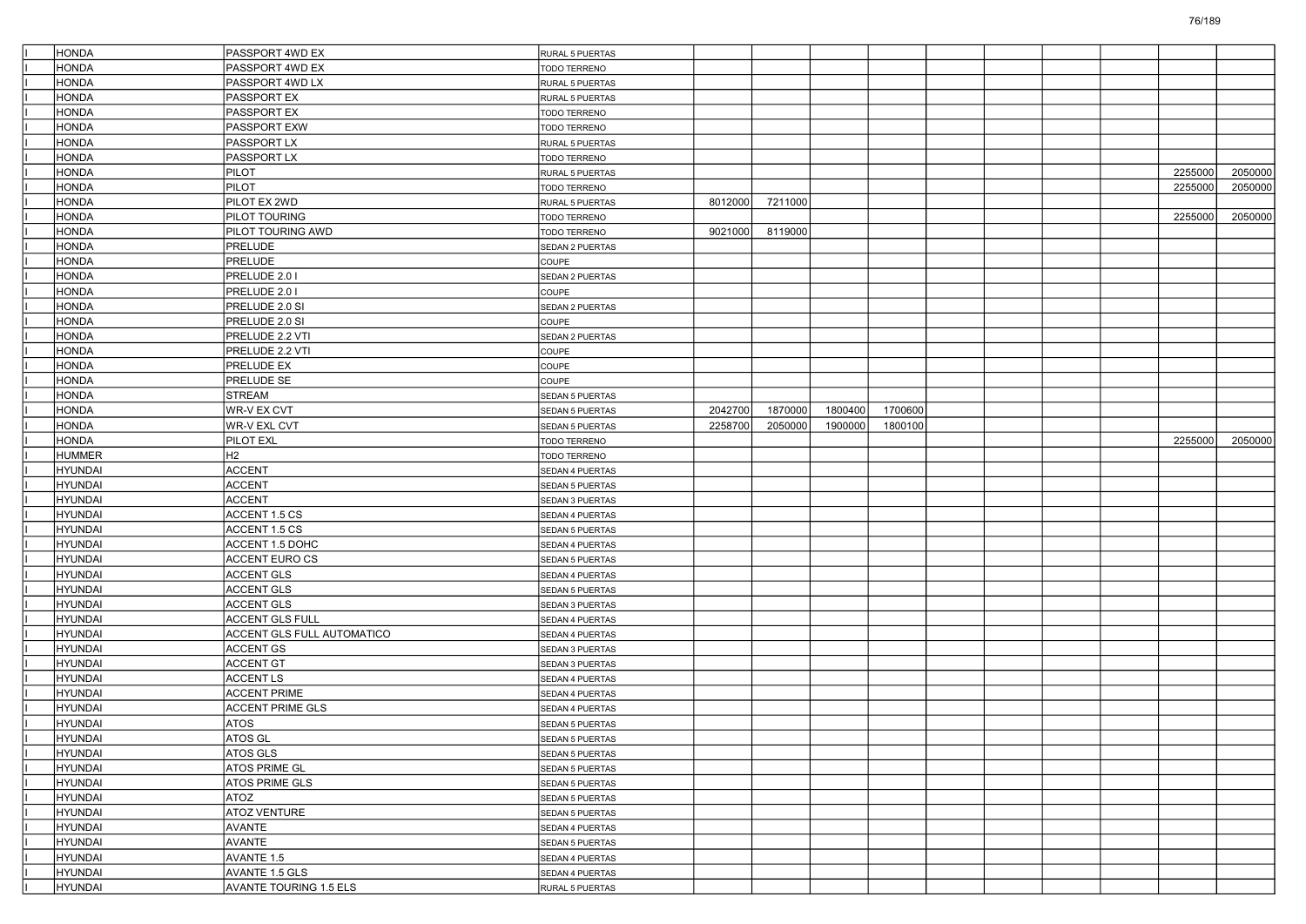| | | | | | | | | | | | | | |
|---|---|---|---|---|---|---|---|---|---|---|---|---|---|
| I | HONDA | PASSPORT 4WD EX | RURAL 5 PUERTAS | | | | | | | | | | |
| I | HONDA | PASSPORT 4WD EX | TODO TERRENO | | | | | | | | | | |
| I | HONDA | PASSPORT 4WD LX | RURAL 5 PUERTAS | | | | | | | | | | |
| I | HONDA | PASSPORT EX | RURAL 5 PUERTAS | | | | | | | | | | |
| I | HONDA | PASSPORT EX | TODO TERRENO | | | | | | | | | | |
| I | HONDA | PASSPORT EXW | TODO TERRENO | | | | | | | | | | |
| I | HONDA | PASSPORT LX | RURAL 5 PUERTAS | | | | | | | | | | |
| I | HONDA | PASSPORT LX | TODO TERRENO | | | | | | | | | | |
| I | HONDA | PILOT | RURAL 5 PUERTAS | | | | | | | | | 2255000 | 2050000 |
| I | HONDA | PILOT | TODO TERRENO | | | | | | | | | 2255000 | 2050000 |
| I | HONDA | PILOT EX 2WD | RURAL 5 PUERTAS | 8012000 | 7211000 | | | | | | | | |
| I | HONDA | PILOT TOURING | TODO TERRENO | | | | | | | | | 2255000 | 2050000 |
| I | HONDA | PILOT TOURING AWD | TODO TERRENO | 9021000 | 8119000 | | | | | | | | |
| I | HONDA | PRELUDE | SEDAN 2 PUERTAS | | | | | | | | | | |
| I | HONDA | PRELUDE | COUPE | | | | | | | | | | |
| I | HONDA | PRELUDE 2.0 I | SEDAN 2 PUERTAS | | | | | | | | | | |
| I | HONDA | PRELUDE 2.0 I | COUPE | | | | | | | | | | |
| I | HONDA | PRELUDE 2.0 SI | SEDAN 2 PUERTAS | | | | | | | | | | |
| I | HONDA | PRELUDE 2.0 SI | COUPE | | | | | | | | | | |
| I | HONDA | PRELUDE 2.2 VTI | SEDAN 2 PUERTAS | | | | | | | | | | |
| I | HONDA | PRELUDE 2.2 VTI | COUPE | | | | | | | | | | |
| I | HONDA | PRELUDE EX | COUPE | | | | | | | | | | |
| I | HONDA | PRELUDE SE | COUPE | | | | | | | | | | |
| I | HONDA | STREAM | SEDAN 5 PUERTAS | | | | | | | | | | |
| I | HONDA | WR-V EX CVT | SEDAN 5 PUERTAS | 2042700 | 1870000 | 1800400 | 1700600 | | | | | | |
| I | HONDA | WR-V EXL CVT | SEDAN 5 PUERTAS | 2258700 | 2050000 | 1900000 | 1800100 | | | | | | |
| I | HONDA | PILOT EXL | TODO TERRENO | | | | | | | | | 2255000 | 2050000 |
| I | HUMMER | H2 | TODO TERRENO | | | | | | | | | | |
| I | HYUNDAI | ACCENT | SEDAN 4 PUERTAS | | | | | | | | | | |
| I | HYUNDAI | ACCENT | SEDAN 5 PUERTAS | | | | | | | | | | |
| I | HYUNDAI | ACCENT | SEDAN 3 PUERTAS | | | | | | | | | | |
| I | HYUNDAI | ACCENT 1.5 CS | SEDAN 4 PUERTAS | | | | | | | | | | |
| I | HYUNDAI | ACCENT 1.5 CS | SEDAN 5 PUERTAS | | | | | | | | | | |
| I | HYUNDAI | ACCENT 1.5 DOHC | SEDAN 4 PUERTAS | | | | | | | | | | |
| I | HYUNDAI | ACCENT EURO CS | SEDAN 5 PUERTAS | | | | | | | | | | |
| I | HYUNDAI | ACCENT GLS | SEDAN 4 PUERTAS | | | | | | | | | | |
| I | HYUNDAI | ACCENT GLS | SEDAN 5 PUERTAS | | | | | | | | | | |
| I | HYUNDAI | ACCENT GLS | SEDAN 3 PUERTAS | | | | | | | | | | |
| I | HYUNDAI | ACCENT GLS FULL | SEDAN 4 PUERTAS | | | | | | | | | | |
| I | HYUNDAI | ACCENT GLS FULL AUTOMATICO | SEDAN 4 PUERTAS | | | | | | | | | | |
| I | HYUNDAI | ACCENT GS | SEDAN 3 PUERTAS | | | | | | | | | | |
| I | HYUNDAI | ACCENT GT | SEDAN 3 PUERTAS | | | | | | | | | | |
| I | HYUNDAI | ACCENT LS | SEDAN 4 PUERTAS | | | | | | | | | | |
| I | HYUNDAI | ACCENT PRIME | SEDAN 4 PUERTAS | | | | | | | | | | |
| I | HYUNDAI | ACCENT PRIME GLS | SEDAN 4 PUERTAS | | | | | | | | | | |
| I | HYUNDAI | ATOS | SEDAN 5 PUERTAS | | | | | | | | | | |
| I | HYUNDAI | ATOS GL | SEDAN 5 PUERTAS | | | | | | | | | | |
| I | HYUNDAI | ATOS GLS | SEDAN 5 PUERTAS | | | | | | | | | | |
| I | HYUNDAI | ATOS PRIME GL | SEDAN 5 PUERTAS | | | | | | | | | | |
| I | HYUNDAI | ATOS PRIME GLS | SEDAN 5 PUERTAS | | | | | | | | | | |
| I | HYUNDAI | ATOZ | SEDAN 5 PUERTAS | | | | | | | | | | |
| I | HYUNDAI | ATOZ VENTURE | SEDAN 5 PUERTAS | | | | | | | | | | |
| I | HYUNDAI | AVANTE | SEDAN 4 PUERTAS | | | | | | | | | | |
| I | HYUNDAI | AVANTE | SEDAN 5 PUERTAS | | | | | | | | | | |
| I | HYUNDAI | AVANTE 1.5 | SEDAN 4 PUERTAS | | | | | | | | | | |
| I | HYUNDAI | AVANTE 1.5 GLS | SEDAN 4 PUERTAS | | | | | | | | | | |
| I | HYUNDAI | AVANTE TOURING 1.5 ELS | RURAL 5 PUERTAS | | | | | | | | | | |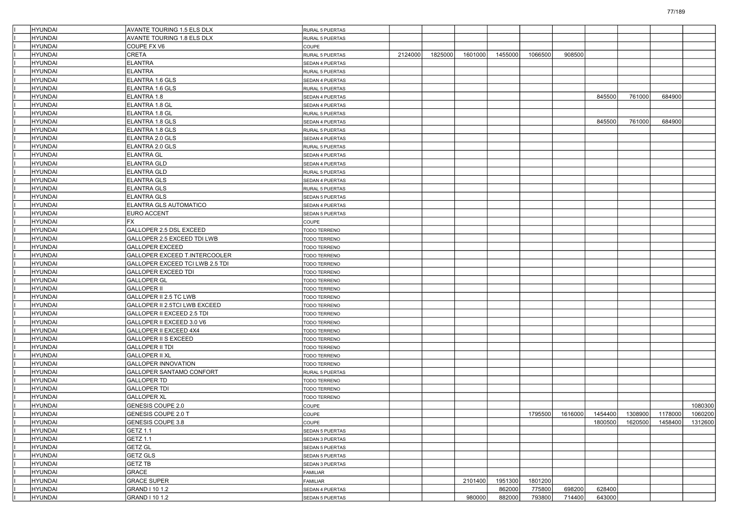| | | | | | | | | | | | | | |
|---|---|---|---|---|---|---|---|---|---|---|---|---|---|
| I | HYUNDAI | AVANTE TOURING 1.5 ELS DLX | RURAL 5 PUERTAS | | | | | | | | | | |
| I | HYUNDAI | AVANTE TOURING 1.8 ELS DLX | RURAL 5 PUERTAS | | | | | | | | | | |
| I | HYUNDAI | COUPE FX V6 | COUPE | | | | | | | | | | |
| I | HYUNDAI | CRETA | RURAL 5 PUERTAS | 2124000 | 1825000 | 1601000 | 1455000 | 1066500 | 908500 | | | | |
| I | HYUNDAI | ELANTRA | SEDAN 4 PUERTAS | | | | | | | | | | |
| I | HYUNDAI | ELANTRA | RURAL 5 PUERTAS | | | | | | | | | | |
| I | HYUNDAI | ELANTRA 1.6 GLS | SEDAN 4 PUERTAS | | | | | | | | | | |
| I | HYUNDAI | ELANTRA 1.6 GLS | RURAL 5 PUERTAS | | | | | | | | | | |
| I | HYUNDAI | ELANTRA 1.8 | SEDAN 4 PUERTAS | | | | | | | 845500 | 761000 | 684900 | |
| I | HYUNDAI | ELANTRA 1.8 GL | SEDAN 4 PUERTAS | | | | | | | | | | |
| I | HYUNDAI | ELANTRA 1.8 GL | RURAL 5 PUERTAS | | | | | | | | | | |
| I | HYUNDAI | ELANTRA 1.8 GLS | SEDAN 4 PUERTAS | | | | | | | 845500 | 761000 | 684900 | |
| I | HYUNDAI | ELANTRA 1.8 GLS | RURAL 5 PUERTAS | | | | | | | | | | |
| I | HYUNDAI | ELANTRA 2.0 GLS | SEDAN 4 PUERTAS | | | | | | | | | | |
| I | HYUNDAI | ELANTRA 2.0 GLS | RURAL 5 PUERTAS | | | | | | | | | | |
| I | HYUNDAI | ELANTRA GL | SEDAN 4 PUERTAS | | | | | | | | | | |
| I | HYUNDAI | ELANTRA GLD | SEDAN 4 PUERTAS | | | | | | | | | | |
| I | HYUNDAI | ELANTRA GLD | RURAL 5 PUERTAS | | | | | | | | | | |
| I | HYUNDAI | ELANTRA GLS | SEDAN 4 PUERTAS | | | | | | | | | | |
| I | HYUNDAI | ELANTRA GLS | RURAL 5 PUERTAS | | | | | | | | | | |
| I | HYUNDAI | ELANTRA GLS | SEDAN 5 PUERTAS | | | | | | | | | | |
| I | HYUNDAI | ELANTRA GLS AUTOMATICO | SEDAN 4 PUERTAS | | | | | | | | | | |
| I | HYUNDAI | EURO ACCENT | SEDAN 5 PUERTAS | | | | | | | | | | |
| I | HYUNDAI | FX | COUPE | | | | | | | | | | |
| I | HYUNDAI | GALLOPER 2.5 DSL EXCEED | TODO TERRENO | | | | | | | | | | |
| I | HYUNDAI | GALLOPER 2.5 EXCEED TDI LWB | TODO TERRENO | | | | | | | | | | |
| I | HYUNDAI | GALLOPER EXCEED | TODO TERRENO | | | | | | | | | | |
| I | HYUNDAI | GALLOPER EXCEED T.INTERCOOLER | TODO TERRENO | | | | | | | | | | |
| I | HYUNDAI | GALLOPER EXCEED TCI LWB 2.5 TDI | TODO TERRENO | | | | | | | | | | |
| I | HYUNDAI | GALLOPER EXCEED TDI | TODO TERRENO | | | | | | | | | | |
| I | HYUNDAI | GALLOPER GL | TODO TERRENO | | | | | | | | | | |
| I | HYUNDAI | GALLOPER II | TODO TERRENO | | | | | | | | | | |
| I | HYUNDAI | GALLOPER II 2.5 TC LWB | TODO TERRENO | | | | | | | | | | |
| I | HYUNDAI | GALLOPER II 2.5TCI LWB EXCEED | TODO TERRENO | | | | | | | | | | |
| I | HYUNDAI | GALLOPER II EXCEED 2.5 TDI | TODO TERRENO | | | | | | | | | | |
| I | HYUNDAI | GALLOPER II EXCEED 3.0 V6 | TODO TERRENO | | | | | | | | | | |
| I | HYUNDAI | GALLOPER II EXCEED 4X4 | TODO TERRENO | | | | | | | | | | |
| I | HYUNDAI | GALLOPER II S EXCEED | TODO TERRENO | | | | | | | | | | |
| I | HYUNDAI | GALLOPER II TDI | TODO TERRENO | | | | | | | | | | |
| I | HYUNDAI | GALLOPER II XL | TODO TERRENO | | | | | | | | | | |
| I | HYUNDAI | GALLOPER INNOVATION | TODO TERRENO | | | | | | | | | | |
| I | HYUNDAI | GALLOPER SANTAMO CONFORT | RURAL 5 PUERTAS | | | | | | | | | | |
| I | HYUNDAI | GALLOPER TD | TODO TERRENO | | | | | | | | | | |
| I | HYUNDAI | GALLOPER TDI | TODO TERRENO | | | | | | | | | | |
| I | HYUNDAI | GALLOPER XL | TODO TERRENO | | | | | | | | | | |
| I | HYUNDAI | GENESIS COUPE 2.0 | COUPE | | | | | | | | | | 1080300 |
| I | HYUNDAI | GENESIS COUPE 2.0 T | COUPE | | | | | 1795500 | 1616000 | 1454400 | 1308900 | 1178000 | 1060200 |
| I | HYUNDAI | GENESIS COUPE 3.8 | COUPE | | | | | | | 1800500 | 1620500 | 1458400 | 1312600 |
| I | HYUNDAI | GETZ 1.1 | SEDAN 5 PUERTAS | | | | | | | | | | |
| I | HYUNDAI | GETZ 1.1 | SEDAN 3 PUERTAS | | | | | | | | | | |
| I | HYUNDAI | GETZ GL | SEDAN 5 PUERTAS | | | | | | | | | | |
| I | HYUNDAI | GETZ GLS | SEDAN 5 PUERTAS | | | | | | | | | | |
| I | HYUNDAI | GETZ TB | SEDAN 3 PUERTAS | | | | | | | | | | |
| I | HYUNDAI | GRACE | FAMILIAR | | | | | | | | | | |
| I | HYUNDAI | GRACE SUPER | FAMILIAR | | | 2101400 | 1951300 | 1801200 | | | | | |
| I | HYUNDAI | GRAND I 10 1.2 | SEDAN 4 PUERTAS | | | | 862000 | 775800 | 698200 | 628400 | | | |
| I | HYUNDAI | GRAND I 10 1.2 | SEDAN 5 PUERTAS | | | 980000 | 882000 | 793800 | 714400 | 643000 | | | |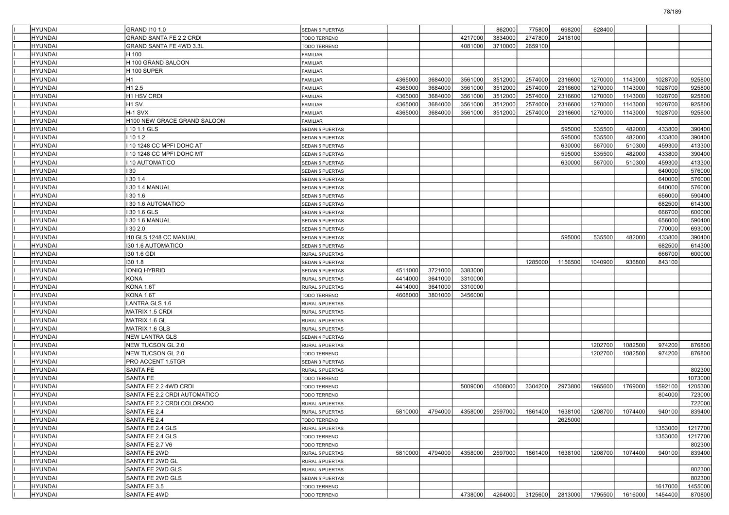| | | | | | | | | | | | | | |
|---|---|---|---|---|---|---|---|---|---|---|---|---|---|
| | HYUNDAI | GRAND I10 1.0 | SEDAN 5 PUERTAS | | | | 862000 | 775800 | 698200 | 628400 | | | |
| | HYUNDAI | GRAND SANTA FE 2.2 CRDI | TODO TERRENO | | | 4217000 | 3834000 | 2747800 | 2418100 | | | | |
| | HYUNDAI | GRAND SANTA FE 4WD 3.3L | TODO TERRENO | | | 4081000 | 3710000 | 2659100 | | | | | |
| | HYUNDAI | H 100 | FAMILIAR | | | | | | | | | | |
| | HYUNDAI | H 100 GRAND SALOON | FAMILIAR | | | | | | | | | | |
| | HYUNDAI | H 100 SUPER | FAMILIAR | | | | | | | | | | |
| | HYUNDAI | H1 | FAMILIAR | 4365000 | 3684000 | 3561000 | 3512000 | 2574000 | 2316600 | 1270000 | 1143000 | 1028700 | 925800 |
| | HYUNDAI | H1 2.5 | FAMILIAR | 4365000 | 3684000 | 3561000 | 3512000 | 2574000 | 2316600 | 1270000 | 1143000 | 1028700 | 925800 |
| | HYUNDAI | H1 HSV CRDI | FAMILIAR | 4365000 | 3684000 | 3561000 | 3512000 | 2574000 | 2316600 | 1270000 | 1143000 | 1028700 | 925800 |
| | HYUNDAI | H1 SV | FAMILIAR | 4365000 | 3684000 | 3561000 | 3512000 | 2574000 | 2316600 | 1270000 | 1143000 | 1028700 | 925800 |
| | HYUNDAI | H-1 SVX | FAMILIAR | 4365000 | 3684000 | 3561000 | 3512000 | 2574000 | 2316600 | 1270000 | 1143000 | 1028700 | 925800 |
| | HYUNDAI | H100 NEW GRACE GRAND SALOON | FAMILIAR | | | | | | | | | | |
| | HYUNDAI | I 10 1.1 GLS | SEDAN 5 PUERTAS | | | | | | 595000 | 535500 | 482000 | 433800 | 390400 |
| | HYUNDAI | I 10 1.2 | SEDAN 5 PUERTAS | | | | | | 595000 | 535500 | 482000 | 433800 | 390400 |
| | HYUNDAI | I 10 1248 CC MPFI DOHC AT | SEDAN 5 PUERTAS | | | | | | 630000 | 567000 | 510300 | 459300 | 413300 |
| | HYUNDAI | I 10 1248 CC MPFI DOHC MT | SEDAN 5 PUERTAS | | | | | | 595000 | 535500 | 482000 | 433800 | 390400 |
| | HYUNDAI | I 10 AUTOMATICO | SEDAN 5 PUERTAS | | | | | | 630000 | 567000 | 510300 | 459300 | 413300 |
| | HYUNDAI | I 30 | SEDAN 5 PUERTAS | | | | | | | | | 640000 | 576000 |
| | HYUNDAI | I 30 1.4 | SEDAN 5 PUERTAS | | | | | | | | | 640000 | 576000 |
| | HYUNDAI | I 30 1.4 MANUAL | SEDAN 5 PUERTAS | | | | | | | | | 640000 | 576000 |
| | HYUNDAI | I 30 1.6 | SEDAN 5 PUERTAS | | | | | | | | | 656000 | 590400 |
| | HYUNDAI | I 30 1.6 AUTOMATICO | SEDAN 5 PUERTAS | | | | | | | | | 682500 | 614300 |
| | HYUNDAI | I 30 1.6 GLS | SEDAN 5 PUERTAS | | | | | | | | | 666700 | 600000 |
| | HYUNDAI | I 30 1.6 MANUAL | SEDAN 5 PUERTAS | | | | | | | | | 656000 | 590400 |
| | HYUNDAI | I 30 2.0 | SEDAN 5 PUERTAS | | | | | | | | | 770000 | 693000 |
| | HYUNDAI | I10 GLS 1248 CC MANUAL | SEDAN 5 PUERTAS | | | | | | 595000 | 535500 | 482000 | 433800 | 390400 |
| | HYUNDAI | I30 1.6 AUTOMATICO | SEDAN 5 PUERTAS | | | | | | | | | 682500 | 614300 |
| | HYUNDAI | I30 1.6 GDI | RURAL 5 PUERTAS | | | | | | | | | 666700 | 600000 |
| | HYUNDAI | I30 1.8 | SEDAN 5 PUERTAS | | | | | 1285000 | 1156500 | 1040900 | 936800 | 843100 | |
| | HYUNDAI | IONIQ HYBRID | SEDAN 5 PUERTAS | 4511000 | 3721000 | 3383000 | | | | | | | |
| | HYUNDAI | KONA | RURAL 5 PUERTAS | 4414000 | 3641000 | 3310000 | | | | | | | |
| | HYUNDAI | KONA 1.6T | RURAL 5 PUERTAS | 4414000 | 3641000 | 3310000 | | | | | | | |
| | HYUNDAI | KONA 1.6T | TODO TERRENO | 4608000 | 3801000 | 3456000 | | | | | | | |
| | HYUNDAI | LANTRA GLS 1.6 | RURAL 5 PUERTAS | | | | | | | | | | |
| | HYUNDAI | MATRIX 1.5 CRDI | RURAL 5 PUERTAS | | | | | | | | | | |
| | HYUNDAI | MATRIX 1.6 GL | RURAL 5 PUERTAS | | | | | | | | | | |
| | HYUNDAI | MATRIX 1.6 GLS | RURAL 5 PUERTAS | | | | | | | | | | |
| | HYUNDAI | NEW LANTRA GLS | SEDAN 4 PUERTAS | | | | | | | | | | |
| | HYUNDAI | NEW TUCSON GL 2.0 | RURAL 5 PUERTAS | | | | | | | 1202700 | 1082500 | 974200 | 876800 |
| | HYUNDAI | NEW TUCSON GL 2.0 | TODO TERRENO | | | | | | | 1202700 | 1082500 | 974200 | 876800 |
| | HYUNDAI | PRO ACCENT 1.5TGR | SEDAN 3 PUERTAS | | | | | | | | | | |
| | HYUNDAI | SANTA FE | RURAL 5 PUERTAS | | | | | | | | | | 802300 |
| | HYUNDAI | SANTA FE | TODO TERRENO | | | | | | | | | | 1073000 |
| | HYUNDAI | SANTA FE 2.2 4WD CRDI | TODO TERRENO | | | 5009000 | 4508000 | 3304200 | 2973800 | 1965600 | 1769000 | 1592100 | 1205300 |
| | HYUNDAI | SANTA FE 2.2 CRDI AUTOMATICO | TODO TERRENO | | | | | | | | | 804000 | 723000 |
| | HYUNDAI | SANTA FE 2.2 CRDI COLORADO | RURAL 5 PUERTAS | | | | | | | | | | 722000 |
| | HYUNDAI | SANTA FE 2.4 | RURAL 5 PUERTAS | 5810000 | 4794000 | 4358000 | 2597000 | 1861400 | 1638100 | 1208700 | 1074400 | 940100 | 839400 |
| | HYUNDAI | SANTA FE 2.4 | TODO TERRENO | | | | | | 2625000 | | | | |
| | HYUNDAI | SANTA FE 2.4 GLS | RURAL 5 PUERTAS | | | | | | | | | 1353000 | 1217700 |
| | HYUNDAI | SANTA FE 2.4 GLS | TODO TERRENO | | | | | | | | | 1353000 | 1217700 |
| | HYUNDAI | SANTA FE 2.7 V6 | TODO TERRENO | | | | | | | | | | 802300 |
| | HYUNDAI | SANTA FE 2WD | RURAL 5 PUERTAS | 5810000 | 4794000 | 4358000 | 2597000 | 1861400 | 1638100 | 1208700 | 1074400 | 940100 | 839400 |
| | HYUNDAI | SANTA FE 2WD GL | RURAL 5 PUERTAS | | | | | | | | | | |
| | HYUNDAI | SANTA FE 2WD GLS | RURAL 5 PUERTAS | | | | | | | | | | 802300 |
| | HYUNDAI | SANTA FE 2WD GLS | SEDAN 5 PUERTAS | | | | | | | | | | 802300 |
| | HYUNDAI | SANTA FE 3.5 | TODO TERRENO | | | | | | | | | 1617000 | 1455000 |
| | HYUNDAI | SANTA FE 4WD | TODO TERRENO | | | 4738000 | 4264000 | 3125600 | 2813000 | 1795500 | 1616000 | 1454400 | 870800 |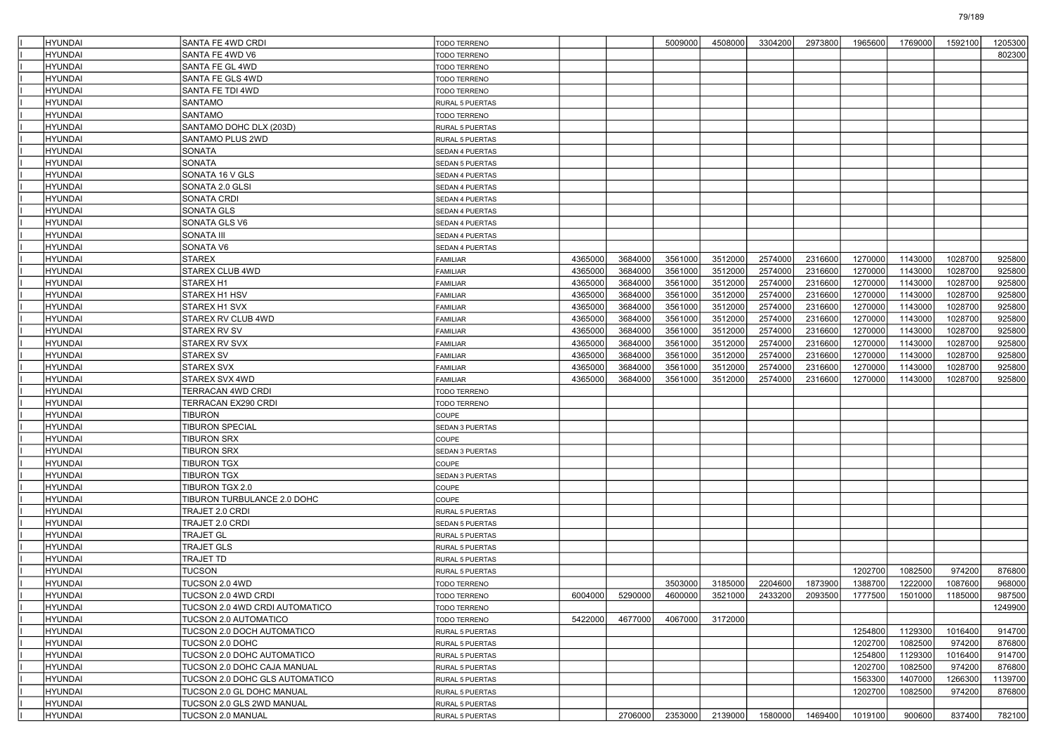| | | | | | | | | | | | | | |
|---|---|---|---|---|---|---|---|---|---|---|---|---|---|
| I | HYUNDAI | SANTA FE 4WD CRDI | TODO TERRENO | | | 5009000 | 4508000 | 3304200 | 2973800 | 1965600 | 1769000 | 1592100 | 1205300 |
| I | HYUNDAI | SANTA FE 4WD V6 | TODO TERRENO | | | | | | | | | | 802300 |
| I | HYUNDAI | SANTA FE GL 4WD | TODO TERRENO | | | | | | | | | | |
| I | HYUNDAI | SANTA FE GLS 4WD | TODO TERRENO | | | | | | | | | | |
| I | HYUNDAI | SANTA FE TDI 4WD | TODO TERRENO | | | | | | | | | | |
| I | HYUNDAI | SANTAMO | RURAL 5 PUERTAS | | | | | | | | | | |
| I | HYUNDAI | SANTAMO | TODO TERRENO | | | | | | | | | | |
| I | HYUNDAI | SANTAMO DOHC DLX (203D) | RURAL 5 PUERTAS | | | | | | | | | | |
| I | HYUNDAI | SANTAMO PLUS 2WD | RURAL 5 PUERTAS | | | | | | | | | | |
| I | HYUNDAI | SONATA | SEDAN 4 PUERTAS | | | | | | | | | | |
| I | HYUNDAI | SONATA | SEDAN 5 PUERTAS | | | | | | | | | | |
| I | HYUNDAI | SONATA 16 V GLS | SEDAN 4 PUERTAS | | | | | | | | | | |
| I | HYUNDAI | SONATA 2.0 GLSI | SEDAN 4 PUERTAS | | | | | | | | | | |
| I | HYUNDAI | SONATA CRDI | SEDAN 4 PUERTAS | | | | | | | | | | |
| I | HYUNDAI | SONATA GLS | SEDAN 4 PUERTAS | | | | | | | | | | |
| I | HYUNDAI | SONATA GLS V6 | SEDAN 4 PUERTAS | | | | | | | | | | |
| I | HYUNDAI | SONATA III | SEDAN 4 PUERTAS | | | | | | | | | | |
| I | HYUNDAI | SONATA V6 | SEDAN 4 PUERTAS | | | | | | | | | | |
| I | HYUNDAI | STAREX | FAMILIAR | 4365000 | 3684000 | 3561000 | 3512000 | 2574000 | 2316600 | 1270000 | 1143000 | 1028700 | 925800 |
| I | HYUNDAI | STAREX CLUB 4WD | FAMILIAR | 4365000 | 3684000 | 3561000 | 3512000 | 2574000 | 2316600 | 1270000 | 1143000 | 1028700 | 925800 |
| I | HYUNDAI | STAREX H1 | FAMILIAR | 4365000 | 3684000 | 3561000 | 3512000 | 2574000 | 2316600 | 1270000 | 1143000 | 1028700 | 925800 |
| I | HYUNDAI | STAREX H1 HSV | FAMILIAR | 4365000 | 3684000 | 3561000 | 3512000 | 2574000 | 2316600 | 1270000 | 1143000 | 1028700 | 925800 |
| I | HYUNDAI | STAREX H1 SVX | FAMILIAR | 4365000 | 3684000 | 3561000 | 3512000 | 2574000 | 2316600 | 1270000 | 1143000 | 1028700 | 925800 |
| I | HYUNDAI | STAREX RV CLUB 4WD | FAMILIAR | 4365000 | 3684000 | 3561000 | 3512000 | 2574000 | 2316600 | 1270000 | 1143000 | 1028700 | 925800 |
| I | HYUNDAI | STAREX RV SV | FAMILIAR | 4365000 | 3684000 | 3561000 | 3512000 | 2574000 | 2316600 | 1270000 | 1143000 | 1028700 | 925800 |
| I | HYUNDAI | STAREX RV SVX | FAMILIAR | 4365000 | 3684000 | 3561000 | 3512000 | 2574000 | 2316600 | 1270000 | 1143000 | 1028700 | 925800 |
| I | HYUNDAI | STAREX SV | FAMILIAR | 4365000 | 3684000 | 3561000 | 3512000 | 2574000 | 2316600 | 1270000 | 1143000 | 1028700 | 925800 |
| I | HYUNDAI | STAREX SVX | FAMILIAR | 4365000 | 3684000 | 3561000 | 3512000 | 2574000 | 2316600 | 1270000 | 1143000 | 1028700 | 925800 |
| I | HYUNDAI | STAREX SVX 4WD | FAMILIAR | 4365000 | 3684000 | 3561000 | 3512000 | 2574000 | 2316600 | 1270000 | 1143000 | 1028700 | 925800 |
| I | HYUNDAI | TERRACAN 4WD CRDI | TODO TERRENO | | | | | | | | | | |
| I | HYUNDAI | TERRACAN EX290 CRDI | TODO TERRENO | | | | | | | | | | |
| I | HYUNDAI | TIBURON | COUPE | | | | | | | | | | |
| I | HYUNDAI | TIBURON SPECIAL | SEDAN 3 PUERTAS | | | | | | | | | | |
| I | HYUNDAI | TIBURON SRX | COUPE | | | | | | | | | | |
| I | HYUNDAI | TIBURON SRX | SEDAN 3 PUERTAS | | | | | | | | | | |
| I | HYUNDAI | TIBURON TGX | COUPE | | | | | | | | | | |
| I | HYUNDAI | TIBURON TGX | SEDAN 3 PUERTAS | | | | | | | | | | |
| I | HYUNDAI | TIBURON TGX 2.0 | COUPE | | | | | | | | | | |
| I | HYUNDAI | TIBURON TURBULANCE 2.0 DOHC | COUPE | | | | | | | | | | |
| I | HYUNDAI | TRAJET 2.0 CRDI | RURAL 5 PUERTAS | | | | | | | | | | |
| I | HYUNDAI | TRAJET 2.0 CRDI | SEDAN 5 PUERTAS | | | | | | | | | | |
| I | HYUNDAI | TRAJET GL | RURAL 5 PUERTAS | | | | | | | | | | |
| I | HYUNDAI | TRAJET GLS | RURAL 5 PUERTAS | | | | | | | | | | |
| I | HYUNDAI | TRAJET TD | RURAL 5 PUERTAS | | | | | | | | | | |
| I | HYUNDAI | TUCSON | RURAL 5 PUERTAS | | | | | | | 1202700 | 1082500 | 974200 | 876800 |
| I | HYUNDAI | TUCSON 2.0 4WD | TODO TERRENO | | | 3503000 | 3185000 | 2204600 | 1873900 | 1388700 | 1222000 | 1087600 | 968000 |
| I | HYUNDAI | TUCSON 2.0 4WD CRDI | TODO TERRENO | 6004000 | 5290000 | 4600000 | 3521000 | 2433200 | 2093500 | 1777500 | 1501000 | 1185000 | 987500 |
| I | HYUNDAI | TUCSON 2.0 4WD CRDI AUTOMATICO | TODO TERRENO | | | | | | | | | | 1249900 |
| I | HYUNDAI | TUCSON 2.0 AUTOMATICO | TODO TERRENO | 5422000 | 4677000 | 4067000 | 3172000 | | | | | | |
| I | HYUNDAI | TUCSON 2.0 DOCH AUTOMATICO | RURAL 5 PUERTAS | | | | | | | 1254800 | 1129300 | 1016400 | 914700 |
| I | HYUNDAI | TUCSON 2.0 DOHC | RURAL 5 PUERTAS | | | | | | | 1202700 | 1082500 | 974200 | 876800 |
| I | HYUNDAI | TUCSON 2.0 DOHC AUTOMATICO | RURAL 5 PUERTAS | | | | | | | 1254800 | 1129300 | 1016400 | 914700 |
| I | HYUNDAI | TUCSON 2.0 DOHC CAJA MANUAL | RURAL 5 PUERTAS | | | | | | | 1202700 | 1082500 | 974200 | 876800 |
| I | HYUNDAI | TUCSON 2.0 DOHC GLS AUTOMATICO | RURAL 5 PUERTAS | | | | | | | 1563300 | 1407000 | 1266300 | 1139700 |
| I | HYUNDAI | TUCSON 2.0 GL DOHC MANUAL | RURAL 5 PUERTAS | | | | | | | 1202700 | 1082500 | 974200 | 876800 |
| I | HYUNDAI | TUCSON 2.0 GLS 2WD MANUAL | RURAL 5 PUERTAS | | | | | | | | | | |
| I | HYUNDAI | TUCSON 2.0 MANUAL | RURAL 5 PUERTAS | | 2706000 | 2353000 | 2139000 | 1580000 | 1469400 | 1019100 | 900600 | 837400 | 782100 |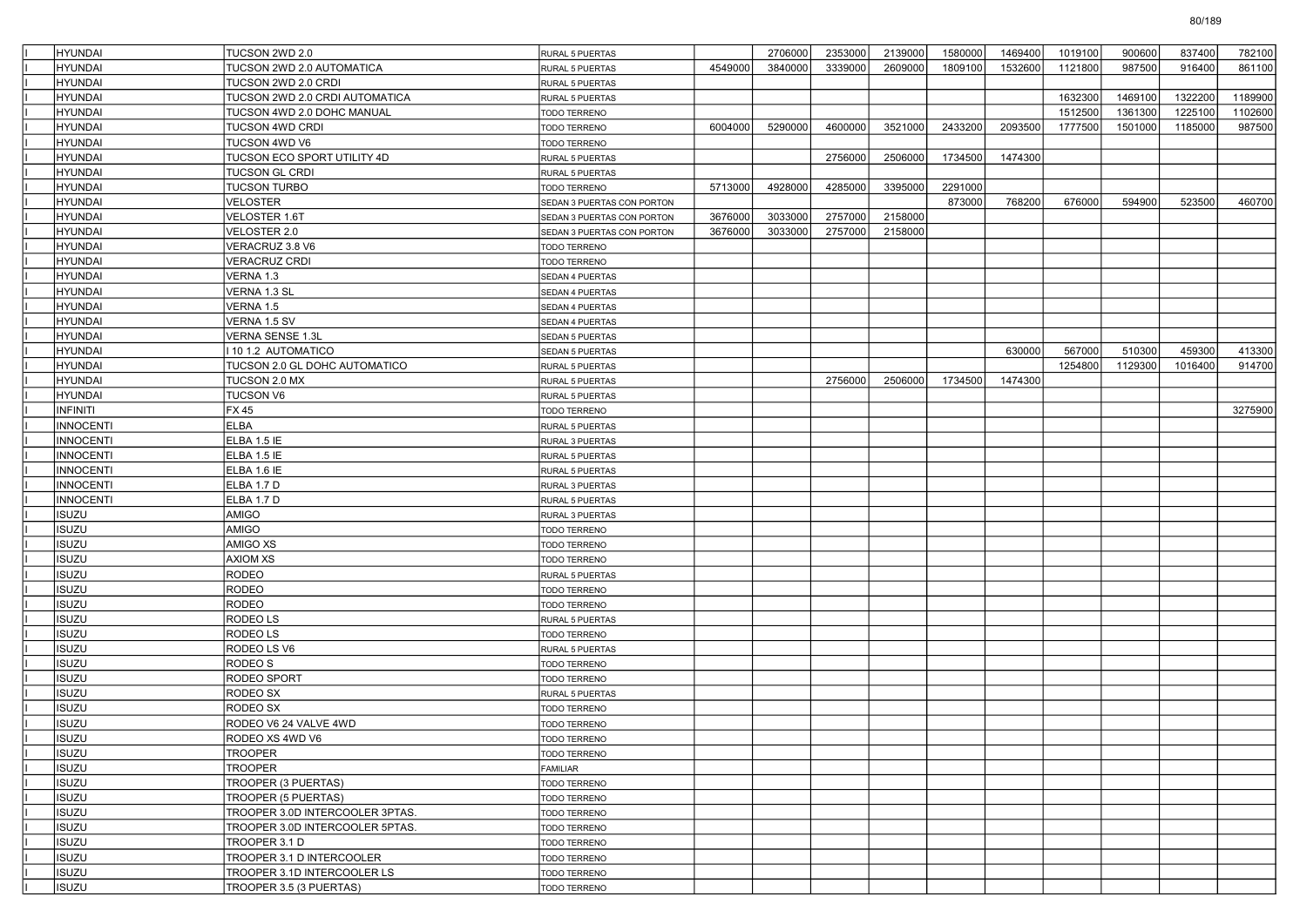| | | | | | | | | | | | | | |
|---|---|---|---|---|---|---|---|---|---|---|---|---|---|
| I | HYUNDAI | TUCSON 2WD 2.0 | RURAL 5 PUERTAS | | 2706000 | 2353000 | 2139000 | 1580000 | 1469400 | 1019100 | 900600 | 837400 | 782100 |
| I | HYUNDAI | TUCSON 2WD 2.0 AUTOMATICA | RURAL 5 PUERTAS | 4549000 | 3840000 | 3339000 | 2609000 | 1809100 | 1532600 | 1121800 | 987500 | 916400 | 861100 |
| I | HYUNDAI | TUCSON 2WD 2.0 CRDI | RURAL 5 PUERTAS | | | | | | | | | | |
| I | HYUNDAI | TUCSON 2WD 2.0 CRDI AUTOMATICA | RURAL 5 PUERTAS | | | | | | | 1632300 | 1469100 | 1322200 | 1189900 |
| I | HYUNDAI | TUCSON 4WD 2.0 DOHC MANUAL | TODO TERRENO | | | | | | | 1512500 | 1361300 | 1225100 | 1102600 |
| I | HYUNDAI | TUCSON 4WD CRDI | TODO TERRENO | 6004000 | 5290000 | 4600000 | 3521000 | 2433200 | 2093500 | 1777500 | 1501000 | 1185000 | 987500 |
| I | HYUNDAI | TUCSON 4WD V6 | TODO TERRENO | | | | | | | | | | |
| I | HYUNDAI | TUCSON ECO SPORT UTILITY 4D | RURAL 5 PUERTAS | | | 2756000 | 2506000 | 1734500 | 1474300 | | | | |
| I | HYUNDAI | TUCSON GL CRDI | RURAL 5 PUERTAS | | | | | | | | | | |
| I | HYUNDAI | TUCSON TURBO | TODO TERRENO | 5713000 | 4928000 | 4285000 | 3395000 | 2291000 | | | | | |
| I | HYUNDAI | VELOSTER | SEDAN 3 PUERTAS CON PORTON | | | | | 873000 | 768200 | 676000 | 594900 | 523500 | 460700 |
| I | HYUNDAI | VELOSTER 1.6T | SEDAN 3 PUERTAS CON PORTON | 3676000 | 3033000 | 2757000 | 2158000 | | | | | | |
| I | HYUNDAI | VELOSTER 2.0 | SEDAN 3 PUERTAS CON PORTON | 3676000 | 3033000 | 2757000 | 2158000 | | | | | | |
| I | HYUNDAI | VERACRUZ 3.8 V6 | TODO TERRENO | | | | | | | | | | |
| I | HYUNDAI | VERACRUZ CRDI | TODO TERRENO | | | | | | | | | | |
| I | HYUNDAI | VERNA 1.3 | SEDAN 4 PUERTAS | | | | | | | | | | |
| I | HYUNDAI | VERNA 1.3 SL | SEDAN 4 PUERTAS | | | | | | | | | | |
| I | HYUNDAI | VERNA 1.5 | SEDAN 4 PUERTAS | | | | | | | | | | |
| I | HYUNDAI | VERNA 1.5 SV | SEDAN 4 PUERTAS | | | | | | | | | | |
| I | HYUNDAI | VERNA SENSE 1.3L | SEDAN 5 PUERTAS | | | | | | | | | | |
| I | HYUNDAI | I 10 1.2 AUTOMATICO | SEDAN 5 PUERTAS | | | | | | 630000 | 567000 | 510300 | 459300 | 413300 |
| I | HYUNDAI | TUCSON 2.0 GL DOHC AUTOMATICO | RURAL 5 PUERTAS | | | | | | | 1254800 | 1129300 | 1016400 | 914700 |
| I | HYUNDAI | TUCSON 2.0 MX | RURAL 5 PUERTAS | | | 2756000 | 2506000 | 1734500 | 1474300 | | | | |
| I | HYUNDAI | TUCSON V6 | RURAL 5 PUERTAS | | | | | | | | | | |
| I | INFINITI | FX 45 | TODO TERRENO | | | | | | | | | | 3275900 |
| I | INNOCENTI | ELBA | RURAL 5 PUERTAS | | | | | | | | | | |
| I | INNOCENTI | ELBA 1.5 IE | RURAL 3 PUERTAS | | | | | | | | | | |
| I | INNOCENTI | ELBA 1.5 IE | RURAL 5 PUERTAS | | | | | | | | | | |
| I | INNOCENTI | ELBA 1.6 IE | RURAL 5 PUERTAS | | | | | | | | | | |
| I | INNOCENTI | ELBA 1.7 D | RURAL 3 PUERTAS | | | | | | | | | | |
| I | INNOCENTI | ELBA 1.7 D | RURAL 5 PUERTAS | | | | | | | | | | |
| I | ISUZU | AMIGO | RURAL 3 PUERTAS | | | | | | | | | | |
| I | ISUZU | AMIGO | TODO TERRENO | | | | | | | | | | |
| I | ISUZU | AMIGO XS | TODO TERRENO | | | | | | | | | | |
| I | ISUZU | AXIOM XS | TODO TERRENO | | | | | | | | | | |
| I | ISUZU | RODEO | RURAL 5 PUERTAS | | | | | | | | | | |
| I | ISUZU | RODEO | TODO TERRENO | | | | | | | | | | |
| I | ISUZU | RODEO | TODO TERRENO | | | | | | | | | | |
| I | ISUZU | RODEO LS | RURAL 5 PUERTAS | | | | | | | | | | |
| I | ISUZU | RODEO LS | TODO TERRENO | | | | | | | | | | |
| I | ISUZU | RODEO LS V6 | RURAL 5 PUERTAS | | | | | | | | | | |
| I | ISUZU | RODEO S | TODO TERRENO | | | | | | | | | | |
| I | ISUZU | RODEO SPORT | TODO TERRENO | | | | | | | | | | |
| I | ISUZU | RODEO SX | RURAL 5 PUERTAS | | | | | | | | | | |
| I | ISUZU | RODEO SX | TODO TERRENO | | | | | | | | | | |
| I | ISUZU | RODEO V6 24 VALVE 4WD | TODO TERRENO | | | | | | | | | | |
| I | ISUZU | RODEO XS 4WD V6 | TODO TERRENO | | | | | | | | | | |
| I | ISUZU | TROOPER | TODO TERRENO | | | | | | | | | | |
| I | ISUZU | TROOPER | FAMILIAR | | | | | | | | | | |
| I | ISUZU | TROOPER (3 PUERTAS) | TODO TERRENO | | | | | | | | | | |
| I | ISUZU | TROOPER (5 PUERTAS) | TODO TERRENO | | | | | | | | | | |
| I | ISUZU | TROOPER 3.0D INTERCOOLER 3PTAS. | TODO TERRENO | | | | | | | | | | |
| I | ISUZU | TROOPER 3.0D INTERCOOLER 5PTAS. | TODO TERRENO | | | | | | | | | | |
| I | ISUZU | TROOPER 3.1 D | TODO TERRENO | | | | | | | | | | |
| I | ISUZU | TROOPER 3.1 D INTERCOOLER | TODO TERRENO | | | | | | | | | | |
| I | ISUZU | TROOPER 3.1D INTERCOOLER LS | TODO TERRENO | | | | | | | | | | |
| I | ISUZU | TROOPER 3.5 (3 PUERTAS) | TODO TERRENO | | | | | | | | | | |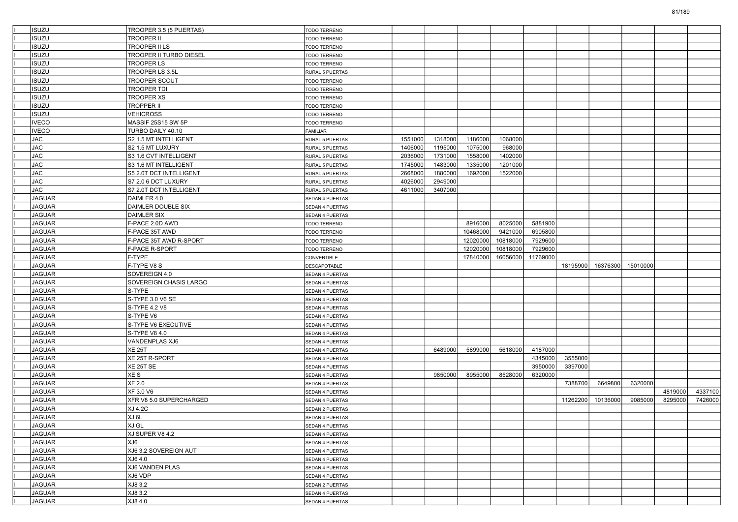| | | | | | | | | | | | | | |
|---|---|---|---|---|---|---|---|---|---|---|---|---|---|
| I | ISUZU | TROOPER 3.5 (5 PUERTAS) | TODO TERRENO | | | | | | | | | | |
| I | ISUZU | TROOPER II | TODO TERRENO | | | | | | | | | | |
| I | ISUZU | TROOPER II LS | TODO TERRENO | | | | | | | | | | |
| I | ISUZU | TROOPER II TURBO DIESEL | TODO TERRENO | | | | | | | | | | |
| I | ISUZU | TROOPER LS | TODO TERRENO | | | | | | | | | | |
| I | ISUZU | TROOPER LS 3.5L | RURAL 5 PUERTAS | | | | | | | | | | |
| I | ISUZU | TROOPER SCOUT | TODO TERRENO | | | | | | | | | | |
| I | ISUZU | TROOPER TDI | TODO TERRENO | | | | | | | | | | |
| I | ISUZU | TROOPER XS | TODO TERRENO | | | | | | | | | | |
| I | ISUZU | TROPPER II | TODO TERRENO | | | | | | | | | | |
| I | ISUZU | VEHICROSS | TODO TERRENO | | | | | | | | | | |
| I | IVECO | MASSIF 25S15 SW 5P | TODO TERRENO | | | | | | | | | | |
| I | IVECO | TURBO DAILY 40.10 | FAMILIAR | | | | | | | | | | |
| I | JAC | S2 1.5 MT INTELLIGENT | RURAL 5 PUERTAS | 1551000 | 1318000 | 1186000 | 1068000 | | | | | | |
| I | JAC | S2 1.5 MT LUXURY | RURAL 5 PUERTAS | 1406000 | 1195000 | 1075000 | 968000 | | | | | | |
| I | JAC | S3 1.6 CVT INTELLIGENT | RURAL 5 PUERTAS | 2036000 | 1731000 | 1558000 | 1402000 | | | | | | |
| I | JAC | S3 1.6 MT INTELLIGENT | RURAL 5 PUERTAS | 1745000 | 1483000 | 1335000 | 1201000 | | | | | | |
| I | JAC | S5 2.0T DCT INTELLIGENT | RURAL 5 PUERTAS | 2668000 | 1880000 | 1692000 | 1522000 | | | | | | |
| I | JAC | S7 2.0 6 DCT LUXURY | RURAL 5 PUERTAS | 4026000 | 2949000 | | | | | | | | |
| I | JAC | S7 2.0T DCT INTELLIGENT | RURAL 5 PUERTAS | 4611000 | 3407000 | | | | | | | | |
| I | JAGUAR | DAIMLER 4.0 | SEDAN 4 PUERTAS | | | | | | | | | | |
| I | JAGUAR | DAIMLER DOUBLE SIX | SEDAN 4 PUERTAS | | | | | | | | | | |
| I | JAGUAR | DAIMLER SIX | SEDAN 4 PUERTAS | | | | | | | | | | |
| I | JAGUAR | F-PACE 2.0D AWD | TODO TERRENO | | | 8916000 | 8025000 | 5881900 | | | | | |
| I | JAGUAR | F-PACE 35T AWD | TODO TERRENO | | | 10468000 | 9421000 | 6905800 | | | | | |
| I | JAGUAR | F-PACE 35T AWD R-SPORT | TODO TERRENO | | | 12020000 | 10818000 | 7929600 | | | | | |
| I | JAGUAR | F-PACE R-SPORT | TODO TERRENO | | | 12020000 | 10818000 | 7929600 | | | | | |
| I | JAGUAR | F-TYPE | CONVERTIBLE | | | 17840000 | 16056000 | 11769000 | | | | | |
| I | JAGUAR | F-TYPE V8 S | DESCAPOTABLE | | | | | | 18195900 | 16376300 | 15010000 | | |
| I | JAGUAR | SOVEREIGN 4.0 | SEDAN 4 PUERTAS | | | | | | | | | | |
| I | JAGUAR | SOVEREIGN CHASIS LARGO | SEDAN 4 PUERTAS | | | | | | | | | | |
| I | JAGUAR | S-TYPE | SEDAN 4 PUERTAS | | | | | | | | | | |
| I | JAGUAR | S-TYPE 3.0 V6 SE | SEDAN 4 PUERTAS | | | | | | | | | | |
| I | JAGUAR | S-TYPE 4.2 V8 | SEDAN 4 PUERTAS | | | | | | | | | | |
| I | JAGUAR | S-TYPE V6 | SEDAN 4 PUERTAS | | | | | | | | | | |
| I | JAGUAR | S-TYPE V6 EXECUTIVE | SEDAN 4 PUERTAS | | | | | | | | | | |
| I | JAGUAR | S-TYPE V8 4.0 | SEDAN 4 PUERTAS | | | | | | | | | | |
| I | JAGUAR | VANDENPLAS XJ6 | SEDAN 4 PUERTAS | | | | | | | | | | |
| I | JAGUAR | XE 25T | SEDAN 4 PUERTAS | | 6489000 | 5899000 | 5618000 | 4187000 | | | | | |
| I | JAGUAR | XE 25T R-SPORT | SEDAN 4 PUERTAS | | | | | 4345000 | 3555000 | | | | |
| I | JAGUAR | XE 25T SE | SEDAN 4 PUERTAS | | | | | 3950000 | 3397000 | | | | |
| I | JAGUAR | XE S | SEDAN 4 PUERTAS | | 9850000 | 8955000 | 8528000 | 6320000 | | | | | |
| I | JAGUAR | XF 2.0 | SEDAN 4 PUERTAS | | | | | | 7388700 | 6649800 | 6320000 | | |
| I | JAGUAR | XF 3.0 V6 | SEDAN 4 PUERTAS | | | | | | | | | 4819000 | 4337100 |
| I | JAGUAR | XFR V8 5.0 SUPERCHARGED | SEDAN 4 PUERTAS | | | | | | 11262200 | 10136000 | 9085000 | 8295000 | 7426000 |
| I | JAGUAR | XJ 4.2C | SEDAN 2 PUERTAS | | | | | | | | | | |
| I | JAGUAR | XJ 6L | SEDAN 4 PUERTAS | | | | | | | | | | |
| I | JAGUAR | XJ GL | SEDAN 4 PUERTAS | | | | | | | | | | |
| I | JAGUAR | XJ SUPER V8 4.2 | SEDAN 4 PUERTAS | | | | | | | | | | |
| I | JAGUAR | XJ6 | SEDAN 4 PUERTAS | | | | | | | | | | |
| I | JAGUAR | XJ6 3.2 SOVEREIGN AUT | SEDAN 4 PUERTAS | | | | | | | | | | |
| I | JAGUAR | XJ6 4.0 | SEDAN 4 PUERTAS | | | | | | | | | | |
| I | JAGUAR | XJ6 VANDEN PLAS | SEDAN 4 PUERTAS | | | | | | | | | | |
| I | JAGUAR | XJ6 VDP | SEDAN 4 PUERTAS | | | | | | | | | | |
| I | JAGUAR | XJ8 3.2 | SEDAN 2 PUERTAS | | | | | | | | | | |
| I | JAGUAR | XJ8 3.2 | SEDAN 4 PUERTAS | | | | | | | | | | |
| I | JAGUAR | XJ8 4.0 | SEDAN 4 PUERTAS | | | | | | | | | | |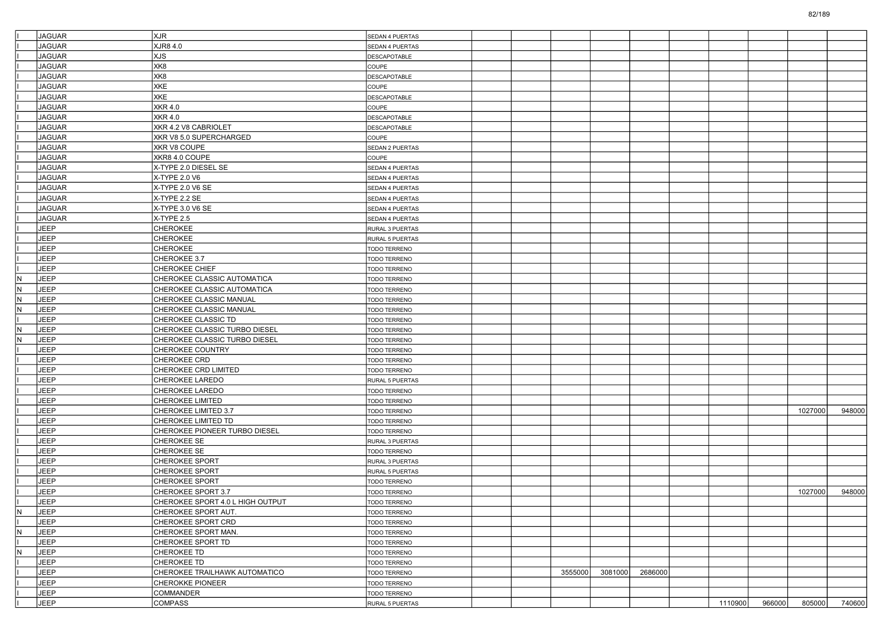| | | | | | | | | | | | | | |
|---|---|---|---|---|---|---|---|---|---|---|---|---|---|
| I | JAGUAR | XJR | SEDAN 4 PUERTAS | | | | | | | | | | |
| I | JAGUAR | XJR8 4.0 | SEDAN 4 PUERTAS | | | | | | | | | | |
| I | JAGUAR | XJS | DESCAPOTABLE | | | | | | | | | | |
| I | JAGUAR | XK8 | COUPE | | | | | | | | | | |
| I | JAGUAR | XK8 | DESCAPOTABLE | | | | | | | | | | |
| I | JAGUAR | XKE | COUPE | | | | | | | | | | |
| I | JAGUAR | XKE | DESCAPOTABLE | | | | | | | | | | |
| I | JAGUAR | XKR 4.0 | COUPE | | | | | | | | | | |
| I | JAGUAR | XKR 4.0 | DESCAPOTABLE | | | | | | | | | | |
| I | JAGUAR | XKR 4.2 V8 CABRIOLET | DESCAPOTABLE | | | | | | | | | | |
| I | JAGUAR | XKR V8 5.0 SUPERCHARGED | COUPE | | | | | | | | | | |
| I | JAGUAR | XKR V8 COUPE | SEDAN 2 PUERTAS | | | | | | | | | | |
| I | JAGUAR | XKR8 4.0 COUPE | COUPE | | | | | | | | | | |
| I | JAGUAR | X-TYPE 2.0 DIESEL SE | SEDAN 4 PUERTAS | | | | | | | | | | |
| I | JAGUAR | X-TYPE 2.0 V6 | SEDAN 4 PUERTAS | | | | | | | | | | |
| I | JAGUAR | X-TYPE 2.0 V6 SE | SEDAN 4 PUERTAS | | | | | | | | | | |
| I | JAGUAR | X-TYPE 2.2 SE | SEDAN 4 PUERTAS | | | | | | | | | | |
| I | JAGUAR | X-TYPE 3.0 V6 SE | SEDAN 4 PUERTAS | | | | | | | | | | |
| I | JAGUAR | X-TYPE 2.5 | SEDAN 4 PUERTAS | | | | | | | | | | |
| I | JEEP | CHEROKEE | RURAL 3 PUERTAS | | | | | | | | | | |
| I | JEEP | CHEROKEE | RURAL 5 PUERTAS | | | | | | | | | | |
| I | JEEP | CHEROKEE | TODO TERRENO | | | | | | | | | | |
| I | JEEP | CHEROKEE 3.7 | TODO TERRENO | | | | | | | | | | |
| I | JEEP | CHEROKEE CHIEF | TODO TERRENO | | | | | | | | | | |
| N | JEEP | CHEROKEE CLASSIC AUTOMATICA | TODO TERRENO | | | | | | | | | | |
| N | JEEP | CHEROKEE CLASSIC AUTOMATICA | TODO TERRENO | | | | | | | | | | |
| N | JEEP | CHEROKEE CLASSIC MANUAL | TODO TERRENO | | | | | | | | | | |
| N | JEEP | CHEROKEE CLASSIC MANUAL | TODO TERRENO | | | | | | | | | | |
| I | JEEP | CHEROKEE CLASSIC TD | TODO TERRENO | | | | | | | | | | |
| N | JEEP | CHEROKEE CLASSIC TURBO DIESEL | TODO TERRENO | | | | | | | | | | |
| N | JEEP | CHEROKEE CLASSIC TURBO DIESEL | TODO TERRENO | | | | | | | | | | |
| I | JEEP | CHEROKEE COUNTRY | TODO TERRENO | | | | | | | | | | |
| I | JEEP | CHEROKEE CRD | TODO TERRENO | | | | | | | | | | |
| I | JEEP | CHEROKEE CRD LIMITED | TODO TERRENO | | | | | | | | | | |
| I | JEEP | CHEROKEE LAREDO | RURAL 5 PUERTAS | | | | | | | | | | |
| I | JEEP | CHEROKEE LAREDO | TODO TERRENO | | | | | | | | | | |
| I | JEEP | CHEROKEE LIMITED | TODO TERRENO | | | | | | | | | | |
| I | JEEP | CHEROKEE LIMITED 3.7 | TODO TERRENO | | | | | | | | | 1027000 | 948000 |
| I | JEEP | CHEROKEE LIMITED TD | TODO TERRENO | | | | | | | | | | |
| I | JEEP | CHEROKEE PIONEER TURBO DIESEL | TODO TERRENO | | | | | | | | | | |
| I | JEEP | CHEROKEE SE | RURAL 3 PUERTAS | | | | | | | | | | |
| I | JEEP | CHEROKEE SE | TODO TERRENO | | | | | | | | | | |
| I | JEEP | CHEROKEE SPORT | RURAL 3 PUERTAS | | | | | | | | | | |
| I | JEEP | CHEROKEE SPORT | RURAL 5 PUERTAS | | | | | | | | | | |
| I | JEEP | CHEROKEE SPORT | TODO TERRENO | | | | | | | | | | |
| I | JEEP | CHEROKEE SPORT 3.7 | TODO TERRENO | | | | | | | | | 1027000 | 948000 |
| I | JEEP | CHEROKEE SPORT 4.0 L HIGH OUTPUT | TODO TERRENO | | | | | | | | | | |
| N | JEEP | CHEROKEE SPORT AUT. | TODO TERRENO | | | | | | | | | | |
| I | JEEP | CHEROKEE SPORT CRD | TODO TERRENO | | | | | | | | | | |
| N | JEEP | CHEROKEE SPORT MAN. | TODO TERRENO | | | | | | | | | | |
| I | JEEP | CHEROKEE SPORT TD | TODO TERRENO | | | | | | | | | | |
| N | JEEP | CHEROKEE TD | TODO TERRENO | | | | | | | | | | |
| I | JEEP | CHEROKEE TD | TODO TERRENO | | | | | | | | | | |
| I | JEEP | CHEROKEE TRAILHAWK AUTOMATICO | TODO TERRENO | | | 3555000 | 3081000 | 2686000 | | | | | |
| I | JEEP | CHEROKKE PIONEER | TODO TERRENO | | | | | | | | | | |
| I | JEEP | COMMANDER | TODO TERRENO | | | | | | | | | | |
| I | JEEP | COMPASS | RURAL 5 PUERTAS | | | | | | | 1110900 | 966000 | 805000 | 740600 |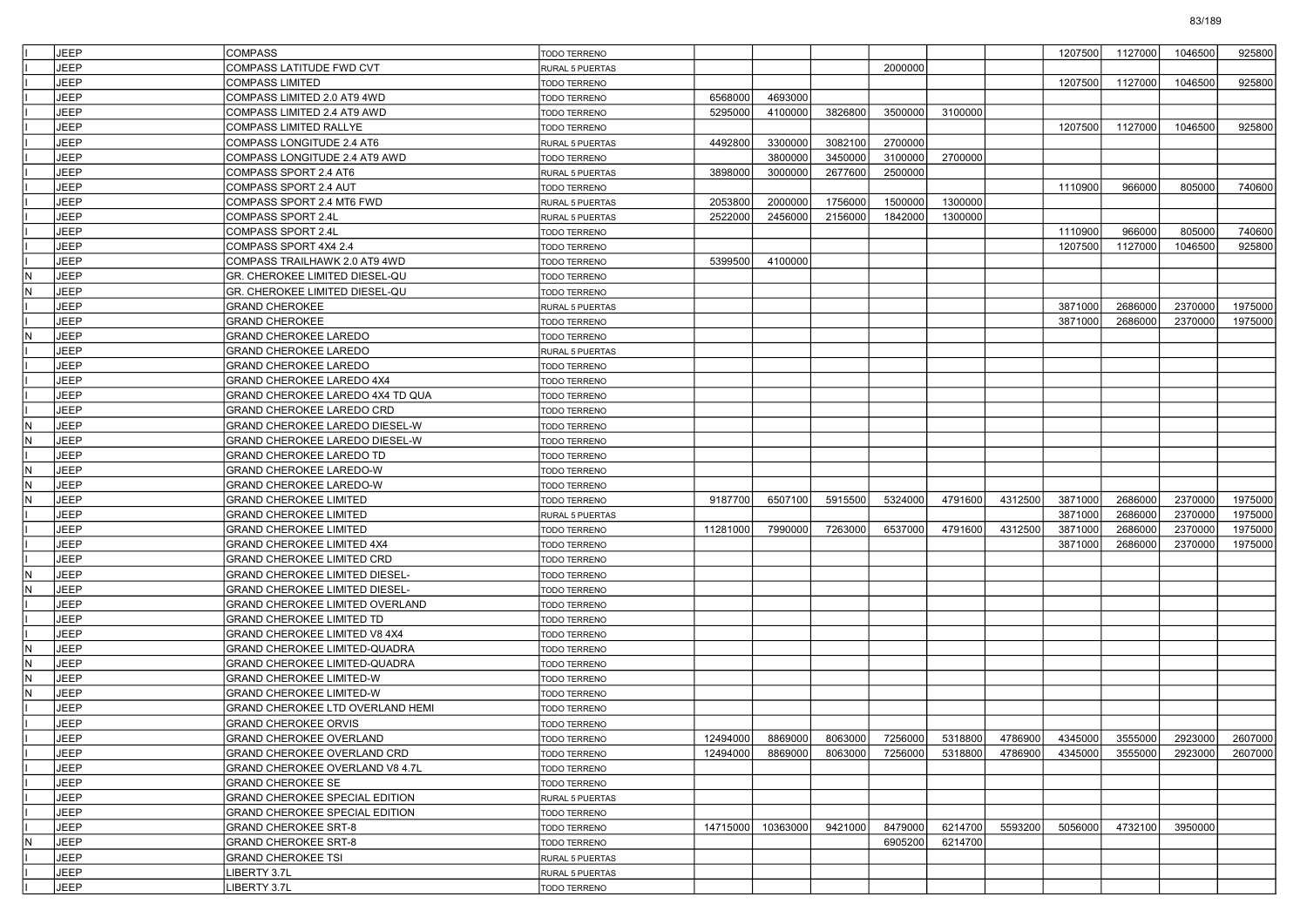| | | | | | | | | | | | | | |
|---|---|---|---|---|---|---|---|---|---|---|---|---|---|
| I | JEEP | COMPASS | TODO TERRENO | | | | | | | 1207500 | 1127000 | 1046500 | 925800 |
| I | JEEP | COMPASS LATITUDE FWD CVT | RURAL 5 PUERTAS | | | | 2000000 | | | | | | |
| I | JEEP | COMPASS LIMITED | TODO TERRENO | | | | | | | 1207500 | 1127000 | 1046500 | 925800 |
| I | JEEP | COMPASS LIMITED 2.0 AT9 4WD | TODO TERRENO | 6568000 | 4693000 | | | | | | | | |
| I | JEEP | COMPASS LIMITED 2.4 AT9 AWD | TODO TERRENO | 5295000 | 4100000 | 3826800 | 3500000 | 3100000 | | | | | |
| I | JEEP | COMPASS LIMITED RALLYE | TODO TERRENO | | | | | | | 1207500 | 1127000 | 1046500 | 925800 |
| I | JEEP | COMPASS LONGITUDE 2.4 AT6 | RURAL 5 PUERTAS | 4492800 | 3300000 | 3082100 | 2700000 | | | | | | |
| I | JEEP | COMPASS LONGITUDE 2.4 AT9 AWD | TODO TERRENO | | 3800000 | 3450000 | 3100000 | 2700000 | | | | | |
| I | JEEP | COMPASS SPORT 2.4 AT6 | RURAL 5 PUERTAS | 3898000 | 3000000 | 2677600 | 2500000 | | | | | | |
| I | JEEP | COMPASS SPORT 2.4 AUT | TODO TERRENO | | | | | | | 1110900 | 966000 | 805000 | 740600 |
| I | JEEP | COMPASS SPORT 2.4 MT6 FWD | RURAL 5 PUERTAS | 2053800 | 2000000 | 1756000 | 1500000 | 1300000 | | | | | |
| I | JEEP | COMPASS SPORT 2.4L | RURAL 5 PUERTAS | 2522000 | 2456000 | 2156000 | 1842000 | 1300000 | | | | | |
| I | JEEP | COMPASS SPORT 2.4L | TODO TERRENO | | | | | | | 1110900 | 966000 | 805000 | 740600 |
| I | JEEP | COMPASS SPORT 4X4 2.4 | TODO TERRENO | | | | | | | 1207500 | 1127000 | 1046500 | 925800 |
| I | JEEP | COMPASS TRAILHAWK 2.0 AT9 4WD | TODO TERRENO | 5399500 | 4100000 | | | | | | | | |
| N | JEEP | GR. CHEROKEE LIMITED DIESEL-QU | TODO TERRENO | | | | | | | | | | |
| N | JEEP | GR. CHEROKEE LIMITED DIESEL-QU | TODO TERRENO | | | | | | | | | | |
| I | JEEP | GRAND CHEROKEE | RURAL 5 PUERTAS | | | | | | | 3871000 | 2686000 | 2370000 | 1975000 |
| I | JEEP | GRAND CHEROKEE | TODO TERRENO | | | | | | | 3871000 | 2686000 | 2370000 | 1975000 |
| N | JEEP | GRAND CHEROKEE LAREDO | TODO TERRENO | | | | | | | | | | |
| I | JEEP | GRAND CHEROKEE LAREDO | RURAL 5 PUERTAS | | | | | | | | | | |
| I | JEEP | GRAND CHEROKEE LAREDO | TODO TERRENO | | | | | | | | | | |
| I | JEEP | GRAND CHEROKEE LAREDO 4X4 | TODO TERRENO | | | | | | | | | | |
| I | JEEP | GRAND CHEROKEE LAREDO 4X4 TD QUA | TODO TERRENO | | | | | | | | | | |
| I | JEEP | GRAND CHEROKEE LAREDO CRD | TODO TERRENO | | | | | | | | | | |
| N | JEEP | GRAND CHEROKEE LAREDO DIESEL-W | TODO TERRENO | | | | | | | | | | |
| N | JEEP | GRAND CHEROKEE LAREDO DIESEL-W | TODO TERRENO | | | | | | | | | | |
| I | JEEP | GRAND CHEROKEE LAREDO TD | TODO TERRENO | | | | | | | | | | |
| N | JEEP | GRAND CHEROKEE LAREDO-W | TODO TERRENO | | | | | | | | | | |
| N | JEEP | GRAND CHEROKEE LAREDO-W | TODO TERRENO | | | | | | | | | | |
| N | JEEP | GRAND CHEROKEE LIMITED | TODO TERRENO | 9187700 | 6507100 | 5915500 | 5324000 | 4791600 | 4312500 | 3871000 | 2686000 | 2370000 | 1975000 |
| I | JEEP | GRAND CHEROKEE LIMITED | RURAL 5 PUERTAS | | | | | | | 3871000 | 2686000 | 2370000 | 1975000 |
| I | JEEP | GRAND CHEROKEE LIMITED | TODO TERRENO | 11281000 | 7990000 | 7263000 | 6537000 | 4791600 | 4312500 | 3871000 | 2686000 | 2370000 | 1975000 |
| I | JEEP | GRAND CHEROKEE LIMITED 4X4 | TODO TERRENO | | | | | | | 3871000 | 2686000 | 2370000 | 1975000 |
| I | JEEP | GRAND CHEROKEE LIMITED CRD | TODO TERRENO | | | | | | | | | | |
| N | JEEP | GRAND CHEROKEE LIMITED DIESEL- | TODO TERRENO | | | | | | | | | | |
| N | JEEP | GRAND CHEROKEE LIMITED DIESEL- | TODO TERRENO | | | | | | | | | | |
| I | JEEP | GRAND CHEROKEE LIMITED OVERLAND | TODO TERRENO | | | | | | | | | | |
| I | JEEP | GRAND CHEROKEE LIMITED TD | TODO TERRENO | | | | | | | | | | |
| I | JEEP | GRAND CHEROKEE LIMITED V8 4X4 | TODO TERRENO | | | | | | | | | | |
| N | JEEP | GRAND CHEROKEE LIMITED-QUADRA | TODO TERRENO | | | | | | | | | | |
| N | JEEP | GRAND CHEROKEE LIMITED-QUADRA | TODO TERRENO | | | | | | | | | | |
| N | JEEP | GRAND CHEROKEE LIMITED-W | TODO TERRENO | | | | | | | | | | |
| N | JEEP | GRAND CHEROKEE LIMITED-W | TODO TERRENO | | | | | | | | | | |
| I | JEEP | GRAND CHEROKEE LTD OVERLAND HEMI | TODO TERRENO | | | | | | | | | | |
| I | JEEP | GRAND CHEROKEE ORVIS | TODO TERRENO | | | | | | | | | | |
| I | JEEP | GRAND CHEROKEE OVERLAND | TODO TERRENO | 12494000 | 8869000 | 8063000 | 7256000 | 5318800 | 4786900 | 4345000 | 3555000 | 2923000 | 2607000 |
| I | JEEP | GRAND CHEROKEE OVERLAND CRD | TODO TERRENO | 12494000 | 8869000 | 8063000 | 7256000 | 5318800 | 4786900 | 4345000 | 3555000 | 2923000 | 2607000 |
| I | JEEP | GRAND CHEROKEE OVERLAND V8 4.7L | TODO TERRENO | | | | | | | | | | |
| I | JEEP | GRAND CHEROKEE SE | TODO TERRENO | | | | | | | | | | |
| I | JEEP | GRAND CHEROKEE SPECIAL EDITION | RURAL 5 PUERTAS | | | | | | | | | | |
| I | JEEP | GRAND CHEROKEE SPECIAL EDITION | TODO TERRENO | | | | | | | | | | |
| I | JEEP | GRAND CHEROKEE SRT-8 | TODO TERRENO | 14715000 | 10363000 | 9421000 | 8479000 | 6214700 | 5593200 | 5056000 | 4732100 | 3950000 | |
| N | JEEP | GRAND CHEROKEE SRT-8 | TODO TERRENO | | | | 6905200 | 6214700 | | | | | |
| I | JEEP | GRAND CHEROKEE TSI | RURAL 5 PUERTAS | | | | | | | | | | |
| I | JEEP | LIBERTY 3.7L | RURAL 5 PUERTAS | | | | | | | | | | |
| I | JEEP | LIBERTY 3.7L | TODO TERRENO | | | | | | | | | | |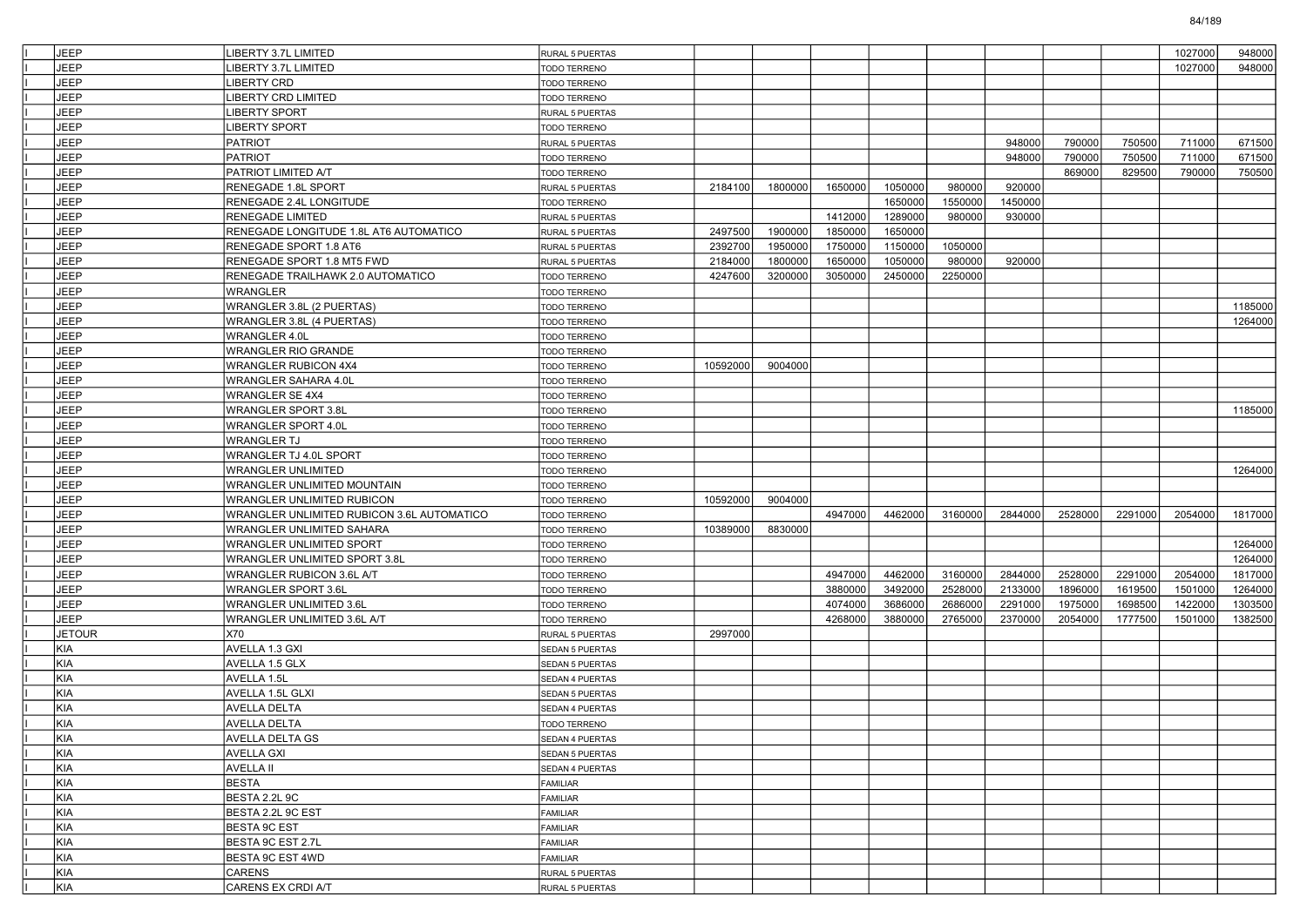| | | | | | | | | | | | | | |
|---|---|---|---|---|---|---|---|---|---|---|---|---|---|
| I | JEEP | LIBERTY 3.7L LIMITED | RURAL 5 PUERTAS | | | | | | | | | 1027000 | 948000 |
| I | JEEP | LIBERTY 3.7L LIMITED | TODO TERRENO | | | | | | | | | 1027000 | 948000 |
| I | JEEP | LIBERTY CRD | TODO TERRENO | | | | | | | | | | |
| I | JEEP | LIBERTY CRD LIMITED | TODO TERRENO | | | | | | | | | | |
| I | JEEP | LIBERTY SPORT | RURAL 5 PUERTAS | | | | | | | | | | |
| I | JEEP | LIBERTY SPORT | TODO TERRENO | | | | | | | | | | |
| I | JEEP | PATRIOT | RURAL 5 PUERTAS | | | | | | 948000 | 790000 | 750500 | 711000 | 671500 |
| I | JEEP | PATRIOT | TODO TERRENO | | | | | | 948000 | 790000 | 750500 | 711000 | 671500 |
| I | JEEP | PATRIOT LIMITED A/T | TODO TERRENO | | | | | | | 869000 | 829500 | 790000 | 750500 |
| I | JEEP | RENEGADE 1.8L SPORT | RURAL 5 PUERTAS | 2184100 | 1800000 | 1650000 | 1050000 | 980000 | 920000 | | | | |
| I | JEEP | RENEGADE 2.4L LONGITUDE | TODO TERRENO | | | | 1650000 | 1550000 | 1450000 | | | | |
| I | JEEP | RENEGADE LIMITED | RURAL 5 PUERTAS | | | 1412000 | 1289000 | 980000 | 930000 | | | | |
| I | JEEP | RENEGADE LONGITUDE 1.8L AT6 AUTOMATICO | RURAL 5 PUERTAS | 2497500 | 1900000 | 1850000 | 1650000 | | | | | | |
| I | JEEP | RENEGADE SPORT 1.8 AT6 | RURAL 5 PUERTAS | 2392700 | 1950000 | 1750000 | 1150000 | 1050000 | | | | | |
| I | JEEP | RENEGADE SPORT 1.8 MT5 FWD | RURAL 5 PUERTAS | 2184000 | 1800000 | 1650000 | 1050000 | 980000 | 920000 | | | | |
| I | JEEP | RENEGADE TRAILHAWK 2.0 AUTOMATICO | TODO TERRENO | 4247600 | 3200000 | 3050000 | 2450000 | 2250000 | | | | | |
| I | JEEP | WRANGLER | TODO TERRENO | | | | | | | | | | |
| I | JEEP | WRANGLER 3.8L (2 PUERTAS) | TODO TERRENO | | | | | | | | | | 1185000 |
| I | JEEP | WRANGLER 3.8L (4 PUERTAS) | TODO TERRENO | | | | | | | | | | 1264000 |
| I | JEEP | WRANGLER 4.0L | TODO TERRENO | | | | | | | | | | |
| I | JEEP | WRANGLER RIO GRANDE | TODO TERRENO | | | | | | | | | | |
| I | JEEP | WRANGLER RUBICON 4X4 | TODO TERRENO | 10592000 | 9004000 | | | | | | | | |
| I | JEEP | WRANGLER SAHARA 4.0L | TODO TERRENO | | | | | | | | | | |
| I | JEEP | WRANGLER SE 4X4 | TODO TERRENO | | | | | | | | | | |
| I | JEEP | WRANGLER SPORT 3.8L | TODO TERRENO | | | | | | | | | | 1185000 |
| I | JEEP | WRANGLER SPORT 4.0L | TODO TERRENO | | | | | | | | | | |
| I | JEEP | WRANGLER TJ | TODO TERRENO | | | | | | | | | | |
| I | JEEP | WRANGLER TJ 4.0L SPORT | TODO TERRENO | | | | | | | | | | |
| I | JEEP | WRANGLER UNLIMITED | TODO TERRENO | | | | | | | | | | 1264000 |
| I | JEEP | WRANGLER UNLIMITED MOUNTAIN | TODO TERRENO | | | | | | | | | | |
| I | JEEP | WRANGLER UNLIMITED RUBICON | TODO TERRENO | 10592000 | 9004000 | | | | | | | | |
| I | JEEP | WRANGLER UNLIMITED RUBICON 3.6L AUTOMATICO | TODO TERRENO | | | 4947000 | 4462000 | 3160000 | 2844000 | 2528000 | 2291000 | 2054000 | 1817000 |
| I | JEEP | WRANGLER UNLIMITED SAHARA | TODO TERRENO | 10389000 | 8830000 | | | | | | | | |
| I | JEEP | WRANGLER UNLIMITED SPORT | TODO TERRENO | | | | | | | | | | 1264000 |
| I | JEEP | WRANGLER UNLIMITED SPORT 3.8L | TODO TERRENO | | | | | | | | | | 1264000 |
| I | JEEP | WRANGLER RUBICON 3.6L A/T | TODO TERRENO | | | 4947000 | 4462000 | 3160000 | 2844000 | 2528000 | 2291000 | 2054000 | 1817000 |
| I | JEEP | WRANGLER SPORT 3.6L | TODO TERRENO | | | 3880000 | 3492000 | 2528000 | 2133000 | 1896000 | 1619500 | 1501000 | 1264000 |
| I | JEEP | WRANGLER UNLIMITED 3.6L | TODO TERRENO | | | 4074000 | 3686000 | 2686000 | 2291000 | 1975000 | 1698500 | 1422000 | 1303500 |
| I | JEEP | WRANGLER UNLIMITED 3.6L A/T | TODO TERRENO | | | 4268000 | 3880000 | 2765000 | 2370000 | 2054000 | 1777500 | 1501000 | 1382500 |
| I | JETOUR | X70 | RURAL 5 PUERTAS | 2997000 | | | | | | | | | |
| I | KIA | AVELLA 1.3 GXI | SEDAN 5 PUERTAS | | | | | | | | | | |
| I | KIA | AVELLA 1.5 GLX | SEDAN 5 PUERTAS | | | | | | | | | | |
| I | KIA | AVELLA 1.5L | SEDAN 4 PUERTAS | | | | | | | | | | |
| I | KIA | AVELLA 1.5L GLXI | SEDAN 5 PUERTAS | | | | | | | | | | |
| I | KIA | AVELLA DELTA | SEDAN 4 PUERTAS | | | | | | | | | | |
| I | KIA | AVELLA DELTA | TODO TERRENO | | | | | | | | | | |
| I | KIA | AVELLA DELTA GS | SEDAN 4 PUERTAS | | | | | | | | | | |
| I | KIA | AVELLA GXI | SEDAN 5 PUERTAS | | | | | | | | | | |
| I | KIA | AVELLA II | SEDAN 4 PUERTAS | | | | | | | | | | |
| I | KIA | BESTA | FAMILIAR | | | | | | | | | | |
| I | KIA | BESTA 2.2L 9C | FAMILIAR | | | | | | | | | | |
| I | KIA | BESTA 2.2L 9C EST | FAMILIAR | | | | | | | | | | |
| I | KIA | BESTA 9C EST | FAMILIAR | | | | | | | | | | |
| I | KIA | BESTA 9C EST 2.7L | FAMILIAR | | | | | | | | | | |
| I | KIA | BESTA 9C EST 4WD | FAMILIAR | | | | | | | | | | |
| I | KIA | CARENS | RURAL 5 PUERTAS | | | | | | | | | | |
| I | KIA | CARENS EX CRDI A/T | RURAL 5 PUERTAS | | | | | | | | | | |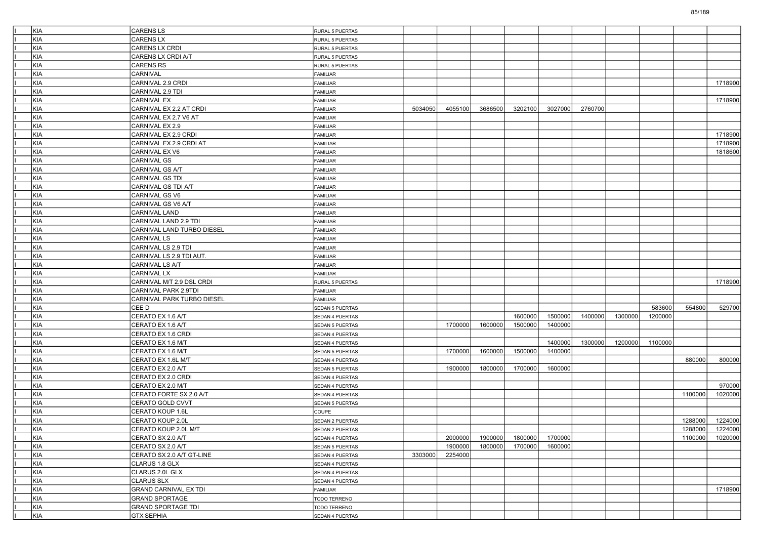| | | | | | | | | | | | | |
|---|---|---|---|---|---|---|---|---|---|---|---|---|
| KIA | CARENS LS | RURAL 5 PUERTAS | | | | | | | | | | |
| KIA | CARENS LX | RURAL 5 PUERTAS | | | | | | | | | | |
| KIA | CARENS LX CRDI | RURAL 5 PUERTAS | | | | | | | | | | |
| KIA | CARENS LX CRDI A/T | RURAL 5 PUERTAS | | | | | | | | | | |
| KIA | CARENS RS | RURAL 5 PUERTAS | | | | | | | | | | |
| KIA | CARNIVAL | FAMILIAR | | | | | | | | | | |
| KIA | CARNIVAL 2.9 CRDI | FAMILIAR | | | | | | | | | | 1718900 |
| KIA | CARNIVAL 2.9 TDI | FAMILIAR | | | | | | | | | | |
| KIA | CARNIVAL EX | FAMILIAR | | | | | | | | | | 1718900 |
| KIA | CARNIVAL EX 2.2 AT CRDI | FAMILIAR | 5034050 | 4055100 | 3686500 | 3202100 | 3027000 | 2760700 | | | | |
| KIA | CARNIVAL EX 2.7 V6 AT | FAMILIAR | | | | | | | | | | |
| KIA | CARNIVAL EX 2.9 | FAMILIAR | | | | | | | | | | |
| KIA | CARNIVAL EX 2.9 CRDI | FAMILIAR | | | | | | | | | | 1718900 |
| KIA | CARNIVAL EX 2.9 CRDI AT | FAMILIAR | | | | | | | | | | 1718900 |
| KIA | CARNIVAL EX V6 | FAMILIAR | | | | | | | | | | 1818600 |
| KIA | CARNIVAL GS | FAMILIAR | | | | | | | | | | |
| KIA | CARNIVAL GS A/T | FAMILIAR | | | | | | | | | | |
| KIA | CARNIVAL GS TDI | FAMILIAR | | | | | | | | | | |
| KIA | CARNIVAL GS TDI A/T | FAMILIAR | | | | | | | | | | |
| KIA | CARNIVAL GS V6 | FAMILIAR | | | | | | | | | | |
| KIA | CARNIVAL GS V6 A/T | FAMILIAR | | | | | | | | | | |
| KIA | CARNIVAL LAND | FAMILIAR | | | | | | | | | | |
| KIA | CARNIVAL LAND 2.9 TDI | FAMILIAR | | | | | | | | | | |
| KIA | CARNIVAL LAND TURBO DIESEL | FAMILIAR | | | | | | | | | | |
| KIA | CARNIVAL LS | FAMILIAR | | | | | | | | | | |
| KIA | CARNIVAL LS 2.9 TDI | FAMILIAR | | | | | | | | | | |
| KIA | CARNIVAL LS 2.9 TDI AUT. | FAMILIAR | | | | | | | | | | |
| KIA | CARNIVAL LS A/T | FAMILIAR | | | | | | | | | | |
| KIA | CARNIVAL LX | FAMILIAR | | | | | | | | | | |
| KIA | CARNIVAL M/T 2.9 DSL CRDI | RURAL 5 PUERTAS | | | | | | | | | | 1718900 |
| KIA | CARNIVAL PARK 2.9TDI | FAMILIAR | | | | | | | | | | |
| KIA | CARNIVAL PARK TURBO DIESEL | FAMILIAR | | | | | | | | | | |
| KIA | CEE D | SEDAN 5 PUERTAS | | | | | | | | 583600 | 554800 | 529700 |
| KIA | CERATO EX 1.6 A/T | SEDAN 4 PUERTAS | | | | 1600000 | 1500000 | 1400000 | 1300000 | 1200000 | | |
| KIA | CERATO EX 1.6 A/T | SEDAN 5 PUERTAS | | 1700000 | 1600000 | 1500000 | 1400000 | | | | | |
| KIA | CERATO EX 1.6 CRDI | SEDAN 4 PUERTAS | | | | | | | | | | |
| KIA | CERATO EX 1.6 M/T | SEDAN 4 PUERTAS | | | | | 1400000 | 1300000 | 1200000 | 1100000 | | |
| KIA | CERATO EX 1.6 M/T | SEDAN 5 PUERTAS | | 1700000 | 1600000 | 1500000 | 1400000 | | | | | |
| KIA | CERATO EX 1.6L M/T | SEDAN 4 PUERTAS | | | | | | | | | 880000 | 800000 |
| KIA | CERATO EX 2.0 A/T | SEDAN 5 PUERTAS | | 1900000 | 1800000 | 1700000 | 1600000 | | | | | |
| KIA | CERATO EX 2.0 CRDI | SEDAN 4 PUERTAS | | | | | | | | | | |
| KIA | CERATO EX 2.0 M/T | SEDAN 4 PUERTAS | | | | | | | | | | 970000 |
| KIA | CERATO FORTE SX 2.0 A/T | SEDAN 4 PUERTAS | | | | | | | | | 1100000 | 1020000 |
| KIA | CERATO GOLD CVVT | SEDAN 5 PUERTAS | | | | | | | | | | |
| KIA | CERATO KOUP 1.6L | COUPE | | | | | | | | | | |
| KIA | CERATO KOUP 2.0L | SEDAN 2 PUERTAS | | | | | | | | | 1288000 | 1224000 |
| KIA | CERATO KOUP 2.0L M/T | SEDAN 2 PUERTAS | | | | | | | | | 1288000 | 1224000 |
| KIA | CERATO SX 2.0 A/T | SEDAN 4 PUERTAS | | 2000000 | 1900000 | 1800000 | 1700000 | | | | 1100000 | 1020000 |
| KIA | CERATO SX 2.0 A/T | SEDAN 5 PUERTAS | | 1900000 | 1800000 | 1700000 | 1600000 | | | | | |
| KIA | CERATO SX 2.0 A/T GT-LINE | SEDAN 4 PUERTAS | 3303000 | 2254000 | | | | | | | | |
| KIA | CLARUS 1.8 GLX | SEDAN 4 PUERTAS | | | | | | | | | | |
| KIA | CLARUS 2.0L GLX | SEDAN 4 PUERTAS | | | | | | | | | | |
| KIA | CLARUS SLX | SEDAN 4 PUERTAS | | | | | | | | | | |
| KIA | GRAND CARNIVAL EX TDI | FAMILIAR | | | | | | | | | | 1718900 |
| KIA | GRAND SPORTAGE | TODO TERRENO | | | | | | | | | | |
| KIA | GRAND SPORTAGE TDI | TODO TERRENO | | | | | | | | | | |
| KIA | GTX SEPHIA | SEDAN 4 PUERTAS | | | | | | | | | | |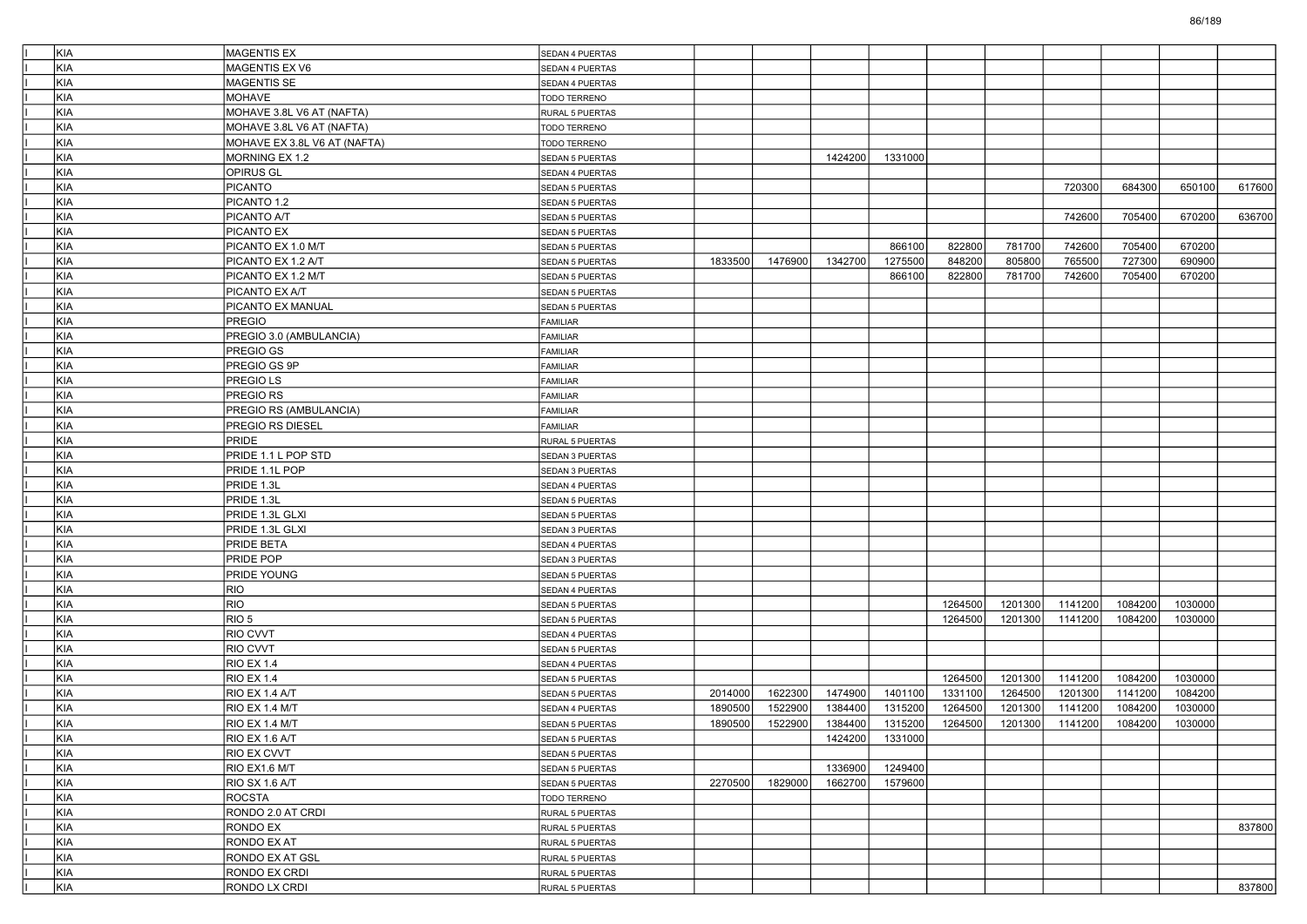| | | | | | | | | | | | | | |
|---|---|---|---|---|---|---|---|---|---|---|---|---|---|
| I | KIA | MAGENTIS EX | SEDAN 4 PUERTAS | | | | | | | | | | |
| I | KIA | MAGENTIS EX V6 | SEDAN 4 PUERTAS | | | | | | | | | | |
| I | KIA | MAGENTIS SE | SEDAN 4 PUERTAS | | | | | | | | | | |
| I | KIA | MOHAVE | TODO TERRENO | | | | | | | | | | |
| I | KIA | MOHAVE 3.8L V6 AT (NAFTA) | RURAL 5 PUERTAS | | | | | | | | | | |
| I | KIA | MOHAVE 3.8L V6 AT (NAFTA) | TODO TERRENO | | | | | | | | | | |
| I | KIA | MOHAVE EX 3.8L V6 AT (NAFTA) | TODO TERRENO | | | | | | | | | | |
| I | KIA | MORNING EX 1.2 | SEDAN 5 PUERTAS | | | 1424200 | 1331000 | | | | | | |
| I | KIA | OPIRUS GL | SEDAN 4 PUERTAS | | | | | | | | | | |
| I | KIA | PICANTO | SEDAN 5 PUERTAS | | | | | | | 720300 | 684300 | 650100 | 617600 |
| I | KIA | PICANTO 1.2 | SEDAN 5 PUERTAS | | | | | | | | | | |
| I | KIA | PICANTO A/T | SEDAN 5 PUERTAS | | | | | | | 742600 | 705400 | 670200 | 636700 |
| I | KIA | PICANTO EX | SEDAN 5 PUERTAS | | | | | | | | | | |
| I | KIA | PICANTO EX 1.0 M/T | SEDAN 5 PUERTAS | | | | 866100 | 822800 | 781700 | 742600 | 705400 | 670200 | |
| I | KIA | PICANTO EX 1.2 A/T | SEDAN 5 PUERTAS | 1833500 | 1476900 | 1342700 | 1275500 | 848200 | 805800 | 765500 | 727300 | 690900 | |
| I | KIA | PICANTO EX 1.2 M/T | SEDAN 5 PUERTAS | | | | 866100 | 822800 | 781700 | 742600 | 705400 | 670200 | |
| I | KIA | PICANTO EX A/T | SEDAN 5 PUERTAS | | | | | | | | | | |
| I | KIA | PICANTO EX MANUAL | SEDAN 5 PUERTAS | | | | | | | | | | |
| I | KIA | PREGIO | FAMILIAR | | | | | | | | | | |
| I | KIA | PREGIO 3.0 (AMBULANCIA) | FAMILIAR | | | | | | | | | | |
| I | KIA | PREGIO GS | FAMILIAR | | | | | | | | | | |
| I | KIA | PREGIO GS 9P | FAMILIAR | | | | | | | | | | |
| I | KIA | PREGIO LS | FAMILIAR | | | | | | | | | | |
| I | KIA | PREGIO RS | FAMILIAR | | | | | | | | | | |
| I | KIA | PREGIO RS (AMBULANCIA) | FAMILIAR | | | | | | | | | | |
| I | KIA | PREGIO RS DIESEL | FAMILIAR | | | | | | | | | | |
| I | KIA | PRIDE | RURAL 5 PUERTAS | | | | | | | | | | |
| I | KIA | PRIDE 1.1 L POP STD | SEDAN 3 PUERTAS | | | | | | | | | | |
| I | KIA | PRIDE 1.1L POP | SEDAN 3 PUERTAS | | | | | | | | | | |
| I | KIA | PRIDE 1.3L | SEDAN 4 PUERTAS | | | | | | | | | | |
| I | KIA | PRIDE 1.3L | SEDAN 5 PUERTAS | | | | | | | | | | |
| I | KIA | PRIDE 1.3L GLXI | SEDAN 5 PUERTAS | | | | | | | | | | |
| I | KIA | PRIDE 1.3L GLXI | SEDAN 3 PUERTAS | | | | | | | | | | |
| I | KIA | PRIDE BETA | SEDAN 4 PUERTAS | | | | | | | | | | |
| I | KIA | PRIDE POP | SEDAN 3 PUERTAS | | | | | | | | | | |
| I | KIA | PRIDE YOUNG | SEDAN 5 PUERTAS | | | | | | | | | | |
| I | KIA | RIO | SEDAN 4 PUERTAS | | | | | | | | | | |
| I | KIA | RIO | SEDAN 5 PUERTAS | | | | | 1264500 | 1201300 | 1141200 | 1084200 | 1030000 | |
| I | KIA | RIO 5 | SEDAN 5 PUERTAS | | | | | 1264500 | 1201300 | 1141200 | 1084200 | 1030000 | |
| I | KIA | RIO CVVT | SEDAN 4 PUERTAS | | | | | | | | | | |
| I | KIA | RIO CVVT | SEDAN 5 PUERTAS | | | | | | | | | | |
| I | KIA | RIO EX 1.4 | SEDAN 4 PUERTAS | | | | | | | | | | |
| I | KIA | RIO EX 1.4 | SEDAN 5 PUERTAS | | | | | 1264500 | 1201300 | 1141200 | 1084200 | 1030000 | |
| I | KIA | RIO EX 1.4 A/T | SEDAN 5 PUERTAS | 2014000 | 1622300 | 1474900 | 1401100 | 1331100 | 1264500 | 1201300 | 1141200 | 1084200 | |
| I | KIA | RIO EX 1.4 M/T | SEDAN 4 PUERTAS | 1890500 | 1522900 | 1384400 | 1315200 | 1264500 | 1201300 | 1141200 | 1084200 | 1030000 | |
| I | KIA | RIO EX 1.4 M/T | SEDAN 5 PUERTAS | 1890500 | 1522900 | 1384400 | 1315200 | 1264500 | 1201300 | 1141200 | 1084200 | 1030000 | |
| I | KIA | RIO EX 1.6 A/T | SEDAN 5 PUERTAS | | | 1424200 | 1331000 | | | | | | |
| I | KIA | RIO EX CVVT | SEDAN 5 PUERTAS | | | | | | | | | | |
| I | KIA | RIO EX1.6 M/T | SEDAN 5 PUERTAS | | | 1336900 | 1249400 | | | | | | |
| I | KIA | RIO SX 1.6 A/T | SEDAN 5 PUERTAS | 2270500 | 1829000 | 1662700 | 1579600 | | | | | | |
| I | KIA | ROCSTA | TODO TERRENO | | | | | | | | | | |
| I | KIA | RONDO 2.0 AT CRDI | RURAL 5 PUERTAS | | | | | | | | | | |
| I | KIA | RONDO EX | RURAL 5 PUERTAS | | | | | | | | | | 837800 |
| I | KIA | RONDO EX AT | RURAL 5 PUERTAS | | | | | | | | | | |
| I | KIA | RONDO EX AT GSL | RURAL 5 PUERTAS | | | | | | | | | | |
| I | KIA | RONDO EX CRDI | RURAL 5 PUERTAS | | | | | | | | | | |
| I | KIA | RONDO LX CRDI | RURAL 5 PUERTAS | | | | | | | | | | 837800 |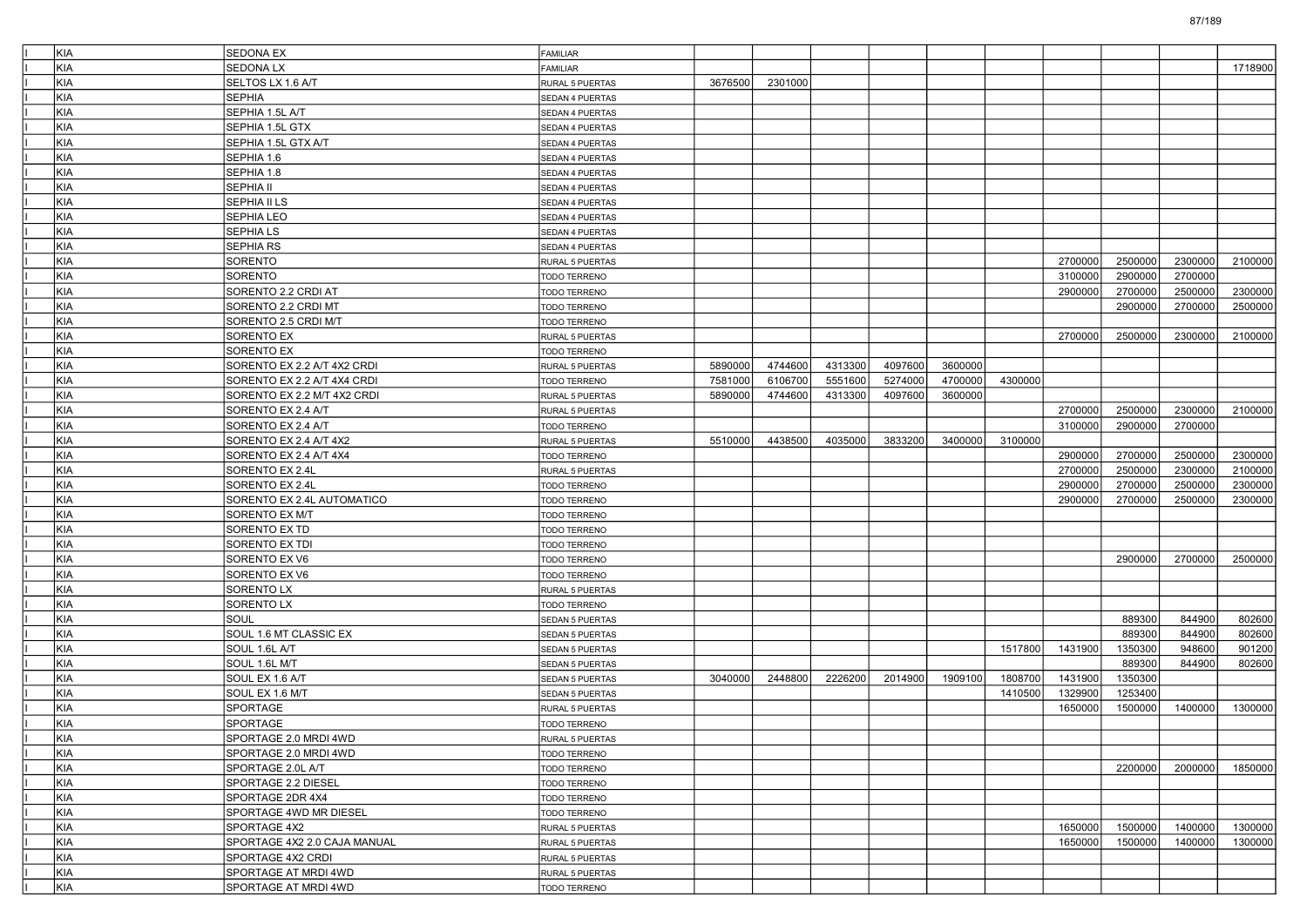| | | | | | | | | | | | | | |
|---|---|---|---|---|---|---|---|---|---|---|---|---|---|
| I | KIA | SEDONA EX | FAMILIAR | | | | | | | | | | |
| I | KIA | SEDONA LX | FAMILIAR | | | | | | | | | | 1718900 |
| I | KIA | SELTOS LX 1.6 A/T | RURAL 5 PUERTAS | 3676500 | 2301000 | | | | | | | | |
| I | KIA | SEPHIA | SEDAN 4 PUERTAS | | | | | | | | | | |
| I | KIA | SEPHIA 1.5L A/T | SEDAN 4 PUERTAS | | | | | | | | | | |
| I | KIA | SEPHIA 1.5L GTX | SEDAN 4 PUERTAS | | | | | | | | | | |
| I | KIA | SEPHIA 1.5L GTX A/T | SEDAN 4 PUERTAS | | | | | | | | | | |
| I | KIA | SEPHIA 1.6 | SEDAN 4 PUERTAS | | | | | | | | | | |
| I | KIA | SEPHIA 1.8 | SEDAN 4 PUERTAS | | | | | | | | | | |
| I | KIA | SEPHIA II | SEDAN 4 PUERTAS | | | | | | | | | | |
| I | KIA | SEPHIA II LS | SEDAN 4 PUERTAS | | | | | | | | | | |
| I | KIA | SEPHIA LEO | SEDAN 4 PUERTAS | | | | | | | | | | |
| I | KIA | SEPHIA LS | SEDAN 4 PUERTAS | | | | | | | | | | |
| I | KIA | SEPHIA RS | SEDAN 4 PUERTAS | | | | | | | | | | |
| I | KIA | SORENTO | RURAL 5 PUERTAS | | | | | | | 2700000 | 2500000 | 2300000 | 2100000 |
| I | KIA | SORENTO | TODO TERRENO | | | | | | | 3100000 | 2900000 | 2700000 | |
| I | KIA | SORENTO 2.2 CRDI AT | TODO TERRENO | | | | | | | 2900000 | 2700000 | 2500000 | 2300000 |
| I | KIA | SORENTO 2.2 CRDI MT | TODO TERRENO | | | | | | | | 2900000 | 2700000 | 2500000 |
| I | KIA | SORENTO 2.5 CRDI M/T | TODO TERRENO | | | | | | | | | | |
| I | KIA | SORENTO EX | RURAL 5 PUERTAS | | | | | | | 2700000 | 2500000 | 2300000 | 2100000 |
| I | KIA | SORENTO EX | TODO TERRENO | | | | | | | | | | |
| I | KIA | SORENTO EX 2.2 A/T 4X2 CRDI | RURAL 5 PUERTAS | 5890000 | 4744600 | 4313300 | 4097600 | 3600000 | | | | | |
| I | KIA | SORENTO EX 2.2 A/T 4X4 CRDI | TODO TERRENO | 7581000 | 6106700 | 5551600 | 5274000 | 4700000 | 4300000 | | | | |
| I | KIA | SORENTO EX 2.2 M/T 4X2 CRDI | RURAL 5 PUERTAS | 5890000 | 4744600 | 4313300 | 4097600 | 3600000 | | | | | |
| I | KIA | SORENTO EX 2.4 A/T | RURAL 5 PUERTAS | | | | | | | 2700000 | 2500000 | 2300000 | 2100000 |
| I | KIA | SORENTO EX 2.4 A/T | TODO TERRENO | | | | | | | 3100000 | 2900000 | 2700000 | |
| I | KIA | SORENTO EX 2.4 A/T 4X2 | RURAL 5 PUERTAS | 5510000 | 4438500 | 4035000 | 3833200 | 3400000 | 3100000 | | | | |
| I | KIA | SORENTO EX 2.4 A/T 4X4 | TODO TERRENO | | | | | | | 2900000 | 2700000 | 2500000 | 2300000 |
| I | KIA | SORENTO EX 2.4L | RURAL 5 PUERTAS | | | | | | | 2700000 | 2500000 | 2300000 | 2100000 |
| I | KIA | SORENTO EX 2.4L | TODO TERRENO | | | | | | | 2900000 | 2700000 | 2500000 | 2300000 |
| I | KIA | SORENTO EX 2.4L AUTOMATICO | TODO TERRENO | | | | | | | 2900000 | 2700000 | 2500000 | 2300000 |
| I | KIA | SORENTO EX M/T | TODO TERRENO | | | | | | | | | | |
| I | KIA | SORENTO EX TD | TODO TERRENO | | | | | | | | | | |
| I | KIA | SORENTO EX TDI | TODO TERRENO | | | | | | | | | | |
| I | KIA | SORENTO EX V6 | TODO TERRENO | | | | | | | | 2900000 | 2700000 | 2500000 |
| I | KIA | SORENTO EX V6 | TODO TERRENO | | | | | | | | | | |
| I | KIA | SORENTO LX | RURAL 5 PUERTAS | | | | | | | | | | |
| I | KIA | SORENTO LX | TODO TERRENO | | | | | | | | | | |
| I | KIA | SOUL | SEDAN 5 PUERTAS | | | | | | | | 889300 | 844900 | 802600 |
| I | KIA | SOUL 1.6 MT CLASSIC EX | SEDAN 5 PUERTAS | | | | | | | | 889300 | 844900 | 802600 |
| I | KIA | SOUL 1.6L A/T | SEDAN 5 PUERTAS | | | | | | 1517800 | 1431900 | 1350300 | 948600 | 901200 |
| I | KIA | SOUL 1.6L M/T | SEDAN 5 PUERTAS | | | | | | | | 889300 | 844900 | 802600 |
| I | KIA | SOUL EX 1.6 A/T | SEDAN 5 PUERTAS | 3040000 | 2448800 | 2226200 | 2014900 | 1909100 | 1808700 | 1431900 | 1350300 | | |
| I | KIA | SOUL EX 1.6 M/T | SEDAN 5 PUERTAS | | | | | | 1410500 | 1329900 | 1253400 | | |
| I | KIA | SPORTAGE | RURAL 5 PUERTAS | | | | | | | 1650000 | 1500000 | 1400000 | 1300000 |
| I | KIA | SPORTAGE | TODO TERRENO | | | | | | | | | | |
| I | KIA | SPORTAGE 2.0 MRDI 4WD | RURAL 5 PUERTAS | | | | | | | | | | |
| I | KIA | SPORTAGE 2.0 MRDI 4WD | TODO TERRENO | | | | | | | | | | |
| I | KIA | SPORTAGE 2.0L A/T | TODO TERRENO | | | | | | | | 2200000 | 2000000 | 1850000 |
| I | KIA | SPORTAGE 2.2 DIESEL | TODO TERRENO | | | | | | | | | | |
| I | KIA | SPORTAGE 2DR 4X4 | TODO TERRENO | | | | | | | | | | |
| I | KIA | SPORTAGE 4WD MR DIESEL | TODO TERRENO | | | | | | | | | | |
| I | KIA | SPORTAGE 4X2 | RURAL 5 PUERTAS | | | | | | | 1650000 | 1500000 | 1400000 | 1300000 |
| I | KIA | SPORTAGE 4X2 2.0 CAJA MANUAL | RURAL 5 PUERTAS | | | | | | | 1650000 | 1500000 | 1400000 | 1300000 |
| I | KIA | SPORTAGE 4X2 CRDI | RURAL 5 PUERTAS | | | | | | | | | | |
| I | KIA | SPORTAGE AT MRDI 4WD | RURAL 5 PUERTAS | | | | | | | | | | |
| I | KIA | SPORTAGE AT MRDI 4WD | TODO TERRENO | | | | | | | | | | |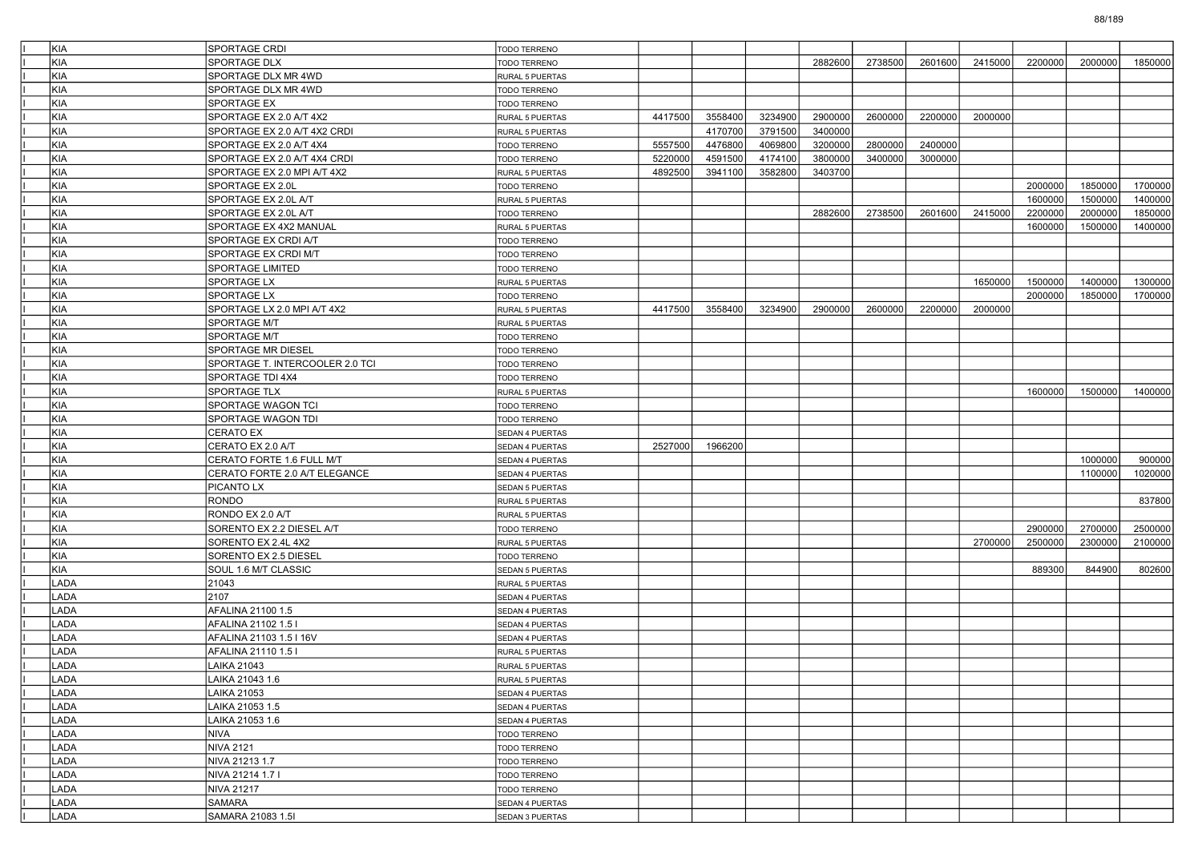| | | | | | | | | | | | | | |
|---|---|---|---|---|---|---|---|---|---|---|---|---|---|
| I | KIA | SPORTAGE CRDI | TODO TERRENO | | | | | | | | | | |
| I | KIA | SPORTAGE DLX | TODO TERRENO | | | | 2882600 | 2738500 | 2601600 | 2415000 | 2200000 | 2000000 | 1850000 |
| I | KIA | SPORTAGE DLX MR 4WD | RURAL 5 PUERTAS | | | | | | | | | | |
| I | KIA | SPORTAGE DLX MR 4WD | TODO TERRENO | | | | | | | | | | |
| I | KIA | SPORTAGE EX | TODO TERRENO | | | | | | | | | | |
| I | KIA | SPORTAGE EX 2.0 A/T 4X2 | RURAL 5 PUERTAS | 4417500 | 3558400 | 3234900 | 2900000 | 2600000 | 2200000 | 2000000 | | | |
| I | KIA | SPORTAGE EX 2.0 A/T 4X2 CRDI | RURAL 5 PUERTAS | | 4170700 | 3791500 | 3400000 | | | | | | |
| I | KIA | SPORTAGE EX 2.0 A/T 4X4 | TODO TERRENO | 5557500 | 4476800 | 4069800 | 3200000 | 2800000 | 2400000 | | | | |
| I | KIA | SPORTAGE EX 2.0 A/T 4X4 CRDI | TODO TERRENO | 5220000 | 4591500 | 4174100 | 3800000 | 3400000 | 3000000 | | | | |
| I | KIA | SPORTAGE EX 2.0 MPI A/T 4X2 | RURAL 5 PUERTAS | 4892500 | 3941100 | 3582800 | 3403700 | | | | | | |
| I | KIA | SPORTAGE EX 2.0L | TODO TERRENO | | | | | | | | 2000000 | 1850000 | 1700000 |
| I | KIA | SPORTAGE EX 2.0L A/T | RURAL 5 PUERTAS | | | | | | | | 1600000 | 1500000 | 1400000 |
| I | KIA | SPORTAGE EX 2.0L A/T | TODO TERRENO | | | | 2882600 | 2738500 | 2601600 | 2415000 | 2200000 | 2000000 | 1850000 |
| I | KIA | SPORTAGE EX 4X2 MANUAL | RURAL 5 PUERTAS | | | | | | | | 1600000 | 1500000 | 1400000 |
| I | KIA | SPORTAGE EX CRDI A/T | TODO TERRENO | | | | | | | | | | |
| I | KIA | SPORTAGE EX CRDI M/T | TODO TERRENO | | | | | | | | | | |
| I | KIA | SPORTAGE LIMITED | TODO TERRENO | | | | | | | | | | |
| I | KIA | SPORTAGE LX | RURAL 5 PUERTAS | | | | | | | 1650000 | 1500000 | 1400000 | 1300000 |
| I | KIA | SPORTAGE LX | TODO TERRENO | | | | | | | | 2000000 | 1850000 | 1700000 |
| I | KIA | SPORTAGE LX 2.0 MPI A/T 4X2 | RURAL 5 PUERTAS | 4417500 | 3558400 | 3234900 | 2900000 | 2600000 | 2200000 | 2000000 | | | |
| I | KIA | SPORTAGE M/T | RURAL 5 PUERTAS | | | | | | | | | | |
| I | KIA | SPORTAGE M/T | TODO TERRENO | | | | | | | | | | |
| I | KIA | SPORTAGE MR DIESEL | TODO TERRENO | | | | | | | | | | |
| I | KIA | SPORTAGE T. INTERCOOLER 2.0 TCI | TODO TERRENO | | | | | | | | | | |
| I | KIA | SPORTAGE TDI 4X4 | TODO TERRENO | | | | | | | | | | |
| I | KIA | SPORTAGE TLX | RURAL 5 PUERTAS | | | | | | | | 1600000 | 1500000 | 1400000 |
| I | KIA | SPORTAGE WAGON TCI | TODO TERRENO | | | | | | | | | | |
| I | KIA | SPORTAGE WAGON TDI | TODO TERRENO | | | | | | | | | | |
| I | KIA | CERATO EX | SEDAN 4 PUERTAS | | | | | | | | | | |
| I | KIA | CERATO EX 2.0 A/T | SEDAN 4 PUERTAS | 2527000 | 1966200 | | | | | | | | |
| I | KIA | CERATO FORTE 1.6 FULL M/T | SEDAN 4 PUERTAS | | | | | | | | | 1000000 | 900000 |
| I | KIA | CERATO FORTE 2.0 A/T ELEGANCE | SEDAN 4 PUERTAS | | | | | | | | | 1100000 | 1020000 |
| I | KIA | PICANTO LX | SEDAN 5 PUERTAS | | | | | | | | | | |
| I | KIA | RONDO | RURAL 5 PUERTAS | | | | | | | | | | 837800 |
| I | KIA | RONDO EX 2.0 A/T | RURAL 5 PUERTAS | | | | | | | | | | |
| I | KIA | SORENTO EX 2.2 DIESEL A/T | TODO TERRENO | | | | | | | | 2900000 | 2700000 | 2500000 |
| I | KIA | SORENTO EX 2.4L 4X2 | RURAL 5 PUERTAS | | | | | | | 2700000 | 2500000 | 2300000 | 2100000 |
| I | KIA | SORENTO EX 2.5 DIESEL | TODO TERRENO | | | | | | | | | | |
| I | KIA | SOUL 1.6 M/T CLASSIC | SEDAN 5 PUERTAS | | | | | | | | 889300 | 844900 | 802600 |
| I | LADA | 21043 | RURAL 5 PUERTAS | | | | | | | | | | |
| I | LADA | 2107 | SEDAN 4 PUERTAS | | | | | | | | | | |
| I | LADA | AFALINA 21100 1.5 | SEDAN 4 PUERTAS | | | | | | | | | | |
| I | LADA | AFALINA 21102 1.5 I | SEDAN 4 PUERTAS | | | | | | | | | | |
| I | LADA | AFALINA 21103 1.5 I 16V | SEDAN 4 PUERTAS | | | | | | | | | | |
| I | LADA | AFALINA 21110 1.5 I | RURAL 5 PUERTAS | | | | | | | | | | |
| I | LADA | LAIKA 21043 | RURAL 5 PUERTAS | | | | | | | | | | |
| I | LADA | LAIKA 21043 1.6 | RURAL 5 PUERTAS | | | | | | | | | | |
| I | LADA | LAIKA 21053 | SEDAN 4 PUERTAS | | | | | | | | | | |
| I | LADA | LAIKA 21053 1.5 | SEDAN 4 PUERTAS | | | | | | | | | | |
| I | LADA | LAIKA 21053 1.6 | SEDAN 4 PUERTAS | | | | | | | | | | |
| I | LADA | NIVA | TODO TERRENO | | | | | | | | | | |
| I | LADA | NIVA 2121 | TODO TERRENO | | | | | | | | | | |
| I | LADA | NIVA 21213 1.7 | TODO TERRENO | | | | | | | | | | |
| I | LADA | NIVA 21214 1.7 I | TODO TERRENO | | | | | | | | | | |
| I | LADA | NIVA 21217 | TODO TERRENO | | | | | | | | | | |
| I | LADA | SAMARA | SEDAN 4 PUERTAS | | | | | | | | | | |
| I | LADA | SAMARA 21083 1.5I | SEDAN 3 PUERTAS | | | | | | | | | | |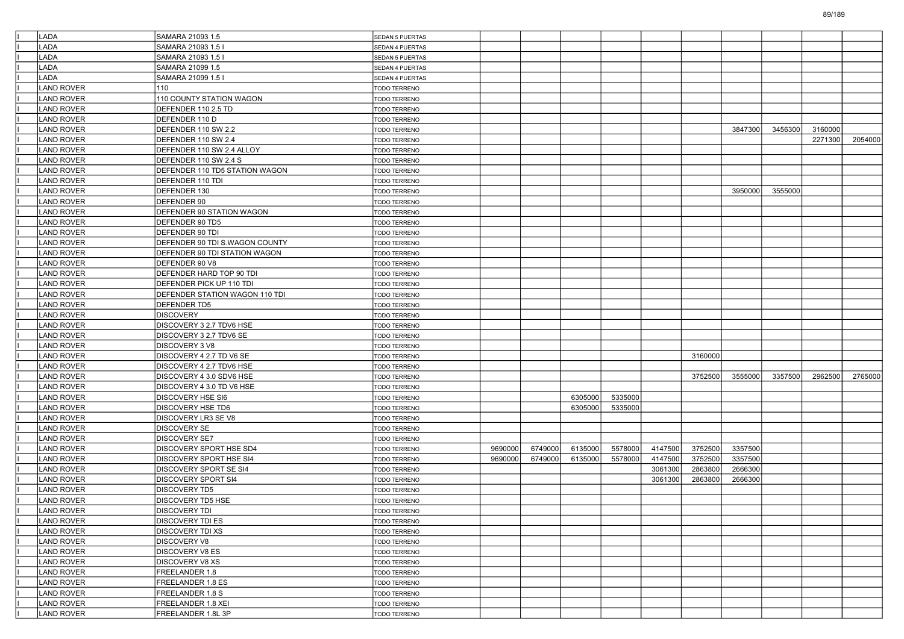| | | | | | | | | | | | | | |
|---|---|---|---|---|---|---|---|---|---|---|---|---|---|
| I | LADA | SAMARA 21093 1.5 | SEDAN 5 PUERTAS | | | | | | | | | | |
| I | LADA | SAMARA 21093 1.5 I | SEDAN 4 PUERTAS | | | | | | | | | | |
| I | LADA | SAMARA 21093 1.5 I | SEDAN 5 PUERTAS | | | | | | | | | | |
| I | LADA | SAMARA 21099 1.5 | SEDAN 4 PUERTAS | | | | | | | | | | |
| I | LADA | SAMARA 21099 1.5 I | SEDAN 4 PUERTAS | | | | | | | | | | |
| I | LAND ROVER | 110 | TODO TERRENO | | | | | | | | | | |
| I | LAND ROVER | 110 COUNTY STATION WAGON | TODO TERRENO | | | | | | | | | | |
| I | LAND ROVER | DEFENDER 110 2.5 TD | TODO TERRENO | | | | | | | | | | |
| I | LAND ROVER | DEFENDER 110 D | TODO TERRENO | | | | | | | | | | |
| I | LAND ROVER | DEFENDER 110 SW 2.2 | TODO TERRENO | | | | | | | 3847300 | 3456300 | 3160000 | |
| I | LAND ROVER | DEFENDER 110 SW 2.4 | TODO TERRENO | | | | | | | | | 2271300 | 2054000 |
| I | LAND ROVER | DEFENDER 110 SW 2.4 ALLOY | TODO TERRENO | | | | | | | | | | |
| I | LAND ROVER | DEFENDER 110 SW 2.4 S | TODO TERRENO | | | | | | | | | | |
| I | LAND ROVER | DEFENDER 110 TD5 STATION WAGON | TODO TERRENO | | | | | | | | | | |
| I | LAND ROVER | DEFENDER 110 TDI | TODO TERRENO | | | | | | | | | | |
| I | LAND ROVER | DEFENDER 130 | TODO TERRENO | | | | | | | 3950000 | 3555000 | | |
| I | LAND ROVER | DEFENDER 90 | TODO TERRENO | | | | | | | | | | |
| I | LAND ROVER | DEFENDER 90 STATION WAGON | TODO TERRENO | | | | | | | | | | |
| I | LAND ROVER | DEFENDER 90 TD5 | TODO TERRENO | | | | | | | | | | |
| I | LAND ROVER | DEFENDER 90 TDI | TODO TERRENO | | | | | | | | | | |
| I | LAND ROVER | DEFENDER 90 TDI S.WAGON COUNTY | TODO TERRENO | | | | | | | | | | |
| I | LAND ROVER | DEFENDER 90 TDI STATION WAGON | TODO TERRENO | | | | | | | | | | |
| I | LAND ROVER | DEFENDER 90 V8 | TODO TERRENO | | | | | | | | | | |
| I | LAND ROVER | DEFENDER HARD TOP 90 TDI | TODO TERRENO | | | | | | | | | | |
| I | LAND ROVER | DEFENDER PICK UP 110 TDI | TODO TERRENO | | | | | | | | | | |
| I | LAND ROVER | DEFENDER STATION WAGON 110 TDI | TODO TERRENO | | | | | | | | | | |
| I | LAND ROVER | DEFENDER TD5 | TODO TERRENO | | | | | | | | | | |
| I | LAND ROVER | DISCOVERY | TODO TERRENO | | | | | | | | | | |
| I | LAND ROVER | DISCOVERY 3 2.7 TDV6 HSE | TODO TERRENO | | | | | | | | | | |
| I | LAND ROVER | DISCOVERY 3 2.7 TDV6 SE | TODO TERRENO | | | | | | | | | | |
| I | LAND ROVER | DISCOVERY 3 V8 | TODO TERRENO | | | | | | | | | | |
| I | LAND ROVER | DISCOVERY 4 2.7 TD V6 SE | TODO TERRENO | | | | | | 3160000 | | | | |
| I | LAND ROVER | DISCOVERY 4 2.7 TDV6 HSE | TODO TERRENO | | | | | | | | | | |
| I | LAND ROVER | DISCOVERY 4 3.0 SDV6 HSE | TODO TERRENO | | | | | | 3752500 | 3555000 | 3357500 | 2962500 | 2765000 |
| I | LAND ROVER | DISCOVERY 4 3.0 TD V6 HSE | TODO TERRENO | | | | | | | | | | |
| I | LAND ROVER | DISCOVERY HSE SI6 | TODO TERRENO | | | 6305000 | 5335000 | | | | | | |
| I | LAND ROVER | DISCOVERY HSE TD6 | TODO TERRENO | | | 6305000 | 5335000 | | | | | | |
| I | LAND ROVER | DISCOVERY LR3 SE V8 | TODO TERRENO | | | | | | | | | | |
| I | LAND ROVER | DISCOVERY SE | TODO TERRENO | | | | | | | | | | |
| I | LAND ROVER | DISCOVERY SE7 | TODO TERRENO | | | | | | | | | | |
| I | LAND ROVER | DISCOVERY SPORT HSE SD4 | TODO TERRENO | 9690000 | 6749000 | 6135000 | 5578000 | 4147500 | 3752500 | 3357500 | | | |
| I | LAND ROVER | DISCOVERY SPORT HSE SI4 | TODO TERRENO | 9690000 | 6749000 | 6135000 | 5578000 | 4147500 | 3752500 | 3357500 | | | |
| I | LAND ROVER | DISCOVERY SPORT SE SI4 | TODO TERRENO | | | | | 3061300 | 2863800 | 2666300 | | | |
| I | LAND ROVER | DISCOVERY SPORT SI4 | TODO TERRENO | | | | | 3061300 | 2863800 | 2666300 | | | |
| I | LAND ROVER | DISCOVERY TD5 | TODO TERRENO | | | | | | | | | | |
| I | LAND ROVER | DISCOVERY TD5 HSE | TODO TERRENO | | | | | | | | | | |
| I | LAND ROVER | DISCOVERY TDI | TODO TERRENO | | | | | | | | | | |
| I | LAND ROVER | DISCOVERY TDI ES | TODO TERRENO | | | | | | | | | | |
| I | LAND ROVER | DISCOVERY TDI XS | TODO TERRENO | | | | | | | | | | |
| I | LAND ROVER | DISCOVERY V8 | TODO TERRENO | | | | | | | | | | |
| I | LAND ROVER | DISCOVERY V8 ES | TODO TERRENO | | | | | | | | | | |
| I | LAND ROVER | DISCOVERY V8 XS | TODO TERRENO | | | | | | | | | | |
| I | LAND ROVER | FREELANDER 1.8 | TODO TERRENO | | | | | | | | | | |
| I | LAND ROVER | FREELANDER 1.8 ES | TODO TERRENO | | | | | | | | | | |
| I | LAND ROVER | FREELANDER 1.8 S | TODO TERRENO | | | | | | | | | | |
| I | LAND ROVER | FREELANDER 1.8 XEI | TODO TERRENO | | | | | | | | | | |
| I | LAND ROVER | FREELANDER 1.8L 3P | TODO TERRENO | | | | | | | | | | |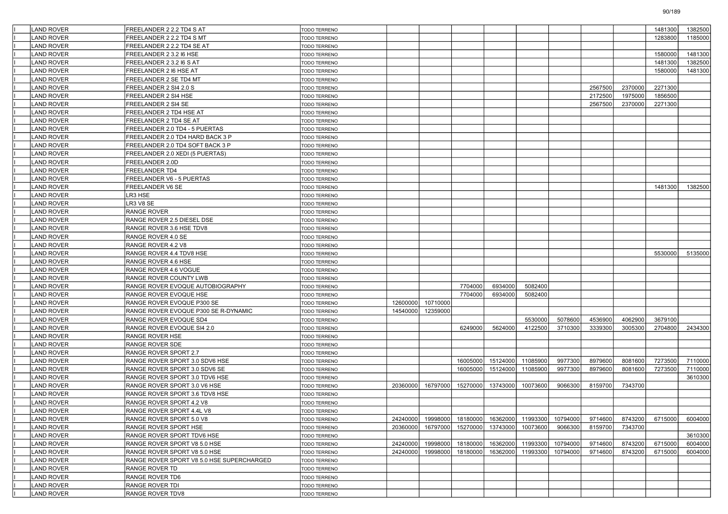| | | | | | | | | | | | | | |
|---|---|---|---|---|---|---|---|---|---|---|---|---|---|
| I | LAND ROVER | FREELANDER 2 2.2 TD4 S AT | TODO TERRENO | | | | | | | | | 1481300 | 1382500 |
| I | LAND ROVER | FREELANDER 2 2.2 TD4 S MT | TODO TERRENO | | | | | | | | | 1283800 | 1185000 |
| I | LAND ROVER | FREELANDER 2 2.2 TD4 SE AT | TODO TERRENO | | | | | | | | | | |
| I | LAND ROVER | FREELANDER 2 3.2 I6 HSE | TODO TERRENO | | | | | | | | | 1580000 | 1481300 |
| I | LAND ROVER | FREELANDER 2 3.2 I6 S AT | TODO TERRENO | | | | | | | | | 1481300 | 1382500 |
| I | LAND ROVER | FREELANDER 2 I6 HSE AT | TODO TERRENO | | | | | | | | | 1580000 | 1481300 |
| I | LAND ROVER | FREELANDER 2 SE TD4 MT | TODO TERRENO | | | | | | | | | | |
| I | LAND ROVER | FREELANDER 2 SI4 2.0 S | TODO TERRENO | | | | | | | 2567500 | 2370000 | 2271300 | |
| I | LAND ROVER | FREELANDER 2 SI4 HSE | TODO TERRENO | | | | | | | 2172500 | 1975000 | 1856500 | |
| I | LAND ROVER | FREELANDER 2 SI4 SE | TODO TERRENO | | | | | | | 2567500 | 2370000 | 2271300 | |
| I | LAND ROVER | FREELANDER 2 TD4 HSE AT | TODO TERRENO | | | | | | | | | | |
| I | LAND ROVER | FREELANDER 2 TD4 SE AT | TODO TERRENO | | | | | | | | | | |
| I | LAND ROVER | FREELANDER 2.0 TD4 - 5 PUERTAS | TODO TERRENO | | | | | | | | | | |
| I | LAND ROVER | FREELANDER 2.0 TD4 HARD BACK 3 P | TODO TERRENO | | | | | | | | | | |
| I | LAND ROVER | FREELANDER 2.0 TD4 SOFT BACK 3 P | TODO TERRENO | | | | | | | | | | |
| I | LAND ROVER | FREELANDER 2.0 XEDI (5 PUERTAS) | TODO TERRENO | | | | | | | | | | |
| I | LAND ROVER | FREELANDER 2.0D | TODO TERRENO | | | | | | | | | | |
| I | LAND ROVER | FREELANDER TD4 | TODO TERRENO | | | | | | | | | | |
| I | LAND ROVER | FREELANDER V6 - 5 PUERTAS | TODO TERRENO | | | | | | | | | | |
| I | LAND ROVER | FREELANDER V6 SE | TODO TERRENO | | | | | | | | | 1481300 | 1382500 |
| I | LAND ROVER | LR3 HSE | TODO TERRENO | | | | | | | | | | |
| I | LAND ROVER | LR3 V8 SE | TODO TERRENO | | | | | | | | | | |
| I | LAND ROVER | RANGE ROVER | TODO TERRENO | | | | | | | | | | |
| I | LAND ROVER | RANGE ROVER 2.5 DIESEL DSE | TODO TERRENO | | | | | | | | | | |
| I | LAND ROVER | RANGE ROVER 3.6 HSE TDV8 | TODO TERRENO | | | | | | | | | | |
| I | LAND ROVER | RANGE ROVER 4.0 SE | TODO TERRENO | | | | | | | | | | |
| I | LAND ROVER | RANGE ROVER 4.2 V8 | TODO TERRENO | | | | | | | | | | |
| I | LAND ROVER | RANGE ROVER 4.4 TDV8 HSE | TODO TERRENO | | | | | | | | | 5530000 | 5135000 |
| I | LAND ROVER | RANGE ROVER 4.6 HSE | TODO TERRENO | | | | | | | | | | |
| I | LAND ROVER | RANGE ROVER 4.6 VOGUE | TODO TERRENO | | | | | | | | | | |
| I | LAND ROVER | RANGE ROVER COUNTY LWB | TODO TERRENO | | | | | | | | | | |
| I | LAND ROVER | RANGE ROVER EVOQUE AUTOBIOGRAPHY | TODO TERRENO | | | 7704000 | 6934000 | 5082400 | | | | | |
| I | LAND ROVER | RANGE ROVER EVOQUE HSE | TODO TERRENO | | | 7704000 | 6934000 | 5082400 | | | | | |
| I | LAND ROVER | RANGE ROVER EVOQUE P300 SE | TODO TERRENO | 12600000 | 10710000 | | | | | | | | |
| I | LAND ROVER | RANGE ROVER EVOQUE P300 SE R-DYNAMIC | TODO TERRENO | 14540000 | 12359000 | | | | | | | | |
| I | LAND ROVER | RANGE ROVER EVOQUE SD4 | TODO TERRENO | | | | | 5530000 | 5078600 | 4536900 | 4062900 | 3679100 | |
| I | LAND ROVER | RANGE ROVER EVOQUE SI4 2.0 | TODO TERRENO | | | 6249000 | 5624000 | 4122500 | 3710300 | 3339300 | 3005300 | 2704800 | 2434300 |
| I | LAND ROVER | RANGE ROVER HSE | TODO TERRENO | | | | | | | | | | |
| I | LAND ROVER | RANGE ROVER SDE | TODO TERRENO | | | | | | | | | | |
| I | LAND ROVER | RANGE ROVER SPORT 2.7 | TODO TERRENO | | | | | | | | | | |
| I | LAND ROVER | RANGE ROVER SPORT 3.0 SDV6 HSE | TODO TERRENO | | | 16005000 | 15124000 | 11085900 | 9977300 | 8979600 | 8081600 | 7273500 | 7110000 |
| I | LAND ROVER | RANGE ROVER SPORT 3.0 SDV6 SE | TODO TERRENO | | | 16005000 | 15124000 | 11085900 | 9977300 | 8979600 | 8081600 | 7273500 | 7110000 |
| I | LAND ROVER | RANGE ROVER SPORT 3.0 TDV6 HSE | TODO TERRENO | | | | | | | | | | 3610300 |
| I | LAND ROVER | RANGE ROVER SPORT 3.0 V6 HSE | TODO TERRENO | 20360000 | 16797000 | 15270000 | 13743000 | 10073600 | 9066300 | 8159700 | 7343700 | | |
| I | LAND ROVER | RANGE ROVER SPORT 3.6 TDV8 HSE | TODO TERRENO | | | | | | | | | | |
| I | LAND ROVER | RANGE ROVER SPORT 4.2 V8 | TODO TERRENO | | | | | | | | | | |
| I | LAND ROVER | RANGE ROVER SPORT 4.4L V8 | TODO TERRENO | | | | | | | | | | |
| I | LAND ROVER | RANGE ROVER SPORT 5.0 V8 | TODO TERRENO | 24240000 | 19998000 | 18180000 | 16362000 | 11993300 | 10794000 | 9714600 | 8743200 | 6715000 | 6004000 |
| I | LAND ROVER | RANGE ROVER SPORT HSE | TODO TERRENO | 20360000 | 16797000 | 15270000 | 13743000 | 10073600 | 9066300 | 8159700 | 7343700 | | |
| I | LAND ROVER | RANGE ROVER SPORT TDV6 HSE | TODO TERRENO | | | | | | | | | | 3610300 |
| I | LAND ROVER | RANGE ROVER SPORT V8 5.0 HSE | TODO TERRENO | 24240000 | 19998000 | 18180000 | 16362000 | 11993300 | 10794000 | 9714600 | 8743200 | 6715000 | 6004000 |
| I | LAND ROVER | RANGE ROVER SPORT V8 5.0 HSE | TODO TERRENO | 24240000 | 19998000 | 18180000 | 16362000 | 11993300 | 10794000 | 9714600 | 8743200 | 6715000 | 6004000 |
| I | LAND ROVER | RANGE ROVER SPORT V8 5.0 HSE SUPERCHARGED | TODO TERRENO | | | | | | | | | | |
| I | LAND ROVER | RANGE ROVER TD | TODO TERRENO | | | | | | | | | | |
| I | LAND ROVER | RANGE ROVER TD6 | TODO TERRENO | | | | | | | | | | |
| I | LAND ROVER | RANGE ROVER TDI | TODO TERRENO | | | | | | | | | | |
| I | LAND ROVER | RANGE ROVER TDV8 | TODO TERRENO | | | | | | | | | | |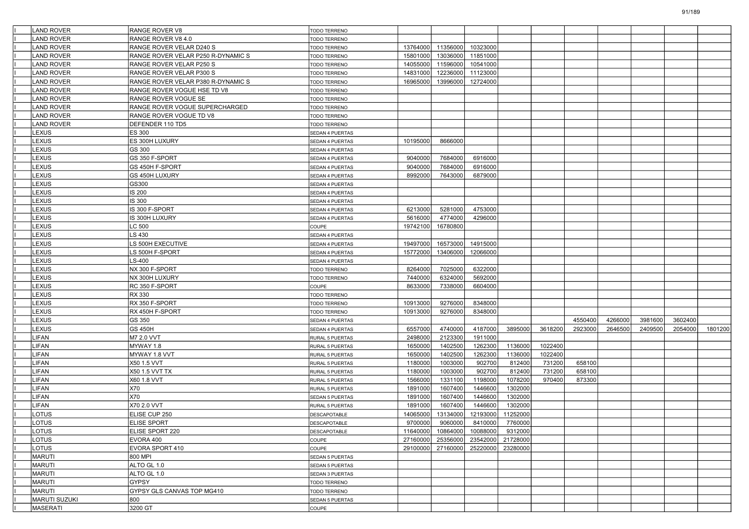| | | | | | | | | | | | | | | |
|---|---|---|---|---|---|---|---|---|---|---|---|---|---|---|
| I | LAND ROVER | RANGE ROVER V8 | TODO TERRENO | | | | | | | | | | | |
| I | LAND ROVER | RANGE ROVER V8 4.0 | TODO TERRENO | | | | | | | | | | | |
| I | LAND ROVER | RANGE ROVER VELAR D240 S | TODO TERRENO | 13764000 | 11356000 | 10323000 | | | | | | | | |
| I | LAND ROVER | RANGE ROVER VELAR P250 R-DYNAMIC S | TODO TERRENO | 15801000 | 13036000 | 11851000 | | | | | | | | |
| I | LAND ROVER | RANGE ROVER VELAR P250 S | TODO TERRENO | 14055000 | 11596000 | 10541000 | | | | | | | | |
| I | LAND ROVER | RANGE ROVER VELAR P300 S | TODO TERRENO | 14831000 | 12236000 | 11123000 | | | | | | | | |
| I | LAND ROVER | RANGE ROVER VELAR P380 R-DYNAMIC S | TODO TERRENO | 16965000 | 13996000 | 12724000 | | | | | | | | |
| I | LAND ROVER | RANGE ROVER VOGUE HSE TD V8 | TODO TERRENO | | | | | | | | | | | |
| I | LAND ROVER | RANGE ROVER VOGUE SE | TODO TERRENO | | | | | | | | | | | |
| I | LAND ROVER | RANGE ROVER VOGUE SUPERCHARGED | TODO TERRENO | | | | | | | | | | | |
| I | LAND ROVER | RANGE ROVER VOGUE TD V8 | TODO TERRENO | | | | | | | | | | | |
| I | LAND ROVER | DEFENDER 110 TD5 | TODO TERRENO | | | | | | | | | | | |
| I | LEXUS | ES 300 | SEDAN 4 PUERTAS | | | | | | | | | | | |
| I | LEXUS | ES 300H LUXURY | SEDAN 4 PUERTAS | 10195000 | 8666000 | | | | | | | | | |
| I | LEXUS | GS 300 | SEDAN 4 PUERTAS | | | | | | | | | | | |
| I | LEXUS | GS 350 F-SPORT | SEDAN 4 PUERTAS | 9040000 | 7684000 | 6916000 | | | | | | | | |
| I | LEXUS | GS 450H F-SPORT | SEDAN 4 PUERTAS | 9040000 | 7684000 | 6916000 | | | | | | | | |
| I | LEXUS | GS 450H LUXURY | SEDAN 4 PUERTAS | 8992000 | 7643000 | 6879000 | | | | | | | | |
| I | LEXUS | GS300 | SEDAN 4 PUERTAS | | | | | | | | | | | |
| I | LEXUS | IS 200 | SEDAN 4 PUERTAS | | | | | | | | | | | |
| I | LEXUS | IS 300 | SEDAN 4 PUERTAS | | | | | | | | | | | |
| I | LEXUS | IS 300 F-SPORT | SEDAN 4 PUERTAS | 6213000 | 5281000 | 4753000 | | | | | | | | |
| I | LEXUS | IS 300H LUXURY | SEDAN 4 PUERTAS | 5616000 | 4774000 | 4296000 | | | | | | | | |
| I | LEXUS | LC 500 | COUPE | 19742100 | 16780800 | | | | | | | | | |
| I | LEXUS | LS 430 | SEDAN 4 PUERTAS | | | | | | | | | | | |
| I | LEXUS | LS 500H EXECUTIVE | SEDAN 4 PUERTAS | 19497000 | 16573000 | 14915000 | | | | | | | | |
| I | LEXUS | LS 500H F-SPORT | SEDAN 4 PUERTAS | 15772000 | 13406000 | 12066000 | | | | | | | | |
| I | LEXUS | LS-400 | SEDAN 4 PUERTAS | | | | | | | | | | | |
| I | LEXUS | NX 300 F-SPORT | TODO TERRENO | 8264000 | 7025000 | 6322000 | | | | | | | | |
| I | LEXUS | NX 300H LUXURY | TODO TERRENO | 7440000 | 6324000 | 5692000 | | | | | | | | |
| I | LEXUS | RC 350 F-SPORT | COUPE | 8633000 | 7338000 | 6604000 | | | | | | | | |
| I | LEXUS | RX 330 | TODO TERRENO | | | | | | | | | | | |
| I | LEXUS | RX 350 F-SPORT | TODO TERRENO | 10913000 | 9276000 | 8348000 | | | | | | | | |
| I | LEXUS | RX 450H F-SPORT | TODO TERRENO | 10913000 | 9276000 | 8348000 | | | | | | | | |
| I | LEXUS | GS 350 | SEDAN 4 PUERTAS | | | | | | 4550400 | 4266000 | 3981600 | 3602400 | | |
| I | LEXUS | GS 450H | SEDAN 4 PUERTAS | 6557000 | 4740000 | 4187000 | 3895000 | 3618200 | 2923000 | 2646500 | 2409500 | 2054000 | 1801200 | |
| I | LIFAN | M7 2.0 VVT | RURAL 5 PUERTAS | 2498000 | 2123300 | 1911000 | | | | | | | | |
| I | LIFAN | MYWAY 1.8 | RURAL 5 PUERTAS | 1650000 | 1402500 | 1262300 | 1136000 | 1022400 | | | | | | |
| I | LIFAN | MYWAY 1.8 VVT | RURAL 5 PUERTAS | 1650000 | 1402500 | 1262300 | 1136000 | 1022400 | | | | | | |
| I | LIFAN | X50 1.5 VVT | RURAL 5 PUERTAS | 1180000 | 1003000 | 902700 | 812400 | 731200 | 658100 | | | | | |
| I | LIFAN | X50 1.5 VVT TX | RURAL 5 PUERTAS | 1180000 | 1003000 | 902700 | 812400 | 731200 | 658100 | | | | | |
| I | LIFAN | X60 1.8 VVT | RURAL 5 PUERTAS | 1566000 | 1331100 | 1198000 | 1078200 | 970400 | 873300 | | | | | |
| I | LIFAN | X70 | RURAL 5 PUERTAS | 1891000 | 1607400 | 1446600 | 1302000 | | | | | | | |
| I | LIFAN | X70 | SEDAN 5 PUERTAS | 1891000 | 1607400 | 1446600 | 1302000 | | | | | | | |
| I | LIFAN | X70 2.0 VVT | RURAL 5 PUERTAS | 1891000 | 1607400 | 1446600 | 1302000 | | | | | | | |
| I | LOTUS | ELISE CUP 250 | DESCAPOTABLE | 14065000 | 13134000 | 12193000 | 11252000 | | | | | | | |
| I | LOTUS | ELISE SPORT | DESCAPOTABLE | 9700000 | 9060000 | 8410000 | 7760000 | | | | | | | |
| I | LOTUS | ELISE SPORT 220 | DESCAPOTABLE | 11640000 | 10864000 | 10088000 | 9312000 | | | | | | | |
| I | LOTUS | EVORA 400 | COUPE | 27160000 | 25356000 | 23542000 | 21728000 | | | | | | | |
| I | LOTUS | EVORA SPORT 410 | COUPE | 29100000 | 27160000 | 25220000 | 23280000 | | | | | | | |
| I | MARUTI | 800 MPI | SEDAN 5 PUERTAS | | | | | | | | | | | |
| I | MARUTI | ALTO GL 1.0 | SEDAN 5 PUERTAS | | | | | | | | | | | |
| I | MARUTI | ALTO GL 1.0 | SEDAN 3 PUERTAS | | | | | | | | | | | |
| I | MARUTI | GYPSY | TODO TERRENO | | | | | | | | | | | |
| I | MARUTI | GYPSY GLS CANVAS TOP MG410 | TODO TERRENO | | | | | | | | | | | |
| I | MARUTI SUZUKI | 800 | SEDAN 5 PUERTAS | | | | | | | | | | | |
| I | MASERATI | 3200 GT | COUPE | | | | | | | | | | | |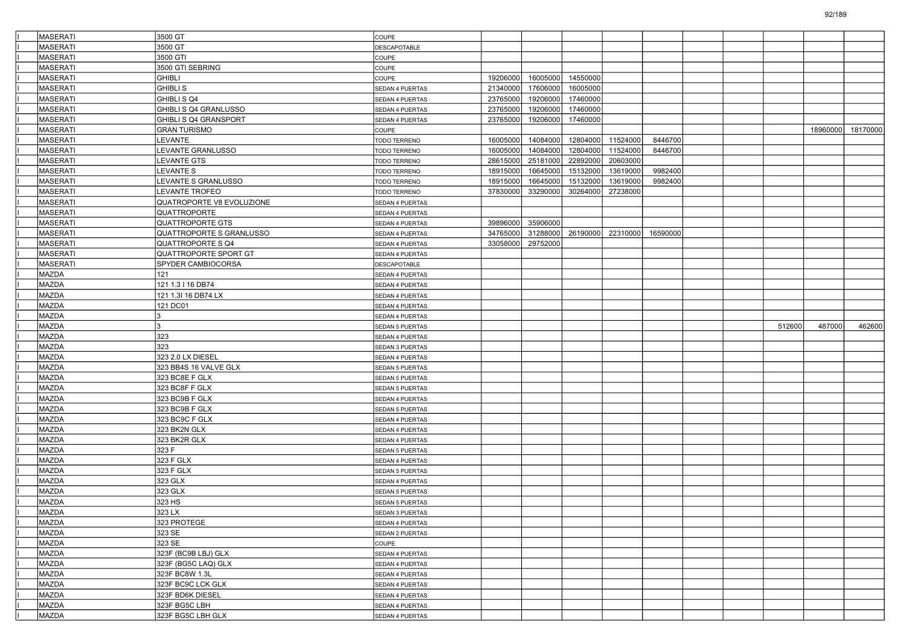| | | | | | | | | | | | | |
|---|---|---|---|---|---|---|---|---|---|---|---|---|
| MASERATI | 3500 GT | COUPE | | | | | | | | | | |
| MASERATI | 3500 GT | DESCAPOTABLE | | | | | | | | | | |
| MASERATI | 3500 GTI | COUPE | | | | | | | | | | |
| MASERATI | 3500 GTI SEBRING | COUPE | | | | | | | | | | |
| MASERATI | GHIBLI | COUPE | 19206000 | 16005000 | 14550000 | | | | | | | |
| MASERATI | GHIBLI S | SEDAN 4 PUERTAS | 21340000 | 17606000 | 16005000 | | | | | | | |
| MASERATI | GHIBLI S Q4 | SEDAN 4 PUERTAS | 23765000 | 19206000 | 17460000 | | | | | | | |
| MASERATI | GHIBLI S Q4 GRANLUSSO | SEDAN 4 PUERTAS | 23765000 | 19206000 | 17460000 | | | | | | | |
| MASERATI | GHIBLI S Q4 GRANSPORT | SEDAN 4 PUERTAS | 23765000 | 19206000 | 17460000 | | | | | | | |
| MASERATI | GRAN TURISMO | COUPE | | | | | | | | | 18960000 | 18170000 |
| MASERATI | LEVANTE | TODO TERRENO | 16005000 | 14084000 | 12804000 | 11524000 | 8446700 | | | | | |
| MASERATI | LEVANTE GRANLUSSO | TODO TERRENO | 16005000 | 14084000 | 12804000 | 11524000 | 8446700 | | | | | |
| MASERATI | LEVANTE GTS | TODO TERRENO | 28615000 | 25181000 | 22892000 | 20603000 | | | | | | |
| MASERATI | LEVANTE S | TODO TERRENO | 18915000 | 16645000 | 15132000 | 13619000 | 9982400 | | | | | |
| MASERATI | LEVANTE S GRANLUSSO | TODO TERRENO | 18915000 | 16645000 | 15132000 | 13619000 | 9982400 | | | | | |
| MASERATI | LEVANTE TROFEO | TODO TERRENO | 37830000 | 33290000 | 30264000 | 27238000 | | | | | | |
| MASERATI | QUATROPORTE V8 EVOLUZIONE | SEDAN 4 PUERTAS | | | | | | | | | | |
| MASERATI | QUATTROPORTE | SEDAN 4 PUERTAS | | | | | | | | | | |
| MASERATI | QUATTROPORTE GTS | SEDAN 4 PUERTAS | 39896000 | 35906000 | | | | | | | | |
| MASERATI | QUATTROPORTE S GRANLUSSO | SEDAN 4 PUERTAS | 34765000 | 31288000 | 26190000 | 22310000 | 16590000 | | | | | |
| MASERATI | QUATTROPORTE S Q4 | SEDAN 4 PUERTAS | 33058000 | 29752000 | | | | | | | | |
| MASERATI | QUATTROPORTE SPORT GT | SEDAN 4 PUERTAS | | | | | | | | | | |
| MASERATI | SPYDER CAMBIOCORSA | DESCAPOTABLE | | | | | | | | | | |
| MAZDA | 121 | SEDAN 4 PUERTAS | | | | | | | | | | |
| MAZDA | 121 1.3 I 16 DB74 | SEDAN 4 PUERTAS | | | | | | | | | | |
| MAZDA | 121 1.3I 16 DB74 LX | SEDAN 4 PUERTAS | | | | | | | | | | |
| MAZDA | 121 DC01 | SEDAN 4 PUERTAS | | | | | | | | | | |
| MAZDA | 3 | SEDAN 4 PUERTAS | | | | | | | | | | |
| MAZDA | 3 | SEDAN 5 PUERTAS | | | | | | | | 512600 | 487000 | 462600 |
| MAZDA | 323 | SEDAN 4 PUERTAS | | | | | | | | | | |
| MAZDA | 323 | SEDAN 3 PUERTAS | | | | | | | | | | |
| MAZDA | 323 2.0 LX DIESEL | SEDAN 4 PUERTAS | | | | | | | | | | |
| MAZDA | 323 BB4S 16 VALVE GLX | SEDAN 5 PUERTAS | | | | | | | | | | |
| MAZDA | 323 BC8E F GLX | SEDAN 5 PUERTAS | | | | | | | | | | |
| MAZDA | 323 BC8F F GLX | SEDAN 5 PUERTAS | | | | | | | | | | |
| MAZDA | 323 BC9B F GLX | SEDAN 4 PUERTAS | | | | | | | | | | |
| MAZDA | 323 BC9B F GLX | SEDAN 5 PUERTAS | | | | | | | | | | |
| MAZDA | 323 BC9C F GLX | SEDAN 4 PUERTAS | | | | | | | | | | |
| MAZDA | 323 BK2N GLX | SEDAN 4 PUERTAS | | | | | | | | | | |
| MAZDA | 323 BK2R GLX | SEDAN 4 PUERTAS | | | | | | | | | | |
| MAZDA | 323 F | SEDAN 5 PUERTAS | | | | | | | | | | |
| MAZDA | 323 F GLX | SEDAN 4 PUERTAS | | | | | | | | | | |
| MAZDA | 323 F GLX | SEDAN 5 PUERTAS | | | | | | | | | | |
| MAZDA | 323 GLX | SEDAN 4 PUERTAS | | | | | | | | | | |
| MAZDA | 323 GLX | SEDAN 5 PUERTAS | | | | | | | | | | |
| MAZDA | 323 HS | SEDAN 5 PUERTAS | | | | | | | | | | |
| MAZDA | 323 LX | SEDAN 3 PUERTAS | | | | | | | | | | |
| MAZDA | 323 PROTEGE | SEDAN 4 PUERTAS | | | | | | | | | | |
| MAZDA | 323 SE | SEDAN 2 PUERTAS | | | | | | | | | | |
| MAZDA | 323 SE | COUPE | | | | | | | | | | |
| MAZDA | 323F (BC9B LBJ) GLX | SEDAN 4 PUERTAS | | | | | | | | | | |
| MAZDA | 323F (BG5C LAQ) GLX | SEDAN 4 PUERTAS | | | | | | | | | | |
| MAZDA | 323F BC8W 1.3L | SEDAN 4 PUERTAS | | | | | | | | | | |
| MAZDA | 323F BC9C LCK GLX | SEDAN 4 PUERTAS | | | | | | | | | | |
| MAZDA | 323F BD6K DIESEL | SEDAN 4 PUERTAS | | | | | | | | | | |
| MAZDA | 323F BG5C LBH | SEDAN 4 PUERTAS | | | | | | | | | | |
| MAZDA | 323F BG5C LBH GLX | SEDAN 4 PUERTAS | | | | | | | | | | |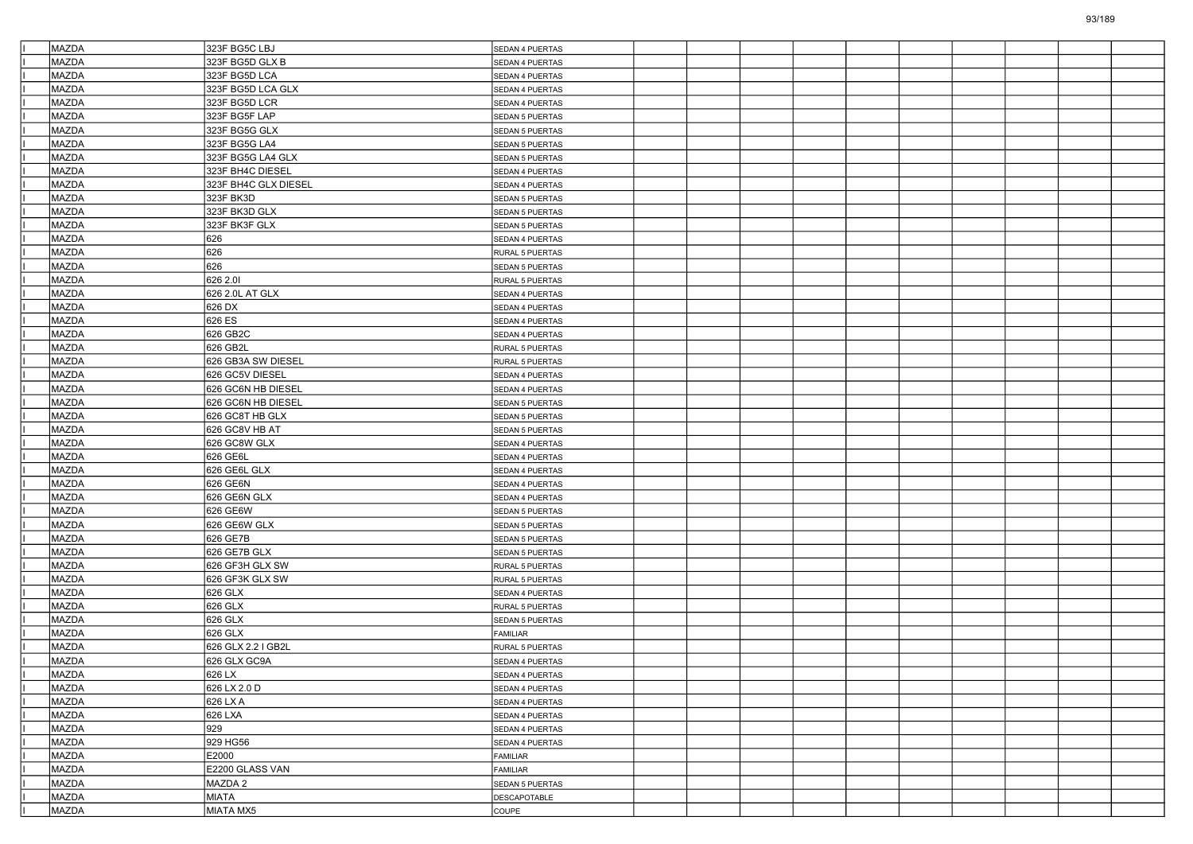| | | | | | | | | | | | | | |
|---|---|---|---|---|---|---|---|---|---|---|---|---|---|
| I | MAZDA | 323F BG5C LBJ | SEDAN 4 PUERTAS | | | | | | | | | | |
| I | MAZDA | 323F BG5D GLX B | SEDAN 4 PUERTAS | | | | | | | | | | |
| I | MAZDA | 323F BG5D LCA | SEDAN 4 PUERTAS | | | | | | | | | | |
| I | MAZDA | 323F BG5D LCA GLX | SEDAN 4 PUERTAS | | | | | | | | | | |
| I | MAZDA | 323F BG5D LCR | SEDAN 4 PUERTAS | | | | | | | | | | |
| I | MAZDA | 323F BG5F LAP | SEDAN 5 PUERTAS | | | | | | | | | | |
| I | MAZDA | 323F BG5G GLX | SEDAN 5 PUERTAS | | | | | | | | | | |
| I | MAZDA | 323F BG5G LA4 | SEDAN 5 PUERTAS | | | | | | | | | | |
| I | MAZDA | 323F BG5G LA4 GLX | SEDAN 5 PUERTAS | | | | | | | | | | |
| I | MAZDA | 323F BH4C DIESEL | SEDAN 4 PUERTAS | | | | | | | | | | |
| I | MAZDA | 323F BH4C GLX DIESEL | SEDAN 4 PUERTAS | | | | | | | | | | |
| I | MAZDA | 323F BK3D | SEDAN 5 PUERTAS | | | | | | | | | | |
| I | MAZDA | 323F BK3D GLX | SEDAN 5 PUERTAS | | | | | | | | | | |
| I | MAZDA | 323F BK3F GLX | SEDAN 5 PUERTAS | | | | | | | | | | |
| I | MAZDA | 626 | SEDAN 4 PUERTAS | | | | | | | | | | |
| I | MAZDA | 626 | RURAL 5 PUERTAS | | | | | | | | | | |
| I | MAZDA | 626 | SEDAN 5 PUERTAS | | | | | | | | | | |
| I | MAZDA | 626 2.0I | RURAL 5 PUERTAS | | | | | | | | | | |
| I | MAZDA | 626 2.0L AT GLX | SEDAN 4 PUERTAS | | | | | | | | | | |
| I | MAZDA | 626 DX | SEDAN 4 PUERTAS | | | | | | | | | | |
| I | MAZDA | 626 ES | SEDAN 4 PUERTAS | | | | | | | | | | |
| I | MAZDA | 626 GB2C | SEDAN 4 PUERTAS | | | | | | | | | | |
| I | MAZDA | 626 GB2L | RURAL 5 PUERTAS | | | | | | | | | | |
| I | MAZDA | 626 GB3A SW DIESEL | RURAL 5 PUERTAS | | | | | | | | | | |
| I | MAZDA | 626 GC5V DIESEL | SEDAN 4 PUERTAS | | | | | | | | | | |
| I | MAZDA | 626 GC6N HB DIESEL | SEDAN 4 PUERTAS | | | | | | | | | | |
| I | MAZDA | 626 GC6N HB DIESEL | SEDAN 5 PUERTAS | | | | | | | | | | |
| I | MAZDA | 626 GC8T HB GLX | SEDAN 5 PUERTAS | | | | | | | | | | |
| I | MAZDA | 626 GC8V HB AT | SEDAN 5 PUERTAS | | | | | | | | | | |
| I | MAZDA | 626 GC8W GLX | SEDAN 4 PUERTAS | | | | | | | | | | |
| I | MAZDA | 626 GE6L | SEDAN 4 PUERTAS | | | | | | | | | | |
| I | MAZDA | 626 GE6L GLX | SEDAN 4 PUERTAS | | | | | | | | | | |
| I | MAZDA | 626 GE6N | SEDAN 4 PUERTAS | | | | | | | | | | |
| I | MAZDA | 626 GE6N GLX | SEDAN 4 PUERTAS | | | | | | | | | | |
| I | MAZDA | 626 GE6W | SEDAN 5 PUERTAS | | | | | | | | | | |
| I | MAZDA | 626 GE6W GLX | SEDAN 5 PUERTAS | | | | | | | | | | |
| I | MAZDA | 626 GE7B | SEDAN 5 PUERTAS | | | | | | | | | | |
| I | MAZDA | 626 GE7B GLX | SEDAN 5 PUERTAS | | | | | | | | | | |
| I | MAZDA | 626 GF3H GLX SW | RURAL 5 PUERTAS | | | | | | | | | | |
| I | MAZDA | 626 GF3K GLX SW | RURAL 5 PUERTAS | | | | | | | | | | |
| I | MAZDA | 626 GLX | SEDAN 4 PUERTAS | | | | | | | | | | |
| I | MAZDA | 626 GLX | RURAL 5 PUERTAS | | | | | | | | | | |
| I | MAZDA | 626 GLX | SEDAN 5 PUERTAS | | | | | | | | | | |
| I | MAZDA | 626 GLX | FAMILIAR | | | | | | | | | | |
| I | MAZDA | 626 GLX 2.2 I GB2L | RURAL 5 PUERTAS | | | | | | | | | | |
| I | MAZDA | 626 GLX GC9A | SEDAN 4 PUERTAS | | | | | | | | | | |
| I | MAZDA | 626 LX | SEDAN 4 PUERTAS | | | | | | | | | | |
| I | MAZDA | 626 LX 2.0 D | SEDAN 4 PUERTAS | | | | | | | | | | |
| I | MAZDA | 626 LX A | SEDAN 4 PUERTAS | | | | | | | | | | |
| I | MAZDA | 626 LXA | SEDAN 4 PUERTAS | | | | | | | | | | |
| I | MAZDA | 929 | SEDAN 4 PUERTAS | | | | | | | | | | |
| I | MAZDA | 929 HG56 | SEDAN 4 PUERTAS | | | | | | | | | | |
| I | MAZDA | E2000 | FAMILIAR | | | | | | | | | | |
| I | MAZDA | E2200 GLASS VAN | FAMILIAR | | | | | | | | | | |
| I | MAZDA | MAZDA 2 | SEDAN 5 PUERTAS | | | | | | | | | | |
| I | MAZDA | MIATA | DESCAPOTABLE | | | | | | | | | | |
| I | MAZDA | MIATA MX5 | COUPE | | | | | | | | | | |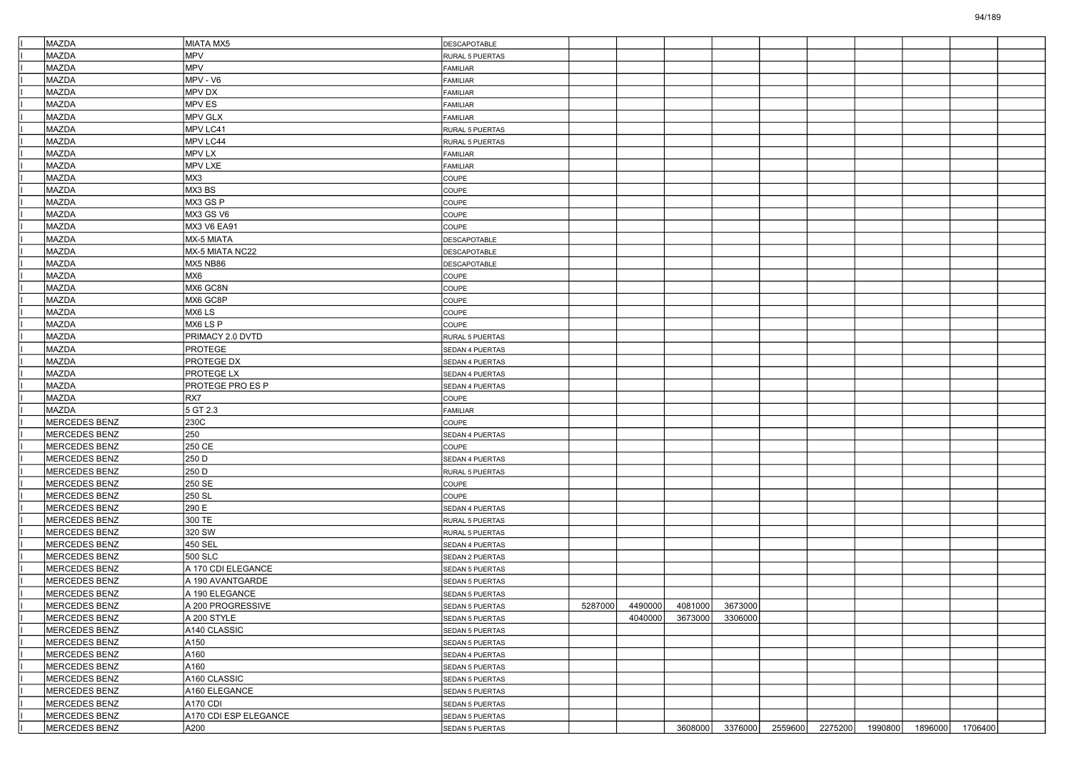| | | | | | | | | | | | | | |
|---|---|---|---|---|---|---|---|---|---|---|---|---|---|
| I | MAZDA | MIATA MX5 | DESCAPOTABLE | | | | | | | | | | |
| I | MAZDA | MPV | RURAL 5 PUERTAS | | | | | | | | | | |
| I | MAZDA | MPV | FAMILIAR | | | | | | | | | | |
| I | MAZDA | MPV - V6 | FAMILIAR | | | | | | | | | | |
| I | MAZDA | MPV DX | FAMILIAR | | | | | | | | | | |
| I | MAZDA | MPV ES | FAMILIAR | | | | | | | | | | |
| I | MAZDA | MPV GLX | FAMILIAR | | | | | | | | | | |
| I | MAZDA | MPV LC41 | RURAL 5 PUERTAS | | | | | | | | | | |
| I | MAZDA | MPV LC44 | RURAL 5 PUERTAS | | | | | | | | | | |
| I | MAZDA | MPV LX | FAMILIAR | | | | | | | | | | |
| I | MAZDA | MPV LXE | FAMILIAR | | | | | | | | | | |
| I | MAZDA | MX3 | COUPE | | | | | | | | | | |
| I | MAZDA | MX3 BS | COUPE | | | | | | | | | | |
| I | MAZDA | MX3 GS P | COUPE | | | | | | | | | | |
| I | MAZDA | MX3 GS V6 | COUPE | | | | | | | | | | |
| I | MAZDA | MX3 V6 EA91 | COUPE | | | | | | | | | | |
| I | MAZDA | MX-5 MIATA | DESCAPOTABLE | | | | | | | | | | |
| I | MAZDA | MX-5 MIATA NC22 | DESCAPOTABLE | | | | | | | | | | |
| I | MAZDA | MX5 NB86 | DESCAPOTABLE | | | | | | | | | | |
| I | MAZDA | MX6 | COUPE | | | | | | | | | | |
| I | MAZDA | MX6 GC8N | COUPE | | | | | | | | | | |
| I | MAZDA | MX6 GC8P | COUPE | | | | | | | | | | |
| I | MAZDA | MX6 LS | COUPE | | | | | | | | | | |
| I | MAZDA | MX6 LS P | COUPE | | | | | | | | | | |
| I | MAZDA | PRIMACY 2.0 DVTD | RURAL 5 PUERTAS | | | | | | | | | | |
| I | MAZDA | PROTEGE | SEDAN 4 PUERTAS | | | | | | | | | | |
| I | MAZDA | PROTEGE DX | SEDAN 4 PUERTAS | | | | | | | | | | |
| I | MAZDA | PROTEGE LX | SEDAN 4 PUERTAS | | | | | | | | | | |
| I | MAZDA | PROTEGE PRO ES P | SEDAN 4 PUERTAS | | | | | | | | | | |
| I | MAZDA | RX7 | COUPE | | | | | | | | | | |
| I | MAZDA | 5 GT 2.3 | FAMILIAR | | | | | | | | | | |
| I | MERCEDES BENZ | 230C | COUPE | | | | | | | | | | |
| I | MERCEDES BENZ | 250 | SEDAN 4 PUERTAS | | | | | | | | | | |
| I | MERCEDES BENZ | 250 CE | COUPE | | | | | | | | | | |
| I | MERCEDES BENZ | 250 D | SEDAN 4 PUERTAS | | | | | | | | | | |
| I | MERCEDES BENZ | 250 D | RURAL 5 PUERTAS | | | | | | | | | | |
| I | MERCEDES BENZ | 250 SE | COUPE | | | | | | | | | | |
| I | MERCEDES BENZ | 250 SL | COUPE | | | | | | | | | | |
| I | MERCEDES BENZ | 290 E | SEDAN 4 PUERTAS | | | | | | | | | | |
| I | MERCEDES BENZ | 300 TE | RURAL 5 PUERTAS | | | | | | | | | | |
| I | MERCEDES BENZ | 320 SW | RURAL 5 PUERTAS | | | | | | | | | | |
| I | MERCEDES BENZ | 450 SEL | SEDAN 4 PUERTAS | | | | | | | | | | |
| I | MERCEDES BENZ | 500 SLC | SEDAN 2 PUERTAS | | | | | | | | | | |
| I | MERCEDES BENZ | A 170 CDI ELEGANCE | SEDAN 5 PUERTAS | | | | | | | | | | |
| I | MERCEDES BENZ | A 190 AVANTGARDE | SEDAN 5 PUERTAS | | | | | | | | | | |
| I | MERCEDES BENZ | A 190 ELEGANCE | SEDAN 5 PUERTAS | | | | | | | | | | |
| I | MERCEDES BENZ | A 200 PROGRESSIVE | SEDAN 5 PUERTAS | 5287000 | 4490000 | 4081000 | 3673000 | | | | | | |
| I | MERCEDES BENZ | A 200 STYLE | SEDAN 5 PUERTAS | | 4040000 | 3673000 | 3306000 | | | | | | |
| I | MERCEDES BENZ | A140 CLASSIC | SEDAN 5 PUERTAS | | | | | | | | | | |
| I | MERCEDES BENZ | A150 | SEDAN 5 PUERTAS | | | | | | | | | | |
| I | MERCEDES BENZ | A160 | SEDAN 4 PUERTAS | | | | | | | | | | |
| I | MERCEDES BENZ | A160 | SEDAN 5 PUERTAS | | | | | | | | | | |
| I | MERCEDES BENZ | A160 CLASSIC | SEDAN 5 PUERTAS | | | | | | | | | | |
| I | MERCEDES BENZ | A160 ELEGANCE | SEDAN 5 PUERTAS | | | | | | | | | | |
| I | MERCEDES BENZ | A170 CDI | SEDAN 5 PUERTAS | | | | | | | | | | |
| I | MERCEDES BENZ | A170 CDI ESP ELEGANCE | SEDAN 5 PUERTAS | | | | | | | | | | |
| I | MERCEDES BENZ | A200 | SEDAN 5 PUERTAS | | | 3608000 | 3376000 | 2559600 | 2275200 | 1990800 | 1896000 | 1706400 | |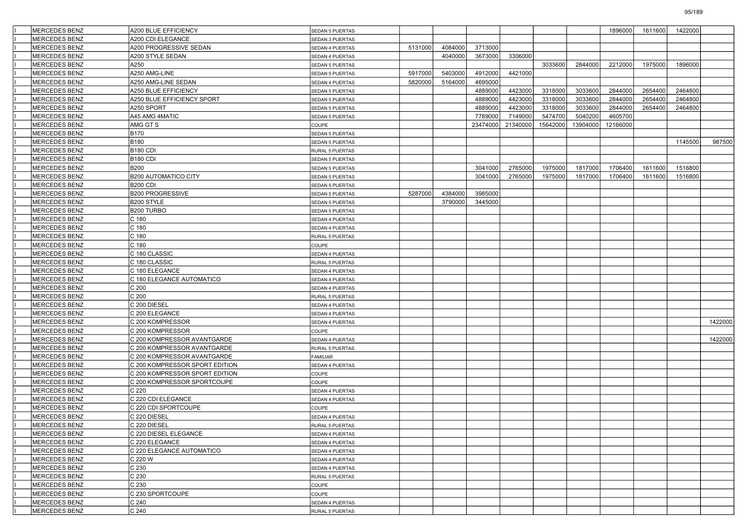| | | | | | | | | | | | | | |
|---|---|---|---|---|---|---|---|---|---|---|---|---|---|
| I | MERCEDES BENZ | A200 BLUE EFFICIENCY | SEDAN 5 PUERTAS | | | | | | | 1896000 | 1611600 | 1422000 | |
| I | MERCEDES BENZ | A200 CDI ELEGANCE | SEDAN 3 PUERTAS | | | | | | | | | | |
| I | MERCEDES BENZ | A200 PROGRESSIVE SEDAN | SEDAN 4 PUERTAS | 5131000 | 4084000 | 3713000 | | | | | | | |
| I | MERCEDES BENZ | A200 STYLE SEDAN | SEDAN 4 PUERTAS | | 4040000 | 3673000 | 3306000 | | | | | | |
| I | MERCEDES BENZ | A250 | SEDAN 5 PUERTAS | | | | | 3033600 | 2844000 | 2212000 | 1975000 | 1896000 | |
| I | MERCEDES BENZ | A250 AMG-LINE | SEDAN 5 PUERTAS | 5917000 | 5403000 | 4912000 | 4421000 | | | | | | |
| I | MERCEDES BENZ | A250 AMG-LINE SEDAN | SEDAN 4 PUERTAS | 5820000 | 5164000 | 4695000 | | | | | | | |
| I | MERCEDES BENZ | A250 BLUE EFFICIENCY | SEDAN 5 PUERTAS | | | 4889000 | 4423000 | 3318000 | 3033600 | 2844000 | 2654400 | 2464800 | |
| I | MERCEDES BENZ | A250 BLUE EFFICIENCY SPORT | SEDAN 5 PUERTAS | | | 4889000 | 4423000 | 3318000 | 3033600 | 2844000 | 2654400 | 2464800 | |
| I | MERCEDES BENZ | A250 SPORT | SEDAN 5 PUERTAS | | | 4889000 | 4423000 | 3318000 | 3033600 | 2844000 | 2654400 | 2464800 | |
| I | MERCEDES BENZ | A45 AMG 4MATIC | SEDAN 5 PUERTAS | | | 7789000 | 7149000 | 5474700 | 5040200 | 4605700 | | | |
| I | MERCEDES BENZ | AMG GT S | COUPE | | | 23474000 | 21340000 | 15642000 | 13904000 | 12166000 | | | |
| I | MERCEDES BENZ | B170 | SEDAN 5 PUERTAS | | | | | | | | | | |
| I | MERCEDES BENZ | B180 | SEDAN 5 PUERTAS | | | | | | | | | 1145500 | 987500 |
| I | MERCEDES BENZ | B180 CDI | RURAL 5 PUERTAS | | | | | | | | | | |
| I | MERCEDES BENZ | B180 CDI | SEDAN 5 PUERTAS | | | | | | | | | | |
| I | MERCEDES BENZ | B200 | SEDAN 5 PUERTAS | | | 3041000 | 2765000 | 1975000 | 1817000 | 1706400 | 1611600 | 1516800 | |
| I | MERCEDES BENZ | B200 AUTOMATICO CITY | SEDAN 5 PUERTAS | | | 3041000 | 2765000 | 1975000 | 1817000 | 1706400 | 1611600 | 1516800 | |
| I | MERCEDES BENZ | B200 CDI | SEDAN 5 PUERTAS | | | | | | | | | | |
| I | MERCEDES BENZ | B200 PROGRESSIVE | SEDAN 5 PUERTAS | 5287000 | 4384000 | 3985000 | | | | | | | |
| I | MERCEDES BENZ | B200 STYLE | SEDAN 5 PUERTAS | | 3790000 | 3445000 | | | | | | | |
| I | MERCEDES BENZ | B200 TURBO | SEDAN 5 PUERTAS | | | | | | | | | | |
| I | MERCEDES BENZ | C 180 | SEDAN 4 PUERTAS | | | | | | | | | | |
| I | MERCEDES BENZ | C 180 | SEDAN 4 PUERTAS | | | | | | | | | | |
| I | MERCEDES BENZ | C 180 | RURAL 5 PUERTAS | | | | | | | | | | |
| I | MERCEDES BENZ | C 180 | COUPE | | | | | | | | | | |
| I | MERCEDES BENZ | C 180 CLASSIC | SEDAN 4 PUERTAS | | | | | | | | | | |
| I | MERCEDES BENZ | C 180 CLASSIC | RURAL 5 PUERTAS | | | | | | | | | | |
| I | MERCEDES BENZ | C 180 ELEGANCE | SEDAN 4 PUERTAS | | | | | | | | | | |
| I | MERCEDES BENZ | C 180 ELEGANCE AUTOMATICO | SEDAN 4 PUERTAS | | | | | | | | | | |
| I | MERCEDES BENZ | C 200 | SEDAN 4 PUERTAS | | | | | | | | | | |
| I | MERCEDES BENZ | C 200 | RURAL 5 PUERTAS | | | | | | | | | | |
| I | MERCEDES BENZ | C 200 DIESEL | SEDAN 4 PUERTAS | | | | | | | | | | |
| I | MERCEDES BENZ | C 200 ELEGANCE | SEDAN 4 PUERTAS | | | | | | | | | | |
| I | MERCEDES BENZ | C 200 KOMPRESSOR | SEDAN 4 PUERTAS | | | | | | | | | | 1422000 |
| I | MERCEDES BENZ | C 200 KOMPRESSOR | COUPE | | | | | | | | | | |
| I | MERCEDES BENZ | C 200 KOMPRESSOR AVANTGARDE | SEDAN 4 PUERTAS | | | | | | | | | | 1422000 |
| I | MERCEDES BENZ | C 200 KOMPRESSOR AVANTGARDE | RURAL 5 PUERTAS | | | | | | | | | | |
| I | MERCEDES BENZ | C 200 KOMPRESSOR AVANTGARDE | FAMILIAR | | | | | | | | | | |
| I | MERCEDES BENZ | C 200 KOMPRESSOR SPORT EDITION | SEDAN 4 PUERTAS | | | | | | | | | | |
| I | MERCEDES BENZ | C 200 KOMPRESSOR SPORT EDITION | COUPE | | | | | | | | | | |
| I | MERCEDES BENZ | C 200 KOMPRESSOR SPORTCOUPE | COUPE | | | | | | | | | | |
| I | MERCEDES BENZ | C 220 | SEDAN 4 PUERTAS | | | | | | | | | | |
| I | MERCEDES BENZ | C 220 CDI ELEGANCE | SEDAN 4 PUERTAS | | | | | | | | | | |
| I | MERCEDES BENZ | C 220 CDI SPORTCOUPE | COUPE | | | | | | | | | | |
| I | MERCEDES BENZ | C 220 DIESEL | SEDAN 4 PUERTAS | | | | | | | | | | |
| I | MERCEDES BENZ | C 220 DIESEL | RURAL 5 PUERTAS | | | | | | | | | | |
| I | MERCEDES BENZ | C 220 DIESEL ELEGANCE | SEDAN 4 PUERTAS | | | | | | | | | | |
| I | MERCEDES BENZ | C 220 ELEGANCE | SEDAN 4 PUERTAS | | | | | | | | | | |
| I | MERCEDES BENZ | C 220 ELEGANCE AUTOMATICO | SEDAN 4 PUERTAS | | | | | | | | | | |
| I | MERCEDES BENZ | C 220 W | SEDAN 4 PUERTAS | | | | | | | | | | |
| I | MERCEDES BENZ | C 230 | SEDAN 4 PUERTAS | | | | | | | | | | |
| I | MERCEDES BENZ | C 230 | RURAL 5 PUERTAS | | | | | | | | | | |
| I | MERCEDES BENZ | C 230 | COUPE | | | | | | | | | | |
| I | MERCEDES BENZ | C 230 SPORTCOUPE | COUPE | | | | | | | | | | |
| I | MERCEDES BENZ | C 240 | SEDAN 4 PUERTAS | | | | | | | | | | |
| I | MERCEDES BENZ | C 240 | RURAL 5 PUERTAS | | | | | | | | | | |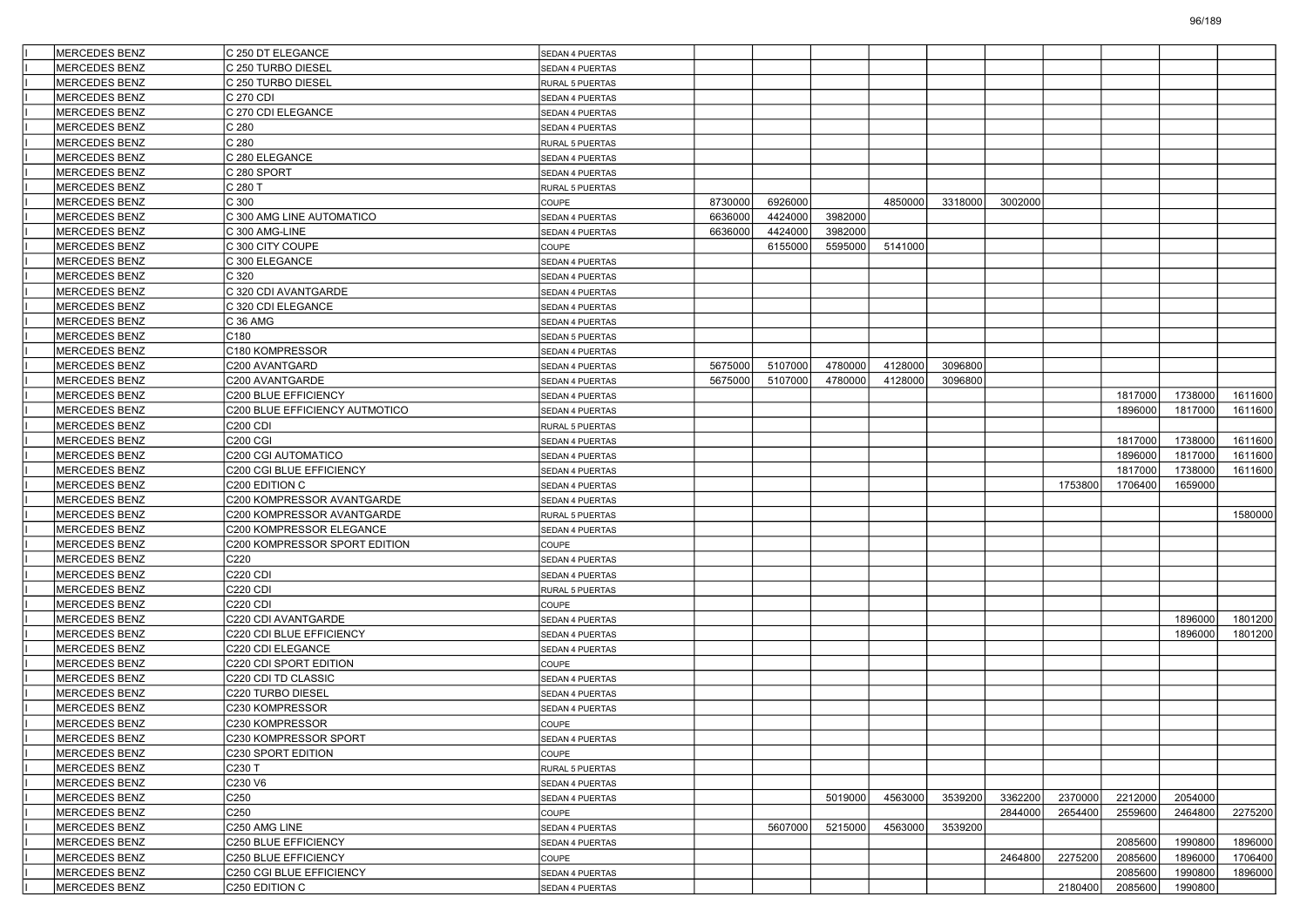| | | | | | | | | | | | | | |
|---|---|---|---|---|---|---|---|---|---|---|---|---|---|
| I | MERCEDES BENZ | C 250 DT ELEGANCE | SEDAN 4 PUERTAS | | | | | | | | | | |
| I | MERCEDES BENZ | C 250 TURBO DIESEL | SEDAN 4 PUERTAS | | | | | | | | | | |
| I | MERCEDES BENZ | C 250 TURBO DIESEL | RURAL 5 PUERTAS | | | | | | | | | | |
| I | MERCEDES BENZ | C 270 CDI | SEDAN 4 PUERTAS | | | | | | | | | | |
| I | MERCEDES BENZ | C 270 CDI ELEGANCE | SEDAN 4 PUERTAS | | | | | | | | | | |
| I | MERCEDES BENZ | C 280 | SEDAN 4 PUERTAS | | | | | | | | | | |
| I | MERCEDES BENZ | C 280 | RURAL 5 PUERTAS | | | | | | | | | | |
| I | MERCEDES BENZ | C 280 ELEGANCE | SEDAN 4 PUERTAS | | | | | | | | | | |
| I | MERCEDES BENZ | C 280 SPORT | SEDAN 4 PUERTAS | | | | | | | | | | |
| I | MERCEDES BENZ | C 280 T | RURAL 5 PUERTAS | | | | | | | | | | |
| I | MERCEDES BENZ | C 300 | COUPE | 8730000 | 6926000 | | 4850000 | 3318000 | 3002000 | | | | |
| I | MERCEDES BENZ | C 300 AMG LINE AUTOMATICO | SEDAN 4 PUERTAS | 6636000 | 4424000 | 3982000 | | | | | | | |
| I | MERCEDES BENZ | C 300 AMG-LINE | SEDAN 4 PUERTAS | 6636000 | 4424000 | 3982000 | | | | | | | |
| I | MERCEDES BENZ | C 300 CITY COUPE | COUPE | | 6155000 | 5595000 | 5141000 | | | | | | |
| I | MERCEDES BENZ | C 300 ELEGANCE | SEDAN 4 PUERTAS | | | | | | | | | | |
| I | MERCEDES BENZ | C 320 | SEDAN 4 PUERTAS | | | | | | | | | | |
| I | MERCEDES BENZ | C 320 CDI AVANTGARDE | SEDAN 4 PUERTAS | | | | | | | | | | |
| I | MERCEDES BENZ | C 320 CDI ELEGANCE | SEDAN 4 PUERTAS | | | | | | | | | | |
| I | MERCEDES BENZ | C 36 AMG | SEDAN 4 PUERTAS | | | | | | | | | | |
| I | MERCEDES BENZ | C180 | SEDAN 5 PUERTAS | | | | | | | | | | |
| I | MERCEDES BENZ | C180 KOMPRESSOR | SEDAN 4 PUERTAS | | | | | | | | | | |
| I | MERCEDES BENZ | C200 AVANTGARD | SEDAN 4 PUERTAS | 5675000 | 5107000 | 4780000 | 4128000 | 3096800 | | | | | |
| I | MERCEDES BENZ | C200 AVANTGARDE | SEDAN 4 PUERTAS | 5675000 | 5107000 | 4780000 | 4128000 | 3096800 | | | | | |
| I | MERCEDES BENZ | C200 BLUE EFFICIENCY | SEDAN 4 PUERTAS | | | | | | | | 1817000 | 1738000 | 1611600 |
| I | MERCEDES BENZ | C200 BLUE EFFICIENCY AUTMOTICO | SEDAN 4 PUERTAS | | | | | | | | 1896000 | 1817000 | 1611600 |
| I | MERCEDES BENZ | C200 CDI | RURAL 5 PUERTAS | | | | | | | | | | |
| I | MERCEDES BENZ | C200 CGI | SEDAN 4 PUERTAS | | | | | | | | 1817000 | 1738000 | 1611600 |
| I | MERCEDES BENZ | C200 CGI AUTOMATICO | SEDAN 4 PUERTAS | | | | | | | | 1896000 | 1817000 | 1611600 |
| I | MERCEDES BENZ | C200 CGI BLUE EFFICIENCY | SEDAN 4 PUERTAS | | | | | | | | 1817000 | 1738000 | 1611600 |
| I | MERCEDES BENZ | C200 EDITION C | SEDAN 4 PUERTAS | | | | | | | 1753800 | 1706400 | 1659000 | |
| I | MERCEDES BENZ | C200 KOMPRESSOR AVANTGARDE | SEDAN 4 PUERTAS | | | | | | | | | | |
| I | MERCEDES BENZ | C200 KOMPRESSOR AVANTGARDE | RURAL 5 PUERTAS | | | | | | | | | | 1580000 |
| I | MERCEDES BENZ | C200 KOMPRESSOR ELEGANCE | SEDAN 4 PUERTAS | | | | | | | | | | |
| I | MERCEDES BENZ | C200 KOMPRESSOR SPORT EDITION | COUPE | | | | | | | | | | |
| I | MERCEDES BENZ | C220 | SEDAN 4 PUERTAS | | | | | | | | | | |
| I | MERCEDES BENZ | C220 CDI | SEDAN 4 PUERTAS | | | | | | | | | | |
| I | MERCEDES BENZ | C220 CDI | RURAL 5 PUERTAS | | | | | | | | | | |
| I | MERCEDES BENZ | C220 CDI | COUPE | | | | | | | | | | |
| I | MERCEDES BENZ | C220 CDI AVANTGARDE | SEDAN 4 PUERTAS | | | | | | | | | 1896000 | 1801200 |
| I | MERCEDES BENZ | C220 CDI BLUE EFFICIENCY | SEDAN 4 PUERTAS | | | | | | | | | 1896000 | 1801200 |
| I | MERCEDES BENZ | C220 CDI ELEGANCE | SEDAN 4 PUERTAS | | | | | | | | | | |
| I | MERCEDES BENZ | C220 CDI SPORT EDITION | COUPE | | | | | | | | | | |
| I | MERCEDES BENZ | C220 CDI TD CLASSIC | SEDAN 4 PUERTAS | | | | | | | | | | |
| I | MERCEDES BENZ | C220 TURBO DIESEL | SEDAN 4 PUERTAS | | | | | | | | | | |
| I | MERCEDES BENZ | C230 KOMPRESSOR | SEDAN 4 PUERTAS | | | | | | | | | | |
| I | MERCEDES BENZ | C230 KOMPRESSOR | COUPE | | | | | | | | | | |
| I | MERCEDES BENZ | C230 KOMPRESSOR SPORT | SEDAN 4 PUERTAS | | | | | | | | | | |
| I | MERCEDES BENZ | C230 SPORT EDITION | COUPE | | | | | | | | | | |
| I | MERCEDES BENZ | C230 T | RURAL 5 PUERTAS | | | | | | | | | | |
| I | MERCEDES BENZ | C230 V6 | SEDAN 4 PUERTAS | | | | | | | | | | |
| I | MERCEDES BENZ | C250 | SEDAN 4 PUERTAS | | | 5019000 | 4563000 | 3539200 | 3362200 | 2370000 | 2212000 | 2054000 | |
| I | MERCEDES BENZ | C250 | COUPE | | | | | | 2844000 | 2654400 | 2559600 | 2464800 | 2275200 |
| I | MERCEDES BENZ | C250 AMG LINE | SEDAN 4 PUERTAS | | 5607000 | 5215000 | 4563000 | 3539200 | | | | | |
| I | MERCEDES BENZ | C250 BLUE EFFICIENCY | SEDAN 4 PUERTAS | | | | | | | | 2085600 | 1990800 | 1896000 |
| I | MERCEDES BENZ | C250 BLUE EFFICIENCY | COUPE | | | | | | 2464800 | 2275200 | 2085600 | 1896000 | 1706400 |
| I | MERCEDES BENZ | C250 CGI BLUE EFFICIENCY | SEDAN 4 PUERTAS | | | | | | | | 2085600 | 1990800 | 1896000 |
| I | MERCEDES BENZ | C250 EDITION C | SEDAN 4 PUERTAS | | | | | | | 2180400 | 2085600 | 1990800 | |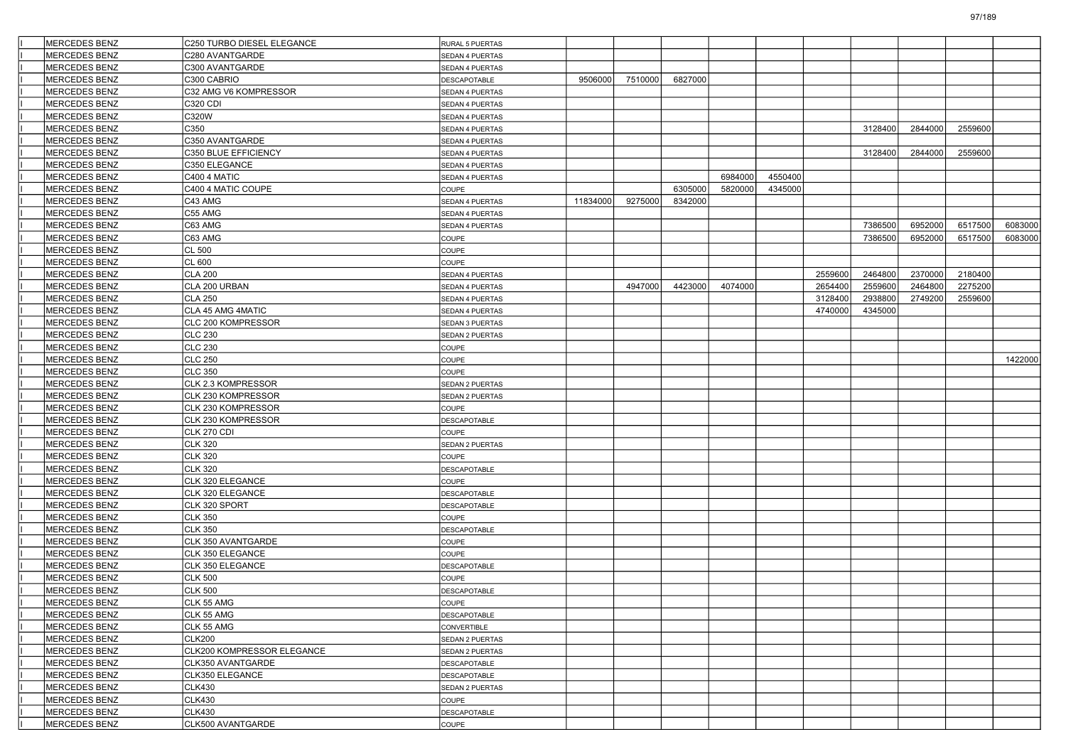| | | | | | | | | | | | | | |
|---|---|---|---|---|---|---|---|---|---|---|---|---|---|
| I | MERCEDES BENZ | C250 TURBO DIESEL ELEGANCE | RURAL 5 PUERTAS | | | | | | | | | | |
| I | MERCEDES BENZ | C280 AVANTGARDE | SEDAN 4 PUERTAS | | | | | | | | | | |
| I | MERCEDES BENZ | C300 AVANTGARDE | SEDAN 4 PUERTAS | | | | | | | | | | |
| I | MERCEDES BENZ | C300 CABRIO | DESCAPOTABLE | 9506000 | 7510000 | 6827000 | | | | | | | |
| I | MERCEDES BENZ | C32 AMG V6 KOMPRESSOR | SEDAN 4 PUERTAS | | | | | | | | | | |
| I | MERCEDES BENZ | C320 CDI | SEDAN 4 PUERTAS | | | | | | | | | | |
| I | MERCEDES BENZ | C320W | SEDAN 4 PUERTAS | | | | | | | | | | |
| I | MERCEDES BENZ | C350 | SEDAN 4 PUERTAS | | | | | | | 3128400 | 2844000 | 2559600 | |
| I | MERCEDES BENZ | C350 AVANTGARDE | SEDAN 4 PUERTAS | | | | | | | | | | |
| I | MERCEDES BENZ | C350 BLUE EFFICIENCY | SEDAN 4 PUERTAS | | | | | | | 3128400 | 2844000 | 2559600 | |
| I | MERCEDES BENZ | C350 ELEGANCE | SEDAN 4 PUERTAS | | | | | | | | | | |
| I | MERCEDES BENZ | C400 4 MATIC | SEDAN 4 PUERTAS | | | | 6984000 | 4550400 | | | | | |
| I | MERCEDES BENZ | C400 4 MATIC COUPE | COUPE | | | 6305000 | 5820000 | 4345000 | | | | | |
| I | MERCEDES BENZ | C43 AMG | SEDAN 4 PUERTAS | 11834000 | 9275000 | 8342000 | | | | | | | |
| I | MERCEDES BENZ | C55 AMG | SEDAN 4 PUERTAS | | | | | | | | | | |
| I | MERCEDES BENZ | C63 AMG | SEDAN 4 PUERTAS | | | | | | | 7386500 | 6952000 | 6517500 | 6083000 |
| I | MERCEDES BENZ | C63 AMG | COUPE | | | | | | | 7386500 | 6952000 | 6517500 | 6083000 |
| I | MERCEDES BENZ | CL 500 | COUPE | | | | | | | | | | |
| I | MERCEDES BENZ | CL 600 | COUPE | | | | | | | | | | |
| I | MERCEDES BENZ | CLA 200 | SEDAN 4 PUERTAS | | | | | | 2559600 | 2464800 | 2370000 | 2180400 | |
| I | MERCEDES BENZ | CLA 200 URBAN | SEDAN 4 PUERTAS | | 4947000 | 4423000 | 4074000 | | 2654400 | 2559600 | 2464800 | 2275200 | |
| I | MERCEDES BENZ | CLA 250 | SEDAN 4 PUERTAS | | | | | | 3128400 | 2938800 | 2749200 | 2559600 | |
| I | MERCEDES BENZ | CLA 45 AMG 4MATIC | SEDAN 4 PUERTAS | | | | | | 4740000 | 4345000 | | | |
| I | MERCEDES BENZ | CLC 200 KOMPRESSOR | SEDAN 3 PUERTAS | | | | | | | | | | |
| I | MERCEDES BENZ | CLC 230 | SEDAN 2 PUERTAS | | | | | | | | | | |
| I | MERCEDES BENZ | CLC 230 | COUPE | | | | | | | | | | |
| I | MERCEDES BENZ | CLC 250 | COUPE | | | | | | | | | | 1422000 |
| I | MERCEDES BENZ | CLC 350 | COUPE | | | | | | | | | | |
| I | MERCEDES BENZ | CLK 2.3 KOMPRESSOR | SEDAN 2 PUERTAS | | | | | | | | | | |
| I | MERCEDES BENZ | CLK 230 KOMPRESSOR | SEDAN 2 PUERTAS | | | | | | | | | | |
| I | MERCEDES BENZ | CLK 230 KOMPRESSOR | COUPE | | | | | | | | | | |
| I | MERCEDES BENZ | CLK 230 KOMPRESSOR | DESCAPOTABLE | | | | | | | | | | |
| I | MERCEDES BENZ | CLK 270 CDI | COUPE | | | | | | | | | | |
| I | MERCEDES BENZ | CLK 320 | SEDAN 2 PUERTAS | | | | | | | | | | |
| I | MERCEDES BENZ | CLK 320 | COUPE | | | | | | | | | | |
| I | MERCEDES BENZ | CLK 320 | DESCAPOTABLE | | | | | | | | | | |
| I | MERCEDES BENZ | CLK 320 ELEGANCE | COUPE | | | | | | | | | | |
| I | MERCEDES BENZ | CLK 320 ELEGANCE | DESCAPOTABLE | | | | | | | | | | |
| I | MERCEDES BENZ | CLK 320 SPORT | DESCAPOTABLE | | | | | | | | | | |
| I | MERCEDES BENZ | CLK 350 | COUPE | | | | | | | | | | |
| I | MERCEDES BENZ | CLK 350 | DESCAPOTABLE | | | | | | | | | | |
| I | MERCEDES BENZ | CLK 350 AVANTGARDE | COUPE | | | | | | | | | | |
| I | MERCEDES BENZ | CLK 350 ELEGANCE | COUPE | | | | | | | | | | |
| I | MERCEDES BENZ | CLK 350 ELEGANCE | DESCAPOTABLE | | | | | | | | | | |
| I | MERCEDES BENZ | CLK 500 | COUPE | | | | | | | | | | |
| I | MERCEDES BENZ | CLK 500 | DESCAPOTABLE | | | | | | | | | | |
| I | MERCEDES BENZ | CLK 55 AMG | COUPE | | | | | | | | | | |
| I | MERCEDES BENZ | CLK 55 AMG | DESCAPOTABLE | | | | | | | | | | |
| I | MERCEDES BENZ | CLK 55 AMG | CONVERTIBLE | | | | | | | | | | |
| I | MERCEDES BENZ | CLK200 | SEDAN 2 PUERTAS | | | | | | | | | | |
| I | MERCEDES BENZ | CLK200 KOMPRESSOR ELEGANCE | SEDAN 2 PUERTAS | | | | | | | | | | |
| I | MERCEDES BENZ | CLK350 AVANTGARDE | DESCAPOTABLE | | | | | | | | | | |
| I | MERCEDES BENZ | CLK350 ELEGANCE | DESCAPOTABLE | | | | | | | | | | |
| I | MERCEDES BENZ | CLK430 | SEDAN 2 PUERTAS | | | | | | | | | | |
| I | MERCEDES BENZ | CLK430 | COUPE | | | | | | | | | | |
| I | MERCEDES BENZ | CLK430 | DESCAPOTABLE | | | | | | | | | | |
| I | MERCEDES BENZ | CLK500 AVANTGARDE | COUPE | | | | | | | | | | |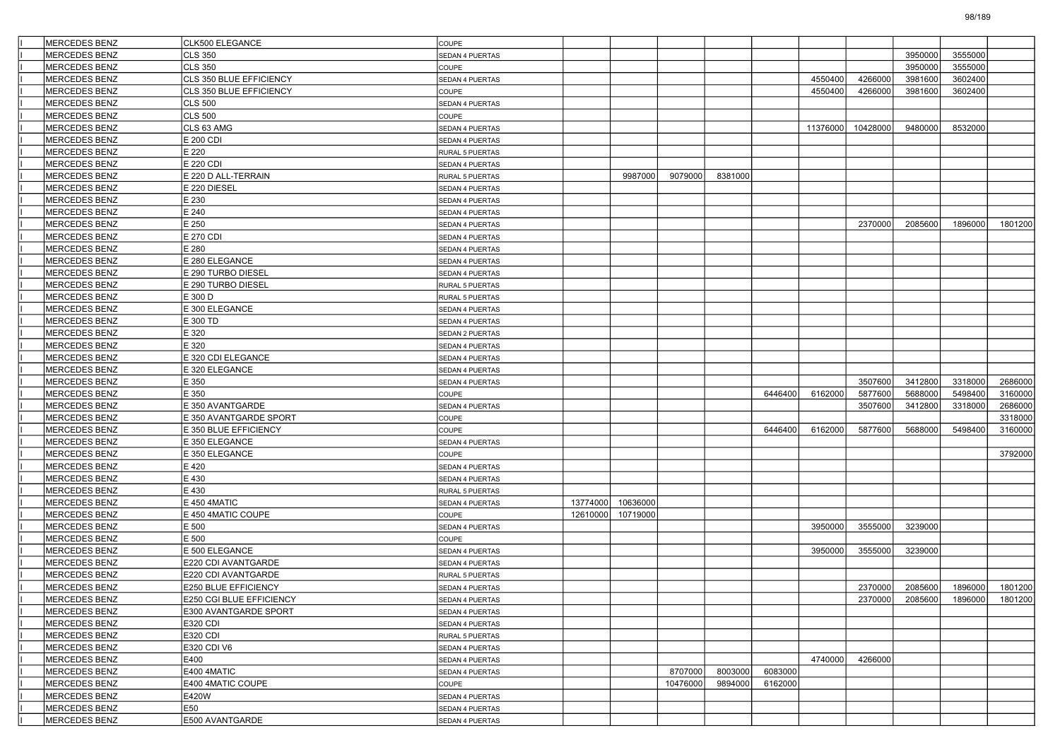| | | | | | | | | | | | | | |
|---|---|---|---|---|---|---|---|---|---|---|---|---|---|
| I | MERCEDES BENZ | CLK500 ELEGANCE | COUPE | | | | | | | | | | |
| I | MERCEDES BENZ | CLS 350 | SEDAN 4 PUERTAS | | | | | | | | 3950000 | 3555000 | |
| I | MERCEDES BENZ | CLS 350 | COUPE | | | | | | | | 3950000 | 3555000 | |
| I | MERCEDES BENZ | CLS 350 BLUE EFFICIENCY | SEDAN 4 PUERTAS | | | | | | 4550400 | 4266000 | 3981600 | 3602400 | |
| I | MERCEDES BENZ | CLS 350 BLUE EFFICIENCY | COUPE | | | | | | 4550400 | 4266000 | 3981600 | 3602400 | |
| I | MERCEDES BENZ | CLS 500 | SEDAN 4 PUERTAS | | | | | | | | | | |
| I | MERCEDES BENZ | CLS 500 | COUPE | | | | | | | | | | |
| I | MERCEDES BENZ | CLS 63 AMG | SEDAN 4 PUERTAS | | | | | | 11376000 | 10428000 | 9480000 | 8532000 | |
| I | MERCEDES BENZ | E 200 CDI | SEDAN 4 PUERTAS | | | | | | | | | | |
| I | MERCEDES BENZ | E 220 | RURAL 5 PUERTAS | | | | | | | | | | |
| I | MERCEDES BENZ | E 220 CDI | SEDAN 4 PUERTAS | | | | | | | | | | |
| I | MERCEDES BENZ | E 220 D ALL-TERRAIN | RURAL 5 PUERTAS | | 9987000 | 9079000 | 8381000 | | | | | | |
| I | MERCEDES BENZ | E 220 DIESEL | SEDAN 4 PUERTAS | | | | | | | | | | |
| I | MERCEDES BENZ | E 230 | SEDAN 4 PUERTAS | | | | | | | | | | |
| I | MERCEDES BENZ | E 240 | SEDAN 4 PUERTAS | | | | | | | | | | |
| I | MERCEDES BENZ | E 250 | SEDAN 4 PUERTAS | | | | | | | 2370000 | 2085600 | 1896000 | 1801200 |
| I | MERCEDES BENZ | E 270 CDI | SEDAN 4 PUERTAS | | | | | | | | | | |
| I | MERCEDES BENZ | E 280 | SEDAN 4 PUERTAS | | | | | | | | | | |
| I | MERCEDES BENZ | E 280 ELEGANCE | SEDAN 4 PUERTAS | | | | | | | | | | |
| I | MERCEDES BENZ | E 290 TURBO DIESEL | SEDAN 4 PUERTAS | | | | | | | | | | |
| I | MERCEDES BENZ | E 290 TURBO DIESEL | RURAL 5 PUERTAS | | | | | | | | | | |
| I | MERCEDES BENZ | E 300 D | RURAL 5 PUERTAS | | | | | | | | | | |
| I | MERCEDES BENZ | E 300 ELEGANCE | SEDAN 4 PUERTAS | | | | | | | | | | |
| I | MERCEDES BENZ | E 300 TD | SEDAN 4 PUERTAS | | | | | | | | | | |
| I | MERCEDES BENZ | E 320 | SEDAN 2 PUERTAS | | | | | | | | | | |
| I | MERCEDES BENZ | E 320 | SEDAN 4 PUERTAS | | | | | | | | | | |
| I | MERCEDES BENZ | E 320 CDI ELEGANCE | SEDAN 4 PUERTAS | | | | | | | | | | |
| I | MERCEDES BENZ | E 320 ELEGANCE | SEDAN 4 PUERTAS | | | | | | | | | | |
| I | MERCEDES BENZ | E 350 | SEDAN 4 PUERTAS | | | | | | | 3507600 | 3412800 | 3318000 | 2686000 |
| I | MERCEDES BENZ | E 350 | COUPE | | | | | 6446400 | 6162000 | 5877600 | 5688000 | 5498400 | 3160000 |
| I | MERCEDES BENZ | E 350 AVANTGARDE | SEDAN 4 PUERTAS | | | | | | | 3507600 | 3412800 | 3318000 | 2686000 |
| I | MERCEDES BENZ | E 350 AVANTGARDE SPORT | COUPE | | | | | | | | | | 3318000 |
| I | MERCEDES BENZ | E 350 BLUE EFFICIENCY | COUPE | | | | | 6446400 | 6162000 | 5877600 | 5688000 | 5498400 | 3160000 |
| I | MERCEDES BENZ | E 350 ELEGANCE | SEDAN 4 PUERTAS | | | | | | | | | | |
| I | MERCEDES BENZ | E 350 ELEGANCE | COUPE | | | | | | | | | | 3792000 |
| I | MERCEDES BENZ | E 420 | SEDAN 4 PUERTAS | | | | | | | | | | |
| I | MERCEDES BENZ | E 430 | SEDAN 4 PUERTAS | | | | | | | | | | |
| I | MERCEDES BENZ | E 430 | RURAL 5 PUERTAS | | | | | | | | | | |
| I | MERCEDES BENZ | E 450 4MATIC | SEDAN 4 PUERTAS | 13774000 | 10636000 | | | | | | | | |
| I | MERCEDES BENZ | E 450 4MATIC COUPE | COUPE | 12610000 | 10719000 | | | | | | | | |
| I | MERCEDES BENZ | E 500 | SEDAN 4 PUERTAS | | | | | | 3950000 | 3555000 | 3239000 | | |
| I | MERCEDES BENZ | E 500 | COUPE | | | | | | | | | | |
| I | MERCEDES BENZ | E 500 ELEGANCE | SEDAN 4 PUERTAS | | | | | | 3950000 | 3555000 | 3239000 | | |
| I | MERCEDES BENZ | E220 CDI AVANTGARDE | SEDAN 4 PUERTAS | | | | | | | | | | |
| I | MERCEDES BENZ | E220 CDI AVANTGARDE | RURAL 5 PUERTAS | | | | | | | | | | |
| I | MERCEDES BENZ | E250 BLUE EFFICIENCY | SEDAN 4 PUERTAS | | | | | | | 2370000 | 2085600 | 1896000 | 1801200 |
| I | MERCEDES BENZ | E250 CGI BLUE EFFICIENCY | SEDAN 4 PUERTAS | | | | | | | 2370000 | 2085600 | 1896000 | 1801200 |
| I | MERCEDES BENZ | E300 AVANTGARDE SPORT | SEDAN 4 PUERTAS | | | | | | | | | | |
| I | MERCEDES BENZ | E320 CDI | SEDAN 4 PUERTAS | | | | | | | | | | |
| I | MERCEDES BENZ | E320 CDI | RURAL 5 PUERTAS | | | | | | | | | | |
| I | MERCEDES BENZ | E320 CDI V6 | SEDAN 4 PUERTAS | | | | | | | | | | |
| I | MERCEDES BENZ | E400 | SEDAN 4 PUERTAS | | | | | | 4740000 | 4266000 | | | |
| I | MERCEDES BENZ | E400 4MATIC | SEDAN 4 PUERTAS | | | 8707000 | 8003000 | 6083000 | | | | | |
| I | MERCEDES BENZ | E400 4MATIC COUPE | COUPE | | | 10476000 | 9894000 | 6162000 | | | | | |
| I | MERCEDES BENZ | E420W | SEDAN 4 PUERTAS | | | | | | | | | | |
| I | MERCEDES BENZ | E50 | SEDAN 4 PUERTAS | | | | | | | | | | |
| I | MERCEDES BENZ | E500 AVANTGARDE | SEDAN 4 PUERTAS | | | | | | | | | | |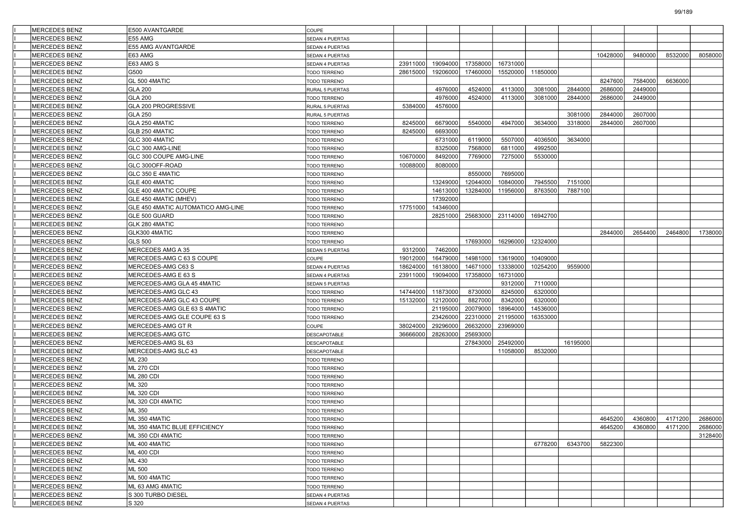| | | | | | | | | | | | | |
|---|---|---|---|---|---|---|---|---|---|---|---|---|
| MERCEDES BENZ | E500 AVANTGARDE | COUPE | | | | | | | | | | |
| MERCEDES BENZ | E55 AMG | SEDAN 4 PUERTAS | | | | | | | | | | |
| MERCEDES BENZ | E55 AMG AVANTGARDE | SEDAN 4 PUERTAS | | | | | | | | | | |
| MERCEDES BENZ | E63 AMG | SEDAN 4 PUERTAS | | | | | | | 10428000 | 9480000 | 8532000 | 8058000 |
| MERCEDES BENZ | E63 AMG S | SEDAN 4 PUERTAS | 23911000 | 19094000 | 17358000 | 16731000 | | | | | | |
| MERCEDES BENZ | G500 | TODO TERRENO | 28615000 | 19206000 | 17460000 | 15520000 | 11850000 | | | | | |
| MERCEDES BENZ | GL 500 4MATIC | TODO TERRENO | | | | | | | 8247600 | 7584000 | 6636000 | |
| MERCEDES BENZ | GLA 200 | RURAL 5 PUERTAS | | 4976000 | 4524000 | 4113000 | 3081000 | 2844000 | 2686000 | 2449000 | | |
| MERCEDES BENZ | GLA 200 | TODO TERRENO | | 4976000 | 4524000 | 4113000 | 3081000 | 2844000 | 2686000 | 2449000 | | |
| MERCEDES BENZ | GLA 200 PROGRESSIVE | RURAL 5 PUERTAS | 5384000 | 4576000 | | | | | | | | |
| MERCEDES BENZ | GLA 250 | RURAL 5 PUERTAS | | | | | | 3081000 | 2844000 | 2607000 | | |
| MERCEDES BENZ | GLA 250 4MATIC | TODO TERRENO | 8245000 | 6679000 | 5540000 | 4947000 | 3634000 | 3318000 | 2844000 | 2607000 | | |
| MERCEDES BENZ | GLB 250 4MATIC | TODO TERRENO | 8245000 | 6693000 | | | | | | | | |
| MERCEDES BENZ | GLC 300 4MATIC | TODO TERRENO | | 6731000 | 6119000 | 5507000 | 4036500 | 3634000 | | | | |
| MERCEDES BENZ | GLC 300 AMG-LINE | TODO TERRENO | | 8325000 | 7568000 | 6811000 | 4992500 | | | | | |
| MERCEDES BENZ | GLC 300 COUPE AMG-LINE | TODO TERRENO | 10670000 | 8492000 | 7769000 | 7275000 | 5530000 | | | | | |
| MERCEDES BENZ | GLC 300OFF-ROAD | TODO TERRENO | 10088000 | 8080000 | | | | | | | | |
| MERCEDES BENZ | GLC 350 E 4MATIC | TODO TERRENO | | | 8550000 | 7695000 | | | | | | |
| MERCEDES BENZ | GLE 400 4MATIC | TODO TERRENO | | 13249000 | 12044000 | 10840000 | 7945500 | 7151000 | | | | |
| MERCEDES BENZ | GLE 400 4MATIC COUPE | TODO TERRENO | | 14613000 | 13284000 | 11956000 | 8763500 | 7887100 | | | | |
| MERCEDES BENZ | GLE 450 4MATIC (MHEV) | TODO TERRENO | | 17392000 | | | | | | | | |
| MERCEDES BENZ | GLE 450 4MATIC AUTOMATICO AMG-LINE | TODO TERRENO | 17751000 | 14346000 | | | | | | | | |
| MERCEDES BENZ | GLE 500 GUARD | TODO TERRENO | | 28251000 | 25683000 | 23114000 | 16942700 | | | | | |
| MERCEDES BENZ | GLK 280 4MATIC | TODO TERRENO | | | | | | | | | | |
| MERCEDES BENZ | GLK300 4MATIC | TODO TERRENO | | | | | | | 2844000 | 2654400 | 2464800 | 1738000 |
| MERCEDES BENZ | GLS 500 | TODO TERRENO | | | 17693000 | 16296000 | 12324000 | | | | | |
| MERCEDES BENZ | MERCEDES AMG A 35 | SEDAN 5 PUERTAS | 9312000 | 7462000 | | | | | | | | |
| MERCEDES BENZ | MERCEDES-AMG C 63 S COUPE | COUPE | 19012000 | 16479000 | 14981000 | 13619000 | 10409000 | | | | | |
| MERCEDES BENZ | MERCEDES-AMG C63 S | SEDAN 4 PUERTAS | 18624000 | 16138000 | 14671000 | 13338000 | 10254200 | 9559000 | | | | |
| MERCEDES BENZ | MERCEDES-AMG E 63 S | SEDAN 4 PUERTAS | 23911000 | 19094000 | 17358000 | 16731000 | | | | | | |
| MERCEDES BENZ | MERCEDES-AMG GLA 45 4MATIC | SEDAN 5 PUERTAS | | | | 9312000 | 7110000 | | | | | |
| MERCEDES BENZ | MERCEDES-AMG GLC 43 | TODO TERRENO | 14744000 | 11873000 | 8730000 | 8245000 | 6320000 | | | | | |
| MERCEDES BENZ | MERCEDES-AMG GLC 43 COUPE | TODO TERRENO | 15132000 | 12120000 | 8827000 | 8342000 | 6320000 | | | | | |
| MERCEDES BENZ | MERCEDES-AMG GLE 63 S 4MATIC | TODO TERRENO | | 21195000 | 20079000 | 18964000 | 14536000 | | | | | |
| MERCEDES BENZ | MERCEDES-AMG GLE COUPE 63 S | TODO TERRENO | | 23426000 | 22310000 | 21195000 | 16353000 | | | | | |
| MERCEDES BENZ | MERCEDES-AMG GT R | COUPE | 38024000 | 29296000 | 26632000 | 23969000 | | | | | | |
| MERCEDES BENZ | MERCEDES-AMG GTC | DESCAPOTABLE | 36666000 | 28263000 | 25693000 | | | | | | | |
| MERCEDES BENZ | MERCEDES-AMG SL 63 | DESCAPOTABLE | | | 27843000 | 25492000 | | 16195000 | | | | |
| MERCEDES BENZ | MERCEDES-AMG SLC 43 | DESCAPOTABLE | | | | 11058000 | 8532000 | | | | | |
| MERCEDES BENZ | ML 230 | TODO TERRENO | | | | | | | | | | |
| MERCEDES BENZ | ML 270 CDI | TODO TERRENO | | | | | | | | | | |
| MERCEDES BENZ | ML 280 CDI | TODO TERRENO | | | | | | | | | | |
| MERCEDES BENZ | ML 320 | TODO TERRENO | | | | | | | | | | |
| MERCEDES BENZ | ML 320 CDI | TODO TERRENO | | | | | | | | | | |
| MERCEDES BENZ | ML 320 CDI 4MATIC | TODO TERRENO | | | | | | | | | | |
| MERCEDES BENZ | ML 350 | TODO TERRENO | | | | | | | | | | |
| MERCEDES BENZ | ML 350 4MATIC | TODO TERRENO | | | | | | | 4645200 | 4360800 | 4171200 | 2686000 |
| MERCEDES BENZ | ML 350 4MATIC BLUE EFFICIENCY | TODO TERRENO | | | | | | | 4645200 | 4360800 | 4171200 | 2686000 |
| MERCEDES BENZ | ML 350 CDI 4MATIC | TODO TERRENO | | | | | | | | | | 3128400 |
| MERCEDES BENZ | ML 400 4MATIC | TODO TERRENO | | | | | 6778200 | 6343700 | 5822300 | | | |
| MERCEDES BENZ | ML 400 CDI | TODO TERRENO | | | | | | | | | | |
| MERCEDES BENZ | ML 430 | TODO TERRENO | | | | | | | | | | |
| MERCEDES BENZ | ML 500 | TODO TERRENO | | | | | | | | | | |
| MERCEDES BENZ | ML 500 4MATIC | TODO TERRENO | | | | | | | | | | |
| MERCEDES BENZ | ML 63 AMG 4MATIC | TODO TERRENO | | | | | | | | | | |
| MERCEDES BENZ | S 300 TURBO DIESEL | SEDAN 4 PUERTAS | | | | | | | | | | |
| MERCEDES BENZ | S 320 | SEDAN 4 PUERTAS | | | | | | | | | | |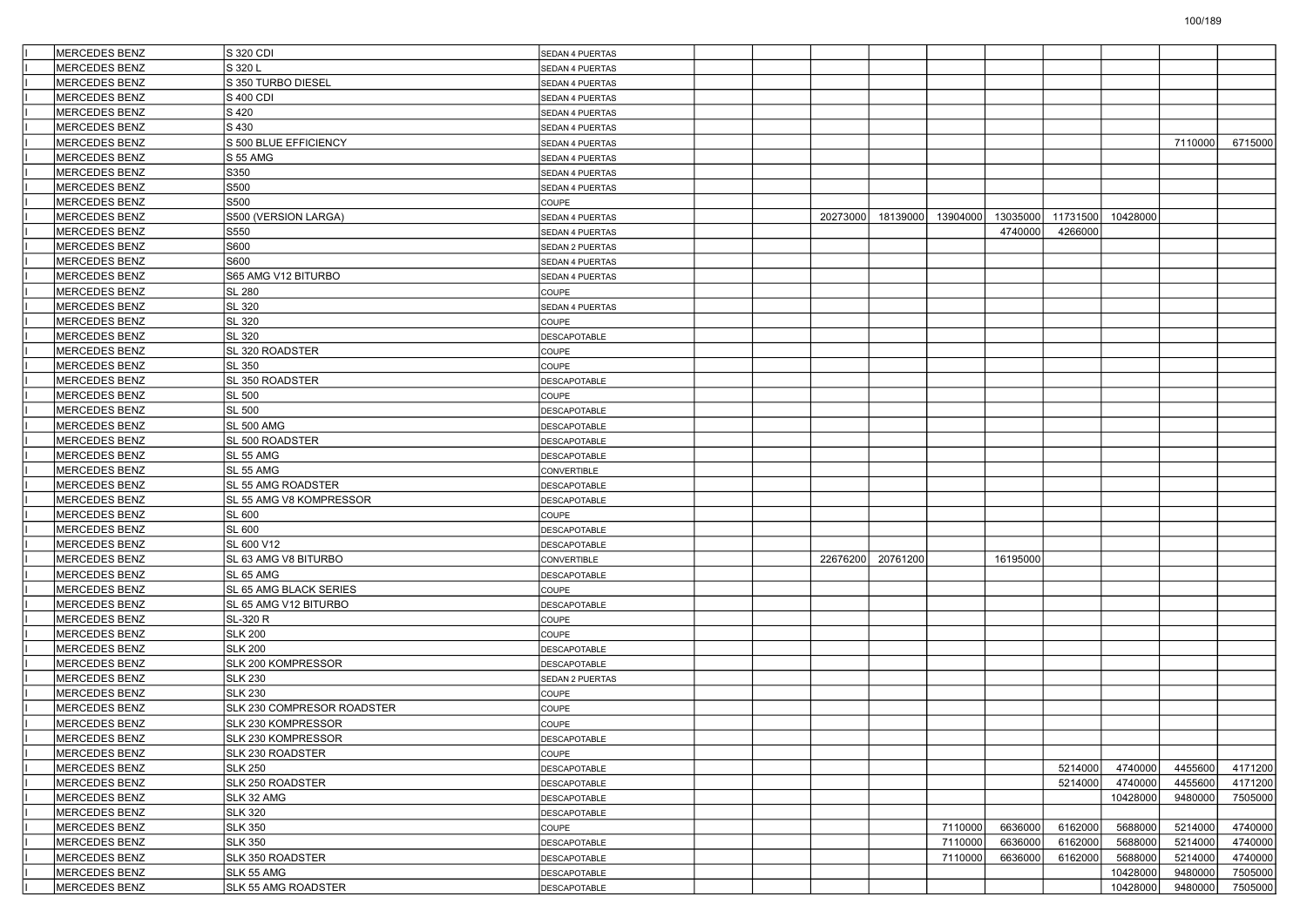| | | | | | | | | | | | | | |
|---|---|---|---|---|---|---|---|---|---|---|---|---|---|
| I | MERCEDES BENZ | S 320 CDI | SEDAN 4 PUERTAS | | | | | | | | | | |
| I | MERCEDES BENZ | S 320 L | SEDAN 4 PUERTAS | | | | | | | | | | |
| I | MERCEDES BENZ | S 350 TURBO DIESEL | SEDAN 4 PUERTAS | | | | | | | | | | |
| I | MERCEDES BENZ | S 400 CDI | SEDAN 4 PUERTAS | | | | | | | | | | |
| I | MERCEDES BENZ | S 420 | SEDAN 4 PUERTAS | | | | | | | | | | |
| I | MERCEDES BENZ | S 430 | SEDAN 4 PUERTAS | | | | | | | | | | |
| I | MERCEDES BENZ | S 500 BLUE EFFICIENCY | SEDAN 4 PUERTAS | | | | | | | | | 7110000 | 6715000 |
| I | MERCEDES BENZ | S 55 AMG | SEDAN 4 PUERTAS | | | | | | | | | | |
| I | MERCEDES BENZ | S350 | SEDAN 4 PUERTAS | | | | | | | | | | |
| I | MERCEDES BENZ | S500 | SEDAN 4 PUERTAS | | | | | | | | | | |
| I | MERCEDES BENZ | S500 | COUPE | | | | | | | | | | |
| I | MERCEDES BENZ | S500 (VERSION LARGA) | SEDAN 4 PUERTAS | | | 20273000 | 18139000 | 13904000 | 13035000 | 11731500 | 10428000 | | |
| I | MERCEDES BENZ | S550 | SEDAN 4 PUERTAS | | | | | | 4740000 | 4266000 | | | |
| I | MERCEDES BENZ | S600 | SEDAN 2 PUERTAS | | | | | | | | | | |
| I | MERCEDES BENZ | S600 | SEDAN 4 PUERTAS | | | | | | | | | | |
| I | MERCEDES BENZ | S65 AMG V12 BITURBO | SEDAN 4 PUERTAS | | | | | | | | | | |
| I | MERCEDES BENZ | SL 280 | COUPE | | | | | | | | | | |
| I | MERCEDES BENZ | SL 320 | SEDAN 4 PUERTAS | | | | | | | | | | |
| I | MERCEDES BENZ | SL 320 | COUPE | | | | | | | | | | |
| I | MERCEDES BENZ | SL 320 | DESCAPOTABLE | | | | | | | | | | |
| I | MERCEDES BENZ | SL 320 ROADSTER | COUPE | | | | | | | | | | |
| I | MERCEDES BENZ | SL 350 | COUPE | | | | | | | | | | |
| I | MERCEDES BENZ | SL 350 ROADSTER | DESCAPOTABLE | | | | | | | | | | |
| I | MERCEDES BENZ | SL 500 | COUPE | | | | | | | | | | |
| I | MERCEDES BENZ | SL 500 | DESCAPOTABLE | | | | | | | | | | |
| I | MERCEDES BENZ | SL 500 AMG | DESCAPOTABLE | | | | | | | | | | |
| I | MERCEDES BENZ | SL 500 ROADSTER | DESCAPOTABLE | | | | | | | | | | |
| I | MERCEDES BENZ | SL 55 AMG | DESCAPOTABLE | | | | | | | | | | |
| I | MERCEDES BENZ | SL 55 AMG | CONVERTIBLE | | | | | | | | | | |
| I | MERCEDES BENZ | SL 55 AMG ROADSTER | DESCAPOTABLE | | | | | | | | | | |
| I | MERCEDES BENZ | SL 55 AMG V8 KOMPRESSOR | DESCAPOTABLE | | | | | | | | | | |
| I | MERCEDES BENZ | SL 600 | COUPE | | | | | | | | | | |
| I | MERCEDES BENZ | SL 600 | DESCAPOTABLE | | | | | | | | | | |
| I | MERCEDES BENZ | SL 600 V12 | DESCAPOTABLE | | | | | | | | | | |
| I | MERCEDES BENZ | SL 63 AMG V8 BITURBO | CONVERTIBLE | | | 22676200 | 20761200 | | 16195000 | | | | |
| I | MERCEDES BENZ | SL 65 AMG | DESCAPOTABLE | | | | | | | | | | |
| I | MERCEDES BENZ | SL 65 AMG BLACK SERIES | COUPE | | | | | | | | | | |
| I | MERCEDES BENZ | SL 65 AMG V12 BITURBO | DESCAPOTABLE | | | | | | | | | | |
| I | MERCEDES BENZ | SL-320 R | COUPE | | | | | | | | | | |
| I | MERCEDES BENZ | SLK 200 | COUPE | | | | | | | | | | |
| I | MERCEDES BENZ | SLK 200 | DESCAPOTABLE | | | | | | | | | | |
| I | MERCEDES BENZ | SLK 200 KOMPRESSOR | DESCAPOTABLE | | | | | | | | | | |
| I | MERCEDES BENZ | SLK 230 | SEDAN 2 PUERTAS | | | | | | | | | | |
| I | MERCEDES BENZ | SLK 230 | COUPE | | | | | | | | | | |
| I | MERCEDES BENZ | SLK 230 COMPRESOR ROADSTER | COUPE | | | | | | | | | | |
| I | MERCEDES BENZ | SLK 230 KOMPRESSOR | COUPE | | | | | | | | | | |
| I | MERCEDES BENZ | SLK 230 KOMPRESSOR | DESCAPOTABLE | | | | | | | | | | |
| I | MERCEDES BENZ | SLK 230 ROADSTER | COUPE | | | | | | | | | | |
| I | MERCEDES BENZ | SLK 250 | DESCAPOTABLE | | | | | | | 5214000 | 4740000 | 4455600 | 4171200 |
| I | MERCEDES BENZ | SLK 250 ROADSTER | DESCAPOTABLE | | | | | | | 5214000 | 4740000 | 4455600 | 4171200 |
| I | MERCEDES BENZ | SLK 32 AMG | DESCAPOTABLE | | | | | | | | 10428000 | 9480000 | 7505000 |
| I | MERCEDES BENZ | SLK 320 | DESCAPOTABLE | | | | | | | | | | |
| I | MERCEDES BENZ | SLK 350 | COUPE | | | | | 7110000 | 6636000 | 6162000 | 5688000 | 5214000 | 4740000 |
| I | MERCEDES BENZ | SLK 350 | DESCAPOTABLE | | | | | 7110000 | 6636000 | 6162000 | 5688000 | 5214000 | 4740000 |
| I | MERCEDES BENZ | SLK 350 ROADSTER | DESCAPOTABLE | | | | | 7110000 | 6636000 | 6162000 | 5688000 | 5214000 | 4740000 |
| I | MERCEDES BENZ | SLK 55 AMG | DESCAPOTABLE | | | | | | | | 10428000 | 9480000 | 7505000 |
| I | MERCEDES BENZ | SLK 55 AMG ROADSTER | DESCAPOTABLE | | | | | | | | 10428000 | 9480000 | 7505000 |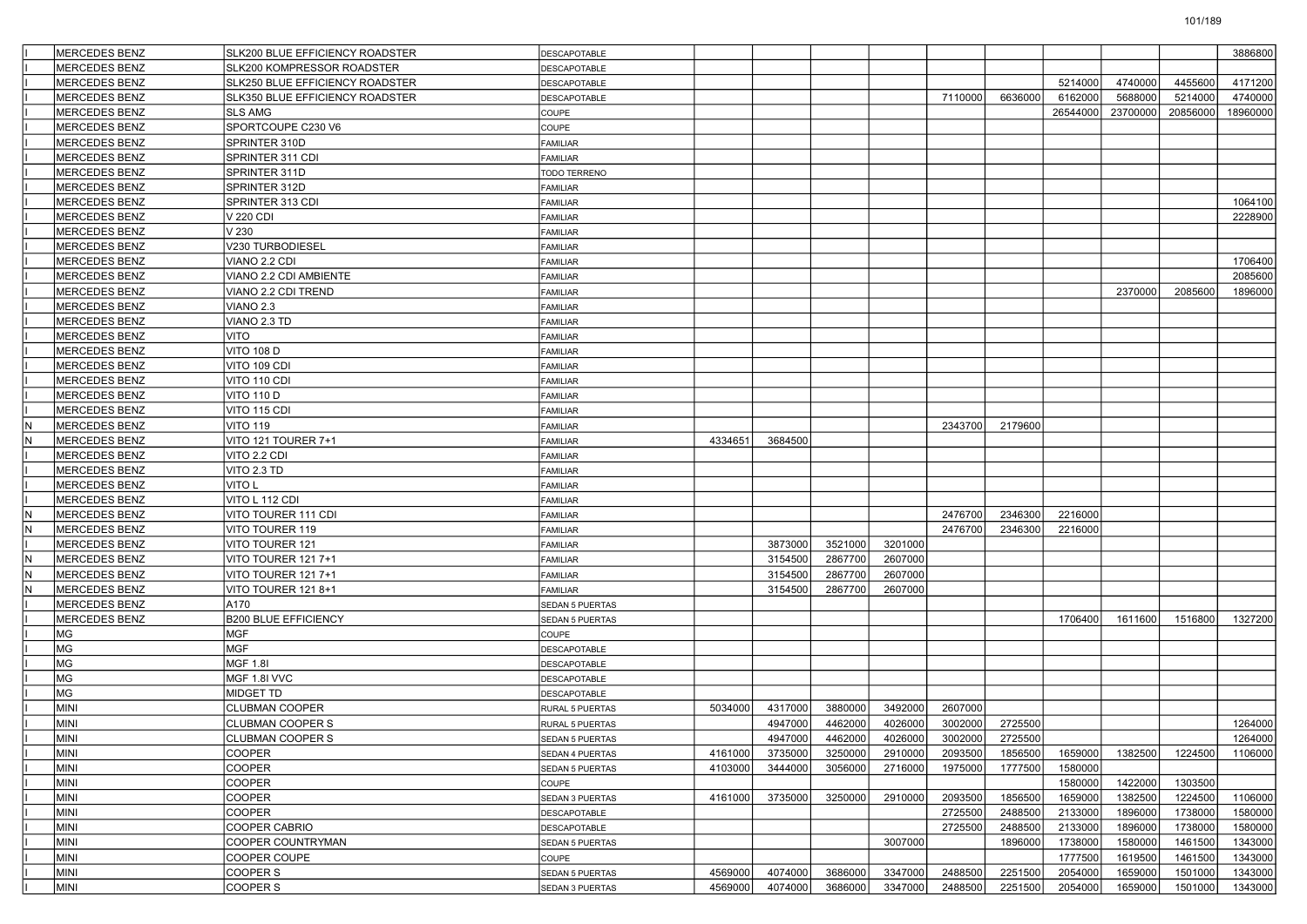| | | | | | | | | | | | | | |
|---|---|---|---|---|---|---|---|---|---|---|---|---|---|
| I | MERCEDES BENZ | SLK200 BLUE EFFICIENCY ROADSTER | DESCAPOTABLE | | | | | | | | | | 3886800 |
| I | MERCEDES BENZ | SLK200 KOMPRESSOR ROADSTER | DESCAPOTABLE | | | | | | | | | | |
| I | MERCEDES BENZ | SLK250 BLUE EFFICIENCY ROADSTER | DESCAPOTABLE | | | | | | | 5214000 | 4740000 | 4455600 | 4171200 |
| I | MERCEDES BENZ | SLK350 BLUE EFFICIENCY ROADSTER | DESCAPOTABLE | | | | | 7110000 | 6636000 | 6162000 | 5688000 | 5214000 | 4740000 |
| I | MERCEDES BENZ | SLS AMG | COUPE | | | | | | | 26544000 | 23700000 | 20856000 | 18960000 |
| I | MERCEDES BENZ | SPORTCOUPE C230 V6 | COUPE | | | | | | | | | | |
| I | MERCEDES BENZ | SPRINTER 310D | FAMILIAR | | | | | | | | | | |
| I | MERCEDES BENZ | SPRINTER 311 CDI | FAMILIAR | | | | | | | | | | |
| I | MERCEDES BENZ | SPRINTER 311D | TODO TERRENO | | | | | | | | | | |
| I | MERCEDES BENZ | SPRINTER 312D | FAMILIAR | | | | | | | | | | |
| I | MERCEDES BENZ | SPRINTER 313 CDI | FAMILIAR | | | | | | | | | | 1064100 |
| I | MERCEDES BENZ | V 220 CDI | FAMILIAR | | | | | | | | | | 2228900 |
| I | MERCEDES BENZ | V 230 | FAMILIAR | | | | | | | | | | |
| I | MERCEDES BENZ | V230 TURBODIESEL | FAMILIAR | | | | | | | | | | |
| I | MERCEDES BENZ | VIANO 2.2 CDI | FAMILIAR | | | | | | | | | | 1706400 |
| I | MERCEDES BENZ | VIANO 2.2 CDI AMBIENTE | FAMILIAR | | | | | | | | | | 2085600 |
| I | MERCEDES BENZ | VIANO 2.2 CDI TREND | FAMILIAR | | | | | | | | 2370000 | 2085600 | 1896000 |
| I | MERCEDES BENZ | VIANO 2.3 | FAMILIAR | | | | | | | | | | |
| I | MERCEDES BENZ | VIANO 2.3 TD | FAMILIAR | | | | | | | | | | |
| I | MERCEDES BENZ | VITO | FAMILIAR | | | | | | | | | | |
| I | MERCEDES BENZ | VITO 108 D | FAMILIAR | | | | | | | | | | |
| I | MERCEDES BENZ | VITO 109 CDI | FAMILIAR | | | | | | | | | | |
| I | MERCEDES BENZ | VITO 110 CDI | FAMILIAR | | | | | | | | | | |
| I | MERCEDES BENZ | VITO 110 D | FAMILIAR | | | | | | | | | | |
| I | MERCEDES BENZ | VITO 115 CDI | FAMILIAR | | | | | | | | | | |
| N | MERCEDES BENZ | VITO 119 | FAMILIAR | | | | | 2343700 | 2179600 | | | | |
| N | MERCEDES BENZ | VITO 121 TOURER 7+1 | FAMILIAR | 4334651 | 3684500 | | | | | | | | |
| I | MERCEDES BENZ | VITO 2.2 CDI | FAMILIAR | | | | | | | | | | |
| I | MERCEDES BENZ | VITO 2.3 TD | FAMILIAR | | | | | | | | | | |
| I | MERCEDES BENZ | VITO L | FAMILIAR | | | | | | | | | | |
| I | MERCEDES BENZ | VITO L 112 CDI | FAMILIAR | | | | | | | | | | |
| N | MERCEDES BENZ | VITO TOURER 111 CDI | FAMILIAR | | | | | 2476700 | 2346300 | 2216000 | | | |
| N | MERCEDES BENZ | VITO TOURER 119 | FAMILIAR | | | | | 2476700 | 2346300 | 2216000 | | | |
| I | MERCEDES BENZ | VITO TOURER 121 | FAMILIAR | | 3873000 | 3521000 | 3201000 | | | | | | |
| N | MERCEDES BENZ | VITO TOURER 121 7+1 | FAMILIAR | | 3154500 | 2867700 | 2607000 | | | | | | |
| N | MERCEDES BENZ | VITO TOURER 121 7+1 | FAMILIAR | | 3154500 | 2867700 | 2607000 | | | | | | |
| N | MERCEDES BENZ | VITO TOURER 121 8+1 | FAMILIAR | | 3154500 | 2867700 | 2607000 | | | | | | |
| I | MERCEDES BENZ | A170 | SEDAN 5 PUERTAS | | | | | | | | | | |
| I | MERCEDES BENZ | B200 BLUE EFFICIENCY | SEDAN 5 PUERTAS | | | | | | | 1706400 | 1611600 | 1516800 | 1327200 |
| I | MG | MGF | COUPE | | | | | | | | | | |
| I | MG | MGF | DESCAPOTABLE | | | | | | | | | | |
| I | MG | MGF 1.8I | DESCAPOTABLE | | | | | | | | | | |
| I | MG | MGF 1.8I VVC | DESCAPOTABLE | | | | | | | | | | |
| I | MG | MIDGET TD | DESCAPOTABLE | | | | | | | | | | |
| I | MINI | CLUBMAN COOPER | RURAL 5 PUERTAS | 5034000 | 4317000 | 3880000 | 3492000 | 2607000 | | | | | |
| I | MINI | CLUBMAN COOPER S | RURAL 5 PUERTAS | | 4947000 | 4462000 | 4026000 | 3002000 | 2725500 | | | | 1264000 |
| I | MINI | CLUBMAN COOPER S | SEDAN 5 PUERTAS | | 4947000 | 4462000 | 4026000 | 3002000 | 2725500 | | | | 1264000 |
| I | MINI | COOPER | SEDAN 4 PUERTAS | 4161000 | 3735000 | 3250000 | 2910000 | 2093500 | 1856500 | 1659000 | 1382500 | 1224500 | 1106000 |
| I | MINI | COOPER | SEDAN 5 PUERTAS | 4103000 | 3444000 | 3056000 | 2716000 | 1975000 | 1777500 | 1580000 | | | |
| I | MINI | COOPER | COUPE | | | | | | | 1580000 | 1422000 | 1303500 | |
| I | MINI | COOPER | SEDAN 3 PUERTAS | 4161000 | 3735000 | 3250000 | 2910000 | 2093500 | 1856500 | 1659000 | 1382500 | 1224500 | 1106000 |
| I | MINI | COOPER | DESCAPOTABLE | | | | | 2725500 | 2488500 | 2133000 | 1896000 | 1738000 | 1580000 |
| I | MINI | COOPER CABRIO | DESCAPOTABLE | | | | | 2725500 | 2488500 | 2133000 | 1896000 | 1738000 | 1580000 |
| I | MINI | COOPER COUNTRYMAN | SEDAN 5 PUERTAS | | | | 3007000 | | 1896000 | 1738000 | 1580000 | 1461500 | 1343000 |
| I | MINI | COOPER COUPE | COUPE | | | | | | | 1777500 | 1619500 | 1461500 | 1343000 |
| I | MINI | COOPER S | SEDAN 5 PUERTAS | 4569000 | 4074000 | 3686000 | 3347000 | 2488500 | 2251500 | 2054000 | 1659000 | 1501000 | 1343000 |
| I | MINI | COOPER S | SEDAN 3 PUERTAS | 4569000 | 4074000 | 3686000 | 3347000 | 2488500 | 2251500 | 2054000 | 1659000 | 1501000 | 1343000 |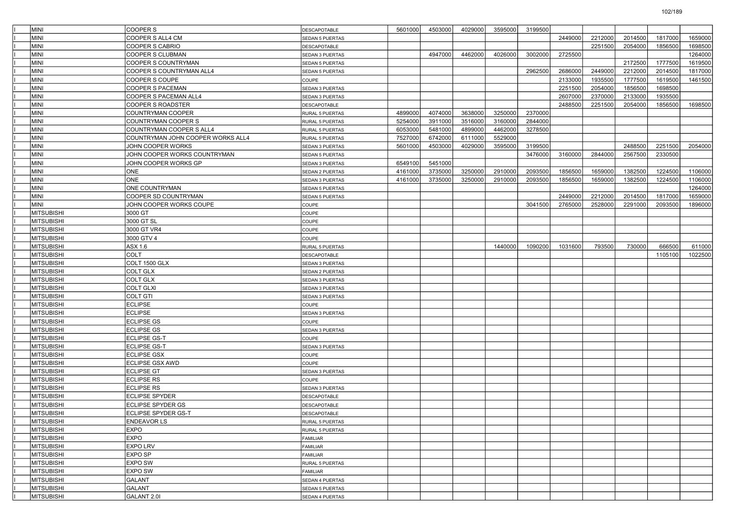| | | | | | | | | | | | | | |
|---|---|---|---|---|---|---|---|---|---|---|---|---|---|
| I | MINI | COOPER S | DESCAPOTABLE | 5601000 | 4503000 | 4029000 | 3595000 | 3199500 | | | | | |
| I | MINI | COOPER S ALL4 CM | SEDAN 5 PUERTAS | | | | | | 2449000 | 2212000 | 2014500 | 1817000 | 1659000 |
| I | MINI | COOPER S CABRIO | DESCAPOTABLE | | | | | | | 2251500 | 2054000 | 1856500 | 1698500 |
| I | MINI | COOPER S CLUBMAN | SEDAN 3 PUERTAS | | 4947000 | 4462000 | 4026000 | 3002000 | 2725500 | | | | 1264000 |
| I | MINI | COOPER S COUNTRYMAN | SEDAN 5 PUERTAS | | | | | | | | 2172500 | 1777500 | 1619500 |
| I | MINI | COOPER S COUNTRYMAN ALL4 | SEDAN 5 PUERTAS | | | | | 2962500 | 2686000 | 2449000 | 2212000 | 2014500 | 1817000 |
| I | MINI | COOPER S COUPE | COUPE | | | | | | 2133000 | 1935500 | 1777500 | 1619500 | 1461500 |
| I | MINI | COOPER S PACEMAN | SEDAN 3 PUERTAS | | | | | | 2251500 | 2054000 | 1856500 | 1698500 | |
| I | MINI | COOPER S PACEMAN ALL4 | SEDAN 3 PUERTAS | | | | | | 2607000 | 2370000 | 2133000 | 1935500 | |
| I | MINI | COOPER S ROADSTER | DESCAPOTABLE | | | | | | 2488500 | 2251500 | 2054000 | 1856500 | 1698500 |
| I | MINI | COUNTRYMAN COOPER | RURAL 5 PUERTAS | 4899000 | 4074000 | 3638000 | 3250000 | 2370000 | | | | | |
| I | MINI | COUNTRYMAN COOPER S | RURAL 5 PUERTAS | 5254000 | 3911000 | 3516000 | 3160000 | 2844000 | | | | | |
| I | MINI | COUNTRYMAN COOPER S ALL4 | RURAL 5 PUERTAS | 6053000 | 5481000 | 4899000 | 4462000 | 3278500 | | | | | |
| I | MINI | COUNTRYMAN JOHN COOPER WORKS ALL4 | RURAL 5 PUERTAS | 7527000 | 6742000 | 6111000 | 5529000 | | | | | | |
| I | MINI | JOHN COOPER WORKS | SEDAN 3 PUERTAS | 5601000 | 4503000 | 4029000 | 3595000 | 3199500 | | | 2488500 | 2251500 | 2054000 |
| I | MINI | JOHN COOPER WORKS COUNTRYMAN | SEDAN 5 PUERTAS | | | | | 3476000 | 3160000 | 2844000 | 2567500 | 2330500 | |
| I | MINI | JOHN COOPER WORKS GP | SEDAN 3 PUERTAS | 6549100 | 5451000 | | | | | | | | |
| I | MINI | ONE | SEDAN 2 PUERTAS | 4161000 | 3735000 | 3250000 | 2910000 | 2093500 | 1856500 | 1659000 | 1382500 | 1224500 | 1106000 |
| I | MINI | ONE | SEDAN 3 PUERTAS | 4161000 | 3735000 | 3250000 | 2910000 | 2093500 | 1856500 | 1659000 | 1382500 | 1224500 | 1106000 |
| I | MINI | ONE COUNTRYMAN | SEDAN 5 PUERTAS | | | | | | | | | | 1264000 |
| I | MINI | COOPER SD COUNTRYMAN | SEDAN 5 PUERTAS | | | | | | 2449000 | 2212000 | 2014500 | 1817000 | 1659000 |
| I | MINI | JOHN COOPER WORKS COUPE | COUPE | | | | | 3041500 | 2765000 | 2528000 | 2291000 | 2093500 | 1896000 |
| I | MITSUBISHI | 3000 GT | COUPE | | | | | | | | | | |
| I | MITSUBISHI | 3000 GT SL | COUPE | | | | | | | | | | |
| I | MITSUBISHI | 3000 GT VR4 | COUPE | | | | | | | | | | |
| I | MITSUBISHI | 3000 GTV 4 | COUPE | | | | | | | | | | |
| I | MITSUBISHI | ASX 1.6 | RURAL 5 PUERTAS | | | | 1440000 | 1090200 | 1031600 | 793500 | 730000 | 666500 | 611000 |
| I | MITSUBISHI | COLT | DESCAPOTABLE | | | | | | | | | 1105100 | 1022500 |
| I | MITSUBISHI | COLT 1500 GLX | SEDAN 3 PUERTAS | | | | | | | | | | |
| I | MITSUBISHI | COLT GLX | SEDAN 2 PUERTAS | | | | | | | | | | |
| I | MITSUBISHI | COLT GLX | SEDAN 3 PUERTAS | | | | | | | | | | |
| I | MITSUBISHI | COLT GLXI | SEDAN 3 PUERTAS | | | | | | | | | | |
| I | MITSUBISHI | COLT GTI | SEDAN 3 PUERTAS | | | | | | | | | | |
| I | MITSUBISHI | ECLIPSE | COUPE | | | | | | | | | | |
| I | MITSUBISHI | ECLIPSE | SEDAN 3 PUERTAS | | | | | | | | | | |
| I | MITSUBISHI | ECLIPSE GS | COUPE | | | | | | | | | | |
| I | MITSUBISHI | ECLIPSE GS | SEDAN 3 PUERTAS | | | | | | | | | | |
| I | MITSUBISHI | ECLIPSE GS-T | COUPE | | | | | | | | | | |
| I | MITSUBISHI | ECLIPSE GS-T | SEDAN 3 PUERTAS | | | | | | | | | | |
| I | MITSUBISHI | ECLIPSE GSX | COUPE | | | | | | | | | | |
| I | MITSUBISHI | ECLIPSE GSX AWD | COUPE | | | | | | | | | | |
| I | MITSUBISHI | ECLIPSE GT | SEDAN 3 PUERTAS | | | | | | | | | | |
| I | MITSUBISHI | ECLIPSE RS | COUPE | | | | | | | | | | |
| I | MITSUBISHI | ECLIPSE RS | SEDAN 3 PUERTAS | | | | | | | | | | |
| I | MITSUBISHI | ECLIPSE SPYDER | DESCAPOTABLE | | | | | | | | | | |
| I | MITSUBISHI | ECLIPSE SPYDER GS | DESCAPOTABLE | | | | | | | | | | |
| I | MITSUBISHI | ECLIPSE SPYDER GS-T | DESCAPOTABLE | | | | | | | | | | |
| I | MITSUBISHI | ENDEAVOR LS | RURAL 5 PUERTAS | | | | | | | | | | |
| I | MITSUBISHI | EXPO | RURAL 5 PUERTAS | | | | | | | | | | |
| I | MITSUBISHI | EXPO | FAMILIAR | | | | | | | | | | |
| I | MITSUBISHI | EXPO LRV | FAMILIAR | | | | | | | | | | |
| I | MITSUBISHI | EXPO SP | FAMILIAR | | | | | | | | | | |
| I | MITSUBISHI | EXPO SW | RURAL 5 PUERTAS | | | | | | | | | | |
| I | MITSUBISHI | EXPO SW | FAMILIAR | | | | | | | | | | |
| I | MITSUBISHI | GALANT | SEDAN 4 PUERTAS | | | | | | | | | | |
| I | MITSUBISHI | GALANT | SEDAN 5 PUERTAS | | | | | | | | | | |
| I | MITSUBISHI | GALANT 2.0I | SEDAN 4 PUERTAS | | | | | | | | | | |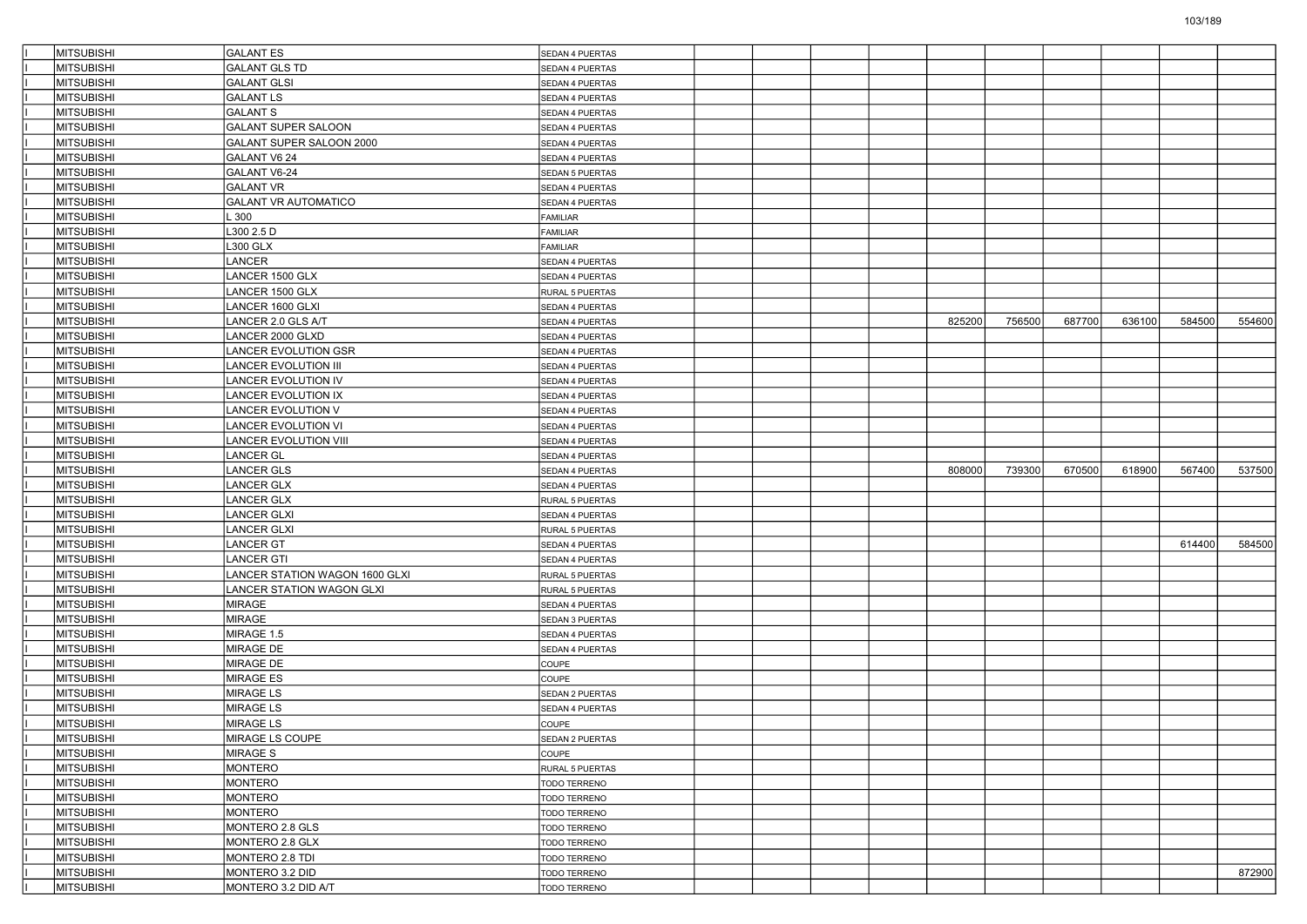| | | | | | | | | | | | | | |
|---|---|---|---|---|---|---|---|---|---|---|---|---|---|
| I | MITSUBISHI | GALANT ES | SEDAN 4 PUERTAS | | | | | | | | | | |
| I | MITSUBISHI | GALANT GLS TD | SEDAN 4 PUERTAS | | | | | | | | | | |
| I | MITSUBISHI | GALANT GLSI | SEDAN 4 PUERTAS | | | | | | | | | | |
| I | MITSUBISHI | GALANT LS | SEDAN 4 PUERTAS | | | | | | | | | | |
| I | MITSUBISHI | GALANT S | SEDAN 4 PUERTAS | | | | | | | | | | |
| I | MITSUBISHI | GALANT SUPER SALOON | SEDAN 4 PUERTAS | | | | | | | | | | |
| I | MITSUBISHI | GALANT SUPER SALOON 2000 | SEDAN 4 PUERTAS | | | | | | | | | | |
| I | MITSUBISHI | GALANT V6 24 | SEDAN 4 PUERTAS | | | | | | | | | | |
| I | MITSUBISHI | GALANT V6-24 | SEDAN 5 PUERTAS | | | | | | | | | | |
| I | MITSUBISHI | GALANT VR | SEDAN 4 PUERTAS | | | | | | | | | | |
| I | MITSUBISHI | GALANT VR AUTOMATICO | SEDAN 4 PUERTAS | | | | | | | | | | |
| I | MITSUBISHI | L 300 | FAMILIAR | | | | | | | | | | |
| I | MITSUBISHI | L300 2.5 D | FAMILIAR | | | | | | | | | | |
| I | MITSUBISHI | L300 GLX | FAMILIAR | | | | | | | | | | |
| I | MITSUBISHI | LANCER | SEDAN 4 PUERTAS | | | | | | | | | | |
| I | MITSUBISHI | LANCER 1500 GLX | SEDAN 4 PUERTAS | | | | | | | | | | |
| I | MITSUBISHI | LANCER 1500 GLX | RURAL 5 PUERTAS | | | | | | | | | | |
| I | MITSUBISHI | LANCER 1600 GLXI | SEDAN 4 PUERTAS | | | | | | | | | | |
| I | MITSUBISHI | LANCER 2.0 GLS A/T | SEDAN 4 PUERTAS | | | | | 825200 | 756500 | 687700 | 636100 | 584500 | 554600 |
| I | MITSUBISHI | LANCER 2000 GLXD | SEDAN 4 PUERTAS | | | | | | | | | | |
| I | MITSUBISHI | LANCER EVOLUTION GSR | SEDAN 4 PUERTAS | | | | | | | | | | |
| I | MITSUBISHI | LANCER EVOLUTION III | SEDAN 4 PUERTAS | | | | | | | | | | |
| I | MITSUBISHI | LANCER EVOLUTION IV | SEDAN 4 PUERTAS | | | | | | | | | | |
| I | MITSUBISHI | LANCER EVOLUTION IX | SEDAN 4 PUERTAS | | | | | | | | | | |
| I | MITSUBISHI | LANCER EVOLUTION V | SEDAN 4 PUERTAS | | | | | | | | | | |
| I | MITSUBISHI | LANCER EVOLUTION VI | SEDAN 4 PUERTAS | | | | | | | | | | |
| I | MITSUBISHI | LANCER EVOLUTION VIII | SEDAN 4 PUERTAS | | | | | | | | | | |
| I | MITSUBISHI | LANCER GL | SEDAN 4 PUERTAS | | | | | | | | | | |
| I | MITSUBISHI | LANCER GLS | SEDAN 4 PUERTAS | | | | | 808000 | 739300 | 670500 | 618900 | 567400 | 537500 |
| I | MITSUBISHI | LANCER GLX | SEDAN 4 PUERTAS | | | | | | | | | | |
| I | MITSUBISHI | LANCER GLX | RURAL 5 PUERTAS | | | | | | | | | | |
| I | MITSUBISHI | LANCER GLXI | SEDAN 4 PUERTAS | | | | | | | | | | |
| I | MITSUBISHI | LANCER GLXI | RURAL 5 PUERTAS | | | | | | | | | | |
| I | MITSUBISHI | LANCER GT | SEDAN 4 PUERTAS | | | | | | | | | 614400 | 584500 |
| I | MITSUBISHI | LANCER GTI | SEDAN 4 PUERTAS | | | | | | | | | | |
| I | MITSUBISHI | LANCER STATION WAGON 1600 GLXI | RURAL 5 PUERTAS | | | | | | | | | | |
| I | MITSUBISHI | LANCER STATION WAGON GLXI | RURAL 5 PUERTAS | | | | | | | | | | |
| I | MITSUBISHI | MIRAGE | SEDAN 4 PUERTAS | | | | | | | | | | |
| I | MITSUBISHI | MIRAGE | SEDAN 3 PUERTAS | | | | | | | | | | |
| I | MITSUBISHI | MIRAGE 1.5 | SEDAN 4 PUERTAS | | | | | | | | | | |
| I | MITSUBISHI | MIRAGE DE | SEDAN 4 PUERTAS | | | | | | | | | | |
| I | MITSUBISHI | MIRAGE DE | COUPE | | | | | | | | | | |
| I | MITSUBISHI | MIRAGE ES | COUPE | | | | | | | | | | |
| I | MITSUBISHI | MIRAGE LS | SEDAN 2 PUERTAS | | | | | | | | | | |
| I | MITSUBISHI | MIRAGE LS | SEDAN 4 PUERTAS | | | | | | | | | | |
| I | MITSUBISHI | MIRAGE LS | COUPE | | | | | | | | | | |
| I | MITSUBISHI | MIRAGE LS COUPE | SEDAN 2 PUERTAS | | | | | | | | | | |
| I | MITSUBISHI | MIRAGE S | COUPE | | | | | | | | | | |
| I | MITSUBISHI | MONTERO | RURAL 5 PUERTAS | | | | | | | | | | |
| I | MITSUBISHI | MONTERO | TODO TERRENO | | | | | | | | | | |
| I | MITSUBISHI | MONTERO | TODO TERRENO | | | | | | | | | | |
| I | MITSUBISHI | MONTERO | TODO TERRENO | | | | | | | | | | |
| I | MITSUBISHI | MONTERO 2.8 GLS | TODO TERRENO | | | | | | | | | | |
| I | MITSUBISHI | MONTERO 2.8 GLX | TODO TERRENO | | | | | | | | | | |
| I | MITSUBISHI | MONTERO 2.8 TDI | TODO TERRENO | | | | | | | | | | |
| I | MITSUBISHI | MONTERO 3.2 DID | TODO TERRENO | | | | | | | | | | 872900 |
| I | MITSUBISHI | MONTERO 3.2 DID A/T | TODO TERRENO | | | | | | | | | | |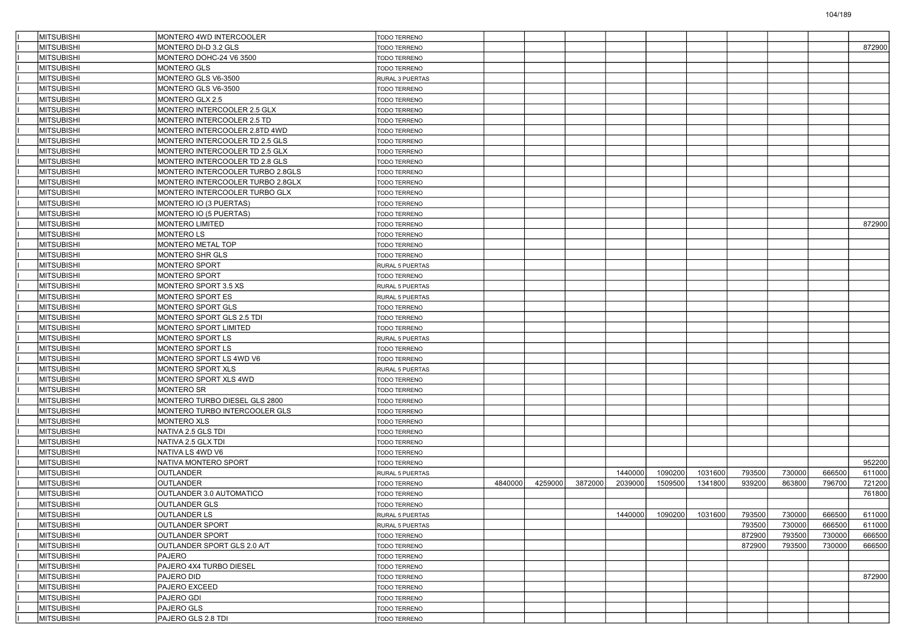| | | | | | | | | | | | | | |
|---|---|---|---|---|---|---|---|---|---|---|---|---|---|
| I | MITSUBISHI | MONTERO 4WD INTERCOOLER | TODO TERRENO | | | | | | | | | | |
| I | MITSUBISHI | MONTERO DI-D 3.2 GLS | TODO TERRENO | | | | | | | | | | 872900 |
| I | MITSUBISHI | MONTERO DOHC-24 V6 3500 | TODO TERRENO | | | | | | | | | | |
| I | MITSUBISHI | MONTERO GLS | TODO TERRENO | | | | | | | | | | |
| I | MITSUBISHI | MONTERO GLS V6-3500 | RURAL 3 PUERTAS | | | | | | | | | | |
| I | MITSUBISHI | MONTERO GLS V6-3500 | TODO TERRENO | | | | | | | | | | |
| I | MITSUBISHI | MONTERO GLX 2.5 | TODO TERRENO | | | | | | | | | | |
| I | MITSUBISHI | MONTERO INTERCOOLER 2.5 GLX | TODO TERRENO | | | | | | | | | | |
| I | MITSUBISHI | MONTERO INTERCOOLER 2.5 TD | TODO TERRENO | | | | | | | | | | |
| I | MITSUBISHI | MONTERO INTERCOOLER 2.8TD 4WD | TODO TERRENO | | | | | | | | | | |
| I | MITSUBISHI | MONTERO INTERCOOLER TD 2.5 GLS | TODO TERRENO | | | | | | | | | | |
| I | MITSUBISHI | MONTERO INTERCOOLER TD 2.5 GLX | TODO TERRENO | | | | | | | | | | |
| I | MITSUBISHI | MONTERO INTERCOOLER TD 2.8 GLS | TODO TERRENO | | | | | | | | | | |
| I | MITSUBISHI | MONTERO INTERCOOLER TURBO 2.8GLS | TODO TERRENO | | | | | | | | | | |
| I | MITSUBISHI | MONTERO INTERCOOLER TURBO 2.8GLX | TODO TERRENO | | | | | | | | | | |
| I | MITSUBISHI | MONTERO INTERCOOLER TURBO GLX | TODO TERRENO | | | | | | | | | | |
| I | MITSUBISHI | MONTERO IO (3 PUERTAS) | TODO TERRENO | | | | | | | | | | |
| I | MITSUBISHI | MONTERO IO (5 PUERTAS) | TODO TERRENO | | | | | | | | | | |
| I | MITSUBISHI | MONTERO LIMITED | TODO TERRENO | | | | | | | | | | 872900 |
| I | MITSUBISHI | MONTERO LS | TODO TERRENO | | | | | | | | | | |
| I | MITSUBISHI | MONTERO METAL TOP | TODO TERRENO | | | | | | | | | | |
| I | MITSUBISHI | MONTERO SHR GLS | TODO TERRENO | | | | | | | | | | |
| I | MITSUBISHI | MONTERO SPORT | RURAL 5 PUERTAS | | | | | | | | | | |
| I | MITSUBISHI | MONTERO SPORT | TODO TERRENO | | | | | | | | | | |
| I | MITSUBISHI | MONTERO SPORT 3.5 XS | RURAL 5 PUERTAS | | | | | | | | | | |
| I | MITSUBISHI | MONTERO SPORT ES | RURAL 5 PUERTAS | | | | | | | | | | |
| I | MITSUBISHI | MONTERO SPORT GLS | TODO TERRENO | | | | | | | | | | |
| I | MITSUBISHI | MONTERO SPORT GLS 2.5 TDI | TODO TERRENO | | | | | | | | | | |
| I | MITSUBISHI | MONTERO SPORT LIMITED | TODO TERRENO | | | | | | | | | | |
| I | MITSUBISHI | MONTERO SPORT LS | RURAL 5 PUERTAS | | | | | | | | | | |
| I | MITSUBISHI | MONTERO SPORT LS | TODO TERRENO | | | | | | | | | | |
| I | MITSUBISHI | MONTERO SPORT LS 4WD V6 | TODO TERRENO | | | | | | | | | | |
| I | MITSUBISHI | MONTERO SPORT XLS | RURAL 5 PUERTAS | | | | | | | | | | |
| I | MITSUBISHI | MONTERO SPORT XLS 4WD | TODO TERRENO | | | | | | | | | | |
| I | MITSUBISHI | MONTERO SR | TODO TERRENO | | | | | | | | | | |
| I | MITSUBISHI | MONTERO TURBO DIESEL GLS 2800 | TODO TERRENO | | | | | | | | | | |
| I | MITSUBISHI | MONTERO TURBO INTERCOOLER GLS | TODO TERRENO | | | | | | | | | | |
| I | MITSUBISHI | MONTERO XLS | TODO TERRENO | | | | | | | | | | |
| I | MITSUBISHI | NATIVA 2.5 GLS TDI | TODO TERRENO | | | | | | | | | | |
| I | MITSUBISHI | NATIVA 2.5 GLX TDI | TODO TERRENO | | | | | | | | | | |
| I | MITSUBISHI | NATIVA LS 4WD V6 | TODO TERRENO | | | | | | | | | | |
| I | MITSUBISHI | NATIVA MONTERO SPORT | TODO TERRENO | | | | | | | | | | 952200 |
| I | MITSUBISHI | OUTLANDER | RURAL 5 PUERTAS | | | | 1440000 | 1090200 | 1031600 | 793500 | 730000 | 666500 | 611000 |
| I | MITSUBISHI | OUTLANDER | TODO TERRENO | 4840000 | 4259000 | 3872000 | 2039000 | 1509500 | 1341800 | 939200 | 863800 | 796700 | 721200 |
| I | MITSUBISHI | OUTLANDER 3.0 AUTOMATICO | TODO TERRENO | | | | | | | | | | 761800 |
| I | MITSUBISHI | OUTLANDER GLS | TODO TERRENO | | | | | | | | | | |
| I | MITSUBISHI | OUTLANDER LS | RURAL 5 PUERTAS | | | | 1440000 | 1090200 | 1031600 | 793500 | 730000 | 666500 | 611000 |
| I | MITSUBISHI | OUTLANDER SPORT | RURAL 5 PUERTAS | | | | | | | 793500 | 730000 | 666500 | 611000 |
| I | MITSUBISHI | OUTLANDER SPORT | TODO TERRENO | | | | | | | 872900 | 793500 | 730000 | 666500 |
| I | MITSUBISHI | OUTLANDER SPORT GLS 2.0 A/T | TODO TERRENO | | | | | | | 872900 | 793500 | 730000 | 666500 |
| I | MITSUBISHI | PAJERO | TODO TERRENO | | | | | | | | | | |
| I | MITSUBISHI | PAJERO 4X4 TURBO DIESEL | TODO TERRENO | | | | | | | | | | |
| I | MITSUBISHI | PAJERO DID | TODO TERRENO | | | | | | | | | | 872900 |
| I | MITSUBISHI | PAJERO EXCEED | TODO TERRENO | | | | | | | | | | |
| I | MITSUBISHI | PAJERO GDI | TODO TERRENO | | | | | | | | | | |
| I | MITSUBISHI | PAJERO GLS | TODO TERRENO | | | | | | | | | | |
| I | MITSUBISHI | PAJERO GLS 2.8 TDI | TODO TERRENO | | | | | | | | | | |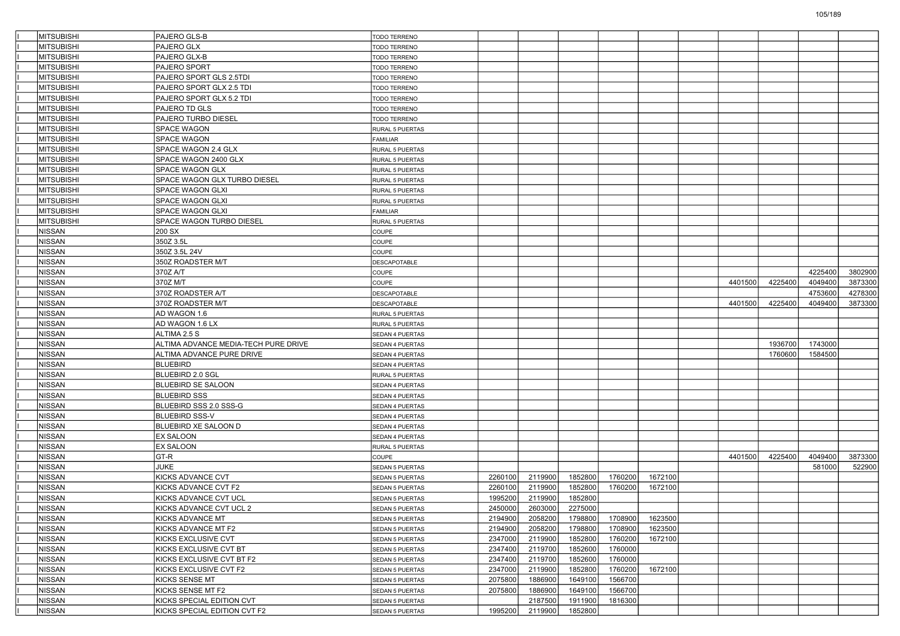| | | | | | | | | | | | | | |
|---|---|---|---|---|---|---|---|---|---|---|---|---|---|
| I | MITSUBISHI | PAJERO GLS-B | TODO TERRENO | | | | | | | | | | |
| I | MITSUBISHI | PAJERO GLX | TODO TERRENO | | | | | | | | | | |
| I | MITSUBISHI | PAJERO GLX-B | TODO TERRENO | | | | | | | | | | |
| I | MITSUBISHI | PAJERO SPORT | TODO TERRENO | | | | | | | | | | |
| I | MITSUBISHI | PAJERO SPORT GLS 2.5TDI | TODO TERRENO | | | | | | | | | | |
| I | MITSUBISHI | PAJERO SPORT GLX 2.5 TDI | TODO TERRENO | | | | | | | | | | |
| I | MITSUBISHI | PAJERO SPORT GLX 5.2 TDI | TODO TERRENO | | | | | | | | | | |
| I | MITSUBISHI | PAJERO TD GLS | TODO TERRENO | | | | | | | | | | |
| I | MITSUBISHI | PAJERO TURBO DIESEL | TODO TERRENO | | | | | | | | | | |
| I | MITSUBISHI | SPACE WAGON | RURAL 5 PUERTAS | | | | | | | | | | |
| I | MITSUBISHI | SPACE WAGON | FAMILIAR | | | | | | | | | | |
| I | MITSUBISHI | SPACE WAGON 2.4 GLX | RURAL 5 PUERTAS | | | | | | | | | | |
| I | MITSUBISHI | SPACE WAGON 2400 GLX | RURAL 5 PUERTAS | | | | | | | | | | |
| I | MITSUBISHI | SPACE WAGON GLX | RURAL 5 PUERTAS | | | | | | | | | | |
| I | MITSUBISHI | SPACE WAGON GLX TURBO DIESEL | RURAL 5 PUERTAS | | | | | | | | | | |
| I | MITSUBISHI | SPACE WAGON GLXI | RURAL 5 PUERTAS | | | | | | | | | | |
| I | MITSUBISHI | SPACE WAGON GLXI | RURAL 5 PUERTAS | | | | | | | | | | |
| I | MITSUBISHI | SPACE WAGON GLXI | FAMILIAR | | | | | | | | | | |
| I | MITSUBISHI | SPACE WAGON TURBO DIESEL | RURAL 5 PUERTAS | | | | | | | | | | |
| I | NISSAN | 200 SX | COUPE | | | | | | | | | | |
| I | NISSAN | 350Z 3.5L | COUPE | | | | | | | | | | |
| I | NISSAN | 350Z 3.5L 24V | COUPE | | | | | | | | | | |
| I | NISSAN | 350Z ROADSTER M/T | DESCAPOTABLE | | | | | | | | | | |
| I | NISSAN | 370Z A/T | COUPE | | | | | | | | | 4225400 | 3802900 |
| I | NISSAN | 370Z M/T | COUPE | | | | | | | 4401500 | 4225400 | 4049400 | 3873300 |
| I | NISSAN | 370Z ROADSTER A/T | DESCAPOTABLE | | | | | | | | | 4753600 | 4278300 |
| I | NISSAN | 370Z ROADSTER M/T | DESCAPOTABLE | | | | | | | 4401500 | 4225400 | 4049400 | 3873300 |
| I | NISSAN | AD WAGON 1.6 | RURAL 5 PUERTAS | | | | | | | | | | |
| I | NISSAN | AD WAGON 1.6 LX | RURAL 5 PUERTAS | | | | | | | | | | |
| I | NISSAN | ALTIMA 2.5 S | SEDAN 4 PUERTAS | | | | | | | | | | |
| I | NISSAN | ALTIMA ADVANCE MEDIA-TECH PURE DRIVE | SEDAN 4 PUERTAS | | | | | | | | 1936700 | 1743000 | |
| I | NISSAN | ALTIMA ADVANCE PURE DRIVE | SEDAN 4 PUERTAS | | | | | | | | 1760600 | 1584500 | |
| I | NISSAN | BLUEBIRD | SEDAN 4 PUERTAS | | | | | | | | | | |
| I | NISSAN | BLUEBIRD 2.0 SGL | RURAL 5 PUERTAS | | | | | | | | | | |
| I | NISSAN | BLUEBIRD SE SALOON | SEDAN 4 PUERTAS | | | | | | | | | | |
| I | NISSAN | BLUEBIRD SSS | SEDAN 4 PUERTAS | | | | | | | | | | |
| I | NISSAN | BLUEBIRD SSS 2.0 SSS-G | SEDAN 4 PUERTAS | | | | | | | | | | |
| I | NISSAN | BLUEBIRD SSS-V | SEDAN 4 PUERTAS | | | | | | | | | | |
| I | NISSAN | BLUEBIRD XE SALOON D | SEDAN 4 PUERTAS | | | | | | | | | | |
| I | NISSAN | EX SALOON | SEDAN 4 PUERTAS | | | | | | | | | | |
| I | NISSAN | EX SALOON | RURAL 5 PUERTAS | | | | | | | | | | |
| I | NISSAN | GT-R | COUPE | | | | | | | 4401500 | 4225400 | 4049400 | 3873300 |
| I | NISSAN | JUKE | SEDAN 5 PUERTAS | | | | | | | | | 581000 | 522900 |
| I | NISSAN | KICKS ADVANCE CVT | SEDAN 5 PUERTAS | 2260100 | 2119900 | 1852800 | 1760200 | 1672100 | | | | | |
| I | NISSAN | KICKS ADVANCE CVT F2 | SEDAN 5 PUERTAS | 2260100 | 2119900 | 1852800 | 1760200 | 1672100 | | | | | |
| I | NISSAN | KICKS ADVANCE CVT UCL | SEDAN 5 PUERTAS | 1995200 | 2119900 | 1852800 | | | | | | | |
| I | NISSAN | KICKS ADVANCE CVT UCL 2 | SEDAN 5 PUERTAS | 2450000 | 2603000 | 2275000 | | | | | | | |
| I | NISSAN | KICKS ADVANCE MT | SEDAN 5 PUERTAS | 2194900 | 2058200 | 1798800 | 1708900 | 1623500 | | | | | |
| I | NISSAN | KICKS ADVANCE MT F2 | SEDAN 5 PUERTAS | 2194900 | 2058200 | 1798800 | 1708900 | 1623500 | | | | | |
| I | NISSAN | KICKS EXCLUSIVE CVT | SEDAN 5 PUERTAS | 2347000 | 2119900 | 1852800 | 1760200 | 1672100 | | | | | |
| I | NISSAN | KICKS EXCLUSIVE CVT BT | SEDAN 5 PUERTAS | 2347400 | 2119700 | 1852600 | 1760000 | | | | | | |
| I | NISSAN | KICKS EXCLUSIVE CVT BT F2 | SEDAN 5 PUERTAS | 2347400 | 2119700 | 1852600 | 1760000 | | | | | | |
| I | NISSAN | KICKS EXCLUSIVE CVT F2 | SEDAN 5 PUERTAS | 2347000 | 2119900 | 1852800 | 1760200 | 1672100 | | | | | |
| I | NISSAN | KICKS SENSE MT | SEDAN 5 PUERTAS | 2075800 | 1886900 | 1649100 | 1566700 | | | | | | |
| I | NISSAN | KICKS SENSE MT F2 | SEDAN 5 PUERTAS | 2075800 | 1886900 | 1649100 | 1566700 | | | | | | |
| I | NISSAN | KICKS SPECIAL EDITION CVT | SEDAN 5 PUERTAS | | 2187500 | 1911900 | 1816300 | | | | | | |
| I | NISSAN | KICKS SPECIAL EDITION CVT F2 | SEDAN 5 PUERTAS | 1995200 | 2119900 | 1852800 | | | | | | | |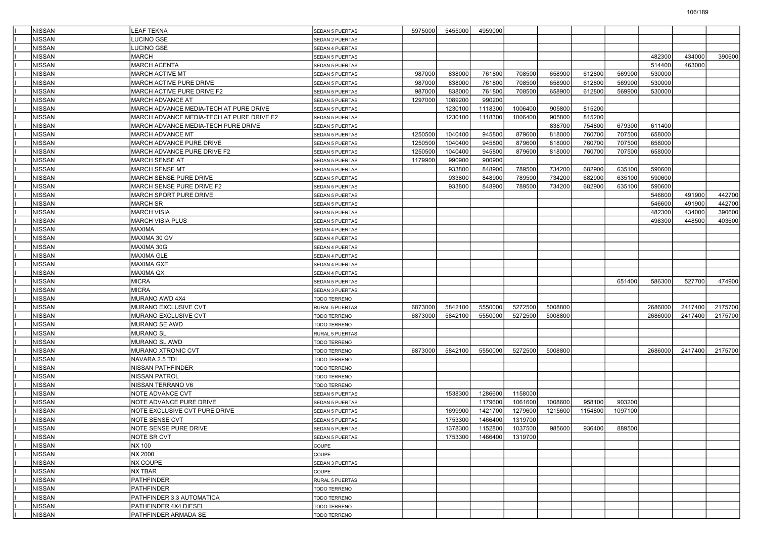| | | | | | | | | | | | | |
|---|---|---|---|---|---|---|---|---|---|---|---|---|
| NISSAN | LEAF TEKNA | SEDAN 5 PUERTAS | 5975000 | 5455000 | 4959000 | | | | | | | |
| NISSAN | LUCINO GSE | SEDAN 2 PUERTAS | | | | | | | | | | |
| NISSAN | LUCINO GSE | SEDAN 4 PUERTAS | | | | | | | | | | |
| NISSAN | MARCH | SEDAN 5 PUERTAS | | | | | | | | 482300 | 434000 | 390600 |
| NISSAN | MARCH ACENTA | SEDAN 5 PUERTAS | | | | | | | | 514400 | 463000 | |
| NISSAN | MARCH ACTIVE MT | SEDAN 5 PUERTAS | 987000 | 838000 | 761800 | 708500 | 658900 | 612800 | 569900 | 530000 | | |
| NISSAN | MARCH ACTIVE PURE DRIVE | SEDAN 5 PUERTAS | 987000 | 838000 | 761800 | 708500 | 658900 | 612800 | 569900 | 530000 | | |
| NISSAN | MARCH ACTIVE PURE DRIVE F2 | SEDAN 5 PUERTAS | 987000 | 838000 | 761800 | 708500 | 658900 | 612800 | 569900 | 530000 | | |
| NISSAN | MARCH ADVANCE AT | SEDAN 5 PUERTAS | 1297000 | 1089200 | 990200 | | | | | | | |
| NISSAN | MARCH ADVANCE MEDIA-TECH AT PURE DRIVE | SEDAN 5 PUERTAS | | 1230100 | 1118300 | 1006400 | 905800 | 815200 | | | | |
| NISSAN | MARCH ADVANCE MEDIA-TECH AT PURE DRIVE F2 | SEDAN 5 PUERTAS | | 1230100 | 1118300 | 1006400 | 905800 | 815200 | | | | |
| NISSAN | MARCH ADVANCE MEDIA-TECH PURE DRIVE | SEDAN 5 PUERTAS | | | | | 838700 | 754800 | 679300 | 611400 | | |
| NISSAN | MARCH ADVANCE MT | SEDAN 5 PUERTAS | 1250500 | 1040400 | 945800 | 879600 | 818000 | 760700 | 707500 | 658000 | | |
| NISSAN | MARCH ADVANCE PURE DRIVE | SEDAN 5 PUERTAS | 1250500 | 1040400 | 945800 | 879600 | 818000 | 760700 | 707500 | 658000 | | |
| NISSAN | MARCH ADVANCE PURE DRIVE F2 | SEDAN 5 PUERTAS | 1250500 | 1040400 | 945800 | 879600 | 818000 | 760700 | 707500 | 658000 | | |
| NISSAN | MARCH SENSE AT | SEDAN 5 PUERTAS | 1179900 | 990900 | 900900 | | | | | | | |
| NISSAN | MARCH SENSE MT | SEDAN 5 PUERTAS | | 933800 | 848900 | 789500 | 734200 | 682900 | 635100 | 590600 | | |
| NISSAN | MARCH SENSE PURE DRIVE | SEDAN 5 PUERTAS | | 933800 | 848900 | 789500 | 734200 | 682900 | 635100 | 590600 | | |
| NISSAN | MARCH SENSE PURE DRIVE F2 | SEDAN 5 PUERTAS | | 933800 | 848900 | 789500 | 734200 | 682900 | 635100 | 590600 | | |
| NISSAN | MARCH SPORT PURE DRIVE | SEDAN 5 PUERTAS | | | | | | | | 546600 | 491900 | 442700 |
| NISSAN | MARCH SR | SEDAN 5 PUERTAS | | | | | | | | 546600 | 491900 | 442700 |
| NISSAN | MARCH VISIA | SEDAN 5 PUERTAS | | | | | | | | 482300 | 434000 | 390600 |
| NISSAN | MARCH VISIA PLUS | SEDAN 5 PUERTAS | | | | | | | | 498300 | 448500 | 403600 |
| NISSAN | MAXIMA | SEDAN 4 PUERTAS | | | | | | | | | | |
| NISSAN | MAXIMA 30 GV | SEDAN 4 PUERTAS | | | | | | | | | | |
| NISSAN | MAXIMA 30G | SEDAN 4 PUERTAS | | | | | | | | | | |
| NISSAN | MAXIMA GLE | SEDAN 4 PUERTAS | | | | | | | | | | |
| NISSAN | MAXIMA GXE | SEDAN 4 PUERTAS | | | | | | | | | | |
| NISSAN | MAXIMA QX | SEDAN 4 PUERTAS | | | | | | | | | | |
| NISSAN | MICRA | SEDAN 5 PUERTAS | | | | | | | 651400 | 586300 | 527700 | 474900 |
| NISSAN | MICRA | SEDAN 3 PUERTAS | | | | | | | | | | |
| NISSAN | MURANO AWD 4X4 | TODO TERRENO | | | | | | | | | | |
| NISSAN | MURANO EXCLUSIVE CVT | RURAL 5 PUERTAS | 6873000 | 5842100 | 5550000 | 5272500 | 5008800 | | | 2686000 | 2417400 | 2175700 |
| NISSAN | MURANO EXCLUSIVE CVT | TODO TERRENO | 6873000 | 5842100 | 5550000 | 5272500 | 5008800 | | | 2686000 | 2417400 | 2175700 |
| NISSAN | MURANO SE AWD | TODO TERRENO | | | | | | | | | | |
| NISSAN | MURANO SL | RURAL 5 PUERTAS | | | | | | | | | | |
| NISSAN | MURANO SL AWD | TODO TERRENO | | | | | | | | | | |
| NISSAN | MURANO XTRONIC CVT | TODO TERRENO | 6873000 | 5842100 | 5550000 | 5272500 | 5008800 | | | 2686000 | 2417400 | 2175700 |
| NISSAN | NAVARA 2.5 TDI | TODO TERRENO | | | | | | | | | | |
| NISSAN | NISSAN PATHFINDER | TODO TERRENO | | | | | | | | | | |
| NISSAN | NISSAN PATROL | TODO TERRENO | | | | | | | | | | |
| NISSAN | NISSAN TERRANO V6 | TODO TERRENO | | | | | | | | | | |
| NISSAN | NOTE ADVANCE CVT | SEDAN 5 PUERTAS | | 1538300 | 1286600 | 1158000 | | | | | | |
| NISSAN | NOTE ADVANCE PURE DRIVE | SEDAN 5 PUERTAS | | | 1179600 | 1061600 | 1008600 | 958100 | 903200 | | | |
| NISSAN | NOTE EXCLUSIVE CVT PURE DRIVE | SEDAN 5 PUERTAS | | 1699900 | 1421700 | 1279600 | 1215600 | 1154800 | 1097100 | | | |
| NISSAN | NOTE SENSE CVT | SEDAN 5 PUERTAS | | 1753300 | 1466400 | 1319700 | | | | | | |
| NISSAN | NOTE SENSE PURE DRIVE | SEDAN 5 PUERTAS | | 1378300 | 1152800 | 1037500 | 985600 | 936400 | 889500 | | | |
| NISSAN | NOTE SR CVT | SEDAN 5 PUERTAS | | 1753300 | 1466400 | 1319700 | | | | | | |
| NISSAN | NX 100 | COUPE | | | | | | | | | | |
| NISSAN | NX 2000 | COUPE | | | | | | | | | | |
| NISSAN | NX COUPE | SEDAN 3 PUERTAS | | | | | | | | | | |
| NISSAN | NX TBAR | COUPE | | | | | | | | | | |
| NISSAN | PATHFINDER | RURAL 5 PUERTAS | | | | | | | | | | |
| NISSAN | PATHFINDER | TODO TERRENO | | | | | | | | | | |
| NISSAN | PATHFINDER 3.3 AUTOMATICA | TODO TERRENO | | | | | | | | | | |
| NISSAN | PATHFINDER 4X4 DIESEL | TODO TERRENO | | | | | | | | | | |
| NISSAN | PATHFINDER ARMADA SE | TODO TERRENO | | | | | | | | | | |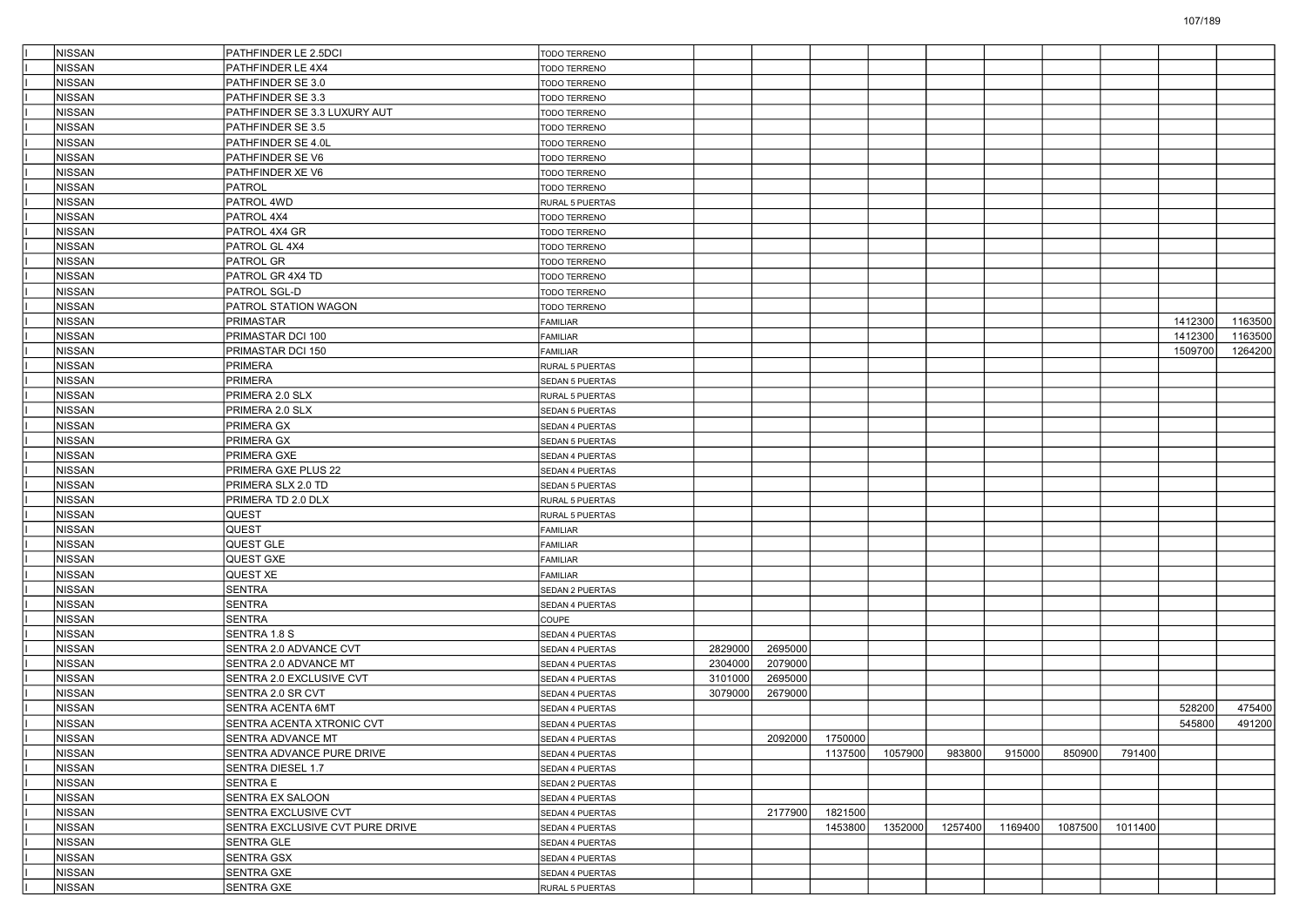| | | | | | | | | | | | | | |
|---|---|---|---|---|---|---|---|---|---|---|---|---|---|
| I | NISSAN | PATHFINDER LE 2.5DCI | TODO TERRENO | | | | | | | | | | |
| I | NISSAN | PATHFINDER LE 4X4 | TODO TERRENO | | | | | | | | | | |
| I | NISSAN | PATHFINDER SE 3.0 | TODO TERRENO | | | | | | | | | | |
| I | NISSAN | PATHFINDER SE 3.3 | TODO TERRENO | | | | | | | | | | |
| I | NISSAN | PATHFINDER SE 3.3 LUXURY AUT | TODO TERRENO | | | | | | | | | | |
| I | NISSAN | PATHFINDER SE 3.5 | TODO TERRENO | | | | | | | | | | |
| I | NISSAN | PATHFINDER SE 4.0L | TODO TERRENO | | | | | | | | | | |
| I | NISSAN | PATHFINDER SE V6 | TODO TERRENO | | | | | | | | | | |
| I | NISSAN | PATHFINDER XE V6 | TODO TERRENO | | | | | | | | | | |
| I | NISSAN | PATROL | TODO TERRENO | | | | | | | | | | |
| I | NISSAN | PATROL 4WD | RURAL 5 PUERTAS | | | | | | | | | | |
| I | NISSAN | PATROL 4X4 | TODO TERRENO | | | | | | | | | | |
| I | NISSAN | PATROL 4X4 GR | TODO TERRENO | | | | | | | | | | |
| I | NISSAN | PATROL GL 4X4 | TODO TERRENO | | | | | | | | | | |
| I | NISSAN | PATROL GR | TODO TERRENO | | | | | | | | | | |
| I | NISSAN | PATROL GR 4X4 TD | TODO TERRENO | | | | | | | | | | |
| I | NISSAN | PATROL SGL-D | TODO TERRENO | | | | | | | | | | |
| I | NISSAN | PATROL STATION WAGON | TODO TERRENO | | | | | | | | | | |
| I | NISSAN | PRIMASTAR | FAMILIAR | | | | | | | | | 1412300 | 1163500 |
| I | NISSAN | PRIMASTAR DCI 100 | FAMILIAR | | | | | | | | | 1412300 | 1163500 |
| I | NISSAN | PRIMASTAR DCI 150 | FAMILIAR | | | | | | | | | 1509700 | 1264200 |
| I | NISSAN | PRIMERA | RURAL 5 PUERTAS | | | | | | | | | | |
| I | NISSAN | PRIMERA | SEDAN 5 PUERTAS | | | | | | | | | | |
| I | NISSAN | PRIMERA 2.0 SLX | RURAL 5 PUERTAS | | | | | | | | | | |
| I | NISSAN | PRIMERA 2.0 SLX | SEDAN 5 PUERTAS | | | | | | | | | | |
| I | NISSAN | PRIMERA GX | SEDAN 4 PUERTAS | | | | | | | | | | |
| I | NISSAN | PRIMERA GX | SEDAN 5 PUERTAS | | | | | | | | | | |
| I | NISSAN | PRIMERA GXE | SEDAN 4 PUERTAS | | | | | | | | | | |
| I | NISSAN | PRIMERA GXE PLUS 22 | SEDAN 4 PUERTAS | | | | | | | | | | |
| I | NISSAN | PRIMERA SLX 2.0 TD | SEDAN 5 PUERTAS | | | | | | | | | | |
| I | NISSAN | PRIMERA TD 2.0 DLX | RURAL 5 PUERTAS | | | | | | | | | | |
| I | NISSAN | QUEST | RURAL 5 PUERTAS | | | | | | | | | | |
| I | NISSAN | QUEST | FAMILIAR | | | | | | | | | | |
| I | NISSAN | QUEST GLE | FAMILIAR | | | | | | | | | | |
| I | NISSAN | QUEST GXE | FAMILIAR | | | | | | | | | | |
| I | NISSAN | QUEST XE | FAMILIAR | | | | | | | | | | |
| I | NISSAN | SENTRA | SEDAN 2 PUERTAS | | | | | | | | | | |
| I | NISSAN | SENTRA | SEDAN 4 PUERTAS | | | | | | | | | | |
| I | NISSAN | SENTRA | COUPE | | | | | | | | | | |
| I | NISSAN | SENTRA 1.8 S | SEDAN 4 PUERTAS | | | | | | | | | | |
| I | NISSAN | SENTRA 2.0 ADVANCE CVT | SEDAN 4 PUERTAS | 2829000 | 2695000 | | | | | | | | |
| I | NISSAN | SENTRA 2.0 ADVANCE MT | SEDAN 4 PUERTAS | 2304000 | 2079000 | | | | | | | | |
| I | NISSAN | SENTRA 2.0 EXCLUSIVE CVT | SEDAN 4 PUERTAS | 3101000 | 2695000 | | | | | | | | |
| I | NISSAN | SENTRA 2.0 SR CVT | SEDAN 4 PUERTAS | 3079000 | 2679000 | | | | | | | | |
| I | NISSAN | SENTRA ACENTA 6MT | SEDAN 4 PUERTAS | | | | | | | | | 528200 | 475400 |
| I | NISSAN | SENTRA ACENTA XTRONIC CVT | SEDAN 4 PUERTAS | | | | | | | | | 545800 | 491200 |
| I | NISSAN | SENTRA ADVANCE MT | SEDAN 4 PUERTAS | | 2092000 | 1750000 | | | | | | | |
| I | NISSAN | SENTRA ADVANCE PURE DRIVE | SEDAN 4 PUERTAS | | | 1137500 | 1057900 | 983800 | 915000 | 850900 | 791400 | | |
| I | NISSAN | SENTRA DIESEL 1.7 | SEDAN 4 PUERTAS | | | | | | | | | | |
| I | NISSAN | SENTRA E | SEDAN 2 PUERTAS | | | | | | | | | | |
| I | NISSAN | SENTRA EX SALOON | SEDAN 4 PUERTAS | | | | | | | | | | |
| I | NISSAN | SENTRA EXCLUSIVE CVT | SEDAN 4 PUERTAS | | 2177900 | 1821500 | | | | | | | |
| I | NISSAN | SENTRA EXCLUSIVE CVT PURE DRIVE | SEDAN 4 PUERTAS | | | 1453800 | 1352000 | 1257400 | 1169400 | 1087500 | 1011400 | | |
| I | NISSAN | SENTRA GLE | SEDAN 4 PUERTAS | | | | | | | | | | |
| I | NISSAN | SENTRA GSX | SEDAN 4 PUERTAS | | | | | | | | | | |
| I | NISSAN | SENTRA GXE | SEDAN 4 PUERTAS | | | | | | | | | | |
| I | NISSAN | SENTRA GXE | RURAL 5 PUERTAS | | | | | | | | | | |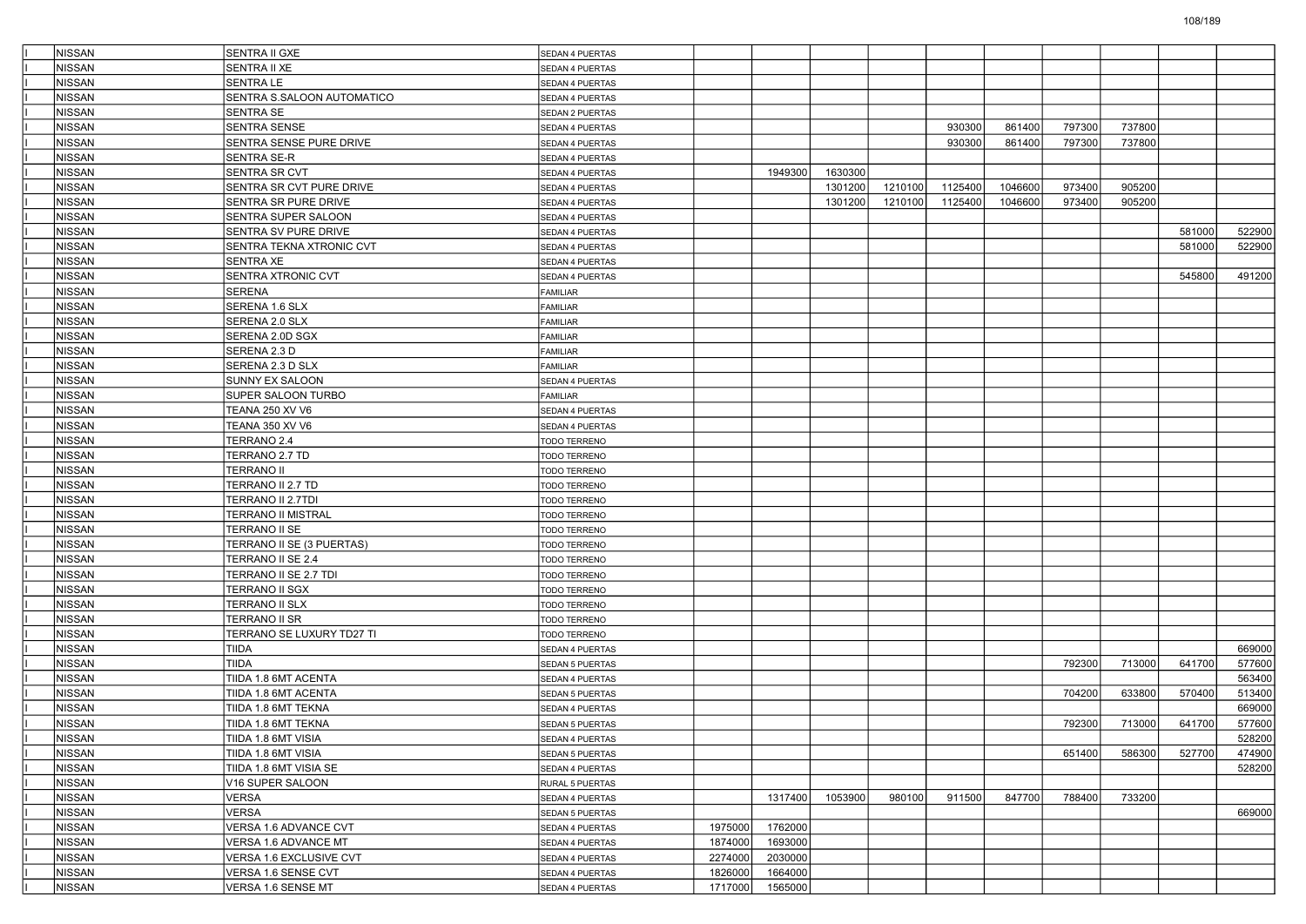| | | | | | | | | | | | | | |
|---|---|---|---|---|---|---|---|---|---|---|---|---|---|
| I | NISSAN | SENTRA II GXE | SEDAN 4 PUERTAS | | | | | | | | | | |
| I | NISSAN | SENTRA II XE | SEDAN 4 PUERTAS | | | | | | | | | | |
| I | NISSAN | SENTRA LE | SEDAN 4 PUERTAS | | | | | | | | | | |
| I | NISSAN | SENTRA S.SALOON AUTOMATICO | SEDAN 4 PUERTAS | | | | | | | | | | |
| I | NISSAN | SENTRA SE | SEDAN 2 PUERTAS | | | | | | | | | | |
| I | NISSAN | SENTRA SENSE | SEDAN 4 PUERTAS | | | | | 930300 | 861400 | 797300 | 737800 | | |
| I | NISSAN | SENTRA SENSE PURE DRIVE | SEDAN 4 PUERTAS | | | | | 930300 | 861400 | 797300 | 737800 | | |
| I | NISSAN | SENTRA SE-R | SEDAN 4 PUERTAS | | | | | | | | | | |
| I | NISSAN | SENTRA SR CVT | SEDAN 4 PUERTAS | | 1949300 | 1630300 | | | | | | | |
| I | NISSAN | SENTRA SR CVT PURE DRIVE | SEDAN 4 PUERTAS | | | 1301200 | 1210100 | 1125400 | 1046600 | 973400 | 905200 | | |
| I | NISSAN | SENTRA SR PURE DRIVE | SEDAN 4 PUERTAS | | | 1301200 | 1210100 | 1125400 | 1046600 | 973400 | 905200 | | |
| I | NISSAN | SENTRA SUPER SALOON | SEDAN 4 PUERTAS | | | | | | | | | | |
| I | NISSAN | SENTRA SV PURE DRIVE | SEDAN 4 PUERTAS | | | | | | | | | 581000 | 522900 |
| I | NISSAN | SENTRA TEKNA XTRONIC CVT | SEDAN 4 PUERTAS | | | | | | | | | 581000 | 522900 |
| I | NISSAN | SENTRA XE | SEDAN 4 PUERTAS | | | | | | | | | | |
| I | NISSAN | SENTRA XTRONIC CVT | SEDAN 4 PUERTAS | | | | | | | | | 545800 | 491200 |
| I | NISSAN | SERENA | FAMILIAR | | | | | | | | | | |
| I | NISSAN | SERENA 1.6 SLX | FAMILIAR | | | | | | | | | | |
| I | NISSAN | SERENA 2.0 SLX | FAMILIAR | | | | | | | | | | |
| I | NISSAN | SERENA 2.0D SGX | FAMILIAR | | | | | | | | | | |
| I | NISSAN | SERENA 2.3 D | FAMILIAR | | | | | | | | | | |
| I | NISSAN | SERENA 2.3 D SLX | FAMILIAR | | | | | | | | | | |
| I | NISSAN | SUNNY EX SALOON | SEDAN 4 PUERTAS | | | | | | | | | | |
| I | NISSAN | SUPER SALOON TURBO | FAMILIAR | | | | | | | | | | |
| I | NISSAN | TEANA 250 XV V6 | SEDAN 4 PUERTAS | | | | | | | | | | |
| I | NISSAN | TEANA 350 XV V6 | SEDAN 4 PUERTAS | | | | | | | | | | |
| I | NISSAN | TERRANO 2.4 | TODO TERRENO | | | | | | | | | | |
| I | NISSAN | TERRANO 2.7 TD | TODO TERRENO | | | | | | | | | | |
| I | NISSAN | TERRANO II | TODO TERRENO | | | | | | | | | | |
| I | NISSAN | TERRANO II 2.7 TD | TODO TERRENO | | | | | | | | | | |
| I | NISSAN | TERRANO II 2.7TDI | TODO TERRENO | | | | | | | | | | |
| I | NISSAN | TERRANO II MISTRAL | TODO TERRENO | | | | | | | | | | |
| I | NISSAN | TERRANO II SE | TODO TERRENO | | | | | | | | | | |
| I | NISSAN | TERRANO II SE (3 PUERTAS) | TODO TERRENO | | | | | | | | | | |
| I | NISSAN | TERRANO II SE 2.4 | TODO TERRENO | | | | | | | | | | |
| I | NISSAN | TERRANO II SE 2.7 TDI | TODO TERRENO | | | | | | | | | | |
| I | NISSAN | TERRANO II SGX | TODO TERRENO | | | | | | | | | | |
| I | NISSAN | TERRANO II SLX | TODO TERRENO | | | | | | | | | | |
| I | NISSAN | TERRANO II SR | TODO TERRENO | | | | | | | | | | |
| I | NISSAN | TERRANO SE LUXURY TD27 TI | TODO TERRENO | | | | | | | | | | |
| I | NISSAN | TIIDA | SEDAN 4 PUERTAS | | | | | | | | | | 669000 |
| I | NISSAN | TIIDA | SEDAN 5 PUERTAS | | | | | | | 792300 | 713000 | 641700 | 577600 |
| I | NISSAN | TIIDA 1.8 6MT ACENTA | SEDAN 4 PUERTAS | | | | | | | | | | 563400 |
| I | NISSAN | TIIDA 1.8 6MT ACENTA | SEDAN 5 PUERTAS | | | | | | | 704200 | 633800 | 570400 | 513400 |
| I | NISSAN | TIIDA 1.8 6MT TEKNA | SEDAN 4 PUERTAS | | | | | | | | | | 669000 |
| I | NISSAN | TIIDA 1.8 6MT TEKNA | SEDAN 5 PUERTAS | | | | | | | 792300 | 713000 | 641700 | 577600 |
| I | NISSAN | TIIDA 1.8 6MT VISIA | SEDAN 4 PUERTAS | | | | | | | | | | 528200 |
| I | NISSAN | TIIDA 1.8 6MT VISIA | SEDAN 5 PUERTAS | | | | | | | 651400 | 586300 | 527700 | 474900 |
| I | NISSAN | TIIDA 1.8 6MT VISIA SE | SEDAN 4 PUERTAS | | | | | | | | | | 528200 |
| I | NISSAN | V16 SUPER SALOON | RURAL 5 PUERTAS | | | | | | | | | | |
| I | NISSAN | VERSA | SEDAN 4 PUERTAS | | 1317400 | 1053900 | 980100 | 911500 | 847700 | 788400 | 733200 | | |
| I | NISSAN | VERSA | SEDAN 5 PUERTAS | | | | | | | | | | 669000 |
| I | NISSAN | VERSA 1.6 ADVANCE CVT | SEDAN 4 PUERTAS | 1975000 | 1762000 | | | | | | | | |
| I | NISSAN | VERSA 1.6 ADVANCE MT | SEDAN 4 PUERTAS | 1874000 | 1693000 | | | | | | | | |
| I | NISSAN | VERSA 1.6 EXCLUSIVE CVT | SEDAN 4 PUERTAS | 2274000 | 2030000 | | | | | | | | |
| I | NISSAN | VERSA 1.6 SENSE CVT | SEDAN 4 PUERTAS | 1826000 | 1664000 | | | | | | | | |
| I | NISSAN | VERSA 1.6 SENSE MT | SEDAN 4 PUERTAS | 1717000 | 1565000 | | | | | | | | |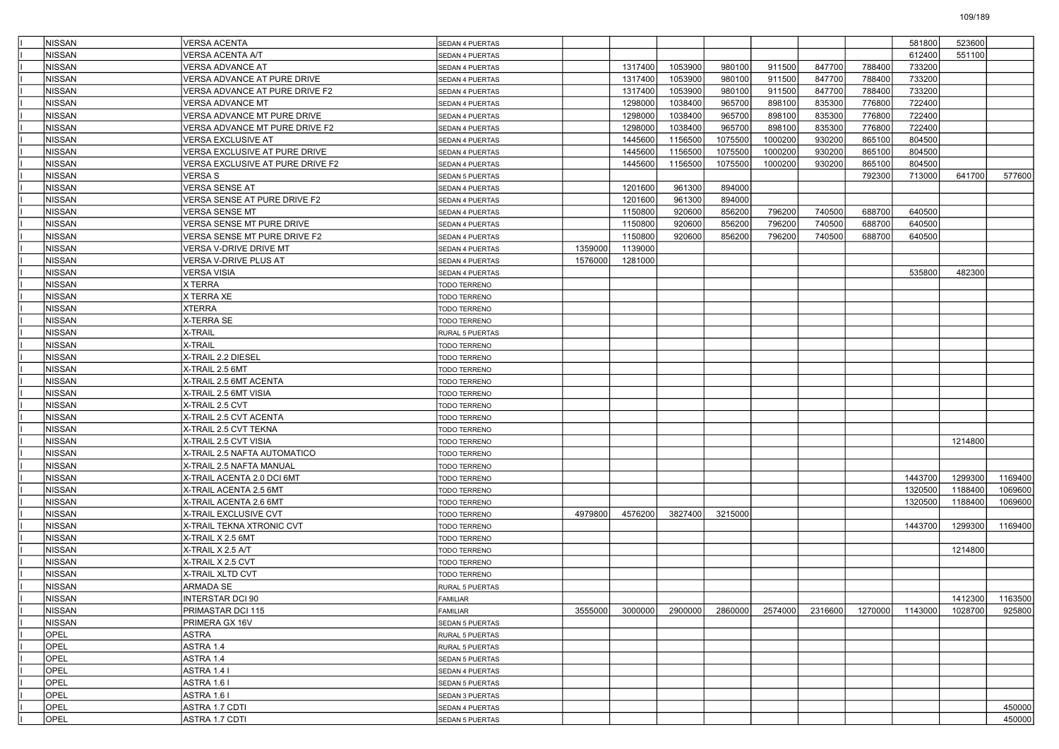| | | | | | | | | | | | | | |
|---|---|---|---|---|---|---|---|---|---|---|---|---|---|
| I | NISSAN | VERSA ACENTA | SEDAN 4 PUERTAS | | | | | | | | 581800 | 523600 | |
| I | NISSAN | VERSA ACENTA A/T | SEDAN 4 PUERTAS | | | | | | | | 612400 | 551100 | |
| I | NISSAN | VERSA ADVANCE AT | SEDAN 4 PUERTAS | | 1317400 | 1053900 | 980100 | 911500 | 847700 | 788400 | 733200 | | |
| I | NISSAN | VERSA ADVANCE AT PURE DRIVE | SEDAN 4 PUERTAS | | 1317400 | 1053900 | 980100 | 911500 | 847700 | 788400 | 733200 | | |
| I | NISSAN | VERSA ADVANCE AT PURE DRIVE F2 | SEDAN 4 PUERTAS | | 1317400 | 1053900 | 980100 | 911500 | 847700 | 788400 | 733200 | | |
| I | NISSAN | VERSA ADVANCE MT | SEDAN 4 PUERTAS | | 1298000 | 1038400 | 965700 | 898100 | 835300 | 776800 | 722400 | | |
| I | NISSAN | VERSA ADVANCE MT PURE DRIVE | SEDAN 4 PUERTAS | | 1298000 | 1038400 | 965700 | 898100 | 835300 | 776800 | 722400 | | |
| I | NISSAN | VERSA ADVANCE MT PURE DRIVE F2 | SEDAN 4 PUERTAS | | 1298000 | 1038400 | 965700 | 898100 | 835300 | 776800 | 722400 | | |
| I | NISSAN | VERSA EXCLUSIVE AT | SEDAN 4 PUERTAS | | 1445600 | 1156500 | 1075500 | 1000200 | 930200 | 865100 | 804500 | | |
| I | NISSAN | VERSA EXCLUSIVE AT PURE DRIVE | SEDAN 4 PUERTAS | | 1445600 | 1156500 | 1075500 | 1000200 | 930200 | 865100 | 804500 | | |
| I | NISSAN | VERSA EXCLUSIVE AT PURE DRIVE F2 | SEDAN 4 PUERTAS | | 1445600 | 1156500 | 1075500 | 1000200 | 930200 | 865100 | 804500 | | |
| I | NISSAN | VERSA S | SEDAN 5 PUERTAS | | | | | | | 792300 | 713000 | 641700 | 577600 |
| I | NISSAN | VERSA SENSE AT | SEDAN 4 PUERTAS | | 1201600 | 961300 | 894000 | | | | | | |
| I | NISSAN | VERSA SENSE AT PURE DRIVE F2 | SEDAN 4 PUERTAS | | 1201600 | 961300 | 894000 | | | | | | |
| I | NISSAN | VERSA SENSE MT | SEDAN 4 PUERTAS | | 1150800 | 920600 | 856200 | 796200 | 740500 | 688700 | 640500 | | |
| I | NISSAN | VERSA SENSE MT PURE DRIVE | SEDAN 4 PUERTAS | | 1150800 | 920600 | 856200 | 796200 | 740500 | 688700 | 640500 | | |
| I | NISSAN | VERSA SENSE MT PURE DRIVE F2 | SEDAN 4 PUERTAS | | 1150800 | 920600 | 856200 | 796200 | 740500 | 688700 | 640500 | | |
| I | NISSAN | VERSA V-DRIVE DRIVE MT | SEDAN 4 PUERTAS | 1359000 | 1139000 | | | | | | | | |
| I | NISSAN | VERSA V-DRIVE PLUS AT | SEDAN 4 PUERTAS | 1576000 | 1281000 | | | | | | | | |
| I | NISSAN | VERSA VISIA | SEDAN 4 PUERTAS | | | | | | | | 535800 | 482300 | |
| I | NISSAN | X TERRA | TODO TERRENO | | | | | | | | | | |
| I | NISSAN | X TERRA XE | TODO TERRENO | | | | | | | | | | |
| I | NISSAN | XTERRA | TODO TERRENO | | | | | | | | | | |
| I | NISSAN | X-TERRA SE | TODO TERRENO | | | | | | | | | | |
| I | NISSAN | X-TRAIL | RURAL 5 PUERTAS | | | | | | | | | | |
| I | NISSAN | X-TRAIL | TODO TERRENO | | | | | | | | | | |
| I | NISSAN | X-TRAIL 2.2 DIESEL | TODO TERRENO | | | | | | | | | | |
| I | NISSAN | X-TRAIL 2.5 6MT | TODO TERRENO | | | | | | | | | | |
| I | NISSAN | X-TRAIL 2.5 6MT ACENTA | TODO TERRENO | | | | | | | | | | |
| I | NISSAN | X-TRAIL 2.5 6MT VISIA | TODO TERRENO | | | | | | | | | | |
| I | NISSAN | X-TRAIL 2.5 CVT | TODO TERRENO | | | | | | | | | | |
| I | NISSAN | X-TRAIL 2.5 CVT ACENTA | TODO TERRENO | | | | | | | | | | |
| I | NISSAN | X-TRAIL 2.5 CVT TEKNA | TODO TERRENO | | | | | | | | | | |
| I | NISSAN | X-TRAIL 2.5 CVT VISIA | TODO TERRENO | | | | | | | | | 1214800 | |
| I | NISSAN | X-TRAIL 2.5 NAFTA AUTOMATICO | TODO TERRENO | | | | | | | | | | |
| I | NISSAN | X-TRAIL 2.5 NAFTA MANUAL | TODO TERRENO | | | | | | | | | | |
| I | NISSAN | X-TRAIL ACENTA 2.0 DCI 6MT | TODO TERRENO | | | | | | | | 1443700 | 1299300 | 1169400 |
| I | NISSAN | X-TRAIL ACENTA 2.5 6MT | TODO TERRENO | | | | | | | | 1320500 | 1188400 | 1069600 |
| I | NISSAN | X-TRAIL ACENTA 2.6 6MT | TODO TERRENO | | | | | | | | 1320500 | 1188400 | 1069600 |
| I | NISSAN | X-TRAIL EXCLUSIVE CVT | TODO TERRENO | 4979800 | 4576200 | 3827400 | 3215000 | | | | | | |
| I | NISSAN | X-TRAIL TEKNA XTRONIC CVT | TODO TERRENO | | | | | | | | 1443700 | 1299300 | 1169400 |
| I | NISSAN | X-TRAIL X 2.5 6MT | TODO TERRENO | | | | | | | | | | |
| I | NISSAN | X-TRAIL X 2.5 A/T | TODO TERRENO | | | | | | | | | 1214800 | |
| I | NISSAN | X-TRAIL X 2.5 CVT | TODO TERRENO | | | | | | | | | | |
| I | NISSAN | X-TRAIL XLTD CVT | TODO TERRENO | | | | | | | | | | |
| I | NISSAN | ARMADA SE | RURAL 5 PUERTAS | | | | | | | | | | |
| I | NISSAN | INTERSTAR DCI 90 | FAMILIAR | | | | | | | | | 1412300 | 1163500 |
| I | NISSAN | PRIMASTAR DCI 115 | FAMILIAR | 3555000 | 3000000 | 2900000 | 2860000 | 2574000 | 2316600 | 1270000 | 1143000 | 1028700 | 925800 |
| I | NISSAN | PRIMERA GX 16V | SEDAN 5 PUERTAS | | | | | | | | | | |
| I | OPEL | ASTRA | RURAL 5 PUERTAS | | | | | | | | | | |
| I | OPEL | ASTRA 1.4 | RURAL 5 PUERTAS | | | | | | | | | | |
| I | OPEL | ASTRA 1.4 | SEDAN 5 PUERTAS | | | | | | | | | | |
| I | OPEL | ASTRA 1.4 I | SEDAN 4 PUERTAS | | | | | | | | | | |
| I | OPEL | ASTRA 1.6 I | SEDAN 5 PUERTAS | | | | | | | | | | |
| I | OPEL | ASTRA 1.6 I | SEDAN 3 PUERTAS | | | | | | | | | | |
| I | OPEL | ASTRA 1.7 CDTI | SEDAN 4 PUERTAS | | | | | | | | | | 450000 |
| I | OPEL | ASTRA 1.7 CDTI | SEDAN 5 PUERTAS | | | | | | | | | | 450000 |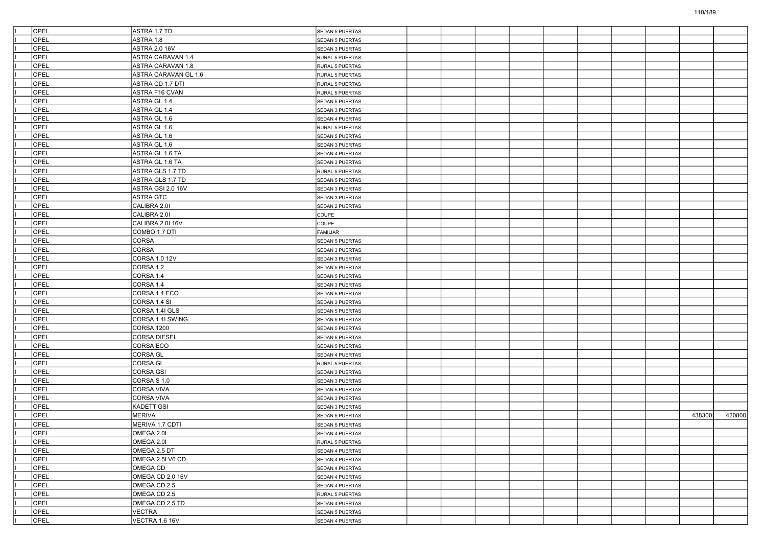| | | | | | | | | | | | | | |
|---|---|---|---|---|---|---|---|---|---|---|---|---|---|
| I | OPEL | ASTRA 1.7 TD | SEDAN 5 PUERTAS | | | | | | | | | | |
| I | OPEL | ASTRA 1.8 | SEDAN 5 PUERTAS | | | | | | | | | | |
| I | OPEL | ASTRA 2.0 16V | SEDAN 3 PUERTAS | | | | | | | | | | |
| I | OPEL | ASTRA CARAVAN 1.4 | RURAL 5 PUERTAS | | | | | | | | | | |
| I | OPEL | ASTRA CARAVAN 1.8 | RURAL 5 PUERTAS | | | | | | | | | | |
| I | OPEL | ASTRA CARAVAN GL 1.6 | RURAL 5 PUERTAS | | | | | | | | | | |
| I | OPEL | ASTRA CD 1.7 DTI | RURAL 5 PUERTAS | | | | | | | | | | |
| I | OPEL | ASTRA F16 CVAN | RURAL 5 PUERTAS | | | | | | | | | | |
| I | OPEL | ASTRA GL 1.4 | SEDAN 5 PUERTAS | | | | | | | | | | |
| I | OPEL | ASTRA GL 1.4 | SEDAN 3 PUERTAS | | | | | | | | | | |
| I | OPEL | ASTRA GL 1.6 | SEDAN 4 PUERTAS | | | | | | | | | | |
| I | OPEL | ASTRA GL 1.6 | RURAL 5 PUERTAS | | | | | | | | | | |
| I | OPEL | ASTRA GL 1.6 | SEDAN 5 PUERTAS | | | | | | | | | | |
| I | OPEL | ASTRA GL 1.6 | SEDAN 3 PUERTAS | | | | | | | | | | |
| I | OPEL | ASTRA GL 1.6 TA | SEDAN 4 PUERTAS | | | | | | | | | | |
| I | OPEL | ASTRA GL 1.6 TA | SEDAN 3 PUERTAS | | | | | | | | | | |
| I | OPEL | ASTRA GLS 1.7 TD | RURAL 5 PUERTAS | | | | | | | | | | |
| I | OPEL | ASTRA GLS 1.7 TD | SEDAN 5 PUERTAS | | | | | | | | | | |
| I | OPEL | ASTRA GSI 2.0 16V | SEDAN 3 PUERTAS | | | | | | | | | | |
| I | OPEL | ASTRA GTC | SEDAN 3 PUERTAS | | | | | | | | | | |
| I | OPEL | CALIBRA 2.0I | SEDAN 2 PUERTAS | | | | | | | | | | |
| I | OPEL | CALIBRA 2.0I | COUPE | | | | | | | | | | |
| I | OPEL | CALIBRA 2.0I 16V | COUPE | | | | | | | | | | |
| I | OPEL | COMBO 1.7 DTI | FAMILIAR | | | | | | | | | | |
| I | OPEL | CORSA | SEDAN 5 PUERTAS | | | | | | | | | | |
| I | OPEL | CORSA | SEDAN 3 PUERTAS | | | | | | | | | | |
| I | OPEL | CORSA 1.0 12V | SEDAN 3 PUERTAS | | | | | | | | | | |
| I | OPEL | CORSA 1.2 | SEDAN 5 PUERTAS | | | | | | | | | | |
| I | OPEL | CORSA 1.4 | SEDAN 5 PUERTAS | | | | | | | | | | |
| I | OPEL | CORSA 1.4 | SEDAN 3 PUERTAS | | | | | | | | | | |
| I | OPEL | CORSA 1.4 ECO | SEDAN 5 PUERTAS | | | | | | | | | | |
| I | OPEL | CORSA 1.4 SI | SEDAN 3 PUERTAS | | | | | | | | | | |
| I | OPEL | CORSA 1.4I GLS | SEDAN 5 PUERTAS | | | | | | | | | | |
| I | OPEL | CORSA 1.4I SWING | SEDAN 5 PUERTAS | | | | | | | | | | |
| I | OPEL | CORSA 1200 | SEDAN 5 PUERTAS | | | | | | | | | | |
| I | OPEL | CORSA DIESEL | SEDAN 5 PUERTAS | | | | | | | | | | |
| I | OPEL | CORSA ECO | SEDAN 5 PUERTAS | | | | | | | | | | |
| I | OPEL | CORSA GL | SEDAN 4 PUERTAS | | | | | | | | | | |
| I | OPEL | CORSA GL | RURAL 5 PUERTAS | | | | | | | | | | |
| I | OPEL | CORSA GSI | SEDAN 3 PUERTAS | | | | | | | | | | |
| I | OPEL | CORSA S 1.0 | SEDAN 3 PUERTAS | | | | | | | | | | |
| I | OPEL | CORSA VIVA | SEDAN 5 PUERTAS | | | | | | | | | | |
| I | OPEL | CORSA VIVA | SEDAN 3 PUERTAS | | | | | | | | | | |
| I | OPEL | KADETT GSI | SEDAN 3 PUERTAS | | | | | | | | | | |
| I | OPEL | MERIVA | SEDAN 5 PUERTAS | | | | | | | | | 438300 | 420800 |
| I | OPEL | MERIVA 1.7 CDTI | SEDAN 5 PUERTAS | | | | | | | | | | |
| I | OPEL | OMEGA 2.0I | SEDAN 4 PUERTAS | | | | | | | | | | |
| I | OPEL | OMEGA 2.0I | RURAL 5 PUERTAS | | | | | | | | | | |
| I | OPEL | OMEGA 2.5 DT | SEDAN 4 PUERTAS | | | | | | | | | | |
| I | OPEL | OMEGA 2.5I V6 CD | SEDAN 4 PUERTAS | | | | | | | | | | |
| I | OPEL | OMEGA CD | SEDAN 4 PUERTAS | | | | | | | | | | |
| I | OPEL | OMEGA CD 2.0 16V | SEDAN 4 PUERTAS | | | | | | | | | | |
| I | OPEL | OMEGA CD 2.5 | SEDAN 4 PUERTAS | | | | | | | | | | |
| I | OPEL | OMEGA CD 2.5 | RURAL 5 PUERTAS | | | | | | | | | | |
| I | OPEL | OMEGA CD 2.5 TD | SEDAN 4 PUERTAS | | | | | | | | | | |
| I | OPEL | VECTRA | SEDAN 5 PUERTAS | | | | | | | | | | |
| I | OPEL | VECTRA 1.6 16V | SEDAN 4 PUERTAS | | | | | | | | | | |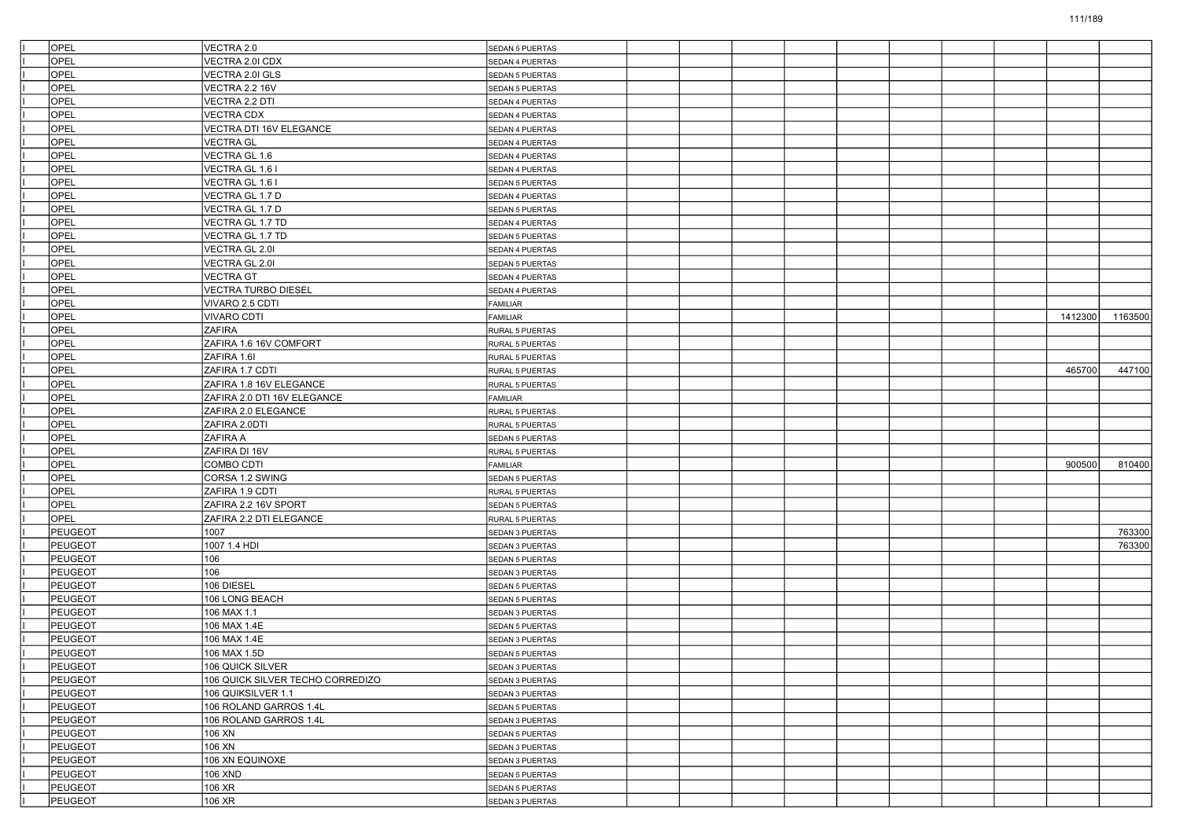| I | OPEL | VECTRA 2.0 | SEDAN 5 PUERTAS | | | | | | | | | | |
|---|---|---|---|---|---|---|---|---|---|---|---|---|---|
| I | OPEL | VECTRA 2.0I CDX | SEDAN 4 PUERTAS | | | | | | | | | | |
| I | OPEL | VECTRA 2.0I GLS | SEDAN 5 PUERTAS | | | | | | | | | | |
| I | OPEL | VECTRA 2.2 16V | SEDAN 5 PUERTAS | | | | | | | | | | |
| I | OPEL | VECTRA 2.2 DTI | SEDAN 4 PUERTAS | | | | | | | | | | |
| I | OPEL | VECTRA CDX | SEDAN 4 PUERTAS | | | | | | | | | | |
| I | OPEL | VECTRA DTI 16V ELEGANCE | SEDAN 4 PUERTAS | | | | | | | | | | |
| I | OPEL | VECTRA GL | SEDAN 4 PUERTAS | | | | | | | | | | |
| I | OPEL | VECTRA GL 1.6 | SEDAN 4 PUERTAS | | | | | | | | | | |
| I | OPEL | VECTRA GL 1.6 I | SEDAN 4 PUERTAS | | | | | | | | | | |
| I | OPEL | VECTRA GL 1.6 I | SEDAN 5 PUERTAS | | | | | | | | | | |
| I | OPEL | VECTRA GL 1.7 D | SEDAN 4 PUERTAS | | | | | | | | | | |
| I | OPEL | VECTRA GL 1.7 D | SEDAN 5 PUERTAS | | | | | | | | | | |
| I | OPEL | VECTRA GL 1.7 TD | SEDAN 4 PUERTAS | | | | | | | | | | |
| I | OPEL | VECTRA GL 1.7 TD | SEDAN 5 PUERTAS | | | | | | | | | | |
| I | OPEL | VECTRA GL 2.0I | SEDAN 4 PUERTAS | | | | | | | | | | |
| I | OPEL | VECTRA GL 2.0I | SEDAN 5 PUERTAS | | | | | | | | | | |
| I | OPEL | VECTRA GT | SEDAN 4 PUERTAS | | | | | | | | | | |
| I | OPEL | VECTRA TURBO DIESEL | SEDAN 4 PUERTAS | | | | | | | | | | |
| I | OPEL | VIVARO 2.5 CDTI | FAMILIAR | | | | | | | | | | |
| I | OPEL | VIVARO CDTI | FAMILIAR | | | | | | | | | 1412300 | 1163500 |
| I | OPEL | ZAFIRA | RURAL 5 PUERTAS | | | | | | | | | | |
| I | OPEL | ZAFIRA 1.6 16V COMFORT | RURAL 5 PUERTAS | | | | | | | | | | |
| I | OPEL | ZAFIRA 1.6I | RURAL 5 PUERTAS | | | | | | | | | | |
| I | OPEL | ZAFIRA 1.7 CDTI | RURAL 5 PUERTAS | | | | | | | | | 465700 | 447100 |
| I | OPEL | ZAFIRA 1.8 16V ELEGANCE | RURAL 5 PUERTAS | | | | | | | | | | |
| I | OPEL | ZAFIRA 2.0 DTI 16V ELEGANCE | FAMILIAR | | | | | | | | | | |
| I | OPEL | ZAFIRA 2.0 ELEGANCE | RURAL 5 PUERTAS | | | | | | | | | | |
| I | OPEL | ZAFIRA 2.0DTI | RURAL 5 PUERTAS | | | | | | | | | | |
| I | OPEL | ZAFIRA A | SEDAN 5 PUERTAS | | | | | | | | | | |
| I | OPEL | ZAFIRA DI 16V | RURAL 5 PUERTAS | | | | | | | | | | |
| I | OPEL | COMBO CDTI | FAMILIAR | | | | | | | | | 900500 | 810400 |
| I | OPEL | CORSA 1.2 SWING | SEDAN 5 PUERTAS | | | | | | | | | | |
| I | OPEL | ZAFIRA 1.9 CDTI | RURAL 5 PUERTAS | | | | | | | | | | |
| I | OPEL | ZAFIRA 2.2 16V SPORT | SEDAN 5 PUERTAS | | | | | | | | | | |
| I | OPEL | ZAFIRA 2.2 DTI ELEGANCE | RURAL 5 PUERTAS | | | | | | | | | | |
| I | PEUGEOT | 1007 | SEDAN 3 PUERTAS | | | | | | | | | | 763300 |
| I | PEUGEOT | 1007 1.4 HDI | SEDAN 3 PUERTAS | | | | | | | | | | 763300 |
| I | PEUGEOT | 106 | SEDAN 5 PUERTAS | | | | | | | | | | |
| I | PEUGEOT | 106 | SEDAN 3 PUERTAS | | | | | | | | | | |
| I | PEUGEOT | 106 DIESEL | SEDAN 5 PUERTAS | | | | | | | | | | |
| I | PEUGEOT | 106 LONG BEACH | SEDAN 5 PUERTAS | | | | | | | | | | |
| I | PEUGEOT | 106 MAX 1.1 | SEDAN 3 PUERTAS | | | | | | | | | | |
| I | PEUGEOT | 106 MAX 1.4E | SEDAN 5 PUERTAS | | | | | | | | | | |
| I | PEUGEOT | 106 MAX 1.4E | SEDAN 3 PUERTAS | | | | | | | | | | |
| I | PEUGEOT | 106 MAX 1.5D | SEDAN 5 PUERTAS | | | | | | | | | | |
| I | PEUGEOT | 106 QUICK SILVER | SEDAN 3 PUERTAS | | | | | | | | | | |
| I | PEUGEOT | 106 QUICK SILVER TECHO CORREDIZO | SEDAN 3 PUERTAS | | | | | | | | | | |
| I | PEUGEOT | 106 QUIKSILVER 1.1 | SEDAN 3 PUERTAS | | | | | | | | | | |
| I | PEUGEOT | 106 ROLAND GARROS 1.4L | SEDAN 5 PUERTAS | | | | | | | | | | |
| I | PEUGEOT | 106 ROLAND GARROS 1.4L | SEDAN 3 PUERTAS | | | | | | | | | | |
| I | PEUGEOT | 106 XN | SEDAN 5 PUERTAS | | | | | | | | | | |
| I | PEUGEOT | 106 XN | SEDAN 3 PUERTAS | | | | | | | | | | |
| I | PEUGEOT | 106 XN EQUINOXE | SEDAN 3 PUERTAS | | | | | | | | | | |
| I | PEUGEOT | 106 XND | SEDAN 5 PUERTAS | | | | | | | | | | |
| I | PEUGEOT | 106 XR | SEDAN 5 PUERTAS | | | | | | | | | | |
| I | PEUGEOT | 106 XR | SEDAN 3 PUERTAS | | | | | | | | | | |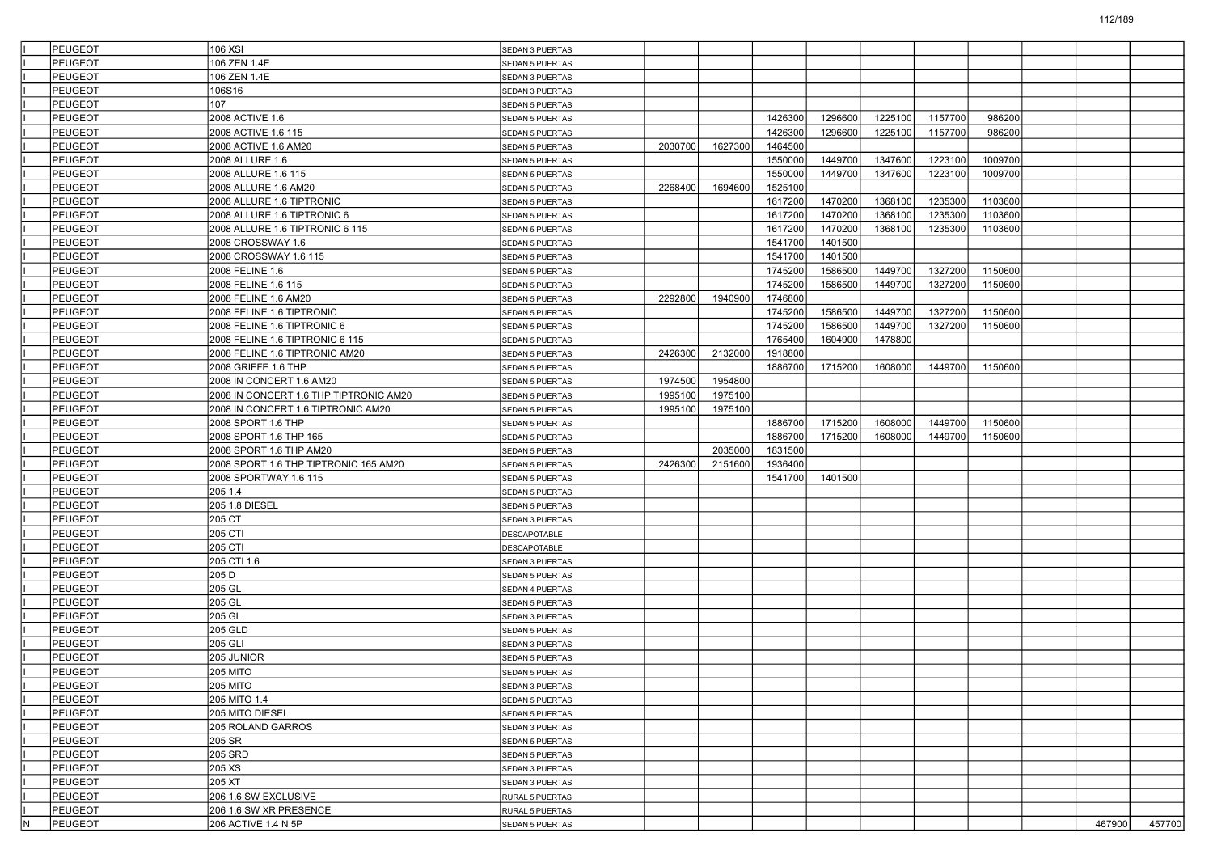| | | | | | | | | | | | | | |
|---|---|---|---|---|---|---|---|---|---|---|---|---|---|
| I | PEUGEOT | 106 XSI | SEDAN 3 PUERTAS | | | | | | | | | | |
| I | PEUGEOT | 106 ZEN 1.4E | SEDAN 5 PUERTAS | | | | | | | | | | |
| I | PEUGEOT | 106 ZEN 1.4E | SEDAN 3 PUERTAS | | | | | | | | | | |
| I | PEUGEOT | 106S16 | SEDAN 3 PUERTAS | | | | | | | | | | |
| I | PEUGEOT | 107 | SEDAN 5 PUERTAS | | | | | | | | | | |
| I | PEUGEOT | 2008 ACTIVE 1.6 | SEDAN 5 PUERTAS | | | 1426300 | 1296600 | 1225100 | 1157700 | 986200 | | | |
| I | PEUGEOT | 2008 ACTIVE 1.6 115 | SEDAN 5 PUERTAS | | | 1426300 | 1296600 | 1225100 | 1157700 | 986200 | | | |
| I | PEUGEOT | 2008 ACTIVE 1.6 AM20 | SEDAN 5 PUERTAS | 2030700 | 1627300 | 1464500 | | | | | | | |
| I | PEUGEOT | 2008 ALLURE 1.6 | SEDAN 5 PUERTAS | | | 1550000 | 1449700 | 1347600 | 1223100 | 1009700 | | | |
| I | PEUGEOT | 2008 ALLURE 1.6 115 | SEDAN 5 PUERTAS | | | 1550000 | 1449700 | 1347600 | 1223100 | 1009700 | | | |
| I | PEUGEOT | 2008 ALLURE 1.6 AM20 | SEDAN 5 PUERTAS | 2268400 | 1694600 | 1525100 | | | | | | | |
| I | PEUGEOT | 2008 ALLURE 1.6 TIPTRONIC | SEDAN 5 PUERTAS | | | 1617200 | 1470200 | 1368100 | 1235300 | 1103600 | | | |
| I | PEUGEOT | 2008 ALLURE 1.6 TIPTRONIC 6 | SEDAN 5 PUERTAS | | | 1617200 | 1470200 | 1368100 | 1235300 | 1103600 | | | |
| I | PEUGEOT | 2008 ALLURE 1.6 TIPTRONIC 6 115 | SEDAN 5 PUERTAS | | | 1617200 | 1470200 | 1368100 | 1235300 | 1103600 | | | |
| I | PEUGEOT | 2008 CROSSWAY 1.6 | SEDAN 5 PUERTAS | | | 1541700 | 1401500 | | | | | | |
| I | PEUGEOT | 2008 CROSSWAY 1.6 115 | SEDAN 5 PUERTAS | | | 1541700 | 1401500 | | | | | | |
| I | PEUGEOT | 2008 FELINE 1.6 | SEDAN 5 PUERTAS | | | 1745200 | 1586500 | 1449700 | 1327200 | 1150600 | | | |
| I | PEUGEOT | 2008 FELINE 1.6 115 | SEDAN 5 PUERTAS | | | 1745200 | 1586500 | 1449700 | 1327200 | 1150600 | | | |
| I | PEUGEOT | 2008 FELINE 1.6 AM20 | SEDAN 5 PUERTAS | 2292800 | 1940900 | 1746800 | | | | | | | |
| I | PEUGEOT | 2008 FELINE 1.6 TIPTRONIC | SEDAN 5 PUERTAS | | | 1745200 | 1586500 | 1449700 | 1327200 | 1150600 | | | |
| I | PEUGEOT | 2008 FELINE 1.6 TIPTRONIC 6 | SEDAN 5 PUERTAS | | | 1745200 | 1586500 | 1449700 | 1327200 | 1150600 | | | |
| I | PEUGEOT | 2008 FELINE 1.6 TIPTRONIC 6 115 | SEDAN 5 PUERTAS | | | 1765400 | 1604900 | 1478800 | | | | | |
| I | PEUGEOT | 2008 FELINE 1.6 TIPTRONIC AM20 | SEDAN 5 PUERTAS | 2426300 | 2132000 | 1918800 | | | | | | | |
| I | PEUGEOT | 2008 GRIFFE 1.6 THP | SEDAN 5 PUERTAS | | | 1886700 | 1715200 | 1608000 | 1449700 | 1150600 | | | |
| I | PEUGEOT | 2008 IN CONCERT 1.6 AM20 | SEDAN 5 PUERTAS | 1974500 | 1954800 | | | | | | | | |
| I | PEUGEOT | 2008 IN CONCERT 1.6 THP TIPTRONIC AM20 | SEDAN 5 PUERTAS | 1995100 | 1975100 | | | | | | | | |
| I | PEUGEOT | 2008 IN CONCERT 1.6 TIPTRONIC AM20 | SEDAN 5 PUERTAS | 1995100 | 1975100 | | | | | | | | |
| I | PEUGEOT | 2008 SPORT 1.6 THP | SEDAN 5 PUERTAS | | | 1886700 | 1715200 | 1608000 | 1449700 | 1150600 | | | |
| I | PEUGEOT | 2008 SPORT 1.6 THP 165 | SEDAN 5 PUERTAS | | | 1886700 | 1715200 | 1608000 | 1449700 | 1150600 | | | |
| I | PEUGEOT | 2008 SPORT 1.6 THP AM20 | SEDAN 5 PUERTAS | | 2035000 | 1831500 | | | | | | | |
| I | PEUGEOT | 2008 SPORT 1.6 THP TIPTRONIC 165 AM20 | SEDAN 5 PUERTAS | 2426300 | 2151600 | 1936400 | | | | | | | |
| I | PEUGEOT | 2008 SPORTWAY 1.6 115 | SEDAN 5 PUERTAS | | | 1541700 | 1401500 | | | | | | |
| I | PEUGEOT | 205 1.4 | SEDAN 5 PUERTAS | | | | | | | | | | |
| I | PEUGEOT | 205 1.8 DIESEL | SEDAN 5 PUERTAS | | | | | | | | | | |
| I | PEUGEOT | 205 CT | SEDAN 3 PUERTAS | | | | | | | | | | |
| I | PEUGEOT | 205 CTI | DESCAPOTABLE | | | | | | | | | | |
| I | PEUGEOT | 205 CTI | DESCAPOTABLE | | | | | | | | | | |
| I | PEUGEOT | 205 CTI 1.6 | SEDAN 3 PUERTAS | | | | | | | | | | |
| I | PEUGEOT | 205 D | SEDAN 5 PUERTAS | | | | | | | | | | |
| I | PEUGEOT | 205 GL | SEDAN 4 PUERTAS | | | | | | | | | | |
| I | PEUGEOT | 205 GL | SEDAN 5 PUERTAS | | | | | | | | | | |
| I | PEUGEOT | 205 GL | SEDAN 3 PUERTAS | | | | | | | | | | |
| I | PEUGEOT | 205 GLD | SEDAN 5 PUERTAS | | | | | | | | | | |
| I | PEUGEOT | 205 GLI | SEDAN 3 PUERTAS | | | | | | | | | | |
| I | PEUGEOT | 205 JUNIOR | SEDAN 5 PUERTAS | | | | | | | | | | |
| I | PEUGEOT | 205 MITO | SEDAN 5 PUERTAS | | | | | | | | | | |
| I | PEUGEOT | 205 MITO | SEDAN 3 PUERTAS | | | | | | | | | | |
| I | PEUGEOT | 205 MITO 1.4 | SEDAN 5 PUERTAS | | | | | | | | | | |
| I | PEUGEOT | 205 MITO DIESEL | SEDAN 5 PUERTAS | | | | | | | | | | |
| I | PEUGEOT | 205 ROLAND GARROS | SEDAN 3 PUERTAS | | | | | | | | | | |
| I | PEUGEOT | 205 SR | SEDAN 5 PUERTAS | | | | | | | | | | |
| I | PEUGEOT | 205 SRD | SEDAN 5 PUERTAS | | | | | | | | | | |
| I | PEUGEOT | 205 XS | SEDAN 3 PUERTAS | | | | | | | | | | |
| I | PEUGEOT | 205 XT | SEDAN 3 PUERTAS | | | | | | | | | | |
| I | PEUGEOT | 206 1.6 SW EXCLUSIVE | RURAL 5 PUERTAS | | | | | | | | | | |
| I | PEUGEOT | 206 1.6 SW XR PRESENCE | RURAL 5 PUERTAS | | | | | | | | | | |
| N | PEUGEOT | 206 ACTIVE 1.4 N 5P | SEDAN 5 PUERTAS | | | | | | | | | 467900 | 457700 |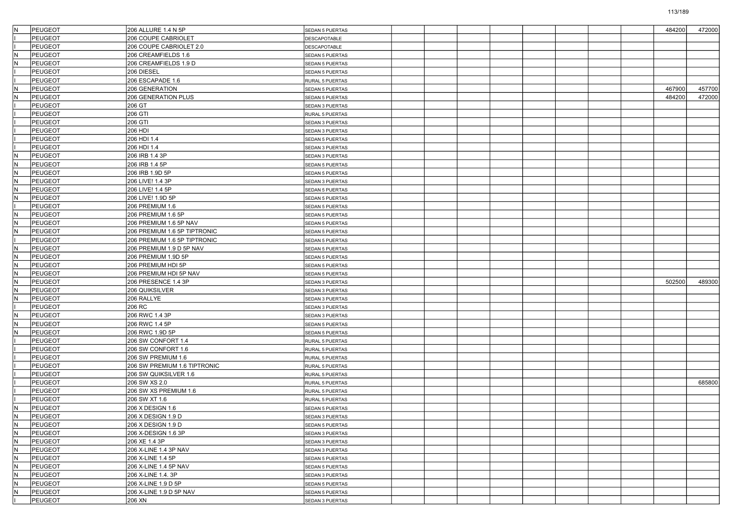| | | | | | | | | | | | | | |
|---|---|---|---|---|---|---|---|---|---|---|---|---|---|
| N | PEUGEOT | 206 ALLURE 1.4 N 5P | SEDAN 5 PUERTAS | | | | | | | | | 484200 | 472000 |
| I | PEUGEOT | 206 COUPE CABRIOLET | DESCAPOTABLE | | | | | | | | | | |
| I | PEUGEOT | 206 COUPE CABRIOLET 2.0 | DESCAPOTABLE | | | | | | | | | | |
| N | PEUGEOT | 206 CREAMFIELDS 1.6 | SEDAN 5 PUERTAS | | | | | | | | | | |
| N | PEUGEOT | 206 CREAMFIELDS 1.9 D | SEDAN 5 PUERTAS | | | | | | | | | | |
| I | PEUGEOT | 206 DIESEL | SEDAN 5 PUERTAS | | | | | | | | | | |
| I | PEUGEOT | 206 ESCAPADE 1.6 | RURAL 5 PUERTAS | | | | | | | | | | |
| N | PEUGEOT | 206 GENERATION | SEDAN 5 PUERTAS | | | | | | | | | 467900 | 457700 |
| N | PEUGEOT | 206 GENERATION PLUS | SEDAN 5 PUERTAS | | | | | | | | | 484200 | 472000 |
| I | PEUGEOT | 206 GT | SEDAN 3 PUERTAS | | | | | | | | | | |
| I | PEUGEOT | 206 GTI | RURAL 5 PUERTAS | | | | | | | | | | |
| I | PEUGEOT | 206 GTI | SEDAN 3 PUERTAS | | | | | | | | | | |
| I | PEUGEOT | 206 HDI | SEDAN 3 PUERTAS | | | | | | | | | | |
| I | PEUGEOT | 206 HDI 1.4 | SEDAN 5 PUERTAS | | | | | | | | | | |
| I | PEUGEOT | 206 HDI 1.4 | SEDAN 3 PUERTAS | | | | | | | | | | |
| N | PEUGEOT | 206 IRB 1.4 3P | SEDAN 3 PUERTAS | | | | | | | | | | |
| N | PEUGEOT | 206 IRB 1.4 5P | SEDAN 5 PUERTAS | | | | | | | | | | |
| N | PEUGEOT | 206 IRB 1.9D 5P | SEDAN 5 PUERTAS | | | | | | | | | | |
| N | PEUGEOT | 206 LIVE! 1.4 3P | SEDAN 3 PUERTAS | | | | | | | | | | |
| N | PEUGEOT | 206 LIVE! 1.4 5P | SEDAN 5 PUERTAS | | | | | | | | | | |
| N | PEUGEOT | 206 LIVE! 1.9D 5P | SEDAN 5 PUERTAS | | | | | | | | | | |
| I | PEUGEOT | 206 PREMIUM 1.6 | SEDAN 5 PUERTAS | | | | | | | | | | |
| N | PEUGEOT | 206 PREMIUM 1.6 5P | SEDAN 5 PUERTAS | | | | | | | | | | |
| N | PEUGEOT | 206 PREMIUM 1.6 5P NAV | SEDAN 5 PUERTAS | | | | | | | | | | |
| N | PEUGEOT | 206 PREMIUM 1.6 5P TIPTRONIC | SEDAN 5 PUERTAS | | | | | | | | | | |
| I | PEUGEOT | 206 PREMIUM 1.6 5P TIPTRONIC | SEDAN 5 PUERTAS | | | | | | | | | | |
| N | PEUGEOT | 206 PREMIUM 1.9 D 5P NAV | SEDAN 5 PUERTAS | | | | | | | | | | |
| N | PEUGEOT | 206 PREMIUM 1.9D 5P | SEDAN 5 PUERTAS | | | | | | | | | | |
| N | PEUGEOT | 206 PREMIUM HDI 5P | SEDAN 5 PUERTAS | | | | | | | | | | |
| N | PEUGEOT | 206 PREMIUM HDI 5P NAV | SEDAN 5 PUERTAS | | | | | | | | | | |
| N | PEUGEOT | 206 PRESENCE 1.4 3P | SEDAN 3 PUERTAS | | | | | | | | | 502500 | 489300 |
| N | PEUGEOT | 206 QUIKSILVER | SEDAN 3 PUERTAS | | | | | | | | | | |
| N | PEUGEOT | 206 RALLYE | SEDAN 3 PUERTAS | | | | | | | | | | |
| I | PEUGEOT | 206 RC | SEDAN 3 PUERTAS | | | | | | | | | | |
| N | PEUGEOT | 206 RWC 1.4 3P | SEDAN 3 PUERTAS | | | | | | | | | | |
| N | PEUGEOT | 206 RWC 1.4 5P | SEDAN 5 PUERTAS | | | | | | | | | | |
| N | PEUGEOT | 206 RWC 1.9D 5P | SEDAN 5 PUERTAS | | | | | | | | | | |
| I | PEUGEOT | 206 SW CONFORT 1.4 | RURAL 5 PUERTAS | | | | | | | | | | |
| I | PEUGEOT | 206 SW CONFORT 1.6 | RURAL 5 PUERTAS | | | | | | | | | | |
| I | PEUGEOT | 206 SW PREMIUM 1.6 | RURAL 5 PUERTAS | | | | | | | | | | |
| I | PEUGEOT | 206 SW PREMIUM 1.6 TIPTRONIC | RURAL 5 PUERTAS | | | | | | | | | | |
| I | PEUGEOT | 206 SW QUIKSILVER 1.6 | RURAL 5 PUERTAS | | | | | | | | | | |
| I | PEUGEOT | 206 SW XS 2.0 | RURAL 5 PUERTAS | | | | | | | | | | 685800 |
| I | PEUGEOT | 206 SW XS PREMIUM 1.6 | RURAL 5 PUERTAS | | | | | | | | | | |
| I | PEUGEOT | 206 SW XT 1.6 | RURAL 5 PUERTAS | | | | | | | | | | |
| N | PEUGEOT | 206 X DESIGN 1.6 | SEDAN 5 PUERTAS | | | | | | | | | | |
| N | PEUGEOT | 206 X DESIGN 1.9 D | SEDAN 3 PUERTAS | | | | | | | | | | |
| N | PEUGEOT | 206 X DESIGN 1.9 D | SEDAN 5 PUERTAS | | | | | | | | | | |
| N | PEUGEOT | 206 X-DESIGN 1.6 3P | SEDAN 3 PUERTAS | | | | | | | | | | |
| N | PEUGEOT | 206 XE 1.4 3P | SEDAN 3 PUERTAS | | | | | | | | | | |
| N | PEUGEOT | 206 X-LINE 1.4 3P NAV | SEDAN 3 PUERTAS | | | | | | | | | | |
| N | PEUGEOT | 206 X-LINE 1.4 5P | SEDAN 5 PUERTAS | | | | | | | | | | |
| N | PEUGEOT | 206 X-LINE 1.4 5P NAV | SEDAN 5 PUERTAS | | | | | | | | | | |
| N | PEUGEOT | 206 X-LINE 1.4. 3P | SEDAN 3 PUERTAS | | | | | | | | | | |
| N | PEUGEOT | 206 X-LINE 1.9 D 5P | SEDAN 5 PUERTAS | | | | | | | | | | |
| N | PEUGEOT | 206 X-LINE 1.9 D 5P NAV | SEDAN 5 PUERTAS | | | | | | | | | | |
| I | PEUGEOT | 206 XN | SEDAN 3 PUERTAS | | | | | | | | | | |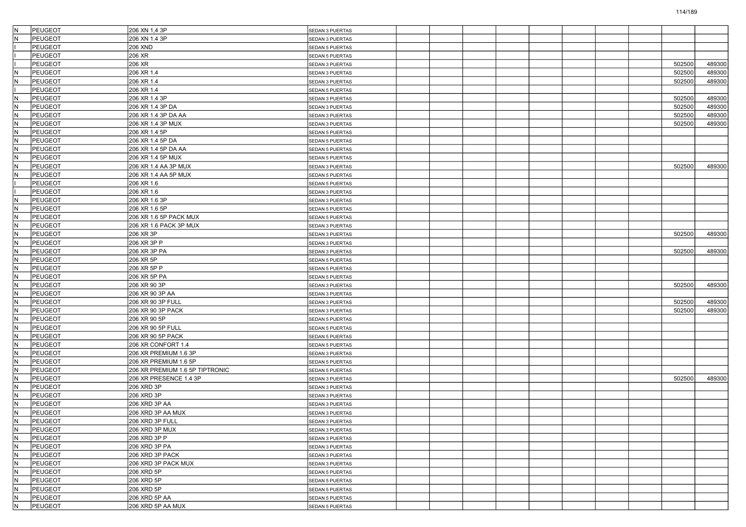| | | | | | | | | | | | | |
|---|---|---|---|---|---|---|---|---|---|---|---|---|
| N | PEUGEOT | 206 XN 1,4 3P | SEDAN 3 PUERTAS | | | | | | | | | |
| N | PEUGEOT | 206 XN 1.4 3P | SEDAN 3 PUERTAS | | | | | | | | | |
| I | PEUGEOT | 206 XND | SEDAN 5 PUERTAS | | | | | | | | | |
| I | PEUGEOT | 206 XR | SEDAN 5 PUERTAS | | | | | | | | | |
| I | PEUGEOT | 206 XR | SEDAN 3 PUERTAS | | | | | | | | 502500 | 489300 |
| N | PEUGEOT | 206 XR 1.4 | SEDAN 3 PUERTAS | | | | | | | | 502500 | 489300 |
| N | PEUGEOT | 206 XR 1.4 | SEDAN 3 PUERTAS | | | | | | | | 502500 | 489300 |
| I | PEUGEOT | 206 XR 1.4 | SEDAN 5 PUERTAS | | | | | | | | | |
| N | PEUGEOT | 206 XR 1.4 3P | SEDAN 3 PUERTAS | | | | | | | | 502500 | 489300 |
| N | PEUGEOT | 206 XR 1.4 3P DA | SEDAN 3 PUERTAS | | | | | | | | 502500 | 489300 |
| N | PEUGEOT | 206 XR 1.4 3P DA AA | SEDAN 3 PUERTAS | | | | | | | | 502500 | 489300 |
| N | PEUGEOT | 206 XR 1.4 3P MUX | SEDAN 3 PUERTAS | | | | | | | | 502500 | 489300 |
| N | PEUGEOT | 206 XR 1.4 5P | SEDAN 5 PUERTAS | | | | | | | | | |
| N | PEUGEOT | 206 XR 1.4 5P DA | SEDAN 5 PUERTAS | | | | | | | | | |
| N | PEUGEOT | 206 XR 1.4 5P DA AA | SEDAN 5 PUERTAS | | | | | | | | | |
| N | PEUGEOT | 206 XR 1.4 5P MUX | SEDAN 5 PUERTAS | | | | | | | | | |
| N | PEUGEOT | 206 XR 1.4 AA 3P MUX | SEDAN 3 PUERTAS | | | | | | | | 502500 | 489300 |
| N | PEUGEOT | 206 XR 1.4 AA 5P MUX | SEDAN 5 PUERTAS | | | | | | | | | |
| I | PEUGEOT | 206 XR 1.6 | SEDAN 5 PUERTAS | | | | | | | | | |
| I | PEUGEOT | 206 XR 1.6 | SEDAN 3 PUERTAS | | | | | | | | | |
| N | PEUGEOT | 206 XR 1.6 3P | SEDAN 3 PUERTAS | | | | | | | | | |
| N | PEUGEOT | 206 XR 1.6 5P | SEDAN 5 PUERTAS | | | | | | | | | |
| N | PEUGEOT | 206 XR 1.6 5P PACK MUX | SEDAN 5 PUERTAS | | | | | | | | | |
| N | PEUGEOT | 206 XR 1.6 PACK 3P MUX | SEDAN 3 PUERTAS | | | | | | | | | |
| N | PEUGEOT | 206 XR 3P | SEDAN 3 PUERTAS | | | | | | | | 502500 | 489300 |
| N | PEUGEOT | 206 XR 3P P | SEDAN 3 PUERTAS | | | | | | | | | |
| N | PEUGEOT | 206 XR 3P PA | SEDAN 3 PUERTAS | | | | | | | | 502500 | 489300 |
| N | PEUGEOT | 206 XR 5P | SEDAN 5 PUERTAS | | | | | | | | | |
| N | PEUGEOT | 206 XR 5P P | SEDAN 5 PUERTAS | | | | | | | | | |
| N | PEUGEOT | 206 XR 5P PA | SEDAN 5 PUERTAS | | | | | | | | | |
| N | PEUGEOT | 206 XR 90 3P | SEDAN 3 PUERTAS | | | | | | | | 502500 | 489300 |
| N | PEUGEOT | 206 XR 90 3P AA | SEDAN 3 PUERTAS | | | | | | | | | |
| N | PEUGEOT | 206 XR 90 3P FULL | SEDAN 3 PUERTAS | | | | | | | | 502500 | 489300 |
| N | PEUGEOT | 206 XR 90 3P PACK | SEDAN 3 PUERTAS | | | | | | | | 502500 | 489300 |
| N | PEUGEOT | 206 XR 90 5P | SEDAN 5 PUERTAS | | | | | | | | | |
| N | PEUGEOT | 206 XR 90 5P FULL | SEDAN 5 PUERTAS | | | | | | | | | |
| N | PEUGEOT | 206 XR 90 5P PACK | SEDAN 5 PUERTAS | | | | | | | | | |
| N | PEUGEOT | 206 XR CONFORT 1.4 | SEDAN 5 PUERTAS | | | | | | | | | |
| N | PEUGEOT | 206 XR PREMIUM 1.6 3P | SEDAN 3 PUERTAS | | | | | | | | | |
| N | PEUGEOT | 206 XR PREMIUM 1.6 5P | SEDAN 5 PUERTAS | | | | | | | | | |
| N | PEUGEOT | 206 XR PREMIUM 1.6 5P TIPTRONIC | SEDAN 5 PUERTAS | | | | | | | | | |
| N | PEUGEOT | 206 XR PRESENCE 1.4 3P | SEDAN 3 PUERTAS | | | | | | | | 502500 | 489300 |
| N | PEUGEOT | 206 XRD 3P | SEDAN 3 PUERTAS | | | | | | | | | |
| N | PEUGEOT | 206 XRD 3P | SEDAN 3 PUERTAS | | | | | | | | | |
| N | PEUGEOT | 206 XRD 3P AA | SEDAN 3 PUERTAS | | | | | | | | | |
| N | PEUGEOT | 206 XRD 3P AA MUX | SEDAN 3 PUERTAS | | | | | | | | | |
| N | PEUGEOT | 206 XRD 3P FULL | SEDAN 3 PUERTAS | | | | | | | | | |
| N | PEUGEOT | 206 XRD 3P MUX | SEDAN 3 PUERTAS | | | | | | | | | |
| N | PEUGEOT | 206 XRD 3P P | SEDAN 3 PUERTAS | | | | | | | | | |
| N | PEUGEOT | 206 XRD 3P PA | SEDAN 3 PUERTAS | | | | | | | | | |
| N | PEUGEOT | 206 XRD 3P PACK | SEDAN 3 PUERTAS | | | | | | | | | |
| N | PEUGEOT | 206 XRD 3P PACK MUX | SEDAN 3 PUERTAS | | | | | | | | | |
| N | PEUGEOT | 206 XRD 5P | SEDAN 5 PUERTAS | | | | | | | | | |
| N | PEUGEOT | 206 XRD 5P | SEDAN 5 PUERTAS | | | | | | | | | |
| N | PEUGEOT | 206 XRD 5P | SEDAN 5 PUERTAS | | | | | | | | | |
| N | PEUGEOT | 206 XRD 5P AA | SEDAN 5 PUERTAS | | | | | | | | | |
| N | PEUGEOT | 206 XRD 5P AA MUX | SEDAN 5 PUERTAS | | | | | | | | | |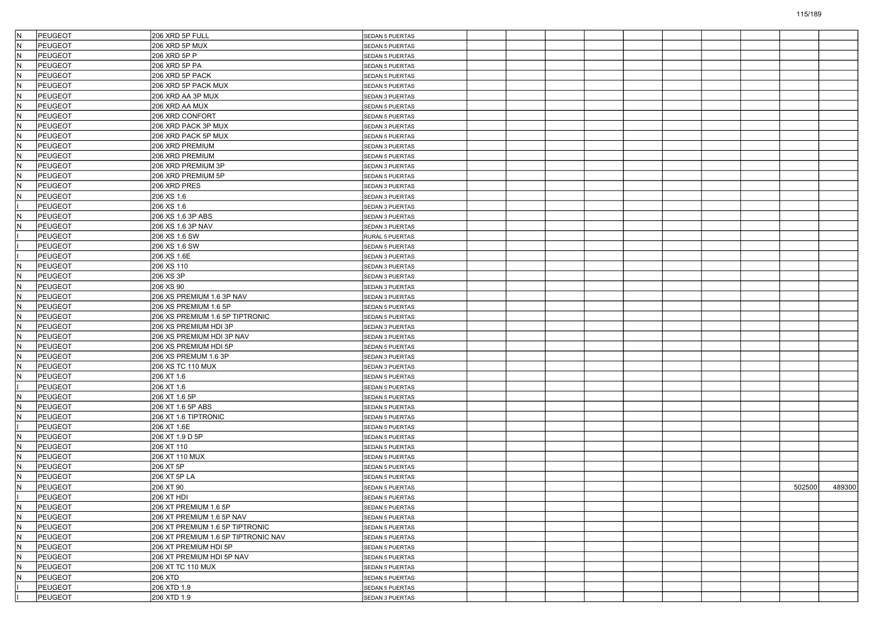| | | | | | | | | | | | | | |
|---|---|---|---|---|---|---|---|---|---|---|---|---|---|
| N | PEUGEOT | 206 XRD 5P FULL | SEDAN 5 PUERTAS | | | | | | | | | | |
| N | PEUGEOT | 206 XRD 5P MUX | SEDAN 5 PUERTAS | | | | | | | | | | |
| N | PEUGEOT | 206 XRD 5P P | SEDAN 5 PUERTAS | | | | | | | | | | |
| N | PEUGEOT | 206 XRD 5P PA | SEDAN 5 PUERTAS | | | | | | | | | | |
| N | PEUGEOT | 206 XRD 5P PACK | SEDAN 5 PUERTAS | | | | | | | | | | |
| N | PEUGEOT | 206 XRD 5P PACK MUX | SEDAN 5 PUERTAS | | | | | | | | | | |
| N | PEUGEOT | 206 XRD AA 3P MUX | SEDAN 3 PUERTAS | | | | | | | | | | |
| N | PEUGEOT | 206 XRD AA MUX | SEDAN 5 PUERTAS | | | | | | | | | | |
| N | PEUGEOT | 206 XRD CONFORT | SEDAN 5 PUERTAS | | | | | | | | | | |
| N | PEUGEOT | 206 XRD PACK 3P MUX | SEDAN 3 PUERTAS | | | | | | | | | | |
| N | PEUGEOT | 206 XRD PACK 5P MUX | SEDAN 5 PUERTAS | | | | | | | | | | |
| N | PEUGEOT | 206 XRD PREMIUM | SEDAN 3 PUERTAS | | | | | | | | | | |
| N | PEUGEOT | 206 XRD PREMIUM | SEDAN 5 PUERTAS | | | | | | | | | | |
| N | PEUGEOT | 206 XRD PREMIUM 3P | SEDAN 3 PUERTAS | | | | | | | | | | |
| N | PEUGEOT | 206 XRD PREMIUM 5P | SEDAN 5 PUERTAS | | | | | | | | | | |
| N | PEUGEOT | 206 XRD PRES | SEDAN 3 PUERTAS | | | | | | | | | | |
| N | PEUGEOT | 206 XS 1.6 | SEDAN 3 PUERTAS | | | | | | | | | | |
| I | PEUGEOT | 206 XS 1.6 | SEDAN 3 PUERTAS | | | | | | | | | | |
| N | PEUGEOT | 206 XS 1.6 3P ABS | SEDAN 3 PUERTAS | | | | | | | | | | |
| N | PEUGEOT | 206 XS 1.6 3P NAV | SEDAN 3 PUERTAS | | | | | | | | | | |
| I | PEUGEOT | 206 XS 1.6 SW | RURAL 5 PUERTAS | | | | | | | | | | |
| I | PEUGEOT | 206 XS 1.6 SW | SEDAN 5 PUERTAS | | | | | | | | | | |
| I | PEUGEOT | 206 XS 1.6E | SEDAN 3 PUERTAS | | | | | | | | | | |
| N | PEUGEOT | 206 XS 110 | SEDAN 3 PUERTAS | | | | | | | | | | |
| N | PEUGEOT | 206 XS 3P | SEDAN 3 PUERTAS | | | | | | | | | | |
| N | PEUGEOT | 206 XS 90 | SEDAN 3 PUERTAS | | | | | | | | | | |
| N | PEUGEOT | 206 XS PREMIUM 1.6 3P NAV | SEDAN 3 PUERTAS | | | | | | | | | | |
| N | PEUGEOT | 206 XS PREMIUM 1.6 5P | SEDAN 5 PUERTAS | | | | | | | | | | |
| N | PEUGEOT | 206 XS PREMIUM 1.6 5P TIPTRONIC | SEDAN 5 PUERTAS | | | | | | | | | | |
| N | PEUGEOT | 206 XS PREMIUM HDI 3P | SEDAN 3 PUERTAS | | | | | | | | | | |
| N | PEUGEOT | 206 XS PREMIUM HDI 3P NAV | SEDAN 3 PUERTAS | | | | | | | | | | |
| N | PEUGEOT | 206 XS PREMIUM HDI 5P | SEDAN 5 PUERTAS | | | | | | | | | | |
| N | PEUGEOT | 206 XS PREMUM 1.6 3P | SEDAN 3 PUERTAS | | | | | | | | | | |
| N | PEUGEOT | 206 XS TC 110 MUX | SEDAN 3 PUERTAS | | | | | | | | | | |
| N | PEUGEOT | 206 XT 1.6 | SEDAN 5 PUERTAS | | | | | | | | | | |
| I | PEUGEOT | 206 XT 1.6 | SEDAN 5 PUERTAS | | | | | | | | | | |
| N | PEUGEOT | 206 XT 1.6 5P | SEDAN 5 PUERTAS | | | | | | | | | | |
| N | PEUGEOT | 206 XT 1.6 5P ABS | SEDAN 5 PUERTAS | | | | | | | | | | |
| N | PEUGEOT | 206 XT 1.6 TIPTRONIC | SEDAN 5 PUERTAS | | | | | | | | | | |
| I | PEUGEOT | 206 XT 1.6E | SEDAN 5 PUERTAS | | | | | | | | | | |
| N | PEUGEOT | 206 XT 1.9 D 5P | SEDAN 5 PUERTAS | | | | | | | | | | |
| N | PEUGEOT | 206 XT 110 | SEDAN 5 PUERTAS | | | | | | | | | | |
| N | PEUGEOT | 206 XT 110 MUX | SEDAN 5 PUERTAS | | | | | | | | | | |
| N | PEUGEOT | 206 XT 5P | SEDAN 5 PUERTAS | | | | | | | | | | |
| N | PEUGEOT | 206 XT 5P LA | SEDAN 5 PUERTAS | | | | | | | | | | |
| N | PEUGEOT | 206 XT 90 | SEDAN 5 PUERTAS | | | | | | | | | 502500 | 489300 |
| I | PEUGEOT | 206 XT HDI | SEDAN 5 PUERTAS | | | | | | | | | | |
| N | PEUGEOT | 206 XT PREMIUM 1.6 5P | SEDAN 5 PUERTAS | | | | | | | | | | |
| N | PEUGEOT | 206 XT PREMIUM 1.6 5P NAV | SEDAN 5 PUERTAS | | | | | | | | | | |
| N | PEUGEOT | 206 XT PREMIUM 1.6 5P TIPTRONIC | SEDAN 5 PUERTAS | | | | | | | | | | |
| N | PEUGEOT | 206 XT PREMIUM 1.6 5P TIPTRONIC NAV | SEDAN 5 PUERTAS | | | | | | | | | | |
| N | PEUGEOT | 206 XT PREMIUM HDI 5P | SEDAN 5 PUERTAS | | | | | | | | | | |
| N | PEUGEOT | 206 XT PREMIUM HDI 5P NAV | SEDAN 5 PUERTAS | | | | | | | | | | |
| N | PEUGEOT | 206 XT TC 110 MUX | SEDAN 5 PUERTAS | | | | | | | | | | |
| N | PEUGEOT | 206 XTD | SEDAN 5 PUERTAS | | | | | | | | | | |
| I | PEUGEOT | 206 XTD 1.9 | SEDAN 5 PUERTAS | | | | | | | | | | |
| I | PEUGEOT | 206 XTD 1.9 | SEDAN 3 PUERTAS | | | | | | | | | | |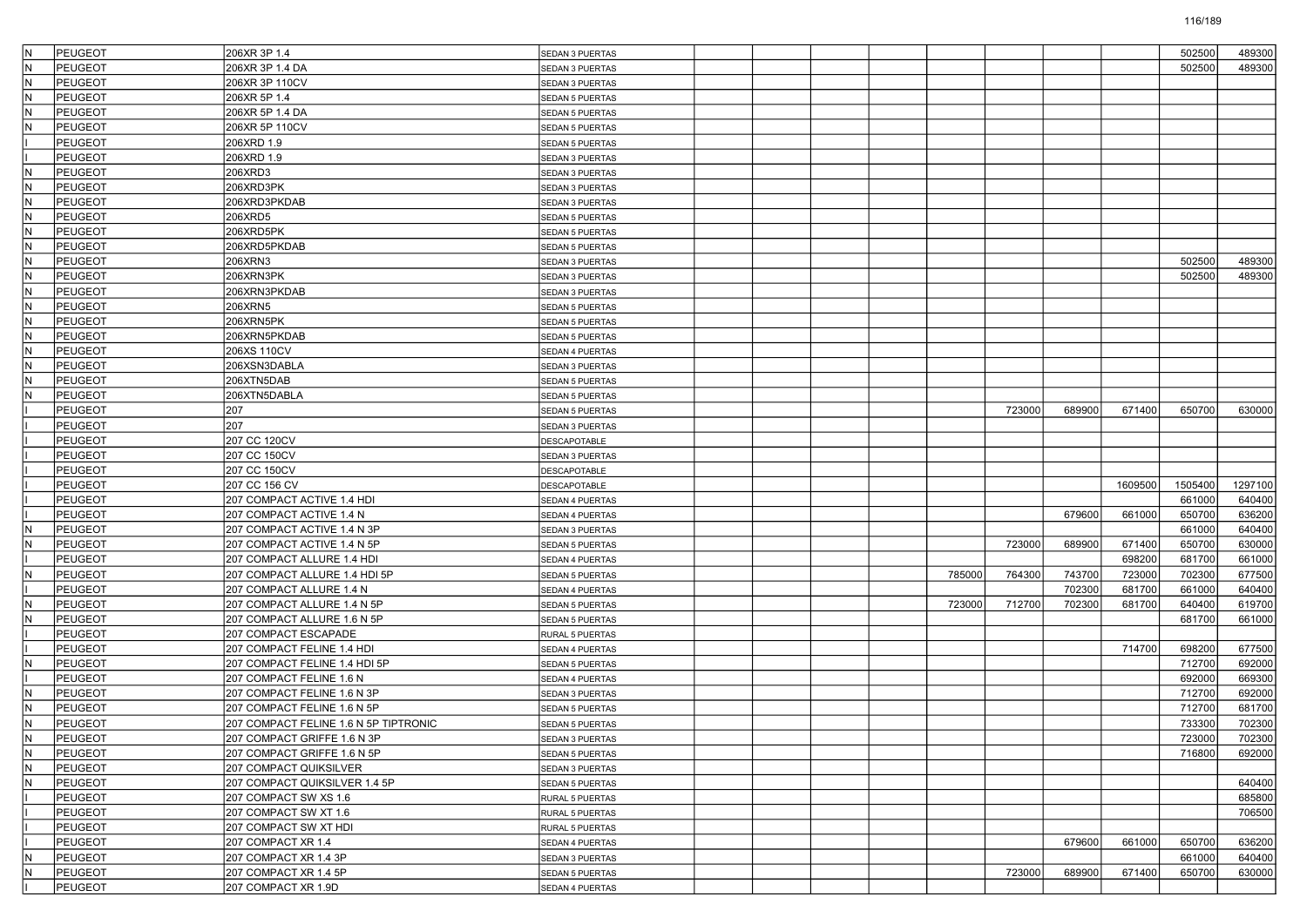| | | | | | | | | | | | | | |
|---|---|---|---|---|---|---|---|---|---|---|---|---|---|
| N | PEUGEOT | 206XR 3P 1.4 | SEDAN 3 PUERTAS | | | | | | | | | 502500 | 489300 |
| N | PEUGEOT | 206XR 3P 1.4 DA | SEDAN 3 PUERTAS | | | | | | | | | 502500 | 489300 |
| N | PEUGEOT | 206XR 3P 110CV | SEDAN 3 PUERTAS | | | | | | | | | | |
| N | PEUGEOT | 206XR 5P 1.4 | SEDAN 5 PUERTAS | | | | | | | | | | |
| N | PEUGEOT | 206XR 5P 1.4 DA | SEDAN 5 PUERTAS | | | | | | | | | | |
| N | PEUGEOT | 206XR 5P 110CV | SEDAN 5 PUERTAS | | | | | | | | | | |
| I | PEUGEOT | 206XRD 1.9 | SEDAN 5 PUERTAS | | | | | | | | | | |
| I | PEUGEOT | 206XRD 1.9 | SEDAN 3 PUERTAS | | | | | | | | | | |
| N | PEUGEOT | 206XRD3 | SEDAN 3 PUERTAS | | | | | | | | | | |
| N | PEUGEOT | 206XRD3PK | SEDAN 3 PUERTAS | | | | | | | | | | |
| N | PEUGEOT | 206XRD3PKDAB | SEDAN 3 PUERTAS | | | | | | | | | | |
| N | PEUGEOT | 206XRD5 | SEDAN 5 PUERTAS | | | | | | | | | | |
| N | PEUGEOT | 206XRD5PK | SEDAN 5 PUERTAS | | | | | | | | | | |
| N | PEUGEOT | 206XRD5PKDAB | SEDAN 5 PUERTAS | | | | | | | | | | |
| N | PEUGEOT | 206XRN3 | SEDAN 3 PUERTAS | | | | | | | | | 502500 | 489300 |
| N | PEUGEOT | 206XRN3PK | SEDAN 3 PUERTAS | | | | | | | | | 502500 | 489300 |
| N | PEUGEOT | 206XRN3PKDAB | SEDAN 3 PUERTAS | | | | | | | | | | |
| N | PEUGEOT | 206XRN5 | SEDAN 5 PUERTAS | | | | | | | | | | |
| N | PEUGEOT | 206XRN5PK | SEDAN 5 PUERTAS | | | | | | | | | | |
| N | PEUGEOT | 206XRN5PKDAB | SEDAN 5 PUERTAS | | | | | | | | | | |
| N | PEUGEOT | 206XS 110CV | SEDAN 4 PUERTAS | | | | | | | | | | |
| N | PEUGEOT | 206XSN3DABLA | SEDAN 3 PUERTAS | | | | | | | | | | |
| N | PEUGEOT | 206XTN5DAB | SEDAN 5 PUERTAS | | | | | | | | | | |
| N | PEUGEOT | 206XTN5DABLA | SEDAN 5 PUERTAS | | | | | | | | | | |
| I | PEUGEOT | 207 | SEDAN 5 PUERTAS | | | | | | 723000 | 689900 | 671400 | 650700 | 630000 |
| I | PEUGEOT | 207 | SEDAN 3 PUERTAS | | | | | | | | | | |
| I | PEUGEOT | 207 CC 120CV | DESCAPOTABLE | | | | | | | | | | |
| I | PEUGEOT | 207 CC 150CV | SEDAN 3 PUERTAS | | | | | | | | | | |
| I | PEUGEOT | 207 CC 150CV | DESCAPOTABLE | | | | | | | | | | |
| I | PEUGEOT | 207 CC 156 CV | DESCAPOTABLE | | | | | | | | 1609500 | 1505400 | 1297100 |
| I | PEUGEOT | 207 COMPACT ACTIVE 1.4 HDI | SEDAN 4 PUERTAS | | | | | | | | | 661000 | 640400 |
| I | PEUGEOT | 207 COMPACT ACTIVE 1.4 N | SEDAN 4 PUERTAS | | | | | | | 679600 | 661000 | 650700 | 636200 |
| N | PEUGEOT | 207 COMPACT ACTIVE 1.4 N 3P | SEDAN 3 PUERTAS | | | | | | | | | 661000 | 640400 |
| N | PEUGEOT | 207 COMPACT ACTIVE 1.4 N 5P | SEDAN 5 PUERTAS | | | | | | 723000 | 689900 | 671400 | 650700 | 630000 |
| I | PEUGEOT | 207 COMPACT ALLURE 1.4 HDI | SEDAN 4 PUERTAS | | | | | | | | 698200 | 681700 | 661000 |
| N | PEUGEOT | 207 COMPACT ALLURE 1.4 HDI 5P | SEDAN 5 PUERTAS | | | | | 785000 | 764300 | 743700 | 723000 | 702300 | 677500 |
| I | PEUGEOT | 207 COMPACT ALLURE 1.4 N | SEDAN 4 PUERTAS | | | | | | | 702300 | 681700 | 661000 | 640400 |
| N | PEUGEOT | 207 COMPACT ALLURE 1.4 N 5P | SEDAN 5 PUERTAS | | | | | 723000 | 712700 | 702300 | 681700 | 640400 | 619700 |
| N | PEUGEOT | 207 COMPACT ALLURE 1.6 N 5P | SEDAN 5 PUERTAS | | | | | | | | | 681700 | 661000 |
| I | PEUGEOT | 207 COMPACT ESCAPADE | RURAL 5 PUERTAS | | | | | | | | | | |
| I | PEUGEOT | 207 COMPACT FELINE 1.4 HDI | SEDAN 4 PUERTAS | | | | | | | | 714700 | 698200 | 677500 |
| N | PEUGEOT | 207 COMPACT FELINE 1.4 HDI 5P | SEDAN 5 PUERTAS | | | | | | | | | 712700 | 692000 |
| I | PEUGEOT | 207 COMPACT FELINE 1.6 N | SEDAN 4 PUERTAS | | | | | | | | | 692000 | 669300 |
| N | PEUGEOT | 207 COMPACT FELINE 1.6 N 3P | SEDAN 3 PUERTAS | | | | | | | | | 712700 | 692000 |
| N | PEUGEOT | 207 COMPACT FELINE 1.6 N 5P | SEDAN 5 PUERTAS | | | | | | | | | 712700 | 681700 |
| N | PEUGEOT | 207 COMPACT FELINE 1.6 N 5P TIPTRONIC | SEDAN 5 PUERTAS | | | | | | | | | 733300 | 702300 |
| N | PEUGEOT | 207 COMPACT GRIFFE 1.6 N 3P | SEDAN 3 PUERTAS | | | | | | | | | 723000 | 702300 |
| N | PEUGEOT | 207 COMPACT GRIFFE 1.6 N 5P | SEDAN 5 PUERTAS | | | | | | | | | 716800 | 692000 |
| N | PEUGEOT | 207 COMPACT QUIKSILVER | SEDAN 3 PUERTAS | | | | | | | | | | |
| N | PEUGEOT | 207 COMPACT QUIKSILVER 1.4 5P | SEDAN 5 PUERTAS | | | | | | | | | | 640400 |
| I | PEUGEOT | 207 COMPACT SW XS 1.6 | RURAL 5 PUERTAS | | | | | | | | | | 685800 |
| I | PEUGEOT | 207 COMPACT SW XT 1.6 | RURAL 5 PUERTAS | | | | | | | | | | 706500 |
| I | PEUGEOT | 207 COMPACT SW XT HDI | RURAL 5 PUERTAS | | | | | | | | | | |
| I | PEUGEOT | 207 COMPACT XR 1.4 | SEDAN 4 PUERTAS | | | | | | | 679600 | 661000 | 650700 | 636200 |
| N | PEUGEOT | 207 COMPACT XR 1.4 3P | SEDAN 3 PUERTAS | | | | | | | | | 661000 | 640400 |
| N | PEUGEOT | 207 COMPACT XR 1.4 5P | SEDAN 5 PUERTAS | | | | | | 723000 | 689900 | 671400 | 650700 | 630000 |
| I | PEUGEOT | 207 COMPACT XR 1.9D | SEDAN 4 PUERTAS | | | | | | | | | | |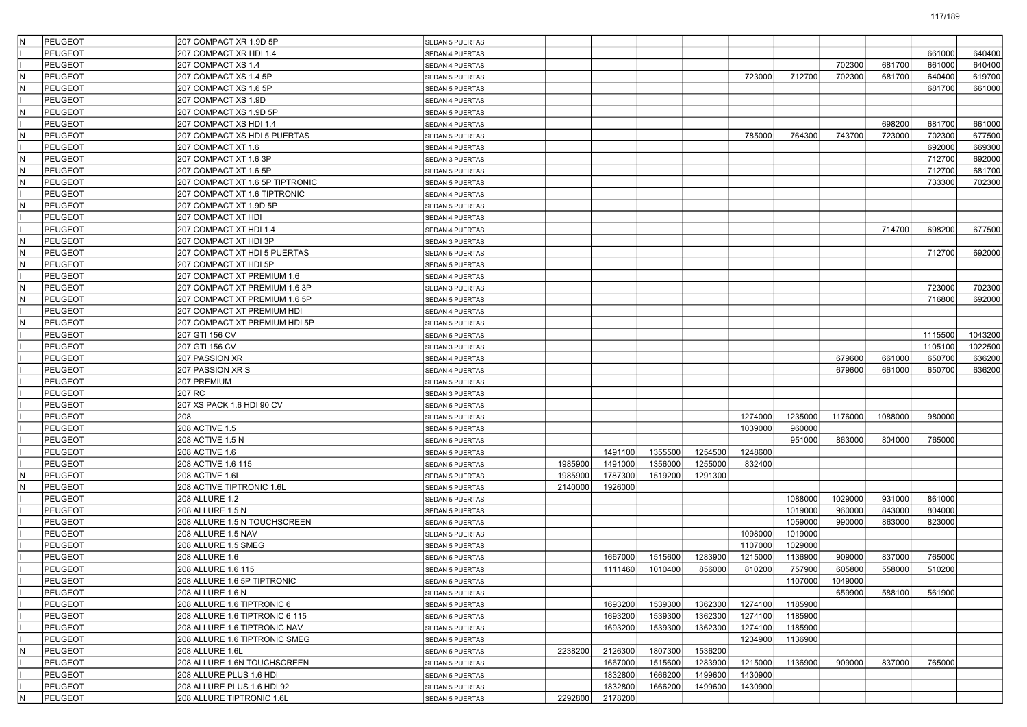| | | | | | | | | | | | | | |
|---|---|---|---|---|---|---|---|---|---|---|---|---|---|
| N | PEUGEOT | 207 COMPACT XR 1.9D 5P | SEDAN 5 PUERTAS | | | | | | | | | | |
| I | PEUGEOT | 207 COMPACT XR HDI 1.4 | SEDAN 4 PUERTAS | | | | | | | | | 661000 | 640400 |
| I | PEUGEOT | 207 COMPACT XS 1.4 | SEDAN 4 PUERTAS | | | | | | | 702300 | 681700 | 661000 | 640400 |
| N | PEUGEOT | 207 COMPACT XS 1.4 5P | SEDAN 5 PUERTAS | | | | | 723000 | 712700 | 702300 | 681700 | 640400 | 619700 |
| N | PEUGEOT | 207 COMPACT XS 1.6 5P | SEDAN 5 PUERTAS | | | | | | | | | 681700 | 661000 |
| I | PEUGEOT | 207 COMPACT XS 1.9D | SEDAN 4 PUERTAS | | | | | | | | | | |
| N | PEUGEOT | 207 COMPACT XS 1.9D 5P | SEDAN 5 PUERTAS | | | | | | | | | | |
| I | PEUGEOT | 207 COMPACT XS HDI 1.4 | SEDAN 4 PUERTAS | | | | | | | | 698200 | 681700 | 661000 |
| N | PEUGEOT | 207 COMPACT XS HDI 5 PUERTAS | SEDAN 5 PUERTAS | | | | | 785000 | 764300 | 743700 | 723000 | 702300 | 677500 |
| I | PEUGEOT | 207 COMPACT XT 1.6 | SEDAN 4 PUERTAS | | | | | | | | | 692000 | 669300 |
| N | PEUGEOT | 207 COMPACT XT 1.6 3P | SEDAN 3 PUERTAS | | | | | | | | | 712700 | 692000 |
| N | PEUGEOT | 207 COMPACT XT 1.6 5P | SEDAN 5 PUERTAS | | | | | | | | | 712700 | 681700 |
| N | PEUGEOT | 207 COMPACT XT 1.6 5P TIPTRONIC | SEDAN 5 PUERTAS | | | | | | | | | 733300 | 702300 |
| I | PEUGEOT | 207 COMPACT XT 1.6 TIPTRONIC | SEDAN 4 PUERTAS | | | | | | | | | | |
| N | PEUGEOT | 207 COMPACT XT 1.9D 5P | SEDAN 5 PUERTAS | | | | | | | | | | |
| I | PEUGEOT | 207 COMPACT XT HDI | SEDAN 4 PUERTAS | | | | | | | | | | |
| I | PEUGEOT | 207 COMPACT XT HDI 1.4 | SEDAN 4 PUERTAS | | | | | | | | 714700 | 698200 | 677500 |
| N | PEUGEOT | 207 COMPACT XT HDI 3P | SEDAN 3 PUERTAS | | | | | | | | | | |
| N | PEUGEOT | 207 COMPACT XT HDI 5 PUERTAS | SEDAN 5 PUERTAS | | | | | | | | | 712700 | 692000 |
| N | PEUGEOT | 207 COMPACT XT HDI 5P | SEDAN 5 PUERTAS | | | | | | | | | | |
| I | PEUGEOT | 207 COMPACT XT PREMIUM 1.6 | SEDAN 4 PUERTAS | | | | | | | | | | |
| N | PEUGEOT | 207 COMPACT XT PREMIUM 1.6 3P | SEDAN 3 PUERTAS | | | | | | | | | 723000 | 702300 |
| N | PEUGEOT | 207 COMPACT XT PREMIUM 1.6 5P | SEDAN 5 PUERTAS | | | | | | | | | 716800 | 692000 |
| I | PEUGEOT | 207 COMPACT XT PREMIUM HDI | SEDAN 4 PUERTAS | | | | | | | | | | |
| N | PEUGEOT | 207 COMPACT XT PREMIUM HDI 5P | SEDAN 5 PUERTAS | | | | | | | | | | |
| I | PEUGEOT | 207 GTI 156 CV | SEDAN 5 PUERTAS | | | | | | | | | 1115500 | 1043200 |
| I | PEUGEOT | 207 GTI 156 CV | SEDAN 3 PUERTAS | | | | | | | | | 1105100 | 1022500 |
| I | PEUGEOT | 207 PASSION XR | SEDAN 4 PUERTAS | | | | | | | 679600 | 661000 | 650700 | 636200 |
| I | PEUGEOT | 207 PASSION XR S | SEDAN 4 PUERTAS | | | | | | | 679600 | 661000 | 650700 | 636200 |
| I | PEUGEOT | 207 PREMIUM | SEDAN 5 PUERTAS | | | | | | | | | | |
| I | PEUGEOT | 207 RC | SEDAN 3 PUERTAS | | | | | | | | | | |
| I | PEUGEOT | 207 XS PACK 1.6 HDI 90 CV | SEDAN 5 PUERTAS | | | | | | | | | | |
| I | PEUGEOT | 208 | SEDAN 5 PUERTAS | | | | | 1274000 | 1235000 | 1176000 | 1088000 | 980000 | |
| I | PEUGEOT | 208 ACTIVE 1.5 | SEDAN 5 PUERTAS | | | | | 1039000 | 960000 | | | | |
| I | PEUGEOT | 208 ACTIVE 1.5 N | SEDAN 5 PUERTAS | | | | | | 951000 | 863000 | 804000 | 765000 | |
| I | PEUGEOT | 208 ACTIVE 1.6 | SEDAN 5 PUERTAS | | 1491100 | 1355500 | 1254500 | 1248600 | | | | | |
| I | PEUGEOT | 208 ACTIVE 1.6 115 | SEDAN 5 PUERTAS | 1985900 | 1491000 | 1356000 | 1255000 | 832400 | | | | | |
| N | PEUGEOT | 208 ACTIVE 1.6L | SEDAN 5 PUERTAS | 1985900 | 1787300 | 1519200 | 1291300 | | | | | | |
| N | PEUGEOT | 208 ACTIVE TIPTRONIC 1.6L | SEDAN 5 PUERTAS | 2140000 | 1926000 | | | | | | | | |
| I | PEUGEOT | 208 ALLURE 1.2 | SEDAN 5 PUERTAS | | | | | | 1088000 | 1029000 | 931000 | 861000 | |
| I | PEUGEOT | 208 ALLURE 1.5 N | SEDAN 5 PUERTAS | | | | | | 1019000 | 960000 | 843000 | 804000 | |
| I | PEUGEOT | 208 ALLURE 1.5 N TOUCHSCREEN | SEDAN 5 PUERTAS | | | | | | 1059000 | 990000 | 863000 | 823000 | |
| I | PEUGEOT | 208 ALLURE 1.5 NAV | SEDAN 5 PUERTAS | | | | | 1098000 | 1019000 | | | | |
| I | PEUGEOT | 208 ALLURE 1.5 SMEG | SEDAN 5 PUERTAS | | | | | 1107000 | 1029000 | | | | |
| I | PEUGEOT | 208 ALLURE 1.6 | SEDAN 5 PUERTAS | | 1667000 | 1515600 | 1283900 | 1215000 | 1136900 | 909000 | 837000 | 765000 | |
| I | PEUGEOT | 208 ALLURE 1.6 115 | SEDAN 5 PUERTAS | | 1111460 | 1010400 | 856000 | 810200 | 757900 | 605800 | 558000 | 510200 | |
| I | PEUGEOT | 208 ALLURE 1.6 5P TIPTRONIC | SEDAN 5 PUERTAS | | | | | | 1107000 | 1049000 | | | |
| I | PEUGEOT | 208 ALLURE 1.6 N | SEDAN 5 PUERTAS | | | | | | | 659900 | 588100 | 561900 | |
| I | PEUGEOT | 208 ALLURE 1.6 TIPTRONIC 6 | SEDAN 5 PUERTAS | | 1693200 | 1539300 | 1362300 | 1274100 | 1185900 | | | | |
| I | PEUGEOT | 208 ALLURE 1.6 TIPTRONIC 6 115 | SEDAN 5 PUERTAS | | 1693200 | 1539300 | 1362300 | 1274100 | 1185900 | | | | |
| I | PEUGEOT | 208 ALLURE 1.6 TIPTRONIC NAV | SEDAN 5 PUERTAS | | 1693200 | 1539300 | 1362300 | 1274100 | 1185900 | | | | |
| I | PEUGEOT | 208 ALLURE 1.6 TIPTRONIC SMEG | SEDAN 5 PUERTAS | | | | | 1234900 | 1136900 | | | | |
| N | PEUGEOT | 208 ALLURE 1.6L | SEDAN 5 PUERTAS | 2238200 | 2126300 | 1807300 | 1536200 | | | | | | |
| I | PEUGEOT | 208 ALLURE 1.6N TOUCHSCREEN | SEDAN 5 PUERTAS | | 1667000 | 1515600 | 1283900 | 1215000 | 1136900 | 909000 | 837000 | 765000 | |
| I | PEUGEOT | 208 ALLURE PLUS 1.6 HDI | SEDAN 5 PUERTAS | | 1832800 | 1666200 | 1499600 | 1430900 | | | | | |
| I | PEUGEOT | 208 ALLURE PLUS 1.6 HDI 92 | SEDAN 5 PUERTAS | | 1832800 | 1666200 | 1499600 | 1430900 | | | | | |
| N | PEUGEOT | 208 ALLURE TIPTRONIC 1.6L | SEDAN 5 PUERTAS | 2292800 | 2178200 | | | | | | | | |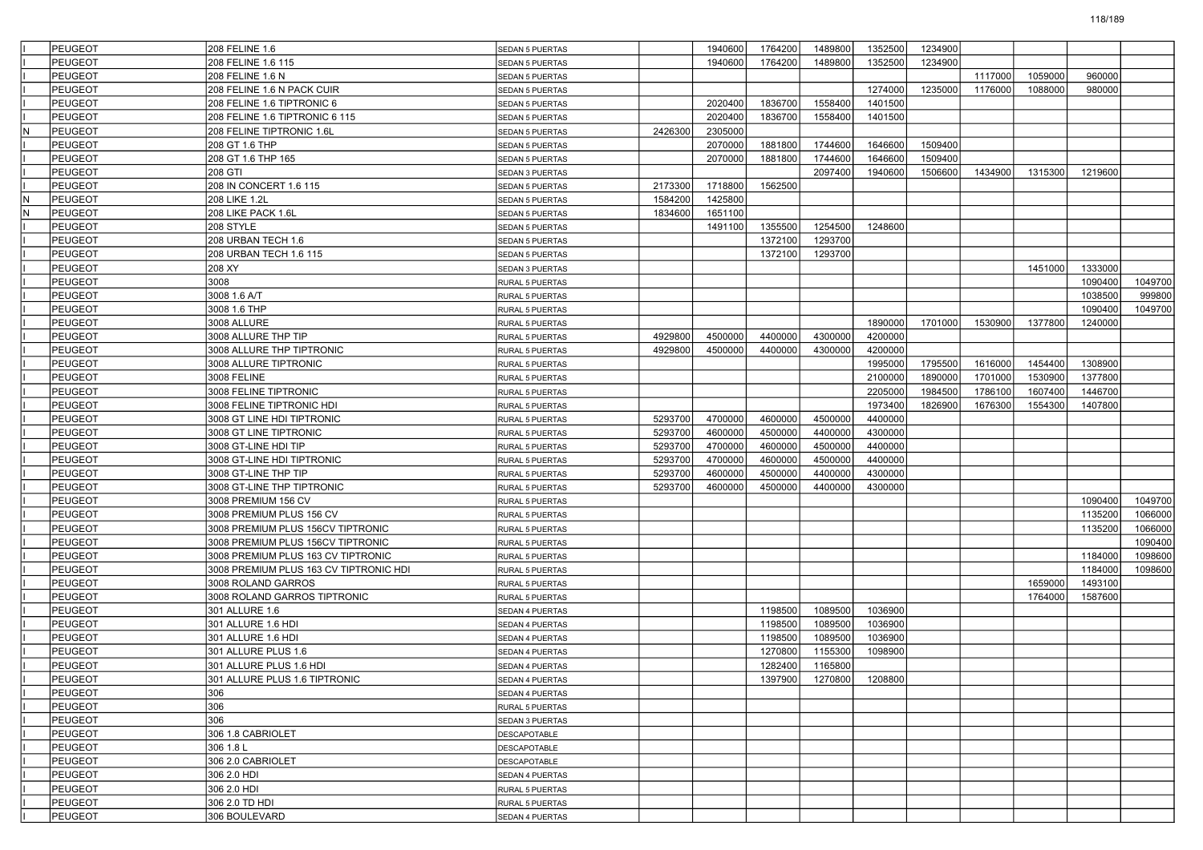| | | | | | | | | | | | | | |
|---|---|---|---|---|---|---|---|---|---|---|---|---|---|
| I | PEUGEOT | 208 FELINE 1.6 | SEDAN 5 PUERTAS | | 1940600 | 1764200 | 1489800 | 1352500 | 1234900 | | | | |
| I | PEUGEOT | 208 FELINE 1.6 115 | SEDAN 5 PUERTAS | | 1940600 | 1764200 | 1489800 | 1352500 | 1234900 | | | | |
| I | PEUGEOT | 208 FELINE 1.6 N | SEDAN 5 PUERTAS | | | | | | | 1117000 | 1059000 | 960000 | |
| I | PEUGEOT | 208 FELINE 1.6 N PACK CUIR | SEDAN 5 PUERTAS | | | | | 1274000 | 1235000 | 1176000 | 1088000 | 980000 | |
| I | PEUGEOT | 208 FELINE 1.6 TIPTRONIC 6 | SEDAN 5 PUERTAS | | 2020400 | 1836700 | 1558400 | 1401500 | | | | | |
| I | PEUGEOT | 208 FELINE 1.6 TIPTRONIC 6 115 | SEDAN 5 PUERTAS | | 2020400 | 1836700 | 1558400 | 1401500 | | | | | |
| N | PEUGEOT | 208 FELINE TIPTRONIC 1.6L | SEDAN 5 PUERTAS | 2426300 | 2305000 | | | | | | | | |
| I | PEUGEOT | 208 GT 1.6 THP | SEDAN 5 PUERTAS | | 2070000 | 1881800 | 1744600 | 1646600 | 1509400 | | | | |
| I | PEUGEOT | 208 GT 1.6 THP 165 | SEDAN 5 PUERTAS | | 2070000 | 1881800 | 1744600 | 1646600 | 1509400 | | | | |
| I | PEUGEOT | 208 GTI | SEDAN 3 PUERTAS | | | | 2097400 | 1940600 | 1506600 | 1434900 | 1315300 | 1219600 | |
| I | PEUGEOT | 208 IN CONCERT 1.6 115 | SEDAN 5 PUERTAS | 2173300 | 1718800 | 1562500 | | | | | | | |
| N | PEUGEOT | 208 LIKE 1.2L | SEDAN 5 PUERTAS | 1584200 | 1425800 | | | | | | | | |
| N | PEUGEOT | 208 LIKE PACK 1.6L | SEDAN 5 PUERTAS | 1834600 | 1651100 | | | | | | | | |
| I | PEUGEOT | 208 STYLE | SEDAN 5 PUERTAS | | 1491100 | 1355500 | 1254500 | 1248600 | | | | | |
| I | PEUGEOT | 208 URBAN TECH 1.6 | SEDAN 5 PUERTAS | | | 1372100 | 1293700 | | | | | | |
| I | PEUGEOT | 208 URBAN TECH 1.6 115 | SEDAN 5 PUERTAS | | | 1372100 | 1293700 | | | | | | |
| I | PEUGEOT | 208 XY | SEDAN 3 PUERTAS | | | | | | | | 1451000 | 1333000 | |
| I | PEUGEOT | 3008 | RURAL 5 PUERTAS | | | | | | | | | 1090400 | 1049700 |
| I | PEUGEOT | 3008 1.6 A/T | RURAL 5 PUERTAS | | | | | | | | | 1038500 | 999800 |
| I | PEUGEOT | 3008 1.6 THP | RURAL 5 PUERTAS | | | | | | | | | 1090400 | 1049700 |
| I | PEUGEOT | 3008 ALLURE | RURAL 5 PUERTAS | | | | | 1890000 | 1701000 | 1530900 | 1377800 | 1240000 | |
| I | PEUGEOT | 3008 ALLURE THP TIP | RURAL 5 PUERTAS | 4929800 | 4500000 | 4400000 | 4300000 | 4200000 | | | | | |
| I | PEUGEOT | 3008 ALLURE THP TIPTRONIC | RURAL 5 PUERTAS | 4929800 | 4500000 | 4400000 | 4300000 | 4200000 | | | | | |
| I | PEUGEOT | 3008 ALLURE TIPTRONIC | RURAL 5 PUERTAS | | | | | 1995000 | 1795500 | 1616000 | 1454400 | 1308900 | |
| I | PEUGEOT | 3008 FELINE | RURAL 5 PUERTAS | | | | | 2100000 | 1890000 | 1701000 | 1530900 | 1377800 | |
| I | PEUGEOT | 3008 FELINE TIPTRONIC | RURAL 5 PUERTAS | | | | | 2205000 | 1984500 | 1786100 | 1607400 | 1446700 | |
| I | PEUGEOT | 3008 FELINE TIPTRONIC HDI | RURAL 5 PUERTAS | | | | | 1973400 | 1826900 | 1676300 | 1554300 | 1407800 | |
| I | PEUGEOT | 3008 GT LINE HDI TIPTRONIC | RURAL 5 PUERTAS | 5293700 | 4700000 | 4600000 | 4500000 | 4400000 | | | | | |
| I | PEUGEOT | 3008 GT LINE TIPTRONIC | RURAL 5 PUERTAS | 5293700 | 4600000 | 4500000 | 4400000 | 4300000 | | | | | |
| I | PEUGEOT | 3008 GT-LINE HDI TIP | RURAL 5 PUERTAS | 5293700 | 4700000 | 4600000 | 4500000 | 4400000 | | | | | |
| I | PEUGEOT | 3008 GT-LINE HDI TIPTRONIC | RURAL 5 PUERTAS | 5293700 | 4700000 | 4600000 | 4500000 | 4400000 | | | | | |
| I | PEUGEOT | 3008 GT-LINE THP TIP | RURAL 5 PUERTAS | 5293700 | 4600000 | 4500000 | 4400000 | 4300000 | | | | | |
| I | PEUGEOT | 3008 GT-LINE THP TIPTRONIC | RURAL 5 PUERTAS | 5293700 | 4600000 | 4500000 | 4400000 | 4300000 | | | | | |
| I | PEUGEOT | 3008 PREMIUM 156 CV | RURAL 5 PUERTAS | | | | | | | | | 1090400 | 1049700 |
| I | PEUGEOT | 3008 PREMIUM PLUS 156 CV | RURAL 5 PUERTAS | | | | | | | | | 1135200 | 1066000 |
| I | PEUGEOT | 3008 PREMIUM PLUS 156CV TIPTRONIC | RURAL 5 PUERTAS | | | | | | | | | 1135200 | 1066000 |
| I | PEUGEOT | 3008 PREMIUM PLUS 156CV TIPTRONIC | RURAL 5 PUERTAS | | | | | | | | | | 1090400 |
| I | PEUGEOT | 3008 PREMIUM PLUS 163 CV TIPTRONIC | RURAL 5 PUERTAS | | | | | | | | | 1184000 | 1098600 |
| I | PEUGEOT | 3008 PREMIUM PLUS 163 CV TIPTRONIC HDI | RURAL 5 PUERTAS | | | | | | | | | 1184000 | 1098600 |
| I | PEUGEOT | 3008 ROLAND GARROS | RURAL 5 PUERTAS | | | | | | | | 1659000 | 1493100 | |
| I | PEUGEOT | 3008 ROLAND GARROS TIPTRONIC | RURAL 5 PUERTAS | | | | | | | | 1764000 | 1587600 | |
| I | PEUGEOT | 301 ALLURE 1.6 | SEDAN 4 PUERTAS | | | 1198500 | 1089500 | 1036900 | | | | | |
| I | PEUGEOT | 301 ALLURE 1.6 HDI | SEDAN 4 PUERTAS | | | 1198500 | 1089500 | 1036900 | | | | | |
| I | PEUGEOT | 301 ALLURE 1.6 HDI | SEDAN 4 PUERTAS | | | 1198500 | 1089500 | 1036900 | | | | | |
| I | PEUGEOT | 301 ALLURE PLUS 1.6 | SEDAN 4 PUERTAS | | | 1270800 | 1155300 | 1098900 | | | | | |
| I | PEUGEOT | 301 ALLURE PLUS 1.6 HDI | SEDAN 4 PUERTAS | | | 1282400 | 1165800 | | | | | | |
| I | PEUGEOT | 301 ALLURE PLUS 1.6 TIPTRONIC | SEDAN 4 PUERTAS | | | 1397900 | 1270800 | 1208800 | | | | | |
| I | PEUGEOT | 306 | SEDAN 4 PUERTAS | | | | | | | | | | |
| I | PEUGEOT | 306 | RURAL 5 PUERTAS | | | | | | | | | | |
| I | PEUGEOT | 306 | SEDAN 3 PUERTAS | | | | | | | | | | |
| I | PEUGEOT | 306 1.8 CABRIOLET | DESCAPOTABLE | | | | | | | | | | |
| I | PEUGEOT | 306 1.8 L | DESCAPOTABLE | | | | | | | | | | |
| I | PEUGEOT | 306 2.0 CABRIOLET | DESCAPOTABLE | | | | | | | | | | |
| I | PEUGEOT | 306 2.0 HDI | SEDAN 4 PUERTAS | | | | | | | | | | |
| I | PEUGEOT | 306 2.0 HDI | RURAL 5 PUERTAS | | | | | | | | | | |
| I | PEUGEOT | 306 2.0 TD HDI | RURAL 5 PUERTAS | | | | | | | | | | |
| I | PEUGEOT | 306 BOULEVARD | SEDAN 4 PUERTAS | | | | | | | | | | |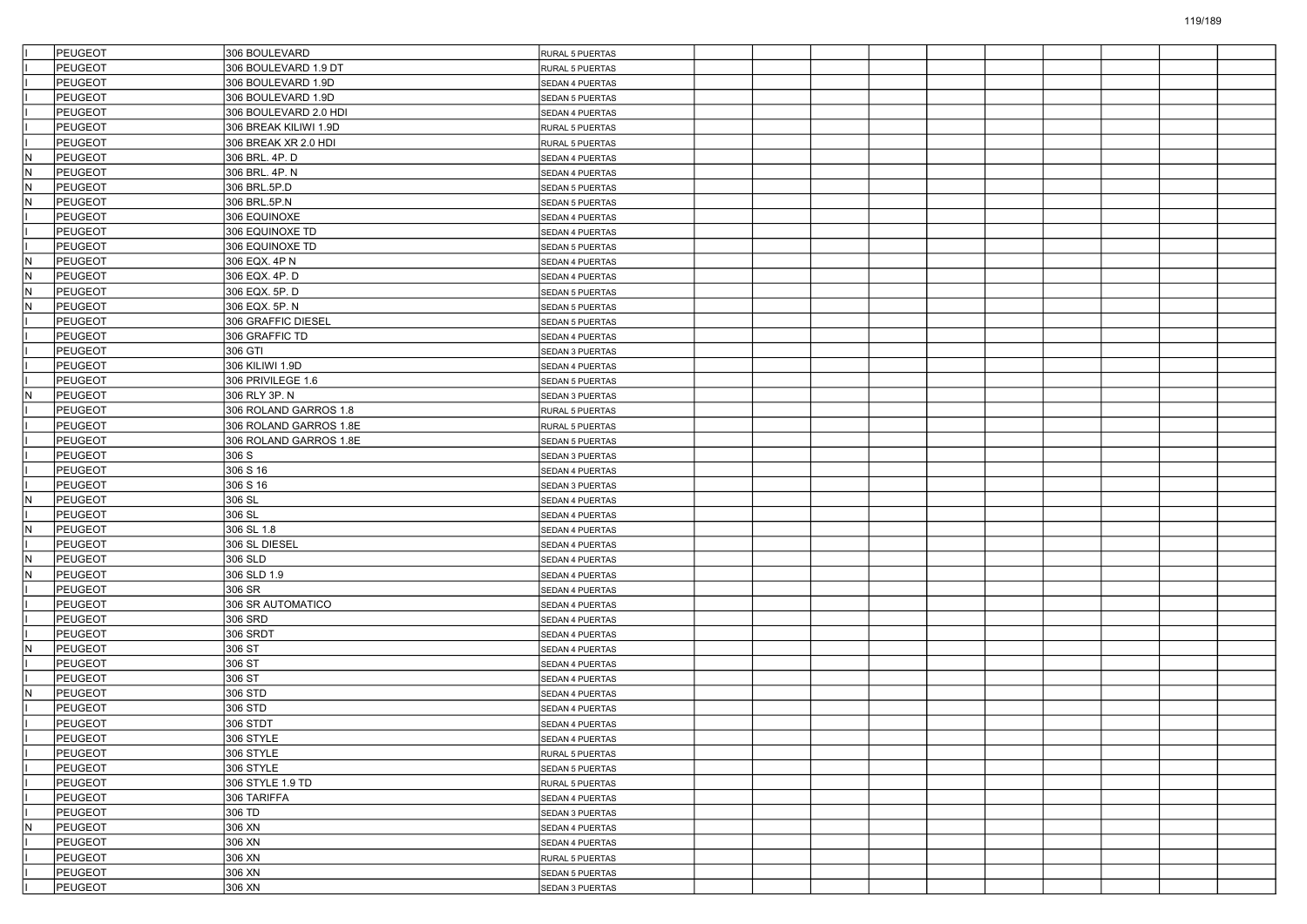| | | | | | | | | | | | | | |
|---|---|---|---|---|---|---|---|---|---|---|---|---|---|
| I | PEUGEOT | 306 BOULEVARD | RURAL 5 PUERTAS | | | | | | | | | | |
| I | PEUGEOT | 306 BOULEVARD 1.9 DT | RURAL 5 PUERTAS | | | | | | | | | | |
| I | PEUGEOT | 306 BOULEVARD 1.9D | SEDAN 4 PUERTAS | | | | | | | | | | |
| I | PEUGEOT | 306 BOULEVARD 1.9D | SEDAN 5 PUERTAS | | | | | | | | | | |
| I | PEUGEOT | 306 BOULEVARD 2.0 HDI | SEDAN 4 PUERTAS | | | | | | | | | | |
| I | PEUGEOT | 306 BREAK KILIWI 1.9D | RURAL 5 PUERTAS | | | | | | | | | | |
| I | PEUGEOT | 306 BREAK XR 2.0 HDI | RURAL 5 PUERTAS | | | | | | | | | | |
| N | PEUGEOT | 306 BRL. 4P. D | SEDAN 4 PUERTAS | | | | | | | | | | |
| N | PEUGEOT | 306 BRL. 4P. N | SEDAN 4 PUERTAS | | | | | | | | | | |
| N | PEUGEOT | 306 BRL.5P.D | SEDAN 5 PUERTAS | | | | | | | | | | |
| N | PEUGEOT | 306 BRL.5P.N | SEDAN 5 PUERTAS | | | | | | | | | | |
| I | PEUGEOT | 306 EQUINOXE | SEDAN 4 PUERTAS | | | | | | | | | | |
| I | PEUGEOT | 306 EQUINOXE TD | SEDAN 4 PUERTAS | | | | | | | | | | |
| I | PEUGEOT | 306 EQUINOXE TD | SEDAN 5 PUERTAS | | | | | | | | | | |
| N | PEUGEOT | 306 EQX. 4P N | SEDAN 4 PUERTAS | | | | | | | | | | |
| N | PEUGEOT | 306 EQX. 4P. D | SEDAN 4 PUERTAS | | | | | | | | | | |
| N | PEUGEOT | 306 EQX. 5P. D | SEDAN 5 PUERTAS | | | | | | | | | | |
| N | PEUGEOT | 306 EQX. 5P. N | SEDAN 5 PUERTAS | | | | | | | | | | |
| I | PEUGEOT | 306 GRAFFIC DIESEL | SEDAN 5 PUERTAS | | | | | | | | | | |
| I | PEUGEOT | 306 GRAFFIC TD | SEDAN 4 PUERTAS | | | | | | | | | | |
| I | PEUGEOT | 306 GTI | SEDAN 3 PUERTAS | | | | | | | | | | |
| I | PEUGEOT | 306 KILIWI 1.9D | SEDAN 4 PUERTAS | | | | | | | | | | |
| I | PEUGEOT | 306 PRIVILEGE 1.6 | SEDAN 5 PUERTAS | | | | | | | | | | |
| N | PEUGEOT | 306 RLY 3P. N | SEDAN 3 PUERTAS | | | | | | | | | | |
| I | PEUGEOT | 306 ROLAND GARROS 1.8 | RURAL 5 PUERTAS | | | | | | | | | | |
| I | PEUGEOT | 306 ROLAND GARROS 1.8E | RURAL 5 PUERTAS | | | | | | | | | | |
| I | PEUGEOT | 306 ROLAND GARROS 1.8E | SEDAN 5 PUERTAS | | | | | | | | | | |
| I | PEUGEOT | 306 S | SEDAN 3 PUERTAS | | | | | | | | | | |
| I | PEUGEOT | 306 S 16 | SEDAN 4 PUERTAS | | | | | | | | | | |
| I | PEUGEOT | 306 S 16 | SEDAN 3 PUERTAS | | | | | | | | | | |
| N | PEUGEOT | 306 SL | SEDAN 4 PUERTAS | | | | | | | | | | |
| I | PEUGEOT | 306 SL | SEDAN 4 PUERTAS | | | | | | | | | | |
| N | PEUGEOT | 306 SL 1.8 | SEDAN 4 PUERTAS | | | | | | | | | | |
| I | PEUGEOT | 306 SL DIESEL | SEDAN 4 PUERTAS | | | | | | | | | | |
| N | PEUGEOT | 306 SLD | SEDAN 4 PUERTAS | | | | | | | | | | |
| N | PEUGEOT | 306 SLD 1.9 | SEDAN 4 PUERTAS | | | | | | | | | | |
| I | PEUGEOT | 306 SR | SEDAN 4 PUERTAS | | | | | | | | | | |
| I | PEUGEOT | 306 SR AUTOMATICO | SEDAN 4 PUERTAS | | | | | | | | | | |
| I | PEUGEOT | 306 SRD | SEDAN 4 PUERTAS | | | | | | | | | | |
| I | PEUGEOT | 306 SRDT | SEDAN 4 PUERTAS | | | | | | | | | | |
| N | PEUGEOT | 306 ST | SEDAN 4 PUERTAS | | | | | | | | | | |
| I | PEUGEOT | 306 ST | SEDAN 4 PUERTAS | | | | | | | | | | |
| I | PEUGEOT | 306 ST | SEDAN 4 PUERTAS | | | | | | | | | | |
| N | PEUGEOT | 306 STD | SEDAN 4 PUERTAS | | | | | | | | | | |
| I | PEUGEOT | 306 STD | SEDAN 4 PUERTAS | | | | | | | | | | |
| I | PEUGEOT | 306 STDT | SEDAN 4 PUERTAS | | | | | | | | | | |
| I | PEUGEOT | 306 STYLE | SEDAN 4 PUERTAS | | | | | | | | | | |
| I | PEUGEOT | 306 STYLE | RURAL 5 PUERTAS | | | | | | | | | | |
| I | PEUGEOT | 306 STYLE | SEDAN 5 PUERTAS | | | | | | | | | | |
| I | PEUGEOT | 306 STYLE 1.9 TD | RURAL 5 PUERTAS | | | | | | | | | | |
| I | PEUGEOT | 306 TARIFFA | SEDAN 4 PUERTAS | | | | | | | | | | |
| I | PEUGEOT | 306 TD | SEDAN 3 PUERTAS | | | | | | | | | | |
| N | PEUGEOT | 306 XN | SEDAN 4 PUERTAS | | | | | | | | | | |
| I | PEUGEOT | 306 XN | SEDAN 4 PUERTAS | | | | | | | | | | |
| I | PEUGEOT | 306 XN | RURAL 5 PUERTAS | | | | | | | | | | |
| I | PEUGEOT | 306 XN | SEDAN 5 PUERTAS | | | | | | | | | | |
| I | PEUGEOT | 306 XN | SEDAN 3 PUERTAS | | | | | | | | | | |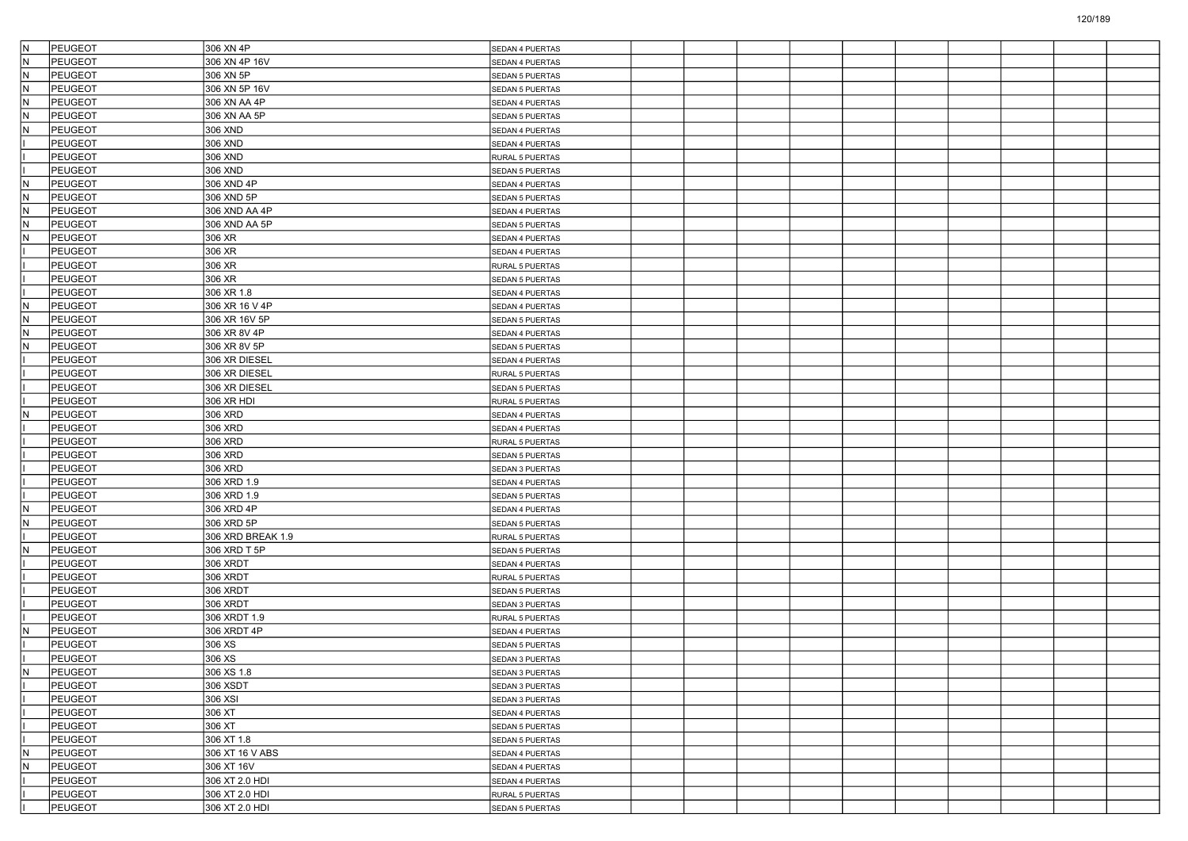| | | | | | | | | | | | | | |
|---|---|---|---|---|---|---|---|---|---|---|---|---|---|
| N | PEUGEOT | 306 XN 4P | SEDAN 4 PUERTAS | | | | | | | | | | |
| N | PEUGEOT | 306 XN 4P 16V | SEDAN 4 PUERTAS | | | | | | | | | | |
| N | PEUGEOT | 306 XN 5P | SEDAN 5 PUERTAS | | | | | | | | | | |
| N | PEUGEOT | 306 XN 5P 16V | SEDAN 5 PUERTAS | | | | | | | | | | |
| N | PEUGEOT | 306 XN AA 4P | SEDAN 4 PUERTAS | | | | | | | | | | |
| N | PEUGEOT | 306 XN AA 5P | SEDAN 5 PUERTAS | | | | | | | | | | |
| N | PEUGEOT | 306 XND | SEDAN 4 PUERTAS | | | | | | | | | | |
| I | PEUGEOT | 306 XND | SEDAN 4 PUERTAS | | | | | | | | | | |
| I | PEUGEOT | 306 XND | RURAL 5 PUERTAS | | | | | | | | | | |
| I | PEUGEOT | 306 XND | SEDAN 5 PUERTAS | | | | | | | | | | |
| N | PEUGEOT | 306 XND 4P | SEDAN 4 PUERTAS | | | | | | | | | | |
| N | PEUGEOT | 306 XND 5P | SEDAN 5 PUERTAS | | | | | | | | | | |
| N | PEUGEOT | 306 XND AA 4P | SEDAN 4 PUERTAS | | | | | | | | | | |
| N | PEUGEOT | 306 XND AA 5P | SEDAN 5 PUERTAS | | | | | | | | | | |
| N | PEUGEOT | 306 XR | SEDAN 4 PUERTAS | | | | | | | | | | |
| I | PEUGEOT | 306 XR | SEDAN 4 PUERTAS | | | | | | | | | | |
| I | PEUGEOT | 306 XR | RURAL 5 PUERTAS | | | | | | | | | | |
| I | PEUGEOT | 306 XR | SEDAN 5 PUERTAS | | | | | | | | | | |
| I | PEUGEOT | 306 XR 1.8 | SEDAN 4 PUERTAS | | | | | | | | | | |
| N | PEUGEOT | 306 XR 16 V 4P | SEDAN 4 PUERTAS | | | | | | | | | | |
| N | PEUGEOT | 306 XR 16V 5P | SEDAN 5 PUERTAS | | | | | | | | | | |
| N | PEUGEOT | 306 XR 8V 4P | SEDAN 4 PUERTAS | | | | | | | | | | |
| N | PEUGEOT | 306 XR 8V 5P | SEDAN 5 PUERTAS | | | | | | | | | | |
| I | PEUGEOT | 306 XR DIESEL | SEDAN 4 PUERTAS | | | | | | | | | | |
| I | PEUGEOT | 306 XR DIESEL | RURAL 5 PUERTAS | | | | | | | | | | |
| I | PEUGEOT | 306 XR DIESEL | SEDAN 5 PUERTAS | | | | | | | | | | |
| I | PEUGEOT | 306 XR HDI | RURAL 5 PUERTAS | | | | | | | | | | |
| N | PEUGEOT | 306 XRD | SEDAN 4 PUERTAS | | | | | | | | | | |
| I | PEUGEOT | 306 XRD | SEDAN 4 PUERTAS | | | | | | | | | | |
| I | PEUGEOT | 306 XRD | RURAL 5 PUERTAS | | | | | | | | | | |
| I | PEUGEOT | 306 XRD | SEDAN 5 PUERTAS | | | | | | | | | | |
| I | PEUGEOT | 306 XRD | SEDAN 3 PUERTAS | | | | | | | | | | |
| I | PEUGEOT | 306 XRD 1.9 | SEDAN 4 PUERTAS | | | | | | | | | | |
| I | PEUGEOT | 306 XRD 1.9 | SEDAN 5 PUERTAS | | | | | | | | | | |
| N | PEUGEOT | 306 XRD 4P | SEDAN 4 PUERTAS | | | | | | | | | | |
| N | PEUGEOT | 306 XRD 5P | SEDAN 5 PUERTAS | | | | | | | | | | |
| I | PEUGEOT | 306 XRD BREAK 1.9 | RURAL 5 PUERTAS | | | | | | | | | | |
| N | PEUGEOT | 306 XRD T 5P | SEDAN 5 PUERTAS | | | | | | | | | | |
| I | PEUGEOT | 306 XRDT | SEDAN 4 PUERTAS | | | | | | | | | | |
| I | PEUGEOT | 306 XRDT | RURAL 5 PUERTAS | | | | | | | | | | |
| I | PEUGEOT | 306 XRDT | SEDAN 5 PUERTAS | | | | | | | | | | |
| I | PEUGEOT | 306 XRDT | SEDAN 3 PUERTAS | | | | | | | | | | |
| I | PEUGEOT | 306 XRDT 1.9 | RURAL 5 PUERTAS | | | | | | | | | | |
| N | PEUGEOT | 306 XRDT 4P | SEDAN 4 PUERTAS | | | | | | | | | | |
| I | PEUGEOT | 306 XS | SEDAN 5 PUERTAS | | | | | | | | | | |
| I | PEUGEOT | 306 XS | SEDAN 3 PUERTAS | | | | | | | | | | |
| N | PEUGEOT | 306 XS 1.8 | SEDAN 3 PUERTAS | | | | | | | | | | |
| I | PEUGEOT | 306 XSDT | SEDAN 3 PUERTAS | | | | | | | | | | |
| I | PEUGEOT | 306 XSI | SEDAN 3 PUERTAS | | | | | | | | | | |
| I | PEUGEOT | 306 XT | SEDAN 4 PUERTAS | | | | | | | | | | |
| I | PEUGEOT | 306 XT | SEDAN 5 PUERTAS | | | | | | | | | | |
| I | PEUGEOT | 306 XT 1.8 | SEDAN 5 PUERTAS | | | | | | | | | | |
| N | PEUGEOT | 306 XT 16 V ABS | SEDAN 4 PUERTAS | | | | | | | | | | |
| N | PEUGEOT | 306 XT 16V | SEDAN 4 PUERTAS | | | | | | | | | | |
| I | PEUGEOT | 306 XT 2.0 HDI | SEDAN 4 PUERTAS | | | | | | | | | | |
| I | PEUGEOT | 306 XT 2.0 HDI | RURAL 5 PUERTAS | | | | | | | | | | |
| I | PEUGEOT | 306 XT 2.0 HDI | SEDAN 5 PUERTAS | | | | | | | | | | |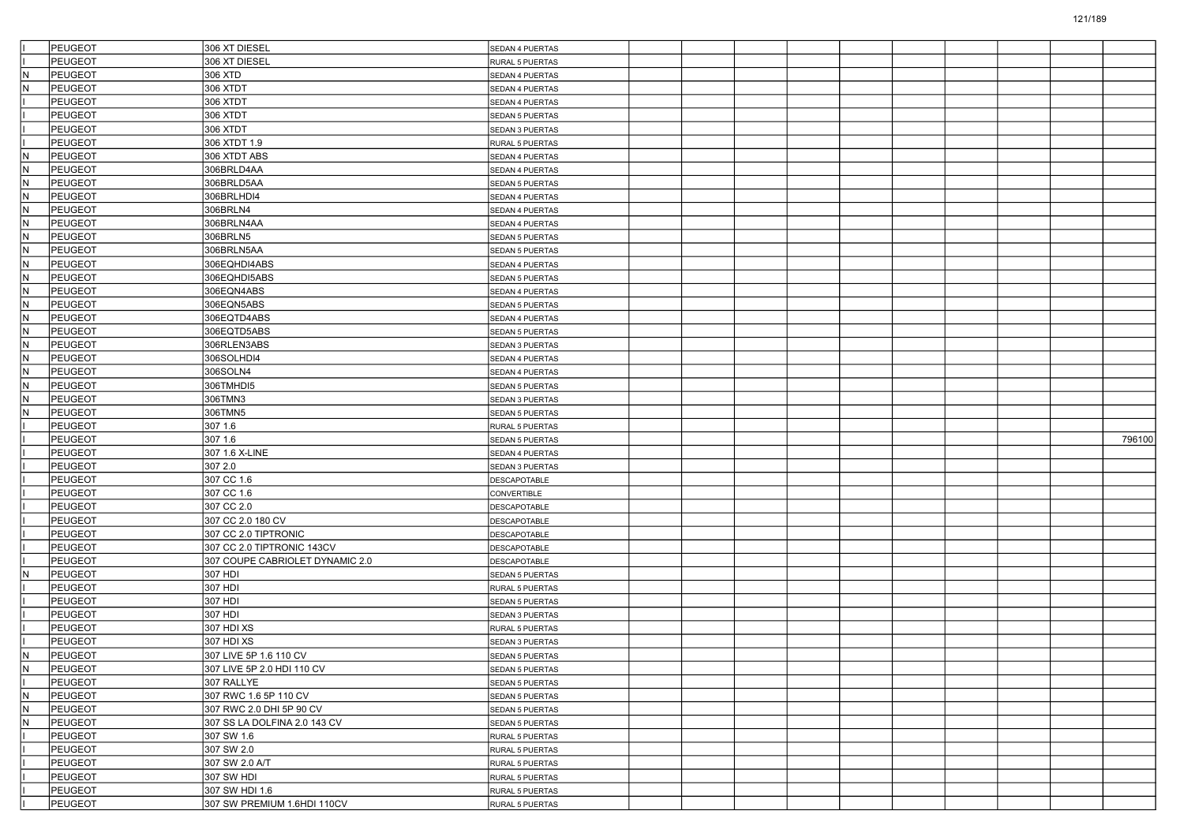| | | | | | | | | | | | | | |
|---|---|---|---|---|---|---|---|---|---|---|---|---|---|
| I | PEUGEOT | 306 XT DIESEL | SEDAN 4 PUERTAS | | | | | | | | | | |
| I | PEUGEOT | 306 XT DIESEL | RURAL 5 PUERTAS | | | | | | | | | | |
| N | PEUGEOT | 306 XTD | SEDAN 4 PUERTAS | | | | | | | | | | |
| N | PEUGEOT | 306 XTDT | SEDAN 4 PUERTAS | | | | | | | | | | |
| I | PEUGEOT | 306 XTDT | SEDAN 4 PUERTAS | | | | | | | | | | |
| I | PEUGEOT | 306 XTDT | SEDAN 5 PUERTAS | | | | | | | | | | |
| I | PEUGEOT | 306 XTDT | SEDAN 3 PUERTAS | | | | | | | | | | |
| I | PEUGEOT | 306 XTDT 1.9 | RURAL 5 PUERTAS | | | | | | | | | | |
| N | PEUGEOT | 306 XTDT ABS | SEDAN 4 PUERTAS | | | | | | | | | | |
| N | PEUGEOT | 306BRLD4AA | SEDAN 4 PUERTAS | | | | | | | | | | |
| N | PEUGEOT | 306BRLD5AA | SEDAN 5 PUERTAS | | | | | | | | | | |
| N | PEUGEOT | 306BRLHDI4 | SEDAN 4 PUERTAS | | | | | | | | | | |
| N | PEUGEOT | 306BRLN4 | SEDAN 4 PUERTAS | | | | | | | | | | |
| N | PEUGEOT | 306BRLN4AA | SEDAN 4 PUERTAS | | | | | | | | | | |
| N | PEUGEOT | 306BRLN5 | SEDAN 5 PUERTAS | | | | | | | | | | |
| N | PEUGEOT | 306BRLN5AA | SEDAN 5 PUERTAS | | | | | | | | | | |
| N | PEUGEOT | 306EQHDI4ABS | SEDAN 4 PUERTAS | | | | | | | | | | |
| N | PEUGEOT | 306EQHDI5ABS | SEDAN 5 PUERTAS | | | | | | | | | | |
| N | PEUGEOT | 306EQN4ABS | SEDAN 4 PUERTAS | | | | | | | | | | |
| N | PEUGEOT | 306EQN5ABS | SEDAN 5 PUERTAS | | | | | | | | | | |
| N | PEUGEOT | 306EQTD4ABS | SEDAN 4 PUERTAS | | | | | | | | | | |
| N | PEUGEOT | 306EQTD5ABS | SEDAN 5 PUERTAS | | | | | | | | | | |
| N | PEUGEOT | 306RLEN3ABS | SEDAN 3 PUERTAS | | | | | | | | | | |
| N | PEUGEOT | 306SOLHDI4 | SEDAN 4 PUERTAS | | | | | | | | | | |
| N | PEUGEOT | 306SOLN4 | SEDAN 4 PUERTAS | | | | | | | | | | |
| N | PEUGEOT | 306TMHDI5 | SEDAN 5 PUERTAS | | | | | | | | | | |
| N | PEUGEOT | 306TMN3 | SEDAN 3 PUERTAS | | | | | | | | | | |
| N | PEUGEOT | 306TMN5 | SEDAN 5 PUERTAS | | | | | | | | | | |
| I | PEUGEOT | 307 1.6 | RURAL 5 PUERTAS | | | | | | | | | | |
| I | PEUGEOT | 307 1.6 | SEDAN 5 PUERTAS | | | | | | | | | | 796100 |
| I | PEUGEOT | 307 1.6 X-LINE | SEDAN 4 PUERTAS | | | | | | | | | | |
| I | PEUGEOT | 307 2.0 | SEDAN 3 PUERTAS | | | | | | | | | | |
| I | PEUGEOT | 307 CC 1.6 | DESCAPOTABLE | | | | | | | | | | |
| I | PEUGEOT | 307 CC 1.6 | CONVERTIBLE | | | | | | | | | | |
| I | PEUGEOT | 307 CC 2.0 | DESCAPOTABLE | | | | | | | | | | |
| I | PEUGEOT | 307 CC 2.0 180 CV | DESCAPOTABLE | | | | | | | | | | |
| I | PEUGEOT | 307 CC 2.0 TIPTRONIC | DESCAPOTABLE | | | | | | | | | | |
| I | PEUGEOT | 307 CC 2.0 TIPTRONIC 143CV | DESCAPOTABLE | | | | | | | | | | |
| I | PEUGEOT | 307 COUPE CABRIOLET DYNAMIC 2.0 | DESCAPOTABLE | | | | | | | | | | |
| N | PEUGEOT | 307 HDI | SEDAN 5 PUERTAS | | | | | | | | | | |
| I | PEUGEOT | 307 HDI | RURAL 5 PUERTAS | | | | | | | | | | |
| I | PEUGEOT | 307 HDI | SEDAN 5 PUERTAS | | | | | | | | | | |
| I | PEUGEOT | 307 HDI | SEDAN 3 PUERTAS | | | | | | | | | | |
| I | PEUGEOT | 307 HDI XS | RURAL 5 PUERTAS | | | | | | | | | | |
| I | PEUGEOT | 307 HDI XS | SEDAN 3 PUERTAS | | | | | | | | | | |
| N | PEUGEOT | 307 LIVE 5P 1.6 110 CV | SEDAN 5 PUERTAS | | | | | | | | | | |
| N | PEUGEOT | 307 LIVE 5P 2.0 HDI 110 CV | SEDAN 5 PUERTAS | | | | | | | | | | |
| I | PEUGEOT | 307 RALLYE | SEDAN 5 PUERTAS | | | | | | | | | | |
| N | PEUGEOT | 307 RWC 1.6 5P 110 CV | SEDAN 5 PUERTAS | | | | | | | | | | |
| N | PEUGEOT | 307 RWC 2.0 DHI 5P 90 CV | SEDAN 5 PUERTAS | | | | | | | | | | |
| N | PEUGEOT | 307 SS LA DOLFINA 2.0 143 CV | SEDAN 5 PUERTAS | | | | | | | | | | |
| I | PEUGEOT | 307 SW 1.6 | RURAL 5 PUERTAS | | | | | | | | | | |
| I | PEUGEOT | 307 SW 2.0 | RURAL 5 PUERTAS | | | | | | | | | | |
| I | PEUGEOT | 307 SW 2.0 A/T | RURAL 5 PUERTAS | | | | | | | | | | |
| I | PEUGEOT | 307 SW HDI | RURAL 5 PUERTAS | | | | | | | | | | |
| I | PEUGEOT | 307 SW HDI 1.6 | RURAL 5 PUERTAS | | | | | | | | | | |
| I | PEUGEOT | 307 SW PREMIUM 1.6HDI 110CV | RURAL 5 PUERTAS | | | | | | | | | | |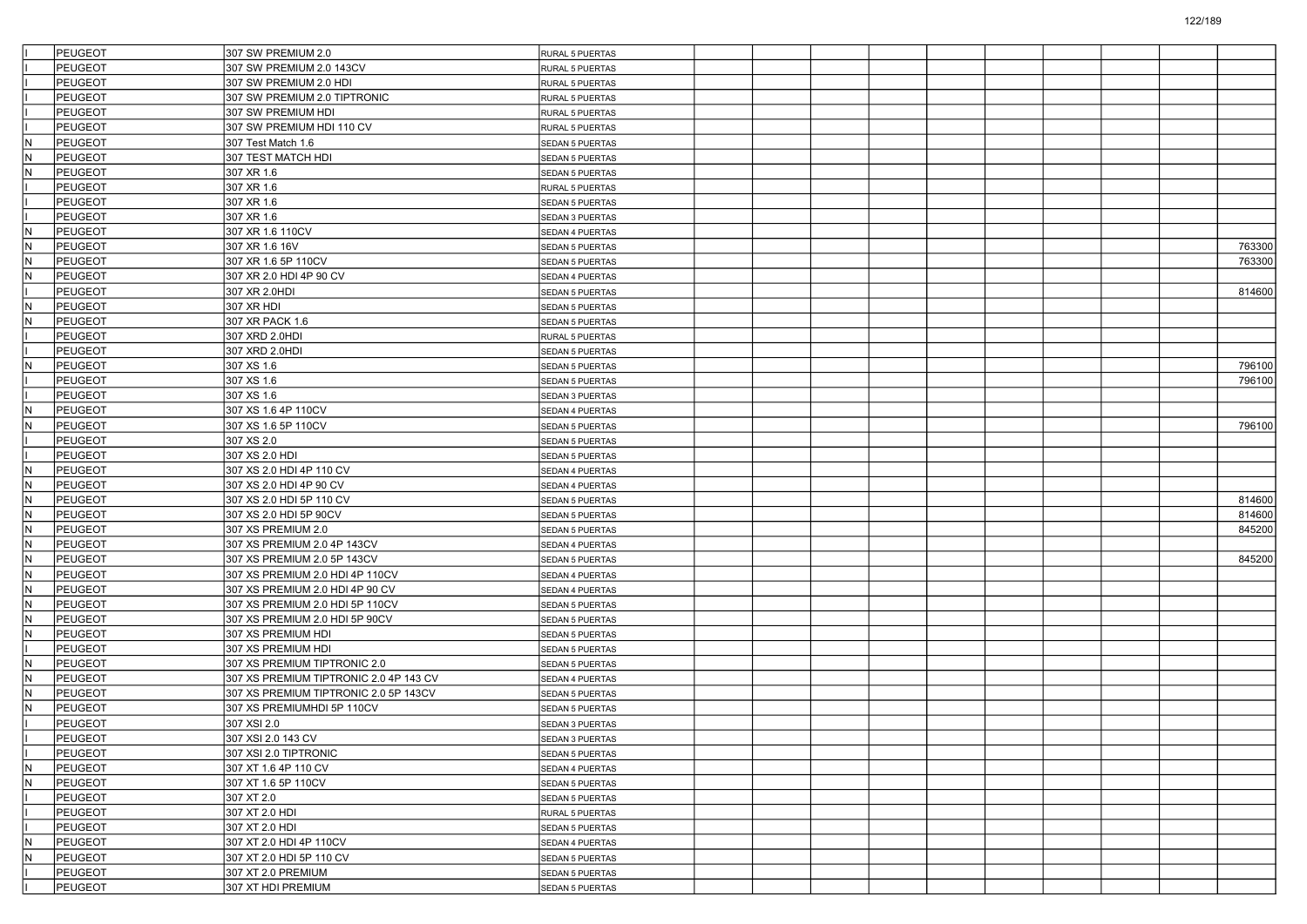| | | | | | | | | | | | | | |
|---|---|---|---|---|---|---|---|---|---|---|---|---|---|
| I | PEUGEOT | 307 SW PREMIUM 2.0 | RURAL 5 PUERTAS | | | | | | | | | | |
| I | PEUGEOT | 307 SW PREMIUM 2.0 143CV | RURAL 5 PUERTAS | | | | | | | | | | |
| I | PEUGEOT | 307 SW PREMIUM 2.0 HDI | RURAL 5 PUERTAS | | | | | | | | | | |
| I | PEUGEOT | 307 SW PREMIUM 2.0 TIPTRONIC | RURAL 5 PUERTAS | | | | | | | | | | |
| I | PEUGEOT | 307 SW PREMIUM HDI | RURAL 5 PUERTAS | | | | | | | | | | |
| I | PEUGEOT | 307 SW PREMIUM HDI 110 CV | RURAL 5 PUERTAS | | | | | | | | | | |
| N | PEUGEOT | 307 Test Match 1.6 | SEDAN 5 PUERTAS | | | | | | | | | | |
| N | PEUGEOT | 307 TEST MATCH HDI | SEDAN 5 PUERTAS | | | | | | | | | | |
| N | PEUGEOT | 307 XR 1.6 | SEDAN 5 PUERTAS | | | | | | | | | | |
| I | PEUGEOT | 307 XR 1.6 | RURAL 5 PUERTAS | | | | | | | | | | |
| I | PEUGEOT | 307 XR 1.6 | SEDAN 5 PUERTAS | | | | | | | | | | |
| I | PEUGEOT | 307 XR 1.6 | SEDAN 3 PUERTAS | | | | | | | | | | |
| N | PEUGEOT | 307 XR 1.6 110CV | SEDAN 4 PUERTAS | | | | | | | | | | |
| N | PEUGEOT | 307 XR 1.6 16V | SEDAN 5 PUERTAS | | | | | | | | | | 763300 |
| N | PEUGEOT | 307 XR 1.6 5P 110CV | SEDAN 5 PUERTAS | | | | | | | | | | 763300 |
| N | PEUGEOT | 307 XR 2.0 HDI 4P 90 CV | SEDAN 4 PUERTAS | | | | | | | | | | |
| I | PEUGEOT | 307 XR 2.0HDI | SEDAN 5 PUERTAS | | | | | | | | | | 814600 |
| N | PEUGEOT | 307 XR HDI | SEDAN 5 PUERTAS | | | | | | | | | | |
| N | PEUGEOT | 307 XR PACK 1.6 | SEDAN 5 PUERTAS | | | | | | | | | | |
| I | PEUGEOT | 307 XRD 2.0HDI | RURAL 5 PUERTAS | | | | | | | | | | |
| I | PEUGEOT | 307 XRD 2.0HDI | SEDAN 5 PUERTAS | | | | | | | | | | |
| N | PEUGEOT | 307 XS 1.6 | SEDAN 5 PUERTAS | | | | | | | | | | 796100 |
| I | PEUGEOT | 307 XS 1.6 | SEDAN 5 PUERTAS | | | | | | | | | | 796100 |
| I | PEUGEOT | 307 XS 1.6 | SEDAN 3 PUERTAS | | | | | | | | | | |
| N | PEUGEOT | 307 XS 1.6 4P 110CV | SEDAN 4 PUERTAS | | | | | | | | | | |
| N | PEUGEOT | 307 XS 1.6 5P 110CV | SEDAN 5 PUERTAS | | | | | | | | | | 796100 |
| I | PEUGEOT | 307 XS 2.0 | SEDAN 5 PUERTAS | | | | | | | | | | |
| I | PEUGEOT | 307 XS 2.0 HDI | SEDAN 5 PUERTAS | | | | | | | | | | |
| N | PEUGEOT | 307 XS 2.0 HDI 4P 110 CV | SEDAN 4 PUERTAS | | | | | | | | | | |
| N | PEUGEOT | 307 XS 2.0 HDI 4P 90 CV | SEDAN 4 PUERTAS | | | | | | | | | | |
| N | PEUGEOT | 307 XS 2.0 HDI 5P 110 CV | SEDAN 5 PUERTAS | | | | | | | | | | 814600 |
| N | PEUGEOT | 307 XS 2.0 HDI 5P 90CV | SEDAN 5 PUERTAS | | | | | | | | | | 814600 |
| N | PEUGEOT | 307 XS PREMIUM 2.0 | SEDAN 5 PUERTAS | | | | | | | | | | 845200 |
| N | PEUGEOT | 307 XS PREMIUM 2.0 4P 143CV | SEDAN 4 PUERTAS | | | | | | | | | | |
| N | PEUGEOT | 307 XS PREMIUM 2.0 5P 143CV | SEDAN 5 PUERTAS | | | | | | | | | | 845200 |
| N | PEUGEOT | 307 XS PREMIUM 2.0 HDI 4P 110CV | SEDAN 4 PUERTAS | | | | | | | | | | |
| N | PEUGEOT | 307 XS PREMIUM 2.0 HDI 4P 90 CV | SEDAN 4 PUERTAS | | | | | | | | | | |
| N | PEUGEOT | 307 XS PREMIUM 2.0 HDI 5P 110CV | SEDAN 5 PUERTAS | | | | | | | | | | |
| N | PEUGEOT | 307 XS PREMIUM 2.0 HDI 5P 90CV | SEDAN 5 PUERTAS | | | | | | | | | | |
| N | PEUGEOT | 307 XS PREMIUM HDI | SEDAN 5 PUERTAS | | | | | | | | | | |
| I | PEUGEOT | 307 XS PREMIUM HDI | SEDAN 5 PUERTAS | | | | | | | | | | |
| N | PEUGEOT | 307 XS PREMIUM TIPTRONIC 2.0 | SEDAN 5 PUERTAS | | | | | | | | | | |
| N | PEUGEOT | 307 XS PREMIUM TIPTRONIC 2.0 4P 143 CV | SEDAN 4 PUERTAS | | | | | | | | | | |
| N | PEUGEOT | 307 XS PREMIUM TIPTRONIC 2.0 5P 143CV | SEDAN 5 PUERTAS | | | | | | | | | | |
| N | PEUGEOT | 307 XS PREMIUMHDI 5P 110CV | SEDAN 5 PUERTAS | | | | | | | | | | |
| I | PEUGEOT | 307 XSI 2.0 | SEDAN 3 PUERTAS | | | | | | | | | | |
| I | PEUGEOT | 307 XSI 2.0 143 CV | SEDAN 3 PUERTAS | | | | | | | | | | |
| I | PEUGEOT | 307 XSI 2.0 TIPTRONIC | SEDAN 5 PUERTAS | | | | | | | | | | |
| N | PEUGEOT | 307 XT 1.6 4P 110 CV | SEDAN 4 PUERTAS | | | | | | | | | | |
| N | PEUGEOT | 307 XT 1.6 5P 110CV | SEDAN 5 PUERTAS | | | | | | | | | | |
| I | PEUGEOT | 307 XT 2.0 | SEDAN 5 PUERTAS | | | | | | | | | | |
| I | PEUGEOT | 307 XT 2.0 HDI | RURAL 5 PUERTAS | | | | | | | | | | |
| I | PEUGEOT | 307 XT 2.0 HDI | SEDAN 5 PUERTAS | | | | | | | | | | |
| N | PEUGEOT | 307 XT 2.0 HDI 4P 110CV | SEDAN 4 PUERTAS | | | | | | | | | | |
| N | PEUGEOT | 307 XT 2.0 HDI 5P 110 CV | SEDAN 5 PUERTAS | | | | | | | | | | |
| I | PEUGEOT | 307 XT 2.0 PREMIUM | SEDAN 5 PUERTAS | | | | | | | | | | |
| I | PEUGEOT | 307 XT HDI PREMIUM | SEDAN 5 PUERTAS | | | | | | | | | | |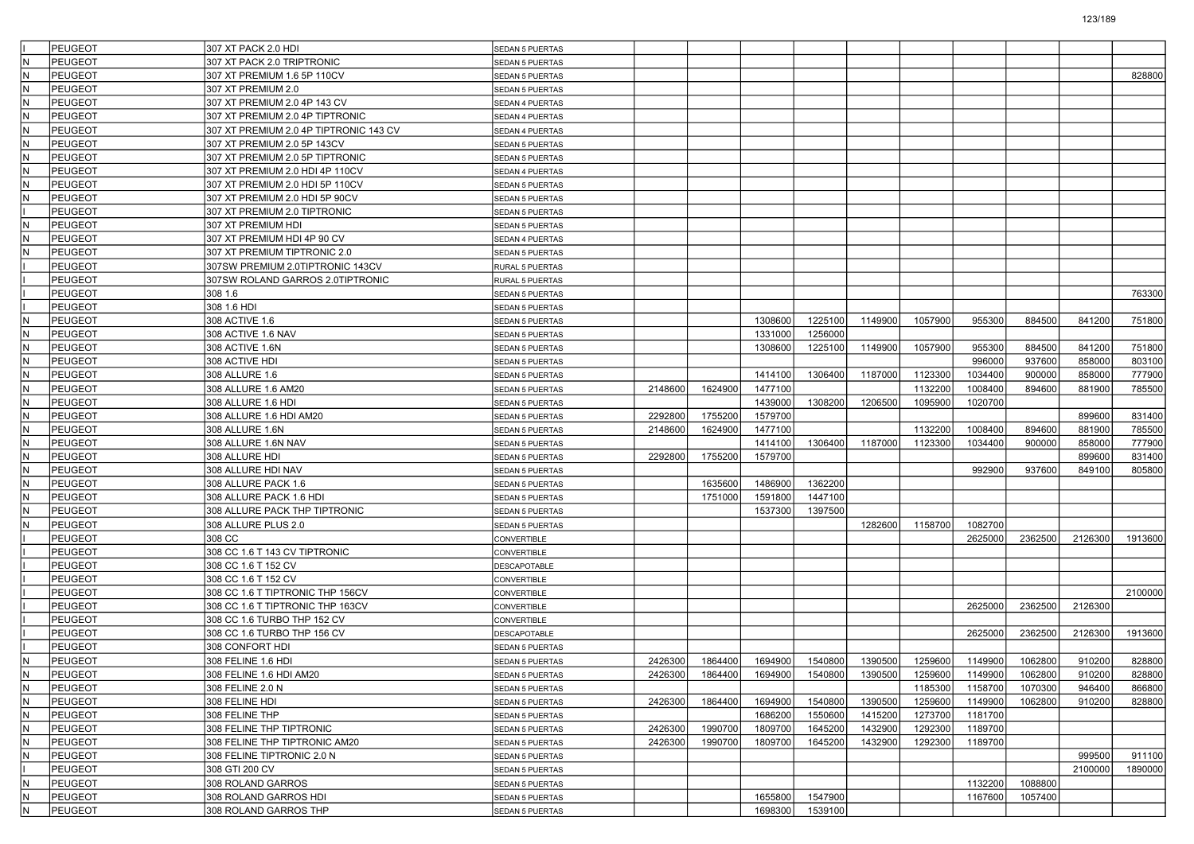| | | | | | | | | | | | | | | |
|---|---|---|---|---|---|---|---|---|---|---|---|---|---|---|
| I | PEUGEOT | 307 XT PACK 2.0 HDI | SEDAN 5 PUERTAS | | | | | | | | | | |
| N | PEUGEOT | 307 XT PACK 2.0 TRIPTRONIC | SEDAN 5 PUERTAS | | | | | | | | | | |
| N | PEUGEOT | 307 XT PREMIUM 1.6 5P 110CV | SEDAN 5 PUERTAS | | | | | | | | | | 828800 |
| N | PEUGEOT | 307 XT PREMIUM 2.0 | SEDAN 5 PUERTAS | | | | | | | | | | |
| N | PEUGEOT | 307 XT PREMIUM 2.0 4P 143 CV | SEDAN 4 PUERTAS | | | | | | | | | | |
| N | PEUGEOT | 307 XT PREMIUM 2.0 4P TIPTRONIC | SEDAN 4 PUERTAS | | | | | | | | | | |
| N | PEUGEOT | 307 XT PREMIUM 2.0 4P TIPTRONIC 143 CV | SEDAN 4 PUERTAS | | | | | | | | | | |
| N | PEUGEOT | 307 XT PREMIUM 2.0 5P 143CV | SEDAN 5 PUERTAS | | | | | | | | | | |
| N | PEUGEOT | 307 XT PREMIUM 2.0 5P TIPTRONIC | SEDAN 5 PUERTAS | | | | | | | | | | |
| N | PEUGEOT | 307 XT PREMIUM 2.0 HDI 4P 110CV | SEDAN 4 PUERTAS | | | | | | | | | | |
| N | PEUGEOT | 307 XT PREMIUM 2.0 HDI 5P 110CV | SEDAN 5 PUERTAS | | | | | | | | | | |
| N | PEUGEOT | 307 XT PREMIUM 2.0 HDI 5P 90CV | SEDAN 5 PUERTAS | | | | | | | | | | |
| I | PEUGEOT | 307 XT PREMIUM 2.0 TIPTRONIC | SEDAN 5 PUERTAS | | | | | | | | | | |
| N | PEUGEOT | 307 XT PREMIUM HDI | SEDAN 5 PUERTAS | | | | | | | | | | |
| N | PEUGEOT | 307 XT PREMIUM HDI 4P 90 CV | SEDAN 4 PUERTAS | | | | | | | | | | |
| N | PEUGEOT | 307 XT PREMIUM TIPTRONIC 2.0 | SEDAN 5 PUERTAS | | | | | | | | | | |
| I | PEUGEOT | 307SW PREMIUM 2.0TIPTRONIC 143CV | RURAL 5 PUERTAS | | | | | | | | | | |
| I | PEUGEOT | 307SW ROLAND GARROS 2.0TIPTRONIC | RURAL 5 PUERTAS | | | | | | | | | | |
| I | PEUGEOT | 308 1.6 | SEDAN 5 PUERTAS | | | | | | | | | | 763300 |
| I | PEUGEOT | 308 1.6 HDI | SEDAN 5 PUERTAS | | | | | | | | | | |
| N | PEUGEOT | 308 ACTIVE 1.6 | SEDAN 5 PUERTAS | | | 1308600 | 1225100 | 1149900 | 1057900 | 955300 | 884500 | 841200 | 751800 |
| N | PEUGEOT | 308 ACTIVE 1.6 NAV | SEDAN 5 PUERTAS | | | 1331000 | 1256000 | | | | | | |
| N | PEUGEOT | 308 ACTIVE 1.6N | SEDAN 5 PUERTAS | | | 1308600 | 1225100 | 1149900 | 1057900 | 955300 | 884500 | 841200 | 751800 |
| N | PEUGEOT | 308 ACTIVE HDI | SEDAN 5 PUERTAS | | | | | | | 996000 | 937600 | 858000 | 803100 |
| N | PEUGEOT | 308 ALLURE 1.6 | SEDAN 5 PUERTAS | | | 1414100 | 1306400 | 1187000 | 1123300 | 1034400 | 900000 | 858000 | 777900 |
| N | PEUGEOT | 308 ALLURE 1.6 AM20 | SEDAN 5 PUERTAS | 2148600 | 1624900 | 1477100 | | | 1132200 | 1008400 | 894600 | 881900 | 785500 |
| N | PEUGEOT | 308 ALLURE 1.6 HDI | SEDAN 5 PUERTAS | | | 1439000 | 1308200 | 1206500 | 1095900 | 1020700 | | | |
| N | PEUGEOT | 308 ALLURE 1.6 HDI AM20 | SEDAN 5 PUERTAS | 2292800 | 1755200 | 1579700 | | | | | | 899600 | 831400 |
| N | PEUGEOT | 308 ALLURE 1.6N | SEDAN 5 PUERTAS | 2148600 | 1624900 | 1477100 | | | 1132200 | 1008400 | 894600 | 881900 | 785500 |
| N | PEUGEOT | 308 ALLURE 1.6N NAV | SEDAN 5 PUERTAS | | | 1414100 | 1306400 | 1187000 | 1123300 | 1034400 | 900000 | 858000 | 777900 |
| N | PEUGEOT | 308 ALLURE HDI | SEDAN 5 PUERTAS | 2292800 | 1755200 | 1579700 | | | | | | 899600 | 831400 |
| N | PEUGEOT | 308 ALLURE HDI NAV | SEDAN 5 PUERTAS | | | | | | | 992900 | 937600 | 849100 | 805800 |
| N | PEUGEOT | 308 ALLURE PACK 1.6 | SEDAN 5 PUERTAS | | 1635600 | 1486900 | 1362200 | | | | | | |
| N | PEUGEOT | 308 ALLURE PACK 1.6 HDI | SEDAN 5 PUERTAS | | 1751000 | 1591800 | 1447100 | | | | | | |
| N | PEUGEOT | 308 ALLURE PACK THP TIPTRONIC | SEDAN 5 PUERTAS | | | 1537300 | 1397500 | | | | | | |
| N | PEUGEOT | 308 ALLURE PLUS 2.0 | SEDAN 5 PUERTAS | | | | | 1282600 | 1158700 | 1082700 | | | |
| I | PEUGEOT | 308 CC | CONVERTIBLE | | | | | | | 2625000 | 2362500 | 2126300 | 1913600 |
| I | PEUGEOT | 308 CC 1.6 T 143 CV TIPTRONIC | CONVERTIBLE | | | | | | | | | | |
| I | PEUGEOT | 308 CC 1.6 T 152 CV | DESCAPOTABLE | | | | | | | | | | |
| I | PEUGEOT | 308 CC 1.6 T 152 CV | CONVERTIBLE | | | | | | | | | | |
| I | PEUGEOT | 308 CC 1.6 T TIPTRONIC THP 156CV | CONVERTIBLE | | | | | | | | | | 2100000 |
| I | PEUGEOT | 308 CC 1.6 T TIPTRONIC THP 163CV | CONVERTIBLE | | | | | | | 2625000 | 2362500 | 2126300 | |
| I | PEUGEOT | 308 CC 1.6 TURBO THP 152 CV | CONVERTIBLE | | | | | | | | | | |
| I | PEUGEOT | 308 CC 1.6 TURBO THP 156 CV | DESCAPOTABLE | | | | | | | 2625000 | 2362500 | 2126300 | 1913600 |
| I | PEUGEOT | 308 CONFORT HDI | SEDAN 5 PUERTAS | | | | | | | | | | |
| N | PEUGEOT | 308 FELINE 1.6 HDI | SEDAN 5 PUERTAS | 2426300 | 1864400 | 1694900 | 1540800 | 1390500 | 1259600 | 1149900 | 1062800 | 910200 | 828800 |
| N | PEUGEOT | 308 FELINE 1.6 HDI AM20 | SEDAN 5 PUERTAS | 2426300 | 1864400 | 1694900 | 1540800 | 1390500 | 1259600 | 1149900 | 1062800 | 910200 | 828800 |
| N | PEUGEOT | 308 FELINE 2.0 N | SEDAN 5 PUERTAS | | | | | | 1185300 | 1158700 | 1070300 | 946400 | 866800 |
| N | PEUGEOT | 308 FELINE HDI | SEDAN 5 PUERTAS | 2426300 | 1864400 | 1694900 | 1540800 | 1390500 | 1259600 | 1149900 | 1062800 | 910200 | 828800 |
| N | PEUGEOT | 308 FELINE THP | SEDAN 5 PUERTAS | | | 1686200 | 1550600 | 1415200 | 1273700 | 1181700 | | | |
| N | PEUGEOT | 308 FELINE THP TIPTRONIC | SEDAN 5 PUERTAS | 2426300 | 1990700 | 1809700 | 1645200 | 1432900 | 1292300 | 1189700 | | | |
| N | PEUGEOT | 308 FELINE THP TIPTRONIC AM20 | SEDAN 5 PUERTAS | 2426300 | 1990700 | 1809700 | 1645200 | 1432900 | 1292300 | 1189700 | | | |
| N | PEUGEOT | 308 FELINE TIPTRONIC 2.0 N | SEDAN 5 PUERTAS | | | | | | | | | 999500 | 911100 |
| I | PEUGEOT | 308 GTI 200 CV | SEDAN 5 PUERTAS | | | | | | | | | 2100000 | 1890000 |
| N | PEUGEOT | 308 ROLAND GARROS | SEDAN 5 PUERTAS | | | | | | | 1132200 | 1088800 | | |
| N | PEUGEOT | 308 ROLAND GARROS HDI | SEDAN 5 PUERTAS | | | 1655800 | 1547900 | | | 1167600 | 1057400 | | |
| N | PEUGEOT | 308 ROLAND GARROS THP | SEDAN 5 PUERTAS | | | 1698300 | 1539100 | | | | | | |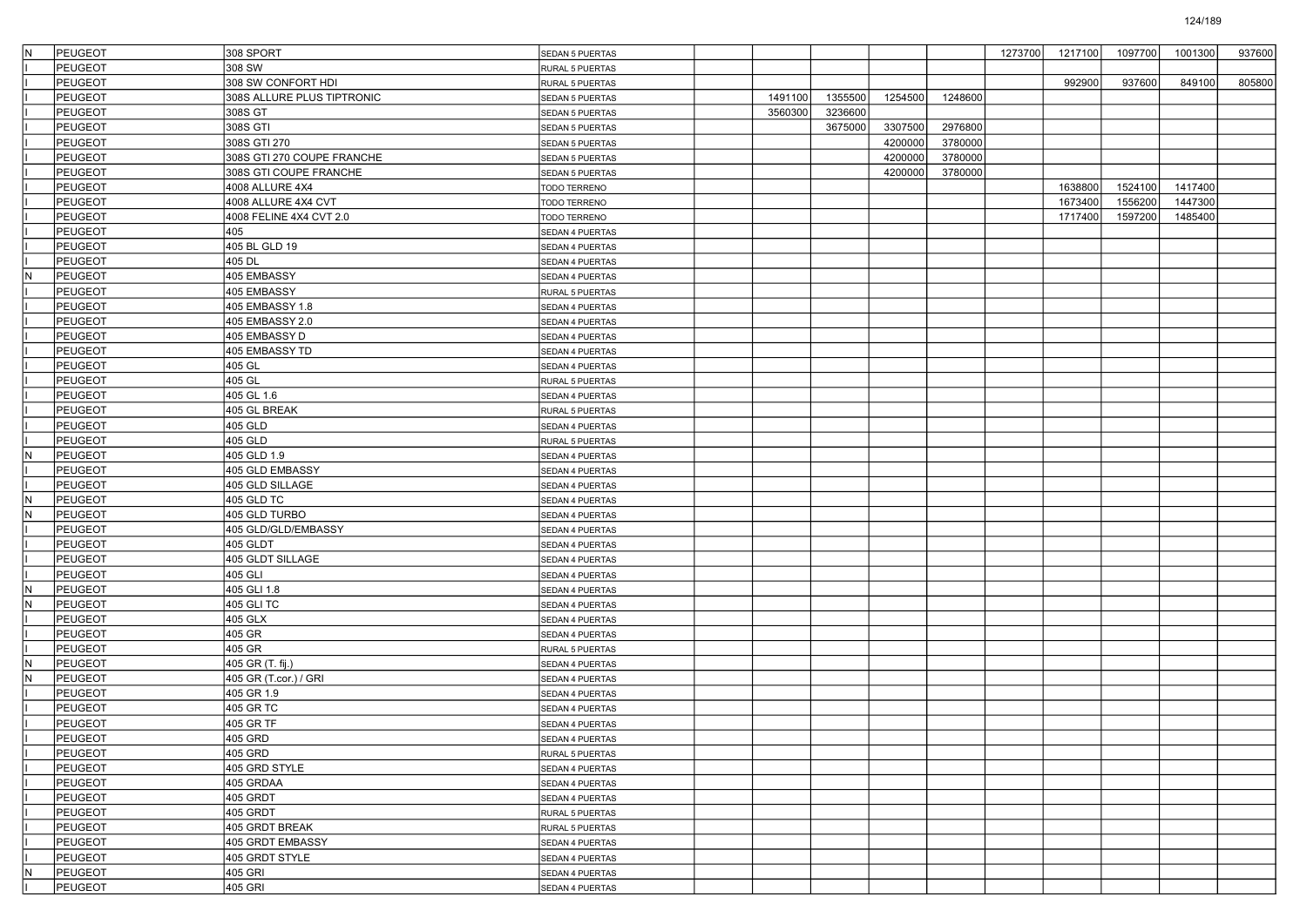| | | | | | | | | | | | | | |
|---|---|---|---|---|---|---|---|---|---|---|---|---|---|
| N | PEUGEOT | 308 SPORT | SEDAN 5 PUERTAS | | | | | | 1273700 | 1217100 | 1097700 | 1001300 | 937600 |
| I | PEUGEOT | 308 SW | RURAL 5 PUERTAS | | | | | | | | | | |
| I | PEUGEOT | 308 SW CONFORT HDI | RURAL 5 PUERTAS | | | | | | | 992900 | 937600 | 849100 | 805800 |
| I | PEUGEOT | 308S ALLURE PLUS TIPTRONIC | SEDAN 5 PUERTAS | | 1491100 | 1355500 | 1254500 | 1248600 | | | | | |
| I | PEUGEOT | 308S GT | SEDAN 5 PUERTAS | | 3560300 | 3236600 | | | | | | | |
| I | PEUGEOT | 308S GTI | SEDAN 5 PUERTAS | | | 3675000 | 3307500 | 2976800 | | | | | |
| I | PEUGEOT | 308S GTI 270 | SEDAN 5 PUERTAS | | | | 4200000 | 3780000 | | | | | |
| I | PEUGEOT | 308S GTI 270 COUPE FRANCHE | SEDAN 5 PUERTAS | | | | 4200000 | 3780000 | | | | | |
| I | PEUGEOT | 308S GTI COUPE FRANCHE | SEDAN 5 PUERTAS | | | | 4200000 | 3780000 | | | | | |
| I | PEUGEOT | 4008 ALLURE 4X4 | TODO TERRENO | | | | | | | 1638800 | 1524100 | 1417400 | |
| I | PEUGEOT | 4008 ALLURE 4X4 CVT | TODO TERRENO | | | | | | | 1673400 | 1556200 | 1447300 | |
| I | PEUGEOT | 4008 FELINE 4X4 CVT 2.0 | TODO TERRENO | | | | | | | 1717400 | 1597200 | 1485400 | |
| I | PEUGEOT | 405 | SEDAN 4 PUERTAS | | | | | | | | | | |
| I | PEUGEOT | 405 BL GLD 19 | SEDAN 4 PUERTAS | | | | | | | | | | |
| I | PEUGEOT | 405 DL | SEDAN 4 PUERTAS | | | | | | | | | | |
| N | PEUGEOT | 405 EMBASSY | SEDAN 4 PUERTAS | | | | | | | | | | |
| I | PEUGEOT | 405 EMBASSY | RURAL 5 PUERTAS | | | | | | | | | | |
| I | PEUGEOT | 405 EMBASSY 1.8 | SEDAN 4 PUERTAS | | | | | | | | | | |
| I | PEUGEOT | 405 EMBASSY 2.0 | SEDAN 4 PUERTAS | | | | | | | | | | |
| I | PEUGEOT | 405 EMBASSY D | SEDAN 4 PUERTAS | | | | | | | | | | |
| I | PEUGEOT | 405 EMBASSY TD | SEDAN 4 PUERTAS | | | | | | | | | | |
| I | PEUGEOT | 405 GL | SEDAN 4 PUERTAS | | | | | | | | | | |
| I | PEUGEOT | 405 GL | RURAL 5 PUERTAS | | | | | | | | | | |
| I | PEUGEOT | 405 GL 1.6 | SEDAN 4 PUERTAS | | | | | | | | | | |
| I | PEUGEOT | 405 GL BREAK | RURAL 5 PUERTAS | | | | | | | | | | |
| I | PEUGEOT | 405 GLD | SEDAN 4 PUERTAS | | | | | | | | | | |
| I | PEUGEOT | 405 GLD | RURAL 5 PUERTAS | | | | | | | | | | |
| N | PEUGEOT | 405 GLD 1.9 | SEDAN 4 PUERTAS | | | | | | | | | | |
| I | PEUGEOT | 405 GLD EMBASSY | SEDAN 4 PUERTAS | | | | | | | | | | |
| I | PEUGEOT | 405 GLD SILLAGE | SEDAN 4 PUERTAS | | | | | | | | | | |
| N | PEUGEOT | 405 GLD TC | SEDAN 4 PUERTAS | | | | | | | | | | |
| N | PEUGEOT | 405 GLD TURBO | SEDAN 4 PUERTAS | | | | | | | | | | |
| I | PEUGEOT | 405 GLD/GLD/EMBASSY | SEDAN 4 PUERTAS | | | | | | | | | | |
| I | PEUGEOT | 405 GLDT | SEDAN 4 PUERTAS | | | | | | | | | | |
| I | PEUGEOT | 405 GLDT SILLAGE | SEDAN 4 PUERTAS | | | | | | | | | | |
| I | PEUGEOT | 405 GLI | SEDAN 4 PUERTAS | | | | | | | | | | |
| N | PEUGEOT | 405 GLI 1.8 | SEDAN 4 PUERTAS | | | | | | | | | | |
| N | PEUGEOT | 405 GLI TC | SEDAN 4 PUERTAS | | | | | | | | | | |
| I | PEUGEOT | 405 GLX | SEDAN 4 PUERTAS | | | | | | | | | | |
| I | PEUGEOT | 405 GR | SEDAN 4 PUERTAS | | | | | | | | | | |
| I | PEUGEOT | 405 GR | RURAL 5 PUERTAS | | | | | | | | | | |
| N | PEUGEOT | 405 GR (T. fij.) | SEDAN 4 PUERTAS | | | | | | | | | | |
| N | PEUGEOT | 405 GR (T.cor.) / GRI | SEDAN 4 PUERTAS | | | | | | | | | | |
| I | PEUGEOT | 405 GR 1.9 | SEDAN 4 PUERTAS | | | | | | | | | | |
| I | PEUGEOT | 405 GR TC | SEDAN 4 PUERTAS | | | | | | | | | | |
| I | PEUGEOT | 405 GR TF | SEDAN 4 PUERTAS | | | | | | | | | | |
| I | PEUGEOT | 405 GRD | SEDAN 4 PUERTAS | | | | | | | | | | |
| I | PEUGEOT | 405 GRD | RURAL 5 PUERTAS | | | | | | | | | | |
| I | PEUGEOT | 405 GRD STYLE | SEDAN 4 PUERTAS | | | | | | | | | | |
| I | PEUGEOT | 405 GRDAA | SEDAN 4 PUERTAS | | | | | | | | | | |
| I | PEUGEOT | 405 GRDT | SEDAN 4 PUERTAS | | | | | | | | | | |
| I | PEUGEOT | 405 GRDT | RURAL 5 PUERTAS | | | | | | | | | | |
| I | PEUGEOT | 405 GRDT BREAK | RURAL 5 PUERTAS | | | | | | | | | | |
| I | PEUGEOT | 405 GRDT EMBASSY | SEDAN 4 PUERTAS | | | | | | | | | | |
| I | PEUGEOT | 405 GRDT STYLE | SEDAN 4 PUERTAS | | | | | | | | | | |
| N | PEUGEOT | 405 GRI | SEDAN 4 PUERTAS | | | | | | | | | | |
| I | PEUGEOT | 405 GRI | SEDAN 4 PUERTAS | | | | | | | | | | |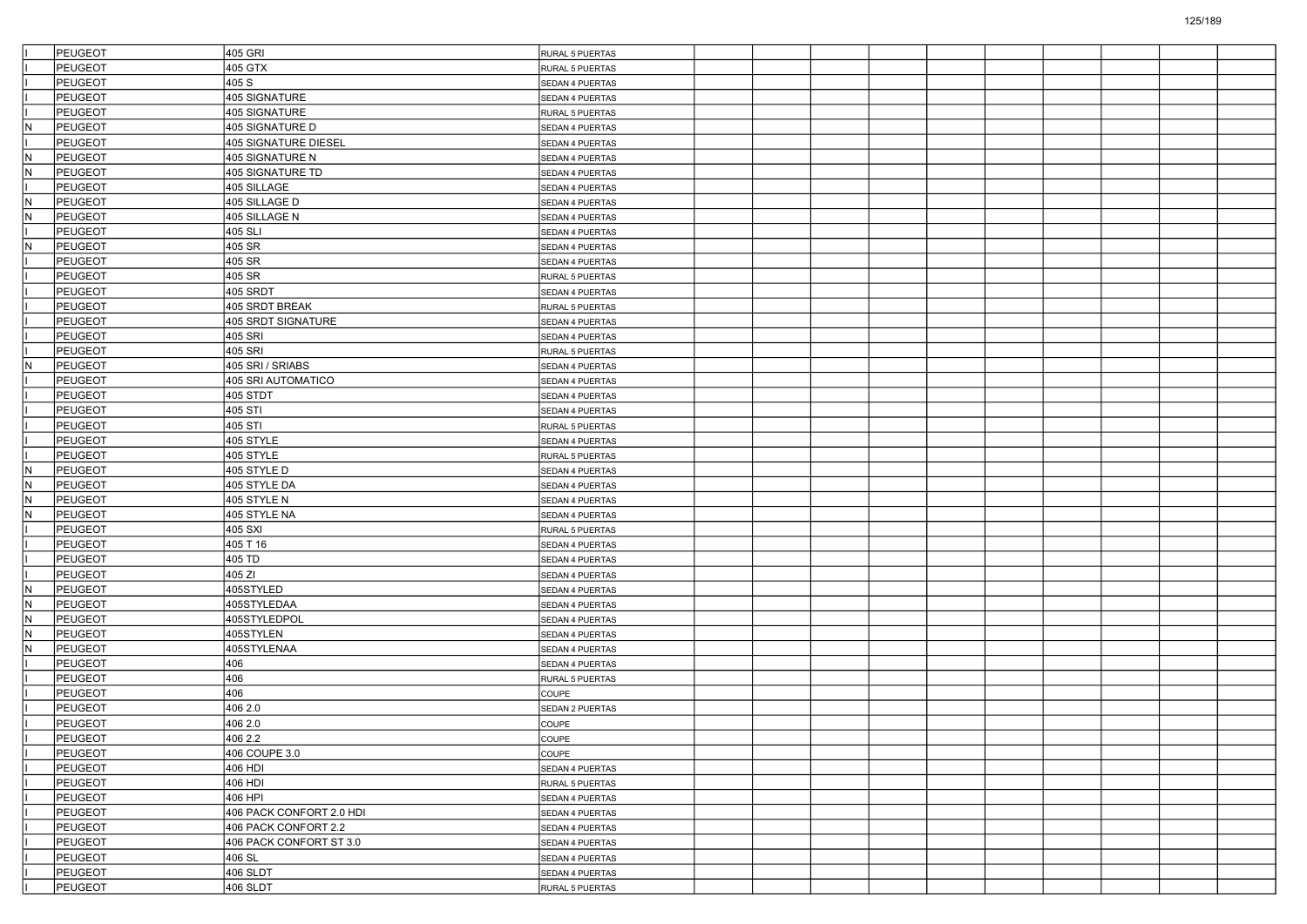| | | | | | | | | | | | | | |
|---|---|---|---|---|---|---|---|---|---|---|---|---|---|
| I | PEUGEOT | 405 GRI | RURAL 5 PUERTAS | | | | | | | | | | |
| I | PEUGEOT | 405 GTX | RURAL 5 PUERTAS | | | | | | | | | | |
| I | PEUGEOT | 405 S | SEDAN 4 PUERTAS | | | | | | | | | | |
| I | PEUGEOT | 405 SIGNATURE | SEDAN 4 PUERTAS | | | | | | | | | | |
| I | PEUGEOT | 405 SIGNATURE | RURAL 5 PUERTAS | | | | | | | | | | |
| N | PEUGEOT | 405 SIGNATURE D | SEDAN 4 PUERTAS | | | | | | | | | | |
| I | PEUGEOT | 405 SIGNATURE DIESEL | SEDAN 4 PUERTAS | | | | | | | | | | |
| N | PEUGEOT | 405 SIGNATURE N | SEDAN 4 PUERTAS | | | | | | | | | | |
| N | PEUGEOT | 405 SIGNATURE TD | SEDAN 4 PUERTAS | | | | | | | | | | |
| I | PEUGEOT | 405 SILLAGE | SEDAN 4 PUERTAS | | | | | | | | | | |
| N | PEUGEOT | 405 SILLAGE D | SEDAN 4 PUERTAS | | | | | | | | | | |
| N | PEUGEOT | 405 SILLAGE N | SEDAN 4 PUERTAS | | | | | | | | | | |
| I | PEUGEOT | 405 SLI | SEDAN 4 PUERTAS | | | | | | | | | | |
| N | PEUGEOT | 405 SR | SEDAN 4 PUERTAS | | | | | | | | | | |
| I | PEUGEOT | 405 SR | SEDAN 4 PUERTAS | | | | | | | | | | |
| I | PEUGEOT | 405 SR | RURAL 5 PUERTAS | | | | | | | | | | |
| I | PEUGEOT | 405 SRDT | SEDAN 4 PUERTAS | | | | | | | | | | |
| I | PEUGEOT | 405 SRDT BREAK | RURAL 5 PUERTAS | | | | | | | | | | |
| I | PEUGEOT | 405 SRDT SIGNATURE | SEDAN 4 PUERTAS | | | | | | | | | | |
| I | PEUGEOT | 405 SRI | SEDAN 4 PUERTAS | | | | | | | | | | |
| I | PEUGEOT | 405 SRI | RURAL 5 PUERTAS | | | | | | | | | | |
| N | PEUGEOT | 405 SRI / SRIABS | SEDAN 4 PUERTAS | | | | | | | | | | |
| I | PEUGEOT | 405 SRI AUTOMATICO | SEDAN 4 PUERTAS | | | | | | | | | | |
| I | PEUGEOT | 405 STDT | SEDAN 4 PUERTAS | | | | | | | | | | |
| I | PEUGEOT | 405 STI | SEDAN 4 PUERTAS | | | | | | | | | | |
| I | PEUGEOT | 405 STI | RURAL 5 PUERTAS | | | | | | | | | | |
| I | PEUGEOT | 405 STYLE | SEDAN 4 PUERTAS | | | | | | | | | | |
| I | PEUGEOT | 405 STYLE | RURAL 5 PUERTAS | | | | | | | | | | |
| N | PEUGEOT | 405 STYLE D | SEDAN 4 PUERTAS | | | | | | | | | | |
| N | PEUGEOT | 405 STYLE DA | SEDAN 4 PUERTAS | | | | | | | | | | |
| N | PEUGEOT | 405 STYLE N | SEDAN 4 PUERTAS | | | | | | | | | | |
| N | PEUGEOT | 405 STYLE NA | SEDAN 4 PUERTAS | | | | | | | | | | |
| I | PEUGEOT | 405 SXI | RURAL 5 PUERTAS | | | | | | | | | | |
| I | PEUGEOT | 405 T 16 | SEDAN 4 PUERTAS | | | | | | | | | | |
| I | PEUGEOT | 405 TD | SEDAN 4 PUERTAS | | | | | | | | | | |
| I | PEUGEOT | 405 ZI | SEDAN 4 PUERTAS | | | | | | | | | | |
| N | PEUGEOT | 405STYLED | SEDAN 4 PUERTAS | | | | | | | | | | |
| N | PEUGEOT | 405STYLEDAA | SEDAN 4 PUERTAS | | | | | | | | | | |
| N | PEUGEOT | 405STYLEDPOL | SEDAN 4 PUERTAS | | | | | | | | | | |
| N | PEUGEOT | 405STYLEN | SEDAN 4 PUERTAS | | | | | | | | | | |
| N | PEUGEOT | 405STYLENAA | SEDAN 4 PUERTAS | | | | | | | | | | |
| I | PEUGEOT | 406 | SEDAN 4 PUERTAS | | | | | | | | | | |
| I | PEUGEOT | 406 | RURAL 5 PUERTAS | | | | | | | | | | |
| I | PEUGEOT | 406 | COUPE | | | | | | | | | | |
| I | PEUGEOT | 406 2.0 | SEDAN 2 PUERTAS | | | | | | | | | | |
| I | PEUGEOT | 406 2.0 | COUPE | | | | | | | | | | |
| I | PEUGEOT | 406 2.2 | COUPE | | | | | | | | | | |
| I | PEUGEOT | 406 COUPE 3.0 | COUPE | | | | | | | | | | |
| I | PEUGEOT | 406 HDI | SEDAN 4 PUERTAS | | | | | | | | | | |
| I | PEUGEOT | 406 HDI | RURAL 5 PUERTAS | | | | | | | | | | |
| I | PEUGEOT | 406 HPI | SEDAN 4 PUERTAS | | | | | | | | | | |
| I | PEUGEOT | 406 PACK CONFORT 2.0 HDI | SEDAN 4 PUERTAS | | | | | | | | | | |
| I | PEUGEOT | 406 PACK CONFORT 2.2 | SEDAN 4 PUERTAS | | | | | | | | | | |
| I | PEUGEOT | 406 PACK CONFORT ST 3.0 | SEDAN 4 PUERTAS | | | | | | | | | | |
| I | PEUGEOT | 406 SL | SEDAN 4 PUERTAS | | | | | | | | | | |
| I | PEUGEOT | 406 SLDT | SEDAN 4 PUERTAS | | | | | | | | | | |
| I | PEUGEOT | 406 SLDT | RURAL 5 PUERTAS | | | | | | | | | | |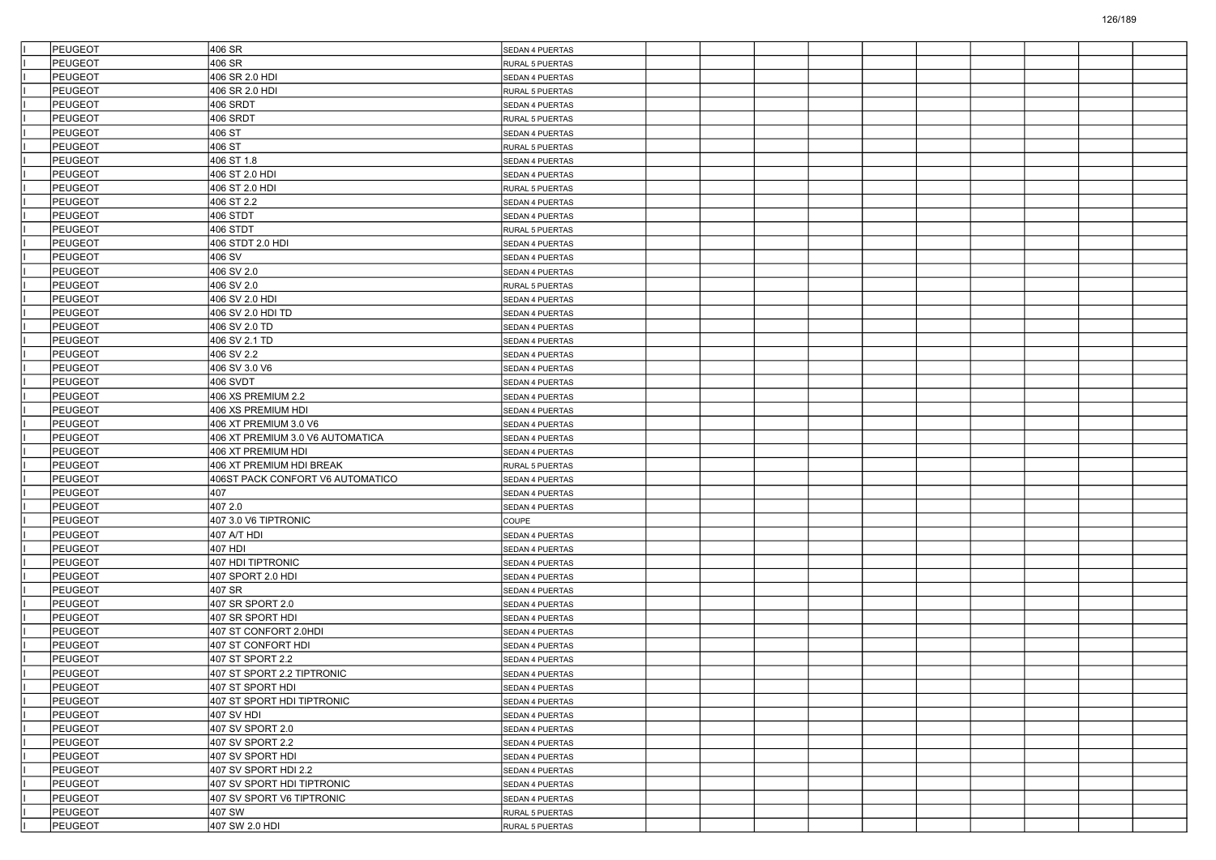| | | | | | | | | | | | | | |
|---|---|---|---|---|---|---|---|---|---|---|---|---|---|
| I | PEUGEOT | 406 SR | SEDAN 4 PUERTAS | | | | | | | | | | |
| I | PEUGEOT | 406 SR | RURAL 5 PUERTAS | | | | | | | | | | |
| I | PEUGEOT | 406 SR 2.0 HDI | SEDAN 4 PUERTAS | | | | | | | | | | |
| I | PEUGEOT | 406 SR 2.0 HDI | RURAL 5 PUERTAS | | | | | | | | | | |
| I | PEUGEOT | 406 SRDT | SEDAN 4 PUERTAS | | | | | | | | | | |
| I | PEUGEOT | 406 SRDT | RURAL 5 PUERTAS | | | | | | | | | | |
| I | PEUGEOT | 406 ST | SEDAN 4 PUERTAS | | | | | | | | | | |
| I | PEUGEOT | 406 ST | RURAL 5 PUERTAS | | | | | | | | | | |
| I | PEUGEOT | 406 ST 1.8 | SEDAN 4 PUERTAS | | | | | | | | | | |
| I | PEUGEOT | 406 ST 2.0 HDI | SEDAN 4 PUERTAS | | | | | | | | | | |
| I | PEUGEOT | 406 ST 2.0 HDI | RURAL 5 PUERTAS | | | | | | | | | | |
| I | PEUGEOT | 406 ST 2.2 | SEDAN 4 PUERTAS | | | | | | | | | | |
| I | PEUGEOT | 406 STDT | SEDAN 4 PUERTAS | | | | | | | | | | |
| I | PEUGEOT | 406 STDT | RURAL 5 PUERTAS | | | | | | | | | | |
| I | PEUGEOT | 406 STDT 2.0 HDI | SEDAN 4 PUERTAS | | | | | | | | | | |
| I | PEUGEOT | 406 SV | SEDAN 4 PUERTAS | | | | | | | | | | |
| I | PEUGEOT | 406 SV 2.0 | SEDAN 4 PUERTAS | | | | | | | | | | |
| I | PEUGEOT | 406 SV 2.0 | RURAL 5 PUERTAS | | | | | | | | | | |
| I | PEUGEOT | 406 SV 2.0 HDI | SEDAN 4 PUERTAS | | | | | | | | | | |
| I | PEUGEOT | 406 SV 2.0 HDI TD | SEDAN 4 PUERTAS | | | | | | | | | | |
| I | PEUGEOT | 406 SV 2.0 TD | SEDAN 4 PUERTAS | | | | | | | | | | |
| I | PEUGEOT | 406 SV 2.1 TD | SEDAN 4 PUERTAS | | | | | | | | | | |
| I | PEUGEOT | 406 SV 2.2 | SEDAN 4 PUERTAS | | | | | | | | | | |
| I | PEUGEOT | 406 SV 3.0 V6 | SEDAN 4 PUERTAS | | | | | | | | | | |
| I | PEUGEOT | 406 SVDT | SEDAN 4 PUERTAS | | | | | | | | | | |
| I | PEUGEOT | 406 XS PREMIUM 2.2 | SEDAN 4 PUERTAS | | | | | | | | | | |
| I | PEUGEOT | 406 XS PREMIUM HDI | SEDAN 4 PUERTAS | | | | | | | | | | |
| I | PEUGEOT | 406 XT PREMIUM 3.0 V6 | SEDAN 4 PUERTAS | | | | | | | | | | |
| I | PEUGEOT | 406 XT PREMIUM 3.0 V6 AUTOMATICA | SEDAN 4 PUERTAS | | | | | | | | | | |
| I | PEUGEOT | 406 XT PREMIUM HDI | SEDAN 4 PUERTAS | | | | | | | | | | |
| I | PEUGEOT | 406 XT PREMIUM HDI BREAK | RURAL 5 PUERTAS | | | | | | | | | | |
| I | PEUGEOT | 406ST PACK CONFORT V6 AUTOMATICO | SEDAN 4 PUERTAS | | | | | | | | | | |
| I | PEUGEOT | 407 | SEDAN 4 PUERTAS | | | | | | | | | | |
| I | PEUGEOT | 407 2.0 | SEDAN 4 PUERTAS | | | | | | | | | | |
| I | PEUGEOT | 407 3.0 V6 TIPTRONIC | COUPE | | | | | | | | | | |
| I | PEUGEOT | 407 A/T HDI | SEDAN 4 PUERTAS | | | | | | | | | | |
| I | PEUGEOT | 407 HDI | SEDAN 4 PUERTAS | | | | | | | | | | |
| I | PEUGEOT | 407 HDI TIPTRONIC | SEDAN 4 PUERTAS | | | | | | | | | | |
| I | PEUGEOT | 407 SPORT 2.0 HDI | SEDAN 4 PUERTAS | | | | | | | | | | |
| I | PEUGEOT | 407 SR | SEDAN 4 PUERTAS | | | | | | | | | | |
| I | PEUGEOT | 407 SR SPORT 2.0 | SEDAN 4 PUERTAS | | | | | | | | | | |
| I | PEUGEOT | 407 SR SPORT HDI | SEDAN 4 PUERTAS | | | | | | | | | | |
| I | PEUGEOT | 407 ST CONFORT 2.0HDI | SEDAN 4 PUERTAS | | | | | | | | | | |
| I | PEUGEOT | 407 ST CONFORT HDI | SEDAN 4 PUERTAS | | | | | | | | | | |
| I | PEUGEOT | 407 ST SPORT 2.2 | SEDAN 4 PUERTAS | | | | | | | | | | |
| I | PEUGEOT | 407 ST SPORT 2.2 TIPTRONIC | SEDAN 4 PUERTAS | | | | | | | | | | |
| I | PEUGEOT | 407 ST SPORT HDI | SEDAN 4 PUERTAS | | | | | | | | | | |
| I | PEUGEOT | 407 ST SPORT HDI TIPTRONIC | SEDAN 4 PUERTAS | | | | | | | | | | |
| I | PEUGEOT | 407 SV HDI | SEDAN 4 PUERTAS | | | | | | | | | | |
| I | PEUGEOT | 407 SV SPORT 2.0 | SEDAN 4 PUERTAS | | | | | | | | | | |
| I | PEUGEOT | 407 SV SPORT 2.2 | SEDAN 4 PUERTAS | | | | | | | | | | |
| I | PEUGEOT | 407 SV SPORT HDI | SEDAN 4 PUERTAS | | | | | | | | | | |
| I | PEUGEOT | 407 SV SPORT HDI 2.2 | SEDAN 4 PUERTAS | | | | | | | | | | |
| I | PEUGEOT | 407 SV SPORT HDI TIPTRONIC | SEDAN 4 PUERTAS | | | | | | | | | | |
| I | PEUGEOT | 407 SV SPORT V6 TIPTRONIC | SEDAN 4 PUERTAS | | | | | | | | | | |
| I | PEUGEOT | 407 SW | RURAL 5 PUERTAS | | | | | | | | | | |
| I | PEUGEOT | 407 SW 2.0 HDI | RURAL 5 PUERTAS | | | | | | | | | | |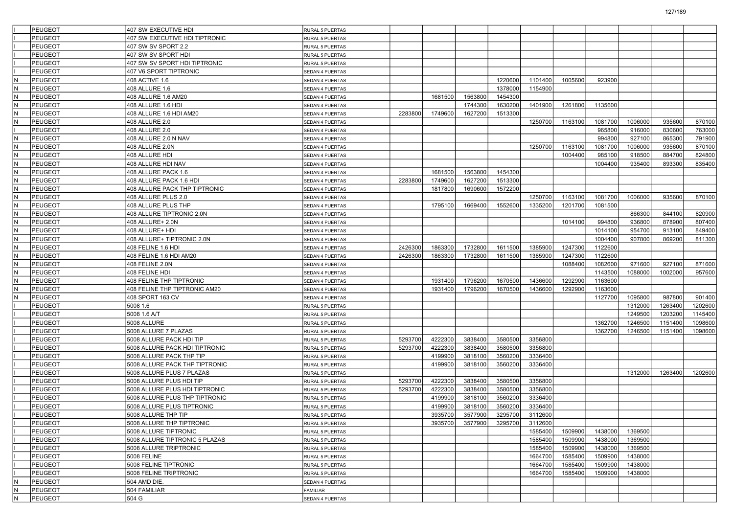| | | | | | | | | | | | | | |
|---|---|---|---|---|---|---|---|---|---|---|---|---|---|
| I | PEUGEOT | 407 SW EXECUTIVE HDI | RURAL 5 PUERTAS | | | | | | | | | | |
| I | PEUGEOT | 407 SW EXECUTIVE HDI TIPTRONIC | RURAL 5 PUERTAS | | | | | | | | | | |
| I | PEUGEOT | 407 SW SV SPORT 2.2 | RURAL 5 PUERTAS | | | | | | | | | | |
| I | PEUGEOT | 407 SW SV SPORT HDI | RURAL 5 PUERTAS | | | | | | | | | | |
| I | PEUGEOT | 407 SW SV SPORT HDI TIPTRONIC | RURAL 5 PUERTAS | | | | | | | | | | |
| I | PEUGEOT | 407 V6 SPORT TIPTRONIC | SEDAN 4 PUERTAS | | | | | | | | | | |
| N | PEUGEOT | 408 ACTIVE 1.6 | SEDAN 4 PUERTAS | | | | 1220600 | 1101400 | 1005600 | 923900 | | | |
| N | PEUGEOT | 408 ALLURE 1.6 | SEDAN 4 PUERTAS | | | | 1378000 | 1154900 | | | | | |
| N | PEUGEOT | 408 ALLURE 1.6 AM20 | SEDAN 4 PUERTAS | | 1681500 | 1563800 | 1454300 | | | | | | |
| N | PEUGEOT | 408 ALLURE 1.6 HDI | SEDAN 4 PUERTAS | | | 1744300 | 1630200 | 1401900 | 1261800 | 1135600 | | | |
| N | PEUGEOT | 408 ALLURE 1.6 HDI AM20 | SEDAN 4 PUERTAS | 2283800 | 1749600 | 1627200 | 1513300 | | | | | | |
| N | PEUGEOT | 408 ALLURE 2.0 | SEDAN 4 PUERTAS | | | | | 1250700 | 1163100 | 1081700 | 1006000 | 935600 | 870100 |
| I | PEUGEOT | 408 ALLURE 2.0 | SEDAN 4 PUERTAS | | | | | | | 965800 | 916000 | 830600 | 763000 |
| N | PEUGEOT | 408 ALLURE 2.0 N NAV | SEDAN 4 PUERTAS | | | | | | | 994800 | 927100 | 865300 | 791900 |
| N | PEUGEOT | 408 ALLURE 2.0N | SEDAN 4 PUERTAS | | | | | 1250700 | 1163100 | 1081700 | 1006000 | 935600 | 870100 |
| N | PEUGEOT | 408 ALLURE HDI | SEDAN 4 PUERTAS | | | | | | 1004400 | 985100 | 918500 | 884700 | 824800 |
| N | PEUGEOT | 408 ALLURE HDI NAV | SEDAN 4 PUERTAS | | | | | | | 1004400 | 935400 | 893300 | 835400 |
| N | PEUGEOT | 408 ALLURE PACK 1.6 | SEDAN 4 PUERTAS | | 1681500 | 1563800 | 1454300 | | | | | | |
| N | PEUGEOT | 408 ALLURE PACK 1.6 HDI | SEDAN 4 PUERTAS | 2283800 | 1749600 | 1627200 | 1513300 | | | | | | |
| N | PEUGEOT | 408 ALLURE PACK THP TIPTRONIC | SEDAN 4 PUERTAS | | 1817800 | 1690600 | 1572200 | | | | | | |
| N | PEUGEOT | 408 ALLURE PLUS 2.0 | SEDAN 4 PUERTAS | | | | | 1250700 | 1163100 | 1081700 | 1006000 | 935600 | 870100 |
| N | PEUGEOT | 408 ALLURE PLUS THP | SEDAN 4 PUERTAS | | 1795100 | 1669400 | 1552600 | 1335200 | 1201700 | 1081500 | | | |
| N | PEUGEOT | 408 ALLURE TIPTRONIC 2.0N | SEDAN 4 PUERTAS | | | | | | | | 866300 | 844100 | 820900 |
| N | PEUGEOT | 408 ALLURE+ 2.0N | SEDAN 4 PUERTAS | | | | | | 1014100 | 994800 | 936800 | 878900 | 807400 |
| N | PEUGEOT | 408 ALLURE+ HDI | SEDAN 4 PUERTAS | | | | | | | 1014100 | 954700 | 913100 | 849400 |
| N | PEUGEOT | 408 ALLURE+ TIPTRONIC 2.0N | SEDAN 4 PUERTAS | | | | | | | 1004400 | 907800 | 869200 | 811300 |
| N | PEUGEOT | 408 FELINE 1.6 HDI | SEDAN 4 PUERTAS | 2426300 | 1863300 | 1732800 | 1611500 | 1385900 | 1247300 | 1122600 | | | |
| N | PEUGEOT | 408 FELINE 1.6 HDI AM20 | SEDAN 4 PUERTAS | 2426300 | 1863300 | 1732800 | 1611500 | 1385900 | 1247300 | 1122600 | | | |
| N | PEUGEOT | 408 FELINE 2.0N | SEDAN 4 PUERTAS | | | | | | 1088400 | 1082600 | 971600 | 927100 | 871600 |
| N | PEUGEOT | 408 FELINE HDI | SEDAN 4 PUERTAS | | | | | | | 1143500 | 1088000 | 1002000 | 957600 |
| N | PEUGEOT | 408 FELINE THP TIPTRONIC | SEDAN 4 PUERTAS | | 1931400 | 1796200 | 1670500 | 1436600 | 1292900 | 1163600 | | | |
| N | PEUGEOT | 408 FELINE THP TIPTRONIC AM20 | SEDAN 4 PUERTAS | | 1931400 | 1796200 | 1670500 | 1436600 | 1292900 | 1163600 | | | |
| N | PEUGEOT | 408 SPORT 163 CV | SEDAN 4 PUERTAS | | | | | | | 1127700 | 1095800 | 987800 | 901400 |
| I | PEUGEOT | 5008 1.6 | RURAL 5 PUERTAS | | | | | | | | 1312000 | 1263400 | 1202600 |
| I | PEUGEOT | 5008 1.6 A/T | RURAL 5 PUERTAS | | | | | | | | 1249500 | 1203200 | 1145400 |
| I | PEUGEOT | 5008 ALLURE | RURAL 5 PUERTAS | | | | | | | 1362700 | 1246500 | 1151400 | 1098600 |
| I | PEUGEOT | 5008 ALLURE 7 PLAZAS | RURAL 5 PUERTAS | | | | | | | 1362700 | 1246500 | 1151400 | 1098600 |
| I | PEUGEOT | 5008 ALLURE PACK HDI TIP | RURAL 5 PUERTAS | 5293700 | 4222300 | 3838400 | 3580500 | 3356800 | | | | | |
| I | PEUGEOT | 5008 ALLURE PACK HDI TIPTRONIC | RURAL 5 PUERTAS | 5293700 | 4222300 | 3838400 | 3580500 | 3356800 | | | | | |
| I | PEUGEOT | 5008 ALLURE PACK THP TIP | RURAL 5 PUERTAS | | 4199900 | 3818100 | 3560200 | 3336400 | | | | | |
| I | PEUGEOT | 5008 ALLURE PACK THP TIPTRONIC | RURAL 5 PUERTAS | | 4199900 | 3818100 | 3560200 | 3336400 | | | | | |
| I | PEUGEOT | 5008 ALLURE PLUS 7 PLAZAS | RURAL 5 PUERTAS | | | | | | | | 1312000 | 1263400 | 1202600 |
| I | PEUGEOT | 5008 ALLURE PLUS HDI TIP | RURAL 5 PUERTAS | 5293700 | 4222300 | 3838400 | 3580500 | 3356800 | | | | | |
| I | PEUGEOT | 5008 ALLURE PLUS HDI TIPTRONIC | RURAL 5 PUERTAS | 5293700 | 4222300 | 3838400 | 3580500 | 3356800 | | | | | |
| I | PEUGEOT | 5008 ALLURE PLUS THP TIPTRONIC | RURAL 5 PUERTAS | | 4199900 | 3818100 | 3560200 | 3336400 | | | | | |
| I | PEUGEOT | 5008 ALLURE PLUS TIPTRONIC | RURAL 5 PUERTAS | | 4199900 | 3818100 | 3560200 | 3336400 | | | | | |
| I | PEUGEOT | 5008 ALLURE THP TIP | RURAL 5 PUERTAS | | 3935700 | 3577900 | 3295700 | 3112600 | | | | | |
| I | PEUGEOT | 5008 ALLURE THP TIPTRONIC | RURAL 5 PUERTAS | | 3935700 | 3577900 | 3295700 | 3112600 | | | | | |
| I | PEUGEOT | 5008 ALLURE TIPTRONIC | RURAL 5 PUERTAS | | | | | 1585400 | 1509900 | 1438000 | 1369500 | | |
| I | PEUGEOT | 5008 ALLURE TIPTRONIC 5 PLAZAS | RURAL 5 PUERTAS | | | | | 1585400 | 1509900 | 1438000 | 1369500 | | |
| I | PEUGEOT | 5008 ALLURE TRIPTRONIC | RURAL 5 PUERTAS | | | | | 1585400 | 1509900 | 1438000 | 1369500 | | |
| I | PEUGEOT | 5008 FELINE | RURAL 5 PUERTAS | | | | | 1664700 | 1585400 | 1509900 | 1438000 | | |
| I | PEUGEOT | 5008 FELINE TIPTRONIC | RURAL 5 PUERTAS | | | | | 1664700 | 1585400 | 1509900 | 1438000 | | |
| I | PEUGEOT | 5008 FELINE TRIPTRONIC | RURAL 5 PUERTAS | | | | | 1664700 | 1585400 | 1509900 | 1438000 | | |
| N | PEUGEOT | 504 AMD DIE. | SEDAN 4 PUERTAS | | | | | | | | | | |
| N | PEUGEOT | 504 FAMILIAR | FAMILIAR | | | | | | | | | | |
| N | PEUGEOT | 504 G | SEDAN 4 PUERTAS | | | | | | | | | | |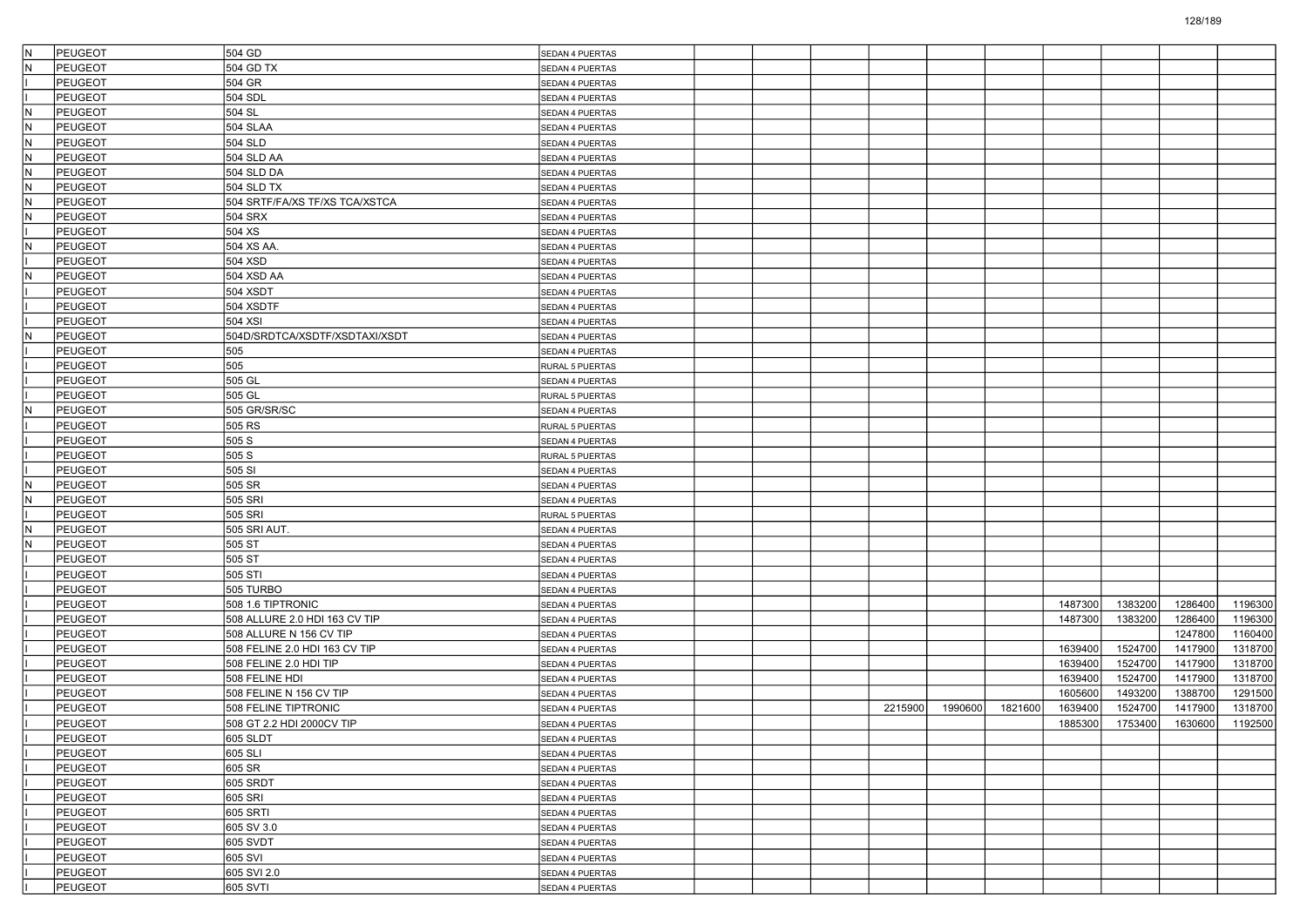| | | | | | | | | | | | | | |
|---|---|---|---|---|---|---|---|---|---|---|---|---|---|
| N | PEUGEOT | 504 GD | SEDAN 4 PUERTAS | | | | | | | | | | |
| N | PEUGEOT | 504 GD TX | SEDAN 4 PUERTAS | | | | | | | | | | |
| I | PEUGEOT | 504 GR | SEDAN 4 PUERTAS | | | | | | | | | | |
| I | PEUGEOT | 504 SDL | SEDAN 4 PUERTAS | | | | | | | | | | |
| N | PEUGEOT | 504 SL | SEDAN 4 PUERTAS | | | | | | | | | | |
| N | PEUGEOT | 504 SLAA | SEDAN 4 PUERTAS | | | | | | | | | | |
| N | PEUGEOT | 504 SLD | SEDAN 4 PUERTAS | | | | | | | | | | |
| N | PEUGEOT | 504 SLD AA | SEDAN 4 PUERTAS | | | | | | | | | | |
| N | PEUGEOT | 504 SLD DA | SEDAN 4 PUERTAS | | | | | | | | | | |
| N | PEUGEOT | 504 SLD TX | SEDAN 4 PUERTAS | | | | | | | | | | |
| N | PEUGEOT | 504 SRTF/FA/XS TF/XS TCA/XSTCA | SEDAN 4 PUERTAS | | | | | | | | | | |
| N | PEUGEOT | 504 SRX | SEDAN 4 PUERTAS | | | | | | | | | | |
| I | PEUGEOT | 504 XS | SEDAN 4 PUERTAS | | | | | | | | | | |
| N | PEUGEOT | 504 XS AA. | SEDAN 4 PUERTAS | | | | | | | | | | |
| I | PEUGEOT | 504 XSD | SEDAN 4 PUERTAS | | | | | | | | | | |
| N | PEUGEOT | 504 XSD AA | SEDAN 4 PUERTAS | | | | | | | | | | |
| I | PEUGEOT | 504 XSDT | SEDAN 4 PUERTAS | | | | | | | | | | |
| I | PEUGEOT | 504 XSDTF | SEDAN 4 PUERTAS | | | | | | | | | | |
| I | PEUGEOT | 504 XSI | SEDAN 4 PUERTAS | | | | | | | | | | |
| N | PEUGEOT | 504D/SRDTCA/XSDTF/XSDTAXI/XSDT | SEDAN 4 PUERTAS | | | | | | | | | | |
| I | PEUGEOT | 505 | SEDAN 4 PUERTAS | | | | | | | | | | |
| I | PEUGEOT | 505 | RURAL 5 PUERTAS | | | | | | | | | | |
| I | PEUGEOT | 505 GL | SEDAN 4 PUERTAS | | | | | | | | | | |
| I | PEUGEOT | 505 GL | RURAL 5 PUERTAS | | | | | | | | | | |
| N | PEUGEOT | 505 GR/SR/SC | SEDAN 4 PUERTAS | | | | | | | | | | |
| I | PEUGEOT | 505 RS | RURAL 5 PUERTAS | | | | | | | | | | |
| I | PEUGEOT | 505 S | SEDAN 4 PUERTAS | | | | | | | | | | |
| I | PEUGEOT | 505 S | RURAL 5 PUERTAS | | | | | | | | | | |
| I | PEUGEOT | 505 SI | SEDAN 4 PUERTAS | | | | | | | | | | |
| N | PEUGEOT | 505 SR | SEDAN 4 PUERTAS | | | | | | | | | | |
| N | PEUGEOT | 505 SRI | SEDAN 4 PUERTAS | | | | | | | | | | |
| I | PEUGEOT | 505 SRI | RURAL 5 PUERTAS | | | | | | | | | | |
| N | PEUGEOT | 505 SRI AUT. | SEDAN 4 PUERTAS | | | | | | | | | | |
| N | PEUGEOT | 505 ST | SEDAN 4 PUERTAS | | | | | | | | | | |
| I | PEUGEOT | 505 ST | SEDAN 4 PUERTAS | | | | | | | | | | |
| I | PEUGEOT | 505 STI | SEDAN 4 PUERTAS | | | | | | | | | | |
| I | PEUGEOT | 505 TURBO | SEDAN 4 PUERTAS | | | | | | | | | | |
| I | PEUGEOT | 508 1.6 TIPTRONIC | SEDAN 4 PUERTAS | | | | | | | 1487300 | 1383200 | 1286400 | 1196300 |
| I | PEUGEOT | 508 ALLURE 2.0 HDI 163 CV TIP | SEDAN 4 PUERTAS | | | | | | | 1487300 | 1383200 | 1286400 | 1196300 |
| I | PEUGEOT | 508 ALLURE N 156 CV TIP | SEDAN 4 PUERTAS | | | | | | | | | 1247800 | 1160400 |
| I | PEUGEOT | 508 FELINE 2.0 HDI 163 CV TIP | SEDAN 4 PUERTAS | | | | | | | 1639400 | 1524700 | 1417900 | 1318700 |
| I | PEUGEOT | 508 FELINE 2.0 HDI TIP | SEDAN 4 PUERTAS | | | | | | | 1639400 | 1524700 | 1417900 | 1318700 |
| I | PEUGEOT | 508 FELINE HDI | SEDAN 4 PUERTAS | | | | | | | 1639400 | 1524700 | 1417900 | 1318700 |
| I | PEUGEOT | 508 FELINE N 156 CV TIP | SEDAN 4 PUERTAS | | | | | | | 1605600 | 1493200 | 1388700 | 1291500 |
| I | PEUGEOT | 508 FELINE TIPTRONIC | SEDAN 4 PUERTAS | | | | 2215900 | 1990600 | 1821600 | 1639400 | 1524700 | 1417900 | 1318700 |
| I | PEUGEOT | 508 GT 2.2 HDI 2000CV TIP | SEDAN 4 PUERTAS | | | | | | | 1885300 | 1753400 | 1630600 | 1192500 |
| I | PEUGEOT | 605 SLDT | SEDAN 4 PUERTAS | | | | | | | | | | |
| I | PEUGEOT | 605 SLI | SEDAN 4 PUERTAS | | | | | | | | | | |
| I | PEUGEOT | 605 SR | SEDAN 4 PUERTAS | | | | | | | | | | |
| I | PEUGEOT | 605 SRDT | SEDAN 4 PUERTAS | | | | | | | | | | |
| I | PEUGEOT | 605 SRI | SEDAN 4 PUERTAS | | | | | | | | | | |
| I | PEUGEOT | 605 SRTI | SEDAN 4 PUERTAS | | | | | | | | | | |
| I | PEUGEOT | 605 SV 3.0 | SEDAN 4 PUERTAS | | | | | | | | | | |
| I | PEUGEOT | 605 SVDT | SEDAN 4 PUERTAS | | | | | | | | | | |
| I | PEUGEOT | 605 SVI | SEDAN 4 PUERTAS | | | | | | | | | | |
| I | PEUGEOT | 605 SVI 2.0 | SEDAN 4 PUERTAS | | | | | | | | | | |
| I | PEUGEOT | 605 SVTI | SEDAN 4 PUERTAS | | | | | | | | | | |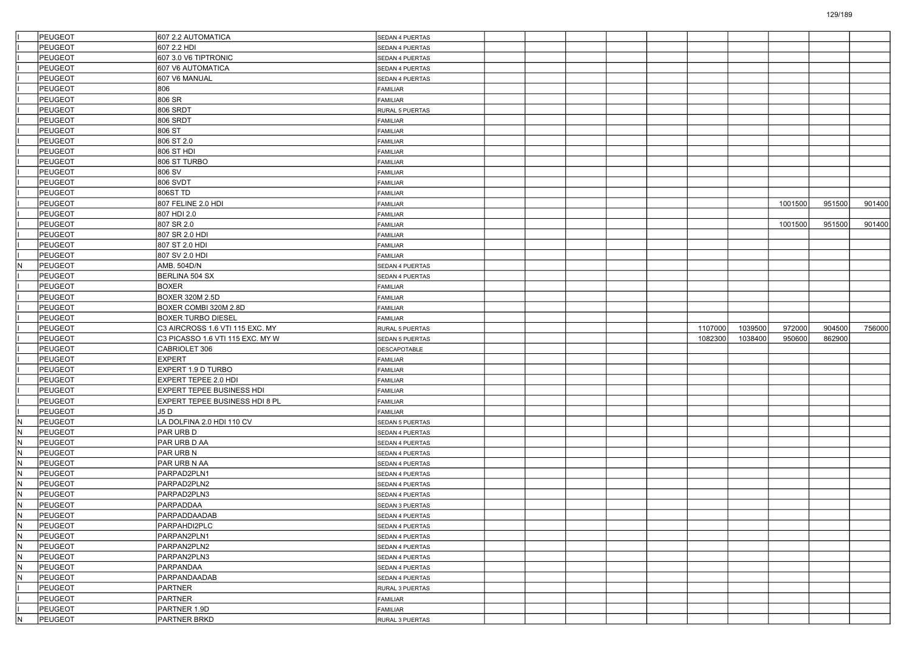| | | | | | | | | | | | | | |
|---|---|---|---|---|---|---|---|---|---|---|---|---|---|
| I | PEUGEOT | 607 2.2 AUTOMATICA | SEDAN 4 PUERTAS | | | | | | | | | | |
| I | PEUGEOT | 607 2.2 HDI | SEDAN 4 PUERTAS | | | | | | | | | | |
| I | PEUGEOT | 607 3.0 V6 TIPTRONIC | SEDAN 4 PUERTAS | | | | | | | | | | |
| I | PEUGEOT | 607 V6 AUTOMATICA | SEDAN 4 PUERTAS | | | | | | | | | | |
| I | PEUGEOT | 607 V6 MANUAL | SEDAN 4 PUERTAS | | | | | | | | | | |
| I | PEUGEOT | 806 | FAMILIAR | | | | | | | | | | |
| I | PEUGEOT | 806 SR | FAMILIAR | | | | | | | | | | |
| I | PEUGEOT | 806 SRDT | RURAL 5 PUERTAS | | | | | | | | | | |
| I | PEUGEOT | 806 SRDT | FAMILIAR | | | | | | | | | | |
| I | PEUGEOT | 806 ST | FAMILIAR | | | | | | | | | | |
| I | PEUGEOT | 806 ST 2.0 | FAMILIAR | | | | | | | | | | |
| I | PEUGEOT | 806 ST HDI | FAMILIAR | | | | | | | | | | |
| I | PEUGEOT | 806 ST TURBO | FAMILIAR | | | | | | | | | | |
| I | PEUGEOT | 806 SV | FAMILIAR | | | | | | | | | | |
| I | PEUGEOT | 806 SVDT | FAMILIAR | | | | | | | | | | |
| I | PEUGEOT | 806ST TD | FAMILIAR | | | | | | | | | | |
| I | PEUGEOT | 807 FELINE 2.0 HDI | FAMILIAR | | | | | | | | 1001500 | 951500 | 901400 |
| I | PEUGEOT | 807 HDI 2.0 | FAMILIAR | | | | | | | | | | |
| I | PEUGEOT | 807 SR 2.0 | FAMILIAR | | | | | | | | 1001500 | 951500 | 901400 |
| I | PEUGEOT | 807 SR 2.0 HDI | FAMILIAR | | | | | | | | | | |
| I | PEUGEOT | 807 ST 2.0 HDI | FAMILIAR | | | | | | | | | | |
| I | PEUGEOT | 807 SV 2.0 HDI | FAMILIAR | | | | | | | | | | |
| N | PEUGEOT | AMB. 504D/N | SEDAN 4 PUERTAS | | | | | | | | | | |
| I | PEUGEOT | BERLINA 504 SX | SEDAN 4 PUERTAS | | | | | | | | | | |
| I | PEUGEOT | BOXER | FAMILIAR | | | | | | | | | | |
| I | PEUGEOT | BOXER 320M 2.5D | FAMILIAR | | | | | | | | | | |
| I | PEUGEOT | BOXER COMBI 320M 2.8D | FAMILIAR | | | | | | | | | | |
| I | PEUGEOT | BOXER TURBO DIESEL | FAMILIAR | | | | | | | | | | |
| I | PEUGEOT | C3 AIRCROSS 1.6 VTI 115 EXC. MY | RURAL 5 PUERTAS | | | | | | 1107000 | 1039500 | 972000 | 904500 | 756000 |
| I | PEUGEOT | C3 PICASSO 1.6 VTI 115 EXC. MY W | SEDAN 5 PUERTAS | | | | | | 1082300 | 1038400 | 950600 | 862900 | |
| I | PEUGEOT | CABRIOLET 306 | DESCAPOTABLE | | | | | | | | | | |
| I | PEUGEOT | EXPERT | FAMILIAR | | | | | | | | | | |
| I | PEUGEOT | EXPERT 1.9 D TURBO | FAMILIAR | | | | | | | | | | |
| I | PEUGEOT | EXPERT TEPEE 2.0 HDI | FAMILIAR | | | | | | | | | | |
| I | PEUGEOT | EXPERT TEPEE BUSINESS HDI | FAMILIAR | | | | | | | | | | |
| I | PEUGEOT | EXPERT TEPEE BUSINESS HDI 8 PL | FAMILIAR | | | | | | | | | | |
| I | PEUGEOT | J5 D | FAMILIAR | | | | | | | | | | |
| N | PEUGEOT | LA DOLFINA 2.0 HDI 110 CV | SEDAN 5 PUERTAS | | | | | | | | | | |
| N | PEUGEOT | PAR URB D | SEDAN 4 PUERTAS | | | | | | | | | | |
| N | PEUGEOT | PAR URB D AA | SEDAN 4 PUERTAS | | | | | | | | | | |
| N | PEUGEOT | PAR URB N | SEDAN 4 PUERTAS | | | | | | | | | | |
| N | PEUGEOT | PAR URB N AA | SEDAN 4 PUERTAS | | | | | | | | | | |
| N | PEUGEOT | PARPAD2PLN1 | SEDAN 4 PUERTAS | | | | | | | | | | |
| N | PEUGEOT | PARPAD2PLN2 | SEDAN 4 PUERTAS | | | | | | | | | | |
| N | PEUGEOT | PARPAD2PLN3 | SEDAN 4 PUERTAS | | | | | | | | | | |
| N | PEUGEOT | PARPADDAA | SEDAN 3 PUERTAS | | | | | | | | | | |
| N | PEUGEOT | PARPADDAADAB | SEDAN 4 PUERTAS | | | | | | | | | | |
| N | PEUGEOT | PARPAHDI2PLC | SEDAN 4 PUERTAS | | | | | | | | | | |
| N | PEUGEOT | PARPAN2PLN1 | SEDAN 4 PUERTAS | | | | | | | | | | |
| N | PEUGEOT | PARPAN2PLN2 | SEDAN 4 PUERTAS | | | | | | | | | | |
| N | PEUGEOT | PARPAN2PLN3 | SEDAN 4 PUERTAS | | | | | | | | | | |
| N | PEUGEOT | PARPANDAA | SEDAN 4 PUERTAS | | | | | | | | | | |
| N | PEUGEOT | PARPANDAADAB | SEDAN 4 PUERTAS | | | | | | | | | | |
| I | PEUGEOT | PARTNER | RURAL 3 PUERTAS | | | | | | | | | | |
| I | PEUGEOT | PARTNER | FAMILIAR | | | | | | | | | | |
| I | PEUGEOT | PARTNER 1.9D | FAMILIAR | | | | | | | | | | |
| N | PEUGEOT | PARTNER BRKD | RURAL 3 PUERTAS | | | | | | | | | | |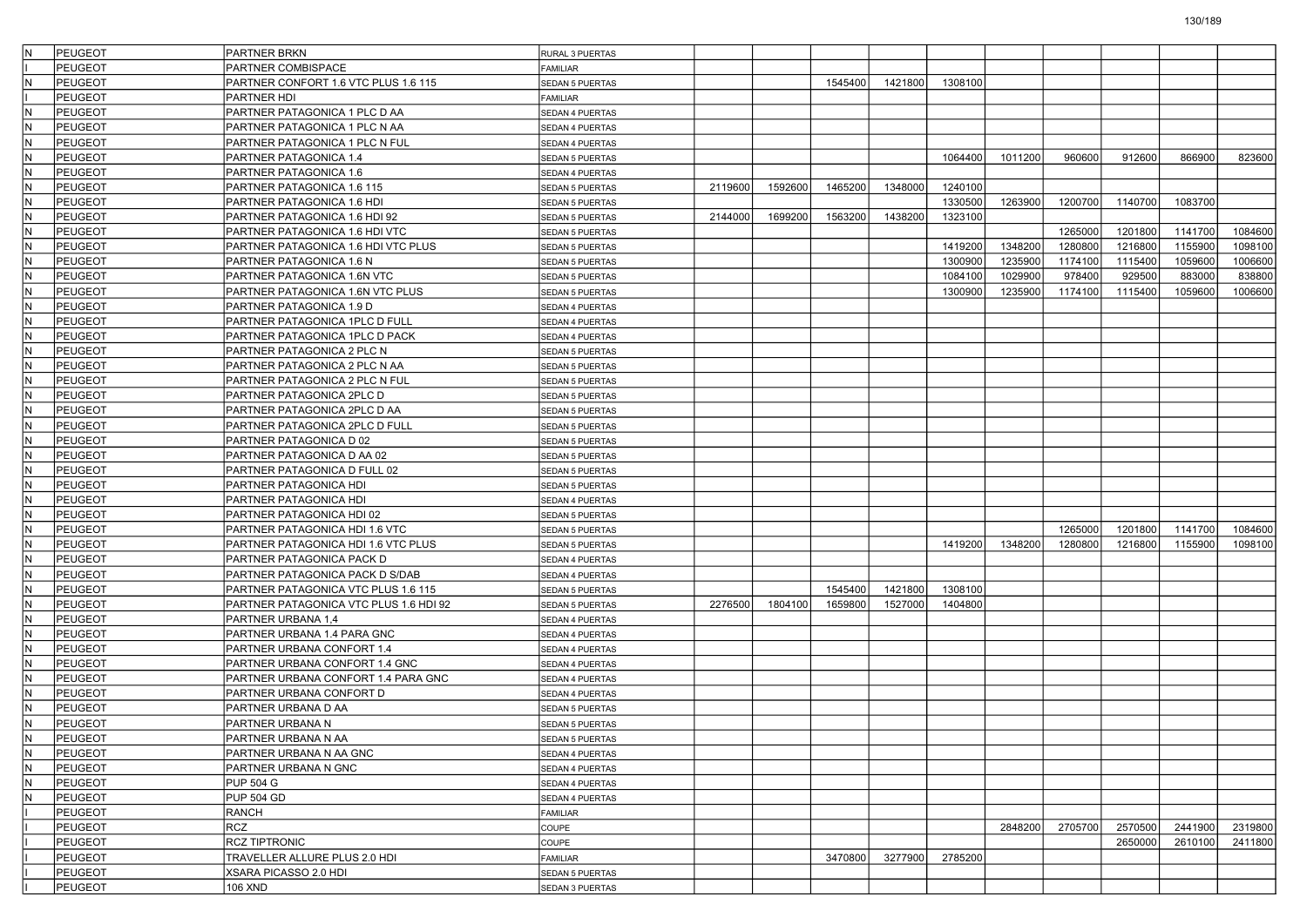| | | | | | | | | | | | | |
|---|---|---|---|---|---|---|---|---|---|---|---|---|
| N | PEUGEOT | PARTNER BRKN | RURAL 3 PUERTAS | | | | | | | | | | |
| I | PEUGEOT | PARTNER COMBISPACE | FAMILIAR | | | | | | | | | | |
| N | PEUGEOT | PARTNER CONFORT 1.6 VTC PLUS 1.6 115 | SEDAN 5 PUERTAS | | | 1545400 | 1421800 | 1308100 | | | | | |
| I | PEUGEOT | PARTNER HDI | FAMILIAR | | | | | | | | | | |
| N | PEUGEOT | PARTNER PATAGONICA 1 PLC D AA | SEDAN 4 PUERTAS | | | | | | | | | | |
| N | PEUGEOT | PARTNER PATAGONICA 1 PLC N AA | SEDAN 4 PUERTAS | | | | | | | | | | |
| N | PEUGEOT | PARTNER PATAGONICA 1 PLC N FUL | SEDAN 4 PUERTAS | | | | | | | | | | |
| N | PEUGEOT | PARTNER PATAGONICA 1.4 | SEDAN 5 PUERTAS | | | | | 1064400 | 1011200 | 960600 | 912600 | 866900 | 823600 |
| N | PEUGEOT | PARTNER PATAGONICA 1.6 | SEDAN 4 PUERTAS | | | | | | | | | | |
| N | PEUGEOT | PARTNER PATAGONICA 1.6 115 | SEDAN 5 PUERTAS | 2119600 | 1592600 | 1465200 | 1348000 | 1240100 | | | | | |
| N | PEUGEOT | PARTNER PATAGONICA 1.6 HDI | SEDAN 5 PUERTAS | | | | | 1330500 | 1263900 | 1200700 | 1140700 | 1083700 | |
| N | PEUGEOT | PARTNER PATAGONICA 1.6 HDI 92 | SEDAN 5 PUERTAS | 2144000 | 1699200 | 1563200 | 1438200 | 1323100 | | | | | |
| N | PEUGEOT | PARTNER PATAGONICA 1.6 HDI VTC | SEDAN 5 PUERTAS | | | | | | | 1265000 | 1201800 | 1141700 | 1084600 |
| N | PEUGEOT | PARTNER PATAGONICA 1.6 HDI VTC PLUS | SEDAN 5 PUERTAS | | | | | 1419200 | 1348200 | 1280800 | 1216800 | 1155900 | 1098100 |
| N | PEUGEOT | PARTNER PATAGONICA 1.6 N | SEDAN 5 PUERTAS | | | | | 1300900 | 1235900 | 1174100 | 1115400 | 1059600 | 1006600 |
| N | PEUGEOT | PARTNER PATAGONICA 1.6N VTC | SEDAN 5 PUERTAS | | | | | 1084100 | 1029900 | 978400 | 929500 | 883000 | 838800 |
| N | PEUGEOT | PARTNER PATAGONICA 1.6N VTC PLUS | SEDAN 5 PUERTAS | | | | | 1300900 | 1235900 | 1174100 | 1115400 | 1059600 | 1006600 |
| N | PEUGEOT | PARTNER PATAGONICA 1.9 D | SEDAN 4 PUERTAS | | | | | | | | | | |
| N | PEUGEOT | PARTNER PATAGONICA 1PLC D FULL | SEDAN 4 PUERTAS | | | | | | | | | | |
| N | PEUGEOT | PARTNER PATAGONICA 1PLC D PACK | SEDAN 4 PUERTAS | | | | | | | | | | |
| N | PEUGEOT | PARTNER PATAGONICA 2 PLC N | SEDAN 5 PUERTAS | | | | | | | | | | |
| N | PEUGEOT | PARTNER PATAGONICA 2 PLC N AA | SEDAN 5 PUERTAS | | | | | | | | | | |
| N | PEUGEOT | PARTNER PATAGONICA 2 PLC N FUL | SEDAN 5 PUERTAS | | | | | | | | | | |
| N | PEUGEOT | PARTNER PATAGONICA 2PLC D | SEDAN 5 PUERTAS | | | | | | | | | | |
| N | PEUGEOT | PARTNER PATAGONICA 2PLC D AA | SEDAN 5 PUERTAS | | | | | | | | | | |
| N | PEUGEOT | PARTNER PATAGONICA 2PLC D FULL | SEDAN 5 PUERTAS | | | | | | | | | | |
| N | PEUGEOT | PARTNER PATAGONICA D 02 | SEDAN 5 PUERTAS | | | | | | | | | | |
| N | PEUGEOT | PARTNER PATAGONICA D AA 02 | SEDAN 5 PUERTAS | | | | | | | | | | |
| N | PEUGEOT | PARTNER PATAGONICA D FULL 02 | SEDAN 5 PUERTAS | | | | | | | | | | |
| N | PEUGEOT | PARTNER PATAGONICA HDI | SEDAN 5 PUERTAS | | | | | | | | | | |
| N | PEUGEOT | PARTNER PATAGONICA HDI | SEDAN 4 PUERTAS | | | | | | | | | | |
| N | PEUGEOT | PARTNER PATAGONICA HDI 02 | SEDAN 5 PUERTAS | | | | | | | | | | |
| N | PEUGEOT | PARTNER PATAGONICA HDI 1.6 VTC | SEDAN 5 PUERTAS | | | | | | | 1265000 | 1201800 | 1141700 | 1084600 |
| N | PEUGEOT | PARTNER PATAGONICA HDI 1.6 VTC PLUS | SEDAN 5 PUERTAS | | | | | 1419200 | 1348200 | 1280800 | 1216800 | 1155900 | 1098100 |
| N | PEUGEOT | PARTNER PATAGONICA PACK D | SEDAN 4 PUERTAS | | | | | | | | | | |
| N | PEUGEOT | PARTNER PATAGONICA PACK D S/DAB | SEDAN 4 PUERTAS | | | | | | | | | | |
| N | PEUGEOT | PARTNER PATAGONICA VTC PLUS 1.6 115 | SEDAN 5 PUERTAS | | | 1545400 | 1421800 | 1308100 | | | | | |
| N | PEUGEOT | PARTNER PATAGONICA VTC PLUS 1.6 HDI 92 | SEDAN 5 PUERTAS | 2276500 | 1804100 | 1659800 | 1527000 | 1404800 | | | | | |
| N | PEUGEOT | PARTNER URBANA 1,4 | SEDAN 4 PUERTAS | | | | | | | | | | |
| N | PEUGEOT | PARTNER URBANA 1.4 PARA GNC | SEDAN 4 PUERTAS | | | | | | | | | | |
| N | PEUGEOT | PARTNER URBANA CONFORT 1.4 | SEDAN 4 PUERTAS | | | | | | | | | | |
| N | PEUGEOT | PARTNER URBANA CONFORT 1.4 GNC | SEDAN 4 PUERTAS | | | | | | | | | | |
| N | PEUGEOT | PARTNER URBANA CONFORT 1.4 PARA GNC | SEDAN 4 PUERTAS | | | | | | | | | | |
| N | PEUGEOT | PARTNER URBANA CONFORT D | SEDAN 4 PUERTAS | | | | | | | | | | |
| N | PEUGEOT | PARTNER URBANA D AA | SEDAN 5 PUERTAS | | | | | | | | | | |
| N | PEUGEOT | PARTNER URBANA N | SEDAN 5 PUERTAS | | | | | | | | | | |
| N | PEUGEOT | PARTNER URBANA N AA | SEDAN 5 PUERTAS | | | | | | | | | | |
| N | PEUGEOT | PARTNER URBANA N AA GNC | SEDAN 4 PUERTAS | | | | | | | | | | |
| N | PEUGEOT | PARTNER URBANA N GNC | SEDAN 4 PUERTAS | | | | | | | | | | |
| N | PEUGEOT | PUP 504 G | SEDAN 4 PUERTAS | | | | | | | | | | |
| N | PEUGEOT | PUP 504 GD | SEDAN 4 PUERTAS | | | | | | | | | | |
| I | PEUGEOT | RANCH | FAMILIAR | | | | | | | | | | |
| I | PEUGEOT | RCZ | COUPE | | | | | | 2848200 | 2705700 | 2570500 | 2441900 | 2319800 |
| I | PEUGEOT | RCZ TIPTRONIC | COUPE | | | | | | | | 2650000 | 2610100 | 2411800 |
| I | PEUGEOT | TRAVELLER ALLURE PLUS 2.0 HDI | FAMILIAR | | | 3470800 | 3277900 | 2785200 | | | | | |
| I | PEUGEOT | XSARA PICASSO 2.0 HDI | SEDAN 5 PUERTAS | | | | | | | | | | |
| I | PEUGEOT | 106 XND | SEDAN 3 PUERTAS | | | | | | | | | | |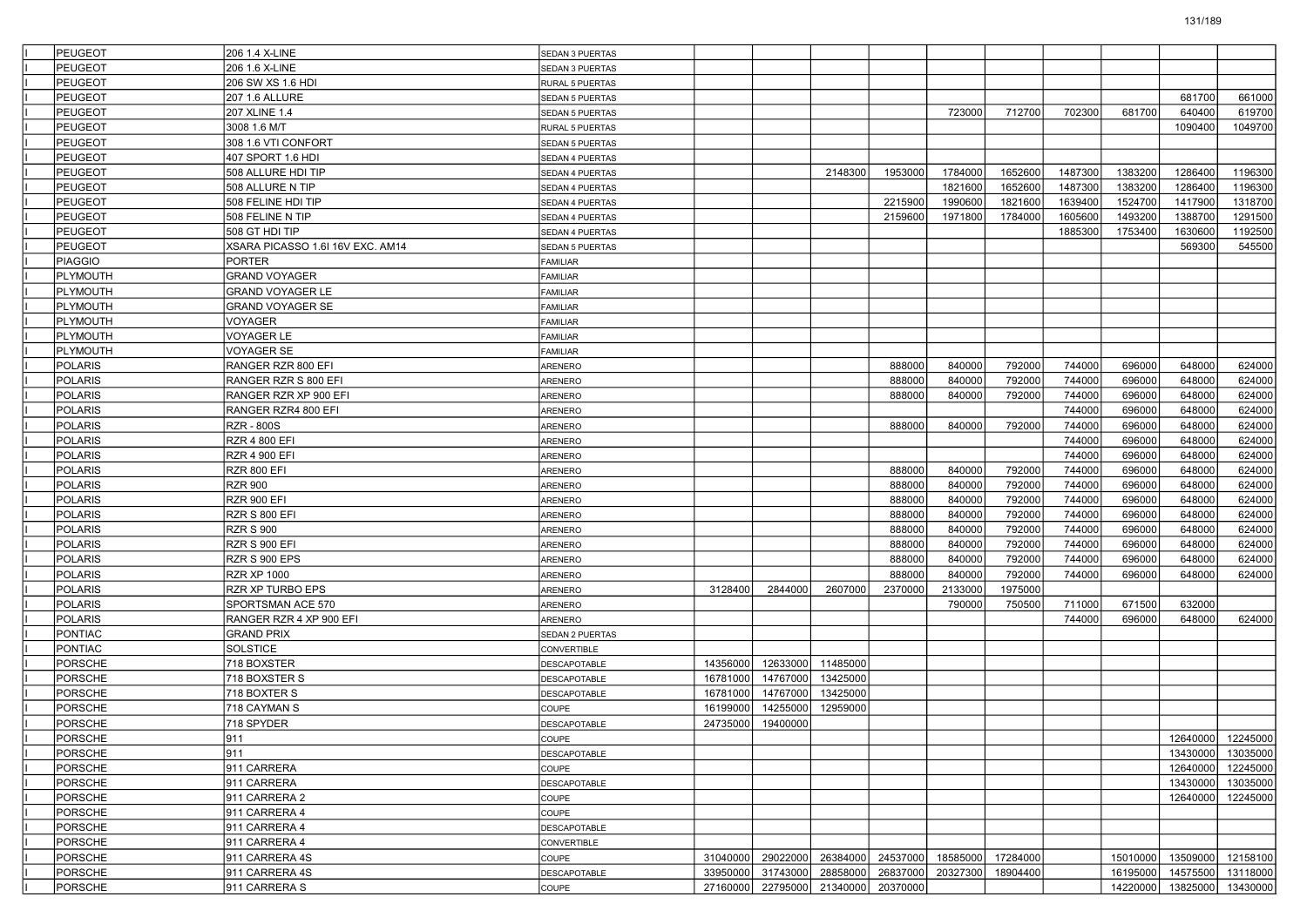| | | | | | | | | | | | | | |
|---|---|---|---|---|---|---|---|---|---|---|---|---|---|
| | PEUGEOT | 206 1.4 X-LINE | SEDAN 3 PUERTAS | | | | | | | | | | |
| | PEUGEOT | 206 1.6 X-LINE | SEDAN 3 PUERTAS | | | | | | | | | | |
| | PEUGEOT | 206 SW XS 1.6 HDI | RURAL 5 PUERTAS | | | | | | | | | | |
| | PEUGEOT | 207 1.6 ALLURE | SEDAN 5 PUERTAS | | | | | | | | | 681700 | 661000 |
| | PEUGEOT | 207 XLINE 1.4 | SEDAN 5 PUERTAS | | | | | 723000 | 712700 | 702300 | 681700 | 640400 | 619700 |
| | PEUGEOT | 3008 1.6 M/T | RURAL 5 PUERTAS | | | | | | | | | 1090400 | 1049700 |
| | PEUGEOT | 308 1.6 VTI CONFORT | SEDAN 5 PUERTAS | | | | | | | | | | |
| | PEUGEOT | 407 SPORT 1.6 HDI | SEDAN 4 PUERTAS | | | | | | | | | | |
| | PEUGEOT | 508 ALLURE HDI TIP | SEDAN 4 PUERTAS | | | 2148300 | 1953000 | 1784000 | 1652600 | 1487300 | 1383200 | 1286400 | 1196300 |
| | PEUGEOT | 508 ALLURE N TIP | SEDAN 4 PUERTAS | | | | | 1821600 | 1652600 | 1487300 | 1383200 | 1286400 | 1196300 |
| | PEUGEOT | 508 FELINE HDI TIP | SEDAN 4 PUERTAS | | | | 2215900 | 1990600 | 1821600 | 1639400 | 1524700 | 1417900 | 1318700 |
| | PEUGEOT | 508 FELINE N TIP | SEDAN 4 PUERTAS | | | | 2159600 | 1971800 | 1784000 | 1605600 | 1493200 | 1388700 | 1291500 |
| | PEUGEOT | 508 GT HDI TIP | SEDAN 4 PUERTAS | | | | | | | 1885300 | 1753400 | 1630600 | 1192500 |
| | PEUGEOT | XSARA PICASSO 1.6I 16V EXC. AM14 | SEDAN 5 PUERTAS | | | | | | | | | 569300 | 545500 |
| | PIAGGIO | PORTER | FAMILIAR | | | | | | | | | | |
| | PLYMOUTH | GRAND VOYAGER | FAMILIAR | | | | | | | | | | |
| | PLYMOUTH | GRAND VOYAGER LE | FAMILIAR | | | | | | | | | | |
| | PLYMOUTH | GRAND VOYAGER SE | FAMILIAR | | | | | | | | | | |
| | PLYMOUTH | VOYAGER | FAMILIAR | | | | | | | | | | |
| | PLYMOUTH | VOYAGER LE | FAMILIAR | | | | | | | | | | |
| | PLYMOUTH | VOYAGER SE | FAMILIAR | | | | | | | | | | |
| | POLARIS | RANGER RZR 800 EFI | ARENERO | | | | 888000 | 840000 | 792000 | 744000 | 696000 | 648000 | 624000 |
| | POLARIS | RANGER RZR S 800 EFI | ARENERO | | | | 888000 | 840000 | 792000 | 744000 | 696000 | 648000 | 624000 |
| | POLARIS | RANGER RZR XP 900 EFI | ARENERO | | | | 888000 | 840000 | 792000 | 744000 | 696000 | 648000 | 624000 |
| | POLARIS | RANGER RZR4 800 EFI | ARENERO | | | | | | | 744000 | 696000 | 648000 | 624000 |
| | POLARIS | RZR - 800S | ARENERO | | | | 888000 | 840000 | 792000 | 744000 | 696000 | 648000 | 624000 |
| | POLARIS | RZR 4 800 EFI | ARENERO | | | | | | | 744000 | 696000 | 648000 | 624000 |
| | POLARIS | RZR 4 900 EFI | ARENERO | | | | | | | 744000 | 696000 | 648000 | 624000 |
| | POLARIS | RZR 800 EFI | ARENERO | | | | 888000 | 840000 | 792000 | 744000 | 696000 | 648000 | 624000 |
| | POLARIS | RZR 900 | ARENERO | | | | 888000 | 840000 | 792000 | 744000 | 696000 | 648000 | 624000 |
| | POLARIS | RZR 900 EFI | ARENERO | | | | 888000 | 840000 | 792000 | 744000 | 696000 | 648000 | 624000 |
| | POLARIS | RZR S 800 EFI | ARENERO | | | | 888000 | 840000 | 792000 | 744000 | 696000 | 648000 | 624000 |
| | POLARIS | RZR S 900 | ARENERO | | | | 888000 | 840000 | 792000 | 744000 | 696000 | 648000 | 624000 |
| | POLARIS | RZR S 900 EFI | ARENERO | | | | 888000 | 840000 | 792000 | 744000 | 696000 | 648000 | 624000 |
| | POLARIS | RZR S 900 EPS | ARENERO | | | | 888000 | 840000 | 792000 | 744000 | 696000 | 648000 | 624000 |
| | POLARIS | RZR XP 1000 | ARENERO | | | | 888000 | 840000 | 792000 | 744000 | 696000 | 648000 | 624000 |
| | POLARIS | RZR XP TURBO EPS | ARENERO | 3128400 | 2844000 | 2607000 | 2370000 | 2133000 | 1975000 | | | | |
| | POLARIS | SPORTSMAN ACE 570 | ARENERO | | | | | 790000 | 750500 | 711000 | 671500 | 632000 | |
| | POLARIS | RANGER RZR 4 XP 900 EFI | ARENERO | | | | | | | 744000 | 696000 | 648000 | 624000 |
| | PONTIAC | GRAND PRIX | SEDAN 2 PUERTAS | | | | | | | | | | |
| | PONTIAC | SOLSTICE | CONVERTIBLE | | | | | | | | | | |
| | PORSCHE | 718 BOXSTER | DESCAPOTABLE | 14356000 | 12633000 | 11485000 | | | | | | | |
| | PORSCHE | 718 BOXSTER S | DESCAPOTABLE | 16781000 | 14767000 | 13425000 | | | | | | | |
| | PORSCHE | 718 BOXTER S | DESCAPOTABLE | 16781000 | 14767000 | 13425000 | | | | | | | |
| | PORSCHE | 718 CAYMAN S | COUPE | 16199000 | 14255000 | 12959000 | | | | | | | |
| | PORSCHE | 718 SPYDER | DESCAPOTABLE | 24735000 | 19400000 | | | | | | | | |
| | PORSCHE | 911 | COUPE | | | | | | | | | 12640000 | 12245000 |
| | PORSCHE | 911 | DESCAPOTABLE | | | | | | | | | 13430000 | 13035000 |
| | PORSCHE | 911 CARRERA | COUPE | | | | | | | | | 12640000 | 12245000 |
| | PORSCHE | 911 CARRERA | DESCAPOTABLE | | | | | | | | | 13430000 | 13035000 |
| | PORSCHE | 911 CARRERA 2 | COUPE | | | | | | | | | 12640000 | 12245000 |
| | PORSCHE | 911 CARRERA 4 | COUPE | | | | | | | | | | |
| | PORSCHE | 911 CARRERA 4 | DESCAPOTABLE | | | | | | | | | | |
| | PORSCHE | 911 CARRERA 4 | CONVERTIBLE | | | | | | | | | | |
| | PORSCHE | 911 CARRERA 4S | COUPE | 31040000 | 29022000 | 26384000 | 24537000 | 18585000 | 17284000 | | 15010000 | 13509000 | 12158100 |
| | PORSCHE | 911 CARRERA 4S | DESCAPOTABLE | 33950000 | 31743000 | 28858000 | 26837000 | 20327300 | 18904400 | | 16195000 | 14575500 | 13118000 |
| | PORSCHE | 911 CARRERA S | COUPE | 27160000 | 22795000 | 21340000 | 20370000 | | | | 14220000 | 13825000 | 13430000 |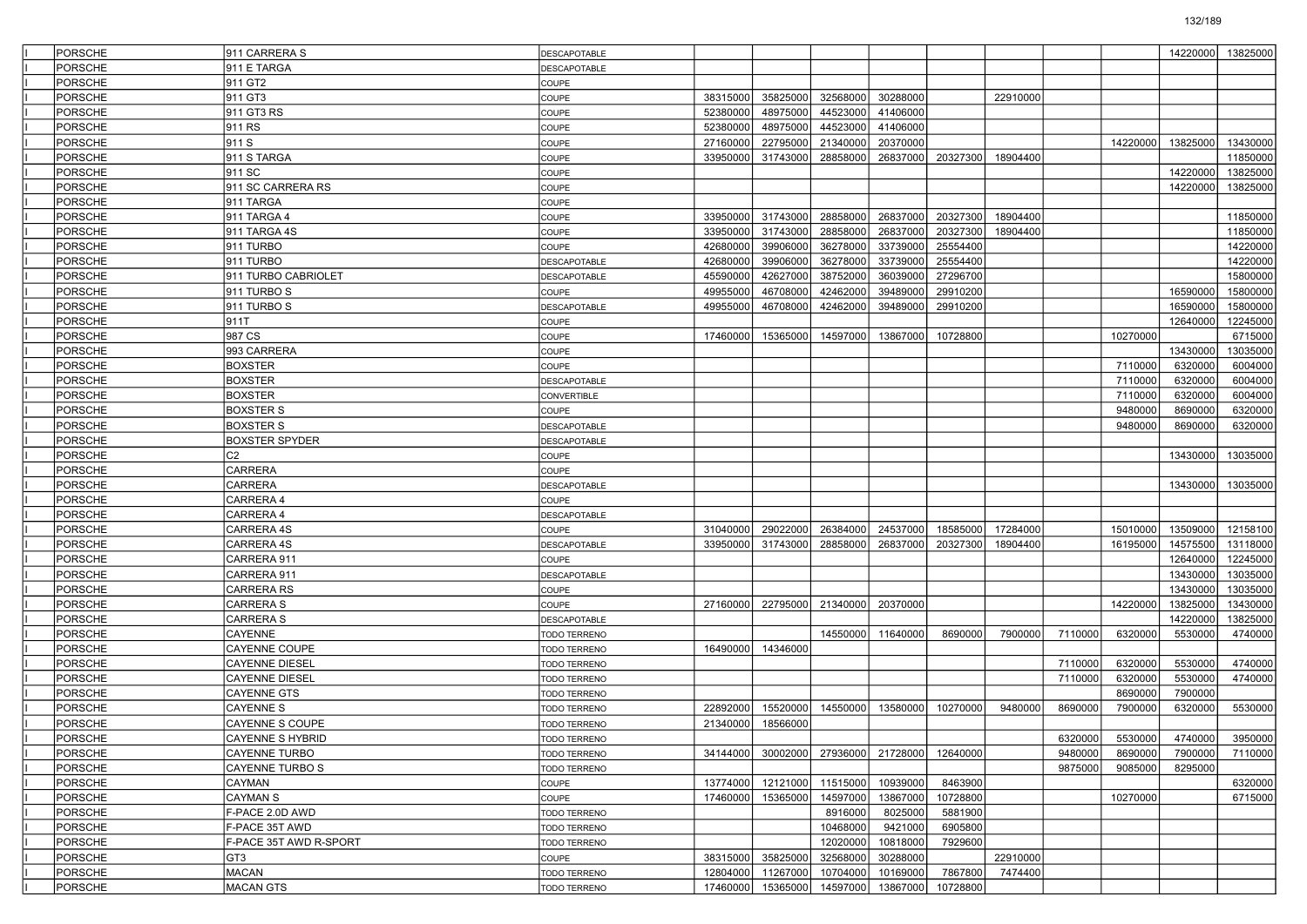| | | | | | | | | | | | | | |
|---|---|---|---|---|---|---|---|---|---|---|---|---|---|
| | PORSCHE | 911 CARRERA S | DESCAPOTABLE | | | | | | | | | 14220000 | 13825000 |
| | PORSCHE | 911 E TARGA | DESCAPOTABLE | | | | | | | | | | |
| | PORSCHE | 911 GT2 | COUPE | | | | | | | | | | |
| | PORSCHE | 911 GT3 | COUPE | 38315000 | 35825000 | 32568000 | 30288000 | | 22910000 | | | | |
| | PORSCHE | 911 GT3 RS | COUPE | 52380000 | 48975000 | 44523000 | 41406000 | | | | | | |
| | PORSCHE | 911 RS | COUPE | 52380000 | 48975000 | 44523000 | 41406000 | | | | | | |
| | PORSCHE | 911 S | COUPE | 27160000 | 22795000 | 21340000 | 20370000 | | | | 14220000 | 13825000 | 13430000 |
| | PORSCHE | 911 S TARGA | COUPE | 33950000 | 31743000 | 28858000 | 26837000 | 20327300 | 18904400 | | | | 11850000 |
| | PORSCHE | 911 SC | COUPE | | | | | | | | | 14220000 | 13825000 |
| | PORSCHE | 911 SC CARRERA RS | COUPE | | | | | | | | | 14220000 | 13825000 |
| | PORSCHE | 911 TARGA | COUPE | | | | | | | | | | |
| | PORSCHE | 911 TARGA 4 | COUPE | 33950000 | 31743000 | 28858000 | 26837000 | 20327300 | 18904400 | | | | 11850000 |
| | PORSCHE | 911 TARGA 4S | COUPE | 33950000 | 31743000 | 28858000 | 26837000 | 20327300 | 18904400 | | | | 11850000 |
| | PORSCHE | 911 TURBO | COUPE | 42680000 | 39906000 | 36278000 | 33739000 | 25554400 | | | | | 14220000 |
| | PORSCHE | 911 TURBO | DESCAPOTABLE | 42680000 | 39906000 | 36278000 | 33739000 | 25554400 | | | | | 14220000 |
| | PORSCHE | 911 TURBO CABRIOLET | DESCAPOTABLE | 45590000 | 42627000 | 38752000 | 36039000 | 27296700 | | | | | 15800000 |
| | PORSCHE | 911 TURBO S | COUPE | 49955000 | 46708000 | 42462000 | 39489000 | 29910200 | | | | 16590000 | 15800000 |
| | PORSCHE | 911 TURBO S | DESCAPOTABLE | 49955000 | 46708000 | 42462000 | 39489000 | 29910200 | | | | 16590000 | 15800000 |
| | PORSCHE | 911T | COUPE | | | | | | | | | 12640000 | 12245000 |
| | PORSCHE | 987 CS | COUPE | 17460000 | 15365000 | 14597000 | 13867000 | 10728800 | | | 10270000 | | 6715000 |
| | PORSCHE | 993 CARRERA | COUPE | | | | | | | | | 13430000 | 13035000 |
| | PORSCHE | BOXSTER | COUPE | | | | | | | | 7110000 | 6320000 | 6004000 |
| | PORSCHE | BOXSTER | DESCAPOTABLE | | | | | | | | 7110000 | 6320000 | 6004000 |
| | PORSCHE | BOXSTER | CONVERTIBLE | | | | | | | | 7110000 | 6320000 | 6004000 |
| | PORSCHE | BOXSTER S | COUPE | | | | | | | | 9480000 | 8690000 | 6320000 |
| | PORSCHE | BOXSTER S | DESCAPOTABLE | | | | | | | | 9480000 | 8690000 | 6320000 |
| | PORSCHE | BOXSTER SPYDER | DESCAPOTABLE | | | | | | | | | | |
| | PORSCHE | C2 | COUPE | | | | | | | | | 13430000 | 13035000 |
| | PORSCHE | CARRERA | COUPE | | | | | | | | | | |
| | PORSCHE | CARRERA | DESCAPOTABLE | | | | | | | | | 13430000 | 13035000 |
| | PORSCHE | CARRERA 4 | COUPE | | | | | | | | | | |
| | PORSCHE | CARRERA 4 | DESCAPOTABLE | | | | | | | | | | |
| | PORSCHE | CARRERA 4S | COUPE | 31040000 | 29022000 | 26384000 | 24537000 | 18585000 | 17284000 | | 15010000 | 13509000 | 12158100 |
| | PORSCHE | CARRERA 4S | DESCAPOTABLE | 33950000 | 31743000 | 28858000 | 26837000 | 20327300 | 18904400 | | 16195000 | 14575500 | 13118000 |
| | PORSCHE | CARRERA 911 | COUPE | | | | | | | | | 12640000 | 12245000 |
| | PORSCHE | CARRERA 911 | DESCAPOTABLE | | | | | | | | | 13430000 | 13035000 |
| | PORSCHE | CARRERA RS | COUPE | | | | | | | | | 13430000 | 13035000 |
| | PORSCHE | CARRERA S | COUPE | 27160000 | 22795000 | 21340000 | 20370000 | | | | 14220000 | 13825000 | 13430000 |
| | PORSCHE | CARRERA S | DESCAPOTABLE | | | | | | | | | 14220000 | 13825000 |
| | PORSCHE | CAYENNE | TODO TERRENO | | | 14550000 | 11640000 | 8690000 | 7900000 | 7110000 | 6320000 | 5530000 | 4740000 |
| | PORSCHE | CAYENNE COUPE | TODO TERRENO | 16490000 | 14346000 | | | | | | | | |
| | PORSCHE | CAYENNE DIESEL | TODO TERRENO | | | | | | | 7110000 | 6320000 | 5530000 | 4740000 |
| | PORSCHE | CAYENNE DIESEL | TODO TERRENO | | | | | | | 7110000 | 6320000 | 5530000 | 4740000 |
| | PORSCHE | CAYENNE GTS | TODO TERRENO | | | | | | | | 8690000 | 7900000 | |
| | PORSCHE | CAYENNE S | TODO TERRENO | 22892000 | 15520000 | 14550000 | 13580000 | 10270000 | 9480000 | 8690000 | 7900000 | 6320000 | 5530000 |
| | PORSCHE | CAYENNE S COUPE | TODO TERRENO | 21340000 | 18566000 | | | | | | | | |
| | PORSCHE | CAYENNE S HYBRID | TODO TERRENO | | | | | | | 6320000 | 5530000 | 4740000 | 3950000 |
| | PORSCHE | CAYENNE TURBO | TODO TERRENO | 34144000 | 30002000 | 27936000 | 21728000 | 12640000 | | 9480000 | 8690000 | 7900000 | 7110000 |
| | PORSCHE | CAYENNE TURBO S | TODO TERRENO | | | | | | | 9875000 | 9085000 | 8295000 | |
| | PORSCHE | CAYMAN | COUPE | 13774000 | 12121000 | 11515000 | 10939000 | 8463900 | | | | | 6320000 |
| | PORSCHE | CAYMAN S | COUPE | 17460000 | 15365000 | 14597000 | 13867000 | 10728800 | | | 10270000 | | 6715000 |
| | PORSCHE | F-PACE 2.0D AWD | TODO TERRENO | | | 8916000 | 8025000 | 5881900 | | | | | |
| | PORSCHE | F-PACE 35T AWD | TODO TERRENO | | | 10468000 | 9421000 | 6905800 | | | | | |
| | PORSCHE | F-PACE 35T AWD R-SPORT | TODO TERRENO | | | 12020000 | 10818000 | 7929600 | | | | | |
| | PORSCHE | GT3 | COUPE | 38315000 | 35825000 | 32568000 | 30288000 | | 22910000 | | | | |
| | PORSCHE | MACAN | TODO TERRENO | 12804000 | 11267000 | 10704000 | 10169000 | 7867800 | 7474400 | | | | |
| | PORSCHE | MACAN GTS | TODO TERRENO | 17460000 | 15365000 | 14597000 | 13867000 | 10728800 | | | | | |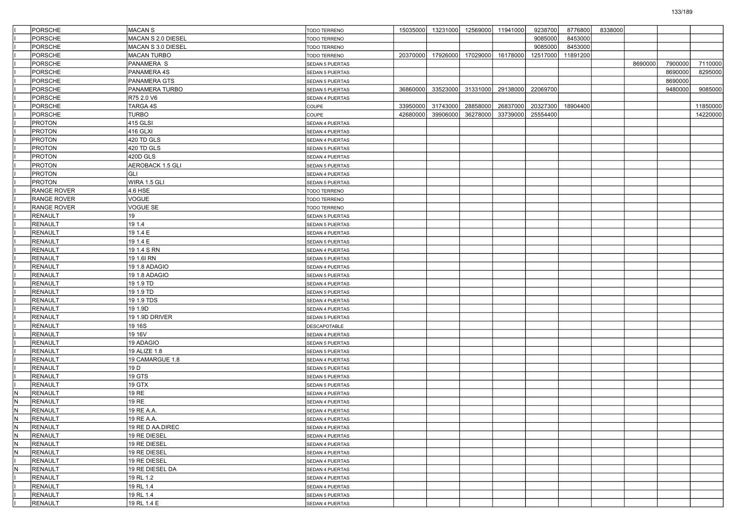| | | | | | | | | | | | | | |
|---|---|---|---|---|---|---|---|---|---|---|---|---|---|
| I | PORSCHE | MACAN S | TODO TERRENO | 15035000 | 13231000 | 12569000 | 11941000 | 9238700 | 8776800 | 8338000 | | | |
| I | PORSCHE | MACAN S 2.0 DIESEL | TODO TERRENO | | | | | 9085000 | 8453000 | | | | |
| I | PORSCHE | MACAN S 3.0 DIESEL | TODO TERRENO | | | | | 9085000 | 8453000 | | | | |
| I | PORSCHE | MACAN TURBO | TODO TERRENO | 20370000 | 17926000 | 17029000 | 16178000 | 12517000 | 11891200 | | | | |
| I | PORSCHE | PANAMERA S | SEDAN 5 PUERTAS | | | | | | | | 8690000 | 7900000 | 7110000 |
| I | PORSCHE | PANAMERA 4S | SEDAN 5 PUERTAS | | | | | | | | | 8690000 | 8295000 |
| I | PORSCHE | PANAMERA GTS | SEDAN 5 PUERTAS | | | | | | | | | 8690000 | |
| I | PORSCHE | PANAMERA TURBO | SEDAN 5 PUERTAS | 36860000 | 33523000 | 31331000 | 29138000 | 22069700 | | | | 9480000 | 9085000 |
| I | PORSCHE | R75 2.0 V6 | SEDAN 4 PUERTAS | | | | | | | | | | |
| I | PORSCHE | TARGA 4S | COUPE | 33950000 | 31743000 | 28858000 | 26837000 | 20327300 | 18904400 | | | | 11850000 |
| I | PORSCHE | TURBO | COUPE | 42680000 | 39906000 | 36278000 | 33739000 | 25554400 | | | | | 14220000 |
| I | PROTON | 415 GLSI | SEDAN 4 PUERTAS | | | | | | | | | | |
| I | PROTON | 416 GLXI | SEDAN 4 PUERTAS | | | | | | | | | | |
| I | PROTON | 420 TD GLS | SEDAN 4 PUERTAS | | | | | | | | | | |
| I | PROTON | 420 TD GLS | SEDAN 5 PUERTAS | | | | | | | | | | |
| I | PROTON | 420D GLS | SEDAN 4 PUERTAS | | | | | | | | | | |
| I | PROTON | AEROBACK 1.5 GLI | SEDAN 5 PUERTAS | | | | | | | | | | |
| I | PROTON | GLI | SEDAN 4 PUERTAS | | | | | | | | | | |
| I | PROTON | WIRA 1.5 GLI | SEDAN 5 PUERTAS | | | | | | | | | | |
| I | RANGE ROVER | 4.6 HSE | TODO TERRENO | | | | | | | | | | |
| I | RANGE ROVER | VOGUE | TODO TERRENO | | | | | | | | | | |
| I | RANGE ROVER | VOGUE SE | TODO TERRENO | | | | | | | | | | |
| I | RENAULT | 19 | SEDAN 5 PUERTAS | | | | | | | | | | |
| I | RENAULT | 19 1.4 | SEDAN 5 PUERTAS | | | | | | | | | | |
| I | RENAULT | 19 1.4 E | SEDAN 4 PUERTAS | | | | | | | | | | |
| I | RENAULT | 19 1.4 E | SEDAN 5 PUERTAS | | | | | | | | | | |
| I | RENAULT | 19 1.4 S RN | SEDAN 4 PUERTAS | | | | | | | | | | |
| I | RENAULT | 19 1.6I RN | SEDAN 5 PUERTAS | | | | | | | | | | |
| I | RENAULT | 19 1.8 ADAGIO | SEDAN 4 PUERTAS | | | | | | | | | | |
| I | RENAULT | 19 1.8 ADAGIO | SEDAN 5 PUERTAS | | | | | | | | | | |
| I | RENAULT | 19 1.9 TD | SEDAN 4 PUERTAS | | | | | | | | | | |
| I | RENAULT | 19 1.9 TD | SEDAN 5 PUERTAS | | | | | | | | | | |
| I | RENAULT | 19 1.9 TDS | SEDAN 4 PUERTAS | | | | | | | | | | |
| I | RENAULT | 19 1.9D | SEDAN 4 PUERTAS | | | | | | | | | | |
| I | RENAULT | 19 1.9D DRIVER | SEDAN 5 PUERTAS | | | | | | | | | | |
| I | RENAULT | 19 16S | DESCAPOTABLE | | | | | | | | | | |
| I | RENAULT | 19 16V | SEDAN 4 PUERTAS | | | | | | | | | | |
| I | RENAULT | 19 ADAGIO | SEDAN 5 PUERTAS | | | | | | | | | | |
| I | RENAULT | 19 ALIZE 1.8 | SEDAN 5 PUERTAS | | | | | | | | | | |
| I | RENAULT | 19 CAMARGUE 1.8 | SEDAN 4 PUERTAS | | | | | | | | | | |
| I | RENAULT | 19 D | SEDAN 5 PUERTAS | | | | | | | | | | |
| I | RENAULT | 19 GTS | SEDAN 5 PUERTAS | | | | | | | | | | |
| I | RENAULT | 19 GTX | SEDAN 5 PUERTAS | | | | | | | | | | |
| N | RENAULT | 19 RE | SEDAN 4 PUERTAS | | | | | | | | | | |
| N | RENAULT | 19 RE | SEDAN 4 PUERTAS | | | | | | | | | | |
| N | RENAULT | 19 RE A.A. | SEDAN 4 PUERTAS | | | | | | | | | | |
| N | RENAULT | 19 RE A.A. | SEDAN 4 PUERTAS | | | | | | | | | | |
| N | RENAULT | 19 RE D AA.DIREC | SEDAN 4 PUERTAS | | | | | | | | | | |
| N | RENAULT | 19 RE DIESEL | SEDAN 4 PUERTAS | | | | | | | | | | |
| N | RENAULT | 19 RE DIESEL | SEDAN 4 PUERTAS | | | | | | | | | | |
| N | RENAULT | 19 RE DIESEL | SEDAN 4 PUERTAS | | | | | | | | | | |
| I | RENAULT | 19 RE DIESEL | SEDAN 4 PUERTAS | | | | | | | | | | |
| N | RENAULT | 19 RE DIESEL DA | SEDAN 4 PUERTAS | | | | | | | | | | |
| I | RENAULT | 19 RL 1.2 | SEDAN 4 PUERTAS | | | | | | | | | | |
| I | RENAULT | 19 RL 1.4 | SEDAN 4 PUERTAS | | | | | | | | | | |
| I | RENAULT | 19 RL 1.4 | SEDAN 5 PUERTAS | | | | | | | | | | |
| I | RENAULT | 19 RL 1.4 E | SEDAN 4 PUERTAS | | | | | | | | | | |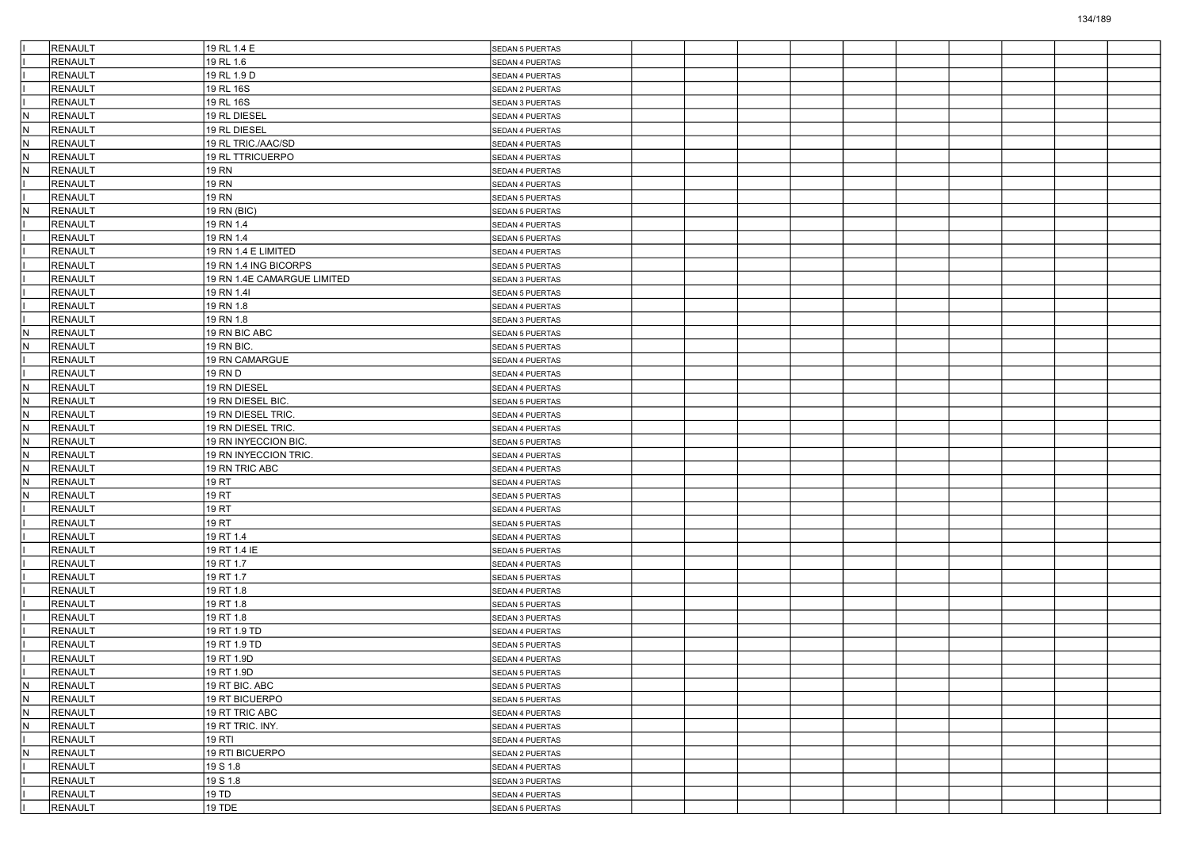| | | | | | | | | | | | | | |
|---|---|---|---|---|---|---|---|---|---|---|---|---|---|
| I | RENAULT | 19 RL 1.4 E | SEDAN 5 PUERTAS | | | | | | | | | | |
| I | RENAULT | 19 RL 1.6 | SEDAN 4 PUERTAS | | | | | | | | | | |
| I | RENAULT | 19 RL 1.9 D | SEDAN 4 PUERTAS | | | | | | | | | | |
| I | RENAULT | 19 RL 16S | SEDAN 2 PUERTAS | | | | | | | | | | |
| I | RENAULT | 19 RL 16S | SEDAN 3 PUERTAS | | | | | | | | | | |
| N | RENAULT | 19 RL DIESEL | SEDAN 4 PUERTAS | | | | | | | | | | |
| N | RENAULT | 19 RL DIESEL | SEDAN 4 PUERTAS | | | | | | | | | | |
| N | RENAULT | 19 RL TRIC./AAC/SD | SEDAN 4 PUERTAS | | | | | | | | | | |
| N | RENAULT | 19 RL TTRICUERPO | SEDAN 4 PUERTAS | | | | | | | | | | |
| N | RENAULT | 19 RN | SEDAN 4 PUERTAS | | | | | | | | | | |
| I | RENAULT | 19 RN | SEDAN 4 PUERTAS | | | | | | | | | | |
| I | RENAULT | 19 RN | SEDAN 5 PUERTAS | | | | | | | | | | |
| N | RENAULT | 19 RN (BIC) | SEDAN 5 PUERTAS | | | | | | | | | | |
| I | RENAULT | 19 RN 1.4 | SEDAN 4 PUERTAS | | | | | | | | | | |
| I | RENAULT | 19 RN 1.4 | SEDAN 5 PUERTAS | | | | | | | | | | |
| I | RENAULT | 19 RN 1.4 E LIMITED | SEDAN 4 PUERTAS | | | | | | | | | | |
| I | RENAULT | 19 RN 1.4 ING BICORPS | SEDAN 5 PUERTAS | | | | | | | | | | |
| I | RENAULT | 19 RN 1.4E CAMARGUE LIMITED | SEDAN 3 PUERTAS | | | | | | | | | | |
| I | RENAULT | 19 RN 1.4I | SEDAN 5 PUERTAS | | | | | | | | | | |
| I | RENAULT | 19 RN 1.8 | SEDAN 4 PUERTAS | | | | | | | | | | |
| I | RENAULT | 19 RN 1.8 | SEDAN 3 PUERTAS | | | | | | | | | | |
| N | RENAULT | 19 RN BIC ABC | SEDAN 5 PUERTAS | | | | | | | | | | |
| N | RENAULT | 19 RN BIC. | SEDAN 5 PUERTAS | | | | | | | | | | |
| I | RENAULT | 19 RN CAMARGUE | SEDAN 4 PUERTAS | | | | | | | | | | |
| I | RENAULT | 19 RN D | SEDAN 4 PUERTAS | | | | | | | | | | |
| N | RENAULT | 19 RN DIESEL | SEDAN 4 PUERTAS | | | | | | | | | | |
| N | RENAULT | 19 RN DIESEL BIC. | SEDAN 5 PUERTAS | | | | | | | | | | |
| N | RENAULT | 19 RN DIESEL TRIC. | SEDAN 4 PUERTAS | | | | | | | | | | |
| N | RENAULT | 19 RN DIESEL TRIC. | SEDAN 4 PUERTAS | | | | | | | | | | |
| N | RENAULT | 19 RN INYECCION BIC. | SEDAN 5 PUERTAS | | | | | | | | | | |
| N | RENAULT | 19 RN INYECCION TRIC. | SEDAN 4 PUERTAS | | | | | | | | | | |
| N | RENAULT | 19 RN TRIC ABC | SEDAN 4 PUERTAS | | | | | | | | | | |
| N | RENAULT | 19 RT | SEDAN 4 PUERTAS | | | | | | | | | | |
| N | RENAULT | 19 RT | SEDAN 5 PUERTAS | | | | | | | | | | |
| I | RENAULT | 19 RT | SEDAN 4 PUERTAS | | | | | | | | | | |
| I | RENAULT | 19 RT | SEDAN 5 PUERTAS | | | | | | | | | | |
| I | RENAULT | 19 RT 1.4 | SEDAN 4 PUERTAS | | | | | | | | | | |
| I | RENAULT | 19 RT 1.4 IE | SEDAN 5 PUERTAS | | | | | | | | | | |
| I | RENAULT | 19 RT 1.7 | SEDAN 4 PUERTAS | | | | | | | | | | |
| I | RENAULT | 19 RT 1.7 | SEDAN 5 PUERTAS | | | | | | | | | | |
| I | RENAULT | 19 RT 1.8 | SEDAN 4 PUERTAS | | | | | | | | | | |
| I | RENAULT | 19 RT 1.8 | SEDAN 5 PUERTAS | | | | | | | | | | |
| I | RENAULT | 19 RT 1.8 | SEDAN 3 PUERTAS | | | | | | | | | | |
| I | RENAULT | 19 RT 1.9 TD | SEDAN 4 PUERTAS | | | | | | | | | | |
| I | RENAULT | 19 RT 1.9 TD | SEDAN 5 PUERTAS | | | | | | | | | | |
| I | RENAULT | 19 RT 1.9D | SEDAN 4 PUERTAS | | | | | | | | | | |
| I | RENAULT | 19 RT 1.9D | SEDAN 5 PUERTAS | | | | | | | | | | |
| N | RENAULT | 19 RT BIC. ABC | SEDAN 5 PUERTAS | | | | | | | | | | |
| N | RENAULT | 19 RT BICUERPO | SEDAN 5 PUERTAS | | | | | | | | | | |
| N | RENAULT | 19 RT TRIC ABC | SEDAN 4 PUERTAS | | | | | | | | | | |
| N | RENAULT | 19 RT TRIC. INY. | SEDAN 4 PUERTAS | | | | | | | | | | |
| I | RENAULT | 19 RTI | SEDAN 4 PUERTAS | | | | | | | | | | |
| N | RENAULT | 19 RTI BICUERPO | SEDAN 2 PUERTAS | | | | | | | | | | |
| I | RENAULT | 19 S 1.8 | SEDAN 4 PUERTAS | | | | | | | | | | |
| I | RENAULT | 19 S 1.8 | SEDAN 3 PUERTAS | | | | | | | | | | |
| I | RENAULT | 19 TD | SEDAN 4 PUERTAS | | | | | | | | | | |
| I | RENAULT | 19 TDE | SEDAN 5 PUERTAS | | | | | | | | | | |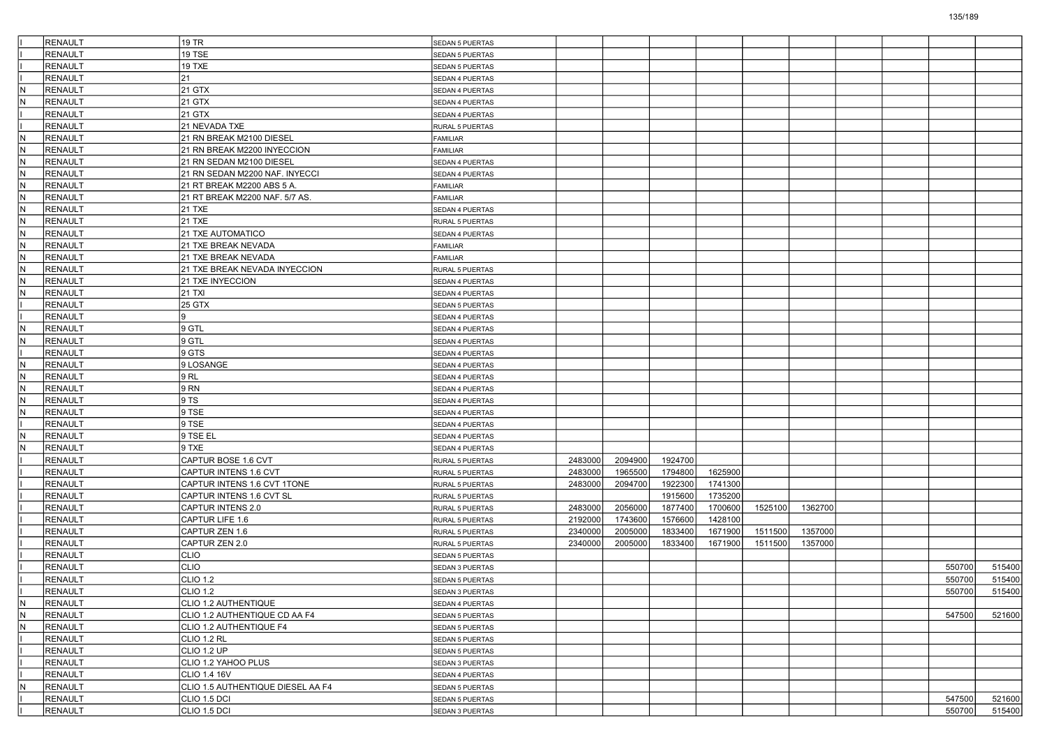| | | | | | | | | | | | | | |
|---|---|---|---|---|---|---|---|---|---|---|---|---|---|
| I | RENAULT | 19 TR | SEDAN 5 PUERTAS | | | | | | | | | | |
| I | RENAULT | 19 TSE | SEDAN 5 PUERTAS | | | | | | | | | | |
| I | RENAULT | 19 TXE | SEDAN 5 PUERTAS | | | | | | | | | | |
| I | RENAULT | 21 | SEDAN 4 PUERTAS | | | | | | | | | | |
| N | RENAULT | 21 GTX | SEDAN 4 PUERTAS | | | | | | | | | | |
| N | RENAULT | 21 GTX | SEDAN 4 PUERTAS | | | | | | | | | | |
| I | RENAULT | 21 GTX | SEDAN 4 PUERTAS | | | | | | | | | | |
| I | RENAULT | 21 NEVADA TXE | RURAL 5 PUERTAS | | | | | | | | | | |
| N | RENAULT | 21 RN BREAK M2100 DIESEL | FAMILIAR | | | | | | | | | | |
| N | RENAULT | 21 RN BREAK M2200 INYECCION | FAMILIAR | | | | | | | | | | |
| N | RENAULT | 21 RN SEDAN M2100 DIESEL | SEDAN 4 PUERTAS | | | | | | | | | | |
| N | RENAULT | 21 RN SEDAN M2200 NAF. INYECCI | SEDAN 4 PUERTAS | | | | | | | | | | |
| N | RENAULT | 21 RT BREAK M2200 ABS 5 A. | FAMILIAR | | | | | | | | | | |
| N | RENAULT | 21 RT BREAK M2200 NAF. 5/7 AS. | FAMILIAR | | | | | | | | | | |
| N | RENAULT | 21 TXE | SEDAN 4 PUERTAS | | | | | | | | | | |
| N | RENAULT | 21 TXE | RURAL 5 PUERTAS | | | | | | | | | | |
| N | RENAULT | 21 TXE AUTOMATICO | SEDAN 4 PUERTAS | | | | | | | | | | |
| N | RENAULT | 21 TXE BREAK NEVADA | FAMILIAR | | | | | | | | | | |
| N | RENAULT | 21 TXE BREAK NEVADA | FAMILIAR | | | | | | | | | | |
| N | RENAULT | 21 TXE BREAK NEVADA INYECCION | RURAL 5 PUERTAS | | | | | | | | | | |
| N | RENAULT | 21 TXE INYECCION | SEDAN 4 PUERTAS | | | | | | | | | | |
| N | RENAULT | 21 TXI | SEDAN 4 PUERTAS | | | | | | | | | | |
| I | RENAULT | 25 GTX | SEDAN 5 PUERTAS | | | | | | | | | | |
| I | RENAULT | 9 | SEDAN 4 PUERTAS | | | | | | | | | | |
| N | RENAULT | 9 GTL | SEDAN 4 PUERTAS | | | | | | | | | | |
| N | RENAULT | 9 GTL | SEDAN 4 PUERTAS | | | | | | | | | | |
| I | RENAULT | 9 GTS | SEDAN 4 PUERTAS | | | | | | | | | | |
| N | RENAULT | 9 LOSANGE | SEDAN 4 PUERTAS | | | | | | | | | | |
| N | RENAULT | 9 RL | SEDAN 4 PUERTAS | | | | | | | | | | |
| N | RENAULT | 9 RN | SEDAN 4 PUERTAS | | | | | | | | | | |
| N | RENAULT | 9 TS | SEDAN 4 PUERTAS | | | | | | | | | | |
| N | RENAULT | 9 TSE | SEDAN 4 PUERTAS | | | | | | | | | | |
| I | RENAULT | 9 TSE | SEDAN 4 PUERTAS | | | | | | | | | | |
| N | RENAULT | 9 TSE EL | SEDAN 4 PUERTAS | | | | | | | | | | |
| N | RENAULT | 9 TXE | SEDAN 4 PUERTAS | | | | | | | | | | |
| I | RENAULT | CAPTUR BOSE 1.6 CVT | RURAL 5 PUERTAS | 2483000 | 2094900 | 1924700 | | | | | | | |
| I | RENAULT | CAPTUR INTENS 1.6 CVT | RURAL 5 PUERTAS | 2483000 | 1965500 | 1794800 | 1625900 | | | | | | |
| I | RENAULT | CAPTUR INTENS 1.6 CVT 1TONE | RURAL 5 PUERTAS | 2483000 | 2094700 | 1922300 | 1741300 | | | | | | |
| I | RENAULT | CAPTUR INTENS 1.6 CVT SL | RURAL 5 PUERTAS | | | 1915600 | 1735200 | | | | | | |
| I | RENAULT | CAPTUR INTENS 2.0 | RURAL 5 PUERTAS | 2483000 | 2056000 | 1877400 | 1700600 | 1525100 | 1362700 | | | | |
| I | RENAULT | CAPTUR LIFE 1.6 | RURAL 5 PUERTAS | 2192000 | 1743600 | 1576600 | 1428100 | | | | | | |
| I | RENAULT | CAPTUR ZEN 1.6 | RURAL 5 PUERTAS | 2340000 | 2005000 | 1833400 | 1671900 | 1511500 | 1357000 | | | | |
| I | RENAULT | CAPTUR ZEN 2.0 | RURAL 5 PUERTAS | 2340000 | 2005000 | 1833400 | 1671900 | 1511500 | 1357000 | | | | |
| I | RENAULT | CLIO | SEDAN 5 PUERTAS | | | | | | | | | | |
| I | RENAULT | CLIO | SEDAN 3 PUERTAS | | | | | | | | | 550700 | 515400 |
| I | RENAULT | CLIO 1.2 | SEDAN 5 PUERTAS | | | | | | | | | 550700 | 515400 |
| I | RENAULT | CLIO 1.2 | SEDAN 3 PUERTAS | | | | | | | | | 550700 | 515400 |
| N | RENAULT | CLIO 1.2 AUTHENTIQUE | SEDAN 4 PUERTAS | | | | | | | | | | |
| N | RENAULT | CLIO 1.2 AUTHENTIQUE CD AA F4 | SEDAN 5 PUERTAS | | | | | | | | | 547500 | 521600 |
| N | RENAULT | CLIO 1.2 AUTHENTIQUE F4 | SEDAN 5 PUERTAS | | | | | | | | | | |
| I | RENAULT | CLIO 1.2 RL | SEDAN 5 PUERTAS | | | | | | | | | | |
| I | RENAULT | CLIO 1.2 UP | SEDAN 5 PUERTAS | | | | | | | | | | |
| I | RENAULT | CLIO 1.2 YAHOO PLUS | SEDAN 3 PUERTAS | | | | | | | | | | |
| I | RENAULT | CLIO 1.4 16V | SEDAN 4 PUERTAS | | | | | | | | | | |
| N | RENAULT | CLIO 1.5 AUTHENTIQUE DIESEL AA F4 | SEDAN 5 PUERTAS | | | | | | | | | | |
| I | RENAULT | CLIO 1.5 DCI | SEDAN 5 PUERTAS | | | | | | | | | 547500 | 521600 |
| I | RENAULT | CLIO 1.5 DCI | SEDAN 3 PUERTAS | | | | | | | | | 550700 | 515400 |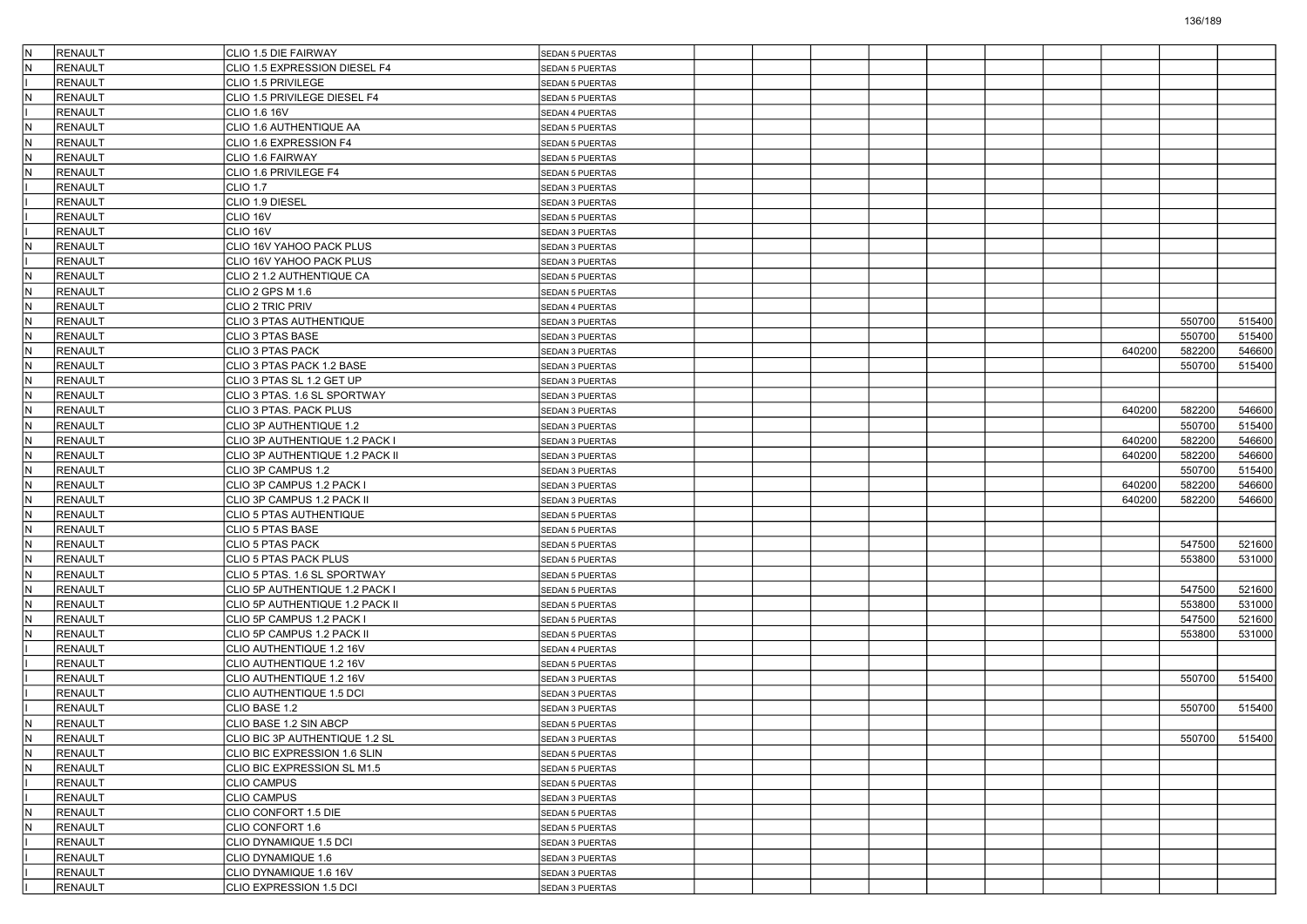| | | | | | | | | | | | | | |
|---|---|---|---|---|---|---|---|---|---|---|---|---|---|
| N | RENAULT | CLIO 1.5 DIE FAIRWAY | SEDAN 5 PUERTAS | | | | | | | | | | |
| N | RENAULT | CLIO 1.5 EXPRESSION DIESEL F4 | SEDAN 5 PUERTAS | | | | | | | | | | |
| I | RENAULT | CLIO 1.5 PRIVILEGE | SEDAN 5 PUERTAS | | | | | | | | | | |
| N | RENAULT | CLIO 1.5 PRIVILEGE DIESEL F4 | SEDAN 5 PUERTAS | | | | | | | | | | |
| I | RENAULT | CLIO 1.6 16V | SEDAN 4 PUERTAS | | | | | | | | | | |
| N | RENAULT | CLIO 1.6 AUTHENTIQUE AA | SEDAN 5 PUERTAS | | | | | | | | | | |
| N | RENAULT | CLIO 1.6 EXPRESSION F4 | SEDAN 5 PUERTAS | | | | | | | | | | |
| N | RENAULT | CLIO 1.6 FAIRWAY | SEDAN 5 PUERTAS | | | | | | | | | | |
| N | RENAULT | CLIO 1.6 PRIVILEGE F4 | SEDAN 5 PUERTAS | | | | | | | | | | |
| I | RENAULT | CLIO 1.7 | SEDAN 3 PUERTAS | | | | | | | | | | |
| I | RENAULT | CLIO 1.9 DIESEL | SEDAN 3 PUERTAS | | | | | | | | | | |
| I | RENAULT | CLIO 16V | SEDAN 5 PUERTAS | | | | | | | | | | |
| I | RENAULT | CLIO 16V | SEDAN 3 PUERTAS | | | | | | | | | | |
| N | RENAULT | CLIO 16V YAHOO PACK PLUS | SEDAN 3 PUERTAS | | | | | | | | | | |
| I | RENAULT | CLIO 16V YAHOO PACK PLUS | SEDAN 3 PUERTAS | | | | | | | | | | |
| N | RENAULT | CLIO 2 1.2 AUTHENTIQUE CA | SEDAN 5 PUERTAS | | | | | | | | | | |
| N | RENAULT | CLIO 2 GPS M 1.6 | SEDAN 5 PUERTAS | | | | | | | | | | |
| N | RENAULT | CLIO 2 TRIC PRIV | SEDAN 4 PUERTAS | | | | | | | | | | |
| N | RENAULT | CLIO 3 PTAS AUTHENTIQUE | SEDAN 3 PUERTAS | | | | | | | | | 550700 | 515400 |
| N | RENAULT | CLIO 3 PTAS BASE | SEDAN 3 PUERTAS | | | | | | | | | 550700 | 515400 |
| N | RENAULT | CLIO 3 PTAS PACK | SEDAN 3 PUERTAS | | | | | | | | 640200 | 582200 | 546600 |
| N | RENAULT | CLIO 3 PTAS PACK 1.2 BASE | SEDAN 3 PUERTAS | | | | | | | | | 550700 | 515400 |
| N | RENAULT | CLIO 3 PTAS SL 1.2 GET UP | SEDAN 3 PUERTAS | | | | | | | | | | |
| N | RENAULT | CLIO 3 PTAS. 1.6 SL SPORTWAY | SEDAN 3 PUERTAS | | | | | | | | | | |
| N | RENAULT | CLIO 3 PTAS. PACK PLUS | SEDAN 3 PUERTAS | | | | | | | | 640200 | 582200 | 546600 |
| N | RENAULT | CLIO 3P AUTHENTIQUE 1.2 | SEDAN 3 PUERTAS | | | | | | | | | 550700 | 515400 |
| N | RENAULT | CLIO 3P AUTHENTIQUE 1.2 PACK I | SEDAN 3 PUERTAS | | | | | | | | 640200 | 582200 | 546600 |
| N | RENAULT | CLIO 3P AUTHENTIQUE 1.2 PACK II | SEDAN 3 PUERTAS | | | | | | | | 640200 | 582200 | 546600 |
| N | RENAULT | CLIO 3P CAMPUS 1.2 | SEDAN 3 PUERTAS | | | | | | | | | 550700 | 515400 |
| N | RENAULT | CLIO 3P CAMPUS 1.2 PACK I | SEDAN 3 PUERTAS | | | | | | | | 640200 | 582200 | 546600 |
| N | RENAULT | CLIO 3P CAMPUS 1.2 PACK II | SEDAN 3 PUERTAS | | | | | | | | 640200 | 582200 | 546600 |
| N | RENAULT | CLIO 5 PTAS AUTHENTIQUE | SEDAN 5 PUERTAS | | | | | | | | | | |
| N | RENAULT | CLIO 5 PTAS BASE | SEDAN 5 PUERTAS | | | | | | | | | | |
| N | RENAULT | CLIO 5 PTAS PACK | SEDAN 5 PUERTAS | | | | | | | | | 547500 | 521600 |
| N | RENAULT | CLIO 5 PTAS PACK PLUS | SEDAN 5 PUERTAS | | | | | | | | | 553800 | 531000 |
| N | RENAULT | CLIO 5 PTAS. 1.6 SL SPORTWAY | SEDAN 5 PUERTAS | | | | | | | | | | |
| N | RENAULT | CLIO 5P AUTHENTIQUE 1.2 PACK I | SEDAN 5 PUERTAS | | | | | | | | | 547500 | 521600 |
| N | RENAULT | CLIO 5P AUTHENTIQUE 1.2 PACK II | SEDAN 5 PUERTAS | | | | | | | | | 553800 | 531000 |
| N | RENAULT | CLIO 5P CAMPUS 1.2 PACK I | SEDAN 5 PUERTAS | | | | | | | | | 547500 | 521600 |
| N | RENAULT | CLIO 5P CAMPUS 1.2 PACK II | SEDAN 5 PUERTAS | | | | | | | | | 553800 | 531000 |
| I | RENAULT | CLIO AUTHENTIQUE 1.2 16V | SEDAN 4 PUERTAS | | | | | | | | | | |
| I | RENAULT | CLIO AUTHENTIQUE 1.2 16V | SEDAN 5 PUERTAS | | | | | | | | | | |
| I | RENAULT | CLIO AUTHENTIQUE 1.2 16V | SEDAN 3 PUERTAS | | | | | | | | | 550700 | 515400 |
| I | RENAULT | CLIO AUTHENTIQUE 1.5 DCI | SEDAN 3 PUERTAS | | | | | | | | | | |
| I | RENAULT | CLIO BASE 1.2 | SEDAN 3 PUERTAS | | | | | | | | | 550700 | 515400 |
| N | RENAULT | CLIO BASE 1.2 SIN ABCP | SEDAN 5 PUERTAS | | | | | | | | | | |
| N | RENAULT | CLIO BIC 3P AUTHENTIQUE 1.2 SL | SEDAN 3 PUERTAS | | | | | | | | | 550700 | 515400 |
| N | RENAULT | CLIO BIC EXPRESSION 1.6 SLIN | SEDAN 5 PUERTAS | | | | | | | | | | |
| N | RENAULT | CLIO BIC EXPRESSION SL M1.5 | SEDAN 5 PUERTAS | | | | | | | | | | |
| I | RENAULT | CLIO CAMPUS | SEDAN 5 PUERTAS | | | | | | | | | | |
| I | RENAULT | CLIO CAMPUS | SEDAN 3 PUERTAS | | | | | | | | | | |
| N | RENAULT | CLIO CONFORT 1.5 DIE | SEDAN 5 PUERTAS | | | | | | | | | | |
| N | RENAULT | CLIO CONFORT 1.6 | SEDAN 5 PUERTAS | | | | | | | | | | |
| I | RENAULT | CLIO DYNAMIQUE 1.5 DCI | SEDAN 3 PUERTAS | | | | | | | | | | |
| I | RENAULT | CLIO DYNAMIQUE 1.6 | SEDAN 3 PUERTAS | | | | | | | | | | |
| I | RENAULT | CLIO DYNAMIQUE 1.6 16V | SEDAN 3 PUERTAS | | | | | | | | | | |
| I | RENAULT | CLIO EXPRESSION 1.5 DCI | SEDAN 3 PUERTAS | | | | | | | | | | |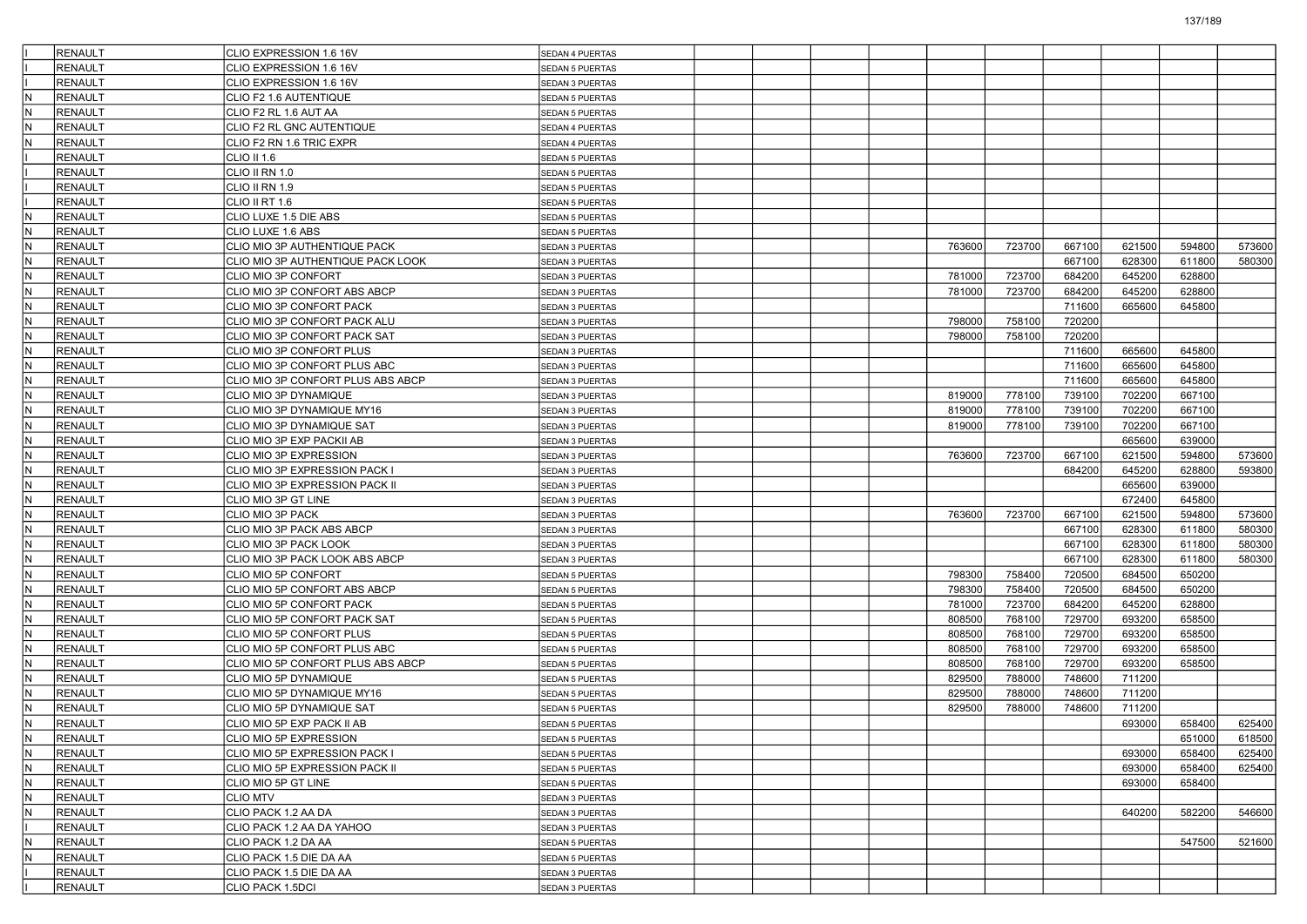| | | | | | | | | | | | | | |
|---|---|---|---|---|---|---|---|---|---|---|---|---|---|
| I | RENAULT | CLIO EXPRESSION 1.6 16V | SEDAN 4 PUERTAS | | | | | | | | | | |
| I | RENAULT | CLIO EXPRESSION 1.6 16V | SEDAN 5 PUERTAS | | | | | | | | | | |
| I | RENAULT | CLIO EXPRESSION 1.6 16V | SEDAN 3 PUERTAS | | | | | | | | | | |
| N | RENAULT | CLIO F2 1.6 AUTENTIQUE | SEDAN 5 PUERTAS | | | | | | | | | | |
| N | RENAULT | CLIO F2 RL 1.6 AUT AA | SEDAN 5 PUERTAS | | | | | | | | | | |
| N | RENAULT | CLIO F2 RL GNC AUTENTIQUE | SEDAN 4 PUERTAS | | | | | | | | | | |
| N | RENAULT | CLIO F2 RN 1.6 TRIC EXPR | SEDAN 4 PUERTAS | | | | | | | | | | |
| I | RENAULT | CLIO II 1.6 | SEDAN 5 PUERTAS | | | | | | | | | | |
| I | RENAULT | CLIO II RN 1.0 | SEDAN 5 PUERTAS | | | | | | | | | | |
| I | RENAULT | CLIO II RN 1.9 | SEDAN 5 PUERTAS | | | | | | | | | | |
| I | RENAULT | CLIO II RT 1.6 | SEDAN 5 PUERTAS | | | | | | | | | | |
| N | RENAULT | CLIO LUXE 1.5 DIE ABS | SEDAN 5 PUERTAS | | | | | | | | | | |
| N | RENAULT | CLIO LUXE 1.6 ABS | SEDAN 5 PUERTAS | | | | | | | | | | |
| N | RENAULT | CLIO MIO 3P AUTHENTIQUE PACK | SEDAN 3 PUERTAS | | | | | 763600 | 723700 | 667100 | 621500 | 594800 | 573600 |
| N | RENAULT | CLIO MIO 3P AUTHENTIQUE PACK LOOK | SEDAN 3 PUERTAS | | | | | | | 667100 | 628300 | 611800 | 580300 |
| N | RENAULT | CLIO MIO 3P CONFORT | SEDAN 3 PUERTAS | | | | | 781000 | 723700 | 684200 | 645200 | 628800 | |
| N | RENAULT | CLIO MIO 3P CONFORT ABS ABCP | SEDAN 3 PUERTAS | | | | | 781000 | 723700 | 684200 | 645200 | 628800 | |
| N | RENAULT | CLIO MIO 3P CONFORT PACK | SEDAN 3 PUERTAS | | | | | | | 711600 | 665600 | 645800 | |
| N | RENAULT | CLIO MIO 3P CONFORT PACK ALU | SEDAN 3 PUERTAS | | | | | 798000 | 758100 | 720200 | | | |
| N | RENAULT | CLIO MIO 3P CONFORT PACK SAT | SEDAN 3 PUERTAS | | | | | 798000 | 758100 | 720200 | | | |
| N | RENAULT | CLIO MIO 3P CONFORT PLUS | SEDAN 3 PUERTAS | | | | | | | 711600 | 665600 | 645800 | |
| N | RENAULT | CLIO MIO 3P CONFORT PLUS ABC | SEDAN 3 PUERTAS | | | | | | | 711600 | 665600 | 645800 | |
| N | RENAULT | CLIO MIO 3P CONFORT PLUS ABS ABCP | SEDAN 3 PUERTAS | | | | | | | 711600 | 665600 | 645800 | |
| N | RENAULT | CLIO MIO 3P DYNAMIQUE | SEDAN 3 PUERTAS | | | | | 819000 | 778100 | 739100 | 702200 | 667100 | |
| N | RENAULT | CLIO MIO 3P DYNAMIQUE MY16 | SEDAN 3 PUERTAS | | | | | 819000 | 778100 | 739100 | 702200 | 667100 | |
| N | RENAULT | CLIO MIO 3P DYNAMIQUE SAT | SEDAN 3 PUERTAS | | | | | 819000 | 778100 | 739100 | 702200 | 667100 | |
| N | RENAULT | CLIO MIO 3P EXP PACKII AB | SEDAN 3 PUERTAS | | | | | | | | 665600 | 639000 | |
| N | RENAULT | CLIO MIO 3P EXPRESSION | SEDAN 3 PUERTAS | | | | | 763600 | 723700 | 667100 | 621500 | 594800 | 573600 |
| N | RENAULT | CLIO MIO 3P EXPRESSION PACK I | SEDAN 3 PUERTAS | | | | | | | 684200 | 645200 | 628800 | 593800 |
| N | RENAULT | CLIO MIO 3P EXPRESSION PACK II | SEDAN 3 PUERTAS | | | | | | | | 665600 | 639000 | |
| N | RENAULT | CLIO MIO 3P GT LINE | SEDAN 3 PUERTAS | | | | | | | | 672400 | 645800 | |
| N | RENAULT | CLIO MIO 3P PACK | SEDAN 3 PUERTAS | | | | | 763600 | 723700 | 667100 | 621500 | 594800 | 573600 |
| N | RENAULT | CLIO MIO 3P PACK ABS ABCP | SEDAN 3 PUERTAS | | | | | | | 667100 | 628300 | 611800 | 580300 |
| N | RENAULT | CLIO MIO 3P PACK LOOK | SEDAN 3 PUERTAS | | | | | | | 667100 | 628300 | 611800 | 580300 |
| N | RENAULT | CLIO MIO 3P PACK LOOK ABS ABCP | SEDAN 3 PUERTAS | | | | | | | 667100 | 628300 | 611800 | 580300 |
| N | RENAULT | CLIO MIO 5P CONFORT | SEDAN 5 PUERTAS | | | | | 798300 | 758400 | 720500 | 684500 | 650200 | |
| N | RENAULT | CLIO MIO 5P CONFORT ABS ABCP | SEDAN 5 PUERTAS | | | | | 798300 | 758400 | 720500 | 684500 | 650200 | |
| N | RENAULT | CLIO MIO 5P CONFORT PACK | SEDAN 5 PUERTAS | | | | | 781000 | 723700 | 684200 | 645200 | 628800 | |
| N | RENAULT | CLIO MIO 5P CONFORT PACK SAT | SEDAN 5 PUERTAS | | | | | 808500 | 768100 | 729700 | 693200 | 658500 | |
| N | RENAULT | CLIO MIO 5P CONFORT PLUS | SEDAN 5 PUERTAS | | | | | 808500 | 768100 | 729700 | 693200 | 658500 | |
| N | RENAULT | CLIO MIO 5P CONFORT PLUS ABC | SEDAN 5 PUERTAS | | | | | 808500 | 768100 | 729700 | 693200 | 658500 | |
| N | RENAULT | CLIO MIO 5P CONFORT PLUS ABS ABCP | SEDAN 5 PUERTAS | | | | | 808500 | 768100 | 729700 | 693200 | 658500 | |
| N | RENAULT | CLIO MIO 5P DYNAMIQUE | SEDAN 5 PUERTAS | | | | | 829500 | 788000 | 748600 | 711200 | | |
| N | RENAULT | CLIO MIO 5P DYNAMIQUE MY16 | SEDAN 5 PUERTAS | | | | | 829500 | 788000 | 748600 | 711200 | | |
| N | RENAULT | CLIO MIO 5P DYNAMIQUE SAT | SEDAN 5 PUERTAS | | | | | 829500 | 788000 | 748600 | 711200 | | |
| N | RENAULT | CLIO MIO 5P EXP PACK II AB | SEDAN 5 PUERTAS | | | | | | | | 693000 | 658400 | 625400 |
| N | RENAULT | CLIO MIO 5P EXPRESSION | SEDAN 5 PUERTAS | | | | | | | | | 651000 | 618500 |
| N | RENAULT | CLIO MIO 5P EXPRESSION PACK I | SEDAN 5 PUERTAS | | | | | | | | 693000 | 658400 | 625400 |
| N | RENAULT | CLIO MIO 5P EXPRESSION PACK II | SEDAN 5 PUERTAS | | | | | | | | 693000 | 658400 | 625400 |
| N | RENAULT | CLIO MIO 5P GT LINE | SEDAN 5 PUERTAS | | | | | | | | 693000 | 658400 | |
| N | RENAULT | CLIO MTV | SEDAN 3 PUERTAS | | | | | | | | | | |
| N | RENAULT | CLIO PACK 1.2 AA DA | SEDAN 3 PUERTAS | | | | | | | | 640200 | 582200 | 546600 |
| I | RENAULT | CLIO PACK 1.2 AA DA YAHOO | SEDAN 3 PUERTAS | | | | | | | | | | |
| N | RENAULT | CLIO PACK 1.2 DA AA | SEDAN 5 PUERTAS | | | | | | | | | 547500 | 521600 |
| N | RENAULT | CLIO PACK 1.5 DIE DA AA | SEDAN 5 PUERTAS | | | | | | | | | | |
| I | RENAULT | CLIO PACK 1.5 DIE DA AA | SEDAN 3 PUERTAS | | | | | | | | | | |
| I | RENAULT | CLIO PACK 1.5DCI | SEDAN 3 PUERTAS | | | | | | | | | | |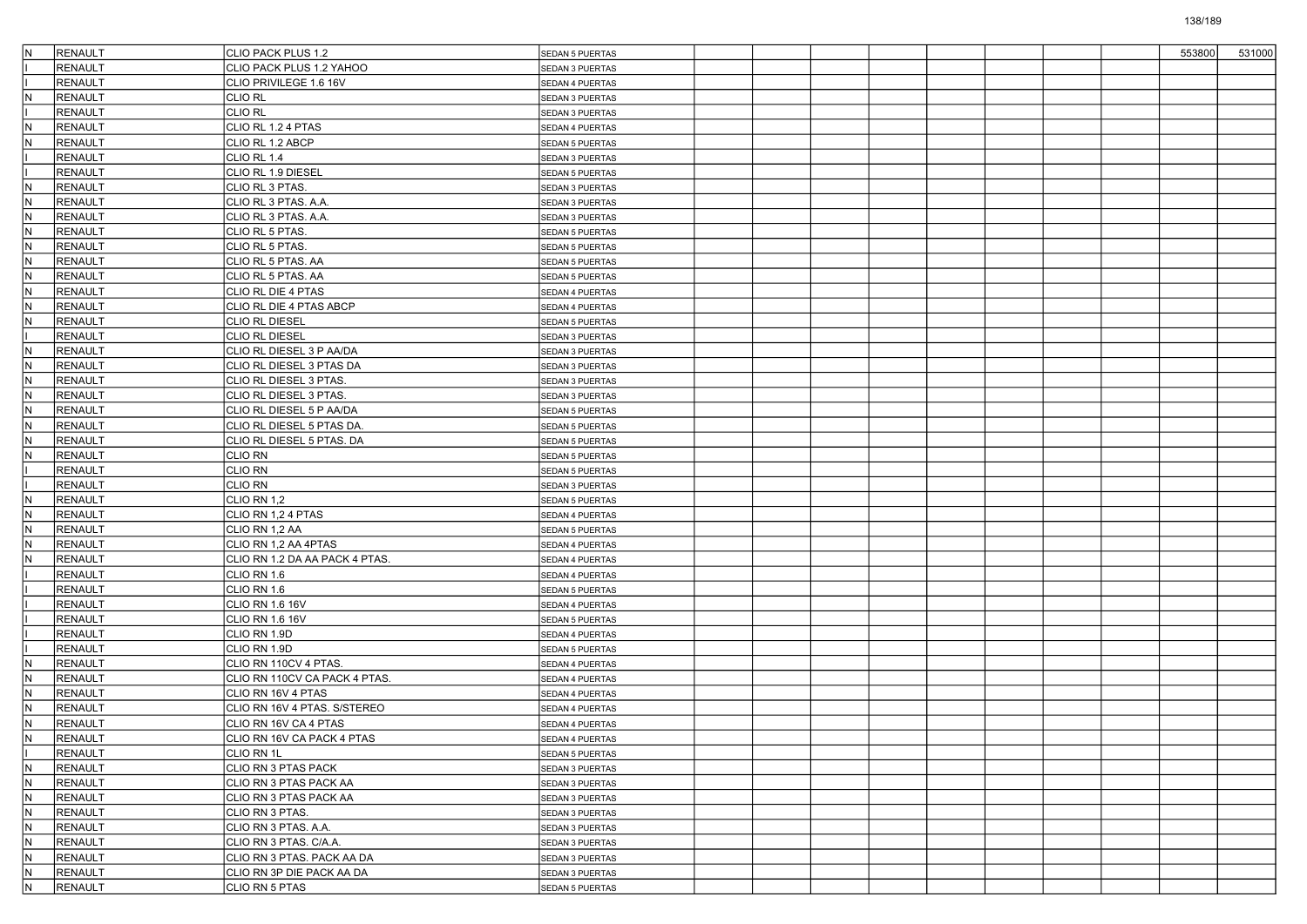| | | | | | | | | | | | | | |
|---|---|---|---|---|---|---|---|---|---|---|---|---|---|
| N | RENAULT | CLIO PACK PLUS 1.2 | SEDAN 5 PUERTAS | | | | | | | | | 553800 | 531000 |
| I | RENAULT | CLIO PACK PLUS 1.2 YAHOO | SEDAN 3 PUERTAS | | | | | | | | | | |
| I | RENAULT | CLIO PRIVILEGE 1.6 16V | SEDAN 4 PUERTAS | | | | | | | | | | |
| N | RENAULT | CLIO RL | SEDAN 3 PUERTAS | | | | | | | | | | |
| I | RENAULT | CLIO RL | SEDAN 3 PUERTAS | | | | | | | | | | |
| N | RENAULT | CLIO RL 1.2 4 PTAS | SEDAN 4 PUERTAS | | | | | | | | | | |
| N | RENAULT | CLIO RL 1.2 ABCP | SEDAN 5 PUERTAS | | | | | | | | | | |
| I | RENAULT | CLIO RL 1.4 | SEDAN 3 PUERTAS | | | | | | | | | | |
| I | RENAULT | CLIO RL 1.9 DIESEL | SEDAN 5 PUERTAS | | | | | | | | | | |
| N | RENAULT | CLIO RL 3 PTAS. | SEDAN 3 PUERTAS | | | | | | | | | | |
| N | RENAULT | CLIO RL 3 PTAS. A.A. | SEDAN 3 PUERTAS | | | | | | | | | | |
| N | RENAULT | CLIO RL 3 PTAS. A.A. | SEDAN 3 PUERTAS | | | | | | | | | | |
| N | RENAULT | CLIO RL 5 PTAS. | SEDAN 5 PUERTAS | | | | | | | | | | |
| N | RENAULT | CLIO RL 5 PTAS. | SEDAN 5 PUERTAS | | | | | | | | | | |
| N | RENAULT | CLIO RL 5 PTAS. AA | SEDAN 5 PUERTAS | | | | | | | | | | |
| N | RENAULT | CLIO RL 5 PTAS. AA | SEDAN 5 PUERTAS | | | | | | | | | | |
| N | RENAULT | CLIO RL DIE 4 PTAS | SEDAN 4 PUERTAS | | | | | | | | | | |
| N | RENAULT | CLIO RL DIE 4 PTAS ABCP | SEDAN 4 PUERTAS | | | | | | | | | | |
| N | RENAULT | CLIO RL DIESEL | SEDAN 5 PUERTAS | | | | | | | | | | |
| I | RENAULT | CLIO RL DIESEL | SEDAN 3 PUERTAS | | | | | | | | | | |
| N | RENAULT | CLIO RL DIESEL 3 P AA/DA | SEDAN 3 PUERTAS | | | | | | | | | | |
| N | RENAULT | CLIO RL DIESEL 3 PTAS DA | SEDAN 3 PUERTAS | | | | | | | | | | |
| N | RENAULT | CLIO RL DIESEL 3 PTAS. | SEDAN 3 PUERTAS | | | | | | | | | | |
| N | RENAULT | CLIO RL DIESEL 3 PTAS. | SEDAN 3 PUERTAS | | | | | | | | | | |
| N | RENAULT | CLIO RL DIESEL 5 P AA/DA | SEDAN 5 PUERTAS | | | | | | | | | | |
| N | RENAULT | CLIO RL DIESEL 5 PTAS DA. | SEDAN 5 PUERTAS | | | | | | | | | | |
| N | RENAULT | CLIO RL DIESEL 5 PTAS. DA | SEDAN 5 PUERTAS | | | | | | | | | | |
| N | RENAULT | CLIO RN | SEDAN 5 PUERTAS | | | | | | | | | | |
| I | RENAULT | CLIO RN | SEDAN 5 PUERTAS | | | | | | | | | | |
| I | RENAULT | CLIO RN | SEDAN 3 PUERTAS | | | | | | | | | | |
| N | RENAULT | CLIO RN 1,2 | SEDAN 5 PUERTAS | | | | | | | | | | |
| N | RENAULT | CLIO RN 1,2 4 PTAS | SEDAN 4 PUERTAS | | | | | | | | | | |
| N | RENAULT | CLIO RN 1,2 AA | SEDAN 5 PUERTAS | | | | | | | | | | |
| N | RENAULT | CLIO RN 1,2 AA 4PTAS | SEDAN 4 PUERTAS | | | | | | | | | | |
| N | RENAULT | CLIO RN 1.2 DA AA PACK 4 PTAS. | SEDAN 4 PUERTAS | | | | | | | | | | |
| I | RENAULT | CLIO RN 1.6 | SEDAN 4 PUERTAS | | | | | | | | | | |
| I | RENAULT | CLIO RN 1.6 | SEDAN 5 PUERTAS | | | | | | | | | | |
| I | RENAULT | CLIO RN 1.6 16V | SEDAN 4 PUERTAS | | | | | | | | | | |
| I | RENAULT | CLIO RN 1.6 16V | SEDAN 5 PUERTAS | | | | | | | | | | |
| I | RENAULT | CLIO RN 1.9D | SEDAN 4 PUERTAS | | | | | | | | | | |
| I | RENAULT | CLIO RN 1.9D | SEDAN 5 PUERTAS | | | | | | | | | | |
| N | RENAULT | CLIO RN 110CV 4 PTAS. | SEDAN 4 PUERTAS | | | | | | | | | | |
| N | RENAULT | CLIO RN 110CV CA PACK 4 PTAS. | SEDAN 4 PUERTAS | | | | | | | | | | |
| N | RENAULT | CLIO RN 16V 4 PTAS | SEDAN 4 PUERTAS | | | | | | | | | | |
| N | RENAULT | CLIO RN 16V 4 PTAS. S/STEREO | SEDAN 4 PUERTAS | | | | | | | | | | |
| N | RENAULT | CLIO RN 16V CA 4 PTAS | SEDAN 4 PUERTAS | | | | | | | | | | |
| N | RENAULT | CLIO RN 16V CA PACK 4 PTAS | SEDAN 4 PUERTAS | | | | | | | | | | |
| I | RENAULT | CLIO RN 1L | SEDAN 5 PUERTAS | | | | | | | | | | |
| N | RENAULT | CLIO RN 3 PTAS PACK | SEDAN 3 PUERTAS | | | | | | | | | | |
| N | RENAULT | CLIO RN 3 PTAS PACK AA | SEDAN 3 PUERTAS | | | | | | | | | | |
| N | RENAULT | CLIO RN 3 PTAS PACK AA | SEDAN 3 PUERTAS | | | | | | | | | | |
| N | RENAULT | CLIO RN 3 PTAS. | SEDAN 3 PUERTAS | | | | | | | | | | |
| N | RENAULT | CLIO RN 3 PTAS. A.A. | SEDAN 3 PUERTAS | | | | | | | | | | |
| N | RENAULT | CLIO RN 3 PTAS. C/A.A. | SEDAN 3 PUERTAS | | | | | | | | | | |
| N | RENAULT | CLIO RN 3 PTAS. PACK AA DA | SEDAN 3 PUERTAS | | | | | | | | | | |
| N | RENAULT | CLIO RN 3P DIE PACK AA DA | SEDAN 3 PUERTAS | | | | | | | | | | |
| N | RENAULT | CLIO RN 5 PTAS | SEDAN 5 PUERTAS | | | | | | | | | | |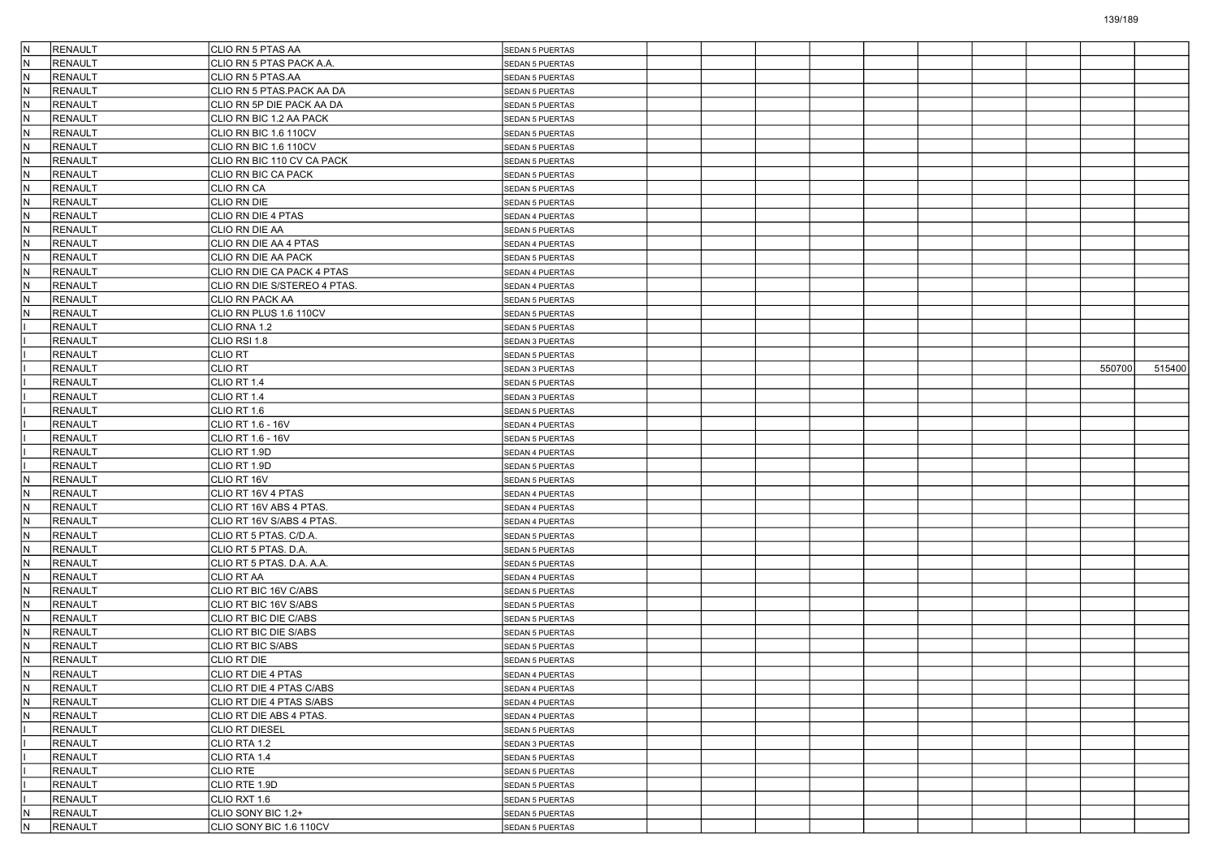| | | | | | | | | | | | | | |
|---|---|---|---|---|---|---|---|---|---|---|---|---|---|
| N | RENAULT | CLIO RN 5 PTAS AA | SEDAN 5 PUERTAS | | | | | | | | | | |
| N | RENAULT | CLIO RN 5 PTAS PACK A.A. | SEDAN 5 PUERTAS | | | | | | | | | | |
| N | RENAULT | CLIO RN 5 PTAS.AA | SEDAN 5 PUERTAS | | | | | | | | | | |
| N | RENAULT | CLIO RN 5 PTAS.PACK AA DA | SEDAN 5 PUERTAS | | | | | | | | | | |
| N | RENAULT | CLIO RN 5P DIE PACK AA DA | SEDAN 5 PUERTAS | | | | | | | | | | |
| N | RENAULT | CLIO RN BIC 1.2 AA PACK | SEDAN 5 PUERTAS | | | | | | | | | | |
| N | RENAULT | CLIO RN BIC 1.6 110CV | SEDAN 5 PUERTAS | | | | | | | | | | |
| N | RENAULT | CLIO RN BIC 1.6 110CV | SEDAN 5 PUERTAS | | | | | | | | | | |
| N | RENAULT | CLIO RN BIC 110 CV CA PACK | SEDAN 5 PUERTAS | | | | | | | | | | |
| N | RENAULT | CLIO RN BIC CA PACK | SEDAN 5 PUERTAS | | | | | | | | | | |
| N | RENAULT | CLIO RN CA | SEDAN 5 PUERTAS | | | | | | | | | | |
| N | RENAULT | CLIO RN DIE | SEDAN 5 PUERTAS | | | | | | | | | | |
| N | RENAULT | CLIO RN DIE 4 PTAS | SEDAN 4 PUERTAS | | | | | | | | | | |
| N | RENAULT | CLIO RN DIE AA | SEDAN 5 PUERTAS | | | | | | | | | | |
| N | RENAULT | CLIO RN DIE AA 4 PTAS | SEDAN 4 PUERTAS | | | | | | | | | | |
| N | RENAULT | CLIO RN DIE AA PACK | SEDAN 5 PUERTAS | | | | | | | | | | |
| N | RENAULT | CLIO RN DIE CA PACK 4 PTAS | SEDAN 4 PUERTAS | | | | | | | | | | |
| N | RENAULT | CLIO RN DIE S/STEREO 4 PTAS. | SEDAN 4 PUERTAS | | | | | | | | | | |
| N | RENAULT | CLIO RN PACK AA | SEDAN 5 PUERTAS | | | | | | | | | | |
| N | RENAULT | CLIO RN PLUS 1.6 110CV | SEDAN 5 PUERTAS | | | | | | | | | | |
| I | RENAULT | CLIO RNA 1.2 | SEDAN 5 PUERTAS | | | | | | | | | | |
| I | RENAULT | CLIO RSI 1.8 | SEDAN 3 PUERTAS | | | | | | | | | | |
| I | RENAULT | CLIO RT | SEDAN 5 PUERTAS | | | | | | | | | | |
| I | RENAULT | CLIO RT | SEDAN 3 PUERTAS | | | | | | | | | 550700 | 515400 |
| I | RENAULT | CLIO RT 1.4 | SEDAN 5 PUERTAS | | | | | | | | | | |
| I | RENAULT | CLIO RT 1.4 | SEDAN 3 PUERTAS | | | | | | | | | | |
| I | RENAULT | CLIO RT 1.6 | SEDAN 5 PUERTAS | | | | | | | | | | |
| I | RENAULT | CLIO RT 1.6 - 16V | SEDAN 4 PUERTAS | | | | | | | | | | |
| I | RENAULT | CLIO RT 1.6 - 16V | SEDAN 5 PUERTAS | | | | | | | | | | |
| I | RENAULT | CLIO RT 1.9D | SEDAN 4 PUERTAS | | | | | | | | | | |
| I | RENAULT | CLIO RT 1.9D | SEDAN 5 PUERTAS | | | | | | | | | | |
| N | RENAULT | CLIO RT 16V | SEDAN 5 PUERTAS | | | | | | | | | | |
| N | RENAULT | CLIO RT 16V 4 PTAS | SEDAN 4 PUERTAS | | | | | | | | | | |
| N | RENAULT | CLIO RT 16V ABS 4 PTAS. | SEDAN 4 PUERTAS | | | | | | | | | | |
| N | RENAULT | CLIO RT 16V S/ABS 4 PTAS. | SEDAN 4 PUERTAS | | | | | | | | | | |
| N | RENAULT | CLIO RT 5 PTAS. C/D.A. | SEDAN 5 PUERTAS | | | | | | | | | | |
| N | RENAULT | CLIO RT 5 PTAS. D.A. | SEDAN 5 PUERTAS | | | | | | | | | | |
| N | RENAULT | CLIO RT 5 PTAS. D.A. A.A. | SEDAN 5 PUERTAS | | | | | | | | | | |
| N | RENAULT | CLIO RT AA | SEDAN 4 PUERTAS | | | | | | | | | | |
| N | RENAULT | CLIO RT BIC 16V C/ABS | SEDAN 5 PUERTAS | | | | | | | | | | |
| N | RENAULT | CLIO RT BIC 16V S/ABS | SEDAN 5 PUERTAS | | | | | | | | | | |
| N | RENAULT | CLIO RT BIC DIE C/ABS | SEDAN 5 PUERTAS | | | | | | | | | | |
| N | RENAULT | CLIO RT BIC DIE S/ABS | SEDAN 5 PUERTAS | | | | | | | | | | |
| N | RENAULT | CLIO RT BIC S/ABS | SEDAN 5 PUERTAS | | | | | | | | | | |
| N | RENAULT | CLIO RT DIE | SEDAN 5 PUERTAS | | | | | | | | | | |
| N | RENAULT | CLIO RT DIE 4 PTAS | SEDAN 4 PUERTAS | | | | | | | | | | |
| N | RENAULT | CLIO RT DIE 4 PTAS C/ABS | SEDAN 4 PUERTAS | | | | | | | | | | |
| N | RENAULT | CLIO RT DIE 4 PTAS S/ABS | SEDAN 4 PUERTAS | | | | | | | | | | |
| N | RENAULT | CLIO RT DIE ABS 4 PTAS. | SEDAN 4 PUERTAS | | | | | | | | | | |
| I | RENAULT | CLIO RT DIESEL | SEDAN 5 PUERTAS | | | | | | | | | | |
| I | RENAULT | CLIO RTA 1.2 | SEDAN 3 PUERTAS | | | | | | | | | | |
| I | RENAULT | CLIO RTA 1.4 | SEDAN 5 PUERTAS | | | | | | | | | | |
| I | RENAULT | CLIO RTE | SEDAN 5 PUERTAS | | | | | | | | | | |
| I | RENAULT | CLIO RTE 1.9D | SEDAN 5 PUERTAS | | | | | | | | | | |
| I | RENAULT | CLIO RXT 1.6 | SEDAN 5 PUERTAS | | | | | | | | | | |
| N | RENAULT | CLIO SONY BIC 1.2+ | SEDAN 5 PUERTAS | | | | | | | | | | |
| N | RENAULT | CLIO SONY BIC 1.6 110CV | SEDAN 5 PUERTAS | | | | | | | | | | |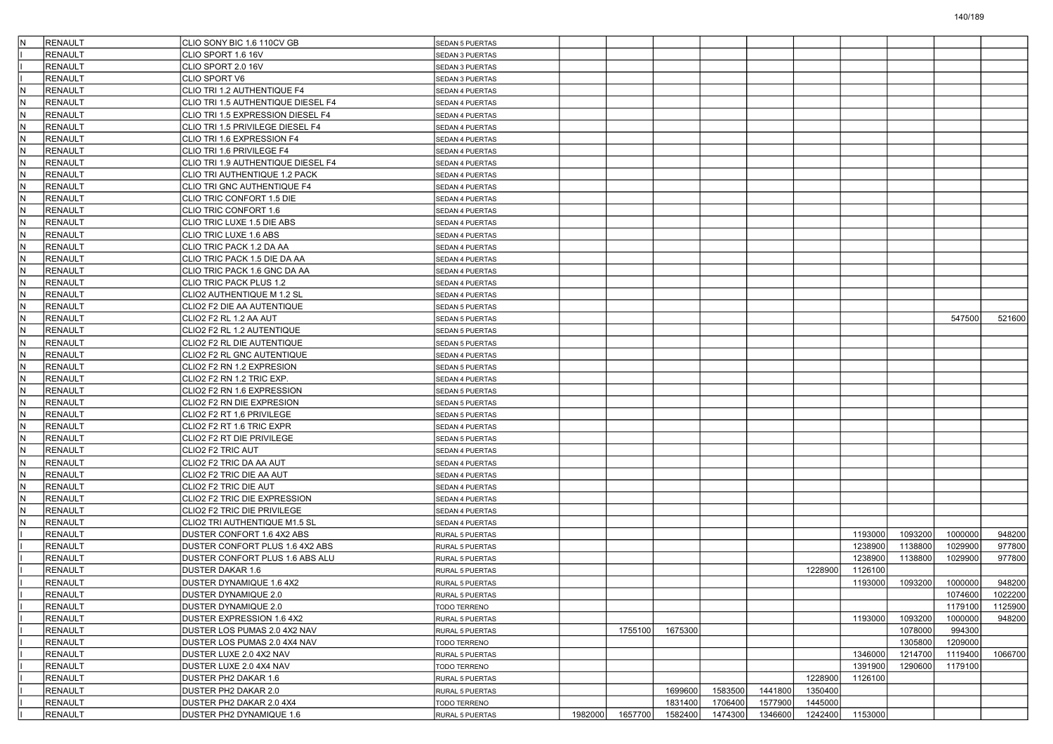| | | | | | | | | | | | | | |
|---|---|---|---|---|---|---|---|---|---|---|---|---|---|
| N | RENAULT | CLIO SONY BIC 1.6 110CV GB | SEDAN 5 PUERTAS | | | | | | | | | | |
| I | RENAULT | CLIO SPORT 1.6 16V | SEDAN 3 PUERTAS | | | | | | | | | | |
| I | RENAULT | CLIO SPORT 2.0 16V | SEDAN 3 PUERTAS | | | | | | | | | | |
| I | RENAULT | CLIO SPORT V6 | SEDAN 3 PUERTAS | | | | | | | | | | |
| N | RENAULT | CLIO TRI 1.2 AUTHENTIQUE F4 | SEDAN 4 PUERTAS | | | | | | | | | | |
| N | RENAULT | CLIO TRI 1.5 AUTHENTIQUE DIESEL F4 | SEDAN 4 PUERTAS | | | | | | | | | | |
| N | RENAULT | CLIO TRI 1.5 EXPRESSION DIESEL F4 | SEDAN 4 PUERTAS | | | | | | | | | | |
| N | RENAULT | CLIO TRI 1.5 PRIVILEGE DIESEL F4 | SEDAN 4 PUERTAS | | | | | | | | | | |
| N | RENAULT | CLIO TRI 1.6 EXPRESSION F4 | SEDAN 4 PUERTAS | | | | | | | | | | |
| N | RENAULT | CLIO TRI 1.6 PRIVILEGE F4 | SEDAN 4 PUERTAS | | | | | | | | | | |
| N | RENAULT | CLIO TRI 1.9 AUTHENTIQUE DIESEL F4 | SEDAN 4 PUERTAS | | | | | | | | | | |
| N | RENAULT | CLIO TRI AUTHENTIQUE 1.2 PACK | SEDAN 4 PUERTAS | | | | | | | | | | |
| N | RENAULT | CLIO TRI GNC AUTHENTIQUE F4 | SEDAN 4 PUERTAS | | | | | | | | | | |
| N | RENAULT | CLIO TRIC CONFORT 1.5 DIE | SEDAN 4 PUERTAS | | | | | | | | | | |
| N | RENAULT | CLIO TRIC CONFORT 1.6 | SEDAN 4 PUERTAS | | | | | | | | | | |
| N | RENAULT | CLIO TRIC LUXE 1.5 DIE ABS | SEDAN 4 PUERTAS | | | | | | | | | | |
| N | RENAULT | CLIO TRIC LUXE 1.6 ABS | SEDAN 4 PUERTAS | | | | | | | | | | |
| N | RENAULT | CLIO TRIC PACK 1.2 DA AA | SEDAN 4 PUERTAS | | | | | | | | | | |
| N | RENAULT | CLIO TRIC PACK 1.5 DIE DA AA | SEDAN 4 PUERTAS | | | | | | | | | | |
| N | RENAULT | CLIO TRIC PACK 1.6 GNC DA AA | SEDAN 4 PUERTAS | | | | | | | | | | |
| N | RENAULT | CLIO TRIC PACK PLUS 1.2 | SEDAN 4 PUERTAS | | | | | | | | | | |
| N | RENAULT | CLIO2 AUTHENTIQUE M 1.2 SL | SEDAN 4 PUERTAS | | | | | | | | | | |
| N | RENAULT | CLIO2 F2 DIE AA AUTENTIQUE | SEDAN 5 PUERTAS | | | | | | | | | | |
| N | RENAULT | CLIO2 F2 RL 1.2 AA AUT | SEDAN 5 PUERTAS | | | | | | | | | 547500 | 521600 |
| N | RENAULT | CLIO2 F2 RL 1.2 AUTENTIQUE | SEDAN 5 PUERTAS | | | | | | | | | | |
| N | RENAULT | CLIO2 F2 RL DIE AUTENTIQUE | SEDAN 5 PUERTAS | | | | | | | | | | |
| N | RENAULT | CLIO2 F2 RL GNC AUTENTIQUE | SEDAN 4 PUERTAS | | | | | | | | | | |
| N | RENAULT | CLIO2 F2 RN 1.2 EXPRESION | SEDAN 5 PUERTAS | | | | | | | | | | |
| N | RENAULT | CLIO2 F2 RN 1.2 TRIC EXP. | SEDAN 4 PUERTAS | | | | | | | | | | |
| N | RENAULT | CLIO2 F2 RN 1.6 EXPRESSION | SEDAN 5 PUERTAS | | | | | | | | | | |
| N | RENAULT | CLIO2 F2 RN DIE EXPRESION | SEDAN 5 PUERTAS | | | | | | | | | | |
| N | RENAULT | CLIO2 F2 RT 1,6 PRIVILEGE | SEDAN 5 PUERTAS | | | | | | | | | | |
| N | RENAULT | CLIO2 F2 RT 1.6 TRIC EXPR | SEDAN 4 PUERTAS | | | | | | | | | | |
| N | RENAULT | CLIO2 F2 RT DIE PRIVILEGE | SEDAN 5 PUERTAS | | | | | | | | | | |
| N | RENAULT | CLIO2 F2 TRIC AUT | SEDAN 4 PUERTAS | | | | | | | | | | |
| N | RENAULT | CLIO2 F2 TRIC DA AA AUT | SEDAN 4 PUERTAS | | | | | | | | | | |
| N | RENAULT | CLIO2 F2 TRIC DIE AA AUT | SEDAN 4 PUERTAS | | | | | | | | | | |
| N | RENAULT | CLIO2 F2 TRIC DIE AUT | SEDAN 4 PUERTAS | | | | | | | | | | |
| N | RENAULT | CLIO2 F2 TRIC DIE EXPRESSION | SEDAN 4 PUERTAS | | | | | | | | | | |
| N | RENAULT | CLIO2 F2 TRIC DIE PRIVILEGE | SEDAN 4 PUERTAS | | | | | | | | | | |
| N | RENAULT | CLIO2 TRI AUTHENTIQUE M1.5 SL | SEDAN 4 PUERTAS | | | | | | | | | | |
| I | RENAULT | DUSTER CONFORT 1.6 4X2 ABS | RURAL 5 PUERTAS | | | | | | | 1193000 | 1093200 | 1000000 | 948200 |
| I | RENAULT | DUSTER CONFORT PLUS 1.6 4X2 ABS | RURAL 5 PUERTAS | | | | | | | 1238900 | 1138800 | 1029900 | 977800 |
| I | RENAULT | DUSTER CONFORT PLUS 1.6 ABS ALU | RURAL 5 PUERTAS | | | | | | | 1238900 | 1138800 | 1029900 | 977800 |
| I | RENAULT | DUSTER DAKAR 1.6 | RURAL 5 PUERTAS | | | | | | 1228900 | 1126100 | | | |
| I | RENAULT | DUSTER DYNAMIQUE 1.6 4X2 | RURAL 5 PUERTAS | | | | | | | 1193000 | 1093200 | 1000000 | 948200 |
| I | RENAULT | DUSTER DYNAMIQUE 2.0 | RURAL 5 PUERTAS | | | | | | | | | 1074600 | 1022200 |
| I | RENAULT | DUSTER DYNAMIQUE 2.0 | TODO TERRENO | | | | | | | | | 1179100 | 1125900 |
| I | RENAULT | DUSTER EXPRESSION 1.6 4X2 | RURAL 5 PUERTAS | | | | | | | 1193000 | 1093200 | 1000000 | 948200 |
| I | RENAULT | DUSTER LOS PUMAS 2.0 4X2 NAV | RURAL 5 PUERTAS | | 1755100 | 1675300 | | | | | 1078000 | 994300 | |
| I | RENAULT | DUSTER LOS PUMAS 2.0 4X4 NAV | TODO TERRENO | | | | | | | | 1305800 | 1209000 | |
| I | RENAULT | DUSTER LUXE 2.0 4X2 NAV | RURAL 5 PUERTAS | | | | | | | 1346000 | 1214700 | 1119400 | 1066700 |
| I | RENAULT | DUSTER LUXE 2.0 4X4 NAV | TODO TERRENO | | | | | | | 1391900 | 1290600 | 1179100 | |
| I | RENAULT | DUSTER PH2 DAKAR 1.6 | RURAL 5 PUERTAS | | | | | | 1228900 | 1126100 | | | |
| I | RENAULT | DUSTER PH2 DAKAR 2.0 | RURAL 5 PUERTAS | | | 1699600 | 1583500 | 1441800 | 1350400 | | | | |
| I | RENAULT | DUSTER PH2 DAKAR 2.0 4X4 | TODO TERRENO | | | 1831400 | 1706400 | 1577900 | 1445000 | | | | |
| I | RENAULT | DUSTER PH2 DYNAMIQUE 1.6 | RURAL 5 PUERTAS | 1982000 | 1657700 | 1582400 | 1474300 | 1346600 | 1242400 | 1153000 | | | |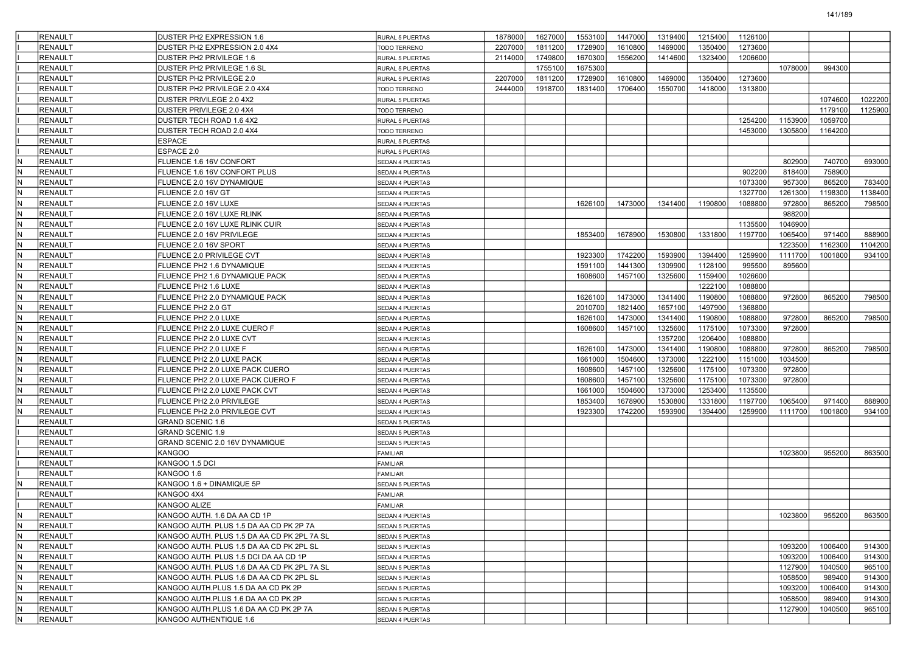| | | | | | | | | | | | | | |
|---|---|---|---|---|---|---|---|---|---|---|---|---|---|
| I | RENAULT | DUSTER PH2 EXPRESSION 1.6 | RURAL 5 PUERTAS | 1878000 | 1627000 | 1553100 | 1447000 | 1319400 | 1215400 | 1126100 | | | |
| I | RENAULT | DUSTER PH2 EXPRESSION 2.0 4X4 | TODO TERRENO | 2207000 | 1811200 | 1728900 | 1610800 | 1469000 | 1350400 | 1273600 | | | |
| I | RENAULT | DUSTER PH2 PRIVILEGE 1.6 | RURAL 5 PUERTAS | 2114000 | 1749800 | 1670300 | 1556200 | 1414600 | 1323400 | 1206600 | | | |
| I | RENAULT | DUSTER PH2 PRIVILEGE 1.6 SL | RURAL 5 PUERTAS | | 1755100 | 1675300 | | | | | 1078000 | 994300 | |
| I | RENAULT | DUSTER PH2 PRIVILEGE 2.0 | RURAL 5 PUERTAS | 2207000 | 1811200 | 1728900 | 1610800 | 1469000 | 1350400 | 1273600 | | | |
| I | RENAULT | DUSTER PH2 PRIVILEGE 2.0 4X4 | TODO TERRENO | 2444000 | 1918700 | 1831400 | 1706400 | 1550700 | 1418000 | 1313800 | | | |
| I | RENAULT | DUSTER PRIVILEGE 2.0 4X2 | RURAL 5 PUERTAS | | | | | | | | | 1074600 | 1022200 |
| I | RENAULT | DUSTER PRIVILEGE 2.0 4X4 | TODO TERRENO | | | | | | | | | 1179100 | 1125900 |
| I | RENAULT | DUSTER TECH ROAD 1.6 4X2 | RURAL 5 PUERTAS | | | | | | | 1254200 | 1153900 | 1059700 | |
| I | RENAULT | DUSTER TECH ROAD 2.0 4X4 | TODO TERRENO | | | | | | | 1453000 | 1305800 | 1164200 | |
| I | RENAULT | ESPACE | RURAL 5 PUERTAS | | | | | | | | | | |
| I | RENAULT | ESPACE 2.0 | RURAL 5 PUERTAS | | | | | | | | | | |
| N | RENAULT | FLUENCE 1.6 16V CONFORT | SEDAN 4 PUERTAS | | | | | | | | 802900 | 740700 | 693000 |
| N | RENAULT | FLUENCE 1.6 16V CONFORT PLUS | SEDAN 4 PUERTAS | | | | | | | 902200 | 818400 | 758900 | |
| N | RENAULT | FLUENCE 2.0 16V DYNAMIQUE | SEDAN 4 PUERTAS | | | | | | | 1073300 | 957300 | 865200 | 783400 |
| N | RENAULT | FLUENCE 2.0 16V GT | SEDAN 4 PUERTAS | | | | | | | 1327700 | 1261300 | 1198300 | 1138400 |
| N | RENAULT | FLUENCE 2.0 16V LUXE | SEDAN 4 PUERTAS | | | 1626100 | 1473000 | 1341400 | 1190800 | 1088800 | 972800 | 865200 | 798500 |
| N | RENAULT | FLUENCE 2.0 16V LUXE RLINK | SEDAN 4 PUERTAS | | | | | | | | 988200 | | |
| N | RENAULT | FLUENCE 2.0 16V LUXE RLINK CUIR | SEDAN 4 PUERTAS | | | | | | | 1135500 | 1046900 | | |
| N | RENAULT | FLUENCE 2.0 16V PRIVILEGE | SEDAN 4 PUERTAS | | | 1853400 | 1678900 | 1530800 | 1331800 | 1197700 | 1065400 | 971400 | 888900 |
| N | RENAULT | FLUENCE 2.0 16V SPORT | SEDAN 4 PUERTAS | | | | | | | | 1223500 | 1162300 | 1104200 |
| N | RENAULT | FLUENCE 2.0 PRIVILEGE CVT | SEDAN 4 PUERTAS | | | 1923300 | 1742200 | 1593900 | 1394400 | 1259900 | 1111700 | 1001800 | 934100 |
| N | RENAULT | FLUENCE PH2 1.6 DYNAMIQUE | SEDAN 4 PUERTAS | | | 1591100 | 1441300 | 1309900 | 1128100 | 995500 | 895600 | | |
| N | RENAULT | FLUENCE PH2 1.6 DYNAMIQUE PACK | SEDAN 4 PUERTAS | | | 1608600 | 1457100 | 1325600 | 1159400 | 1026600 | | | |
| N | RENAULT | FLUENCE PH2 1.6 LUXE | SEDAN 4 PUERTAS | | | | | | 1222100 | 1088800 | | | |
| N | RENAULT | FLUENCE PH2 2.0 DYNAMIQUE PACK | SEDAN 4 PUERTAS | | | 1626100 | 1473000 | 1341400 | 1190800 | 1088800 | 972800 | 865200 | 798500 |
| N | RENAULT | FLUENCE PH2 2.0 GT | SEDAN 4 PUERTAS | | | 2010700 | 1821400 | 1657100 | 1497900 | 1368800 | | | |
| N | RENAULT | FLUENCE PH2 2.0 LUXE | SEDAN 4 PUERTAS | | | 1626100 | 1473000 | 1341400 | 1190800 | 1088800 | 972800 | 865200 | 798500 |
| N | RENAULT | FLUENCE PH2 2.0 LUXE CUERO F | SEDAN 4 PUERTAS | | | 1608600 | 1457100 | 1325600 | 1175100 | 1073300 | 972800 | | |
| N | RENAULT | FLUENCE PH2 2.0 LUXE CVT | SEDAN 4 PUERTAS | | | | | 1357200 | 1206400 | 1088800 | | | |
| N | RENAULT | FLUENCE PH2 2.0 LUXE F | SEDAN 4 PUERTAS | | | 1626100 | 1473000 | 1341400 | 1190800 | 1088800 | 972800 | 865200 | 798500 |
| N | RENAULT | FLUENCE PH2 2.0 LUXE PACK | SEDAN 4 PUERTAS | | | 1661000 | 1504600 | 1373000 | 1222100 | 1151000 | 1034500 | | |
| N | RENAULT | FLUENCE PH2 2.0 LUXE PACK CUERO | SEDAN 4 PUERTAS | | | 1608600 | 1457100 | 1325600 | 1175100 | 1073300 | 972800 | | |
| N | RENAULT | FLUENCE PH2 2.0 LUXE PACK CUERO F | SEDAN 4 PUERTAS | | | 1608600 | 1457100 | 1325600 | 1175100 | 1073300 | 972800 | | |
| N | RENAULT | FLUENCE PH2 2.0 LUXE PACK CVT | SEDAN 4 PUERTAS | | | 1661000 | 1504600 | 1373000 | 1253400 | 1135500 | | | |
| N | RENAULT | FLUENCE PH2 2.0 PRIVILEGE | SEDAN 4 PUERTAS | | | 1853400 | 1678900 | 1530800 | 1331800 | 1197700 | 1065400 | 971400 | 888900 |
| N | RENAULT | FLUENCE PH2 2.0 PRIVILEGE CVT | SEDAN 4 PUERTAS | | | 1923300 | 1742200 | 1593900 | 1394400 | 1259900 | 1111700 | 1001800 | 934100 |
| I | RENAULT | GRAND SCENIC 1.6 | SEDAN 5 PUERTAS | | | | | | | | | | |
| I | RENAULT | GRAND SCENIC 1.9 | SEDAN 5 PUERTAS | | | | | | | | | | |
| I | RENAULT | GRAND SCENIC 2.0 16V DYNAMIQUE | SEDAN 5 PUERTAS | | | | | | | | | | |
| I | RENAULT | KANGOO | FAMILIAR | | | | | | | | 1023800 | 955200 | 863500 |
| I | RENAULT | KANGOO 1.5 DCI | FAMILIAR | | | | | | | | | | |
| I | RENAULT | KANGOO 1.6 | FAMILIAR | | | | | | | | | | |
| N | RENAULT | KANGOO 1.6 + DINAMIQUE 5P | SEDAN 5 PUERTAS | | | | | | | | | | |
| I | RENAULT | KANGOO 4X4 | FAMILIAR | | | | | | | | | | |
| I | RENAULT | KANGOO ALIZE | FAMILIAR | | | | | | | | | | |
| N | RENAULT | KANGOO AUTH. 1.6 DA AA CD 1P | SEDAN 4 PUERTAS | | | | | | | | 1023800 | 955200 | 863500 |
| N | RENAULT | KANGOO AUTH. PLUS 1.5 DA AA CD PK 2P 7A | SEDAN 5 PUERTAS | | | | | | | | | | |
| N | RENAULT | KANGOO AUTH. PLUS 1.5 DA AA CD PK 2PL 7A SL | SEDAN 5 PUERTAS | | | | | | | | | | |
| N | RENAULT | KANGOO AUTH. PLUS 1.5 DA AA CD PK 2PL SL | SEDAN 5 PUERTAS | | | | | | | | 1093200 | 1006400 | 914300 |
| N | RENAULT | KANGOO AUTH. PLUS 1.5 DCI DA AA CD 1P | SEDAN 4 PUERTAS | | | | | | | | 1093200 | 1006400 | 914300 |
| N | RENAULT | KANGOO AUTH. PLUS 1.6 DA AA CD PK 2PL 7A SL | SEDAN 5 PUERTAS | | | | | | | | 1127900 | 1040500 | 965100 |
| N | RENAULT | KANGOO AUTH. PLUS 1.6 DA AA CD PK 2PL SL | SEDAN 5 PUERTAS | | | | | | | | 1058500 | 989400 | 914300 |
| N | RENAULT | KANGOO AUTH.PLUS 1.5 DA AA CD PK 2P | SEDAN 5 PUERTAS | | | | | | | | 1093200 | 1006400 | 914300 |
| N | RENAULT | KANGOO AUTH.PLUS 1.6 DA AA CD PK 2P | SEDAN 5 PUERTAS | | | | | | | | 1058500 | 989400 | 914300 |
| N | RENAULT | KANGOO AUTH.PLUS 1.6 DA AA CD PK 2P 7A | SEDAN 5 PUERTAS | | | | | | | | 1127900 | 1040500 | 965100 |
| N | RENAULT | KANGOO AUTHENTIQUE 1.6 | SEDAN 4 PUERTAS | | | | | | | | | | |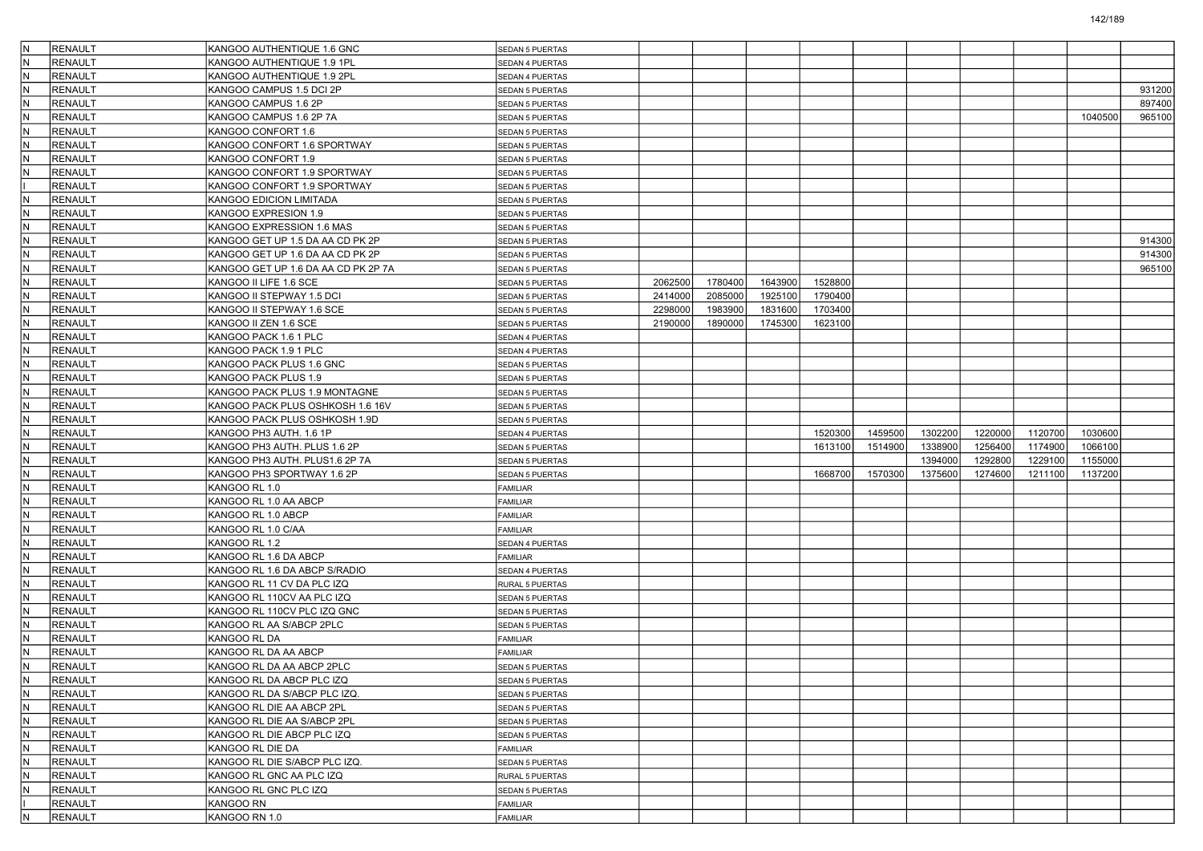| | | | | | | | | | | | | | |
|---|---|---|---|---|---|---|---|---|---|---|---|---|---|
| N | RENAULT | KANGOO AUTHENTIQUE 1.6 GNC | SEDAN 5 PUERTAS | | | | | | | | | | |
| N | RENAULT | KANGOO AUTHENTIQUE 1.9 1PL | SEDAN 4 PUERTAS | | | | | | | | | | |
| N | RENAULT | KANGOO AUTHENTIQUE 1.9 2PL | SEDAN 4 PUERTAS | | | | | | | | | | |
| N | RENAULT | KANGOO CAMPUS 1.5 DCI 2P | SEDAN 5 PUERTAS | | | | | | | | | | 931200 |
| N | RENAULT | KANGOO CAMPUS 1.6 2P | SEDAN 5 PUERTAS | | | | | | | | | | 897400 |
| N | RENAULT | KANGOO CAMPUS 1.6 2P 7A | SEDAN 5 PUERTAS | | | | | | | | | 1040500 | 965100 |
| N | RENAULT | KANGOO CONFORT 1.6 | SEDAN 5 PUERTAS | | | | | | | | | | |
| N | RENAULT | KANGOO CONFORT 1.6 SPORTWAY | SEDAN 5 PUERTAS | | | | | | | | | | |
| N | RENAULT | KANGOO CONFORT 1.9 | SEDAN 5 PUERTAS | | | | | | | | | | |
| N | RENAULT | KANGOO CONFORT 1.9 SPORTWAY | SEDAN 5 PUERTAS | | | | | | | | | | |
| I | RENAULT | KANGOO CONFORT 1.9 SPORTWAY | SEDAN 5 PUERTAS | | | | | | | | | | |
| N | RENAULT | KANGOO EDICION LIMITADA | SEDAN 5 PUERTAS | | | | | | | | | | |
| N | RENAULT | KANGOO EXPRESION 1.9 | SEDAN 5 PUERTAS | | | | | | | | | | |
| N | RENAULT | KANGOO EXPRESSION 1.6 MAS | SEDAN 5 PUERTAS | | | | | | | | | | |
| N | RENAULT | KANGOO GET UP 1.5 DA AA CD PK 2P | SEDAN 5 PUERTAS | | | | | | | | | | 914300 |
| N | RENAULT | KANGOO GET UP 1.6 DA AA CD PK 2P | SEDAN 5 PUERTAS | | | | | | | | | | 914300 |
| N | RENAULT | KANGOO GET UP 1.6 DA AA CD PK 2P 7A | SEDAN 5 PUERTAS | | | | | | | | | | 965100 |
| N | RENAULT | KANGOO II LIFE 1.6 SCE | SEDAN 5 PUERTAS | 2062500 | 1780400 | 1643900 | 1528800 | | | | | | |
| N | RENAULT | KANGOO II STEPWAY 1.5 DCI | SEDAN 5 PUERTAS | 2414000 | 2085000 | 1925100 | 1790400 | | | | | | |
| N | RENAULT | KANGOO II STEPWAY 1.6 SCE | SEDAN 5 PUERTAS | 2298000 | 1983900 | 1831600 | 1703400 | | | | | | |
| N | RENAULT | KANGOO II ZEN 1.6 SCE | SEDAN 5 PUERTAS | 2190000 | 1890000 | 1745300 | 1623100 | | | | | | |
| N | RENAULT | KANGOO PACK 1.6 1 PLC | SEDAN 4 PUERTAS | | | | | | | | | | |
| N | RENAULT | KANGOO PACK 1.9 1 PLC | SEDAN 4 PUERTAS | | | | | | | | | | |
| N | RENAULT | KANGOO PACK PLUS 1.6 GNC | SEDAN 5 PUERTAS | | | | | | | | | | |
| N | RENAULT | KANGOO PACK PLUS 1.9 | SEDAN 5 PUERTAS | | | | | | | | | | |
| N | RENAULT | KANGOO PACK PLUS 1.9 MONTAGNE | SEDAN 5 PUERTAS | | | | | | | | | | |
| N | RENAULT | KANGOO PACK PLUS OSHKOSH 1.6 16V | SEDAN 5 PUERTAS | | | | | | | | | | |
| N | RENAULT | KANGOO PACK PLUS OSHKOSH 1.9D | SEDAN 5 PUERTAS | | | | | | | | | | |
| N | RENAULT | KANGOO PH3 AUTH. 1.6 1P | SEDAN 4 PUERTAS | | | | 1520300 | 1459500 | 1302200 | 1220000 | 1120700 | 1030600 | |
| N | RENAULT | KANGOO PH3 AUTH. PLUS 1.6 2P | SEDAN 5 PUERTAS | | | | 1613100 | 1514900 | 1338900 | 1256400 | 1174900 | 1066100 | |
| N | RENAULT | KANGOO PH3 AUTH. PLUS1.6 2P 7A | SEDAN 5 PUERTAS | | | | | | 1394000 | 1292800 | 1229100 | 1155000 | |
| N | RENAULT | KANGOO PH3 SPORTWAY 1.6 2P | SEDAN 5 PUERTAS | | | | 1668700 | 1570300 | 1375600 | 1274600 | 1211100 | 1137200 | |
| N | RENAULT | KANGOO RL 1.0 | FAMILIAR | | | | | | | | | | |
| N | RENAULT | KANGOO RL 1.0 AA ABCP | FAMILIAR | | | | | | | | | | |
| N | RENAULT | KANGOO RL 1.0 ABCP | FAMILIAR | | | | | | | | | | |
| N | RENAULT | KANGOO RL 1.0 C/AA | FAMILIAR | | | | | | | | | | |
| N | RENAULT | KANGOO RL 1.2 | SEDAN 4 PUERTAS | | | | | | | | | | |
| N | RENAULT | KANGOO RL 1.6 DA ABCP | FAMILIAR | | | | | | | | | | |
| N | RENAULT | KANGOO RL 1.6 DA ABCP S/RADIO | SEDAN 4 PUERTAS | | | | | | | | | | |
| N | RENAULT | KANGOO RL 11 CV DA PLC IZQ | RURAL 5 PUERTAS | | | | | | | | | | |
| N | RENAULT | KANGOO RL 110CV AA PLC IZQ | SEDAN 5 PUERTAS | | | | | | | | | | |
| N | RENAULT | KANGOO RL 110CV PLC IZQ GNC | SEDAN 5 PUERTAS | | | | | | | | | | |
| N | RENAULT | KANGOO RL AA S/ABCP 2PLC | SEDAN 5 PUERTAS | | | | | | | | | | |
| N | RENAULT | KANGOO RL DA | FAMILIAR | | | | | | | | | | |
| N | RENAULT | KANGOO RL DA AA ABCP | FAMILIAR | | | | | | | | | | |
| N | RENAULT | KANGOO RL DA AA ABCP 2PLC | SEDAN 5 PUERTAS | | | | | | | | | | |
| N | RENAULT | KANGOO RL DA ABCP PLC IZQ | SEDAN 5 PUERTAS | | | | | | | | | | |
| N | RENAULT | KANGOO RL DA S/ABCP PLC IZQ. | SEDAN 5 PUERTAS | | | | | | | | | | |
| N | RENAULT | KANGOO RL DIE AA ABCP 2PL | SEDAN 5 PUERTAS | | | | | | | | | | |
| N | RENAULT | KANGOO RL DIE AA S/ABCP 2PL | SEDAN 5 PUERTAS | | | | | | | | | | |
| N | RENAULT | KANGOO RL DIE ABCP PLC IZQ | SEDAN 5 PUERTAS | | | | | | | | | | |
| N | RENAULT | KANGOO RL DIE DA | FAMILIAR | | | | | | | | | | |
| N | RENAULT | KANGOO RL DIE S/ABCP PLC IZQ. | SEDAN 5 PUERTAS | | | | | | | | | | |
| N | RENAULT | KANGOO RL GNC AA PLC IZQ | RURAL 5 PUERTAS | | | | | | | | | | |
| N | RENAULT | KANGOO RL GNC PLC IZQ | SEDAN 5 PUERTAS | | | | | | | | | | |
| I | RENAULT | KANGOO RN | FAMILIAR | | | | | | | | | | |
| N | RENAULT | KANGOO RN 1.0 | FAMILIAR | | | | | | | | | | |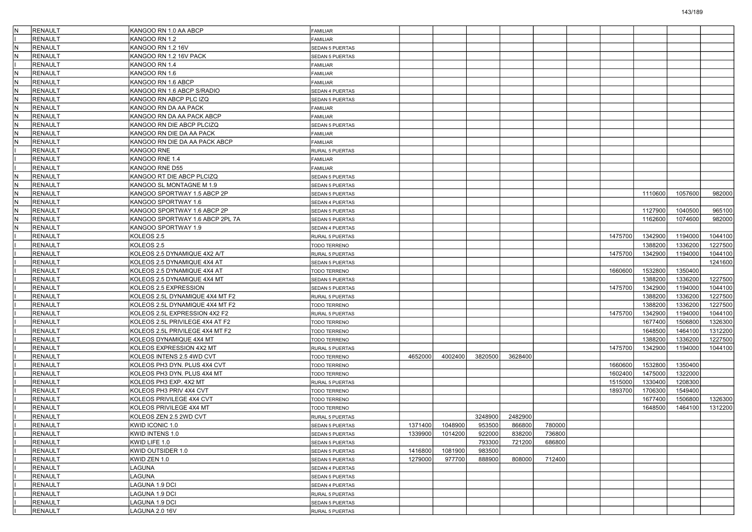| | | | | | | | | | | | | | |
|---|---|---|---|---|---|---|---|---|---|---|---|---|---|
| N | RENAULT | KANGOO RN 1.0 AA ABCP | FAMILIAR | | | | | | | | | | |
| I | RENAULT | KANGOO RN 1.2 | FAMILIAR | | | | | | | | | | |
| N | RENAULT | KANGOO RN 1.2 16V | SEDAN 5 PUERTAS | | | | | | | | | | |
| N | RENAULT | KANGOO RN 1.2 16V PACK | SEDAN 5 PUERTAS | | | | | | | | | | |
| I | RENAULT | KANGOO RN 1.4 | FAMILIAR | | | | | | | | | | |
| N | RENAULT | KANGOO RN 1.6 | FAMILIAR | | | | | | | | | | |
| N | RENAULT | KANGOO RN 1.6 ABCP | FAMILIAR | | | | | | | | | | |
| N | RENAULT | KANGOO RN 1.6 ABCP S/RADIO | SEDAN 4 PUERTAS | | | | | | | | | | |
| N | RENAULT | KANGOO RN ABCP PLC IZQ | SEDAN 5 PUERTAS | | | | | | | | | | |
| N | RENAULT | KANGOO RN DA AA PACK | FAMILIAR | | | | | | | | | | |
| N | RENAULT | KANGOO RN DA AA PACK ABCP | FAMILIAR | | | | | | | | | | |
| N | RENAULT | KANGOO RN DIE ABCP PLCIZQ | SEDAN 5 PUERTAS | | | | | | | | | | |
| N | RENAULT | KANGOO RN DIE DA AA PACK | FAMILIAR | | | | | | | | | | |
| N | RENAULT | KANGOO RN DIE DA AA PACK ABCP | FAMILIAR | | | | | | | | | | |
| I | RENAULT | KANGOO RNE | RURAL 5 PUERTAS | | | | | | | | | | |
| I | RENAULT | KANGOO RNE 1.4 | FAMILIAR | | | | | | | | | | |
| I | RENAULT | KANGOO RNE D55 | FAMILIAR | | | | | | | | | | |
| N | RENAULT | KANGOO RT DIE ABCP PLCIZQ | SEDAN 5 PUERTAS | | | | | | | | | | |
| N | RENAULT | KANGOO SL MONTAGNE M 1.9 | SEDAN 5 PUERTAS | | | | | | | | | | |
| N | RENAULT | KANGOO SPORTWAY 1.5 ABCP 2P | SEDAN 5 PUERTAS | | | | | | | | 1110600 | 1057600 | 982000 |
| N | RENAULT | KANGOO SPORTWAY 1.6 | SEDAN 4 PUERTAS | | | | | | | | | | |
| N | RENAULT | KANGOO SPORTWAY 1.6 ABCP 2P | SEDAN 5 PUERTAS | | | | | | | | 1127900 | 1040500 | 965100 |
| N | RENAULT | KANGOO SPORTWAY 1.6 ABCP 2PL 7A | SEDAN 5 PUERTAS | | | | | | | | 1162600 | 1074600 | 982000 |
| N | RENAULT | KANGOO SPORTWAY 1.9 | SEDAN 4 PUERTAS | | | | | | | | | | |
| I | RENAULT | KOLEOS 2.5 | RURAL 5 PUERTAS | | | | | | | 1475700 | 1342900 | 1194000 | 1044100 |
| I | RENAULT | KOLEOS 2.5 | TODO TERRENO | | | | | | | | 1388200 | 1336200 | 1227500 |
| I | RENAULT | KOLEOS 2.5 DYNAMIQUE 4X2 A/T | RURAL 5 PUERTAS | | | | | | | 1475700 | 1342900 | 1194000 | 1044100 |
| I | RENAULT | KOLEOS 2.5 DYNAMIQUE 4X4 AT | SEDAN 5 PUERTAS | | | | | | | | | | 1241600 |
| I | RENAULT | KOLEOS 2.5 DYNAMIQUE 4X4 AT | TODO TERRENO | | | | | | | 1660600 | 1532800 | 1350400 | |
| I | RENAULT | KOLEOS 2.5 DYNAMIQUE 4X4 MT | SEDAN 5 PUERTAS | | | | | | | | 1388200 | 1336200 | 1227500 |
| I | RENAULT | KOLEOS 2.5 EXPRESSION | SEDAN 5 PUERTAS | | | | | | | 1475700 | 1342900 | 1194000 | 1044100 |
| I | RENAULT | KOLEOS 2.5L DYNAMIQUE 4X4 MT F2 | RURAL 5 PUERTAS | | | | | | | | 1388200 | 1336200 | 1227500 |
| I | RENAULT | KOLEOS 2.5L DYNAMIQUE 4X4 MT F2 | TODO TERRENO | | | | | | | | 1388200 | 1336200 | 1227500 |
| I | RENAULT | KOLEOS 2.5L EXPRESSION 4X2 F2 | RURAL 5 PUERTAS | | | | | | | 1475700 | 1342900 | 1194000 | 1044100 |
| I | RENAULT | KOLEOS 2.5L PRIVILEGE 4X4 AT F2 | TODO TERRENO | | | | | | | | 1677400 | 1506800 | 1326300 |
| I | RENAULT | KOLEOS 2.5L PRIVILEGE 4X4 MT F2 | TODO TERRENO | | | | | | | | 1648500 | 1464100 | 1312200 |
| I | RENAULT | KOLEOS DYNAMIQUE 4X4 MT | TODO TERRENO | | | | | | | | 1388200 | 1336200 | 1227500 |
| I | RENAULT | KOLEOS EXPRESSION 4X2 MT | RURAL 5 PUERTAS | | | | | | | 1475700 | 1342900 | 1194000 | 1044100 |
| I | RENAULT | KOLEOS INTENS 2.5 4WD CVT | TODO TERRENO | 4652000 | 4002400 | 3820500 | 3628400 | | | | | | |
| I | RENAULT | KOLEOS PH3 DYN. PLUS 4X4 CVT | TODO TERRENO | | | | | | | 1660600 | 1532800 | 1350400 | |
| I | RENAULT | KOLEOS PH3 DYN. PLUS 4X4 MT | TODO TERRENO | | | | | | | 1602400 | 1475000 | 1322000 | |
| I | RENAULT | KOLEOS PH3 EXP. 4X2 MT | RURAL 5 PUERTAS | | | | | | | 1515000 | 1330400 | 1208300 | |
| I | RENAULT | KOLEOS PH3 PRIV 4X4 CVT | TODO TERRENO | | | | | | | 1893700 | 1706300 | 1549400 | |
| I | RENAULT | KOLEOS PRIVILEGE 4X4 CVT | TODO TERRENO | | | | | | | | 1677400 | 1506800 | 1326300 |
| I | RENAULT | KOLEOS PRIVILEGE 4X4 MT | TODO TERRENO | | | | | | | | 1648500 | 1464100 | 1312200 |
| I | RENAULT | KOLEOS ZEN 2.5 2WD CVT | RURAL 5 PUERTAS | | | 3248900 | 2482900 | | | | | | |
| I | RENAULT | KWID ICONIC 1.0 | SEDAN 5 PUERTAS | 1371400 | 1048900 | 953500 | 866800 | 780000 | | | | | |
| I | RENAULT | KWID INTENS 1.0 | SEDAN 5 PUERTAS | 1339900 | 1014200 | 922000 | 838200 | 736800 | | | | | |
| I | RENAULT | KWID LIFE 1.0 | SEDAN 5 PUERTAS | | | 793300 | 721200 | 686800 | | | | | |
| I | RENAULT | KWID OUTSIDER 1.0 | SEDAN 5 PUERTAS | 1416800 | 1081900 | 983500 | | | | | | | |
| I | RENAULT | KWID ZEN 1.0 | SEDAN 5 PUERTAS | 1279000 | 977700 | 888900 | 808000 | 712400 | | | | | |
| I | RENAULT | LAGUNA | SEDAN 4 PUERTAS | | | | | | | | | | |
| I | RENAULT | LAGUNA | SEDAN 5 PUERTAS | | | | | | | | | | |
| I | RENAULT | LAGUNA 1.9 DCI | SEDAN 4 PUERTAS | | | | | | | | | | |
| I | RENAULT | LAGUNA 1.9 DCI | RURAL 5 PUERTAS | | | | | | | | | | |
| I | RENAULT | LAGUNA 1.9 DCI | SEDAN 5 PUERTAS | | | | | | | | | | |
| I | RENAULT | LAGUNA 2.0 16V | RURAL 5 PUERTAS | | | | | | | | | | |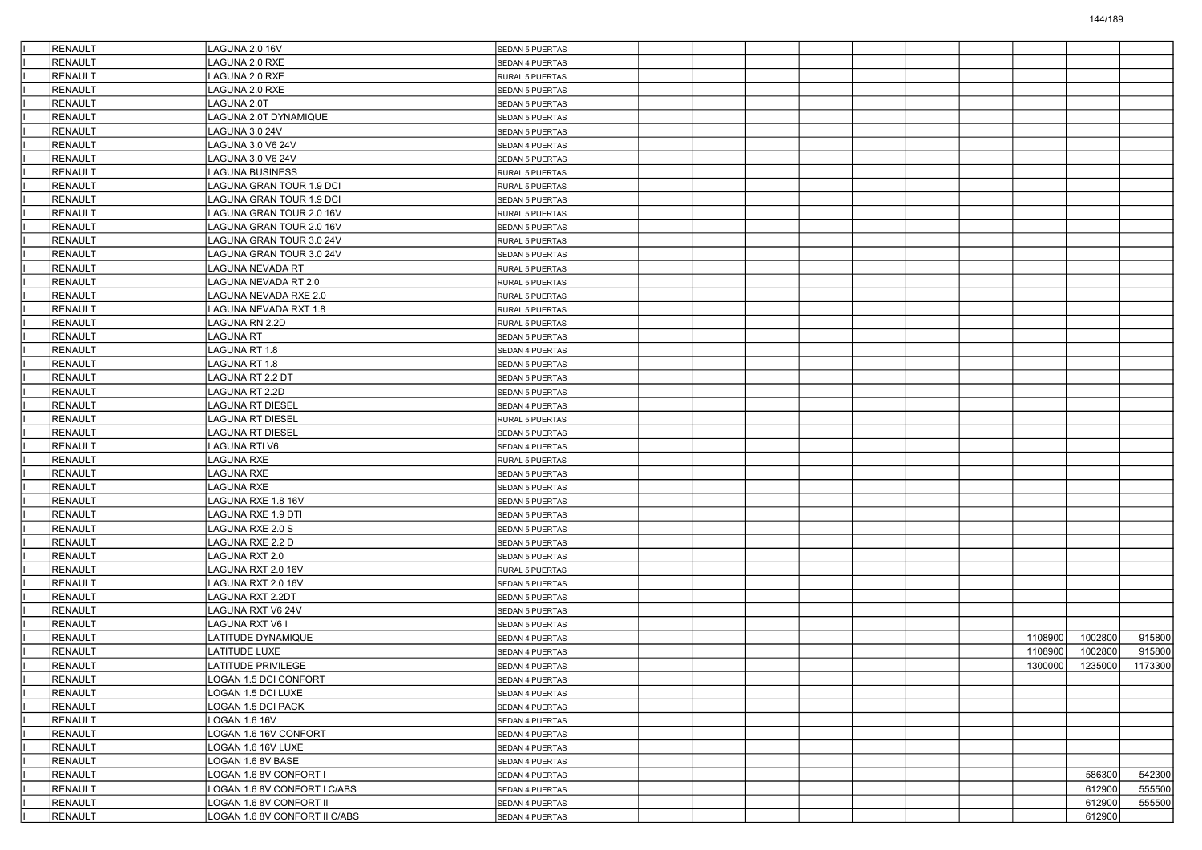| | | | | | | | | | | | | | |
|---|---|---|---|---|---|---|---|---|---|---|---|---|---|
| I | RENAULT | LAGUNA 2.0 16V | SEDAN 5 PUERTAS | | | | | | | | | | |
| I | RENAULT | LAGUNA 2.0 RXE | SEDAN 4 PUERTAS | | | | | | | | | | |
| I | RENAULT | LAGUNA 2.0 RXE | RURAL 5 PUERTAS | | | | | | | | | | |
| I | RENAULT | LAGUNA 2.0 RXE | SEDAN 5 PUERTAS | | | | | | | | | | |
| I | RENAULT | LAGUNA 2.0T | SEDAN 5 PUERTAS | | | | | | | | | | |
| I | RENAULT | LAGUNA 2.0T DYNAMIQUE | SEDAN 5 PUERTAS | | | | | | | | | | |
| I | RENAULT | LAGUNA 3.0 24V | SEDAN 5 PUERTAS | | | | | | | | | | |
| I | RENAULT | LAGUNA 3.0 V6 24V | SEDAN 4 PUERTAS | | | | | | | | | | |
| I | RENAULT | LAGUNA 3.0 V6 24V | SEDAN 5 PUERTAS | | | | | | | | | | |
| I | RENAULT | LAGUNA BUSINESS | RURAL 5 PUERTAS | | | | | | | | | | |
| I | RENAULT | LAGUNA GRAN TOUR 1.9 DCI | RURAL 5 PUERTAS | | | | | | | | | | |
| I | RENAULT | LAGUNA GRAN TOUR 1.9 DCI | SEDAN 5 PUERTAS | | | | | | | | | | |
| I | RENAULT | LAGUNA GRAN TOUR 2.0 16V | RURAL 5 PUERTAS | | | | | | | | | | |
| I | RENAULT | LAGUNA GRAN TOUR 2.0 16V | SEDAN 5 PUERTAS | | | | | | | | | | |
| I | RENAULT | LAGUNA GRAN TOUR 3.0 24V | RURAL 5 PUERTAS | | | | | | | | | | |
| I | RENAULT | LAGUNA GRAN TOUR 3.0 24V | SEDAN 5 PUERTAS | | | | | | | | | | |
| I | RENAULT | LAGUNA NEVADA RT | RURAL 5 PUERTAS | | | | | | | | | | |
| I | RENAULT | LAGUNA NEVADA RT 2.0 | RURAL 5 PUERTAS | | | | | | | | | | |
| I | RENAULT | LAGUNA NEVADA RXE 2.0 | RURAL 5 PUERTAS | | | | | | | | | | |
| I | RENAULT | LAGUNA NEVADA RXT 1.8 | RURAL 5 PUERTAS | | | | | | | | | | |
| I | RENAULT | LAGUNA RN 2.2D | RURAL 5 PUERTAS | | | | | | | | | | |
| I | RENAULT | LAGUNA RT | SEDAN 5 PUERTAS | | | | | | | | | | |
| I | RENAULT | LAGUNA RT 1.8 | SEDAN 4 PUERTAS | | | | | | | | | | |
| I | RENAULT | LAGUNA RT 1.8 | SEDAN 5 PUERTAS | | | | | | | | | | |
| I | RENAULT | LAGUNA RT 2.2 DT | SEDAN 5 PUERTAS | | | | | | | | | | |
| I | RENAULT | LAGUNA RT 2.2D | SEDAN 5 PUERTAS | | | | | | | | | | |
| I | RENAULT | LAGUNA RT DIESEL | SEDAN 4 PUERTAS | | | | | | | | | | |
| I | RENAULT | LAGUNA RT DIESEL | RURAL 5 PUERTAS | | | | | | | | | | |
| I | RENAULT | LAGUNA RT DIESEL | SEDAN 5 PUERTAS | | | | | | | | | | |
| I | RENAULT | LAGUNA RTI V6 | SEDAN 4 PUERTAS | | | | | | | | | | |
| I | RENAULT | LAGUNA RXE | RURAL 5 PUERTAS | | | | | | | | | | |
| I | RENAULT | LAGUNA RXE | SEDAN 5 PUERTAS | | | | | | | | | | |
| I | RENAULT | LAGUNA RXE | SEDAN 5 PUERTAS | | | | | | | | | | |
| I | RENAULT | LAGUNA RXE 1.8 16V | SEDAN 5 PUERTAS | | | | | | | | | | |
| I | RENAULT | LAGUNA RXE 1.9 DTI | SEDAN 5 PUERTAS | | | | | | | | | | |
| I | RENAULT | LAGUNA RXE 2.0 S | SEDAN 5 PUERTAS | | | | | | | | | | |
| I | RENAULT | LAGUNA RXE 2.2 D | SEDAN 5 PUERTAS | | | | | | | | | | |
| I | RENAULT | LAGUNA RXT 2.0 | SEDAN 5 PUERTAS | | | | | | | | | | |
| I | RENAULT | LAGUNA RXT 2.0 16V | RURAL 5 PUERTAS | | | | | | | | | | |
| I | RENAULT | LAGUNA RXT 2.0 16V | SEDAN 5 PUERTAS | | | | | | | | | | |
| I | RENAULT | LAGUNA RXT 2.2DT | SEDAN 5 PUERTAS | | | | | | | | | | |
| I | RENAULT | LAGUNA RXT V6 24V | SEDAN 5 PUERTAS | | | | | | | | | | |
| I | RENAULT | LAGUNA RXT V6 I | SEDAN 5 PUERTAS | | | | | | | | | | |
| I | RENAULT | LATITUDE DYNAMIQUE | SEDAN 4 PUERTAS | | | | | | | | 1108900 | 1002800 | 915800 |
| I | RENAULT | LATITUDE LUXE | SEDAN 4 PUERTAS | | | | | | | | 1108900 | 1002800 | 915800 |
| I | RENAULT | LATITUDE PRIVILEGE | SEDAN 4 PUERTAS | | | | | | | | 1300000 | 1235000 | 1173300 |
| I | RENAULT | LOGAN 1.5 DCI CONFORT | SEDAN 4 PUERTAS | | | | | | | | | | |
| I | RENAULT | LOGAN 1.5 DCI LUXE | SEDAN 4 PUERTAS | | | | | | | | | | |
| I | RENAULT | LOGAN 1.5 DCI PACK | SEDAN 4 PUERTAS | | | | | | | | | | |
| I | RENAULT | LOGAN 1.6 16V | SEDAN 4 PUERTAS | | | | | | | | | | |
| I | RENAULT | LOGAN 1.6 16V CONFORT | SEDAN 4 PUERTAS | | | | | | | | | | |
| I | RENAULT | LOGAN 1.6 16V LUXE | SEDAN 4 PUERTAS | | | | | | | | | | |
| I | RENAULT | LOGAN 1.6 8V BASE | SEDAN 4 PUERTAS | | | | | | | | | | |
| I | RENAULT | LOGAN 1.6 8V CONFORT I | SEDAN 4 PUERTAS | | | | | | | | | 586300 | 542300 |
| I | RENAULT | LOGAN 1.6 8V CONFORT I C/ABS | SEDAN 4 PUERTAS | | | | | | | | | 612900 | 555500 |
| I | RENAULT | LOGAN 1.6 8V CONFORT II | SEDAN 4 PUERTAS | | | | | | | | | 612900 | 555500 |
| I | RENAULT | LOGAN 1.6 8V CONFORT II C/ABS | SEDAN 4 PUERTAS | | | | | | | | | 612900 | |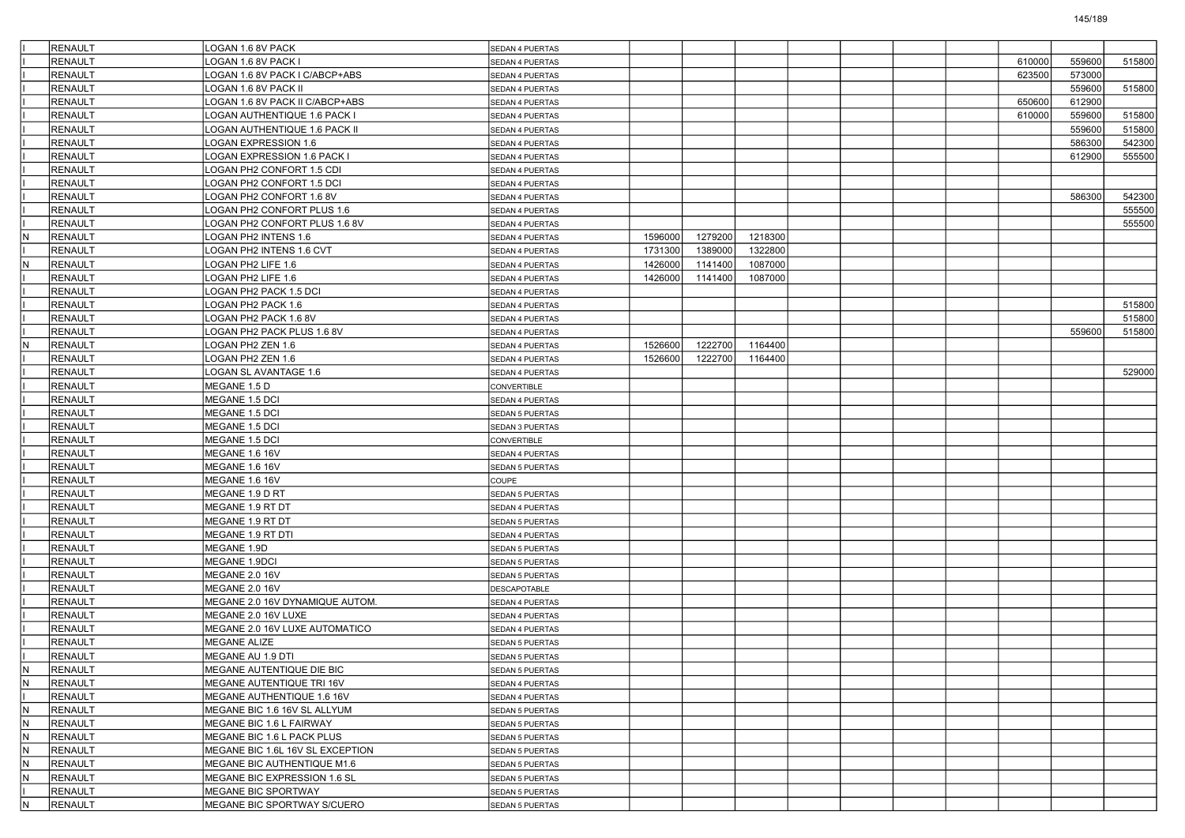| | | | | | | | | | | | | | |
|---|---|---|---|---|---|---|---|---|---|---|---|---|---|
| I | RENAULT | LOGAN 1.6 8V PACK | SEDAN 4 PUERTAS | | | | | | | | | | |
| I | RENAULT | LOGAN 1.6 8V PACK I | SEDAN 4 PUERTAS | | | | | | | | 610000 | 559600 | 515800 |
| I | RENAULT | LOGAN 1.6 8V PACK I C/ABCP+ABS | SEDAN 4 PUERTAS | | | | | | | | 623500 | 573000 | |
| I | RENAULT | LOGAN 1.6 8V PACK II | SEDAN 4 PUERTAS | | | | | | | | | 559600 | 515800 |
| I | RENAULT | LOGAN 1.6 8V PACK II C/ABCP+ABS | SEDAN 4 PUERTAS | | | | | | | | 650600 | 612900 | |
| I | RENAULT | LOGAN AUTHENTIQUE 1.6 PACK I | SEDAN 4 PUERTAS | | | | | | | | 610000 | 559600 | 515800 |
| I | RENAULT | LOGAN AUTHENTIQUE 1.6 PACK II | SEDAN 4 PUERTAS | | | | | | | | | 559600 | 515800 |
| I | RENAULT | LOGAN EXPRESSION 1.6 | SEDAN 4 PUERTAS | | | | | | | | | 586300 | 542300 |
| I | RENAULT | LOGAN EXPRESSION 1.6 PACK I | SEDAN 4 PUERTAS | | | | | | | | | 612900 | 555500 |
| I | RENAULT | LOGAN PH2 CONFORT 1.5 CDI | SEDAN 4 PUERTAS | | | | | | | | | | |
| I | RENAULT | LOGAN PH2 CONFORT 1.5 DCI | SEDAN 4 PUERTAS | | | | | | | | | | |
| I | RENAULT | LOGAN PH2 CONFORT 1.6 8V | SEDAN 4 PUERTAS | | | | | | | | | 586300 | 542300 |
| I | RENAULT | LOGAN PH2 CONFORT PLUS 1.6 | SEDAN 4 PUERTAS | | | | | | | | | | 555500 |
| I | RENAULT | LOGAN PH2 CONFORT PLUS 1.6 8V | SEDAN 4 PUERTAS | | | | | | | | | | 555500 |
| N | RENAULT | LOGAN PH2 INTENS 1.6 | SEDAN 4 PUERTAS | 1596000 | 1279200 | 1218300 | | | | | | | |
| I | RENAULT | LOGAN PH2 INTENS 1.6 CVT | SEDAN 4 PUERTAS | 1731300 | 1389000 | 1322800 | | | | | | | |
| N | RENAULT | LOGAN PH2 LIFE 1.6 | SEDAN 4 PUERTAS | 1426000 | 1141400 | 1087000 | | | | | | | |
| I | RENAULT | LOGAN PH2 LIFE 1.6 | SEDAN 4 PUERTAS | 1426000 | 1141400 | 1087000 | | | | | | | |
| I | RENAULT | LOGAN PH2 PACK 1.5 DCI | SEDAN 4 PUERTAS | | | | | | | | | | |
| I | RENAULT | LOGAN PH2 PACK 1.6 | SEDAN 4 PUERTAS | | | | | | | | | | 515800 |
| I | RENAULT | LOGAN PH2 PACK 1.6 8V | SEDAN 4 PUERTAS | | | | | | | | | | 515800 |
| I | RENAULT | LOGAN PH2 PACK PLUS 1.6 8V | SEDAN 4 PUERTAS | | | | | | | | | 559600 | 515800 |
| N | RENAULT | LOGAN PH2 ZEN 1.6 | SEDAN 4 PUERTAS | 1526600 | 1222700 | 1164400 | | | | | | | |
| I | RENAULT | LOGAN PH2 ZEN 1.6 | SEDAN 4 PUERTAS | 1526600 | 1222700 | 1164400 | | | | | | | |
| I | RENAULT | LOGAN SL AVANTAGE 1.6 | SEDAN 4 PUERTAS | | | | | | | | | | 529000 |
| I | RENAULT | MEGANE 1.5 D | CONVERTIBLE | | | | | | | | | | |
| I | RENAULT | MEGANE 1.5 DCI | SEDAN 4 PUERTAS | | | | | | | | | | |
| I | RENAULT | MEGANE 1.5 DCI | SEDAN 5 PUERTAS | | | | | | | | | | |
| I | RENAULT | MEGANE 1.5 DCI | SEDAN 3 PUERTAS | | | | | | | | | | |
| I | RENAULT | MEGANE 1.5 DCI | CONVERTIBLE | | | | | | | | | | |
| I | RENAULT | MEGANE 1.6 16V | SEDAN 4 PUERTAS | | | | | | | | | | |
| I | RENAULT | MEGANE 1.6 16V | SEDAN 5 PUERTAS | | | | | | | | | | |
| I | RENAULT | MEGANE 1.6 16V | COUPE | | | | | | | | | | |
| I | RENAULT | MEGANE 1.9 D RT | SEDAN 5 PUERTAS | | | | | | | | | | |
| I | RENAULT | MEGANE 1.9 RT DT | SEDAN 4 PUERTAS | | | | | | | | | | |
| I | RENAULT | MEGANE 1.9 RT DT | SEDAN 5 PUERTAS | | | | | | | | | | |
| I | RENAULT | MEGANE 1.9 RT DTI | SEDAN 4 PUERTAS | | | | | | | | | | |
| I | RENAULT | MEGANE 1.9D | SEDAN 5 PUERTAS | | | | | | | | | | |
| I | RENAULT | MEGANE 1.9DCI | SEDAN 5 PUERTAS | | | | | | | | | | |
| I | RENAULT | MEGANE 2.0 16V | SEDAN 5 PUERTAS | | | | | | | | | | |
| I | RENAULT | MEGANE 2.0 16V | DESCAPOTABLE | | | | | | | | | | |
| I | RENAULT | MEGANE 2.0 16V DYNAMIQUE AUTOM. | SEDAN 4 PUERTAS | | | | | | | | | | |
| I | RENAULT | MEGANE 2.0 16V LUXE | SEDAN 4 PUERTAS | | | | | | | | | | |
| I | RENAULT | MEGANE 2.0 16V LUXE AUTOMATICO | SEDAN 4 PUERTAS | | | | | | | | | | |
| I | RENAULT | MEGANE ALIZE | SEDAN 5 PUERTAS | | | | | | | | | | |
| I | RENAULT | MEGANE AU 1.9 DTI | SEDAN 5 PUERTAS | | | | | | | | | | |
| N | RENAULT | MEGANE AUTENTIQUE DIE BIC | SEDAN 5 PUERTAS | | | | | | | | | | |
| N | RENAULT | MEGANE AUTENTIQUE TRI 16V | SEDAN 4 PUERTAS | | | | | | | | | | |
| I | RENAULT | MEGANE AUTHENTIQUE 1.6 16V | SEDAN 4 PUERTAS | | | | | | | | | | |
| N | RENAULT | MEGANE BIC 1.6 16V SL ALLYUM | SEDAN 5 PUERTAS | | | | | | | | | | |
| N | RENAULT | MEGANE BIC 1.6 L FAIRWAY | SEDAN 5 PUERTAS | | | | | | | | | | |
| N | RENAULT | MEGANE BIC 1.6 L PACK PLUS | SEDAN 5 PUERTAS | | | | | | | | | | |
| N | RENAULT | MEGANE BIC 1.6L 16V SL EXCEPTION | SEDAN 5 PUERTAS | | | | | | | | | | |
| N | RENAULT | MEGANE BIC AUTHENTIQUE M1.6 | SEDAN 5 PUERTAS | | | | | | | | | | |
| N | RENAULT | MEGANE BIC EXPRESSION 1.6 SL | SEDAN 5 PUERTAS | | | | | | | | | | |
| I | RENAULT | MEGANE BIC SPORTWAY | SEDAN 5 PUERTAS | | | | | | | | | | |
| N | RENAULT | MEGANE BIC SPORTWAY S/CUERO | SEDAN 5 PUERTAS | | | | | | | | | | |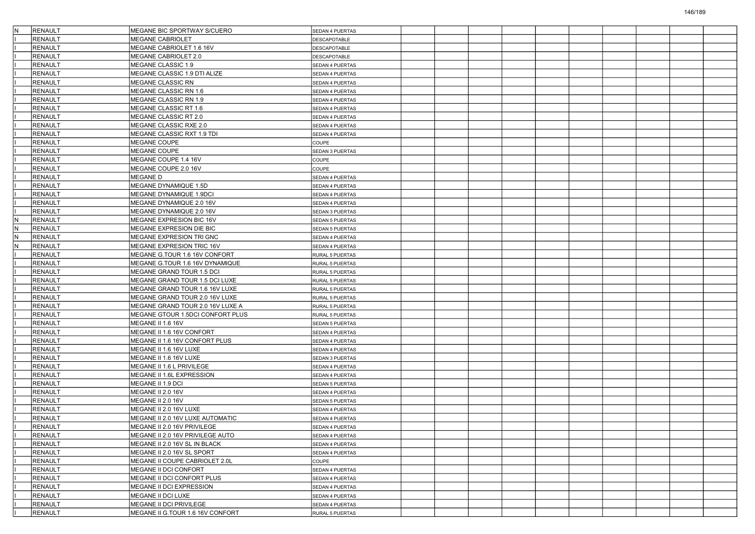| | | | | | | | | | | | | | |
|---|---|---|---|---|---|---|---|---|---|---|---|---|---|
| N | RENAULT | MEGANE BIC SPORTWAY S/CUERO | SEDAN 4 PUERTAS | | | | | | | | | | |
| I | RENAULT | MEGANE CABRIOLET | DESCAPOTABLE | | | | | | | | | | |
| I | RENAULT | MEGANE CABRIOLET 1.6 16V | DESCAPOTABLE | | | | | | | | | | |
| I | RENAULT | MEGANE CABRIOLET 2.0 | DESCAPOTABLE | | | | | | | | | | |
| I | RENAULT | MEGANE CLASSIC 1.9 | SEDAN 4 PUERTAS | | | | | | | | | | |
| I | RENAULT | MEGANE CLASSIC 1.9 DTI ALIZE | SEDAN 4 PUERTAS | | | | | | | | | | |
| I | RENAULT | MEGANE CLASSIC RN | SEDAN 4 PUERTAS | | | | | | | | | | |
| I | RENAULT | MEGANE CLASSIC RN 1.6 | SEDAN 4 PUERTAS | | | | | | | | | | |
| I | RENAULT | MEGANE CLASSIC RN 1.9 | SEDAN 4 PUERTAS | | | | | | | | | | |
| I | RENAULT | MEGANE CLASSIC RT 1.6 | SEDAN 4 PUERTAS | | | | | | | | | | |
| I | RENAULT | MEGANE CLASSIC RT 2.0 | SEDAN 4 PUERTAS | | | | | | | | | | |
| I | RENAULT | MEGANE CLASSIC RXE 2.0 | SEDAN 4 PUERTAS | | | | | | | | | | |
| I | RENAULT | MEGANE CLASSIC RXT 1.9 TDI | SEDAN 4 PUERTAS | | | | | | | | | | |
| I | RENAULT | MEGANE COUPE | COUPE | | | | | | | | | | |
| I | RENAULT | MEGANE COUPE | SEDAN 3 PUERTAS | | | | | | | | | | |
| I | RENAULT | MEGANE COUPE 1.4 16V | COUPE | | | | | | | | | | |
| I | RENAULT | MEGANE COUPE 2.0 16V | COUPE | | | | | | | | | | |
| I | RENAULT | MEGANE D | SEDAN 4 PUERTAS | | | | | | | | | | |
| I | RENAULT | MEGANE DYNAMIQUE 1.5D | SEDAN 4 PUERTAS | | | | | | | | | | |
| I | RENAULT | MEGANE DYNAMIQUE 1.9DCI | SEDAN 4 PUERTAS | | | | | | | | | | |
| I | RENAULT | MEGANE DYNAMIQUE 2.0 16V | SEDAN 4 PUERTAS | | | | | | | | | | |
| I | RENAULT | MEGANE DYNAMIQUE 2.0 16V | SEDAN 3 PUERTAS | | | | | | | | | | |
| N | RENAULT | MEGANE EXPRESION BIC 16V | SEDAN 5 PUERTAS | | | | | | | | | | |
| N | RENAULT | MEGANE EXPRESION DIE BIC | SEDAN 5 PUERTAS | | | | | | | | | | |
| N | RENAULT | MEGANE EXPRESION TRI GNC | SEDAN 4 PUERTAS | | | | | | | | | | |
| N | RENAULT | MEGANE EXPRESION TRIC 16V | SEDAN 4 PUERTAS | | | | | | | | | | |
| I | RENAULT | MEGANE G.TOUR 1.6 16V CONFORT | RURAL 5 PUERTAS | | | | | | | | | | |
| I | RENAULT | MEGANE G.TOUR 1.6 16V DYNAMIQUE | RURAL 5 PUERTAS | | | | | | | | | | |
| I | RENAULT | MEGANE GRAND TOUR 1.5 DCI | RURAL 5 PUERTAS | | | | | | | | | | |
| I | RENAULT | MEGANE GRAND TOUR 1.5 DCI LUXE | RURAL 5 PUERTAS | | | | | | | | | | |
| I | RENAULT | MEGANE GRAND TOUR 1.6 16V LUXE | RURAL 5 PUERTAS | | | | | | | | | | |
| I | RENAULT | MEGANE GRAND TOUR 2.0 16V LUXE | RURAL 5 PUERTAS | | | | | | | | | | |
| I | RENAULT | MEGANE GRAND TOUR 2.0 16V LUXE A | RURAL 5 PUERTAS | | | | | | | | | | |
| I | RENAULT | MEGANE GTOUR 1.5DCI CONFORT PLUS | RURAL 5 PUERTAS | | | | | | | | | | |
| I | RENAULT | MEGANE II 1.6 16V | SEDAN 5 PUERTAS | | | | | | | | | | |
| I | RENAULT | MEGANE II 1.6 16V CONFORT | SEDAN 4 PUERTAS | | | | | | | | | | |
| I | RENAULT | MEGANE II 1.6 16V CONFORT PLUS | SEDAN 4 PUERTAS | | | | | | | | | | |
| I | RENAULT | MEGANE II 1.6 16V LUXE | SEDAN 4 PUERTAS | | | | | | | | | | |
| I | RENAULT | MEGANE II 1.6 16V LUXE | SEDAN 3 PUERTAS | | | | | | | | | | |
| I | RENAULT | MEGANE II 1.6 L PRIVILEGE | SEDAN 4 PUERTAS | | | | | | | | | | |
| I | RENAULT | MEGANE II 1.6L EXPRESSION | SEDAN 4 PUERTAS | | | | | | | | | | |
| I | RENAULT | MEGANE II 1.9 DCI | SEDAN 5 PUERTAS | | | | | | | | | | |
| I | RENAULT | MEGANE II 2.0 16V | SEDAN 4 PUERTAS | | | | | | | | | | |
| I | RENAULT | MEGANE II 2.0 16V | SEDAN 5 PUERTAS | | | | | | | | | | |
| I | RENAULT | MEGANE II 2.0 16V LUXE | SEDAN 4 PUERTAS | | | | | | | | | | |
| I | RENAULT | MEGANE II 2.0 16V LUXE AUTOMATIC | SEDAN 4 PUERTAS | | | | | | | | | | |
| I | RENAULT | MEGANE II 2.0 16V PRIVILEGE | SEDAN 4 PUERTAS | | | | | | | | | | |
| I | RENAULT | MEGANE II 2.0 16V PRIVILEGE AUTO | SEDAN 4 PUERTAS | | | | | | | | | | |
| I | RENAULT | MEGANE II 2.0 16V SL IN BLACK | SEDAN 4 PUERTAS | | | | | | | | | | |
| I | RENAULT | MEGANE II 2.0 16V SL SPORT | SEDAN 4 PUERTAS | | | | | | | | | | |
| I | RENAULT | MEGANE II COUPE CABRIOLET 2.0L | COUPE | | | | | | | | | | |
| I | RENAULT | MEGANE II DCI CONFORT | SEDAN 4 PUERTAS | | | | | | | | | | |
| I | RENAULT | MEGANE II DCI CONFORT PLUS | SEDAN 4 PUERTAS | | | | | | | | | | |
| I | RENAULT | MEGANE II DCI EXPRESSION | SEDAN 4 PUERTAS | | | | | | | | | | |
| I | RENAULT | MEGANE II DCI LUXE | SEDAN 4 PUERTAS | | | | | | | | | | |
| I | RENAULT | MEGANE II DCI PRIVILEGE | SEDAN 4 PUERTAS | | | | | | | | | | |
| I | RENAULT | MEGANE II G.TOUR 1.6 16V CONFORT | RURAL 5 PUERTAS | | | | | | | | | | |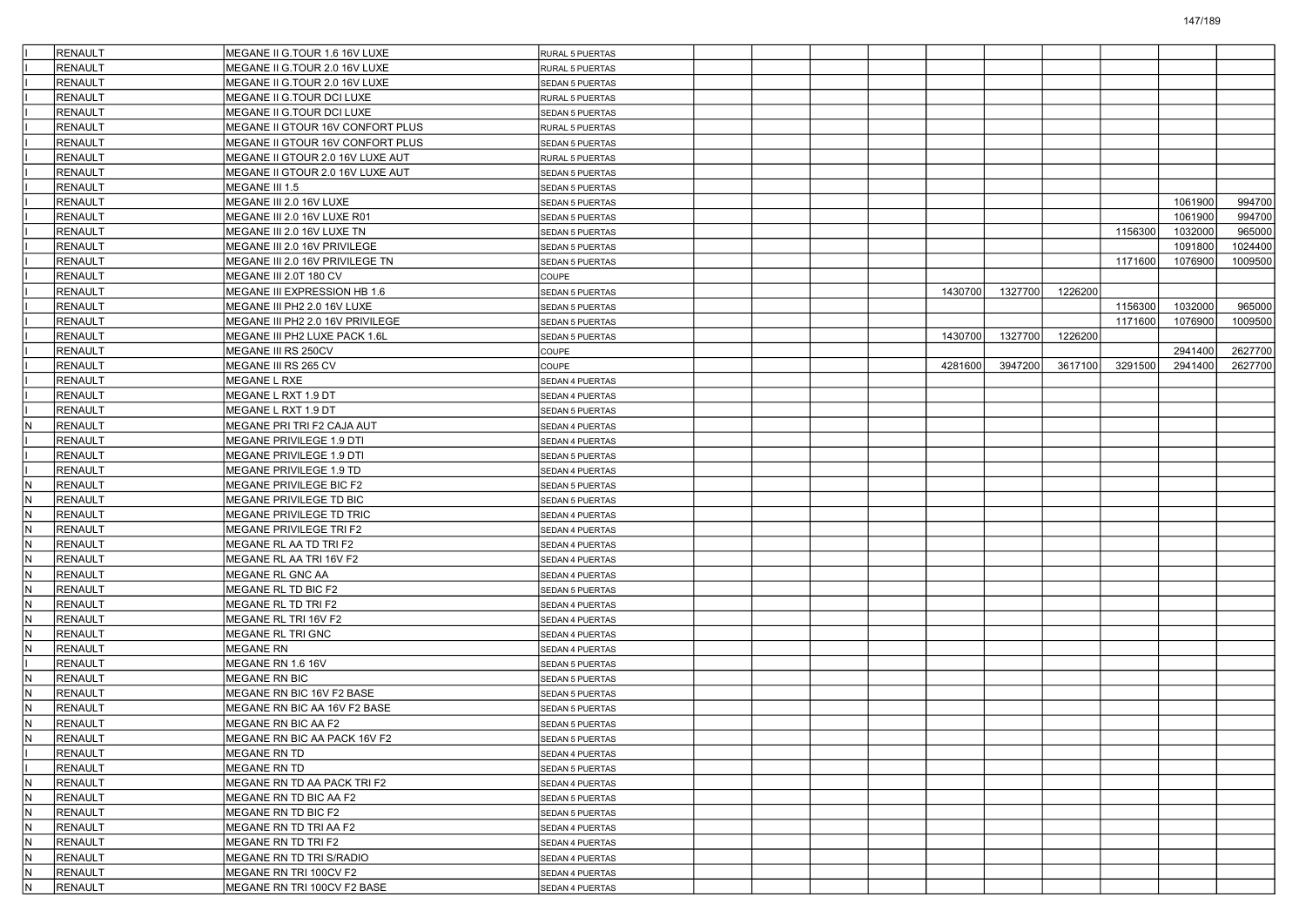| | | | | | | | | | | | | | |
|---|---|---|---|---|---|---|---|---|---|---|---|---|---|
| I | RENAULT | MEGANE II G.TOUR 1.6 16V LUXE | RURAL 5 PUERTAS | | | | | | | | | | |
| I | RENAULT | MEGANE II G.TOUR 2.0 16V LUXE | RURAL 5 PUERTAS | | | | | | | | | | |
| I | RENAULT | MEGANE II G.TOUR 2.0 16V LUXE | SEDAN 5 PUERTAS | | | | | | | | | | |
| I | RENAULT | MEGANE II G.TOUR DCI LUXE | RURAL 5 PUERTAS | | | | | | | | | | |
| I | RENAULT | MEGANE II G.TOUR DCI LUXE | SEDAN 5 PUERTAS | | | | | | | | | | |
| I | RENAULT | MEGANE II GTOUR 16V CONFORT PLUS | RURAL 5 PUERTAS | | | | | | | | | | |
| I | RENAULT | MEGANE II GTOUR 16V CONFORT PLUS | SEDAN 5 PUERTAS | | | | | | | | | | |
| I | RENAULT | MEGANE II GTOUR 2.0 16V LUXE AUT | RURAL 5 PUERTAS | | | | | | | | | | |
| I | RENAULT | MEGANE II GTOUR 2.0 16V LUXE AUT | SEDAN 5 PUERTAS | | | | | | | | | | |
| I | RENAULT | MEGANE III 1.5 | SEDAN 5 PUERTAS | | | | | | | | | | |
| I | RENAULT | MEGANE III 2.0 16V LUXE | SEDAN 5 PUERTAS | | | | | | | | | 1061900 | 994700 |
| I | RENAULT | MEGANE III 2.0 16V LUXE R01 | SEDAN 5 PUERTAS | | | | | | | | | 1061900 | 994700 |
| I | RENAULT | MEGANE III 2.0 16V LUXE TN | SEDAN 5 PUERTAS | | | | | | | | 1156300 | 1032000 | 965000 |
| I | RENAULT | MEGANE III 2.0 16V PRIVILEGE | SEDAN 5 PUERTAS | | | | | | | | | 1091800 | 1024400 |
| I | RENAULT | MEGANE III 2.0 16V PRIVILEGE TN | SEDAN 5 PUERTAS | | | | | | | | 1171600 | 1076900 | 1009500 |
| I | RENAULT | MEGANE III 2.0T 180 CV | COUPE | | | | | | | | | | |
| I | RENAULT | MEGANE III EXPRESSION HB 1.6 | SEDAN 5 PUERTAS | | | | | 1430700 | 1327700 | 1226200 | | | |
| I | RENAULT | MEGANE III PH2 2.0 16V LUXE | SEDAN 5 PUERTAS | | | | | | | | 1156300 | 1032000 | 965000 |
| I | RENAULT | MEGANE III PH2 2.0 16V PRIVILEGE | SEDAN 5 PUERTAS | | | | | | | | 1171600 | 1076900 | 1009500 |
| I | RENAULT | MEGANE III PH2 LUXE PACK 1.6L | SEDAN 5 PUERTAS | | | | | 1430700 | 1327700 | 1226200 | | | |
| I | RENAULT | MEGANE III RS 250CV | COUPE | | | | | | | | | 2941400 | 2627700 |
| I | RENAULT | MEGANE III RS 265 CV | COUPE | | | | | 4281600 | 3947200 | 3617100 | 3291500 | 2941400 | 2627700 |
| I | RENAULT | MEGANE L RXE | SEDAN 4 PUERTAS | | | | | | | | | | |
| I | RENAULT | MEGANE L RXT 1.9 DT | SEDAN 4 PUERTAS | | | | | | | | | | |
| I | RENAULT | MEGANE L RXT 1.9 DT | SEDAN 5 PUERTAS | | | | | | | | | | |
| N | RENAULT | MEGANE PRI TRI F2 CAJA AUT | SEDAN 4 PUERTAS | | | | | | | | | | |
| I | RENAULT | MEGANE PRIVILEGE 1.9 DTI | SEDAN 4 PUERTAS | | | | | | | | | | |
| I | RENAULT | MEGANE PRIVILEGE 1.9 DTI | SEDAN 5 PUERTAS | | | | | | | | | | |
| I | RENAULT | MEGANE PRIVILEGE 1.9 TD | SEDAN 4 PUERTAS | | | | | | | | | | |
| N | RENAULT | MEGANE PRIVILEGE BIC F2 | SEDAN 5 PUERTAS | | | | | | | | | | |
| N | RENAULT | MEGANE PRIVILEGE TD BIC | SEDAN 5 PUERTAS | | | | | | | | | | |
| N | RENAULT | MEGANE PRIVILEGE TD TRIC | SEDAN 4 PUERTAS | | | | | | | | | | |
| N | RENAULT | MEGANE PRIVILEGE TRI F2 | SEDAN 4 PUERTAS | | | | | | | | | | |
| N | RENAULT | MEGANE RL AA TD TRI F2 | SEDAN 4 PUERTAS | | | | | | | | | | |
| N | RENAULT | MEGANE RL AA TRI 16V F2 | SEDAN 4 PUERTAS | | | | | | | | | | |
| N | RENAULT | MEGANE RL GNC AA | SEDAN 4 PUERTAS | | | | | | | | | | |
| N | RENAULT | MEGANE RL TD BIC F2 | SEDAN 5 PUERTAS | | | | | | | | | | |
| N | RENAULT | MEGANE RL TD TRI F2 | SEDAN 4 PUERTAS | | | | | | | | | | |
| N | RENAULT | MEGANE RL TRI 16V F2 | SEDAN 4 PUERTAS | | | | | | | | | | |
| N | RENAULT | MEGANE RL TRI GNC | SEDAN 4 PUERTAS | | | | | | | | | | |
| N | RENAULT | MEGANE RN | SEDAN 4 PUERTAS | | | | | | | | | | |
| I | RENAULT | MEGANE RN 1.6 16V | SEDAN 5 PUERTAS | | | | | | | | | | |
| N | RENAULT | MEGANE RN BIC | SEDAN 5 PUERTAS | | | | | | | | | | |
| N | RENAULT | MEGANE RN BIC 16V F2 BASE | SEDAN 5 PUERTAS | | | | | | | | | | |
| N | RENAULT | MEGANE RN BIC AA 16V F2 BASE | SEDAN 5 PUERTAS | | | | | | | | | | |
| N | RENAULT | MEGANE RN BIC AA F2 | SEDAN 5 PUERTAS | | | | | | | | | | |
| N | RENAULT | MEGANE RN BIC AA PACK 16V F2 | SEDAN 5 PUERTAS | | | | | | | | | | |
| I | RENAULT | MEGANE RN TD | SEDAN 4 PUERTAS | | | | | | | | | | |
| I | RENAULT | MEGANE RN TD | SEDAN 5 PUERTAS | | | | | | | | | | |
| N | RENAULT | MEGANE RN TD AA PACK TRI F2 | SEDAN 4 PUERTAS | | | | | | | | | | |
| N | RENAULT | MEGANE RN TD BIC AA F2 | SEDAN 5 PUERTAS | | | | | | | | | | |
| N | RENAULT | MEGANE RN TD BIC F2 | SEDAN 5 PUERTAS | | | | | | | | | | |
| N | RENAULT | MEGANE RN TD TRI AA F2 | SEDAN 4 PUERTAS | | | | | | | | | | |
| N | RENAULT | MEGANE RN TD TRI F2 | SEDAN 4 PUERTAS | | | | | | | | | | |
| N | RENAULT | MEGANE RN TD TRI S/RADIO | SEDAN 4 PUERTAS | | | | | | | | | | |
| N | RENAULT | MEGANE RN TRI 100CV F2 | SEDAN 4 PUERTAS | | | | | | | | | | |
| N | RENAULT | MEGANE RN TRI 100CV F2 BASE | SEDAN 4 PUERTAS | | | | | | | | | | |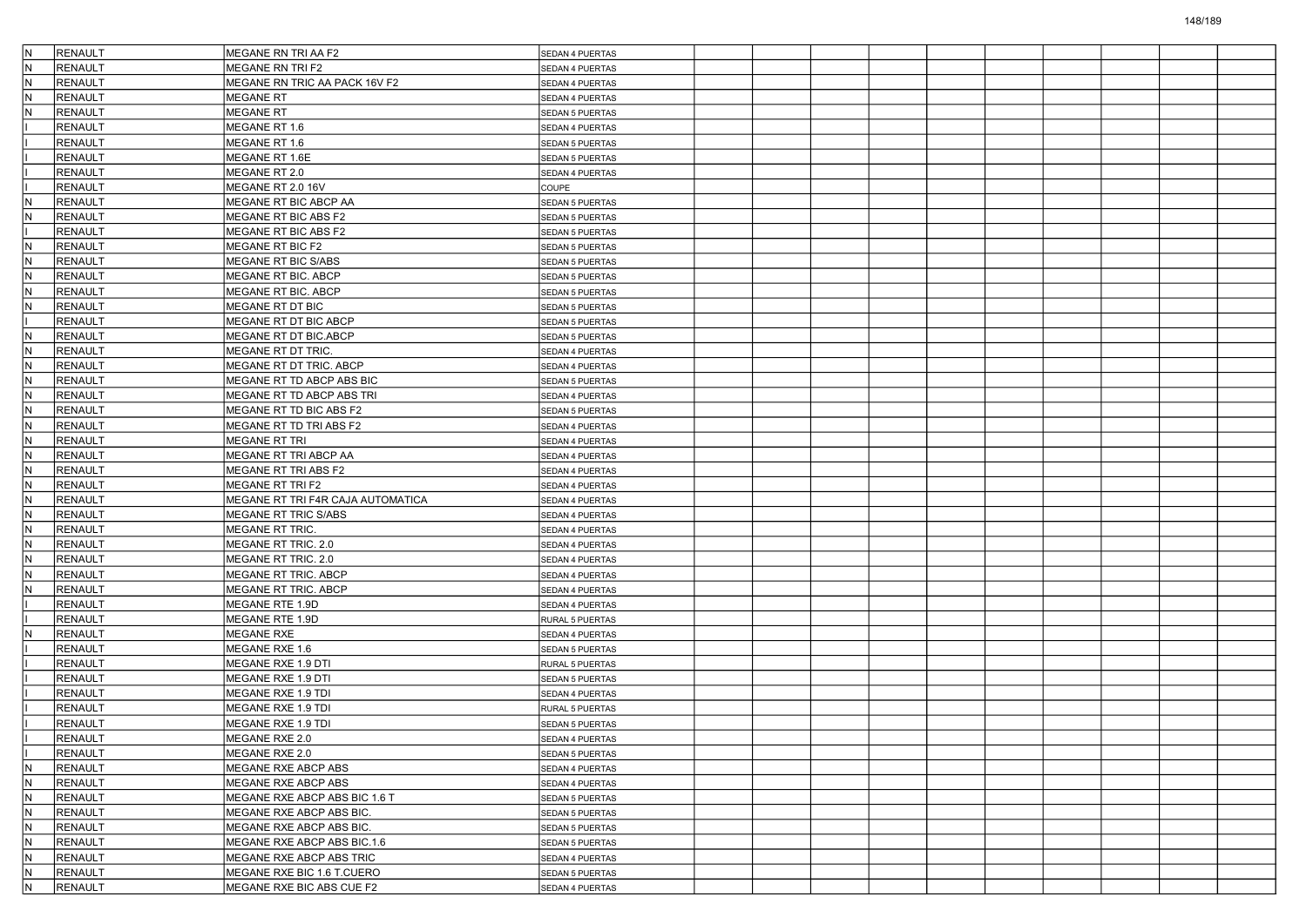| | | | | | | | | | | | | | |
|---|---|---|---|---|---|---|---|---|---|---|---|---|---|
| N | RENAULT | MEGANE RN TRI AA F2 | SEDAN 4 PUERTAS | | | | | | | | | | |
| N | RENAULT | MEGANE RN TRI F2 | SEDAN 4 PUERTAS | | | | | | | | | | |
| N | RENAULT | MEGANE RN TRIC AA PACK 16V F2 | SEDAN 4 PUERTAS | | | | | | | | | | |
| N | RENAULT | MEGANE RT | SEDAN 4 PUERTAS | | | | | | | | | | |
| N | RENAULT | MEGANE RT | SEDAN 5 PUERTAS | | | | | | | | | | |
| I | RENAULT | MEGANE RT 1.6 | SEDAN 4 PUERTAS | | | | | | | | | | |
| I | RENAULT | MEGANE RT 1.6 | SEDAN 5 PUERTAS | | | | | | | | | | |
| I | RENAULT | MEGANE RT 1.6E | SEDAN 5 PUERTAS | | | | | | | | | | |
| I | RENAULT | MEGANE RT 2.0 | SEDAN 4 PUERTAS | | | | | | | | | | |
| I | RENAULT | MEGANE RT 2.0 16V | COUPE | | | | | | | | | | |
| N | RENAULT | MEGANE RT BIC ABCP AA | SEDAN 5 PUERTAS | | | | | | | | | | |
| N | RENAULT | MEGANE RT BIC ABS F2 | SEDAN 5 PUERTAS | | | | | | | | | | |
| I | RENAULT | MEGANE RT BIC ABS F2 | SEDAN 5 PUERTAS | | | | | | | | | | |
| N | RENAULT | MEGANE RT BIC F2 | SEDAN 5 PUERTAS | | | | | | | | | | |
| N | RENAULT | MEGANE RT BIC S/ABS | SEDAN 5 PUERTAS | | | | | | | | | | |
| N | RENAULT | MEGANE RT BIC. ABCP | SEDAN 5 PUERTAS | | | | | | | | | | |
| N | RENAULT | MEGANE RT BIC. ABCP | SEDAN 5 PUERTAS | | | | | | | | | | |
| N | RENAULT | MEGANE RT DT BIC | SEDAN 5 PUERTAS | | | | | | | | | | |
| I | RENAULT | MEGANE RT DT BIC ABCP | SEDAN 5 PUERTAS | | | | | | | | | | |
| N | RENAULT | MEGANE RT DT BIC.ABCP | SEDAN 5 PUERTAS | | | | | | | | | | |
| N | RENAULT | MEGANE RT DT TRIC. | SEDAN 4 PUERTAS | | | | | | | | | | |
| N | RENAULT | MEGANE RT DT TRIC. ABCP | SEDAN 4 PUERTAS | | | | | | | | | | |
| N | RENAULT | MEGANE RT TD ABCP ABS BIC | SEDAN 5 PUERTAS | | | | | | | | | | |
| N | RENAULT | MEGANE RT TD ABCP ABS TRI | SEDAN 4 PUERTAS | | | | | | | | | | |
| N | RENAULT | MEGANE RT TD BIC ABS F2 | SEDAN 5 PUERTAS | | | | | | | | | | |
| N | RENAULT | MEGANE RT TD TRI ABS F2 | SEDAN 4 PUERTAS | | | | | | | | | | |
| N | RENAULT | MEGANE RT TRI | SEDAN 4 PUERTAS | | | | | | | | | | |
| N | RENAULT | MEGANE RT TRI ABCP AA | SEDAN 4 PUERTAS | | | | | | | | | | |
| N | RENAULT | MEGANE RT TRI ABS F2 | SEDAN 4 PUERTAS | | | | | | | | | | |
| N | RENAULT | MEGANE RT TRI F2 | SEDAN 4 PUERTAS | | | | | | | | | | |
| N | RENAULT | MEGANE RT TRI F4R CAJA AUTOMATICA | SEDAN 4 PUERTAS | | | | | | | | | | |
| N | RENAULT | MEGANE RT TRIC S/ABS | SEDAN 4 PUERTAS | | | | | | | | | | |
| N | RENAULT | MEGANE RT TRIC. | SEDAN 4 PUERTAS | | | | | | | | | | |
| N | RENAULT | MEGANE RT TRIC. 2.0 | SEDAN 4 PUERTAS | | | | | | | | | | |
| N | RENAULT | MEGANE RT TRIC. 2.0 | SEDAN 4 PUERTAS | | | | | | | | | | |
| N | RENAULT | MEGANE RT TRIC. ABCP | SEDAN 4 PUERTAS | | | | | | | | | | |
| N | RENAULT | MEGANE RT TRIC. ABCP | SEDAN 4 PUERTAS | | | | | | | | | | |
| I | RENAULT | MEGANE RTE 1.9D | SEDAN 4 PUERTAS | | | | | | | | | | |
| I | RENAULT | MEGANE RTE 1.9D | RURAL 5 PUERTAS | | | | | | | | | | |
| N | RENAULT | MEGANE RXE | SEDAN 4 PUERTAS | | | | | | | | | | |
| I | RENAULT | MEGANE RXE 1.6 | SEDAN 5 PUERTAS | | | | | | | | | | |
| I | RENAULT | MEGANE RXE 1.9 DTI | RURAL 5 PUERTAS | | | | | | | | | | |
| I | RENAULT | MEGANE RXE 1.9 DTI | SEDAN 5 PUERTAS | | | | | | | | | | |
| I | RENAULT | MEGANE RXE 1.9 TDI | SEDAN 4 PUERTAS | | | | | | | | | | |
| I | RENAULT | MEGANE RXE 1.9 TDI | RURAL 5 PUERTAS | | | | | | | | | | |
| I | RENAULT | MEGANE RXE 1.9 TDI | SEDAN 5 PUERTAS | | | | | | | | | | |
| I | RENAULT | MEGANE RXE 2.0 | SEDAN 4 PUERTAS | | | | | | | | | | |
| I | RENAULT | MEGANE RXE 2.0 | SEDAN 5 PUERTAS | | | | | | | | | | |
| N | RENAULT | MEGANE RXE ABCP ABS | SEDAN 4 PUERTAS | | | | | | | | | | |
| N | RENAULT | MEGANE RXE ABCP ABS | SEDAN 4 PUERTAS | | | | | | | | | | |
| N | RENAULT | MEGANE RXE ABCP ABS BIC 1.6 T | SEDAN 5 PUERTAS | | | | | | | | | | |
| N | RENAULT | MEGANE RXE ABCP ABS BIC. | SEDAN 5 PUERTAS | | | | | | | | | | |
| N | RENAULT | MEGANE RXE ABCP ABS BIC. | SEDAN 5 PUERTAS | | | | | | | | | | |
| N | RENAULT | MEGANE RXE ABCP ABS BIC.1.6 | SEDAN 5 PUERTAS | | | | | | | | | | |
| N | RENAULT | MEGANE RXE ABCP ABS TRIC | SEDAN 4 PUERTAS | | | | | | | | | | |
| N | RENAULT | MEGANE RXE BIC 1.6 T.CUERO | SEDAN 5 PUERTAS | | | | | | | | | | |
| N | RENAULT | MEGANE RXE BIC ABS CUE F2 | SEDAN 4 PUERTAS | | | | | | | | | | |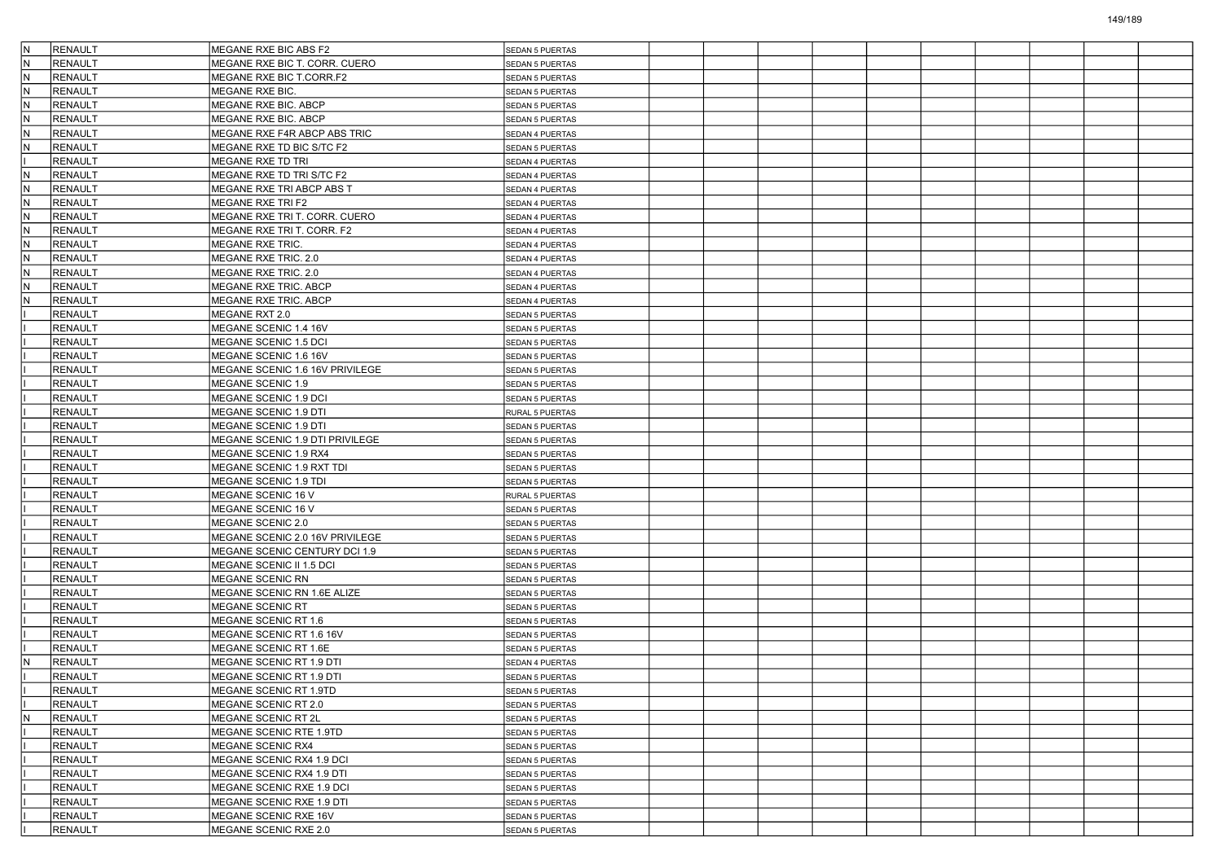| | | | | | | | | | | | | | |
|---|---|---|---|---|---|---|---|---|---|---|---|---|---|
| N | RENAULT | MEGANE RXE BIC ABS F2 | SEDAN 5 PUERTAS | | | | | | | | | | |
| N | RENAULT | MEGANE RXE BIC T. CORR. CUERO | SEDAN 5 PUERTAS | | | | | | | | | | |
| N | RENAULT | MEGANE RXE BIC T.CORR.F2 | SEDAN 5 PUERTAS | | | | | | | | | | |
| N | RENAULT | MEGANE RXE BIC. | SEDAN 5 PUERTAS | | | | | | | | | | |
| N | RENAULT | MEGANE RXE BIC. ABCP | SEDAN 5 PUERTAS | | | | | | | | | | |
| N | RENAULT | MEGANE RXE BIC. ABCP | SEDAN 5 PUERTAS | | | | | | | | | | |
| N | RENAULT | MEGANE RXE F4R ABCP ABS TRIC | SEDAN 4 PUERTAS | | | | | | | | | | |
| N | RENAULT | MEGANE RXE TD BIC S/TC F2 | SEDAN 5 PUERTAS | | | | | | | | | | |
| I | RENAULT | MEGANE RXE TD TRI | SEDAN 4 PUERTAS | | | | | | | | | | |
| N | RENAULT | MEGANE RXE TD TRI S/TC F2 | SEDAN 4 PUERTAS | | | | | | | | | | |
| N | RENAULT | MEGANE RXE TRI ABCP ABS T | SEDAN 4 PUERTAS | | | | | | | | | | |
| N | RENAULT | MEGANE RXE TRI F2 | SEDAN 4 PUERTAS | | | | | | | | | | |
| N | RENAULT | MEGANE RXE TRI T. CORR. CUERO | SEDAN 4 PUERTAS | | | | | | | | | | |
| N | RENAULT | MEGANE RXE TRI T. CORR. F2 | SEDAN 4 PUERTAS | | | | | | | | | | |
| N | RENAULT | MEGANE RXE TRIC. | SEDAN 4 PUERTAS | | | | | | | | | | |
| N | RENAULT | MEGANE RXE TRIC. 2.0 | SEDAN 4 PUERTAS | | | | | | | | | | |
| N | RENAULT | MEGANE RXE TRIC. 2.0 | SEDAN 4 PUERTAS | | | | | | | | | | |
| N | RENAULT | MEGANE RXE TRIC. ABCP | SEDAN 4 PUERTAS | | | | | | | | | | |
| N | RENAULT | MEGANE RXE TRIC. ABCP | SEDAN 4 PUERTAS | | | | | | | | | | |
| I | RENAULT | MEGANE RXT 2.0 | SEDAN 5 PUERTAS | | | | | | | | | | |
| I | RENAULT | MEGANE SCENIC 1.4 16V | SEDAN 5 PUERTAS | | | | | | | | | | |
| I | RENAULT | MEGANE SCENIC 1.5 DCI | SEDAN 5 PUERTAS | | | | | | | | | | |
| I | RENAULT | MEGANE SCENIC 1.6 16V | SEDAN 5 PUERTAS | | | | | | | | | | |
| I | RENAULT | MEGANE SCENIC 1.6 16V PRIVILEGE | SEDAN 5 PUERTAS | | | | | | | | | | |
| I | RENAULT | MEGANE SCENIC 1.9 | SEDAN 5 PUERTAS | | | | | | | | | | |
| I | RENAULT | MEGANE SCENIC 1.9 DCI | SEDAN 5 PUERTAS | | | | | | | | | | |
| I | RENAULT | MEGANE SCENIC 1.9 DTI | RURAL 5 PUERTAS | | | | | | | | | | |
| I | RENAULT | MEGANE SCENIC 1.9 DTI | SEDAN 5 PUERTAS | | | | | | | | | | |
| I | RENAULT | MEGANE SCENIC 1.9 DTI PRIVILEGE | SEDAN 5 PUERTAS | | | | | | | | | | |
| I | RENAULT | MEGANE SCENIC 1.9 RX4 | SEDAN 5 PUERTAS | | | | | | | | | | |
| I | RENAULT | MEGANE SCENIC 1.9 RXT TDI | SEDAN 5 PUERTAS | | | | | | | | | | |
| I | RENAULT | MEGANE SCENIC 1.9 TDI | SEDAN 5 PUERTAS | | | | | | | | | | |
| I | RENAULT | MEGANE SCENIC 16 V | RURAL 5 PUERTAS | | | | | | | | | | |
| I | RENAULT | MEGANE SCENIC 16 V | SEDAN 5 PUERTAS | | | | | | | | | | |
| I | RENAULT | MEGANE SCENIC 2.0 | SEDAN 5 PUERTAS | | | | | | | | | | |
| I | RENAULT | MEGANE SCENIC 2.0 16V PRIVILEGE | SEDAN 5 PUERTAS | | | | | | | | | | |
| I | RENAULT | MEGANE SCENIC CENTURY DCI 1.9 | SEDAN 5 PUERTAS | | | | | | | | | | |
| I | RENAULT | MEGANE SCENIC II 1.5 DCI | SEDAN 5 PUERTAS | | | | | | | | | | |
| I | RENAULT | MEGANE SCENIC RN | SEDAN 5 PUERTAS | | | | | | | | | | |
| I | RENAULT | MEGANE SCENIC RN 1.6E ALIZE | SEDAN 5 PUERTAS | | | | | | | | | | |
| I | RENAULT | MEGANE SCENIC RT | SEDAN 5 PUERTAS | | | | | | | | | | |
| I | RENAULT | MEGANE SCENIC RT 1.6 | SEDAN 5 PUERTAS | | | | | | | | | | |
| I | RENAULT | MEGANE SCENIC RT 1.6 16V | SEDAN 5 PUERTAS | | | | | | | | | | |
| I | RENAULT | MEGANE SCENIC RT 1.6E | SEDAN 5 PUERTAS | | | | | | | | | | |
| N | RENAULT | MEGANE SCENIC RT 1.9 DTI | SEDAN 4 PUERTAS | | | | | | | | | | |
| I | RENAULT | MEGANE SCENIC RT 1.9 DTI | SEDAN 5 PUERTAS | | | | | | | | | | |
| I | RENAULT | MEGANE SCENIC RT 1.9TD | SEDAN 5 PUERTAS | | | | | | | | | | |
| I | RENAULT | MEGANE SCENIC RT 2.0 | SEDAN 5 PUERTAS | | | | | | | | | | |
| N | RENAULT | MEGANE SCENIC RT 2L | SEDAN 5 PUERTAS | | | | | | | | | | |
| I | RENAULT | MEGANE SCENIC RTE 1.9TD | SEDAN 5 PUERTAS | | | | | | | | | | |
| I | RENAULT | MEGANE SCENIC RX4 | SEDAN 5 PUERTAS | | | | | | | | | | |
| I | RENAULT | MEGANE SCENIC RX4 1.9 DCI | SEDAN 5 PUERTAS | | | | | | | | | | |
| I | RENAULT | MEGANE SCENIC RX4 1.9 DTI | SEDAN 5 PUERTAS | | | | | | | | | | |
| I | RENAULT | MEGANE SCENIC RXE 1.9 DCI | SEDAN 5 PUERTAS | | | | | | | | | | |
| I | RENAULT | MEGANE SCENIC RXE 1.9 DTI | SEDAN 5 PUERTAS | | | | | | | | | | |
| I | RENAULT | MEGANE SCENIC RXE 16V | SEDAN 5 PUERTAS | | | | | | | | | | |
| I | RENAULT | MEGANE SCENIC RXE 2.0 | SEDAN 5 PUERTAS | | | | | | | | | | |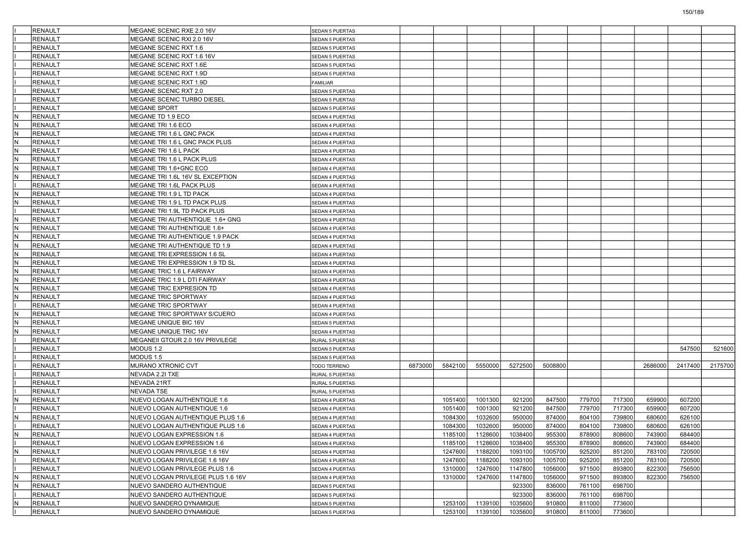| | | | | | | | | | | | | | |
|---|---|---|---|---|---|---|---|---|---|---|---|---|---|
| I | RENAULT | MEGANE SCENIC RXE 2.0 16V | SEDAN 5 PUERTAS | | | | | | | | | | |
| I | RENAULT | MEGANE SCENIC RXI 2.0 16V | SEDAN 5 PUERTAS | | | | | | | | | | |
| I | RENAULT | MEGANE SCENIC RXT 1.6 | SEDAN 5 PUERTAS | | | | | | | | | | |
| I | RENAULT | MEGANE SCENIC RXT 1.6 16V | SEDAN 5 PUERTAS | | | | | | | | | | |
| I | RENAULT | MEGANE SCENIC RXT 1.6E | SEDAN 5 PUERTAS | | | | | | | | | | |
| I | RENAULT | MEGANE SCENIC RXT 1.9D | SEDAN 5 PUERTAS | | | | | | | | | | |
| I | RENAULT | MEGANE SCENIC RXT 1.9D | FAMILIAR | | | | | | | | | | |
| I | RENAULT | MEGANE SCENIC RXT 2.0 | SEDAN 5 PUERTAS | | | | | | | | | | |
| I | RENAULT | MEGANE SCENIC TURBO DIESEL | SEDAN 5 PUERTAS | | | | | | | | | | |
| I | RENAULT | MEGANE SPORT | SEDAN 5 PUERTAS | | | | | | | | | | |
| N | RENAULT | MEGANE TD 1.9 ECO | SEDAN 4 PUERTAS | | | | | | | | | | |
| N | RENAULT | MEGANE TRI 1.6 ECO | SEDAN 4 PUERTAS | | | | | | | | | | |
| N | RENAULT | MEGANE TRI 1.6 L GNC PACK | SEDAN 4 PUERTAS | | | | | | | | | | |
| N | RENAULT | MEGANE TRI 1.6 L GNC PACK PLUS | SEDAN 4 PUERTAS | | | | | | | | | | |
| N | RENAULT | MEGANE TRI 1.6 L PACK | SEDAN 4 PUERTAS | | | | | | | | | | |
| N | RENAULT | MEGANE TRI 1.6 L PACK PLUS | SEDAN 4 PUERTAS | | | | | | | | | | |
| N | RENAULT | MEGANE TRI 1.6+GNC ECO | SEDAN 4 PUERTAS | | | | | | | | | | |
| N | RENAULT | MEGANE TRI 1.6L 16V SL EXCEPTION | SEDAN 4 PUERTAS | | | | | | | | | | |
| I | RENAULT | MEGANE TRI 1.6L PACK PLUS | SEDAN 4 PUERTAS | | | | | | | | | | |
| N | RENAULT | MEGANE TRI 1.9 L TD PACK | SEDAN 4 PUERTAS | | | | | | | | | | |
| N | RENAULT | MEGANE TRI 1.9 L TD PACK PLUS | SEDAN 4 PUERTAS | | | | | | | | | | |
| I | RENAULT | MEGANE TRI 1.9L TD PACK PLUS | SEDAN 4 PUERTAS | | | | | | | | | | |
| N | RENAULT | MEGANE TRI AUTHENTIQUE 1.6+ GNG | SEDAN 4 PUERTAS | | | | | | | | | | |
| N | RENAULT | MEGANE TRI AUTHENTIQUE 1.6+ | SEDAN 4 PUERTAS | | | | | | | | | | |
| N | RENAULT | MEGANE TRI AUTHENTIQUE 1.9 PACK | SEDAN 4 PUERTAS | | | | | | | | | | |
| N | RENAULT | MEGANE TRI AUTHENTIQUE TD 1.9 | SEDAN 4 PUERTAS | | | | | | | | | | |
| N | RENAULT | MEGANE TRI EXPRESSION 1.6 SL | SEDAN 4 PUERTAS | | | | | | | | | | |
| N | RENAULT | MEGANE TRI EXPRESSION 1.9 TD SL | SEDAN 4 PUERTAS | | | | | | | | | | |
| N | RENAULT | MEGANE TRIC 1.6 L FAIRWAY | SEDAN 4 PUERTAS | | | | | | | | | | |
| N | RENAULT | MEGANE TRIC 1.9 L DTI FAIRWAY | SEDAN 4 PUERTAS | | | | | | | | | | |
| N | RENAULT | MEGANE TRIC EXPRESION TD | SEDAN 4 PUERTAS | | | | | | | | | | |
| N | RENAULT | MEGANE TRIC SPORTWAY | SEDAN 4 PUERTAS | | | | | | | | | | |
| I | RENAULT | MEGANE TRIC SPORTWAY | SEDAN 4 PUERTAS | | | | | | | | | | |
| N | RENAULT | MEGANE TRIC SPORTWAY S/CUERO | SEDAN 4 PUERTAS | | | | | | | | | | |
| N | RENAULT | MEGANE UNIQUE BIC 16V | SEDAN 5 PUERTAS | | | | | | | | | | |
| N | RENAULT | MEGANE UNIQUE TRIC 16V | SEDAN 4 PUERTAS | | | | | | | | | | |
| I | RENAULT | MEGANEII GTOUR 2.0 16V PRIVILEGE | RURAL 5 PUERTAS | | | | | | | | | | |
| I | RENAULT | MODUS 1.2 | SEDAN 5 PUERTAS | | | | | | | | | 547500 | 521600 |
| I | RENAULT | MODUS 1.5 | SEDAN 5 PUERTAS | | | | | | | | | | |
| I | RENAULT | MURANO XTRONIC CVT | TODO TERRENO | 6873000 | 5842100 | 5550000 | 5272500 | 5008800 | | | 2686000 | 2417400 | 2175700 |
| I | RENAULT | NEVADA 2.2I TXE | RURAL 5 PUERTAS | | | | | | | | | | |
| I | RENAULT | NEVADA 21RT | RURAL 5 PUERTAS | | | | | | | | | | |
| I | RENAULT | NEVADA TSE | RURAL 5 PUERTAS | | | | | | | | | | |
| N | RENAULT | NUEVO LOGAN AUTHENTIQUE 1.6 | SEDAN 4 PUERTAS | | 1051400 | 1001300 | 921200 | 847500 | 779700 | 717300 | 659900 | 607200 | |
| I | RENAULT | NUEVO LOGAN AUTHENTIQUE 1.6 | SEDAN 4 PUERTAS | | 1051400 | 1001300 | 921200 | 847500 | 779700 | 717300 | 659900 | 607200 | |
| N | RENAULT | NUEVO LOGAN AUTHENTIQUE PLUS 1.6 | SEDAN 4 PUERTAS | | 1084300 | 1032600 | 950000 | 874000 | 804100 | 739800 | 680600 | 626100 | |
| I | RENAULT | NUEVO LOGAN AUTHENTIQUE PLUS 1.6 | SEDAN 4 PUERTAS | | 1084300 | 1032600 | 950000 | 874000 | 804100 | 739800 | 680600 | 626100 | |
| N | RENAULT | NUEVO LOGAN EXPRESSION 1.6 | SEDAN 4 PUERTAS | | 1185100 | 1128600 | 1038400 | 955300 | 878900 | 808600 | 743900 | 684400 | |
| I | RENAULT | NUEVO LOGAN EXPRESSION 1.6 | SEDAN 4 PUERTAS | | 1185100 | 1128600 | 1038400 | 955300 | 878900 | 808600 | 743900 | 684400 | |
| N | RENAULT | NUEVO LOGAN PRIVILEGE 1.6 16V | SEDAN 4 PUERTAS | | 1247600 | 1188200 | 1093100 | 1005700 | 925200 | 851200 | 783100 | 720500 | |
| I | RENAULT | NUEVO LOGAN PRIVILEGE 1.6 16V | SEDAN 4 PUERTAS | | 1247600 | 1188200 | 1093100 | 1005700 | 925200 | 851200 | 783100 | 720500 | |
| I | RENAULT | NUEVO LOGAN PRIVILEGE PLUS 1.6 | SEDAN 4 PUERTAS | | 1310000 | 1247600 | 1147800 | 1056000 | 971500 | 893800 | 822300 | 756500 | |
| N | RENAULT | NUEVO LOGAN PRIVILEGE PLUS 1.6 16V | SEDAN 4 PUERTAS | | 1310000 | 1247600 | 1147800 | 1056000 | 971500 | 893800 | 822300 | 756500 | |
| N | RENAULT | NUEVO SANDERO AUTHENTIQUE | SEDAN 5 PUERTAS | | | | 923300 | 836000 | 761100 | 698700 | | | |
| I | RENAULT | NUEVO SANDERO AUTHENTIQUE | SEDAN 5 PUERTAS | | | | 923300 | 836000 | 761100 | 698700 | | | |
| N | RENAULT | NUEVO SANDERO DYNAMIQUE | SEDAN 5 PUERTAS | | 1253100 | 1139100 | 1035600 | 910800 | 811000 | 773600 | | | |
| I | RENAULT | NUEVO SANDERO DYNAMIQUE | SEDAN 5 PUERTAS | | 1253100 | 1139100 | 1035600 | 910800 | 811000 | 773600 | | | |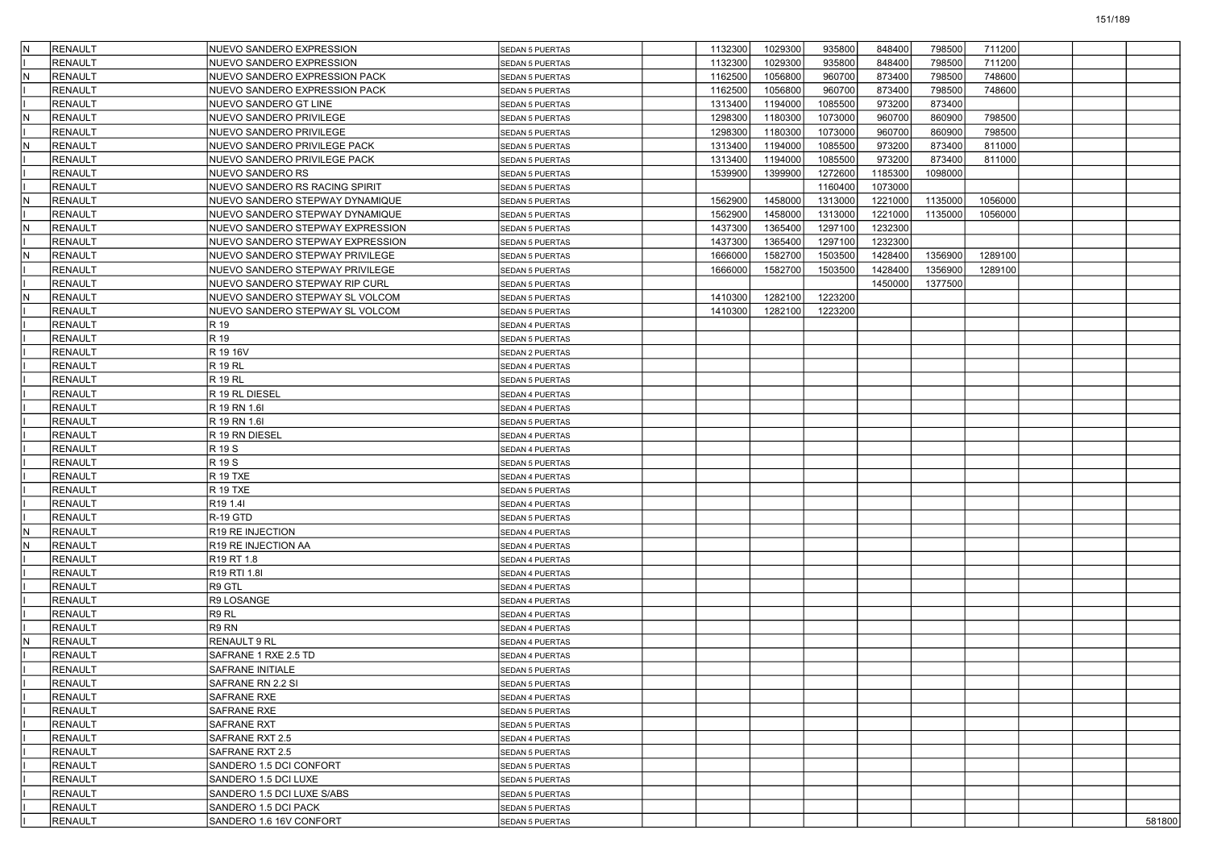| | | | | | | | | | | | | | | |
|---|---|---|---|---|---|---|---|---|---|---|---|---|---|---|
| N | RENAULT | NUEVO SANDERO EXPRESSION | SEDAN 5 PUERTAS | | 1132300 | 1029300 | 935800 | 848400 | 798500 | 711200 | | | |
| I | RENAULT | NUEVO SANDERO EXPRESSION | SEDAN 5 PUERTAS | | 1132300 | 1029300 | 935800 | 848400 | 798500 | 711200 | | | |
| N | RENAULT | NUEVO SANDERO EXPRESSION PACK | SEDAN 5 PUERTAS | | 1162500 | 1056800 | 960700 | 873400 | 798500 | 748600 | | | |
| I | RENAULT | NUEVO SANDERO EXPRESSION PACK | SEDAN 5 PUERTAS | | 1162500 | 1056800 | 960700 | 873400 | 798500 | 748600 | | | |
| I | RENAULT | NUEVO SANDERO GT LINE | SEDAN 5 PUERTAS | | 1313400 | 1194000 | 1085500 | 973200 | 873400 | | | | |
| N | RENAULT | NUEVO SANDERO PRIVILEGE | SEDAN 5 PUERTAS | | 1298300 | 1180300 | 1073000 | 960700 | 860900 | 798500 | | | |
| I | RENAULT | NUEVO SANDERO PRIVILEGE | SEDAN 5 PUERTAS | | 1298300 | 1180300 | 1073000 | 960700 | 860900 | 798500 | | | |
| N | RENAULT | NUEVO SANDERO PRIVILEGE PACK | SEDAN 5 PUERTAS | | 1313400 | 1194000 | 1085500 | 973200 | 873400 | 811000 | | | |
| I | RENAULT | NUEVO SANDERO PRIVILEGE PACK | SEDAN 5 PUERTAS | | 1313400 | 1194000 | 1085500 | 973200 | 873400 | 811000 | | | |
| I | RENAULT | NUEVO SANDERO RS | SEDAN 5 PUERTAS | | 1539900 | 1399900 | 1272600 | 1185300 | 1098000 | | | | |
| I | RENAULT | NUEVO SANDERO RS RACING SPIRIT | SEDAN 5 PUERTAS | | | | 1160400 | 1073000 | | | | | |
| N | RENAULT | NUEVO SANDERO STEPWAY DYNAMIQUE | SEDAN 5 PUERTAS | | 1562900 | 1458000 | 1313000 | 1221000 | 1135000 | 1056000 | | | |
| I | RENAULT | NUEVO SANDERO STEPWAY DYNAMIQUE | SEDAN 5 PUERTAS | | 1562900 | 1458000 | 1313000 | 1221000 | 1135000 | 1056000 | | | |
| N | RENAULT | NUEVO SANDERO STEPWAY EXPRESSION | SEDAN 5 PUERTAS | | 1437300 | 1365400 | 1297100 | 1232300 | | | | | |
| I | RENAULT | NUEVO SANDERO STEPWAY EXPRESSION | SEDAN 5 PUERTAS | | 1437300 | 1365400 | 1297100 | 1232300 | | | | | |
| N | RENAULT | NUEVO SANDERO STEPWAY PRIVILEGE | SEDAN 5 PUERTAS | | 1666000 | 1582700 | 1503500 | 1428400 | 1356900 | 1289100 | | | |
| I | RENAULT | NUEVO SANDERO STEPWAY PRIVILEGE | SEDAN 5 PUERTAS | | 1666000 | 1582700 | 1503500 | 1428400 | 1356900 | 1289100 | | | |
| I | RENAULT | NUEVO SANDERO STEPWAY RIP CURL | SEDAN 5 PUERTAS | | | | | 1450000 | 1377500 | | | | |
| N | RENAULT | NUEVO SANDERO STEPWAY SL VOLCOM | SEDAN 5 PUERTAS | | 1410300 | 1282100 | 1223200 | | | | | | |
| I | RENAULT | NUEVO SANDERO STEPWAY SL VOLCOM | SEDAN 5 PUERTAS | | 1410300 | 1282100 | 1223200 | | | | | | |
| I | RENAULT | R 19 | SEDAN 4 PUERTAS | | | | | | | | | | |
| I | RENAULT | R 19 | SEDAN 5 PUERTAS | | | | | | | | | | |
| I | RENAULT | R 19 16V | SEDAN 2 PUERTAS | | | | | | | | | | |
| I | RENAULT | R 19 RL | SEDAN 4 PUERTAS | | | | | | | | | | |
| I | RENAULT | R 19 RL | SEDAN 5 PUERTAS | | | | | | | | | | |
| I | RENAULT | R 19 RL DIESEL | SEDAN 4 PUERTAS | | | | | | | | | | |
| I | RENAULT | R 19 RN 1.6I | SEDAN 4 PUERTAS | | | | | | | | | | |
| I | RENAULT | R 19 RN 1.6I | SEDAN 5 PUERTAS | | | | | | | | | | |
| I | RENAULT | R 19 RN DIESEL | SEDAN 4 PUERTAS | | | | | | | | | | |
| I | RENAULT | R 19 S | SEDAN 4 PUERTAS | | | | | | | | | | |
| I | RENAULT | R 19 S | SEDAN 5 PUERTAS | | | | | | | | | | |
| I | RENAULT | R 19 TXE | SEDAN 4 PUERTAS | | | | | | | | | | |
| I | RENAULT | R 19 TXE | SEDAN 5 PUERTAS | | | | | | | | | | |
| I | RENAULT | R19 1.4I | SEDAN 4 PUERTAS | | | | | | | | | | |
| I | RENAULT | R-19 GTD | SEDAN 5 PUERTAS | | | | | | | | | | |
| N | RENAULT | R19 RE INJECTION | SEDAN 4 PUERTAS | | | | | | | | | | |
| N | RENAULT | R19 RE INJECTION AA | SEDAN 4 PUERTAS | | | | | | | | | | |
| I | RENAULT | R19 RT 1.8 | SEDAN 4 PUERTAS | | | | | | | | | | |
| I | RENAULT | R19 RTI 1.8I | SEDAN 4 PUERTAS | | | | | | | | | | |
| I | RENAULT | R9 GTL | SEDAN 4 PUERTAS | | | | | | | | | | |
| I | RENAULT | R9 LOSANGE | SEDAN 4 PUERTAS | | | | | | | | | | |
| I | RENAULT | R9 RL | SEDAN 4 PUERTAS | | | | | | | | | | |
| I | RENAULT | R9 RN | SEDAN 4 PUERTAS | | | | | | | | | | |
| N | RENAULT | RENAULT 9 RL | SEDAN 4 PUERTAS | | | | | | | | | | |
| I | RENAULT | SAFRANE 1 RXE 2.5 TD | SEDAN 4 PUERTAS | | | | | | | | | | |
| I | RENAULT | SAFRANE INITIALE | SEDAN 5 PUERTAS | | | | | | | | | | |
| I | RENAULT | SAFRANE RN 2.2 SI | SEDAN 5 PUERTAS | | | | | | | | | | |
| I | RENAULT | SAFRANE RXE | SEDAN 4 PUERTAS | | | | | | | | | | |
| I | RENAULT | SAFRANE RXE | SEDAN 5 PUERTAS | | | | | | | | | | |
| I | RENAULT | SAFRANE RXT | SEDAN 5 PUERTAS | | | | | | | | | | |
| I | RENAULT | SAFRANE RXT 2.5 | SEDAN 4 PUERTAS | | | | | | | | | | |
| I | RENAULT | SAFRANE RXT 2.5 | SEDAN 5 PUERTAS | | | | | | | | | | |
| I | RENAULT | SANDERO 1.5 DCI CONFORT | SEDAN 5 PUERTAS | | | | | | | | | | |
| I | RENAULT | SANDERO 1.5 DCI LUXE | SEDAN 5 PUERTAS | | | | | | | | | | |
| I | RENAULT | SANDERO 1.5 DCI LUXE S/ABS | SEDAN 5 PUERTAS | | | | | | | | | | |
| I | RENAULT | SANDERO 1.5 DCI PACK | SEDAN 5 PUERTAS | | | | | | | | | | |
| I | RENAULT | SANDERO 1.6 16V CONFORT | SEDAN 5 PUERTAS | | | | | | | | | | 581800 |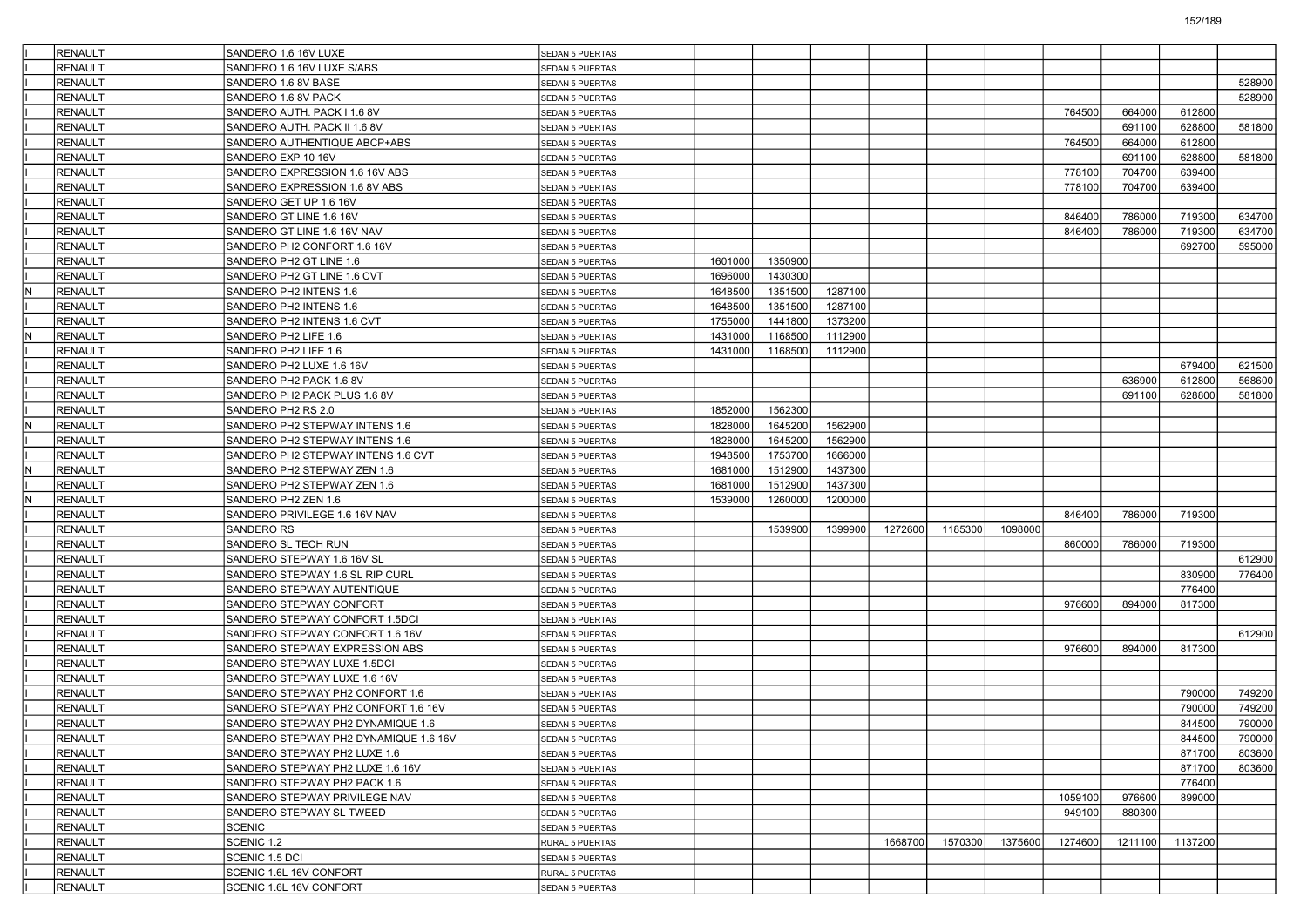| | | | | | | | | | | | | |
|---|---|---|---|---|---|---|---|---|---|---|---|---|
| I | RENAULT | SANDERO 1.6 16V LUXE | SEDAN 5 PUERTAS | | | | | | | | | | |
| I | RENAULT | SANDERO 1.6 16V LUXE S/ABS | SEDAN 5 PUERTAS | | | | | | | | | | |
| I | RENAULT | SANDERO 1.6 8V BASE | SEDAN 5 PUERTAS | | | | | | | | | | 528900 |
| I | RENAULT | SANDERO 1.6 8V PACK | SEDAN 5 PUERTAS | | | | | | | | | | 528900 |
| I | RENAULT | SANDERO AUTH. PACK I 1.6 8V | SEDAN 5 PUERTAS | | | | | | | 764500 | 664000 | 612800 | |
| I | RENAULT | SANDERO AUTH. PACK II 1.6 8V | SEDAN 5 PUERTAS | | | | | | | | 691100 | 628800 | 581800 |
| I | RENAULT | SANDERO AUTHENTIQUE ABCP+ABS | SEDAN 5 PUERTAS | | | | | | | 764500 | 664000 | 612800 | |
| I | RENAULT | SANDERO EXP 10 16V | SEDAN 5 PUERTAS | | | | | | | | 691100 | 628800 | 581800 |
| I | RENAULT | SANDERO EXPRESSION 1.6 16V ABS | SEDAN 5 PUERTAS | | | | | | | 778100 | 704700 | 639400 | |
| I | RENAULT | SANDERO EXPRESSION 1.6 8V ABS | SEDAN 5 PUERTAS | | | | | | | 778100 | 704700 | 639400 | |
| I | RENAULT | SANDERO GET UP 1.6 16V | SEDAN 5 PUERTAS | | | | | | | | | | |
| I | RENAULT | SANDERO GT LINE 1.6 16V | SEDAN 5 PUERTAS | | | | | | | 846400 | 786000 | 719300 | 634700 |
| I | RENAULT | SANDERO GT LINE 1.6 16V NAV | SEDAN 5 PUERTAS | | | | | | | 846400 | 786000 | 719300 | 634700 |
| I | RENAULT | SANDERO PH2 CONFORT 1.6 16V | SEDAN 5 PUERTAS | | | | | | | | | 692700 | 595000 |
| I | RENAULT | SANDERO PH2 GT LINE 1.6 | SEDAN 5 PUERTAS | 1601000 | 1350900 | | | | | | | | |
| I | RENAULT | SANDERO PH2 GT LINE 1.6 CVT | SEDAN 5 PUERTAS | 1696000 | 1430300 | | | | | | | | |
| N | RENAULT | SANDERO PH2 INTENS 1.6 | SEDAN 5 PUERTAS | 1648500 | 1351500 | 1287100 | | | | | | | |
| I | RENAULT | SANDERO PH2 INTENS 1.6 | SEDAN 5 PUERTAS | 1648500 | 1351500 | 1287100 | | | | | | | |
| I | RENAULT | SANDERO PH2 INTENS 1.6 CVT | SEDAN 5 PUERTAS | 1755000 | 1441800 | 1373200 | | | | | | | |
| N | RENAULT | SANDERO PH2 LIFE 1.6 | SEDAN 5 PUERTAS | 1431000 | 1168500 | 1112900 | | | | | | | |
| I | RENAULT | SANDERO PH2 LIFE 1.6 | SEDAN 5 PUERTAS | 1431000 | 1168500 | 1112900 | | | | | | | |
| I | RENAULT | SANDERO PH2 LUXE 1.6 16V | SEDAN 5 PUERTAS | | | | | | | | | 679400 | 621500 |
| I | RENAULT | SANDERO PH2 PACK 1.6 8V | SEDAN 5 PUERTAS | | | | | | | | 636900 | 612800 | 568600 |
| I | RENAULT | SANDERO PH2 PACK PLUS 1.6 8V | SEDAN 5 PUERTAS | | | | | | | | 691100 | 628800 | 581800 |
| I | RENAULT | SANDERO PH2 RS 2.0 | SEDAN 5 PUERTAS | 1852000 | 1562300 | | | | | | | | |
| N | RENAULT | SANDERO PH2 STEPWAY INTENS 1.6 | SEDAN 5 PUERTAS | 1828000 | 1645200 | 1562900 | | | | | | | |
| I | RENAULT | SANDERO PH2 STEPWAY INTENS 1.6 | SEDAN 5 PUERTAS | 1828000 | 1645200 | 1562900 | | | | | | | |
| I | RENAULT | SANDERO PH2 STEPWAY INTENS 1.6 CVT | SEDAN 5 PUERTAS | 1948500 | 1753700 | 1666000 | | | | | | | |
| N | RENAULT | SANDERO PH2 STEPWAY ZEN 1.6 | SEDAN 5 PUERTAS | 1681000 | 1512900 | 1437300 | | | | | | | |
| I | RENAULT | SANDERO PH2 STEPWAY ZEN 1.6 | SEDAN 5 PUERTAS | 1681000 | 1512900 | 1437300 | | | | | | | |
| N | RENAULT | SANDERO PH2 ZEN 1.6 | SEDAN 5 PUERTAS | 1539000 | 1260000 | 1200000 | | | | | | | |
| I | RENAULT | SANDERO PRIVILEGE 1.6 16V NAV | SEDAN 5 PUERTAS | | | | | | | 846400 | 786000 | 719300 | |
| I | RENAULT | SANDERO RS | SEDAN 5 PUERTAS | | 1539900 | 1399900 | 1272600 | 1185300 | 1098000 | | | | |
| I | RENAULT | SANDERO SL TECH RUN | SEDAN 5 PUERTAS | | | | | | | 860000 | 786000 | 719300 | |
| I | RENAULT | SANDERO STEPWAY 1.6 16V SL | SEDAN 5 PUERTAS | | | | | | | | | | 612900 |
| I | RENAULT | SANDERO STEPWAY 1.6 SL RIP CURL | SEDAN 5 PUERTAS | | | | | | | | | 830900 | 776400 |
| I | RENAULT | SANDERO STEPWAY AUTENTIQUE | SEDAN 5 PUERTAS | | | | | | | | | 776400 | |
| I | RENAULT | SANDERO STEPWAY CONFORT | SEDAN 5 PUERTAS | | | | | | | 976600 | 894000 | 817300 | |
| I | RENAULT | SANDERO STEPWAY CONFORT 1.5DCI | SEDAN 5 PUERTAS | | | | | | | | | | |
| I | RENAULT | SANDERO STEPWAY CONFORT 1.6 16V | SEDAN 5 PUERTAS | | | | | | | | | | 612900 |
| I | RENAULT | SANDERO STEPWAY EXPRESSION ABS | SEDAN 5 PUERTAS | | | | | | | 976600 | 894000 | 817300 | |
| I | RENAULT | SANDERO STEPWAY LUXE 1.5DCI | SEDAN 5 PUERTAS | | | | | | | | | | |
| I | RENAULT | SANDERO STEPWAY LUXE 1.6 16V | SEDAN 5 PUERTAS | | | | | | | | | | |
| I | RENAULT | SANDERO STEPWAY PH2 CONFORT 1.6 | SEDAN 5 PUERTAS | | | | | | | | | 790000 | 749200 |
| I | RENAULT | SANDERO STEPWAY PH2 CONFORT 1.6 16V | SEDAN 5 PUERTAS | | | | | | | | | 790000 | 749200 |
| I | RENAULT | SANDERO STEPWAY PH2 DYNAMIQUE 1.6 | SEDAN 5 PUERTAS | | | | | | | | | 844500 | 790000 |
| I | RENAULT | SANDERO STEPWAY PH2 DYNAMIQUE 1.6 16V | SEDAN 5 PUERTAS | | | | | | | | | 844500 | 790000 |
| I | RENAULT | SANDERO STEPWAY PH2 LUXE 1.6 | SEDAN 5 PUERTAS | | | | | | | | | 871700 | 803600 |
| I | RENAULT | SANDERO STEPWAY PH2 LUXE 1.6 16V | SEDAN 5 PUERTAS | | | | | | | | | 871700 | 803600 |
| I | RENAULT | SANDERO STEPWAY PH2 PACK 1.6 | SEDAN 5 PUERTAS | | | | | | | | | 776400 | |
| I | RENAULT | SANDERO STEPWAY PRIVILEGE NAV | SEDAN 5 PUERTAS | | | | | | | 1059100 | 976600 | 899000 | |
| I | RENAULT | SANDERO STEPWAY SL TWEED | SEDAN 5 PUERTAS | | | | | | | 949100 | 880300 | | |
| I | RENAULT | SCENIC | SEDAN 5 PUERTAS | | | | | | | | | | |
| I | RENAULT | SCENIC 1.2 | RURAL 5 PUERTAS | | | | 1668700 | 1570300 | 1375600 | 1274600 | 1211100 | 1137200 | |
| I | RENAULT | SCENIC 1.5 DCI | SEDAN 5 PUERTAS | | | | | | | | | | |
| I | RENAULT | SCENIC 1.6L 16V CONFORT | RURAL 5 PUERTAS | | | | | | | | | | |
| I | RENAULT | SCENIC 1.6L 16V CONFORT | SEDAN 5 PUERTAS | | | | | | | | | | |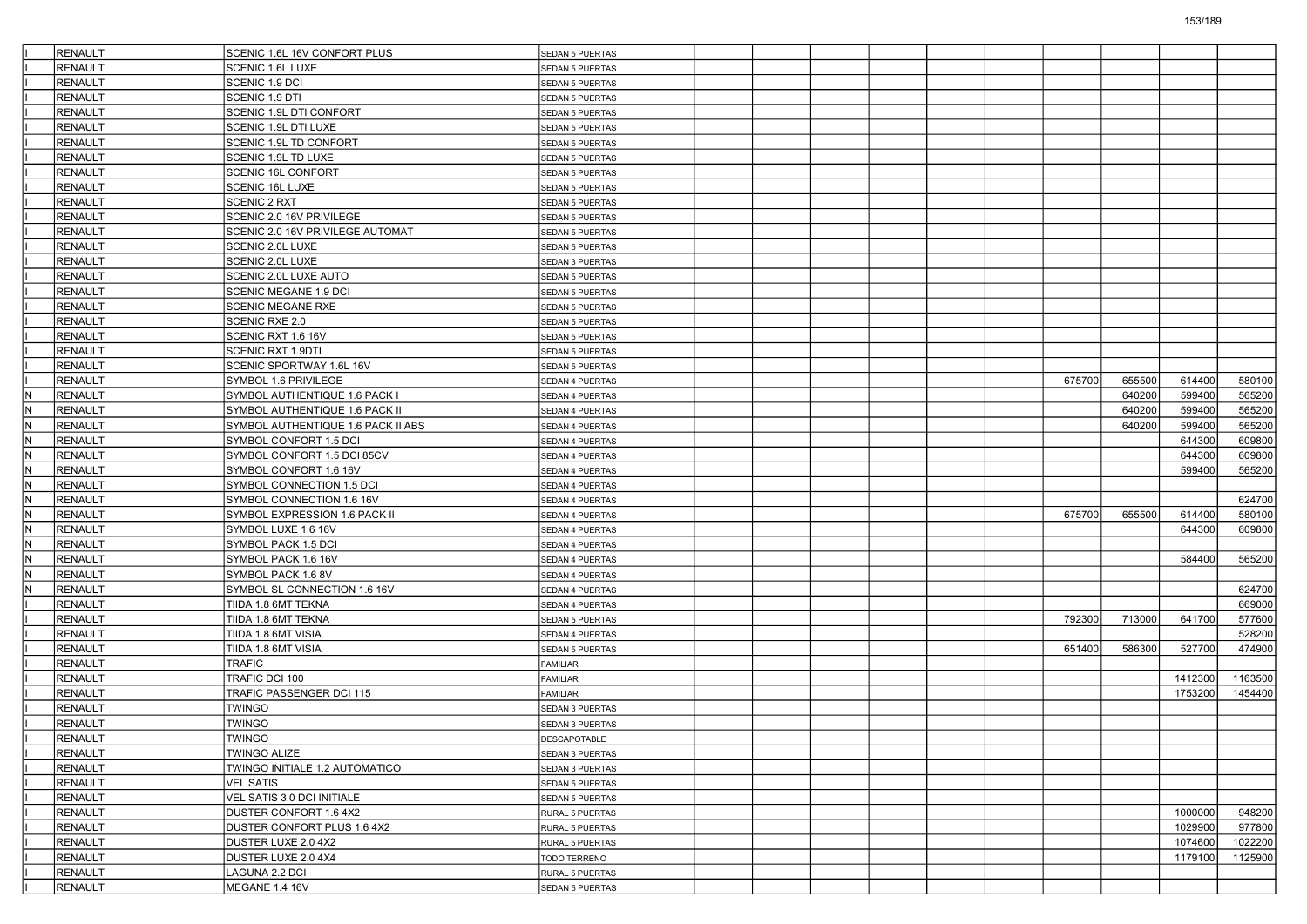| | | | | | | | | | | | | | |
|---|---|---|---|---|---|---|---|---|---|---|---|---|---|
| I | RENAULT | SCENIC 1.6L 16V CONFORT PLUS | SEDAN 5 PUERTAS | | | | | | | | | | |
| I | RENAULT | SCENIC 1.6L LUXE | SEDAN 5 PUERTAS | | | | | | | | | | |
| I | RENAULT | SCENIC 1.9 DCI | SEDAN 5 PUERTAS | | | | | | | | | | |
| I | RENAULT | SCENIC 1.9 DTI | SEDAN 5 PUERTAS | | | | | | | | | | |
| I | RENAULT | SCENIC 1.9L DTI CONFORT | SEDAN 5 PUERTAS | | | | | | | | | | |
| I | RENAULT | SCENIC 1.9L DTI LUXE | SEDAN 5 PUERTAS | | | | | | | | | | |
| I | RENAULT | SCENIC 1.9L TD CONFORT | SEDAN 5 PUERTAS | | | | | | | | | | |
| I | RENAULT | SCENIC 1.9L TD LUXE | SEDAN 5 PUERTAS | | | | | | | | | | |
| I | RENAULT | SCENIC 16L CONFORT | SEDAN 5 PUERTAS | | | | | | | | | | |
| I | RENAULT | SCENIC 16L LUXE | SEDAN 5 PUERTAS | | | | | | | | | | |
| I | RENAULT | SCENIC 2 RXT | SEDAN 5 PUERTAS | | | | | | | | | | |
| I | RENAULT | SCENIC 2.0 16V PRIVILEGE | SEDAN 5 PUERTAS | | | | | | | | | | |
| I | RENAULT | SCENIC 2.0 16V PRIVILEGE AUTOMAT | SEDAN 5 PUERTAS | | | | | | | | | | |
| I | RENAULT | SCENIC 2.0L LUXE | SEDAN 5 PUERTAS | | | | | | | | | | |
| I | RENAULT | SCENIC 2.0L LUXE | SEDAN 3 PUERTAS | | | | | | | | | | |
| I | RENAULT | SCENIC 2.0L LUXE AUTO | SEDAN 5 PUERTAS | | | | | | | | | | |
| I | RENAULT | SCENIC MEGANE 1.9 DCI | SEDAN 5 PUERTAS | | | | | | | | | | |
| I | RENAULT | SCENIC MEGANE RXE | SEDAN 5 PUERTAS | | | | | | | | | | |
| I | RENAULT | SCENIC RXE 2.0 | SEDAN 5 PUERTAS | | | | | | | | | | |
| I | RENAULT | SCENIC RXT 1.6 16V | SEDAN 5 PUERTAS | | | | | | | | | | |
| I | RENAULT | SCENIC RXT 1.9DTI | SEDAN 5 PUERTAS | | | | | | | | | | |
| I | RENAULT | SCENIC SPORTWAY 1.6L 16V | SEDAN 5 PUERTAS | | | | | | | | | | |
| I | RENAULT | SYMBOL 1.6 PRIVILEGE | SEDAN 4 PUERTAS | | | | | | | 675700 | 655500 | 614400 | 580100 |
| N | RENAULT | SYMBOL AUTHENTIQUE 1.6 PACK I | SEDAN 4 PUERTAS | | | | | | | | 640200 | 599400 | 565200 |
| N | RENAULT | SYMBOL AUTHENTIQUE 1.6 PACK II | SEDAN 4 PUERTAS | | | | | | | | 640200 | 599400 | 565200 |
| N | RENAULT | SYMBOL AUTHENTIQUE 1.6 PACK II ABS | SEDAN 4 PUERTAS | | | | | | | | 640200 | 599400 | 565200 |
| N | RENAULT | SYMBOL CONFORT 1.5 DCI | SEDAN 4 PUERTAS | | | | | | | | | 644300 | 609800 |
| N | RENAULT | SYMBOL CONFORT 1.5 DCI 85CV | SEDAN 4 PUERTAS | | | | | | | | | 644300 | 609800 |
| N | RENAULT | SYMBOL CONFORT 1.6 16V | SEDAN 4 PUERTAS | | | | | | | | | 599400 | 565200 |
| N | RENAULT | SYMBOL CONNECTION 1.5 DCI | SEDAN 4 PUERTAS | | | | | | | | | | |
| N | RENAULT | SYMBOL CONNECTION 1.6 16V | SEDAN 4 PUERTAS | | | | | | | | | | 624700 |
| N | RENAULT | SYMBOL EXPRESSION 1.6 PACK II | SEDAN 4 PUERTAS | | | | | | | 675700 | 655500 | 614400 | 580100 |
| N | RENAULT | SYMBOL LUXE 1.6 16V | SEDAN 4 PUERTAS | | | | | | | | | 644300 | 609800 |
| N | RENAULT | SYMBOL PACK 1.5 DCI | SEDAN 4 PUERTAS | | | | | | | | | | |
| N | RENAULT | SYMBOL PACK 1.6 16V | SEDAN 4 PUERTAS | | | | | | | | | 584400 | 565200 |
| N | RENAULT | SYMBOL PACK 1.6 8V | SEDAN 4 PUERTAS | | | | | | | | | | |
| N | RENAULT | SYMBOL SL CONNECTION 1.6 16V | SEDAN 4 PUERTAS | | | | | | | | | | 624700 |
| I | RENAULT | TIIDA 1.8 6MT TEKNA | SEDAN 4 PUERTAS | | | | | | | | | | 669000 |
| I | RENAULT | TIIDA 1.8 6MT TEKNA | SEDAN 5 PUERTAS | | | | | | | 792300 | 713000 | 641700 | 577600 |
| I | RENAULT | TIIDA 1.8 6MT VISIA | SEDAN 4 PUERTAS | | | | | | | | | | 528200 |
| I | RENAULT | TIIDA 1.8 6MT VISIA | SEDAN 5 PUERTAS | | | | | | | 651400 | 586300 | 527700 | 474900 |
| I | RENAULT | TRAFIC | FAMILIAR | | | | | | | | | | |
| I | RENAULT | TRAFIC DCI 100 | FAMILIAR | | | | | | | | | 1412300 | 1163500 |
| I | RENAULT | TRAFIC PASSENGER DCI 115 | FAMILIAR | | | | | | | | | 1753200 | 1454400 |
| I | RENAULT | TWINGO | SEDAN 3 PUERTAS | | | | | | | | | | |
| I | RENAULT | TWINGO | SEDAN 3 PUERTAS | | | | | | | | | | |
| I | RENAULT | TWINGO | DESCAPOTABLE | | | | | | | | | | |
| I | RENAULT | TWINGO ALIZE | SEDAN 3 PUERTAS | | | | | | | | | | |
| I | RENAULT | TWINGO INITIALE 1.2 AUTOMATICO | SEDAN 3 PUERTAS | | | | | | | | | | |
| I | RENAULT | VEL SATIS | SEDAN 5 PUERTAS | | | | | | | | | | |
| I | RENAULT | VEL SATIS 3.0 DCI INITIALE | SEDAN 5 PUERTAS | | | | | | | | | | |
| I | RENAULT | DUSTER CONFORT 1.6 4X2 | RURAL 5 PUERTAS | | | | | | | | | 1000000 | 948200 |
| I | RENAULT | DUSTER CONFORT PLUS 1.6 4X2 | RURAL 5 PUERTAS | | | | | | | | | 1029900 | 977800 |
| I | RENAULT | DUSTER LUXE 2.0 4X2 | RURAL 5 PUERTAS | | | | | | | | | 1074600 | 1022200 |
| I | RENAULT | DUSTER LUXE 2.0 4X4 | TODO TERRENO | | | | | | | | | 1179100 | 1125900 |
| I | RENAULT | LAGUNA 2.2 DCI | RURAL 5 PUERTAS | | | | | | | | | | |
| I | RENAULT | MEGANE 1.4 16V | SEDAN 5 PUERTAS | | | | | | | | | | |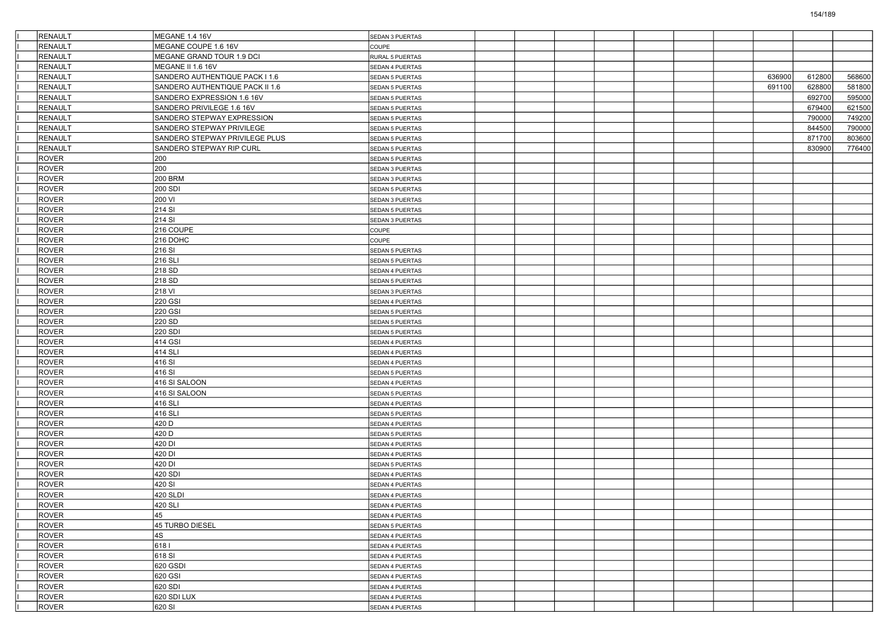| | | | | | | | | | | | | | |
|---|---|---|---|---|---|---|---|---|---|---|---|---|---|
| I | RENAULT | MEGANE 1.4 16V | SEDAN 3 PUERTAS | | | | | | | | | | |
| I | RENAULT | MEGANE COUPE 1.6 16V | COUPE | | | | | | | | | | |
| I | RENAULT | MEGANE GRAND TOUR 1.9 DCI | RURAL 5 PUERTAS | | | | | | | | | | |
| I | RENAULT | MEGANE II 1.6 16V | SEDAN 4 PUERTAS | | | | | | | | | | |
| I | RENAULT | SANDERO AUTHENTIQUE PACK I 1.6 | SEDAN 5 PUERTAS | | | | | | | | 636900 | 612800 | 568600 |
| I | RENAULT | SANDERO AUTHENTIQUE PACK II 1.6 | SEDAN 5 PUERTAS | | | | | | | | 691100 | 628800 | 581800 |
| I | RENAULT | SANDERO EXPRESSION 1.6 16V | SEDAN 5 PUERTAS | | | | | | | | | 692700 | 595000 |
| I | RENAULT | SANDERO PRIVILEGE 1.6 16V | SEDAN 5 PUERTAS | | | | | | | | | 679400 | 621500 |
| I | RENAULT | SANDERO STEPWAY EXPRESSION | SEDAN 5 PUERTAS | | | | | | | | | 790000 | 749200 |
| I | RENAULT | SANDERO STEPWAY PRIVILEGE | SEDAN 5 PUERTAS | | | | | | | | | 844500 | 790000 |
| I | RENAULT | SANDERO STEPWAY PRIVILEGE PLUS | SEDAN 5 PUERTAS | | | | | | | | | 871700 | 803600 |
| I | RENAULT | SANDERO STEPWAY RIP CURL | SEDAN 5 PUERTAS | | | | | | | | | 830900 | 776400 |
| I | ROVER | 200 | SEDAN 5 PUERTAS | | | | | | | | | | |
| I | ROVER | 200 | SEDAN 3 PUERTAS | | | | | | | | | | |
| I | ROVER | 200 BRM | SEDAN 3 PUERTAS | | | | | | | | | | |
| I | ROVER | 200 SDI | SEDAN 5 PUERTAS | | | | | | | | | | |
| I | ROVER | 200 VI | SEDAN 3 PUERTAS | | | | | | | | | | |
| I | ROVER | 214 SI | SEDAN 5 PUERTAS | | | | | | | | | | |
| I | ROVER | 214 SI | SEDAN 3 PUERTAS | | | | | | | | | | |
| I | ROVER | 216 COUPE | COUPE | | | | | | | | | | |
| I | ROVER | 216 DOHC | COUPE | | | | | | | | | | |
| I | ROVER | 216 SI | SEDAN 5 PUERTAS | | | | | | | | | | |
| I | ROVER | 216 SLI | SEDAN 5 PUERTAS | | | | | | | | | | |
| I | ROVER | 218 SD | SEDAN 4 PUERTAS | | | | | | | | | | |
| I | ROVER | 218 SD | SEDAN 5 PUERTAS | | | | | | | | | | |
| I | ROVER | 218 VI | SEDAN 3 PUERTAS | | | | | | | | | | |
| I | ROVER | 220 GSI | SEDAN 4 PUERTAS | | | | | | | | | | |
| I | ROVER | 220 GSI | SEDAN 5 PUERTAS | | | | | | | | | | |
| I | ROVER | 220 SD | SEDAN 5 PUERTAS | | | | | | | | | | |
| I | ROVER | 220 SDI | SEDAN 5 PUERTAS | | | | | | | | | | |
| I | ROVER | 414 GSI | SEDAN 4 PUERTAS | | | | | | | | | | |
| I | ROVER | 414 SLI | SEDAN 4 PUERTAS | | | | | | | | | | |
| I | ROVER | 416 SI | SEDAN 4 PUERTAS | | | | | | | | | | |
| I | ROVER | 416 SI | SEDAN 5 PUERTAS | | | | | | | | | | |
| I | ROVER | 416 SI SALOON | SEDAN 4 PUERTAS | | | | | | | | | | |
| I | ROVER | 416 SI SALOON | SEDAN 5 PUERTAS | | | | | | | | | | |
| I | ROVER | 416 SLI | SEDAN 4 PUERTAS | | | | | | | | | | |
| I | ROVER | 416 SLI | SEDAN 5 PUERTAS | | | | | | | | | | |
| I | ROVER | 420 D | SEDAN 4 PUERTAS | | | | | | | | | | |
| I | ROVER | 420 D | SEDAN 5 PUERTAS | | | | | | | | | | |
| I | ROVER | 420 DI | SEDAN 4 PUERTAS | | | | | | | | | | |
| I | ROVER | 420 DI | SEDAN 4 PUERTAS | | | | | | | | | | |
| I | ROVER | 420 DI | SEDAN 5 PUERTAS | | | | | | | | | | |
| I | ROVER | 420 SDI | SEDAN 4 PUERTAS | | | | | | | | | | |
| I | ROVER | 420 SI | SEDAN 4 PUERTAS | | | | | | | | | | |
| I | ROVER | 420 SLDI | SEDAN 4 PUERTAS | | | | | | | | | | |
| I | ROVER | 420 SLI | SEDAN 4 PUERTAS | | | | | | | | | | |
| I | ROVER | 45 | SEDAN 4 PUERTAS | | | | | | | | | | |
| I | ROVER | 45 TURBO DIESEL | SEDAN 5 PUERTAS | | | | | | | | | | |
| I | ROVER | 4S | SEDAN 4 PUERTAS | | | | | | | | | | |
| I | ROVER | 618 I | SEDAN 4 PUERTAS | | | | | | | | | | |
| I | ROVER | 618 SI | SEDAN 4 PUERTAS | | | | | | | | | | |
| I | ROVER | 620 GSDI | SEDAN 4 PUERTAS | | | | | | | | | | |
| I | ROVER | 620 GSI | SEDAN 4 PUERTAS | | | | | | | | | | |
| I | ROVER | 620 SDI | SEDAN 4 PUERTAS | | | | | | | | | | |
| I | ROVER | 620 SDI LUX | SEDAN 4 PUERTAS | | | | | | | | | | |
| I | ROVER | 620 SI | SEDAN 4 PUERTAS | | | | | | | | | | |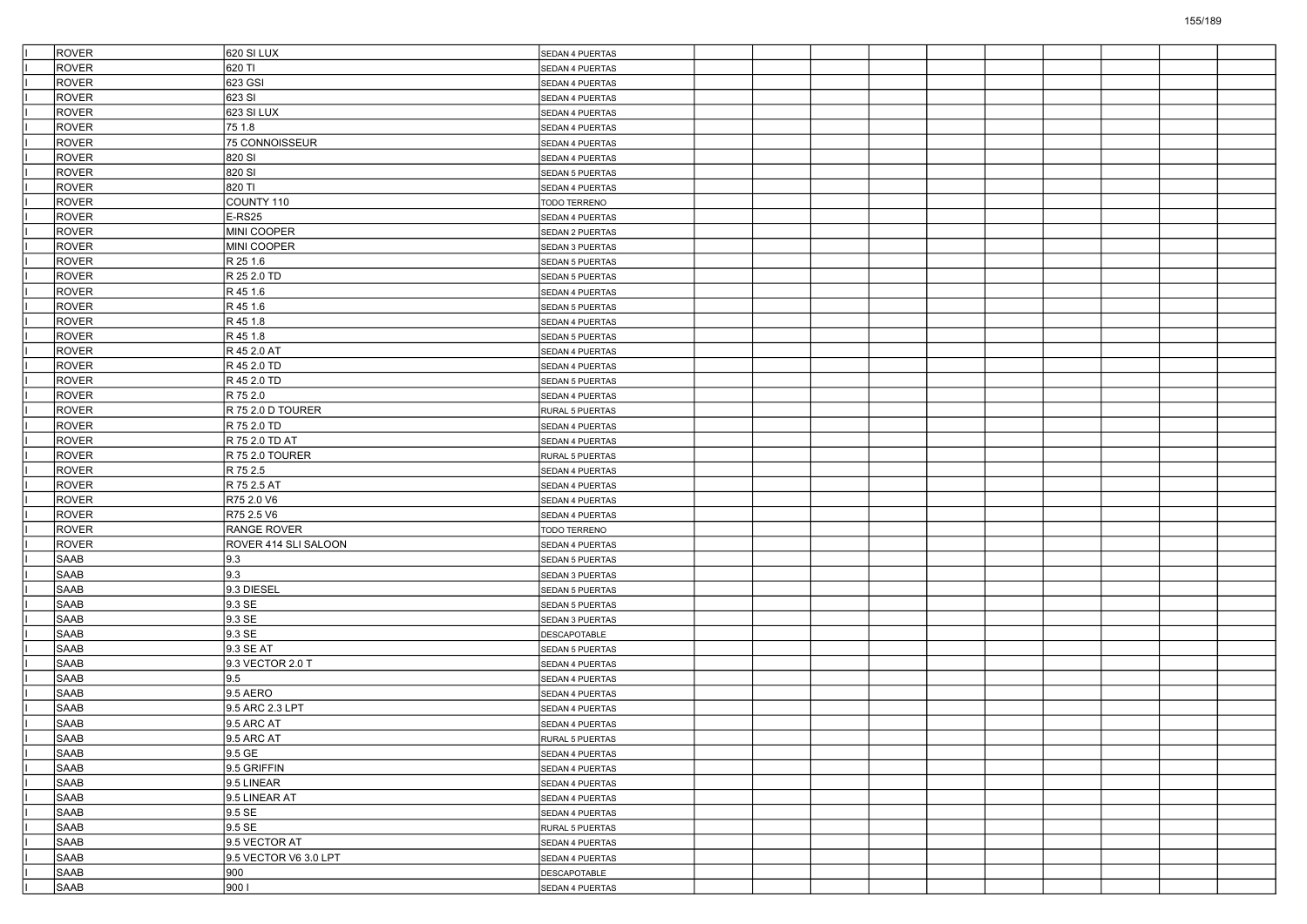| I | ROVER | 620 SI LUX | SEDAN 4 PUERTAS | | | | | | | | | | |
|---|---|---|---|---|---|---|---|---|---|---|---|---|---|
| I | ROVER | 620 TI | SEDAN 4 PUERTAS | | | | | | | | | | |
| I | ROVER | 623 GSI | SEDAN 4 PUERTAS | | | | | | | | | | |
| I | ROVER | 623 SI | SEDAN 4 PUERTAS | | | | | | | | | | |
| I | ROVER | 623 SI LUX | SEDAN 4 PUERTAS | | | | | | | | | | |
| I | ROVER | 75 1.8 | SEDAN 4 PUERTAS | | | | | | | | | | |
| I | ROVER | 75 CONNOISSEUR | SEDAN 4 PUERTAS | | | | | | | | | | |
| I | ROVER | 820 SI | SEDAN 4 PUERTAS | | | | | | | | | | |
| I | ROVER | 820 SI | SEDAN 5 PUERTAS | | | | | | | | | | |
| I | ROVER | 820 TI | SEDAN 4 PUERTAS | | | | | | | | | | |
| I | ROVER | COUNTY 110 | TODO TERRENO | | | | | | | | | | |
| I | ROVER | E-RS25 | SEDAN 4 PUERTAS | | | | | | | | | | |
| I | ROVER | MINI COOPER | SEDAN 2 PUERTAS | | | | | | | | | | |
| I | ROVER | MINI COOPER | SEDAN 3 PUERTAS | | | | | | | | | | |
| I | ROVER | R 25 1.6 | SEDAN 5 PUERTAS | | | | | | | | | | |
| I | ROVER | R 25 2.0 TD | SEDAN 5 PUERTAS | | | | | | | | | | |
| I | ROVER | R 45 1.6 | SEDAN 4 PUERTAS | | | | | | | | | | |
| I | ROVER | R 45 1.6 | SEDAN 5 PUERTAS | | | | | | | | | | |
| I | ROVER | R 45 1.8 | SEDAN 4 PUERTAS | | | | | | | | | | |
| I | ROVER | R 45 1.8 | SEDAN 5 PUERTAS | | | | | | | | | | |
| I | ROVER | R 45 2.0 AT | SEDAN 4 PUERTAS | | | | | | | | | | |
| I | ROVER | R 45 2.0 TD | SEDAN 4 PUERTAS | | | | | | | | | | |
| I | ROVER | R 45 2.0 TD | SEDAN 5 PUERTAS | | | | | | | | | | |
| I | ROVER | R 75 2.0 | SEDAN 4 PUERTAS | | | | | | | | | | |
| I | ROVER | R 75 2.0 D TOURER | RURAL 5 PUERTAS | | | | | | | | | | |
| I | ROVER | R 75 2.0 TD | SEDAN 4 PUERTAS | | | | | | | | | | |
| I | ROVER | R 75 2.0 TD AT | SEDAN 4 PUERTAS | | | | | | | | | | |
| I | ROVER | R 75 2.0 TOURER | RURAL 5 PUERTAS | | | | | | | | | | |
| I | ROVER | R 75 2.5 | SEDAN 4 PUERTAS | | | | | | | | | | |
| I | ROVER | R 75 2.5 AT | SEDAN 4 PUERTAS | | | | | | | | | | |
| I | ROVER | R75 2.0 V6 | SEDAN 4 PUERTAS | | | | | | | | | | |
| I | ROVER | R75 2.5 V6 | SEDAN 4 PUERTAS | | | | | | | | | | |
| I | ROVER | RANGE ROVER | TODO TERRENO | | | | | | | | | | |
| I | ROVER | ROVER 414 SLI SALOON | SEDAN 4 PUERTAS | | | | | | | | | | |
| I | SAAB | 9.3 | SEDAN 5 PUERTAS | | | | | | | | | | |
| I | SAAB | 9.3 | SEDAN 3 PUERTAS | | | | | | | | | | |
| I | SAAB | 9.3 DIESEL | SEDAN 5 PUERTAS | | | | | | | | | | |
| I | SAAB | 9.3 SE | SEDAN 5 PUERTAS | | | | | | | | | | |
| I | SAAB | 9.3 SE | SEDAN 3 PUERTAS | | | | | | | | | | |
| I | SAAB | 9.3 SE | DESCAPOTABLE | | | | | | | | | | |
| I | SAAB | 9.3 SE AT | SEDAN 5 PUERTAS | | | | | | | | | | |
| I | SAAB | 9.3 VECTOR 2.0 T | SEDAN 4 PUERTAS | | | | | | | | | | |
| I | SAAB | 9.5 | SEDAN 4 PUERTAS | | | | | | | | | | |
| I | SAAB | 9.5 AERO | SEDAN 4 PUERTAS | | | | | | | | | | |
| I | SAAB | 9.5 ARC 2.3 LPT | SEDAN 4 PUERTAS | | | | | | | | | | |
| I | SAAB | 9.5 ARC AT | SEDAN 4 PUERTAS | | | | | | | | | | |
| I | SAAB | 9.5 ARC AT | RURAL 5 PUERTAS | | | | | | | | | | |
| I | SAAB | 9.5 GE | SEDAN 4 PUERTAS | | | | | | | | | | |
| I | SAAB | 9.5 GRIFFIN | SEDAN 4 PUERTAS | | | | | | | | | | |
| I | SAAB | 9.5 LINEAR | SEDAN 4 PUERTAS | | | | | | | | | | |
| I | SAAB | 9.5 LINEAR AT | SEDAN 4 PUERTAS | | | | | | | | | | |
| I | SAAB | 9.5 SE | SEDAN 4 PUERTAS | | | | | | | | | | |
| I | SAAB | 9.5 SE | RURAL 5 PUERTAS | | | | | | | | | | |
| I | SAAB | 9.5 VECTOR AT | SEDAN 4 PUERTAS | | | | | | | | | | |
| I | SAAB | 9.5 VECTOR V6 3.0 LPT | SEDAN 4 PUERTAS | | | | | | | | | | |
| I | SAAB | 900 | DESCAPOTABLE | | | | | | | | | | |
| I | SAAB | 900 I | SEDAN 4 PUERTAS | | | | | | | | | | |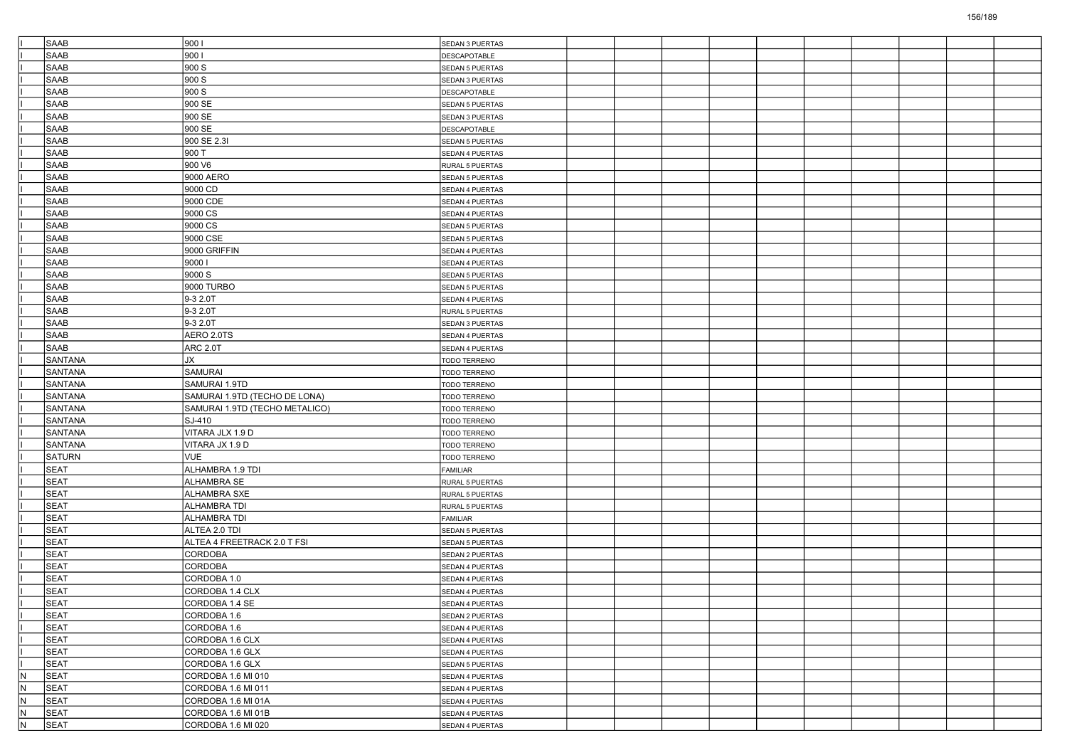| | | | | | | | | | | | | | |
|---|---|---|---|---|---|---|---|---|---|---|---|---|---|
| I | SAAB | 900 I | SEDAN 3 PUERTAS | | | | | | | | | | |
| I | SAAB | 900 I | DESCAPOTABLE | | | | | | | | | | |
| I | SAAB | 900 S | SEDAN 5 PUERTAS | | | | | | | | | | |
| I | SAAB | 900 S | SEDAN 3 PUERTAS | | | | | | | | | | |
| I | SAAB | 900 S | DESCAPOTABLE | | | | | | | | | | |
| I | SAAB | 900 SE | SEDAN 5 PUERTAS | | | | | | | | | | |
| I | SAAB | 900 SE | SEDAN 3 PUERTAS | | | | | | | | | | |
| I | SAAB | 900 SE | DESCAPOTABLE | | | | | | | | | | |
| I | SAAB | 900 SE 2.3I | SEDAN 5 PUERTAS | | | | | | | | | | |
| I | SAAB | 900 T | SEDAN 4 PUERTAS | | | | | | | | | | |
| I | SAAB | 900 V6 | RURAL 5 PUERTAS | | | | | | | | | | |
| I | SAAB | 9000 AERO | SEDAN 5 PUERTAS | | | | | | | | | | |
| I | SAAB | 9000 CD | SEDAN 4 PUERTAS | | | | | | | | | | |
| I | SAAB | 9000 CDE | SEDAN 4 PUERTAS | | | | | | | | | | |
| I | SAAB | 9000 CS | SEDAN 4 PUERTAS | | | | | | | | | | |
| I | SAAB | 9000 CS | SEDAN 5 PUERTAS | | | | | | | | | | |
| I | SAAB | 9000 CSE | SEDAN 5 PUERTAS | | | | | | | | | | |
| I | SAAB | 9000 GRIFFIN | SEDAN 4 PUERTAS | | | | | | | | | | |
| I | SAAB | 9000 I | SEDAN 4 PUERTAS | | | | | | | | | | |
| I | SAAB | 9000 S | SEDAN 5 PUERTAS | | | | | | | | | | |
| I | SAAB | 9000 TURBO | SEDAN 5 PUERTAS | | | | | | | | | | |
| I | SAAB | 9-3 2.0T | SEDAN 4 PUERTAS | | | | | | | | | | |
| I | SAAB | 9-3 2.0T | RURAL 5 PUERTAS | | | | | | | | | | |
| I | SAAB | 9-3 2.0T | SEDAN 3 PUERTAS | | | | | | | | | | |
| I | SAAB | AERO 2.0TS | SEDAN 4 PUERTAS | | | | | | | | | | |
| I | SAAB | ARC 2.0T | SEDAN 4 PUERTAS | | | | | | | | | | |
| I | SANTANA | JX | TODO TERRENO | | | | | | | | | | |
| I | SANTANA | SAMURAI | TODO TERRENO | | | | | | | | | | |
| I | SANTANA | SAMURAI 1.9TD | TODO TERRENO | | | | | | | | | | |
| I | SANTANA | SAMURAI 1.9TD (TECHO DE LONA) | TODO TERRENO | | | | | | | | | | |
| I | SANTANA | SAMURAI 1.9TD (TECHO METALICO) | TODO TERRENO | | | | | | | | | | |
| I | SANTANA | SJ-410 | TODO TERRENO | | | | | | | | | | |
| I | SANTANA | VITARA JLX 1.9 D | TODO TERRENO | | | | | | | | | | |
| I | SANTANA | VITARA JX 1.9 D | TODO TERRENO | | | | | | | | | | |
| I | SATURN | VUE | TODO TERRENO | | | | | | | | | | |
| I | SEAT | ALHAMBRA 1.9 TDI | FAMILIAR | | | | | | | | | | |
| I | SEAT | ALHAMBRA SE | RURAL 5 PUERTAS | | | | | | | | | | |
| I | SEAT | ALHAMBRA SXE | RURAL 5 PUERTAS | | | | | | | | | | |
| I | SEAT | ALHAMBRA TDI | RURAL 5 PUERTAS | | | | | | | | | | |
| I | SEAT | ALHAMBRA TDI | FAMILIAR | | | | | | | | | | |
| I | SEAT | ALTEA 2.0 TDI | SEDAN 5 PUERTAS | | | | | | | | | | |
| I | SEAT | ALTEA 4 FREETRACK 2.0 T FSI | SEDAN 5 PUERTAS | | | | | | | | | | |
| I | SEAT | CORDOBA | SEDAN 2 PUERTAS | | | | | | | | | | |
| I | SEAT | CORDOBA | SEDAN 4 PUERTAS | | | | | | | | | | |
| I | SEAT | CORDOBA 1.0 | SEDAN 4 PUERTAS | | | | | | | | | | |
| I | SEAT | CORDOBA 1.4 CLX | SEDAN 4 PUERTAS | | | | | | | | | | |
| I | SEAT | CORDOBA 1.4 SE | SEDAN 4 PUERTAS | | | | | | | | | | |
| I | SEAT | CORDOBA 1.6 | SEDAN 2 PUERTAS | | | | | | | | | | |
| I | SEAT | CORDOBA 1.6 | SEDAN 4 PUERTAS | | | | | | | | | | |
| I | SEAT | CORDOBA 1.6 CLX | SEDAN 4 PUERTAS | | | | | | | | | | |
| I | SEAT | CORDOBA 1.6 GLX | SEDAN 4 PUERTAS | | | | | | | | | | |
| I | SEAT | CORDOBA 1.6 GLX | SEDAN 5 PUERTAS | | | | | | | | | | |
| N | SEAT | CORDOBA 1.6 MI 010 | SEDAN 4 PUERTAS | | | | | | | | | | |
| N | SEAT | CORDOBA 1.6 MI 011 | SEDAN 4 PUERTAS | | | | | | | | | | |
| N | SEAT | CORDOBA 1.6 MI 01A | SEDAN 4 PUERTAS | | | | | | | | | | |
| N | SEAT | CORDOBA 1.6 MI 01B | SEDAN 4 PUERTAS | | | | | | | | | | |
| N | SEAT | CORDOBA 1.6 MI 020 | SEDAN 4 PUERTAS | | | | | | | | | | |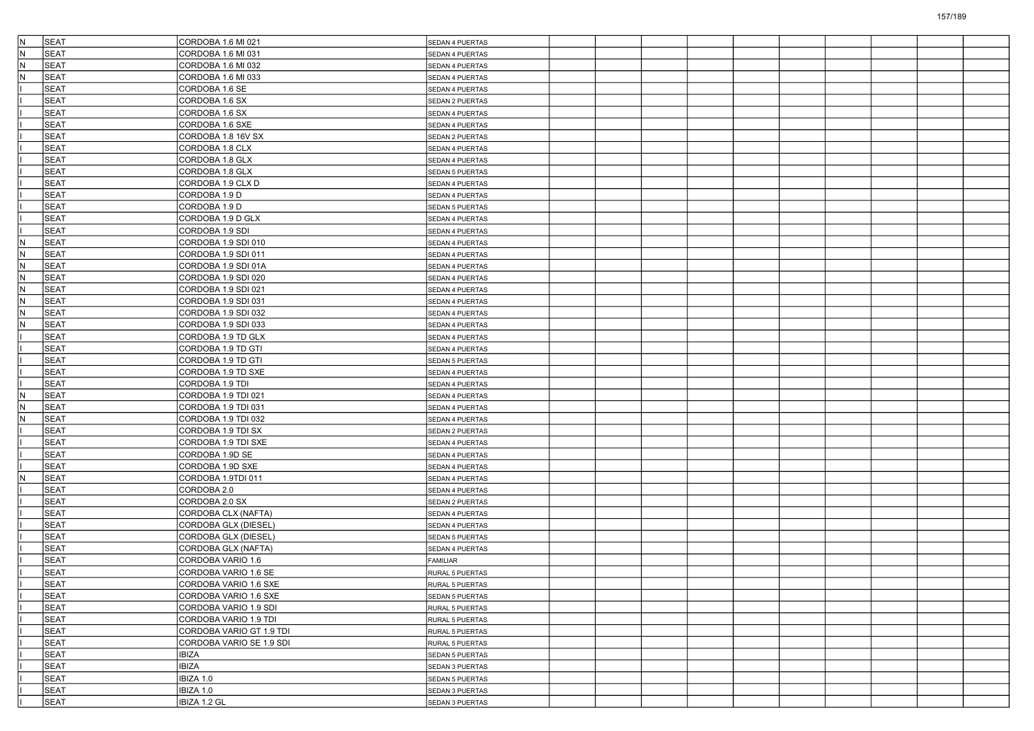| | | | | | | | | | | | | | |
|---|---|---|---|---|---|---|---|---|---|---|---|---|---|
| N | SEAT | CORDOBA 1.6 MI 021 | SEDAN 4 PUERTAS | | | | | | | | | | |
| N | SEAT | CORDOBA 1.6 MI 031 | SEDAN 4 PUERTAS | | | | | | | | | | |
| N | SEAT | CORDOBA 1.6 MI 032 | SEDAN 4 PUERTAS | | | | | | | | | | |
| N | SEAT | CORDOBA 1.6 MI 033 | SEDAN 4 PUERTAS | | | | | | | | | | |
| I | SEAT | CORDOBA 1.6 SE | SEDAN 4 PUERTAS | | | | | | | | | | |
| I | SEAT | CORDOBA 1.6 SX | SEDAN 2 PUERTAS | | | | | | | | | | |
| I | SEAT | CORDOBA 1.6 SX | SEDAN 4 PUERTAS | | | | | | | | | | |
| I | SEAT | CORDOBA 1.6 SXE | SEDAN 4 PUERTAS | | | | | | | | | | |
| I | SEAT | CORDOBA 1.8 16V SX | SEDAN 2 PUERTAS | | | | | | | | | | |
| I | SEAT | CORDOBA 1.8 CLX | SEDAN 4 PUERTAS | | | | | | | | | | |
| I | SEAT | CORDOBA 1.8 GLX | SEDAN 4 PUERTAS | | | | | | | | | | |
| I | SEAT | CORDOBA 1.8 GLX | SEDAN 5 PUERTAS | | | | | | | | | | |
| I | SEAT | CORDOBA 1.9 CLX D | SEDAN 4 PUERTAS | | | | | | | | | | |
| I | SEAT | CORDOBA 1.9 D | SEDAN 4 PUERTAS | | | | | | | | | | |
| I | SEAT | CORDOBA 1.9 D | SEDAN 5 PUERTAS | | | | | | | | | | |
| I | SEAT | CORDOBA 1.9 D GLX | SEDAN 4 PUERTAS | | | | | | | | | | |
| I | SEAT | CORDOBA 1.9 SDI | SEDAN 4 PUERTAS | | | | | | | | | | |
| N | SEAT | CORDOBA 1.9 SDI 010 | SEDAN 4 PUERTAS | | | | | | | | | | |
| N | SEAT | CORDOBA 1.9 SDI 011 | SEDAN 4 PUERTAS | | | | | | | | | | |
| N | SEAT | CORDOBA 1.9 SDI 01A | SEDAN 4 PUERTAS | | | | | | | | | | |
| N | SEAT | CORDOBA 1.9 SDI 020 | SEDAN 4 PUERTAS | | | | | | | | | | |
| N | SEAT | CORDOBA 1.9 SDI 021 | SEDAN 4 PUERTAS | | | | | | | | | | |
| N | SEAT | CORDOBA 1.9 SDI 031 | SEDAN 4 PUERTAS | | | | | | | | | | |
| N | SEAT | CORDOBA 1.9 SDI 032 | SEDAN 4 PUERTAS | | | | | | | | | | |
| N | SEAT | CORDOBA 1.9 SDI 033 | SEDAN 4 PUERTAS | | | | | | | | | | |
| I | SEAT | CORDOBA 1.9 TD GLX | SEDAN 4 PUERTAS | | | | | | | | | | |
| I | SEAT | CORDOBA 1.9 TD GTI | SEDAN 4 PUERTAS | | | | | | | | | | |
| I | SEAT | CORDOBA 1.9 TD GTI | SEDAN 5 PUERTAS | | | | | | | | | | |
| I | SEAT | CORDOBA 1.9 TD SXE | SEDAN 4 PUERTAS | | | | | | | | | | |
| I | SEAT | CORDOBA 1.9 TDI | SEDAN 4 PUERTAS | | | | | | | | | | |
| N | SEAT | CORDOBA 1.9 TDI 021 | SEDAN 4 PUERTAS | | | | | | | | | | |
| N | SEAT | CORDOBA 1.9 TDI 031 | SEDAN 4 PUERTAS | | | | | | | | | | |
| N | SEAT | CORDOBA 1.9 TDI 032 | SEDAN 4 PUERTAS | | | | | | | | | | |
| I | SEAT | CORDOBA 1.9 TDI SX | SEDAN 2 PUERTAS | | | | | | | | | | |
| I | SEAT | CORDOBA 1.9 TDI SXE | SEDAN 4 PUERTAS | | | | | | | | | | |
| I | SEAT | CORDOBA 1.9D SE | SEDAN 4 PUERTAS | | | | | | | | | | |
| I | SEAT | CORDOBA 1.9D SXE | SEDAN 4 PUERTAS | | | | | | | | | | |
| N | SEAT | CORDOBA 1.9TDI 011 | SEDAN 4 PUERTAS | | | | | | | | | | |
| I | SEAT | CORDOBA 2.0 | SEDAN 4 PUERTAS | | | | | | | | | | |
| I | SEAT | CORDOBA 2.0 SX | SEDAN 2 PUERTAS | | | | | | | | | | |
| I | SEAT | CORDOBA CLX (NAFTA) | SEDAN 4 PUERTAS | | | | | | | | | | |
| I | SEAT | CORDOBA GLX (DIESEL) | SEDAN 4 PUERTAS | | | | | | | | | | |
| I | SEAT | CORDOBA GLX (DIESEL) | SEDAN 5 PUERTAS | | | | | | | | | | |
| I | SEAT | CORDOBA GLX (NAFTA) | SEDAN 4 PUERTAS | | | | | | | | | | |
| I | SEAT | CORDOBA VARIO 1.6 | FAMILIAR | | | | | | | | | | |
| I | SEAT | CORDOBA VARIO 1.6 SE | RURAL 5 PUERTAS | | | | | | | | | | |
| I | SEAT | CORDOBA VARIO 1.6 SXE | RURAL 5 PUERTAS | | | | | | | | | | |
| I | SEAT | CORDOBA VARIO 1.6 SXE | SEDAN 5 PUERTAS | | | | | | | | | | |
| I | SEAT | CORDOBA VARIO 1.9 SDI | RURAL 5 PUERTAS | | | | | | | | | | |
| I | SEAT | CORDOBA VARIO 1.9 TDI | RURAL 5 PUERTAS | | | | | | | | | | |
| I | SEAT | CORDOBA VARIO GT 1.9 TDI | RURAL 5 PUERTAS | | | | | | | | | | |
| I | SEAT | CORDOBA VARIO SE 1.9 SDI | RURAL 5 PUERTAS | | | | | | | | | | |
| I | SEAT | IBIZA | SEDAN 5 PUERTAS | | | | | | | | | | |
| I | SEAT | IBIZA | SEDAN 3 PUERTAS | | | | | | | | | | |
| I | SEAT | IBIZA 1.0 | SEDAN 5 PUERTAS | | | | | | | | | | |
| I | SEAT | IBIZA 1.0 | SEDAN 3 PUERTAS | | | | | | | | | | |
| I | SEAT | IBIZA 1.2 GL | SEDAN 3 PUERTAS | | | | | | | | | | |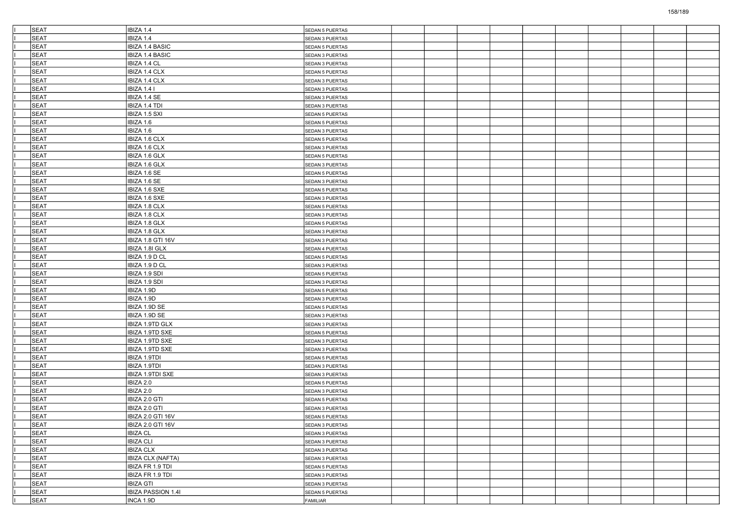| I | SEAT | IBIZA 1.4 | SEDAN 5 PUERTAS | | | | | | | | | | |
|---|---|---|---|---|---|---|---|---|---|---|---|---|---|
| I | SEAT | IBIZA 1.4 | SEDAN 3 PUERTAS | | | | | | | | | | |
| I | SEAT | IBIZA 1.4 BASIC | SEDAN 5 PUERTAS | | | | | | | | | | |
| I | SEAT | IBIZA 1.4 BASIC | SEDAN 3 PUERTAS | | | | | | | | | | |
| I | SEAT | IBIZA 1.4 CL | SEDAN 3 PUERTAS | | | | | | | | | | |
| I | SEAT | IBIZA 1.4 CLX | SEDAN 5 PUERTAS | | | | | | | | | | |
| I | SEAT | IBIZA 1.4 CLX | SEDAN 3 PUERTAS | | | | | | | | | | |
| I | SEAT | IBIZA 1.4 I | SEDAN 3 PUERTAS | | | | | | | | | | |
| I | SEAT | IBIZA 1.4 SE | SEDAN 3 PUERTAS | | | | | | | | | | |
| I | SEAT | IBIZA 1.4 TDI | SEDAN 3 PUERTAS | | | | | | | | | | |
| I | SEAT | IBIZA 1.5 SXI | SEDAN 5 PUERTAS | | | | | | | | | | |
| I | SEAT | IBIZA 1.6 | SEDAN 5 PUERTAS | | | | | | | | | | |
| I | SEAT | IBIZA 1.6 | SEDAN 3 PUERTAS | | | | | | | | | | |
| I | SEAT | IBIZA 1.6 CLX | SEDAN 5 PUERTAS | | | | | | | | | | |
| I | SEAT | IBIZA 1.6 CLX | SEDAN 3 PUERTAS | | | | | | | | | | |
| I | SEAT | IBIZA 1.6 GLX | SEDAN 5 PUERTAS | | | | | | | | | | |
| I | SEAT | IBIZA 1.6 GLX | SEDAN 3 PUERTAS | | | | | | | | | | |
| I | SEAT | IBIZA 1.6 SE | SEDAN 5 PUERTAS | | | | | | | | | | |
| I | SEAT | IBIZA 1.6 SE | SEDAN 3 PUERTAS | | | | | | | | | | |
| I | SEAT | IBIZA 1.6 SXE | SEDAN 5 PUERTAS | | | | | | | | | | |
| I | SEAT | IBIZA 1.6 SXE | SEDAN 3 PUERTAS | | | | | | | | | | |
| I | SEAT | IBIZA 1.8 CLX | SEDAN 5 PUERTAS | | | | | | | | | | |
| I | SEAT | IBIZA 1.8 CLX | SEDAN 3 PUERTAS | | | | | | | | | | |
| I | SEAT | IBIZA 1.8 GLX | SEDAN 5 PUERTAS | | | | | | | | | | |
| I | SEAT | IBIZA 1.8 GLX | SEDAN 3 PUERTAS | | | | | | | | | | |
| I | SEAT | IBIZA 1.8 GTI 16V | SEDAN 3 PUERTAS | | | | | | | | | | |
| I | SEAT | IBIZA 1.8I GLX | SEDAN 4 PUERTAS | | | | | | | | | | |
| I | SEAT | IBIZA 1.9 D CL | SEDAN 5 PUERTAS | | | | | | | | | | |
| I | SEAT | IBIZA 1.9 D CL | SEDAN 3 PUERTAS | | | | | | | | | | |
| I | SEAT | IBIZA 1.9 SDI | SEDAN 5 PUERTAS | | | | | | | | | | |
| I | SEAT | IBIZA 1.9 SDI | SEDAN 3 PUERTAS | | | | | | | | | | |
| I | SEAT | IBIZA 1.9D | SEDAN 5 PUERTAS | | | | | | | | | | |
| I | SEAT | IBIZA 1.9D | SEDAN 3 PUERTAS | | | | | | | | | | |
| I | SEAT | IBIZA 1.9D SE | SEDAN 5 PUERTAS | | | | | | | | | | |
| I | SEAT | IBIZA 1.9D SE | SEDAN 3 PUERTAS | | | | | | | | | | |
| I | SEAT | IBIZA 1.9TD GLX | SEDAN 3 PUERTAS | | | | | | | | | | |
| I | SEAT | IBIZA 1.9TD SXE | SEDAN 5 PUERTAS | | | | | | | | | | |
| I | SEAT | IBIZA 1.9TD SXE | SEDAN 3 PUERTAS | | | | | | | | | | |
| I | SEAT | IBIZA 1.9TD SXE | SEDAN 3 PUERTAS | | | | | | | | | | |
| I | SEAT | IBIZA 1.9TDI | SEDAN 5 PUERTAS | | | | | | | | | | |
| I | SEAT | IBIZA 1.9TDI | SEDAN 3 PUERTAS | | | | | | | | | | |
| I | SEAT | IBIZA 1.9TDI SXE | SEDAN 3 PUERTAS | | | | | | | | | | |
| I | SEAT | IBIZA 2.0 | SEDAN 5 PUERTAS | | | | | | | | | | |
| I | SEAT | IBIZA 2.0 | SEDAN 3 PUERTAS | | | | | | | | | | |
| I | SEAT | IBIZA 2.0 GTI | SEDAN 5 PUERTAS | | | | | | | | | | |
| I | SEAT | IBIZA 2.0 GTI | SEDAN 3 PUERTAS | | | | | | | | | | |
| I | SEAT | IBIZA 2.0 GTI 16V | SEDAN 5 PUERTAS | | | | | | | | | | |
| I | SEAT | IBIZA 2.0 GTI 16V | SEDAN 3 PUERTAS | | | | | | | | | | |
| I | SEAT | IBIZA CL | SEDAN 3 PUERTAS | | | | | | | | | | |
| I | SEAT | IBIZA CLI | SEDAN 3 PUERTAS | | | | | | | | | | |
| I | SEAT | IBIZA CLX | SEDAN 3 PUERTAS | | | | | | | | | | |
| I | SEAT | IBIZA CLX (NAFTA) | SEDAN 3 PUERTAS | | | | | | | | | | |
| I | SEAT | IBIZA FR 1.9 TDI | SEDAN 5 PUERTAS | | | | | | | | | | |
| I | SEAT | IBIZA FR 1.9 TDI | SEDAN 3 PUERTAS | | | | | | | | | | |
| I | SEAT | IBIZA GTI | SEDAN 3 PUERTAS | | | | | | | | | | |
| I | SEAT | IBIZA PASSION 1.4I | SEDAN 5 PUERTAS | | | | | | | | | | |
| I | SEAT | INCA 1.9D | FAMILIAR | | | | | | | | | | |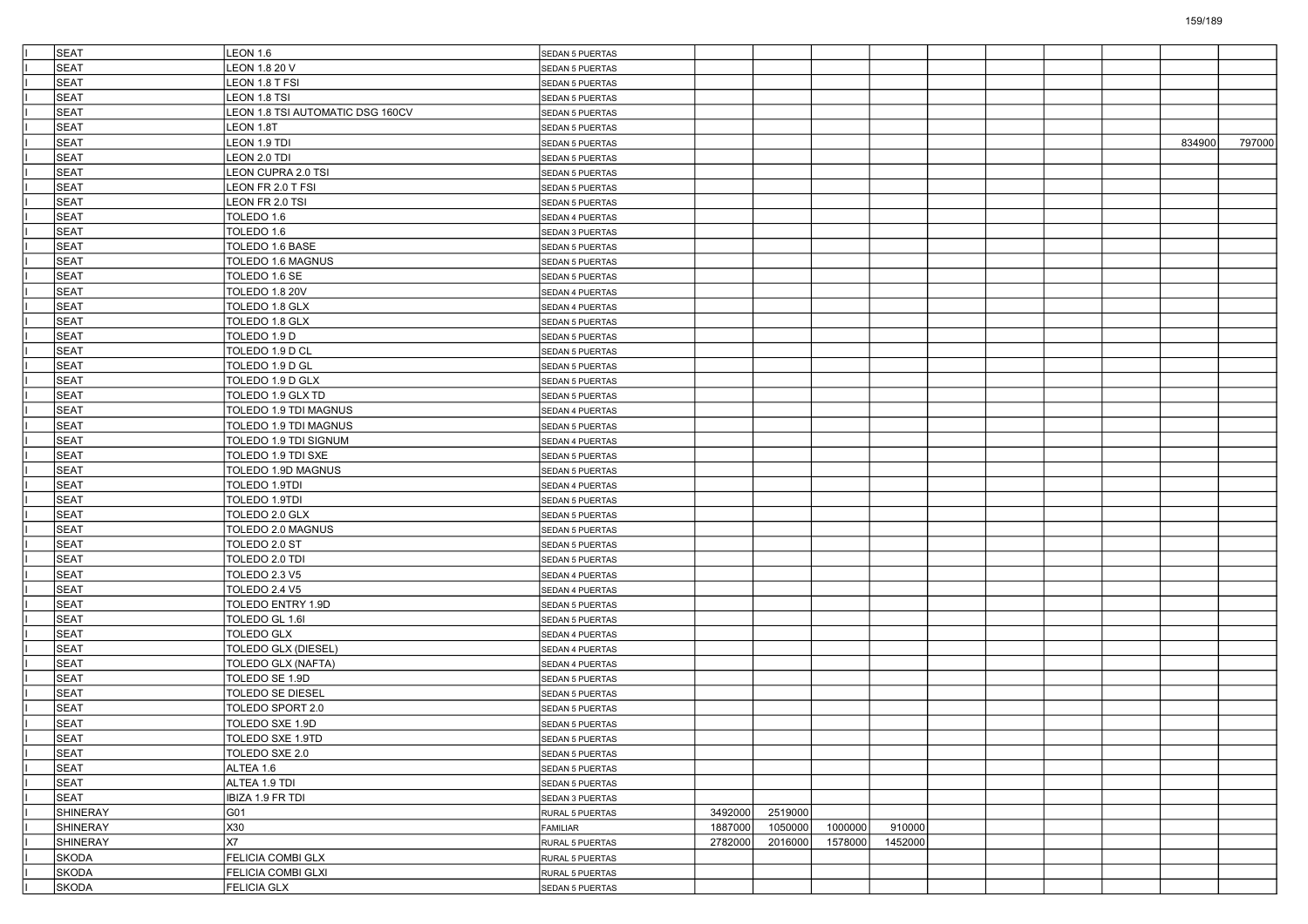| | | | | | | | | | | | | | |
|---|---|---|---|---|---|---|---|---|---|---|---|---|---|
| I | SEAT | LEON 1.6 | SEDAN 5 PUERTAS | | | | | | | | | | |
| I | SEAT | LEON 1.8 20 V | SEDAN 5 PUERTAS | | | | | | | | | | |
| I | SEAT | LEON 1.8 T FSI | SEDAN 5 PUERTAS | | | | | | | | | | |
| I | SEAT | LEON 1.8 TSI | SEDAN 5 PUERTAS | | | | | | | | | | |
| I | SEAT | LEON 1.8 TSI AUTOMATIC DSG 160CV | SEDAN 5 PUERTAS | | | | | | | | | | |
| I | SEAT | LEON 1.8T | SEDAN 5 PUERTAS | | | | | | | | | | |
| I | SEAT | LEON 1.9 TDI | SEDAN 5 PUERTAS | | | | | | | | | 834900 | 797000 |
| I | SEAT | LEON 2.0 TDI | SEDAN 5 PUERTAS | | | | | | | | | | |
| I | SEAT | LEON CUPRA 2.0 TSI | SEDAN 5 PUERTAS | | | | | | | | | | |
| I | SEAT | LEON FR 2.0 T FSI | SEDAN 5 PUERTAS | | | | | | | | | | |
| I | SEAT | LEON FR 2.0 TSI | SEDAN 5 PUERTAS | | | | | | | | | | |
| I | SEAT | TOLEDO 1.6 | SEDAN 4 PUERTAS | | | | | | | | | | |
| I | SEAT | TOLEDO 1.6 | SEDAN 3 PUERTAS | | | | | | | | | | |
| I | SEAT | TOLEDO 1.6 BASE | SEDAN 5 PUERTAS | | | | | | | | | | |
| I | SEAT | TOLEDO 1.6 MAGNUS | SEDAN 5 PUERTAS | | | | | | | | | | |
| I | SEAT | TOLEDO 1.6 SE | SEDAN 5 PUERTAS | | | | | | | | | | |
| I | SEAT | TOLEDO 1.8 20V | SEDAN 4 PUERTAS | | | | | | | | | | |
| I | SEAT | TOLEDO 1.8 GLX | SEDAN 4 PUERTAS | | | | | | | | | | |
| I | SEAT | TOLEDO 1.8 GLX | SEDAN 5 PUERTAS | | | | | | | | | | |
| I | SEAT | TOLEDO 1.9 D | SEDAN 5 PUERTAS | | | | | | | | | | |
| I | SEAT | TOLEDO 1.9 D CL | SEDAN 5 PUERTAS | | | | | | | | | | |
| I | SEAT | TOLEDO 1.9 D GL | SEDAN 5 PUERTAS | | | | | | | | | | |
| I | SEAT | TOLEDO 1.9 D GLX | SEDAN 5 PUERTAS | | | | | | | | | | |
| I | SEAT | TOLEDO 1.9 GLX TD | SEDAN 5 PUERTAS | | | | | | | | | | |
| I | SEAT | TOLEDO 1.9 TDI MAGNUS | SEDAN 4 PUERTAS | | | | | | | | | | |
| I | SEAT | TOLEDO 1.9 TDI MAGNUS | SEDAN 5 PUERTAS | | | | | | | | | | |
| I | SEAT | TOLEDO 1.9 TDI SIGNUM | SEDAN 4 PUERTAS | | | | | | | | | | |
| I | SEAT | TOLEDO 1.9 TDI SXE | SEDAN 5 PUERTAS | | | | | | | | | | |
| I | SEAT | TOLEDO 1.9D MAGNUS | SEDAN 5 PUERTAS | | | | | | | | | | |
| I | SEAT | TOLEDO 1.9TDI | SEDAN 4 PUERTAS | | | | | | | | | | |
| I | SEAT | TOLEDO 1.9TDI | SEDAN 5 PUERTAS | | | | | | | | | | |
| I | SEAT | TOLEDO 2.0 GLX | SEDAN 5 PUERTAS | | | | | | | | | | |
| I | SEAT | TOLEDO 2.0 MAGNUS | SEDAN 5 PUERTAS | | | | | | | | | | |
| I | SEAT | TOLEDO 2.0 ST | SEDAN 5 PUERTAS | | | | | | | | | | |
| I | SEAT | TOLEDO 2.0 TDI | SEDAN 5 PUERTAS | | | | | | | | | | |
| I | SEAT | TOLEDO 2.3 V5 | SEDAN 4 PUERTAS | | | | | | | | | | |
| I | SEAT | TOLEDO 2.4 V5 | SEDAN 4 PUERTAS | | | | | | | | | | |
| I | SEAT | TOLEDO ENTRY 1.9D | SEDAN 5 PUERTAS | | | | | | | | | | |
| I | SEAT | TOLEDO GL 1.6I | SEDAN 5 PUERTAS | | | | | | | | | | |
| I | SEAT | TOLEDO GLX | SEDAN 4 PUERTAS | | | | | | | | | | |
| I | SEAT | TOLEDO GLX (DIESEL) | SEDAN 4 PUERTAS | | | | | | | | | | |
| I | SEAT | TOLEDO GLX (NAFTA) | SEDAN 4 PUERTAS | | | | | | | | | | |
| I | SEAT | TOLEDO SE 1.9D | SEDAN 5 PUERTAS | | | | | | | | | | |
| I | SEAT | TOLEDO SE DIESEL | SEDAN 5 PUERTAS | | | | | | | | | | |
| I | SEAT | TOLEDO SPORT 2.0 | SEDAN 5 PUERTAS | | | | | | | | | | |
| I | SEAT | TOLEDO SXE 1.9D | SEDAN 5 PUERTAS | | | | | | | | | | |
| I | SEAT | TOLEDO SXE 1.9TD | SEDAN 5 PUERTAS | | | | | | | | | | |
| I | SEAT | TOLEDO SXE 2.0 | SEDAN 5 PUERTAS | | | | | | | | | | |
| I | SEAT | ALTEA 1.6 | SEDAN 5 PUERTAS | | | | | | | | | | |
| I | SEAT | ALTEA 1.9 TDI | SEDAN 5 PUERTAS | | | | | | | | | | |
| I | SEAT | IBIZA 1.9 FR TDI | SEDAN 3 PUERTAS | | | | | | | | | | |
| I | SHINERAY | G01 | RURAL 5 PUERTAS | 3492000 | 2519000 | | | | | | | | |
| I | SHINERAY | X30 | FAMILIAR | 1887000 | 1050000 | 1000000 | 910000 | | | | | | |
| I | SHINERAY | X7 | RURAL 5 PUERTAS | 2782000 | 2016000 | 1578000 | 1452000 | | | | | | |
| I | SKODA | FELICIA COMBI GLX | RURAL 5 PUERTAS | | | | | | | | | | |
| I | SKODA | FELICIA COMBI GLXI | RURAL 5 PUERTAS | | | | | | | | | | |
| I | SKODA | FELICIA GLX | SEDAN 5 PUERTAS | | | | | | | | | | |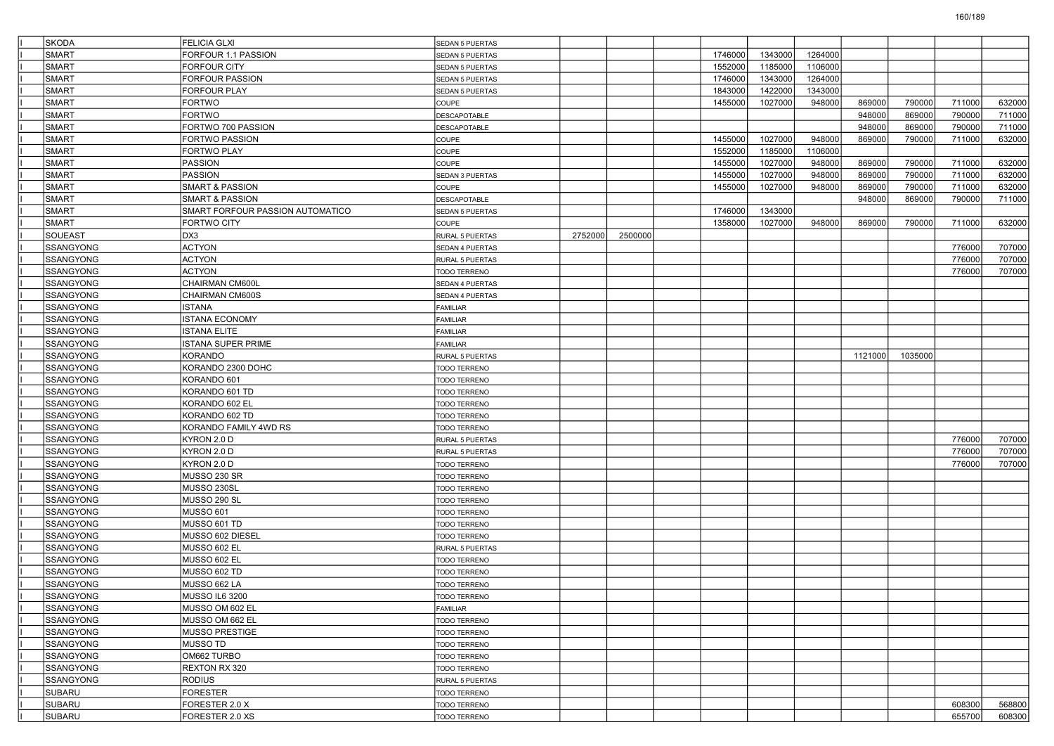| | | | | | | | | | | | | | |
|---|---|---|---|---|---|---|---|---|---|---|---|---|---|
| I | SKODA | FELICIA GLXI | SEDAN 5 PUERTAS | | | | | | | | | | |
| I | SMART | FORFOUR 1.1 PASSION | SEDAN 5 PUERTAS | | | | 1746000 | 1343000 | 1264000 | | | | |
| I | SMART | FORFOUR CITY | SEDAN 5 PUERTAS | | | | 1552000 | 1185000 | 1106000 | | | | |
| I | SMART | FORFOUR PASSION | SEDAN 5 PUERTAS | | | | 1746000 | 1343000 | 1264000 | | | | |
| I | SMART | FORFOUR PLAY | SEDAN 5 PUERTAS | | | | 1843000 | 1422000 | 1343000 | | | | |
| I | SMART | FORTWO | COUPE | | | | 1455000 | 1027000 | 948000 | 869000 | 790000 | 711000 | 632000 |
| I | SMART | FORTWO | DESCAPOTABLE | | | | | | | 948000 | 869000 | 790000 | 711000 |
| I | SMART | FORTWO 700 PASSION | DESCAPOTABLE | | | | | | | 948000 | 869000 | 790000 | 711000 |
| I | SMART | FORTWO PASSION | COUPE | | | | 1455000 | 1027000 | 948000 | 869000 | 790000 | 711000 | 632000 |
| I | SMART | FORTWO PLAY | COUPE | | | | 1552000 | 1185000 | 1106000 | | | | |
| I | SMART | PASSION | COUPE | | | | 1455000 | 1027000 | 948000 | 869000 | 790000 | 711000 | 632000 |
| I | SMART | PASSION | SEDAN 3 PUERTAS | | | | 1455000 | 1027000 | 948000 | 869000 | 790000 | 711000 | 632000 |
| I | SMART | SMART & PASSION | COUPE | | | | 1455000 | 1027000 | 948000 | 869000 | 790000 | 711000 | 632000 |
| I | SMART | SMART & PASSION | DESCAPOTABLE | | | | | | | 948000 | 869000 | 790000 | 711000 |
| I | SMART | SMART FORFOUR PASSION AUTOMATICO | SEDAN 5 PUERTAS | | | | 1746000 | 1343000 | | | | | |
| I | SMART | FORTWO CITY | COUPE | | | | 1358000 | 1027000 | 948000 | 869000 | 790000 | 711000 | 632000 |
| I | SOUEAST | DX3 | RURAL 5 PUERTAS | 2752000 | 2500000 | | | | | | | | |
| I | SSANGYONG | ACTYON | SEDAN 4 PUERTAS | | | | | | | | | 776000 | 707000 |
| I | SSANGYONG | ACTYON | RURAL 5 PUERTAS | | | | | | | | | 776000 | 707000 |
| I | SSANGYONG | ACTYON | TODO TERRENO | | | | | | | | | 776000 | 707000 |
| I | SSANGYONG | CHAIRMAN CM600L | SEDAN 4 PUERTAS | | | | | | | | | | |
| I | SSANGYONG | CHAIRMAN CM600S | SEDAN 4 PUERTAS | | | | | | | | | | |
| I | SSANGYONG | ISTANA | FAMILIAR | | | | | | | | | | |
| I | SSANGYONG | ISTANA ECONOMY | FAMILIAR | | | | | | | | | | |
| I | SSANGYONG | ISTANA ELITE | FAMILIAR | | | | | | | | | | |
| I | SSANGYONG | ISTANA SUPER PRIME | FAMILIAR | | | | | | | | | | |
| I | SSANGYONG | KORANDO | RURAL 5 PUERTAS | | | | | | | 1121000 | 1035000 | | |
| I | SSANGYONG | KORANDO 2300 DOHC | TODO TERRENO | | | | | | | | | | |
| I | SSANGYONG | KORANDO 601 | TODO TERRENO | | | | | | | | | | |
| I | SSANGYONG | KORANDO 601 TD | TODO TERRENO | | | | | | | | | | |
| I | SSANGYONG | KORANDO 602 EL | TODO TERRENO | | | | | | | | | | |
| I | SSANGYONG | KORANDO 602 TD | TODO TERRENO | | | | | | | | | | |
| I | SSANGYONG | KORANDO FAMILY 4WD RS | TODO TERRENO | | | | | | | | | | |
| I | SSANGYONG | KYRON 2.0 D | RURAL 5 PUERTAS | | | | | | | | | 776000 | 707000 |
| I | SSANGYONG | KYRON 2.0 D | RURAL 5 PUERTAS | | | | | | | | | 776000 | 707000 |
| I | SSANGYONG | KYRON 2.0 D | TODO TERRENO | | | | | | | | | 776000 | 707000 |
| I | SSANGYONG | MUSSO 230 SR | TODO TERRENO | | | | | | | | | | |
| I | SSANGYONG | MUSSO 230SL | TODO TERRENO | | | | | | | | | | |
| I | SSANGYONG | MUSSO 290 SL | TODO TERRENO | | | | | | | | | | |
| I | SSANGYONG | MUSSO 601 | TODO TERRENO | | | | | | | | | | |
| I | SSANGYONG | MUSSO 601 TD | TODO TERRENO | | | | | | | | | | |
| I | SSANGYONG | MUSSO 602 DIESEL | TODO TERRENO | | | | | | | | | | |
| I | SSANGYONG | MUSSO 602 EL | RURAL 5 PUERTAS | | | | | | | | | | |
| I | SSANGYONG | MUSSO 602 EL | TODO TERRENO | | | | | | | | | | |
| I | SSANGYONG | MUSSO 602 TD | TODO TERRENO | | | | | | | | | | |
| I | SSANGYONG | MUSSO 662 LA | TODO TERRENO | | | | | | | | | | |
| I | SSANGYONG | MUSSO IL6 3200 | TODO TERRENO | | | | | | | | | | |
| I | SSANGYONG | MUSSO OM 602 EL | FAMILIAR | | | | | | | | | | |
| I | SSANGYONG | MUSSO OM 662 EL | TODO TERRENO | | | | | | | | | | |
| I | SSANGYONG | MUSSO PRESTIGE | TODO TERRENO | | | | | | | | | | |
| I | SSANGYONG | MUSSO TD | TODO TERRENO | | | | | | | | | | |
| I | SSANGYONG | OM662 TURBO | TODO TERRENO | | | | | | | | | | |
| I | SSANGYONG | REXTON RX 320 | TODO TERRENO | | | | | | | | | | |
| I | SSANGYONG | RODIUS | RURAL 5 PUERTAS | | | | | | | | | | |
| I | SUBARU | FORESTER | TODO TERRENO | | | | | | | | | | |
| I | SUBARU | FORESTER 2.0 X | TODO TERRENO | | | | | | | | | 608300 | 568800 |
| I | SUBARU | FORESTER 2.0 XS | TODO TERRENO | | | | | | | | | 655700 | 608300 |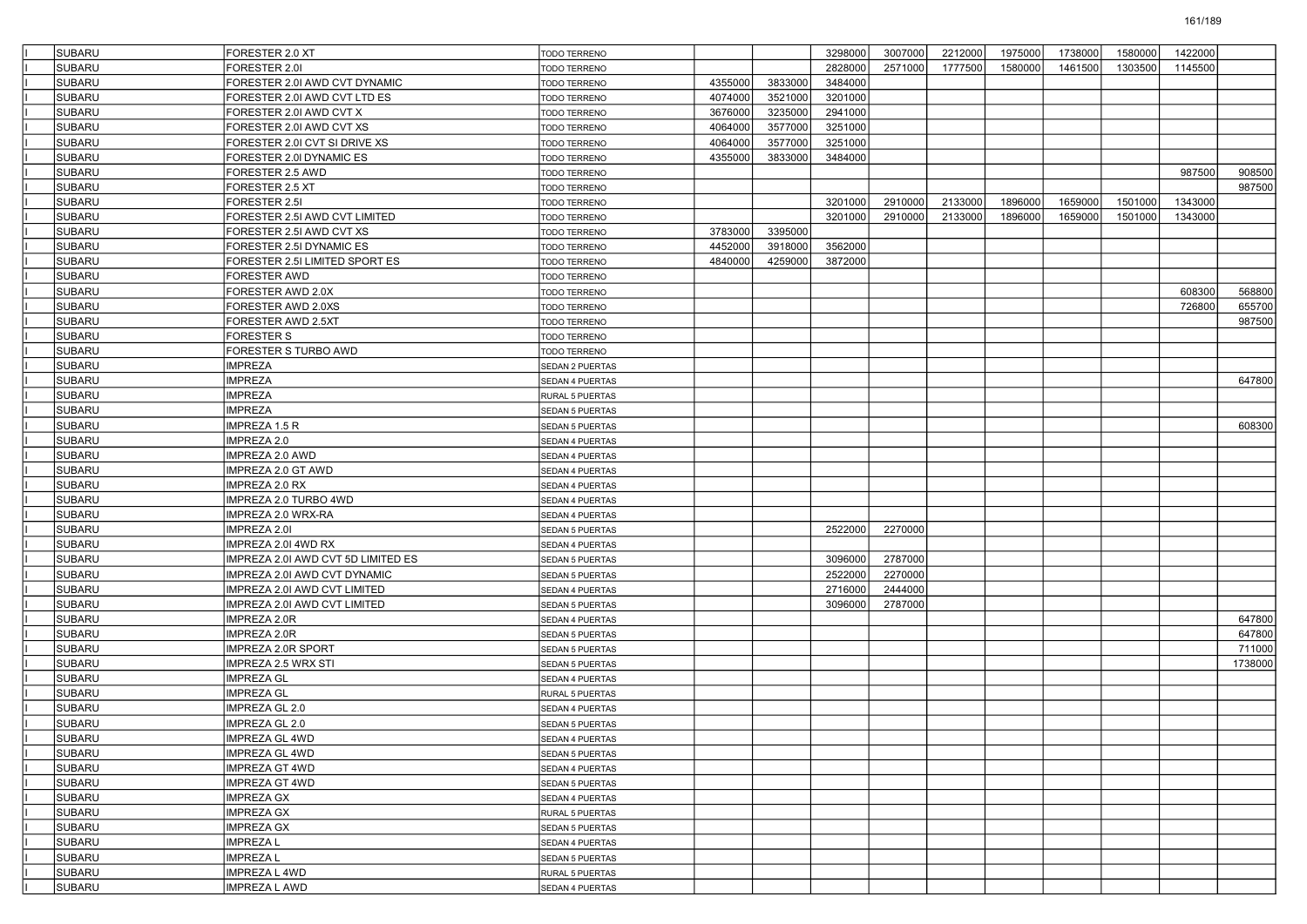| | | | | | | | | | | | | | |
|---|---|---|---|---|---|---|---|---|---|---|---|---|---|
| I | SUBARU | FORESTER 2.0 XT | TODO TERRENO | | | 3298000 | 3007000 | 2212000 | 1975000 | 1738000 | 1580000 | 1422000 | |
| I | SUBARU | FORESTER 2.0I | TODO TERRENO | | | 2828000 | 2571000 | 1777500 | 1580000 | 1461500 | 1303500 | 1145500 | |
| I | SUBARU | FORESTER 2.0I AWD CVT DYNAMIC | TODO TERRENO | 4355000 | 3833000 | 3484000 | | | | | | | |
| I | SUBARU | FORESTER 2.0I AWD CVT LTD ES | TODO TERRENO | 4074000 | 3521000 | 3201000 | | | | | | | |
| I | SUBARU | FORESTER 2.0I AWD CVT X | TODO TERRENO | 3676000 | 3235000 | 2941000 | | | | | | | |
| I | SUBARU | FORESTER 2.0I AWD CVT XS | TODO TERRENO | 4064000 | 3577000 | 3251000 | | | | | | | |
| I | SUBARU | FORESTER 2.0I CVT SI DRIVE XS | TODO TERRENO | 4064000 | 3577000 | 3251000 | | | | | | | |
| I | SUBARU | FORESTER 2.0I DYNAMIC ES | TODO TERRENO | 4355000 | 3833000 | 3484000 | | | | | | | |
| I | SUBARU | FORESTER 2.5 AWD | TODO TERRENO | | | | | | | | | 987500 | 908500 |
| I | SUBARU | FORESTER 2.5 XT | TODO TERRENO | | | | | | | | | | 987500 |
| I | SUBARU | FORESTER 2.5I | TODO TERRENO | | | 3201000 | 2910000 | 2133000 | 1896000 | 1659000 | 1501000 | 1343000 | |
| I | SUBARU | FORESTER 2.5I AWD CVT LIMITED | TODO TERRENO | | | 3201000 | 2910000 | 2133000 | 1896000 | 1659000 | 1501000 | 1343000 | |
| I | SUBARU | FORESTER 2.5I AWD CVT XS | TODO TERRENO | 3783000 | 3395000 | | | | | | | | |
| I | SUBARU | FORESTER 2.5I DYNAMIC ES | TODO TERRENO | 4452000 | 3918000 | 3562000 | | | | | | | |
| I | SUBARU | FORESTER 2.5I LIMITED SPORT ES | TODO TERRENO | 4840000 | 4259000 | 3872000 | | | | | | | |
| I | SUBARU | FORESTER AWD | TODO TERRENO | | | | | | | | | | |
| I | SUBARU | FORESTER AWD 2.0X | TODO TERRENO | | | | | | | | | 608300 | 568800 |
| I | SUBARU | FORESTER AWD 2.0XS | TODO TERRENO | | | | | | | | | 726800 | 655700 |
| I | SUBARU | FORESTER AWD 2.5XT | TODO TERRENO | | | | | | | | | | 987500 |
| I | SUBARU | FORESTER S | TODO TERRENO | | | | | | | | | | |
| I | SUBARU | FORESTER S TURBO AWD | TODO TERRENO | | | | | | | | | | |
| I | SUBARU | IMPREZA | SEDAN 2 PUERTAS | | | | | | | | | | |
| I | SUBARU | IMPREZA | SEDAN 4 PUERTAS | | | | | | | | | | 647800 |
| I | SUBARU | IMPREZA | RURAL 5 PUERTAS | | | | | | | | | | |
| I | SUBARU | IMPREZA | SEDAN 5 PUERTAS | | | | | | | | | | |
| I | SUBARU | IMPREZA 1.5 R | SEDAN 5 PUERTAS | | | | | | | | | | 608300 |
| I | SUBARU | IMPREZA 2.0 | SEDAN 4 PUERTAS | | | | | | | | | | |
| I | SUBARU | IMPREZA 2.0 AWD | SEDAN 4 PUERTAS | | | | | | | | | | |
| I | SUBARU | IMPREZA 2.0 GT AWD | SEDAN 4 PUERTAS | | | | | | | | | | |
| I | SUBARU | IMPREZA 2.0 RX | SEDAN 4 PUERTAS | | | | | | | | | | |
| I | SUBARU | IMPREZA 2.0 TURBO 4WD | SEDAN 4 PUERTAS | | | | | | | | | | |
| I | SUBARU | IMPREZA 2.0 WRX-RA | SEDAN 4 PUERTAS | | | | | | | | | | |
| I | SUBARU | IMPREZA 2.0I | SEDAN 5 PUERTAS | | | 2522000 | 2270000 | | | | | | |
| I | SUBARU | IMPREZA 2.0I 4WD RX | SEDAN 4 PUERTAS | | | | | | | | | | |
| I | SUBARU | IMPREZA 2.0I AWD CVT 5D LIMITED ES | SEDAN 5 PUERTAS | | | 3096000 | 2787000 | | | | | | |
| I | SUBARU | IMPREZA 2.0I AWD CVT DYNAMIC | SEDAN 5 PUERTAS | | | 2522000 | 2270000 | | | | | | |
| I | SUBARU | IMPREZA 2.0I AWD CVT LIMITED | SEDAN 4 PUERTAS | | | 2716000 | 2444000 | | | | | | |
| I | SUBARU | IMPREZA 2.0I AWD CVT LIMITED | SEDAN 5 PUERTAS | | | 3096000 | 2787000 | | | | | | |
| I | SUBARU | IMPREZA 2.0R | SEDAN 4 PUERTAS | | | | | | | | | | 647800 |
| I | SUBARU | IMPREZA 2.0R | SEDAN 5 PUERTAS | | | | | | | | | | 647800 |
| I | SUBARU | IMPREZA 2.0R SPORT | SEDAN 5 PUERTAS | | | | | | | | | | 711000 |
| I | SUBARU | IMPREZA 2.5 WRX STI | SEDAN 5 PUERTAS | | | | | | | | | | 1738000 |
| I | SUBARU | IMPREZA GL | SEDAN 4 PUERTAS | | | | | | | | | | |
| I | SUBARU | IMPREZA GL | RURAL 5 PUERTAS | | | | | | | | | | |
| I | SUBARU | IMPREZA GL 2.0 | SEDAN 4 PUERTAS | | | | | | | | | | |
| I | SUBARU | IMPREZA GL 2.0 | SEDAN 5 PUERTAS | | | | | | | | | | |
| I | SUBARU | IMPREZA GL 4WD | SEDAN 4 PUERTAS | | | | | | | | | | |
| I | SUBARU | IMPREZA GL 4WD | SEDAN 5 PUERTAS | | | | | | | | | | |
| I | SUBARU | IMPREZA GT 4WD | SEDAN 4 PUERTAS | | | | | | | | | | |
| I | SUBARU | IMPREZA GT 4WD | SEDAN 5 PUERTAS | | | | | | | | | | |
| I | SUBARU | IMPREZA GX | SEDAN 4 PUERTAS | | | | | | | | | | |
| I | SUBARU | IMPREZA GX | RURAL 5 PUERTAS | | | | | | | | | | |
| I | SUBARU | IMPREZA GX | SEDAN 5 PUERTAS | | | | | | | | | | |
| I | SUBARU | IMPREZA L | SEDAN 4 PUERTAS | | | | | | | | | | |
| I | SUBARU | IMPREZA L | SEDAN 5 PUERTAS | | | | | | | | | | |
| I | SUBARU | IMPREZA L 4WD | RURAL 5 PUERTAS | | | | | | | | | | |
| I | SUBARU | IMPREZA L AWD | SEDAN 4 PUERTAS | | | | | | | | | | |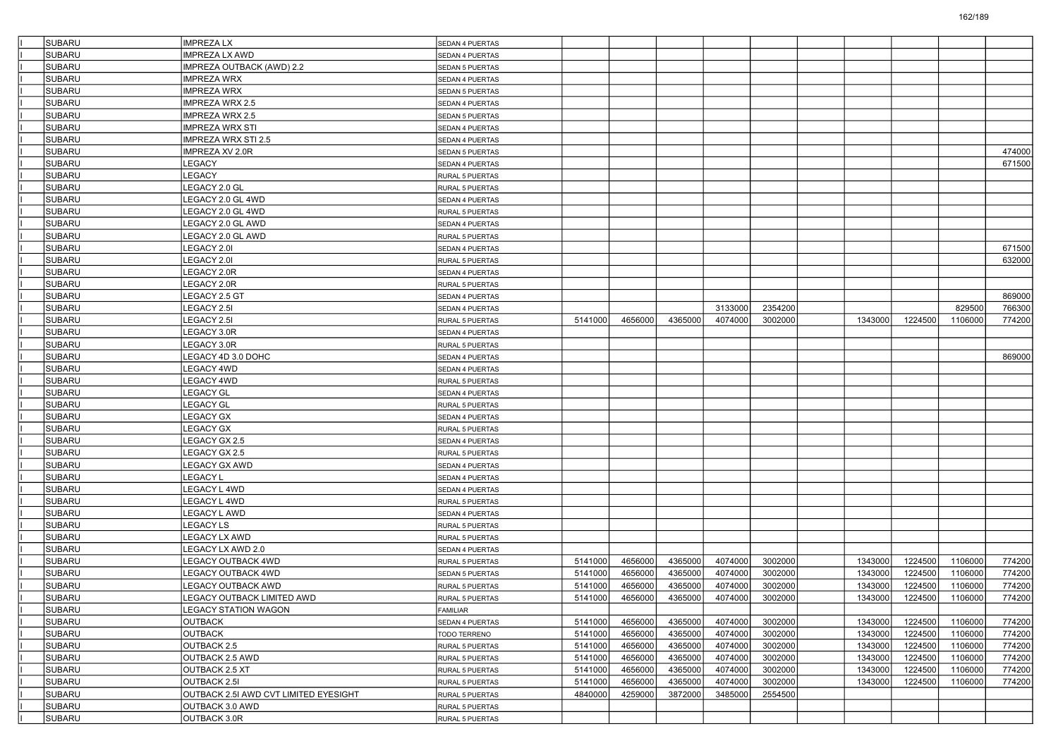| | | | | | | | | | | | | | |
|---|---|---|---|---|---|---|---|---|---|---|---|---|---|
| I | SUBARU | IMPREZA LX | SEDAN 4 PUERTAS | | | | | | | | | | |
| I | SUBARU | IMPREZA LX AWD | SEDAN 4 PUERTAS | | | | | | | | | | |
| I | SUBARU | IMPREZA OUTBACK (AWD) 2.2 | SEDAN 5 PUERTAS | | | | | | | | | | |
| I | SUBARU | IMPREZA WRX | SEDAN 4 PUERTAS | | | | | | | | | | |
| I | SUBARU | IMPREZA WRX | SEDAN 5 PUERTAS | | | | | | | | | | |
| I | SUBARU | IMPREZA WRX 2.5 | SEDAN 4 PUERTAS | | | | | | | | | | |
| I | SUBARU | IMPREZA WRX 2.5 | SEDAN 5 PUERTAS | | | | | | | | | | |
| I | SUBARU | IMPREZA WRX STI | SEDAN 4 PUERTAS | | | | | | | | | | |
| I | SUBARU | IMPREZA WRX STI 2.5 | SEDAN 4 PUERTAS | | | | | | | | | | |
| I | SUBARU | IMPREZA XV 2.0R | SEDAN 5 PUERTAS | | | | | | | | | | 474000 |
| I | SUBARU | LEGACY | SEDAN 4 PUERTAS | | | | | | | | | | 671500 |
| I | SUBARU | LEGACY | RURAL 5 PUERTAS | | | | | | | | | | |
| I | SUBARU | LEGACY 2.0 GL | RURAL 5 PUERTAS | | | | | | | | | | |
| I | SUBARU | LEGACY 2.0 GL 4WD | SEDAN 4 PUERTAS | | | | | | | | | | |
| I | SUBARU | LEGACY 2.0 GL 4WD | RURAL 5 PUERTAS | | | | | | | | | | |
| I | SUBARU | LEGACY 2.0 GL AWD | SEDAN 4 PUERTAS | | | | | | | | | | |
| I | SUBARU | LEGACY 2.0 GL AWD | RURAL 5 PUERTAS | | | | | | | | | | |
| I | SUBARU | LEGACY 2.0I | SEDAN 4 PUERTAS | | | | | | | | | | 671500 |
| I | SUBARU | LEGACY 2.0I | RURAL 5 PUERTAS | | | | | | | | | | 632000 |
| I | SUBARU | LEGACY 2.0R | SEDAN 4 PUERTAS | | | | | | | | | | |
| I | SUBARU | LEGACY 2.0R | RURAL 5 PUERTAS | | | | | | | | | | |
| I | SUBARU | LEGACY 2.5 GT | SEDAN 4 PUERTAS | | | | | | | | | | 869000 |
| I | SUBARU | LEGACY 2.5I | SEDAN 4 PUERTAS | | | | 3133000 | 2354200 | | | | 829500 | 766300 |
| I | SUBARU | LEGACY 2.5I | RURAL 5 PUERTAS | 5141000 | 4656000 | 4365000 | 4074000 | 3002000 | | 1343000 | 1224500 | 1106000 | 774200 |
| I | SUBARU | LEGACY 3.0R | SEDAN 4 PUERTAS | | | | | | | | | | |
| I | SUBARU | LEGACY 3.0R | RURAL 5 PUERTAS | | | | | | | | | | |
| I | SUBARU | LEGACY 4D 3.0 DOHC | SEDAN 4 PUERTAS | | | | | | | | | | 869000 |
| I | SUBARU | LEGACY 4WD | SEDAN 4 PUERTAS | | | | | | | | | | |
| I | SUBARU | LEGACY 4WD | RURAL 5 PUERTAS | | | | | | | | | | |
| I | SUBARU | LEGACY GL | SEDAN 4 PUERTAS | | | | | | | | | | |
| I | SUBARU | LEGACY GL | RURAL 5 PUERTAS | | | | | | | | | | |
| I | SUBARU | LEGACY GX | SEDAN 4 PUERTAS | | | | | | | | | | |
| I | SUBARU | LEGACY GX | RURAL 5 PUERTAS | | | | | | | | | | |
| I | SUBARU | LEGACY GX 2.5 | SEDAN 4 PUERTAS | | | | | | | | | | |
| I | SUBARU | LEGACY GX 2.5 | RURAL 5 PUERTAS | | | | | | | | | | |
| I | SUBARU | LEGACY GX AWD | SEDAN 4 PUERTAS | | | | | | | | | | |
| I | SUBARU | LEGACY L | SEDAN 4 PUERTAS | | | | | | | | | | |
| I | SUBARU | LEGACY L 4WD | SEDAN 4 PUERTAS | | | | | | | | | | |
| I | SUBARU | LEGACY L 4WD | RURAL 5 PUERTAS | | | | | | | | | | |
| I | SUBARU | LEGACY L AWD | SEDAN 4 PUERTAS | | | | | | | | | | |
| I | SUBARU | LEGACY LS | RURAL 5 PUERTAS | | | | | | | | | | |
| I | SUBARU | LEGACY LX AWD | RURAL 5 PUERTAS | | | | | | | | | | |
| I | SUBARU | LEGACY LX AWD 2.0 | SEDAN 4 PUERTAS | | | | | | | | | | |
| I | SUBARU | LEGACY OUTBACK 4WD | RURAL 5 PUERTAS | 5141000 | 4656000 | 4365000 | 4074000 | 3002000 | | 1343000 | 1224500 | 1106000 | 774200 |
| I | SUBARU | LEGACY OUTBACK 4WD | SEDAN 5 PUERTAS | 5141000 | 4656000 | 4365000 | 4074000 | 3002000 | | 1343000 | 1224500 | 1106000 | 774200 |
| I | SUBARU | LEGACY OUTBACK AWD | RURAL 5 PUERTAS | 5141000 | 4656000 | 4365000 | 4074000 | 3002000 | | 1343000 | 1224500 | 1106000 | 774200 |
| I | SUBARU | LEGACY OUTBACK LIMITED AWD | RURAL 5 PUERTAS | 5141000 | 4656000 | 4365000 | 4074000 | 3002000 | | 1343000 | 1224500 | 1106000 | 774200 |
| I | SUBARU | LEGACY STATION WAGON | FAMILIAR | | | | | | | | | | |
| I | SUBARU | OUTBACK | SEDAN 4 PUERTAS | 5141000 | 4656000 | 4365000 | 4074000 | 3002000 | | 1343000 | 1224500 | 1106000 | 774200 |
| I | SUBARU | OUTBACK | TODO TERRENO | 5141000 | 4656000 | 4365000 | 4074000 | 3002000 | | 1343000 | 1224500 | 1106000 | 774200 |
| I | SUBARU | OUTBACK 2.5 | RURAL 5 PUERTAS | 5141000 | 4656000 | 4365000 | 4074000 | 3002000 | | 1343000 | 1224500 | 1106000 | 774200 |
| I | SUBARU | OUTBACK 2.5 AWD | RURAL 5 PUERTAS | 5141000 | 4656000 | 4365000 | 4074000 | 3002000 | | 1343000 | 1224500 | 1106000 | 774200 |
| I | SUBARU | OUTBACK 2.5 XT | RURAL 5 PUERTAS | 5141000 | 4656000 | 4365000 | 4074000 | 3002000 | | 1343000 | 1224500 | 1106000 | 774200 |
| I | SUBARU | OUTBACK 2.5I | RURAL 5 PUERTAS | 5141000 | 4656000 | 4365000 | 4074000 | 3002000 | | 1343000 | 1224500 | 1106000 | 774200 |
| I | SUBARU | OUTBACK 2.5I AWD CVT LIMITED EYESIGHT | RURAL 5 PUERTAS | 4840000 | 4259000 | 3872000 | 3485000 | 2554500 | | | | | |
| I | SUBARU | OUTBACK 3.0 AWD | RURAL 5 PUERTAS | | | | | | | | | | |
| I | SUBARU | OUTBACK 3.0R | RURAL 5 PUERTAS | | | | | | | | | | |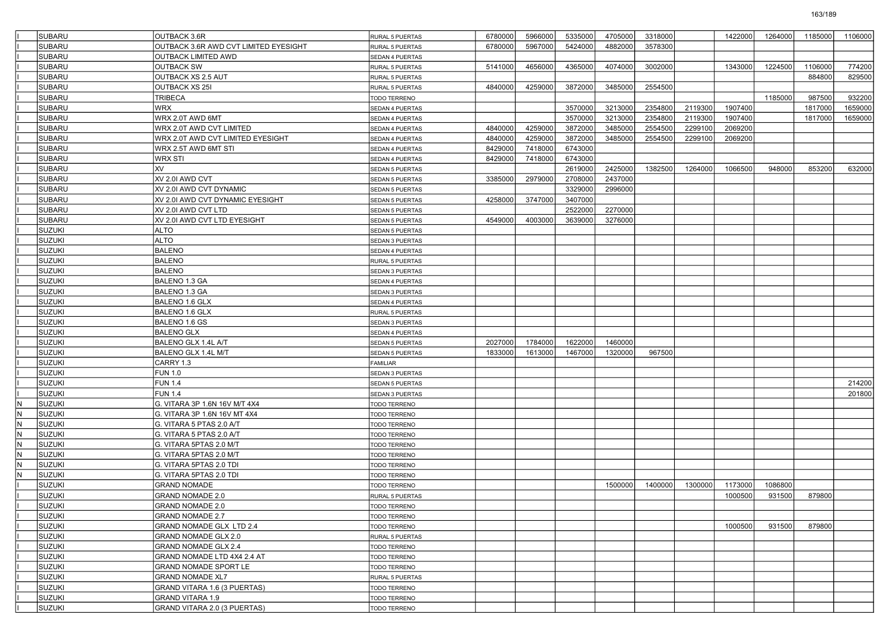| | | | | | | | | | | | | | |
|---|---|---|---|---|---|---|---|---|---|---|---|---|---|
| I | SUBARU | OUTBACK 3.6R | RURAL 5 PUERTAS | 6780000 | 5966000 | 5335000 | 4705000 | 3318000 | | 1422000 | 1264000 | 1185000 | 1106000 |
| I | SUBARU | OUTBACK 3.6R AWD CVT LIMITED EYESIGHT | RURAL 5 PUERTAS | 6780000 | 5967000 | 5424000 | 4882000 | 3578300 | | | | | |
| I | SUBARU | OUTBACK LIMITED AWD | SEDAN 4 PUERTAS | | | | | | | | | | |
| I | SUBARU | OUTBACK SW | RURAL 5 PUERTAS | 5141000 | 4656000 | 4365000 | 4074000 | 3002000 | | 1343000 | 1224500 | 1106000 | 774200 |
| I | SUBARU | OUTBACK XS 2.5 AUT | RURAL 5 PUERTAS | | | | | | | | | 884800 | 829500 |
| I | SUBARU | OUTBACK XS 25I | RURAL 5 PUERTAS | 4840000 | 4259000 | 3872000 | 3485000 | 2554500 | | | | | |
| I | SUBARU | TRIBECA | TODO TERRENO | | | | | | | | 1185000 | 987500 | 932200 |
| I | SUBARU | WRX | SEDAN 4 PUERTAS | | | 3570000 | 3213000 | 2354800 | 2119300 | 1907400 | | 1817000 | 1659000 |
| I | SUBARU | WRX 2.0T AWD 6MT | SEDAN 4 PUERTAS | | | 3570000 | 3213000 | 2354800 | 2119300 | 1907400 | | 1817000 | 1659000 |
| I | SUBARU | WRX 2.0T AWD CVT LIMITED | SEDAN 4 PUERTAS | 4840000 | 4259000 | 3872000 | 3485000 | 2554500 | 2299100 | 2069200 | | | |
| I | SUBARU | WRX 2.0T AWD CVT LIMITED EYESIGHT | SEDAN 4 PUERTAS | 4840000 | 4259000 | 3872000 | 3485000 | 2554500 | 2299100 | 2069200 | | | |
| I | SUBARU | WRX 2.5T AWD 6MT STI | SEDAN 4 PUERTAS | 8429000 | 7418000 | 6743000 | | | | | | | |
| I | SUBARU | WRX STI | SEDAN 4 PUERTAS | 8429000 | 7418000 | 6743000 | | | | | | | |
| I | SUBARU | XV | SEDAN 5 PUERTAS | | | 2619000 | 2425000 | 1382500 | 1264000 | 1066500 | 948000 | 853200 | 632000 |
| I | SUBARU | XV 2.0I AWD CVT | SEDAN 5 PUERTAS | 3385000 | 2979000 | 2708000 | 2437000 | | | | | | |
| I | SUBARU | XV 2.0I AWD CVT DYNAMIC | SEDAN 5 PUERTAS | | | 3329000 | 2996000 | | | | | | |
| I | SUBARU | XV 2.0I AWD CVT DYNAMIC EYESIGHT | SEDAN 5 PUERTAS | 4258000 | 3747000 | 3407000 | | | | | | | |
| I | SUBARU | XV 2.0I AWD CVT LTD | SEDAN 5 PUERTAS | | | 2522000 | 2270000 | | | | | | |
| I | SUBARU | XV 2.0I AWD CVT LTD EYESIGHT | SEDAN 5 PUERTAS | 4549000 | 4003000 | 3639000 | 3276000 | | | | | | |
| I | SUZUKI | ALTO | SEDAN 5 PUERTAS | | | | | | | | | | |
| I | SUZUKI | ALTO | SEDAN 3 PUERTAS | | | | | | | | | | |
| I | SUZUKI | BALENO | SEDAN 4 PUERTAS | | | | | | | | | | |
| I | SUZUKI | BALENO | RURAL 5 PUERTAS | | | | | | | | | | |
| I | SUZUKI | BALENO | SEDAN 3 PUERTAS | | | | | | | | | | |
| I | SUZUKI | BALENO 1.3 GA | SEDAN 4 PUERTAS | | | | | | | | | | |
| I | SUZUKI | BALENO 1.3 GA | SEDAN 3 PUERTAS | | | | | | | | | | |
| I | SUZUKI | BALENO 1.6 GLX | SEDAN 4 PUERTAS | | | | | | | | | | |
| I | SUZUKI | BALENO 1.6 GLX | RURAL 5 PUERTAS | | | | | | | | | | |
| I | SUZUKI | BALENO 1.6 GS | SEDAN 3 PUERTAS | | | | | | | | | | |
| I | SUZUKI | BALENO GLX | SEDAN 4 PUERTAS | | | | | | | | | | |
| I | SUZUKI | BALENO GLX 1.4L A/T | SEDAN 5 PUERTAS | 2027000 | 1784000 | 1622000 | 1460000 | | | | | | |
| I | SUZUKI | BALENO GLX 1.4L M/T | SEDAN 5 PUERTAS | 1833000 | 1613000 | 1467000 | 1320000 | 967500 | | | | | |
| I | SUZUKI | CARRY 1.3 | FAMILIAR | | | | | | | | | | |
| I | SUZUKI | FUN 1.0 | SEDAN 3 PUERTAS | | | | | | | | | | |
| I | SUZUKI | FUN 1.4 | SEDAN 5 PUERTAS | | | | | | | | | | 214200 |
| I | SUZUKI | FUN 1.4 | SEDAN 3 PUERTAS | | | | | | | | | | 201800 |
| N | SUZUKI | G. VITARA 3P 1.6N 16V M/T 4X4 | TODO TERRENO | | | | | | | | | | |
| N | SUZUKI | G. VITARA 3P 1.6N 16V MT 4X4 | TODO TERRENO | | | | | | | | | | |
| N | SUZUKI | G. VITARA 5 PTAS 2.0 A/T | TODO TERRENO | | | | | | | | | | |
| N | SUZUKI | G. VITARA 5 PTAS 2.0 A/T | TODO TERRENO | | | | | | | | | | |
| N | SUZUKI | G. VITARA 5PTAS 2.0 M/T | TODO TERRENO | | | | | | | | | | |
| N | SUZUKI | G. VITARA 5PTAS 2.0 M/T | TODO TERRENO | | | | | | | | | | |
| N | SUZUKI | G. VITARA 5PTAS 2.0 TDI | TODO TERRENO | | | | | | | | | | |
| N | SUZUKI | G. VITARA 5PTAS 2.0 TDI | TODO TERRENO | | | | | | | | | | |
| I | SUZUKI | GRAND NOMADE | TODO TERRENO | | | | 1500000 | 1400000 | 1300000 | 1173000 | 1086800 | | |
| I | SUZUKI | GRAND NOMADE 2.0 | RURAL 5 PUERTAS | | | | | | | 1000500 | 931500 | 879800 | |
| I | SUZUKI | GRAND NOMADE 2.0 | TODO TERRENO | | | | | | | | | | |
| I | SUZUKI | GRAND NOMADE 2.7 | TODO TERRENO | | | | | | | | | | |
| I | SUZUKI | GRAND NOMADE GLX LTD 2.4 | TODO TERRENO | | | | | | | 1000500 | 931500 | 879800 | |
| I | SUZUKI | GRAND NOMADE GLX 2.0 | RURAL 5 PUERTAS | | | | | | | | | | |
| I | SUZUKI | GRAND NOMADE GLX 2.4 | TODO TERRENO | | | | | | | | | | |
| I | SUZUKI | GRAND NOMADE LTD 4X4 2.4 AT | TODO TERRENO | | | | | | | | | | |
| I | SUZUKI | GRAND NOMADE SPORT LE | TODO TERRENO | | | | | | | | | | |
| I | SUZUKI | GRAND NOMADE XL7 | RURAL 5 PUERTAS | | | | | | | | | | |
| I | SUZUKI | GRAND VITARA 1.6 (3 PUERTAS) | TODO TERRENO | | | | | | | | | | |
| I | SUZUKI | GRAND VITARA 1.9 | TODO TERRENO | | | | | | | | | | |
| I | SUZUKI | GRAND VITARA 2.0 (3 PUERTAS) | TODO TERRENO | | | | | | | | | | |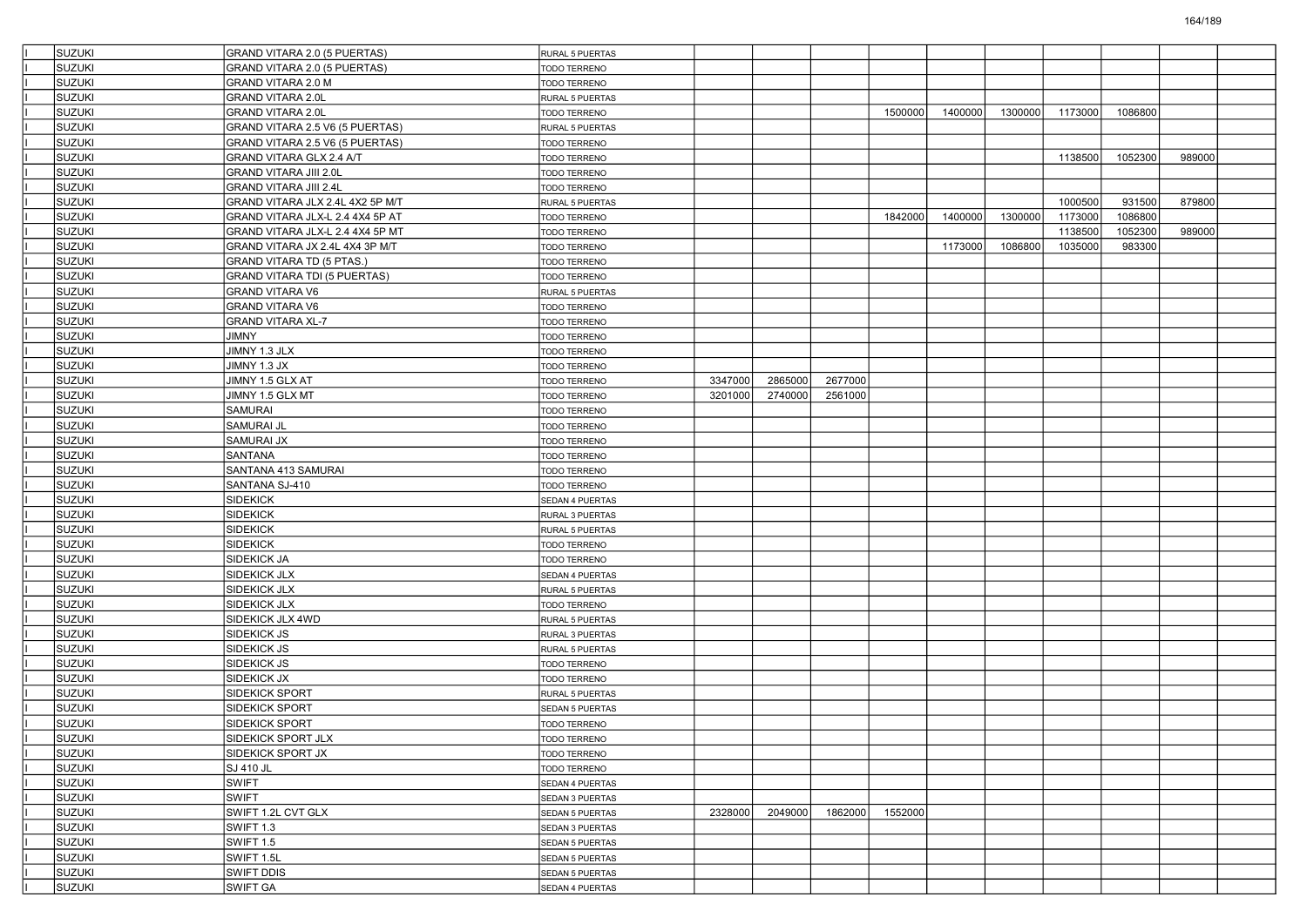| | | | | | | | | | | | | | |
|---|---|---|---|---|---|---|---|---|---|---|---|---|---|
| I | SUZUKI | GRAND VITARA 2.0 (5 PUERTAS) | RURAL 5 PUERTAS | | | | | | | | | | |
| I | SUZUKI | GRAND VITARA 2.0 (5 PUERTAS) | TODO TERRENO | | | | | | | | | | |
| I | SUZUKI | GRAND VITARA 2.0 M | TODO TERRENO | | | | | | | | | | |
| I | SUZUKI | GRAND VITARA 2.0L | RURAL 5 PUERTAS | | | | | | | | | | |
| I | SUZUKI | GRAND VITARA 2.0L | TODO TERRENO | | | | 1500000 | 1400000 | 1300000 | 1173000 | 1086800 | | |
| I | SUZUKI | GRAND VITARA 2.5 V6 (5 PUERTAS) | RURAL 5 PUERTAS | | | | | | | | | | |
| I | SUZUKI | GRAND VITARA 2.5 V6 (5 PUERTAS) | TODO TERRENO | | | | | | | | | | |
| I | SUZUKI | GRAND VITARA GLX 2.4 A/T | TODO TERRENO | | | | | | | 1138500 | 1052300 | 989000 | |
| I | SUZUKI | GRAND VITARA JIII 2.0L | TODO TERRENO | | | | | | | | | | |
| I | SUZUKI | GRAND VITARA JIII 2.4L | TODO TERRENO | | | | | | | | | | |
| I | SUZUKI | GRAND VITARA JLX 2.4L 4X2 5P M/T | RURAL 5 PUERTAS | | | | | | | 1000500 | 931500 | 879800 | |
| I | SUZUKI | GRAND VITARA JLX-L 2.4 4X4 5P AT | TODO TERRENO | | | | 1842000 | 1400000 | 1300000 | 1173000 | 1086800 | | |
| I | SUZUKI | GRAND VITARA JLX-L 2.4 4X4 5P MT | TODO TERRENO | | | | | | | 1138500 | 1052300 | 989000 | |
| I | SUZUKI | GRAND VITARA JX 2.4L 4X4 3P M/T | TODO TERRENO | | | | | 1173000 | 1086800 | 1035000 | 983300 | | |
| I | SUZUKI | GRAND VITARA TD (5 PTAS.) | TODO TERRENO | | | | | | | | | | |
| I | SUZUKI | GRAND VITARA TDI (5 PUERTAS) | TODO TERRENO | | | | | | | | | | |
| I | SUZUKI | GRAND VITARA V6 | RURAL 5 PUERTAS | | | | | | | | | | |
| I | SUZUKI | GRAND VITARA V6 | TODO TERRENO | | | | | | | | | | |
| I | SUZUKI | GRAND VITARA XL-7 | TODO TERRENO | | | | | | | | | | |
| I | SUZUKI | JIMNY | TODO TERRENO | | | | | | | | | | |
| I | SUZUKI | JIMNY 1.3 JLX | TODO TERRENO | | | | | | | | | | |
| I | SUZUKI | JIMNY 1.3 JX | TODO TERRENO | | | | | | | | | | |
| I | SUZUKI | JIMNY 1.5 GLX AT | TODO TERRENO | 3347000 | 2865000 | 2677000 | | | | | | | |
| I | SUZUKI | JIMNY 1.5 GLX MT | TODO TERRENO | 3201000 | 2740000 | 2561000 | | | | | | | |
| I | SUZUKI | SAMURAI | TODO TERRENO | | | | | | | | | | |
| I | SUZUKI | SAMURAI JL | TODO TERRENO | | | | | | | | | | |
| I | SUZUKI | SAMURAI JX | TODO TERRENO | | | | | | | | | | |
| I | SUZUKI | SANTANA | TODO TERRENO | | | | | | | | | | |
| I | SUZUKI | SANTANA 413 SAMURAI | TODO TERRENO | | | | | | | | | | |
| I | SUZUKI | SANTANA SJ-410 | TODO TERRENO | | | | | | | | | | |
| I | SUZUKI | SIDEKICK | SEDAN 4 PUERTAS | | | | | | | | | | |
| I | SUZUKI | SIDEKICK | RURAL 3 PUERTAS | | | | | | | | | | |
| I | SUZUKI | SIDEKICK | RURAL 5 PUERTAS | | | | | | | | | | |
| I | SUZUKI | SIDEKICK | TODO TERRENO | | | | | | | | | | |
| I | SUZUKI | SIDEKICK JA | TODO TERRENO | | | | | | | | | | |
| I | SUZUKI | SIDEKICK JLX | SEDAN 4 PUERTAS | | | | | | | | | | |
| I | SUZUKI | SIDEKICK JLX | RURAL 5 PUERTAS | | | | | | | | | | |
| I | SUZUKI | SIDEKICK JLX | TODO TERRENO | | | | | | | | | | |
| I | SUZUKI | SIDEKICK JLX 4WD | RURAL 5 PUERTAS | | | | | | | | | | |
| I | SUZUKI | SIDEKICK JS | RURAL 3 PUERTAS | | | | | | | | | | |
| I | SUZUKI | SIDEKICK JS | RURAL 5 PUERTAS | | | | | | | | | | |
| I | SUZUKI | SIDEKICK JS | TODO TERRENO | | | | | | | | | | |
| I | SUZUKI | SIDEKICK JX | TODO TERRENO | | | | | | | | | | |
| I | SUZUKI | SIDEKICK SPORT | RURAL 5 PUERTAS | | | | | | | | | | |
| I | SUZUKI | SIDEKICK SPORT | SEDAN 5 PUERTAS | | | | | | | | | | |
| I | SUZUKI | SIDEKICK SPORT | TODO TERRENO | | | | | | | | | | |
| I | SUZUKI | SIDEKICK SPORT JLX | TODO TERRENO | | | | | | | | | | |
| I | SUZUKI | SIDEKICK SPORT JX | TODO TERRENO | | | | | | | | | | |
| I | SUZUKI | SJ 410 JL | TODO TERRENO | | | | | | | | | | |
| I | SUZUKI | SWIFT | SEDAN 4 PUERTAS | | | | | | | | | | |
| I | SUZUKI | SWIFT | SEDAN 3 PUERTAS | | | | | | | | | | |
| I | SUZUKI | SWIFT 1.2L CVT GLX | SEDAN 5 PUERTAS | 2328000 | 2049000 | 1862000 | 1552000 | | | | | | |
| I | SUZUKI | SWIFT 1.3 | SEDAN 3 PUERTAS | | | | | | | | | | |
| I | SUZUKI | SWIFT 1.5 | SEDAN 5 PUERTAS | | | | | | | | | | |
| I | SUZUKI | SWIFT 1.5L | SEDAN 5 PUERTAS | | | | | | | | | | |
| I | SUZUKI | SWIFT DDIS | SEDAN 5 PUERTAS | | | | | | | | | | |
| I | SUZUKI | SWIFT GA | SEDAN 4 PUERTAS | | | | | | | | | | |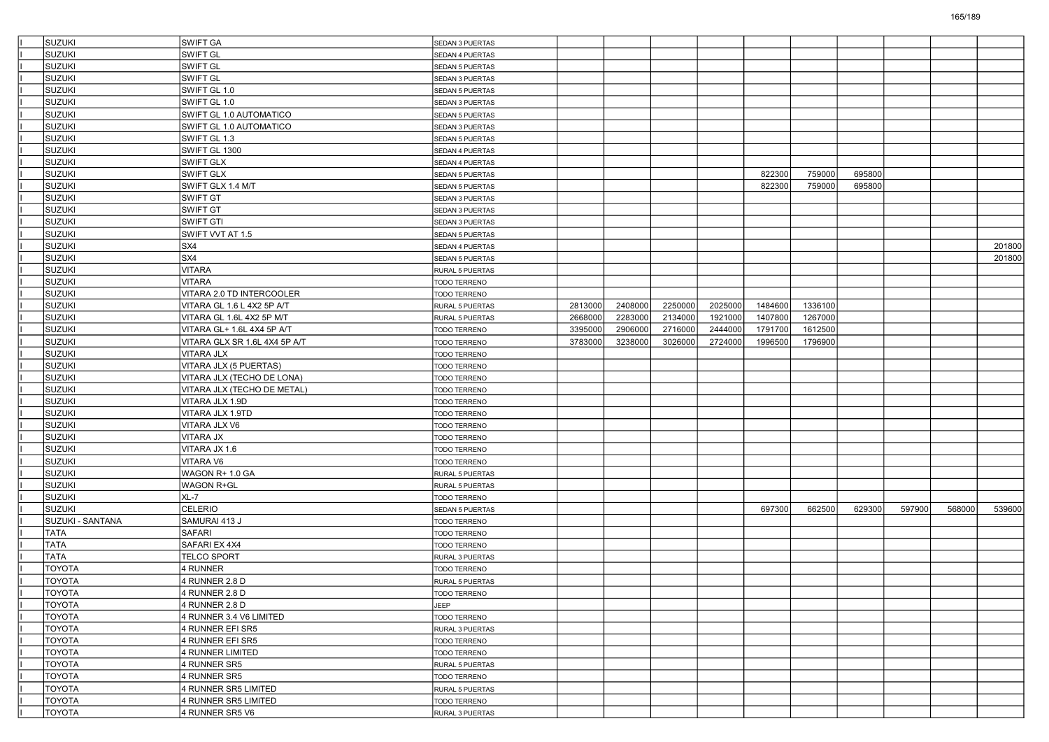| | | | | | | | | | | | | | |
|---|---|---|---|---|---|---|---|---|---|---|---|---|---|
| I | SUZUKI | SWIFT GA | SEDAN 3 PUERTAS | | | | | | | | | | |
| I | SUZUKI | SWIFT GL | SEDAN 4 PUERTAS | | | | | | | | | | |
| I | SUZUKI | SWIFT GL | SEDAN 5 PUERTAS | | | | | | | | | | |
| I | SUZUKI | SWIFT GL | SEDAN 3 PUERTAS | | | | | | | | | | |
| I | SUZUKI | SWIFT GL 1.0 | SEDAN 5 PUERTAS | | | | | | | | | | |
| I | SUZUKI | SWIFT GL 1.0 | SEDAN 3 PUERTAS | | | | | | | | | | |
| I | SUZUKI | SWIFT GL 1.0 AUTOMATICO | SEDAN 5 PUERTAS | | | | | | | | | | |
| I | SUZUKI | SWIFT GL 1.0 AUTOMATICO | SEDAN 3 PUERTAS | | | | | | | | | | |
| I | SUZUKI | SWIFT GL 1.3 | SEDAN 5 PUERTAS | | | | | | | | | | |
| I | SUZUKI | SWIFT GL 1300 | SEDAN 4 PUERTAS | | | | | | | | | | |
| I | SUZUKI | SWIFT GLX | SEDAN 4 PUERTAS | | | | | | | | | | |
| I | SUZUKI | SWIFT GLX | SEDAN 5 PUERTAS | | | | | 822300 | 759000 | 695800 | | | |
| I | SUZUKI | SWIFT GLX 1.4 M/T | SEDAN 5 PUERTAS | | | | | 822300 | 759000 | 695800 | | | |
| I | SUZUKI | SWIFT GT | SEDAN 3 PUERTAS | | | | | | | | | | |
| I | SUZUKI | SWIFT GT | SEDAN 3 PUERTAS | | | | | | | | | | |
| I | SUZUKI | SWIFT GTI | SEDAN 3 PUERTAS | | | | | | | | | | |
| I | SUZUKI | SWIFT VVT AT 1.5 | SEDAN 5 PUERTAS | | | | | | | | | | |
| I | SUZUKI | SX4 | SEDAN 4 PUERTAS | | | | | | | | | | 201800 |
| I | SUZUKI | SX4 | SEDAN 5 PUERTAS | | | | | | | | | | 201800 |
| I | SUZUKI | VITARA | RURAL 5 PUERTAS | | | | | | | | | | |
| I | SUZUKI | VITARA | TODO TERRENO | | | | | | | | | | |
| I | SUZUKI | VITARA 2.0 TD INTERCOOLER | TODO TERRENO | | | | | | | | | | |
| I | SUZUKI | VITARA GL 1.6 L 4X2 5P A/T | RURAL 5 PUERTAS | 2813000 | 2408000 | 2250000 | 2025000 | 1484600 | 1336100 | | | | |
| I | SUZUKI | VITARA GL 1.6L 4X2 5P M/T | RURAL 5 PUERTAS | 2668000 | 2283000 | 2134000 | 1921000 | 1407800 | 1267000 | | | | |
| I | SUZUKI | VITARA GL+ 1.6L 4X4 5P A/T | TODO TERRENO | 3395000 | 2906000 | 2716000 | 2444000 | 1791700 | 1612500 | | | | |
| I | SUZUKI | VITARA GLX SR 1.6L 4X4 5P A/T | TODO TERRENO | 3783000 | 3238000 | 3026000 | 2724000 | 1996500 | 1796900 | | | | |
| I | SUZUKI | VITARA JLX | TODO TERRENO | | | | | | | | | | |
| I | SUZUKI | VITARA JLX (5 PUERTAS) | TODO TERRENO | | | | | | | | | | |
| I | SUZUKI | VITARA JLX (TECHO DE LONA) | TODO TERRENO | | | | | | | | | | |
| I | SUZUKI | VITARA JLX (TECHO DE METAL) | TODO TERRENO | | | | | | | | | | |
| I | SUZUKI | VITARA JLX 1.9D | TODO TERRENO | | | | | | | | | | |
| I | SUZUKI | VITARA JLX 1.9TD | TODO TERRENO | | | | | | | | | | |
| I | SUZUKI | VITARA JLX V6 | TODO TERRENO | | | | | | | | | | |
| I | SUZUKI | VITARA JX | TODO TERRENO | | | | | | | | | | |
| I | SUZUKI | VITARA JX 1.6 | TODO TERRENO | | | | | | | | | | |
| I | SUZUKI | VITARA V6 | TODO TERRENO | | | | | | | | | | |
| I | SUZUKI | WAGON R+ 1.0 GA | RURAL 5 PUERTAS | | | | | | | | | | |
| I | SUZUKI | WAGON R+GL | RURAL 5 PUERTAS | | | | | | | | | | |
| I | SUZUKI | XL-7 | TODO TERRENO | | | | | | | | | | |
| I | SUZUKI | CELERIO | SEDAN 5 PUERTAS | | | | | 697300 | 662500 | 629300 | 597900 | 568000 | 539600 |
| I | SUZUKI - SANTANA | SAMURAI 413 J | TODO TERRENO | | | | | | | | | | |
| I | TATA | SAFARI | TODO TERRENO | | | | | | | | | | |
| I | TATA | SAFARI EX 4X4 | TODO TERRENO | | | | | | | | | | |
| I | TATA | TELCO SPORT | RURAL 3 PUERTAS | | | | | | | | | | |
| I | TOYOTA | 4 RUNNER | TODO TERRENO | | | | | | | | | | |
| I | TOYOTA | 4 RUNNER 2.8 D | RURAL 5 PUERTAS | | | | | | | | | | |
| I | TOYOTA | 4 RUNNER 2.8 D | TODO TERRENO | | | | | | | | | | |
| I | TOYOTA | 4 RUNNER 2.8 D | JEEP | | | | | | | | | | |
| I | TOYOTA | 4 RUNNER 3.4 V6 LIMITED | TODO TERRENO | | | | | | | | | | |
| I | TOYOTA | 4 RUNNER EFI SR5 | RURAL 3 PUERTAS | | | | | | | | | | |
| I | TOYOTA | 4 RUNNER EFI SR5 | TODO TERRENO | | | | | | | | | | |
| I | TOYOTA | 4 RUNNER LIMITED | TODO TERRENO | | | | | | | | | | |
| I | TOYOTA | 4 RUNNER SR5 | RURAL 5 PUERTAS | | | | | | | | | | |
| I | TOYOTA | 4 RUNNER SR5 | TODO TERRENO | | | | | | | | | | |
| I | TOYOTA | 4 RUNNER SR5 LIMITED | RURAL 5 PUERTAS | | | | | | | | | | |
| I | TOYOTA | 4 RUNNER SR5 LIMITED | TODO TERRENO | | | | | | | | | | |
| I | TOYOTA | 4 RUNNER SR5 V6 | RURAL 3 PUERTAS | | | | | | | | | | |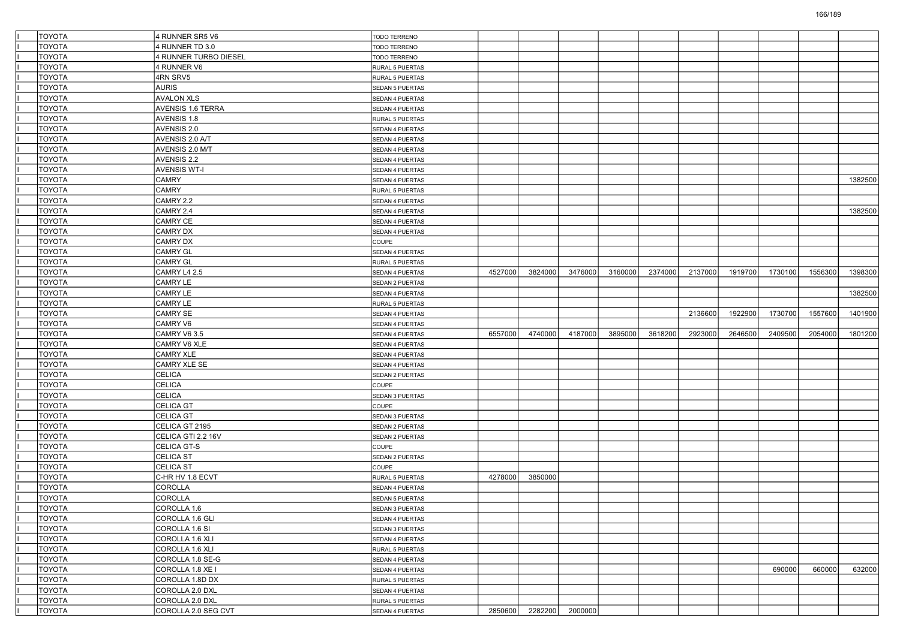| I | TOYOTA | 4 RUNNER SR5 V6 | TODO TERRENO | | | | | | | | | | |
|---|---|---|---|---|---|---|---|---|---|---|---|---|---|
| I | TOYOTA | 4 RUNNER TD 3.0 | TODO TERRENO | | | | | | | | | | |
| I | TOYOTA | 4 RUNNER TURBO DIESEL | TODO TERRENO | | | | | | | | | | |
| I | TOYOTA | 4 RUNNER V6 | RURAL 5 PUERTAS | | | | | | | | | | |
| I | TOYOTA | 4RN SRV5 | RURAL 5 PUERTAS | | | | | | | | | | |
| I | TOYOTA | AURIS | SEDAN 5 PUERTAS | | | | | | | | | | |
| I | TOYOTA | AVALON XLS | SEDAN 4 PUERTAS | | | | | | | | | | |
| I | TOYOTA | AVENSIS 1.6 TERRA | SEDAN 4 PUERTAS | | | | | | | | | | |
| I | TOYOTA | AVENSIS 1.8 | RURAL 5 PUERTAS | | | | | | | | | | |
| I | TOYOTA | AVENSIS 2.0 | SEDAN 4 PUERTAS | | | | | | | | | | |
| I | TOYOTA | AVENSIS 2.0 A/T | SEDAN 4 PUERTAS | | | | | | | | | | |
| I | TOYOTA | AVENSIS 2.0 M/T | SEDAN 4 PUERTAS | | | | | | | | | | |
| I | TOYOTA | AVENSIS 2.2 | SEDAN 4 PUERTAS | | | | | | | | | | |
| I | TOYOTA | AVENSIS WT-I | SEDAN 4 PUERTAS | | | | | | | | | | |
| I | TOYOTA | CAMRY | SEDAN 4 PUERTAS | | | | | | | | | | 1382500 |
| I | TOYOTA | CAMRY | RURAL 5 PUERTAS | | | | | | | | | | |
| I | TOYOTA | CAMRY 2.2 | SEDAN 4 PUERTAS | | | | | | | | | | |
| I | TOYOTA | CAMRY 2.4 | SEDAN 4 PUERTAS | | | | | | | | | | 1382500 |
| I | TOYOTA | CAMRY CE | SEDAN 4 PUERTAS | | | | | | | | | | |
| I | TOYOTA | CAMRY DX | SEDAN 4 PUERTAS | | | | | | | | | | |
| I | TOYOTA | CAMRY DX | COUPE | | | | | | | | | | |
| I | TOYOTA | CAMRY GL | SEDAN 4 PUERTAS | | | | | | | | | | |
| I | TOYOTA | CAMRY GL | RURAL 5 PUERTAS | | | | | | | | | | |
| I | TOYOTA | CAMRY L4 2.5 | SEDAN 4 PUERTAS | 4527000 | 3824000 | 3476000 | 3160000 | 2374000 | 2137000 | 1919700 | 1730100 | 1556300 | 1398300 |
| I | TOYOTA | CAMRY LE | SEDAN 2 PUERTAS | | | | | | | | | | |
| I | TOYOTA | CAMRY LE | SEDAN 4 PUERTAS | | | | | | | | | | 1382500 |
| I | TOYOTA | CAMRY LE | RURAL 5 PUERTAS | | | | | | | | | | |
| I | TOYOTA | CAMRY SE | SEDAN 4 PUERTAS | | | | | | 2136600 | 1922900 | 1730700 | 1557600 | 1401900 |
| I | TOYOTA | CAMRY V6 | SEDAN 4 PUERTAS | | | | | | | | | | |
| I | TOYOTA | CAMRY V6 3.5 | SEDAN 4 PUERTAS | 6557000 | 4740000 | 4187000 | 3895000 | 3618200 | 2923000 | 2646500 | 2409500 | 2054000 | 1801200 |
| I | TOYOTA | CAMRY V6 XLE | SEDAN 4 PUERTAS | | | | | | | | | | |
| I | TOYOTA | CAMRY XLE | SEDAN 4 PUERTAS | | | | | | | | | | |
| I | TOYOTA | CAMRY XLE SE | SEDAN 4 PUERTAS | | | | | | | | | | |
| I | TOYOTA | CELICA | SEDAN 2 PUERTAS | | | | | | | | | | |
| I | TOYOTA | CELICA | COUPE | | | | | | | | | | |
| I | TOYOTA | CELICA | SEDAN 3 PUERTAS | | | | | | | | | | |
| I | TOYOTA | CELICA GT | COUPE | | | | | | | | | | |
| I | TOYOTA | CELICA GT | SEDAN 3 PUERTAS | | | | | | | | | | |
| I | TOYOTA | CELICA GT 2195 | SEDAN 2 PUERTAS | | | | | | | | | | |
| I | TOYOTA | CELICA GTI 2.2 16V | SEDAN 2 PUERTAS | | | | | | | | | | |
| I | TOYOTA | CELICA GT-S | COUPE | | | | | | | | | | |
| I | TOYOTA | CELICA ST | SEDAN 2 PUERTAS | | | | | | | | | | |
| I | TOYOTA | CELICA ST | COUPE | | | | | | | | | | |
| I | TOYOTA | C-HR HV 1.8 ECVT | RURAL 5 PUERTAS | 4278000 | 3850000 | | | | | | | | |
| I | TOYOTA | COROLLA | SEDAN 4 PUERTAS | | | | | | | | | | |
| I | TOYOTA | COROLLA | SEDAN 5 PUERTAS | | | | | | | | | | |
| I | TOYOTA | COROLLA 1.6 | SEDAN 3 PUERTAS | | | | | | | | | | |
| I | TOYOTA | COROLLA 1.6 GLI | SEDAN 4 PUERTAS | | | | | | | | | | |
| I | TOYOTA | COROLLA 1.6 SI | SEDAN 3 PUERTAS | | | | | | | | | | |
| I | TOYOTA | COROLLA 1.6 XLI | SEDAN 4 PUERTAS | | | | | | | | | | |
| I | TOYOTA | COROLLA 1.6 XLI | RURAL 5 PUERTAS | | | | | | | | | | |
| I | TOYOTA | COROLLA 1.8 SE-G | SEDAN 4 PUERTAS | | | | | | | | | | |
| I | TOYOTA | COROLLA 1.8 XE I | SEDAN 4 PUERTAS | | | | | | | | 690000 | 660000 | 632000 |
| I | TOYOTA | COROLLA 1.8D DX | RURAL 5 PUERTAS | | | | | | | | | | |
| I | TOYOTA | COROLLA 2.0 DXL | SEDAN 4 PUERTAS | | | | | | | | | | |
| I | TOYOTA | COROLLA 2.0 DXL | RURAL 5 PUERTAS | | | | | | | | | | |
| I | TOYOTA | COROLLA 2.0 SEG CVT | SEDAN 4 PUERTAS | 2850600 | 2282200 | 2000000 | | | | | | | |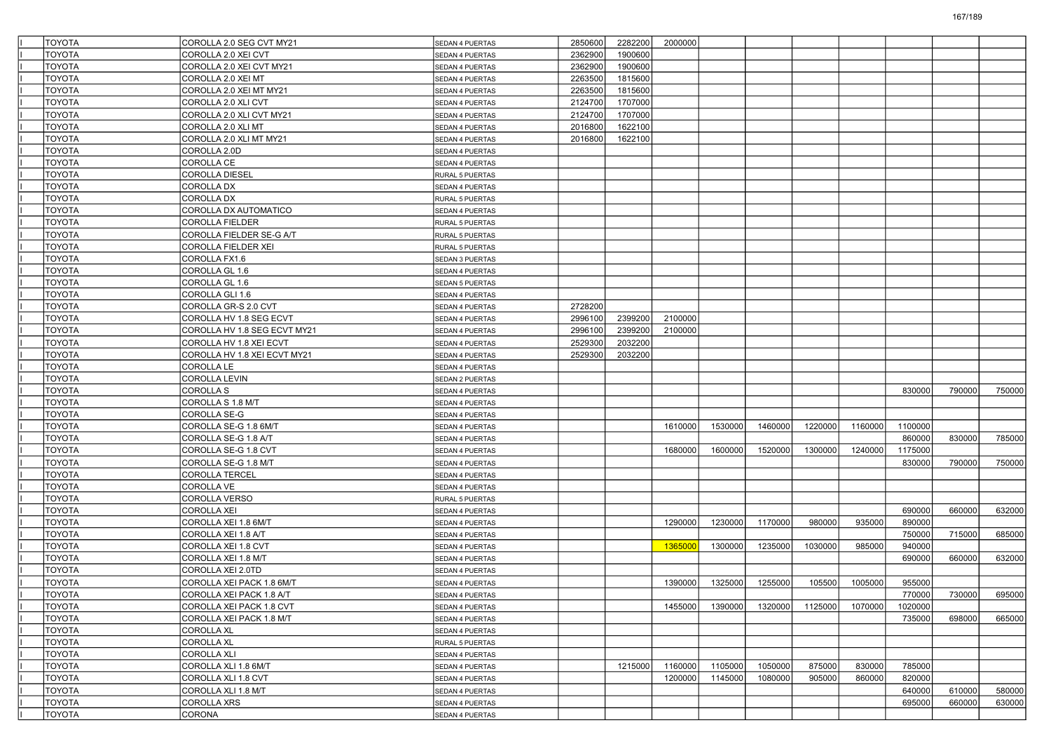| | | | | | | | | | | | | | |
|---|---|---|---|---|---|---|---|---|---|---|---|---|---|
| I | TOYOTA | COROLLA 2.0 SEG CVT MY21 | SEDAN 4 PUERTAS | 2850600 | 2282200 | 2000000 | | | | | | | |
| I | TOYOTA | COROLLA 2.0 XEI CVT | SEDAN 4 PUERTAS | 2362900 | 1900600 | | | | | | | | |
| I | TOYOTA | COROLLA 2.0 XEI CVT MY21 | SEDAN 4 PUERTAS | 2362900 | 1900600 | | | | | | | | |
| I | TOYOTA | COROLLA 2.0 XEI MT | SEDAN 4 PUERTAS | 2263500 | 1815600 | | | | | | | | |
| I | TOYOTA | COROLLA 2.0 XEI MT MY21 | SEDAN 4 PUERTAS | 2263500 | 1815600 | | | | | | | | |
| I | TOYOTA | COROLLA 2.0 XLI CVT | SEDAN 4 PUERTAS | 2124700 | 1707000 | | | | | | | | |
| I | TOYOTA | COROLLA 2.0 XLI CVT MY21 | SEDAN 4 PUERTAS | 2124700 | 1707000 | | | | | | | | |
| I | TOYOTA | COROLLA 2.0 XLI MT | SEDAN 4 PUERTAS | 2016800 | 1622100 | | | | | | | | |
| I | TOYOTA | COROLLA 2.0 XLI MT MY21 | SEDAN 4 PUERTAS | 2016800 | 1622100 | | | | | | | | |
| I | TOYOTA | COROLLA 2.0D | SEDAN 4 PUERTAS | | | | | | | | | | |
| I | TOYOTA | COROLLA CE | SEDAN 4 PUERTAS | | | | | | | | | | |
| I | TOYOTA | COROLLA DIESEL | RURAL 5 PUERTAS | | | | | | | | | | |
| I | TOYOTA | COROLLA DX | SEDAN 4 PUERTAS | | | | | | | | | | |
| I | TOYOTA | COROLLA DX | RURAL 5 PUERTAS | | | | | | | | | | |
| I | TOYOTA | COROLLA DX AUTOMATICO | SEDAN 4 PUERTAS | | | | | | | | | | |
| I | TOYOTA | COROLLA FIELDER | RURAL 5 PUERTAS | | | | | | | | | | |
| I | TOYOTA | COROLLA FIELDER SE-G A/T | RURAL 5 PUERTAS | | | | | | | | | | |
| I | TOYOTA | COROLLA FIELDER XEI | RURAL 5 PUERTAS | | | | | | | | | | |
| I | TOYOTA | COROLLA FX1.6 | SEDAN 3 PUERTAS | | | | | | | | | | |
| I | TOYOTA | COROLLA GL 1.6 | SEDAN 4 PUERTAS | | | | | | | | | | |
| I | TOYOTA | COROLLA GL 1.6 | SEDAN 5 PUERTAS | | | | | | | | | | |
| I | TOYOTA | COROLLA GLI 1.6 | SEDAN 4 PUERTAS | | | | | | | | | | |
| I | TOYOTA | COROLLA GR-S 2.0 CVT | SEDAN 4 PUERTAS | 2728200 | | | | | | | | | |
| I | TOYOTA | COROLLA HV 1.8 SEG ECVT | SEDAN 4 PUERTAS | 2996100 | 2399200 | 2100000 | | | | | | | |
| I | TOYOTA | COROLLA HV 1.8 SEG ECVT MY21 | SEDAN 4 PUERTAS | 2996100 | 2399200 | 2100000 | | | | | | | |
| I | TOYOTA | COROLLA HV 1.8 XEI ECVT | SEDAN 4 PUERTAS | 2529300 | 2032200 | | | | | | | | |
| I | TOYOTA | COROLLA HV 1.8 XEI ECVT MY21 | SEDAN 4 PUERTAS | 2529300 | 2032200 | | | | | | | | |
| I | TOYOTA | COROLLA LE | SEDAN 4 PUERTAS | | | | | | | | | | |
| I | TOYOTA | COROLLA LEVIN | SEDAN 2 PUERTAS | | | | | | | | | | |
| I | TOYOTA | COROLLA S | SEDAN 4 PUERTAS | | | | | | | | 830000 | 790000 | 750000 |
| I | TOYOTA | COROLLA S 1.8 M/T | SEDAN 4 PUERTAS | | | | | | | | | | |
| I | TOYOTA | COROLLA SE-G | SEDAN 4 PUERTAS | | | | | | | | | | |
| I | TOYOTA | COROLLA SE-G 1.8 6M/T | SEDAN 4 PUERTAS | | | 1610000 | 1530000 | 1460000 | 1220000 | 1160000 | 1100000 | | |
| I | TOYOTA | COROLLA SE-G 1.8 A/T | SEDAN 4 PUERTAS | | | | | | | | 860000 | 830000 | 785000 |
| I | TOYOTA | COROLLA SE-G 1.8 CVT | SEDAN 4 PUERTAS | | | 1680000 | 1600000 | 1520000 | 1300000 | 1240000 | 1175000 | | |
| I | TOYOTA | COROLLA SE-G 1.8 M/T | SEDAN 4 PUERTAS | | | | | | | | 830000 | 790000 | 750000 |
| I | TOYOTA | COROLLA TERCEL | SEDAN 4 PUERTAS | | | | | | | | | | |
| I | TOYOTA | COROLLA VE | SEDAN 4 PUERTAS | | | | | | | | | | |
| I | TOYOTA | COROLLA VERSO | RURAL 5 PUERTAS | | | | | | | | | | |
| I | TOYOTA | COROLLA XEI | SEDAN 4 PUERTAS | | | | | | | | 690000 | 660000 | 632000 |
| I | TOYOTA | COROLLA XEI 1.8 6M/T | SEDAN 4 PUERTAS | | | 1290000 | 1230000 | 1170000 | 980000 | 935000 | 890000 | | |
| I | TOYOTA | COROLLA XEI 1.8 A/T | SEDAN 4 PUERTAS | | | | | | | | 750000 | 715000 | 685000 |
| I | TOYOTA | COROLLA XEI 1.8 CVT | SEDAN 4 PUERTAS | | | 1365000 | 1300000 | 1235000 | 1030000 | 985000 | 940000 | | |
| I | TOYOTA | COROLLA XEI 1.8 M/T | SEDAN 4 PUERTAS | | | | | | | | 690000 | 660000 | 632000 |
| I | TOYOTA | COROLLA XEI 2.0TD | SEDAN 4 PUERTAS | | | | | | | | | | |
| I | TOYOTA | COROLLA XEI PACK 1.8 6M/T | SEDAN 4 PUERTAS | | | 1390000 | 1325000 | 1255000 | 105500 | 1005000 | 955000 | | |
| I | TOYOTA | COROLLA XEI PACK 1.8 A/T | SEDAN 4 PUERTAS | | | | | | | | 770000 | 730000 | 695000 |
| I | TOYOTA | COROLLA XEI PACK 1.8 CVT | SEDAN 4 PUERTAS | | | 1455000 | 1390000 | 1320000 | 1125000 | 1070000 | 1020000 | | |
| I | TOYOTA | COROLLA XEI PACK 1.8 M/T | SEDAN 4 PUERTAS | | | | | | | | 735000 | 698000 | 665000 |
| I | TOYOTA | COROLLA XL | SEDAN 4 PUERTAS | | | | | | | | | | |
| I | TOYOTA | COROLLA XL | RURAL 5 PUERTAS | | | | | | | | | | |
| I | TOYOTA | COROLLA XLI | SEDAN 4 PUERTAS | | | | | | | | | | |
| I | TOYOTA | COROLLA XLI 1.8 6M/T | SEDAN 4 PUERTAS | | 1215000 | 1160000 | 1105000 | 1050000 | 875000 | 830000 | 785000 | | |
| I | TOYOTA | COROLLA XLI 1.8 CVT | SEDAN 4 PUERTAS | | | 1200000 | 1145000 | 1080000 | 905000 | 860000 | 820000 | | |
| I | TOYOTA | COROLLA XLI 1.8 M/T | SEDAN 4 PUERTAS | | | | | | | | 640000 | 610000 | 580000 |
| I | TOYOTA | COROLLA XRS | SEDAN 4 PUERTAS | | | | | | | | 695000 | 660000 | 630000 |
| I | TOYOTA | CORONA | SEDAN 4 PUERTAS | | | | | | | | | | |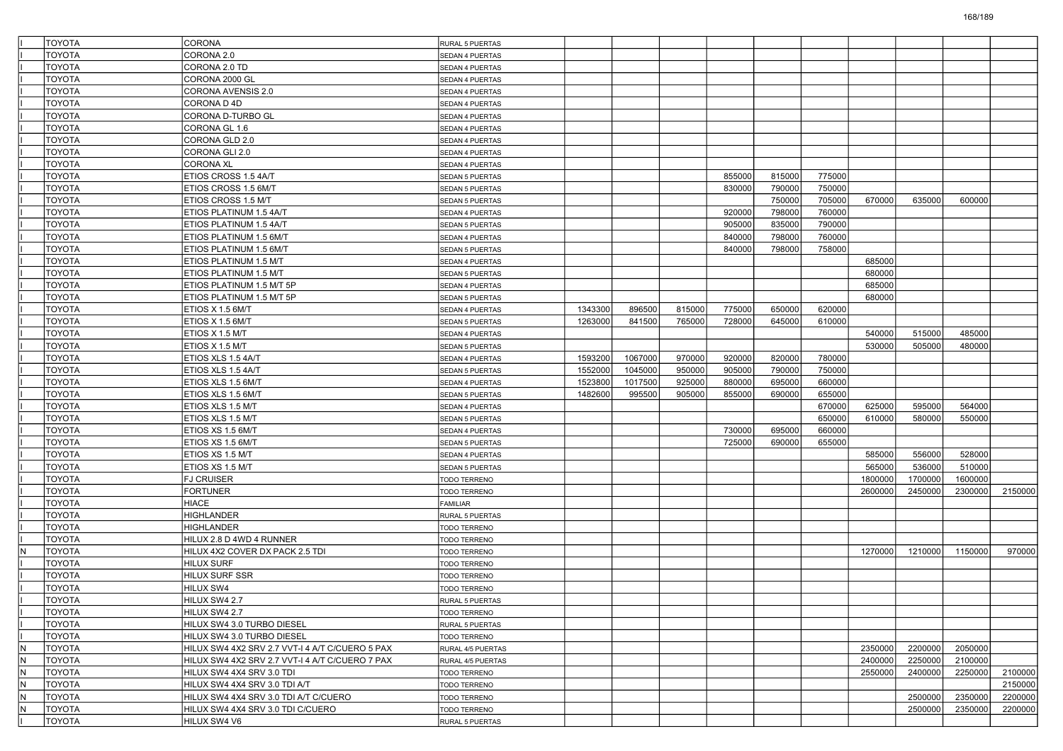| | | | | | | | | | | | | | |
|---|---|---|---|---|---|---|---|---|---|---|---|---|---|
| I | TOYOTA | CORONA | RURAL 5 PUERTAS | | | | | | | | | | |
| I | TOYOTA | CORONA 2.0 | SEDAN 4 PUERTAS | | | | | | | | | | |
| I | TOYOTA | CORONA 2.0 TD | SEDAN 4 PUERTAS | | | | | | | | | | |
| I | TOYOTA | CORONA 2000 GL | SEDAN 4 PUERTAS | | | | | | | | | | |
| I | TOYOTA | CORONA AVENSIS 2.0 | SEDAN 4 PUERTAS | | | | | | | | | | |
| I | TOYOTA | CORONA D 4D | SEDAN 4 PUERTAS | | | | | | | | | | |
| I | TOYOTA | CORONA D-TURBO GL | SEDAN 4 PUERTAS | | | | | | | | | | |
| I | TOYOTA | CORONA GL 1.6 | SEDAN 4 PUERTAS | | | | | | | | | | |
| I | TOYOTA | CORONA GLD 2.0 | SEDAN 4 PUERTAS | | | | | | | | | | |
| I | TOYOTA | CORONA GLI 2.0 | SEDAN 4 PUERTAS | | | | | | | | | | |
| I | TOYOTA | CORONA XL | SEDAN 4 PUERTAS | | | | | | | | | | |
| I | TOYOTA | ETIOS CROSS 1.5 4A/T | SEDAN 5 PUERTAS | | | | 855000 | 815000 | 775000 | | | | |
| I | TOYOTA | ETIOS CROSS 1.5 6M/T | SEDAN 5 PUERTAS | | | | 830000 | 790000 | 750000 | | | | |
| I | TOYOTA | ETIOS CROSS 1.5 M/T | SEDAN 5 PUERTAS | | | | | 750000 | 705000 | 670000 | 635000 | 600000 | |
| I | TOYOTA | ETIOS PLATINUM 1.5 4A/T | SEDAN 4 PUERTAS | | | | 920000 | 798000 | 760000 | | | | |
| I | TOYOTA | ETIOS PLATINUM 1.5 4A/T | SEDAN 5 PUERTAS | | | | 905000 | 835000 | 790000 | | | | |
| I | TOYOTA | ETIOS PLATINUM 1.5 6M/T | SEDAN 4 PUERTAS | | | | 840000 | 798000 | 760000 | | | | |
| I | TOYOTA | ETIOS PLATINUM 1.5 6M/T | SEDAN 5 PUERTAS | | | | 840000 | 798000 | 758000 | | | | |
| I | TOYOTA | ETIOS PLATINUM 1.5 M/T | SEDAN 4 PUERTAS | | | | | | | 685000 | | | |
| I | TOYOTA | ETIOS PLATINUM 1.5 M/T | SEDAN 5 PUERTAS | | | | | | | 680000 | | | |
| I | TOYOTA | ETIOS PLATINUM 1.5 M/T 5P | SEDAN 4 PUERTAS | | | | | | | 685000 | | | |
| I | TOYOTA | ETIOS PLATINUM 1.5 M/T 5P | SEDAN 5 PUERTAS | | | | | | | 680000 | | | |
| I | TOYOTA | ETIOS X 1.5 6M/T | SEDAN 4 PUERTAS | 1343300 | 896500 | 815000 | 775000 | 650000 | 620000 | | | | |
| I | TOYOTA | ETIOS X 1.5 6M/T | SEDAN 5 PUERTAS | 1263000 | 841500 | 765000 | 728000 | 645000 | 610000 | | | | |
| I | TOYOTA | ETIOS X 1.5 M/T | SEDAN 4 PUERTAS | | | | | | | 540000 | 515000 | 485000 | |
| I | TOYOTA | ETIOS X 1.5 M/T | SEDAN 5 PUERTAS | | | | | | | 530000 | 505000 | 480000 | |
| I | TOYOTA | ETIOS XLS 1.5 4A/T | SEDAN 4 PUERTAS | 1593200 | 1067000 | 970000 | 920000 | 820000 | 780000 | | | | |
| I | TOYOTA | ETIOS XLS 1.5 4A/T | SEDAN 5 PUERTAS | 1552000 | 1045000 | 950000 | 905000 | 790000 | 750000 | | | | |
| I | TOYOTA | ETIOS XLS 1.5 6M/T | SEDAN 4 PUERTAS | 1523800 | 1017500 | 925000 | 880000 | 695000 | 660000 | | | | |
| I | TOYOTA | ETIOS XLS 1.5 6M/T | SEDAN 5 PUERTAS | 1482600 | 995500 | 905000 | 855000 | 690000 | 655000 | | | | |
| I | TOYOTA | ETIOS XLS 1.5 M/T | SEDAN 4 PUERTAS | | | | | | 670000 | 625000 | 595000 | 564000 | |
| I | TOYOTA | ETIOS XLS 1.5 M/T | SEDAN 5 PUERTAS | | | | | | 650000 | 610000 | 580000 | 550000 | |
| I | TOYOTA | ETIOS XS 1.5 6M/T | SEDAN 4 PUERTAS | | | | 730000 | 695000 | 660000 | | | | |
| I | TOYOTA | ETIOS XS 1.5 6M/T | SEDAN 5 PUERTAS | | | | 725000 | 690000 | 655000 | | | | |
| I | TOYOTA | ETIOS XS 1.5 M/T | SEDAN 4 PUERTAS | | | | | | | 585000 | 556000 | 528000 | |
| I | TOYOTA | ETIOS XS 1.5 M/T | SEDAN 5 PUERTAS | | | | | | | 565000 | 536000 | 510000 | |
| I | TOYOTA | FJ CRUISER | TODO TERRENO | | | | | | | 1800000 | 1700000 | 1600000 | |
| I | TOYOTA | FORTUNER | TODO TERRENO | | | | | | | 2600000 | 2450000 | 2300000 | 2150000 |
| I | TOYOTA | HIACE | FAMILIAR | | | | | | | | | | |
| I | TOYOTA | HIGHLANDER | RURAL 5 PUERTAS | | | | | | | | | | |
| I | TOYOTA | HIGHLANDER | TODO TERRENO | | | | | | | | | | |
| I | TOYOTA | HILUX 2.8 D 4WD 4 RUNNER | TODO TERRENO | | | | | | | | | | |
| N | TOYOTA | HILUX 4X2 COVER DX PACK 2.5 TDI | TODO TERRENO | | | | | | | 1270000 | 1210000 | 1150000 | 970000 |
| I | TOYOTA | HILUX SURF | TODO TERRENO | | | | | | | | | | |
| I | TOYOTA | HILUX SURF SSR | TODO TERRENO | | | | | | | | | | |
| I | TOYOTA | HILUX SW4 | TODO TERRENO | | | | | | | | | | |
| I | TOYOTA | HILUX SW4 2.7 | RURAL 5 PUERTAS | | | | | | | | | | |
| I | TOYOTA | HILUX SW4 2.7 | TODO TERRENO | | | | | | | | | | |
| I | TOYOTA | HILUX SW4 3.0 TURBO DIESEL | RURAL 5 PUERTAS | | | | | | | | | | |
| I | TOYOTA | HILUX SW4 3.0 TURBO DIESEL | TODO TERRENO | | | | | | | | | | |
| N | TOYOTA | HILUX SW4 4X2 SRV 2.7 VVT-I 4 A/T C/CUERO 5 PAX | RURAL 4/5 PUERTAS | | | | | | | 2350000 | 2200000 | 2050000 | |
| N | TOYOTA | HILUX SW4 4X2 SRV 2.7 VVT-I 4 A/T C/CUERO 7 PAX | RURAL 4/5 PUERTAS | | | | | | | 2400000 | 2250000 | 2100000 | |
| N | TOYOTA | HILUX SW4 4X4 SRV 3.0 TDI | TODO TERRENO | | | | | | | 2550000 | 2400000 | 2250000 | 2100000 |
| N | TOYOTA | HILUX SW4 4X4 SRV 3.0 TDI A/T | TODO TERRENO | | | | | | | | | | 2150000 |
| N | TOYOTA | HILUX SW4 4X4 SRV 3.0 TDI A/T C/CUERO | TODO TERRENO | | | | | | | | 2500000 | 2350000 | 2200000 |
| N | TOYOTA | HILUX SW4 4X4 SRV 3.0 TDI C/CUERO | TODO TERRENO | | | | | | | | 2500000 | 2350000 | 2200000 |
| I | TOYOTA | HILUX SW4 V6 | RURAL 5 PUERTAS | | | | | | | | | | |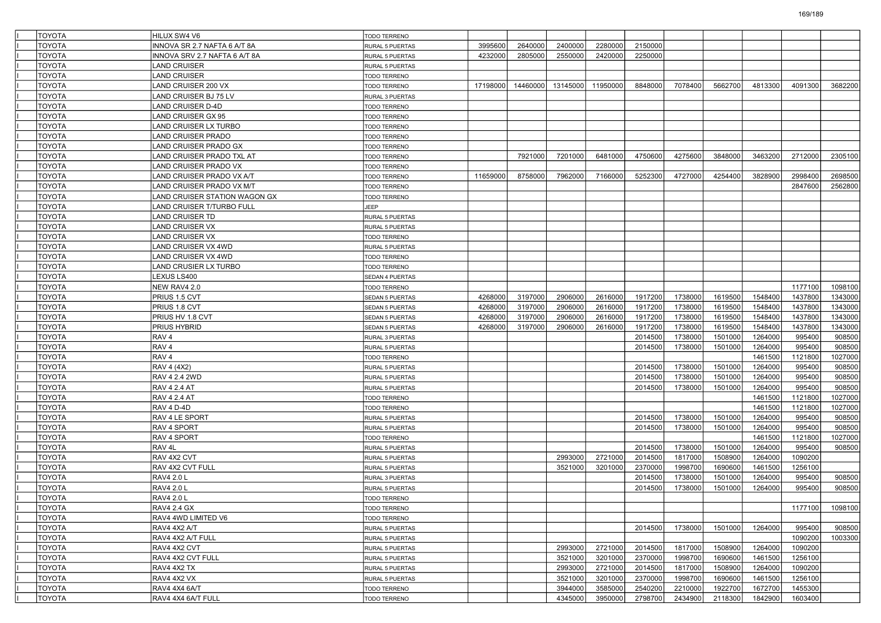| | | | | | | | | | | | | | |
|---|---|---|---|---|---|---|---|---|---|---|---|---|---|
| | TOYOTA | HILUX SW4 V6 | TODO TERRENO | | | | | | | | | | |
| | TOYOTA | INNOVA SR 2.7 NAFTA 6 A/T 8A | RURAL 5 PUERTAS | 3995600 | 2640000 | 2400000 | 2280000 | 2150000 | | | | | |
| | TOYOTA | INNOVA SRV 2.7 NAFTA 6 A/T 8A | RURAL 5 PUERTAS | 4232000 | 2805000 | 2550000 | 2420000 | 2250000 | | | | | |
| | TOYOTA | LAND CRUISER | RURAL 5 PUERTAS | | | | | | | | | | |
| | TOYOTA | LAND CRUISER | TODO TERRENO | | | | | | | | | | |
| | TOYOTA | LAND CRUISER 200 VX | TODO TERRENO | 17198000 | 14460000 | 13145000 | 11950000 | 8848000 | 7078400 | 5662700 | 4813300 | 4091300 | 3682200 |
| | TOYOTA | LAND CRUISER BJ 75 LV | RURAL 3 PUERTAS | | | | | | | | | | |
| | TOYOTA | LAND CRUISER D-4D | TODO TERRENO | | | | | | | | | | |
| | TOYOTA | LAND CRUISER GX 95 | TODO TERRENO | | | | | | | | | | |
| | TOYOTA | LAND CRUISER LX TURBO | TODO TERRENO | | | | | | | | | | |
| | TOYOTA | LAND CRUISER PRADO | TODO TERRENO | | | | | | | | | | |
| | TOYOTA | LAND CRUISER PRADO GX | TODO TERRENO | | | | | | | | | | |
| | TOYOTA | LAND CRUISER PRADO TXL AT | TODO TERRENO | | 7921000 | 7201000 | 6481000 | 4750600 | 4275600 | 3848000 | 3463200 | 2712000 | 2305100 |
| | TOYOTA | LAND CRUISER PRADO VX | TODO TERRENO | | | | | | | | | | |
| | TOYOTA | LAND CRUISER PRADO VX A/T | TODO TERRENO | 11659000 | 8758000 | 7962000 | 7166000 | 5252300 | 4727000 | 4254400 | 3828900 | 2998400 | 2698500 |
| | TOYOTA | LAND CRUISER PRADO VX M/T | TODO TERRENO | | | | | | | | | 2847600 | 2562800 |
| | TOYOTA | LAND CRUISER STATION WAGON GX | TODO TERRENO | | | | | | | | | | |
| | TOYOTA | LAND CRUISER T/TURBO FULL | JEEP | | | | | | | | | | |
| | TOYOTA | LAND CRUISER TD | RURAL 5 PUERTAS | | | | | | | | | | |
| | TOYOTA | LAND CRUISER VX | RURAL 5 PUERTAS | | | | | | | | | | |
| | TOYOTA | LAND CRUISER VX | TODO TERRENO | | | | | | | | | | |
| | TOYOTA | LAND CRUISER VX 4WD | RURAL 5 PUERTAS | | | | | | | | | | |
| | TOYOTA | LAND CRUISER VX 4WD | TODO TERRENO | | | | | | | | | | |
| | TOYOTA | LAND CRUSIER LX TURBO | TODO TERRENO | | | | | | | | | | |
| | TOYOTA | LEXUS LS400 | SEDAN 4 PUERTAS | | | | | | | | | | |
| | TOYOTA | NEW RAV4 2.0 | TODO TERRENO | | | | | | | | | 1177100 | 1098100 |
| | TOYOTA | PRIUS 1.5 CVT | SEDAN 5 PUERTAS | 4268000 | 3197000 | 2906000 | 2616000 | 1917200 | 1738000 | 1619500 | 1548400 | 1437800 | 1343000 |
| | TOYOTA | PRIUS 1.8 CVT | SEDAN 5 PUERTAS | 4268000 | 3197000 | 2906000 | 2616000 | 1917200 | 1738000 | 1619500 | 1548400 | 1437800 | 1343000 |
| | TOYOTA | PRIUS HV 1.8 CVT | SEDAN 5 PUERTAS | 4268000 | 3197000 | 2906000 | 2616000 | 1917200 | 1738000 | 1619500 | 1548400 | 1437800 | 1343000 |
| | TOYOTA | PRIUS HYBRID | SEDAN 5 PUERTAS | 4268000 | 3197000 | 2906000 | 2616000 | 1917200 | 1738000 | 1619500 | 1548400 | 1437800 | 1343000 |
| | TOYOTA | RAV 4 | RURAL 3 PUERTAS | | | | | 2014500 | 1738000 | 1501000 | 1264000 | 995400 | 908500 |
| | TOYOTA | RAV 4 | RURAL 5 PUERTAS | | | | | 2014500 | 1738000 | 1501000 | 1264000 | 995400 | 908500 |
| | TOYOTA | RAV 4 | TODO TERRENO | | | | | | | | 1461500 | 1121800 | 1027000 |
| | TOYOTA | RAV 4 (4X2) | RURAL 5 PUERTAS | | | | | 2014500 | 1738000 | 1501000 | 1264000 | 995400 | 908500 |
| | TOYOTA | RAV 4 2.4 2WD | RURAL 5 PUERTAS | | | | | 2014500 | 1738000 | 1501000 | 1264000 | 995400 | 908500 |
| | TOYOTA | RAV 4 2.4 AT | RURAL 5 PUERTAS | | | | | 2014500 | 1738000 | 1501000 | 1264000 | 995400 | 908500 |
| | TOYOTA | RAV 4 2.4 AT | TODO TERRENO | | | | | | | | 1461500 | 1121800 | 1027000 |
| | TOYOTA | RAV 4 D-4D | TODO TERRENO | | | | | | | | 1461500 | 1121800 | 1027000 |
| | TOYOTA | RAV 4 LE SPORT | RURAL 5 PUERTAS | | | | | 2014500 | 1738000 | 1501000 | 1264000 | 995400 | 908500 |
| | TOYOTA | RAV 4 SPORT | RURAL 5 PUERTAS | | | | | 2014500 | 1738000 | 1501000 | 1264000 | 995400 | 908500 |
| | TOYOTA | RAV 4 SPORT | TODO TERRENO | | | | | | | | 1461500 | 1121800 | 1027000 |
| | TOYOTA | RAV 4L | RURAL 5 PUERTAS | | | | | 2014500 | 1738000 | 1501000 | 1264000 | 995400 | 908500 |
| | TOYOTA | RAV 4X2 CVT | RURAL 5 PUERTAS | | | 2993000 | 2721000 | 2014500 | 1817000 | 1508900 | 1264000 | 1090200 | |
| | TOYOTA | RAV 4X2 CVT FULL | RURAL 5 PUERTAS | | | 3521000 | 3201000 | 2370000 | 1998700 | 1690600 | 1461500 | 1256100 | |
| | TOYOTA | RAV4 2.0 L | RURAL 3 PUERTAS | | | | | 2014500 | 1738000 | 1501000 | 1264000 | 995400 | 908500 |
| | TOYOTA | RAV4 2.0 L | RURAL 5 PUERTAS | | | | | 2014500 | 1738000 | 1501000 | 1264000 | 995400 | 908500 |
| | TOYOTA | RAV4 2.0 L | TODO TERRENO | | | | | | | | | | |
| | TOYOTA | RAV4 2.4 GX | TODO TERRENO | | | | | | | | | 1177100 | 1098100 |
| | TOYOTA | RAV4 4WD LIMITED V6 | TODO TERRENO | | | | | | | | | | |
| | TOYOTA | RAV4 4X2 A/T | RURAL 5 PUERTAS | | | | | 2014500 | 1738000 | 1501000 | 1264000 | 995400 | 908500 |
| | TOYOTA | RAV4 4X2 A/T FULL | RURAL 5 PUERTAS | | | | | | | | | 1090200 | 1003300 |
| | TOYOTA | RAV4 4X2 CVT | RURAL 5 PUERTAS | | | 2993000 | 2721000 | 2014500 | 1817000 | 1508900 | 1264000 | 1090200 | |
| | TOYOTA | RAV4 4X2 CVT FULL | RURAL 5 PUERTAS | | | 3521000 | 3201000 | 2370000 | 1998700 | 1690600 | 1461500 | 1256100 | |
| | TOYOTA | RAV4 4X2 TX | RURAL 5 PUERTAS | | | 2993000 | 2721000 | 2014500 | 1817000 | 1508900 | 1264000 | 1090200 | |
| | TOYOTA | RAV4 4X2 VX | RURAL 5 PUERTAS | | | 3521000 | 3201000 | 2370000 | 1998700 | 1690600 | 1461500 | 1256100 | |
| | TOYOTA | RAV4 4X4 6A/T | TODO TERRENO | | | 3944000 | 3585000 | 2540200 | 2210000 | 1922700 | 1672700 | 1455300 | |
| | TOYOTA | RAV4 4X4 6A/T FULL | TODO TERRENO | | | 4345000 | 3950000 | 2798700 | 2434900 | 2118300 | 1842900 | 1603400 | |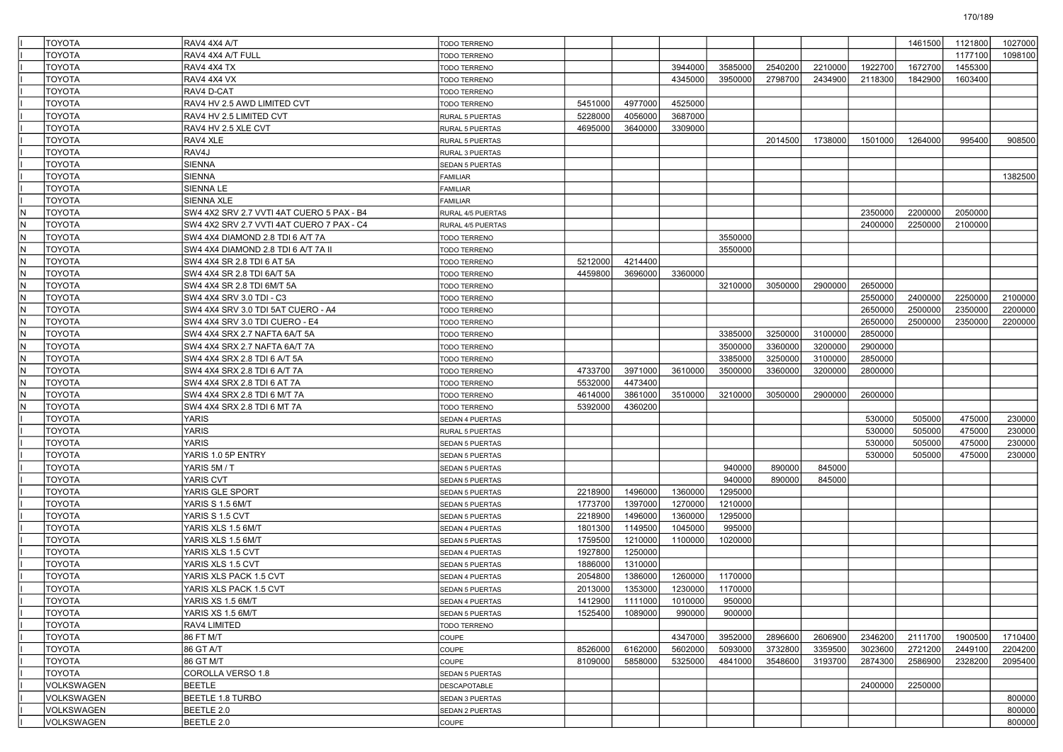| | | | | | | | | | | | | | |
|---|---|---|---|---|---|---|---|---|---|---|---|---|---|
| I | TOYOTA | RAV4 4X4 A/T | TODO TERRENO | | | | | | | | 1461500 | 1121800 | 1027000 |
| I | TOYOTA | RAV4 4X4 A/T FULL | TODO TERRENO | | | | | | | | | 1177100 | 1098100 |
| I | TOYOTA | RAV4 4X4 TX | TODO TERRENO | | | 3944000 | 3585000 | 2540200 | 2210000 | 1922700 | 1672700 | 1455300 | |
| I | TOYOTA | RAV4 4X4 VX | TODO TERRENO | | | 4345000 | 3950000 | 2798700 | 2434900 | 2118300 | 1842900 | 1603400 | |
| I | TOYOTA | RAV4 D-CAT | TODO TERRENO | | | | | | | | | | |
| I | TOYOTA | RAV4 HV 2.5 AWD LIMITED CVT | TODO TERRENO | 5451000 | 4977000 | 4525000 | | | | | | | |
| I | TOYOTA | RAV4 HV 2.5 LIMITED CVT | RURAL 5 PUERTAS | 5228000 | 4056000 | 3687000 | | | | | | | |
| I | TOYOTA | RAV4 HV 2.5 XLE CVT | RURAL 5 PUERTAS | 4695000 | 3640000 | 3309000 | | | | | | | |
| I | TOYOTA | RAV4 XLE | RURAL 5 PUERTAS | | | | | 2014500 | 1738000 | 1501000 | 1264000 | 995400 | 908500 |
| I | TOYOTA | RAV4J | RURAL 3 PUERTAS | | | | | | | | | | |
| I | TOYOTA | SIENNA | SEDAN 5 PUERTAS | | | | | | | | | | |
| I | TOYOTA | SIENNA | FAMILIAR | | | | | | | | | | 1382500 |
| I | TOYOTA | SIENNA LE | FAMILIAR | | | | | | | | | | |
| I | TOYOTA | SIENNA XLE | FAMILIAR | | | | | | | | | | |
| N | TOYOTA | SW4 4X2 SRV 2.7 VVTI 4AT CUERO 5 PAX - B4 | RURAL 4/5 PUERTAS | | | | | | | 2350000 | 2200000 | 2050000 | |
| N | TOYOTA | SW4 4X2 SRV 2.7 VVTI 4AT CUERO 7 PAX - C4 | RURAL 4/5 PUERTAS | | | | | | | 2400000 | 2250000 | 2100000 | |
| N | TOYOTA | SW4 4X4 DIAMOND 2.8 TDI 6 A/T 7A | TODO TERRENO | | | | 3550000 | | | | | | |
| N | TOYOTA | SW4 4X4 DIAMOND 2.8 TDI 6 A/T 7A II | TODO TERRENO | | | | 3550000 | | | | | | |
| N | TOYOTA | SW4 4X4 SR 2.8 TDI 6 AT 5A | TODO TERRENO | 5212000 | 4214400 | | | | | | | | |
| N | TOYOTA | SW4 4X4 SR 2.8 TDI 6A/T 5A | TODO TERRENO | 4459800 | 3696000 | 3360000 | | | | | | | |
| N | TOYOTA | SW4 4X4 SR 2.8 TDI 6M/T 5A | TODO TERRENO | | | | 3210000 | 3050000 | 2900000 | 2650000 | | | |
| N | TOYOTA | SW4 4X4 SRV 3.0 TDI - C3 | TODO TERRENO | | | | | | | 2550000 | 2400000 | 2250000 | 2100000 |
| N | TOYOTA | SW4 4X4 SRV 3.0 TDI 5AT CUERO - A4 | TODO TERRENO | | | | | | | 2650000 | 2500000 | 2350000 | 2200000 |
| N | TOYOTA | SW4 4X4 SRV 3.0 TDI CUERO - E4 | TODO TERRENO | | | | | | | 2650000 | 2500000 | 2350000 | 2200000 |
| N | TOYOTA | SW4 4X4 SRX 2.7 NAFTA 6A/T 5A | TODO TERRENO | | | | 3385000 | 3250000 | 3100000 | 2850000 | | | |
| N | TOYOTA | SW4 4X4 SRX 2.7 NAFTA 6A/T 7A | TODO TERRENO | | | | 3500000 | 3360000 | 3200000 | 2900000 | | | |
| N | TOYOTA | SW4 4X4 SRX 2.8 TDI 6 A/T 5A | TODO TERRENO | | | | 3385000 | 3250000 | 3100000 | 2850000 | | | |
| N | TOYOTA | SW4 4X4 SRX 2.8 TDI 6 A/T 7A | TODO TERRENO | 4733700 | 3971000 | 3610000 | 3500000 | 3360000 | 3200000 | 2800000 | | | |
| N | TOYOTA | SW4 4X4 SRX 2.8 TDI 6 AT 7A | TODO TERRENO | 5532000 | 4473400 | | | | | | | | |
| N | TOYOTA | SW4 4X4 SRX 2.8 TDI 6 M/T 7A | TODO TERRENO | 4614000 | 3861000 | 3510000 | 3210000 | 3050000 | 2900000 | 2600000 | | | |
| N | TOYOTA | SW4 4X4 SRX 2.8 TDI 6 MT 7A | TODO TERRENO | 5392000 | 4360200 | | | | | | | | |
| I | TOYOTA | YARIS | SEDAN 4 PUERTAS | | | | | | | 530000 | 505000 | 475000 | 230000 |
| I | TOYOTA | YARIS | RURAL 5 PUERTAS | | | | | | | 530000 | 505000 | 475000 | 230000 |
| I | TOYOTA | YARIS | SEDAN 5 PUERTAS | | | | | | | 530000 | 505000 | 475000 | 230000 |
| I | TOYOTA | YARIS 1.0 5P ENTRY | SEDAN 5 PUERTAS | | | | | | | 530000 | 505000 | 475000 | 230000 |
| I | TOYOTA | YARIS 5M / T | SEDAN 5 PUERTAS | | | | 940000 | 890000 | 845000 | | | | |
| I | TOYOTA | YARIS CVT | SEDAN 5 PUERTAS | | | | 940000 | 890000 | 845000 | | | | |
| I | TOYOTA | YARIS GLE SPORT | SEDAN 5 PUERTAS | 2218900 | 1496000 | 1360000 | 1295000 | | | | | | |
| I | TOYOTA | YARIS S 1.5 6M/T | SEDAN 5 PUERTAS | 1773700 | 1397000 | 1270000 | 1210000 | | | | | | |
| I | TOYOTA | YARIS S 1.5 CVT | SEDAN 5 PUERTAS | 2218900 | 1496000 | 1360000 | 1295000 | | | | | | |
| I | TOYOTA | YARIS XLS 1.5 6M/T | SEDAN 4 PUERTAS | 1801300 | 1149500 | 1045000 | 995000 | | | | | | |
| I | TOYOTA | YARIS XLS 1.5 6M/T | SEDAN 5 PUERTAS | 1759500 | 1210000 | 1100000 | 1020000 | | | | | | |
| I | TOYOTA | YARIS XLS 1.5 CVT | SEDAN 4 PUERTAS | 1927800 | 1250000 | | | | | | | | |
| I | TOYOTA | YARIS XLS 1.5 CVT | SEDAN 5 PUERTAS | 1886000 | 1310000 | | | | | | | | |
| I | TOYOTA | YARIS XLS PACK 1.5 CVT | SEDAN 4 PUERTAS | 2054800 | 1386000 | 1260000 | 1170000 | | | | | | |
| I | TOYOTA | YARIS XLS PACK 1.5 CVT | SEDAN 5 PUERTAS | 2013000 | 1353000 | 1230000 | 1170000 | | | | | | |
| I | TOYOTA | YARIS XS 1.5 6M/T | SEDAN 4 PUERTAS | 1412900 | 1111000 | 1010000 | 950000 | | | | | | |
| I | TOYOTA | YARIS XS 1.5 6M/T | SEDAN 5 PUERTAS | 1525400 | 1089000 | 990000 | 900000 | | | | | | |
| I | TOYOTA | RAV4 LIMITED | TODO TERRENO | | | | | | | | | | |
| I | TOYOTA | 86 FT M/T | COUPE | | | 4347000 | 3952000 | 2896600 | 2606900 | 2346200 | 2111700 | 1900500 | 1710400 |
| I | TOYOTA | 86 GT A/T | COUPE | 8526000 | 6162000 | 5602000 | 5093000 | 3732800 | 3359500 | 3023600 | 2721200 | 2449100 | 2204200 |
| I | TOYOTA | 86 GT M/T | COUPE | 8109000 | 5858000 | 5325000 | 4841000 | 3548600 | 3193700 | 2874300 | 2586900 | 2328200 | 2095400 |
| I | TOYOTA | COROLLA VERSO 1.8 | SEDAN 5 PUERTAS | | | | | | | | | | |
| I | VOLKSWAGEN | BEETLE | DESCAPOTABLE | | | | | | | 2400000 | 2250000 | | |
| I | VOLKSWAGEN | BEETLE 1.8 TURBO | SEDAN 3 PUERTAS | | | | | | | | | | 800000 |
| I | VOLKSWAGEN | BEETLE 2.0 | SEDAN 2 PUERTAS | | | | | | | | | | 800000 |
| I | VOLKSWAGEN | BEETLE 2.0 | COUPE | | | | | | | | | | 800000 |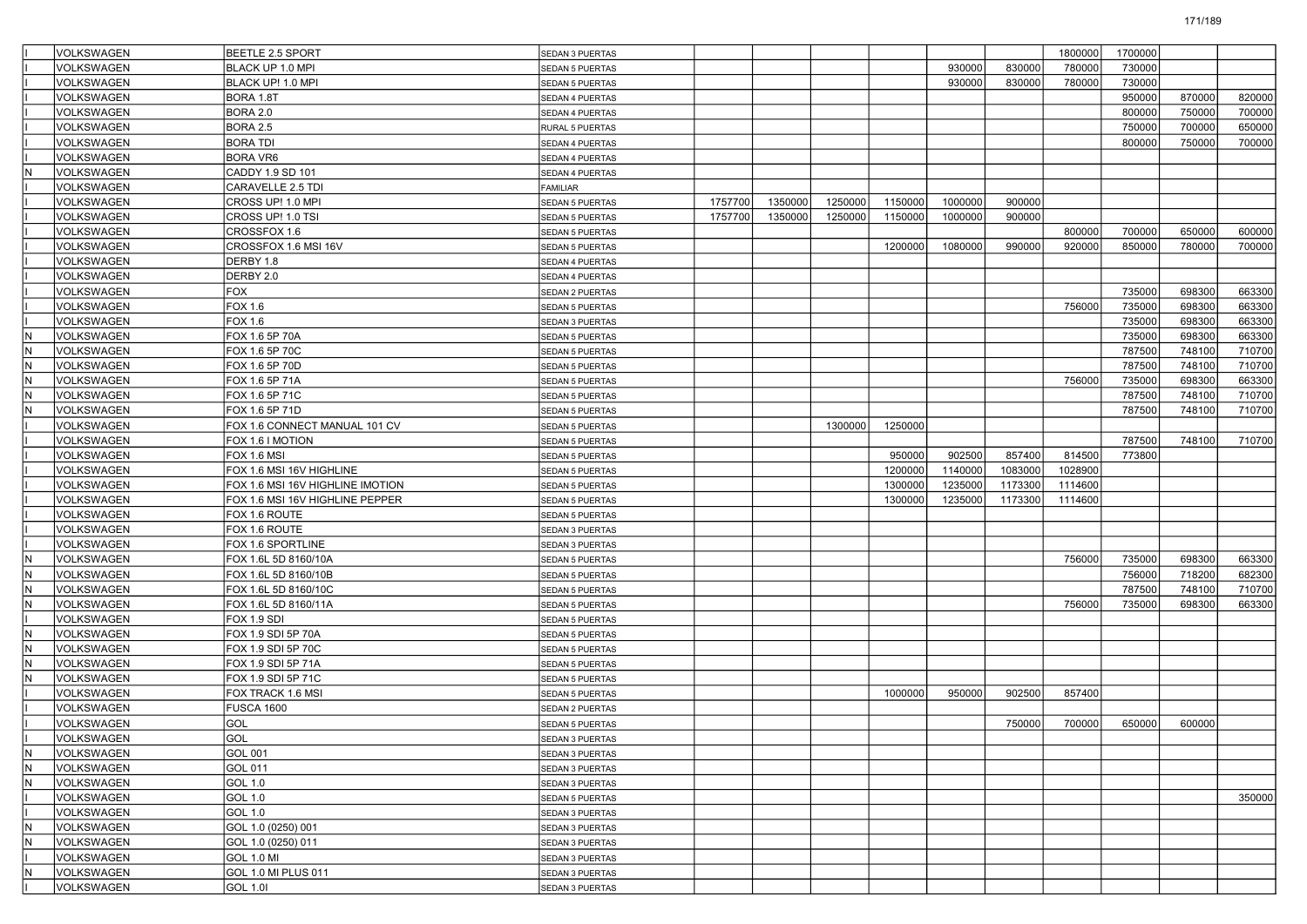| | | | | | | | | | | | | | |
|---|---|---|---|---|---|---|---|---|---|---|---|---|---|
| I | VOLKSWAGEN | BEETLE 2.5 SPORT | SEDAN 3 PUERTAS | | | | | | | 1800000 | 1700000 | | |
| I | VOLKSWAGEN | BLACK UP 1.0 MPI | SEDAN 5 PUERTAS | | | | | 930000 | 830000 | 780000 | 730000 | | |
| I | VOLKSWAGEN | BLACK UP! 1.0 MPI | SEDAN 5 PUERTAS | | | | | 930000 | 830000 | 780000 | 730000 | | |
| I | VOLKSWAGEN | BORA 1.8T | SEDAN 4 PUERTAS | | | | | | | | 950000 | 870000 | 820000 |
| I | VOLKSWAGEN | BORA 2.0 | SEDAN 4 PUERTAS | | | | | | | | 800000 | 750000 | 700000 |
| I | VOLKSWAGEN | BORA 2.5 | RURAL 5 PUERTAS | | | | | | | | 750000 | 700000 | 650000 |
| I | VOLKSWAGEN | BORA TDI | SEDAN 4 PUERTAS | | | | | | | | 800000 | 750000 | 700000 |
| I | VOLKSWAGEN | BORA VR6 | SEDAN 4 PUERTAS | | | | | | | | | | |
| N | VOLKSWAGEN | CADDY 1.9 SD 101 | SEDAN 4 PUERTAS | | | | | | | | | | |
| I | VOLKSWAGEN | CARAVELLE 2.5 TDI | FAMILIAR | | | | | | | | | | |
| I | VOLKSWAGEN | CROSS UP! 1.0 MPI | SEDAN 5 PUERTAS | 1757700 | 1350000 | 1250000 | 1150000 | 1000000 | 900000 | | | | |
| I | VOLKSWAGEN | CROSS UP! 1.0 TSI | SEDAN 5 PUERTAS | 1757700 | 1350000 | 1250000 | 1150000 | 1000000 | 900000 | | | | |
| I | VOLKSWAGEN | CROSSFOX 1.6 | SEDAN 5 PUERTAS | | | | | | | 800000 | 700000 | 650000 | 600000 |
| I | VOLKSWAGEN | CROSSFOX 1.6 MSI 16V | SEDAN 5 PUERTAS | | | | 1200000 | 1080000 | 990000 | 920000 | 850000 | 780000 | 700000 |
| I | VOLKSWAGEN | DERBY 1.8 | SEDAN 4 PUERTAS | | | | | | | | | | |
| I | VOLKSWAGEN | DERBY 2.0 | SEDAN 4 PUERTAS | | | | | | | | | | |
| I | VOLKSWAGEN | FOX | SEDAN 2 PUERTAS | | | | | | | | 735000 | 698300 | 663300 |
| I | VOLKSWAGEN | FOX 1.6 | SEDAN 5 PUERTAS | | | | | | | 756000 | 735000 | 698300 | 663300 |
| I | VOLKSWAGEN | FOX 1.6 | SEDAN 3 PUERTAS | | | | | | | | 735000 | 698300 | 663300 |
| N | VOLKSWAGEN | FOX 1.6 5P 70A | SEDAN 5 PUERTAS | | | | | | | | 735000 | 698300 | 663300 |
| N | VOLKSWAGEN | FOX 1.6 5P 70C | SEDAN 5 PUERTAS | | | | | | | | 787500 | 748100 | 710700 |
| N | VOLKSWAGEN | FOX 1.6 5P 70D | SEDAN 5 PUERTAS | | | | | | | | 787500 | 748100 | 710700 |
| N | VOLKSWAGEN | FOX 1.6 5P 71A | SEDAN 5 PUERTAS | | | | | | | 756000 | 735000 | 698300 | 663300 |
| N | VOLKSWAGEN | FOX 1.6 5P 71C | SEDAN 5 PUERTAS | | | | | | | | 787500 | 748100 | 710700 |
| N | VOLKSWAGEN | FOX 1.6 5P 71D | SEDAN 5 PUERTAS | | | | | | | | 787500 | 748100 | 710700 |
| I | VOLKSWAGEN | FOX 1.6 CONNECT MANUAL 101 CV | SEDAN 5 PUERTAS | | | 1300000 | 1250000 | | | | | | |
| I | VOLKSWAGEN | FOX 1.6 I MOTION | SEDAN 5 PUERTAS | | | | | | | | 787500 | 748100 | 710700 |
| I | VOLKSWAGEN | FOX 1.6 MSI | SEDAN 5 PUERTAS | | | | 950000 | 902500 | 857400 | 814500 | 773800 | | |
| I | VOLKSWAGEN | FOX 1.6 MSI 16V HIGHLINE | SEDAN 5 PUERTAS | | | | 1200000 | 1140000 | 1083000 | 1028900 | | | |
| I | VOLKSWAGEN | FOX 1.6 MSI 16V HIGHLINE IMOTION | SEDAN 5 PUERTAS | | | | 1300000 | 1235000 | 1173300 | 1114600 | | | |
| I | VOLKSWAGEN | FOX 1.6 MSI 16V HIGHLINE PEPPER | SEDAN 5 PUERTAS | | | | 1300000 | 1235000 | 1173300 | 1114600 | | | |
| I | VOLKSWAGEN | FOX 1.6 ROUTE | SEDAN 5 PUERTAS | | | | | | | | | | |
| I | VOLKSWAGEN | FOX 1.6 ROUTE | SEDAN 3 PUERTAS | | | | | | | | | | |
| I | VOLKSWAGEN | FOX 1.6 SPORTLINE | SEDAN 3 PUERTAS | | | | | | | | | | |
| N | VOLKSWAGEN | FOX 1.6L 5D 8160/10A | SEDAN 5 PUERTAS | | | | | | | 756000 | 735000 | 698300 | 663300 |
| N | VOLKSWAGEN | FOX 1.6L 5D 8160/10B | SEDAN 5 PUERTAS | | | | | | | | 756000 | 718200 | 682300 |
| N | VOLKSWAGEN | FOX 1.6L 5D 8160/10C | SEDAN 5 PUERTAS | | | | | | | | 787500 | 748100 | 710700 |
| N | VOLKSWAGEN | FOX 1.6L 5D 8160/11A | SEDAN 5 PUERTAS | | | | | | | 756000 | 735000 | 698300 | 663300 |
| I | VOLKSWAGEN | FOX 1.9 SDI | SEDAN 5 PUERTAS | | | | | | | | | | |
| N | VOLKSWAGEN | FOX 1.9 SDI 5P 70A | SEDAN 5 PUERTAS | | | | | | | | | | |
| N | VOLKSWAGEN | FOX 1.9 SDI 5P 70C | SEDAN 5 PUERTAS | | | | | | | | | | |
| N | VOLKSWAGEN | FOX 1.9 SDI 5P 71A | SEDAN 5 PUERTAS | | | | | | | | | | |
| N | VOLKSWAGEN | FOX 1.9 SDI 5P 71C | SEDAN 5 PUERTAS | | | | | | | | | | |
| I | VOLKSWAGEN | FOX TRACK 1.6 MSI | SEDAN 5 PUERTAS | | | | 1000000 | 950000 | 902500 | 857400 | | | |
| I | VOLKSWAGEN | FUSCA 1600 | SEDAN 2 PUERTAS | | | | | | | | | | |
| I | VOLKSWAGEN | GOL | SEDAN 5 PUERTAS | | | | | | 750000 | 700000 | 650000 | 600000 | |
| I | VOLKSWAGEN | GOL | SEDAN 3 PUERTAS | | | | | | | | | | |
| N | VOLKSWAGEN | GOL 001 | SEDAN 3 PUERTAS | | | | | | | | | | |
| N | VOLKSWAGEN | GOL 011 | SEDAN 3 PUERTAS | | | | | | | | | | |
| N | VOLKSWAGEN | GOL 1.0 | SEDAN 3 PUERTAS | | | | | | | | | | |
| I | VOLKSWAGEN | GOL 1.0 | SEDAN 5 PUERTAS | | | | | | | | | | 350000 |
| I | VOLKSWAGEN | GOL 1.0 | SEDAN 3 PUERTAS | | | | | | | | | | |
| N | VOLKSWAGEN | GOL 1.0 (0250) 001 | SEDAN 3 PUERTAS | | | | | | | | | | |
| N | VOLKSWAGEN | GOL 1.0 (0250) 011 | SEDAN 3 PUERTAS | | | | | | | | | | |
| I | VOLKSWAGEN | GOL 1.0 MI | SEDAN 3 PUERTAS | | | | | | | | | | |
| N | VOLKSWAGEN | GOL 1.0 MI PLUS 011 | SEDAN 3 PUERTAS | | | | | | | | | | |
| I | VOLKSWAGEN | GOL 1.0I | SEDAN 3 PUERTAS | | | | | | | | | | |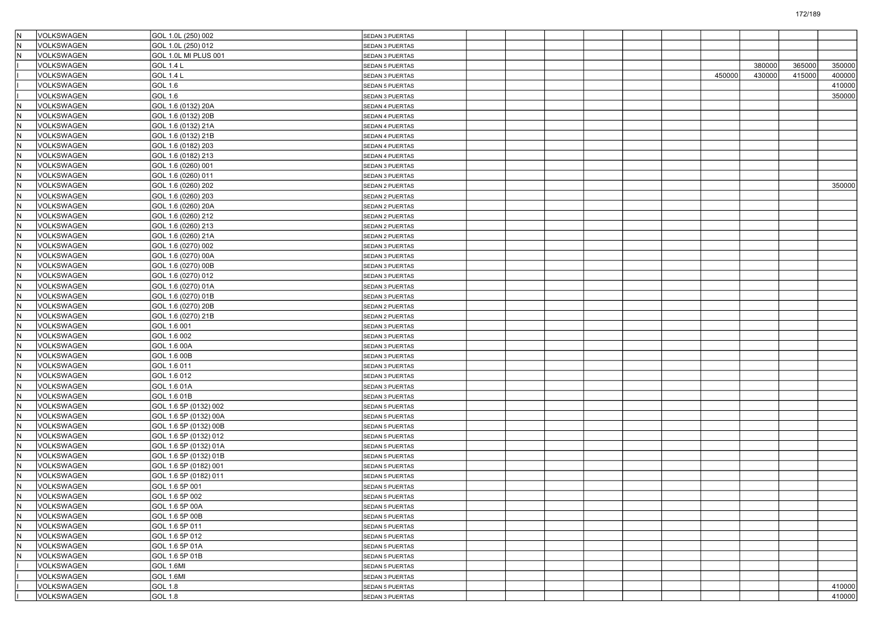| | | | | | | | | | | | | | |
|---|---|---|---|---|---|---|---|---|---|---|---|---|---|
| N | VOLKSWAGEN | GOL 1.0L (250) 002 | SEDAN 3 PUERTAS | | | | | | | | | | |
| N | VOLKSWAGEN | GOL 1.0L (250) 012 | SEDAN 3 PUERTAS | | | | | | | | | | |
| N | VOLKSWAGEN | GOL 1.0L MI PLUS 001 | SEDAN 3 PUERTAS | | | | | | | | | | |
| I | VOLKSWAGEN | GOL 1.4 L | SEDAN 5 PUERTAS | | | | | | | | 380000 | 365000 | 350000 |
| I | VOLKSWAGEN | GOL 1.4 L | SEDAN 3 PUERTAS | | | | | | | 450000 | 430000 | 415000 | 400000 |
| I | VOLKSWAGEN | GOL 1.6 | SEDAN 5 PUERTAS | | | | | | | | | | 410000 |
| I | VOLKSWAGEN | GOL 1.6 | SEDAN 3 PUERTAS | | | | | | | | | | 350000 |
| N | VOLKSWAGEN | GOL 1.6 (0132) 20A | SEDAN 4 PUERTAS | | | | | | | | | | |
| N | VOLKSWAGEN | GOL 1.6 (0132) 20B | SEDAN 4 PUERTAS | | | | | | | | | | |
| N | VOLKSWAGEN | GOL 1.6 (0132) 21A | SEDAN 4 PUERTAS | | | | | | | | | | |
| N | VOLKSWAGEN | GOL 1.6 (0132) 21B | SEDAN 4 PUERTAS | | | | | | | | | | |
| N | VOLKSWAGEN | GOL 1.6 (0182) 203 | SEDAN 4 PUERTAS | | | | | | | | | | |
| N | VOLKSWAGEN | GOL 1.6 (0182) 213 | SEDAN 4 PUERTAS | | | | | | | | | | |
| N | VOLKSWAGEN | GOL 1.6 (0260) 001 | SEDAN 3 PUERTAS | | | | | | | | | | |
| N | VOLKSWAGEN | GOL 1.6 (0260) 011 | SEDAN 3 PUERTAS | | | | | | | | | | |
| N | VOLKSWAGEN | GOL 1.6 (0260) 202 | SEDAN 2 PUERTAS | | | | | | | | | | 350000 |
| N | VOLKSWAGEN | GOL 1.6 (0260) 203 | SEDAN 2 PUERTAS | | | | | | | | | | |
| N | VOLKSWAGEN | GOL 1.6 (0260) 20A | SEDAN 2 PUERTAS | | | | | | | | | | |
| N | VOLKSWAGEN | GOL 1.6 (0260) 212 | SEDAN 2 PUERTAS | | | | | | | | | | |
| N | VOLKSWAGEN | GOL 1.6 (0260) 213 | SEDAN 2 PUERTAS | | | | | | | | | | |
| N | VOLKSWAGEN | GOL 1.6 (0260) 21A | SEDAN 2 PUERTAS | | | | | | | | | | |
| N | VOLKSWAGEN | GOL 1.6 (0270) 002 | SEDAN 3 PUERTAS | | | | | | | | | | |
| N | VOLKSWAGEN | GOL 1.6 (0270) 00A | SEDAN 3 PUERTAS | | | | | | | | | | |
| N | VOLKSWAGEN | GOL 1.6 (0270) 00B | SEDAN 3 PUERTAS | | | | | | | | | | |
| N | VOLKSWAGEN | GOL 1.6 (0270) 012 | SEDAN 3 PUERTAS | | | | | | | | | | |
| N | VOLKSWAGEN | GOL 1.6 (0270) 01A | SEDAN 3 PUERTAS | | | | | | | | | | |
| N | VOLKSWAGEN | GOL 1.6 (0270) 01B | SEDAN 3 PUERTAS | | | | | | | | | | |
| N | VOLKSWAGEN | GOL 1.6 (0270) 20B | SEDAN 2 PUERTAS | | | | | | | | | | |
| N | VOLKSWAGEN | GOL 1.6 (0270) 21B | SEDAN 2 PUERTAS | | | | | | | | | | |
| N | VOLKSWAGEN | GOL 1.6 001 | SEDAN 3 PUERTAS | | | | | | | | | | |
| N | VOLKSWAGEN | GOL 1.6 002 | SEDAN 3 PUERTAS | | | | | | | | | | |
| N | VOLKSWAGEN | GOL 1.6 00A | SEDAN 3 PUERTAS | | | | | | | | | | |
| N | VOLKSWAGEN | GOL 1.6 00B | SEDAN 3 PUERTAS | | | | | | | | | | |
| N | VOLKSWAGEN | GOL 1.6 011 | SEDAN 3 PUERTAS | | | | | | | | | | |
| N | VOLKSWAGEN | GOL 1.6 012 | SEDAN 3 PUERTAS | | | | | | | | | | |
| N | VOLKSWAGEN | GOL 1.6 01A | SEDAN 3 PUERTAS | | | | | | | | | | |
| N | VOLKSWAGEN | GOL 1.6 01B | SEDAN 3 PUERTAS | | | | | | | | | | |
| N | VOLKSWAGEN | GOL 1.6 5P (0132) 002 | SEDAN 5 PUERTAS | | | | | | | | | | |
| N | VOLKSWAGEN | GOL 1.6 5P (0132) 00A | SEDAN 5 PUERTAS | | | | | | | | | | |
| N | VOLKSWAGEN | GOL 1.6 5P (0132) 00B | SEDAN 5 PUERTAS | | | | | | | | | | |
| N | VOLKSWAGEN | GOL 1.6 5P (0132) 012 | SEDAN 5 PUERTAS | | | | | | | | | | |
| N | VOLKSWAGEN | GOL 1.6 5P (0132) 01A | SEDAN 5 PUERTAS | | | | | | | | | | |
| N | VOLKSWAGEN | GOL 1.6 5P (0132) 01B | SEDAN 5 PUERTAS | | | | | | | | | | |
| N | VOLKSWAGEN | GOL 1.6 5P (0182) 001 | SEDAN 5 PUERTAS | | | | | | | | | | |
| N | VOLKSWAGEN | GOL 1.6 5P (0182) 011 | SEDAN 5 PUERTAS | | | | | | | | | | |
| N | VOLKSWAGEN | GOL 1.6 5P 001 | SEDAN 5 PUERTAS | | | | | | | | | | |
| N | VOLKSWAGEN | GOL 1.6 5P 002 | SEDAN 5 PUERTAS | | | | | | | | | | |
| N | VOLKSWAGEN | GOL 1.6 5P 00A | SEDAN 5 PUERTAS | | | | | | | | | | |
| N | VOLKSWAGEN | GOL 1.6 5P 00B | SEDAN 5 PUERTAS | | | | | | | | | | |
| N | VOLKSWAGEN | GOL 1.6 5P 011 | SEDAN 5 PUERTAS | | | | | | | | | | |
| N | VOLKSWAGEN | GOL 1.6 5P 012 | SEDAN 5 PUERTAS | | | | | | | | | | |
| N | VOLKSWAGEN | GOL 1.6 5P 01A | SEDAN 5 PUERTAS | | | | | | | | | | |
| N | VOLKSWAGEN | GOL 1.6 5P 01B | SEDAN 5 PUERTAS | | | | | | | | | | |
| I | VOLKSWAGEN | GOL 1.6MI | SEDAN 5 PUERTAS | | | | | | | | | | |
| I | VOLKSWAGEN | GOL 1.6MI | SEDAN 3 PUERTAS | | | | | | | | | | |
| I | VOLKSWAGEN | GOL 1.8 | SEDAN 5 PUERTAS | | | | | | | | | | 410000 |
| I | VOLKSWAGEN | GOL 1.8 | SEDAN 3 PUERTAS | | | | | | | | | | 410000 |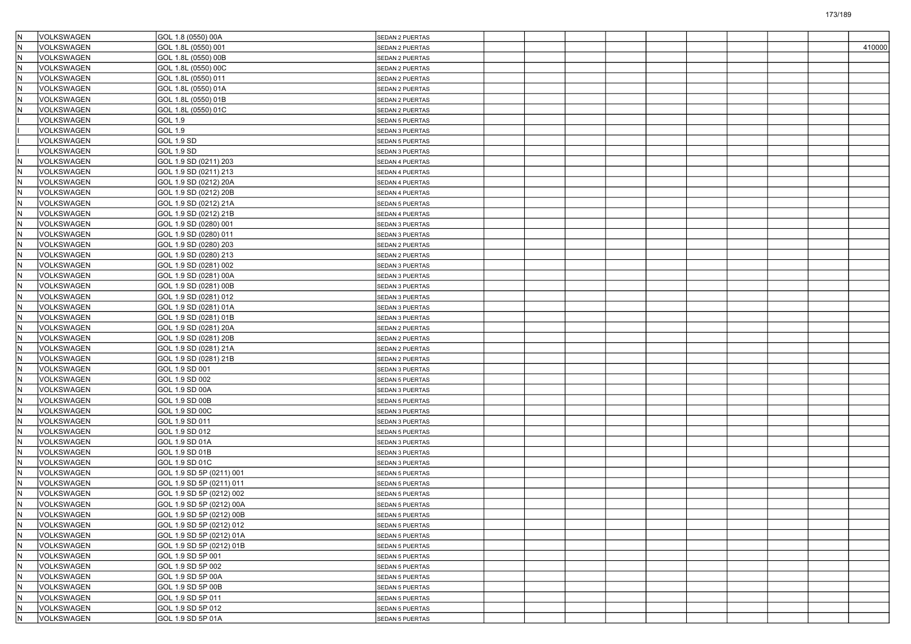| | | | | | | | | | | | | | |
|---|---|---|---|---|---|---|---|---|---|---|---|---|---|
| N | VOLKSWAGEN | GOL 1.8 (0550) 00A | SEDAN 2 PUERTAS | | | | | | | | | | |
| N | VOLKSWAGEN | GOL 1.8L (0550) 001 | SEDAN 2 PUERTAS | | | | | | | | | | 410000 |
| N | VOLKSWAGEN | GOL 1.8L (0550) 00B | SEDAN 2 PUERTAS | | | | | | | | | | |
| N | VOLKSWAGEN | GOL 1.8L (0550) 00C | SEDAN 2 PUERTAS | | | | | | | | | | |
| N | VOLKSWAGEN | GOL 1.8L (0550) 011 | SEDAN 2 PUERTAS | | | | | | | | | | |
| N | VOLKSWAGEN | GOL 1.8L (0550) 01A | SEDAN 2 PUERTAS | | | | | | | | | | |
| N | VOLKSWAGEN | GOL 1.8L (0550) 01B | SEDAN 2 PUERTAS | | | | | | | | | | |
| N | VOLKSWAGEN | GOL 1.8L (0550) 01C | SEDAN 2 PUERTAS | | | | | | | | | | |
| I | VOLKSWAGEN | GOL 1.9 | SEDAN 5 PUERTAS | | | | | | | | | | |
| I | VOLKSWAGEN | GOL 1.9 | SEDAN 3 PUERTAS | | | | | | | | | | |
| I | VOLKSWAGEN | GOL 1.9 SD | SEDAN 5 PUERTAS | | | | | | | | | | |
| I | VOLKSWAGEN | GOL 1.9 SD | SEDAN 3 PUERTAS | | | | | | | | | | |
| N | VOLKSWAGEN | GOL 1.9 SD (0211) 203 | SEDAN 4 PUERTAS | | | | | | | | | | |
| N | VOLKSWAGEN | GOL 1.9 SD (0211) 213 | SEDAN 4 PUERTAS | | | | | | | | | | |
| N | VOLKSWAGEN | GOL 1.9 SD (0212) 20A | SEDAN 4 PUERTAS | | | | | | | | | | |
| N | VOLKSWAGEN | GOL 1.9 SD (0212) 20B | SEDAN 4 PUERTAS | | | | | | | | | | |
| N | VOLKSWAGEN | GOL 1.9 SD (0212) 21A | SEDAN 5 PUERTAS | | | | | | | | | | |
| N | VOLKSWAGEN | GOL 1.9 SD (0212) 21B | SEDAN 4 PUERTAS | | | | | | | | | | |
| N | VOLKSWAGEN | GOL 1.9 SD (0280) 001 | SEDAN 3 PUERTAS | | | | | | | | | | |
| N | VOLKSWAGEN | GOL 1.9 SD (0280) 011 | SEDAN 3 PUERTAS | | | | | | | | | | |
| N | VOLKSWAGEN | GOL 1.9 SD (0280) 203 | SEDAN 2 PUERTAS | | | | | | | | | | |
| N | VOLKSWAGEN | GOL 1.9 SD (0280) 213 | SEDAN 2 PUERTAS | | | | | | | | | | |
| N | VOLKSWAGEN | GOL 1.9 SD (0281) 002 | SEDAN 3 PUERTAS | | | | | | | | | | |
| N | VOLKSWAGEN | GOL 1.9 SD (0281) 00A | SEDAN 3 PUERTAS | | | | | | | | | | |
| N | VOLKSWAGEN | GOL 1.9 SD (0281) 00B | SEDAN 3 PUERTAS | | | | | | | | | | |
| N | VOLKSWAGEN | GOL 1.9 SD (0281) 012 | SEDAN 3 PUERTAS | | | | | | | | | | |
| N | VOLKSWAGEN | GOL 1.9 SD (0281) 01A | SEDAN 3 PUERTAS | | | | | | | | | | |
| N | VOLKSWAGEN | GOL 1.9 SD (0281) 01B | SEDAN 3 PUERTAS | | | | | | | | | | |
| N | VOLKSWAGEN | GOL 1.9 SD (0281) 20A | SEDAN 2 PUERTAS | | | | | | | | | | |
| N | VOLKSWAGEN | GOL 1.9 SD (0281) 20B | SEDAN 2 PUERTAS | | | | | | | | | | |
| N | VOLKSWAGEN | GOL 1.9 SD (0281) 21A | SEDAN 2 PUERTAS | | | | | | | | | | |
| N | VOLKSWAGEN | GOL 1.9 SD (0281) 21B | SEDAN 2 PUERTAS | | | | | | | | | | |
| N | VOLKSWAGEN | GOL 1.9 SD 001 | SEDAN 3 PUERTAS | | | | | | | | | | |
| N | VOLKSWAGEN | GOL 1.9 SD 002 | SEDAN 5 PUERTAS | | | | | | | | | | |
| N | VOLKSWAGEN | GOL 1.9 SD 00A | SEDAN 3 PUERTAS | | | | | | | | | | |
| N | VOLKSWAGEN | GOL 1.9 SD 00B | SEDAN 5 PUERTAS | | | | | | | | | | |
| N | VOLKSWAGEN | GOL 1.9 SD 00C | SEDAN 3 PUERTAS | | | | | | | | | | |
| N | VOLKSWAGEN | GOL 1.9 SD 011 | SEDAN 3 PUERTAS | | | | | | | | | | |
| N | VOLKSWAGEN | GOL 1.9 SD 012 | SEDAN 5 PUERTAS | | | | | | | | | | |
| N | VOLKSWAGEN | GOL 1.9 SD 01A | SEDAN 3 PUERTAS | | | | | | | | | | |
| N | VOLKSWAGEN | GOL 1.9 SD 01B | SEDAN 3 PUERTAS | | | | | | | | | | |
| N | VOLKSWAGEN | GOL 1.9 SD 01C | SEDAN 3 PUERTAS | | | | | | | | | | |
| N | VOLKSWAGEN | GOL 1.9 SD 5P (0211) 001 | SEDAN 5 PUERTAS | | | | | | | | | | |
| N | VOLKSWAGEN | GOL 1.9 SD 5P (0211) 011 | SEDAN 5 PUERTAS | | | | | | | | | | |
| N | VOLKSWAGEN | GOL 1.9 SD 5P (0212) 002 | SEDAN 5 PUERTAS | | | | | | | | | | |
| N | VOLKSWAGEN | GOL 1.9 SD 5P (0212) 00A | SEDAN 5 PUERTAS | | | | | | | | | | |
| N | VOLKSWAGEN | GOL 1.9 SD 5P (0212) 00B | SEDAN 5 PUERTAS | | | | | | | | | | |
| N | VOLKSWAGEN | GOL 1.9 SD 5P (0212) 012 | SEDAN 5 PUERTAS | | | | | | | | | | |
| N | VOLKSWAGEN | GOL 1.9 SD 5P (0212) 01A | SEDAN 5 PUERTAS | | | | | | | | | | |
| N | VOLKSWAGEN | GOL 1.9 SD 5P (0212) 01B | SEDAN 5 PUERTAS | | | | | | | | | | |
| N | VOLKSWAGEN | GOL 1.9 SD 5P 001 | SEDAN 5 PUERTAS | | | | | | | | | | |
| N | VOLKSWAGEN | GOL 1.9 SD 5P 002 | SEDAN 5 PUERTAS | | | | | | | | | | |
| N | VOLKSWAGEN | GOL 1.9 SD 5P 00A | SEDAN 5 PUERTAS | | | | | | | | | | |
| N | VOLKSWAGEN | GOL 1.9 SD 5P 00B | SEDAN 5 PUERTAS | | | | | | | | | | |
| N | VOLKSWAGEN | GOL 1.9 SD 5P 011 | SEDAN 5 PUERTAS | | | | | | | | | | |
| N | VOLKSWAGEN | GOL 1.9 SD 5P 012 | SEDAN 5 PUERTAS | | | | | | | | | | |
| N | VOLKSWAGEN | GOL 1.9 SD 5P 01A | SEDAN 5 PUERTAS | | | | | | | | | | |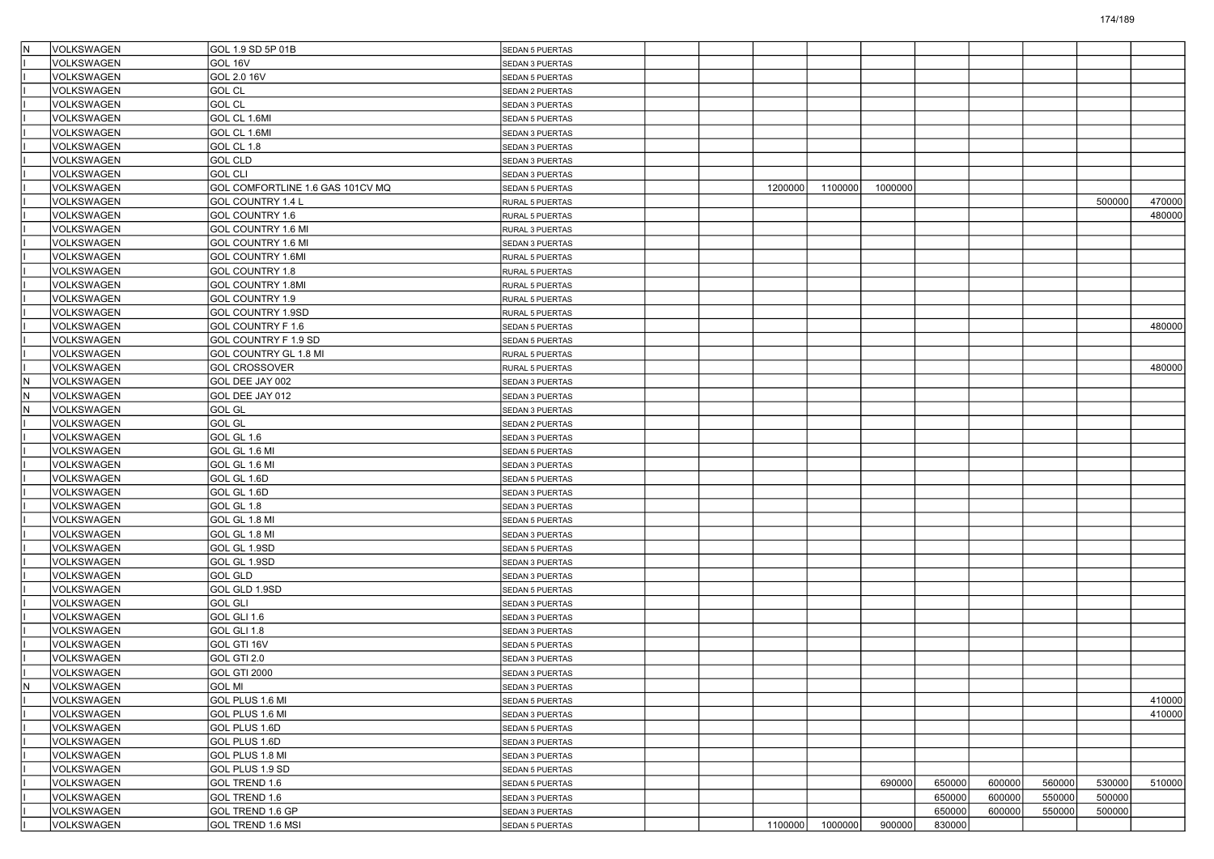| | | | | | | | | | | | | | |
|---|---|---|---|---|---|---|---|---|---|---|---|---|---|
| N | VOLKSWAGEN | GOL 1.9 SD 5P 01B | SEDAN 5 PUERTAS | | | | | | | | | | |
| I | VOLKSWAGEN | GOL 16V | SEDAN 3 PUERTAS | | | | | | | | | | |
| I | VOLKSWAGEN | GOL 2.0 16V | SEDAN 5 PUERTAS | | | | | | | | | | |
| I | VOLKSWAGEN | GOL CL | SEDAN 2 PUERTAS | | | | | | | | | | |
| I | VOLKSWAGEN | GOL CL | SEDAN 3 PUERTAS | | | | | | | | | | |
| I | VOLKSWAGEN | GOL CL 1.6MI | SEDAN 5 PUERTAS | | | | | | | | | | |
| I | VOLKSWAGEN | GOL CL 1.6MI | SEDAN 3 PUERTAS | | | | | | | | | | |
| I | VOLKSWAGEN | GOL CL 1.8 | SEDAN 3 PUERTAS | | | | | | | | | | |
| I | VOLKSWAGEN | GOL CLD | SEDAN 3 PUERTAS | | | | | | | | | | |
| I | VOLKSWAGEN | GOL CLI | SEDAN 3 PUERTAS | | | | | | | | | | |
| I | VOLKSWAGEN | GOL COMFORTLINE 1.6 GAS 101CV MQ | SEDAN 5 PUERTAS | | | 1200000 | 1100000 | 1000000 | | | | | |
| I | VOLKSWAGEN | GOL COUNTRY 1.4 L | RURAL 5 PUERTAS | | | | | | | | | 500000 | 470000 |
| I | VOLKSWAGEN | GOL COUNTRY 1.6 | RURAL 5 PUERTAS | | | | | | | | | | 480000 |
| I | VOLKSWAGEN | GOL COUNTRY 1.6 MI | RURAL 3 PUERTAS | | | | | | | | | | |
| I | VOLKSWAGEN | GOL COUNTRY 1.6 MI | SEDAN 3 PUERTAS | | | | | | | | | | |
| I | VOLKSWAGEN | GOL COUNTRY 1.6MI | RURAL 5 PUERTAS | | | | | | | | | | |
| I | VOLKSWAGEN | GOL COUNTRY 1.8 | RURAL 5 PUERTAS | | | | | | | | | | |
| I | VOLKSWAGEN | GOL COUNTRY 1.8MI | RURAL 5 PUERTAS | | | | | | | | | | |
| I | VOLKSWAGEN | GOL COUNTRY 1.9 | RURAL 5 PUERTAS | | | | | | | | | | |
| I | VOLKSWAGEN | GOL COUNTRY 1.9SD | RURAL 5 PUERTAS | | | | | | | | | | |
| I | VOLKSWAGEN | GOL COUNTRY F 1.6 | SEDAN 5 PUERTAS | | | | | | | | | | 480000 |
| I | VOLKSWAGEN | GOL COUNTRY F 1.9 SD | SEDAN 5 PUERTAS | | | | | | | | | | |
| I | VOLKSWAGEN | GOL COUNTRY GL 1.8 MI | RURAL 5 PUERTAS | | | | | | | | | | |
| I | VOLKSWAGEN | GOL CROSSOVER | RURAL 5 PUERTAS | | | | | | | | | | 480000 |
| N | VOLKSWAGEN | GOL DEE JAY 002 | SEDAN 3 PUERTAS | | | | | | | | | | |
| N | VOLKSWAGEN | GOL DEE JAY 012 | SEDAN 3 PUERTAS | | | | | | | | | | |
| N | VOLKSWAGEN | GOL GL | SEDAN 3 PUERTAS | | | | | | | | | | |
| I | VOLKSWAGEN | GOL GL | SEDAN 2 PUERTAS | | | | | | | | | | |
| I | VOLKSWAGEN | GOL GL 1.6 | SEDAN 3 PUERTAS | | | | | | | | | | |
| I | VOLKSWAGEN | GOL GL 1.6 MI | SEDAN 5 PUERTAS | | | | | | | | | | |
| I | VOLKSWAGEN | GOL GL 1.6 MI | SEDAN 3 PUERTAS | | | | | | | | | | |
| I | VOLKSWAGEN | GOL GL 1.6D | SEDAN 5 PUERTAS | | | | | | | | | | |
| I | VOLKSWAGEN | GOL GL 1.6D | SEDAN 3 PUERTAS | | | | | | | | | | |
| I | VOLKSWAGEN | GOL GL 1.8 | SEDAN 3 PUERTAS | | | | | | | | | | |
| I | VOLKSWAGEN | GOL GL 1.8 MI | SEDAN 5 PUERTAS | | | | | | | | | | |
| I | VOLKSWAGEN | GOL GL 1.8 MI | SEDAN 3 PUERTAS | | | | | | | | | | |
| I | VOLKSWAGEN | GOL GL 1.9SD | SEDAN 5 PUERTAS | | | | | | | | | | |
| I | VOLKSWAGEN | GOL GL 1.9SD | SEDAN 3 PUERTAS | | | | | | | | | | |
| I | VOLKSWAGEN | GOL GLD | SEDAN 3 PUERTAS | | | | | | | | | | |
| I | VOLKSWAGEN | GOL GLD 1.9SD | SEDAN 5 PUERTAS | | | | | | | | | | |
| I | VOLKSWAGEN | GOL GLI | SEDAN 3 PUERTAS | | | | | | | | | | |
| I | VOLKSWAGEN | GOL GLI 1.6 | SEDAN 3 PUERTAS | | | | | | | | | | |
| I | VOLKSWAGEN | GOL GLI 1.8 | SEDAN 3 PUERTAS | | | | | | | | | | |
| I | VOLKSWAGEN | GOL GTI 16V | SEDAN 5 PUERTAS | | | | | | | | | | |
| I | VOLKSWAGEN | GOL GTI 2.0 | SEDAN 3 PUERTAS | | | | | | | | | | |
| I | VOLKSWAGEN | GOL GTI 2000 | SEDAN 3 PUERTAS | | | | | | | | | | |
| N | VOLKSWAGEN | GOL MI | SEDAN 3 PUERTAS | | | | | | | | | | |
| I | VOLKSWAGEN | GOL PLUS 1.6 MI | SEDAN 5 PUERTAS | | | | | | | | | | 410000 |
| I | VOLKSWAGEN | GOL PLUS 1.6 MI | SEDAN 3 PUERTAS | | | | | | | | | | 410000 |
| I | VOLKSWAGEN | GOL PLUS 1.6D | SEDAN 5 PUERTAS | | | | | | | | | | |
| I | VOLKSWAGEN | GOL PLUS 1.6D | SEDAN 3 PUERTAS | | | | | | | | | | |
| I | VOLKSWAGEN | GOL PLUS 1.8 MI | SEDAN 3 PUERTAS | | | | | | | | | | |
| I | VOLKSWAGEN | GOL PLUS 1.9 SD | SEDAN 5 PUERTAS | | | | | | | | | | |
| I | VOLKSWAGEN | GOL TREND 1.6 | SEDAN 5 PUERTAS | | | | | 690000 | 650000 | 600000 | 560000 | 530000 | 510000 |
| I | VOLKSWAGEN | GOL TREND 1.6 | SEDAN 3 PUERTAS | | | | | | 650000 | 600000 | 550000 | 500000 | |
| I | VOLKSWAGEN | GOL TREND 1.6 GP | SEDAN 3 PUERTAS | | | | | | 650000 | 600000 | 550000 | 500000 | |
| I | VOLKSWAGEN | GOL TREND 1.6 MSI | SEDAN 5 PUERTAS | | | 1100000 | 1000000 | 900000 | 830000 | | | | |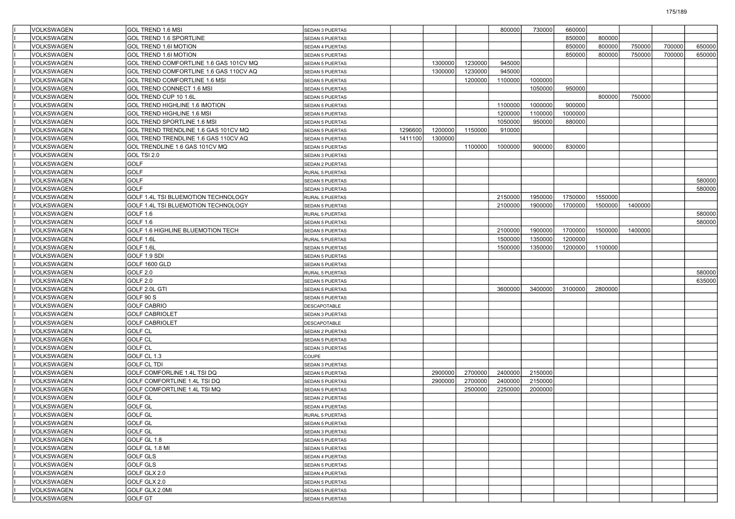| | | | | | | | | | | | | | |
|---|---|---|---|---|---|---|---|---|---|---|---|---|---|
| I | VOLKSWAGEN | GOL TREND 1.6 MSI | SEDAN 3 PUERTAS | | | | 800000 | 730000 | 660000 | | | | |
| I | VOLKSWAGEN | GOL TREND 1.6 SPORTLINE | SEDAN 5 PUERTAS | | | | | | 850000 | 800000 | | | |
| I | VOLKSWAGEN | GOL TREND 1.6I MOTION | SEDAN 4 PUERTAS | | | | | | 850000 | 800000 | 750000 | 700000 | 650000 |
| I | VOLKSWAGEN | GOL TREND 1.6I MOTION | SEDAN 5 PUERTAS | | | | | | 850000 | 800000 | 750000 | 700000 | 650000 |
| I | VOLKSWAGEN | GOL TREND COMFORTLINE 1.6 GAS 101CV MQ | SEDAN 5 PUERTAS | | 1300000 | 1230000 | 945000 | | | | | | |
| I | VOLKSWAGEN | GOL TREND COMFORTLINE 1.6 GAS 110CV AQ | SEDAN 5 PUERTAS | | 1300000 | 1230000 | 945000 | | | | | | |
| I | VOLKSWAGEN | GOL TREND COMFORTLINE 1.6 MSI | SEDAN 5 PUERTAS | | | 1200000 | 1100000 | 1000000 | | | | | |
| I | VOLKSWAGEN | GOL TREND CONNECT 1.6 MSI | SEDAN 5 PUERTAS | | | | | 1050000 | 950000 | | | | |
| I | VOLKSWAGEN | GOL TREND CUP 10 1.6L | SEDAN 5 PUERTAS | | | | | | | 800000 | 750000 | | |
| I | VOLKSWAGEN | GOL TREND HIGHLINE 1.6 IMOTION | SEDAN 5 PUERTAS | | | | 1100000 | 1000000 | 900000 | | | | |
| I | VOLKSWAGEN | GOL TREND HIGHLINE 1.6 MSI | SEDAN 5 PUERTAS | | | | 1200000 | 1100000 | 1000000 | | | | |
| I | VOLKSWAGEN | GOL TREND SPORTLINE 1.6 MSI | SEDAN 5 PUERTAS | | | | 1050000 | 950000 | 880000 | | | | |
| I | VOLKSWAGEN | GOL TREND TRENDLINE 1.6 GAS 101CV MQ | SEDAN 5 PUERTAS | 1296600 | 1200000 | 1150000 | 910000 | | | | | | |
| I | VOLKSWAGEN | GOL TREND TRENDLINE 1.6 GAS 110CV AQ | SEDAN 5 PUERTAS | 1411100 | 1300000 | | | | | | | | |
| I | VOLKSWAGEN | GOL TRENDLINE 1.6 GAS 101CV MQ | SEDAN 5 PUERTAS | | | 1100000 | 1000000 | 900000 | 830000 | | | | |
| I | VOLKSWAGEN | GOL TSI 2.0 | SEDAN 3 PUERTAS | | | | | | | | | | |
| I | VOLKSWAGEN | GOLF | SEDAN 2 PUERTAS | | | | | | | | | | |
| I | VOLKSWAGEN | GOLF | RURAL 5 PUERTAS | | | | | | | | | | |
| I | VOLKSWAGEN | GOLF | SEDAN 5 PUERTAS | | | | | | | | | | 580000 |
| I | VOLKSWAGEN | GOLF | SEDAN 3 PUERTAS | | | | | | | | | | 580000 |
| I | VOLKSWAGEN | GOLF 1.4L TSI BLUEMOTION TECHNOLOGY | RURAL 5 PUERTAS | | | | 2150000 | 1950000 | 1750000 | 1550000 | | | |
| I | VOLKSWAGEN | GOLF 1.4L TSI BLUEMOTION TECHNOLOGY | SEDAN 5 PUERTAS | | | | 2100000 | 1900000 | 1700000 | 1500000 | 1400000 | | |
| I | VOLKSWAGEN | GOLF 1.6 | RURAL 5 PUERTAS | | | | | | | | | | 580000 |
| I | VOLKSWAGEN | GOLF 1.6 | SEDAN 5 PUERTAS | | | | | | | | | | 580000 |
| I | VOLKSWAGEN | GOLF 1.6 HIGHLINE BLUEMOTION TECH | SEDAN 5 PUERTAS | | | | 2100000 | 1900000 | 1700000 | 1500000 | 1400000 | | |
| I | VOLKSWAGEN | GOLF 1.6L | RURAL 5 PUERTAS | | | | 1500000 | 1350000 | 1200000 | | | | |
| I | VOLKSWAGEN | GOLF 1.6L | SEDAN 5 PUERTAS | | | | 1500000 | 1350000 | 1200000 | 1100000 | | | |
| I | VOLKSWAGEN | GOLF 1.9 SDI | SEDAN 5 PUERTAS | | | | | | | | | | |
| I | VOLKSWAGEN | GOLF 1600 GLD | SEDAN 5 PUERTAS | | | | | | | | | | |
| I | VOLKSWAGEN | GOLF 2.0 | RURAL 5 PUERTAS | | | | | | | | | | 580000 |
| I | VOLKSWAGEN | GOLF 2.0 | SEDAN 5 PUERTAS | | | | | | | | | | 635000 |
| I | VOLKSWAGEN | GOLF 2.0L GTI | SEDAN 5 PUERTAS | | | | 3600000 | 3400000 | 3100000 | 2800000 | | | |
| I | VOLKSWAGEN | GOLF 90 S | SEDAN 5 PUERTAS | | | | | | | | | | |
| I | VOLKSWAGEN | GOLF CABRIO | DESCAPOTABLE | | | | | | | | | | |
| I | VOLKSWAGEN | GOLF CABRIOLET | SEDAN 3 PUERTAS | | | | | | | | | | |
| I | VOLKSWAGEN | GOLF CABRIOLET | DESCAPOTABLE | | | | | | | | | | |
| I | VOLKSWAGEN | GOLF CL | SEDAN 2 PUERTAS | | | | | | | | | | |
| I | VOLKSWAGEN | GOLF CL | SEDAN 5 PUERTAS | | | | | | | | | | |
| I | VOLKSWAGEN | GOLF CL | SEDAN 3 PUERTAS | | | | | | | | | | |
| I | VOLKSWAGEN | GOLF CL 1.3 | COUPE | | | | | | | | | | |
| I | VOLKSWAGEN | GOLF CL TDI | SEDAN 3 PUERTAS | | | | | | | | | | |
| I | VOLKSWAGEN | GOLF COMFORLINE 1.4L TSI DQ | SEDAN 5 PUERTAS | | 2900000 | 2700000 | 2400000 | 2150000 | | | | | |
| I | VOLKSWAGEN | GOLF COMFORTLINE 1.4L TSI DQ | SEDAN 5 PUERTAS | | 2900000 | 2700000 | 2400000 | 2150000 | | | | | |
| I | VOLKSWAGEN | GOLF COMFORTLINE 1.4L TSI MQ | SEDAN 5 PUERTAS | | | 2500000 | 2250000 | 2000000 | | | | | |
| I | VOLKSWAGEN | GOLF GL | SEDAN 2 PUERTAS | | | | | | | | | | |
| I | VOLKSWAGEN | GOLF GL | SEDAN 4 PUERTAS | | | | | | | | | | |
| I | VOLKSWAGEN | GOLF GL | RURAL 5 PUERTAS | | | | | | | | | | |
| I | VOLKSWAGEN | GOLF GL | SEDAN 5 PUERTAS | | | | | | | | | | |
| I | VOLKSWAGEN | GOLF GL | SEDAN 3 PUERTAS | | | | | | | | | | |
| I | VOLKSWAGEN | GOLF GL 1.8 | SEDAN 5 PUERTAS | | | | | | | | | | |
| I | VOLKSWAGEN | GOLF GL 1.8 MI | SEDAN 5 PUERTAS | | | | | | | | | | |
| I | VOLKSWAGEN | GOLF GLS | SEDAN 4 PUERTAS | | | | | | | | | | |
| I | VOLKSWAGEN | GOLF GLS | SEDAN 5 PUERTAS | | | | | | | | | | |
| I | VOLKSWAGEN | GOLF GLX 2.0 | SEDAN 4 PUERTAS | | | | | | | | | | |
| I | VOLKSWAGEN | GOLF GLX 2.0 | SEDAN 5 PUERTAS | | | | | | | | | | |
| I | VOLKSWAGEN | GOLF GLX 2.0MI | SEDAN 5 PUERTAS | | | | | | | | | | |
| I | VOLKSWAGEN | GOLF GT | SEDAN 5 PUERTAS | | | | | | | | | | |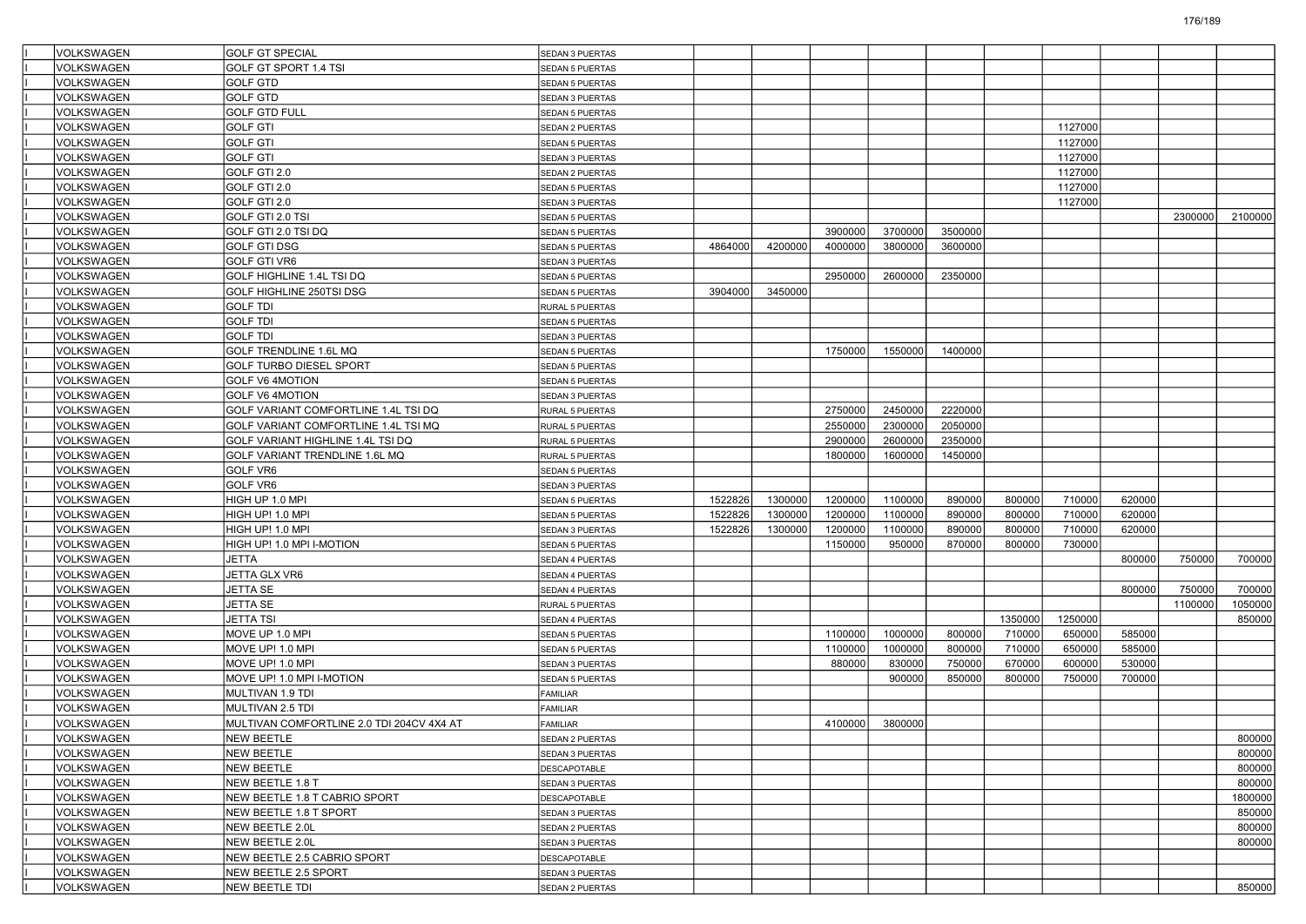| | | | | | | | | | | | | | |
|---|---|---|---|---|---|---|---|---|---|---|---|---|---|
| I | VOLKSWAGEN | GOLF GT SPECIAL | SEDAN 3 PUERTAS | | | | | | | | | | |
| I | VOLKSWAGEN | GOLF GT SPORT 1.4 TSI | SEDAN 5 PUERTAS | | | | | | | | | | |
| I | VOLKSWAGEN | GOLF GTD | SEDAN 5 PUERTAS | | | | | | | | | | |
| I | VOLKSWAGEN | GOLF GTD | SEDAN 3 PUERTAS | | | | | | | | | | |
| I | VOLKSWAGEN | GOLF GTD FULL | SEDAN 5 PUERTAS | | | | | | | | | | |
| I | VOLKSWAGEN | GOLF GTI | SEDAN 2 PUERTAS | | | | | | | 1127000 | | | |
| I | VOLKSWAGEN | GOLF GTI | SEDAN 5 PUERTAS | | | | | | | 1127000 | | | |
| I | VOLKSWAGEN | GOLF GTI | SEDAN 3 PUERTAS | | | | | | | 1127000 | | | |
| I | VOLKSWAGEN | GOLF GTI 2.0 | SEDAN 2 PUERTAS | | | | | | | 1127000 | | | |
| I | VOLKSWAGEN | GOLF GTI 2.0 | SEDAN 5 PUERTAS | | | | | | | 1127000 | | | |
| I | VOLKSWAGEN | GOLF GTI 2.0 | SEDAN 3 PUERTAS | | | | | | | 1127000 | | | |
| I | VOLKSWAGEN | GOLF GTI 2.0 TSI | SEDAN 5 PUERTAS | | | | | | | | | 2300000 | 2100000 |
| I | VOLKSWAGEN | GOLF GTI 2.0 TSI DQ | SEDAN 5 PUERTAS | | | 3900000 | 3700000 | 3500000 | | | | | |
| I | VOLKSWAGEN | GOLF GTI DSG | SEDAN 5 PUERTAS | 4864000 | 4200000 | 4000000 | 3800000 | 3600000 | | | | | |
| I | VOLKSWAGEN | GOLF GTI VR6 | SEDAN 3 PUERTAS | | | | | | | | | | |
| I | VOLKSWAGEN | GOLF HIGHLINE 1.4L TSI DQ | SEDAN 5 PUERTAS | | | 2950000 | 2600000 | 2350000 | | | | | |
| I | VOLKSWAGEN | GOLF HIGHLINE 250TSI DSG | SEDAN 5 PUERTAS | 3904000 | 3450000 | | | | | | | | |
| I | VOLKSWAGEN | GOLF TDI | RURAL 5 PUERTAS | | | | | | | | | | |
| I | VOLKSWAGEN | GOLF TDI | SEDAN 5 PUERTAS | | | | | | | | | | |
| I | VOLKSWAGEN | GOLF TDI | SEDAN 3 PUERTAS | | | | | | | | | | |
| I | VOLKSWAGEN | GOLF TRENDLINE 1.6L MQ | SEDAN 5 PUERTAS | | | 1750000 | 1550000 | 1400000 | | | | | |
| I | VOLKSWAGEN | GOLF TURBO DIESEL SPORT | SEDAN 5 PUERTAS | | | | | | | | | | |
| I | VOLKSWAGEN | GOLF V6 4MOTION | SEDAN 5 PUERTAS | | | | | | | | | | |
| I | VOLKSWAGEN | GOLF V6 4MOTION | SEDAN 3 PUERTAS | | | | | | | | | | |
| I | VOLKSWAGEN | GOLF VARIANT COMFORTLINE 1.4L TSI DQ | RURAL 5 PUERTAS | | | 2750000 | 2450000 | 2220000 | | | | | |
| I | VOLKSWAGEN | GOLF VARIANT COMFORTLINE 1.4L TSI MQ | RURAL 5 PUERTAS | | | 2550000 | 2300000 | 2050000 | | | | | |
| I | VOLKSWAGEN | GOLF VARIANT HIGHLINE 1.4L TSI DQ | RURAL 5 PUERTAS | | | 2900000 | 2600000 | 2350000 | | | | | |
| I | VOLKSWAGEN | GOLF VARIANT TRENDLINE 1.6L MQ | RURAL 5 PUERTAS | | | 1800000 | 1600000 | 1450000 | | | | | |
| I | VOLKSWAGEN | GOLF VR6 | SEDAN 5 PUERTAS | | | | | | | | | | |
| I | VOLKSWAGEN | GOLF VR6 | SEDAN 3 PUERTAS | | | | | | | | | | |
| I | VOLKSWAGEN | HIGH UP 1.0 MPI | SEDAN 5 PUERTAS | 1522826 | 1300000 | 1200000 | 1100000 | 890000 | 800000 | 710000 | 620000 | | |
| I | VOLKSWAGEN | HIGH UP! 1.0 MPI | SEDAN 5 PUERTAS | 1522826 | 1300000 | 1200000 | 1100000 | 890000 | 800000 | 710000 | 620000 | | |
| I | VOLKSWAGEN | HIGH UP! 1.0 MPI | SEDAN 3 PUERTAS | 1522826 | 1300000 | 1200000 | 1100000 | 890000 | 800000 | 710000 | 620000 | | |
| I | VOLKSWAGEN | HIGH UP! 1.0 MPI I-MOTION | SEDAN 5 PUERTAS | | | 1150000 | 950000 | 870000 | 800000 | 730000 | | | |
| I | VOLKSWAGEN | JETTA | SEDAN 4 PUERTAS | | | | | | | | 800000 | 750000 | 700000 |
| I | VOLKSWAGEN | JETTA GLX VR6 | SEDAN 4 PUERTAS | | | | | | | | | | |
| I | VOLKSWAGEN | JETTA SE | SEDAN 4 PUERTAS | | | | | | | | 800000 | 750000 | 700000 |
| I | VOLKSWAGEN | JETTA SE | RURAL 5 PUERTAS | | | | | | | | | 1100000 | 1050000 |
| I | VOLKSWAGEN | JETTA TSI | SEDAN 4 PUERTAS | | | | | | 1350000 | 1250000 | | | 850000 |
| I | VOLKSWAGEN | MOVE UP 1.0 MPI | SEDAN 5 PUERTAS | | | 1100000 | 1000000 | 800000 | 710000 | 650000 | 585000 | | |
| I | VOLKSWAGEN | MOVE UP! 1.0 MPI | SEDAN 5 PUERTAS | | | 1100000 | 1000000 | 800000 | 710000 | 650000 | 585000 | | |
| I | VOLKSWAGEN | MOVE UP! 1.0 MPI | SEDAN 3 PUERTAS | | | 880000 | 830000 | 750000 | 670000 | 600000 | 530000 | | |
| I | VOLKSWAGEN | MOVE UP! 1.0 MPI I-MOTION | SEDAN 5 PUERTAS | | | | 900000 | 850000 | 800000 | 750000 | 700000 | | |
| I | VOLKSWAGEN | MULTIVAN 1.9 TDI | FAMILIAR | | | | | | | | | | |
| I | VOLKSWAGEN | MULTIVAN 2.5 TDI | FAMILIAR | | | | | | | | | | |
| I | VOLKSWAGEN | MULTIVAN COMFORTLINE 2.0 TDI 204CV 4X4 AT | FAMILIAR | | | 4100000 | 3800000 | | | | | | |
| I | VOLKSWAGEN | NEW BEETLE | SEDAN 2 PUERTAS | | | | | | | | | | 800000 |
| I | VOLKSWAGEN | NEW BEETLE | SEDAN 3 PUERTAS | | | | | | | | | | 800000 |
| I | VOLKSWAGEN | NEW BEETLE | DESCAPOTABLE | | | | | | | | | | 800000 |
| I | VOLKSWAGEN | NEW BEETLE 1.8 T | SEDAN 3 PUERTAS | | | | | | | | | | 800000 |
| I | VOLKSWAGEN | NEW BEETLE 1.8 T CABRIO SPORT | DESCAPOTABLE | | | | | | | | | | 1800000 |
| I | VOLKSWAGEN | NEW BEETLE 1.8 T SPORT | SEDAN 3 PUERTAS | | | | | | | | | | 850000 |
| I | VOLKSWAGEN | NEW BEETLE 2.0L | SEDAN 2 PUERTAS | | | | | | | | | | 800000 |
| I | VOLKSWAGEN | NEW BEETLE 2.0L | SEDAN 3 PUERTAS | | | | | | | | | | 800000 |
| I | VOLKSWAGEN | NEW BEETLE 2.5 CABRIO SPORT | DESCAPOTABLE | | | | | | | | | | |
| I | VOLKSWAGEN | NEW BEETLE 2.5 SPORT | SEDAN 3 PUERTAS | | | | | | | | | | |
| I | VOLKSWAGEN | NEW BEETLE TDI | SEDAN 2 PUERTAS | | | | | | | | | | 850000 |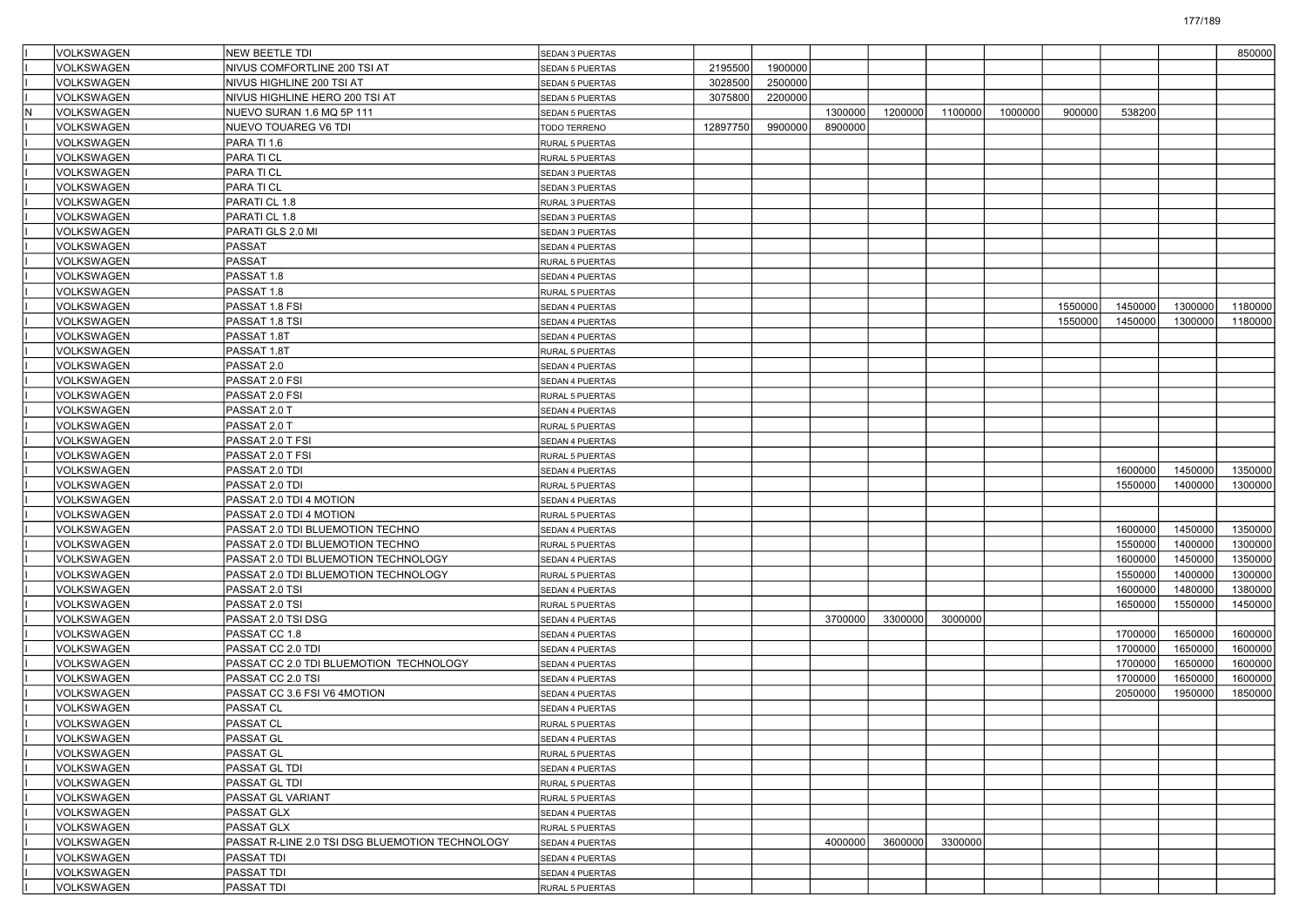| | | | | | | | | | | | | | |
|---|---|---|---|---|---|---|---|---|---|---|---|---|---|
| I | VOLKSWAGEN | NEW BEETLE TDI | SEDAN 3 PUERTAS | | | | | | | | | | 850000 |
| I | VOLKSWAGEN | NIVUS COMFORTLINE 200 TSI AT | SEDAN 5 PUERTAS | 2195500 | 1900000 | | | | | | | | |
| I | VOLKSWAGEN | NIVUS HIGHLINE 200 TSI AT | SEDAN 5 PUERTAS | 3028500 | 2500000 | | | | | | | | |
| I | VOLKSWAGEN | NIVUS HIGHLINE HERO 200 TSI AT | SEDAN 5 PUERTAS | 3075800 | 2200000 | | | | | | | | |
| N | VOLKSWAGEN | NUEVO SURAN 1.6 MQ 5P 111 | SEDAN 5 PUERTAS | | | 1300000 | 1200000 | 1100000 | 1000000 | 900000 | 538200 | | |
| I | VOLKSWAGEN | NUEVO TOUAREG V6 TDI | TODO TERRENO | 12897750 | 9900000 | 8900000 | | | | | | | |
| I | VOLKSWAGEN | PARA TI 1.6 | RURAL 5 PUERTAS | | | | | | | | | | |
| I | VOLKSWAGEN | PARA TI CL | RURAL 5 PUERTAS | | | | | | | | | | |
| I | VOLKSWAGEN | PARA TI CL | SEDAN 3 PUERTAS | | | | | | | | | | |
| I | VOLKSWAGEN | PARA TI CL | SEDAN 3 PUERTAS | | | | | | | | | | |
| I | VOLKSWAGEN | PARATI CL 1.8 | RURAL 3 PUERTAS | | | | | | | | | | |
| I | VOLKSWAGEN | PARATI CL 1.8 | SEDAN 3 PUERTAS | | | | | | | | | | |
| I | VOLKSWAGEN | PARATI GLS 2.0 MI | SEDAN 3 PUERTAS | | | | | | | | | | |
| I | VOLKSWAGEN | PASSAT | SEDAN 4 PUERTAS | | | | | | | | | | |
| I | VOLKSWAGEN | PASSAT | RURAL 5 PUERTAS | | | | | | | | | | |
| I | VOLKSWAGEN | PASSAT 1.8 | SEDAN 4 PUERTAS | | | | | | | | | | |
| I | VOLKSWAGEN | PASSAT 1.8 | RURAL 5 PUERTAS | | | | | | | | | | |
| I | VOLKSWAGEN | PASSAT 1.8 FSI | SEDAN 4 PUERTAS | | | | | | | 1550000 | 1450000 | 1300000 | 1180000 |
| I | VOLKSWAGEN | PASSAT 1.8 TSI | SEDAN 4 PUERTAS | | | | | | | 1550000 | 1450000 | 1300000 | 1180000 |
| I | VOLKSWAGEN | PASSAT 1.8T | SEDAN 4 PUERTAS | | | | | | | | | | |
| I | VOLKSWAGEN | PASSAT 1.8T | RURAL 5 PUERTAS | | | | | | | | | | |
| I | VOLKSWAGEN | PASSAT 2.0 | SEDAN 4 PUERTAS | | | | | | | | | | |
| I | VOLKSWAGEN | PASSAT 2.0 FSI | SEDAN 4 PUERTAS | | | | | | | | | | |
| I | VOLKSWAGEN | PASSAT 2.0 FSI | RURAL 5 PUERTAS | | | | | | | | | | |
| I | VOLKSWAGEN | PASSAT 2.0 T | SEDAN 4 PUERTAS | | | | | | | | | | |
| I | VOLKSWAGEN | PASSAT 2.0 T | RURAL 5 PUERTAS | | | | | | | | | | |
| I | VOLKSWAGEN | PASSAT 2.0 T FSI | SEDAN 4 PUERTAS | | | | | | | | | | |
| I | VOLKSWAGEN | PASSAT 2.0 T FSI | RURAL 5 PUERTAS | | | | | | | | | | |
| I | VOLKSWAGEN | PASSAT 2.0 TDI | SEDAN 4 PUERTAS | | | | | | | | 1600000 | 1450000 | 1350000 |
| I | VOLKSWAGEN | PASSAT 2.0 TDI | RURAL 5 PUERTAS | | | | | | | | 1550000 | 1400000 | 1300000 |
| I | VOLKSWAGEN | PASSAT 2.0 TDI 4 MOTION | SEDAN 4 PUERTAS | | | | | | | | | | |
| I | VOLKSWAGEN | PASSAT 2.0 TDI 4 MOTION | RURAL 5 PUERTAS | | | | | | | | | | |
| I | VOLKSWAGEN | PASSAT 2.0 TDI BLUEMOTION TECHNO | SEDAN 4 PUERTAS | | | | | | | | 1600000 | 1450000 | 1350000 |
| I | VOLKSWAGEN | PASSAT 2.0 TDI BLUEMOTION TECHNO | RURAL 5 PUERTAS | | | | | | | | 1550000 | 1400000 | 1300000 |
| I | VOLKSWAGEN | PASSAT 2.0 TDI BLUEMOTION TECHNOLOGY | SEDAN 4 PUERTAS | | | | | | | | 1600000 | 1450000 | 1350000 |
| I | VOLKSWAGEN | PASSAT 2.0 TDI BLUEMOTION TECHNOLOGY | RURAL 5 PUERTAS | | | | | | | | 1550000 | 1400000 | 1300000 |
| I | VOLKSWAGEN | PASSAT 2.0 TSI | SEDAN 4 PUERTAS | | | | | | | | 1600000 | 1480000 | 1380000 |
| I | VOLKSWAGEN | PASSAT 2.0 TSI | RURAL 5 PUERTAS | | | | | | | | 1650000 | 1550000 | 1450000 |
| I | VOLKSWAGEN | PASSAT 2.0 TSI DSG | SEDAN 4 PUERTAS | | | 3700000 | 3300000 | 3000000 | | | | | |
| I | VOLKSWAGEN | PASSAT CC 1.8 | SEDAN 4 PUERTAS | | | | | | | | 1700000 | 1650000 | 1600000 |
| I | VOLKSWAGEN | PASSAT CC 2.0 TDI | SEDAN 4 PUERTAS | | | | | | | | 1700000 | 1650000 | 1600000 |
| I | VOLKSWAGEN | PASSAT CC 2.0 TDI BLUEMOTION TECHNOLOGY | SEDAN 4 PUERTAS | | | | | | | | 1700000 | 1650000 | 1600000 |
| I | VOLKSWAGEN | PASSAT CC 2.0 TSI | SEDAN 4 PUERTAS | | | | | | | | 1700000 | 1650000 | 1600000 |
| I | VOLKSWAGEN | PASSAT CC 3.6 FSI V6 4MOTION | SEDAN 4 PUERTAS | | | | | | | | 2050000 | 1950000 | 1850000 |
| I | VOLKSWAGEN | PASSAT CL | SEDAN 4 PUERTAS | | | | | | | | | | |
| I | VOLKSWAGEN | PASSAT CL | RURAL 5 PUERTAS | | | | | | | | | | |
| I | VOLKSWAGEN | PASSAT GL | SEDAN 4 PUERTAS | | | | | | | | | | |
| I | VOLKSWAGEN | PASSAT GL | RURAL 5 PUERTAS | | | | | | | | | | |
| I | VOLKSWAGEN | PASSAT GL TDI | SEDAN 4 PUERTAS | | | | | | | | | | |
| I | VOLKSWAGEN | PASSAT GL TDI | RURAL 5 PUERTAS | | | | | | | | | | |
| I | VOLKSWAGEN | PASSAT GL VARIANT | RURAL 5 PUERTAS | | | | | | | | | | |
| I | VOLKSWAGEN | PASSAT GLX | SEDAN 4 PUERTAS | | | | | | | | | | |
| I | VOLKSWAGEN | PASSAT GLX | RURAL 5 PUERTAS | | | | | | | | | | |
| I | VOLKSWAGEN | PASSAT R-LINE 2.0 TSI DSG BLUEMOTION TECHNOLOGY | SEDAN 4 PUERTAS | | | 4000000 | 3600000 | 3300000 | | | | | |
| I | VOLKSWAGEN | PASSAT TDI | SEDAN 4 PUERTAS | | | | | | | | | | |
| I | VOLKSWAGEN | PASSAT TDI | SEDAN 4 PUERTAS | | | | | | | | | | |
| I | VOLKSWAGEN | PASSAT TDI | RURAL 5 PUERTAS | | | | | | | | | | |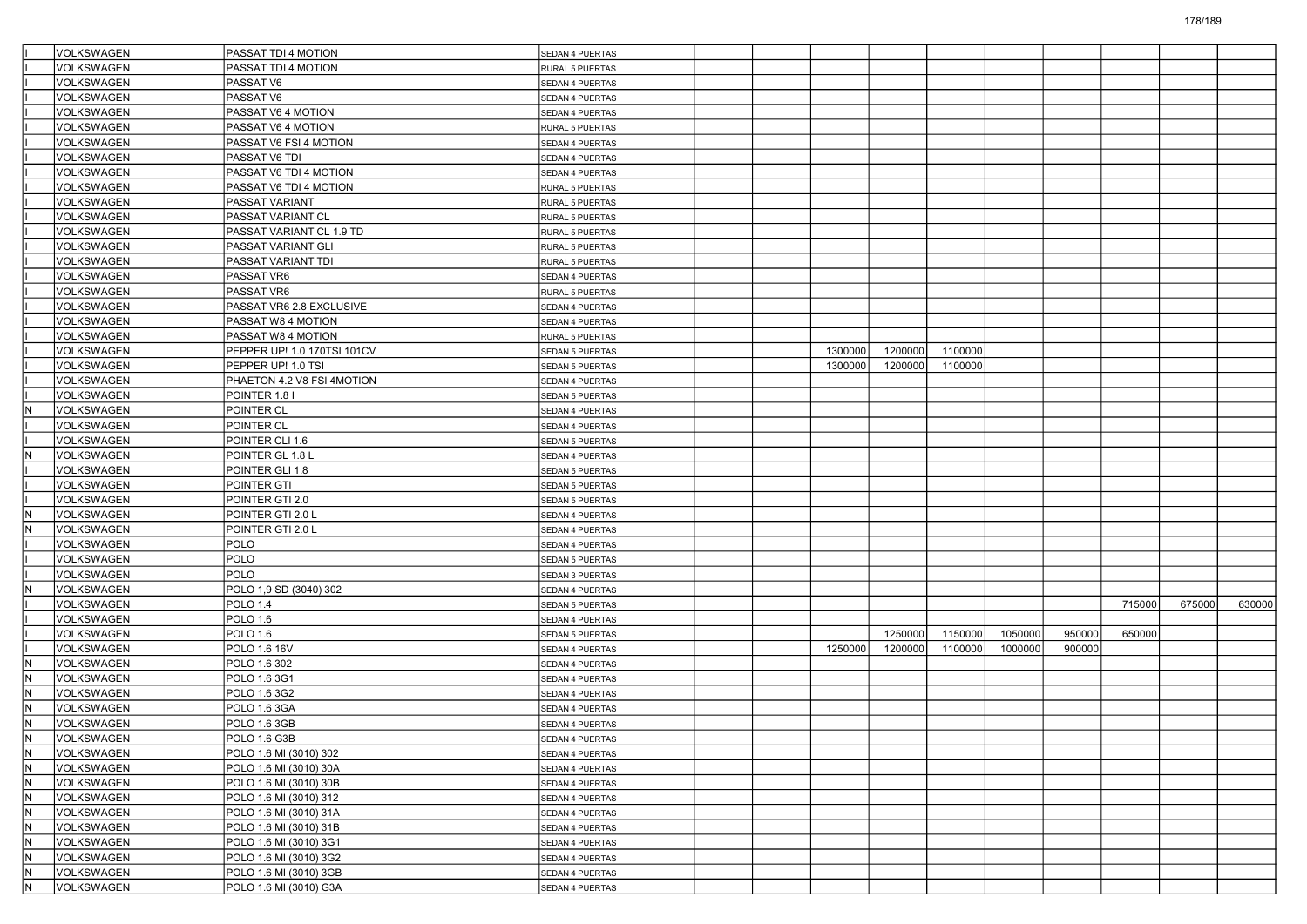| | | | | | | | | | | | | | |
|---|---|---|---|---|---|---|---|---|---|---|---|---|---|
| I | VOLKSWAGEN | PASSAT TDI 4 MOTION | SEDAN 4 PUERTAS | | | | | | | | | | |
| I | VOLKSWAGEN | PASSAT TDI 4 MOTION | RURAL 5 PUERTAS | | | | | | | | | | |
| I | VOLKSWAGEN | PASSAT V6 | SEDAN 4 PUERTAS | | | | | | | | | | |
| I | VOLKSWAGEN | PASSAT V6 | SEDAN 4 PUERTAS | | | | | | | | | | |
| I | VOLKSWAGEN | PASSAT V6 4 MOTION | SEDAN 4 PUERTAS | | | | | | | | | | |
| I | VOLKSWAGEN | PASSAT V6 4 MOTION | RURAL 5 PUERTAS | | | | | | | | | | |
| I | VOLKSWAGEN | PASSAT V6 FSI 4 MOTION | SEDAN 4 PUERTAS | | | | | | | | | | |
| I | VOLKSWAGEN | PASSAT V6 TDI | SEDAN 4 PUERTAS | | | | | | | | | | |
| I | VOLKSWAGEN | PASSAT V6 TDI 4 MOTION | SEDAN 4 PUERTAS | | | | | | | | | | |
| I | VOLKSWAGEN | PASSAT V6 TDI 4 MOTION | RURAL 5 PUERTAS | | | | | | | | | | |
| I | VOLKSWAGEN | PASSAT VARIANT | RURAL 5 PUERTAS | | | | | | | | | | |
| I | VOLKSWAGEN | PASSAT VARIANT CL | RURAL 5 PUERTAS | | | | | | | | | | |
| I | VOLKSWAGEN | PASSAT VARIANT CL 1.9 TD | RURAL 5 PUERTAS | | | | | | | | | | |
| I | VOLKSWAGEN | PASSAT VARIANT GLI | RURAL 5 PUERTAS | | | | | | | | | | |
| I | VOLKSWAGEN | PASSAT VARIANT TDI | RURAL 5 PUERTAS | | | | | | | | | | |
| I | VOLKSWAGEN | PASSAT VR6 | SEDAN 4 PUERTAS | | | | | | | | | | |
| I | VOLKSWAGEN | PASSAT VR6 | RURAL 5 PUERTAS | | | | | | | | | | |
| I | VOLKSWAGEN | PASSAT VR6 2.8 EXCLUSIVE | SEDAN 4 PUERTAS | | | | | | | | | | |
| I | VOLKSWAGEN | PASSAT W8 4 MOTION | SEDAN 4 PUERTAS | | | | | | | | | | |
| I | VOLKSWAGEN | PASSAT W8 4 MOTION | RURAL 5 PUERTAS | | | | | | | | | | |
| I | VOLKSWAGEN | PEPPER UP! 1.0 170TSI 101CV | SEDAN 5 PUERTAS | | | 1300000 | 1200000 | 1100000 | | | | | |
| I | VOLKSWAGEN | PEPPER UP! 1.0 TSI | SEDAN 5 PUERTAS | | | 1300000 | 1200000 | 1100000 | | | | | |
| I | VOLKSWAGEN | PHAETON 4.2 V8 FSI 4MOTION | SEDAN 4 PUERTAS | | | | | | | | | | |
| I | VOLKSWAGEN | POINTER 1.8 I | SEDAN 5 PUERTAS | | | | | | | | | | |
| N | VOLKSWAGEN | POINTER CL | SEDAN 4 PUERTAS | | | | | | | | | | |
| I | VOLKSWAGEN | POINTER CL | SEDAN 4 PUERTAS | | | | | | | | | | |
| I | VOLKSWAGEN | POINTER CLI 1.6 | SEDAN 5 PUERTAS | | | | | | | | | | |
| N | VOLKSWAGEN | POINTER GL 1.8 L | SEDAN 4 PUERTAS | | | | | | | | | | |
| I | VOLKSWAGEN | POINTER GLI 1.8 | SEDAN 5 PUERTAS | | | | | | | | | | |
| I | VOLKSWAGEN | POINTER GTI | SEDAN 5 PUERTAS | | | | | | | | | | |
| I | VOLKSWAGEN | POINTER GTI 2.0 | SEDAN 5 PUERTAS | | | | | | | | | | |
| N | VOLKSWAGEN | POINTER GTI 2.0 L | SEDAN 4 PUERTAS | | | | | | | | | | |
| N | VOLKSWAGEN | POINTER GTI 2.0 L | SEDAN 4 PUERTAS | | | | | | | | | | |
| I | VOLKSWAGEN | POLO | SEDAN 4 PUERTAS | | | | | | | | | | |
| I | VOLKSWAGEN | POLO | SEDAN 5 PUERTAS | | | | | | | | | | |
| I | VOLKSWAGEN | POLO | SEDAN 3 PUERTAS | | | | | | | | | | |
| N | VOLKSWAGEN | POLO 1,9 SD (3040) 302 | SEDAN 4 PUERTAS | | | | | | | | | | |
| I | VOLKSWAGEN | POLO 1.4 | SEDAN 5 PUERTAS | | | | | | | | 715000 | 675000 | 630000 |
| I | VOLKSWAGEN | POLO 1.6 | SEDAN 4 PUERTAS | | | | | | | | | | |
| I | VOLKSWAGEN | POLO 1.6 | SEDAN 5 PUERTAS | | | | 1250000 | 1150000 | 1050000 | 950000 | 650000 | | |
| I | VOLKSWAGEN | POLO 1.6 16V | SEDAN 4 PUERTAS | | | 1250000 | 1200000 | 1100000 | 1000000 | 900000 | | | |
| N | VOLKSWAGEN | POLO 1.6 302 | SEDAN 4 PUERTAS | | | | | | | | | | |
| N | VOLKSWAGEN | POLO 1.6 3G1 | SEDAN 4 PUERTAS | | | | | | | | | | |
| N | VOLKSWAGEN | POLO 1.6 3G2 | SEDAN 4 PUERTAS | | | | | | | | | | |
| N | VOLKSWAGEN | POLO 1.6 3GA | SEDAN 4 PUERTAS | | | | | | | | | | |
| N | VOLKSWAGEN | POLO 1.6 3GB | SEDAN 4 PUERTAS | | | | | | | | | | |
| N | VOLKSWAGEN | POLO 1.6 G3B | SEDAN 4 PUERTAS | | | | | | | | | | |
| N | VOLKSWAGEN | POLO 1.6 MI (3010) 302 | SEDAN 4 PUERTAS | | | | | | | | | | |
| N | VOLKSWAGEN | POLO 1.6 MI (3010) 30A | SEDAN 4 PUERTAS | | | | | | | | | | |
| N | VOLKSWAGEN | POLO 1.6 MI (3010) 30B | SEDAN 4 PUERTAS | | | | | | | | | | |
| N | VOLKSWAGEN | POLO 1.6 MI (3010) 312 | SEDAN 4 PUERTAS | | | | | | | | | | |
| N | VOLKSWAGEN | POLO 1.6 MI (3010) 31A | SEDAN 4 PUERTAS | | | | | | | | | | |
| N | VOLKSWAGEN | POLO 1.6 MI (3010) 31B | SEDAN 4 PUERTAS | | | | | | | | | | |
| N | VOLKSWAGEN | POLO 1.6 MI (3010) 3G1 | SEDAN 4 PUERTAS | | | | | | | | | | |
| N | VOLKSWAGEN | POLO 1.6 MI (3010) 3G2 | SEDAN 4 PUERTAS | | | | | | | | | | |
| N | VOLKSWAGEN | POLO 1.6 MI (3010) 3GB | SEDAN 4 PUERTAS | | | | | | | | | | |
| N | VOLKSWAGEN | POLO 1.6 MI (3010) G3A | SEDAN 4 PUERTAS | | | | | | | | | | |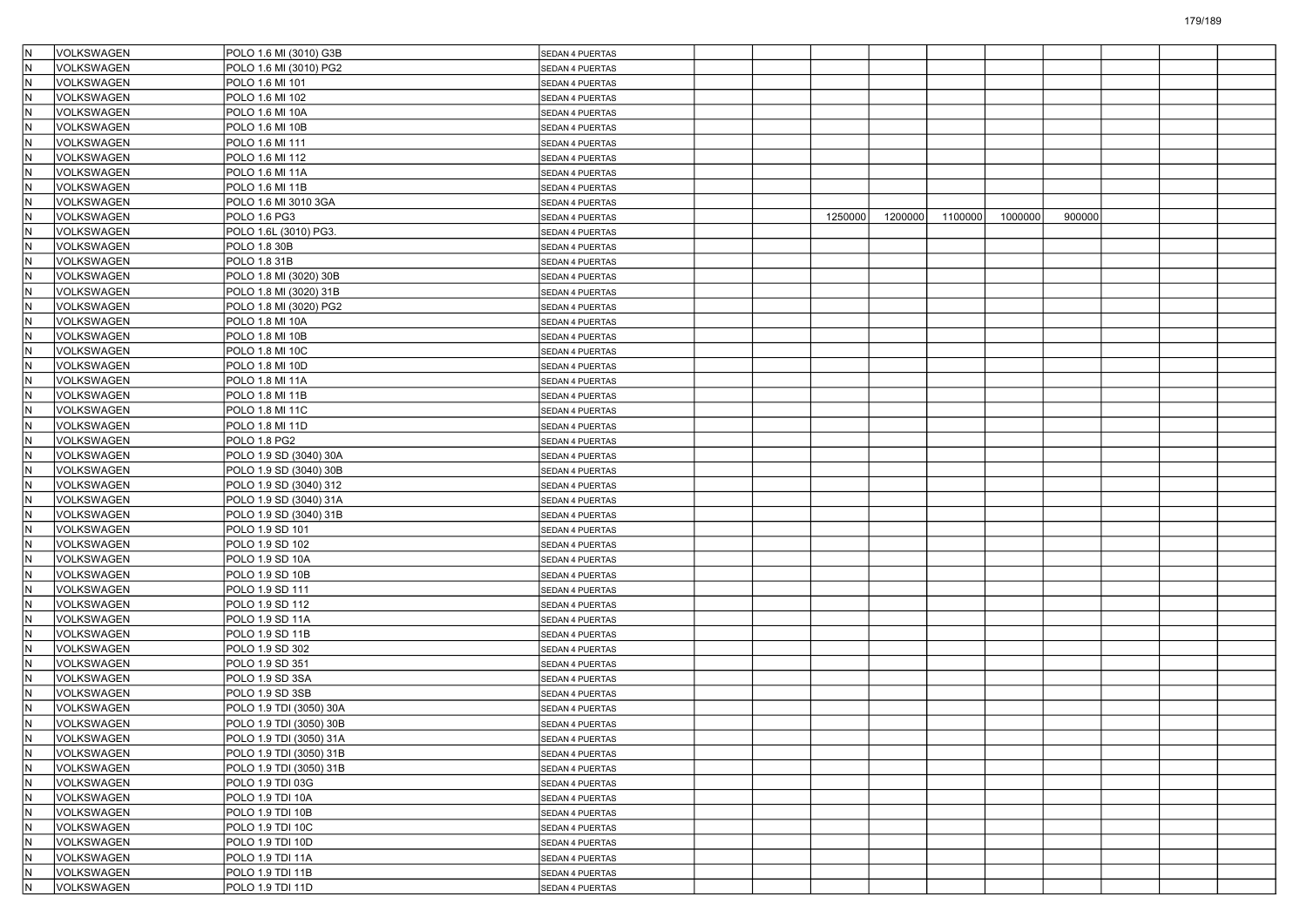| | | | | | | | | | | | | | |
|---|---|---|---|---|---|---|---|---|---|---|---|---|---|
| N | VOLKSWAGEN | POLO 1.6 MI (3010) G3B | SEDAN 4 PUERTAS | | | | | | | | | | |
| N | VOLKSWAGEN | POLO 1.6 MI (3010) PG2 | SEDAN 4 PUERTAS | | | | | | | | | | |
| N | VOLKSWAGEN | POLO 1.6 MI 101 | SEDAN 4 PUERTAS | | | | | | | | | | |
| N | VOLKSWAGEN | POLO 1.6 MI 102 | SEDAN 4 PUERTAS | | | | | | | | | | |
| N | VOLKSWAGEN | POLO 1.6 MI 10A | SEDAN 4 PUERTAS | | | | | | | | | | |
| N | VOLKSWAGEN | POLO 1.6 MI 10B | SEDAN 4 PUERTAS | | | | | | | | | | |
| N | VOLKSWAGEN | POLO 1.6 MI 111 | SEDAN 4 PUERTAS | | | | | | | | | | |
| N | VOLKSWAGEN | POLO 1.6 MI 112 | SEDAN 4 PUERTAS | | | | | | | | | | |
| N | VOLKSWAGEN | POLO 1.6 MI 11A | SEDAN 4 PUERTAS | | | | | | | | | | |
| N | VOLKSWAGEN | POLO 1.6 MI 11B | SEDAN 4 PUERTAS | | | | | | | | | | |
| N | VOLKSWAGEN | POLO 1.6 MI 3010 3GA | SEDAN 4 PUERTAS | | | | | | | | | | |
| N | VOLKSWAGEN | POLO 1.6 PG3 | SEDAN 4 PUERTAS | | | 1250000 | 1200000 | 1100000 | 1000000 | 900000 | | | |
| N | VOLKSWAGEN | POLO 1.6L (3010) PG3. | SEDAN 4 PUERTAS | | | | | | | | | | |
| N | VOLKSWAGEN | POLO 1.8 30B | SEDAN 4 PUERTAS | | | | | | | | | | |
| N | VOLKSWAGEN | POLO 1.8 31B | SEDAN 4 PUERTAS | | | | | | | | | | |
| N | VOLKSWAGEN | POLO 1.8 MI (3020) 30B | SEDAN 4 PUERTAS | | | | | | | | | | |
| N | VOLKSWAGEN | POLO 1.8 MI (3020) 31B | SEDAN 4 PUERTAS | | | | | | | | | | |
| N | VOLKSWAGEN | POLO 1.8 MI (3020) PG2 | SEDAN 4 PUERTAS | | | | | | | | | | |
| N | VOLKSWAGEN | POLO 1.8 MI 10A | SEDAN 4 PUERTAS | | | | | | | | | | |
| N | VOLKSWAGEN | POLO 1.8 MI 10B | SEDAN 4 PUERTAS | | | | | | | | | | |
| N | VOLKSWAGEN | POLO 1.8 MI 10C | SEDAN 4 PUERTAS | | | | | | | | | | |
| N | VOLKSWAGEN | POLO 1.8 MI 10D | SEDAN 4 PUERTAS | | | | | | | | | | |
| N | VOLKSWAGEN | POLO 1.8 MI 11A | SEDAN 4 PUERTAS | | | | | | | | | | |
| N | VOLKSWAGEN | POLO 1.8 MI 11B | SEDAN 4 PUERTAS | | | | | | | | | | |
| N | VOLKSWAGEN | POLO 1.8 MI 11C | SEDAN 4 PUERTAS | | | | | | | | | | |
| N | VOLKSWAGEN | POLO 1.8 MI 11D | SEDAN 4 PUERTAS | | | | | | | | | | |
| N | VOLKSWAGEN | POLO 1.8 PG2 | SEDAN 4 PUERTAS | | | | | | | | | | |
| N | VOLKSWAGEN | POLO 1.9 SD (3040) 30A | SEDAN 4 PUERTAS | | | | | | | | | | |
| N | VOLKSWAGEN | POLO 1.9 SD (3040) 30B | SEDAN 4 PUERTAS | | | | | | | | | | |
| N | VOLKSWAGEN | POLO 1.9 SD (3040) 312 | SEDAN 4 PUERTAS | | | | | | | | | | |
| N | VOLKSWAGEN | POLO 1.9 SD (3040) 31A | SEDAN 4 PUERTAS | | | | | | | | | | |
| N | VOLKSWAGEN | POLO 1.9 SD (3040) 31B | SEDAN 4 PUERTAS | | | | | | | | | | |
| N | VOLKSWAGEN | POLO 1.9 SD 101 | SEDAN 4 PUERTAS | | | | | | | | | | |
| N | VOLKSWAGEN | POLO 1.9 SD 102 | SEDAN 4 PUERTAS | | | | | | | | | | |
| N | VOLKSWAGEN | POLO 1.9 SD 10A | SEDAN 4 PUERTAS | | | | | | | | | | |
| N | VOLKSWAGEN | POLO 1.9 SD 10B | SEDAN 4 PUERTAS | | | | | | | | | | |
| N | VOLKSWAGEN | POLO 1.9 SD 111 | SEDAN 4 PUERTAS | | | | | | | | | | |
| N | VOLKSWAGEN | POLO 1.9 SD 112 | SEDAN 4 PUERTAS | | | | | | | | | | |
| N | VOLKSWAGEN | POLO 1.9 SD 11A | SEDAN 4 PUERTAS | | | | | | | | | | |
| N | VOLKSWAGEN | POLO 1.9 SD 11B | SEDAN 4 PUERTAS | | | | | | | | | | |
| N | VOLKSWAGEN | POLO 1.9 SD 302 | SEDAN 4 PUERTAS | | | | | | | | | | |
| N | VOLKSWAGEN | POLO 1.9 SD 351 | SEDAN 4 PUERTAS | | | | | | | | | | |
| N | VOLKSWAGEN | POLO 1.9 SD 3SA | SEDAN 4 PUERTAS | | | | | | | | | | |
| N | VOLKSWAGEN | POLO 1.9 SD 3SB | SEDAN 4 PUERTAS | | | | | | | | | | |
| N | VOLKSWAGEN | POLO 1.9 TDI (3050) 30A | SEDAN 4 PUERTAS | | | | | | | | | | |
| N | VOLKSWAGEN | POLO 1.9 TDI (3050) 30B | SEDAN 4 PUERTAS | | | | | | | | | | |
| N | VOLKSWAGEN | POLO 1.9 TDI (3050) 31A | SEDAN 4 PUERTAS | | | | | | | | | | |
| N | VOLKSWAGEN | POLO 1.9 TDI (3050) 31B | SEDAN 4 PUERTAS | | | | | | | | | | |
| N | VOLKSWAGEN | POLO 1.9 TDI (3050) 31B | SEDAN 4 PUERTAS | | | | | | | | | | |
| N | VOLKSWAGEN | POLO 1.9 TDI 03G | SEDAN 4 PUERTAS | | | | | | | | | | |
| N | VOLKSWAGEN | POLO 1.9 TDI 10A | SEDAN 4 PUERTAS | | | | | | | | | | |
| N | VOLKSWAGEN | POLO 1.9 TDI 10B | SEDAN 4 PUERTAS | | | | | | | | | | |
| N | VOLKSWAGEN | POLO 1.9 TDI 10C | SEDAN 4 PUERTAS | | | | | | | | | | |
| N | VOLKSWAGEN | POLO 1.9 TDI 10D | SEDAN 4 PUERTAS | | | | | | | | | | |
| N | VOLKSWAGEN | POLO 1.9 TDI 11A | SEDAN 4 PUERTAS | | | | | | | | | | |
| N | VOLKSWAGEN | POLO 1.9 TDI 11B | SEDAN 4 PUERTAS | | | | | | | | | | |
| N | VOLKSWAGEN | POLO 1.9 TDI 11D | SEDAN 4 PUERTAS | | | | | | | | | | |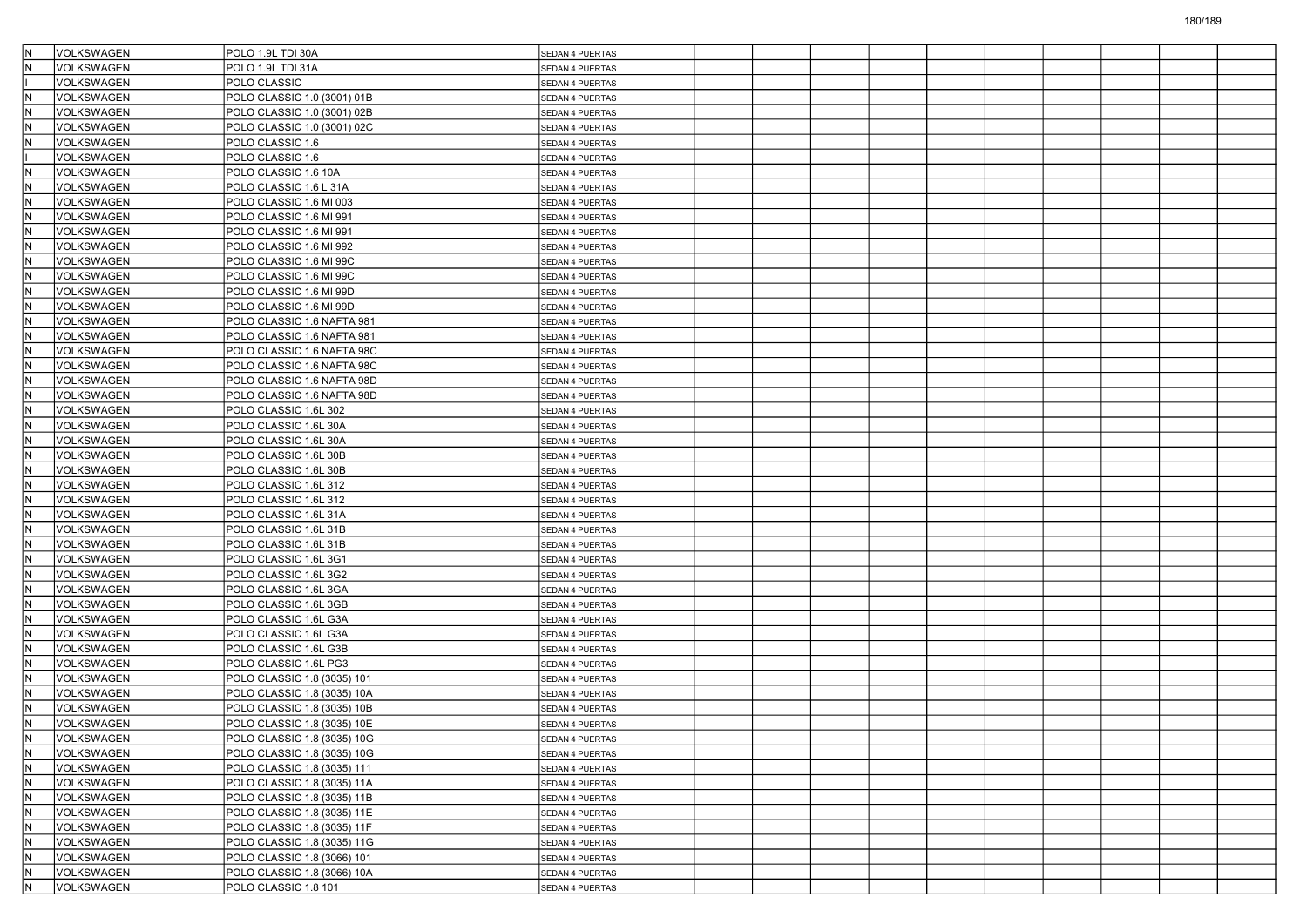| | | | | | | | | | | | | | |
|---|---|---|---|---|---|---|---|---|---|---|---|---|---|
| N | VOLKSWAGEN | POLO 1.9L TDI 30A | SEDAN 4 PUERTAS | | | | | | | | | | |
| N | VOLKSWAGEN | POLO 1.9L TDI 31A | SEDAN 4 PUERTAS | | | | | | | | | | |
| I | VOLKSWAGEN | POLO CLASSIC | SEDAN 4 PUERTAS | | | | | | | | | | |
| N | VOLKSWAGEN | POLO CLASSIC 1.0 (3001) 01B | SEDAN 4 PUERTAS | | | | | | | | | | |
| N | VOLKSWAGEN | POLO CLASSIC 1.0 (3001) 02B | SEDAN 4 PUERTAS | | | | | | | | | | |
| N | VOLKSWAGEN | POLO CLASSIC 1.0 (3001) 02C | SEDAN 4 PUERTAS | | | | | | | | | | |
| N | VOLKSWAGEN | POLO CLASSIC 1.6 | SEDAN 4 PUERTAS | | | | | | | | | | |
| I | VOLKSWAGEN | POLO CLASSIC 1.6 | SEDAN 4 PUERTAS | | | | | | | | | | |
| N | VOLKSWAGEN | POLO CLASSIC 1.6 10A | SEDAN 4 PUERTAS | | | | | | | | | | |
| N | VOLKSWAGEN | POLO CLASSIC 1.6 L 31A | SEDAN 4 PUERTAS | | | | | | | | | | |
| N | VOLKSWAGEN | POLO CLASSIC 1.6 MI 003 | SEDAN 4 PUERTAS | | | | | | | | | | |
| N | VOLKSWAGEN | POLO CLASSIC 1.6 MI 991 | SEDAN 4 PUERTAS | | | | | | | | | | |
| N | VOLKSWAGEN | POLO CLASSIC 1.6 MI 991 | SEDAN 4 PUERTAS | | | | | | | | | | |
| N | VOLKSWAGEN | POLO CLASSIC 1.6 MI 992 | SEDAN 4 PUERTAS | | | | | | | | | | |
| N | VOLKSWAGEN | POLO CLASSIC 1.6 MI 99C | SEDAN 4 PUERTAS | | | | | | | | | | |
| N | VOLKSWAGEN | POLO CLASSIC 1.6 MI 99C | SEDAN 4 PUERTAS | | | | | | | | | | |
| N | VOLKSWAGEN | POLO CLASSIC 1.6 MI 99D | SEDAN 4 PUERTAS | | | | | | | | | | |
| N | VOLKSWAGEN | POLO CLASSIC 1.6 MI 99D | SEDAN 4 PUERTAS | | | | | | | | | | |
| N | VOLKSWAGEN | POLO CLASSIC 1.6 NAFTA 981 | SEDAN 4 PUERTAS | | | | | | | | | | |
| N | VOLKSWAGEN | POLO CLASSIC 1.6 NAFTA 981 | SEDAN 4 PUERTAS | | | | | | | | | | |
| N | VOLKSWAGEN | POLO CLASSIC 1.6 NAFTA 98C | SEDAN 4 PUERTAS | | | | | | | | | | |
| N | VOLKSWAGEN | POLO CLASSIC 1.6 NAFTA 98C | SEDAN 4 PUERTAS | | | | | | | | | | |
| N | VOLKSWAGEN | POLO CLASSIC 1.6 NAFTA 98D | SEDAN 4 PUERTAS | | | | | | | | | | |
| N | VOLKSWAGEN | POLO CLASSIC 1.6 NAFTA 98D | SEDAN 4 PUERTAS | | | | | | | | | | |
| N | VOLKSWAGEN | POLO CLASSIC 1.6L 302 | SEDAN 4 PUERTAS | | | | | | | | | | |
| N | VOLKSWAGEN | POLO CLASSIC 1.6L 30A | SEDAN 4 PUERTAS | | | | | | | | | | |
| N | VOLKSWAGEN | POLO CLASSIC 1.6L 30A | SEDAN 4 PUERTAS | | | | | | | | | | |
| N | VOLKSWAGEN | POLO CLASSIC 1.6L 30B | SEDAN 4 PUERTAS | | | | | | | | | | |
| N | VOLKSWAGEN | POLO CLASSIC 1.6L 30B | SEDAN 4 PUERTAS | | | | | | | | | | |
| N | VOLKSWAGEN | POLO CLASSIC 1.6L 312 | SEDAN 4 PUERTAS | | | | | | | | | | |
| N | VOLKSWAGEN | POLO CLASSIC 1.6L 312 | SEDAN 4 PUERTAS | | | | | | | | | | |
| N | VOLKSWAGEN | POLO CLASSIC 1.6L 31A | SEDAN 4 PUERTAS | | | | | | | | | | |
| N | VOLKSWAGEN | POLO CLASSIC 1.6L 31B | SEDAN 4 PUERTAS | | | | | | | | | | |
| N | VOLKSWAGEN | POLO CLASSIC 1.6L 31B | SEDAN 4 PUERTAS | | | | | | | | | | |
| N | VOLKSWAGEN | POLO CLASSIC 1.6L 3G1 | SEDAN 4 PUERTAS | | | | | | | | | | |
| N | VOLKSWAGEN | POLO CLASSIC 1.6L 3G2 | SEDAN 4 PUERTAS | | | | | | | | | | |
| N | VOLKSWAGEN | POLO CLASSIC 1.6L 3GA | SEDAN 4 PUERTAS | | | | | | | | | | |
| N | VOLKSWAGEN | POLO CLASSIC 1.6L 3GB | SEDAN 4 PUERTAS | | | | | | | | | | |
| N | VOLKSWAGEN | POLO CLASSIC 1.6L G3A | SEDAN 4 PUERTAS | | | | | | | | | | |
| N | VOLKSWAGEN | POLO CLASSIC 1.6L G3A | SEDAN 4 PUERTAS | | | | | | | | | | |
| N | VOLKSWAGEN | POLO CLASSIC 1.6L G3B | SEDAN 4 PUERTAS | | | | | | | | | | |
| N | VOLKSWAGEN | POLO CLASSIC 1.6L PG3 | SEDAN 4 PUERTAS | | | | | | | | | | |
| N | VOLKSWAGEN | POLO CLASSIC 1.8 (3035) 101 | SEDAN 4 PUERTAS | | | | | | | | | | |
| N | VOLKSWAGEN | POLO CLASSIC 1.8 (3035) 10A | SEDAN 4 PUERTAS | | | | | | | | | | |
| N | VOLKSWAGEN | POLO CLASSIC 1.8 (3035) 10B | SEDAN 4 PUERTAS | | | | | | | | | | |
| N | VOLKSWAGEN | POLO CLASSIC 1.8 (3035) 10E | SEDAN 4 PUERTAS | | | | | | | | | | |
| N | VOLKSWAGEN | POLO CLASSIC 1.8 (3035) 10G | SEDAN 4 PUERTAS | | | | | | | | | | |
| N | VOLKSWAGEN | POLO CLASSIC 1.8 (3035) 10G | SEDAN 4 PUERTAS | | | | | | | | | | |
| N | VOLKSWAGEN | POLO CLASSIC 1.8 (3035) 111 | SEDAN 4 PUERTAS | | | | | | | | | | |
| N | VOLKSWAGEN | POLO CLASSIC 1.8 (3035) 11A | SEDAN 4 PUERTAS | | | | | | | | | | |
| N | VOLKSWAGEN | POLO CLASSIC 1.8 (3035) 11B | SEDAN 4 PUERTAS | | | | | | | | | | |
| N | VOLKSWAGEN | POLO CLASSIC 1.8 (3035) 11E | SEDAN 4 PUERTAS | | | | | | | | | | |
| N | VOLKSWAGEN | POLO CLASSIC 1.8 (3035) 11F | SEDAN 4 PUERTAS | | | | | | | | | | |
| N | VOLKSWAGEN | POLO CLASSIC 1.8 (3035) 11G | SEDAN 4 PUERTAS | | | | | | | | | | |
| N | VOLKSWAGEN | POLO CLASSIC 1.8 (3066) 101 | SEDAN 4 PUERTAS | | | | | | | | | | |
| N | VOLKSWAGEN | POLO CLASSIC 1.8 (3066) 10A | SEDAN 4 PUERTAS | | | | | | | | | | |
| N | VOLKSWAGEN | POLO CLASSIC 1.8 101 | SEDAN 4 PUERTAS | | | | | | | | | | |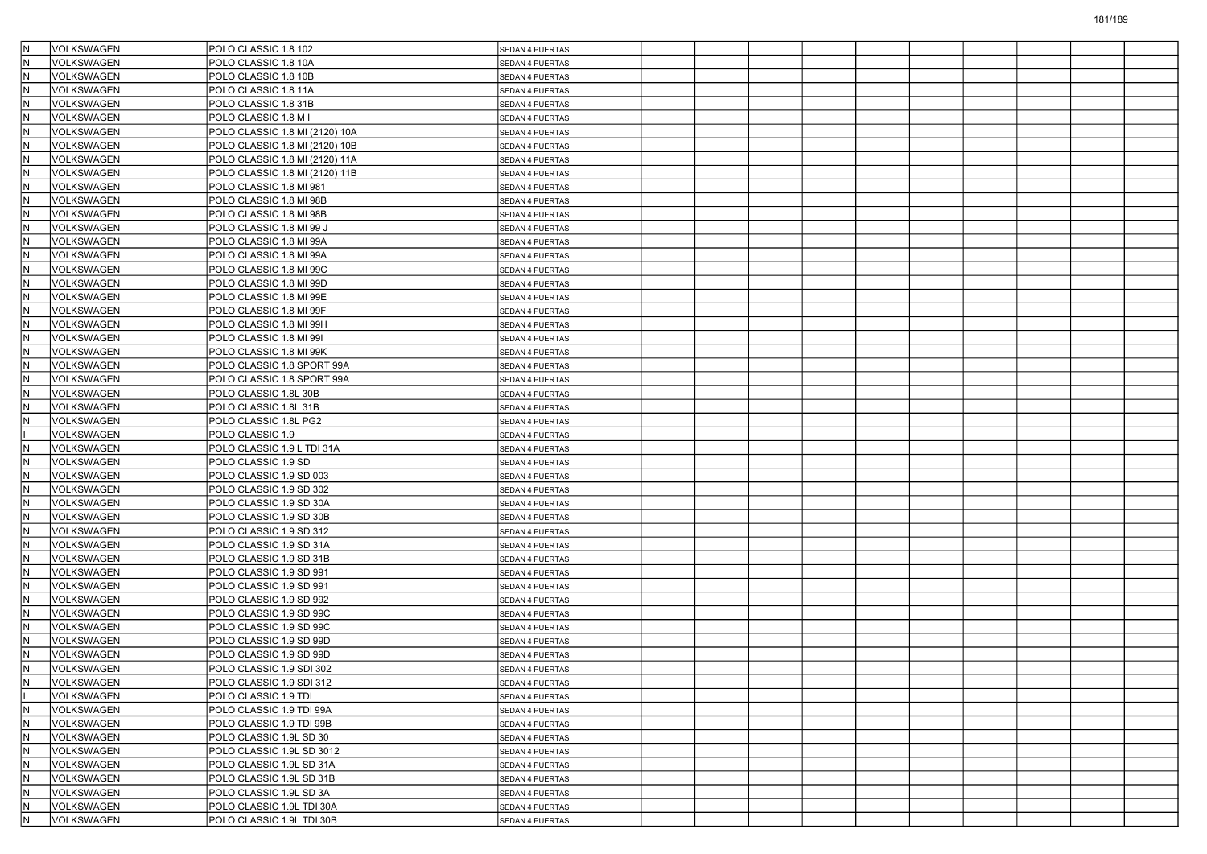| | | | | | | | | | | | | | |
|---|---|---|---|---|---|---|---|---|---|---|---|---|---|
| N | VOLKSWAGEN | POLO CLASSIC 1.8 102 | SEDAN 4 PUERTAS | | | | | | | | | | |
| N | VOLKSWAGEN | POLO CLASSIC 1.8 10A | SEDAN 4 PUERTAS | | | | | | | | | | |
| N | VOLKSWAGEN | POLO CLASSIC 1.8 10B | SEDAN 4 PUERTAS | | | | | | | | | | |
| N | VOLKSWAGEN | POLO CLASSIC 1.8 11A | SEDAN 4 PUERTAS | | | | | | | | | | |
| N | VOLKSWAGEN | POLO CLASSIC 1.8 31B | SEDAN 4 PUERTAS | | | | | | | | | | |
| N | VOLKSWAGEN | POLO CLASSIC 1.8 M I | SEDAN 4 PUERTAS | | | | | | | | | | |
| N | VOLKSWAGEN | POLO CLASSIC 1.8 MI (2120) 10A | SEDAN 4 PUERTAS | | | | | | | | | | |
| N | VOLKSWAGEN | POLO CLASSIC 1.8 MI (2120) 10B | SEDAN 4 PUERTAS | | | | | | | | | | |
| N | VOLKSWAGEN | POLO CLASSIC 1.8 MI (2120) 11A | SEDAN 4 PUERTAS | | | | | | | | | | |
| N | VOLKSWAGEN | POLO CLASSIC 1.8 MI (2120) 11B | SEDAN 4 PUERTAS | | | | | | | | | | |
| N | VOLKSWAGEN | POLO CLASSIC 1.8 MI 981 | SEDAN 4 PUERTAS | | | | | | | | | | |
| N | VOLKSWAGEN | POLO CLASSIC 1.8 MI 98B | SEDAN 4 PUERTAS | | | | | | | | | | |
| N | VOLKSWAGEN | POLO CLASSIC 1.8 MI 98B | SEDAN 4 PUERTAS | | | | | | | | | | |
| N | VOLKSWAGEN | POLO CLASSIC 1.8 MI 99 J | SEDAN 4 PUERTAS | | | | | | | | | | |
| N | VOLKSWAGEN | POLO CLASSIC 1.8 MI 99A | SEDAN 4 PUERTAS | | | | | | | | | | |
| N | VOLKSWAGEN | POLO CLASSIC 1.8 MI 99A | SEDAN 4 PUERTAS | | | | | | | | | | |
| N | VOLKSWAGEN | POLO CLASSIC 1.8 MI 99C | SEDAN 4 PUERTAS | | | | | | | | | | |
| N | VOLKSWAGEN | POLO CLASSIC 1.8 MI 99D | SEDAN 4 PUERTAS | | | | | | | | | | |
| N | VOLKSWAGEN | POLO CLASSIC 1.8 MI 99E | SEDAN 4 PUERTAS | | | | | | | | | | |
| N | VOLKSWAGEN | POLO CLASSIC 1.8 MI 99F | SEDAN 4 PUERTAS | | | | | | | | | | |
| N | VOLKSWAGEN | POLO CLASSIC 1.8 MI 99H | SEDAN 4 PUERTAS | | | | | | | | | | |
| N | VOLKSWAGEN | POLO CLASSIC 1.8 MI 99I | SEDAN 4 PUERTAS | | | | | | | | | | |
| N | VOLKSWAGEN | POLO CLASSIC 1.8 MI 99K | SEDAN 4 PUERTAS | | | | | | | | | | |
| N | VOLKSWAGEN | POLO CLASSIC 1.8 SPORT 99A | SEDAN 4 PUERTAS | | | | | | | | | | |
| N | VOLKSWAGEN | POLO CLASSIC 1.8 SPORT 99A | SEDAN 4 PUERTAS | | | | | | | | | | |
| N | VOLKSWAGEN | POLO CLASSIC 1.8L 30B | SEDAN 4 PUERTAS | | | | | | | | | | |
| N | VOLKSWAGEN | POLO CLASSIC 1.8L 31B | SEDAN 4 PUERTAS | | | | | | | | | | |
| N | VOLKSWAGEN | POLO CLASSIC 1.8L PG2 | SEDAN 4 PUERTAS | | | | | | | | | | |
| I | VOLKSWAGEN | POLO CLASSIC 1.9 | SEDAN 4 PUERTAS | | | | | | | | | | |
| N | VOLKSWAGEN | POLO CLASSIC 1.9 L TDI 31A | SEDAN 4 PUERTAS | | | | | | | | | | |
| N | VOLKSWAGEN | POLO CLASSIC 1.9 SD | SEDAN 4 PUERTAS | | | | | | | | | | |
| N | VOLKSWAGEN | POLO CLASSIC 1.9 SD 003 | SEDAN 4 PUERTAS | | | | | | | | | | |
| N | VOLKSWAGEN | POLO CLASSIC 1.9 SD 302 | SEDAN 4 PUERTAS | | | | | | | | | | |
| N | VOLKSWAGEN | POLO CLASSIC 1.9 SD 30A | SEDAN 4 PUERTAS | | | | | | | | | | |
| N | VOLKSWAGEN | POLO CLASSIC 1.9 SD 30B | SEDAN 4 PUERTAS | | | | | | | | | | |
| N | VOLKSWAGEN | POLO CLASSIC 1.9 SD 312 | SEDAN 4 PUERTAS | | | | | | | | | | |
| N | VOLKSWAGEN | POLO CLASSIC 1.9 SD 31A | SEDAN 4 PUERTAS | | | | | | | | | | |
| N | VOLKSWAGEN | POLO CLASSIC 1.9 SD 31B | SEDAN 4 PUERTAS | | | | | | | | | | |
| N | VOLKSWAGEN | POLO CLASSIC 1.9 SD 991 | SEDAN 4 PUERTAS | | | | | | | | | | |
| N | VOLKSWAGEN | POLO CLASSIC 1.9 SD 991 | SEDAN 4 PUERTAS | | | | | | | | | | |
| N | VOLKSWAGEN | POLO CLASSIC 1.9 SD 992 | SEDAN 4 PUERTAS | | | | | | | | | | |
| N | VOLKSWAGEN | POLO CLASSIC 1.9 SD 99C | SEDAN 4 PUERTAS | | | | | | | | | | |
| N | VOLKSWAGEN | POLO CLASSIC 1.9 SD 99C | SEDAN 4 PUERTAS | | | | | | | | | | |
| N | VOLKSWAGEN | POLO CLASSIC 1.9 SD 99D | SEDAN 4 PUERTAS | | | | | | | | | | |
| N | VOLKSWAGEN | POLO CLASSIC 1.9 SD 99D | SEDAN 4 PUERTAS | | | | | | | | | | |
| N | VOLKSWAGEN | POLO CLASSIC 1.9 SDI 302 | SEDAN 4 PUERTAS | | | | | | | | | | |
| N | VOLKSWAGEN | POLO CLASSIC 1.9 SDI 312 | SEDAN 4 PUERTAS | | | | | | | | | | |
| I | VOLKSWAGEN | POLO CLASSIC 1.9 TDI | SEDAN 4 PUERTAS | | | | | | | | | | |
| N | VOLKSWAGEN | POLO CLASSIC 1.9 TDI 99A | SEDAN 4 PUERTAS | | | | | | | | | | |
| N | VOLKSWAGEN | POLO CLASSIC 1.9 TDI 99B | SEDAN 4 PUERTAS | | | | | | | | | | |
| N | VOLKSWAGEN | POLO CLASSIC 1.9L SD 30 | SEDAN 4 PUERTAS | | | | | | | | | | |
| N | VOLKSWAGEN | POLO CLASSIC 1.9L SD 3012 | SEDAN 4 PUERTAS | | | | | | | | | | |
| N | VOLKSWAGEN | POLO CLASSIC 1.9L SD 31A | SEDAN 4 PUERTAS | | | | | | | | | | |
| N | VOLKSWAGEN | POLO CLASSIC 1.9L SD 31B | SEDAN 4 PUERTAS | | | | | | | | | | |
| N | VOLKSWAGEN | POLO CLASSIC 1.9L SD 3A | SEDAN 4 PUERTAS | | | | | | | | | | |
| N | VOLKSWAGEN | POLO CLASSIC 1.9L TDI 30A | SEDAN 4 PUERTAS | | | | | | | | | | |
| N | VOLKSWAGEN | POLO CLASSIC 1.9L TDI 30B | SEDAN 4 PUERTAS | | | | | | | | | | |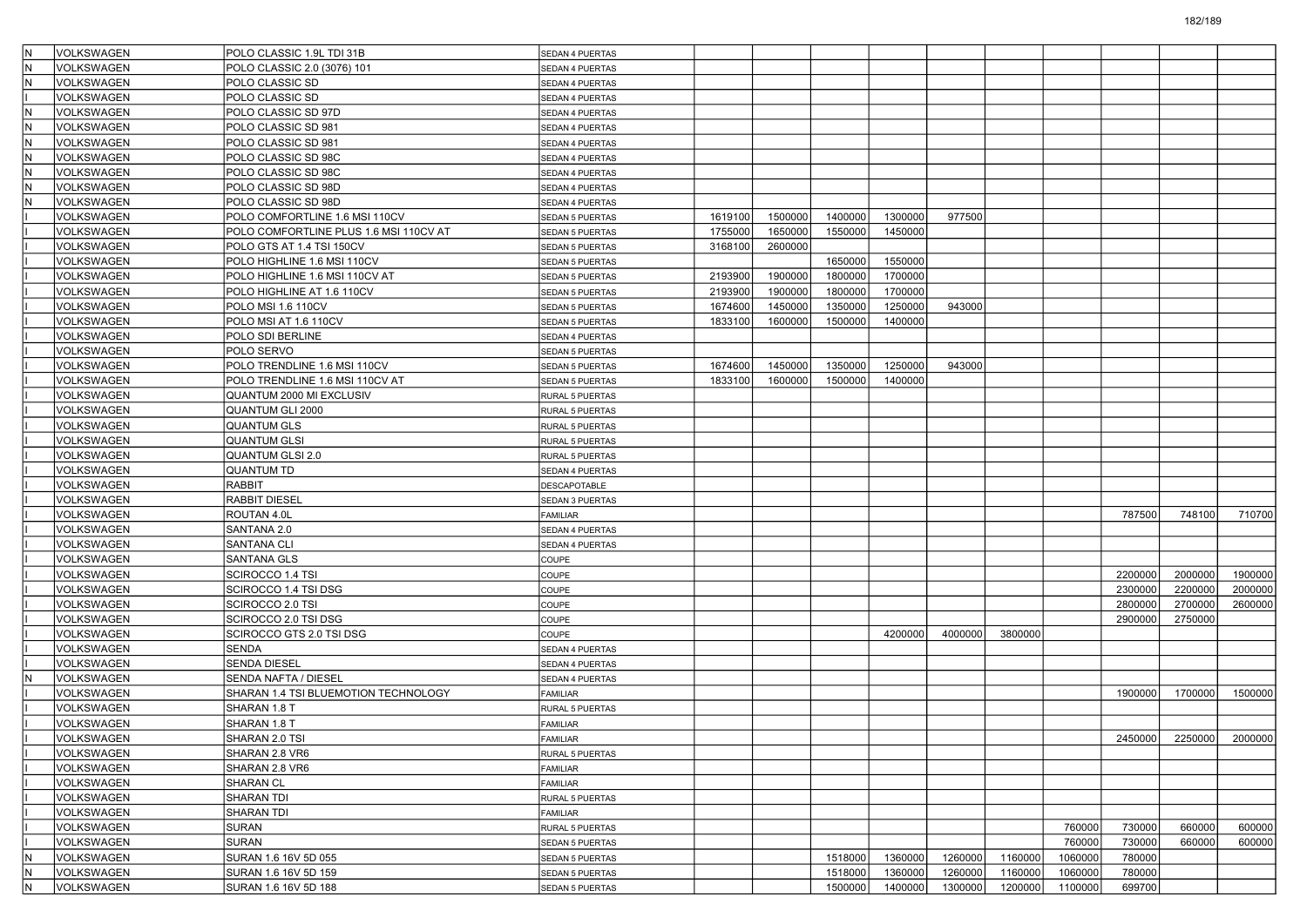| | | | | | | | | | | | | | |
|---|---|---|---|---|---|---|---|---|---|---|---|---|---|
| N | VOLKSWAGEN | POLO CLASSIC 1.9L TDI 31B | SEDAN 4 PUERTAS | | | | | | | | | | |
| N | VOLKSWAGEN | POLO CLASSIC 2.0 (3076) 101 | SEDAN 4 PUERTAS | | | | | | | | | | |
| N | VOLKSWAGEN | POLO CLASSIC SD | SEDAN 4 PUERTAS | | | | | | | | | | |
| I | VOLKSWAGEN | POLO CLASSIC SD | SEDAN 4 PUERTAS | | | | | | | | | | |
| N | VOLKSWAGEN | POLO CLASSIC SD 97D | SEDAN 4 PUERTAS | | | | | | | | | | |
| N | VOLKSWAGEN | POLO CLASSIC SD 981 | SEDAN 4 PUERTAS | | | | | | | | | | |
| N | VOLKSWAGEN | POLO CLASSIC SD 981 | SEDAN 4 PUERTAS | | | | | | | | | | |
| N | VOLKSWAGEN | POLO CLASSIC SD 98C | SEDAN 4 PUERTAS | | | | | | | | | | |
| N | VOLKSWAGEN | POLO CLASSIC SD 98C | SEDAN 4 PUERTAS | | | | | | | | | | |
| N | VOLKSWAGEN | POLO CLASSIC SD 98D | SEDAN 4 PUERTAS | | | | | | | | | | |
| N | VOLKSWAGEN | POLO CLASSIC SD 98D | SEDAN 4 PUERTAS | | | | | | | | | | |
| I | VOLKSWAGEN | POLO COMFORTLINE 1.6 MSI 110CV | SEDAN 5 PUERTAS | 1619100 | 1500000 | 1400000 | 1300000 | 977500 | | | | | |
| I | VOLKSWAGEN | POLO COMFORTLINE PLUS 1.6 MSI 110CV AT | SEDAN 5 PUERTAS | 1755000 | 1650000 | 1550000 | 1450000 | | | | | | |
| I | VOLKSWAGEN | POLO GTS AT 1.4 TSI 150CV | SEDAN 5 PUERTAS | 3168100 | 2600000 | | | | | | | | |
| I | VOLKSWAGEN | POLO HIGHLINE 1.6 MSI 110CV | SEDAN 5 PUERTAS | | | 1650000 | 1550000 | | | | | | |
| I | VOLKSWAGEN | POLO HIGHLINE 1.6 MSI 110CV AT | SEDAN 5 PUERTAS | 2193900 | 1900000 | 1800000 | 1700000 | | | | | | |
| I | VOLKSWAGEN | POLO HIGHLINE AT 1.6 110CV | SEDAN 5 PUERTAS | 2193900 | 1900000 | 1800000 | 1700000 | | | | | | |
| I | VOLKSWAGEN | POLO MSI 1.6 110CV | SEDAN 5 PUERTAS | 1674600 | 1450000 | 1350000 | 1250000 | 943000 | | | | | |
| I | VOLKSWAGEN | POLO MSI AT 1.6 110CV | SEDAN 5 PUERTAS | 1833100 | 1600000 | 1500000 | 1400000 | | | | | | |
| I | VOLKSWAGEN | POLO SDI BERLINE | SEDAN 4 PUERTAS | | | | | | | | | | |
| I | VOLKSWAGEN | POLO SERVO | SEDAN 5 PUERTAS | | | | | | | | | | |
| I | VOLKSWAGEN | POLO TRENDLINE 1.6 MSI 110CV | SEDAN 5 PUERTAS | 1674600 | 1450000 | 1350000 | 1250000 | 943000 | | | | | |
| I | VOLKSWAGEN | POLO TRENDLINE 1.6 MSI 110CV AT | SEDAN 5 PUERTAS | 1833100 | 1600000 | 1500000 | 1400000 | | | | | | |
| I | VOLKSWAGEN | QUANTUM 2000 MI EXCLUSIV | RURAL 5 PUERTAS | | | | | | | | | | |
| I | VOLKSWAGEN | QUANTUM GLI 2000 | RURAL 5 PUERTAS | | | | | | | | | | |
| I | VOLKSWAGEN | QUANTUM GLS | RURAL 5 PUERTAS | | | | | | | | | | |
| I | VOLKSWAGEN | QUANTUM GLSI | RURAL 5 PUERTAS | | | | | | | | | | |
| I | VOLKSWAGEN | QUANTUM GLSI 2.0 | RURAL 5 PUERTAS | | | | | | | | | | |
| I | VOLKSWAGEN | QUANTUM TD | SEDAN 4 PUERTAS | | | | | | | | | | |
| I | VOLKSWAGEN | RABBIT | DESCAPOTABLE | | | | | | | | | | |
| I | VOLKSWAGEN | RABBIT DIESEL | SEDAN 3 PUERTAS | | | | | | | | | | |
| I | VOLKSWAGEN | ROUTAN 4.0L | FAMILIAR | | | | | | | | 787500 | 748100 | 710700 |
| I | VOLKSWAGEN | SANTANA 2.0 | SEDAN 4 PUERTAS | | | | | | | | | | |
| I | VOLKSWAGEN | SANTANA CLI | SEDAN 4 PUERTAS | | | | | | | | | | |
| I | VOLKSWAGEN | SANTANA GLS | COUPE | | | | | | | | | | |
| I | VOLKSWAGEN | SCIROCCO 1.4 TSI | COUPE | | | | | | | | 2200000 | 2000000 | 1900000 |
| I | VOLKSWAGEN | SCIROCCO 1.4 TSI DSG | COUPE | | | | | | | | 2300000 | 2200000 | 2000000 |
| I | VOLKSWAGEN | SCIROCCO 2.0 TSI | COUPE | | | | | | | | 2800000 | 2700000 | 2600000 |
| I | VOLKSWAGEN | SCIROCCO 2.0 TSI DSG | COUPE | | | | | | | | 2900000 | 2750000 | |
| I | VOLKSWAGEN | SCIROCCO GTS 2.0 TSI DSG | COUPE | | | | 4200000 | 4000000 | 3800000 | | | | |
| I | VOLKSWAGEN | SENDA | SEDAN 4 PUERTAS | | | | | | | | | | |
| I | VOLKSWAGEN | SENDA DIESEL | SEDAN 4 PUERTAS | | | | | | | | | | |
| N | VOLKSWAGEN | SENDA NAFTA / DIESEL | SEDAN 4 PUERTAS | | | | | | | | | | |
| I | VOLKSWAGEN | SHARAN 1.4 TSI BLUEMOTION TECHNOLOGY | FAMILIAR | | | | | | | | 1900000 | 1700000 | 1500000 |
| I | VOLKSWAGEN | SHARAN 1.8 T | RURAL 5 PUERTAS | | | | | | | | | | |
| I | VOLKSWAGEN | SHARAN 1.8 T | FAMILIAR | | | | | | | | | | |
| I | VOLKSWAGEN | SHARAN 2.0 TSI | FAMILIAR | | | | | | | | 2450000 | 2250000 | 2000000 |
| I | VOLKSWAGEN | SHARAN 2.8 VR6 | RURAL 5 PUERTAS | | | | | | | | | | |
| I | VOLKSWAGEN | SHARAN 2.8 VR6 | FAMILIAR | | | | | | | | | | |
| I | VOLKSWAGEN | SHARAN CL | FAMILIAR | | | | | | | | | | |
| I | VOLKSWAGEN | SHARAN TDI | RURAL 5 PUERTAS | | | | | | | | | | |
| I | VOLKSWAGEN | SHARAN TDI | FAMILIAR | | | | | | | | | | |
| I | VOLKSWAGEN | SURAN | RURAL 5 PUERTAS | | | | | | | 760000 | 730000 | 660000 | 600000 |
| I | VOLKSWAGEN | SURAN | SEDAN 5 PUERTAS | | | | | | | 760000 | 730000 | 660000 | 600000 |
| N | VOLKSWAGEN | SURAN 1.6 16V 5D 055 | SEDAN 5 PUERTAS | | | 1518000 | 1360000 | 1260000 | 1160000 | 1060000 | 780000 | | |
| N | VOLKSWAGEN | SURAN 1.6 16V 5D 159 | SEDAN 5 PUERTAS | | | 1518000 | 1360000 | 1260000 | 1160000 | 1060000 | 780000 | | |
| N | VOLKSWAGEN | SURAN 1.6 16V 5D 188 | SEDAN 5 PUERTAS | | | 1500000 | 1400000 | 1300000 | 1200000 | 1100000 | 699700 | | |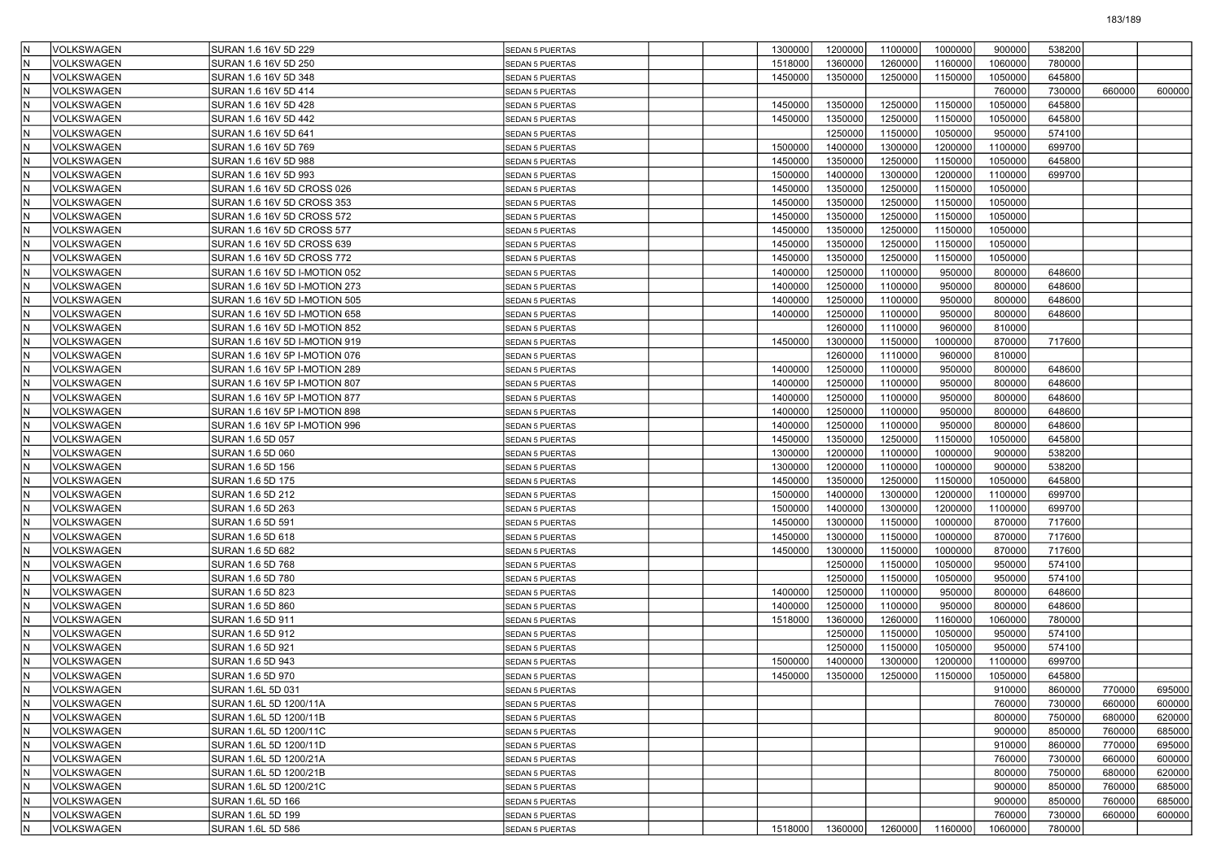| | | | | | | | | | | | | | |
|---|---|---|---|---|---|---|---|---|---|---|---|---|---|
| N | VOLKSWAGEN | SURAN 1.6 16V 5D 229 | SEDAN 5 PUERTAS | | | 1300000 | 1200000 | 1100000 | 1000000 | 900000 | 538200 | | |
| N | VOLKSWAGEN | SURAN 1.6 16V 5D 250 | SEDAN 5 PUERTAS | | | 1518000 | 1360000 | 1260000 | 1160000 | 1060000 | 780000 | | |
| N | VOLKSWAGEN | SURAN 1.6 16V 5D 348 | SEDAN 5 PUERTAS | | | 1450000 | 1350000 | 1250000 | 1150000 | 1050000 | 645800 | | |
| N | VOLKSWAGEN | SURAN 1.6 16V 5D 414 | SEDAN 5 PUERTAS | | | | | | | 760000 | 730000 | 660000 | 600000 |
| N | VOLKSWAGEN | SURAN 1.6 16V 5D 428 | SEDAN 5 PUERTAS | | | 1450000 | 1350000 | 1250000 | 1150000 | 1050000 | 645800 | | |
| N | VOLKSWAGEN | SURAN 1.6 16V 5D 442 | SEDAN 5 PUERTAS | | | 1450000 | 1350000 | 1250000 | 1150000 | 1050000 | 645800 | | |
| N | VOLKSWAGEN | SURAN 1.6 16V 5D 641 | SEDAN 5 PUERTAS | | | | 1250000 | 1150000 | 1050000 | 950000 | 574100 | | |
| N | VOLKSWAGEN | SURAN 1.6 16V 5D 769 | SEDAN 5 PUERTAS | | | 1500000 | 1400000 | 1300000 | 1200000 | 1100000 | 699700 | | |
| N | VOLKSWAGEN | SURAN 1.6 16V 5D 988 | SEDAN 5 PUERTAS | | | 1450000 | 1350000 | 1250000 | 1150000 | 1050000 | 645800 | | |
| N | VOLKSWAGEN | SURAN 1.6 16V 5D 993 | SEDAN 5 PUERTAS | | | 1500000 | 1400000 | 1300000 | 1200000 | 1100000 | 699700 | | |
| N | VOLKSWAGEN | SURAN 1.6 16V 5D CROSS 026 | SEDAN 5 PUERTAS | | | 1450000 | 1350000 | 1250000 | 1150000 | 1050000 | | | |
| N | VOLKSWAGEN | SURAN 1.6 16V 5D CROSS 353 | SEDAN 5 PUERTAS | | | 1450000 | 1350000 | 1250000 | 1150000 | 1050000 | | | |
| N | VOLKSWAGEN | SURAN 1.6 16V 5D CROSS 572 | SEDAN 5 PUERTAS | | | 1450000 | 1350000 | 1250000 | 1150000 | 1050000 | | | |
| N | VOLKSWAGEN | SURAN 1.6 16V 5D CROSS 577 | SEDAN 5 PUERTAS | | | 1450000 | 1350000 | 1250000 | 1150000 | 1050000 | | | |
| N | VOLKSWAGEN | SURAN 1.6 16V 5D CROSS 639 | SEDAN 5 PUERTAS | | | 1450000 | 1350000 | 1250000 | 1150000 | 1050000 | | | |
| N | VOLKSWAGEN | SURAN 1.6 16V 5D CROSS 772 | SEDAN 5 PUERTAS | | | 1450000 | 1350000 | 1250000 | 1150000 | 1050000 | | | |
| N | VOLKSWAGEN | SURAN 1.6 16V 5D I-MOTION 052 | SEDAN 5 PUERTAS | | | 1400000 | 1250000 | 1100000 | 950000 | 800000 | 648600 | | |
| N | VOLKSWAGEN | SURAN 1.6 16V 5D I-MOTION 273 | SEDAN 5 PUERTAS | | | 1400000 | 1250000 | 1100000 | 950000 | 800000 | 648600 | | |
| N | VOLKSWAGEN | SURAN 1.6 16V 5D I-MOTION 505 | SEDAN 5 PUERTAS | | | 1400000 | 1250000 | 1100000 | 950000 | 800000 | 648600 | | |
| N | VOLKSWAGEN | SURAN 1.6 16V 5D I-MOTION 658 | SEDAN 5 PUERTAS | | | 1400000 | 1250000 | 1100000 | 950000 | 800000 | 648600 | | |
| N | VOLKSWAGEN | SURAN 1.6 16V 5D I-MOTION 852 | SEDAN 5 PUERTAS | | | | 1260000 | 1110000 | 960000 | 810000 | | | |
| N | VOLKSWAGEN | SURAN 1.6 16V 5D I-MOTION 919 | SEDAN 5 PUERTAS | | | 1450000 | 1300000 | 1150000 | 1000000 | 870000 | 717600 | | |
| N | VOLKSWAGEN | SURAN 1.6 16V 5P I-MOTION 076 | SEDAN 5 PUERTAS | | | | 1260000 | 1110000 | 960000 | 810000 | | | |
| N | VOLKSWAGEN | SURAN 1.6 16V 5P I-MOTION 289 | SEDAN 5 PUERTAS | | | 1400000 | 1250000 | 1100000 | 950000 | 800000 | 648600 | | |
| N | VOLKSWAGEN | SURAN 1.6 16V 5P I-MOTION 807 | SEDAN 5 PUERTAS | | | 1400000 | 1250000 | 1100000 | 950000 | 800000 | 648600 | | |
| N | VOLKSWAGEN | SURAN 1.6 16V 5P I-MOTION 877 | SEDAN 5 PUERTAS | | | 1400000 | 1250000 | 1100000 | 950000 | 800000 | 648600 | | |
| N | VOLKSWAGEN | SURAN 1.6 16V 5P I-MOTION 898 | SEDAN 5 PUERTAS | | | 1400000 | 1250000 | 1100000 | 950000 | 800000 | 648600 | | |
| N | VOLKSWAGEN | SURAN 1.6 16V 5P I-MOTION 996 | SEDAN 5 PUERTAS | | | 1400000 | 1250000 | 1100000 | 950000 | 800000 | 648600 | | |
| N | VOLKSWAGEN | SURAN 1.6 5D 057 | SEDAN 5 PUERTAS | | | 1450000 | 1350000 | 1250000 | 1150000 | 1050000 | 645800 | | |
| N | VOLKSWAGEN | SURAN 1.6 5D 060 | SEDAN 5 PUERTAS | | | 1300000 | 1200000 | 1100000 | 1000000 | 900000 | 538200 | | |
| N | VOLKSWAGEN | SURAN 1.6 5D 156 | SEDAN 5 PUERTAS | | | 1300000 | 1200000 | 1100000 | 1000000 | 900000 | 538200 | | |
| N | VOLKSWAGEN | SURAN 1.6 5D 175 | SEDAN 5 PUERTAS | | | 1450000 | 1350000 | 1250000 | 1150000 | 1050000 | 645800 | | |
| N | VOLKSWAGEN | SURAN 1.6 5D 212 | SEDAN 5 PUERTAS | | | 1500000 | 1400000 | 1300000 | 1200000 | 1100000 | 699700 | | |
| N | VOLKSWAGEN | SURAN 1.6 5D 263 | SEDAN 5 PUERTAS | | | 1500000 | 1400000 | 1300000 | 1200000 | 1100000 | 699700 | | |
| N | VOLKSWAGEN | SURAN 1.6 5D 591 | SEDAN 5 PUERTAS | | | 1450000 | 1300000 | 1150000 | 1000000 | 870000 | 717600 | | |
| N | VOLKSWAGEN | SURAN 1.6 5D 618 | SEDAN 5 PUERTAS | | | 1450000 | 1300000 | 1150000 | 1000000 | 870000 | 717600 | | |
| N | VOLKSWAGEN | SURAN 1.6 5D 682 | SEDAN 5 PUERTAS | | | 1450000 | 1300000 | 1150000 | 1000000 | 870000 | 717600 | | |
| N | VOLKSWAGEN | SURAN 1.6 5D 768 | SEDAN 5 PUERTAS | | | | 1250000 | 1150000 | 1050000 | 950000 | 574100 | | |
| N | VOLKSWAGEN | SURAN 1.6 5D 780 | SEDAN 5 PUERTAS | | | | 1250000 | 1150000 | 1050000 | 950000 | 574100 | | |
| N | VOLKSWAGEN | SURAN 1.6 5D 823 | SEDAN 5 PUERTAS | | | 1400000 | 1250000 | 1100000 | 950000 | 800000 | 648600 | | |
| N | VOLKSWAGEN | SURAN 1.6 5D 860 | SEDAN 5 PUERTAS | | | 1400000 | 1250000 | 1100000 | 950000 | 800000 | 648600 | | |
| N | VOLKSWAGEN | SURAN 1.6 5D 911 | SEDAN 5 PUERTAS | | | 1518000 | 1360000 | 1260000 | 1160000 | 1060000 | 780000 | | |
| N | VOLKSWAGEN | SURAN 1.6 5D 912 | SEDAN 5 PUERTAS | | | | 1250000 | 1150000 | 1050000 | 950000 | 574100 | | |
| N | VOLKSWAGEN | SURAN 1.6 5D 921 | SEDAN 5 PUERTAS | | | | 1250000 | 1150000 | 1050000 | 950000 | 574100 | | |
| N | VOLKSWAGEN | SURAN 1.6 5D 943 | SEDAN 5 PUERTAS | | | 1500000 | 1400000 | 1300000 | 1200000 | 1100000 | 699700 | | |
| N | VOLKSWAGEN | SURAN 1.6 5D 970 | SEDAN 5 PUERTAS | | | 1450000 | 1350000 | 1250000 | 1150000 | 1050000 | 645800 | | |
| N | VOLKSWAGEN | SURAN 1.6L 5D 031 | SEDAN 5 PUERTAS | | | | | | | 910000 | 860000 | 770000 | 695000 |
| N | VOLKSWAGEN | SURAN 1.6L 5D 1200/11A | SEDAN 5 PUERTAS | | | | | | | 760000 | 730000 | 660000 | 600000 |
| N | VOLKSWAGEN | SURAN 1.6L 5D 1200/11B | SEDAN 5 PUERTAS | | | | | | | 800000 | 750000 | 680000 | 620000 |
| N | VOLKSWAGEN | SURAN 1.6L 5D 1200/11C | SEDAN 5 PUERTAS | | | | | | | 900000 | 850000 | 760000 | 685000 |
| N | VOLKSWAGEN | SURAN 1.6L 5D 1200/11D | SEDAN 5 PUERTAS | | | | | | | 910000 | 860000 | 770000 | 695000 |
| N | VOLKSWAGEN | SURAN 1.6L 5D 1200/21A | SEDAN 5 PUERTAS | | | | | | | 760000 | 730000 | 660000 | 600000 |
| N | VOLKSWAGEN | SURAN 1.6L 5D 1200/21B | SEDAN 5 PUERTAS | | | | | | | 800000 | 750000 | 680000 | 620000 |
| N | VOLKSWAGEN | SURAN 1.6L 5D 1200/21C | SEDAN 5 PUERTAS | | | | | | | 900000 | 850000 | 760000 | 685000 |
| N | VOLKSWAGEN | SURAN 1.6L 5D 166 | SEDAN 5 PUERTAS | | | | | | | 900000 | 850000 | 760000 | 685000 |
| N | VOLKSWAGEN | SURAN 1.6L 5D 199 | SEDAN 5 PUERTAS | | | | | | | 760000 | 730000 | 660000 | 600000 |
| N | VOLKSWAGEN | SURAN 1.6L 5D 586 | SEDAN 5 PUERTAS | | | 1518000 | 1360000 | 1260000 | 1160000 | 1060000 | 780000 | | |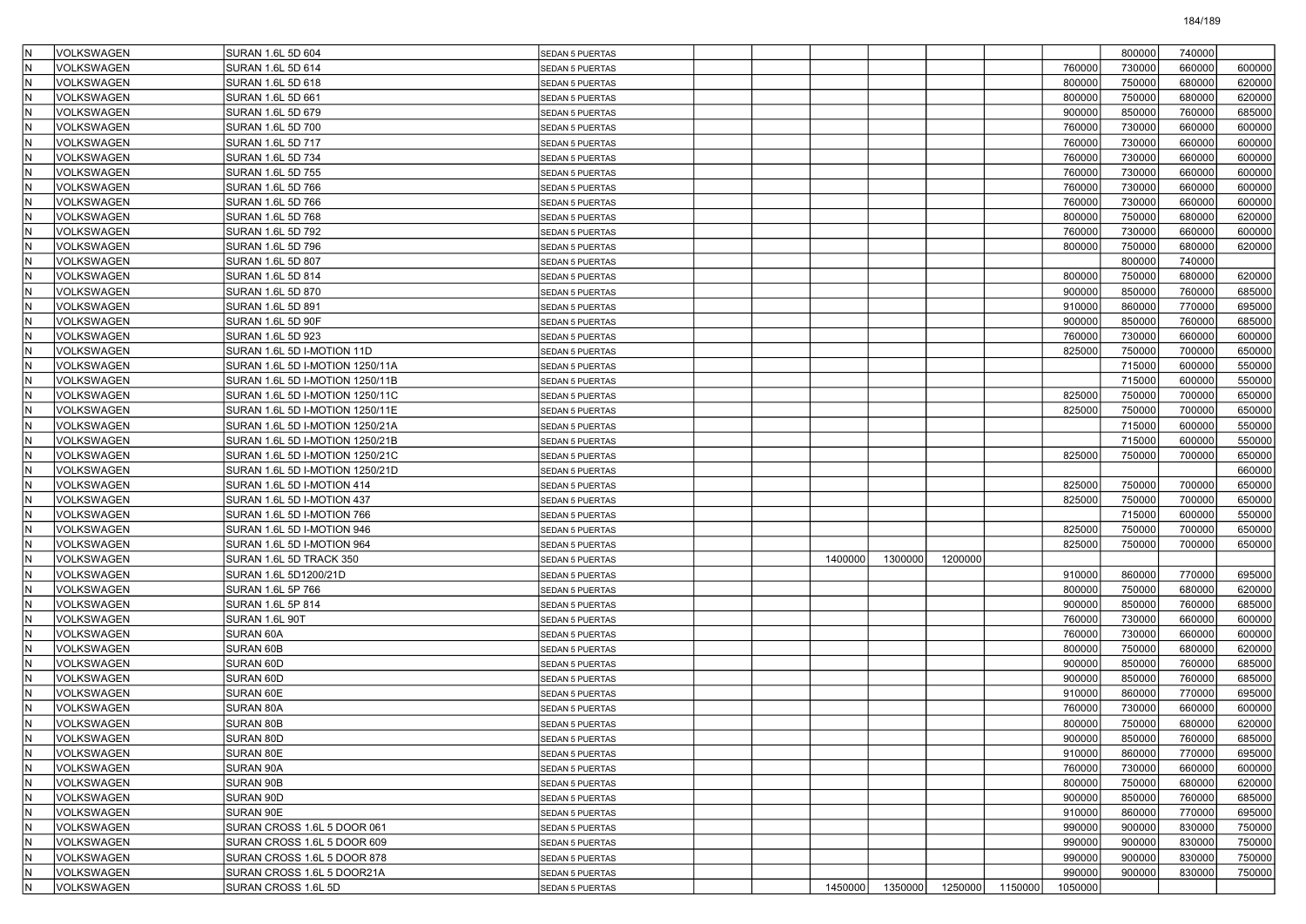| | | | | | | | | | | | | | |
|---|---|---|---|---|---|---|---|---|---|---|---|---|---|
| N | VOLKSWAGEN | SURAN 1.6L 5D 604 | SEDAN 5 PUERTAS | | | | | | | | 800000 | 740000 | |
| N | VOLKSWAGEN | SURAN 1.6L 5D 614 | SEDAN 5 PUERTAS | | | | | | | 760000 | 730000 | 660000 | 600000 |
| N | VOLKSWAGEN | SURAN 1.6L 5D 618 | SEDAN 5 PUERTAS | | | | | | | 800000 | 750000 | 680000 | 620000 |
| N | VOLKSWAGEN | SURAN 1.6L 5D 661 | SEDAN 5 PUERTAS | | | | | | | 800000 | 750000 | 680000 | 620000 |
| N | VOLKSWAGEN | SURAN 1.6L 5D 679 | SEDAN 5 PUERTAS | | | | | | | 900000 | 850000 | 760000 | 685000 |
| N | VOLKSWAGEN | SURAN 1.6L 5D 700 | SEDAN 5 PUERTAS | | | | | | | 760000 | 730000 | 660000 | 600000 |
| N | VOLKSWAGEN | SURAN 1.6L 5D 717 | SEDAN 5 PUERTAS | | | | | | | 760000 | 730000 | 660000 | 600000 |
| N | VOLKSWAGEN | SURAN 1.6L 5D 734 | SEDAN 5 PUERTAS | | | | | | | 760000 | 730000 | 660000 | 600000 |
| N | VOLKSWAGEN | SURAN 1.6L 5D 755 | SEDAN 5 PUERTAS | | | | | | | 760000 | 730000 | 660000 | 600000 |
| N | VOLKSWAGEN | SURAN 1.6L 5D 766 | SEDAN 5 PUERTAS | | | | | | | 760000 | 730000 | 660000 | 600000 |
| N | VOLKSWAGEN | SURAN 1.6L 5D 766 | SEDAN 5 PUERTAS | | | | | | | 760000 | 730000 | 660000 | 600000 |
| N | VOLKSWAGEN | SURAN 1.6L 5D 768 | SEDAN 5 PUERTAS | | | | | | | 800000 | 750000 | 680000 | 620000 |
| N | VOLKSWAGEN | SURAN 1.6L 5D 792 | SEDAN 5 PUERTAS | | | | | | | 760000 | 730000 | 660000 | 600000 |
| N | VOLKSWAGEN | SURAN 1.6L 5D 796 | SEDAN 5 PUERTAS | | | | | | | 800000 | 750000 | 680000 | 620000 |
| N | VOLKSWAGEN | SURAN 1.6L 5D 807 | SEDAN 5 PUERTAS | | | | | | | | 800000 | 740000 | |
| N | VOLKSWAGEN | SURAN 1.6L 5D 814 | SEDAN 5 PUERTAS | | | | | | | 800000 | 750000 | 680000 | 620000 |
| N | VOLKSWAGEN | SURAN 1.6L 5D 870 | SEDAN 5 PUERTAS | | | | | | | 900000 | 850000 | 760000 | 685000 |
| N | VOLKSWAGEN | SURAN 1.6L 5D 891 | SEDAN 5 PUERTAS | | | | | | | 910000 | 860000 | 770000 | 695000 |
| N | VOLKSWAGEN | SURAN 1.6L 5D 90F | SEDAN 5 PUERTAS | | | | | | | 900000 | 850000 | 760000 | 685000 |
| N | VOLKSWAGEN | SURAN 1.6L 5D 923 | SEDAN 5 PUERTAS | | | | | | | 760000 | 730000 | 660000 | 600000 |
| N | VOLKSWAGEN | SURAN 1.6L 5D I-MOTION 11D | SEDAN 5 PUERTAS | | | | | | | 825000 | 750000 | 700000 | 650000 |
| N | VOLKSWAGEN | SURAN 1.6L 5D I-MOTION 1250/11A | SEDAN 5 PUERTAS | | | | | | | | 715000 | 600000 | 550000 |
| N | VOLKSWAGEN | SURAN 1.6L 5D I-MOTION 1250/11B | SEDAN 5 PUERTAS | | | | | | | | 715000 | 600000 | 550000 |
| N | VOLKSWAGEN | SURAN 1.6L 5D I-MOTION 1250/11C | SEDAN 5 PUERTAS | | | | | | | 825000 | 750000 | 700000 | 650000 |
| N | VOLKSWAGEN | SURAN 1.6L 5D I-MOTION 1250/11E | SEDAN 5 PUERTAS | | | | | | | 825000 | 750000 | 700000 | 650000 |
| N | VOLKSWAGEN | SURAN 1.6L 5D I-MOTION 1250/21A | SEDAN 5 PUERTAS | | | | | | | | 715000 | 600000 | 550000 |
| N | VOLKSWAGEN | SURAN 1.6L 5D I-MOTION 1250/21B | SEDAN 5 PUERTAS | | | | | | | | 715000 | 600000 | 550000 |
| N | VOLKSWAGEN | SURAN 1.6L 5D I-MOTION 1250/21C | SEDAN 5 PUERTAS | | | | | | | 825000 | 750000 | 700000 | 650000 |
| N | VOLKSWAGEN | SURAN 1.6L 5D I-MOTION 1250/21D | SEDAN 5 PUERTAS | | | | | | | | | | 660000 |
| N | VOLKSWAGEN | SURAN 1.6L 5D I-MOTION 414 | SEDAN 5 PUERTAS | | | | | | | 825000 | 750000 | 700000 | 650000 |
| N | VOLKSWAGEN | SURAN 1.6L 5D I-MOTION 437 | SEDAN 5 PUERTAS | | | | | | | 825000 | 750000 | 700000 | 650000 |
| N | VOLKSWAGEN | SURAN 1.6L 5D I-MOTION 766 | SEDAN 5 PUERTAS | | | | | | | | 715000 | 600000 | 550000 |
| N | VOLKSWAGEN | SURAN 1.6L 5D I-MOTION 946 | SEDAN 5 PUERTAS | | | | | | | 825000 | 750000 | 700000 | 650000 |
| N | VOLKSWAGEN | SURAN 1.6L 5D I-MOTION 964 | SEDAN 5 PUERTAS | | | | | | | 825000 | 750000 | 700000 | 650000 |
| N | VOLKSWAGEN | SURAN 1.6L 5D TRACK 350 | SEDAN 5 PUERTAS | | | 1400000 | 1300000 | 1200000 | | | | | |
| N | VOLKSWAGEN | SURAN 1.6L 5D1200/21D | SEDAN 5 PUERTAS | | | | | | | 910000 | 860000 | 770000 | 695000 |
| N | VOLKSWAGEN | SURAN 1.6L 5P 766 | SEDAN 5 PUERTAS | | | | | | | 800000 | 750000 | 680000 | 620000 |
| N | VOLKSWAGEN | SURAN 1.6L 5P 814 | SEDAN 5 PUERTAS | | | | | | | 900000 | 850000 | 760000 | 685000 |
| N | VOLKSWAGEN | SURAN 1.6L 90T | SEDAN 5 PUERTAS | | | | | | | 760000 | 730000 | 660000 | 600000 |
| N | VOLKSWAGEN | SURAN 60A | SEDAN 5 PUERTAS | | | | | | | 760000 | 730000 | 660000 | 600000 |
| N | VOLKSWAGEN | SURAN 60B | SEDAN 5 PUERTAS | | | | | | | 800000 | 750000 | 680000 | 620000 |
| N | VOLKSWAGEN | SURAN 60D | SEDAN 5 PUERTAS | | | | | | | 900000 | 850000 | 760000 | 685000 |
| N | VOLKSWAGEN | SURAN 60D | SEDAN 5 PUERTAS | | | | | | | 900000 | 850000 | 760000 | 685000 |
| N | VOLKSWAGEN | SURAN 60E | SEDAN 5 PUERTAS | | | | | | | 910000 | 860000 | 770000 | 695000 |
| N | VOLKSWAGEN | SURAN 80A | SEDAN 5 PUERTAS | | | | | | | 760000 | 730000 | 660000 | 600000 |
| N | VOLKSWAGEN | SURAN 80B | SEDAN 5 PUERTAS | | | | | | | 800000 | 750000 | 680000 | 620000 |
| N | VOLKSWAGEN | SURAN 80D | SEDAN 5 PUERTAS | | | | | | | 900000 | 850000 | 760000 | 685000 |
| N | VOLKSWAGEN | SURAN 80E | SEDAN 5 PUERTAS | | | | | | | 910000 | 860000 | 770000 | 695000 |
| N | VOLKSWAGEN | SURAN 90A | SEDAN 5 PUERTAS | | | | | | | 760000 | 730000 | 660000 | 600000 |
| N | VOLKSWAGEN | SURAN 90B | SEDAN 5 PUERTAS | | | | | | | 800000 | 750000 | 680000 | 620000 |
| N | VOLKSWAGEN | SURAN 90D | SEDAN 5 PUERTAS | | | | | | | 900000 | 850000 | 760000 | 685000 |
| N | VOLKSWAGEN | SURAN 90E | SEDAN 5 PUERTAS | | | | | | | 910000 | 860000 | 770000 | 695000 |
| N | VOLKSWAGEN | SURAN CROSS 1.6L 5 DOOR 061 | SEDAN 5 PUERTAS | | | | | | | 990000 | 900000 | 830000 | 750000 |
| N | VOLKSWAGEN | SURAN CROSS 1.6L 5 DOOR 609 | SEDAN 5 PUERTAS | | | | | | | 990000 | 900000 | 830000 | 750000 |
| N | VOLKSWAGEN | SURAN CROSS 1.6L 5 DOOR 878 | SEDAN 5 PUERTAS | | | | | | | 990000 | 900000 | 830000 | 750000 |
| N | VOLKSWAGEN | SURAN CROSS 1.6L 5 DOOR21A | SEDAN 5 PUERTAS | | | | | | | 990000 | 900000 | 830000 | 750000 |
| N | VOLKSWAGEN | SURAN CROSS 1.6L 5D | SEDAN 5 PUERTAS | | | 1450000 | 1350000 | 1250000 | 1150000 | 1050000 | | | |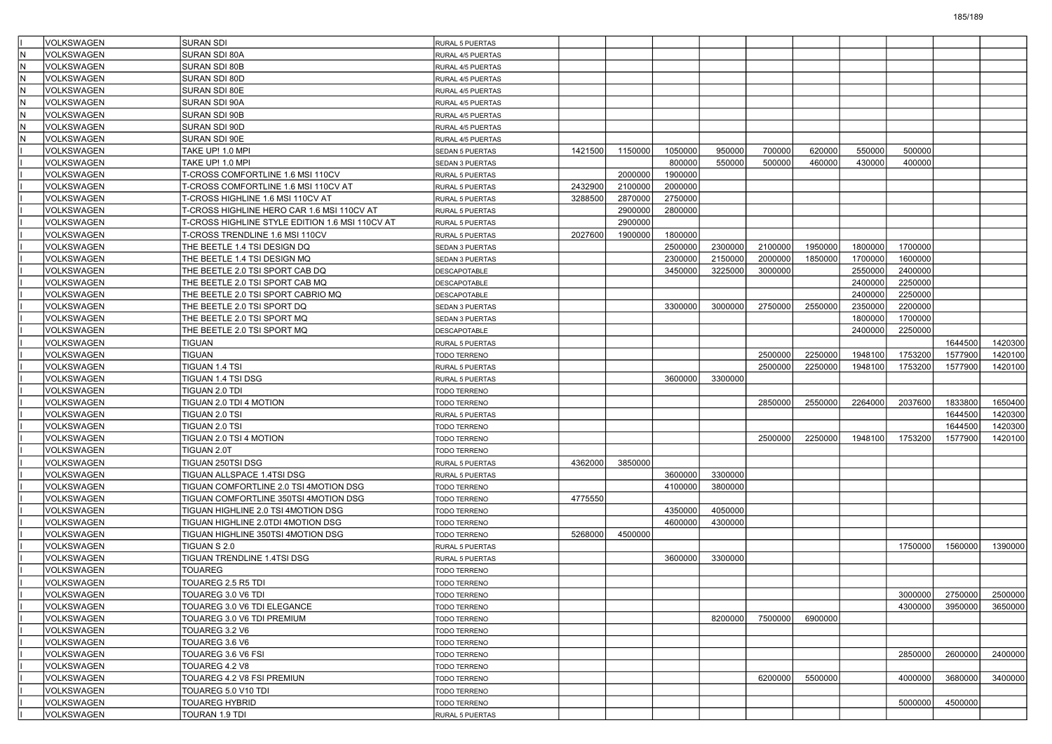| | | | | | | | | | | | | | |
|---|---|---|---|---|---|---|---|---|---|---|---|---|---|
| I | VOLKSWAGEN | SURAN SDI | RURAL 5 PUERTAS | | | | | | | | | | |
| N | VOLKSWAGEN | SURAN SDI 80A | RURAL 4/5 PUERTAS | | | | | | | | | | |
| N | VOLKSWAGEN | SURAN SDI 80B | RURAL 4/5 PUERTAS | | | | | | | | | | |
| N | VOLKSWAGEN | SURAN SDI 80D | RURAL 4/5 PUERTAS | | | | | | | | | | |
| N | VOLKSWAGEN | SURAN SDI 80E | RURAL 4/5 PUERTAS | | | | | | | | | | |
| N | VOLKSWAGEN | SURAN SDI 90A | RURAL 4/5 PUERTAS | | | | | | | | | | |
| N | VOLKSWAGEN | SURAN SDI 90B | RURAL 4/5 PUERTAS | | | | | | | | | | |
| N | VOLKSWAGEN | SURAN SDI 90D | RURAL 4/5 PUERTAS | | | | | | | | | | |
| N | VOLKSWAGEN | SURAN SDI 90E | RURAL 4/5 PUERTAS | | | | | | | | | | |
| I | VOLKSWAGEN | TAKE UP! 1.0 MPI | SEDAN 5 PUERTAS | 1421500 | 1150000 | 1050000 | 950000 | 700000 | 620000 | 550000 | 500000 | | |
| I | VOLKSWAGEN | TAKE UP! 1.0 MPI | SEDAN 3 PUERTAS | | | 800000 | 550000 | 500000 | 460000 | 430000 | 400000 | | |
| I | VOLKSWAGEN | T-CROSS COMFORTLINE 1.6 MSI 110CV | RURAL 5 PUERTAS | | 2000000 | 1900000 | | | | | | | |
| I | VOLKSWAGEN | T-CROSS COMFORTLINE 1.6 MSI 110CV AT | RURAL 5 PUERTAS | 2432900 | 2100000 | 2000000 | | | | | | | |
| I | VOLKSWAGEN | T-CROSS HIGHLINE 1.6 MSI 110CV AT | RURAL 5 PUERTAS | 3288500 | 2870000 | 2750000 | | | | | | | |
| I | VOLKSWAGEN | T-CROSS HIGHLINE HERO CAR 1.6 MSI 110CV AT | RURAL 5 PUERTAS | | 2900000 | 2800000 | | | | | | | |
| I | VOLKSWAGEN | T-CROSS HIGHLINE STYLE EDITION 1.6 MSI 110CV AT | RURAL 5 PUERTAS | | 2900000 | | | | | | | | |
| I | VOLKSWAGEN | T-CROSS TRENDLINE 1.6 MSI 110CV | RURAL 5 PUERTAS | 2027600 | 1900000 | 1800000 | | | | | | | |
| I | VOLKSWAGEN | THE BEETLE 1.4 TSI DESIGN DQ | SEDAN 3 PUERTAS | | | 2500000 | 2300000 | 2100000 | 1950000 | 1800000 | 1700000 | | |
| I | VOLKSWAGEN | THE BEETLE 1.4 TSI DESIGN MQ | SEDAN 3 PUERTAS | | | 2300000 | 2150000 | 2000000 | 1850000 | 1700000 | 1600000 | | |
| I | VOLKSWAGEN | THE BEETLE 2.0 TSI SPORT CAB DQ | DESCAPOTABLE | | | 3450000 | 3225000 | 3000000 | | 2550000 | 2400000 | | |
| I | VOLKSWAGEN | THE BEETLE 2.0 TSI SPORT CAB MQ | DESCAPOTABLE | | | | | | | 2400000 | 2250000 | | |
| I | VOLKSWAGEN | THE BEETLE 2.0 TSI SPORT CABRIO MQ | DESCAPOTABLE | | | | | | | 2400000 | 2250000 | | |
| I | VOLKSWAGEN | THE BEETLE 2.0 TSI SPORT DQ | SEDAN 3 PUERTAS | | | 3300000 | 3000000 | 2750000 | 2550000 | 2350000 | 2200000 | | |
| I | VOLKSWAGEN | THE BEETLE 2.0 TSI SPORT MQ | SEDAN 3 PUERTAS | | | | | | | 1800000 | 1700000 | | |
| I | VOLKSWAGEN | THE BEETLE 2.0 TSI SPORT MQ | DESCAPOTABLE | | | | | | | 2400000 | 2250000 | | |
| I | VOLKSWAGEN | TIGUAN | RURAL 5 PUERTAS | | | | | | | | | 1644500 | 1420300 |
| I | VOLKSWAGEN | TIGUAN | TODO TERRENO | | | | | 2500000 | 2250000 | 1948100 | 1753200 | 1577900 | 1420100 |
| I | VOLKSWAGEN | TIGUAN 1.4 TSI | RURAL 5 PUERTAS | | | | | 2500000 | 2250000 | 1948100 | 1753200 | 1577900 | 1420100 |
| I | VOLKSWAGEN | TIGUAN 1.4 TSI DSG | RURAL 5 PUERTAS | | | 3600000 | 3300000 | | | | | | |
| I | VOLKSWAGEN | TIGUAN 2.0 TDI | TODO TERRENO | | | | | | | | | | |
| I | VOLKSWAGEN | TIGUAN 2.0 TDI 4 MOTION | TODO TERRENO | | | | | 2850000 | 2550000 | 2264000 | 2037600 | 1833800 | 1650400 |
| I | VOLKSWAGEN | TIGUAN 2.0 TSI | RURAL 5 PUERTAS | | | | | | | | | 1644500 | 1420300 |
| I | VOLKSWAGEN | TIGUAN 2.0 TSI | TODO TERRENO | | | | | | | | | 1644500 | 1420300 |
| I | VOLKSWAGEN | TIGUAN 2.0 TSI 4 MOTION | TODO TERRENO | | | | | 2500000 | 2250000 | 1948100 | 1753200 | 1577900 | 1420100 |
| I | VOLKSWAGEN | TIGUAN 2.0T | TODO TERRENO | | | | | | | | | | |
| I | VOLKSWAGEN | TIGUAN 250TSI DSG | RURAL 5 PUERTAS | 4362000 | 3850000 | | | | | | | | |
| I | VOLKSWAGEN | TIGUAN ALLSPACE 1.4TSI DSG | RURAL 5 PUERTAS | | | 3600000 | 3300000 | | | | | | |
| I | VOLKSWAGEN | TIGUAN COMFORTLINE 2.0 TSI 4MOTION DSG | TODO TERRENO | | | 4100000 | 3800000 | | | | | | |
| I | VOLKSWAGEN | TIGUAN COMFORTLINE 350TSI 4MOTION DSG | TODO TERRENO | 4775550 | | | | | | | | | |
| I | VOLKSWAGEN | TIGUAN HIGHLINE 2.0 TSI 4MOTION DSG | TODO TERRENO | | | 4350000 | 4050000 | | | | | | |
| I | VOLKSWAGEN | TIGUAN HIGHLINE 2.0TDI 4MOTION DSG | TODO TERRENO | | | 4600000 | 4300000 | | | | | | |
| I | VOLKSWAGEN | TIGUAN HIGHLINE 350TSI 4MOTION DSG | TODO TERRENO | 5268000 | 4500000 | | | | | | | | |
| I | VOLKSWAGEN | TIGUAN S 2.0 | RURAL 5 PUERTAS | | | | | | | | 1750000 | 1560000 | 1390000 |
| I | VOLKSWAGEN | TIGUAN TRENDLINE 1.4TSI DSG | RURAL 5 PUERTAS | | | 3600000 | 3300000 | | | | | | |
| I | VOLKSWAGEN | TOUAREG | TODO TERRENO | | | | | | | | | | |
| I | VOLKSWAGEN | TOUAREG 2.5 R5 TDI | TODO TERRENO | | | | | | | | | | |
| I | VOLKSWAGEN | TOUAREG 3.0 V6 TDI | TODO TERRENO | | | | | | | | 3000000 | 2750000 | 2500000 |
| I | VOLKSWAGEN | TOUAREG 3.0 V6 TDI ELEGANCE | TODO TERRENO | | | | | | | | 4300000 | 3950000 | 3650000 |
| I | VOLKSWAGEN | TOUAREG 3.0 V6 TDI PREMIUM | TODO TERRENO | | | | 8200000 | 7500000 | 6900000 | | | | |
| I | VOLKSWAGEN | TOUAREG 3.2 V6 | TODO TERRENO | | | | | | | | | | |
| I | VOLKSWAGEN | TOUAREG 3.6 V6 | TODO TERRENO | | | | | | | | | | |
| I | VOLKSWAGEN | TOUAREG 3.6 V6 FSI | TODO TERRENO | | | | | | | | 2850000 | 2600000 | 2400000 |
| I | VOLKSWAGEN | TOUAREG 4.2 V8 | TODO TERRENO | | | | | | | | | | |
| I | VOLKSWAGEN | TOUAREG 4.2 V8 FSI PREMIUN | TODO TERRENO | | | | | 6200000 | 5500000 | | 4000000 | 3680000 | 3400000 |
| I | VOLKSWAGEN | TOUAREG 5.0 V10 TDI | TODO TERRENO | | | | | | | | | | |
| I | VOLKSWAGEN | TOUAREG HYBRID | TODO TERRENO | | | | | | | | 5000000 | 4500000 | |
| I | VOLKSWAGEN | TOURAN 1.9 TDI | RURAL 5 PUERTAS | | | | | | | | | | |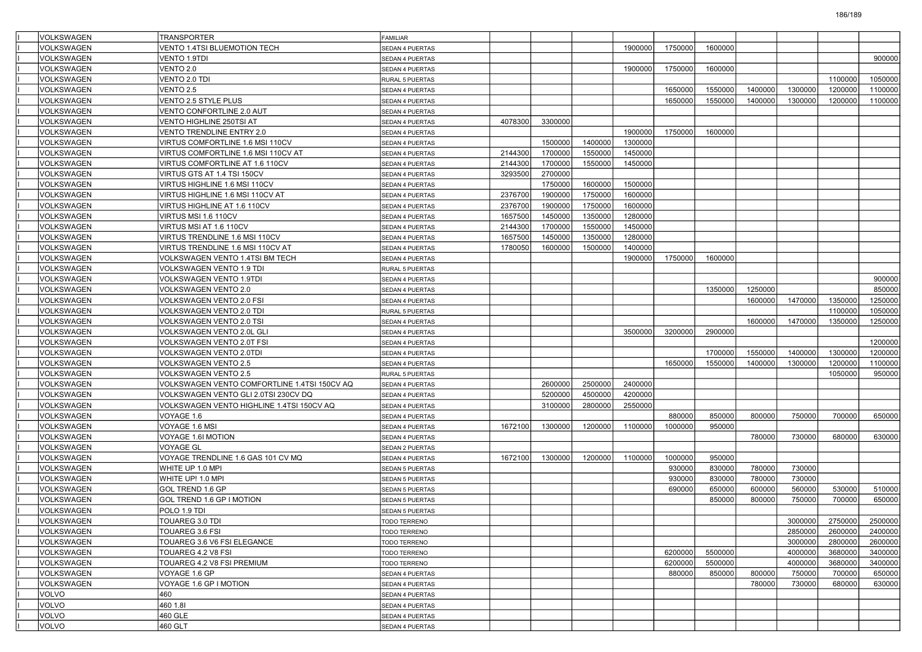| | | | | | | | | | | | | | |
|---|---|---|---|---|---|---|---|---|---|---|---|---|---|
| | VOLKSWAGEN | TRANSPORTER | FAMILIAR | | | | | | | | | | |
| | VOLKSWAGEN | VENTO 1.4TSI BLUEMOTION TECH | SEDAN 4 PUERTAS | | | | 1900000 | 1750000 | 1600000 | | | | |
| | VOLKSWAGEN | VENTO 1.9TDI | SEDAN 4 PUERTAS | | | | | | | | | | 900000 |
| | VOLKSWAGEN | VENTO 2.0 | SEDAN 4 PUERTAS | | | | 1900000 | 1750000 | 1600000 | | | | |
| | VOLKSWAGEN | VENTO 2.0 TDI | RURAL 5 PUERTAS | | | | | | | | | 1100000 | 1050000 |
| | VOLKSWAGEN | VENTO 2.5 | SEDAN 4 PUERTAS | | | | | 1650000 | 1550000 | 1400000 | 1300000 | 1200000 | 1100000 |
| | VOLKSWAGEN | VENTO 2.5 STYLE PLUS | SEDAN 4 PUERTAS | | | | | 1650000 | 1550000 | 1400000 | 1300000 | 1200000 | 1100000 |
| | VOLKSWAGEN | VENTO CONFORTLINE 2.0 AUT | SEDAN 4 PUERTAS | | | | | | | | | | |
| | VOLKSWAGEN | VENTO HIGHLINE 250TSI AT | SEDAN 4 PUERTAS | 4078300 | 3300000 | | | | | | | | |
| | VOLKSWAGEN | VENTO TRENDLINE ENTRY 2.0 | SEDAN 4 PUERTAS | | | | 1900000 | 1750000 | 1600000 | | | | |
| | VOLKSWAGEN | VIRTUS COMFORTLINE 1.6 MSI 110CV | SEDAN 4 PUERTAS | | 1500000 | 1400000 | 1300000 | | | | | | |
| | VOLKSWAGEN | VIRTUS COMFORTLINE 1.6 MSI 110CV AT | SEDAN 4 PUERTAS | 2144300 | 1700000 | 1550000 | 1450000 | | | | | | |
| | VOLKSWAGEN | VIRTUS COMFORTLINE AT 1.6 110CV | SEDAN 4 PUERTAS | 2144300 | 1700000 | 1550000 | 1450000 | | | | | | |
| | VOLKSWAGEN | VIRTUS GTS AT 1.4 TSI 150CV | SEDAN 4 PUERTAS | 3293500 | 2700000 | | | | | | | | |
| | VOLKSWAGEN | VIRTUS HIGHLINE 1.6 MSI 110CV | SEDAN 4 PUERTAS | | 1750000 | 1600000 | 1500000 | | | | | | |
| | VOLKSWAGEN | VIRTUS HIGHLINE 1.6 MSI 110CV AT | SEDAN 4 PUERTAS | 2376700 | 1900000 | 1750000 | 1600000 | | | | | | |
| | VOLKSWAGEN | VIRTUS HIGHLINE AT 1.6 110CV | SEDAN 4 PUERTAS | 2376700 | 1900000 | 1750000 | 1600000 | | | | | | |
| | VOLKSWAGEN | VIRTUS MSI 1.6 110CV | SEDAN 4 PUERTAS | 1657500 | 1450000 | 1350000 | 1280000 | | | | | | |
| | VOLKSWAGEN | VIRTUS MSI AT 1.6 110CV | SEDAN 4 PUERTAS | 2144300 | 1700000 | 1550000 | 1450000 | | | | | | |
| | VOLKSWAGEN | VIRTUS TRENDLINE 1.6 MSI 110CV | SEDAN 4 PUERTAS | 1657500 | 1450000 | 1350000 | 1280000 | | | | | | |
| | VOLKSWAGEN | VIRTUS TRENDLINE 1.6 MSI 110CV AT | SEDAN 4 PUERTAS | 1780050 | 1600000 | 1500000 | 1400000 | | | | | | |
| | VOLKSWAGEN | VOLKSWAGEN VENTO 1.4TSI BM TECH | SEDAN 4 PUERTAS | | | | 1900000 | 1750000 | 1600000 | | | | |
| | VOLKSWAGEN | VOLKSWAGEN VENTO 1.9 TDI | RURAL 5 PUERTAS | | | | | | | | | | |
| | VOLKSWAGEN | VOLKSWAGEN VENTO 1.9TDI | SEDAN 4 PUERTAS | | | | | | | | | | 900000 |
| | VOLKSWAGEN | VOLKSWAGEN VENTO 2.0 | SEDAN 4 PUERTAS | | | | | | 1350000 | 1250000 | | | 850000 |
| | VOLKSWAGEN | VOLKSWAGEN VENTO 2.0 FSI | SEDAN 4 PUERTAS | | | | | | | 1600000 | 1470000 | 1350000 | 1250000 |
| | VOLKSWAGEN | VOLKSWAGEN VENTO 2.0 TDI | RURAL 5 PUERTAS | | | | | | | | | 1100000 | 1050000 |
| | VOLKSWAGEN | VOLKSWAGEN VENTO 2.0 TSI | SEDAN 4 PUERTAS | | | | | | | 1600000 | 1470000 | 1350000 | 1250000 |
| | VOLKSWAGEN | VOLKSWAGEN VENTO 2.0L GLI | SEDAN 4 PUERTAS | | | | 3500000 | 3200000 | 2900000 | | | | |
| | VOLKSWAGEN | VOLKSWAGEN VENTO 2.0T FSI | SEDAN 4 PUERTAS | | | | | | | | | | 1200000 |
| | VOLKSWAGEN | VOLKSWAGEN VENTO 2.0TDI | SEDAN 4 PUERTAS | | | | | | 1700000 | 1550000 | 1400000 | 1300000 | 1200000 |
| | VOLKSWAGEN | VOLKSWAGEN VENTO 2.5 | SEDAN 4 PUERTAS | | | | | 1650000 | 1550000 | 1400000 | 1300000 | 1200000 | 1100000 |
| | VOLKSWAGEN | VOLKSWAGEN VENTO 2.5 | RURAL 5 PUERTAS | | | | | | | | | 1050000 | 950000 |
| | VOLKSWAGEN | VOLKSWAGEN VENTO COMFORTLINE 1.4TSI 150CV AQ | SEDAN 4 PUERTAS | | 2600000 | 2500000 | 2400000 | | | | | | |
| | VOLKSWAGEN | VOLKSWAGEN VENTO GLI 2.0TSI 230CV DQ | SEDAN 4 PUERTAS | | 5200000 | 4500000 | 4200000 | | | | | | |
| | VOLKSWAGEN | VOLKSWAGEN VENTO HIGHLINE 1.4TSI 150CV AQ | SEDAN 4 PUERTAS | | 3100000 | 2800000 | 2550000 | | | | | | |
| | VOLKSWAGEN | VOYAGE 1.6 | SEDAN 4 PUERTAS | | | | | 880000 | 850000 | 800000 | 750000 | 700000 | 650000 |
| | VOLKSWAGEN | VOYAGE 1.6 MSI | SEDAN 4 PUERTAS | 1672100 | 1300000 | 1200000 | 1100000 | 1000000 | 950000 | | | | |
| | VOLKSWAGEN | VOYAGE 1.6I MOTION | SEDAN 4 PUERTAS | | | | | | | 780000 | 730000 | 680000 | 630000 |
| | VOLKSWAGEN | VOYAGE GL | SEDAN 2 PUERTAS | | | | | | | | | | |
| | VOLKSWAGEN | VOYAGE TRENDLINE 1.6 GAS 101 CV MQ | SEDAN 4 PUERTAS | 1672100 | 1300000 | 1200000 | 1100000 | 1000000 | 950000 | | | | |
| | VOLKSWAGEN | WHITE UP 1.0 MPI | SEDAN 5 PUERTAS | | | | | 930000 | 830000 | 780000 | 730000 | | |
| | VOLKSWAGEN | WHITE UP! 1.0 MPI | SEDAN 5 PUERTAS | | | | | 930000 | 830000 | 780000 | 730000 | | |
| | VOLKSWAGEN | GOL TREND 1.6 GP | SEDAN 5 PUERTAS | | | | | 690000 | 650000 | 600000 | 560000 | 530000 | 510000 |
| | VOLKSWAGEN | GOL TREND 1.6 GP I MOTION | SEDAN 5 PUERTAS | | | | | | 850000 | 800000 | 750000 | 700000 | 650000 |
| | VOLKSWAGEN | POLO 1.9 TDI | SEDAN 5 PUERTAS | | | | | | | | | | |
| | VOLKSWAGEN | TOUAREG 3.0 TDI | TODO TERRENO | | | | | | | | 3000000 | 2750000 | 2500000 |
| | VOLKSWAGEN | TOUAREG 3.6 FSI | TODO TERRENO | | | | | | | | 2850000 | 2600000 | 2400000 |
| | VOLKSWAGEN | TOUAREG 3.6 V6 FSI ELEGANCE | TODO TERRENO | | | | | | | | 3000000 | 2800000 | 2600000 |
| | VOLKSWAGEN | TOUAREG 4.2 V8 FSI | TODO TERRENO | | | | | 6200000 | 5500000 | | 4000000 | 3680000 | 3400000 |
| | VOLKSWAGEN | TOUAREG 4.2 V8 FSI PREMIUM | TODO TERRENO | | | | | 6200000 | 5500000 | | 4000000 | 3680000 | 3400000 |
| | VOLKSWAGEN | VOYAGE 1.6 GP | SEDAN 4 PUERTAS | | | | | 880000 | 850000 | 800000 | 750000 | 700000 | 650000 |
| | VOLKSWAGEN | VOYAGE 1.6 GP I MOTION | SEDAN 4 PUERTAS | | | | | | | 780000 | 730000 | 680000 | 630000 |
| | VOLVO | 460 | SEDAN 4 PUERTAS | | | | | | | | | | |
| | VOLVO | 460 1.8I | SEDAN 4 PUERTAS | | | | | | | | | | |
| | VOLVO | 460 GLE | SEDAN 4 PUERTAS | | | | | | | | | | |
| | VOLVO | 460 GLT | SEDAN 4 PUERTAS | | | | | | | | | | |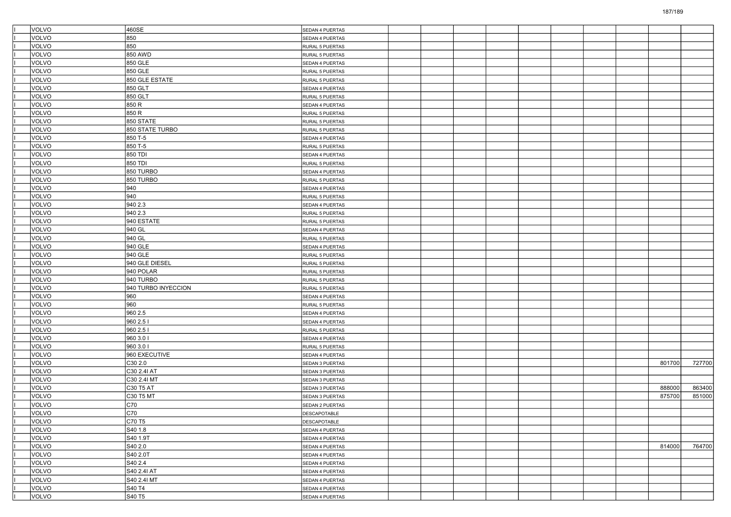| | | | | | | | | | | | | | |
|---|---|---|---|---|---|---|---|---|---|---|---|---|---|
| I | VOLVO | 460SE | SEDAN 4 PUERTAS | | | | | | | | | | |
| I | VOLVO | 850 | SEDAN 4 PUERTAS | | | | | | | | | | |
| I | VOLVO | 850 | RURAL 5 PUERTAS | | | | | | | | | | |
| I | VOLVO | 850 AWD | RURAL 5 PUERTAS | | | | | | | | | | |
| I | VOLVO | 850 GLE | SEDAN 4 PUERTAS | | | | | | | | | | |
| I | VOLVO | 850 GLE | RURAL 5 PUERTAS | | | | | | | | | | |
| I | VOLVO | 850 GLE ESTATE | RURAL 5 PUERTAS | | | | | | | | | | |
| I | VOLVO | 850 GLT | SEDAN 4 PUERTAS | | | | | | | | | | |
| I | VOLVO | 850 GLT | RURAL 5 PUERTAS | | | | | | | | | | |
| I | VOLVO | 850 R | SEDAN 4 PUERTAS | | | | | | | | | | |
| I | VOLVO | 850 R | RURAL 5 PUERTAS | | | | | | | | | | |
| I | VOLVO | 850 STATE | RURAL 5 PUERTAS | | | | | | | | | | |
| I | VOLVO | 850 STATE TURBO | RURAL 5 PUERTAS | | | | | | | | | | |
| I | VOLVO | 850 T-5 | SEDAN 4 PUERTAS | | | | | | | | | | |
| I | VOLVO | 850 T-5 | RURAL 5 PUERTAS | | | | | | | | | | |
| I | VOLVO | 850 TDI | SEDAN 4 PUERTAS | | | | | | | | | | |
| I | VOLVO | 850 TDI | RURAL 5 PUERTAS | | | | | | | | | | |
| I | VOLVO | 850 TURBO | SEDAN 4 PUERTAS | | | | | | | | | | |
| I | VOLVO | 850 TURBO | RURAL 5 PUERTAS | | | | | | | | | | |
| I | VOLVO | 940 | SEDAN 4 PUERTAS | | | | | | | | | | |
| I | VOLVO | 940 | RURAL 5 PUERTAS | | | | | | | | | | |
| I | VOLVO | 940 2.3 | SEDAN 4 PUERTAS | | | | | | | | | | |
| I | VOLVO | 940 2.3 | RURAL 5 PUERTAS | | | | | | | | | | |
| I | VOLVO | 940 ESTATE | RURAL 5 PUERTAS | | | | | | | | | | |
| I | VOLVO | 940 GL | SEDAN 4 PUERTAS | | | | | | | | | | |
| I | VOLVO | 940 GL | RURAL 5 PUERTAS | | | | | | | | | | |
| I | VOLVO | 940 GLE | SEDAN 4 PUERTAS | | | | | | | | | | |
| I | VOLVO | 940 GLE | RURAL 5 PUERTAS | | | | | | | | | | |
| I | VOLVO | 940 GLE DIESEL | RURAL 5 PUERTAS | | | | | | | | | | |
| I | VOLVO | 940 POLAR | RURAL 5 PUERTAS | | | | | | | | | | |
| I | VOLVO | 940 TURBO | RURAL 5 PUERTAS | | | | | | | | | | |
| I | VOLVO | 940 TURBO INYECCION | RURAL 5 PUERTAS | | | | | | | | | | |
| I | VOLVO | 960 | SEDAN 4 PUERTAS | | | | | | | | | | |
| I | VOLVO | 960 | RURAL 5 PUERTAS | | | | | | | | | | |
| I | VOLVO | 960 2.5 | SEDAN 4 PUERTAS | | | | | | | | | | |
| I | VOLVO | 960 2.5 I | SEDAN 4 PUERTAS | | | | | | | | | | |
| I | VOLVO | 960 2.5 I | RURAL 5 PUERTAS | | | | | | | | | | |
| I | VOLVO | 960 3.0 I | SEDAN 4 PUERTAS | | | | | | | | | | |
| I | VOLVO | 960 3.0 I | RURAL 5 PUERTAS | | | | | | | | | | |
| I | VOLVO | 960 EXECUTIVE | SEDAN 4 PUERTAS | | | | | | | | | | |
| I | VOLVO | C30 2.0 | SEDAN 3 PUERTAS | | | | | | | | | 801700 | 727700 |
| I | VOLVO | C30 2.4I AT | SEDAN 3 PUERTAS | | | | | | | | | | |
| I | VOLVO | C30 2.4I MT | SEDAN 3 PUERTAS | | | | | | | | | | |
| I | VOLVO | C30 T5 AT | SEDAN 3 PUERTAS | | | | | | | | | 888000 | 863400 |
| I | VOLVO | C30 T5 MT | SEDAN 3 PUERTAS | | | | | | | | | 875700 | 851000 |
| I | VOLVO | C70 | SEDAN 2 PUERTAS | | | | | | | | | | |
| I | VOLVO | C70 | DESCAPOTABLE | | | | | | | | | | |
| I | VOLVO | C70 T5 | DESCAPOTABLE | | | | | | | | | | |
| I | VOLVO | S40 1.8 | SEDAN 4 PUERTAS | | | | | | | | | | |
| I | VOLVO | S40 1.9T | SEDAN 4 PUERTAS | | | | | | | | | | |
| I | VOLVO | S40 2.0 | SEDAN 4 PUERTAS | | | | | | | | | 814000 | 764700 |
| I | VOLVO | S40 2.0T | SEDAN 4 PUERTAS | | | | | | | | | | |
| I | VOLVO | S40 2.4 | SEDAN 4 PUERTAS | | | | | | | | | | |
| I | VOLVO | S40 2.4I AT | SEDAN 4 PUERTAS | | | | | | | | | | |
| I | VOLVO | S40 2.4I MT | SEDAN 4 PUERTAS | | | | | | | | | | |
| I | VOLVO | S40 T4 | SEDAN 4 PUERTAS | | | | | | | | | | |
| I | VOLVO | S40 T5 | SEDAN 4 PUERTAS | | | | | | | | | | |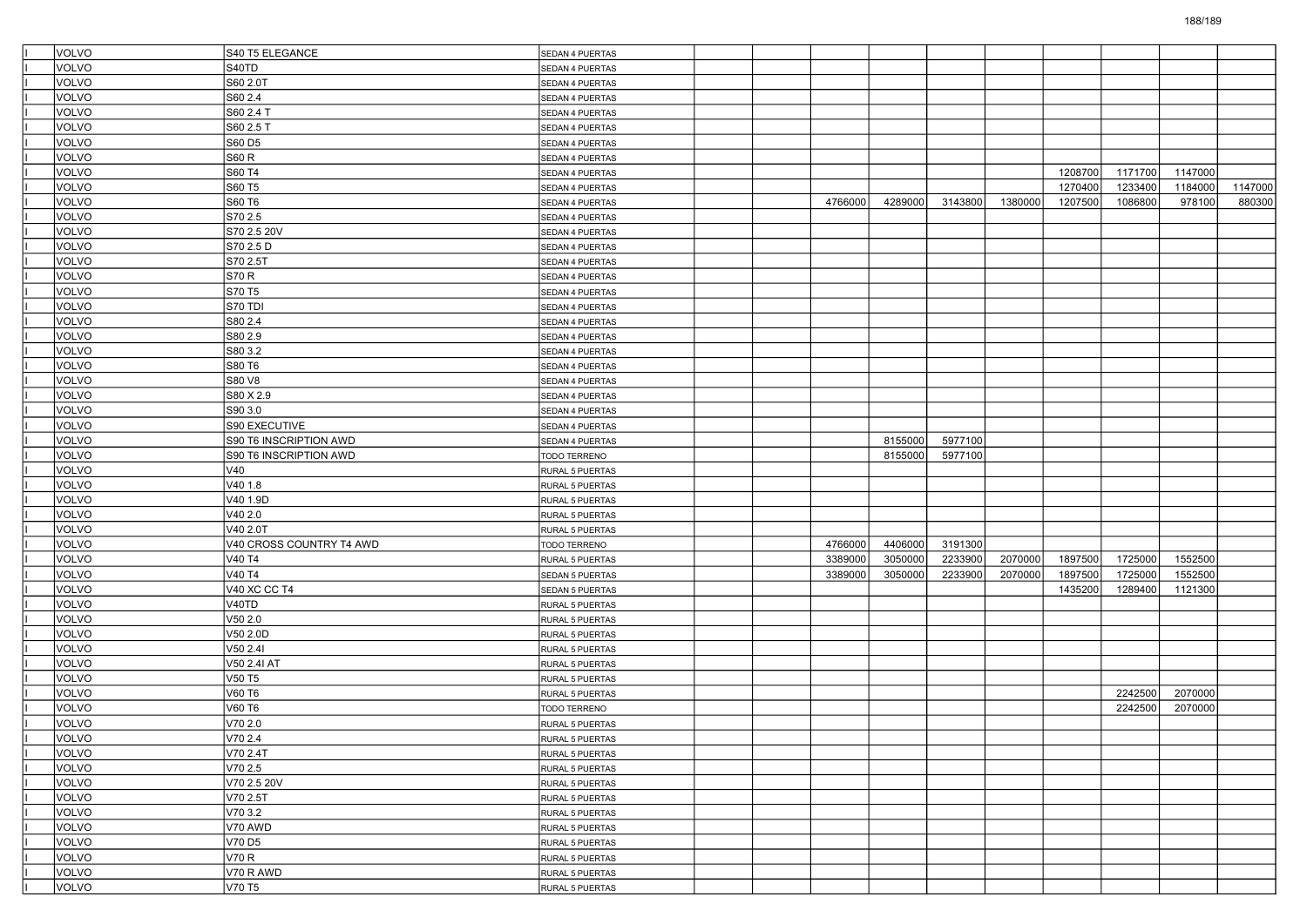| | | | | | | | | | | | | | |
|---|---|---|---|---|---|---|---|---|---|---|---|---|---|
| I | VOLVO | S40 T5 ELEGANCE | SEDAN 4 PUERTAS | | | | | | | | | | |
| I | VOLVO | S40TD | SEDAN 4 PUERTAS | | | | | | | | | | |
| I | VOLVO | S60 2.0T | SEDAN 4 PUERTAS | | | | | | | | | | |
| I | VOLVO | S60 2.4 | SEDAN 4 PUERTAS | | | | | | | | | | |
| I | VOLVO | S60 2.4 T | SEDAN 4 PUERTAS | | | | | | | | | | |
| I | VOLVO | S60 2.5 T | SEDAN 4 PUERTAS | | | | | | | | | | |
| I | VOLVO | S60 D5 | SEDAN 4 PUERTAS | | | | | | | | | | |
| I | VOLVO | S60 R | SEDAN 4 PUERTAS | | | | | | | | | | |
| I | VOLVO | S60 T4 | SEDAN 4 PUERTAS | | | | | | | 1208700 | 1171700 | 1147000 | |
| I | VOLVO | S60 T5 | SEDAN 4 PUERTAS | | | | | | | 1270400 | 1233400 | 1184000 | 1147000 |
| I | VOLVO | S60 T6 | SEDAN 4 PUERTAS | | | 4766000 | 4289000 | 3143800 | 1380000 | 1207500 | 1086800 | 978100 | 880300 |
| I | VOLVO | S70 2.5 | SEDAN 4 PUERTAS | | | | | | | | | | |
| I | VOLVO | S70 2.5 20V | SEDAN 4 PUERTAS | | | | | | | | | | |
| I | VOLVO | S70 2.5 D | SEDAN 4 PUERTAS | | | | | | | | | | |
| I | VOLVO | S70 2.5T | SEDAN 4 PUERTAS | | | | | | | | | | |
| I | VOLVO | S70 R | SEDAN 4 PUERTAS | | | | | | | | | | |
| I | VOLVO | S70 T5 | SEDAN 4 PUERTAS | | | | | | | | | | |
| I | VOLVO | S70 TDI | SEDAN 4 PUERTAS | | | | | | | | | | |
| I | VOLVO | S80 2.4 | SEDAN 4 PUERTAS | | | | | | | | | | |
| I | VOLVO | S80 2.9 | SEDAN 4 PUERTAS | | | | | | | | | | |
| I | VOLVO | S80 3.2 | SEDAN 4 PUERTAS | | | | | | | | | | |
| I | VOLVO | S80 T6 | SEDAN 4 PUERTAS | | | | | | | | | | |
| I | VOLVO | S80 V8 | SEDAN 4 PUERTAS | | | | | | | | | | |
| I | VOLVO | S80 X 2.9 | SEDAN 4 PUERTAS | | | | | | | | | | |
| I | VOLVO | S90 3.0 | SEDAN 4 PUERTAS | | | | | | | | | | |
| I | VOLVO | S90 EXECUTIVE | SEDAN 4 PUERTAS | | | | | | | | | | |
| I | VOLVO | S90 T6 INSCRIPTION AWD | SEDAN 4 PUERTAS | | | | 8155000 | 5977100 | | | | | |
| I | VOLVO | S90 T6 INSCRIPTION AWD | TODO TERRENO | | | | 8155000 | 5977100 | | | | | |
| I | VOLVO | V40 | RURAL 5 PUERTAS | | | | | | | | | | |
| I | VOLVO | V40 1.8 | RURAL 5 PUERTAS | | | | | | | | | | |
| I | VOLVO | V40 1.9D | RURAL 5 PUERTAS | | | | | | | | | | |
| I | VOLVO | V40 2.0 | RURAL 5 PUERTAS | | | | | | | | | | |
| I | VOLVO | V40 2.0T | RURAL 5 PUERTAS | | | | | | | | | | |
| I | VOLVO | V40 CROSS COUNTRY T4 AWD | TODO TERRENO | | | 4766000 | 4406000 | 3191300 | | | | | |
| I | VOLVO | V40 T4 | RURAL 5 PUERTAS | | | 3389000 | 3050000 | 2233900 | 2070000 | 1897500 | 1725000 | 1552500 | |
| I | VOLVO | V40 T4 | SEDAN 5 PUERTAS | | | 3389000 | 3050000 | 2233900 | 2070000 | 1897500 | 1725000 | 1552500 | |
| I | VOLVO | V40 XC CC T4 | SEDAN 5 PUERTAS | | | | | | | 1435200 | 1289400 | 1121300 | |
| I | VOLVO | V40TD | RURAL 5 PUERTAS | | | | | | | | | | |
| I | VOLVO | V50 2.0 | RURAL 5 PUERTAS | | | | | | | | | | |
| I | VOLVO | V50 2.0D | RURAL 5 PUERTAS | | | | | | | | | | |
| I | VOLVO | V50 2.4I | RURAL 5 PUERTAS | | | | | | | | | | |
| I | VOLVO | V50 2.4I AT | RURAL 5 PUERTAS | | | | | | | | | | |
| I | VOLVO | V50 T5 | RURAL 5 PUERTAS | | | | | | | | | | |
| I | VOLVO | V60 T6 | RURAL 5 PUERTAS | | | | | | | | 2242500 | 2070000 | |
| I | VOLVO | V60 T6 | TODO TERRENO | | | | | | | | 2242500 | 2070000 | |
| I | VOLVO | V70 2.0 | RURAL 5 PUERTAS | | | | | | | | | | |
| I | VOLVO | V70 2.4 | RURAL 5 PUERTAS | | | | | | | | | | |
| I | VOLVO | V70 2.4T | RURAL 5 PUERTAS | | | | | | | | | | |
| I | VOLVO | V70 2.5 | RURAL 5 PUERTAS | | | | | | | | | | |
| I | VOLVO | V70 2.5 20V | RURAL 5 PUERTAS | | | | | | | | | | |
| I | VOLVO | V70 2.5T | RURAL 5 PUERTAS | | | | | | | | | | |
| I | VOLVO | V70 3.2 | RURAL 5 PUERTAS | | | | | | | | | | |
| I | VOLVO | V70 AWD | RURAL 5 PUERTAS | | | | | | | | | | |
| I | VOLVO | V70 D5 | RURAL 5 PUERTAS | | | | | | | | | | |
| I | VOLVO | V70 R | RURAL 5 PUERTAS | | | | | | | | | | |
| I | VOLVO | V70 R AWD | RURAL 5 PUERTAS | | | | | | | | | | |
| I | VOLVO | V70 T5 | RURAL 5 PUERTAS | | | | | | | | | | |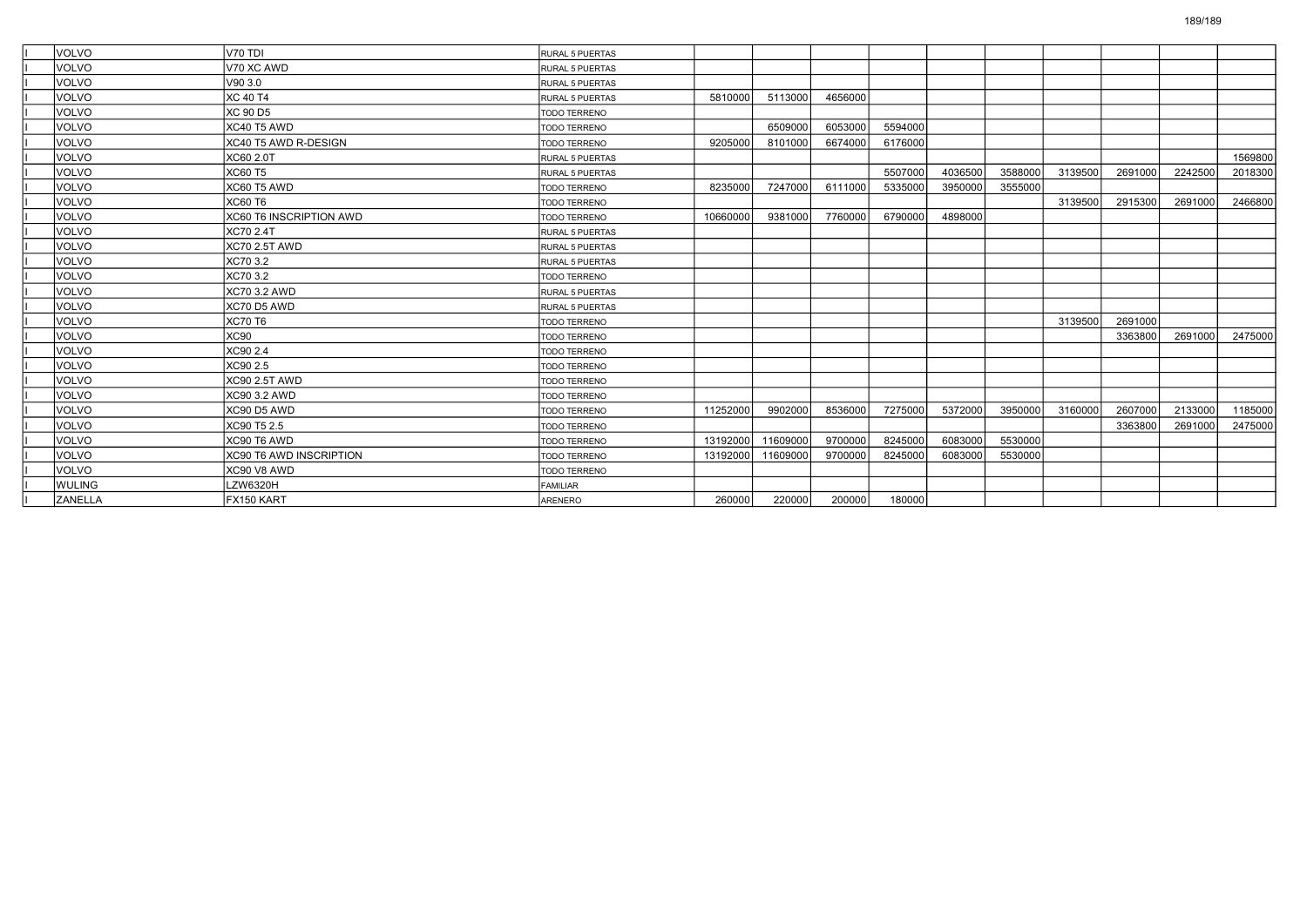| | | | | | | | | | | | | | |
|---|---|---|---|---|---|---|---|---|---|---|---|---|---|
| I | VOLVO | V70 TDI | RURAL 5 PUERTAS | | | | | | | | | | |
| I | VOLVO | V70 XC AWD | RURAL 5 PUERTAS | | | | | | | | | | |
| I | VOLVO | V90 3.0 | RURAL 5 PUERTAS | | | | | | | | | | |
| I | VOLVO | XC 40 T4 | RURAL 5 PUERTAS | 5810000 | 5113000 | 4656000 | | | | | | | |
| I | VOLVO | XC 90 D5 | TODO TERRENO | | | | | | | | | | |
| I | VOLVO | XC40 T5 AWD | TODO TERRENO | | 6509000 | 6053000 | 5594000 | | | | | | |
| I | VOLVO | XC40 T5 AWD R-DESIGN | TODO TERRENO | 9205000 | 8101000 | 6674000 | 6176000 | | | | | | |
| I | VOLVO | XC60 2.0T | RURAL 5 PUERTAS | | | | | | | | | | 1569800 |
| I | VOLVO | XC60 T5 | RURAL 5 PUERTAS | | | | 5507000 | 4036500 | 3588000 | 3139500 | 2691000 | 2242500 | 2018300 |
| I | VOLVO | XC60 T5 AWD | TODO TERRENO | 8235000 | 7247000 | 6111000 | 5335000 | 3950000 | 3555000 | | | | |
| I | VOLVO | XC60 T6 | TODO TERRENO | | | | | | | 3139500 | 2915300 | 2691000 | 2466800 |
| I | VOLVO | XC60 T6 INSCRIPTION AWD | TODO TERRENO | 10660000 | 9381000 | 7760000 | 6790000 | 4898000 | | | | | |
| I | VOLVO | XC70 2.4T | RURAL 5 PUERTAS | | | | | | | | | | |
| I | VOLVO | XC70 2.5T AWD | RURAL 5 PUERTAS | | | | | | | | | | |
| I | VOLVO | XC70 3.2 | RURAL 5 PUERTAS | | | | | | | | | | |
| I | VOLVO | XC70 3.2 | TODO TERRENO | | | | | | | | | | |
| I | VOLVO | XC70 3.2 AWD | RURAL 5 PUERTAS | | | | | | | | | | |
| I | VOLVO | XC70 D5 AWD | RURAL 5 PUERTAS | | | | | | | | | | |
| I | VOLVO | XC70 T6 | TODO TERRENO | | | | | | | 3139500 | 2691000 | | |
| I | VOLVO | XC90 | TODO TERRENO | | | | | | | | 3363800 | 2691000 | 2475000 |
| I | VOLVO | XC90 2.4 | TODO TERRENO | | | | | | | | | | |
| I | VOLVO | XC90 2.5 | TODO TERRENO | | | | | | | | | | |
| I | VOLVO | XC90 2.5T AWD | TODO TERRENO | | | | | | | | | | |
| I | VOLVO | XC90 3.2 AWD | TODO TERRENO | | | | | | | | | | |
| I | VOLVO | XC90 D5 AWD | TODO TERRENO | 11252000 | 9902000 | 8536000 | 7275000 | 5372000 | 3950000 | 3160000 | 2607000 | 2133000 | 1185000 |
| I | VOLVO | XC90 T5 2.5 | TODO TERRENO | | | | | | | | 3363800 | 2691000 | 2475000 |
| I | VOLVO | XC90 T6 AWD | TODO TERRENO | 13192000 | 11609000 | 9700000 | 8245000 | 6083000 | 5530000 | | | | |
| I | VOLVO | XC90 T6 AWD INSCRIPTION | TODO TERRENO | 13192000 | 11609000 | 9700000 | 8245000 | 6083000 | 5530000 | | | | |
| I | VOLVO | XC90 V8 AWD | TODO TERRENO | | | | | | | | | | |
| I | WULING | LZW6320H | FAMILIAR | | | | | | | | | | |
| I | ZANELLA | FX150 KART | ARENERO | 260000 | 220000 | 200000 | 180000 | | | | | | |